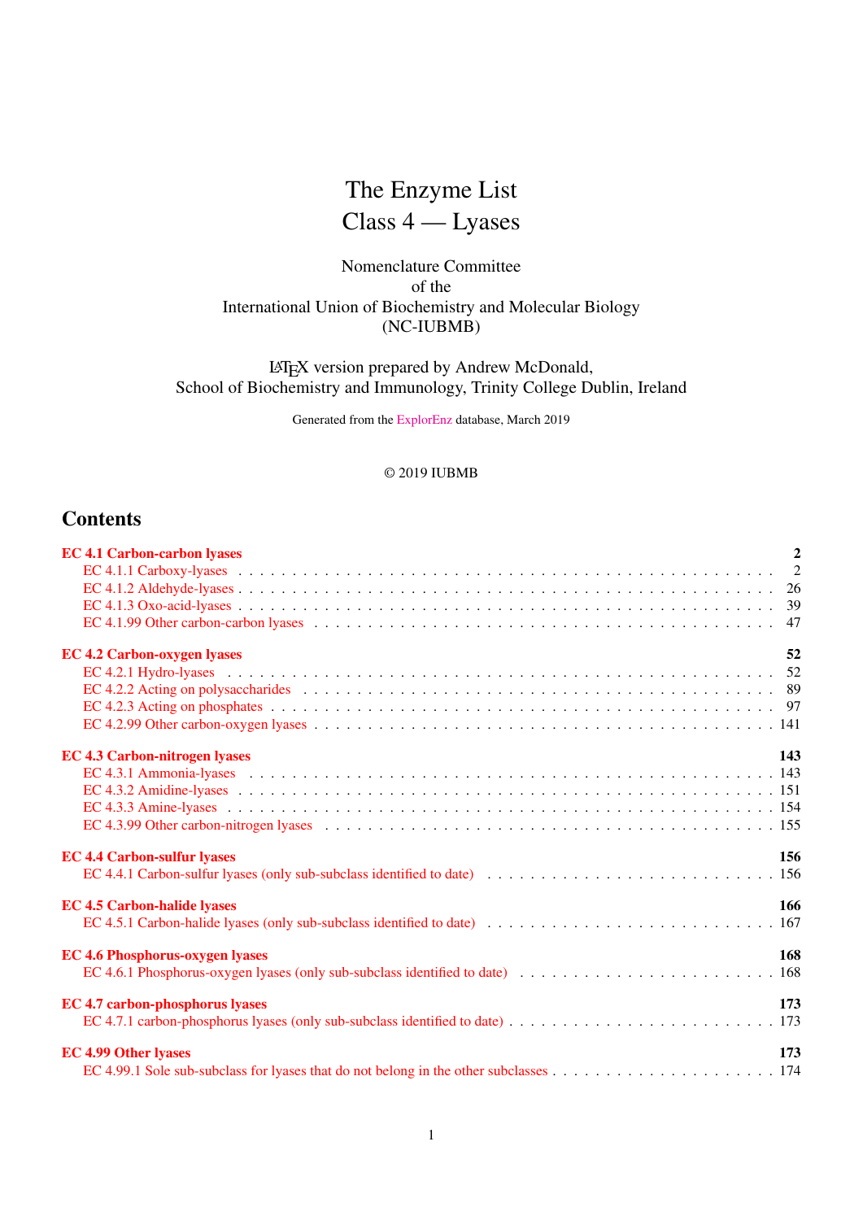# The Enzyme List
# Class 4 — Lyases

Nomenclature Committee
of the
International Union of Biochemistry and Molecular Biology
(NC-IUBMB)

LaTeX version prepared by Andrew McDonald,
School of Biochemistry and Immunology, Trinity College Dublin, Ireland

Generated from the ExplorEnz database, March 2019

© 2019 IUBMB

## Contents

**EC 4.1 Carbon-carbon lyases** **2**
- EC 4.1.1 Carboxy-lyases . . . 2
- EC 4.1.2 Aldehyde-lyases . . . 26
- EC 4.1.3 Oxo-acid-lyases . . . 39
- EC 4.1.99 Other carbon-carbon lyases . . . 47

**EC 4.2 Carbon-oxygen lyases** **52**
- EC 4.2.1 Hydro-lyases . . . 52
- EC 4.2.2 Acting on polysaccharides . . . 89
- EC 4.2.3 Acting on phosphates . . . 97
- EC 4.2.99 Other carbon-oxygen lyases . . . 141

**EC 4.3 Carbon-nitrogen lyases** **143**
- EC 4.3.1 Ammonia-lyases . . . 143
- EC 4.3.2 Amidine-lyases . . . 151
- EC 4.3.3 Amine-lyases . . . 154
- EC 4.3.99 Other carbon-nitrogen lyases . . . 155

**EC 4.4 Carbon-sulfur lyases** **156**
- EC 4.4.1 Carbon-sulfur lyases (only sub-subclass identified to date) . . . 156

**EC 4.5 Carbon-halide lyases** **166**
- EC 4.5.1 Carbon-halide lyases (only sub-subclass identified to date) . . . 167

**EC 4.6 Phosphorus-oxygen lyases** **168**
- EC 4.6.1 Phosphorus-oxygen lyases (only sub-subclass identified to date) . . . 168

**EC 4.7 carbon-phosphorus lyases** **173**
- EC 4.7.1 carbon-phosphorus lyases (only sub-subclass identified to date) . . . 173

**EC 4.99 Other lyases** **173**
- EC 4.99.1 Sole sub-subclass for lyases that do not belong in the other subclasses . . . 174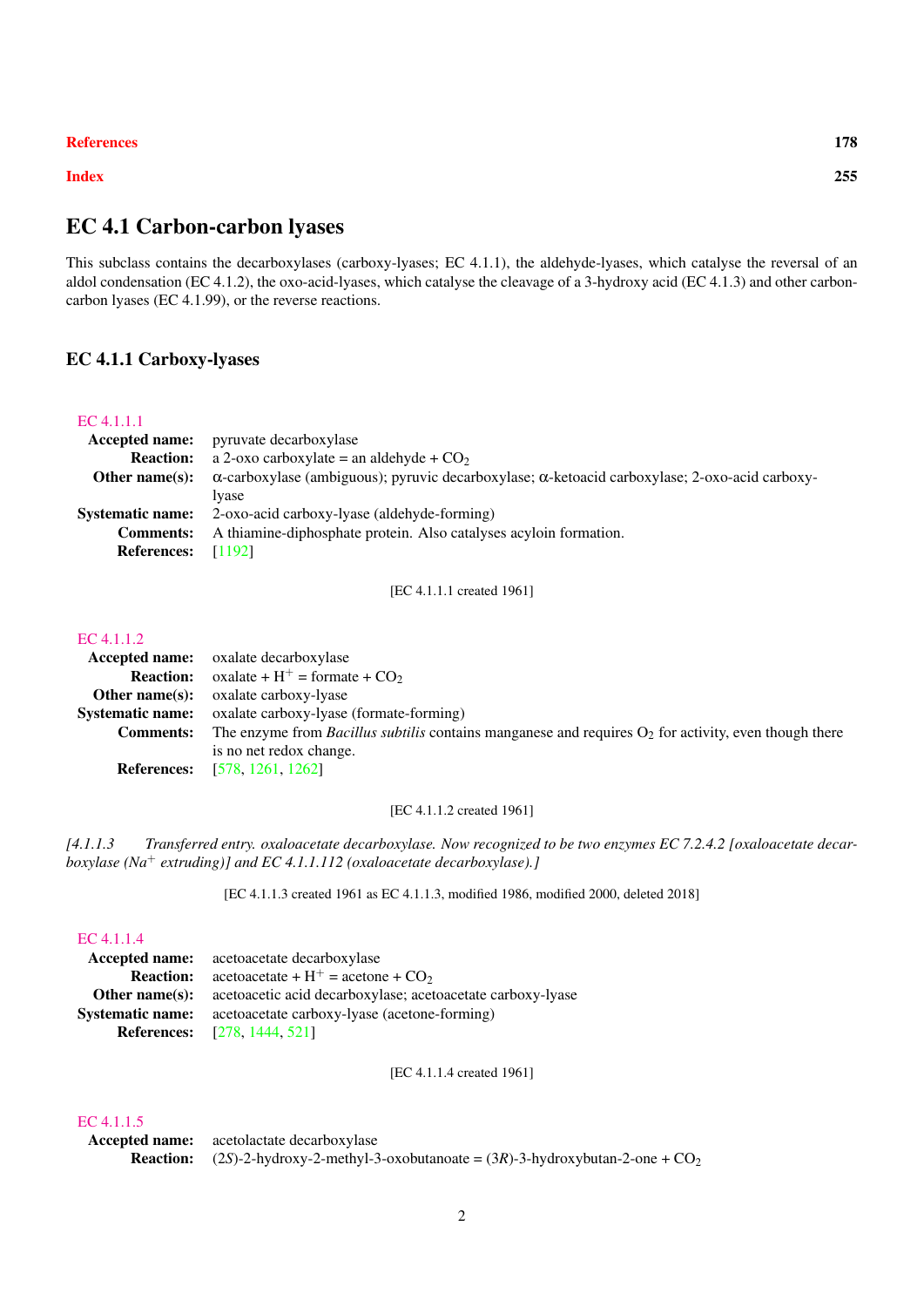| References | 178 |
|---|---|
| Index | 255 |

# EC 4.1 Carbon-carbon lyases

This subclass contains the decarboxylases (carboxy-lyases; EC 4.1.1), the aldehyde-lyases, which catalyse the reversal of an aldol condensation (EC 4.1.2), the oxo-acid-lyases, which catalyse the cleavage of a 3-hydroxy acid (EC 4.1.3) and other carbon-carbon lyases (EC 4.1.99), or the reverse reactions.

## EC 4.1.1 Carboxy-lyases

EC 4.1.1.1

**Accepted name:** pyruvate decarboxylase

**Reaction:** a 2-oxo carboxylate = an aldehyde + $CO_2$

**Other name(s):** α-carboxylase (ambiguous); pyruvic decarboxylase; α-ketoacid carboxylase; 2-oxo-acid carboxy-lyase

**Systematic name:** 2-oxo-acid carboxy-lyase (aldehyde-forming)

**Comments:** A thiamine-diphosphate protein. Also catalyses acyloin formation.

**References:** [1192]

[EC 4.1.1.1 created 1961]

EC 4.1.1.2

**Accepted name:** oxalate decarboxylase

**Reaction:** oxalate + $H^+$ = formate + $CO_2$

**Other name(s):** oxalate carboxy-lyase

**Systematic name:** oxalate carboxy-lyase (formate-forming)

**Comments:** The enzyme from *Bacillus subtilis* contains manganese and requires $O_2$ for activity, even though there is no net redox change.

**References:** [578, 1261, 1262]

[EC 4.1.1.2 created 1961]

*[4.1.1.3 Transferred entry. oxaloacetate decarboxylase. Now recognized to be two enzymes EC 7.2.4.2 [oxaloacetate decarboxylase ($Na^+$ extruding)] and EC 4.1.1.112 (oxaloacetate decarboxylase).]*

[EC 4.1.1.3 created 1961 as EC 4.1.1.3, modified 1986, modified 2000, deleted 2018]

EC 4.1.1.4

**Accepted name:** acetoacetate decarboxylase

**Reaction:** acetoacetate + $H^+$ = acetone + $CO_2$

**Other name(s):** acetoacetic acid decarboxylase; acetoacetate carboxy-lyase

**Systematic name:** acetoacetate carboxy-lyase (acetone-forming)

**References:** [278, 1444, 521]

[EC 4.1.1.4 created 1961]

EC 4.1.1.5

**Accepted name:** acetolactate decarboxylase

**Reaction:** (2*S*)-2-hydroxy-2-methyl-3-oxobutanoate = (3*R*)-3-hydroxybutan-2-one + $CO_2$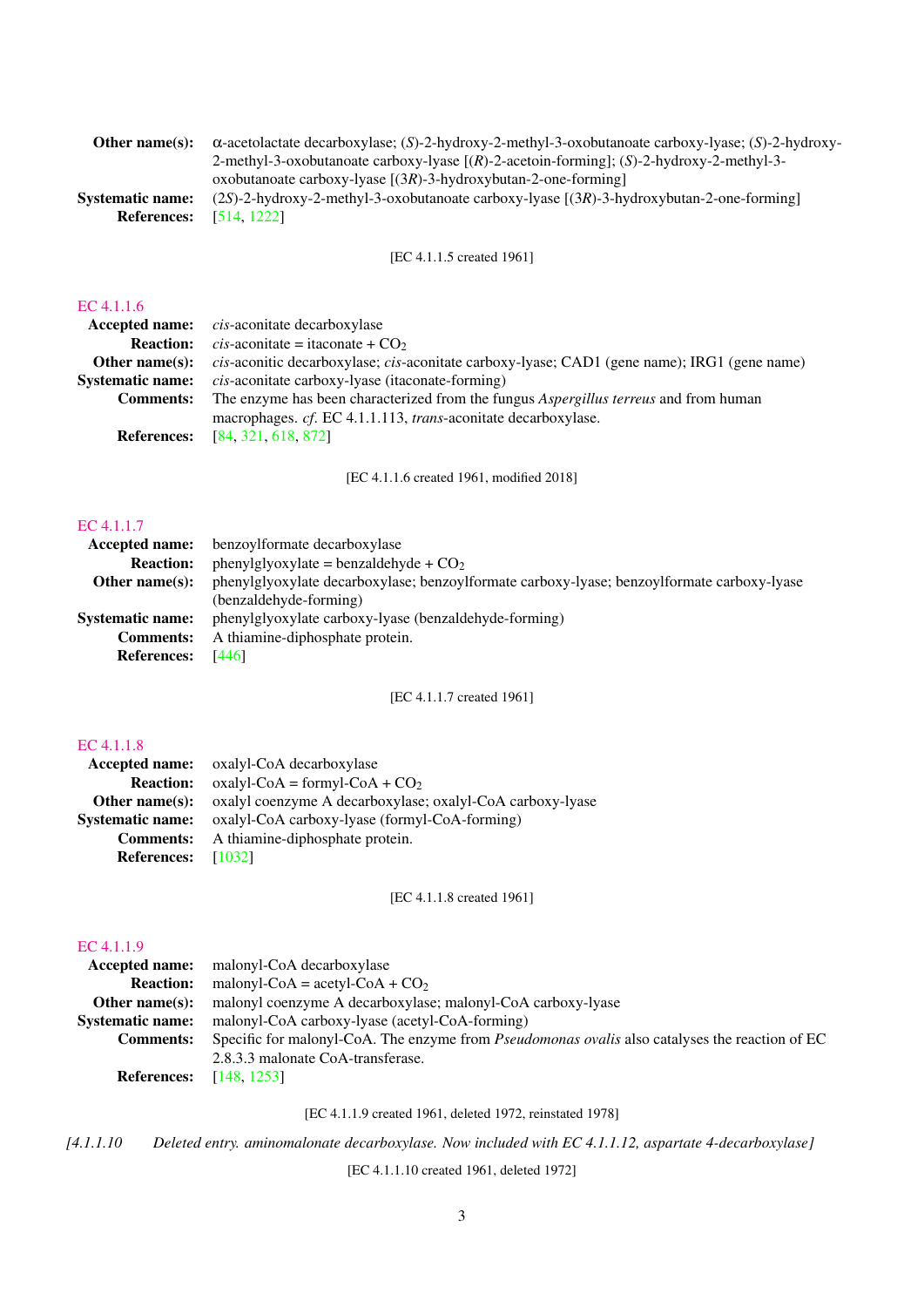**Other name(s):** α-acetolactate decarboxylase; (*S*)-2-hydroxy-2-methyl-3-oxobutanoate carboxy-lyase; (*S*)-2-hydroxy-2-methyl-3-oxobutanoate carboxy-lyase [(*R*)-2-acetoin-forming]; (*S*)-2-hydroxy-2-methyl-3-oxobutanoate carboxy-lyase [(3*R*)-3-hydroxybutan-2-one-forming]
**Systematic name:** (2*S*)-2-hydroxy-2-methyl-3-oxobutanoate carboxy-lyase [(3*R*)-3-hydroxybutan-2-one-forming]
**References:** [514, 1222]

[EC 4.1.1.5 created 1961]

### EC 4.1.1.6

**Accepted name:** *cis*-aconitate decarboxylase
**Reaction:** *cis*-aconitate = itaconate + $CO_2$
**Other name(s):** *cis*-aconitic decarboxylase; *cis*-aconitate carboxy-lyase; CAD1 (gene name); IRG1 (gene name)
**Systematic name:** *cis*-aconitate carboxy-lyase (itaconate-forming)
**Comments:** The enzyme has been characterized from the fungus *Aspergillus terreus* and from human macrophages. *cf*. EC 4.1.1.113, *trans*-aconitate decarboxylase.
**References:** [84, 321, 618, 872]

[EC 4.1.1.6 created 1961, modified 2018]

### EC 4.1.1.7

**Accepted name:** benzoylformate decarboxylase
**Reaction:** phenylglyoxylate = benzaldehyde + $CO_2$
**Other name(s):** phenylglyoxylate decarboxylase; benzoylformate carboxy-lyase; benzoylformate carboxy-lyase (benzaldehyde-forming)
**Systematic name:** phenylglyoxylate carboxy-lyase (benzaldehyde-forming)
**Comments:** A thiamine-diphosphate protein.
**References:** [446]

[EC 4.1.1.7 created 1961]

### EC 4.1.1.8

**Accepted name:** oxalyl-CoA decarboxylase
**Reaction:** oxalyl-CoA = formyl-CoA + $CO_2$
**Other name(s):** oxalyl coenzyme A decarboxylase; oxalyl-CoA carboxy-lyase
**Systematic name:** oxalyl-CoA carboxy-lyase (formyl-CoA-forming)
**Comments:** A thiamine-diphosphate protein.
**References:** [1032]

[EC 4.1.1.8 created 1961]

### EC 4.1.1.9

**Accepted name:** malonyl-CoA decarboxylase
**Reaction:** malonyl-CoA = acetyl-CoA + $CO_2$
**Other name(s):** malonyl coenzyme A decarboxylase; malonyl-CoA carboxy-lyase
**Systematic name:** malonyl-CoA carboxy-lyase (acetyl-CoA-forming)
**Comments:** Specific for malonyl-CoA. The enzyme from *Pseudomonas ovalis* also catalyses the reaction of EC 2.8.3.3 malonate CoA-transferase.
**References:** [148, 1253]

[EC 4.1.1.9 created 1961, deleted 1972, reinstated 1978]

*[4.1.1.10 Deleted entry. aminomalonate decarboxylase. Now included with EC 4.1.1.12, aspartate 4-decarboxylase]*

[EC 4.1.1.10 created 1961, deleted 1972]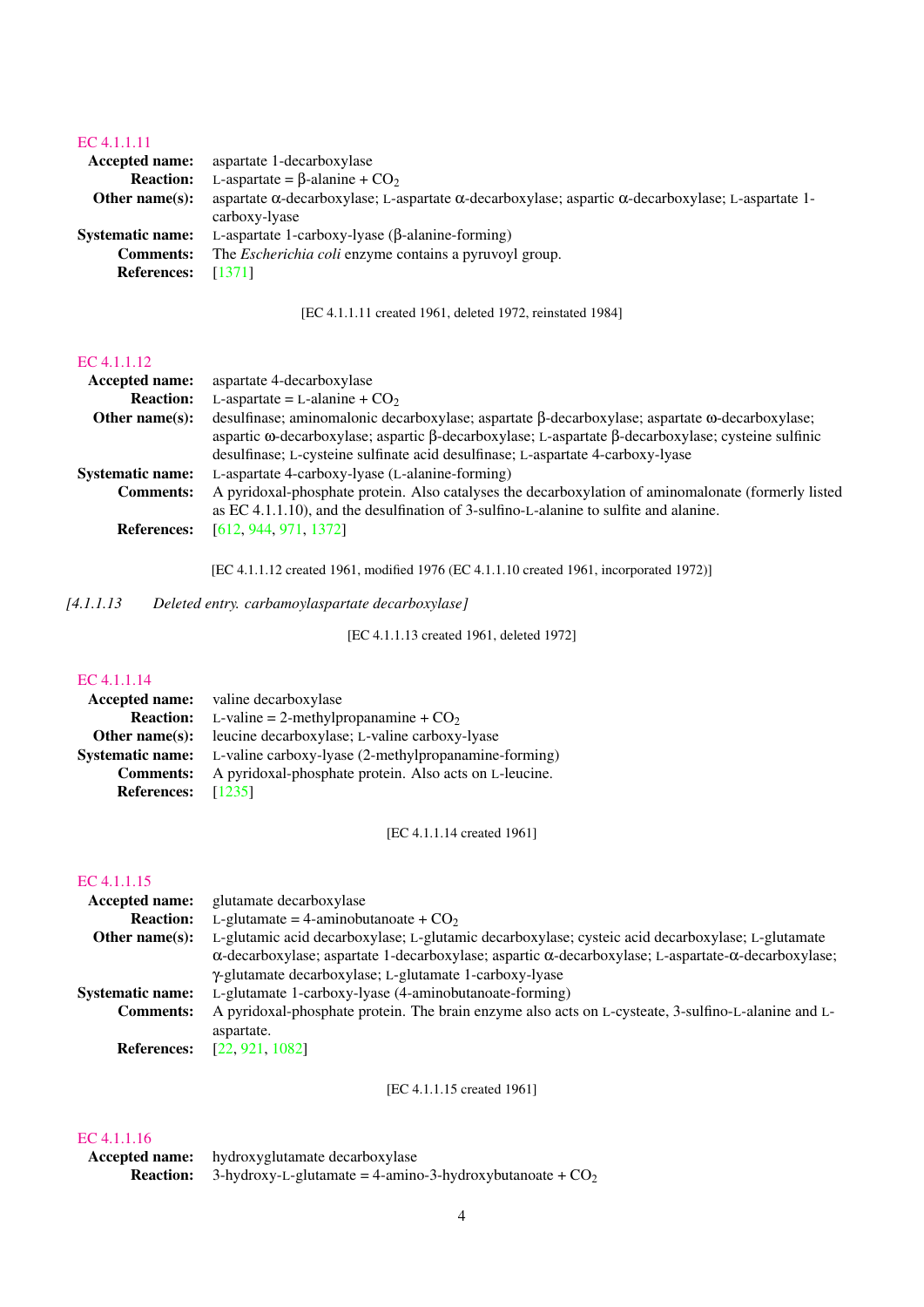## EC 4.1.1.11

**Accepted name:** aspartate 1-decarboxylase

**Reaction:** L-aspartate = β-alanine + $CO_2$

**Other name(s):** aspartate α-decarboxylase; L-aspartate α-decarboxylase; aspartic α-decarboxylase; L-aspartate 1-carboxy-lyase

**Systematic name:** L-aspartate 1-carboxy-lyase (β-alanine-forming)

**Comments:** The *Escherichia coli* enzyme contains a pyruvoyl group.

**References:** [1371]

[EC 4.1.1.11 created 1961, deleted 1972, reinstated 1984]

## EC 4.1.1.12

**Accepted name:** aspartate 4-decarboxylase

**Reaction:** L-aspartate = L-alanine + $CO_2$

**Other name(s):** desulfinase; aminomalonic decarboxylase; aspartate β-decarboxylase; aspartate ω-decarboxylase; aspartic ω-decarboxylase; aspartic β-decarboxylase; L-aspartate β-decarboxylase; cysteine sulfinic desulfinase; L-cysteine sulfinate acid desulfinase; L-aspartate 4-carboxy-lyase

**Systematic name:** L-aspartate 4-carboxy-lyase (L-alanine-forming)

**Comments:** A pyridoxal-phosphate protein. Also catalyses the decarboxylation of aminomalonate (formerly listed as EC 4.1.1.10), and the desulfination of 3-sulfino-L-alanine to sulfite and alanine.

**References:** [612, 944, 971, 1372]

[EC 4.1.1.12 created 1961, modified 1976 (EC 4.1.1.10 created 1961, incorporated 1972)]

*[4.1.1.13 Deleted entry. carbamoylaspartate decarboxylase]*

[EC 4.1.1.13 created 1961, deleted 1972]

## EC 4.1.1.14

**Accepted name:** valine decarboxylase

**Reaction:** L-valine = 2-methylpropanamine + $CO_2$

**Other name(s):** leucine decarboxylase; L-valine carboxy-lyase

**Systematic name:** L-valine carboxy-lyase (2-methylpropanamine-forming)

**Comments:** A pyridoxal-phosphate protein. Also acts on L-leucine.

**References:** [1235]

[EC 4.1.1.14 created 1961]

## EC 4.1.1.15

**Accepted name:** glutamate decarboxylase

**Reaction:** L-glutamate = 4-aminobutanoate + $CO_2$

**Other name(s):** L-glutamic acid decarboxylase; L-glutamic decarboxylase; cysteic acid decarboxylase; L-glutamate α-decarboxylase; aspartate 1-decarboxylase; aspartic α-decarboxylase; L-aspartate-α-decarboxylase; γ-glutamate decarboxylase; L-glutamate 1-carboxy-lyase

**Systematic name:** L-glutamate 1-carboxy-lyase (4-aminobutanoate-forming)

**Comments:** A pyridoxal-phosphate protein. The brain enzyme also acts on L-cysteate, 3-sulfino-L-alanine and L-aspartate.

**References:** [22, 921, 1082]

[EC 4.1.1.15 created 1961]

## EC 4.1.1.16

**Accepted name:** hydroxyglutamate decarboxylase

**Reaction:** 3-hydroxy-L-glutamate = 4-amino-3-hydroxybutanoate + $CO_2$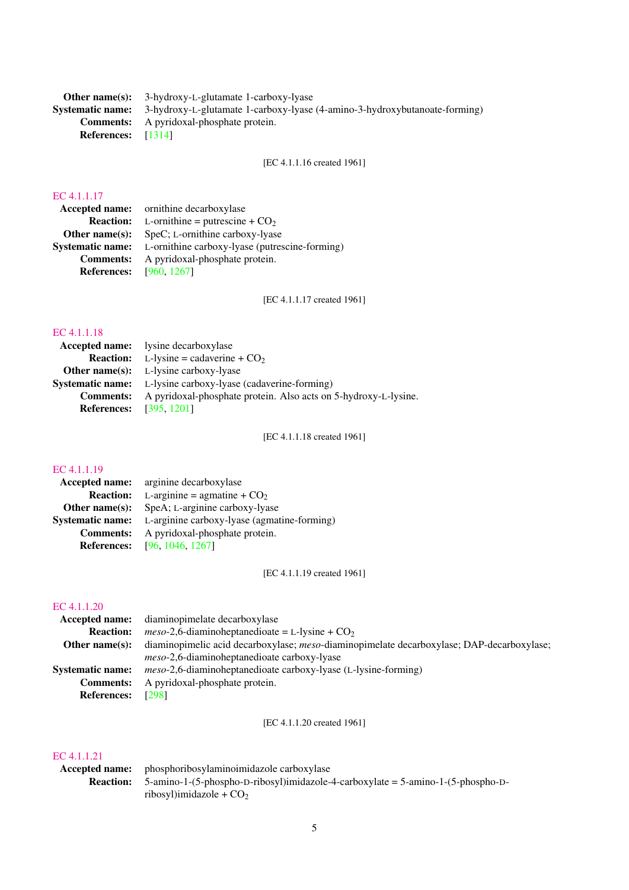**Other name(s):** 3-hydroxy-L-glutamate 1-carboxy-lyase
**Systematic name:** 3-hydroxy-L-glutamate 1-carboxy-lyase (4-amino-3-hydroxybutanoate-forming)
**Comments:** A pyridoxal-phosphate protein.
**References:** [1314]

[EC 4.1.1.16 created 1961]

### EC 4.1.1.17

**Accepted name:** ornithine decarboxylase
**Reaction:** L-ornithine = putrescine + $CO_2$
**Other name(s):** SpeC; L-ornithine carboxy-lyase
**Systematic name:** L-ornithine carboxy-lyase (putrescine-forming)
**Comments:** A pyridoxal-phosphate protein.
**References:** [960, 1267]

[EC 4.1.1.17 created 1961]

### EC 4.1.1.18

**Accepted name:** lysine decarboxylase
**Reaction:** L-lysine = cadaverine + $CO_2$
**Other name(s):** L-lysine carboxy-lyase
**Systematic name:** L-lysine carboxy-lyase (cadaverine-forming)
**Comments:** A pyridoxal-phosphate protein. Also acts on 5-hydroxy-L-lysine.
**References:** [395, 1201]

[EC 4.1.1.18 created 1961]

### EC 4.1.1.19

**Accepted name:** arginine decarboxylase
**Reaction:** L-arginine = agmatine + $CO_2$
**Other name(s):** SpeA; L-arginine carboxy-lyase
**Systematic name:** L-arginine carboxy-lyase (agmatine-forming)
**Comments:** A pyridoxal-phosphate protein.
**References:** [96, 1046, 1267]

[EC 4.1.1.19 created 1961]

### EC 4.1.1.20

**Accepted name:** diaminopimelate decarboxylase
**Reaction:** *meso*-2,6-diaminoheptanedioate = L-lysine + $CO_2$
**Other name(s):** diaminopimelic acid decarboxylase; *meso*-diaminopimelate decarboxylase; DAP-decarboxylase; *meso*-2,6-diaminoheptanedioate carboxy-lyase
**Systematic name:** *meso*-2,6-diaminoheptanedioate carboxy-lyase (L-lysine-forming)
**Comments:** A pyridoxal-phosphate protein.
**References:** [298]

[EC 4.1.1.20 created 1961]

### EC 4.1.1.21

**Accepted name:** phosphoribosylaminoimidazole carboxylase
**Reaction:** 5-amino-1-(5-phospho-D-ribosyl)imidazole-4-carboxylate = 5-amino-1-(5-phospho-D-ribosyl)imidazole + $CO_2$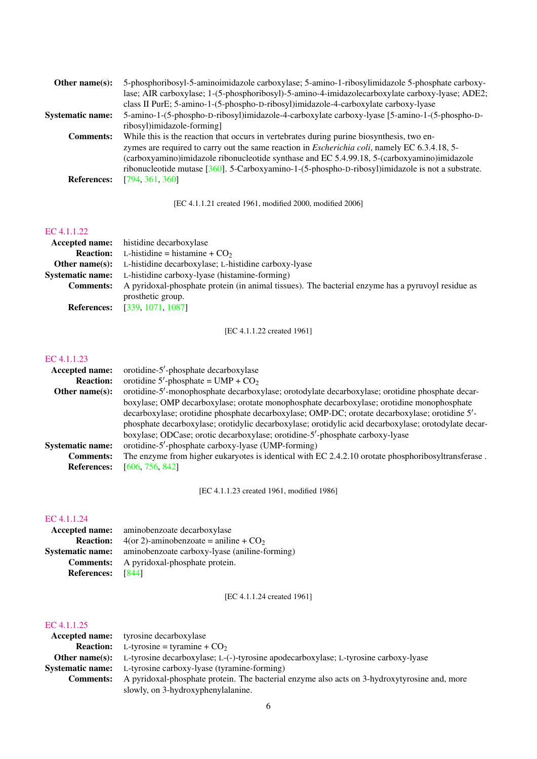**Other name(s):** 5-phosphoribosyl-5-aminoimidazole carboxylase; 5-amino-1-ribosylimidazole 5-phosphate carboxylase; AIR carboxylase; 1-(5-phosphoribosyl)-5-amino-4-imidazolecarboxylate carboxy-lyase; ADE2; class II PurE; 5-amino-1-(5-phospho-D-ribosyl)imidazole-4-carboxylate carboxy-lyase

**Systematic name:** 5-amino-1-(5-phospho-D-ribosyl)imidazole-4-carboxylate carboxy-lyase [5-amino-1-(5-phospho-D-ribosyl)imidazole-forming]

**Comments:** While this is the reaction that occurs in vertebrates during purine biosynthesis, two enzymes are required to carry out the same reaction in *Escherichia coli*, namely EC 6.3.4.18, 5-(carboxyamino)imidazole ribonucleotide synthase and EC 5.4.99.18, 5-(carboxyamino)imidazole ribonucleotide mutase [360]. 5-Carboxyamino-1-(5-phospho-D-ribosyl)imidazole is not a substrate.

**References:** [794, 361, 360]

[EC 4.1.1.21 created 1961, modified 2000, modified 2006]

## EC 4.1.1.22

**Accepted name:** histidine decarboxylase

**Reaction:** L-histidine = histamine + $CO_2$

**Other name(s):** L-histidine decarboxylase; L-histidine carboxy-lyase

**Systematic name:** L-histidine carboxy-lyase (histamine-forming)

**Comments:** A pyridoxal-phosphate protein (in animal tissues). The bacterial enzyme has a pyruvoyl residue as prosthetic group.

**References:** [339, 1071, 1087]

[EC 4.1.1.22 created 1961]

## EC 4.1.1.23

**Accepted name:** orotidine-5′-phosphate decarboxylase

**Reaction:** orotidine 5′-phosphate = UMP + $CO_2$

**Other name(s):** orotidine-5′-monophosphate decarboxylase; orotodylate decarboxylase; orotidine phosphate decarboxylase; OMP decarboxylase; orotate monophosphate decarboxylase; orotidine monophosphate decarboxylase; orotidine phosphate decarboxylase; OMP-DC; orotate decarboxylase; orotidine 5′-phosphate decarboxylase; orotidylic decarboxylase; orotidylic acid decarboxylase; orotodylate decarboxylase; ODCase; orotic decarboxylase; orotidine-5′-phosphate carboxy-lyase

**Systematic name:** orotidine-5′-phosphate carboxy-lyase (UMP-forming)

**Comments:** The enzyme from higher eukaryotes is identical with EC 2.4.2.10 orotate phosphoribosyltransferase .

**References:** [606, 756, 842]

[EC 4.1.1.23 created 1961, modified 1986]

## EC 4.1.1.24

**Accepted name:** aminobenzoate decarboxylase

**Reaction:** 4(or 2)-aminobenzoate = aniline + $CO_2$

**Systematic name:** aminobenzoate carboxy-lyase (aniline-forming)

**Comments:** A pyridoxal-phosphate protein.

**References:** [844]

[EC 4.1.1.24 created 1961]

## EC 4.1.1.25

**Accepted name:** tyrosine decarboxylase

**Reaction:** L-tyrosine = tyramine + $CO_2$

**Other name(s):** L-tyrosine decarboxylase; L-(-)-tyrosine apodecarboxylase; L-tyrosine carboxy-lyase

**Systematic name:** L-tyrosine carboxy-lyase (tyramine-forming)

**Comments:** A pyridoxal-phosphate protein. The bacterial enzyme also acts on 3-hydroxytyrosine and, more slowly, on 3-hydroxyphenylalanine.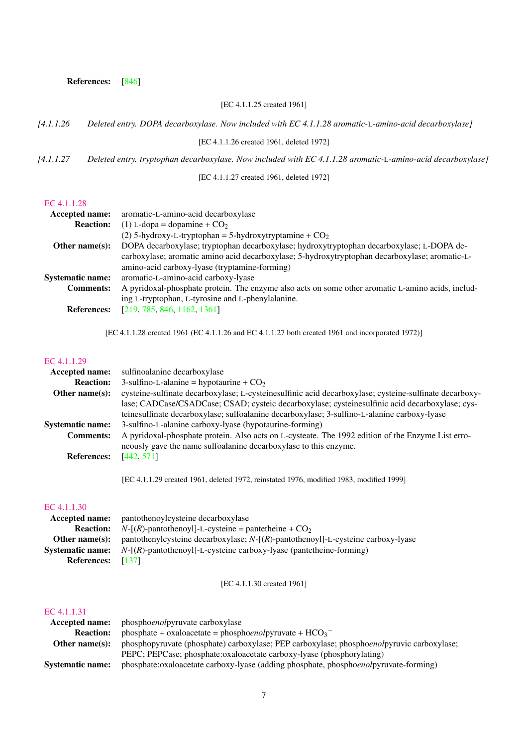**References:** [846]

[EC 4.1.1.25 created 1961]

*[4.1.1.26 Deleted entry. DOPA decarboxylase. Now included with EC 4.1.1.28 aromatic-L-amino-acid decarboxylase]*

[EC 4.1.1.26 created 1961, deleted 1972]

*[4.1.1.27 Deleted entry. tryptophan decarboxylase. Now included with EC 4.1.1.28 aromatic-L-amino-acid decarboxylase]*

[EC 4.1.1.27 created 1961, deleted 1972]

### EC 4.1.1.28

**Accepted name:** aromatic-L-amino-acid decarboxylase

**Reaction:** (1) L-dopa = dopamine + $CO_2$
(2) 5-hydroxy-L-tryptophan = 5-hydroxytryptamine + $CO_2$

**Other name(s):** DOPA decarboxylase; tryptophan decarboxylase; hydroxytryptophan decarboxylase; L-DOPA decarboxylase; aromatic amino acid decarboxylase; 5-hydroxytryptophan decarboxylase; aromatic-L-amino-acid carboxy-lyase (tryptamine-forming)

**Systematic name:** aromatic-L-amino-acid carboxy-lyase

**Comments:** A pyridoxal-phosphate protein. The enzyme also acts on some other aromatic L-amino acids, including L-tryptophan, L-tyrosine and L-phenylalanine.

**References:** [219, 785, 846, 1162, 1361]

[EC 4.1.1.28 created 1961 (EC 4.1.1.26 and EC 4.1.1.27 both created 1961 and incorporated 1972)]

### EC 4.1.1.29

**Accepted name:** sulfinoalanine decarboxylase

**Reaction:** 3-sulfino-L-alanine = hypotaurine + $CO_2$

**Other name(s):** cysteine-sulfinate decarboxylase; L-cysteinesulfinic acid decarboxylase; cysteine-sulfinate decarboxylase; CADCase/CSADCase; CSAD; cysteic decarboxylase; cysteinesulfinic acid decarboxylase; cysteinesulfinate decarboxylase; sulfoalanine decarboxylase; 3-sulfino-L-alanine carboxy-lyase

**Systematic name:** 3-sulfino-L-alanine carboxy-lyase (hypotaurine-forming)

**Comments:** A pyridoxal-phosphate protein. Also acts on L-cysteate. The 1992 edition of the Enzyme List erroneously gave the name sulfoalanine decarboxylase to this enzyme.

**References:** [442, 571]

[EC 4.1.1.29 created 1961, deleted 1972, reinstated 1976, modified 1983, modified 1999]

### EC 4.1.1.30

**Accepted name:** pantothenoylcysteine decarboxylase

**Reaction:** *N*-[(*R*)-pantothenoyl]-L-cysteine = pantetheine + $CO_2$

**Other name(s):** pantothenylcysteine decarboxylase; *N*-[(*R*)-pantothenoyl]-L-cysteine carboxy-lyase

**Systematic name:** *N*-[(*R*)-pantothenoyl]-L-cysteine carboxy-lyase (pantetheine-forming)

**References:** [137]

[EC 4.1.1.30 created 1961]

### EC 4.1.1.31

**Accepted name:** phospho*enol*pyruvate carboxylase

**Reaction:** phosphate + oxaloacetate = phospho*enol*pyruvate + $HCO_3^-$

**Other name(s):** phosphopyruvate (phosphate) carboxylase; PEP carboxylase; phospho*enol*pyruvic carboxylase; PEPC; PEPCase; phosphate:oxaloacetate carboxy-lyase (phosphorylating)

**Systematic name:** phosphate:oxaloacetate carboxy-lyase (adding phosphate, phospho*enol*pyruvate-forming)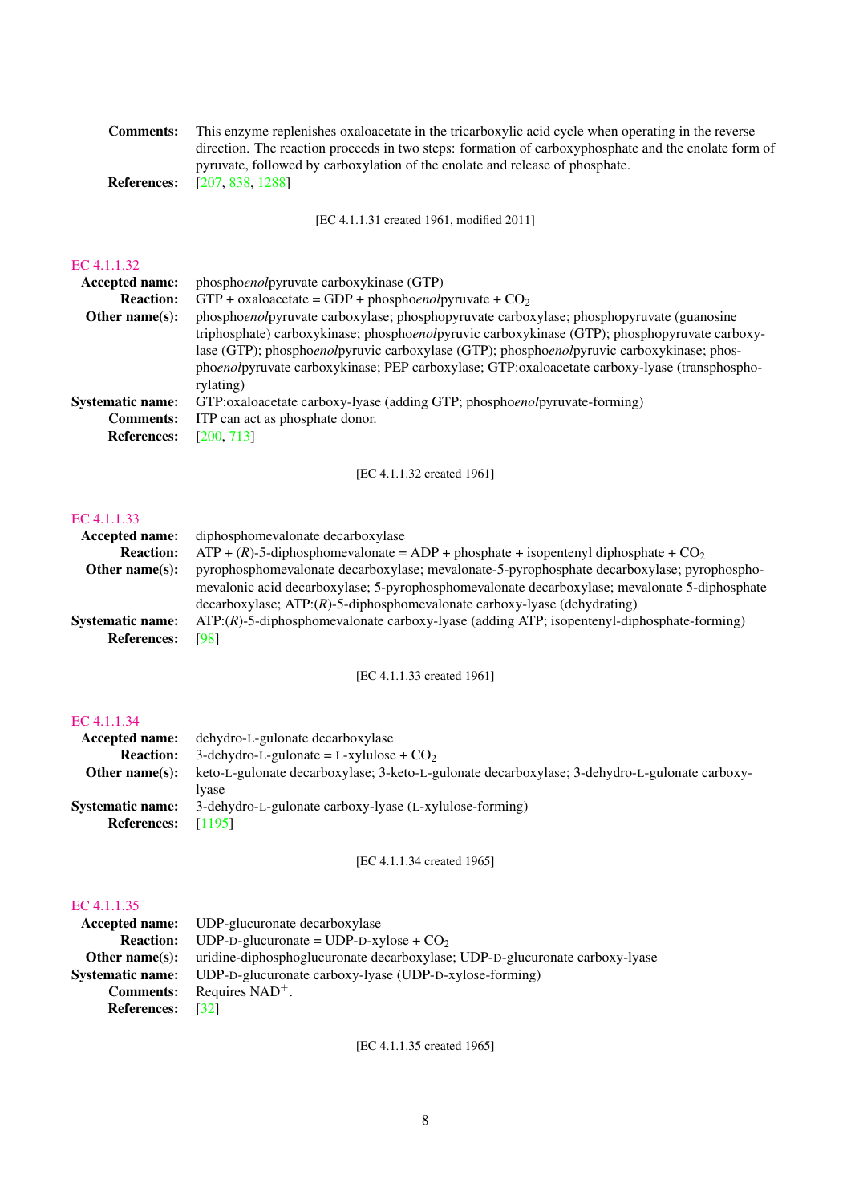**Comments:** This enzyme replenishes oxaloacetate in the tricarboxylic acid cycle when operating in the reverse direction. The reaction proceeds in two steps: formation of carboxyphosphate and the enolate form of pyruvate, followed by carboxylation of the enolate and release of phosphate.

**References:** [207, 838, 1288]

[EC 4.1.1.31 created 1961, modified 2011]

## EC 4.1.1.32

**Accepted name:** phospho*enol*pyruvate carboxykinase (GTP)

**Reaction:** GTP + oxaloacetate = GDP + phospho*enol*pyruvate + $CO_2$

**Other name(s):** phospho*enol*pyruvate carboxylase; phosphopyruvate carboxylase; phosphopyruvate (guanosine triphosphate) carboxykinase; phospho*enol*pyruvic carboxykinase (GTP); phosphopyruvate carboxylase (GTP); phospho*enol*pyruvic carboxylase (GTP); phospho*enol*pyruvic carboxykinase; phospho*enol*pyruvate carboxykinase; PEP carboxylase; GTP:oxaloacetate carboxy-lyase (transphosphorylating)

**Systematic name:** GTP:oxaloacetate carboxy-lyase (adding GTP; phospho*enol*pyruvate-forming)

**Comments:** ITP can act as phosphate donor.

**References:** [200, 713]

[EC 4.1.1.32 created 1961]

## EC 4.1.1.33

**Accepted name:** diphosphomevalonate decarboxylase

**Reaction:** ATP + (*R*)-5-diphosphomevalonate = ADP + phosphate + isopentenyl diphosphate + $CO_2$

**Other name(s):** pyrophosphomevalonate decarboxylase; mevalonate-5-pyrophosphate decarboxylase; pyrophosphomevalonic acid decarboxylase; 5-pyrophosphomevalonate decarboxylase; mevalonate 5-diphosphate decarboxylase; ATP:(*R*)-5-diphosphomevalonate carboxy-lyase (dehydrating)

**Systematic name:** ATP:(*R*)-5-diphosphomevalonate carboxy-lyase (adding ATP; isopentenyl-diphosphate-forming)

**References:** [98]

[EC 4.1.1.33 created 1961]

## EC 4.1.1.34

**Accepted name:** dehydro-L-gulonate decarboxylase

**Reaction:** 3-dehydro-L-gulonate = L-xylulose + $CO_2$

**Other name(s):** keto-L-gulonate decarboxylase; 3-keto-L-gulonate decarboxylase; 3-dehydro-L-gulonate carboxy-lyase

**Systematic name:** 3-dehydro-L-gulonate carboxy-lyase (L-xylulose-forming)

**References:** [1195]

[EC 4.1.1.34 created 1965]

## EC 4.1.1.35

**Accepted name:** UDP-glucuronate decarboxylase

**Reaction:** UDP-D-glucuronate = UDP-D-xylose + $CO_2$

**Other name(s):** uridine-diphosphoglucuronate decarboxylase; UDP-D-glucuronate carboxy-lyase

**Systematic name:** UDP-D-glucuronate carboxy-lyase (UDP-D-xylose-forming)

**Comments:** Requires $NAD^+$.

**References:** [32]

[EC 4.1.1.35 created 1965]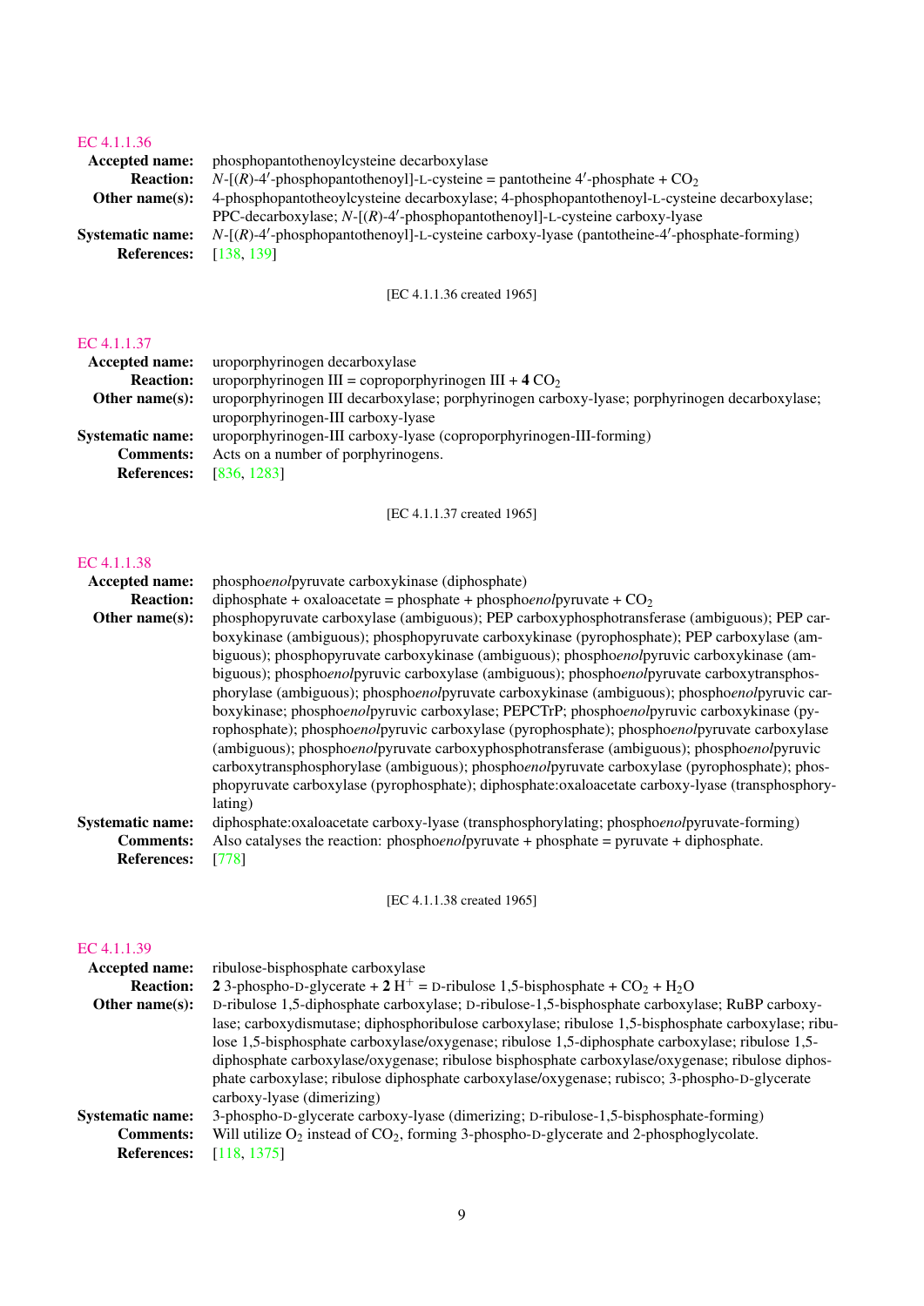## EC 4.1.1.36

**Accepted name:** phosphopantothenoylcysteine decarboxylase

**Reaction:** *N*-[(*R*)-4′-phosphopantothenoyl]-L-cysteine = pantotheine 4′-phosphate + $CO_2$

**Other name(s):** 4-phosphopantotheoylcysteine decarboxylase; 4-phosphopantothenoyl-L-cysteine decarboxylase; PPC-decarboxylase; *N*-[(*R*)-4′-phosphopantothenoyl]-L-cysteine carboxy-lyase

**Systematic name:** *N*-[(*R*)-4′-phosphopantothenoyl]-L-cysteine carboxy-lyase (pantotheine-4′-phosphate-forming)

**References:** [138, 139]

[EC 4.1.1.36 created 1965]

## EC 4.1.1.37

**Accepted name:** uroporphyrinogen decarboxylase

**Reaction:** uroporphyrinogen III = coproporphyrinogen III + **4** $CO_2$

**Other name(s):** uroporphyrinogen III decarboxylase; porphyrinogen carboxy-lyase; porphyrinogen decarboxylase; uroporphyrinogen-III carboxy-lyase

**Systematic name:** uroporphyrinogen-III carboxy-lyase (coproporphyrinogen-III-forming)

**Comments:** Acts on a number of porphyrinogens.

**References:** [836, 1283]

[EC 4.1.1.37 created 1965]

## EC 4.1.1.38

**Accepted name:** phospho*enol*pyruvate carboxykinase (diphosphate)

**Reaction:** diphosphate + oxaloacetate = phosphate + phospho*enol*pyruvate + $CO_2$

**Other name(s):** phosphopyruvate carboxylase (ambiguous); PEP carboxyphosphotransferase (ambiguous); PEP carboxykinase (ambiguous); phosphopyruvate carboxykinase (pyrophosphate); PEP carboxylase (ambiguous); phosphopyruvate carboxykinase (ambiguous); phospho*enol*pyruvic carboxykinase (ambiguous); phospho*enol*pyruvic carboxylase (ambiguous); phospho*enol*pyruvate carboxytransphosphorylase (ambiguous); phospho*enol*pyruvate carboxykinase (ambiguous); phospho*enol*pyruvic carboxykinase; phospho*enol*pyruvic carboxylase; PEPCTrP; phospho*enol*pyruvic carboxykinase (pyrophosphate); phospho*enol*pyruvic carboxylase (pyrophosphate); phospho*enol*pyruvate carboxylase (ambiguous); phospho*enol*pyruvate carboxyphosphotransferase (ambiguous); phospho*enol*pyruvic carboxytransphosphorylase (ambiguous); phospho*enol*pyruvate carboxylase (pyrophosphate); phosphopyruvate carboxylase (pyrophosphate); diphosphate:oxaloacetate carboxy-lyase (transphosphorylating)

**Systematic name:** diphosphate:oxaloacetate carboxy-lyase (transphosphorylating; phospho*enol*pyruvate-forming)

**Comments:** Also catalyses the reaction: phospho*enol*pyruvate + phosphate = pyruvate + diphosphate.

**References:** [778]

[EC 4.1.1.38 created 1965]

## EC 4.1.1.39

**Accepted name:** ribulose-bisphosphate carboxylase

**Reaction:** **2** 3-phospho-D-glycerate + **2** $H^+$ = D-ribulose 1,5-bisphosphate + $CO_2$ + $H_2O$

**Other name(s):** D-ribulose 1,5-diphosphate carboxylase; D-ribulose-1,5-bisphosphate carboxylase; RuBP carboxylase; carboxydismutase; diphosphoribulose carboxylase; ribulose 1,5-bisphosphate carboxylase; ribulose 1,5-bisphosphate carboxylase/oxygenase; ribulose 1,5-diphosphate carboxylase; ribulose 1,5-diphosphate carboxylase/oxygenase; ribulose bisphosphate carboxylase/oxygenase; ribulose diphosphate carboxylase; ribulose diphosphate carboxylase/oxygenase; rubisco; 3-phospho-D-glycerate carboxy-lyase (dimerizing)

**Systematic name:** 3-phospho-D-glycerate carboxy-lyase (dimerizing; D-ribulose-1,5-bisphosphate-forming)

**Comments:** Will utilize $O_2$ instead of $CO_2$, forming 3-phospho-D-glycerate and 2-phosphoglycolate.

**References:** [118, 1375]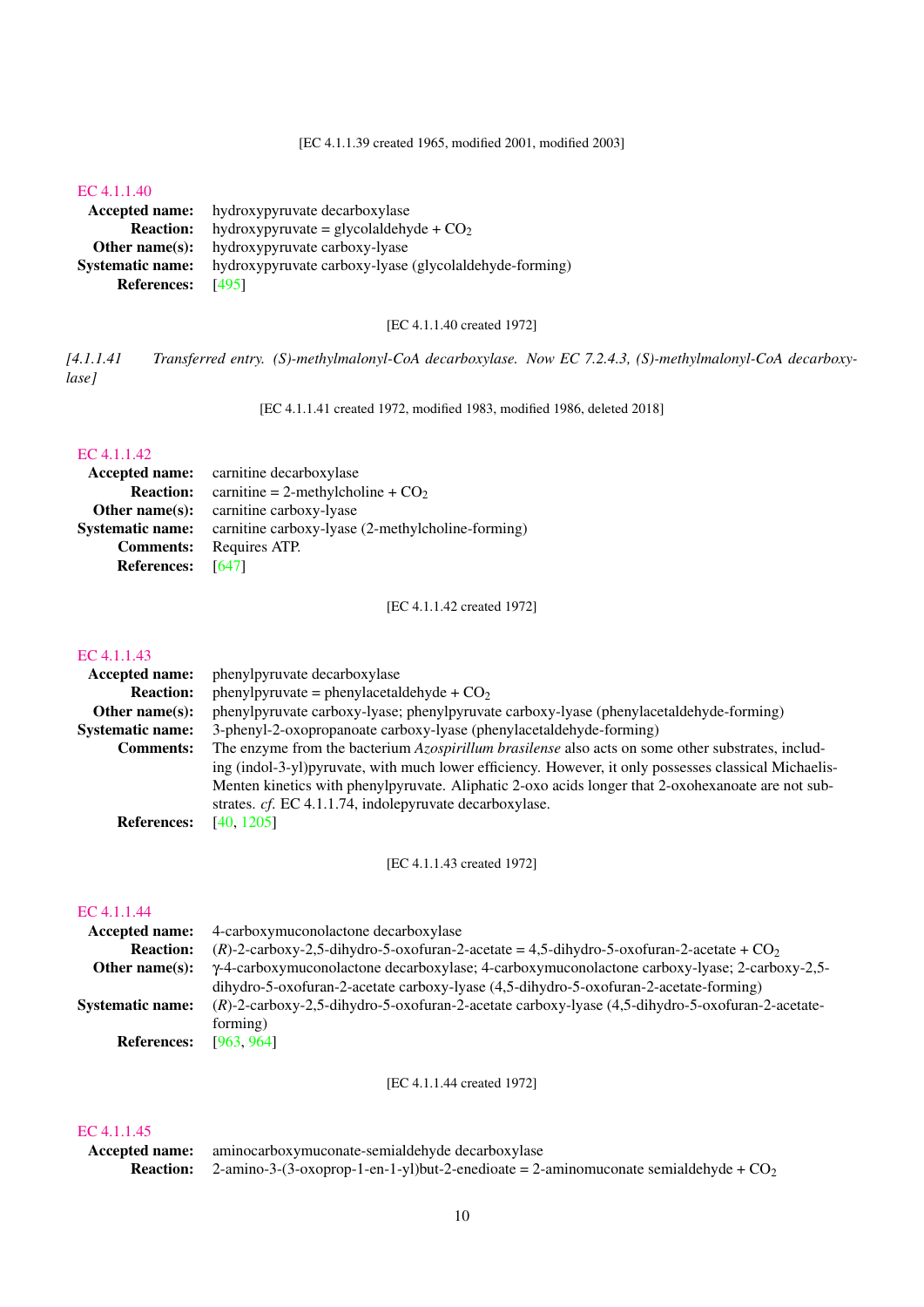[EC 4.1.1.39 created 1965, modified 2001, modified 2003]

EC 4.1.1.40

**Accepted name:** hydroxypyruvate decarboxylase

**Reaction:** hydroxypyruvate = glycolaldehyde + $CO_2$

**Other name(s):** hydroxypyruvate carboxy-lyase

**Systematic name:** hydroxypyruvate carboxy-lyase (glycolaldehyde-forming)

**References:** [495]

[EC 4.1.1.40 created 1972]

*[4.1.1.41 Transferred entry. (S)-methylmalonyl-CoA decarboxylase. Now EC 7.2.4.3, (S)-methylmalonyl-CoA decarboxylase]*

[EC 4.1.1.41 created 1972, modified 1983, modified 1986, deleted 2018]

EC 4.1.1.42

**Accepted name:** carnitine decarboxylase

**Reaction:** carnitine = 2-methylcholine + $CO_2$

**Other name(s):** carnitine carboxy-lyase

**Systematic name:** carnitine carboxy-lyase (2-methylcholine-forming)

**Comments:** Requires ATP.

**References:** [647]

[EC 4.1.1.42 created 1972]

EC 4.1.1.43

**Accepted name:** phenylpyruvate decarboxylase

**Reaction:** phenylpyruvate = phenylacetaldehyde + $CO_2$

**Other name(s):** phenylpyruvate carboxy-lyase; phenylpyruvate carboxy-lyase (phenylacetaldehyde-forming)

**Systematic name:** 3-phenyl-2-oxopropanoate carboxy-lyase (phenylacetaldehyde-forming)

**Comments:** The enzyme from the bacterium *Azospirillum brasilense* also acts on some other substrates, including (indol-3-yl)pyruvate, with much lower efficiency. However, it only possesses classical Michaelis-Menten kinetics with phenylpyruvate. Aliphatic 2-oxo acids longer that 2-oxohexanoate are not substrates. *cf.* EC 4.1.1.74, indolepyruvate decarboxylase.

**References:** [40, 1205]

[EC 4.1.1.43 created 1972]

EC 4.1.1.44

**Accepted name:** 4-carboxymuconolactone decarboxylase

**Reaction:** (*R*)-2-carboxy-2,5-dihydro-5-oxofuran-2-acetate = 4,5-dihydro-5-oxofuran-2-acetate + $CO_2$

**Other name(s):** γ-4-carboxymuconolactone decarboxylase; 4-carboxymuconolactone carboxy-lyase; 2-carboxy-2,5-dihydro-5-oxofuran-2-acetate carboxy-lyase (4,5-dihydro-5-oxofuran-2-acetate-forming)

**Systematic name:** (*R*)-2-carboxy-2,5-dihydro-5-oxofuran-2-acetate carboxy-lyase (4,5-dihydro-5-oxofuran-2-acetate-forming)

**References:** [963, 964]

[EC 4.1.1.44 created 1972]

EC 4.1.1.45

**Accepted name:** aminocarboxymuconate-semialdehyde decarboxylase

**Reaction:** 2-amino-3-(3-oxoprop-1-en-1-yl)but-2-enedioate = 2-aminomuconate semialdehyde + $CO_2$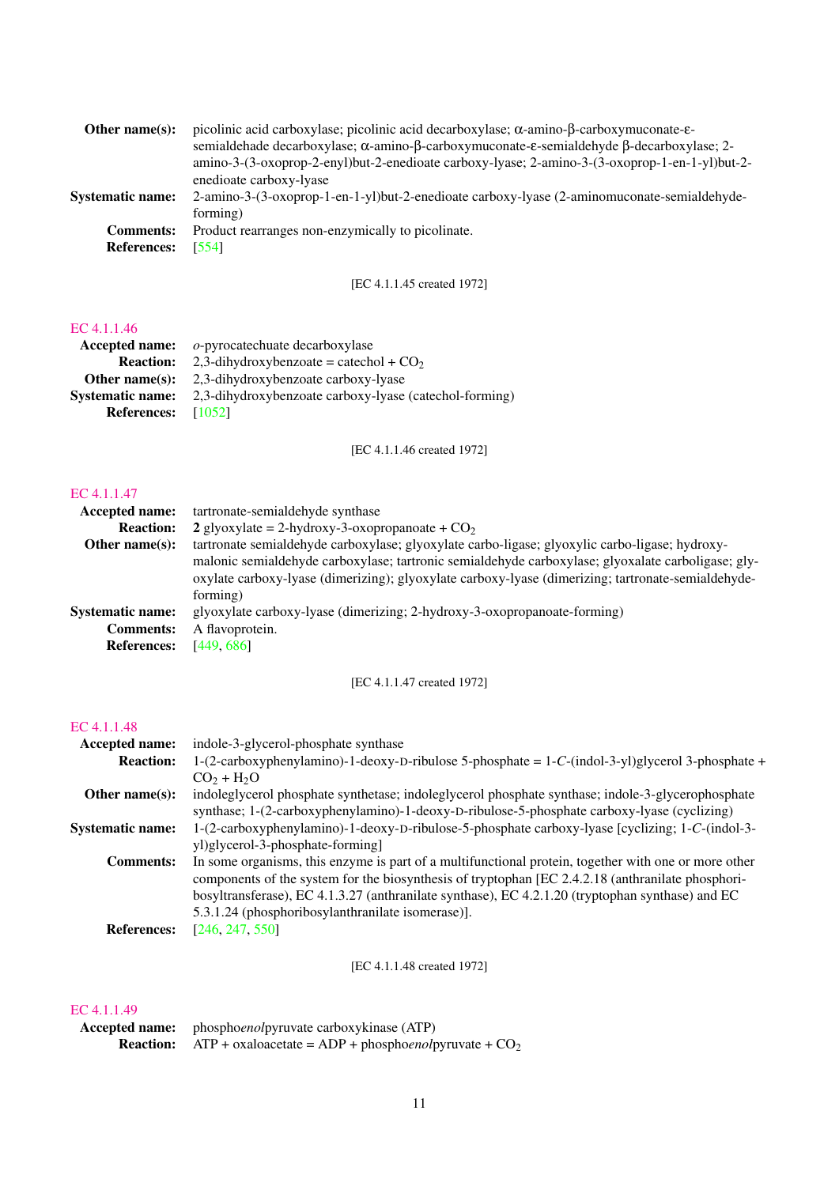**Other name(s):** picolinic acid carboxylase; picolinic acid decarboxylase; α-amino-β-carboxymuconate-ε-semialdehade decarboxylase; α-amino-β-carboxymuconate-ε-semialdehyde β-decarboxylase; 2-amino-3-(3-oxoprop-2-enyl)but-2-enedioate carboxy-lyase; 2-amino-3-(3-oxoprop-1-en-1-yl)but-2-enedioate carboxy-lyase

**Systematic name:** 2-amino-3-(3-oxoprop-1-en-1-yl)but-2-enedioate carboxy-lyase (2-aminomuconate-semialdehyde-forming)

**Comments:** Product rearranges non-enzymically to picolinate.

**References:** [554]

[EC 4.1.1.45 created 1972]

## EC 4.1.1.46

**Accepted name:** *o*-pyrocatechuate decarboxylase

**Reaction:** 2,3-dihydroxybenzoate = catechol + $CO_2$

**Other name(s):** 2,3-dihydroxybenzoate carboxy-lyase

**Systematic name:** 2,3-dihydroxybenzoate carboxy-lyase (catechol-forming)

**References:** [1052]

[EC 4.1.1.46 created 1972]

## EC 4.1.1.47

**Accepted name:** tartronate-semialdehyde synthase

**Reaction:** **2** glyoxylate = 2-hydroxy-3-oxopropanoate + $CO_2$

**Other name(s):** tartronate semialdehyde carboxylase; glyoxylate carbo-ligase; glyoxylic carbo-ligase; hydroxymalonic semialdehyde carboxylase; tartronic semialdehyde carboxylase; glyoxalate carboligase; glyoxylate carboxy-lyase (dimerizing); glyoxylate carboxy-lyase (dimerizing; tartronate-semialdehyde-forming)

**Systematic name:** glyoxylate carboxy-lyase (dimerizing; 2-hydroxy-3-oxopropanoate-forming)

**Comments:** A flavoprotein.

**References:** [449, 686]

[EC 4.1.1.47 created 1972]

## EC 4.1.1.48

**Accepted name:** indole-3-glycerol-phosphate synthase

**Reaction:** 1-(2-carboxyphenylamino)-1-deoxy-D-ribulose 5-phosphate = 1-*C*-(indol-3-yl)glycerol 3-phosphate + $CO_2$ + $H_2O$

**Other name(s):** indoleglycerol phosphate synthetase; indoleglycerol phosphate synthase; indole-3-glycerophosphate synthase; 1-(2-carboxyphenylamino)-1-deoxy-D-ribulose-5-phosphate carboxy-lyase (cyclizing)

**Systematic name:** 1-(2-carboxyphenylamino)-1-deoxy-D-ribulose-5-phosphate carboxy-lyase [cyclizing; 1-*C*-(indol-3-yl)glycerol-3-phosphate-forming]

**Comments:** In some organisms, this enzyme is part of a multifunctional protein, together with one or more other components of the system for the biosynthesis of tryptophan [EC 2.4.2.18 (anthranilate phosphoribosyltransferase), EC 4.1.3.27 (anthranilate synthase), EC 4.2.1.20 (tryptophan synthase) and EC 5.3.1.24 (phosphoribosylanthranilate isomerase)].

**References:** [246, 247, 550]

[EC 4.1.1.48 created 1972]

## EC 4.1.1.49

**Accepted name:** phospho*enol*pyruvate carboxykinase (ATP)

**Reaction:** ATP + oxaloacetate = ADP + phospho*enol*pyruvate + $CO_2$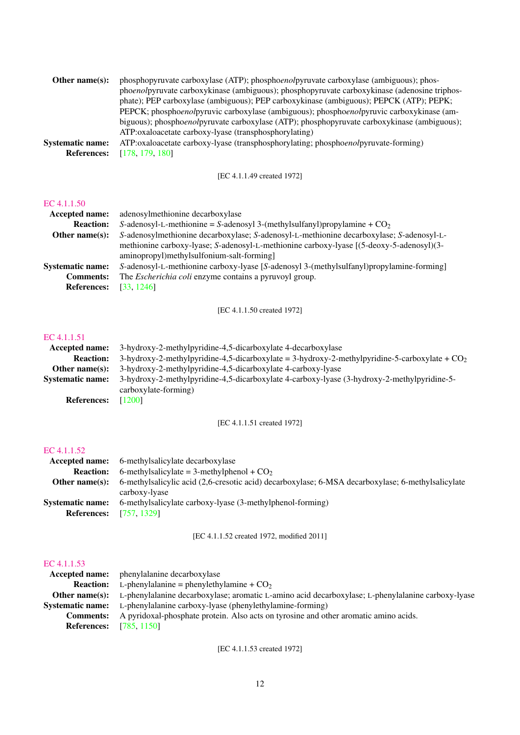**Other name(s):** phosphopyruvate carboxylase (ATP); phospho*enol*pyruvate carboxylase (ambiguous); phospho*enol*pyruvate carboxykinase (ambiguous); phosphopyruvate carboxykinase (adenosine triphosphate); PEP carboxylase (ambiguous); PEP carboxykinase (ambiguous); PEPCK (ATP); PEPK; PEPCK; phospho*enol*pyruvic carboxylase (ambiguous); phospho*enol*pyruvic carboxykinase (ambiguous); phospho*enol*pyruvate carboxylase (ATP); phosphopyruvate carboxykinase (ambiguous); ATP:oxaloacetate carboxy-lyase (transphosphorylating)
**Systematic name:** ATP:oxaloacetate carboxy-lyase (transphosphorylating; phospho*enol*pyruvate-forming)
**References:** [178, 179, 180]

[EC 4.1.1.49 created 1972]

## EC 4.1.1.50

**Accepted name:** adenosylmethionine decarboxylase
**Reaction:** *S*-adenosyl-L-methionine = *S*-adenosyl 3-(methylsulfanyl)propylamine + $CO_2$
**Other name(s):** *S*-adenosylmethionine decarboxylase; *S*-adenosyl-L-methionine decarboxylase; *S*-adenosyl-L-methionine carboxy-lyase; *S*-adenosyl-L-methionine carboxy-lyase [(5-deoxy-5-adenosyl)(3-aminopropyl)methylsulfonium-salt-forming]
**Systematic name:** *S*-adenosyl-L-methionine carboxy-lyase [*S*-adenosyl 3-(methylsulfanyl)propylamine-forming]
**Comments:** The *Escherichia coli* enzyme contains a pyruvoyl group.
**References:** [33, 1246]

[EC 4.1.1.50 created 1972]

## EC 4.1.1.51

**Accepted name:** 3-hydroxy-2-methylpyridine-4,5-dicarboxylate 4-decarboxylase
**Reaction:** 3-hydroxy-2-methylpyridine-4,5-dicarboxylate = 3-hydroxy-2-methylpyridine-5-carboxylate + $CO_2$
**Other name(s):** 3-hydroxy-2-methylpyridine-4,5-dicarboxylate 4-carboxy-lyase
**Systematic name:** 3-hydroxy-2-methylpyridine-4,5-dicarboxylate 4-carboxy-lyase (3-hydroxy-2-methylpyridine-5-carboxylate-forming)
**References:** [1200]

[EC 4.1.1.51 created 1972]

## EC 4.1.1.52

**Accepted name:** 6-methylsalicylate decarboxylase
**Reaction:** 6-methylsalicylate = 3-methylphenol + $CO_2$
**Other name(s):** 6-methylsalicylic acid (2,6-cresotic acid) decarboxylase; 6-MSA decarboxylase; 6-methylsalicylate carboxy-lyase
**Systematic name:** 6-methylsalicylate carboxy-lyase (3-methylphenol-forming)
**References:** [757, 1329]

[EC 4.1.1.52 created 1972, modified 2011]

## EC 4.1.1.53

**Accepted name:** phenylalanine decarboxylase
**Reaction:** L-phenylalanine = phenylethylamine + $CO_2$
**Other name(s):** L-phenylalanine decarboxylase; aromatic L-amino acid decarboxylase; L-phenylalanine carboxy-lyase
**Systematic name:** L-phenylalanine carboxy-lyase (phenylethylamine-forming)
**Comments:** A pyridoxal-phosphate protein. Also acts on tyrosine and other aromatic amino acids.
**References:** [785, 1150]

[EC 4.1.1.53 created 1972]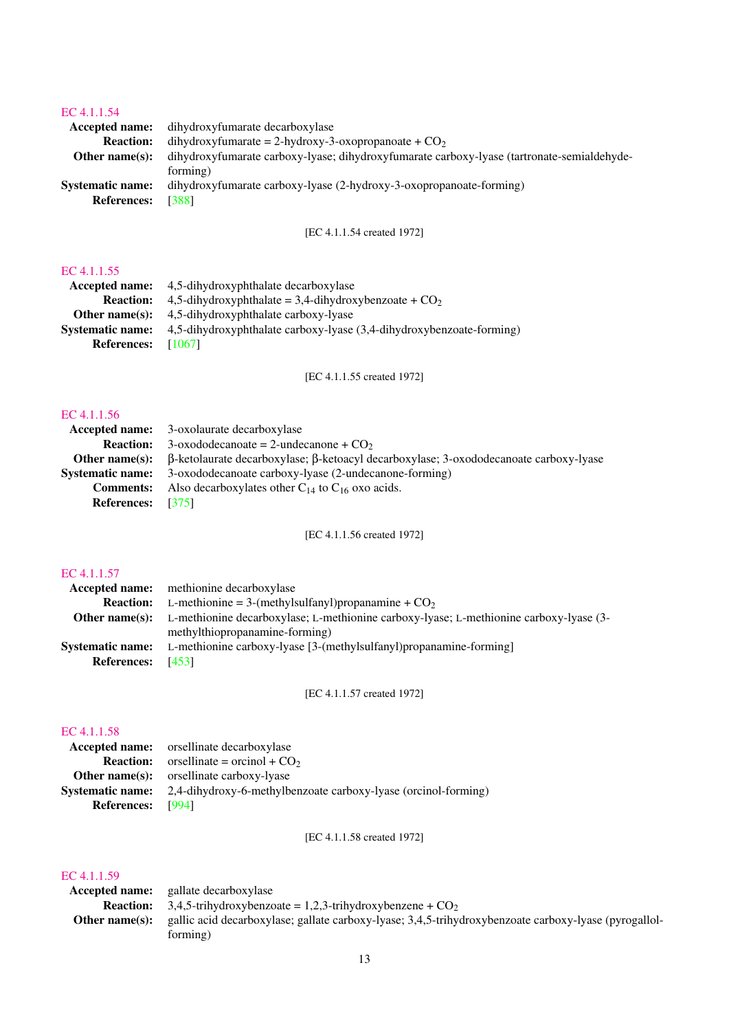## EC 4.1.1.54

**Accepted name:** dihydroxyfumarate decarboxylase

**Reaction:** dihydroxyfumarate = 2-hydroxy-3-oxopropanoate + $CO_2$

**Other name(s):** dihydroxyfumarate carboxy-lyase; dihydroxyfumarate carboxy-lyase (tartronate-semialdehyde-forming)

**Systematic name:** dihydroxyfumarate carboxy-lyase (2-hydroxy-3-oxopropanoate-forming)

**References:** [388]

[EC 4.1.1.54 created 1972]

## EC 4.1.1.55

**Accepted name:** 4,5-dihydroxyphthalate decarboxylase

**Reaction:** 4,5-dihydroxyphthalate = 3,4-dihydroxybenzoate + $CO_2$

**Other name(s):** 4,5-dihydroxyphthalate carboxy-lyase

**Systematic name:** 4,5-dihydroxyphthalate carboxy-lyase (3,4-dihydroxybenzoate-forming)

**References:** [1067]

[EC 4.1.1.55 created 1972]

## EC 4.1.1.56

**Accepted name:** 3-oxolaurate decarboxylase

**Reaction:** 3-oxododecanoate = 2-undecanone + $CO_2$

**Other name(s):** β-ketolaurate decarboxylase; β-ketoacyl decarboxylase; 3-oxododecanoate carboxy-lyase

**Systematic name:** 3-oxododecanoate carboxy-lyase (2-undecanone-forming)

**Comments:** Also decarboxylates other $C_{14}$ to $C_{16}$ oxo acids.

**References:** [375]

[EC 4.1.1.56 created 1972]

## EC 4.1.1.57

**Accepted name:** methionine decarboxylase

**Reaction:** L-methionine = 3-(methylsulfanyl)propanamine + $CO_2$

**Other name(s):** L-methionine decarboxylase; L-methionine carboxy-lyase; L-methionine carboxy-lyase (3-methylthiopropanamine-forming)

**Systematic name:** L-methionine carboxy-lyase [3-(methylsulfanyl)propanamine-forming]

**References:** [453]

[EC 4.1.1.57 created 1972]

## EC 4.1.1.58

**Accepted name:** orsellinate decarboxylase

**Reaction:** orsellinate = orcinol + $CO_2$

**Other name(s):** orsellinate carboxy-lyase

**Systematic name:** 2,4-dihydroxy-6-methylbenzoate carboxy-lyase (orcinol-forming)

**References:** [994]

[EC 4.1.1.58 created 1972]

## EC 4.1.1.59

**Accepted name:** gallate decarboxylase

**Reaction:** 3,4,5-trihydroxybenzoate = 1,2,3-trihydroxybenzene + $CO_2$

**Other name(s):** gallic acid decarboxylase; gallate carboxy-lyase; 3,4,5-trihydroxybenzoate carboxy-lyase (pyrogallol-forming)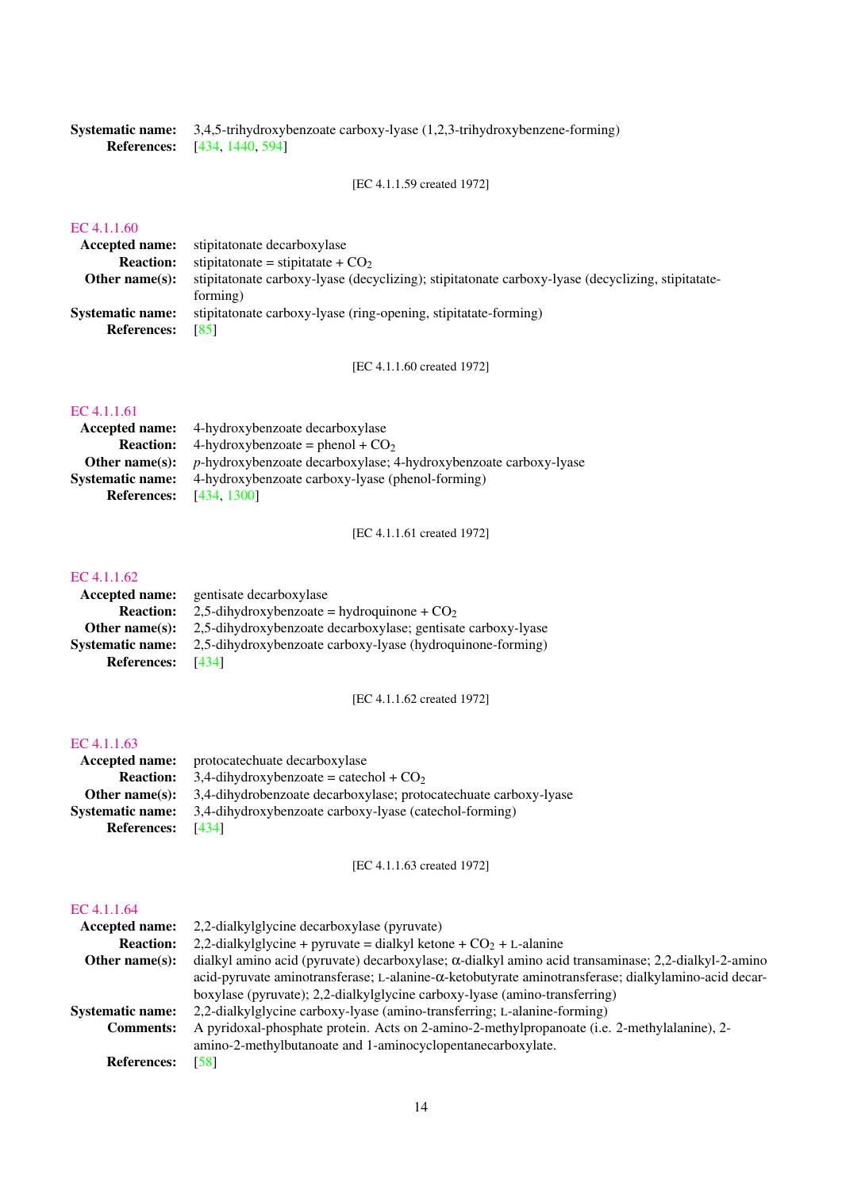**Systematic name:** 3,4,5-trihydroxybenzoate carboxy-lyase (1,2,3-trihydroxybenzene-forming)
**References:** [434, 1440, 594]

[EC 4.1.1.59 created 1972]

## EC 4.1.1.60

**Accepted name:** stipitatonate decarboxylase
**Reaction:** stipitatonate = stipitatate + $CO_2$
**Other name(s):** stipitatonate carboxy-lyase (decyclizing); stipitatonate carboxy-lyase (decyclizing, stipitatate-forming)
**Systematic name:** stipitatonate carboxy-lyase (ring-opening, stipitatate-forming)
**References:** [85]

[EC 4.1.1.60 created 1972]

## EC 4.1.1.61

**Accepted name:** 4-hydroxybenzoate decarboxylase
**Reaction:** 4-hydroxybenzoate = phenol + $CO_2$
**Other name(s):** *p*-hydroxybenzoate decarboxylase; 4-hydroxybenzoate carboxy-lyase
**Systematic name:** 4-hydroxybenzoate carboxy-lyase (phenol-forming)
**References:** [434, 1300]

[EC 4.1.1.61 created 1972]

## EC 4.1.1.62

**Accepted name:** gentisate decarboxylase
**Reaction:** 2,5-dihydroxybenzoate = hydroquinone + $CO_2$
**Other name(s):** 2,5-dihydroxybenzoate decarboxylase; gentisate carboxy-lyase
**Systematic name:** 2,5-dihydroxybenzoate carboxy-lyase (hydroquinone-forming)
**References:** [434]

[EC 4.1.1.62 created 1972]

## EC 4.1.1.63

**Accepted name:** protocatechuate decarboxylase
**Reaction:** 3,4-dihydroxybenzoate = catechol + $CO_2$
**Other name(s):** 3,4-dihydrobenzoate decarboxylase; protocatechuate carboxy-lyase
**Systematic name:** 3,4-dihydroxybenzoate carboxy-lyase (catechol-forming)
**References:** [434]

[EC 4.1.1.63 created 1972]

## EC 4.1.1.64

**Accepted name:** 2,2-dialkylglycine decarboxylase (pyruvate)
**Reaction:** 2,2-dialkylglycine + pyruvate = dialkyl ketone + $CO_2$ + L-alanine
**Other name(s):** dialkyl amino acid (pyruvate) decarboxylase; α-dialkyl amino acid transaminase; 2,2-dialkyl-2-amino acid-pyruvate aminotransferase; L-alanine-α-ketobutyrate aminotransferase; dialkylamino-acid decarboxylase (pyruvate); 2,2-dialkylglycine carboxy-lyase (amino-transferring)
**Systematic name:** 2,2-dialkylglycine carboxy-lyase (amino-transferring; L-alanine-forming)
**Comments:** A pyridoxal-phosphate protein. Acts on 2-amino-2-methylpropanoate (i.e. 2-methylalanine), 2-amino-2-methylbutanoate and 1-aminocyclopentanecarboxylate.
**References:** [58]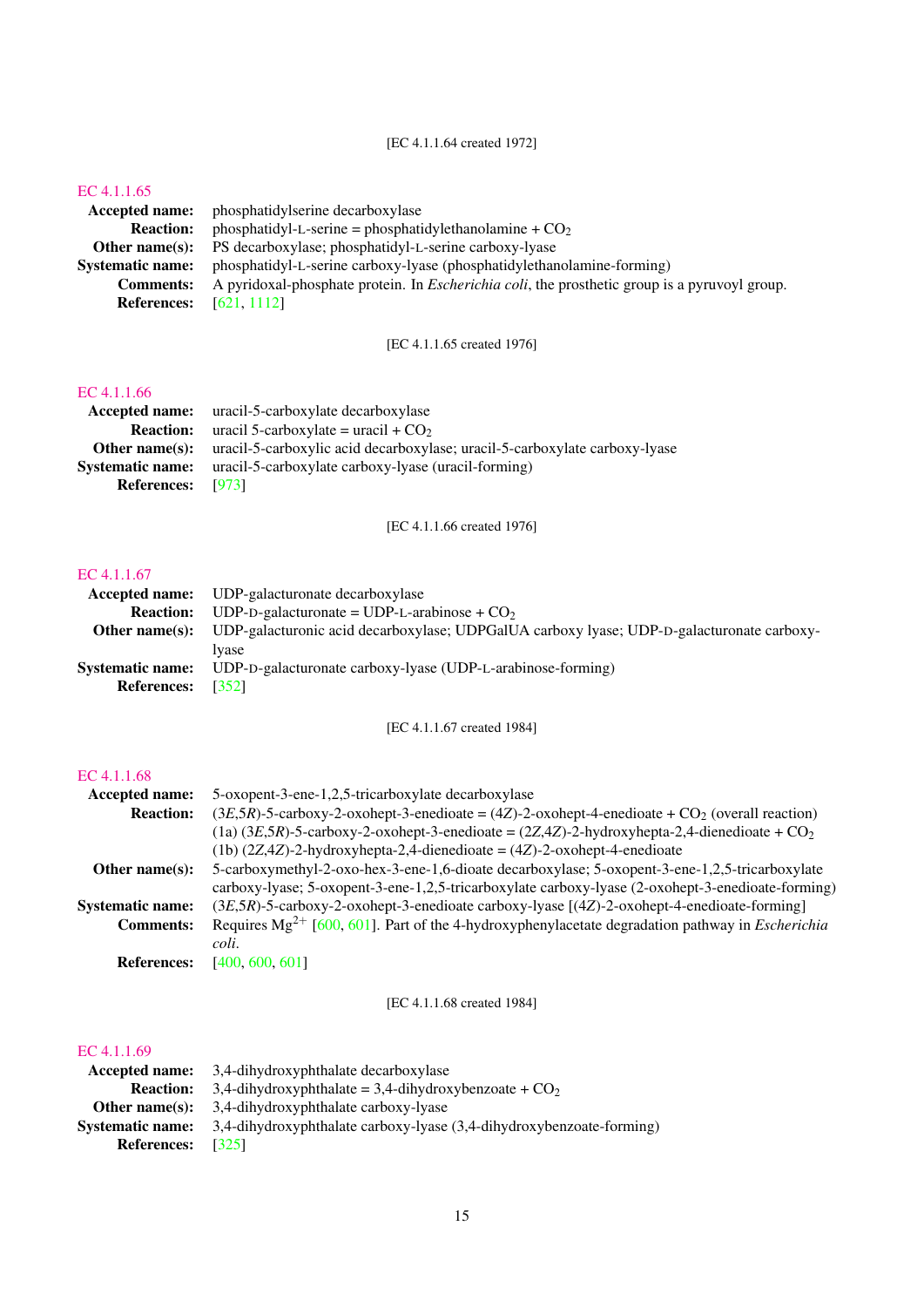[EC 4.1.1.64 created 1972]

## EC 4.1.1.65

**Accepted name:** phosphatidylserine decarboxylase

**Reaction:** phosphatidyl-L-serine = phosphatidylethanolamine + $CO_2$

**Other name(s):** PS decarboxylase; phosphatidyl-L-serine carboxy-lyase

**Systematic name:** phosphatidyl-L-serine carboxy-lyase (phosphatidylethanolamine-forming)

**Comments:** A pyridoxal-phosphate protein. In *Escherichia coli*, the prosthetic group is a pyruvoyl group.

**References:** [621, 1112]

[EC 4.1.1.65 created 1976]

## EC 4.1.1.66

**Accepted name:** uracil-5-carboxylate decarboxylase

**Reaction:** uracil 5-carboxylate = uracil + $CO_2$

**Other name(s):** uracil-5-carboxylic acid decarboxylase; uracil-5-carboxylate carboxy-lyase

**Systematic name:** uracil-5-carboxylate carboxy-lyase (uracil-forming)

**References:** [973]

[EC 4.1.1.66 created 1976]

## EC 4.1.1.67

**Accepted name:** UDP-galacturonate decarboxylase

**Reaction:** UDP-D-galacturonate = UDP-L-arabinose + $CO_2$

**Other name(s):** UDP-galacturonic acid decarboxylase; UDPGalUA carboxy lyase; UDP-D-galacturonate carboxy-lyase

**Systematic name:** UDP-D-galacturonate carboxy-lyase (UDP-L-arabinose-forming)

**References:** [352]

[EC 4.1.1.67 created 1984]

## EC 4.1.1.68

**Accepted name:** 5-oxopent-3-ene-1,2,5-tricarboxylate decarboxylase

**Reaction:** (3*E*,5*R*)-5-carboxy-2-oxohept-3-enedioate = (4*Z*)-2-oxohept-4-enedioate + $CO_2$ (overall reaction)
(1a) (3*E*,5*R*)-5-carboxy-2-oxohept-3-enedioate = (2*Z*,4*Z*)-2-hydroxyhepta-2,4-dienedioate + $CO_2$
(1b) (2*Z*,4*Z*)-2-hydroxyhepta-2,4-dienedioate = (4*Z*)-2-oxohept-4-enedioate

**Other name(s):** 5-carboxymethyl-2-oxo-hex-3-ene-1,6-dioate decarboxylase; 5-oxopent-3-ene-1,2,5-tricarboxylate carboxy-lyase; 5-oxopent-3-ene-1,2,5-tricarboxylate carboxy-lyase (2-oxohept-3-enedioate-forming)

**Systematic name:** (3*E*,5*R*)-5-carboxy-2-oxohept-3-enedioate carboxy-lyase [(4*Z*)-2-oxohept-4-enedioate-forming]

**Comments:** Requires $Mg^{2+}$ [600, 601]. Part of the 4-hydroxyphenylacetate degradation pathway in *Escherichia coli*.

**References:** [400, 600, 601]

[EC 4.1.1.68 created 1984]

## EC 4.1.1.69

**Accepted name:** 3,4-dihydroxyphthalate decarboxylase

**Reaction:** 3,4-dihydroxyphthalate = 3,4-dihydroxybenzoate + $CO_2$

**Other name(s):** 3,4-dihydroxyphthalate carboxy-lyase

**Systematic name:** 3,4-dihydroxyphthalate carboxy-lyase (3,4-dihydroxybenzoate-forming)

**References:** [325]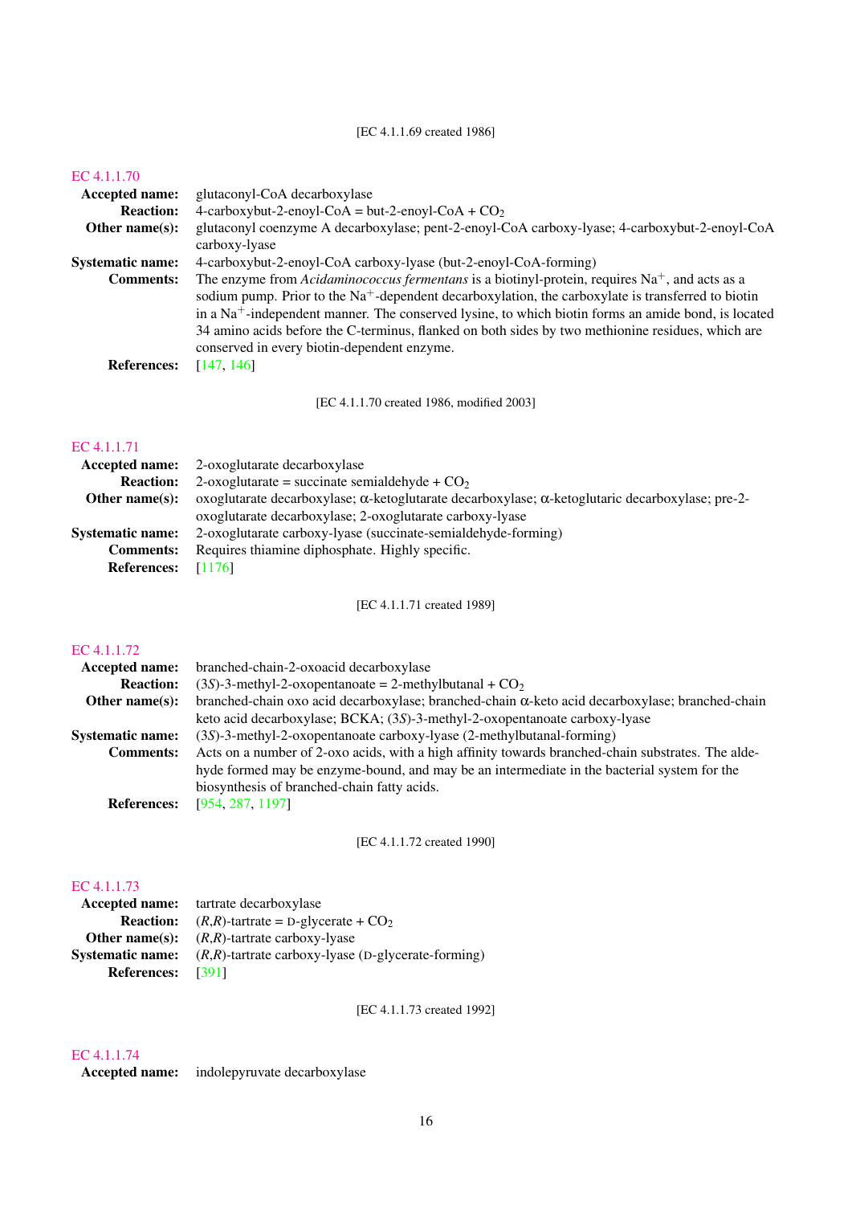[EC 4.1.1.69 created 1986]

## EC 4.1.1.70

**Accepted name:** glutaconyl-CoA decarboxylase

**Reaction:** 4-carboxybut-2-enoyl-CoA = but-2-enoyl-CoA + $CO_2$

**Other name(s):** glutaconyl coenzyme A decarboxylase; pent-2-enoyl-CoA carboxy-lyase; 4-carboxybut-2-enoyl-CoA carboxy-lyase

**Systematic name:** 4-carboxybut-2-enoyl-CoA carboxy-lyase (but-2-enoyl-CoA-forming)

**Comments:** The enzyme from *Acidaminococcus fermentans* is a biotinyl-protein, requires $Na^+$, and acts as a sodium pump. Prior to the $Na^+$-dependent decarboxylation, the carboxylate is transferred to biotin in a $Na^+$-independent manner. The conserved lysine, to which biotin forms an amide bond, is located 34 amino acids before the C-terminus, flanked on both sides by two methionine residues, which are conserved in every biotin-dependent enzyme.

**References:** [147, 146]

[EC 4.1.1.70 created 1986, modified 2003]

## EC 4.1.1.71

**Accepted name:** 2-oxoglutarate decarboxylase

**Reaction:** 2-oxoglutarate = succinate semialdehyde + $CO_2$

**Other name(s):** oxoglutarate decarboxylase; α-ketoglutarate decarboxylase; α-ketoglutaric decarboxylase; pre-2-oxoglutarate decarboxylase; 2-oxoglutarate carboxy-lyase

**Systematic name:** 2-oxoglutarate carboxy-lyase (succinate-semialdehyde-forming)

**Comments:** Requires thiamine diphosphate. Highly specific.

**References:** [1176]

[EC 4.1.1.71 created 1989]

## EC 4.1.1.72

**Accepted name:** branched-chain-2-oxoacid decarboxylase

**Reaction:** (3*S*)-3-methyl-2-oxopentanoate = 2-methylbutanal + $CO_2$

**Other name(s):** branched-chain oxo acid decarboxylase; branched-chain α-keto acid decarboxylase; branched-chain keto acid decarboxylase; BCKA; (3*S*)-3-methyl-2-oxopentanoate carboxy-lyase

**Systematic name:** (3*S*)-3-methyl-2-oxopentanoate carboxy-lyase (2-methylbutanal-forming)

**Comments:** Acts on a number of 2-oxo acids, with a high affinity towards branched-chain substrates. The aldehyde formed may be enzyme-bound, and may be an intermediate in the bacterial system for the biosynthesis of branched-chain fatty acids.

**References:** [954, 287, 1197]

[EC 4.1.1.72 created 1990]

## EC 4.1.1.73

**Accepted name:** tartrate decarboxylase

**Reaction:** (*R*,*R*)-tartrate = D-glycerate + $CO_2$

**Other name(s):** (*R*,*R*)-tartrate carboxy-lyase

**Systematic name:** (*R*,*R*)-tartrate carboxy-lyase (D-glycerate-forming)

**References:** [391]

[EC 4.1.1.73 created 1992]

## EC 4.1.1.74

**Accepted name:** indolepyruvate decarboxylase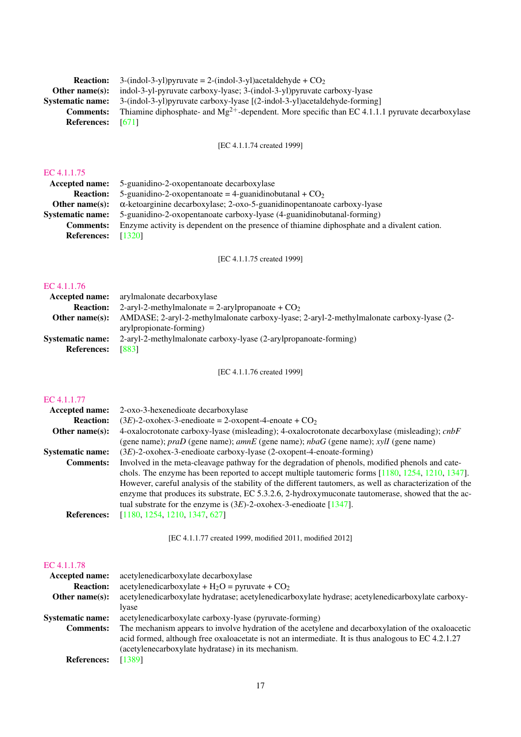**Reaction:** 3-(indol-3-yl)pyruvate = 2-(indol-3-yl)acetaldehyde + $CO_2$
**Other name(s):** indol-3-yl-pyruvate carboxy-lyase; 3-(indol-3-yl)pyruvate carboxy-lyase
**Systematic name:** 3-(indol-3-yl)pyruvate carboxy-lyase [(2-indol-3-yl)acetaldehyde-forming]
**Comments:** Thiamine diphosphate- and $Mg^{2+}$-dependent. More specific than EC 4.1.1.1 pyruvate decarboxylase
**References:** [671]

[EC 4.1.1.74 created 1999]

## EC 4.1.1.75

**Accepted name:** 5-guanidino-2-oxopentanoate decarboxylase
**Reaction:** 5-guanidino-2-oxopentanoate = 4-guanidinobutanal + $CO_2$
**Other name(s):** α-ketoarginine decarboxylase; 2-oxo-5-guanidinopentanoate carboxy-lyase
**Systematic name:** 5-guanidino-2-oxopentanoate carboxy-lyase (4-guanidinobutanal-forming)
**Comments:** Enzyme activity is dependent on the presence of thiamine diphosphate and a divalent cation.
**References:** [1320]

[EC 4.1.1.75 created 1999]

## EC 4.1.1.76

**Accepted name:** arylmalonate decarboxylase
**Reaction:** 2-aryl-2-methylmalonate = 2-arylpropanoate + $CO_2$
**Other name(s):** AMDASE; 2-aryl-2-methylmalonate carboxy-lyase; 2-aryl-2-methylmalonate carboxy-lyase (2-arylpropionate-forming)
**Systematic name:** 2-aryl-2-methylmalonate carboxy-lyase (2-arylpropanoate-forming)
**References:** [883]

[EC 4.1.1.76 created 1999]

## EC 4.1.1.77

**Accepted name:** 2-oxo-3-hexenedioate decarboxylase
**Reaction:** (3*E*)-2-oxohex-3-enedioate = 2-oxopent-4-enoate + $CO_2$
**Other name(s):** 4-oxalocrotonate carboxy-lyase (misleading); 4-oxalocrotonate decarboxylase (misleading); *cnbF* (gene name); *praD* (gene name); *amnE* (gene name); *nbaG* (gene name); *xylI* (gene name)
**Systematic name:** (3*E*)-2-oxohex-3-enedioate carboxy-lyase (2-oxopent-4-enoate-forming)
**Comments:** Involved in the meta-cleavage pathway for the degradation of phenols, modified phenols and catechols. The enzyme has been reported to accept multiple tautomeric forms [1180, 1254, 1210, 1347]. However, careful analysis of the stability of the different tautomers, as well as characterization of the enzyme that produces its substrate, EC 5.3.2.6, 2-hydroxymuconate tautomerase, showed that the actual substrate for the enzyme is (3*E*)-2-oxohex-3-enedioate [1347].
**References:** [1180, 1254, 1210, 1347, 627]

[EC 4.1.1.77 created 1999, modified 2011, modified 2012]

## EC 4.1.1.78

**Accepted name:** acetylenedicarboxylate decarboxylase
**Reaction:** acetylenedicarboxylate + $H_2O$ = pyruvate + $CO_2$
**Other name(s):** acetylenedicarboxylate hydratase; acetylenedicarboxylate hydrase; acetylenedicarboxylate carboxy-lyase
**Systematic name:** acetylenedicarboxylate carboxy-lyase (pyruvate-forming)
**Comments:** The mechanism appears to involve hydration of the acetylene and decarboxylation of the oxaloacetic acid formed, although free oxaloacetate is not an intermediate. It is thus analogous to EC 4.2.1.27 (acetylenecarboxylate hydratase) in its mechanism.
**References:** [1389]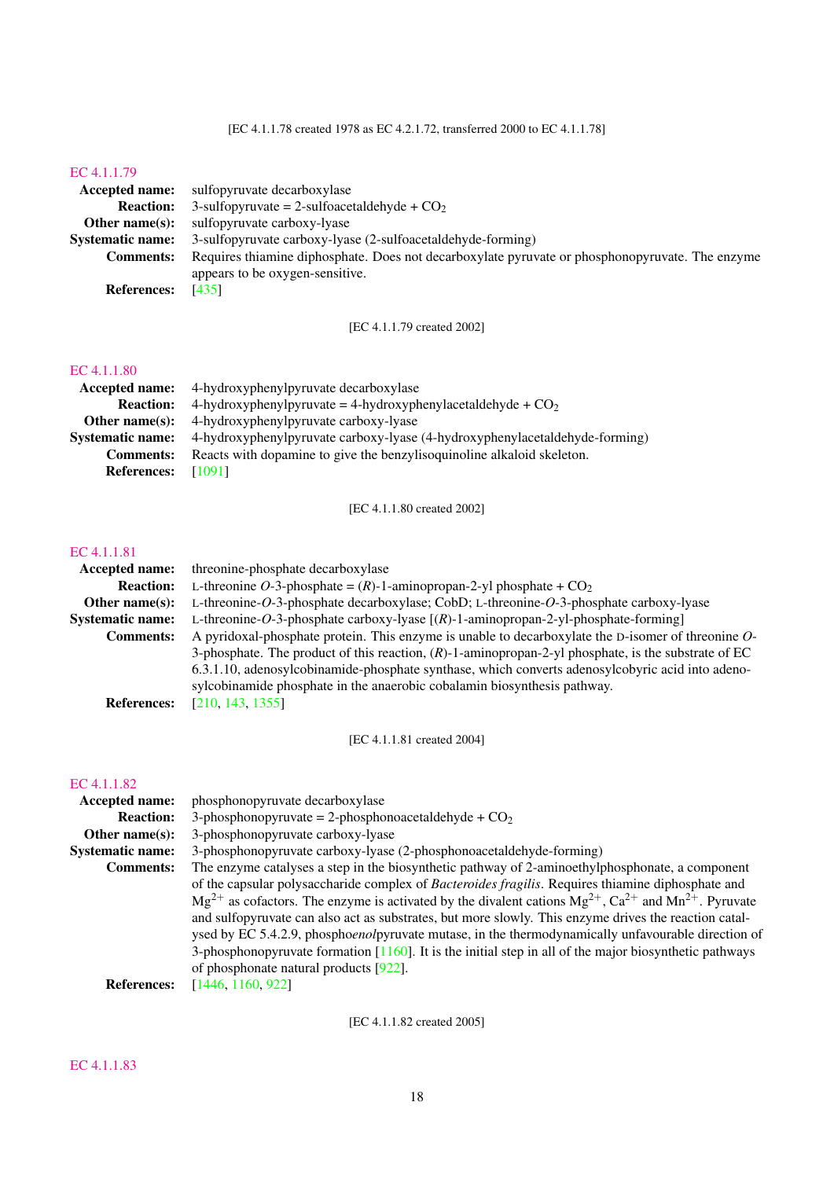[EC 4.1.1.78 created 1978 as EC 4.2.1.72, transferred 2000 to EC 4.1.1.78]

## EC 4.1.1.79

**Accepted name:** sulfopyruvate decarboxylase
**Reaction:** 3-sulfopyruvate = 2-sulfoacetaldehyde + $CO_2$
**Other name(s):** sulfopyruvate carboxy-lyase
**Systematic name:** 3-sulfopyruvate carboxy-lyase (2-sulfoacetaldehyde-forming)
**Comments:** Requires thiamine diphosphate. Does not decarboxylate pyruvate or phosphonopyruvate. The enzyme appears to be oxygen-sensitive.
**References:** [435]

[EC 4.1.1.79 created 2002]

## EC 4.1.1.80

**Accepted name:** 4-hydroxyphenylpyruvate decarboxylase
**Reaction:** 4-hydroxyphenylpyruvate = 4-hydroxyphenylacetaldehyde + $CO_2$
**Other name(s):** 4-hydroxyphenylpyruvate carboxy-lyase
**Systematic name:** 4-hydroxyphenylpyruvate carboxy-lyase (4-hydroxyphenylacetaldehyde-forming)
**Comments:** Reacts with dopamine to give the benzylisoquinoline alkaloid skeleton.
**References:** [1091]

[EC 4.1.1.80 created 2002]

## EC 4.1.1.81

**Accepted name:** threonine-phosphate decarboxylase
**Reaction:** L-threonine *O*-3-phosphate = (*R*)-1-aminopropan-2-yl phosphate + $CO_2$
**Other name(s):** L-threonine-*O*-3-phosphate decarboxylase; CobD; L-threonine-*O*-3-phosphate carboxy-lyase
**Systematic name:** L-threonine-*O*-3-phosphate carboxy-lyase [(*R*)-1-aminopropan-2-yl-phosphate-forming]
**Comments:** A pyridoxal-phosphate protein. This enzyme is unable to decarboxylate the D-isomer of threonine *O*-3-phosphate. The product of this reaction, (*R*)-1-aminopropan-2-yl phosphate, is the substrate of EC 6.3.1.10, adenosylcobinamide-phosphate synthase, which converts adenosylcobyric acid into adenosylcobinamide phosphate in the anaerobic cobalamin biosynthesis pathway.
**References:** [210, 143, 1355]

[EC 4.1.1.81 created 2004]

## EC 4.1.1.82

**Accepted name:** phosphonopyruvate decarboxylase
**Reaction:** 3-phosphonopyruvate = 2-phosphonoacetaldehyde + $CO_2$
**Other name(s):** 3-phosphonopyruvate carboxy-lyase
**Systematic name:** 3-phosphonopyruvate carboxy-lyase (2-phosphonoacetaldehyde-forming)
**Comments:** The enzyme catalyses a step in the biosynthetic pathway of 2-aminoethylphosphonate, a component of the capsular polysaccharide complex of *Bacteroides fragilis*. Requires thiamine diphosphate and $Mg^{2+}$ as cofactors. The enzyme is activated by the divalent cations $Mg^{2+}$, $Ca^{2+}$ and $Mn^{2+}$. Pyruvate and sulfopyruvate can also act as substrates, but more slowly. This enzyme drives the reaction catalysed by EC 5.4.2.9, phospho*enol*pyruvate mutase, in the thermodynamically unfavourable direction of 3-phosphonopyruvate formation [1160]. It is the initial step in all of the major biosynthetic pathways of phosphonate natural products [922].
**References:** [1446, 1160, 922]

[EC 4.1.1.82 created 2005]

## EC 4.1.1.83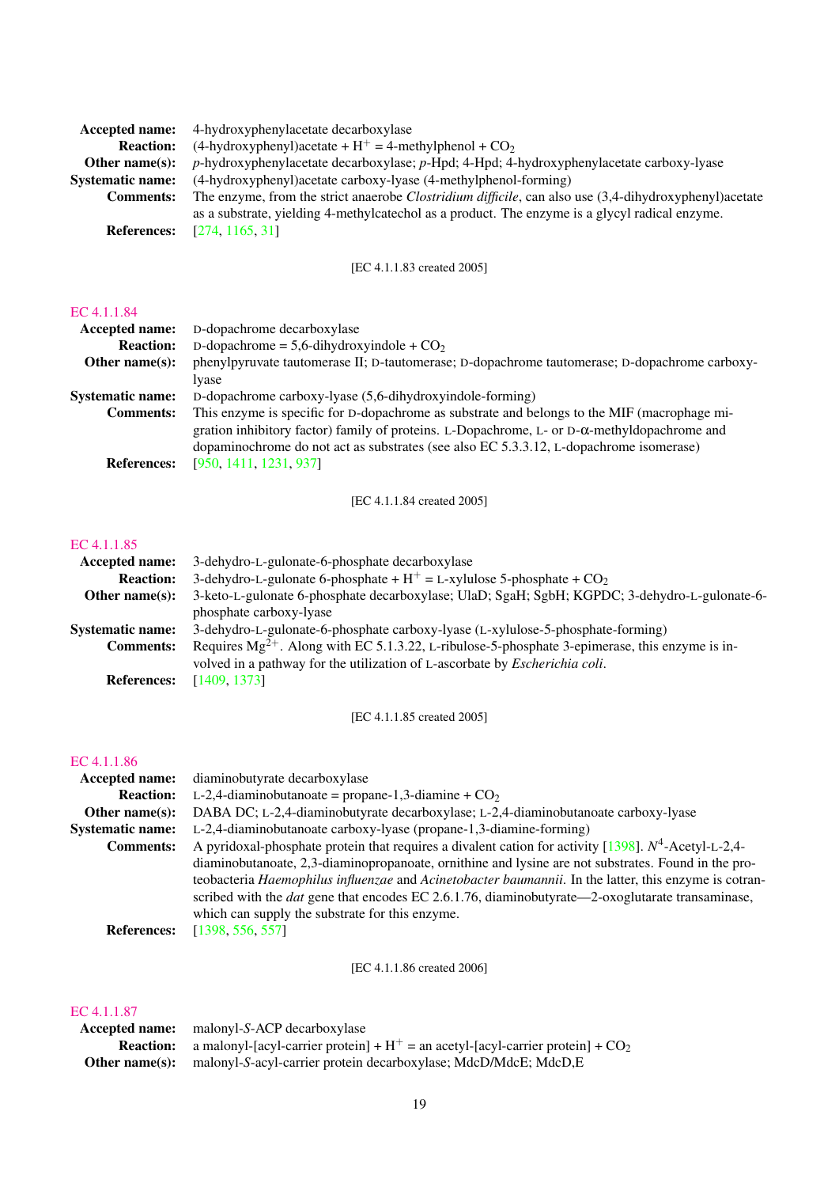**Accepted name:** 4-hydroxyphenylacetate decarboxylase

**Reaction:** (4-hydroxyphenyl)acetate + $H^+$ = 4-methylphenol + $CO_2$

**Other name(s):** *p*-hydroxyphenylacetate decarboxylase; *p*-Hpd; 4-Hpd; 4-hydroxyphenylacetate carboxy-lyase

**Systematic name:** (4-hydroxyphenyl)acetate carboxy-lyase (4-methylphenol-forming)

**Comments:** The enzyme, from the strict anaerobe *Clostridium difficile*, can also use (3,4-dihydroxyphenyl)acetate as a substrate, yielding 4-methylcatechol as a product. The enzyme is a glycyl radical enzyme.

**References:** [274, 1165, 31]

[EC 4.1.1.83 created 2005]

## EC 4.1.1.84

**Accepted name:** D-dopachrome decarboxylase

**Reaction:** D-dopachrome = 5,6-dihydroxyindole + $CO_2$

**Other name(s):** phenylpyruvate tautomerase II; D-tautomerase; D-dopachrome tautomerase; D-dopachrome carboxy-lyase

**Systematic name:** D-dopachrome carboxy-lyase (5,6-dihydroxyindole-forming)

**Comments:** This enzyme is specific for D-dopachrome as substrate and belongs to the MIF (macrophage migration inhibitory factor) family of proteins. L-Dopachrome, L- or D-α-methyldopachrome and dopaminochrome do not act as substrates (see also EC 5.3.3.12, L-dopachrome isomerase)

**References:** [950, 1411, 1231, 937]

[EC 4.1.1.84 created 2005]

## EC 4.1.1.85

**Accepted name:** 3-dehydro-L-gulonate-6-phosphate decarboxylase

**Reaction:** 3-dehydro-L-gulonate 6-phosphate + $H^+$ = L-xylulose 5-phosphate + $CO_2$

**Other name(s):** 3-keto-L-gulonate 6-phosphate decarboxylase; UlaD; SgaH; SgbH; KGPDC; 3-dehydro-L-gulonate-6-phosphate carboxy-lyase

**Systematic name:** 3-dehydro-L-gulonate-6-phosphate carboxy-lyase (L-xylulose-5-phosphate-forming)

**Comments:** Requires $Mg^{2+}$. Along with EC 5.1.3.22, L-ribulose-5-phosphate 3-epimerase, this enzyme is involved in a pathway for the utilization of L-ascorbate by *Escherichia coli*.

**References:** [1409, 1373]

[EC 4.1.1.85 created 2005]

## EC 4.1.1.86

**Accepted name:** diaminobutyrate decarboxylase

**Reaction:** L-2,4-diaminobutanoate = propane-1,3-diamine + $CO_2$

**Other name(s):** DABA DC; L-2,4-diaminobutyrate decarboxylase; L-2,4-diaminobutanoate carboxy-lyase

**Systematic name:** L-2,4-diaminobutanoate carboxy-lyase (propane-1,3-diamine-forming)

**Comments:** A pyridoxal-phosphate protein that requires a divalent cation for activity [1398]. $N^4$-Acetyl-L-2,4-diaminobutanoate, 2,3-diaminopropanoate, ornithine and lysine are not substrates. Found in the proteobacteria *Haemophilus influenzae* and *Acinetobacter baumannii*. In the latter, this enzyme is cotranscribed with the *dat* gene that encodes EC 2.6.1.76, diaminobutyrate—2-oxoglutarate transaminase, which can supply the substrate for this enzyme.

**References:** [1398, 556, 557]

[EC 4.1.1.86 created 2006]

## EC 4.1.1.87

**Accepted name:** malonyl-*S*-ACP decarboxylase

**Reaction:** a malonyl-[acyl-carrier protein] + $H^+$ = an acetyl-[acyl-carrier protein] + $CO_2$

**Other name(s):** malonyl-*S*-acyl-carrier protein decarboxylase; MdcD/MdcE; MdcD,E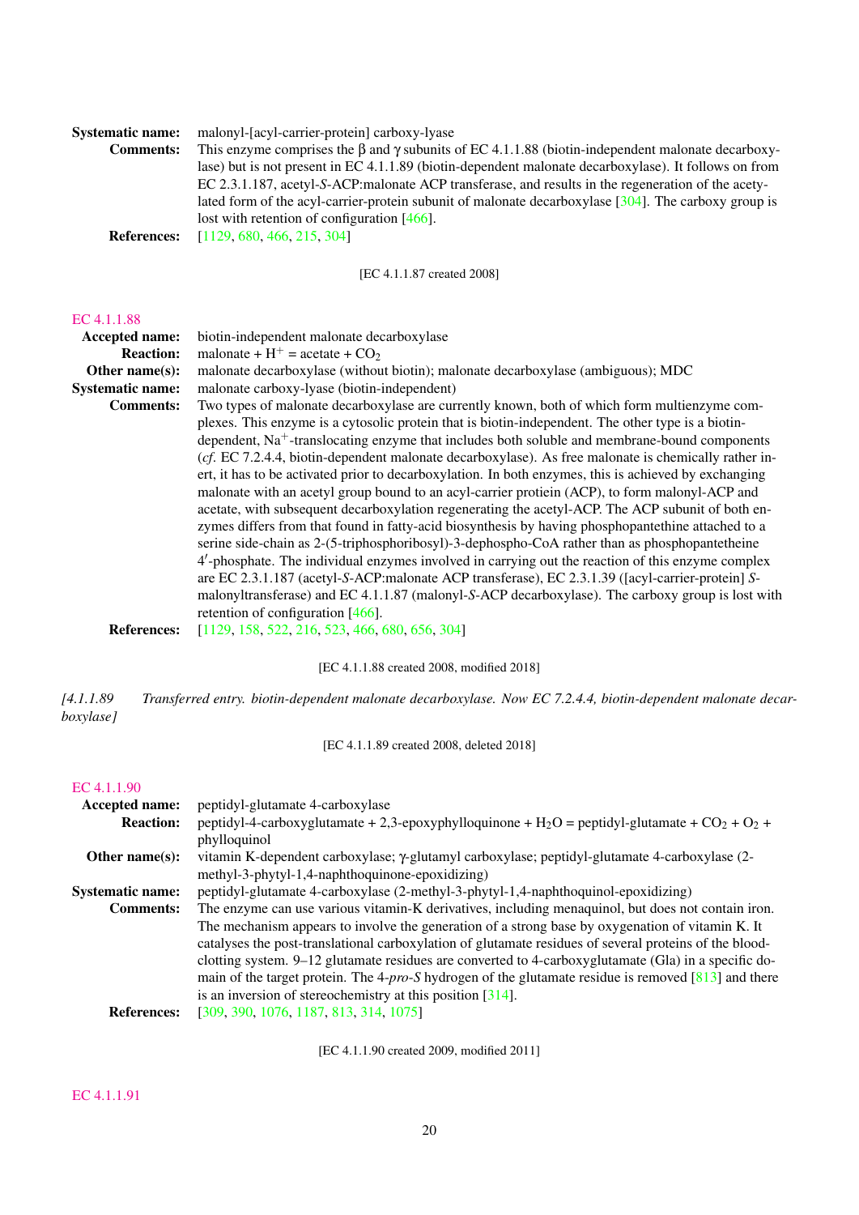**Systematic name:** malonyl-[acyl-carrier-protein] carboxy-lyase

**Comments:** This enzyme comprises the β and γ subunits of EC 4.1.1.88 (biotin-independent malonate decarboxylase) but is not present in EC 4.1.1.89 (biotin-dependent malonate decarboxylase). It follows on from EC 2.3.1.187, acetyl-*S*-ACP:malonate ACP transferase, and results in the regeneration of the acetylated form of the acyl-carrier-protein subunit of malonate decarboxylase [304]. The carboxy group is lost with retention of configuration [466].

**References:** [1129, 680, 466, 215, 304]

[EC 4.1.1.87 created 2008]

EC 4.1.1.88

**Accepted name:** biotin-independent malonate decarboxylase

**Reaction:** malonate + $H^+$ = acetate + $CO_2$

**Other name(s):** malonate decarboxylase (without biotin); malonate decarboxylase (ambiguous); MDC

**Systematic name:** malonate carboxy-lyase (biotin-independent)

**Comments:** Two types of malonate decarboxylase are currently known, both of which form multienzyme complexes. This enzyme is a cytosolic protein that is biotin-independent. The other type is a biotin-dependent, $Na^+$-translocating enzyme that includes both soluble and membrane-bound components (*cf*. EC 7.2.4.4, biotin-dependent malonate decarboxylase). As free malonate is chemically rather inert, it has to be activated prior to decarboxylation. In both enzymes, this is achieved by exchanging malonate with an acetyl group bound to an acyl-carrier protiein (ACP), to form malonyl-ACP and acetate, with subsequent decarboxylation regenerating the acetyl-ACP. The ACP subunit of both enzymes differs from that found in fatty-acid biosynthesis by having phosphopantethine attached to a serine side-chain as 2-(5-triphosphoribosyl)-3-dephospho-CoA rather than as phosphopantetheine 4′-phosphate. The individual enzymes involved in carrying out the reaction of this enzyme complex are EC 2.3.1.187 (acetyl-*S*-ACP:malonate ACP transferase), EC 2.3.1.39 ([acyl-carrier-protein] *S*-malonyltransferase) and EC 4.1.1.87 (malonyl-*S*-ACP decarboxylase). The carboxy group is lost with retention of configuration [466].

**References:** [1129, 158, 522, 216, 523, 466, 680, 656, 304]

[EC 4.1.1.88 created 2008, modified 2018]

*[4.1.1.89 Transferred entry. biotin-dependent malonate decarboxylase. Now EC 7.2.4.4, biotin-dependent malonate decarboxylase]*

[EC 4.1.1.89 created 2008, deleted 2018]

EC 4.1.1.90

**Accepted name:** peptidyl-glutamate 4-carboxylase

**Reaction:** peptidyl-4-carboxyglutamate + 2,3-epoxyphylloquinone + $H_2O$ = peptidyl-glutamate + $CO_2$ + $O_2$ + phylloquinol

**Other name(s):** vitamin K-dependent carboxylase; γ-glutamyl carboxylase; peptidyl-glutamate 4-carboxylase (2-methyl-3-phytyl-1,4-naphthoquinone-epoxidizing)

**Systematic name:** peptidyl-glutamate 4-carboxylase (2-methyl-3-phytyl-1,4-naphthoquinol-epoxidizing)

**Comments:** The enzyme can use various vitamin-K derivatives, including menaquinol, but does not contain iron. The mechanism appears to involve the generation of a strong base by oxygenation of vitamin K. It catalyses the post-translational carboxylation of glutamate residues of several proteins of the blood-clotting system. 9–12 glutamate residues are converted to 4-carboxyglutamate (Gla) in a specific domain of the target protein. The 4-*pro-S* hydrogen of the glutamate residue is removed [813] and there is an inversion of stereochemistry at this position [314].

**References:** [309, 390, 1076, 1187, 813, 314, 1075]

[EC 4.1.1.90 created 2009, modified 2011]

EC 4.1.1.91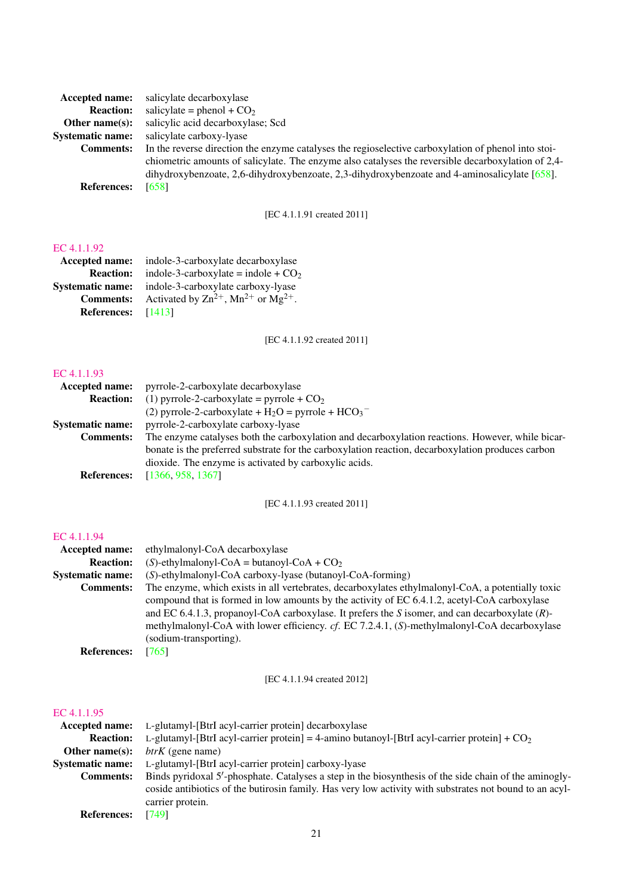**Accepted name:** salicylate decarboxylase
**Reaction:** salicylate = phenol + $CO_2$
**Other name(s):** salicylic acid decarboxylase; Scd
**Systematic name:** salicylate carboxy-lyase
**Comments:** In the reverse direction the enzyme catalyses the regioselective carboxylation of phenol into stoichiometric amounts of salicylate. The enzyme also catalyses the reversible decarboxylation of 2,4-dihydroxybenzoate, 2,6-dihydroxybenzoate, 2,3-dihydroxybenzoate and 4-aminosalicylate [658].
**References:** [658]

[EC 4.1.1.91 created 2011]

### EC 4.1.1.92

**Accepted name:** indole-3-carboxylate decarboxylase
**Reaction:** indole-3-carboxylate = indole + $CO_2$
**Systematic name:** indole-3-carboxylate carboxy-lyase
**Comments:** Activated by $Zn^{2+}$, $Mn^{2+}$ or $Mg^{2+}$.
**References:** [1413]

[EC 4.1.1.92 created 2011]

### EC 4.1.1.93

**Accepted name:** pyrrole-2-carboxylate decarboxylase
**Reaction:** (1) pyrrole-2-carboxylate = pyrrole + $CO_2$
(2) pyrrole-2-carboxylate + $H_2O$ = pyrrole + $HCO_3^-$
**Systematic name:** pyrrole-2-carboxylate carboxy-lyase
**Comments:** The enzyme catalyses both the carboxylation and decarboxylation reactions. However, while bicarbonate is the preferred substrate for the carboxylation reaction, decarboxylation produces carbon dioxide. The enzyme is activated by carboxylic acids.
**References:** [1366, 958, 1367]

[EC 4.1.1.93 created 2011]

### EC 4.1.1.94

**Accepted name:** ethylmalonyl-CoA decarboxylase
**Reaction:** (*S*)-ethylmalonyl-CoA = butanoyl-CoA + $CO_2$
**Systematic name:** (*S*)-ethylmalonyl-CoA carboxy-lyase (butanoyl-CoA-forming)
**Comments:** The enzyme, which exists in all vertebrates, decarboxylates ethylmalonyl-CoA, a potentially toxic compound that is formed in low amounts by the activity of EC 6.4.1.2, acetyl-CoA carboxylase and EC 6.4.1.3, propanoyl-CoA carboxylase. It prefers the *S* isomer, and can decarboxylate (*R*)-methylmalonyl-CoA with lower efficiency. *cf.* EC 7.2.4.1, (*S*)-methylmalonyl-CoA decarboxylase (sodium-transporting).
**References:** [765]

[EC 4.1.1.94 created 2012]

### EC 4.1.1.95

**Accepted name:** L-glutamyl-[BtrI acyl-carrier protein] decarboxylase
**Reaction:** L-glutamyl-[BtrI acyl-carrier protein] = 4-amino butanoyl-[BtrI acyl-carrier protein] + $CO_2$
**Other name(s):** *btrK* (gene name)
**Systematic name:** L-glutamyl-[BtrI acyl-carrier protein] carboxy-lyase
**Comments:** Binds pyridoxal 5′-phosphate. Catalyses a step in the biosynthesis of the side chain of the aminoglycoside antibiotics of the butirosin family. Has very low activity with substrates not bound to an acyl-carrier protein.
**References:** [749]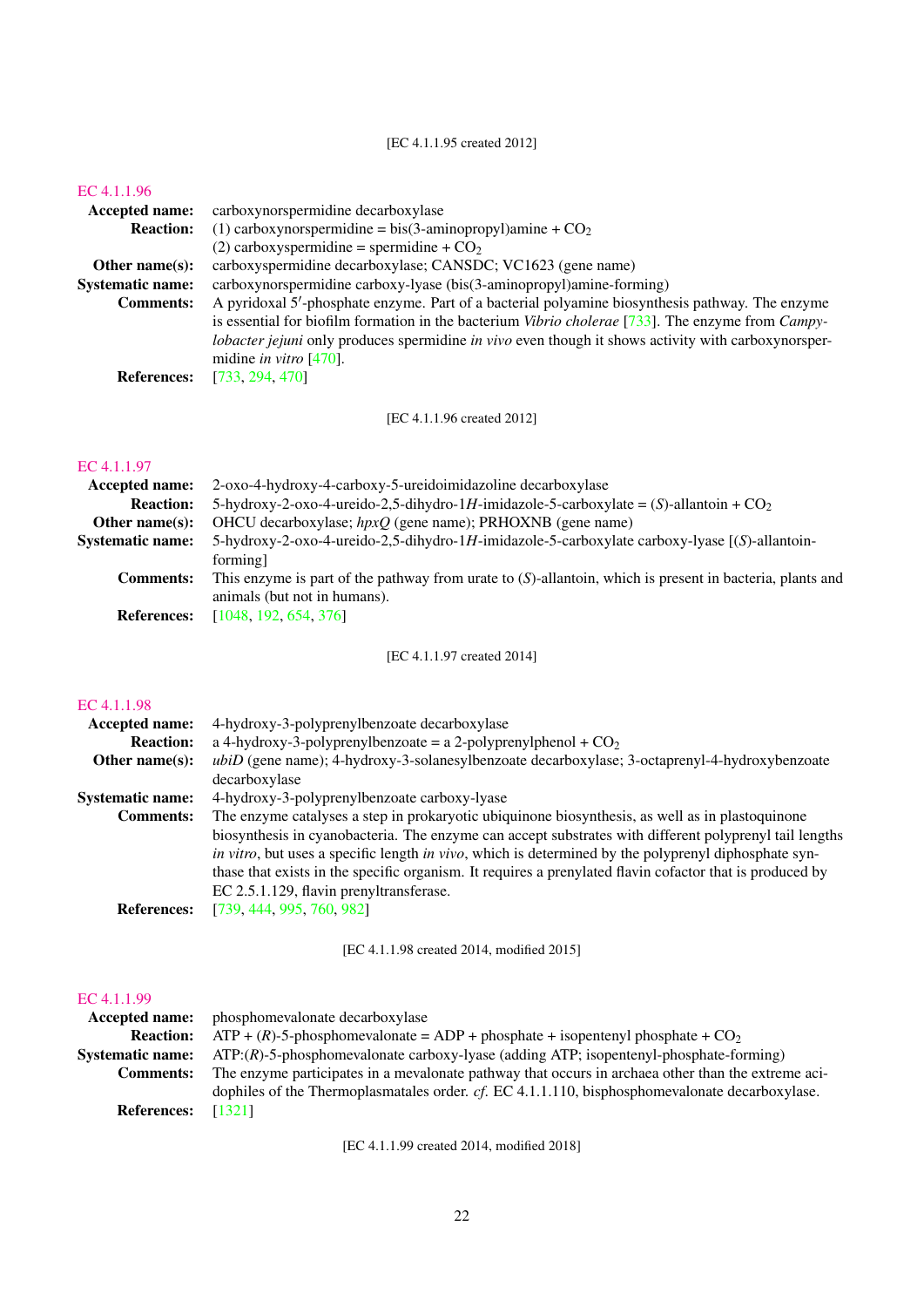[EC 4.1.1.95 created 2012]

### EC 4.1.1.96

**Accepted name:** carboxynorspermidine decarboxylase

**Reaction:** (1) carboxynorspermidine = bis(3-aminopropyl)amine + $CO_2$
(2) carboxyspermidine = spermidine + $CO_2$

**Other name(s):** carboxyspermidine decarboxylase; CANSDC; VC1623 (gene name)

**Systematic name:** carboxynorspermidine carboxy-lyase (bis(3-aminopropyl)amine-forming)

**Comments:** A pyridoxal 5′-phosphate enzyme. Part of a bacterial polyamine biosynthesis pathway. The enzyme is essential for biofilm formation in the bacterium *Vibrio cholerae* [733]. The enzyme from *Campylobacter jejuni* only produces spermidine *in vivo* even though it shows activity with carboxynorspermidine *in vitro* [470].

**References:** [733, 294, 470]

[EC 4.1.1.96 created 2012]

### EC 4.1.1.97

**Accepted name:** 2-oxo-4-hydroxy-4-carboxy-5-ureidoimidazoline decarboxylase

**Reaction:** 5-hydroxy-2-oxo-4-ureido-2,5-dihydro-1*H*-imidazole-5-carboxylate = (*S*)-allantoin + $CO_2$

**Other name(s):** OHCU decarboxylase; *hpxQ* (gene name); PRHOXNB (gene name)

**Systematic name:** 5-hydroxy-2-oxo-4-ureido-2,5-dihydro-1*H*-imidazole-5-carboxylate carboxy-lyase [(*S*)-allantoin-forming]

**Comments:** This enzyme is part of the pathway from urate to (*S*)-allantoin, which is present in bacteria, plants and animals (but not in humans).

**References:** [1048, 192, 654, 376]

[EC 4.1.1.97 created 2014]

### EC 4.1.1.98

**Accepted name:** 4-hydroxy-3-polyprenylbenzoate decarboxylase

**Reaction:** a 4-hydroxy-3-polyprenylbenzoate = a 2-polyprenylphenol + $CO_2$

**Other name(s):** *ubiD* (gene name); 4-hydroxy-3-solanesylbenzoate decarboxylase; 3-octaprenyl-4-hydroxybenzoate decarboxylase

**Systematic name:** 4-hydroxy-3-polyprenylbenzoate carboxy-lyase

**Comments:** The enzyme catalyses a step in prokaryotic ubiquinone biosynthesis, as well as in plastoquinone biosynthesis in cyanobacteria. The enzyme can accept substrates with different polyprenyl tail lengths *in vitro*, but uses a specific length *in vivo*, which is determined by the polyprenyl diphosphate synthase that exists in the specific organism. It requires a prenylated flavin cofactor that is produced by EC 2.5.1.129, flavin prenyltransferase.

**References:** [739, 444, 995, 760, 982]

[EC 4.1.1.98 created 2014, modified 2015]

### EC 4.1.1.99

**Accepted name:** phosphomevalonate decarboxylase

**Reaction:** ATP + (*R*)-5-phosphomevalonate = ADP + phosphate + isopentenyl phosphate + $CO_2$

**Systematic name:** ATP:(*R*)-5-phosphomevalonate carboxy-lyase (adding ATP; isopentenyl-phosphate-forming)

**Comments:** The enzyme participates in a mevalonate pathway that occurs in archaea other than the extreme acidophiles of the Thermoplasmatales order. *cf.* EC 4.1.1.110, bisphosphomevalonate decarboxylase.

**References:** [1321]

[EC 4.1.1.99 created 2014, modified 2018]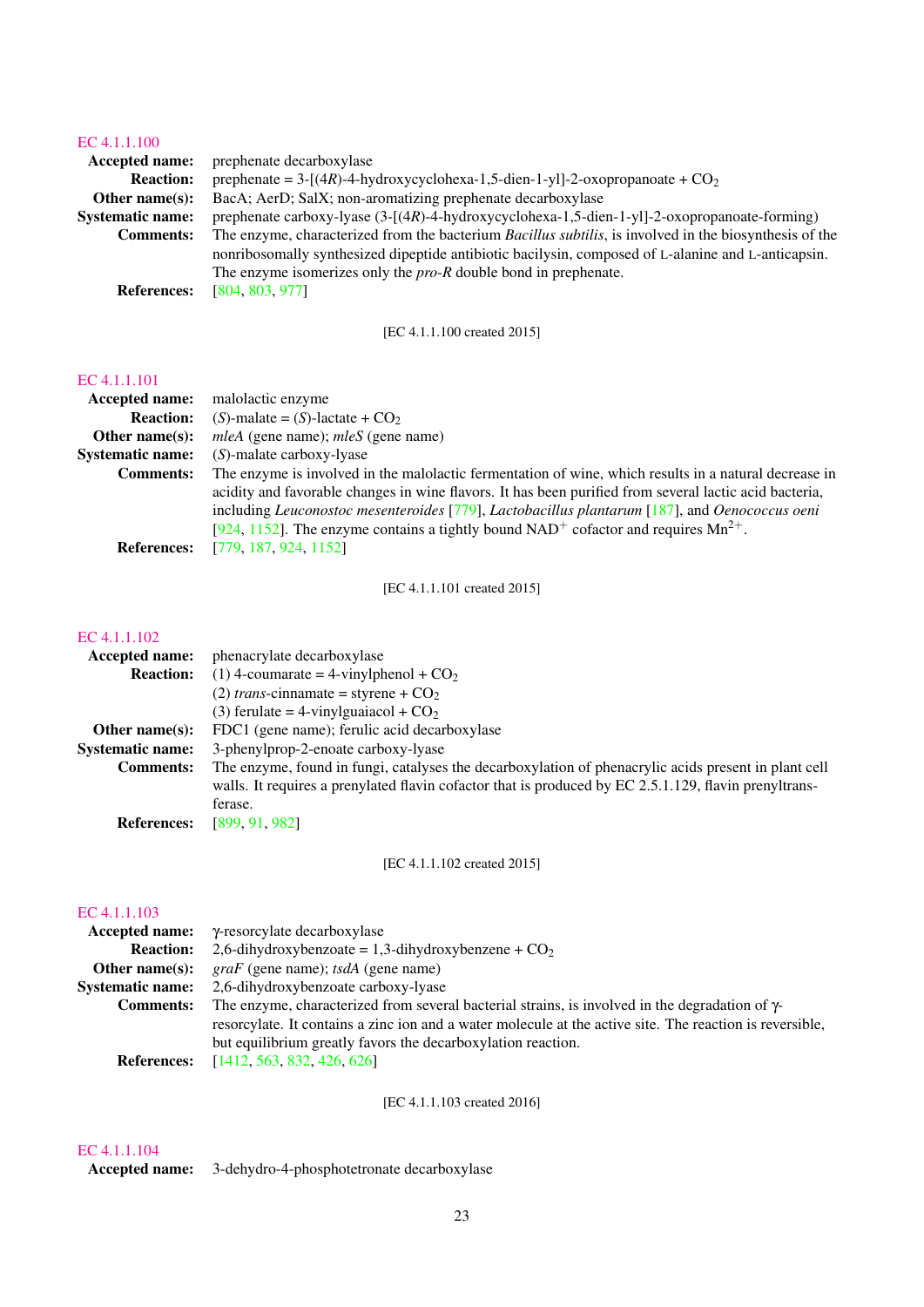### EC 4.1.1.100

**Accepted name:** prephenate decarboxylase

**Reaction:** prephenate = 3-[(4*R*)-4-hydroxycyclohexa-1,5-dien-1-yl]-2-oxopropanoate + $CO_2$

**Other name(s):** BacA; AerD; SalX; non-aromatizing prephenate decarboxylase

**Systematic name:** prephenate carboxy-lyase (3-[(4*R*)-4-hydroxycyclohexa-1,5-dien-1-yl]-2-oxopropanoate-forming)

**Comments:** The enzyme, characterized from the bacterium *Bacillus subtilis*, is involved in the biosynthesis of the nonribosomally synthesized dipeptide antibiotic bacilysin, composed of L-alanine and L-anticapsin. The enzyme isomerizes only the *pro-R* double bond in prephenate.

**References:** [804, 803, 977]

[EC 4.1.1.100 created 2015]

### EC 4.1.1.101

**Accepted name:** malolactic enzyme

**Reaction:** (*S*)-malate = (*S*)-lactate + $CO_2$

**Other name(s):** *mleA* (gene name); *mleS* (gene name)

**Systematic name:** (*S*)-malate carboxy-lyase

**Comments:** The enzyme is involved in the malolactic fermentation of wine, which results in a natural decrease in acidity and favorable changes in wine flavors. It has been purified from several lactic acid bacteria, including *Leuconostoc mesenteroides* [779], *Lactobacillus plantarum* [187], and *Oenococcus oeni* [924, 1152]. The enzyme contains a tightly bound $NAD^+$ cofactor and requires $Mn^{2+}$.

**References:** [779, 187, 924, 1152]

[EC 4.1.1.101 created 2015]

### EC 4.1.1.102

**Accepted name:** phenacrylate decarboxylase

**Reaction:** (1) 4-coumarate = 4-vinylphenol + $CO_2$
(2) *trans*-cinnamate = styrene + $CO_2$
(3) ferulate = 4-vinylguaiacol + $CO_2$

**Other name(s):** FDC1 (gene name); ferulic acid decarboxylase

**Systematic name:** 3-phenylprop-2-enoate carboxy-lyase

**Comments:** The enzyme, found in fungi, catalyses the decarboxylation of phenacrylic acids present in plant cell walls. It requires a prenylated flavin cofactor that is produced by EC 2.5.1.129, flavin prenyltransferase.

**References:** [899, 91, 982]

[EC 4.1.1.102 created 2015]

### EC 4.1.1.103

**Accepted name:** γ-resorcylate decarboxylase

**Reaction:** 2,6-dihydroxybenzoate = 1,3-dihydroxybenzene + $CO_2$

**Other name(s):** *graF* (gene name); *tsdA* (gene name)

**Systematic name:** 2,6-dihydroxybenzoate carboxy-lyase

**Comments:** The enzyme, characterized from several bacterial strains, is involved in the degradation of γ-resorcylate. It contains a zinc ion and a water molecule at the active site. The reaction is reversible, but equilibrium greatly favors the decarboxylation reaction.

**References:** [1412, 563, 832, 426, 626]

[EC 4.1.1.103 created 2016]

### EC 4.1.1.104

**Accepted name:** 3-dehydro-4-phosphotetronate decarboxylase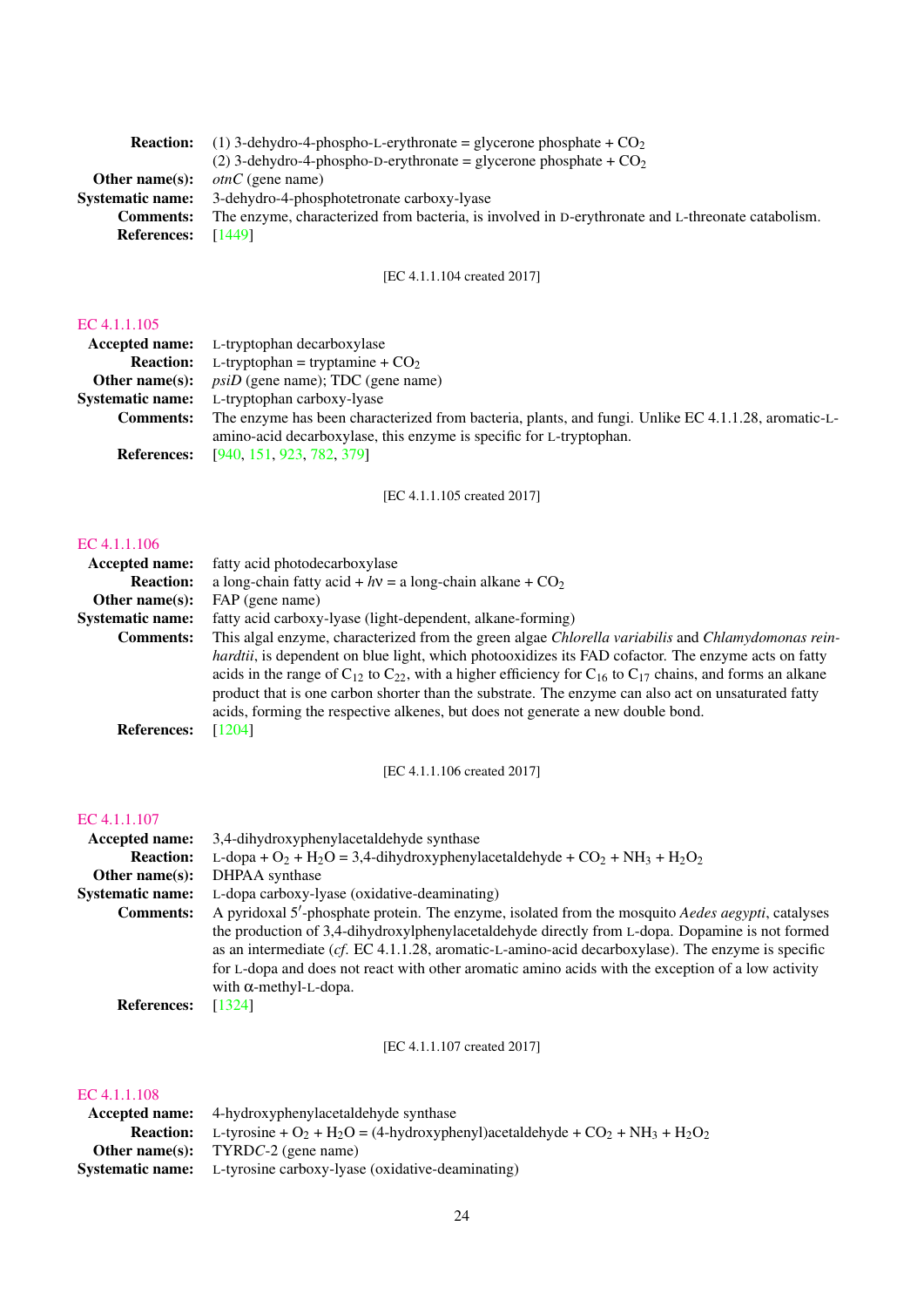**Reaction:** (1) 3-dehydro-4-phospho-L-erythronate = glycerone phosphate + $CO_2$
(2) 3-dehydro-4-phospho-D-erythronate = glycerone phosphate + $CO_2$
**Other name(s):** *otnC* (gene name)
**Systematic name:** 3-dehydro-4-phosphotetronate carboxy-lyase
**Comments:** The enzyme, characterized from bacteria, is involved in D-erythronate and L-threonate catabolism.
**References:** [1449]

[EC 4.1.1.104 created 2017]

## EC 4.1.1.105

**Accepted name:** L-tryptophan decarboxylase
**Reaction:** L-tryptophan = tryptamine + $CO_2$
**Other name(s):** *psiD* (gene name); TDC (gene name)
**Systematic name:** L-tryptophan carboxy-lyase
**Comments:** The enzyme has been characterized from bacteria, plants, and fungi. Unlike EC 4.1.1.28, aromatic-L-amino-acid decarboxylase, this enzyme is specific for L-tryptophan.
**References:** [940, 151, 923, 782, 379]

[EC 4.1.1.105 created 2017]

## EC 4.1.1.106

**Accepted name:** fatty acid photodecarboxylase
**Reaction:** a long-chain fatty acid + $h\nu$ = a long-chain alkane + $CO_2$
**Other name(s):** FAP (gene name)
**Systematic name:** fatty acid carboxy-lyase (light-dependent, alkane-forming)
**Comments:** This algal enzyme, characterized from the green algae *Chlorella variabilis* and *Chlamydomonas reinhardtii*, is dependent on blue light, which photooxidizes its FAD cofactor. The enzyme acts on fatty acids in the range of $C_{12}$ to $C_{22}$, with a higher efficiency for $C_{16}$ to $C_{17}$ chains, and forms an alkane product that is one carbon shorter than the substrate. The enzyme can also act on unsaturated fatty acids, forming the respective alkenes, but does not generate a new double bond.
**References:** [1204]

[EC 4.1.1.106 created 2017]

## EC 4.1.1.107

**Accepted name:** 3,4-dihydroxyphenylacetaldehyde synthase
**Reaction:** L-dopa + $O_2$ + $H_2O$ = 3,4-dihydroxyphenylacetaldehyde + $CO_2$ + $NH_3$ + $H_2O_2$
**Other name(s):** DHPAA synthase
**Systematic name:** L-dopa carboxy-lyase (oxidative-deaminating)
**Comments:** A pyridoxal 5′-phosphate protein. The enzyme, isolated from the mosquito *Aedes aegypti*, catalyses the production of 3,4-dihydroxylphenylacetaldehyde directly from L-dopa. Dopamine is not formed as an intermediate (*cf.* EC 4.1.1.28, aromatic-L-amino-acid decarboxylase). The enzyme is specific for L-dopa and does not react with other aromatic amino acids with the exception of a low activity with $\alpha$-methyl-L-dopa.
**References:** [1324]

[EC 4.1.1.107 created 2017]

## EC 4.1.1.108

**Accepted name:** 4-hydroxyphenylacetaldehyde synthase
**Reaction:** L-tyrosine + $O_2$ + $H_2O$ = (4-hydroxyphenyl)acetaldehyde + $CO_2$ + $NH_3$ + $H_2O_2$
**Other name(s):** TYRD*C*-2 (gene name)
**Systematic name:** L-tyrosine carboxy-lyase (oxidative-deaminating)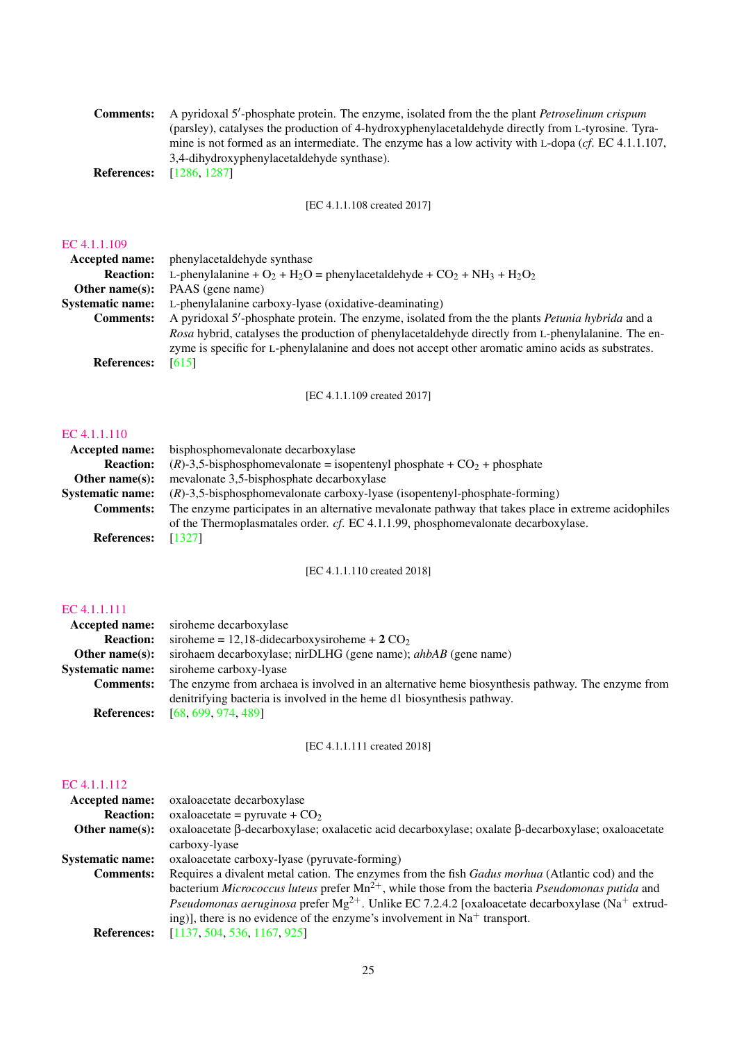**Comments:** A pyridoxal 5′-phosphate protein. The enzyme, isolated from the the plant *Petroselinum crispum* (parsley), catalyses the production of 4-hydroxyphenylacetaldehyde directly from L-tyrosine. Tyramine is not formed as an intermediate. The enzyme has a low activity with L-dopa (*cf.* EC 4.1.1.107, 3,4-dihydroxyphenylacetaldehyde synthase).

**References:** [1286, 1287]

[EC 4.1.1.108 created 2017]

## EC 4.1.1.109

**Accepted name:** phenylacetaldehyde synthase

**Reaction:** L-phenylalanine + $O_2$ + $H_2O$ = phenylacetaldehyde + $CO_2$ + $NH_3$ + $H_2O_2$

**Other name(s):** PAAS (gene name)

**Systematic name:** L-phenylalanine carboxy-lyase (oxidative-deaminating)

**Comments:** A pyridoxal 5′-phosphate protein. The enzyme, isolated from the the plants *Petunia hybrida* and a *Rosa* hybrid, catalyses the production of phenylacetaldehyde directly from L-phenylalanine. The enzyme is specific for L-phenylalanine and does not accept other aromatic amino acids as substrates.

**References:** [615]

[EC 4.1.1.109 created 2017]

## EC 4.1.1.110

**Accepted name:** bisphosphomevalonate decarboxylase

**Reaction:** (*R*)-3,5-bisphosphomevalonate = isopentenyl phosphate + $CO_2$ + phosphate

**Other name(s):** mevalonate 3,5-bisphosphate decarboxylase

**Systematic name:** (*R*)-3,5-bisphosphomevalonate carboxy-lyase (isopentenyl-phosphate-forming)

**Comments:** The enzyme participates in an alternative mevalonate pathway that takes place in extreme acidophiles of the Thermoplasmatales order. *cf.* EC 4.1.1.99, phosphomevalonate decarboxylase.

**References:** [1327]

[EC 4.1.1.110 created 2018]

## EC 4.1.1.111

**Accepted name:** siroheme decarboxylase

**Reaction:** siroheme = 12,18-didecarboxysiroheme + **2** $CO_2$

**Other name(s):** sirohaem decarboxylase; nirDLHG (gene name); *ahbAB* (gene name)

**Systematic name:** siroheme carboxy-lyase

**Comments:** The enzyme from archaea is involved in an alternative heme biosynthesis pathway. The enzyme from denitrifying bacteria is involved in the heme d1 biosynthesis pathway.

**References:** [68, 699, 974, 489]

[EC 4.1.1.111 created 2018]

## EC 4.1.1.112

**Accepted name:** oxaloacetate decarboxylase

**Reaction:** oxaloacetate = pyruvate + $CO_2$

**Other name(s):** oxaloacetate β-decarboxylase; oxalacetic acid decarboxylase; oxalate β-decarboxylase; oxaloacetate carboxy-lyase

**Systematic name:** oxaloacetate carboxy-lyase (pyruvate-forming)

**Comments:** Requires a divalent metal cation. The enzymes from the fish *Gadus morhua* (Atlantic cod) and the bacterium *Micrococcus luteus* prefer $Mn^{2+}$, while those from the bacteria *Pseudomonas putida* and *Pseudomonas aeruginosa* prefer $Mg^{2+}$. Unlike EC 7.2.4.2 [oxaloacetate decarboxylase ($Na^+$ extruding)], there is no evidence of the enzyme's involvement in $Na^+$ transport.

**References:** [1137, 504, 536, 1167, 925]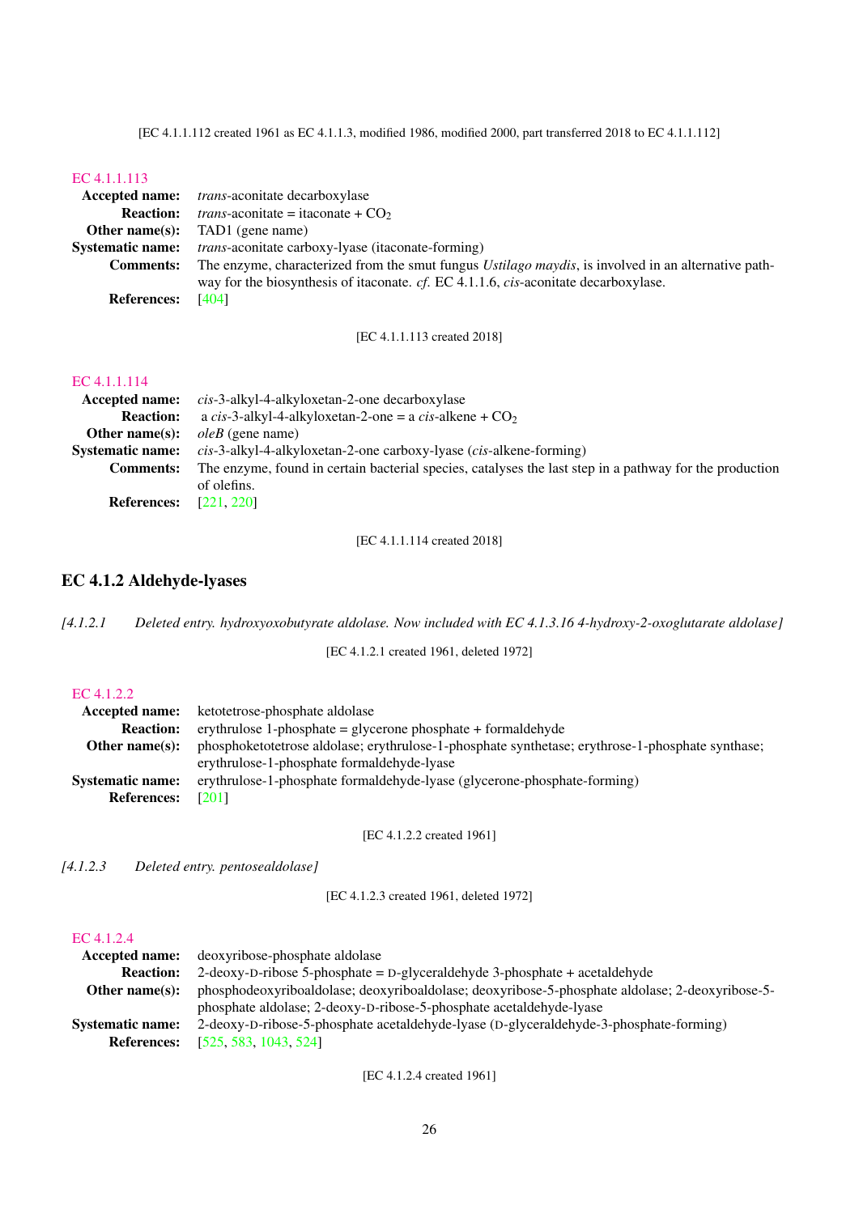[EC 4.1.1.112 created 1961 as EC 4.1.1.3, modified 1986, modified 2000, part transferred 2018 to EC 4.1.1.112]

EC 4.1.1.113

**Accepted name:** *trans*-aconitate decarboxylase

**Reaction:** *trans*-aconitate = itaconate + $CO_2$

**Other name(s):** TAD1 (gene name)

**Systematic name:** *trans*-aconitate carboxy-lyase (itaconate-forming)

**Comments:** The enzyme, characterized from the smut fungus *Ustilago maydis*, is involved in an alternative pathway for the biosynthesis of itaconate. *cf.* EC 4.1.1.6, *cis*-aconitate decarboxylase.

**References:** [404]

[EC 4.1.1.113 created 2018]

EC 4.1.1.114

**Accepted name:** *cis*-3-alkyl-4-alkyloxetan-2-one decarboxylase

**Reaction:** a *cis*-3-alkyl-4-alkyloxetan-2-one = a *cis*-alkene + $CO_2$

**Other name(s):** *oleB* (gene name)

**Systematic name:** *cis*-3-alkyl-4-alkyloxetan-2-one carboxy-lyase (*cis*-alkene-forming)

**Comments:** The enzyme, found in certain bacterial species, catalyses the last step in a pathway for the production of olefins.

**References:** [221, 220]

[EC 4.1.1.114 created 2018]

## EC 4.1.2 Aldehyde-lyases

*[4.1.2.1 Deleted entry. hydroxyoxobutyrate aldolase. Now included with EC 4.1.3.16 4-hydroxy-2-oxoglutarate aldolase]*

[EC 4.1.2.1 created 1961, deleted 1972]

EC 4.1.2.2

**Accepted name:** ketotetrose-phosphate aldolase

**Reaction:** erythrulose 1-phosphate = glycerone phosphate + formaldehyde

**Other name(s):** phosphoketotetrose aldolase; erythrulose-1-phosphate synthetase; erythrose-1-phosphate synthase; erythrulose-1-phosphate formaldehyde-lyase

**Systematic name:** erythrulose-1-phosphate formaldehyde-lyase (glycerone-phosphate-forming)

**References:** [201]

[EC 4.1.2.2 created 1961]

*[4.1.2.3 Deleted entry. pentosealdolase]*

[EC 4.1.2.3 created 1961, deleted 1972]

EC 4.1.2.4

**Accepted name:** deoxyribose-phosphate aldolase

**Reaction:** 2-deoxy-D-ribose 5-phosphate = D-glyceraldehyde 3-phosphate + acetaldehyde

**Other name(s):** phosphodeoxyriboaldolase; deoxyriboaldolase; deoxyribose-5-phosphate aldolase; 2-deoxyribose-5-phosphate aldolase; 2-deoxy-D-ribose-5-phosphate acetaldehyde-lyase

**Systematic name:** 2-deoxy-D-ribose-5-phosphate acetaldehyde-lyase (D-glyceraldehyde-3-phosphate-forming)

**References:** [525, 583, 1043, 524]

[EC 4.1.2.4 created 1961]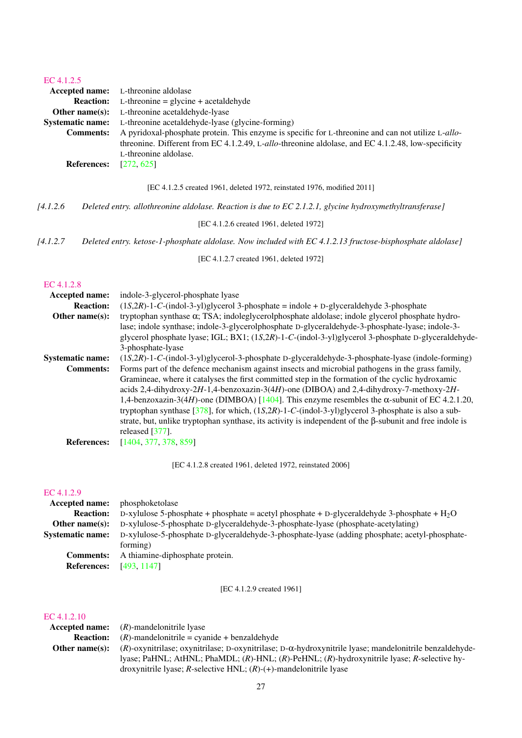EC 4.1.2.5

**Accepted name:** L-threonine aldolase

**Reaction:** L-threonine = glycine + acetaldehyde

**Other name(s):** L-threonine acetaldehyde-lyase

**Systematic name:** L-threonine acetaldehyde-lyase (glycine-forming)

**Comments:** A pyridoxal-phosphate protein. This enzyme is specific for L-threonine and can not utilize L-*allo*-threonine. Different from EC 4.1.2.49, L-*allo*-threonine aldolase, and EC 4.1.2.48, low-specificity L-threonine aldolase.

**References:** [272, 625]

[EC 4.1.2.5 created 1961, deleted 1972, reinstated 1976, modified 2011]

*[4.1.2.6 Deleted entry. allothreonine aldolase. Reaction is due to EC 2.1.2.1, glycine hydroxymethyltransferase]*

[EC 4.1.2.6 created 1961, deleted 1972]

*[4.1.2.7 Deleted entry. ketose-1-phosphate aldolase. Now included with EC 4.1.2.13 fructose-bisphosphate aldolase]*

[EC 4.1.2.7 created 1961, deleted 1972]

EC 4.1.2.8

**Accepted name:** indole-3-glycerol-phosphate lyase

**Reaction:** (1*S*,2*R*)-1-*C*-(indol-3-yl)glycerol 3-phosphate = indole + D-glyceraldehyde 3-phosphate

**Other name(s):** tryptophan synthase α; TSA; indoleglycerolphosphate aldolase; indole glycerol phosphate hydrolase; indole synthase; indole-3-glycerolphosphate D-glyceraldehyde-3-phosphate-lyase; indole-3-glycerol phosphate lyase; IGL; BX1; (1*S*,2*R*)-1-*C*-(indol-3-yl)glycerol 3-phosphate D-glyceraldehyde-3-phosphate-lyase

**Systematic name:** (1*S*,2*R*)-1-*C*-(indol-3-yl)glycerol-3-phosphate D-glyceraldehyde-3-phosphate-lyase (indole-forming)

**Comments:** Forms part of the defence mechanism against insects and microbial pathogens in the grass family, Gramineae, where it catalyses the first committed step in the formation of the cyclic hydroxamic acids 2,4-dihydroxy-2*H*-1,4-benzoxazin-3(4*H*)-one (DIBOA) and 2,4-dihydroxy-7-methoxy-2*H*-1,4-benzoxazin-3(4*H*)-one (DIMBOA) [1404]. This enzyme resembles the α-subunit of EC 4.2.1.20, tryptophan synthase [378], for which, (1*S*,2*R*)-1-*C*-(indol-3-yl)glycerol 3-phosphate is also a substrate, but, unlike tryptophan synthase, its activity is independent of the β-subunit and free indole is released [377].

**References:** [1404, 377, 378, 859]

[EC 4.1.2.8 created 1961, deleted 1972, reinstated 2006]

EC 4.1.2.9

**Accepted name:** phosphoketolase

**Reaction:** D-xylulose 5-phosphate + phosphate = acetyl phosphate + D-glyceraldehyde 3-phosphate + $H_2O$

**Other name(s):** D-xylulose-5-phosphate D-glyceraldehyde-3-phosphate-lyase (phosphate-acetylating)

**Systematic name:** D-xylulose-5-phosphate D-glyceraldehyde-3-phosphate-lyase (adding phosphate; acetyl-phosphate-forming)

**Comments:** A thiamine-diphosphate protein.

**References:** [493, 1147]

[EC 4.1.2.9 created 1961]

EC 4.1.2.10

**Accepted name:** (*R*)-mandelonitrile lyase

**Reaction:** (*R*)-mandelonitrile = cyanide + benzaldehyde

**Other name(s):** (*R*)-oxynitrilase; oxynitrilase; D-oxynitrilase; D-α-hydroxynitrile lyase; mandelonitrile benzaldehyde-lyase; PaHNL; AtHNL; PhaMDL; (*R*)-HNL; (*R*)-PeHNL; (*R*)-hydroxynitrile lyase; *R*-selective hydroxynitrile lyase; *R*-selective HNL; (*R*)-(+)-mandelonitrile lyase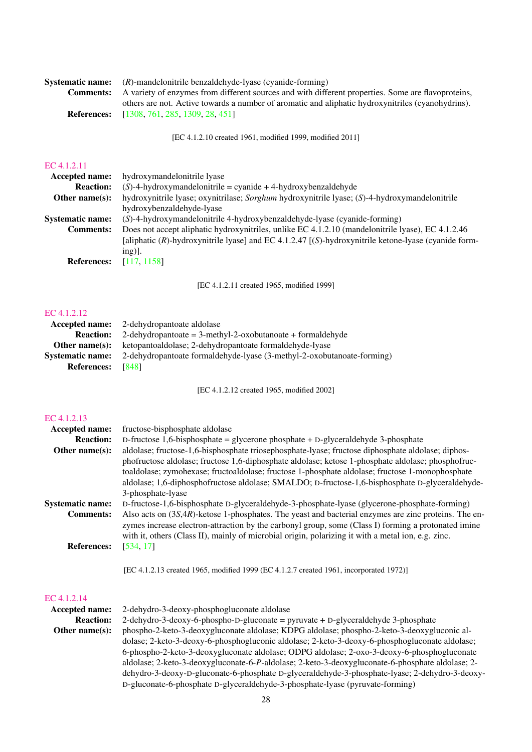**Systematic name:** (*R*)-mandelonitrile benzaldehyde-lyase (cyanide-forming)
**Comments:** A variety of enzymes from different sources and with different properties. Some are flavoproteins, others are not. Active towards a number of aromatic and aliphatic hydroxynitriles (cyanohydrins).
**References:** [1308, 761, 285, 1309, 28, 451]

[EC 4.1.2.10 created 1961, modified 1999, modified 2011]

## EC 4.1.2.11

**Accepted name:** hydroxymandelonitrile lyase
**Reaction:** (*S*)-4-hydroxymandelonitrile = cyanide + 4-hydroxybenzaldehyde
**Other name(s):** hydroxynitrile lyase; oxynitrilase; *Sorghum* hydroxynitrile lyase; (*S*)-4-hydroxymandelonitrile hydroxybenzaldehyde-lyase
**Systematic name:** (*S*)-4-hydroxymandelonitrile 4-hydroxybenzaldehyde-lyase (cyanide-forming)
**Comments:** Does not accept aliphatic hydroxynitriles, unlike EC 4.1.2.10 (mandelonitrile lyase), EC 4.1.2.46 [aliphatic (*R*)-hydroxynitrile lyase] and EC 4.1.2.47 [(*S*)-hydroxynitrile ketone-lyase (cyanide forming)].
**References:** [117, 1158]

[EC 4.1.2.11 created 1965, modified 1999]

## EC 4.1.2.12

**Accepted name:** 2-dehydropantoate aldolase
**Reaction:** 2-dehydropantoate = 3-methyl-2-oxobutanoate + formaldehyde
**Other name(s):** ketopantoaldolase; 2-dehydropantoate formaldehyde-lyase
**Systematic name:** 2-dehydropantoate formaldehyde-lyase (3-methyl-2-oxobutanoate-forming)
**References:** [848]

[EC 4.1.2.12 created 1965, modified 2002]

## EC 4.1.2.13

**Accepted name:** fructose-bisphosphate aldolase
**Reaction:** D-fructose 1,6-bisphosphate = glycerone phosphate + D-glyceraldehyde 3-phosphate
**Other name(s):** aldolase; fructose-1,6-bisphosphate triosephosphate-lyase; fructose diphosphate aldolase; diphosphofructose aldolase; fructose 1,6-diphosphate aldolase; ketose 1-phosphate aldolase; phosphofructoaldolase; zymohexase; fructoaldolase; fructose 1-phosphate aldolase; fructose 1-monophosphate aldolase; 1,6-diphosphofructose aldolase; SMALDO; D-fructose-1,6-bisphosphate D-glyceraldehyde-3-phosphate-lyase
**Systematic name:** D-fructose-1,6-bisphosphate D-glyceraldehyde-3-phosphate-lyase (glycerone-phosphate-forming)
**Comments:** Also acts on (3*S*,4*R*)-ketose 1-phosphates. The yeast and bacterial enzymes are zinc proteins. The enzymes increase electron-attraction by the carbonyl group, some (Class I) forming a protonated imine with it, others (Class II), mainly of microbial origin, polarizing it with a metal ion, e.g. zinc.
**References:** [534, 17]

[EC 4.1.2.13 created 1965, modified 1999 (EC 4.1.2.7 created 1961, incorporated 1972)]

## EC 4.1.2.14

**Accepted name:** 2-dehydro-3-deoxy-phosphogluconate aldolase
**Reaction:** 2-dehydro-3-deoxy-6-phospho-D-gluconate = pyruvate + D-glyceraldehyde 3-phosphate
**Other name(s):** phospho-2-keto-3-deoxygluconate aldolase; KDPG aldolase; phospho-2-keto-3-deoxygluconic aldolase; 2-keto-3-deoxy-6-phosphogluconic aldolase; 2-keto-3-deoxy-6-phosphogluconate aldolase; 6-phospho-2-keto-3-deoxygluconate aldolase; ODPG aldolase; 2-oxo-3-deoxy-6-phosphogluconate aldolase; 2-keto-3-deoxygluconate-6-*P*-aldolase; 2-keto-3-deoxygluconate-6-phosphate aldolase; 2-dehydro-3-deoxy-D-gluconate-6-phosphate D-glyceraldehyde-3-phosphate-lyase; 2-dehydro-3-deoxy-D-gluconate-6-phosphate D-glyceraldehyde-3-phosphate-lyase (pyruvate-forming)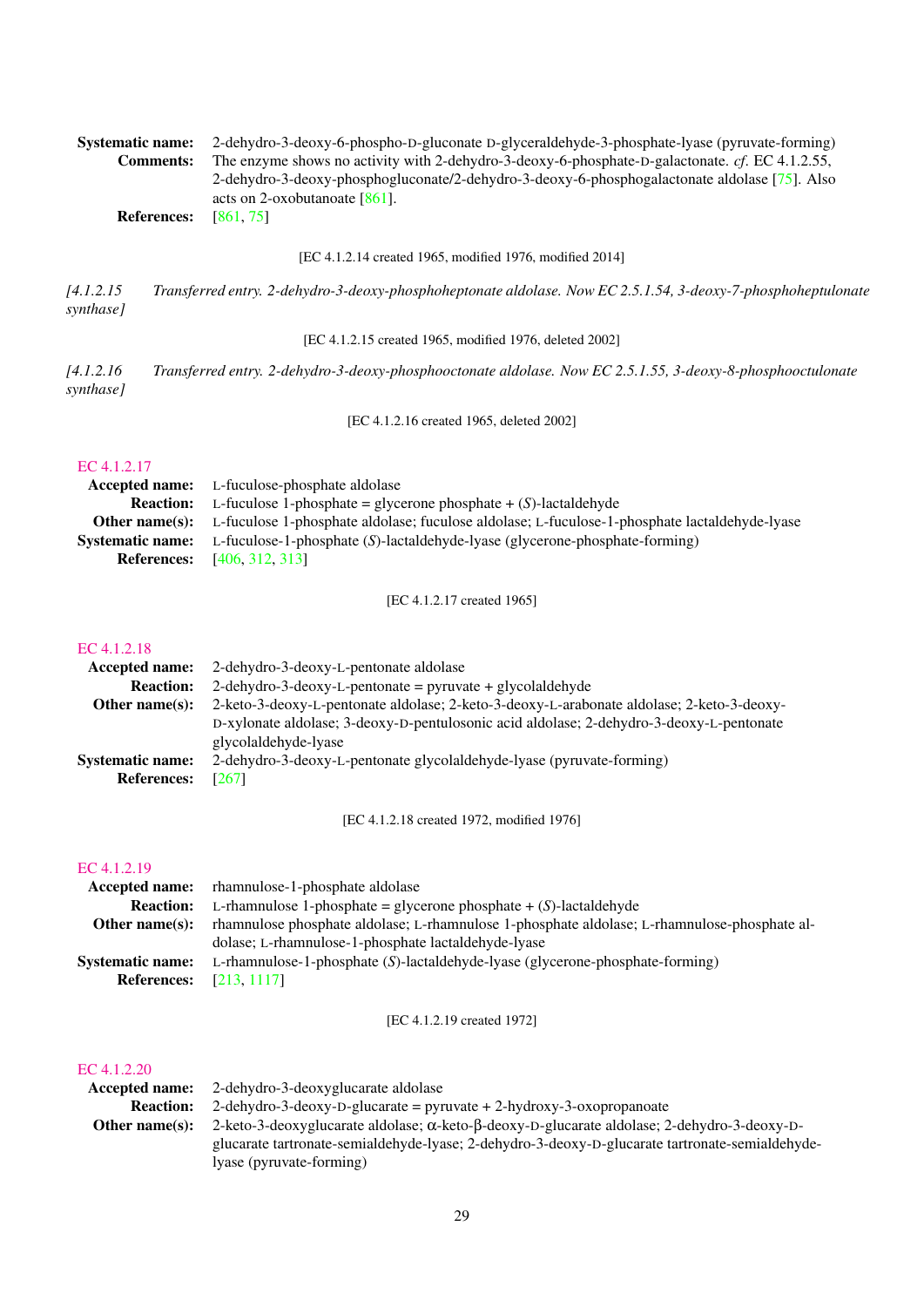**Systematic name:** 2-dehydro-3-deoxy-6-phospho-D-gluconate D-glyceraldehyde-3-phosphate-lyase (pyruvate-forming)
**Comments:** The enzyme shows no activity with 2-dehydro-3-deoxy-6-phosphate-D-galactonate. *cf.* EC 4.1.2.55, 2-dehydro-3-deoxy-phosphogluconate/2-dehydro-3-deoxy-6-phosphogalactonate aldolase [75]. Also acts on 2-oxobutanoate [861].
**References:** [861, 75]

[EC 4.1.2.14 created 1965, modified 1976, modified 2014]

*[4.1.2.15 Transferred entry. 2-dehydro-3-deoxy-phosphoheptonate aldolase. Now EC 2.5.1.54, 3-deoxy-7-phosphoheptulonate synthase]*

[EC 4.1.2.15 created 1965, modified 1976, deleted 2002]

*[4.1.2.16 Transferred entry. 2-dehydro-3-deoxy-phosphooctonate aldolase. Now EC 2.5.1.55, 3-deoxy-8-phosphooctulonate synthase]*

[EC 4.1.2.16 created 1965, deleted 2002]

## EC 4.1.2.17

**Accepted name:** L-fuculose-phosphate aldolase
**Reaction:** L-fuculose 1-phosphate = glycerone phosphate + (*S*)-lactaldehyde
**Other name(s):** L-fuculose 1-phosphate aldolase; fuculose aldolase; L-fuculose-1-phosphate lactaldehyde-lyase
**Systematic name:** L-fuculose-1-phosphate (*S*)-lactaldehyde-lyase (glycerone-phosphate-forming)
**References:** [406, 312, 313]

[EC 4.1.2.17 created 1965]

## EC 4.1.2.18

**Accepted name:** 2-dehydro-3-deoxy-L-pentonate aldolase
**Reaction:** 2-dehydro-3-deoxy-L-pentonate = pyruvate + glycolaldehyde
**Other name(s):** 2-keto-3-deoxy-L-pentonate aldolase; 2-keto-3-deoxy-L-arabonate aldolase; 2-keto-3-deoxy-D-xylonate aldolase; 3-deoxy-D-pentulosonic acid aldolase; 2-dehydro-3-deoxy-L-pentonate glycolaldehyde-lyase
**Systematic name:** 2-dehydro-3-deoxy-L-pentonate glycolaldehyde-lyase (pyruvate-forming)
**References:** [267]

[EC 4.1.2.18 created 1972, modified 1976]

## EC 4.1.2.19

**Accepted name:** rhamnulose-1-phosphate aldolase
**Reaction:** L-rhamnulose 1-phosphate = glycerone phosphate + (*S*)-lactaldehyde
**Other name(s):** rhamnulose phosphate aldolase; L-rhamnulose 1-phosphate aldolase; L-rhamnulose-phosphate aldolase; L-rhamnulose-1-phosphate lactaldehyde-lyase
**Systematic name:** L-rhamnulose-1-phosphate (*S*)-lactaldehyde-lyase (glycerone-phosphate-forming)
**References:** [213, 1117]

[EC 4.1.2.19 created 1972]

## EC 4.1.2.20

**Accepted name:** 2-dehydro-3-deoxyglucarate aldolase
**Reaction:** 2-dehydro-3-deoxy-D-glucarate = pyruvate + 2-hydroxy-3-oxopropanoate
**Other name(s):** 2-keto-3-deoxyglucarate aldolase; α-keto-β-deoxy-D-glucarate aldolase; 2-dehydro-3-deoxy-D-glucarate tartronate-semialdehyde-lyase; 2-dehydro-3-deoxy-D-glucarate tartronate-semialdehyde-lyase (pyruvate-forming)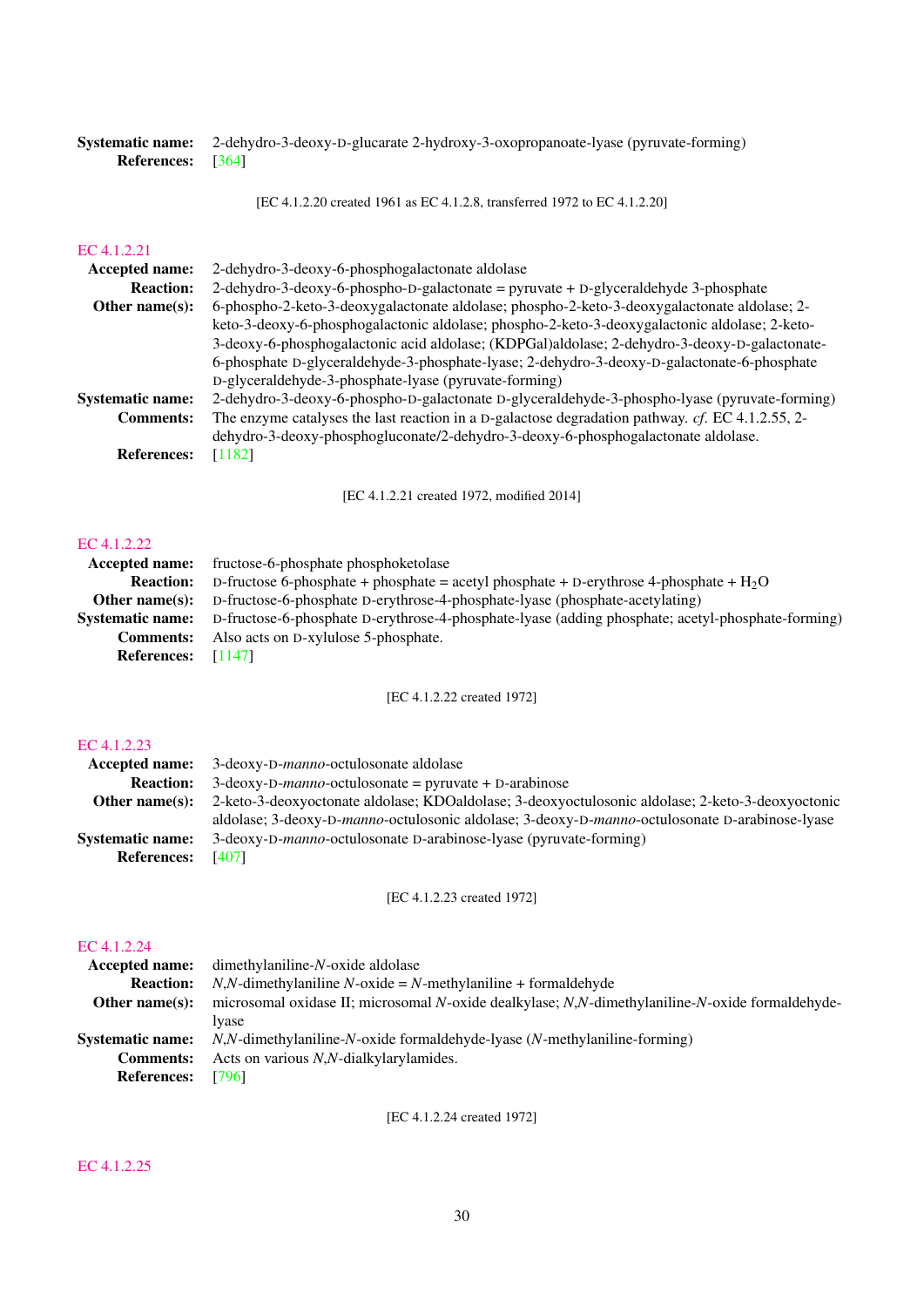**Systematic name:** 2-dehydro-3-deoxy-D-glucarate 2-hydroxy-3-oxopropanoate-lyase (pyruvate-forming)
**References:** [364]

[EC 4.1.2.20 created 1961 as EC 4.1.2.8, transferred 1972 to EC 4.1.2.20]

## EC 4.1.2.21

**Accepted name:** 2-dehydro-3-deoxy-6-phosphogalactonate aldolase
**Reaction:** 2-dehydro-3-deoxy-6-phospho-D-galactonate = pyruvate + D-glyceraldehyde 3-phosphate
**Other name(s):** 6-phospho-2-keto-3-deoxygalactonate aldolase; phospho-2-keto-3-deoxygalactonate aldolase; 2-keto-3-deoxy-6-phosphogalactonic aldolase; phospho-2-keto-3-deoxygalactonic aldolase; 2-keto-3-deoxy-6-phosphogalactonic acid aldolase; (KDPGal)aldolase; 2-dehydro-3-deoxy-D-galactonate-6-phosphate D-glyceraldehyde-3-phosphate-lyase; 2-dehydro-3-deoxy-D-galactonate-6-phosphate D-glyceraldehyde-3-phosphate-lyase (pyruvate-forming)
**Systematic name:** 2-dehydro-3-deoxy-6-phospho-D-galactonate D-glyceraldehyde-3-phospho-lyase (pyruvate-forming)
**Comments:** The enzyme catalyses the last reaction in a D-galactose degradation pathway. *cf.* EC 4.1.2.55, 2-dehydro-3-deoxy-phosphogluconate/2-dehydro-3-deoxy-6-phosphogalactonate aldolase.
**References:** [1182]

[EC 4.1.2.21 created 1972, modified 2014]

## EC 4.1.2.22

**Accepted name:** fructose-6-phosphate phosphoketolase
**Reaction:** D-fructose 6-phosphate + phosphate = acetyl phosphate + D-erythrose 4-phosphate + $H_2O$
**Other name(s):** D-fructose-6-phosphate D-erythrose-4-phosphate-lyase (phosphate-acetylating)
**Systematic name:** D-fructose-6-phosphate D-erythrose-4-phosphate-lyase (adding phosphate; acetyl-phosphate-forming)
**Comments:** Also acts on D-xylulose 5-phosphate.
**References:** [1147]

[EC 4.1.2.22 created 1972]

## EC 4.1.2.23

**Accepted name:** 3-deoxy-D-*manno*-octulosonate aldolase
**Reaction:** 3-deoxy-D-*manno*-octulosonate = pyruvate + D-arabinose
**Other name(s):** 2-keto-3-deoxyoctonate aldolase; KDOaldolase; 3-deoxyoctulosonic aldolase; 2-keto-3-deoxyoctonic aldolase; 3-deoxy-D-*manno*-octulosonic aldolase; 3-deoxy-D-*manno*-octulosonate D-arabinose-lyase
**Systematic name:** 3-deoxy-D-*manno*-octulosonate D-arabinose-lyase (pyruvate-forming)
**References:** [407]

[EC 4.1.2.23 created 1972]

## EC 4.1.2.24

**Accepted name:** dimethylaniline-*N*-oxide aldolase
**Reaction:** *N*,*N*-dimethylaniline *N*-oxide = *N*-methylaniline + formaldehyde
**Other name(s):** microsomal oxidase II; microsomal *N*-oxide dealkylase; *N*,*N*-dimethylaniline-*N*-oxide formaldehyde-lyase
**Systematic name:** *N*,*N*-dimethylaniline-*N*-oxide formaldehyde-lyase (*N*-methylaniline-forming)
**Comments:** Acts on various *N*,*N*-dialkylarylamides.
**References:** [796]

[EC 4.1.2.24 created 1972]

## EC 4.1.2.25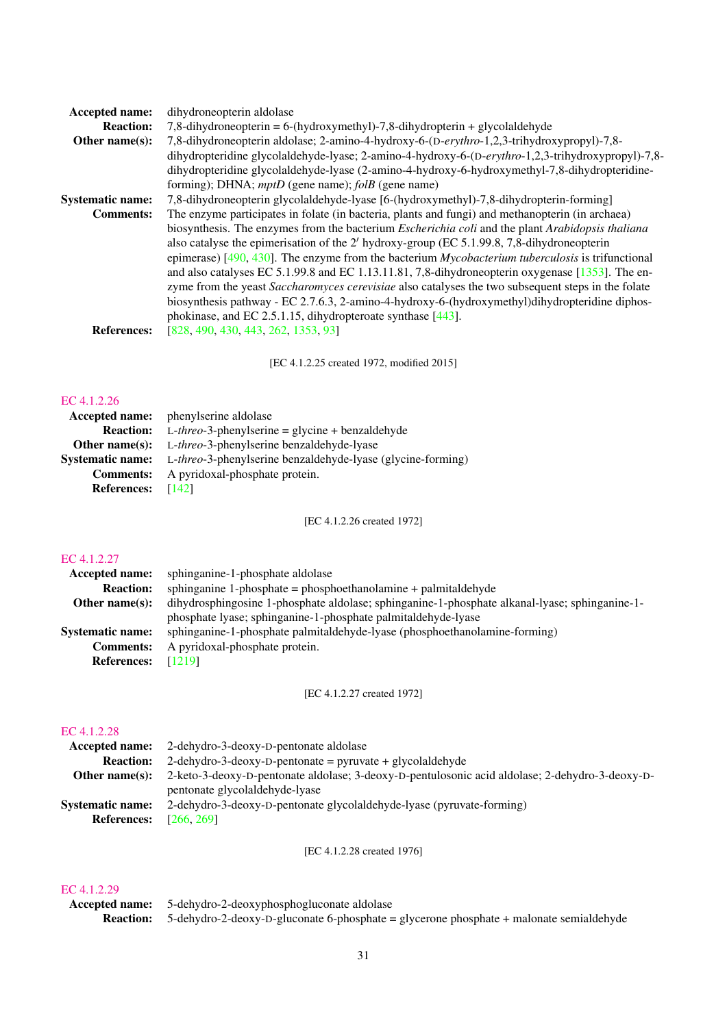**Accepted name:** dihydroneopterin aldolase

**Reaction:** 7,8-dihydroneopterin = 6-(hydroxymethyl)-7,8-dihydropterin + glycolaldehyde

**Other name(s):** 7,8-dihydroneopterin aldolase; 2-amino-4-hydroxy-6-(D-*erythro*-1,2,3-trihydroxypropyl)-7,8-dihydropteridine glycolaldehyde-lyase; 2-amino-4-hydroxy-6-(D-*erythro*-1,2,3-trihydroxypropyl)-7,8-dihydropteridine glycolaldehyde-lyase (2-amino-4-hydroxy-6-hydroxymethyl-7,8-dihydropteridine-forming); DHNA; *mptD* (gene name); *folB* (gene name)

**Systematic name:** 7,8-dihydroneopterin glycolaldehyde-lyase [6-(hydroxymethyl)-7,8-dihydropterin-forming]

**Comments:** The enzyme participates in folate (in bacteria, plants and fungi) and methanopterin (in archaea) biosynthesis. The enzymes from the bacterium *Escherichia coli* and the plant *Arabidopsis thaliana* also catalyse the epimerisation of the 2′ hydroxy-group (EC 5.1.99.8, 7,8-dihydroneopterin epimerase) [490, 430]. The enzyme from the bacterium *Mycobacterium tuberculosis* is trifunctional and also catalyses EC 5.1.99.8 and EC 1.13.11.81, 7,8-dihydroneopterin oxygenase [1353]. The enzyme from the yeast *Saccharomyces cerevisiae* also catalyses the two subsequent steps in the folate biosynthesis pathway - EC 2.7.6.3, 2-amino-4-hydroxy-6-(hydroxymethyl)dihydropteridine diphosphokinase, and EC 2.5.1.15, dihydropteroate synthase [443].

**References:** [828, 490, 430, 443, 262, 1353, 93]

[EC 4.1.2.25 created 1972, modified 2015]

## EC 4.1.2.26

**Accepted name:** phenylserine aldolase

**Reaction:** L-*threo*-3-phenylserine = glycine + benzaldehyde

**Other name(s):** L-*threo*-3-phenylserine benzaldehyde-lyase

**Systematic name:** L-*threo*-3-phenylserine benzaldehyde-lyase (glycine-forming)

**Comments:** A pyridoxal-phosphate protein.

**References:** [142]

[EC 4.1.2.26 created 1972]

## EC 4.1.2.27

**Accepted name:** sphinganine-1-phosphate aldolase

**Reaction:** sphinganine 1-phosphate = phosphoethanolamine + palmitaldehyde

**Other name(s):** dihydrosphingosine 1-phosphate aldolase; sphinganine-1-phosphate alkanal-lyase; sphinganine-1-phosphate lyase; sphinganine-1-phosphate palmitaldehyde-lyase

**Systematic name:** sphinganine-1-phosphate palmitaldehyde-lyase (phosphoethanolamine-forming)

**Comments:** A pyridoxal-phosphate protein.

**References:** [1219]

[EC 4.1.2.27 created 1972]

## EC 4.1.2.28

**Accepted name:** 2-dehydro-3-deoxy-D-pentonate aldolase

**Reaction:** 2-dehydro-3-deoxy-D-pentonate = pyruvate + glycolaldehyde

**Other name(s):** 2-keto-3-deoxy-D-pentonate aldolase; 3-deoxy-D-pentulosonic acid aldolase; 2-dehydro-3-deoxy-D-pentonate glycolaldehyde-lyase

**Systematic name:** 2-dehydro-3-deoxy-D-pentonate glycolaldehyde-lyase (pyruvate-forming)

**References:** [266, 269]

[EC 4.1.2.28 created 1976]

## EC 4.1.2.29

**Accepted name:** 5-dehydro-2-deoxyphosphogluconate aldolase

**Reaction:** 5-dehydro-2-deoxy-D-gluconate 6-phosphate = glycerone phosphate + malonate semialdehyde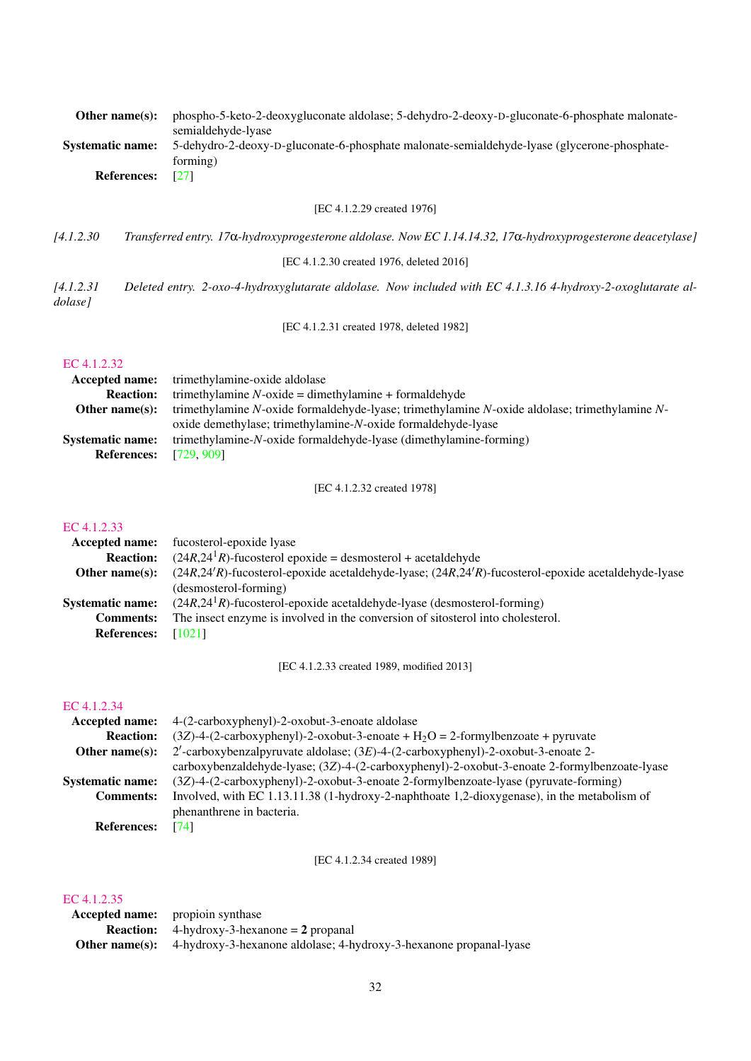**Other name(s):** phospho-5-keto-2-deoxygluconate aldolase; 5-dehydro-2-deoxy-D-gluconate-6-phosphate malonate-semialdehyde-lyase

**Systematic name:** 5-dehydro-2-deoxy-D-gluconate-6-phosphate malonate-semialdehyde-lyase (glycerone-phosphate-forming)

**References:** [27]

[EC 4.1.2.29 created 1976]

*[4.1.2.30 Transferred entry. 17α-hydroxyprogesterone aldolase. Now EC 1.14.14.32, 17α-hydroxyprogesterone deacetylase]*

[EC 4.1.2.30 created 1976, deleted 2016]

*[4.1.2.31 Deleted entry. 2-oxo-4-hydroxyglutarate aldolase. Now included with EC 4.1.3.16 4-hydroxy-2-oxoglutarate aldolase]*

[EC 4.1.2.31 created 1978, deleted 1982]

## EC 4.1.2.32

**Accepted name:** trimethylamine-oxide aldolase

**Reaction:** trimethylamine *N*-oxide = dimethylamine + formaldehyde

**Other name(s):** trimethylamine *N*-oxide formaldehyde-lyase; trimethylamine *N*-oxide aldolase; trimethylamine *N*-oxide demethylase; trimethylamine-*N*-oxide formaldehyde-lyase

**Systematic name:** trimethylamine-*N*-oxide formaldehyde-lyase (dimethylamine-forming)

**References:** [729, 909]

[EC 4.1.2.32 created 1978]

## EC 4.1.2.33

**Accepted name:** fucosterol-epoxide lyase

**Reaction:** (24*R*,24[1]*R*)-fucosterol epoxide = desmosterol + acetaldehyde

**Other name(s):** (24*R*,24′*R*)-fucosterol-epoxide acetaldehyde-lyase; (24*R*,24′*R*)-fucosterol-epoxide acetaldehyde-lyase (desmosterol-forming)

**Systematic name:** (24*R*,24[1]*R*)-fucosterol-epoxide acetaldehyde-lyase (desmosterol-forming)

**Comments:** The insect enzyme is involved in the conversion of sitosterol into cholesterol.

**References:** [1021]

[EC 4.1.2.33 created 1989, modified 2013]

## EC 4.1.2.34

**Accepted name:** 4-(2-carboxyphenyl)-2-oxobut-3-enoate aldolase

**Reaction:** (3*Z*)-4-(2-carboxyphenyl)-2-oxobut-3-enoate + $H_2O$ = 2-formylbenzoate + pyruvate

**Other name(s):** 2′-carboxybenzalpyruvate aldolase; (3*E*)-4-(2-carboxyphenyl)-2-oxobut-3-enoate 2-carboxybenzaldehyde-lyase; (3*Z*)-4-(2-carboxyphenyl)-2-oxobut-3-enoate 2-formylbenzoate-lyase

**Systematic name:** (3*Z*)-4-(2-carboxyphenyl)-2-oxobut-3-enoate 2-formylbenzoate-lyase (pyruvate-forming)

**Comments:** Involved, with EC 1.13.11.38 (1-hydroxy-2-naphthoate 1,2-dioxygenase), in the metabolism of phenanthrene in bacteria.

**References:** [74]

[EC 4.1.2.34 created 1989]

## EC 4.1.2.35

**Accepted name:** propioin synthase

**Reaction:** 4-hydroxy-3-hexanone = **2** propanal

**Other name(s):** 4-hydroxy-3-hexanone aldolase; 4-hydroxy-3-hexanone propanal-lyase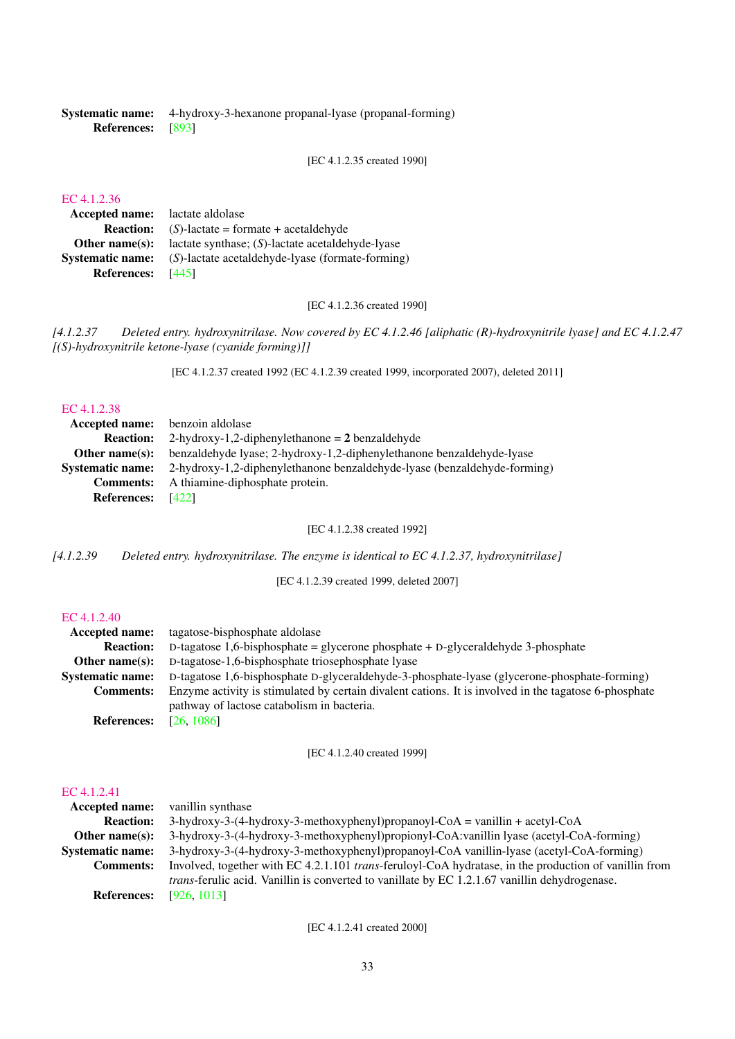**Systematic name:** 4-hydroxy-3-hexanone propanal-lyase (propanal-forming)
**References:** [893]

[EC 4.1.2.35 created 1990]

### EC 4.1.2.36

**Accepted name:** lactate aldolase
**Reaction:** (*S*)-lactate = formate + acetaldehyde
**Other name(s):** lactate synthase; (*S*)-lactate acetaldehyde-lyase
**Systematic name:** (*S*)-lactate acetaldehyde-lyase (formate-forming)
**References:** [445]

[EC 4.1.2.36 created 1990]

*[4.1.2.37 Deleted entry. hydroxynitrilase. Now covered by EC 4.1.2.46 [aliphatic (R)-hydroxynitrile lyase] and EC 4.1.2.47 [(S)-hydroxynitrile ketone-lyase (cyanide forming)]]*

[EC 4.1.2.37 created 1992 (EC 4.1.2.39 created 1999, incorporated 2007), deleted 2011]

### EC 4.1.2.38

**Accepted name:** benzoin aldolase
**Reaction:** 2-hydroxy-1,2-diphenylethanone = **2** benzaldehyde
**Other name(s):** benzaldehyde lyase; 2-hydroxy-1,2-diphenylethanone benzaldehyde-lyase
**Systematic name:** 2-hydroxy-1,2-diphenylethanone benzaldehyde-lyase (benzaldehyde-forming)
**Comments:** A thiamine-diphosphate protein.
**References:** [422]

[EC 4.1.2.38 created 1992]

*[4.1.2.39 Deleted entry. hydroxynitrilase. The enzyme is identical to EC 4.1.2.37, hydroxynitrilase]*

[EC 4.1.2.39 created 1999, deleted 2007]

### EC 4.1.2.40

**Accepted name:** tagatose-bisphosphate aldolase
**Reaction:** D-tagatose 1,6-bisphosphate = glycerone phosphate + D-glyceraldehyde 3-phosphate
**Other name(s):** D-tagatose-1,6-bisphosphate triosephosphate lyase
**Systematic name:** D-tagatose 1,6-bisphosphate D-glyceraldehyde-3-phosphate-lyase (glycerone-phosphate-forming)
**Comments:** Enzyme activity is stimulated by certain divalent cations. It is involved in the tagatose 6-phosphate pathway of lactose catabolism in bacteria.
**References:** [26, 1086]

[EC 4.1.2.40 created 1999]

### EC 4.1.2.41

**Accepted name:** vanillin synthase
**Reaction:** 3-hydroxy-3-(4-hydroxy-3-methoxyphenyl)propanoyl-CoA = vanillin + acetyl-CoA
**Other name(s):** 3-hydroxy-3-(4-hydroxy-3-methoxyphenyl)propionyl-CoA:vanillin lyase (acetyl-CoA-forming)
**Systematic name:** 3-hydroxy-3-(4-hydroxy-3-methoxyphenyl)propanoyl-CoA vanillin-lyase (acetyl-CoA-forming)
**Comments:** Involved, together with EC 4.2.1.101 *trans*-feruloyl-CoA hydratase, in the production of vanillin from *trans*-ferulic acid. Vanillin is converted to vanillate by EC 1.2.1.67 vanillin dehydrogenase.
**References:** [926, 1013]

[EC 4.1.2.41 created 2000]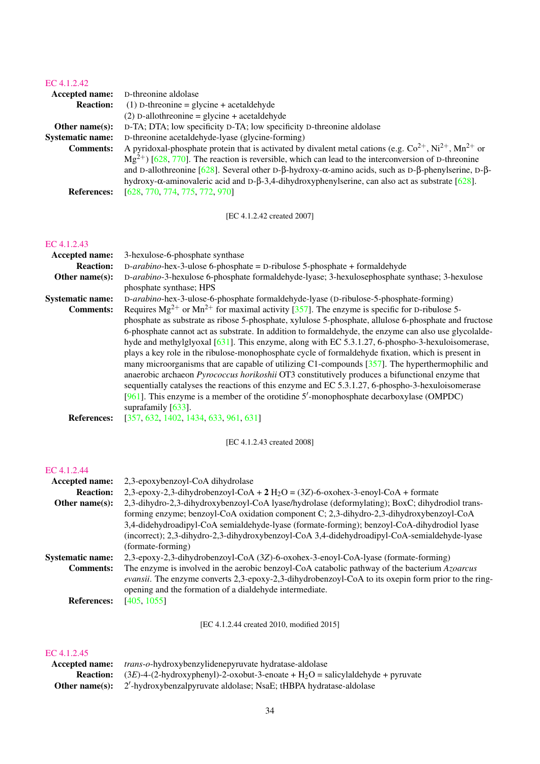## EC 4.1.2.42

**Accepted name:** D-threonine aldolase

**Reaction:** (1) D-threonine = glycine + acetaldehyde
(2) D-allothreonine = glycine + acetaldehyde

**Other name(s):** D-TA; DTA; low specificity D-TA; low specificity D-threonine aldolase

**Systematic name:** D-threonine acetaldehyde-lyase (glycine-forming)

**Comments:** A pyridoxal-phosphate protein that is activated by divalent metal cations (e.g. $Co^{2+}$, $Ni^{2+}$, $Mn^{2+}$ or $Mg^{2+}$) [628, 770]. The reaction is reversible, which can lead to the interconversion of D-threonine and D-allothreonine [628]. Several other D-β-hydroxy-α-amino acids, such as D-β-phenylserine, D-β-hydroxy-α-aminovaleric acid and D-β-3,4-dihydroxyphenylserine, can also act as substrate [628].

**References:** [628, 770, 774, 775, 772, 970]

[EC 4.1.2.42 created 2007]

## EC 4.1.2.43

**Accepted name:** 3-hexulose-6-phosphate synthase

**Reaction:** D-*arabino*-hex-3-ulose 6-phosphate = D-ribulose 5-phosphate + formaldehyde

**Other name(s):** D-*arabino*-3-hexulose 6-phosphate formaldehyde-lyase; 3-hexulosephosphate synthase; 3-hexulose phosphate synthase; HPS

**Systematic name:** D-*arabino*-hex-3-ulose-6-phosphate formaldehyde-lyase (D-ribulose-5-phosphate-forming)

**Comments:** Requires $Mg^{2+}$ or $Mn^{2+}$ for maximal activity [357]. The enzyme is specific for D-ribulose 5-phosphate as substrate as ribose 5-phosphate, xylulose 5-phosphate, allulose 6-phosphate and fructose 6-phosphate cannot act as substrate. In addition to formaldehyde, the enzyme can also use glycolaldehyde and methylglyoxal [631]. This enzyme, along with EC 5.3.1.27, 6-phospho-3-hexuloisomerase, plays a key role in the ribulose-monophosphate cycle of formaldehyde fixation, which is present in many microorganisms that are capable of utilizing C1-compounds [357]. The hyperthermophilic and anaerobic archaeon *Pyrococcus horikoshii* OT3 constitutively produces a bifunctional enzyme that sequentially catalyses the reactions of this enzyme and EC 5.3.1.27, 6-phospho-3-hexuloisomerase [961]. This enzyme is a member of the orotidine 5′-monophosphate decarboxylase (OMPDC) suprafamily [633].

**References:** [357, 632, 1402, 1434, 633, 961, 631]

[EC 4.1.2.43 created 2008]

## EC 4.1.2.44

**Accepted name:** 2,3-epoxybenzoyl-CoA dihydrolase

**Reaction:** 2,3-epoxy-2,3-dihydrobenzoyl-CoA + **2** $H_2O$ = (3*Z*)-6-oxohex-3-enoyl-CoA + formate

**Other name(s):** 2,3-dihydro-2,3-dihydroxybenzoyl-CoA lyase/hydrolase (deformylating); BoxC; dihydrodiol transforming enzyme; benzoyl-CoA oxidation component C; 2,3-dihydro-2,3-dihydroxybenzoyl-CoA 3,4-didehydroadipyl-CoA semialdehyde-lyase (formate-forming); benzoyl-CoA-dihydrodiol lyase (incorrect); 2,3-dihydro-2,3-dihydroxybenzoyl-CoA 3,4-didehydroadipyl-CoA-semialdehyde-lyase (formate-forming)

**Systematic name:** 2,3-epoxy-2,3-dihydrobenzoyl-CoA (3*Z*)-6-oxohex-3-enoyl-CoA-lyase (formate-forming)

**Comments:** The enzyme is involved in the aerobic benzoyl-CoA catabolic pathway of the bacterium *Azoarcus evansii*. The enzyme converts 2,3-epoxy-2,3-dihydrobenzoyl-CoA to its oxepin form prior to the ring-opening and the formation of a dialdehyde intermediate.

**References:** [405, 1055]

[EC 4.1.2.44 created 2010, modified 2015]

## EC 4.1.2.45

**Accepted name:** *trans-o*-hydroxybenzylidenepyruvate hydratase-aldolase

**Reaction:** (3*E*)-4-(2-hydroxyphenyl)-2-oxobut-3-enoate + $H_2O$ = salicylaldehyde + pyruvate

**Other name(s):** 2′-hydroxybenzalpyruvate aldolase; NsaE; tHBPA hydratase-aldolase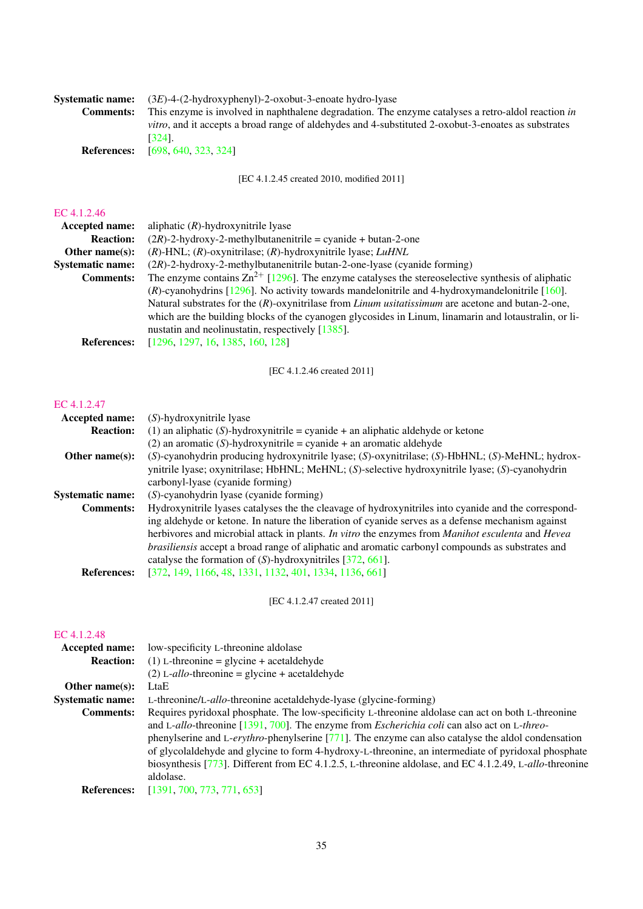**Systematic name:** (3*E*)-4-(2-hydroxyphenyl)-2-oxobut-3-enoate hydro-lyase

**Comments:** This enzyme is involved in naphthalene degradation. The enzyme catalyses a retro-aldol reaction *in vitro*, and it accepts a broad range of aldehydes and 4-substituted 2-oxobut-3-enoates as substrates [324].

**References:** [698, 640, 323, 324]

[EC 4.1.2.45 created 2010, modified 2011]

## EC 4.1.2.46

**Accepted name:** aliphatic (*R*)-hydroxynitrile lyase

**Reaction:** (2*R*)-2-hydroxy-2-methylbutanenitrile = cyanide + butan-2-one

**Other name(s):** (*R*)-HNL; (*R*)-oxynitrilase; (*R*)-hydroxynitrile lyase; *LuHNL*

**Systematic name:** (2*R*)-2-hydroxy-2-methylbutanenitrile butan-2-one-lyase (cyanide forming)

**Comments:** The enzyme contains $Zn^{2+}$ [1296]. The enzyme catalyses the stereoselective synthesis of aliphatic (*R*)-cyanohydrins [1296]. No activity towards mandelonitrile and 4-hydroxymandelonitrile [160]. Natural substrates for the (*R*)-oxynitrilase from *Linum usitatissimum* are acetone and butan-2-one, which are the building blocks of the cyanogen glycosides in Linum, linamarin and lotaustralin, or linustatin and neolinustatin, respectively [1385].

**References:** [1296, 1297, 16, 1385, 160, 128]

[EC 4.1.2.46 created 2011]

## EC 4.1.2.47

**Accepted name:** (*S*)-hydroxynitrile lyase

**Reaction:** (1) an aliphatic (*S*)-hydroxynitrile = cyanide + an aliphatic aldehyde or ketone
(2) an aromatic (*S*)-hydroxynitrile = cyanide + an aromatic aldehyde

**Other name(s):** (*S*)-cyanohydrin producing hydroxynitrile lyase; (*S*)-oxynitrilase; (*S*)-HbHNL; (*S*)-MeHNL; hydroxynitrile lyase; oxynitrilase; HbHNL; MeHNL; (*S*)-selective hydroxynitrile lyase; (*S*)-cyanohydrin carbonyl-lyase (cyanide forming)

**Systematic name:** (*S*)-cyanohydrin lyase (cyanide forming)

**Comments:** Hydroxynitrile lyases catalyses the the cleavage of hydroxynitriles into cyanide and the corresponding aldehyde or ketone. In nature the liberation of cyanide serves as a defense mechanism against herbivores and microbial attack in plants. *In vitro* the enzymes from *Manihot esculenta* and *Hevea brasiliensis* accept a broad range of aliphatic and aromatic carbonyl compounds as substrates and catalyse the formation of (*S*)-hydroxynitriles [372, 661].

**References:** [372, 149, 1166, 48, 1331, 1132, 401, 1334, 1136, 661]

[EC 4.1.2.47 created 2011]

## EC 4.1.2.48

**Accepted name:** low-specificity L-threonine aldolase

**Reaction:** (1) L-threonine = glycine + acetaldehyde
(2) L-*allo*-threonine = glycine + acetaldehyde

**Other name(s):** LtaE

**Systematic name:** L-threonine/L-*allo*-threonine acetaldehyde-lyase (glycine-forming)

**Comments:** Requires pyridoxal phosphate. The low-specificity L-threonine aldolase can act on both L-threonine and L-*allo*-threonine [1391, 700]. The enzyme from *Escherichia coli* can also act on L-*threo*-phenylserine and L-*erythro*-phenylserine [771]. The enzyme can also catalyse the aldol condensation of glycolaldehyde and glycine to form 4-hydroxy-L-threonine, an intermediate of pyridoxal phosphate biosynthesis [773]. Different from EC 4.1.2.5, L-threonine aldolase, and EC 4.1.2.49, L-*allo*-threonine aldolase.

**References:** [1391, 700, 773, 771, 653]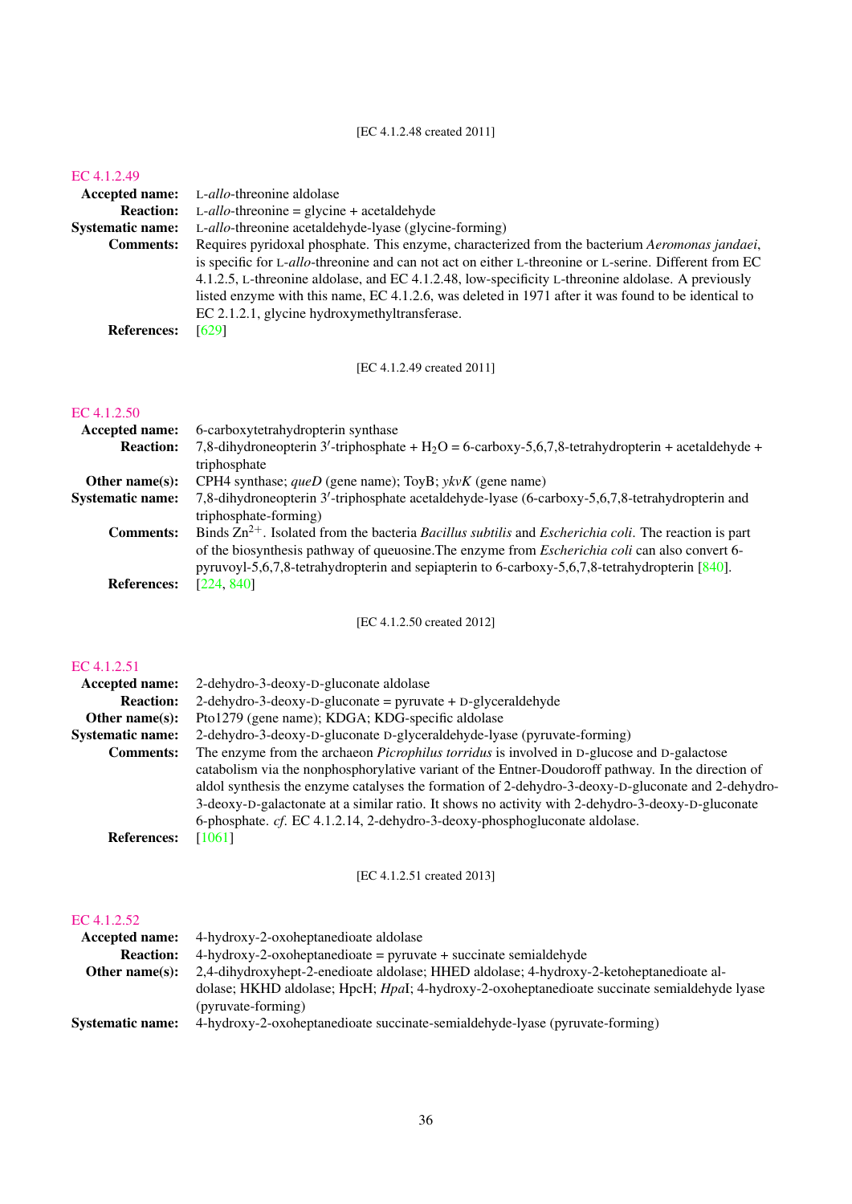[EC 4.1.2.48 created 2011]

## EC 4.1.2.49

**Accepted name:** L-*allo*-threonine aldolase

**Reaction:** L-*allo*-threonine = glycine + acetaldehyde

**Systematic name:** L-*allo*-threonine acetaldehyde-lyase (glycine-forming)

**Comments:** Requires pyridoxal phosphate. This enzyme, characterized from the bacterium *Aeromonas jandaei*, is specific for L-*allo*-threonine and can not act on either L-threonine or L-serine. Different from EC 4.1.2.5, L-threonine aldolase, and EC 4.1.2.48, low-specificity L-threonine aldolase. A previously listed enzyme with this name, EC 4.1.2.6, was deleted in 1971 after it was found to be identical to EC 2.1.2.1, glycine hydroxymethyltransferase.

**References:** [629]

[EC 4.1.2.49 created 2011]

## EC 4.1.2.50

**Accepted name:** 6-carboxytetrahydropterin synthase

**Reaction:** 7,8-dihydroneopterin 3′-triphosphate + $H_2O$ = 6-carboxy-5,6,7,8-tetrahydropterin + acetaldehyde + triphosphate

**Other name(s):** CPH4 synthase; *queD* (gene name); ToyB; *ykvK* (gene name)

**Systematic name:** 7,8-dihydroneopterin 3′-triphosphate acetaldehyde-lyase (6-carboxy-5,6,7,8-tetrahydropterin and triphosphate-forming)

**Comments:** Binds $Zn^{2+}$. Isolated from the bacteria *Bacillus subtilis* and *Escherichia coli*. The reaction is part of the biosynthesis pathway of queuosine.The enzyme from *Escherichia coli* can also convert 6-pyruvoyl-5,6,7,8-tetrahydropterin and sepiapterin to 6-carboxy-5,6,7,8-tetrahydropterin [840].

**References:** [224, 840]

[EC 4.1.2.50 created 2012]

## EC 4.1.2.51

**Accepted name:** 2-dehydro-3-deoxy-D-gluconate aldolase

**Reaction:** 2-dehydro-3-deoxy-D-gluconate = pyruvate + D-glyceraldehyde

**Other name(s):** Pto1279 (gene name); KDGA; KDG-specific aldolase

**Systematic name:** 2-dehydro-3-deoxy-D-gluconate D-glyceraldehyde-lyase (pyruvate-forming)

**Comments:** The enzyme from the archaeon *Picrophilus torridus* is involved in D-glucose and D-galactose catabolism via the nonphosphorylative variant of the Entner-Doudoroff pathway. In the direction of aldol synthesis the enzyme catalyses the formation of 2-dehydro-3-deoxy-D-gluconate and 2-dehydro-3-deoxy-D-galactonate at a similar ratio. It shows no activity with 2-dehydro-3-deoxy-D-gluconate 6-phosphate. *cf.* EC 4.1.2.14, 2-dehydro-3-deoxy-phosphogluconate aldolase.

**References:** [1061]

[EC 4.1.2.51 created 2013]

## EC 4.1.2.52

**Accepted name:** 4-hydroxy-2-oxoheptanedioate aldolase

**Reaction:** 4-hydroxy-2-oxoheptanedioate = pyruvate + succinate semialdehyde

**Other name(s):** 2,4-dihydroxyhept-2-enedioate aldolase; HHED aldolase; 4-hydroxy-2-ketoheptanedioate aldolase; HKHD aldolase; HpcH; *Hpa*I; 4-hydroxy-2-oxoheptanedioate succinate semialdehyde lyase (pyruvate-forming)

**Systematic name:** 4-hydroxy-2-oxoheptanedioate succinate-semialdehyde-lyase (pyruvate-forming)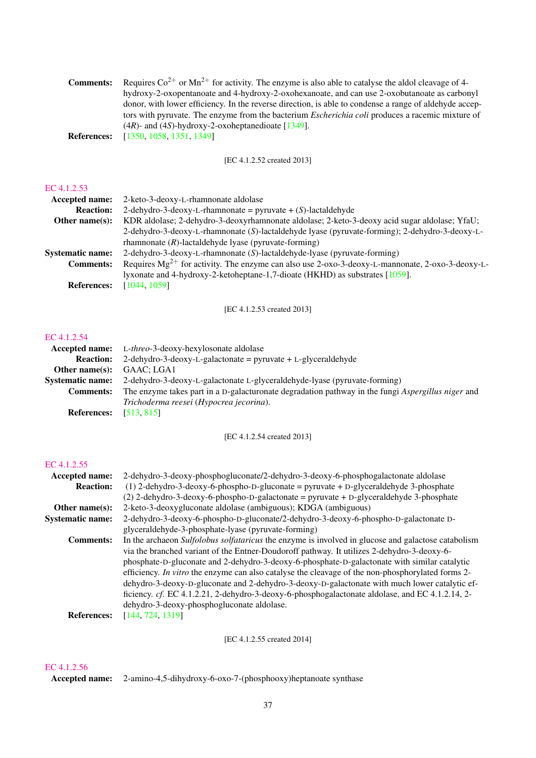**Comments:** Requires $Co^{2+}$ or $Mn^{2+}$ for activity. The enzyme is also able to catalyse the aldol cleavage of 4-hydroxy-2-oxopentanoate and 4-hydroxy-2-oxohexanoate, and can use 2-oxobutanoate as carbonyl donor, with lower efficiency. In the reverse direction, is able to condense a range of aldehyde acceptors with pyruvate. The enzyme from the bacterium *Escherichia coli* produces a racemic mixture of (4*R*)- and (4*S*)-hydroxy-2-oxoheptanedioate [1349].

**References:** [1350, 1058, 1351, 1349]

[EC 4.1.2.52 created 2013]

## EC 4.1.2.53

**Accepted name:** 2-keto-3-deoxy-L-rhamnonate aldolase

**Reaction:** 2-dehydro-3-deoxy-L-rhamnonate = pyruvate + (*S*)-lactaldehyde

**Other name(s):** KDR aldolase; 2-dehydro-3-deoxyrhamnonate aldolase; 2-keto-3-deoxy acid sugar aldolase; YfaU; 2-dehydro-3-deoxy-L-rhamnonate (*S*)-lactaldehyde lyase (pyruvate-forming); 2-dehydro-3-deoxy-L-rhamnonate (*R*)-lactaldehyde lyase (pyruvate-forming)

**Systematic name:** 2-dehydro-3-deoxy-L-rhamnonate (*S*)-lactaldehyde-lyase (pyruvate-forming)

**Comments:** Requires $Mg^{2+}$ for activity. The enzyme can also use 2-oxo-3-deoxy-L-mannonate, 2-oxo-3-deoxy-L-lyxonate and 4-hydroxy-2-ketoheptane-1,7-dioate (HKHD) as substrates [1059].

**References:** [1044, 1059]

[EC 4.1.2.53 created 2013]

## EC 4.1.2.54

**Accepted name:** L-*threo*-3-deoxy-hexylosonate aldolase

**Reaction:** 2-dehydro-3-deoxy-L-galactonate = pyruvate + L-glyceraldehyde

**Other name(s):** GAAC; LGA1

**Systematic name:** 2-dehydro-3-deoxy-L-galactonate L-glyceraldehyde-lyase (pyruvate-forming)

**Comments:** The enzyme takes part in a D-galacturonate degradation pathway in the fungi *Aspergillus niger* and *Trichoderma reesei* (*Hypocrea jecorina*).

**References:** [513, 815]

[EC 4.1.2.54 created 2013]

## EC 4.1.2.55

**Accepted name:** 2-dehydro-3-deoxy-phosphogluconate/2-dehydro-3-deoxy-6-phosphogalactonate aldolase

**Reaction:** (1) 2-dehydro-3-deoxy-6-phospho-D-gluconate = pyruvate + D-glyceraldehyde 3-phosphate
(2) 2-dehydro-3-deoxy-6-phospho-D-galactonate = pyruvate + D-glyceraldehyde 3-phosphate

**Other name(s):** 2-keto-3-deoxygluconate aldolase (ambiguous); KDGA (ambiguous)

**Systematic name:** 2-dehydro-3-deoxy-6-phospho-D-gluconate/2-dehydro-3-deoxy-6-phospho-D-galactonate D-glyceraldehyde-3-phosphate-lyase (pyruvate-forming)

**Comments:** In the archaeon *Sulfolobus solfataricus* the enzyme is involved in glucose and galactose catabolism via the branched variant of the Entner-Doudoroff pathway. It utilizes 2-dehydro-3-deoxy-6-phosphate-D-gluconate and 2-dehydro-3-deoxy-6-phosphate-D-galactonate with similar catalytic efficiency. *In vitro* the enzyme can also catalyse the cleavage of the non-phosphorylated forms 2-dehydro-3-deoxy-D-gluconate and 2-dehydro-3-deoxy-D-galactonate with much lower catalytic efficiency. *cf.* EC 4.1.2.21, 2-dehydro-3-deoxy-6-phosphogalactonate aldolase, and EC 4.1.2.14, 2-dehydro-3-deoxy-phosphogluconate aldolase.

**References:** [144, 724, 1319]

[EC 4.1.2.55 created 2014]

## EC 4.1.2.56

**Accepted name:** 2-amino-4,5-dihydroxy-6-oxo-7-(phosphooxy)heptanoate synthase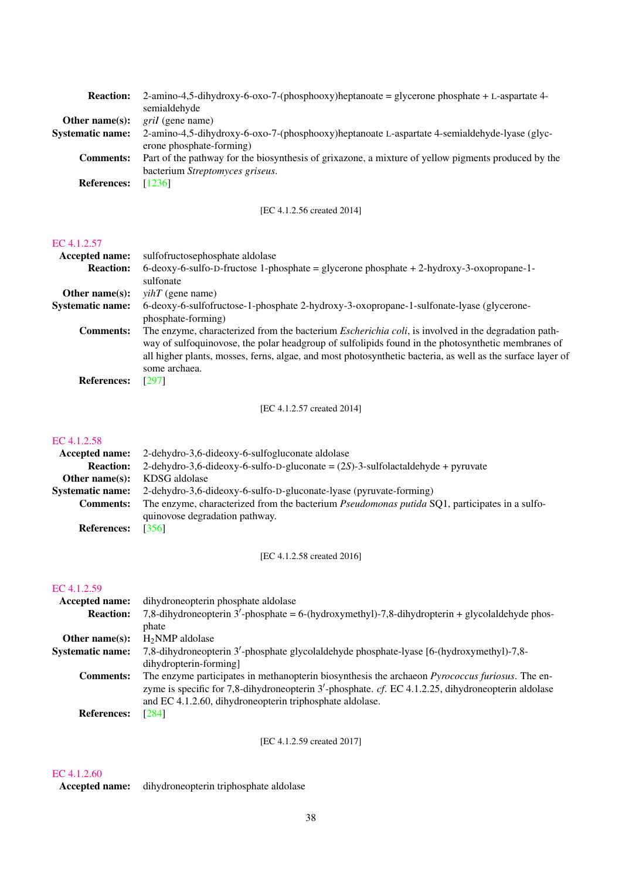**Reaction:** 2-amino-4,5-dihydroxy-6-oxo-7-(phosphooxy)heptanoate = glycerone phosphate + L-aspartate 4-semialdehyde

**Other name(s):** *griI* (gene name)

**Systematic name:** 2-amino-4,5-dihydroxy-6-oxo-7-(phosphooxy)heptanoate L-aspartate 4-semialdehyde-lyase (glycerone phosphate-forming)

**Comments:** Part of the pathway for the biosynthesis of grixazone, a mixture of yellow pigments produced by the bacterium *Streptomyces griseus*.

**References:** [1236]

[EC 4.1.2.56 created 2014]

## EC 4.1.2.57

**Accepted name:** sulfofructosephosphate aldolase

**Reaction:** 6-deoxy-6-sulfo-D-fructose 1-phosphate = glycerone phosphate + 2-hydroxy-3-oxopropane-1-sulfonate

**Other name(s):** *yihT* (gene name)

**Systematic name:** 6-deoxy-6-sulfofructose-1-phosphate 2-hydroxy-3-oxopropane-1-sulfonate-lyase (glycerone-phosphate-forming)

**Comments:** The enzyme, characterized from the bacterium *Escherichia coli*, is involved in the degradation pathway of sulfoquinovose, the polar headgroup of sulfolipids found in the photosynthetic membranes of all higher plants, mosses, ferns, algae, and most photosynthetic bacteria, as well as the surface layer of some archaea.

**References:** [297]

[EC 4.1.2.57 created 2014]

## EC 4.1.2.58

**Accepted name:** 2-dehydro-3,6-dideoxy-6-sulfogluconate aldolase

**Reaction:** 2-dehydro-3,6-dideoxy-6-sulfo-D-gluconate = (2*S*)-3-sulfolactaldehyde + pyruvate

**Other name(s):** KDSG aldolase

**Systematic name:** 2-dehydro-3,6-dideoxy-6-sulfo-D-gluconate-lyase (pyruvate-forming)

**Comments:** The enzyme, characterized from the bacterium *Pseudomonas putida* SQ1, participates in a sulfoquinovose degradation pathway.

**References:** [356]

[EC 4.1.2.58 created 2016]

## EC 4.1.2.59

**Accepted name:** dihydroneopterin phosphate aldolase

**Reaction:** 7,8-dihydroneopterin 3′-phosphate = 6-(hydroxymethyl)-7,8-dihydropterin + glycolaldehyde phosphate

**Other name(s):** $H_2$NMP aldolase

**Systematic name:** 7,8-dihydroneopterin 3′-phosphate glycolaldehyde phosphate-lyase [6-(hydroxymethyl)-7,8-dihydropterin-forming]

**Comments:** The enzyme participates in methanopterin biosynthesis the archaeon *Pyrococcus furiosus*. The enzyme is specific for 7,8-dihydroneopterin 3′-phosphate. *cf.* EC 4.1.2.25, dihydroneopterin aldolase and EC 4.1.2.60, dihydroneopterin triphosphate aldolase.

**References:** [284]

[EC 4.1.2.59 created 2017]

## EC 4.1.2.60

**Accepted name:** dihydroneopterin triphosphate aldolase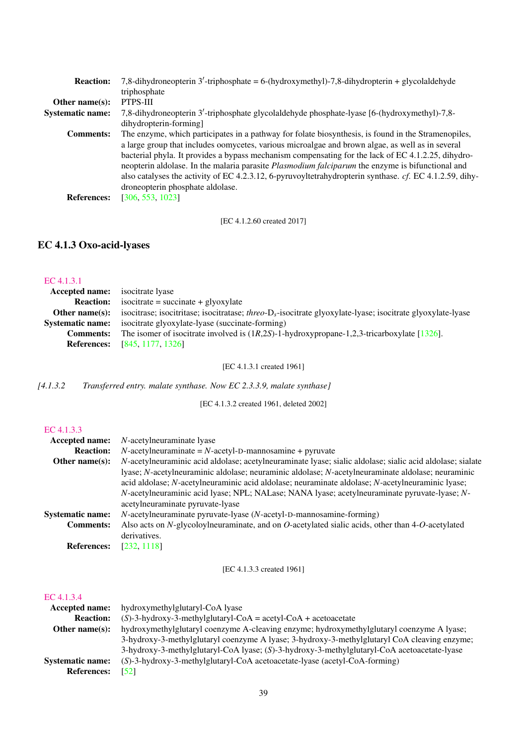**Reaction:** 7,8-dihydroneopterin 3′-triphosphate = 6-(hydroxymethyl)-7,8-dihydropterin + glycolaldehyde triphosphate

**Other name(s):** PTPS-III

**Systematic name:** 7,8-dihydroneopterin 3′-triphosphate glycolaldehyde phosphate-lyase [6-(hydroxymethyl)-7,8-dihydropterin-forming]

**Comments:** The enzyme, which participates in a pathway for folate biosynthesis, is found in the Stramenopiles, a large group that includes oomycetes, various microalgae and brown algae, as well as in several bacterial phyla. It provides a bypass mechanism compensating for the lack of EC 4.1.2.25, dihydroneopterin aldolase. In the malaria parasite *Plasmodium falciparum* the enzyme is bifunctional and also catalyses the activity of EC 4.2.3.12, 6-pyruvoyltetrahydropterin synthase. *cf.* EC 4.1.2.59, dihydroneopterin phosphate aldolase.

**References:** [306, 553, 1023]

[EC 4.1.2.60 created 2017]

## EC 4.1.3 Oxo-acid-lyases

EC 4.1.3.1

**Accepted name:** isocitrate lyase

**Reaction:** isocitrate = succinate + glyoxylate

**Other name(s):** isocitrase; isocitritase; isocitratase; *threo*-$D_s$-isocitrate glyoxylate-lyase; isocitrate glyoxylate-lyase

**Systematic name:** isocitrate glyoxylate-lyase (succinate-forming)

**Comments:** The isomer of isocitrate involved is (1*R*,2*S*)-1-hydroxypropane-1,2,3-tricarboxylate [1326].

**References:** [845, 1177, 1326]

[EC 4.1.3.1 created 1961]

*[4.1.3.2 Transferred entry. malate synthase. Now EC 2.3.3.9, malate synthase]*

[EC 4.1.3.2 created 1961, deleted 2002]

EC 4.1.3.3

**Accepted name:** *N*-acetylneuraminate lyase

**Reaction:** *N*-acetylneuraminate = *N*-acetyl-D-mannosamine + pyruvate

**Other name(s):** *N*-acetylneuraminic acid aldolase; acetylneuraminate lyase; sialic aldolase; sialic acid aldolase; sialate lyase; *N*-acetylneuraminic aldolase; neuraminic aldolase; *N*-acetylneuraminate aldolase; neuraminic acid aldolase; *N*-acetylneuraminic acid aldolase; neuraminate aldolase; *N*-acetylneuraminic lyase; *N*-acetylneuraminic acid lyase; NPL; NALase; NANA lyase; acetylneuraminate pyruvate-lyase; *N*-acetylneuraminate pyruvate-lyase

**Systematic name:** *N*-acetylneuraminate pyruvate-lyase (*N*-acetyl-D-mannosamine-forming)

**Comments:** Also acts on *N*-glycoloylneuraminate, and on *O*-acetylated sialic acids, other than 4-*O*-acetylated derivatives.

**References:** [232, 1118]

[EC 4.1.3.3 created 1961]

EC 4.1.3.4

**Accepted name:** hydroxymethylglutaryl-CoA lyase

**Reaction:** (*S*)-3-hydroxy-3-methylglutaryl-CoA = acetyl-CoA + acetoacetate

**Other name(s):** hydroxymethylglutaryl coenzyme A-cleaving enzyme; hydroxymethylglutaryl coenzyme A lyase; 3-hydroxy-3-methylglutaryl coenzyme A lyase; 3-hydroxy-3-methylglutaryl CoA cleaving enzyme; 3-hydroxy-3-methylglutaryl-CoA lyase; (*S*)-3-hydroxy-3-methylglutaryl-CoA acetoacetate-lyase

**Systematic name:** (*S*)-3-hydroxy-3-methylglutaryl-CoA acetoacetate-lyase (acetyl-CoA-forming)

**References:** [52]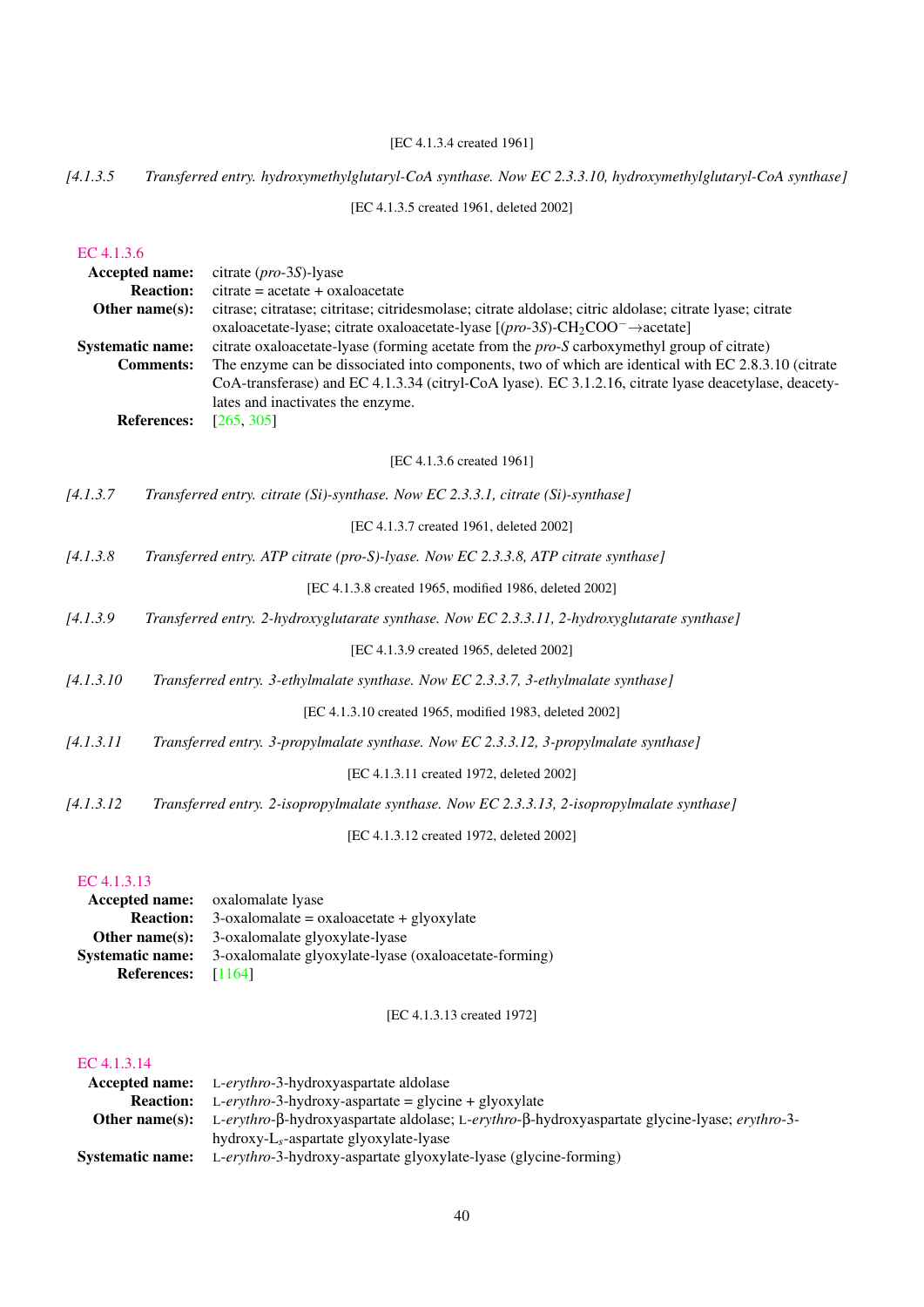[EC 4.1.3.4 created 1961]

*[4.1.3.5 Transferred entry. hydroxymethylglutaryl-CoA synthase. Now EC 2.3.3.10, hydroxymethylglutaryl-CoA synthase]*

[EC 4.1.3.5 created 1961, deleted 2002]

## EC 4.1.3.6

**Accepted name:** citrate (*pro*-3*S*)-lyase

**Reaction:** citrate = acetate + oxaloacetate

**Other name(s):** citrase; citratase; citritase; citridesmolase; citrate aldolase; citric aldolase; citrate lyase; citrate oxaloacetate-lyase; citrate oxaloacetate-lyase [(*pro*-3*S*)-$CH_2COO^-$→acetate]

**Systematic name:** citrate oxaloacetate-lyase (forming acetate from the *pro-S* carboxymethyl group of citrate)

**Comments:** The enzyme can be dissociated into components, two of which are identical with EC 2.8.3.10 (citrate CoA-transferase) and EC 4.1.3.34 (citryl-CoA lyase). EC 3.1.2.16, citrate lyase deacetylase, deacetylates and inactivates the enzyme.

**References:** [265, 305]

[EC 4.1.3.6 created 1961]

*[4.1.3.7 Transferred entry. citrate (Si)-synthase. Now EC 2.3.3.1, citrate (Si)-synthase]*

[EC 4.1.3.7 created 1961, deleted 2002]

*[4.1.3.8 Transferred entry. ATP citrate (pro-S)-lyase. Now EC 2.3.3.8, ATP citrate synthase]*

[EC 4.1.3.8 created 1965, modified 1986, deleted 2002]

*[4.1.3.9 Transferred entry. 2-hydroxyglutarate synthase. Now EC 2.3.3.11, 2-hydroxyglutarate synthase]*

[EC 4.1.3.9 created 1965, deleted 2002]

*[4.1.3.10 Transferred entry. 3-ethylmalate synthase. Now EC 2.3.3.7, 3-ethylmalate synthase]*

[EC 4.1.3.10 created 1965, modified 1983, deleted 2002]

*[4.1.3.11 Transferred entry. 3-propylmalate synthase. Now EC 2.3.3.12, 3-propylmalate synthase]*

[EC 4.1.3.11 created 1972, deleted 2002]

*[4.1.3.12 Transferred entry. 2-isopropylmalate synthase. Now EC 2.3.3.13, 2-isopropylmalate synthase]*

[EC 4.1.3.12 created 1972, deleted 2002]

## EC 4.1.3.13

**Accepted name:** oxalomalate lyase

**Reaction:** 3-oxalomalate = oxaloacetate + glyoxylate

**Other name(s):** 3-oxalomalate glyoxylate-lyase

**Systematic name:** 3-oxalomalate glyoxylate-lyase (oxaloacetate-forming)

**References:** [1164]

[EC 4.1.3.13 created 1972]

## EC 4.1.3.14

**Accepted name:** L-*erythro*-3-hydroxyaspartate aldolase

**Reaction:** L-*erythro*-3-hydroxy-aspartate = glycine + glyoxylate

**Other name(s):** L-*erythro*-β-hydroxyaspartate aldolase; L-*erythro*-β-hydroxyaspartate glycine-lyase; *erythro*-3-hydroxy-$L_s$-aspartate glyoxylate-lyase

**Systematic name:** L-*erythro*-3-hydroxy-aspartate glyoxylate-lyase (glycine-forming)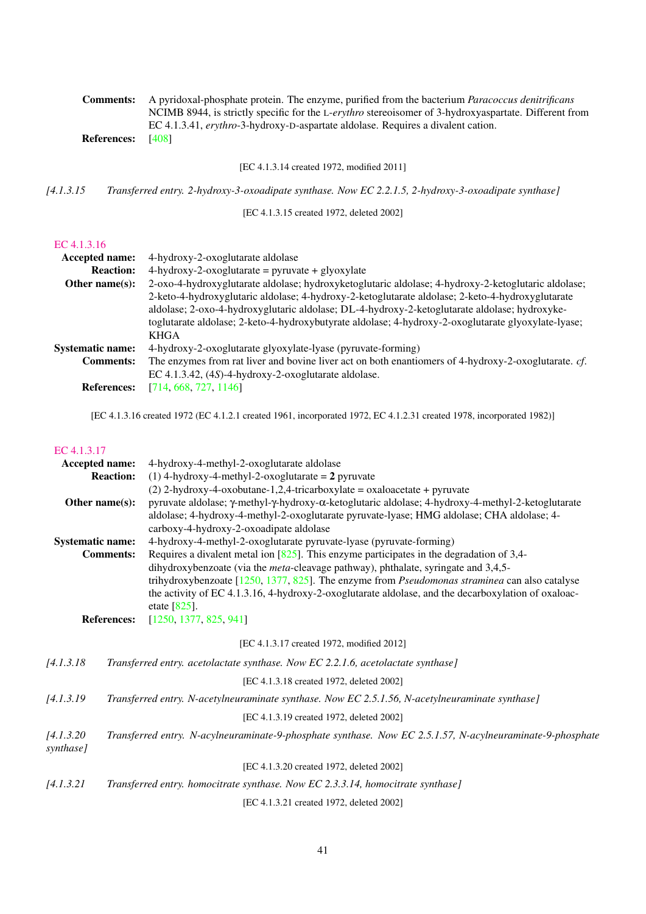**Comments:** A pyridoxal-phosphate protein. The enzyme, purified from the bacterium *Paracoccus denitrificans* NCIMB 8944, is strictly specific for the L-*erythro* stereoisomer of 3-hydroxyaspartate. Different from EC 4.1.3.41, *erythro*-3-hydroxy-D-aspartate aldolase. Requires a divalent cation.

**References:** [408]

[EC 4.1.3.14 created 1972, modified 2011]

*[4.1.3.15 Transferred entry. 2-hydroxy-3-oxoadipate synthase. Now EC 2.2.1.5, 2-hydroxy-3-oxoadipate synthase]*

[EC 4.1.3.15 created 1972, deleted 2002]

### EC 4.1.3.16

**Accepted name:** 4-hydroxy-2-oxoglutarate aldolase

**Reaction:** 4-hydroxy-2-oxoglutarate = pyruvate + glyoxylate

**Other name(s):** 2-oxo-4-hydroxyglutarate aldolase; hydroxyketoglutaric aldolase; 4-hydroxy-2-ketoglutaric aldolase; 2-keto-4-hydroxyglutaric aldolase; 4-hydroxy-2-ketoglutarate aldolase; 2-keto-4-hydroxyglutarate aldolase; 2-oxo-4-hydroxyglutaric aldolase; DL-4-hydroxy-2-ketoglutarate aldolase; hydroxyketoglutarate aldolase; 2-keto-4-hydroxybutyrate aldolase; 4-hydroxy-2-oxoglutarate glyoxylate-lyase; KHGA

**Systematic name:** 4-hydroxy-2-oxoglutarate glyoxylate-lyase (pyruvate-forming)

**Comments:** The enzymes from rat liver and bovine liver act on both enantiomers of 4-hydroxy-2-oxoglutarate. *cf.* EC 4.1.3.42, (4*S*)-4-hydroxy-2-oxoglutarate aldolase.

**References:** [714, 668, 727, 1146]

[EC 4.1.3.16 created 1972 (EC 4.1.2.1 created 1961, incorporated 1972, EC 4.1.2.31 created 1978, incorporated 1982)]

### EC 4.1.3.17

**Accepted name:** 4-hydroxy-4-methyl-2-oxoglutarate aldolase

**Reaction:** (1) 4-hydroxy-4-methyl-2-oxoglutarate = **2** pyruvate
(2) 2-hydroxy-4-oxobutane-1,2,4-tricarboxylate = oxaloacetate + pyruvate

**Other name(s):** pyruvate aldolase; γ-methyl-γ-hydroxy-α-ketoglutaric aldolase; 4-hydroxy-4-methyl-2-ketoglutarate aldolase; 4-hydroxy-4-methyl-2-oxoglutarate pyruvate-lyase; HMG aldolase; CHA aldolase; 4-carboxy-4-hydroxy-2-oxoadipate aldolase

**Systematic name:** 4-hydroxy-4-methyl-2-oxoglutarate pyruvate-lyase (pyruvate-forming)

**Comments:** Requires a divalent metal ion [825]. This enzyme participates in the degradation of 3,4-dihydroxybenzoate (via the *meta*-cleavage pathway), phthalate, syringate and 3,4,5-trihydroxybenzoate [1250, 1377, 825]. The enzyme from *Pseudomonas straminea* can also catalyse the activity of EC 4.1.3.16, 4-hydroxy-2-oxoglutarate aldolase, and the decarboxylation of oxaloacetate [825].

**References:** [1250, 1377, 825, 941]

[EC 4.1.3.17 created 1972, modified 2012]

*[4.1.3.18 Transferred entry. acetolactate synthase. Now EC 2.2.1.6, acetolactate synthase]*

[EC 4.1.3.18 created 1972, deleted 2002]

*[4.1.3.19 Transferred entry. N-acetylneuraminate synthase. Now EC 2.5.1.56, N-acetylneuraminate synthase]*

[EC 4.1.3.19 created 1972, deleted 2002]

*[4.1.3.20 Transferred entry. N-acylneuraminate-9-phosphate synthase. Now EC 2.5.1.57, N-acylneuraminate-9-phosphate synthase]*

[EC 4.1.3.20 created 1972, deleted 2002]

*[4.1.3.21 Transferred entry. homocitrate synthase. Now EC 2.3.3.14, homocitrate synthase]*

[EC 4.1.3.21 created 1972, deleted 2002]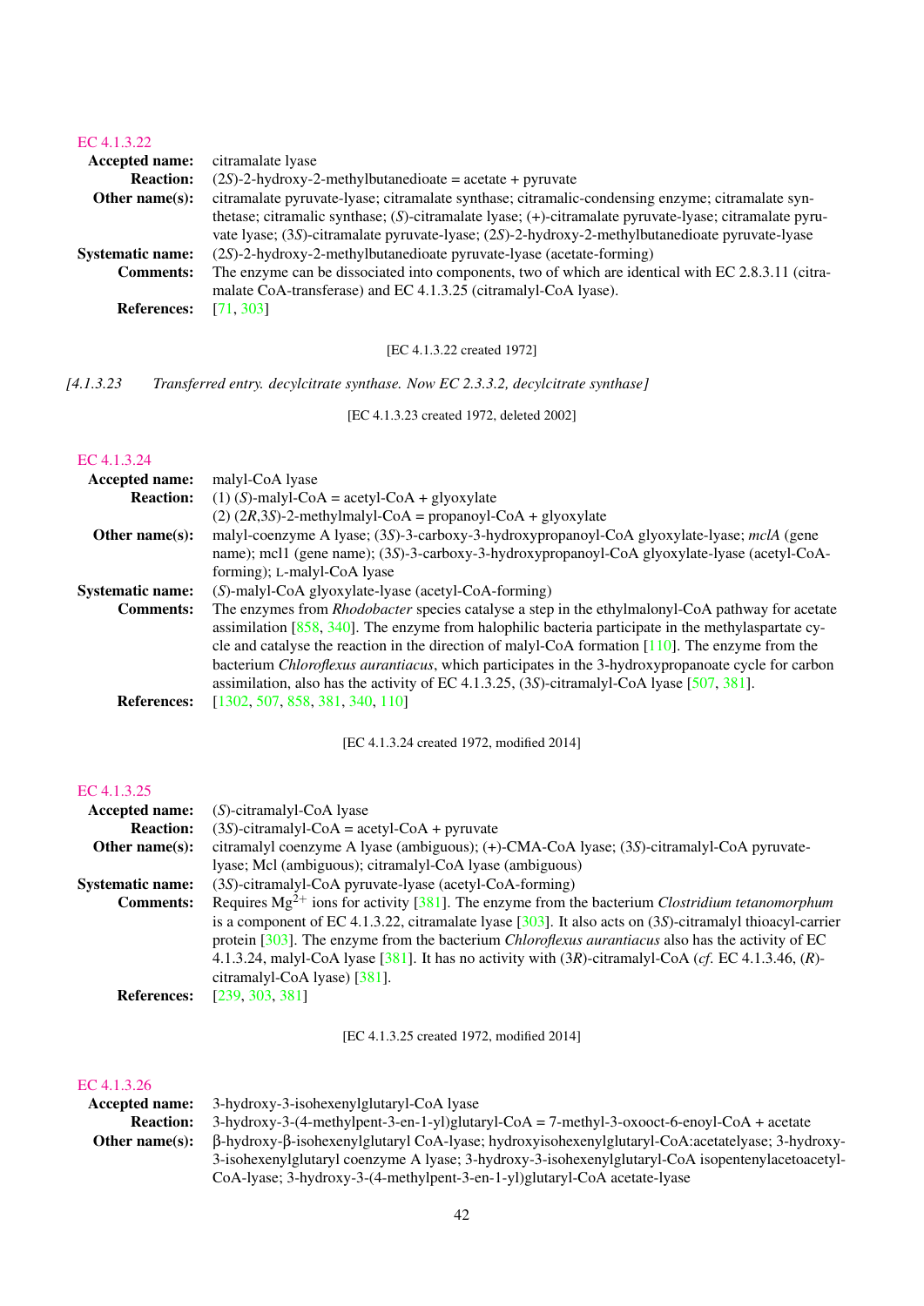### EC 4.1.3.22

**Accepted name:** citramalate lyase

**Reaction:** (2*S*)-2-hydroxy-2-methylbutanedioate = acetate + pyruvate

**Other name(s):** citramalate pyruvate-lyase; citramalate synthase; citramalic-condensing enzyme; citramalate synthetase; citramalic synthase; (*S*)-citramalate lyase; (+)-citramalate pyruvate-lyase; citramalate pyruvate lyase; (3*S*)-citramalate pyruvate-lyase; (2*S*)-2-hydroxy-2-methylbutanedioate pyruvate-lyase

**Systematic name:** (2*S*)-2-hydroxy-2-methylbutanedioate pyruvate-lyase (acetate-forming)

**Comments:** The enzyme can be dissociated into components, two of which are identical with EC 2.8.3.11 (citramalate CoA-transferase) and EC 4.1.3.25 (citramalyl-CoA lyase).

**References:** [71, 303]

[EC 4.1.3.22 created 1972]

*[4.1.3.23 Transferred entry. decylcitrate synthase. Now EC 2.3.3.2, decylcitrate synthase]*

[EC 4.1.3.23 created 1972, deleted 2002]

### EC 4.1.3.24

**Accepted name:** malyl-CoA lyase

**Reaction:** (1) (*S*)-malyl-CoA = acetyl-CoA + glyoxylate
(2) (2*R*,3*S*)-2-methylmalyl-CoA = propanoyl-CoA + glyoxylate

**Other name(s):** malyl-coenzyme A lyase; (3*S*)-3-carboxy-3-hydroxypropanoyl-CoA glyoxylate-lyase; *mclA* (gene name); mcl1 (gene name); (3*S*)-3-carboxy-3-hydroxypropanoyl-CoA glyoxylate-lyase (acetyl-CoA-forming); L-malyl-CoA lyase

**Systematic name:** (*S*)-malyl-CoA glyoxylate-lyase (acetyl-CoA-forming)

**Comments:** The enzymes from *Rhodobacter* species catalyse a step in the ethylmalonyl-CoA pathway for acetate assimilation [858, 340]. The enzyme from halophilic bacteria participate in the methylaspartate cycle and catalyse the reaction in the direction of malyl-CoA formation [110]. The enzyme from the bacterium *Chloroflexus aurantiacus*, which participates in the 3-hydroxypropanoate cycle for carbon assimilation, also has the activity of EC 4.1.3.25, (3*S*)-citramalyl-CoA lyase [507, 381].

**References:** [1302, 507, 858, 381, 340, 110]

[EC 4.1.3.24 created 1972, modified 2014]

### EC 4.1.3.25

**Accepted name:** (*S*)-citramalyl-CoA lyase

**Reaction:** (3*S*)-citramalyl-CoA = acetyl-CoA + pyruvate

**Other name(s):** citramalyl coenzyme A lyase (ambiguous); (+)-CMA-CoA lyase; (3*S*)-citramalyl-CoA pyruvate-lyase; Mcl (ambiguous); citramalyl-CoA lyase (ambiguous)

**Systematic name:** (3*S*)-citramalyl-CoA pyruvate-lyase (acetyl-CoA-forming)

**Comments:** Requires $Mg^{2+}$ ions for activity [381]. The enzyme from the bacterium *Clostridium tetanomorphum* is a component of EC 4.1.3.22, citramalate lyase [303]. It also acts on (3*S*)-citramalyl thioacyl-carrier protein [303]. The enzyme from the bacterium *Chloroflexus aurantiacus* also has the activity of EC 4.1.3.24, malyl-CoA lyase [381]. It has no activity with (3*R*)-citramalyl-CoA (*cf.* EC 4.1.3.46, (*R*)-citramalyl-CoA lyase) [381].

**References:** [239, 303, 381]

[EC 4.1.3.25 created 1972, modified 2014]

### EC 4.1.3.26

**Accepted name:** 3-hydroxy-3-isohexenylglutaryl-CoA lyase

**Reaction:** 3-hydroxy-3-(4-methylpent-3-en-1-yl)glutaryl-CoA = 7-methyl-3-oxooct-6-enoyl-CoA + acetate

**Other name(s):** β-hydroxy-β-isohexenylglutaryl CoA-lyase; hydroxyisohexenylglutaryl-CoA:acetatelyase; 3-hydroxy-3-isohexenylglutaryl coenzyme A lyase; 3-hydroxy-3-isohexenylglutaryl-CoA isopentenylacetoacetyl-CoA-lyase; 3-hydroxy-3-(4-methylpent-3-en-1-yl)glutaryl-CoA acetate-lyase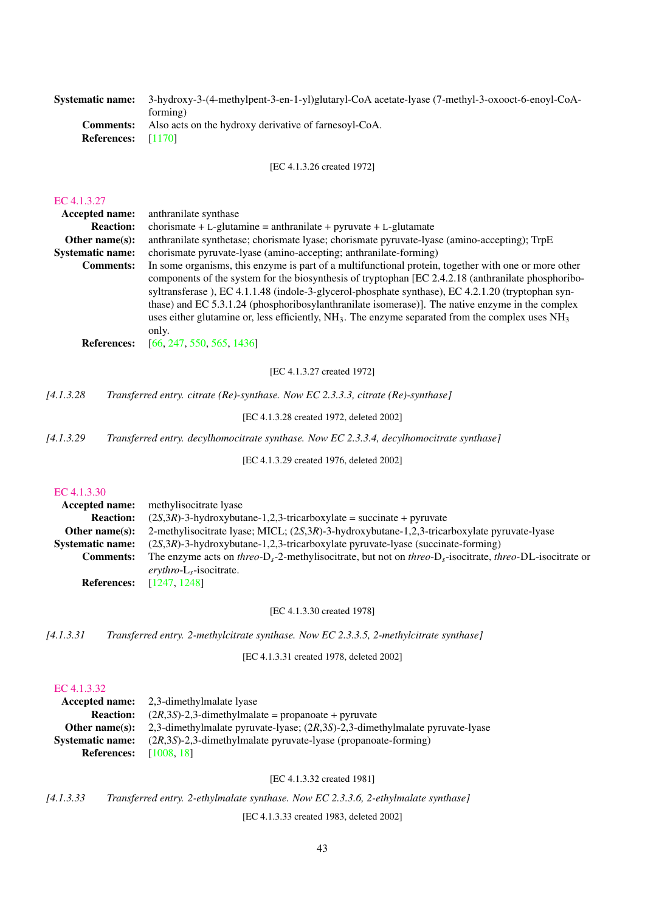**Systematic name:** 3-hydroxy-3-(4-methylpent-3-en-1-yl)glutaryl-CoA acetate-lyase (7-methyl-3-oxooct-6-enoyl-CoA-forming)
**Comments:** Also acts on the hydroxy derivative of farnesoyl-CoA.
**References:** [1170]

[EC 4.1.3.26 created 1972]

### EC 4.1.3.27

**Accepted name:** anthranilate synthase
**Reaction:** chorismate + L-glutamine = anthranilate + pyruvate + L-glutamate
**Other name(s):** anthranilate synthetase; chorismate lyase; chorismate pyruvate-lyase (amino-accepting); TrpE
**Systematic name:** chorismate pyruvate-lyase (amino-accepting; anthranilate-forming)
**Comments:** In some organisms, this enzyme is part of a multifunctional protein, together with one or more other components of the system for the biosynthesis of tryptophan [EC 2.4.2.18 (anthranilate phosphoribosyltransferase ), EC 4.1.1.48 (indole-3-glycerol-phosphate synthase), EC 4.2.1.20 (tryptophan synthase) and EC 5.3.1.24 (phosphoribosylanthranilate isomerase)]. The native enzyme in the complex uses either glutamine or, less efficiently, $NH_3$. The enzyme separated from the complex uses $NH_3$ only.
**References:** [66, 247, 550, 565, 1436]

[EC 4.1.3.27 created 1972]

*[4.1.3.28 Transferred entry. citrate (Re)-synthase. Now EC 2.3.3.3, citrate (Re)-synthase]*

[EC 4.1.3.28 created 1972, deleted 2002]

*[4.1.3.29 Transferred entry. decylhomocitrate synthase. Now EC 2.3.3.4, decylhomocitrate synthase]*

[EC 4.1.3.29 created 1976, deleted 2002]

### EC 4.1.3.30

**Accepted name:** methylisocitrate lyase
**Reaction:** (2*S*,3*R*)-3-hydroxybutane-1,2,3-tricarboxylate = succinate + pyruvate
**Other name(s):** 2-methylisocitrate lyase; MICL; (2*S*,3*R*)-3-hydroxybutane-1,2,3-tricarboxylate pyruvate-lyase
**Systematic name:** (2*S*,3*R*)-3-hydroxybutane-1,2,3-tricarboxylate pyruvate-lyase (succinate-forming)
**Comments:** The enzyme acts on *threo*-$D_s$-2-methylisocitrate, but not on *threo*-$D_s$-isocitrate, *threo*-DL-isocitrate or *erythro*-$L_s$-isocitrate.
**References:** [1247, 1248]

[EC 4.1.3.30 created 1978]

*[4.1.3.31 Transferred entry. 2-methylcitrate synthase. Now EC 2.3.3.5, 2-methylcitrate synthase]*

[EC 4.1.3.31 created 1978, deleted 2002]

### EC 4.1.3.32

**Accepted name:** 2,3-dimethylmalate lyase
**Reaction:** (2*R*,3*S*)-2,3-dimethylmalate = propanoate + pyruvate
**Other name(s):** 2,3-dimethylmalate pyruvate-lyase; (2*R*,3*S*)-2,3-dimethylmalate pyruvate-lyase
**Systematic name:** (2*R*,3*S*)-2,3-dimethylmalate pyruvate-lyase (propanoate-forming)
**References:** [1008, 18]

[EC 4.1.3.32 created 1981]

*[4.1.3.33 Transferred entry. 2-ethylmalate synthase. Now EC 2.3.3.6, 2-ethylmalate synthase]*

[EC 4.1.3.33 created 1983, deleted 2002]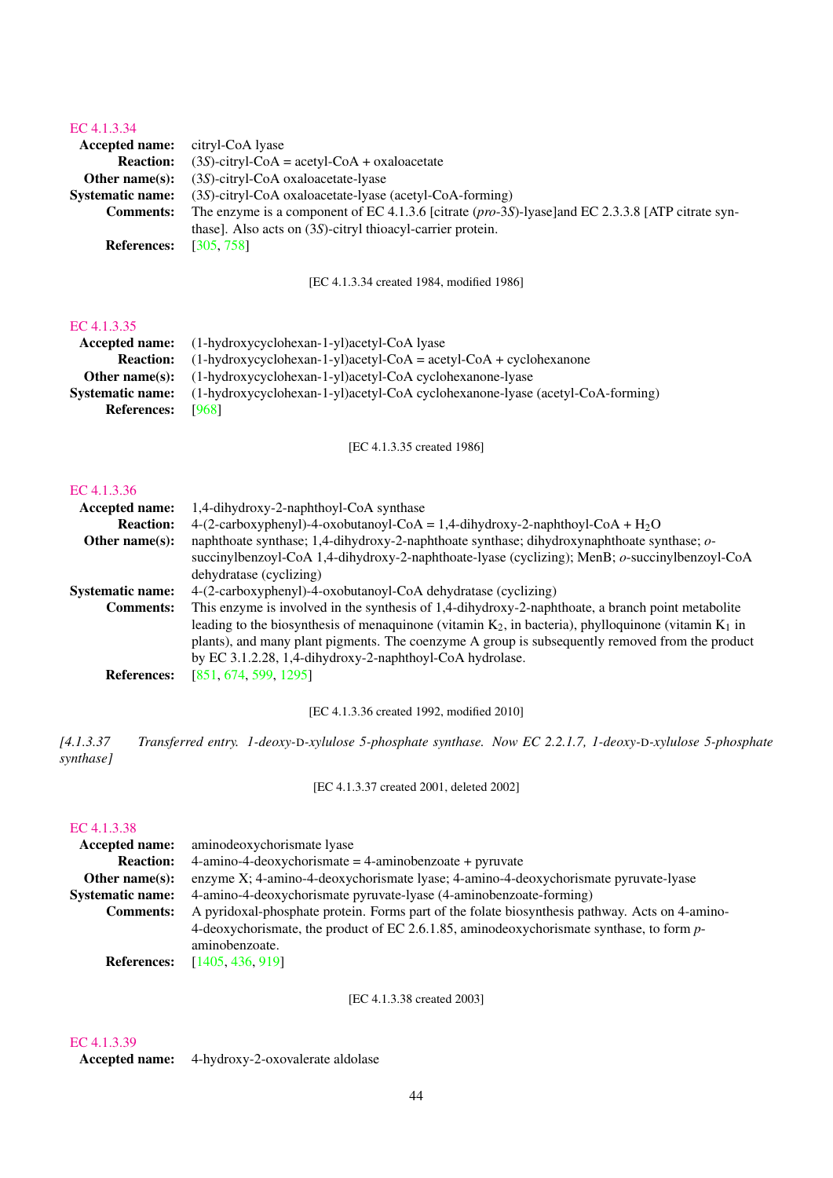EC 4.1.3.34

**Accepted name:** citryl-CoA lyase

**Reaction:** (3*S*)-citryl-CoA = acetyl-CoA + oxaloacetate

**Other name(s):** (3*S*)-citryl-CoA oxaloacetate-lyase

**Systematic name:** (3*S*)-citryl-CoA oxaloacetate-lyase (acetyl-CoA-forming)

**Comments:** The enzyme is a component of EC 4.1.3.6 [citrate (*pro*-3*S*)-lyase]and EC 2.3.3.8 [ATP citrate synthase]. Also acts on (3*S*)-citryl thioacyl-carrier protein.

**References:** [305, 758]

[EC 4.1.3.34 created 1984, modified 1986]

EC 4.1.3.35

**Accepted name:** (1-hydroxycyclohexan-1-yl)acetyl-CoA lyase

**Reaction:** (1-hydroxycyclohexan-1-yl)acetyl-CoA = acetyl-CoA + cyclohexanone

**Other name(s):** (1-hydroxycyclohexan-1-yl)acetyl-CoA cyclohexanone-lyase

**Systematic name:** (1-hydroxycyclohexan-1-yl)acetyl-CoA cyclohexanone-lyase (acetyl-CoA-forming)

**References:** [968]

[EC 4.1.3.35 created 1986]

EC 4.1.3.36

**Accepted name:** 1,4-dihydroxy-2-naphthoyl-CoA synthase

**Reaction:** 4-(2-carboxyphenyl)-4-oxobutanoyl-CoA = 1,4-dihydroxy-2-naphthoyl-CoA + $H_2O$

**Other name(s):** naphthoate synthase; 1,4-dihydroxy-2-naphthoate synthase; dihydroxynaphthoate synthase; *o*-succinylbenzoyl-CoA 1,4-dihydroxy-2-naphthoate-lyase (cyclizing); MenB; *o*-succinylbenzoyl-CoA dehydratase (cyclizing)

**Systematic name:** 4-(2-carboxyphenyl)-4-oxobutanoyl-CoA dehydratase (cyclizing)

**Comments:** This enzyme is involved in the synthesis of 1,4-dihydroxy-2-naphthoate, a branch point metabolite leading to the biosynthesis of menaquinone (vitamin $K_2$, in bacteria), phylloquinone (vitamin $K_1$ in plants), and many plant pigments. The coenzyme A group is subsequently removed from the product by EC 3.1.2.28, 1,4-dihydroxy-2-naphthoyl-CoA hydrolase.

**References:** [851, 674, 599, 1295]

[EC 4.1.3.36 created 1992, modified 2010]

*[4.1.3.37 Transferred entry. 1-deoxy-D-xylulose 5-phosphate synthase. Now EC 2.2.1.7, 1-deoxy-D-xylulose 5-phosphate synthase]*

[EC 4.1.3.37 created 2001, deleted 2002]

EC 4.1.3.38

**Accepted name:** aminodeoxychorismate lyase

**Reaction:** 4-amino-4-deoxychorismate = 4-aminobenzoate + pyruvate

**Other name(s):** enzyme X; 4-amino-4-deoxychorismate lyase; 4-amino-4-deoxychorismate pyruvate-lyase

**Systematic name:** 4-amino-4-deoxychorismate pyruvate-lyase (4-aminobenzoate-forming)

**Comments:** A pyridoxal-phosphate protein. Forms part of the folate biosynthesis pathway. Acts on 4-amino-4-deoxychorismate, the product of EC 2.6.1.85, aminodeoxychorismate synthase, to form *p*-aminobenzoate.

**References:** [1405, 436, 919]

[EC 4.1.3.38 created 2003]

EC 4.1.3.39

**Accepted name:** 4-hydroxy-2-oxovalerate aldolase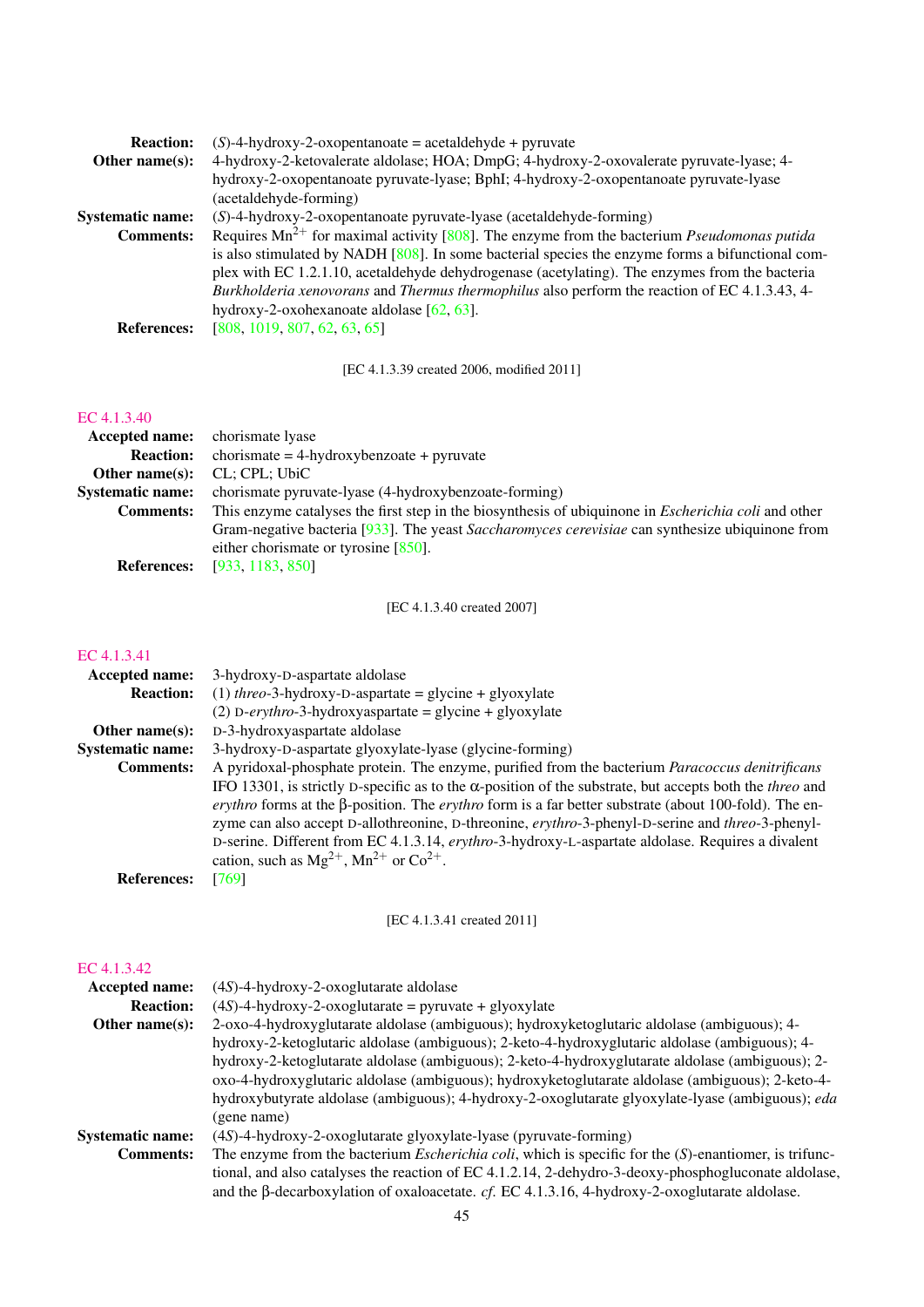**Reaction:** (*S*)-4-hydroxy-2-oxopentanoate = acetaldehyde + pyruvate

**Other name(s):** 4-hydroxy-2-ketovalerate aldolase; HOA; DmpG; 4-hydroxy-2-oxovalerate pyruvate-lyase; 4-hydroxy-2-oxopentanoate pyruvate-lyase; BphI; 4-hydroxy-2-oxopentanoate pyruvate-lyase (acetaldehyde-forming)

**Systematic name:** (*S*)-4-hydroxy-2-oxopentanoate pyruvate-lyase (acetaldehyde-forming)

**Comments:** Requires $Mn^{2+}$ for maximal activity [808]. The enzyme from the bacterium *Pseudomonas putida* is also stimulated by NADH [808]. In some bacterial species the enzyme forms a bifunctional complex with EC 1.2.1.10, acetaldehyde dehydrogenase (acetylating). The enzymes from the bacteria *Burkholderia xenovorans* and *Thermus thermophilus* also perform the reaction of EC 4.1.3.43, 4-hydroxy-2-oxohexanoate aldolase [62, 63].

**References:** [808, 1019, 807, 62, 63, 65]

[EC 4.1.3.39 created 2006, modified 2011]

## EC 4.1.3.40

**Accepted name:** chorismate lyase

**Reaction:** chorismate = 4-hydroxybenzoate + pyruvate

**Other name(s):** CL; CPL; UbiC

**Systematic name:** chorismate pyruvate-lyase (4-hydroxybenzoate-forming)

**Comments:** This enzyme catalyses the first step in the biosynthesis of ubiquinone in *Escherichia coli* and other Gram-negative bacteria [933]. The yeast *Saccharomyces cerevisiae* can synthesize ubiquinone from either chorismate or tyrosine [850].

**References:** [933, 1183, 850]

[EC 4.1.3.40 created 2007]

## EC 4.1.3.41

**Accepted name:** 3-hydroxy-D-aspartate aldolase

**Reaction:** (1) *threo*-3-hydroxy-D-aspartate = glycine + glyoxylate
(2) D-*erythro*-3-hydroxyaspartate = glycine + glyoxylate

**Other name(s):** D-3-hydroxyaspartate aldolase

**Systematic name:** 3-hydroxy-D-aspartate glyoxylate-lyase (glycine-forming)

**Comments:** A pyridoxal-phosphate protein. The enzyme, purified from the bacterium *Paracoccus denitrificans* IFO 13301, is strictly D-specific as to the α-position of the substrate, but accepts both the *threo* and *erythro* forms at the β-position. The *erythro* form is a far better substrate (about 100-fold). The enzyme can also accept D-allothreonine, D-threonine, *erythro*-3-phenyl-D-serine and *threo*-3-phenyl-D-serine. Different from EC 4.1.3.14, *erythro*-3-hydroxy-L-aspartate aldolase. Requires a divalent cation, such as $Mg^{2+}$, $Mn^{2+}$ or $Co^{2+}$.

**References:** [769]

[EC 4.1.3.41 created 2011]

## EC 4.1.3.42

**Accepted name:** (4*S*)-4-hydroxy-2-oxoglutarate aldolase

**Reaction:** (4*S*)-4-hydroxy-2-oxoglutarate = pyruvate + glyoxylate

**Other name(s):** 2-oxo-4-hydroxyglutarate aldolase (ambiguous); hydroxyketoglutaric aldolase (ambiguous); 4-hydroxy-2-ketoglutaric aldolase (ambiguous); 2-keto-4-hydroxyglutaric aldolase (ambiguous); 4-hydroxy-2-ketoglutarate aldolase (ambiguous); 2-keto-4-hydroxyglutarate aldolase (ambiguous); 2-oxo-4-hydroxyglutaric aldolase (ambiguous); hydroxyketoglutarate aldolase (ambiguous); 2-keto-4-hydroxybutyrate aldolase (ambiguous); 4-hydroxy-2-oxoglutarate glyoxylate-lyase (ambiguous); *eda* (gene name)

**Systematic name:** (4*S*)-4-hydroxy-2-oxoglutarate glyoxylate-lyase (pyruvate-forming)

**Comments:** The enzyme from the bacterium *Escherichia coli*, which is specific for the (*S*)-enantiomer, is trifunctional, and also catalyses the reaction of EC 4.1.2.14, 2-dehydro-3-deoxy-phosphogluconate aldolase, and the β-decarboxylation of oxaloacetate. *cf.* EC 4.1.3.16, 4-hydroxy-2-oxoglutarate aldolase.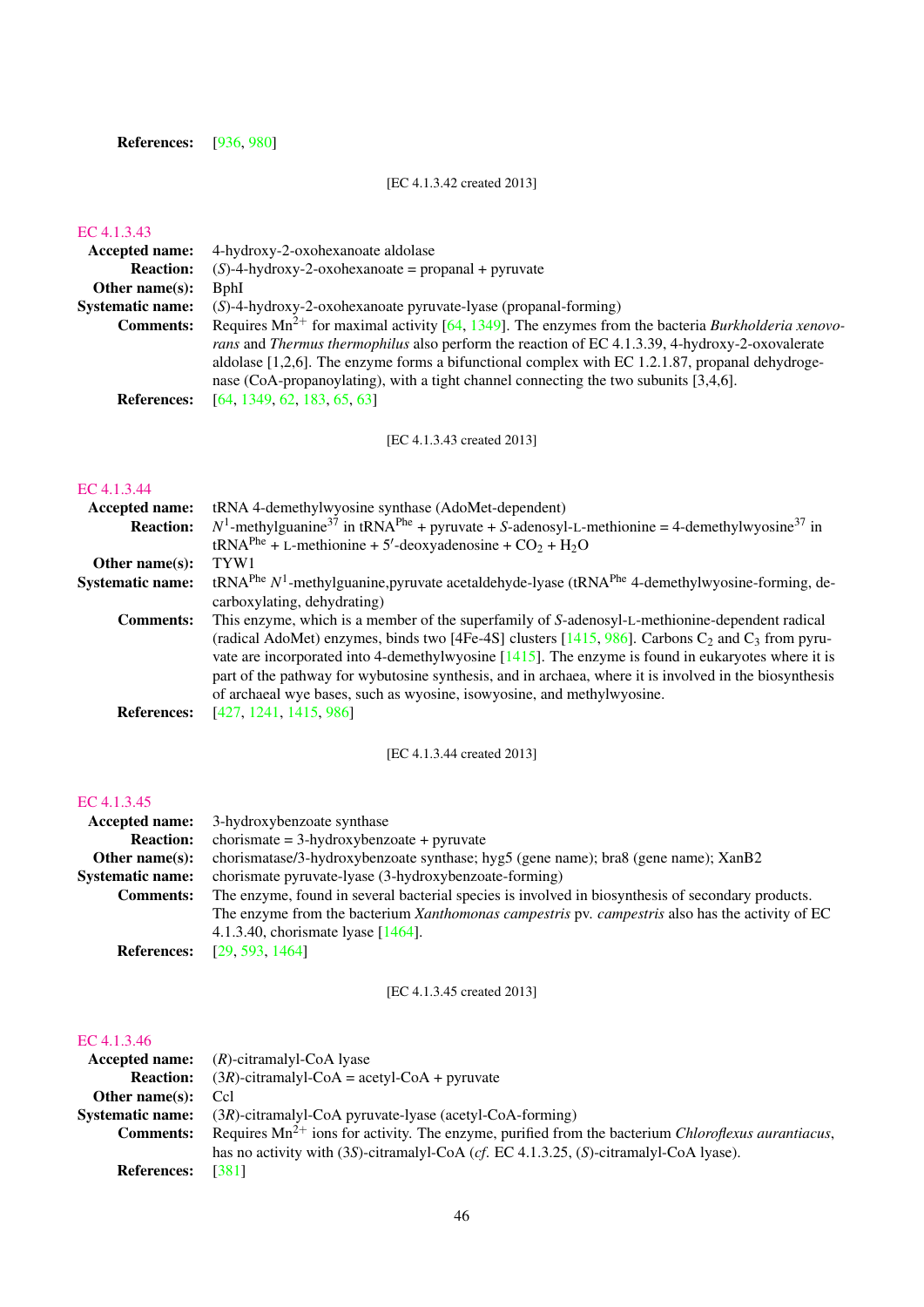**References:** [936, 980]

[EC 4.1.3.42 created 2013]

## EC 4.1.3.43

**Accepted name:** 4-hydroxy-2-oxohexanoate aldolase

**Reaction:** (*S*)-4-hydroxy-2-oxohexanoate = propanal + pyruvate

**Other name(s):** BphI

**Systematic name:** (*S*)-4-hydroxy-2-oxohexanoate pyruvate-lyase (propanal-forming)

**Comments:** Requires $Mn^{2+}$ for maximal activity [64, 1349]. The enzymes from the bacteria *Burkholderia xenovorans* and *Thermus thermophilus* also perform the reaction of EC 4.1.3.39, 4-hydroxy-2-oxovalerate aldolase [1,2,6]. The enzyme forms a bifunctional complex with EC 1.2.1.87, propanal dehydrogenase (CoA-propanoylating), with a tight channel connecting the two subunits [3,4,6].

**References:** [64, 1349, 62, 183, 65, 63]

[EC 4.1.3.43 created 2013]

## EC 4.1.3.44

**Accepted name:** tRNA 4-demethylwyosine synthase (AdoMet-dependent)

**Reaction:** $N^1$-methylguanine$^{37}$ in tRNA$^{Phe}$ + pyruvate + *S*-adenosyl-L-methionine = 4-demethylwyosine$^{37}$ in tRNA$^{Phe}$ + L-methionine + 5′-deoxyadenosine + $CO_2$ + $H_2O$

**Other name(s):** TYW1

**Systematic name:** tRNA$^{Phe}$ $N^1$-methylguanine,pyruvate acetaldehyde-lyase (tRNA$^{Phe}$ 4-demethylwyosine-forming, decarboxylating, dehydrating)

**Comments:** This enzyme, which is a member of the superfamily of *S*-adenosyl-L-methionine-dependent radical (radical AdoMet) enzymes, binds two [4Fe-4S] clusters [1415, 986]. Carbons $C_2$ and $C_3$ from pyruvate are incorporated into 4-demethylwyosine [1415]. The enzyme is found in eukaryotes where it is part of the pathway for wybutosine synthesis, and in archaea, where it is involved in the biosynthesis of archaeal wye bases, such as wyosine, isowyosine, and methylwyosine.

**References:** [427, 1241, 1415, 986]

[EC 4.1.3.44 created 2013]

## EC 4.1.3.45

**Accepted name:** 3-hydroxybenzoate synthase

**Reaction:** chorismate = 3-hydroxybenzoate + pyruvate

**Other name(s):** chorismatase/3-hydroxybenzoate synthase; hyg5 (gene name); bra8 (gene name); XanB2

**Systematic name:** chorismate pyruvate-lyase (3-hydroxybenzoate-forming)

**Comments:** The enzyme, found in several bacterial species is involved in biosynthesis of secondary products. The enzyme from the bacterium *Xanthomonas campestris* pv. *campestris* also has the activity of EC 4.1.3.40, chorismate lyase [1464].

**References:** [29, 593, 1464]

[EC 4.1.3.45 created 2013]

## EC 4.1.3.46

**Accepted name:** (*R*)-citramalyl-CoA lyase

**Reaction:** (3*R*)-citramalyl-CoA = acetyl-CoA + pyruvate

**Other name(s):** Ccl

**Systematic name:** (3*R*)-citramalyl-CoA pyruvate-lyase (acetyl-CoA-forming)

**Comments:** Requires $Mn^{2+}$ ions for activity. The enzyme, purified from the bacterium *Chloroflexus aurantiacus*, has no activity with (3*S*)-citramalyl-CoA (*cf.* EC 4.1.3.25, (*S*)-citramalyl-CoA lyase).

**References:** [381]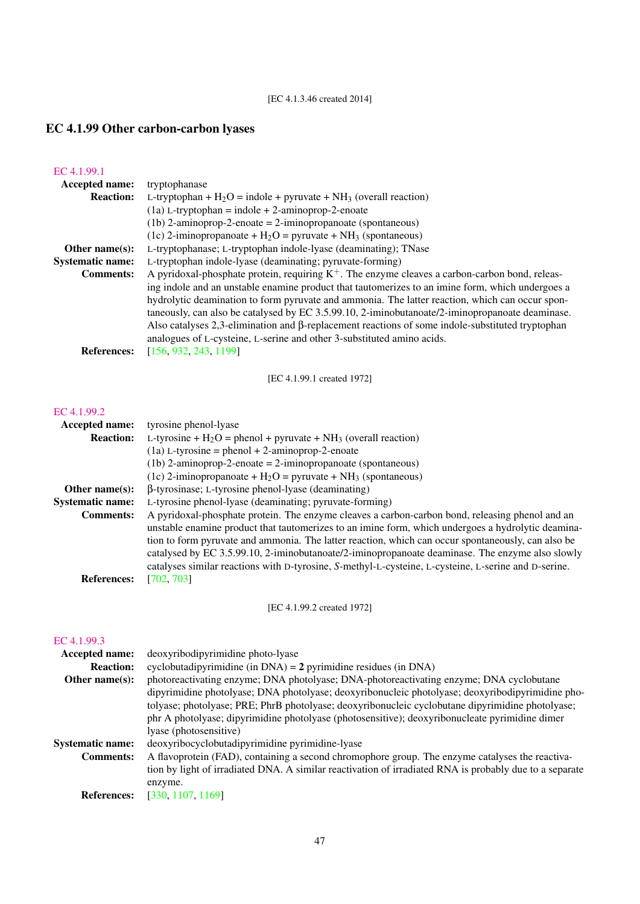[EC 4.1.3.46 created 2014]

## EC 4.1.99 Other carbon-carbon lyases

EC 4.1.99.1

**Accepted name:** tryptophanase

**Reaction:** L-tryptophan + $H_2O$ = indole + pyruvate + $NH_3$ (overall reaction)
(1a) L-tryptophan = indole + 2-aminoprop-2-enoate
(1b) 2-aminoprop-2-enoate = 2-iminopropanoate (spontaneous)
(1c) 2-iminopropanoate + $H_2O$ = pyruvate + $NH_3$ (spontaneous)

**Other name(s):** L-tryptophanase; L-tryptophan indole-lyase (deaminating); TNase

**Systematic name:** L-tryptophan indole-lyase (deaminating; pyruvate-forming)

**Comments:** A pyridoxal-phosphate protein, requiring $K^+$. The enzyme cleaves a carbon-carbon bond, releasing indole and an unstable enamine product that tautomerizes to an imine form, which undergoes a hydrolytic deamination to form pyruvate and ammonia. The latter reaction, which can occur spontaneously, can also be catalysed by EC 3.5.99.10, 2-iminobutanoate/2-iminopropanoate deaminase. Also catalyses 2,3-elimination and β-replacement reactions of some indole-substituted tryptophan analogues of L-cysteine, L-serine and other 3-substituted amino acids.

**References:** [156, 932, 243, 1199]

[EC 4.1.99.1 created 1972]

EC 4.1.99.2

**Accepted name:** tyrosine phenol-lyase

**Reaction:** L-tyrosine + $H_2O$ = phenol + pyruvate + $NH_3$ (overall reaction)
(1a) L-tyrosine = phenol + 2-aminoprop-2-enoate
(1b) 2-aminoprop-2-enoate = 2-iminopropanoate (spontaneous)
(1c) 2-iminopropanoate + $H_2O$ = pyruvate + $NH_3$ (spontaneous)

**Other name(s):** β-tyrosinase; L-tyrosine phenol-lyase (deaminating)

**Systematic name:** L-tyrosine phenol-lyase (deaminating; pyruvate-forming)

**Comments:** A pyridoxal-phosphate protein. The enzyme cleaves a carbon-carbon bond, releasing phenol and an unstable enamine product that tautomerizes to an imine form, which undergoes a hydrolytic deamination to form pyruvate and ammonia. The latter reaction, which can occur spontaneously, can also be catalysed by EC 3.5.99.10, 2-iminobutanoate/2-iminopropanoate deaminase. The enzyme also slowly catalyses similar reactions with D-tyrosine, *S*-methyl-L-cysteine, L-cysteine, L-serine and D-serine.

**References:** [702, 703]

[EC 4.1.99.2 created 1972]

EC 4.1.99.3

**Accepted name:** deoxyribodipyrimidine photo-lyase

**Reaction:** cyclobutadipyrimidine (in DNA) = **2** pyrimidine residues (in DNA)

**Other name(s):** photoreactivating enzyme; DNA photolyase; DNA-photoreactivating enzyme; DNA cyclobutane dipyrimidine photolyase; DNA photolyase; deoxyribonucleic photolyase; deoxyribodipyrimidine photolyase; photolyase; PRE; PhrB photolyase; deoxyribonucleic cyclobutane dipyrimidine photolyase; phr A photolyase; dipyrimidine photolyase (photosensitive); deoxyribonucleate pyrimidine dimer lyase (photosensitive)

**Systematic name:** deoxyribocyclobutadipyrimidine pyrimidine-lyase

**Comments:** A flavoprotein (FAD), containing a second chromophore group. The enzyme catalyses the reactivation by light of irradiated DNA. A similar reactivation of irradiated RNA is probably due to a separate enzyme.

**References:** [330, 1107, 1169]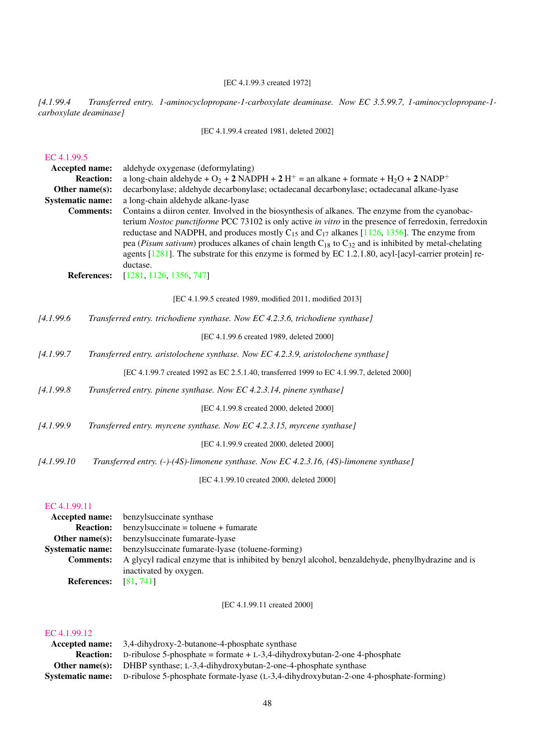[EC 4.1.99.3 created 1972]

*[4.1.99.4 Transferred entry. 1-aminocyclopropane-1-carboxylate deaminase. Now EC 3.5.99.7, 1-aminocyclopropane-1-carboxylate deaminase]*

[EC 4.1.99.4 created 1981, deleted 2002]

### EC 4.1.99.5

**Accepted name:** aldehyde oxygenase (deformylating)

**Reaction:** a long-chain aldehyde + $O_2$ + **2** NADPH + **2** $H^+$ = an alkane + formate + $H_2O$ + **2** $NADP^+$

**Other name(s):** decarbonylase; aldehyde decarbonylase; octadecanal decarbonylase; octadecanal alkane-lyase

**Systematic name:** a long-chain aldehyde alkane-lyase

**Comments:** Contains a diiron center. Involved in the biosynthesis of alkanes. The enzyme from the cyanobacterium *Nostoc punctiforme* PCC 73102 is only active *in vitro* in the presence of ferredoxin, ferredoxin reductase and NADPH, and produces mostly $C_{15}$ and $C_{17}$ alkanes [1126, 1356]. The enzyme from pea (*Pisum sativum*) produces alkanes of chain length $C_{18}$ to $C_{32}$ and is inhibited by metal-chelating agents [1281]. The substrate for this enzyme is formed by EC 1.2.1.80, acyl-[acyl-carrier protein] reductase.

**References:** [1281, 1126, 1356, 747]

[EC 4.1.99.5 created 1989, modified 2011, modified 2013]

*[4.1.99.6 Transferred entry. trichodiene synthase. Now EC 4.2.3.6, trichodiene synthase]*

[EC 4.1.99.6 created 1989, deleted 2000]

*[4.1.99.7 Transferred entry. aristolochene synthase. Now EC 4.2.3.9, aristolochene synthase]*

[EC 4.1.99.7 created 1992 as EC 2.5.1.40, transferred 1999 to EC 4.1.99.7, deleted 2000]

*[4.1.99.8 Transferred entry. pinene synthase. Now EC 4.2.3.14, pinene synthase]*

[EC 4.1.99.8 created 2000, deleted 2000]

*[4.1.99.9 Transferred entry. myrcene synthase. Now EC 4.2.3.15, myrcene synthase]*

[EC 4.1.99.9 created 2000, deleted 2000]

*[4.1.99.10 Transferred entry. (-)-(4S)-limonene synthase. Now EC 4.2.3.16, (4S)-limonene synthase]*

[EC 4.1.99.10 created 2000, deleted 2000]

### EC 4.1.99.11

**Accepted name:** benzylsuccinate synthase

**Reaction:** benzylsuccinate = toluene + fumarate

**Other name(s):** benzylsuccinate fumarate-lyase

**Systematic name:** benzylsuccinate fumarate-lyase (toluene-forming)

**Comments:** A glycyl radical enzyme that is inhibited by benzyl alcohol, benzaldehyde, phenylhydrazine and is inactivated by oxygen.

**References:** [81, 741]

[EC 4.1.99.11 created 2000]

### EC 4.1.99.12

**Accepted name:** 3,4-dihydroxy-2-butanone-4-phosphate synthase

**Reaction:** D-ribulose 5-phosphate = formate + L-3,4-dihydroxybutan-2-one 4-phosphate

**Other name(s):** DHBP synthase; L-3,4-dihydroxybutan-2-one-4-phosphate synthase

**Systematic name:** D-ribulose 5-phosphate formate-lyase (L-3,4-dihydroxybutan-2-one 4-phosphate-forming)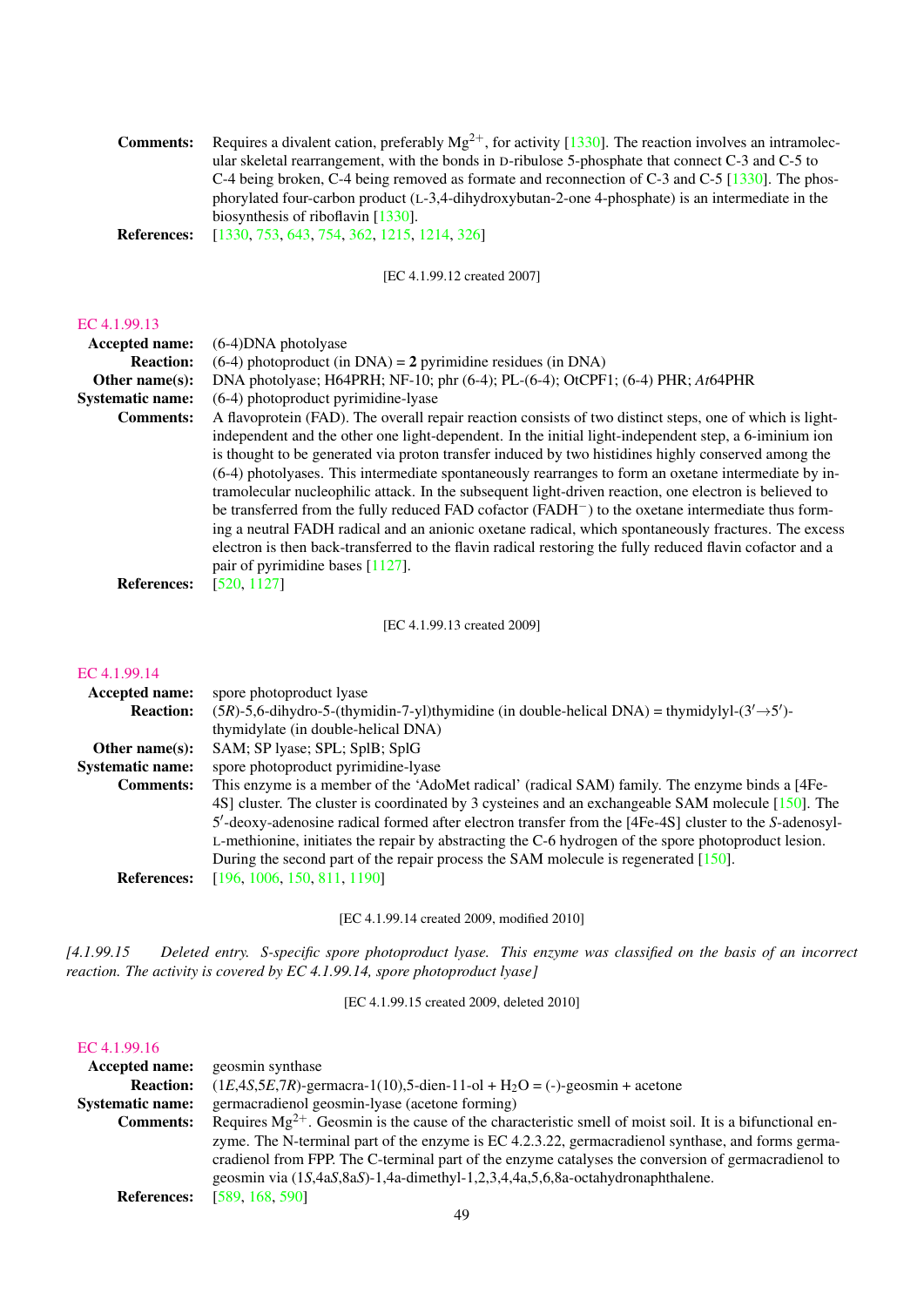**Comments:** Requires a divalent cation, preferably $Mg^{2+}$, for activity [1330]. The reaction involves an intramolecular skeletal rearrangement, with the bonds in D-ribulose 5-phosphate that connect C-3 and C-5 to C-4 being broken, C-4 being removed as formate and reconnection of C-3 and C-5 [1330]. The phosphorylated four-carbon product (L-3,4-dihydroxybutan-2-one 4-phosphate) is an intermediate in the biosynthesis of riboflavin [1330].

**References:** [1330, 753, 643, 754, 362, 1215, 1214, 326]

[EC 4.1.99.12 created 2007]

## EC 4.1.99.13

**Accepted name:** (6-4)DNA photolyase

**Reaction:** (6-4) photoproduct (in DNA) = **2** pyrimidine residues (in DNA)

**Other name(s):** DNA photolyase; H64PRH; NF-10; phr (6-4); PL-(6-4); OtCPF1; (6-4) PHR; *At*64PHR

**Systematic name:** (6-4) photoproduct pyrimidine-lyase

**Comments:** A flavoprotein (FAD). The overall repair reaction consists of two distinct steps, one of which is light-independent and the other one light-dependent. In the initial light-independent step, a 6-iminium ion is thought to be generated via proton transfer induced by two histidines highly conserved among the (6-4) photolyases. This intermediate spontaneously rearranges to form an oxetane intermediate by intramolecular nucleophilic attack. In the subsequent light-driven reaction, one electron is believed to be transferred from the fully reduced FAD cofactor ($FADH^-$) to the oxetane intermediate thus forming a neutral FADH radical and an anionic oxetane radical, which spontaneously fractures. The excess electron is then back-transferred to the flavin radical restoring the fully reduced flavin cofactor and a pair of pyrimidine bases [1127].

**References:** [520, 1127]

[EC 4.1.99.13 created 2009]

## EC 4.1.99.14

**Accepted name:** spore photoproduct lyase

**Reaction:** (5*R*)-5,6-dihydro-5-(thymidin-7-yl)thymidine (in double-helical DNA) = thymidylyl-(3′→5′)-thymidylate (in double-helical DNA)

**Other name(s):** SAM; SP lyase; SPL; SplB; SplG

**Systematic name:** spore photoproduct pyrimidine-lyase

**Comments:** This enzyme is a member of the 'AdoMet radical' (radical SAM) family. The enzyme binds a [4Fe-4S] cluster. The cluster is coordinated by 3 cysteines and an exchangeable SAM molecule [150]. The 5′-deoxy-adenosine radical formed after electron transfer from the [4Fe-4S] cluster to the *S*-adenosyl-L-methionine, initiates the repair by abstracting the C-6 hydrogen of the spore photoproduct lesion. During the second part of the repair process the SAM molecule is regenerated [150].

**References:** [196, 1006, 150, 811, 1190]

[EC 4.1.99.14 created 2009, modified 2010]

*[4.1.99.15 Deleted entry. S-specific spore photoproduct lyase. This enzyme was classified on the basis of an incorrect reaction. The activity is covered by EC 4.1.99.14, spore photoproduct lyase]*

[EC 4.1.99.15 created 2009, deleted 2010]

## EC 4.1.99.16

**Accepted name:** geosmin synthase

**Reaction:** (1*E*,4*S*,5*E*,7*R*)-germacra-1(10),5-dien-11-ol + $H_2O$ = (-)-geosmin + acetone

**Systematic name:** germacradienol geosmin-lyase (acetone forming)

**Comments:** Requires $Mg^{2+}$. Geosmin is the cause of the characteristic smell of moist soil. It is a bifunctional enzyme. The N-terminal part of the enzyme is EC 4.2.3.22, germacradienol synthase, and forms germacradienol from FPP. The C-terminal part of the enzyme catalyses the conversion of germacradienol to geosmin via (1*S*,4a*S*,8a*S*)-1,4a-dimethyl-1,2,3,4,4a,5,6,8a-octahydronaphthalene.

**References:** [589, 168, 590]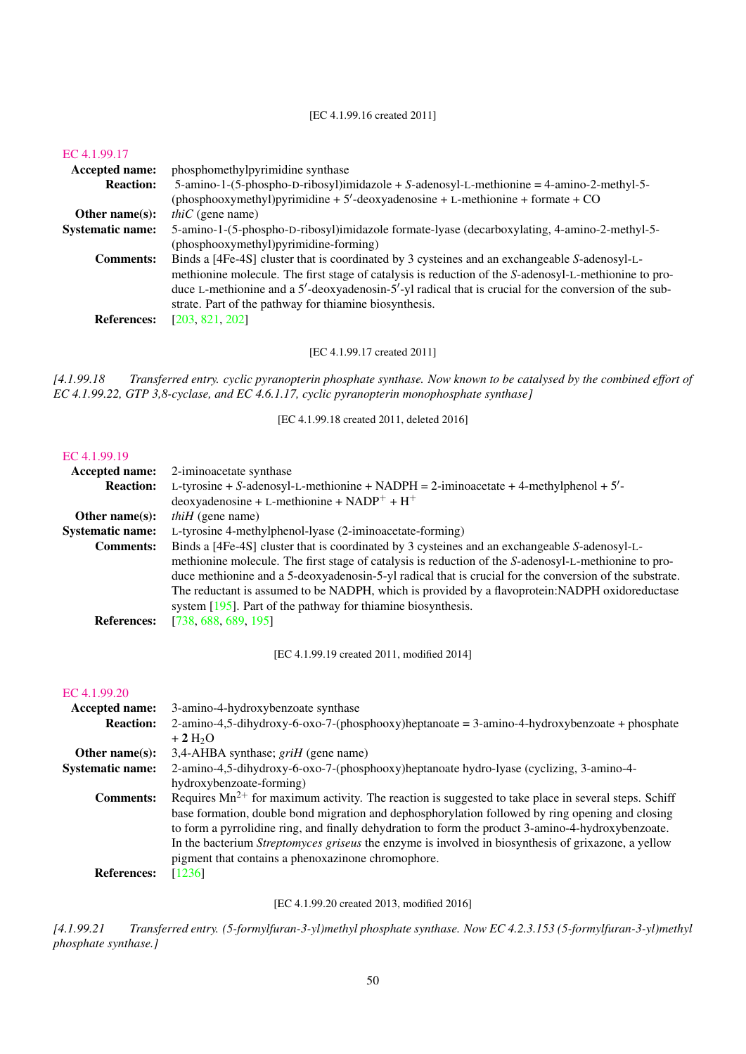[EC 4.1.99.16 created 2011]

EC 4.1.99.17

**Accepted name:** phosphomethylpyrimidine synthase

**Reaction:** 5-amino-1-(5-phospho-D-ribosyl)imidazole + *S*-adenosyl-L-methionine = 4-amino-2-methyl-5-(phosphooxymethyl)pyrimidine + 5′-deoxyadenosine + L-methionine + formate + CO

**Other name(s):** *thiC* (gene name)

**Systematic name:** 5-amino-1-(5-phospho-D-ribosyl)imidazole formate-lyase (decarboxylating, 4-amino-2-methyl-5-(phosphooxymethyl)pyrimidine-forming)

**Comments:** Binds a [4Fe-4S] cluster that is coordinated by 3 cysteines and an exchangeable *S*-adenosyl-L-methionine molecule. The first stage of catalysis is reduction of the *S*-adenosyl-L-methionine to produce L-methionine and a 5′-deoxyadenosin-5′-yl radical that is crucial for the conversion of the substrate. Part of the pathway for thiamine biosynthesis.

**References:** [203, 821, 202]

[EC 4.1.99.17 created 2011]

*[4.1.99.18 Transferred entry. cyclic pyranopterin phosphate synthase. Now known to be catalysed by the combined effort of EC 4.1.99.22, GTP 3,8-cyclase, and EC 4.6.1.17, cyclic pyranopterin monophosphate synthase]*

[EC 4.1.99.18 created 2011, deleted 2016]

EC 4.1.99.19

**Accepted name:** 2-iminoacetate synthase

**Reaction:** L-tyrosine + *S*-adenosyl-L-methionine + NADPH = 2-iminoacetate + 4-methylphenol + 5′-deoxyadenosine + L-methionine + $NADP^+$ + $H^+$

**Other name(s):** *thiH* (gene name)

**Systematic name:** L-tyrosine 4-methylphenol-lyase (2-iminoacetate-forming)

**Comments:** Binds a [4Fe-4S] cluster that is coordinated by 3 cysteines and an exchangeable *S*-adenosyl-L-methionine molecule. The first stage of catalysis is reduction of the *S*-adenosyl-L-methionine to produce methionine and a 5-deoxyadenosin-5-yl radical that is crucial for the conversion of the substrate. The reductant is assumed to be NADPH, which is provided by a flavoprotein:NADPH oxidoreductase system [195]. Part of the pathway for thiamine biosynthesis.

**References:** [738, 688, 689, 195]

[EC 4.1.99.19 created 2011, modified 2014]

EC 4.1.99.20

**Accepted name:** 3-amino-4-hydroxybenzoate synthase

**Reaction:** 2-amino-4,5-dihydroxy-6-oxo-7-(phosphooxy)heptanoate = 3-amino-4-hydroxybenzoate + phosphate + **2** $H_2O$

**Other name(s):** 3,4-AHBA synthase; *griH* (gene name)

**Systematic name:** 2-amino-4,5-dihydroxy-6-oxo-7-(phosphooxy)heptanoate hydro-lyase (cyclizing, 3-amino-4-hydroxybenzoate-forming)

**Comments:** Requires $Mn^{2+}$ for maximum activity. The reaction is suggested to take place in several steps. Schiff base formation, double bond migration and dephosphorylation followed by ring opening and closing to form a pyrrolidine ring, and finally dehydration to form the product 3-amino-4-hydroxybenzoate. In the bacterium *Streptomyces griseus* the enzyme is involved in biosynthesis of grixazone, a yellow pigment that contains a phenoxazinone chromophore.

**References:** [1236]

[EC 4.1.99.20 created 2013, modified 2016]

*[4.1.99.21 Transferred entry. (5-formylfuran-3-yl)methyl phosphate synthase. Now EC 4.2.3.153 (5-formylfuran-3-yl)methyl phosphate synthase.]*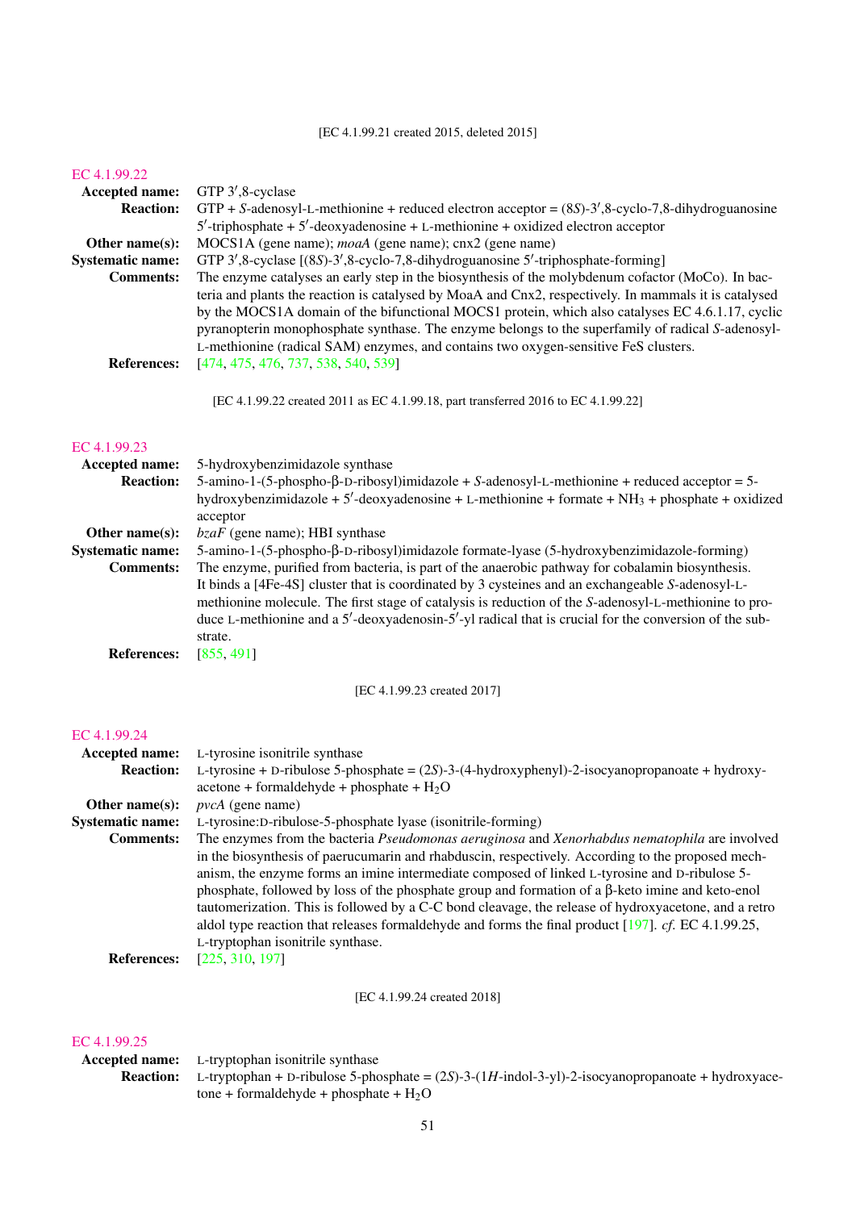[EC 4.1.99.21 created 2015, deleted 2015]

## EC 4.1.99.22

**Accepted name:** GTP 3′,8-cyclase

**Reaction:** GTP + *S*-adenosyl-L-methionine + reduced electron acceptor = (8*S*)-3′,8-cyclo-7,8-dihydroguanosine 5′-triphosphate + 5′-deoxyadenosine + L-methionine + oxidized electron acceptor

**Other name(s):** MOCS1A (gene name); *moaA* (gene name); cnx2 (gene name)

**Systematic name:** GTP 3′,8-cyclase [(8*S*)-3′,8-cyclo-7,8-dihydroguanosine 5′-triphosphate-forming]

**Comments:** The enzyme catalyses an early step in the biosynthesis of the molybdenum cofactor (MoCo). In bacteria and plants the reaction is catalysed by MoaA and Cnx2, respectively. In mammals it is catalysed by the MOCS1A domain of the bifunctional MOCS1 protein, which also catalyses EC 4.6.1.17, cyclic pyranopterin monophosphate synthase. The enzyme belongs to the superfamily of radical *S*-adenosyl-L-methionine (radical SAM) enzymes, and contains two oxygen-sensitive FeS clusters.

**References:** [474, 475, 476, 737, 538, 540, 539]

[EC 4.1.99.22 created 2011 as EC 4.1.99.18, part transferred 2016 to EC 4.1.99.22]

## EC 4.1.99.23

**Accepted name:** 5-hydroxybenzimidazole synthase

**Reaction:** 5-amino-1-(5-phospho-β-D-ribosyl)imidazole + *S*-adenosyl-L-methionine + reduced acceptor = 5-hydroxybenzimidazole + 5′-deoxyadenosine + L-methionine + formate + $NH_3$ + phosphate + oxidized acceptor

**Other name(s):** *bzaF* (gene name); HBI synthase

**Systematic name:** 5-amino-1-(5-phospho-β-D-ribosyl)imidazole formate-lyase (5-hydroxybenzimidazole-forming)

**Comments:** The enzyme, purified from bacteria, is part of the anaerobic pathway for cobalamin biosynthesis. It binds a [4Fe-4S] cluster that is coordinated by 3 cysteines and an exchangeable *S*-adenosyl-L-methionine molecule. The first stage of catalysis is reduction of the *S*-adenosyl-L-methionine to produce L-methionine and a 5′-deoxyadenosin-5′-yl radical that is crucial for the conversion of the substrate.

**References:** [855, 491]

[EC 4.1.99.23 created 2017]

## EC 4.1.99.24

**Accepted name:** L-tyrosine isonitrile synthase

**Reaction:** L-tyrosine + D-ribulose 5-phosphate = (2*S*)-3-(4-hydroxyphenyl)-2-isocyanopropanoate + hydroxyacetone + formaldehyde + phosphate + $H_2O$

**Other name(s):** *pvcA* (gene name)

**Systematic name:** L-tyrosine:D-ribulose-5-phosphate lyase (isonitrile-forming)

**Comments:** The enzymes from the bacteria *Pseudomonas aeruginosa* and *Xenorhabdus nematophila* are involved in the biosynthesis of paerucumarin and rhabduscin, respectively. According to the proposed mechanism, the enzyme forms an imine intermediate composed of linked L-tyrosine and D-ribulose 5-phosphate, followed by loss of the phosphate group and formation of a β-keto imine and keto-enol tautomerization. This is followed by a C-C bond cleavage, the release of hydroxyacetone, and a retro aldol type reaction that releases formaldehyde and forms the final product [197]. *cf.* EC 4.1.99.25, L-tryptophan isonitrile synthase.

**References:** [225, 310, 197]

[EC 4.1.99.24 created 2018]

## EC 4.1.99.25

**Accepted name:** L-tryptophan isonitrile synthase

**Reaction:** L-tryptophan + D-ribulose 5-phosphate = (2*S*)-3-(1*H*-indol-3-yl)-2-isocyanopropanoate + hydroxyacetone + formaldehyde + phosphate + $H_2O$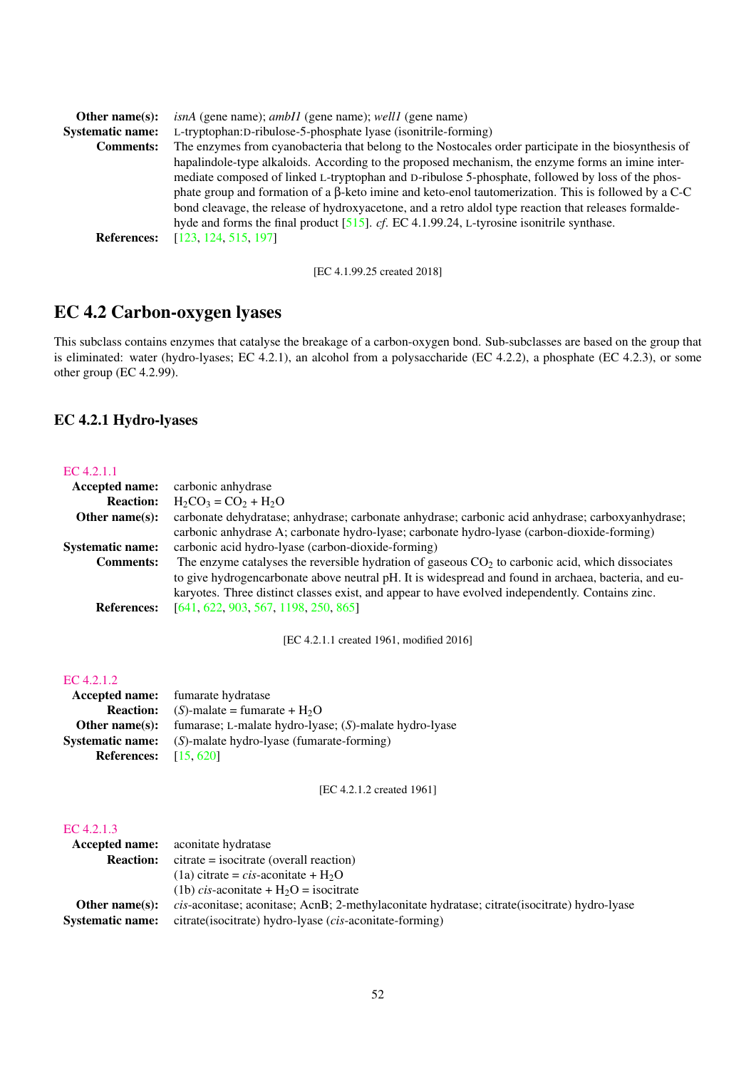**Other name(s):** *isnA* (gene name); *ambI1* (gene name); *welI1* (gene name)
**Systematic name:** L-tryptophan:D-ribulose-5-phosphate lyase (isonitrile-forming)
**Comments:** The enzymes from cyanobacteria that belong to the Nostocales order participate in the biosynthesis of hapalindole-type alkaloids. According to the proposed mechanism, the enzyme forms an imine intermediate composed of linked L-tryptophan and D-ribulose 5-phosphate, followed by loss of the phosphate group and formation of a β-keto imine and keto-enol tautomerization. This is followed by a C-C bond cleavage, the release of hydroxyacetone, and a retro aldol type reaction that releases formaldehyde and forms the final product [515]. *cf.* EC 4.1.99.24, L-tyrosine isonitrile synthase.
**References:** [123, 124, 515, 197]

[EC 4.1.99.25 created 2018]

# EC 4.2 Carbon-oxygen lyases

This subclass contains enzymes that catalyse the breakage of a carbon-oxygen bond. Sub-subclasses are based on the group that is eliminated: water (hydro-lyases; EC 4.2.1), an alcohol from a polysaccharide (EC 4.2.2), a phosphate (EC 4.2.3), or some other group (EC 4.2.99).

## EC 4.2.1 Hydro-lyases

EC 4.2.1.1
**Accepted name:** carbonic anhydrase
**Reaction:** $H_2CO_3 = CO_2 + H_2O$
**Other name(s):** carbonate dehydratase; anhydrase; carbonate anhydrase; carbonic acid anhydrase; carboxyanhydrase; carbonic anhydrase A; carbonate hydro-lyase; carbonate hydro-lyase (carbon-dioxide-forming)
**Systematic name:** carbonic acid hydro-lyase (carbon-dioxide-forming)
**Comments:** The enzyme catalyses the reversible hydration of gaseous $CO_2$ to carbonic acid, which dissociates to give hydrogencarbonate above neutral pH. It is widespread and found in archaea, bacteria, and eukaryotes. Three distinct classes exist, and appear to have evolved independently. Contains zinc.
**References:** [641, 622, 903, 567, 1198, 250, 865]

[EC 4.2.1.1 created 1961, modified 2016]

EC 4.2.1.2
**Accepted name:** fumarate hydratase
**Reaction:** (*S*)-malate = fumarate + $H_2O$
**Other name(s):** fumarase; L-malate hydro-lyase; (*S*)-malate hydro-lyase
**Systematic name:** (*S*)-malate hydro-lyase (fumarate-forming)
**References:** [15, 620]

[EC 4.2.1.2 created 1961]

EC 4.2.1.3
**Accepted name:** aconitate hydratase
**Reaction:** citrate = isocitrate (overall reaction)
(1a) citrate = *cis*-aconitate + $H_2O$
(1b) *cis*-aconitate + $H_2O$ = isocitrate
**Other name(s):** *cis*-aconitase; aconitase; AcnB; 2-methylaconitate hydratase; citrate(isocitrate) hydro-lyase
**Systematic name:** citrate(isocitrate) hydro-lyase (*cis*-aconitate-forming)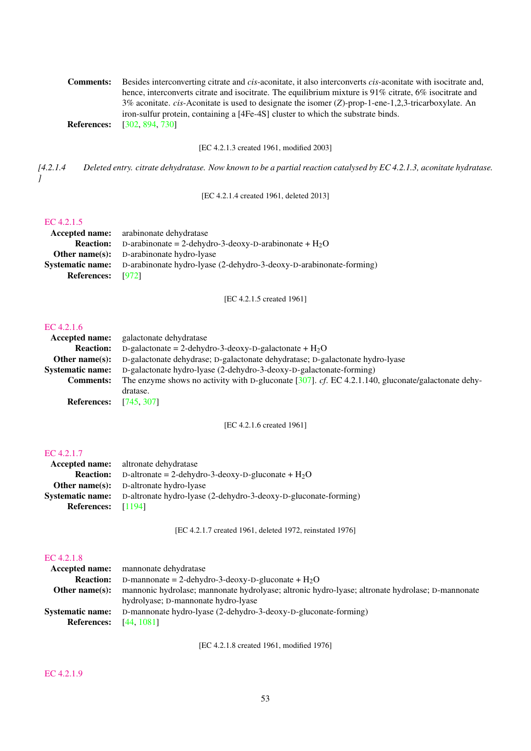**Comments:** Besides interconverting citrate and *cis*-aconitate, it also interconverts *cis*-aconitate with isocitrate and, hence, interconverts citrate and isocitrate. The equilibrium mixture is 91% citrate, 6% isocitrate and 3% aconitate. *cis*-Aconitate is used to designate the isomer (*Z*)-prop-1-ene-1,2,3-tricarboxylate. An iron-sulfur protein, containing a [4Fe-4S] cluster to which the substrate binds.

**References:** [302, 894, 730]

[EC 4.2.1.3 created 1961, modified 2003]

*[4.2.1.4 Deleted entry. citrate dehydratase. Now known to be a partial reaction catalysed by EC 4.2.1.3, aconitate hydratase.]*

[EC 4.2.1.4 created 1961, deleted 2013]

EC 4.2.1.5

**Accepted name:** arabinonate dehydratase

**Reaction:** D-arabinonate = 2-dehydro-3-deoxy-D-arabinonate + $H_2O$

**Other name(s):** D-arabinonate hydro-lyase

**Systematic name:** D-arabinonate hydro-lyase (2-dehydro-3-deoxy-D-arabinonate-forming)

**References:** [972]

[EC 4.2.1.5 created 1961]

EC 4.2.1.6

**Accepted name:** galactonate dehydratase

**Reaction:** D-galactonate = 2-dehydro-3-deoxy-D-galactonate + $H_2O$

**Other name(s):** D-galactonate dehydrase; D-galactonate dehydratase; D-galactonate hydro-lyase

**Systematic name:** D-galactonate hydro-lyase (2-dehydro-3-deoxy-D-galactonate-forming)

**Comments:** The enzyme shows no activity with D-gluconate [307]. *cf.* EC 4.2.1.140, gluconate/galactonate dehydratase.

**References:** [745, 307]

[EC 4.2.1.6 created 1961]

EC 4.2.1.7

**Accepted name:** altronate dehydratase

**Reaction:** D-altronate = 2-dehydro-3-deoxy-D-gluconate + $H_2O$

**Other name(s):** D-altronate hydro-lyase

**Systematic name:** D-altronate hydro-lyase (2-dehydro-3-deoxy-D-gluconate-forming)

**References:** [1194]

[EC 4.2.1.7 created 1961, deleted 1972, reinstated 1976]

EC 4.2.1.8

**Accepted name:** mannonate dehydratase

**Reaction:** D-mannonate = 2-dehydro-3-deoxy-D-gluconate + $H_2O$

**Other name(s):** mannonic hydrolase; mannonate hydrolyase; altronic hydro-lyase; altronate hydrolase; D-mannonate hydrolyase; D-mannonate hydro-lyase

**Systematic name:** D-mannonate hydro-lyase (2-dehydro-3-deoxy-D-gluconate-forming)

**References:** [44, 1081]

[EC 4.2.1.8 created 1961, modified 1976]

EC 4.2.1.9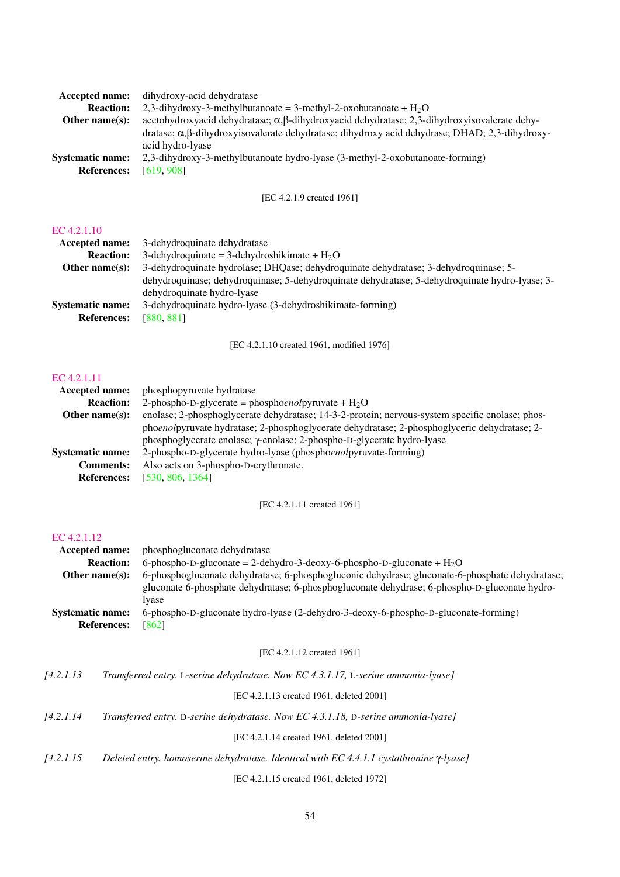**Accepted name:** dihydroxy-acid dehydratase
**Reaction:** 2,3-dihydroxy-3-methylbutanoate = 3-methyl-2-oxobutanoate + $H_2O$
**Other name(s):** acetohydroxyacid dehydratase; α,β-dihydroxyacid dehydratase; 2,3-dihydroxyisovalerate dehydratase; α,β-dihydroxyisovalerate dehydratase; dihydroxy acid dehydrase; DHAD; 2,3-dihydroxy-acid hydro-lyase
**Systematic name:** 2,3-dihydroxy-3-methylbutanoate hydro-lyase (3-methyl-2-oxobutanoate-forming)
**References:** [619, 908]

[EC 4.2.1.9 created 1961]

### EC 4.2.1.10

**Accepted name:** 3-dehydroquinate dehydratase
**Reaction:** 3-dehydroquinate = 3-dehydroshikimate + $H_2O$
**Other name(s):** 3-dehydroquinate hydrolase; DHQase; dehydroquinate dehydratase; 3-dehydroquinase; 5-dehydroquinase; dehydroquinase; 5-dehydroquinate dehydratase; 5-dehydroquinate hydro-lyase; 3-dehydroquinate hydro-lyase
**Systematic name:** 3-dehydroquinate hydro-lyase (3-dehydroshikimate-forming)
**References:** [880, 881]

[EC 4.2.1.10 created 1961, modified 1976]

### EC 4.2.1.11

**Accepted name:** phosphopyruvate hydratase
**Reaction:** 2-phospho-D-glycerate = phospho*enol*pyruvate + $H_2O$
**Other name(s):** enolase; 2-phosphoglycerate dehydratase; 14-3-2-protein; nervous-system specific enolase; phospho*enol*pyruvate hydratase; 2-phosphoglycerate dehydratase; 2-phosphoglyceric dehydratase; 2-phosphoglycerate enolase; γ-enolase; 2-phospho-D-glycerate hydro-lyase
**Systematic name:** 2-phospho-D-glycerate hydro-lyase (phospho*enol*pyruvate-forming)
**Comments:** Also acts on 3-phospho-D-erythronate.
**References:** [530, 806, 1364]

[EC 4.2.1.11 created 1961]

### EC 4.2.1.12

**Accepted name:** phosphogluconate dehydratase
**Reaction:** 6-phospho-D-gluconate = 2-dehydro-3-deoxy-6-phospho-D-gluconate + $H_2O$
**Other name(s):** 6-phosphogluconate dehydratase; 6-phosphogluconic dehydrase; gluconate-6-phosphate dehydratase; gluconate 6-phosphate dehydratase; 6-phosphogluconate dehydrase; 6-phospho-D-gluconate hydro-lyase
**Systematic name:** 6-phospho-D-gluconate hydro-lyase (2-dehydro-3-deoxy-6-phospho-D-gluconate-forming)
**References:** [862]

[EC 4.2.1.12 created 1961]

*[4.2.1.13 Transferred entry. L-serine dehydratase. Now EC 4.3.1.17, L-serine ammonia-lyase]*

[EC 4.2.1.13 created 1961, deleted 2001]

*[4.2.1.14 Transferred entry. D-serine dehydratase. Now EC 4.3.1.18, D-serine ammonia-lyase]*

[EC 4.2.1.14 created 1961, deleted 2001]

*[4.2.1.15 Deleted entry. homoserine dehydratase. Identical with EC 4.4.1.1 cystathionine γ-lyase]*

[EC 4.2.1.15 created 1961, deleted 1972]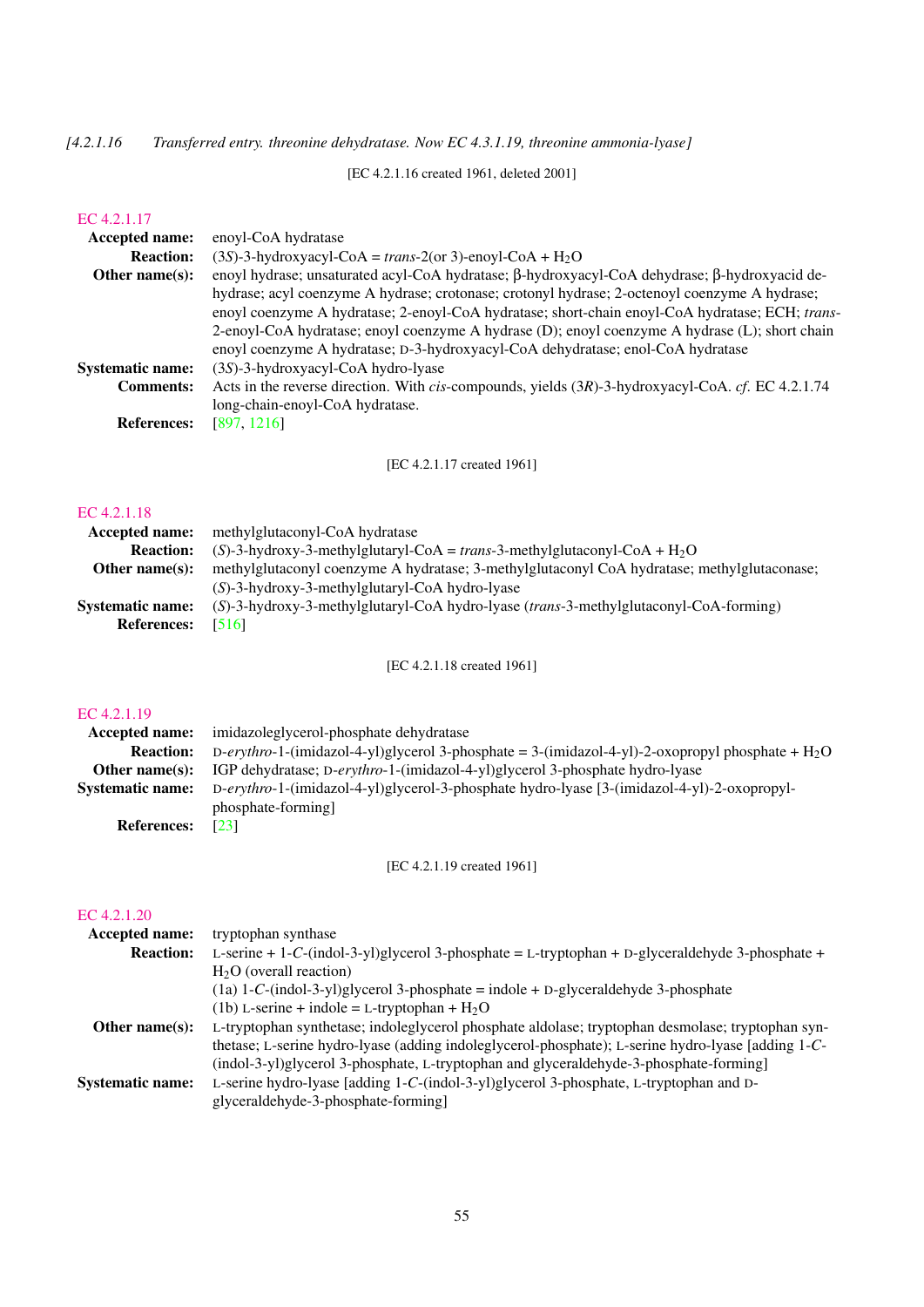*[4.2.1.16 Transferred entry. threonine dehydratase. Now EC 4.3.1.19, threonine ammonia-lyase]*

[EC 4.2.1.16 created 1961, deleted 2001]

## EC 4.2.1.17

**Accepted name:** enoyl-CoA hydratase

**Reaction:** (3*S*)-3-hydroxyacyl-CoA = *trans*-2(or 3)-enoyl-CoA + $H_2O$

**Other name(s):** enoyl hydrase; unsaturated acyl-CoA hydratase; β-hydroxyacyl-CoA dehydrase; β-hydroxyacid dehydrase; acyl coenzyme A hydrase; crotonase; crotonyl hydrase; 2-octenoyl coenzyme A hydrase; enoyl coenzyme A hydratase; 2-enoyl-CoA hydratase; short-chain enoyl-CoA hydratase; ECH; *trans*-2-enoyl-CoA hydratase; enoyl coenzyme A hydrase (D); enoyl coenzyme A hydrase (L); short chain enoyl coenzyme A hydratase; D-3-hydroxyacyl-CoA dehydratase; enol-CoA hydratase

**Systematic name:** (3*S*)-3-hydroxyacyl-CoA hydro-lyase

**Comments:** Acts in the reverse direction. With *cis*-compounds, yields (3*R*)-3-hydroxyacyl-CoA. *cf.* EC 4.2.1.74 long-chain-enoyl-CoA hydratase.

**References:** [897, 1216]

[EC 4.2.1.17 created 1961]

## EC 4.2.1.18

**Accepted name:** methylglutaconyl-CoA hydratase

**Reaction:** (*S*)-3-hydroxy-3-methylglutaryl-CoA = *trans*-3-methylglutaconyl-CoA + $H_2O$

**Other name(s):** methylglutaconyl coenzyme A hydratase; 3-methylglutaconyl CoA hydratase; methylglutaconase; (*S*)-3-hydroxy-3-methylglutaryl-CoA hydro-lyase

**Systematic name:** (*S*)-3-hydroxy-3-methylglutaryl-CoA hydro-lyase (*trans*-3-methylglutaconyl-CoA-forming)

**References:** [516]

[EC 4.2.1.18 created 1961]

## EC 4.2.1.19

**Accepted name:** imidazoleglycerol-phosphate dehydratase

**Reaction:** D-*erythro*-1-(imidazol-4-yl)glycerol 3-phosphate = 3-(imidazol-4-yl)-2-oxopropyl phosphate + $H_2O$

**Other name(s):** IGP dehydratase; D-*erythro*-1-(imidazol-4-yl)glycerol 3-phosphate hydro-lyase

**Systematic name:** D-*erythro*-1-(imidazol-4-yl)glycerol-3-phosphate hydro-lyase [3-(imidazol-4-yl)-2-oxopropyl-phosphate-forming]

**References:** [23]

[EC 4.2.1.19 created 1961]

## EC 4.2.1.20

**Accepted name:** tryptophan synthase

**Reaction:** L-serine + 1-*C*-(indol-3-yl)glycerol 3-phosphate = L-tryptophan + D-glyceraldehyde 3-phosphate + $H_2O$ (overall reaction)
(1a) 1-*C*-(indol-3-yl)glycerol 3-phosphate = indole + D-glyceraldehyde 3-phosphate
(1b) L-serine + indole = L-tryptophan + $H_2O$

**Other name(s):** L-tryptophan synthetase; indoleglycerol phosphate aldolase; tryptophan desmolase; tryptophan synthetase; L-serine hydro-lyase (adding indoleglycerol-phosphate); L-serine hydro-lyase [adding 1-*C*-(indol-3-yl)glycerol 3-phosphate, L-tryptophan and glyceraldehyde-3-phosphate-forming]

**Systematic name:** L-serine hydro-lyase [adding 1-*C*-(indol-3-yl)glycerol 3-phosphate, L-tryptophan and D-glyceraldehyde-3-phosphate-forming]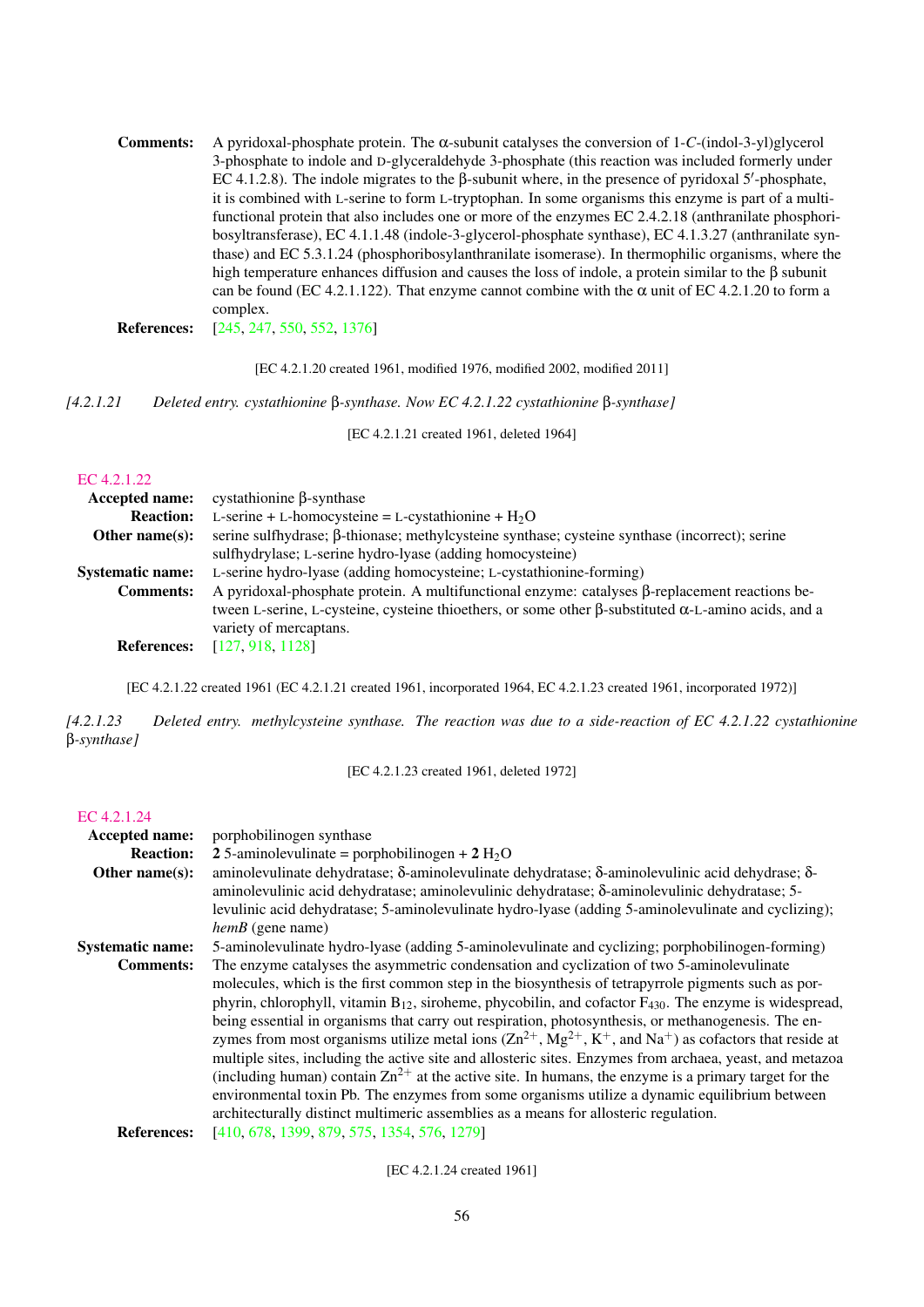**Comments:** A pyridoxal-phosphate protein. The α-subunit catalyses the conversion of 1-*C*-(indol-3-yl)glycerol 3-phosphate to indole and D-glyceraldehyde 3-phosphate (this reaction was included formerly under EC 4.1.2.8). The indole migrates to the β-subunit where, in the presence of pyridoxal 5′-phosphate, it is combined with L-serine to form L-tryptophan. In some organisms this enzyme is part of a multifunctional protein that also includes one or more of the enzymes EC 2.4.2.18 (anthranilate phosphoribosyltransferase), EC 4.1.1.48 (indole-3-glycerol-phosphate synthase), EC 4.1.3.27 (anthranilate synthase) and EC 5.3.1.24 (phosphoribosylanthranilate isomerase). In thermophilic organisms, where the high temperature enhances diffusion and causes the loss of indole, a protein similar to the β subunit can be found (EC 4.2.1.122). That enzyme cannot combine with the α unit of EC 4.2.1.20 to form a complex.

**References:** [245, 247, 550, 552, 1376]

[EC 4.2.1.20 created 1961, modified 1976, modified 2002, modified 2011]

*[4.2.1.21 Deleted entry. cystathionine β-synthase. Now EC 4.2.1.22 cystathionine β-synthase]*

[EC 4.2.1.21 created 1961, deleted 1964]

EC 4.2.1.22

**Accepted name:** cystathionine β-synthase

**Reaction:** L-serine + L-homocysteine = L-cystathionine + $H_2O$

**Other name(s):** serine sulfhydrase; β-thionase; methylcysteine synthase; cysteine synthase (incorrect); serine sulfhydrylase; L-serine hydro-lyase (adding homocysteine)

**Systematic name:** L-serine hydro-lyase (adding homocysteine; L-cystathionine-forming)

**Comments:** A pyridoxal-phosphate protein. A multifunctional enzyme: catalyses β-replacement reactions between L-serine, L-cysteine, cysteine thioethers, or some other β-substituted α-L-amino acids, and a variety of mercaptans.

**References:** [127, 918, 1128]

[EC 4.2.1.22 created 1961 (EC 4.2.1.21 created 1961, incorporated 1964, EC 4.2.1.23 created 1961, incorporated 1972)]

*[4.2.1.23 Deleted entry. methylcysteine synthase. The reaction was due to a side-reaction of EC 4.2.1.22 cystathionine β-synthase]*

[EC 4.2.1.23 created 1961, deleted 1972]

EC 4.2.1.24

**Accepted name:** porphobilinogen synthase

**Reaction:** **2** 5-aminolevulinate = porphobilinogen + **2** $H_2O$

**Other name(s):** aminolevulinate dehydratase; δ-aminolevulinate dehydratase; δ-aminolevulinic acid dehydrase; δ-aminolevulinic acid dehydratase; aminolevulinic dehydratase; δ-aminolevulinic dehydratase; 5-levulinic acid dehydratase; 5-aminolevulinate hydro-lyase (adding 5-aminolevulinate and cyclizing); *hemB* (gene name)

**Systematic name:** 5-aminolevulinate hydro-lyase (adding 5-aminolevulinate and cyclizing; porphobilinogen-forming)

**Comments:** The enzyme catalyses the asymmetric condensation and cyclization of two 5-aminolevulinate molecules, which is the first common step in the biosynthesis of tetrapyrrole pigments such as porphyrin, chlorophyll, vitamin $B_{12}$, siroheme, phycobilin, and cofactor $F_{430}$. The enzyme is widespread, being essential in organisms that carry out respiration, photosynthesis, or methanogenesis. The enzymes from most organisms utilize metal ions ($Zn^{2+}$, $Mg^{2+}$, $K^+$, and $Na^+$) as cofactors that reside at multiple sites, including the active site and allosteric sites. Enzymes from archaea, yeast, and metazoa (including human) contain $Zn^{2+}$ at the active site. In humans, the enzyme is a primary target for the environmental toxin Pb. The enzymes from some organisms utilize a dynamic equilibrium between architecturally distinct multimeric assemblies as a means for allosteric regulation.

**References:** [410, 678, 1399, 879, 575, 1354, 576, 1279]

[EC 4.2.1.24 created 1961]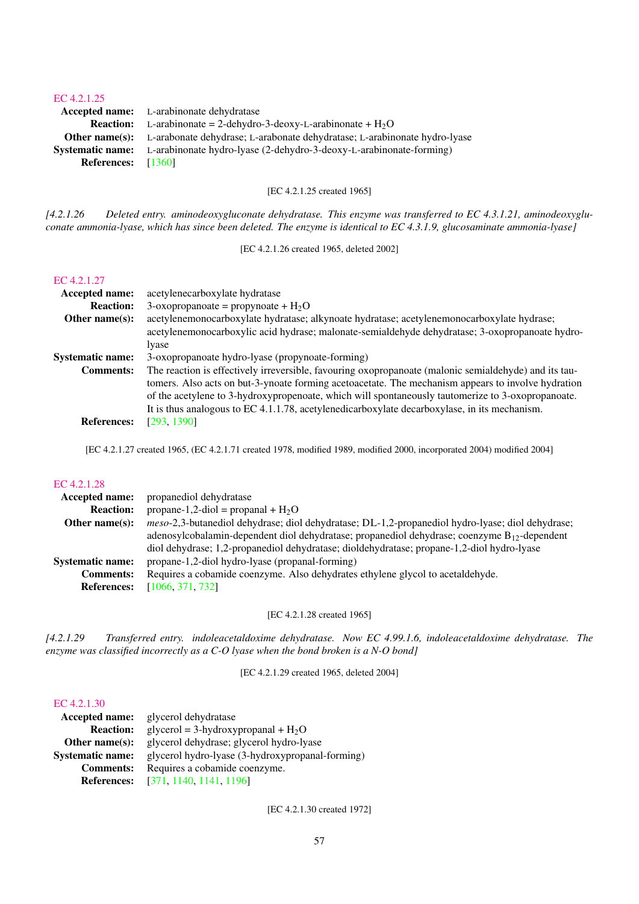### EC 4.2.1.25

**Accepted name:** L-arabinonate dehydratase

**Reaction:** L-arabinonate = 2-dehydro-3-deoxy-L-arabinonate + $H_2O$

**Other name(s):** L-arabonate dehydrase; L-arabonate dehydratase; L-arabinonate hydro-lyase

**Systematic name:** L-arabinonate hydro-lyase (2-dehydro-3-deoxy-L-arabinonate-forming)

**References:** [1360]

[EC 4.2.1.25 created 1965]

*[4.2.1.26 Deleted entry. aminodeoxygluconate dehydratase. This enzyme was transferred to EC 4.3.1.21, aminodeoxygluconate ammonia-lyase, which has since been deleted. The enzyme is identical to EC 4.3.1.9, glucosaminate ammonia-lyase]*

[EC 4.2.1.26 created 1965, deleted 2002]

### EC 4.2.1.27

**Accepted name:** acetylenecarboxylate hydratase

**Reaction:** 3-oxopropanoate = propynoate + $H_2O$

**Other name(s):** acetylenemonocarboxylate hydratase; alkynoate hydratase; acetylenemonocarboxylate hydrase; acetylenemonocarboxylic acid hydrase; malonate-semialdehyde dehydratase; 3-oxopropanoate hydro-lyase

**Systematic name:** 3-oxopropanoate hydro-lyase (propynoate-forming)

**Comments:** The reaction is effectively irreversible, favouring oxopropanoate (malonic semialdehyde) and its tautomers. Also acts on but-3-ynoate forming acetoacetate. The mechanism appears to involve hydration of the acetylene to 3-hydroxypropenoate, which will spontaneously tautomerize to 3-oxopropanoate. It is thus analogous to EC 4.1.1.78, acetylenedicarboxylate decarboxylase, in its mechanism.

**References:** [293, 1390]

[EC 4.2.1.27 created 1965, (EC 4.2.1.71 created 1978, modified 1989, modified 2000, incorporated 2004) modified 2004]

### EC 4.2.1.28

**Accepted name:** propanediol dehydratase

**Reaction:** propane-1,2-diol = propanal + $H_2O$

**Other name(s):** *meso*-2,3-butanediol dehydrase; diol dehydratase; DL-1,2-propanediol hydro-lyase; diol dehydrase; adenosylcobalamin-dependent diol dehydratase; propanediol dehydrase; coenzyme $B_{12}$-dependent diol dehydrase; 1,2-propanediol dehydratase; dioldehydratase; propane-1,2-diol hydro-lyase

**Systematic name:** propane-1,2-diol hydro-lyase (propanal-forming)

**Comments:** Requires a cobamide coenzyme. Also dehydrates ethylene glycol to acetaldehyde.

**References:** [1066, 371, 732]

[EC 4.2.1.28 created 1965]

*[4.2.1.29 Transferred entry. indoleacetaldoxime dehydratase. Now EC 4.99.1.6, indoleacetaldoxime dehydratase. The enzyme was classified incorrectly as a C-O lyase when the bond broken is a N-O bond]*

[EC 4.2.1.29 created 1965, deleted 2004]

### EC 4.2.1.30

**Accepted name:** glycerol dehydratase

**Reaction:** glycerol = 3-hydroxypropanal + $H_2O$

**Other name(s):** glycerol dehydrase; glycerol hydro-lyase

**Systematic name:** glycerol hydro-lyase (3-hydroxypropanal-forming)

**Comments:** Requires a cobamide coenzyme.

**References:** [371, 1140, 1141, 1196]

[EC 4.2.1.30 created 1972]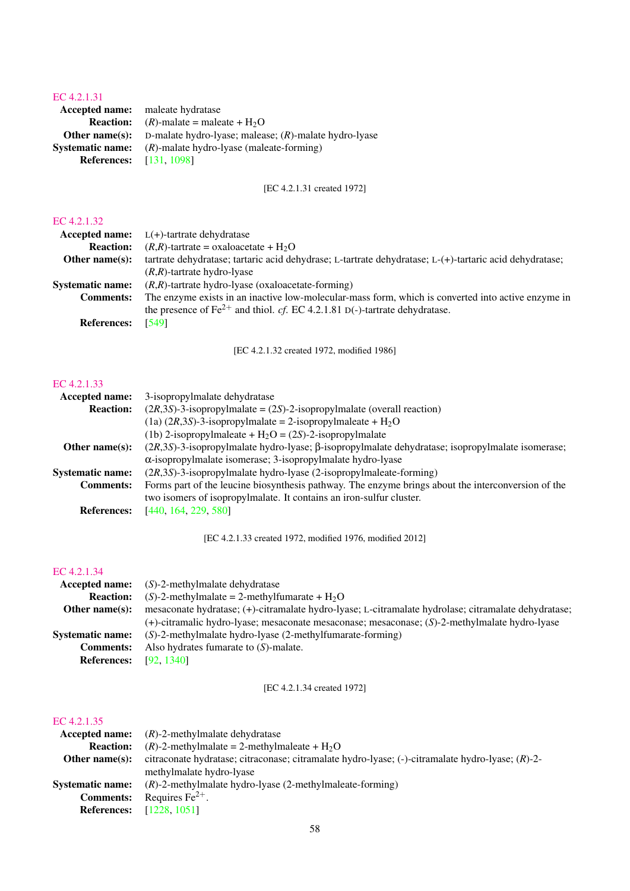## EC 4.2.1.31

**Accepted name:** maleate hydratase

**Reaction:** (*R*)-malate = maleate + $H_2O$

**Other name(s):** D-malate hydro-lyase; malease; (*R*)-malate hydro-lyase

**Systematic name:** (*R*)-malate hydro-lyase (maleate-forming)

**References:** [131, 1098]

[EC 4.2.1.31 created 1972]

## EC 4.2.1.32

**Accepted name:** L(+)-tartrate dehydratase

**Reaction:** (*R*,*R*)-tartrate = oxaloacetate + $H_2O$

**Other name(s):** tartrate dehydratase; tartaric acid dehydrase; L-tartrate dehydratase; L-(+)-tartaric acid dehydratase; (*R*,*R*)-tartrate hydro-lyase

**Systematic name:** (*R*,*R*)-tartrate hydro-lyase (oxaloacetate-forming)

**Comments:** The enzyme exists in an inactive low-molecular-mass form, which is converted into active enzyme in the presence of $Fe^{2+}$ and thiol. *cf.* EC 4.2.1.81 D(-)-tartrate dehydratase.

**References:** [549]

[EC 4.2.1.32 created 1972, modified 1986]

## EC 4.2.1.33

**Accepted name:** 3-isopropylmalate dehydratase

**Reaction:** (2*R*,3*S*)-3-isopropylmalate = (2*S*)-2-isopropylmalate (overall reaction)
(1a) (2*R*,3*S*)-3-isopropylmalate = 2-isopropylmaleate + $H_2O$
(1b) 2-isopropylmaleate + $H_2O$ = (2*S*)-2-isopropylmalate

**Other name(s):** (2*R*,3*S*)-3-isopropylmalate hydro-lyase; β-isopropylmalate dehydratase; isopropylmalate isomerase; α-isopropylmalate isomerase; 3-isopropylmalate hydro-lyase

**Systematic name:** (2*R*,3*S*)-3-isopropylmalate hydro-lyase (2-isopropylmaleate-forming)

**Comments:** Forms part of the leucine biosynthesis pathway. The enzyme brings about the interconversion of the two isomers of isopropylmalate. It contains an iron-sulfur cluster.

**References:** [440, 164, 229, 580]

[EC 4.2.1.33 created 1972, modified 1976, modified 2012]

## EC 4.2.1.34

**Accepted name:** (*S*)-2-methylmalate dehydratase

**Reaction:** (*S*)-2-methylmalate = 2-methylfumarate + $H_2O$

**Other name(s):** mesaconate hydratase; (+)-citramalate hydro-lyase; L-citramalate hydrolase; citramalate dehydratase; (+)-citramalic hydro-lyase; mesaconate mesaconase; mesaconase; (*S*)-2-methylmalate hydro-lyase

**Systematic name:** (*S*)-2-methylmalate hydro-lyase (2-methylfumarate-forming)

**Comments:** Also hydrates fumarate to (*S*)-malate.

**References:** [92, 1340]

[EC 4.2.1.34 created 1972]

## EC 4.2.1.35

**Accepted name:** (*R*)-2-methylmalate dehydratase

**Reaction:** (*R*)-2-methylmalate = 2-methylmaleate + $H_2O$

**Other name(s):** citraconate hydratase; citraconase; citramalate hydro-lyase; (-)-citramalate hydro-lyase; (*R*)-2-methylmalate hydro-lyase

**Systematic name:** (*R*)-2-methylmalate hydro-lyase (2-methylmaleate-forming)

**Comments:** Requires $Fe^{2+}$.

**References:** [1228, 1051]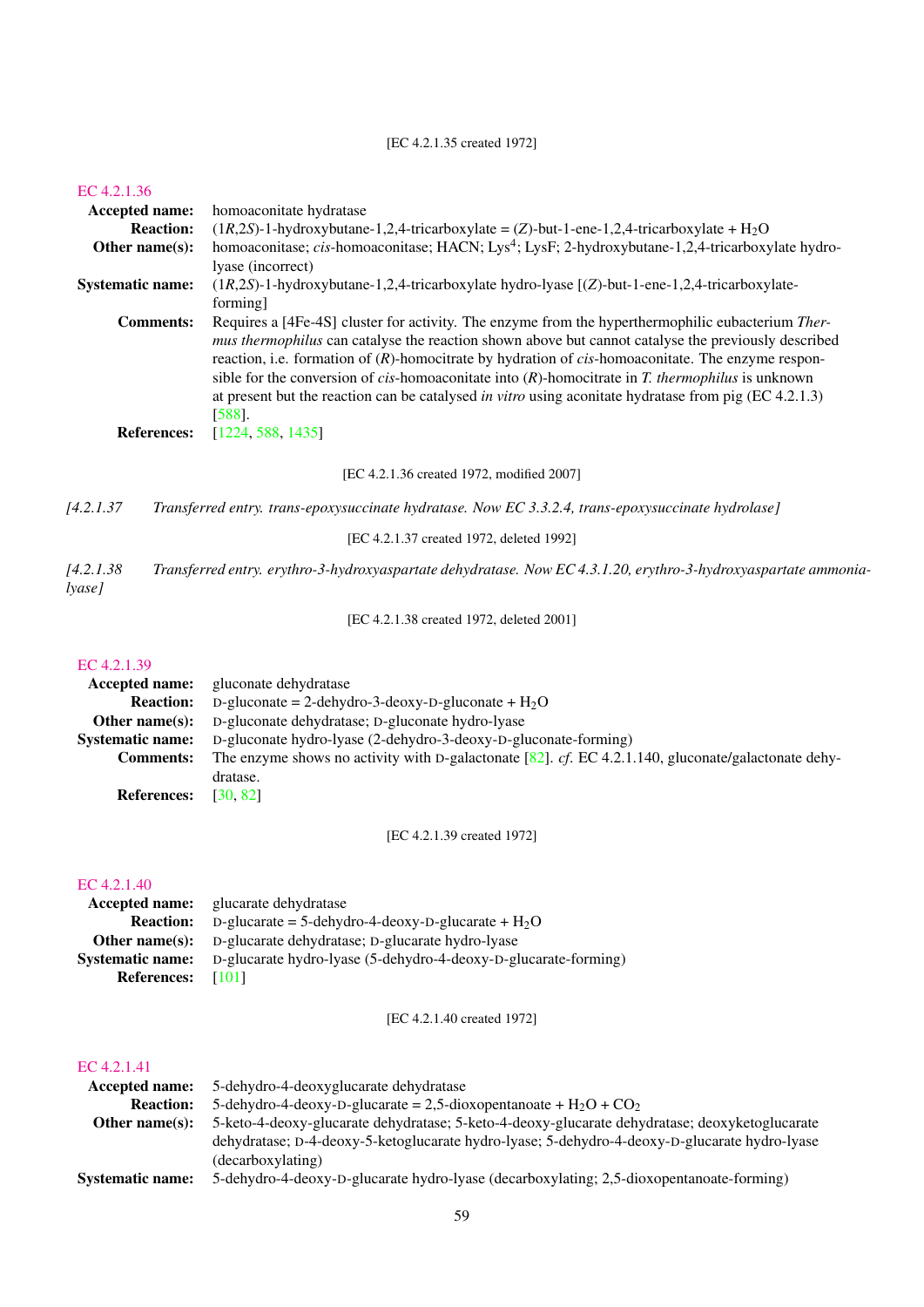[EC 4.2.1.35 created 1972]

## EC 4.2.1.36

**Accepted name:** homoaconitate hydratase

**Reaction:** (1*R*,2*S*)-1-hydroxybutane-1,2,4-tricarboxylate = (*Z*)-but-1-ene-1,2,4-tricarboxylate + $H_2O$

**Other name(s):** homoaconitase; *cis*-homoaconitase; HACN; Lys[4]; LysF; 2-hydroxybutane-1,2,4-tricarboxylate hydro-lyase (incorrect)

**Systematic name:** (1*R*,2*S*)-1-hydroxybutane-1,2,4-tricarboxylate hydro-lyase [(*Z*)-but-1-ene-1,2,4-tricarboxylate-forming]

**Comments:** Requires a [4Fe-4S] cluster for activity. The enzyme from the hyperthermophilic eubacterium *Thermus thermophilus* can catalyse the reaction shown above but cannot catalyse the previously described reaction, i.e. formation of (*R*)-homocitrate by hydration of *cis*-homoaconitate. The enzyme responsible for the conversion of *cis*-homoaconitate into (*R*)-homocitrate in *T. thermophilus* is unknown at present but the reaction can be catalysed *in vitro* using aconitate hydratase from pig (EC 4.2.1.3) [588].

**References:** [1224, 588, 1435]

[EC 4.2.1.36 created 1972, modified 2007]

*[4.2.1.37 Transferred entry. trans-epoxysuccinate hydratase. Now EC 3.3.2.4, trans-epoxysuccinate hydrolase]*

[EC 4.2.1.37 created 1972, deleted 1992]

*[4.2.1.38 Transferred entry. erythro-3-hydroxyaspartate dehydratase. Now EC 4.3.1.20, erythro-3-hydroxyaspartate ammonia-lyase]*

[EC 4.2.1.38 created 1972, deleted 2001]

## EC 4.2.1.39

**Accepted name:** gluconate dehydratase

**Reaction:** D-gluconate = 2-dehydro-3-deoxy-D-gluconate + $H_2O$

**Other name(s):** D-gluconate dehydratase; D-gluconate hydro-lyase

**Systematic name:** D-gluconate hydro-lyase (2-dehydro-3-deoxy-D-gluconate-forming)

**Comments:** The enzyme shows no activity with D-galactonate [82]. *cf.* EC 4.2.1.140, gluconate/galactonate dehydratase.

**References:** [30, 82]

[EC 4.2.1.39 created 1972]

## EC 4.2.1.40

**Accepted name:** glucarate dehydratase

**Reaction:** D-glucarate = 5-dehydro-4-deoxy-D-glucarate + $H_2O$

**Other name(s):** D-glucarate dehydratase; D-glucarate hydro-lyase

**Systematic name:** D-glucarate hydro-lyase (5-dehydro-4-deoxy-D-glucarate-forming)

**References:** [101]

[EC 4.2.1.40 created 1972]

## EC 4.2.1.41

**Accepted name:** 5-dehydro-4-deoxyglucarate dehydratase

**Reaction:** 5-dehydro-4-deoxy-D-glucarate = 2,5-dioxopentanoate + $H_2O$ + $CO_2$

**Other name(s):** 5-keto-4-deoxy-glucarate dehydratase; 5-keto-4-deoxy-glucarate dehydratase; deoxyketoglucarate dehydratase; D-4-deoxy-5-ketoglucarate hydro-lyase; 5-dehydro-4-deoxy-D-glucarate hydro-lyase (decarboxylating)

**Systematic name:** 5-dehydro-4-deoxy-D-glucarate hydro-lyase (decarboxylating; 2,5-dioxopentanoate-forming)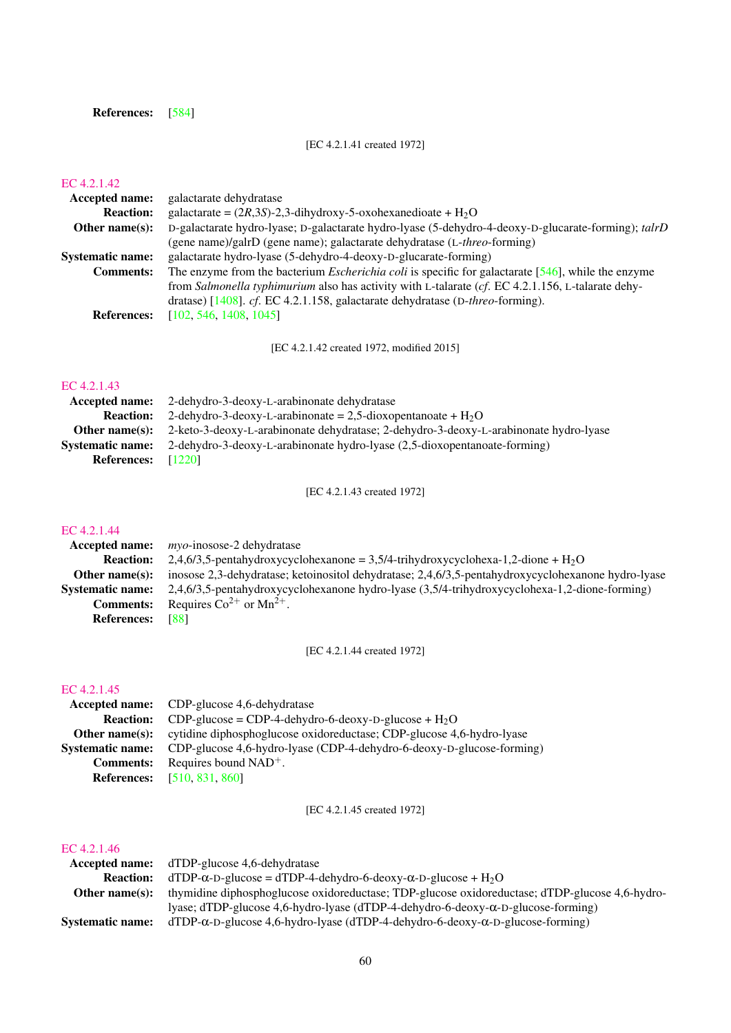**References:** [584]

[EC 4.2.1.41 created 1972]

## EC 4.2.1.42

**Accepted name:** galactarate dehydratase

**Reaction:** galactarate = (2*R*,3*S*)-2,3-dihydroxy-5-oxohexanedioate + $H_2O$

**Other name(s):** D-galactarate hydro-lyase; D-galactarate hydro-lyase (5-dehydro-4-deoxy-D-glucarate-forming); *talrD* (gene name)/galrD (gene name); galactarate dehydratase (L-*threo*-forming)

**Systematic name:** galactarate hydro-lyase (5-dehydro-4-deoxy-D-glucarate-forming)

**Comments:** The enzyme from the bacterium *Escherichia coli* is specific for galactarate [546], while the enzyme from *Salmonella typhimurium* also has activity with L-talarate (*cf.* EC 4.2.1.156, L-talarate dehydratase) [1408]. *cf.* EC 4.2.1.158, galactarate dehydratase (D-*threo*-forming).

**References:** [102, 546, 1408, 1045]

[EC 4.2.1.42 created 1972, modified 2015]

## EC 4.2.1.43

**Accepted name:** 2-dehydro-3-deoxy-L-arabinonate dehydratase

**Reaction:** 2-dehydro-3-deoxy-L-arabinonate = 2,5-dioxopentanoate + $H_2O$

**Other name(s):** 2-keto-3-deoxy-L-arabinonate dehydratase; 2-dehydro-3-deoxy-L-arabinonate hydro-lyase

**Systematic name:** 2-dehydro-3-deoxy-L-arabinonate hydro-lyase (2,5-dioxopentanoate-forming)

**References:** [1220]

[EC 4.2.1.43 created 1972]

## EC 4.2.1.44

**Accepted name:** *myo*-inosose-2 dehydratase

**Reaction:** 2,4,6/3,5-pentahydroxycyclohexanone = 3,5/4-trihydroxycyclohexa-1,2-dione + $H_2O$

**Other name(s):** inosose 2,3-dehydratase; ketoinositol dehydratase; 2,4,6/3,5-pentahydroxycyclohexanone hydro-lyase

**Systematic name:** 2,4,6/3,5-pentahydroxycyclohexanone hydro-lyase (3,5/4-trihydroxycyclohexa-1,2-dione-forming)

**Comments:** Requires $Co^{2+}$ or $Mn^{2+}$.

**References:** [88]

[EC 4.2.1.44 created 1972]

## EC 4.2.1.45

**Accepted name:** CDP-glucose 4,6-dehydratase

**Reaction:** CDP-glucose = CDP-4-dehydro-6-deoxy-D-glucose + $H_2O$

**Other name(s):** cytidine diphosphoglucose oxidoreductase; CDP-glucose 4,6-hydro-lyase

**Systematic name:** CDP-glucose 4,6-hydro-lyase (CDP-4-dehydro-6-deoxy-D-glucose-forming)

**Comments:** Requires bound $NAD^+$.

**References:** [510, 831, 860]

[EC 4.2.1.45 created 1972]

## EC 4.2.1.46

**Accepted name:** dTDP-glucose 4,6-dehydratase

**Reaction:** dTDP-α-D-glucose = dTDP-4-dehydro-6-deoxy-α-D-glucose + $H_2O$

**Other name(s):** thymidine diphosphoglucose oxidoreductase; TDP-glucose oxidoreductase; dTDP-glucose 4,6-hydro-lyase; dTDP-glucose 4,6-hydro-lyase (dTDP-4-dehydro-6-deoxy-α-D-glucose-forming)

**Systematic name:** dTDP-α-D-glucose 4,6-hydro-lyase (dTDP-4-dehydro-6-deoxy-α-D-glucose-forming)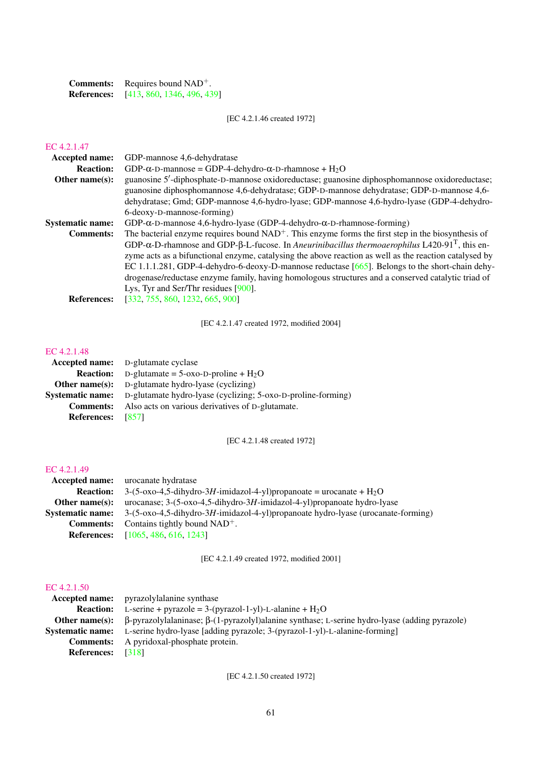**Comments:** Requires bound $NAD^+$.
**References:** [413, 860, 1346, 496, 439]

[EC 4.2.1.46 created 1972]

## EC 4.2.1.47

**Accepted name:** GDP-mannose 4,6-dehydratase
**Reaction:** GDP-α-D-mannose = GDP-4-dehydro-α-D-rhamnose + $H_2O$
**Other name(s):** guanosine 5′-diphosphate-D-mannose oxidoreductase; guanosine diphosphomannose oxidoreductase; guanosine diphosphomannose 4,6-dehydratase; GDP-D-mannose dehydratase; GDP-D-mannose 4,6-dehydratase; Gmd; GDP-mannose 4,6-hydro-lyase; GDP-mannose 4,6-hydro-lyase (GDP-4-dehydro-6-deoxy-D-mannose-forming)
**Systematic name:** GDP-α-D-mannose 4,6-hydro-lyase (GDP-4-dehydro-α-D-rhamnose-forming)
**Comments:** The bacterial enzyme requires bound $NAD^+$. This enzyme forms the first step in the biosynthesis of GDP-α-D-rhamnose and GDP-β-L-fucose. In *Aneurinibacillus thermoaerophilus* L420-91$^T$, this enzyme acts as a bifunctional enzyme, catalysing the above reaction as well as the reaction catalysed by EC 1.1.1.281, GDP-4-dehydro-6-deoxy-D-mannose reductase [665]. Belongs to the short-chain dehydrogenase/reductase enzyme family, having homologous structures and a conserved catalytic triad of Lys, Tyr and Ser/Thr residues [900].
**References:** [332, 755, 860, 1232, 665, 900]

[EC 4.2.1.47 created 1972, modified 2004]

## EC 4.2.1.48

**Accepted name:** D-glutamate cyclase
**Reaction:** D-glutamate = 5-oxo-D-proline + $H_2O$
**Other name(s):** D-glutamate hydro-lyase (cyclizing)
**Systematic name:** D-glutamate hydro-lyase (cyclizing; 5-oxo-D-proline-forming)
**Comments:** Also acts on various derivatives of D-glutamate.
**References:** [857]

[EC 4.2.1.48 created 1972]

## EC 4.2.1.49

**Accepted name:** urocanate hydratase
**Reaction:** 3-(5-oxo-4,5-dihydro-3*H*-imidazol-4-yl)propanoate = urocanate + $H_2O$
**Other name(s):** urocanase; 3-(5-oxo-4,5-dihydro-3*H*-imidazol-4-yl)propanoate hydro-lyase
**Systematic name:** 3-(5-oxo-4,5-dihydro-3*H*-imidazol-4-yl)propanoate hydro-lyase (urocanate-forming)
**Comments:** Contains tightly bound $NAD^+$.
**References:** [1065, 486, 616, 1243]

[EC 4.2.1.49 created 1972, modified 2001]

## EC 4.2.1.50

**Accepted name:** pyrazolylalanine synthase
**Reaction:** L-serine + pyrazole = 3-(pyrazol-1-yl)-L-alanine + $H_2O$
**Other name(s):** β-pyrazolylalaninase; β-(1-pyrazolyl)alanine synthase; L-serine hydro-lyase (adding pyrazole)
**Systematic name:** L-serine hydro-lyase [adding pyrazole; 3-(pyrazol-1-yl)-L-alanine-forming]
**Comments:** A pyridoxal-phosphate protein.
**References:** [318]

[EC 4.2.1.50 created 1972]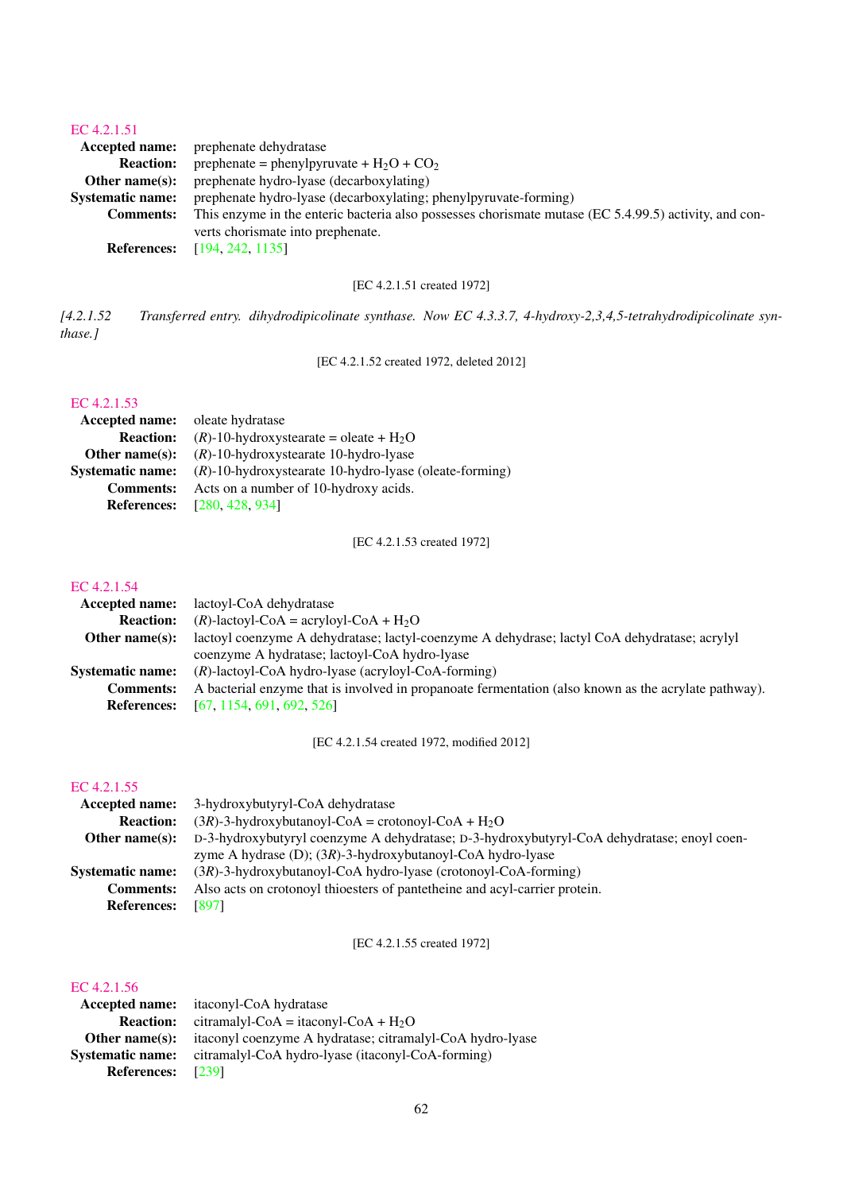EC 4.2.1.51

**Accepted name:** prephenate dehydratase

**Reaction:** prephenate = phenylpyruvate + $H_2O$ + $CO_2$

**Other name(s):** prephenate hydro-lyase (decarboxylating)

**Systematic name:** prephenate hydro-lyase (decarboxylating; phenylpyruvate-forming)

**Comments:** This enzyme in the enteric bacteria also possesses chorismate mutase (EC 5.4.99.5) activity, and converts chorismate into prephenate.

**References:** [194, 242, 1135]

[EC 4.2.1.51 created 1972]

*[4.2.1.52 Transferred entry. dihydrodipicolinate synthase. Now EC 4.3.3.7, 4-hydroxy-2,3,4,5-tetrahydrodipicolinate synthase.]*

[EC 4.2.1.52 created 1972, deleted 2012]

EC 4.2.1.53

**Accepted name:** oleate hydratase

**Reaction:** (*R*)-10-hydroxystearate = oleate + $H_2O$

**Other name(s):** (*R*)-10-hydroxystearate 10-hydro-lyase

**Systematic name:** (*R*)-10-hydroxystearate 10-hydro-lyase (oleate-forming)

**Comments:** Acts on a number of 10-hydroxy acids.

**References:** [280, 428, 934]

[EC 4.2.1.53 created 1972]

EC 4.2.1.54

**Accepted name:** lactoyl-CoA dehydratase

**Reaction:** (*R*)-lactoyl-CoA = acryloyl-CoA + $H_2O$

**Other name(s):** lactoyl coenzyme A dehydratase; lactyl-coenzyme A dehydrase; lactyl CoA dehydratase; acrylyl coenzyme A hydratase; lactoyl-CoA hydro-lyase

**Systematic name:** (*R*)-lactoyl-CoA hydro-lyase (acryloyl-CoA-forming)

**Comments:** A bacterial enzyme that is involved in propanoate fermentation (also known as the acrylate pathway).

**References:** [67, 1154, 691, 692, 526]

[EC 4.2.1.54 created 1972, modified 2012]

EC 4.2.1.55

**Accepted name:** 3-hydroxybutyryl-CoA dehydratase

**Reaction:** (3*R*)-3-hydroxybutanoyl-CoA = crotonoyl-CoA + $H_2O$

**Other name(s):** D-3-hydroxybutyryl coenzyme A dehydratase; D-3-hydroxybutyryl-CoA dehydratase; enoyl coenzyme A hydrase (D); (3*R*)-3-hydroxybutanoyl-CoA hydro-lyase

**Systematic name:** (3*R*)-3-hydroxybutanoyl-CoA hydro-lyase (crotonoyl-CoA-forming)

**Comments:** Also acts on crotonoyl thioesters of pantetheine and acyl-carrier protein.

**References:** [897]

[EC 4.2.1.55 created 1972]

EC 4.2.1.56

**Accepted name:** itaconyl-CoA hydratase

**Reaction:** citramalyl-CoA = itaconyl-CoA + $H_2O$

**Other name(s):** itaconyl coenzyme A hydratase; citramalyl-CoA hydro-lyase

**Systematic name:** citramalyl-CoA hydro-lyase (itaconyl-CoA-forming)

**References:** [239]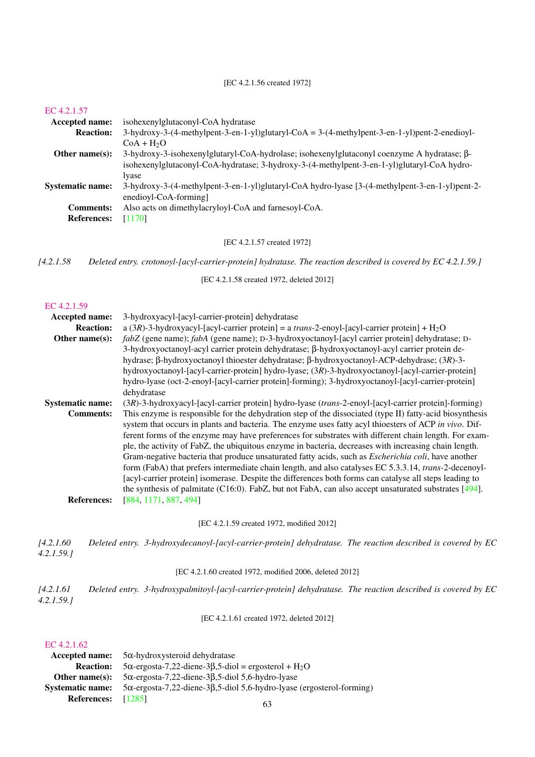[EC 4.2.1.56 created 1972]

## EC 4.2.1.57

**Accepted name:** isohexenylglutaconyl-CoA hydratase

**Reaction:** 3-hydroxy-3-(4-methylpent-3-en-1-yl)glutaryl-CoA = 3-(4-methylpent-3-en-1-yl)pent-2-enedioyl-CoA + $H_2O$

**Other name(s):** 3-hydroxy-3-isohexenylglutaryl-CoA-hydrolase; isohexenylglutaconyl coenzyme A hydratase; β-isohexenylglutaconyl-CoA-hydratase; 3-hydroxy-3-(4-methylpent-3-en-1-yl)glutaryl-CoA hydro-lyase

**Systematic name:** 3-hydroxy-3-(4-methylpent-3-en-1-yl)glutaryl-CoA hydro-lyase [3-(4-methylpent-3-en-1-yl)pent-2-enedioyl-CoA-forming]

**Comments:** Also acts on dimethylacryloyl-CoA and farnesoyl-CoA.

**References:** [1170]

[EC 4.2.1.57 created 1972]

*[4.2.1.58 Deleted entry. crotonoyl-[acyl-carrier-protein] hydratase. The reaction described is covered by EC 4.2.1.59.]*

[EC 4.2.1.58 created 1972, deleted 2012]

## EC 4.2.1.59

**Accepted name:** 3-hydroxyacyl-[acyl-carrier-protein] dehydratase

**Reaction:** a (3*R*)-3-hydroxyacyl-[acyl-carrier protein] = a *trans*-2-enoyl-[acyl-carrier protein] + $H_2O$

**Other name(s):** *fabZ* (gene name); *fabA* (gene name); D-3-hydroxyoctanoyl-[acyl carrier protein] dehydratase; D-3-hydroxyoctanoyl-acyl carrier protein dehydratase; β-hydroxyoctanoyl-acyl carrier protein dehydrase; β-hydroxyoctanoyl thioester dehydratase; β-hydroxyoctanoyl-ACP-dehydrase; (3*R*)-3-hydroxyoctanoyl-[acyl-carrier-protein] hydro-lyase; (3*R*)-3-hydroxyoctanoyl-[acyl-carrier-protein] hydro-lyase (oct-2-enoyl-[acyl-carrier protein]-forming); 3-hydroxyoctanoyl-[acyl-carrier-protein] dehydratase

**Systematic name:** (3*R*)-3-hydroxyacyl-[acyl-carrier protein] hydro-lyase (*trans*-2-enoyl-[acyl-carrier protein]-forming)

**Comments:** This enzyme is responsible for the dehydration step of the dissociated (type II) fatty-acid biosynthesis system that occurs in plants and bacteria. The enzyme uses fatty acyl thioesters of ACP *in vivo*. Different forms of the enzyme may have preferences for substrates with different chain length. For example, the activity of FabZ, the ubiquitous enzyme in bacteria, decreases with increasing chain length. Gram-negative bacteria that produce unsaturated fatty acids, such as *Escherichia coli*, have another form (FabA) that prefers intermediate chain length, and also catalyses EC 5.3.3.14, *trans*-2-decenoyl-[acyl-carrier protein] isomerase. Despite the differences both forms can catalyse all steps leading to the synthesis of palmitate (C16:0). FabZ, but not FabA, can also accept unsaturated substrates [494].

**References:** [884, 1171, 887, 494]

[EC 4.2.1.59 created 1972, modified 2012]

*[4.2.1.60 Deleted entry. 3-hydroxydecanoyl-[acyl-carrier-protein] dehydratase. The reaction described is covered by EC 4.2.1.59.]*

[EC 4.2.1.60 created 1972, modified 2006, deleted 2012]

*[4.2.1.61 Deleted entry. 3-hydroxypalmitoyl-[acyl-carrier-protein] dehydratase. The reaction described is covered by EC 4.2.1.59.]*

[EC 4.2.1.61 created 1972, deleted 2012]

## EC 4.2.1.62

**Accepted name:** 5α-hydroxysteroid dehydratase

**Reaction:** 5α-ergosta-7,22-diene-3β,5-diol = ergosterol + $H_2O$

**Other name(s):** 5α-ergosta-7,22-diene-3β,5-diol 5,6-hydro-lyase

**Systematic name:** 5α-ergosta-7,22-diene-3β,5-diol 5,6-hydro-lyase (ergosterol-forming)

**References:** [1285]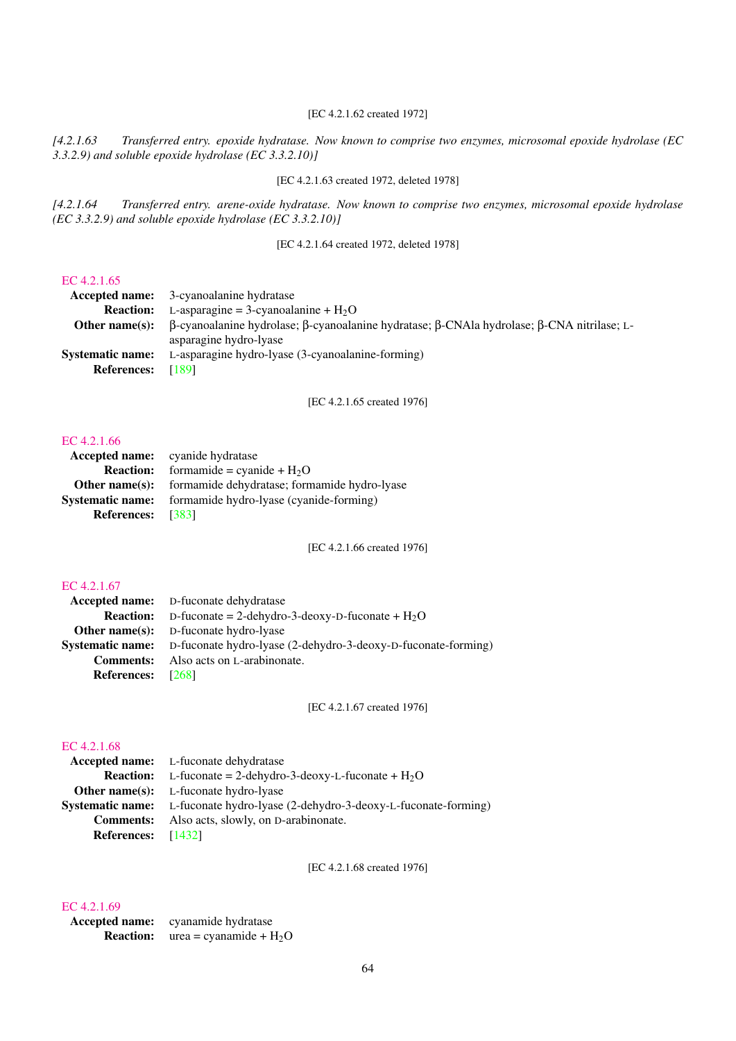[EC 4.2.1.62 created 1972]

*[4.2.1.63 Transferred entry. epoxide hydratase. Now known to comprise two enzymes, microsomal epoxide hydrolase (EC 3.3.2.9) and soluble epoxide hydrolase (EC 3.3.2.10)]*

[EC 4.2.1.63 created 1972, deleted 1978]

*[4.2.1.64 Transferred entry. arene-oxide hydratase. Now known to comprise two enzymes, microsomal epoxide hydrolase (EC 3.3.2.9) and soluble epoxide hydrolase (EC 3.3.2.10)]*

[EC 4.2.1.64 created 1972, deleted 1978]

EC 4.2.1.65

**Accepted name:** 3-cyanoalanine hydratase
**Reaction:** L-asparagine = 3-cyanoalanine + $H_2O$
**Other name(s):** β-cyanoalanine hydrolase; β-cyanoalanine hydratase; β-CNAla hydrolase; β-CNA nitrilase; L-asparagine hydro-lyase
**Systematic name:** L-asparagine hydro-lyase (3-cyanoalanine-forming)
**References:** [189]

[EC 4.2.1.65 created 1976]

EC 4.2.1.66

**Accepted name:** cyanide hydratase
**Reaction:** formamide = cyanide + $H_2O$
**Other name(s):** formamide dehydratase; formamide hydro-lyase
**Systematic name:** formamide hydro-lyase (cyanide-forming)
**References:** [383]

[EC 4.2.1.66 created 1976]

EC 4.2.1.67

**Accepted name:** D-fuconate dehydratase
**Reaction:** D-fuconate = 2-dehydro-3-deoxy-D-fuconate + $H_2O$
**Other name(s):** D-fuconate hydro-lyase
**Systematic name:** D-fuconate hydro-lyase (2-dehydro-3-deoxy-D-fuconate-forming)
**Comments:** Also acts on L-arabinonate.
**References:** [268]

[EC 4.2.1.67 created 1976]

EC 4.2.1.68

**Accepted name:** L-fuconate dehydratase
**Reaction:** L-fuconate = 2-dehydro-3-deoxy-L-fuconate + $H_2O$
**Other name(s):** L-fuconate hydro-lyase
**Systematic name:** L-fuconate hydro-lyase (2-dehydro-3-deoxy-L-fuconate-forming)
**Comments:** Also acts, slowly, on D-arabinonate.
**References:** [1432]

[EC 4.2.1.68 created 1976]

EC 4.2.1.69

**Accepted name:** cyanamide hydratase
**Reaction:** urea = cyanamide + $H_2O$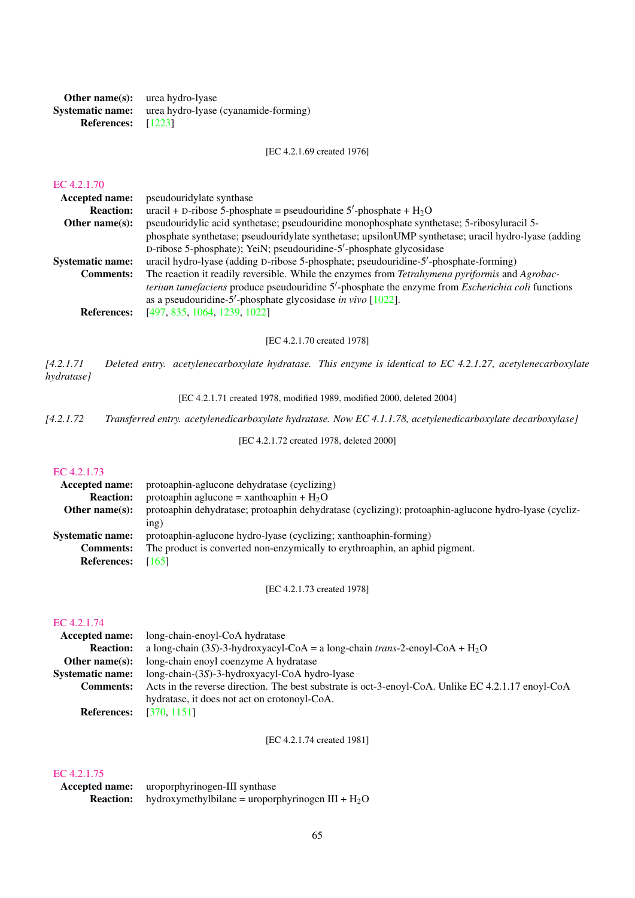**Other name(s):** urea hydro-lyase
**Systematic name:** urea hydro-lyase (cyanamide-forming)
**References:** [1223]

[EC 4.2.1.69 created 1976]

## EC 4.2.1.70

**Accepted name:** pseudouridylate synthase
**Reaction:** uracil + D-ribose 5-phosphate = pseudouridine 5′-phosphate + $H_2O$
**Other name(s):** pseudouridylic acid synthetase; pseudouridine monophosphate synthetase; 5-ribosyluracil 5-phosphate synthetase; pseudouridylate synthetase; upsilonUMP synthetase; uracil hydro-lyase (adding D-ribose 5-phosphate); YeiN; pseudouridine-5′-phosphate glycosidase
**Systematic name:** uracil hydro-lyase (adding D-ribose 5-phosphate; pseudouridine-5′-phosphate-forming)
**Comments:** The reaction it readily reversible. While the enzymes from *Tetrahymena pyriformis* and *Agrobacterium tumefaciens* produce pseudouridine 5′-phosphate the enzyme from *Escherichia coli* functions as a pseudouridine-5′-phosphate glycosidase *in vivo* [1022].
**References:** [497, 835, 1064, 1239, 1022]

[EC 4.2.1.70 created 1978]

*[4.2.1.71 Deleted entry. acetylenecarboxylate hydratase. This enzyme is identical to EC 4.2.1.27, acetylenecarboxylate hydratase]*

[EC 4.2.1.71 created 1978, modified 1989, modified 2000, deleted 2004]

*[4.2.1.72 Transferred entry. acetylenedicarboxylate hydratase. Now EC 4.1.1.78, acetylenedicarboxylate decarboxylase]*

[EC 4.2.1.72 created 1978, deleted 2000]

## EC 4.2.1.73

**Accepted name:** protoaphin-aglucone dehydratase (cyclizing)
**Reaction:** protoaphin aglucone = xanthoaphin + $H_2O$
**Other name(s):** protoaphin dehydratase; protoaphin dehydratase (cyclizing); protoaphin-aglucone hydro-lyase (cyclizing)
**Systematic name:** protoaphin-aglucone hydro-lyase (cyclizing; xanthoaphin-forming)
**Comments:** The product is converted non-enzymically to erythroaphin, an aphid pigment.
**References:** [165]

[EC 4.2.1.73 created 1978]

## EC 4.2.1.74

**Accepted name:** long-chain-enoyl-CoA hydratase
**Reaction:** a long-chain (3*S*)-3-hydroxyacyl-CoA = a long-chain *trans*-2-enoyl-CoA + $H_2O$
**Other name(s):** long-chain enoyl coenzyme A hydratase
**Systematic name:** long-chain-(3*S*)-3-hydroxyacyl-CoA hydro-lyase
**Comments:** Acts in the reverse direction. The best substrate is oct-3-enoyl-CoA. Unlike EC 4.2.1.17 enoyl-CoA hydratase, it does not act on crotonoyl-CoA.
**References:** [370, 1151]

[EC 4.2.1.74 created 1981]

## EC 4.2.1.75

**Accepted name:** uroporphyrinogen-III synthase
**Reaction:** hydroxymethylbilane = uroporphyrinogen III + $H_2O$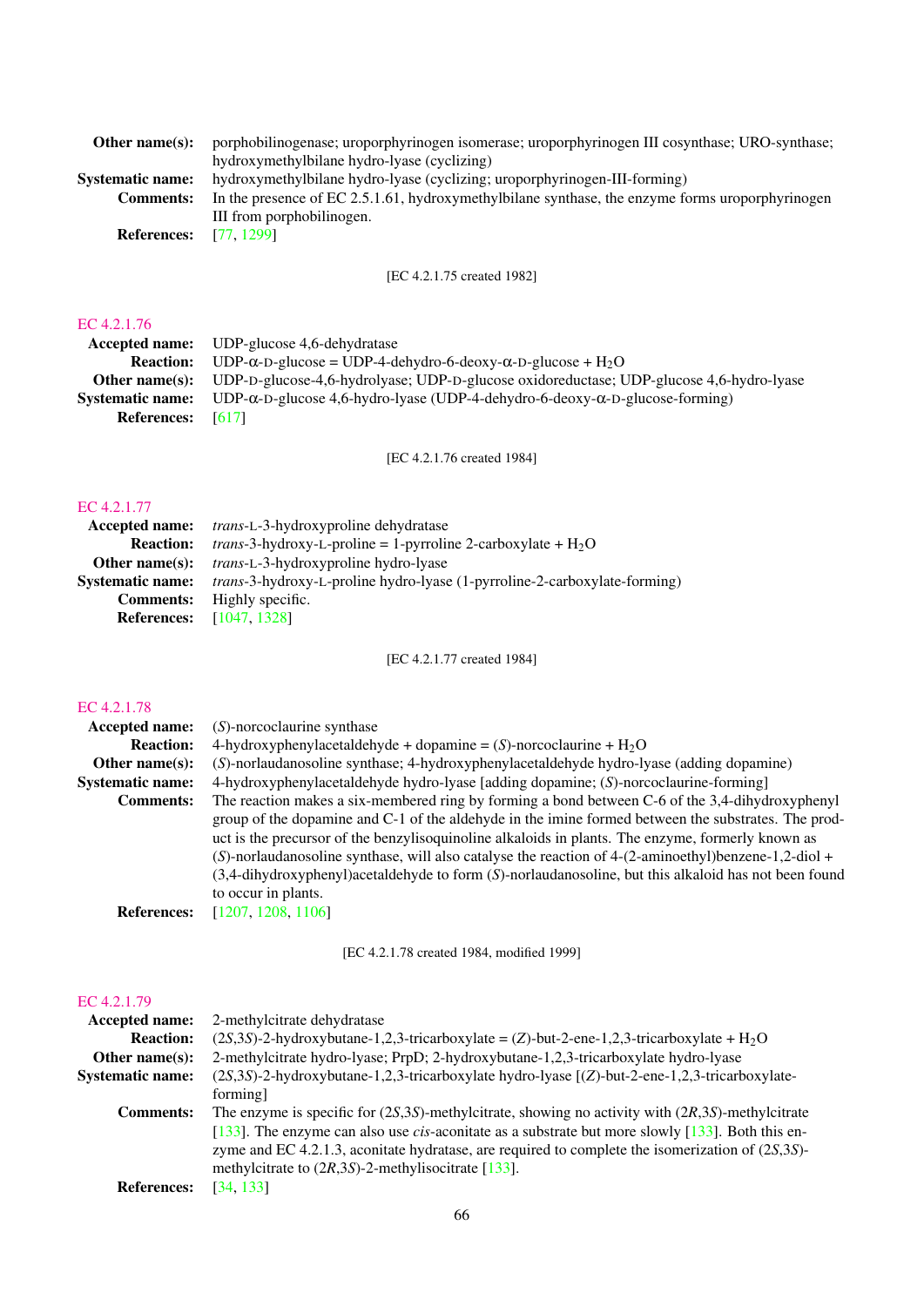**Other name(s):** porphobilinogenase; uroporphyrinogen isomerase; uroporphyrinogen III cosynthase; URO-synthase; hydroxymethylbilane hydro-lyase (cyclizing)
**Systematic name:** hydroxymethylbilane hydro-lyase (cyclizing; uroporphyrinogen-III-forming)
**Comments:** In the presence of EC 2.5.1.61, hydroxymethylbilane synthase, the enzyme forms uroporphyrinogen III from porphobilinogen.
**References:** [77, 1299]

[EC 4.2.1.75 created 1982]

## EC 4.2.1.76

**Accepted name:** UDP-glucose 4,6-dehydratase
**Reaction:** UDP-α-D-glucose = UDP-4-dehydro-6-deoxy-α-D-glucose + $H_2O$
**Other name(s):** UDP-D-glucose-4,6-hydrolyase; UDP-D-glucose oxidoreductase; UDP-glucose 4,6-hydro-lyase
**Systematic name:** UDP-α-D-glucose 4,6-hydro-lyase (UDP-4-dehydro-6-deoxy-α-D-glucose-forming)
**References:** [617]

[EC 4.2.1.76 created 1984]

## EC 4.2.1.77

**Accepted name:** *trans*-L-3-hydroxyproline dehydratase
**Reaction:** *trans*-3-hydroxy-L-proline = 1-pyrroline 2-carboxylate + $H_2O$
**Other name(s):** *trans*-L-3-hydroxyproline hydro-lyase
**Systematic name:** *trans*-3-hydroxy-L-proline hydro-lyase (1-pyrroline-2-carboxylate-forming)
**Comments:** Highly specific.
**References:** [1047, 1328]

[EC 4.2.1.77 created 1984]

## EC 4.2.1.78

**Accepted name:** (*S*)-norcoclaurine synthase
**Reaction:** 4-hydroxyphenylacetaldehyde + dopamine = (*S*)-norcoclaurine + $H_2O$
**Other name(s):** (*S*)-norlaudanosoline synthase; 4-hydroxyphenylacetaldehyde hydro-lyase (adding dopamine)
**Systematic name:** 4-hydroxyphenylacetaldehyde hydro-lyase [adding dopamine; (*S*)-norcoclaurine-forming]
**Comments:** The reaction makes a six-membered ring by forming a bond between C-6 of the 3,4-dihydroxyphenyl group of the dopamine and C-1 of the aldehyde in the imine formed between the substrates. The product is the precursor of the benzylisoquinoline alkaloids in plants. The enzyme, formerly known as (*S*)-norlaudanosoline synthase, will also catalyse the reaction of 4-(2-aminoethyl)benzene-1,2-diol + (3,4-dihydroxyphenyl)acetaldehyde to form (*S*)-norlaudanosoline, but this alkaloid has not been found to occur in plants.
**References:** [1207, 1208, 1106]

[EC 4.2.1.78 created 1984, modified 1999]

## EC 4.2.1.79

**Accepted name:** 2-methylcitrate dehydratase
**Reaction:** (2*S*,3*S*)-2-hydroxybutane-1,2,3-tricarboxylate = (*Z*)-but-2-ene-1,2,3-tricarboxylate + $H_2O$
**Other name(s):** 2-methylcitrate hydro-lyase; PrpD; 2-hydroxybutane-1,2,3-tricarboxylate hydro-lyase
**Systematic name:** (2*S*,3*S*)-2-hydroxybutane-1,2,3-tricarboxylate hydro-lyase [(*Z*)-but-2-ene-1,2,3-tricarboxylate-forming]
**Comments:** The enzyme is specific for (2*S*,3*S*)-methylcitrate, showing no activity with (2*R*,3*S*)-methylcitrate [133]. The enzyme can also use *cis*-aconitate as a substrate but more slowly [133]. Both this enzyme and EC 4.2.1.3, aconitate hydratase, are required to complete the isomerization of (2*S*,3*S*)-methylcitrate to (2*R*,3*S*)-2-methylisocitrate [133].
**References:** [34, 133]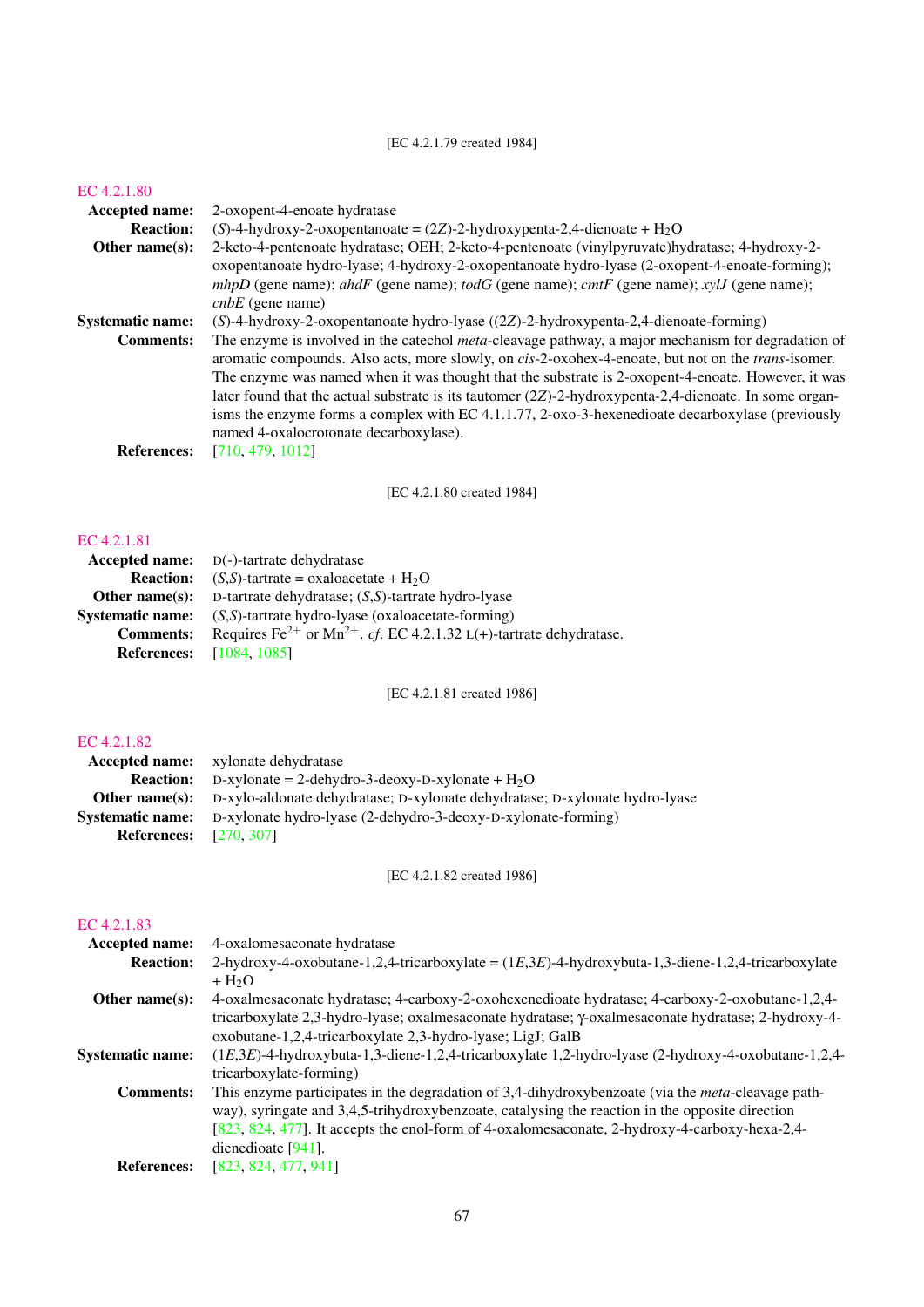[EC 4.2.1.79 created 1984]

## EC 4.2.1.80

**Accepted name:** 2-oxopent-4-enoate hydratase

**Reaction:** (*S*)-4-hydroxy-2-oxopentanoate = (2*Z*)-2-hydroxypenta-2,4-dienoate + $H_2O$

**Other name(s):** 2-keto-4-pentenoate hydratase; OEH; 2-keto-4-pentenoate (vinylpyruvate)hydratase; 4-hydroxy-2-oxopentanoate hydro-lyase; 4-hydroxy-2-oxopentanoate hydro-lyase (2-oxopent-4-enoate-forming); *mhpD* (gene name); *ahdF* (gene name); *todG* (gene name); *cmtF* (gene name); *xylJ* (gene name); *cnbE* (gene name)

**Systematic name:** (*S*)-4-hydroxy-2-oxopentanoate hydro-lyase ((2*Z*)-2-hydroxypenta-2,4-dienoate-forming)

**Comments:** The enzyme is involved in the catechol *meta*-cleavage pathway, a major mechanism for degradation of aromatic compounds. Also acts, more slowly, on *cis*-2-oxohex-4-enoate, but not on the *trans*-isomer. The enzyme was named when it was thought that the substrate is 2-oxopent-4-enoate. However, it was later found that the actual substrate is its tautomer (2*Z*)-2-hydroxypenta-2,4-dienoate. In some organisms the enzyme forms a complex with EC 4.1.1.77, 2-oxo-3-hexenedioate decarboxylase (previously named 4-oxalocrotonate decarboxylase).

**References:** [710, 479, 1012]

[EC 4.2.1.80 created 1984]

## EC 4.2.1.81

**Accepted name:** D(-)-tartrate dehydratase

**Reaction:** (*S*,*S*)-tartrate = oxaloacetate + $H_2O$

**Other name(s):** D-tartrate dehydratase; (*S*,*S*)-tartrate hydro-lyase

**Systematic name:** (*S*,*S*)-tartrate hydro-lyase (oxaloacetate-forming)

**Comments:** Requires $Fe^{2+}$ or $Mn^{2+}$. *cf.* EC 4.2.1.32 L(+)-tartrate dehydratase.

**References:** [1084, 1085]

[EC 4.2.1.81 created 1986]

## EC 4.2.1.82

**Accepted name:** xylonate dehydratase

**Reaction:** D-xylonate = 2-dehydro-3-deoxy-D-xylonate + $H_2O$

**Other name(s):** D-xylo-aldonate dehydratase; D-xylonate dehydratase; D-xylonate hydro-lyase

**Systematic name:** D-xylonate hydro-lyase (2-dehydro-3-deoxy-D-xylonate-forming)

**References:** [270, 307]

[EC 4.2.1.82 created 1986]

## EC 4.2.1.83

**Accepted name:** 4-oxalomesaconate hydratase

**Reaction:** 2-hydroxy-4-oxobutane-1,2,4-tricarboxylate = (1*E*,3*E*)-4-hydroxybuta-1,3-diene-1,2,4-tricarboxylate + $H_2O$

**Other name(s):** 4-oxalmesaconate hydratase; 4-carboxy-2-oxohexenedioate hydratase; 4-carboxy-2-oxobutane-1,2,4-tricarboxylate 2,3-hydro-lyase; oxalmesaconate hydratase; γ-oxalmesaconate hydratase; 2-hydroxy-4-oxobutane-1,2,4-tricarboxylate 2,3-hydro-lyase; LigJ; GalB

**Systematic name:** (1*E*,3*E*)-4-hydroxybuta-1,3-diene-1,2,4-tricarboxylate 1,2-hydro-lyase (2-hydroxy-4-oxobutane-1,2,4-tricarboxylate-forming)

**Comments:** This enzyme participates in the degradation of 3,4-dihydroxybenzoate (via the *meta*-cleavage pathway), syringate and 3,4,5-trihydroxybenzoate, catalysing the reaction in the opposite direction [823, 824, 477]. It accepts the enol-form of 4-oxalomesaconate, 2-hydroxy-4-carboxy-hexa-2,4-dienedioate [941].

**References:** [823, 824, 477, 941]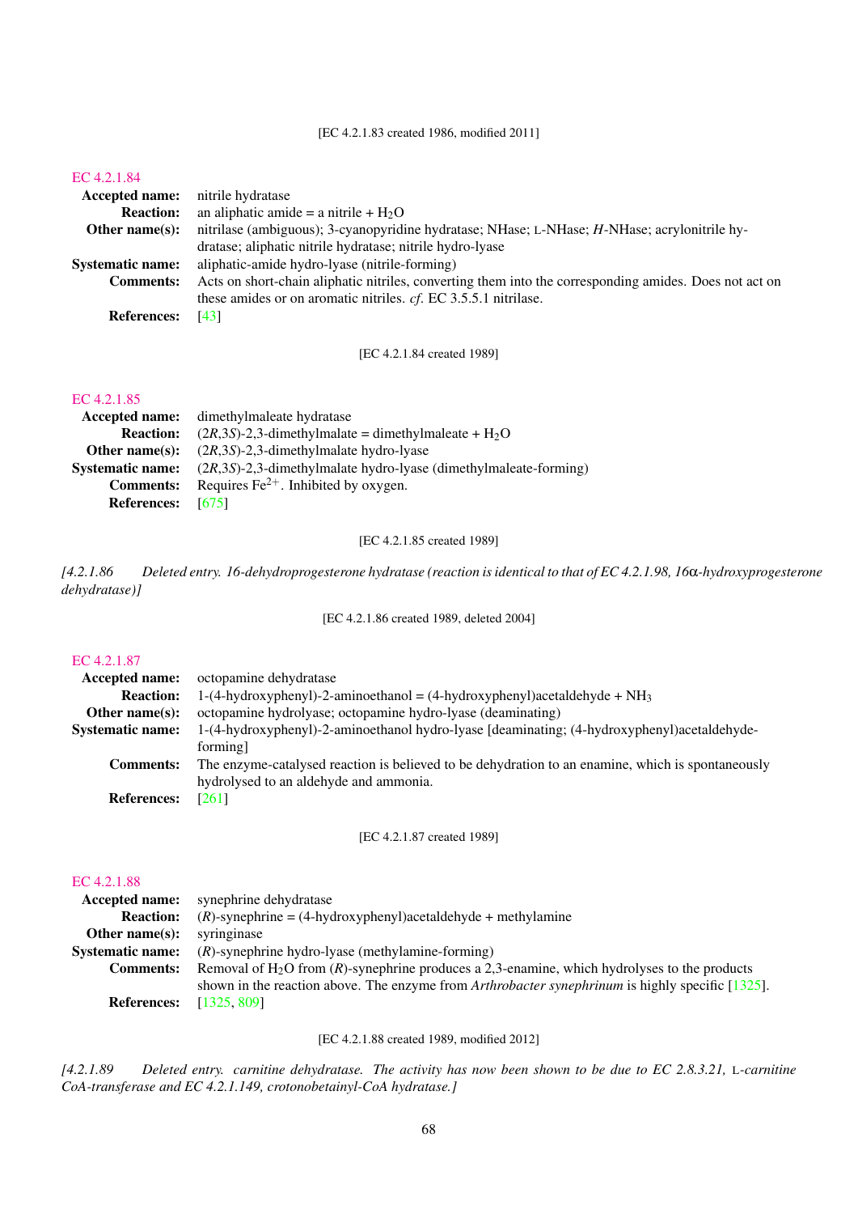[EC 4.2.1.83 created 1986, modified 2011]

### EC 4.2.1.84

**Accepted name:** nitrile hydratase

**Reaction:** an aliphatic amide = a nitrile + $H_2O$

**Other name(s):** nitrilase (ambiguous); 3-cyanopyridine hydratase; NHase; L-NHase; *H*-NHase; acrylonitrile hydratase; aliphatic nitrile hydratase; nitrile hydro-lyase

**Systematic name:** aliphatic-amide hydro-lyase (nitrile-forming)

**Comments:** Acts on short-chain aliphatic nitriles, converting them into the corresponding amides. Does not act on these amides or on aromatic nitriles. *cf*. EC 3.5.5.1 nitrilase.

**References:** [43]

[EC 4.2.1.84 created 1989]

### EC 4.2.1.85

**Accepted name:** dimethylmaleate hydratase

**Reaction:** (2*R*,3*S*)-2,3-dimethylmalate = dimethylmaleate + $H_2O$

**Other name(s):** (2*R*,3*S*)-2,3-dimethylmalate hydro-lyase

**Systematic name:** (2*R*,3*S*)-2,3-dimethylmalate hydro-lyase (dimethylmaleate-forming)

**Comments:** Requires $Fe^{2+}$. Inhibited by oxygen.

**References:** [675]

[EC 4.2.1.85 created 1989]

*[4.2.1.86 Deleted entry. 16-dehydroprogesterone hydratase (reaction is identical to that of EC 4.2.1.98, 16α-hydroxyprogesterone dehydratase)]*

[EC 4.2.1.86 created 1989, deleted 2004]

### EC 4.2.1.87

**Accepted name:** octopamine dehydratase

**Reaction:** 1-(4-hydroxyphenyl)-2-aminoethanol = (4-hydroxyphenyl)acetaldehyde + $NH_3$

**Other name(s):** octopamine hydrolyase; octopamine hydro-lyase (deaminating)

**Systematic name:** 1-(4-hydroxyphenyl)-2-aminoethanol hydro-lyase [deaminating; (4-hydroxyphenyl)acetaldehyde-forming]

**Comments:** The enzyme-catalysed reaction is believed to be dehydration to an enamine, which is spontaneously hydrolysed to an aldehyde and ammonia.

**References:** [261]

[EC 4.2.1.87 created 1989]

### EC 4.2.1.88

**Accepted name:** synephrine dehydratase

**Reaction:** (*R*)-synephrine = (4-hydroxyphenyl)acetaldehyde + methylamine

**Other name(s):** syringinase

**Systematic name:** (*R*)-synephrine hydro-lyase (methylamine-forming)

**Comments:** Removal of $H_2O$ from (*R*)-synephrine produces a 2,3-enamine, which hydrolyses to the products shown in the reaction above. The enzyme from *Arthrobacter synephrinum* is highly specific [1325].

**References:** [1325, 809]

[EC 4.2.1.88 created 1989, modified 2012]

*[4.2.1.89 Deleted entry. carnitine dehydratase. The activity has now been shown to be due to EC 2.8.3.21, L-carnitine CoA-transferase and EC 4.2.1.149, crotonobetainyl-CoA hydratase.]*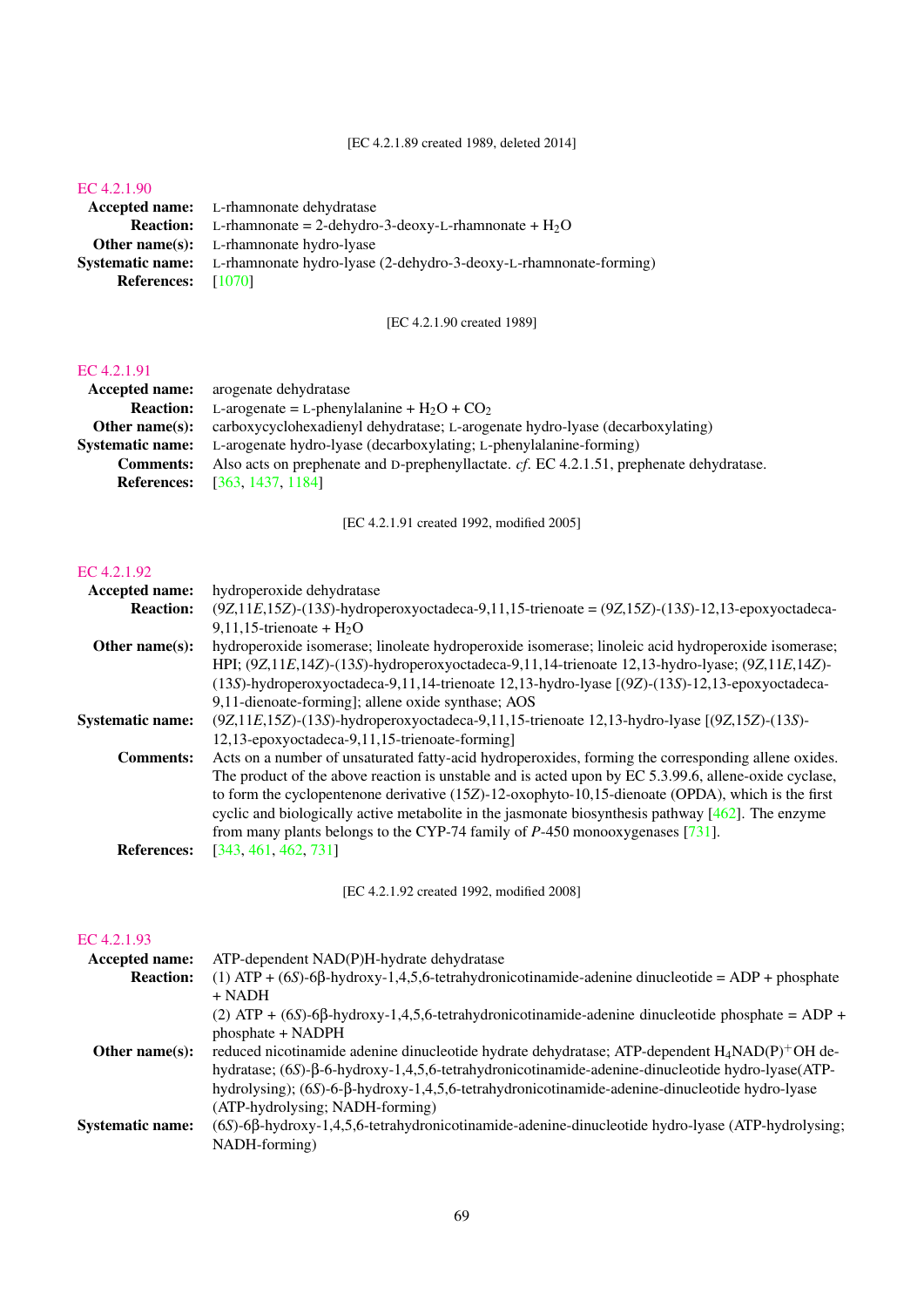[EC 4.2.1.89 created 1989, deleted 2014]

## EC 4.2.1.90

**Accepted name:** L-rhamnonate dehydratase

**Reaction:** L-rhamnonate = 2-dehydro-3-deoxy-L-rhamnonate + $H_2O$

**Other name(s):** L-rhamnonate hydro-lyase

**Systematic name:** L-rhamnonate hydro-lyase (2-dehydro-3-deoxy-L-rhamnonate-forming)

**References:** [1070]

[EC 4.2.1.90 created 1989]

## EC 4.2.1.91

**Accepted name:** arogenate dehydratase

**Reaction:** L-arogenate = L-phenylalanine + $H_2O$ + $CO_2$

**Other name(s):** carboxycyclohexadienyl dehydratase; L-arogenate hydro-lyase (decarboxylating)

**Systematic name:** L-arogenate hydro-lyase (decarboxylating; L-phenylalanine-forming)

**Comments:** Also acts on prephenate and D-prephenyllactate. *cf.* EC 4.2.1.51, prephenate dehydratase.

**References:** [363, 1437, 1184]

[EC 4.2.1.91 created 1992, modified 2005]

## EC 4.2.1.92

**Accepted name:** hydroperoxide dehydratase

**Reaction:** (9*Z*,11*E*,15*Z*)-(13*S*)-hydroperoxyoctadeca-9,11,15-trienoate = (9*Z*,15*Z*)-(13*S*)-12,13-epoxyoctadeca-9,11,15-trienoate + $H_2O$

**Other name(s):** hydroperoxide isomerase; linoleate hydroperoxide isomerase; linoleic acid hydroperoxide isomerase; HPI; (9*Z*,11*E*,14*Z*)-(13*S*)-hydroperoxyoctadeca-9,11,14-trienoate 12,13-hydro-lyase; (9*Z*,11*E*,14*Z*)-(13*S*)-hydroperoxyoctadeca-9,11,14-trienoate 12,13-hydro-lyase [(9*Z*)-(13*S*)-12,13-epoxyoctadeca-9,11-dienoate-forming]; allene oxide synthase; AOS

**Systematic name:** (9*Z*,11*E*,15*Z*)-(13*S*)-hydroperoxyoctadeca-9,11,15-trienoate 12,13-hydro-lyase [(9*Z*,15*Z*)-(13*S*)-12,13-epoxyoctadeca-9,11,15-trienoate-forming]

**Comments:** Acts on a number of unsaturated fatty-acid hydroperoxides, forming the corresponding allene oxides. The product of the above reaction is unstable and is acted upon by EC 5.3.99.6, allene-oxide cyclase, to form the cyclopentenone derivative (15*Z*)-12-oxophyto-10,15-dienoate (OPDA), which is the first cyclic and biologically active metabolite in the jasmonate biosynthesis pathway [462]. The enzyme from many plants belongs to the CYP-74 family of *P*-450 monooxygenases [731].

**References:** [343, 461, 462, 731]

[EC 4.2.1.92 created 1992, modified 2008]

## EC 4.2.1.93

**Accepted name:** ATP-dependent NAD(P)H-hydrate dehydratase

**Reaction:** (1) ATP + (6*S*)-6β-hydroxy-1,4,5,6-tetrahydronicotinamide-adenine dinucleotide = ADP + phosphate + NADH
(2) ATP + (6*S*)-6β-hydroxy-1,4,5,6-tetrahydronicotinamide-adenine dinucleotide phosphate = ADP + phosphate + NADPH

**Other name(s):** reduced nicotinamide adenine dinucleotide hydrate dehydratase; ATP-dependent $H_4NAD(P)^+OH$ dehydratase; (6*S*)-β-6-hydroxy-1,4,5,6-tetrahydronicotinamide-adenine-dinucleotide hydro-lyase(ATP-hydrolysing); (6*S*)-6-β-hydroxy-1,4,5,6-tetrahydronicotinamide-adenine-dinucleotide hydro-lyase (ATP-hydrolysing; NADH-forming)

**Systematic name:** (6*S*)-6β-hydroxy-1,4,5,6-tetrahydronicotinamide-adenine-dinucleotide hydro-lyase (ATP-hydrolysing; NADH-forming)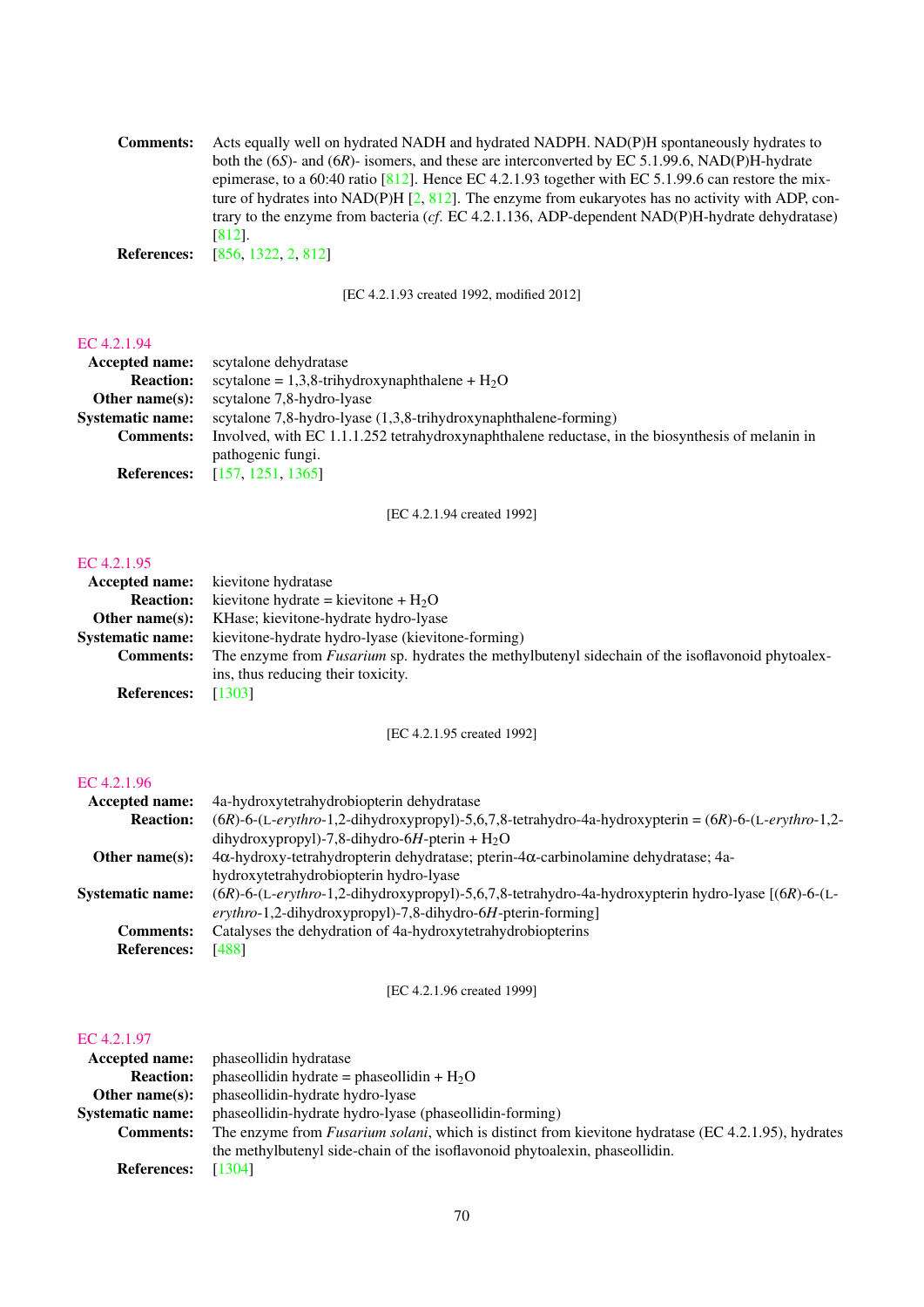**Comments:** Acts equally well on hydrated NADH and hydrated NADPH. NAD(P)H spontaneously hydrates to both the (6*S*)- and (6*R*)- isomers, and these are interconverted by EC 5.1.99.6, NAD(P)H-hydrate epimerase, to a 60:40 ratio [812]. Hence EC 4.2.1.93 together with EC 5.1.99.6 can restore the mixture of hydrates into NAD(P)H [2, 812]. The enzyme from eukaryotes has no activity with ADP, contrary to the enzyme from bacteria (*cf.* EC 4.2.1.136, ADP-dependent NAD(P)H-hydrate dehydratase) [812].

**References:** [856, 1322, 2, 812]

[EC 4.2.1.93 created 1992, modified 2012]

## EC 4.2.1.94

**Accepted name:** scytalone dehydratase

**Reaction:** scytalone = 1,3,8-trihydroxynaphthalene + $H_2O$

**Other name(s):** scytalone 7,8-hydro-lyase

**Systematic name:** scytalone 7,8-hydro-lyase (1,3,8-trihydroxynaphthalene-forming)

**Comments:** Involved, with EC 1.1.1.252 tetrahydroxynaphthalene reductase, in the biosynthesis of melanin in pathogenic fungi.

**References:** [157, 1251, 1365]

[EC 4.2.1.94 created 1992]

## EC 4.2.1.95

**Accepted name:** kievitone hydratase

**Reaction:** kievitone hydrate = kievitone + $H_2O$

**Other name(s):** KHase; kievitone-hydrate hydro-lyase

**Systematic name:** kievitone-hydrate hydro-lyase (kievitone-forming)

**Comments:** The enzyme from *Fusarium* sp. hydrates the methylbutenyl sidechain of the isoflavonoid phytoalexins, thus reducing their toxicity.

**References:** [1303]

[EC 4.2.1.95 created 1992]

## EC 4.2.1.96

**Accepted name:** 4a-hydroxytetrahydrobiopterin dehydratase

**Reaction:** (6*R*)-6-(L-*erythro*-1,2-dihydroxypropyl)-5,6,7,8-tetrahydro-4a-hydroxypterin = (6*R*)-6-(L-*erythro*-1,2-dihydroxypropyl)-7,8-dihydro-6*H*-pterin + $H_2O$

**Other name(s):** 4α-hydroxy-tetrahydropterin dehydratase; pterin-4α-carbinolamine dehydratase; 4a-hydroxytetrahydrobiopterin hydro-lyase

**Systematic name:** (6*R*)-6-(L-*erythro*-1,2-dihydroxypropyl)-5,6,7,8-tetrahydro-4a-hydroxypterin hydro-lyase [(6*R*)-6-(L-*erythro*-1,2-dihydroxypropyl)-7,8-dihydro-6*H*-pterin-forming]

**Comments:** Catalyses the dehydration of 4a-hydroxytetrahydrobiopterins

**References:** [488]

[EC 4.2.1.96 created 1999]

## EC 4.2.1.97

**Accepted name:** phaseollidin hydratase

**Reaction:** phaseollidin hydrate = phaseollidin + $H_2O$

**Other name(s):** phaseollidin-hydrate hydro-lyase

**Systematic name:** phaseollidin-hydrate hydro-lyase (phaseollidin-forming)

**Comments:** The enzyme from *Fusarium solani*, which is distinct from kievitone hydratase (EC 4.2.1.95), hydrates the methylbutenyl side-chain of the isoflavonoid phytoalexin, phaseollidin.

**References:** [1304]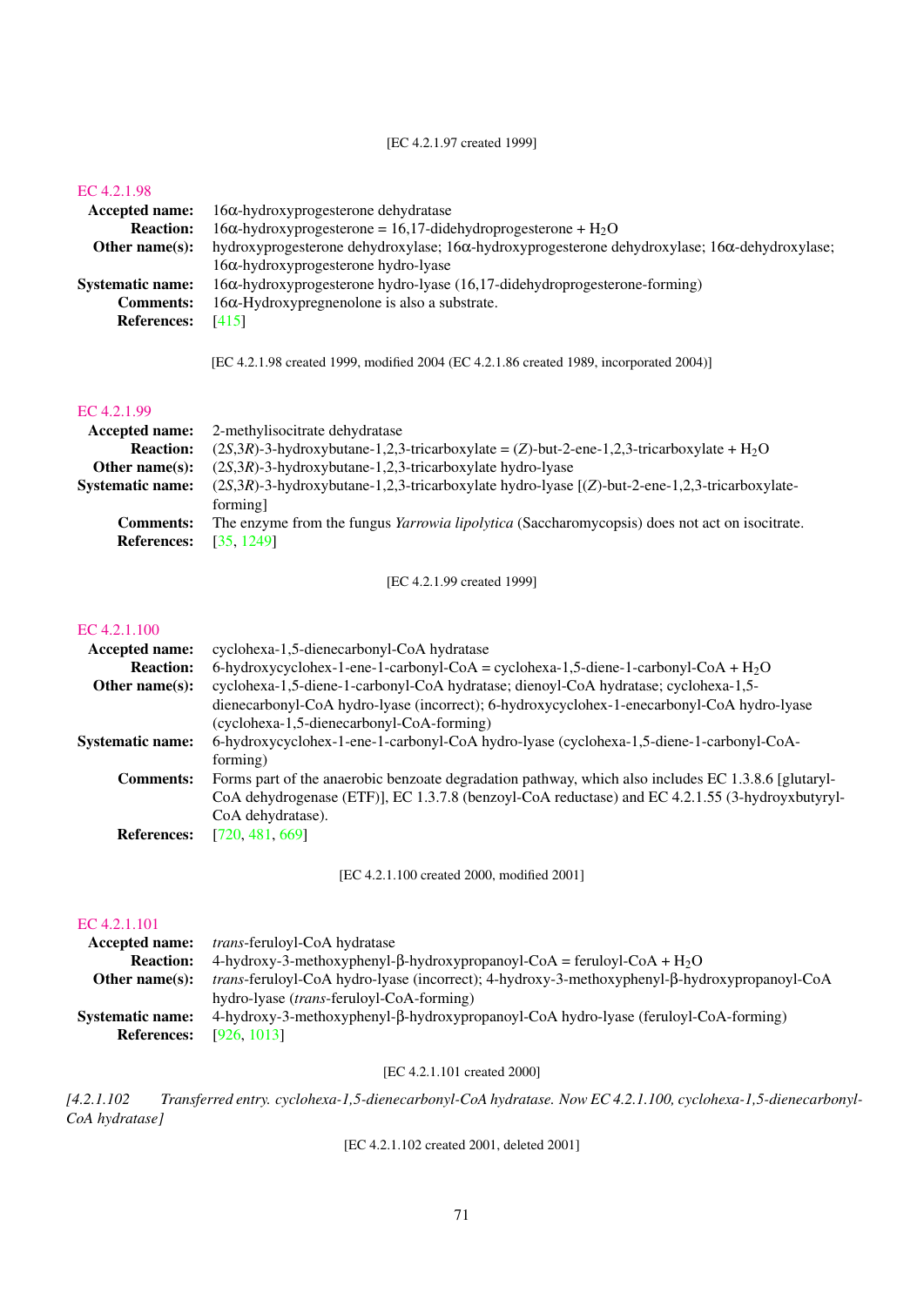[EC 4.2.1.97 created 1999]

## EC 4.2.1.98

**Accepted name:** 16α-hydroxyprogesterone dehydratase

**Reaction:** 16α-hydroxyprogesterone = 16,17-didehydroprogesterone + $H_2O$

**Other name(s):** hydroxyprogesterone dehydroxylase; 16α-hydroxyprogesterone dehydroxylase; 16α-dehydroxylase; 16α-hydroxyprogesterone hydro-lyase

**Systematic name:** 16α-hydroxyprogesterone hydro-lyase (16,17-didehydroprogesterone-forming)

**Comments:** 16α-Hydroxypregnenolone is also a substrate.

**References:** [415]

[EC 4.2.1.98 created 1999, modified 2004 (EC 4.2.1.86 created 1989, incorporated 2004)]

## EC 4.2.1.99

**Accepted name:** 2-methylisocitrate dehydratase

**Reaction:** (2*S*,3*R*)-3-hydroxybutane-1,2,3-tricarboxylate = (*Z*)-but-2-ene-1,2,3-tricarboxylate + $H_2O$

**Other name(s):** (2*S*,3*R*)-3-hydroxybutane-1,2,3-tricarboxylate hydro-lyase

**Systematic name:** (2*S*,3*R*)-3-hydroxybutane-1,2,3-tricarboxylate hydro-lyase [(*Z*)-but-2-ene-1,2,3-tricarboxylate-forming]

**Comments:** The enzyme from the fungus *Yarrowia lipolytica* (Saccharomycopsis) does not act on isocitrate.

**References:** [35, 1249]

[EC 4.2.1.99 created 1999]

## EC 4.2.1.100

**Accepted name:** cyclohexa-1,5-dienecarbonyl-CoA hydratase

**Reaction:** 6-hydroxycyclohex-1-ene-1-carbonyl-CoA = cyclohexa-1,5-diene-1-carbonyl-CoA + $H_2O$

**Other name(s):** cyclohexa-1,5-diene-1-carbonyl-CoA hydratase; dienoyl-CoA hydratase; cyclohexa-1,5-dienecarbonyl-CoA hydro-lyase (incorrect); 6-hydroxycyclohex-1-enecarbonyl-CoA hydro-lyase (cyclohexa-1,5-dienecarbonyl-CoA-forming)

**Systematic name:** 6-hydroxycyclohex-1-ene-1-carbonyl-CoA hydro-lyase (cyclohexa-1,5-diene-1-carbonyl-CoA-forming)

**Comments:** Forms part of the anaerobic benzoate degradation pathway, which also includes EC 1.3.8.6 [glutaryl-CoA dehydrogenase (ETF)], EC 1.3.7.8 (benzoyl-CoA reductase) and EC 4.2.1.55 (3-hydroxybutyryl-CoA dehydratase).

**References:** [720, 481, 669]

[EC 4.2.1.100 created 2000, modified 2001]

## EC 4.2.1.101

**Accepted name:** *trans*-feruloyl-CoA hydratase

**Reaction:** 4-hydroxy-3-methoxyphenyl-β-hydroxypropanoyl-CoA = feruloyl-CoA + $H_2O$

**Other name(s):** *trans*-feruloyl-CoA hydro-lyase (incorrect); 4-hydroxy-3-methoxyphenyl-β-hydroxypropanoyl-CoA hydro-lyase (*trans*-feruloyl-CoA-forming)

**Systematic name:** 4-hydroxy-3-methoxyphenyl-β-hydroxypropanoyl-CoA hydro-lyase (feruloyl-CoA-forming)

**References:** [926, 1013]

[EC 4.2.1.101 created 2000]

*[4.2.1.102 Transferred entry. cyclohexa-1,5-dienecarbonyl-CoA hydratase. Now EC 4.2.1.100, cyclohexa-1,5-dienecarbonyl-CoA hydratase]*

[EC 4.2.1.102 created 2001, deleted 2001]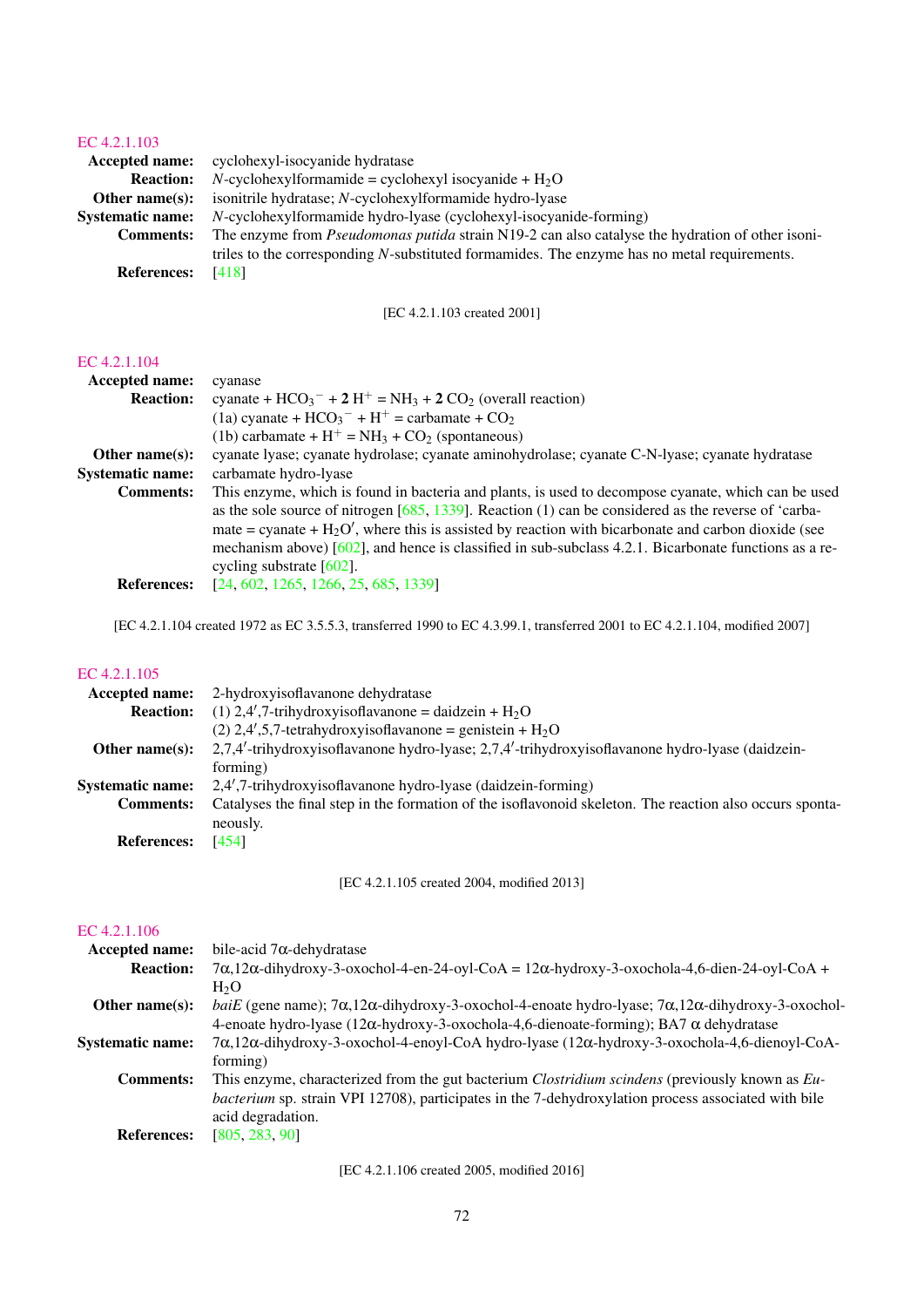## EC 4.2.1.103

**Accepted name:** cyclohexyl-isocyanide hydratase

**Reaction:** *N*-cyclohexylformamide = cyclohexyl isocyanide + $H_2O$

**Other name(s):** isonitrile hydratase; *N*-cyclohexylformamide hydro-lyase

**Systematic name:** *N*-cyclohexylformamide hydro-lyase (cyclohexyl-isocyanide-forming)

**Comments:** The enzyme from *Pseudomonas putida* strain N19-2 can also catalyse the hydration of other isonitriles to the corresponding *N*-substituted formamides. The enzyme has no metal requirements.

**References:** [418]

[EC 4.2.1.103 created 2001]

## EC 4.2.1.104

**Accepted name:** cyanase

**Reaction:** cyanate + $HCO_3^-$ + **2** $H^+$ = $NH_3$ + **2** $CO_2$ (overall reaction)
(1a) cyanate + $HCO_3^-$ + $H^+$ = carbamate + $CO_2$
(1b) carbamate + $H^+$ = $NH_3$ + $CO_2$ (spontaneous)

**Other name(s):** cyanate lyase; cyanate hydrolase; cyanate aminohydrolase; cyanate C-N-lyase; cyanate hydratase

**Systematic name:** carbamate hydro-lyase

**Comments:** This enzyme, which is found in bacteria and plants, is used to decompose cyanate, which can be used as the sole source of nitrogen [685, 1339]. Reaction (1) can be considered as the reverse of 'carbamate = cyanate + $H_2O$', where this is assisted by reaction with bicarbonate and carbon dioxide (see mechanism above) [602], and hence is classified in sub-subclass 4.2.1. Bicarbonate functions as a recycling substrate [602].

**References:** [24, 602, 1265, 1266, 25, 685, 1339]

[EC 4.2.1.104 created 1972 as EC 3.5.5.3, transferred 1990 to EC 4.3.99.1, transferred 2001 to EC 4.2.1.104, modified 2007]

## EC 4.2.1.105

**Accepted name:** 2-hydroxyisoflavanone dehydratase

**Reaction:** (1) 2,4′,7-trihydroxyisoflavanone = daidzein + $H_2O$
(2) 2,4′,5,7-tetrahydroxyisoflavanone = genistein + $H_2O$

**Other name(s):** 2,7,4′-trihydroxyisoflavanone hydro-lyase; 2,7,4′-trihydroxyisoflavanone hydro-lyase (daidzein-forming)

**Systematic name:** 2,4′,7-trihydroxyisoflavanone hydro-lyase (daidzein-forming)

**Comments:** Catalyses the final step in the formation of the isoflavonoid skeleton. The reaction also occurs spontaneously.

**References:** [454]

[EC 4.2.1.105 created 2004, modified 2013]

## EC 4.2.1.106

**Accepted name:** bile-acid 7α-dehydratase

**Reaction:** 7α,12α-dihydroxy-3-oxochol-4-en-24-oyl-CoA = 12α-hydroxy-3-oxochola-4,6-dien-24-oyl-CoA + $H_2O$

**Other name(s):** *baiE* (gene name); 7α,12α-dihydroxy-3-oxochol-4-enoate hydro-lyase; 7α,12α-dihydroxy-3-oxochol-4-enoate hydro-lyase (12α-hydroxy-3-oxochola-4,6-dienoate-forming); BA7 α dehydratase

**Systematic name:** 7α,12α-dihydroxy-3-oxochol-4-enoyl-CoA hydro-lyase (12α-hydroxy-3-oxochola-4,6-dienoyl-CoA-forming)

**Comments:** This enzyme, characterized from the gut bacterium *Clostridium scindens* (previously known as *Eubacterium* sp. strain VPI 12708), participates in the 7-dehydroxylation process associated with bile acid degradation.

**References:** [805, 283, 90]

[EC 4.2.1.106 created 2005, modified 2016]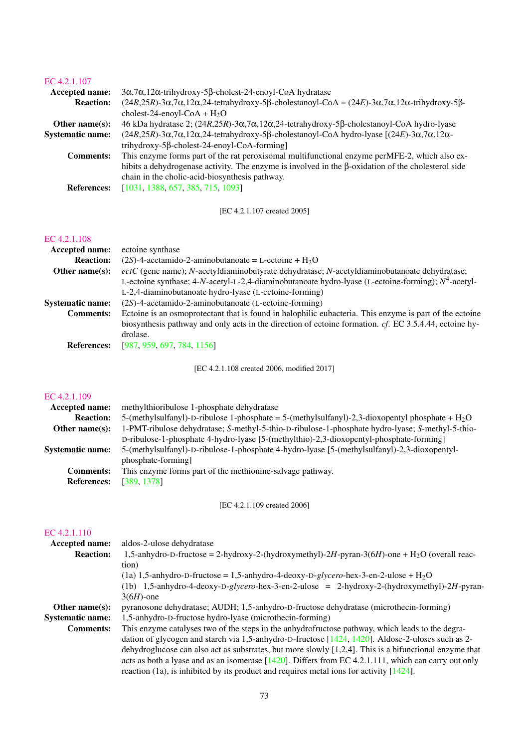## EC 4.2.1.107

**Accepted name:** 3α,7α,12α-trihydroxy-5β-cholest-24-enoyl-CoA hydratase

**Reaction:** (24*R*,25*R*)-3α,7α,12α,24-tetrahydroxy-5β-cholestanoyl-CoA = (24*E*)-3α,7α,12α-trihydroxy-5β-cholest-24-enoyl-CoA + $H_2O$

**Other name(s):** 46 kDa hydratase 2; (24*R*,25*R*)-3α,7α,12α,24-tetrahydroxy-5β-cholestanoyl-CoA hydro-lyase

**Systematic name:** (24*R*,25*R*)-3α,7α,12α,24-tetrahydroxy-5β-cholestanoyl-CoA hydro-lyase [(24*E*)-3α,7α,12α-trihydroxy-5β-cholest-24-enoyl-CoA-forming]

**Comments:** This enzyme forms part of the rat peroxisomal multifunctional enzyme perMFE-2, which also exhibits a dehydrogenase activity. The enzyme is involved in the β-oxidation of the cholesterol side chain in the cholic-acid-biosynthesis pathway.

**References:** [1031, 1388, 657, 385, 715, 1093]

[EC 4.2.1.107 created 2005]

## EC 4.2.1.108

**Accepted name:** ectoine synthase

**Reaction:** (2*S*)-4-acetamido-2-aminobutanoate = L-ectoine + $H_2O$

**Other name(s):** *ectC* (gene name); *N*-acetyldiaminobutyrate dehydratase; *N*-acetyldiaminobutanoate dehydratase; L-ectoine synthase; 4-*N*-acetyl-L-2,4-diaminobutanoate hydro-lyase (L-ectoine-forming); $N^4$-acetyl-L-2,4-diaminobutanoate hydro-lyase (L-ectoine-forming)

**Systematic name:** (2*S*)-4-acetamido-2-aminobutanoate (L-ectoine-forming)

**Comments:** Ectoine is an osmoprotectant that is found in halophilic eubacteria. This enzyme is part of the ectoine biosynthesis pathway and only acts in the direction of ectoine formation. *cf*. EC 3.5.4.44, ectoine hydrolase.

**References:** [987, 959, 697, 784, 1156]

[EC 4.2.1.108 created 2006, modified 2017]

## EC 4.2.1.109

**Accepted name:** methylthioribulose 1-phosphate dehydratase

**Reaction:** 5-(methylsulfanyl)-D-ribulose 1-phosphate = 5-(methylsulfanyl)-2,3-dioxopentyl phosphate + $H_2O$

**Other name(s):** 1-PMT-ribulose dehydratase; *S*-methyl-5-thio-D-ribulose-1-phosphate hydro-lyase; *S*-methyl-5-thio-D-ribulose-1-phosphate 4-hydro-lyase [5-(methylthio)-2,3-dioxopentyl-phosphate-forming]

**Systematic name:** 5-(methylsulfanyl)-D-ribulose-1-phosphate 4-hydro-lyase [5-(methylsulfanyl)-2,3-dioxopentyl-phosphate-forming]

**Comments:** This enzyme forms part of the methionine-salvage pathway.

**References:** [389, 1378]

[EC 4.2.1.109 created 2006]

## EC 4.2.1.110

**Accepted name:** aldos-2-ulose dehydratase

**Reaction:** 1,5-anhydro-D-fructose = 2-hydroxy-2-(hydroxymethyl)-2*H*-pyran-3(6*H*)-one + $H_2O$ (overall reaction)
(1a) 1,5-anhydro-D-fructose = 1,5-anhydro-4-deoxy-D-*glycero*-hex-3-en-2-ulose + $H_2O$
(1b) 1,5-anhydro-4-deoxy-D-*glycero*-hex-3-en-2-ulose = 2-hydroxy-2-(hydroxymethyl)-2*H*-pyran-3(6*H*)-one

**Other name(s):** pyranosone dehydratase; AUDH; 1,5-anhydro-D-fructose dehydratase (microthecin-forming)

**Systematic name:** 1,5-anhydro-D-fructose hydro-lyase (microthecin-forming)

**Comments:** This enzyme catalyses two of the steps in the anhydrofructose pathway, which leads to the degradation of glycogen and starch via 1,5-anhydro-D-fructose [1424, 1420]. Aldose-2-uloses such as 2-dehydroglucose can also act as substrates, but more slowly [1,2,4]. This is a bifunctional enzyme that acts as both a lyase and as an isomerase [1420]. Differs from EC 4.2.1.111, which can carry out only reaction (1a), is inhibited by its product and requires metal ions for activity [1424].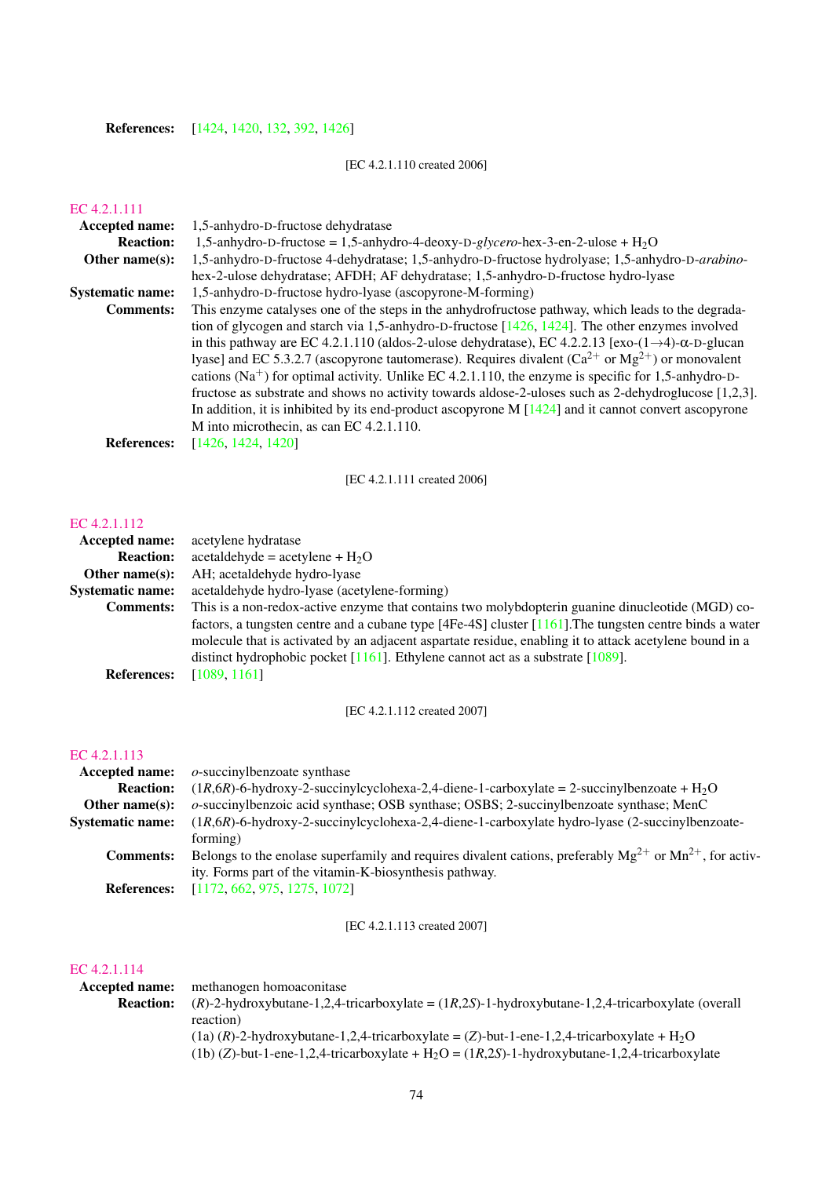**References:** [1424, 1420, 132, 392, 1426]

[EC 4.2.1.110 created 2006]

EC 4.2.1.111

**Accepted name:** 1,5-anhydro-D-fructose dehydratase

**Reaction:** 1,5-anhydro-D-fructose = 1,5-anhydro-4-deoxy-D-*glycero*-hex-3-en-2-ulose + $H_2O$

**Other name(s):** 1,5-anhydro-D-fructose 4-dehydratase; 1,5-anhydro-D-fructose hydrolyase; 1,5-anhydro-D-*arabino*-hex-2-ulose dehydratase; AFDH; AF dehydratase; 1,5-anhydro-D-fructose hydro-lyase

**Systematic name:** 1,5-anhydro-D-fructose hydro-lyase (ascopyrone-M-forming)

**Comments:** This enzyme catalyses one of the steps in the anhydrofructose pathway, which leads to the degradation of glycogen and starch via 1,5-anhydro-D-fructose [1426, 1424]. The other enzymes involved in this pathway are EC 4.2.1.110 (aldos-2-ulose dehydratase), EC 4.2.2.13 [exo-(1→4)-α-D-glucan lyase] and EC 5.3.2.7 (ascopyrone tautomerase). Requires divalent ($Ca^{2+}$ or $Mg^{2+}$) or monovalent cations ($Na^{+}$) for optimal activity. Unlike EC 4.2.1.110, the enzyme is specific for 1,5-anhydro-D-fructose as substrate and shows no activity towards aldose-2-uloses such as 2-dehydroglucose [1,2,3]. In addition, it is inhibited by its end-product ascopyrone M [1424] and it cannot convert ascopyrone M into microthecin, as can EC 4.2.1.110.

**References:** [1426, 1424, 1420]

[EC 4.2.1.111 created 2006]

EC 4.2.1.112

**Accepted name:** acetylene hydratase

**Reaction:** acetaldehyde = acetylene + $H_2O$

**Other name(s):** AH; acetaldehyde hydro-lyase

**Systematic name:** acetaldehyde hydro-lyase (acetylene-forming)

**Comments:** This is a non-redox-active enzyme that contains two molybdopterin guanine dinucleotide (MGD) cofactors, a tungsten centre and a cubane type [4Fe-4S] cluster [1161].The tungsten centre binds a water molecule that is activated by an adjacent aspartate residue, enabling it to attack acetylene bound in a distinct hydrophobic pocket [1161]. Ethylene cannot act as a substrate [1089].

**References:** [1089, 1161]

[EC 4.2.1.112 created 2007]

EC 4.2.1.113

**Accepted name:** *o*-succinylbenzoate synthase

**Reaction:** (1*R*,6*R*)-6-hydroxy-2-succinylcyclohexa-2,4-diene-1-carboxylate = 2-succinylbenzoate + $H_2O$

**Other name(s):** *o*-succinylbenzoic acid synthase; OSB synthase; OSBS; 2-succinylbenzoate synthase; MenC

**Systematic name:** (1*R*,6*R*)-6-hydroxy-2-succinylcyclohexa-2,4-diene-1-carboxylate hydro-lyase (2-succinylbenzoate-forming)

**Comments:** Belongs to the enolase superfamily and requires divalent cations, preferably $Mg^{2+}$ or $Mn^{2+}$, for activity. Forms part of the vitamin-K-biosynthesis pathway.

**References:** [1172, 662, 975, 1275, 1072]

[EC 4.2.1.113 created 2007]

EC 4.2.1.114

**Accepted name:** methanogen homoaconitase

**Reaction:** (*R*)-2-hydroxybutane-1,2,4-tricarboxylate = (1*R*,2*S*)-1-hydroxybutane-1,2,4-tricarboxylate (overall reaction)
(1a) (*R*)-2-hydroxybutane-1,2,4-tricarboxylate = (*Z*)-but-1-ene-1,2,4-tricarboxylate + $H_2O$
(1b) (*Z*)-but-1-ene-1,2,4-tricarboxylate + $H_2O$ = (1*R*,2*S*)-1-hydroxybutane-1,2,4-tricarboxylate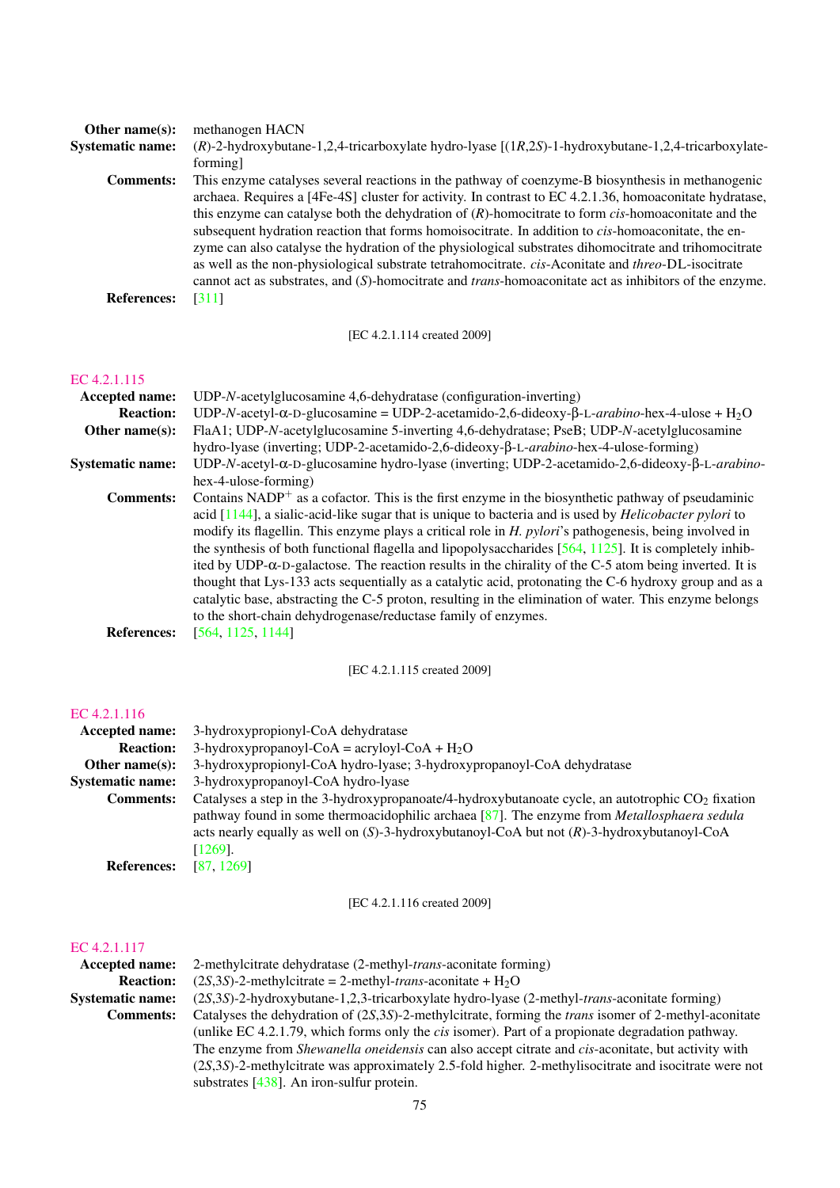**Other name(s):** methanogen HACN

**Systematic name:** (*R*)-2-hydroxybutane-1,2,4-tricarboxylate hydro-lyase [(1*R*,2*S*)-1-hydroxybutane-1,2,4-tricarboxylate-forming]

**Comments:** This enzyme catalyses several reactions in the pathway of coenzyme-B biosynthesis in methanogenic archaea. Requires a [4Fe-4S] cluster for activity. In contrast to EC 4.2.1.36, homoaconitate hydratase, this enzyme can catalyse both the dehydration of (*R*)-homocitrate to form *cis*-homoaconitate and the subsequent hydration reaction that forms homoisocitrate. In addition to *cis*-homoaconitate, the enzyme can also catalyse the hydration of the physiological substrates dihomocitrate and trihomocitrate as well as the non-physiological substrate tetrahomocitrate. *cis*-Aconitate and *threo*-DL-isocitrate cannot act as substrates, and (*S*)-homocitrate and *trans*-homoaconitate act as inhibitors of the enzyme.

**References:** [311]

[EC 4.2.1.114 created 2009]

## EC 4.2.1.115

**Accepted name:** UDP-*N*-acetylglucosamine 4,6-dehydratase (configuration-inverting)

**Reaction:** UDP-*N*-acetyl-α-D-glucosamine = UDP-2-acetamido-2,6-dideoxy-β-L-*arabino*-hex-4-ulose + $H_2O$

**Other name(s):** FlaA1; UDP-*N*-acetylglucosamine 5-inverting 4,6-dehydratase; PseB; UDP-*N*-acetylglucosamine hydro-lyase (inverting; UDP-2-acetamido-2,6-dideoxy-β-L-*arabino*-hex-4-ulose-forming)

**Systematic name:** UDP-*N*-acetyl-α-D-glucosamine hydro-lyase (inverting; UDP-2-acetamido-2,6-dideoxy-β-L-*arabino*-hex-4-ulose-forming)

**Comments:** Contains $NADP^+$ as a cofactor. This is the first enzyme in the biosynthetic pathway of pseudaminic acid [1144], a sialic-acid-like sugar that is unique to bacteria and is used by *Helicobacter pylori* to modify its flagellin. This enzyme plays a critical role in *H. pylori*'s pathogenesis, being involved in the synthesis of both functional flagella and lipopolysaccharides [564, 1125]. It is completely inhibited by UDP-α-D-galactose. The reaction results in the chirality of the C-5 atom being inverted. It is thought that Lys-133 acts sequentially as a catalytic acid, protonating the C-6 hydroxy group and as a catalytic base, abstracting the C-5 proton, resulting in the elimination of water. This enzyme belongs to the short-chain dehydrogenase/reductase family of enzymes.

**References:** [564, 1125, 1144]

[EC 4.2.1.115 created 2009]

## EC 4.2.1.116

**Accepted name:** 3-hydroxypropionyl-CoA dehydratase

**Reaction:** 3-hydroxypropanoyl-CoA = acryloyl-CoA + $H_2O$

**Other name(s):** 3-hydroxypropionyl-CoA hydro-lyase; 3-hydroxypropanoyl-CoA dehydratase

**Systematic name:** 3-hydroxypropanoyl-CoA hydro-lyase

**Comments:** Catalyses a step in the 3-hydroxypropanoate/4-hydroxybutanoate cycle, an autotrophic $CO_2$ fixation pathway found in some thermoacidophilic archaea [87]. The enzyme from *Metallosphaera sedula* acts nearly equally as well on (*S*)-3-hydroxybutanoyl-CoA but not (*R*)-3-hydroxybutanoyl-CoA [1269].

**References:** [87, 1269]

[EC 4.2.1.116 created 2009]

## EC 4.2.1.117

**Accepted name:** 2-methylcitrate dehydratase (2-methyl-*trans*-aconitate forming)

**Reaction:** (2*S*,3*S*)-2-methylcitrate = 2-methyl-*trans*-aconitate + $H_2O$

**Systematic name:** (2*S*,3*S*)-2-hydroxybutane-1,2,3-tricarboxylate hydro-lyase (2-methyl-*trans*-aconitate forming)

**Comments:** Catalyses the dehydration of (2*S*,3*S*)-2-methylcitrate, forming the *trans* isomer of 2-methyl-aconitate (unlike EC 4.2.1.79, which forms only the *cis* isomer). Part of a propionate degradation pathway. The enzyme from *Shewanella oneidensis* can also accept citrate and *cis*-aconitate, but activity with (2*S*,3*S*)-2-methylcitrate was approximately 2.5-fold higher. 2-methylisocitrate and isocitrate were not substrates [438]. An iron-sulfur protein.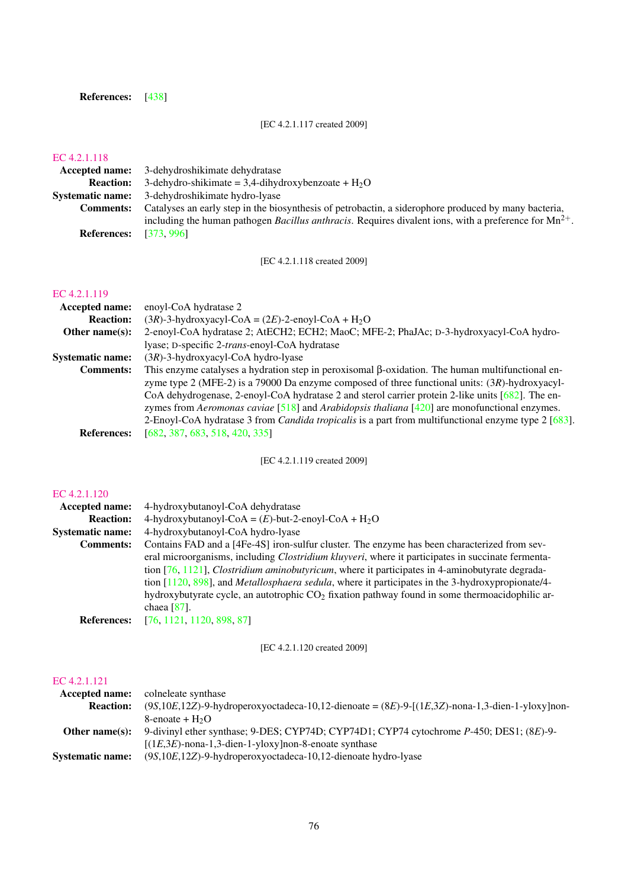**References:** [438]

[EC 4.2.1.117 created 2009]

## EC 4.2.1.118

**Accepted name:** 3-dehydroshikimate dehydratase

**Reaction:** 3-dehydro-shikimate = 3,4-dihydroxybenzoate + $H_2O$

**Systematic name:** 3-dehydroshikimate hydro-lyase

**Comments:** Catalyses an early step in the biosynthesis of petrobactin, a siderophore produced by many bacteria, including the human pathogen *Bacillus anthracis*. Requires divalent ions, with a preference for $Mn^{2+}$.

**References:** [373, 996]

[EC 4.2.1.118 created 2009]

## EC 4.2.1.119

**Accepted name:** enoyl-CoA hydratase 2

**Reaction:** (3*R*)-3-hydroxyacyl-CoA = (2*E*)-2-enoyl-CoA + $H_2O$

**Other name(s):** 2-enoyl-CoA hydratase 2; AtECH2; ECH2; MaoC; MFE-2; PhaJAc; D-3-hydroxyacyl-CoA hydro-lyase; D-specific 2-*trans*-enoyl-CoA hydratase

**Systematic name:** (3*R*)-3-hydroxyacyl-CoA hydro-lyase

**Comments:** This enzyme catalyses a hydration step in peroxisomal β-oxidation. The human multifunctional enzyme type 2 (MFE-2) is a 79000 Da enzyme composed of three functional units: (3*R*)-hydroxyacyl-CoA dehydrogenase, 2-enoyl-CoA hydratase 2 and sterol carrier protein 2-like units [682]. The enzymes from *Aeromonas caviae* [518] and *Arabidopsis thaliana* [420] are monofunctional enzymes. 2-Enoyl-CoA hydratase 3 from *Candida tropicalis* is a part from multifunctional enzyme type 2 [683].

**References:** [682, 387, 683, 518, 420, 335]

[EC 4.2.1.119 created 2009]

## EC 4.2.1.120

**Accepted name:** 4-hydroxybutanoyl-CoA dehydratase

**Reaction:** 4-hydroxybutanoyl-CoA = (*E*)-but-2-enoyl-CoA + $H_2O$

**Systematic name:** 4-hydroxybutanoyl-CoA hydro-lyase

**Comments:** Contains FAD and a [4Fe-4S] iron-sulfur cluster. The enzyme has been characterized from several microorganisms, including *Clostridium kluyveri*, where it participates in succinate fermentation [76, 1121], *Clostridium aminobutyricum*, where it participates in 4-aminobutyrate degradation [1120, 898], and *Metallosphaera sedula*, where it participates in the 3-hydroxypropionate/4-hydroxybutyrate cycle, an autotrophic $CO_2$ fixation pathway found in some thermoacidophilic archaea [87].

**References:** [76, 1121, 1120, 898, 87]

[EC 4.2.1.120 created 2009]

## EC 4.2.1.121

**Accepted name:** colneleate synthase

**Reaction:** (9*S*,10*E*,12*Z*)-9-hydroperoxyoctadeca-10,12-dienoate = (8*E*)-9-[(1*E*,3*Z*)-nona-1,3-dien-1-yloxy]non-8-enoate + $H_2O$

**Other name(s):** 9-divinyl ether synthase; 9-DES; CYP74D; CYP74D1; CYP74 cytochrome *P*-450; DES1; (8*E*)-9-[(1*E*,3*E*)-nona-1,3-dien-1-yloxy]non-8-enoate synthase

**Systematic name:** (9*S*,10*E*,12*Z*)-9-hydroperoxyoctadeca-10,12-dienoate hydro-lyase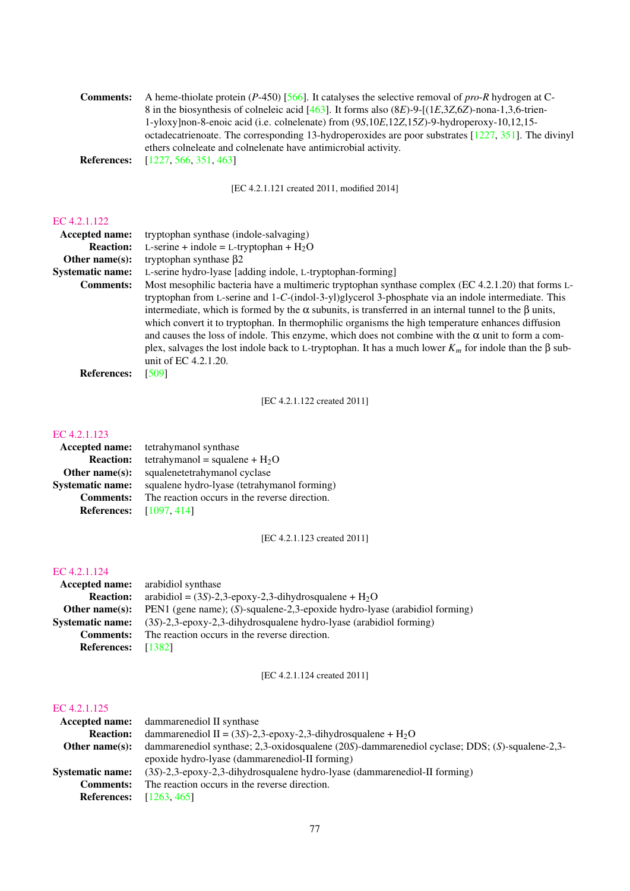**Comments:** A heme-thiolate protein (*P*-450) [566]. It catalyses the selective removal of *pro-R* hydrogen at C-8 in the biosynthesis of colneleic acid [463]. It forms also (8*E*)-9-[(1*E*,3*Z*,6*Z*)-nona-1,3,6-trien-1-yloxy]non-8-enoic acid (i.e. colnelenate) from (9*S*,10*E*,12*Z*,15*Z*)-9-hydroperoxy-10,12,15-octadecatrienoate. The corresponding 13-hydroperoxides are poor substrates [1227, 351]. The divinyl ethers colneleate and colnelenate have antimicrobial activity.

**References:** [1227, 566, 351, 463]

[EC 4.2.1.121 created 2011, modified 2014]

## EC 4.2.1.122

**Accepted name:** tryptophan synthase (indole-salvaging)

**Reaction:** L-serine + indole = L-tryptophan + $H_2O$

**Other name(s):** tryptophan synthase β2

**Systematic name:** L-serine hydro-lyase [adding indole, L-tryptophan-forming]

**Comments:** Most mesophilic bacteria have a multimeric tryptophan synthase complex (EC 4.2.1.20) that forms L-tryptophan from L-serine and 1-*C*-(indol-3-yl)glycerol 3-phosphate via an indole intermediate. This intermediate, which is formed by the α subunits, is transferred in an internal tunnel to the β units, which convert it to tryptophan. In thermophilic organisms the high temperature enhances diffusion and causes the loss of indole. This enzyme, which does not combine with the α unit to form a complex, salvages the lost indole back to L-tryptophan. It has a much lower $K_m$ for indole than the β subunit of EC 4.2.1.20.

**References:** [509]

[EC 4.2.1.122 created 2011]

## EC 4.2.1.123

**Accepted name:** tetrahymanol synthase

**Reaction:** tetrahymanol = squalene + $H_2O$

**Other name(s):** squalenetetrahymanol cyclase

**Systematic name:** squalene hydro-lyase (tetrahymanol forming)

**Comments:** The reaction occurs in the reverse direction.

**References:** [1097, 414]

[EC 4.2.1.123 created 2011]

## EC 4.2.1.124

**Accepted name:** arabidiol synthase

**Reaction:** arabidiol = (3*S*)-2,3-epoxy-2,3-dihydrosqualene + $H_2O$

**Other name(s):** PEN1 (gene name); (*S*)-squalene-2,3-epoxide hydro-lyase (arabidiol forming)

**Systematic name:** (3*S*)-2,3-epoxy-2,3-dihydrosqualene hydro-lyase (arabidiol forming)

**Comments:** The reaction occurs in the reverse direction.

**References:** [1382]

[EC 4.2.1.124 created 2011]

## EC 4.2.1.125

**Accepted name:** dammarenediol II synthase

**Reaction:** dammarenediol II = (3*S*)-2,3-epoxy-2,3-dihydrosqualene + $H_2O$

**Other name(s):** dammarenediol synthase; 2,3-oxidosqualene (20*S*)-dammarenediol cyclase; DDS; (*S*)-squalene-2,3-epoxide hydro-lyase (dammarenediol-II forming)

**Systematic name:** (3*S*)-2,3-epoxy-2,3-dihydrosqualene hydro-lyase (dammarenediol-II forming)

**Comments:** The reaction occurs in the reverse direction.

**References:** [1263, 465]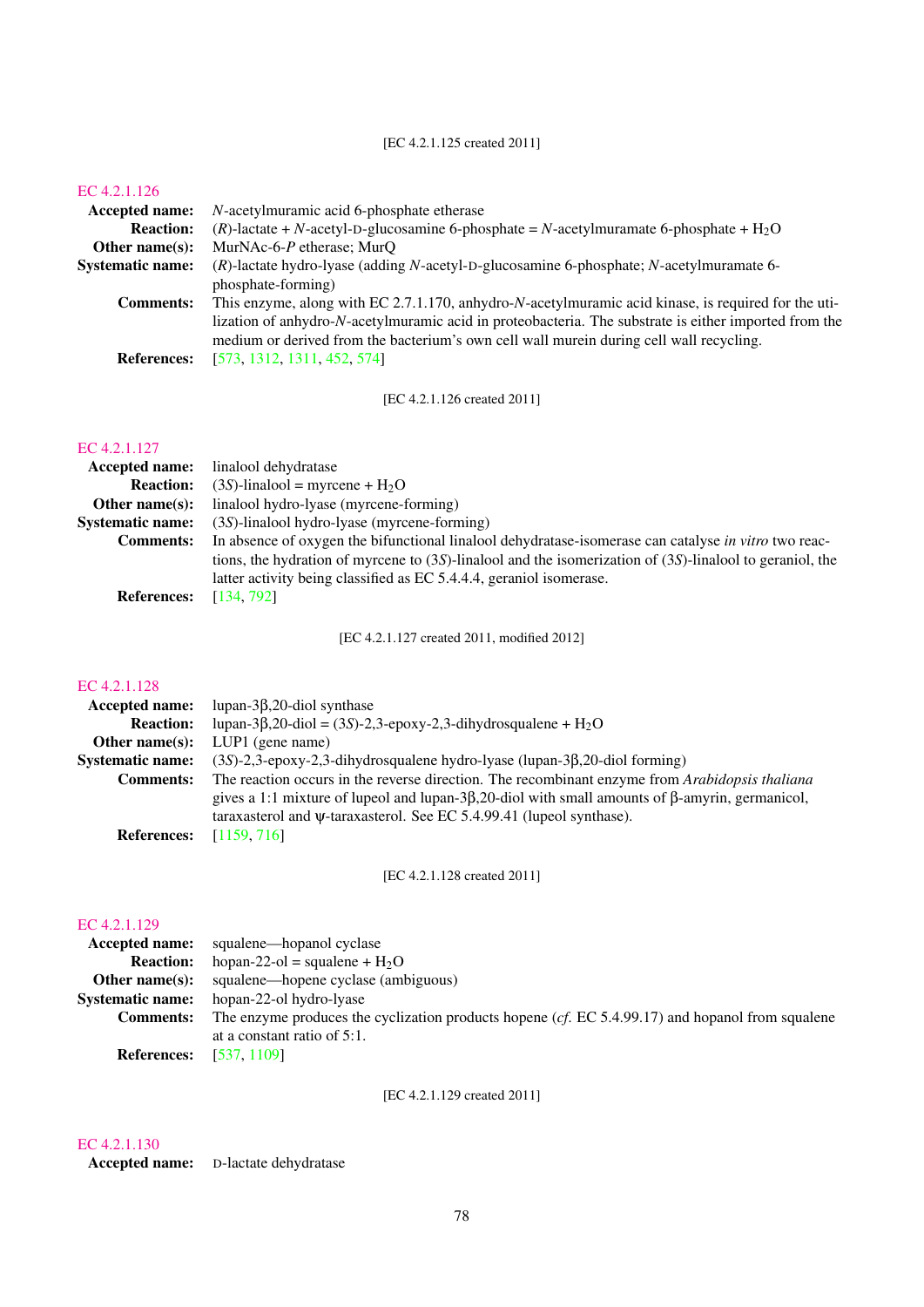[EC 4.2.1.125 created 2011]

## EC 4.2.1.126

**Accepted name:** *N*-acetylmuramic acid 6-phosphate etherase

**Reaction:** (*R*)-lactate + *N*-acetyl-D-glucosamine 6-phosphate = *N*-acetylmuramate 6-phosphate + $H_2O$

**Other name(s):** MurNAc-6-*P* etherase; MurQ

**Systematic name:** (*R*)-lactate hydro-lyase (adding *N*-acetyl-D-glucosamine 6-phosphate; *N*-acetylmuramate 6-phosphate-forming)

**Comments:** This enzyme, along with EC 2.7.1.170, anhydro-*N*-acetylmuramic acid kinase, is required for the utilization of anhydro-*N*-acetylmuramic acid in proteobacteria. The substrate is either imported from the medium or derived from the bacterium's own cell wall murein during cell wall recycling.

**References:** [573, 1312, 1311, 452, 574]

[EC 4.2.1.126 created 2011]

## EC 4.2.1.127

**Accepted name:** linalool dehydratase

**Reaction:** (3*S*)-linalool = myrcene + $H_2O$

**Other name(s):** linalool hydro-lyase (myrcene-forming)

**Systematic name:** (3*S*)-linalool hydro-lyase (myrcene-forming)

**Comments:** In absence of oxygen the bifunctional linalool dehydratase-isomerase can catalyse *in vitro* two reactions, the hydration of myrcene to (3*S*)-linalool and the isomerization of (3*S*)-linalool to geraniol, the latter activity being classified as EC 5.4.4.4, geraniol isomerase.

**References:** [134, 792]

[EC 4.2.1.127 created 2011, modified 2012]

## EC 4.2.1.128

**Accepted name:** lupan-3β,20-diol synthase

**Reaction:** lupan-3β,20-diol = (3*S*)-2,3-epoxy-2,3-dihydrosqualene + $H_2O$

**Other name(s):** LUP1 (gene name)

**Systematic name:** (3*S*)-2,3-epoxy-2,3-dihydrosqualene hydro-lyase (lupan-3β,20-diol forming)

**Comments:** The reaction occurs in the reverse direction. The recombinant enzyme from *Arabidopsis thaliana* gives a 1:1 mixture of lupeol and lupan-3β,20-diol with small amounts of β-amyrin, germanicol, taraxasterol and ψ-taraxasterol. See EC 5.4.99.41 (lupeol synthase).

**References:** [1159, 716]

[EC 4.2.1.128 created 2011]

## EC 4.2.1.129

**Accepted name:** squalene—hopanol cyclase

**Reaction:** hopan-22-ol = squalene + $H_2O$

**Other name(s):** squalene—hopene cyclase (ambiguous)

**Systematic name:** hopan-22-ol hydro-lyase

**Comments:** The enzyme produces the cyclization products hopene (*cf.* EC 5.4.99.17) and hopanol from squalene at a constant ratio of 5:1.

**References:** [537, 1109]

[EC 4.2.1.129 created 2011]

## EC 4.2.1.130

**Accepted name:** D-lactate dehydratase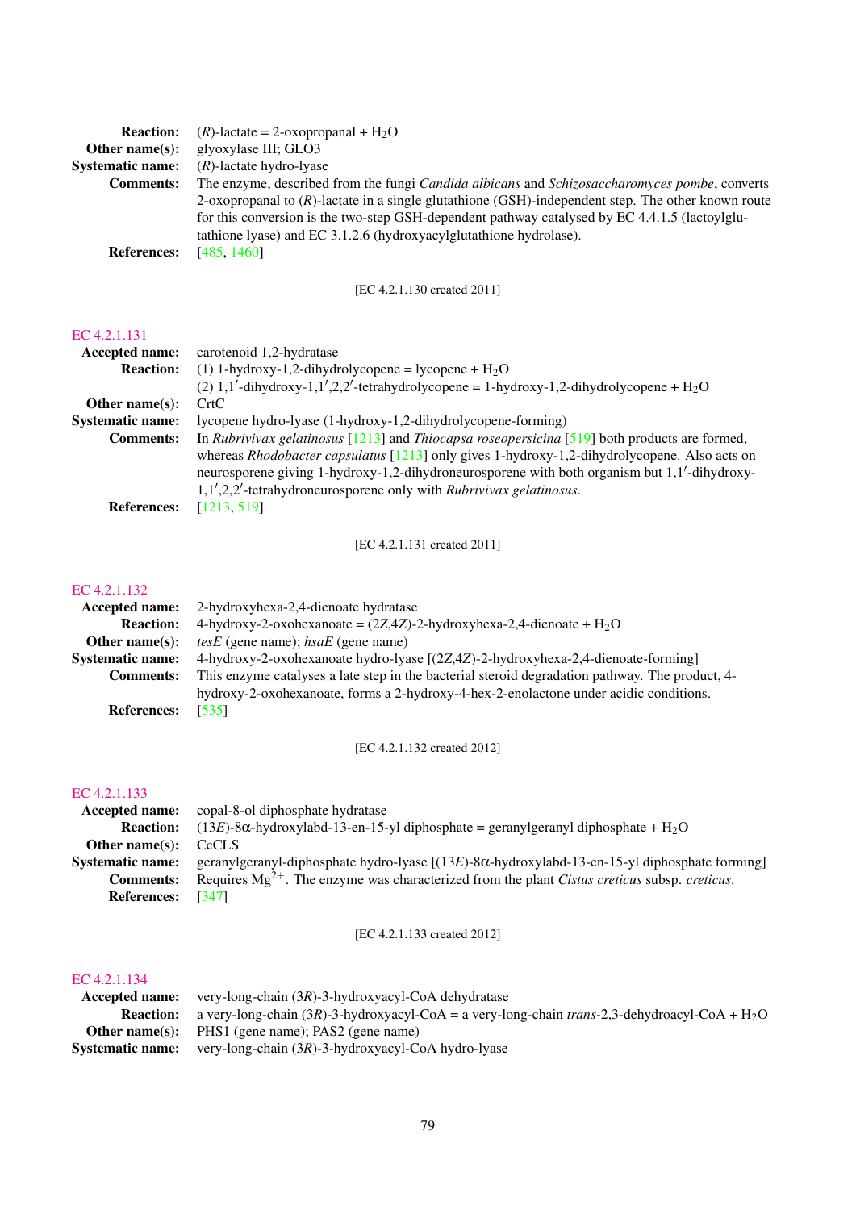**Reaction:** (*R*)-lactate = 2-oxopropanal + $H_2O$

**Other name(s):** glyoxylase III; GLO3

**Systematic name:** (*R*)-lactate hydro-lyase

**Comments:** The enzyme, described from the fungi *Candida albicans* and *Schizosaccharomyces pombe*, converts 2-oxopropanal to (*R*)-lactate in a single glutathione (GSH)-independent step. The other known route for this conversion is the two-step GSH-dependent pathway catalysed by EC 4.4.1.5 (lactoylglutathione lyase) and EC 3.1.2.6 (hydroxyacylglutathione hydrolase).

**References:** [485, 1460]

[EC 4.2.1.130 created 2011]

## EC 4.2.1.131

**Accepted name:** carotenoid 1,2-hydratase

**Reaction:** (1) 1-hydroxy-1,2-dihydrolycopene = lycopene + $H_2O$
(2) 1,1′-dihydroxy-1,1′,2,2′-tetrahydrolycopene = 1-hydroxy-1,2-dihydrolycopene + $H_2O$

**Other name(s):** CrtC

**Systematic name:** lycopene hydro-lyase (1-hydroxy-1,2-dihydrolycopene-forming)

**Comments:** In *Rubrivivax gelatinosus* [1213] and *Thiocapsa roseopersicina* [519] both products are formed, whereas *Rhodobacter capsulatus* [1213] only gives 1-hydroxy-1,2-dihydrolycopene. Also acts on neurosporene giving 1-hydroxy-1,2-dihydroneurosporene with both organism but 1,1′-dihydroxy-1,1′,2,2′-tetrahydroneurosporene only with *Rubrivivax gelatinosus*.

**References:** [1213, 519]

[EC 4.2.1.131 created 2011]

## EC 4.2.1.132

**Accepted name:** 2-hydroxyhexa-2,4-dienoate hydratase

**Reaction:** 4-hydroxy-2-oxohexanoate = (2*Z*,4*Z*)-2-hydroxyhexa-2,4-dienoate + $H_2O$

**Other name(s):** *tesE* (gene name); *hsaE* (gene name)

**Systematic name:** 4-hydroxy-2-oxohexanoate hydro-lyase [(2*Z*,4*Z*)-2-hydroxyhexa-2,4-dienoate-forming]

**Comments:** This enzyme catalyses a late step in the bacterial steroid degradation pathway. The product, 4-hydroxy-2-oxohexanoate, forms a 2-hydroxy-4-hex-2-enolactone under acidic conditions.

**References:** [535]

[EC 4.2.1.132 created 2012]

## EC 4.2.1.133

**Accepted name:** copal-8-ol diphosphate hydratase

**Reaction:** (13*E*)-8α-hydroxylabd-13-en-15-yl diphosphate = geranylgeranyl diphosphate + $H_2O$

**Other name(s):** CcCLS

**Systematic name:** geranylgeranyl-diphosphate hydro-lyase [(13*E*)-8α-hydroxylabd-13-en-15-yl diphosphate forming]

**Comments:** Requires $Mg^{2+}$. The enzyme was characterized from the plant *Cistus creticus* subsp. *creticus*.

**References:** [347]

[EC 4.2.1.133 created 2012]

## EC 4.2.1.134

**Accepted name:** very-long-chain (3*R*)-3-hydroxyacyl-CoA dehydratase

**Reaction:** a very-long-chain (3*R*)-3-hydroxyacyl-CoA = a very-long-chain *trans*-2,3-dehydroacyl-CoA + $H_2O$

**Other name(s):** PHS1 (gene name); PAS2 (gene name)

**Systematic name:** very-long-chain (3*R*)-3-hydroxyacyl-CoA hydro-lyase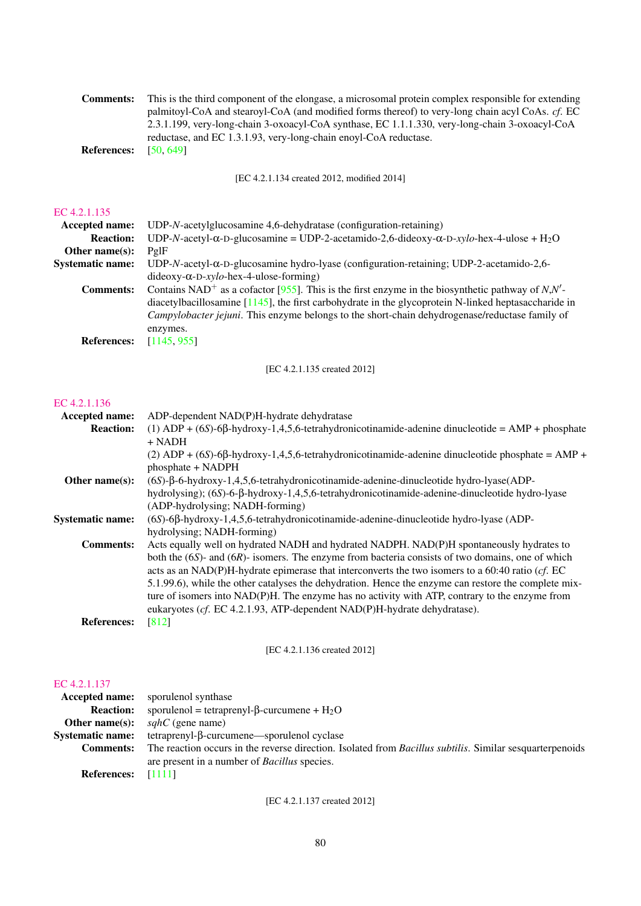**Comments:** This is the third component of the elongase, a microsomal protein complex responsible for extending palmitoyl-CoA and stearoyl-CoA (and modified forms thereof) to very-long chain acyl CoAs. *cf.* EC 2.3.1.199, very-long-chain 3-oxoacyl-CoA synthase, EC 1.1.1.330, very-long-chain 3-oxoacyl-CoA reductase, and EC 1.3.1.93, very-long-chain enoyl-CoA reductase.

**References:** [50, 649]

[EC 4.2.1.134 created 2012, modified 2014]

### EC 4.2.1.135

**Accepted name:** UDP-*N*-acetylglucosamine 4,6-dehydratase (configuration-retaining)

**Reaction:** UDP-*N*-acetyl-α-D-glucosamine = UDP-2-acetamido-2,6-dideoxy-α-D-*xylo*-hex-4-ulose + $H_2O$

**Other name(s):** PglF

**Systematic name:** UDP-*N*-acetyl-α-D-glucosamine hydro-lyase (configuration-retaining; UDP-2-acetamido-2,6-dideoxy-α-D-*xylo*-hex-4-ulose-forming)

**Comments:** Contains $NAD^+$ as a cofactor [955]. This is the first enzyme in the biosynthetic pathway of *N,N′*-diacetylbacillosamine [1145], the first carbohydrate in the glycoprotein N-linked heptasaccharide in *Campylobacter jejuni*. This enzyme belongs to the short-chain dehydrogenase/reductase family of enzymes.

**References:** [1145, 955]

[EC 4.2.1.135 created 2012]

### EC 4.2.1.136

**Accepted name:** ADP-dependent NAD(P)H-hydrate dehydratase

**Reaction:** (1) ADP + (6*S*)-6β-hydroxy-1,4,5,6-tetrahydronicotinamide-adenine dinucleotide = AMP + phosphate + NADH

(2) ADP + (6*S*)-6β-hydroxy-1,4,5,6-tetrahydronicotinamide-adenine dinucleotide phosphate = AMP + phosphate + NADPH

**Other name(s):** (6*S*)-β-6-hydroxy-1,4,5,6-tetrahydronicotinamide-adenine-dinucleotide hydro-lyase(ADP-hydrolysing); (6*S*)-6-β-hydroxy-1,4,5,6-tetrahydronicotinamide-adenine-dinucleotide hydro-lyase (ADP-hydrolysing; NADH-forming)

**Systematic name:** (6*S*)-6β-hydroxy-1,4,5,6-tetrahydronicotinamide-adenine-dinucleotide hydro-lyase (ADP-hydrolysing; NADH-forming)

**Comments:** Acts equally well on hydrated NADH and hydrated NADPH. NAD(P)H spontaneously hydrates to both the (6*S*)- and (6*R*)- isomers. The enzyme from bacteria consists of two domains, one of which acts as an NAD(P)H-hydrate epimerase that interconverts the two isomers to a 60:40 ratio (*cf.* EC 5.1.99.6), while the other catalyses the dehydration. Hence the enzyme can restore the complete mixture of isomers into NAD(P)H. The enzyme has no activity with ATP, contrary to the enzyme from eukaryotes (*cf.* EC 4.2.1.93, ATP-dependent NAD(P)H-hydrate dehydratase).

**References:** [812]

[EC 4.2.1.136 created 2012]

### EC 4.2.1.137

**Accepted name:** sporulenol synthase

**Reaction:** sporulenol = tetraprenyl-β-curcumene + $H_2O$

**Other name(s):** *sqhC* (gene name)

**Systematic name:** tetraprenyl-β-curcumene—sporulenol cyclase

**Comments:** The reaction occurs in the reverse direction. Isolated from *Bacillus subtilis*. Similar sesquarterpenoids are present in a number of *Bacillus* species.

**References:** [1111]

[EC 4.2.1.137 created 2012]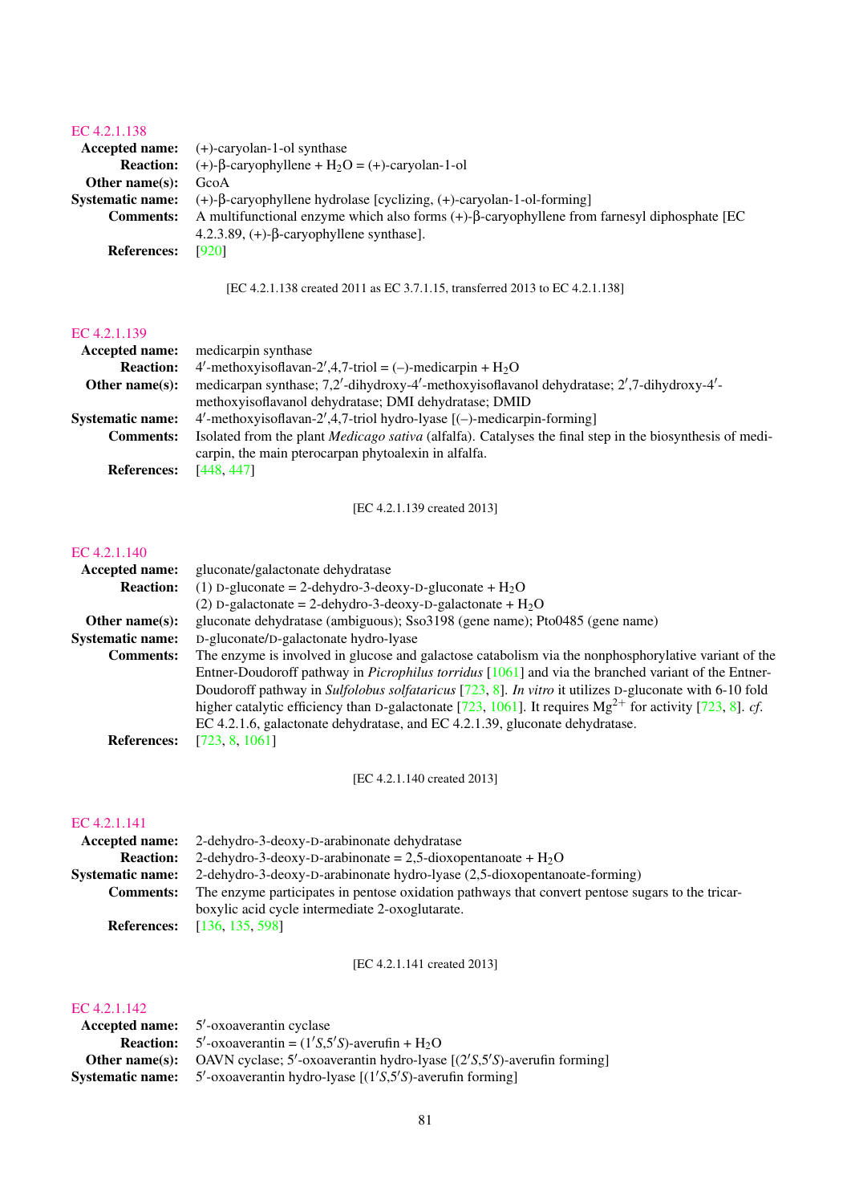## EC 4.2.1.138

**Accepted name:** (+)-caryolan-1-ol synthase

**Reaction:** (+)-β-caryophyllene + $H_2O$ = (+)-caryolan-1-ol

**Other name(s):** GcoA

**Systematic name:** (+)-β-caryophyllene hydrolase [cyclizing, (+)-caryolan-1-ol-forming]

**Comments:** A multifunctional enzyme which also forms (+)-β-caryophyllene from farnesyl diphosphate [EC 4.2.3.89, (+)-β-caryophyllene synthase].

**References:** [920]

[EC 4.2.1.138 created 2011 as EC 3.7.1.15, transferred 2013 to EC 4.2.1.138]

## EC 4.2.1.139

**Accepted name:** medicarpin synthase

**Reaction:** 4′-methoxyisoflavan-2′,4,7-triol = (–)-medicarpin + $H_2O$

**Other name(s):** medicarpan synthase; 7,2′-dihydroxy-4′-methoxyisoflavanol dehydratase; 2′,7-dihydroxy-4′-methoxyisoflavanol dehydratase; DMI dehydratase; DMID

**Systematic name:** 4′-methoxyisoflavan-2′,4,7-triol hydro-lyase [(–)-medicarpin-forming]

**Comments:** Isolated from the plant *Medicago sativa* (alfalfa). Catalyses the final step in the biosynthesis of medicarpin, the main pterocarpan phytoalexin in alfalfa.

**References:** [448, 447]

[EC 4.2.1.139 created 2013]

## EC 4.2.1.140

**Accepted name:** gluconate/galactonate dehydratase

**Reaction:** (1) D-gluconate = 2-dehydro-3-deoxy-D-gluconate + $H_2O$
(2) D-galactonate = 2-dehydro-3-deoxy-D-galactonate + $H_2O$

**Other name(s):** gluconate dehydratase (ambiguous); Sso3198 (gene name); Pto0485 (gene name)

**Systematic name:** D-gluconate/D-galactonate hydro-lyase

**Comments:** The enzyme is involved in glucose and galactose catabolism via the nonphosphorylative variant of the Entner-Doudoroff pathway in *Picrophilus torridus* [1061] and via the branched variant of the Entner-Doudoroff pathway in *Sulfolobus solfataricus* [723, 8]. *In vitro* it utilizes D-gluconate with 6-10 fold higher catalytic efficiency than D-galactonate [723, 1061]. It requires $Mg^{2+}$ for activity [723, 8]. *cf.* EC 4.2.1.6, galactonate dehydratase, and EC 4.2.1.39, gluconate dehydratase.

**References:** [723, 8, 1061]

[EC 4.2.1.140 created 2013]

## EC 4.2.1.141

**Accepted name:** 2-dehydro-3-deoxy-D-arabinonate dehydratase

**Reaction:** 2-dehydro-3-deoxy-D-arabinonate = 2,5-dioxopentanoate + $H_2O$

**Systematic name:** 2-dehydro-3-deoxy-D-arabinonate hydro-lyase (2,5-dioxopentanoate-forming)

**Comments:** The enzyme participates in pentose oxidation pathways that convert pentose sugars to the tricarboxylic acid cycle intermediate 2-oxoglutarate.

**References:** [136, 135, 598]

[EC 4.2.1.141 created 2013]

## EC 4.2.1.142

**Accepted name:** 5′-oxoaverantin cyclase

**Reaction:** 5′-oxoaverantin = (1′*S*,5′*S*)-averufin + $H_2O$

**Other name(s):** OAVN cyclase; 5′-oxoaverantin hydro-lyase [(2′*S*,5′*S*)-averufin forming]

**Systematic name:** 5′-oxoaverantin hydro-lyase [(1′*S*,5′*S*)-averufin forming]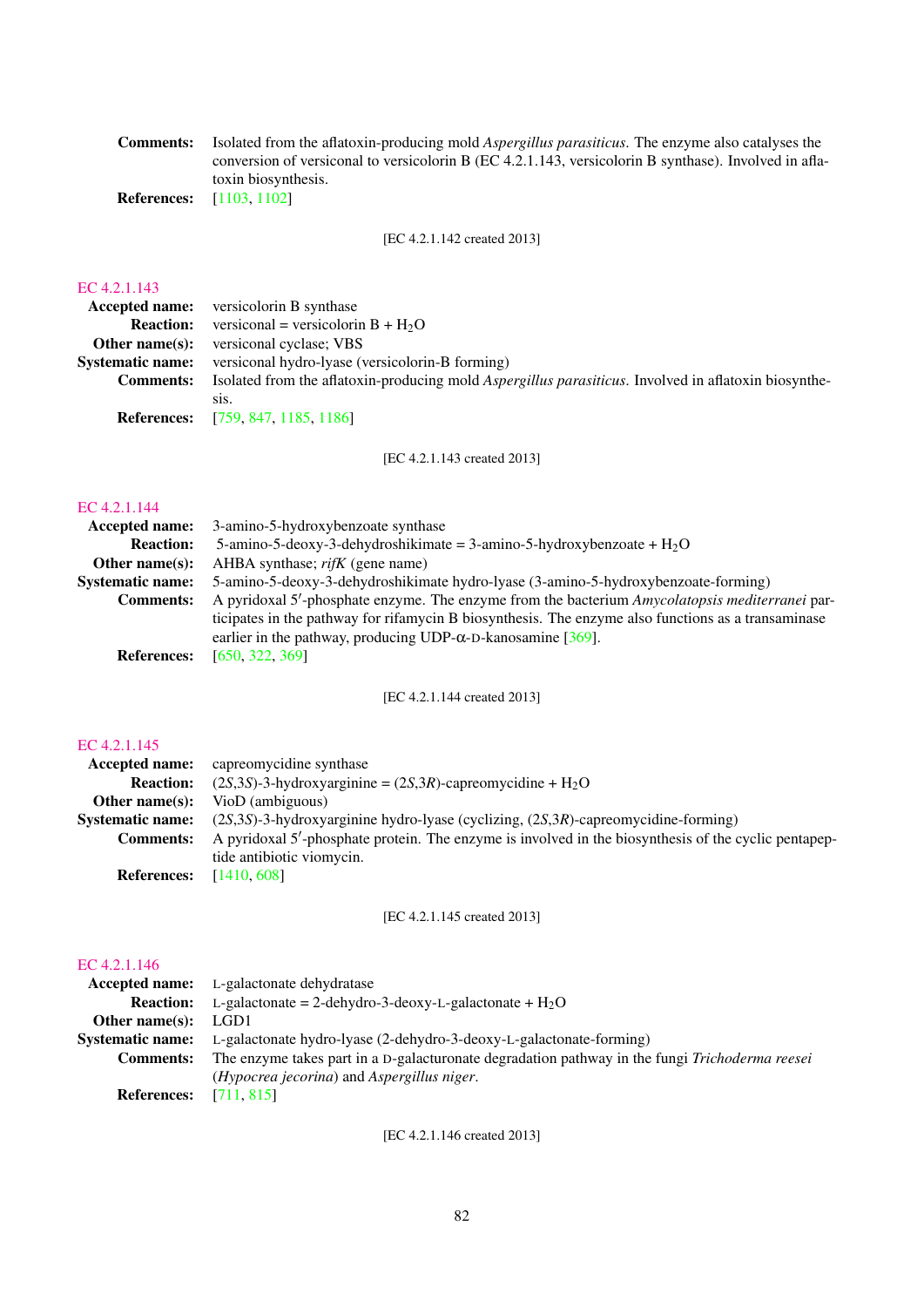**Comments:** Isolated from the aflatoxin-producing mold *Aspergillus parasiticus*. The enzyme also catalyses the conversion of versiconal to versicolorin B (EC 4.2.1.143, versicolorin B synthase). Involved in aflatoxin biosynthesis.

**References:** [1103, 1102]

[EC 4.2.1.142 created 2013]

## EC 4.2.1.143

**Accepted name:** versicolorin B synthase

**Reaction:** versiconal = versicolorin B + $H_2O$

**Other name(s):** versiconal cyclase; VBS

**Systematic name:** versiconal hydro-lyase (versicolorin-B forming)

**Comments:** Isolated from the aflatoxin-producing mold *Aspergillus parasiticus*. Involved in aflatoxin biosynthesis.

**References:** [759, 847, 1185, 1186]

[EC 4.2.1.143 created 2013]

## EC 4.2.1.144

**Accepted name:** 3-amino-5-hydroxybenzoate synthase

**Reaction:** 5-amino-5-deoxy-3-dehydroshikimate = 3-amino-5-hydroxybenzoate + $H_2O$

**Other name(s):** AHBA synthase; *rifK* (gene name)

**Systematic name:** 5-amino-5-deoxy-3-dehydroshikimate hydro-lyase (3-amino-5-hydroxybenzoate-forming)

**Comments:** A pyridoxal 5′-phosphate enzyme. The enzyme from the bacterium *Amycolatopsis mediterranei* participates in the pathway for rifamycin B biosynthesis. The enzyme also functions as a transaminase earlier in the pathway, producing UDP-α-D-kanosamine [369].

**References:** [650, 322, 369]

[EC 4.2.1.144 created 2013]

## EC 4.2.1.145

**Accepted name:** capreomycidine synthase

**Reaction:** (2*S*,3*S*)-3-hydroxyarginine = (2*S*,3*R*)-capreomycidine + $H_2O$

**Other name(s):** VioD (ambiguous)

**Systematic name:** (2*S*,3*S*)-3-hydroxyarginine hydro-lyase (cyclizing, (2*S*,3*R*)-capreomycidine-forming)

**Comments:** A pyridoxal 5′-phosphate protein. The enzyme is involved in the biosynthesis of the cyclic pentapeptide antibiotic viomycin.

**References:** [1410, 608]

[EC 4.2.1.145 created 2013]

## EC 4.2.1.146

**Accepted name:** L-galactonate dehydratase

**Reaction:** L-galactonate = 2-dehydro-3-deoxy-L-galactonate + $H_2O$

**Other name(s):** LGD1

**Systematic name:** L-galactonate hydro-lyase (2-dehydro-3-deoxy-L-galactonate-forming)

**Comments:** The enzyme takes part in a D-galacturonate degradation pathway in the fungi *Trichoderma reesei* (*Hypocrea jecorina*) and *Aspergillus niger*.

**References:** [711, 815]

[EC 4.2.1.146 created 2013]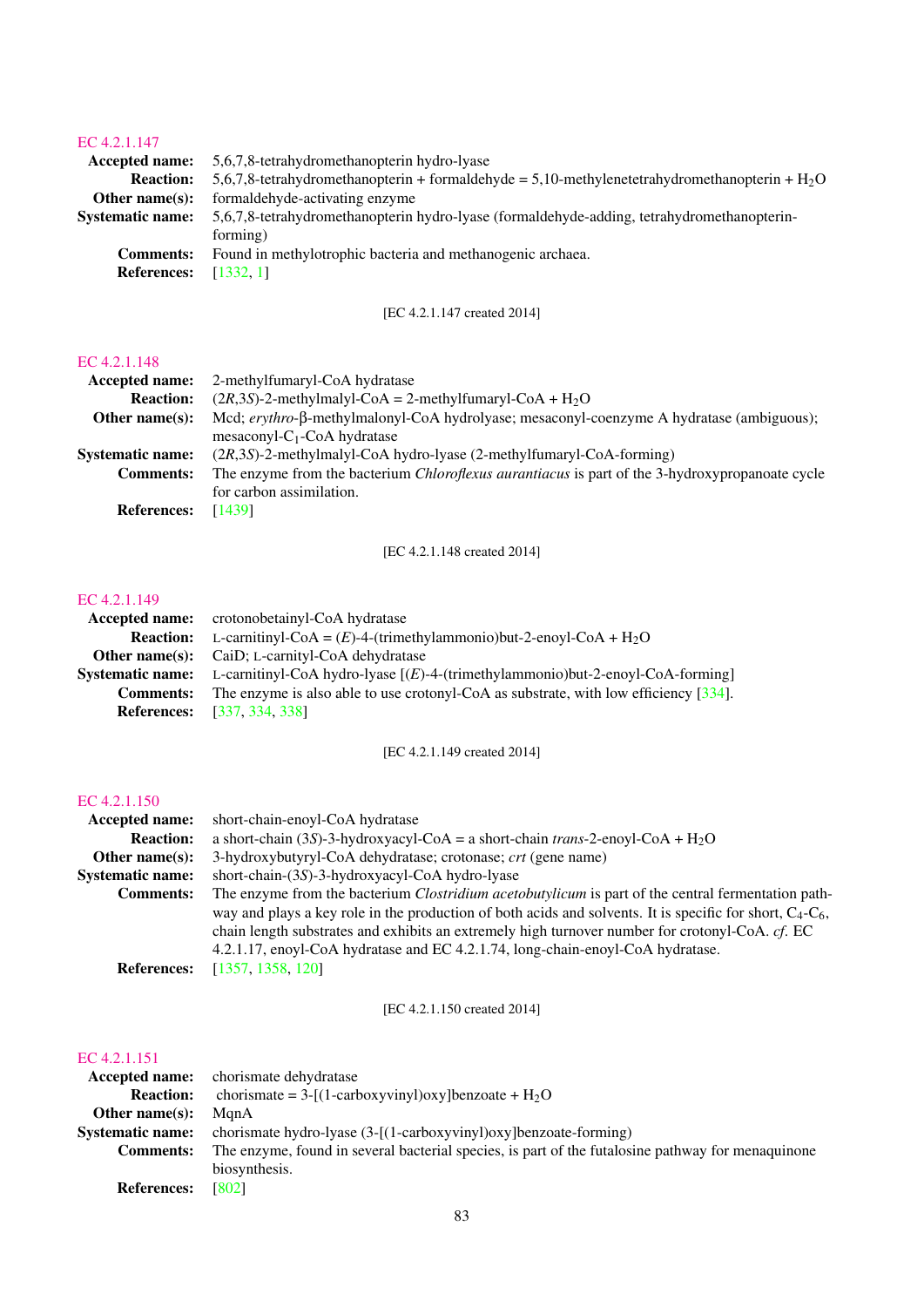EC 4.2.1.147

**Accepted name:** 5,6,7,8-tetrahydromethanopterin hydro-lyase

**Reaction:** 5,6,7,8-tetrahydromethanopterin + formaldehyde = 5,10-methylenetetrahydromethanopterin + $H_2O$

**Other name(s):** formaldehyde-activating enzyme

**Systematic name:** 5,6,7,8-tetrahydromethanopterin hydro-lyase (formaldehyde-adding, tetrahydromethanopterin-forming)

**Comments:** Found in methylotrophic bacteria and methanogenic archaea.

**References:** [1332, 1]

[EC 4.2.1.147 created 2014]

EC 4.2.1.148

**Accepted name:** 2-methylfumaryl-CoA hydratase

**Reaction:** (2*R*,3*S*)-2-methylmalyl-CoA = 2-methylfumaryl-CoA + $H_2O$

**Other name(s):** Mcd; *erythro*-β-methylmalonyl-CoA hydrolyase; mesaconyl-coenzyme A hydratase (ambiguous); mesaconyl-$C_1$-CoA hydratase

**Systematic name:** (2*R*,3*S*)-2-methylmalyl-CoA hydro-lyase (2-methylfumaryl-CoA-forming)

**Comments:** The enzyme from the bacterium *Chloroflexus aurantiacus* is part of the 3-hydroxypropanoate cycle for carbon assimilation.

**References:** [1439]

[EC 4.2.1.148 created 2014]

EC 4.2.1.149

**Accepted name:** crotonobetainyl-CoA hydratase

**Reaction:** L-carnitinyl-CoA = (*E*)-4-(trimethylammonio)but-2-enoyl-CoA + $H_2O$

**Other name(s):** CaiD; L-carnityl-CoA dehydratase

**Systematic name:** L-carnitinyl-CoA hydro-lyase [(*E*)-4-(trimethylammonio)but-2-enoyl-CoA-forming]

**Comments:** The enzyme is also able to use crotonyl-CoA as substrate, with low efficiency [334].

**References:** [337, 334, 338]

[EC 4.2.1.149 created 2014]

EC 4.2.1.150

**Accepted name:** short-chain-enoyl-CoA hydratase

**Reaction:** a short-chain (3*S*)-3-hydroxyacyl-CoA = a short-chain *trans*-2-enoyl-CoA + $H_2O$

**Other name(s):** 3-hydroxybutyryl-CoA dehydratase; crotonase; *crt* (gene name)

**Systematic name:** short-chain-(3*S*)-3-hydroxyacyl-CoA hydro-lyase

**Comments:** The enzyme from the bacterium *Clostridium acetobutylicum* is part of the central fermentation pathway and plays a key role in the production of both acids and solvents. It is specific for short, $C_4$-$C_6$, chain length substrates and exhibits an extremely high turnover number for crotonyl-CoA. *cf.* EC 4.2.1.17, enoyl-CoA hydratase and EC 4.2.1.74, long-chain-enoyl-CoA hydratase.

**References:** [1357, 1358, 120]

[EC 4.2.1.150 created 2014]

EC 4.2.1.151

**Accepted name:** chorismate dehydratase

**Reaction:** chorismate = 3-[(1-carboxyvinyl)oxy]benzoate + $H_2O$

**Other name(s):** MqnA

**Systematic name:** chorismate hydro-lyase (3-[(1-carboxyvinyl)oxy]benzoate-forming)

**Comments:** The enzyme, found in several bacterial species, is part of the futalosine pathway for menaquinone biosynthesis.

**References:** [802]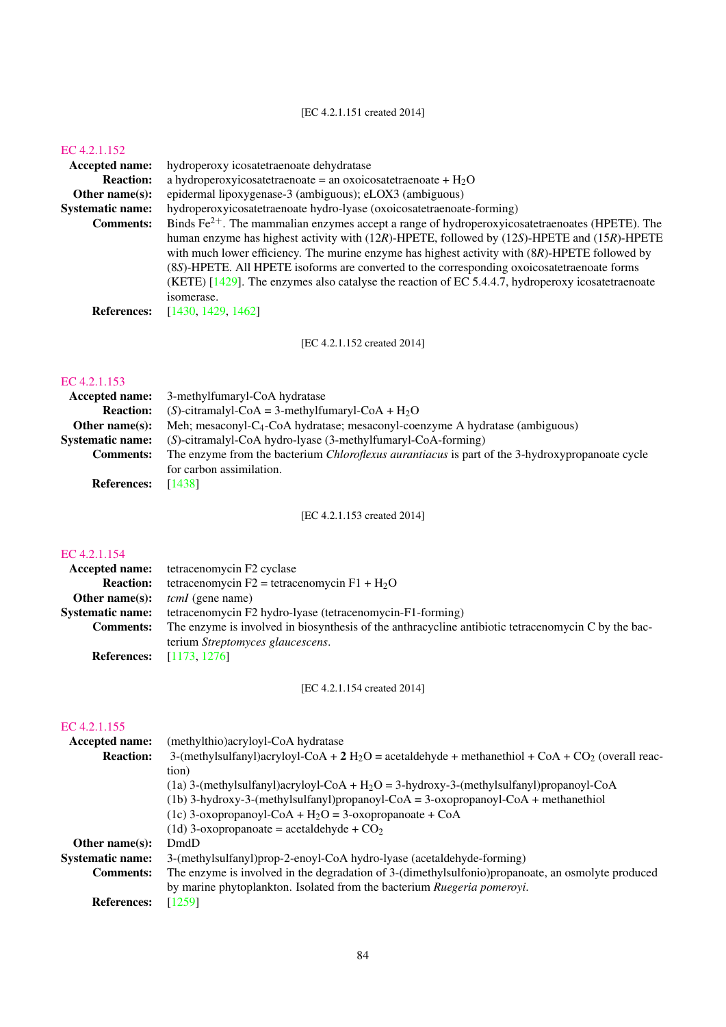[EC 4.2.1.151 created 2014]

## EC 4.2.1.152

**Accepted name:** hydroperoxy icosatetraenoate dehydratase

**Reaction:** a hydroperoxyicosatetraenoate = an oxoicosatetraenoate + $H_2O$

**Other name(s):** epidermal lipoxygenase-3 (ambiguous); eLOX3 (ambiguous)

**Systematic name:** hydroperoxyicosatetraenoate hydro-lyase (oxoicosatetraenoate-forming)

**Comments:** Binds $Fe^{2+}$. The mammalian enzymes accept a range of hydroperoxyicosatetraenoates (HPETE). The human enzyme has highest activity with (12*R*)-HPETE, followed by (12*S*)-HPETE and (15*R*)-HPETE with much lower efficiency. The murine enzyme has highest activity with (8*R*)-HPETE followed by (8*S*)-HPETE. All HPETE isoforms are converted to the corresponding oxoicosatetraenoate forms (KETE) [1429]. The enzymes also catalyse the reaction of EC 5.4.4.7, hydroperoxy icosatetraenoate isomerase.

**References:** [1430, 1429, 1462]

[EC 4.2.1.152 created 2014]

## EC 4.2.1.153

**Accepted name:** 3-methylfumaryl-CoA hydratase

**Reaction:** (*S*)-citramalyl-CoA = 3-methylfumaryl-CoA + $H_2O$

**Other name(s):** Meh; mesaconyl-$C_4$-CoA hydratase; mesaconyl-coenzyme A hydratase (ambiguous)

**Systematic name:** (*S*)-citramalyl-CoA hydro-lyase (3-methylfumaryl-CoA-forming)

**Comments:** The enzyme from the bacterium *Chloroflexus aurantiacus* is part of the 3-hydroxypropanoate cycle for carbon assimilation.

**References:** [1438]

[EC 4.2.1.153 created 2014]

## EC 4.2.1.154

**Accepted name:** tetracenomycin F2 cyclase

**Reaction:** tetracenomycin F2 = tetracenomycin F1 + $H_2O$

**Other name(s):** *tcmI* (gene name)

**Systematic name:** tetracenomycin F2 hydro-lyase (tetracenomycin-F1-forming)

**Comments:** The enzyme is involved in biosynthesis of the anthracycline antibiotic tetracenomycin C by the bacterium *Streptomyces glaucescens*.

**References:** [1173, 1276]

[EC 4.2.1.154 created 2014]

## EC 4.2.1.155

**Accepted name:** (methylthio)acryloyl-CoA hydratase

**Reaction:** 3-(methylsulfanyl)acryloyl-CoA + **2** $H_2O$ = acetaldehyde + methanethiol + CoA + $CO_2$ (overall reaction)

(1a) 3-(methylsulfanyl)acryloyl-CoA + $H_2O$ = 3-hydroxy-3-(methylsulfanyl)propanoyl-CoA

(1b) 3-hydroxy-3-(methylsulfanyl)propanoyl-CoA = 3-oxopropanoyl-CoA + methanethiol

(1c) 3-oxopropanoyl-CoA + $H_2O$ = 3-oxopropanoate + CoA

(1d) 3-oxopropanoate = acetaldehyde + $CO_2$

**Other name(s):** DmdD

**Systematic name:** 3-(methylsulfanyl)prop-2-enoyl-CoA hydro-lyase (acetaldehyde-forming)

**Comments:** The enzyme is involved in the degradation of 3-(dimethylsulfonio)propanoate, an osmolyte produced by marine phytoplankton. Isolated from the bacterium *Ruegeria pomeroyi*.

**References:** [1259]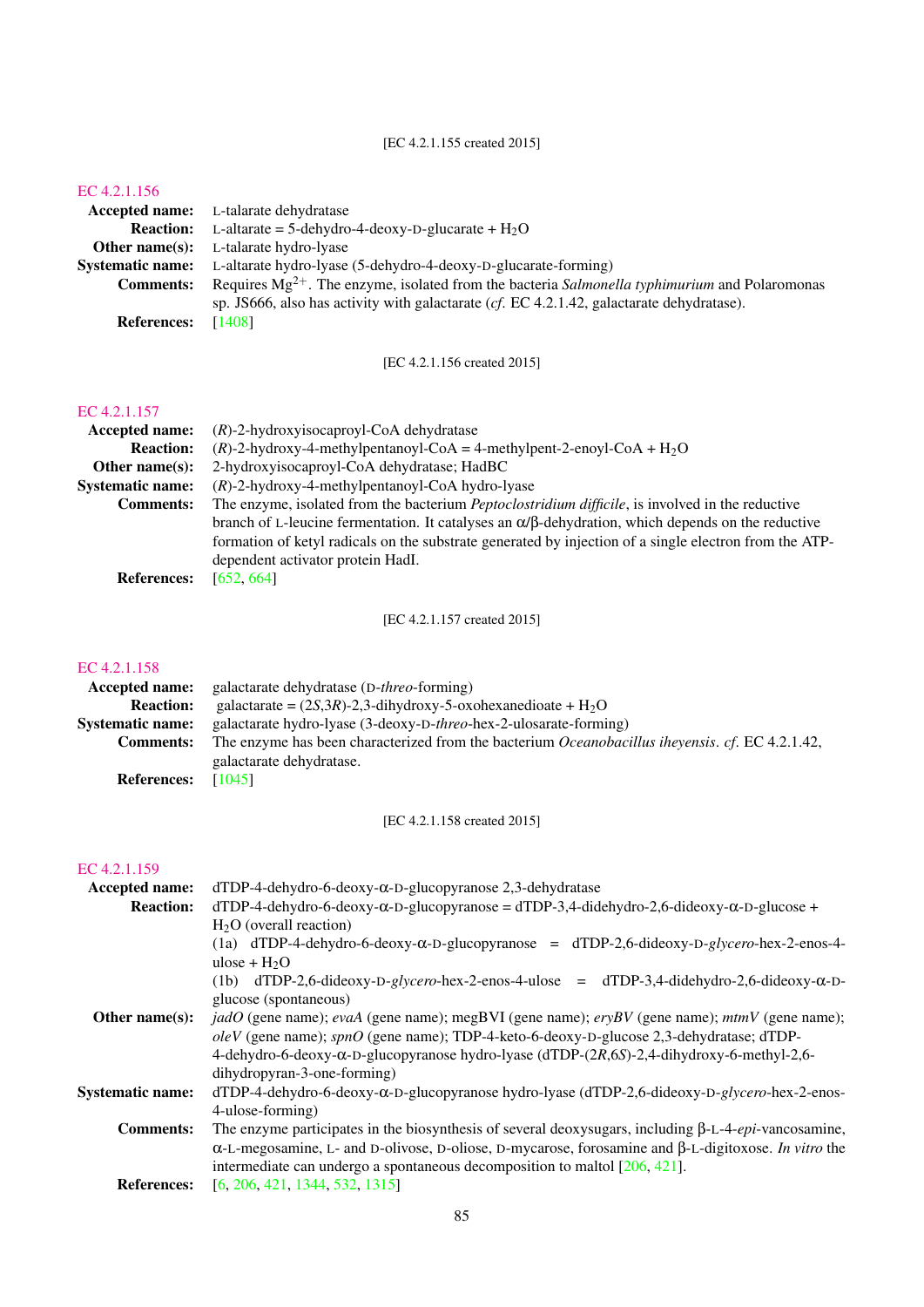[EC 4.2.1.155 created 2015]

## EC 4.2.1.156

**Accepted name:** L-talarate dehydratase

**Reaction:** L-altarate = 5-dehydro-4-deoxy-D-glucarate + $H_2O$

**Other name(s):** L-talarate hydro-lyase

**Systematic name:** L-altarate hydro-lyase (5-dehydro-4-deoxy-D-glucarate-forming)

**Comments:** Requires $Mg^{2+}$. The enzyme, isolated from the bacteria *Salmonella typhimurium* and Polaromonas sp. JS666, also has activity with galactarate (*cf.* EC 4.2.1.42, galactarate dehydratase).

**References:** [1408]

[EC 4.2.1.156 created 2015]

## EC 4.2.1.157

**Accepted name:** (*R*)-2-hydroxyisocaproyl-CoA dehydratase

**Reaction:** (*R*)-2-hydroxy-4-methylpentanoyl-CoA = 4-methylpent-2-enoyl-CoA + $H_2O$

**Other name(s):** 2-hydroxyisocaproyl-CoA dehydratase; HadBC

**Systematic name:** (*R*)-2-hydroxy-4-methylpentanoyl-CoA hydro-lyase

**Comments:** The enzyme, isolated from the bacterium *Peptoclostridium difficile*, is involved in the reductive branch of L-leucine fermentation. It catalyses an α/β-dehydration, which depends on the reductive formation of ketyl radicals on the substrate generated by injection of a single electron from the ATP-dependent activator protein HadI.

**References:** [652, 664]

[EC 4.2.1.157 created 2015]

## EC 4.2.1.158

**Accepted name:** galactarate dehydratase (D-*threo*-forming)

**Reaction:** galactarate = (2*S*,3*R*)-2,3-dihydroxy-5-oxohexanedioate + $H_2O$

**Systematic name:** galactarate hydro-lyase (3-deoxy-D-*threo*-hex-2-ulosarate-forming)

**Comments:** The enzyme has been characterized from the bacterium *Oceanobacillus iheyensis*. *cf.* EC 4.2.1.42, galactarate dehydratase.

**References:** [1045]

[EC 4.2.1.158 created 2015]

## EC 4.2.1.159

**Accepted name:** dTDP-4-dehydro-6-deoxy-α-D-glucopyranose 2,3-dehydratase

**Reaction:** dTDP-4-dehydro-6-deoxy-α-D-glucopyranose = dTDP-3,4-didehydro-2,6-dideoxy-α-D-glucose + $H_2O$ (overall reaction)
(1a) dTDP-4-dehydro-6-deoxy-α-D-glucopyranose = dTDP-2,6-dideoxy-D-*glycero*-hex-2-enos-4-ulose + $H_2O$
(1b) dTDP-2,6-dideoxy-D-*glycero*-hex-2-enos-4-ulose = dTDP-3,4-didehydro-2,6-dideoxy-α-D-glucose (spontaneous)

**Other name(s):** *jadO* (gene name); *evaA* (gene name); megBVI (gene name); *eryBV* (gene name); *mtmV* (gene name); *oleV* (gene name); *spnO* (gene name); TDP-4-keto-6-deoxy-D-glucose 2,3-dehydratase; dTDP-4-dehydro-6-deoxy-α-D-glucopyranose hydro-lyase (dTDP-(2*R*,6*S*)-2,4-dihydroxy-6-methyl-2,6-dihydropyran-3-one-forming)

**Systematic name:** dTDP-4-dehydro-6-deoxy-α-D-glucopyranose hydro-lyase (dTDP-2,6-dideoxy-D-*glycero*-hex-2-enos-4-ulose-forming)

**Comments:** The enzyme participates in the biosynthesis of several deoxysugars, including β-L-4-*epi*-vancosamine, α-L-megosamine, L- and D-olivose, D-oliose, D-mycarose, forosamine and β-L-digitoxose. *In vitro* the intermediate can undergo a spontaneous decomposition to maltol [206, 421].

**References:** [6, 206, 421, 1344, 532, 1315]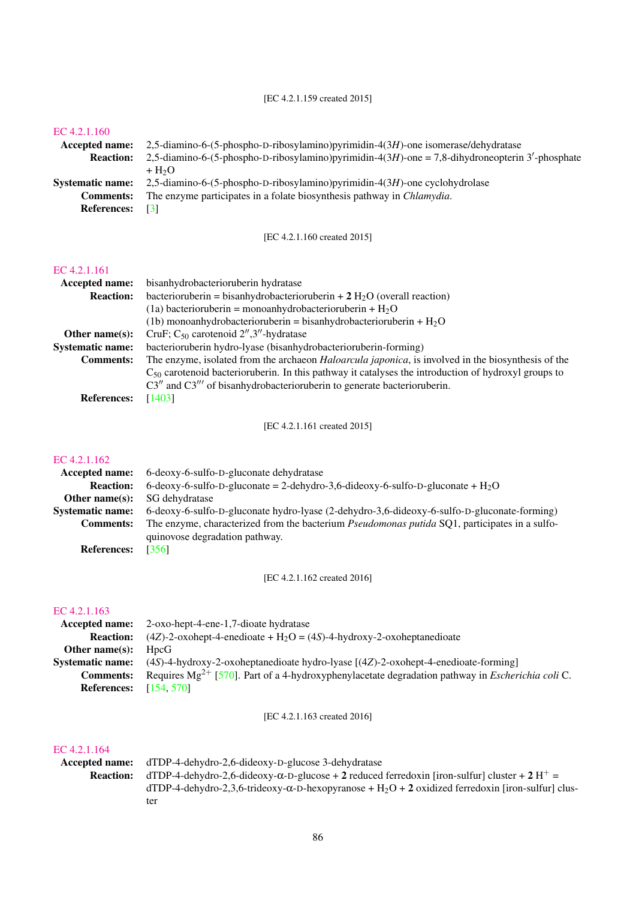[EC 4.2.1.159 created 2015]

## EC 4.2.1.160

**Accepted name:** 2,5-diamino-6-(5-phospho-D-ribosylamino)pyrimidin-4(3*H*)-one isomerase/dehydratase

**Reaction:** 2,5-diamino-6-(5-phospho-D-ribosylamino)pyrimidin-4(3*H*)-one = 7,8-dihydroneopterin 3′-phosphate + $H_2O$

**Systematic name:** 2,5-diamino-6-(5-phospho-D-ribosylamino)pyrimidin-4(3*H*)-one cyclohydrolase

**Comments:** The enzyme participates in a folate biosynthesis pathway in *Chlamydia*.

**References:** [3]

[EC 4.2.1.160 created 2015]

## EC 4.2.1.161

**Accepted name:** bisanhydrobacterioruberin hydratase

**Reaction:** bacterioruberin = bisanhydrobacterioruberin + **2** $H_2O$ (overall reaction)
(1a) bacterioruberin = monoanhydrobacterioruberin + $H_2O$
(1b) monoanhydrobacterioruberin = bisanhydrobacterioruberin + $H_2O$

**Other name(s):** CruF; $C_{50}$ carotenoid 2″,3″-hydratase

**Systematic name:** bacterioruberin hydro-lyase (bisanhydrobacterioruberin-forming)

**Comments:** The enzyme, isolated from the archaeon *Haloarcula japonica*, is involved in the biosynthesis of the $C_{50}$ carotenoid bacterioruberin. In this pathway it catalyses the introduction of hydroxyl groups to C3″ and C3‴ of bisanhydrobacterioruberin to generate bacterioruberin.

**References:** [1403]

[EC 4.2.1.161 created 2015]

## EC 4.2.1.162

**Accepted name:** 6-deoxy-6-sulfo-D-gluconate dehydratase

**Reaction:** 6-deoxy-6-sulfo-D-gluconate = 2-dehydro-3,6-dideoxy-6-sulfo-D-gluconate + $H_2O$

**Other name(s):** SG dehydratase

**Systematic name:** 6-deoxy-6-sulfo-D-gluconate hydro-lyase (2-dehydro-3,6-dideoxy-6-sulfo-D-gluconate-forming)

**Comments:** The enzyme, characterized from the bacterium *Pseudomonas putida* SQ1, participates in a sulfoquinovose degradation pathway.

**References:** [356]

[EC 4.2.1.162 created 2016]

## EC 4.2.1.163

**Accepted name:** 2-oxo-hept-4-ene-1,7-dioate hydratase

**Reaction:** (4*Z*)-2-oxohept-4-enedioate + $H_2O$ = (4*S*)-4-hydroxy-2-oxoheptanedioate

**Other name(s):** HpcG

**Systematic name:** (4*S*)-4-hydroxy-2-oxoheptanedioate hydro-lyase [(4*Z*)-2-oxohept-4-enedioate-forming]

**Comments:** Requires $Mg^{2+}$ [570]. Part of a 4-hydroxyphenylacetate degradation pathway in *Escherichia coli* C.

**References:** [154, 570]

[EC 4.2.1.163 created 2016]

## EC 4.2.1.164

**Accepted name:** dTDP-4-dehydro-2,6-dideoxy-D-glucose 3-dehydratase

**Reaction:** dTDP-4-dehydro-2,6-dideoxy-α-D-glucose + **2** reduced ferredoxin [iron-sulfur] cluster + **2** $H^+$ = dTDP-4-dehydro-2,3,6-trideoxy-α-D-hexopyranose + $H_2O$ + **2** oxidized ferredoxin [iron-sulfur] cluster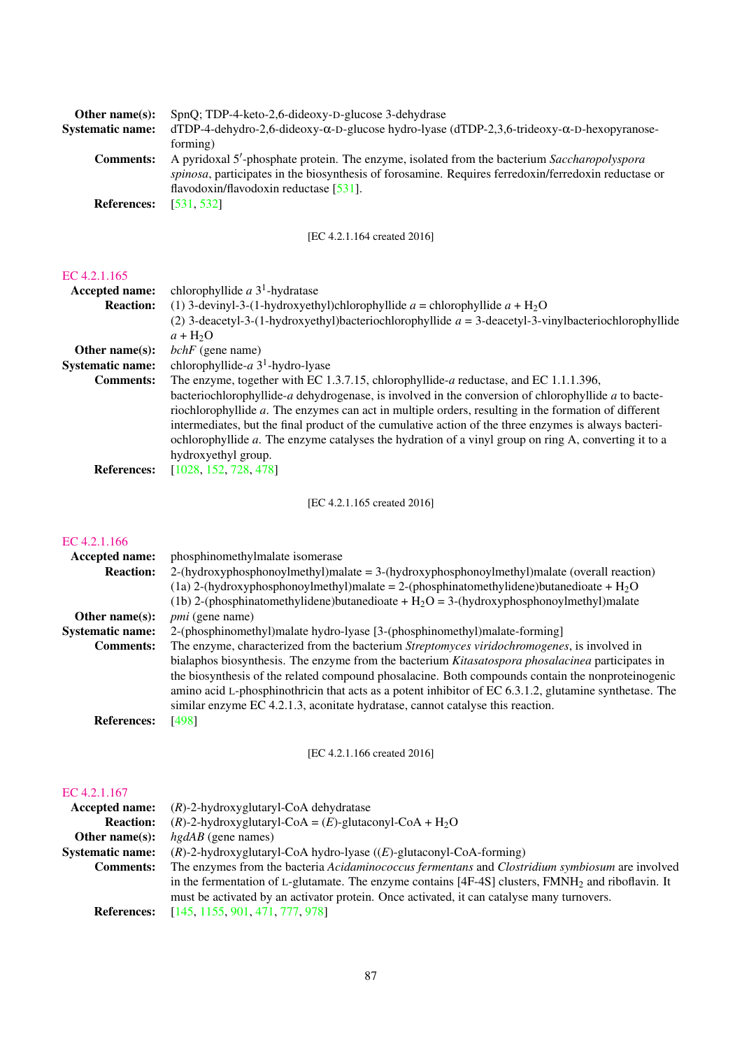**Other name(s):** SpnQ; TDP-4-keto-2,6-dideoxy-D-glucose 3-dehydrase

**Systematic name:** dTDP-4-dehydro-2,6-dideoxy-α-D-glucose hydro-lyase (dTDP-2,3,6-trideoxy-α-D-hexopyranose-forming)

**Comments:** A pyridoxal 5′-phosphate protein. The enzyme, isolated from the bacterium *Saccharopolyspora spinosa*, participates in the biosynthesis of forosamine. Requires ferredoxin/ferredoxin reductase or flavodoxin/flavodoxin reductase [531].

**References:** [531, 532]

[EC 4.2.1.164 created 2016]

## EC 4.2.1.165

**Accepted name:** chlorophyllide *a* $3^1$-hydratase

**Reaction:** (1) 3-devinyl-3-(1-hydroxyethyl)chlorophyllide *a* = chlorophyllide *a* + $H_2O$
(2) 3-deacetyl-3-(1-hydroxyethyl)bacteriochlorophyllide *a* = 3-deacetyl-3-vinylbacteriochlorophyllide *a* + $H_2O$

**Other name(s):** *bchF* (gene name)

**Systematic name:** chlorophyllide-*a* $3^1$-hydro-lyase

**Comments:** The enzyme, together with EC 1.3.7.15, chlorophyllide-*a* reductase, and EC 1.1.1.396, bacteriochlorophyllide-*a* dehydrogenase, is involved in the conversion of chlorophyllide *a* to bacteriochlorophyllide *a*. The enzymes can act in multiple orders, resulting in the formation of different intermediates, but the final product of the cumulative action of the three enzymes is always bacteriochlorophyllide *a*. The enzyme catalyses the hydration of a vinyl group on ring A, converting it to a hydroxyethyl group.

**References:** [1028, 152, 728, 478]

[EC 4.2.1.165 created 2016]

## EC 4.2.1.166

**Accepted name:** phosphinomethylmalate isomerase

**Reaction:** 2-(hydroxyphosphonoylmethyl)malate = 3-(hydroxyphosphonoylmethyl)malate (overall reaction)
(1a) 2-(hydroxyphosphonoylmethyl)malate = 2-(phosphinatomethylidene)butanedioate + $H_2O$
(1b) 2-(phosphinatomethylidene)butanedioate + $H_2O$ = 3-(hydroxyphosphonoylmethyl)malate

**Other name(s):** *pmi* (gene name)

**Systematic name:** 2-(phosphinomethyl)malate hydro-lyase [3-(phosphinomethyl)malate-forming]

**Comments:** The enzyme, characterized from the bacterium *Streptomyces viridochromogenes*, is involved in bialaphos biosynthesis. The enzyme from the bacterium *Kitasatospora phosalacinea* participates in the biosynthesis of the related compound phosalacine. Both compounds contain the nonproteinogenic amino acid L-phosphinothricin that acts as a potent inhibitor of EC 6.3.1.2, glutamine synthetase. The similar enzyme EC 4.2.1.3, aconitate hydratase, cannot catalyse this reaction.

**References:** [498]

[EC 4.2.1.166 created 2016]

## EC 4.2.1.167

**Accepted name:** (*R*)-2-hydroxyglutaryl-CoA dehydratase

**Reaction:** (*R*)-2-hydroxyglutaryl-CoA = (*E*)-glutaconyl-CoA + $H_2O$

**Other name(s):** *hgdAB* (gene names)

**Systematic name:** (*R*)-2-hydroxyglutaryl-CoA hydro-lyase ((*E*)-glutaconyl-CoA-forming)

**Comments:** The enzymes from the bacteria *Acidaminococcus fermentans* and *Clostridium symbiosum* are involved in the fermentation of L-glutamate. The enzyme contains [4F-4S] clusters, $FMNH_2$ and riboflavin. It must be activated by an activator protein. Once activated, it can catalyse many turnovers.

**References:** [145, 1155, 901, 471, 777, 978]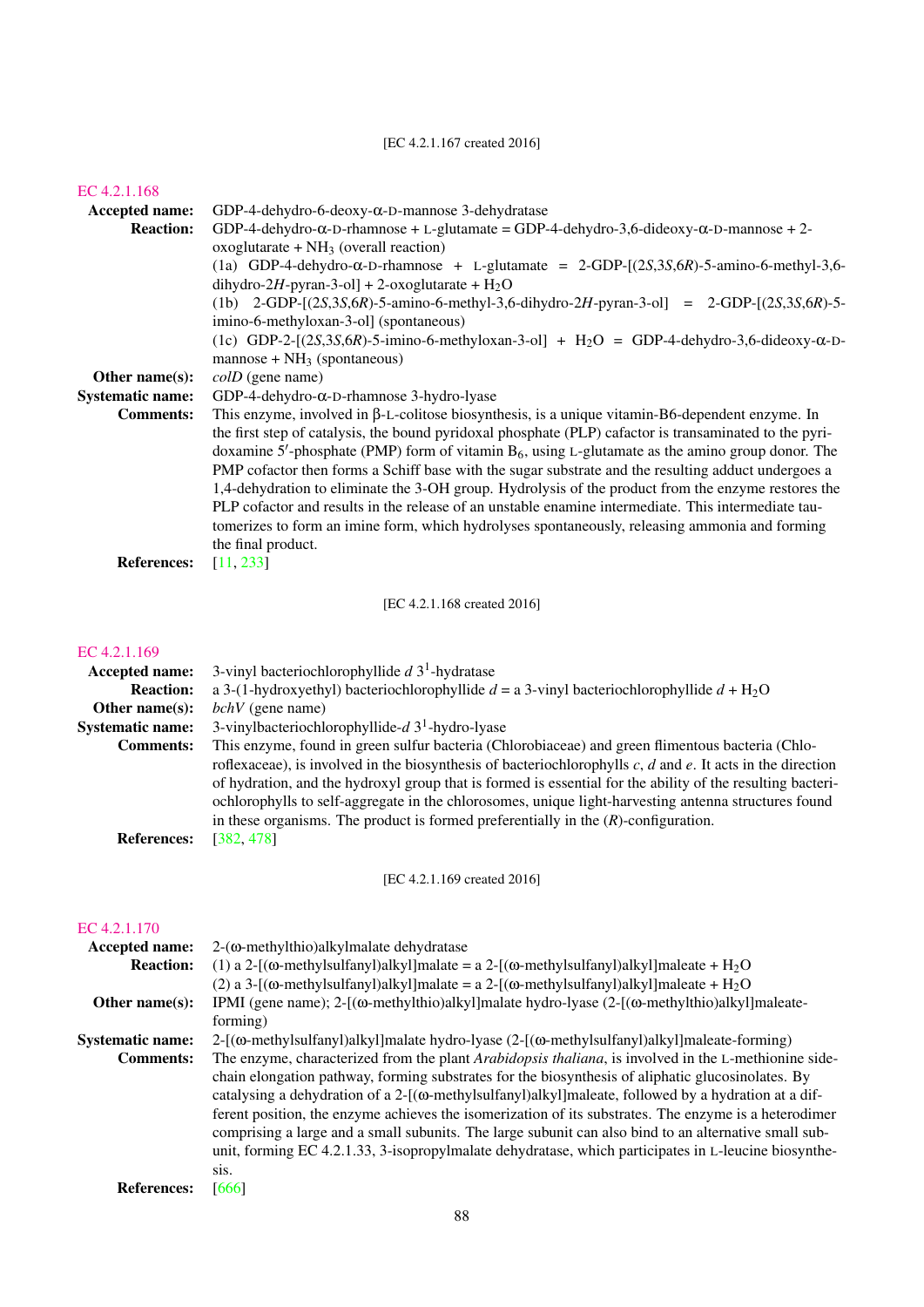[EC 4.2.1.167 created 2016]

## EC 4.2.1.168

**Accepted name:** GDP-4-dehydro-6-deoxy-α-D-mannose 3-dehydratase

**Reaction:** GDP-4-dehydro-α-D-rhamnose + L-glutamate = GDP-4-dehydro-3,6-dideoxy-α-D-mannose + 2-oxoglutarate + $NH_3$ (overall reaction)

(1a) GDP-4-dehydro-α-D-rhamnose + L-glutamate = 2-GDP-[(2*S*,3*S*,6*R*)-5-amino-6-methyl-3,6-dihydro-2*H*-pyran-3-ol] + 2-oxoglutarate + $H_2O$

(1b) 2-GDP-[(2*S*,3*S*,6*R*)-5-amino-6-methyl-3,6-dihydro-2*H*-pyran-3-ol] = 2-GDP-[(2*S*,3*S*,6*R*)-5-imino-6-methyloxan-3-ol] (spontaneous)

(1c) GDP-2-[(2*S*,3*S*,6*R*)-5-imino-6-methyloxan-3-ol] + $H_2O$ = GDP-4-dehydro-3,6-dideoxy-α-D-mannose + $NH_3$ (spontaneous)

**Other name(s):** *colD* (gene name)

**Systematic name:** GDP-4-dehydro-α-D-rhamnose 3-hydro-lyase

**Comments:** This enzyme, involved in β-L-colitose biosynthesis, is a unique vitamin-B6-dependent enzyme. In the first step of catalysis, the bound pyridoxal phosphate (PLP) cafactor is transaminated to the pyridoxamine 5′-phosphate (PMP) form of vitamin $B_6$, using L-glutamate as the amino group donor. The PMP cofactor then forms a Schiff base with the sugar substrate and the resulting adduct undergoes a 1,4-dehydration to eliminate the 3-OH group. Hydrolysis of the product from the enzyme restores the PLP cofactor and results in the release of an unstable enamine intermediate. This intermediate tautomerizes to form an imine form, which hydrolyses spontaneously, releasing ammonia and forming the final product.

**References:** [11, 233]

[EC 4.2.1.168 created 2016]

## EC 4.2.1.169

**Accepted name:** 3-vinyl bacteriochlorophyllide *d* $3^1$-hydratase

**Reaction:** a 3-(1-hydroxyethyl) bacteriochlorophyllide *d* = a 3-vinyl bacteriochlorophyllide *d* + $H_2O$

**Other name(s):** *bchV* (gene name)

**Systematic name:** 3-vinylbacteriochlorophyllide-*d* $3^1$-hydro-lyase

**Comments:** This enzyme, found in green sulfur bacteria (Chlorobiaceae) and green flimentous bacteria (Chloroflexaceae), is involved in the biosynthesis of bacteriochlorophylls *c*, *d* and *e*. It acts in the direction of hydration, and the hydroxyl group that is formed is essential for the ability of the resulting bacteriochlorophylls to self-aggregate in the chlorosomes, unique light-harvesting antenna structures found in these organisms. The product is formed preferentially in the (*R*)-configuration.

**References:** [382, 478]

[EC 4.2.1.169 created 2016]

## EC 4.2.1.170

**Accepted name:** 2-(ω-methylthio)alkylmalate dehydratase

**Reaction:** (1) a 2-[(ω-methylsulfanyl)alkyl]malate = a 2-[(ω-methylsulfanyl)alkyl]maleate + $H_2O$

(2) a 3-[(ω-methylsulfanyl)alkyl]malate = a 2-[(ω-methylsulfanyl)alkyl]maleate + $H_2O$

**Other name(s):** IPMI (gene name); 2-[(ω-methylthio)alkyl]malate hydro-lyase (2-[(ω-methylthio)alkyl]maleate-forming)

**Systematic name:** 2-[(ω-methylsulfanyl)alkyl]malate hydro-lyase (2-[(ω-methylsulfanyl)alkyl]maleate-forming)

**Comments:** The enzyme, characterized from the plant *Arabidopsis thaliana*, is involved in the L-methionine side-chain elongation pathway, forming substrates for the biosynthesis of aliphatic glucosinolates. By catalysing a dehydration of a 2-[(ω-methylsulfanyl)alkyl]maleate, followed by a hydration at a different position, the enzyme achieves the isomerization of its substrates. The enzyme is a heterodimer comprising a large and a small subunits. The large subunit can also bind to an alternative small subunit, forming EC 4.2.1.33, 3-isopropylmalate dehydratase, which participates in L-leucine biosynthesis.

**References:** [666]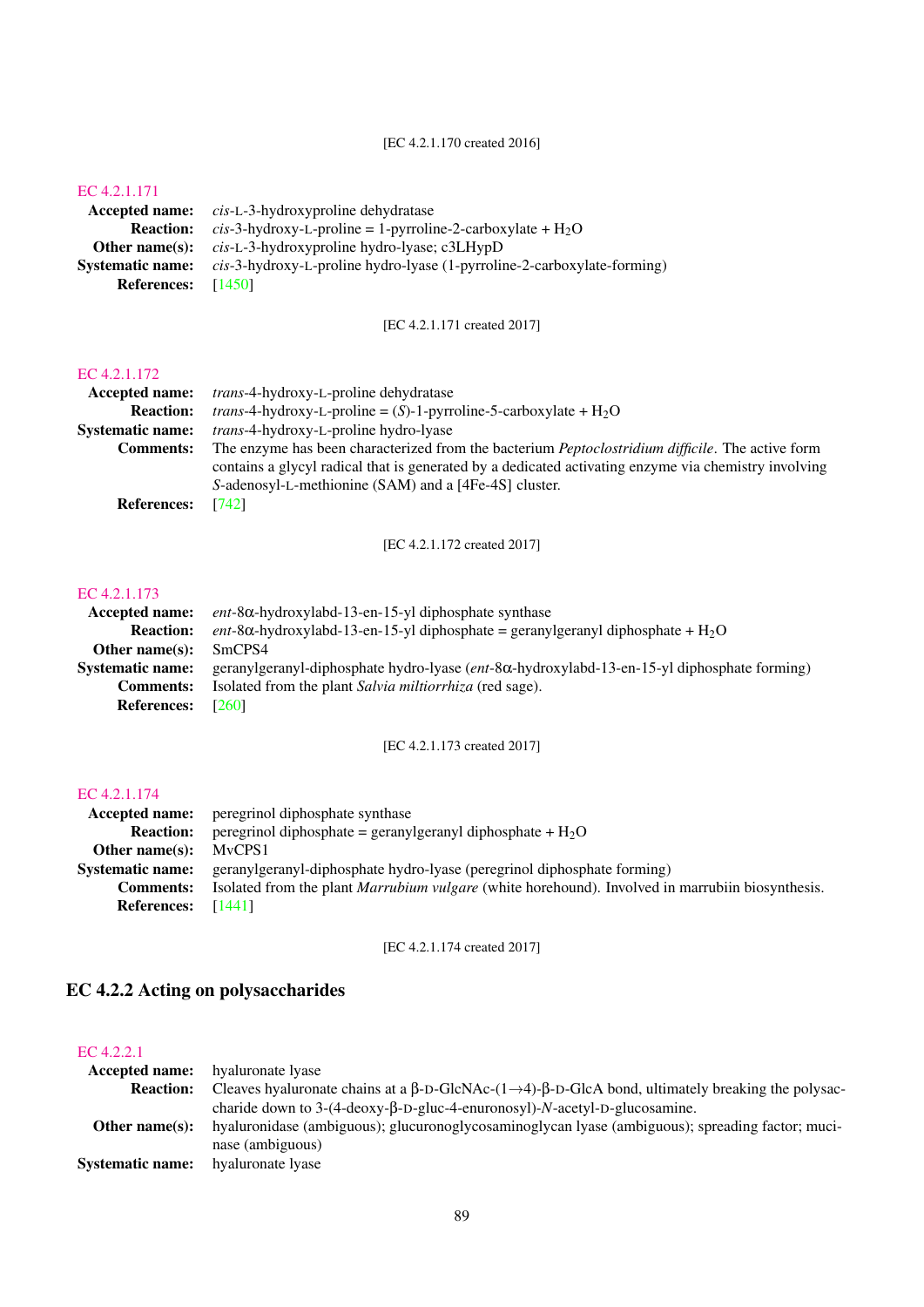[EC 4.2.1.170 created 2016]

EC 4.2.1.171

**Accepted name:** *cis*-L-3-hydroxyproline dehydratase

**Reaction:** *cis*-3-hydroxy-L-proline = 1-pyrroline-2-carboxylate + $H_2O$

**Other name(s):** *cis*-L-3-hydroxyproline hydro-lyase; c3LHypD

**Systematic name:** *cis*-3-hydroxy-L-proline hydro-lyase (1-pyrroline-2-carboxylate-forming)

**References:** [1450]

[EC 4.2.1.171 created 2017]

EC 4.2.1.172

**Accepted name:** *trans*-4-hydroxy-L-proline dehydratase

**Reaction:** *trans*-4-hydroxy-L-proline = (*S*)-1-pyrroline-5-carboxylate + $H_2O$

**Systematic name:** *trans*-4-hydroxy-L-proline hydro-lyase

**Comments:** The enzyme has been characterized from the bacterium *Peptoclostridium difficile*. The active form contains a glycyl radical that is generated by a dedicated activating enzyme via chemistry involving *S*-adenosyl-L-methionine (SAM) and a [4Fe-4S] cluster.

**References:** [742]

[EC 4.2.1.172 created 2017]

EC 4.2.1.173

**Accepted name:** *ent*-8α-hydroxylabd-13-en-15-yl diphosphate synthase

**Reaction:** *ent*-8α-hydroxylabd-13-en-15-yl diphosphate = geranylgeranyl diphosphate + $H_2O$

**Other name(s):** SmCPS4

**Systematic name:** geranylgeranyl-diphosphate hydro-lyase (*ent*-8α-hydroxylabd-13-en-15-yl diphosphate forming)

**Comments:** Isolated from the plant *Salvia miltiorrhiza* (red sage).

**References:** [260]

[EC 4.2.1.173 created 2017]

EC 4.2.1.174

**Accepted name:** peregrinol diphosphate synthase

**Reaction:** peregrinol diphosphate = geranylgeranyl diphosphate + $H_2O$

**Other name(s):** MvCPS1

**Systematic name:** geranylgeranyl-diphosphate hydro-lyase (peregrinol diphosphate forming)

**Comments:** Isolated from the plant *Marrubium vulgare* (white horehound). Involved in marrubiin biosynthesis.

**References:** [1441]

[EC 4.2.1.174 created 2017]

## EC 4.2.2 Acting on polysaccharides

EC 4.2.2.1

**Accepted name:** hyaluronate lyase

**Reaction:** Cleaves hyaluronate chains at a β-D-GlcNAc-(1→4)-β-D-GlcA bond, ultimately breaking the polysaccharide down to 3-(4-deoxy-β-D-gluc-4-enuronosyl)-*N*-acetyl-D-glucosamine.

**Other name(s):** hyaluronidase (ambiguous); glucuronoglycosaminoglycan lyase (ambiguous); spreading factor; mucinase (ambiguous)

**Systematic name:** hyaluronate lyase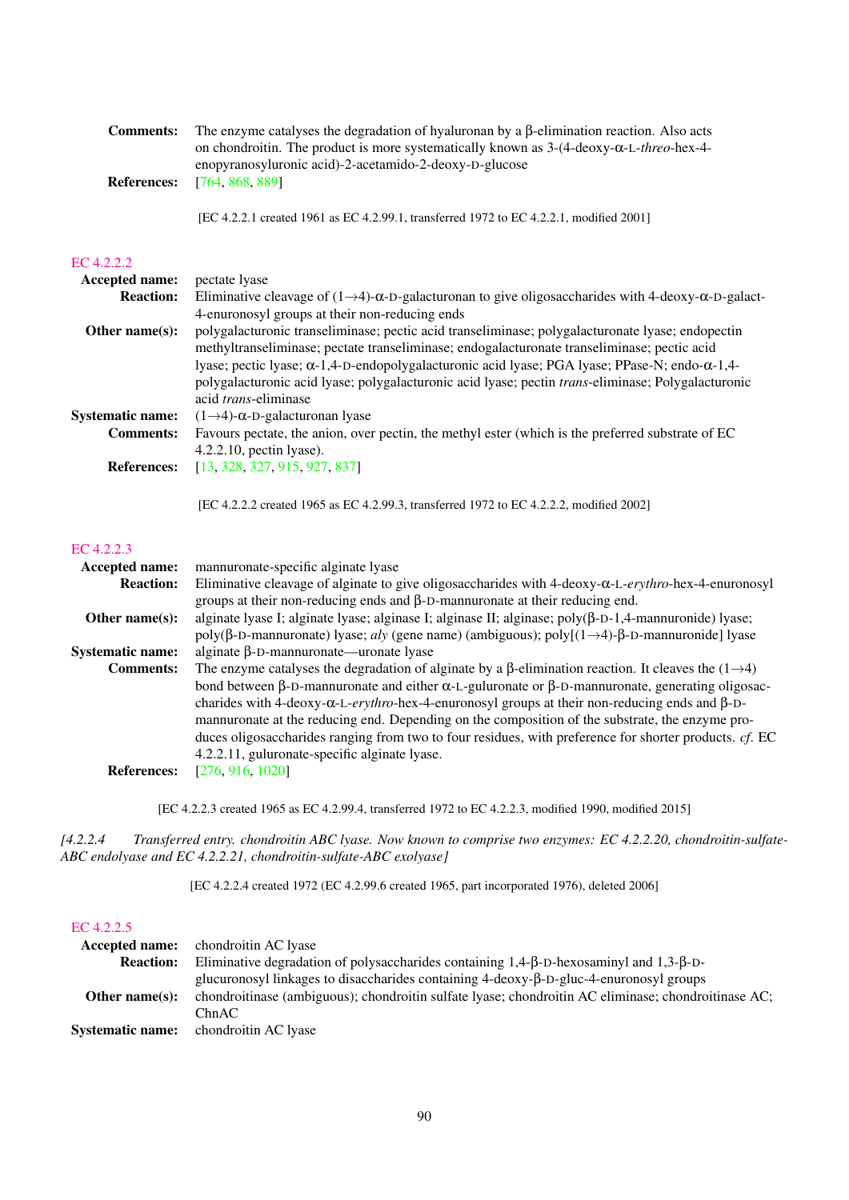**Comments:** The enzyme catalyses the degradation of hyaluronan by a β-elimination reaction. Also acts on chondroitin. The product is more systematically known as 3-(4-deoxy-α-L-*threo*-hex-4-enopyranosyluronic acid)-2-acetamido-2-deoxy-D-glucose

**References:** [764, 868, 889]

[EC 4.2.2.1 created 1961 as EC 4.2.99.1, transferred 1972 to EC 4.2.2.1, modified 2001]

## EC 4.2.2.2

**Accepted name:** pectate lyase

**Reaction:** Eliminative cleavage of (1→4)-α-D-galacturonan to give oligosaccharides with 4-deoxy-α-D-galact-4-enuronosyl groups at their non-reducing ends

**Other name(s):** polygalacturonic transeliminase; pectic acid transeliminase; polygalacturonate lyase; endopectin methyltranseliminase; pectate transeliminase; endogalacturonate transeliminase; pectic acid lyase; pectic lyase; α-1,4-D-endopolygalacturonic acid lyase; PGA lyase; PPase-N; endo-α-1,4-polygalacturonic acid lyase; polygalacturonic acid lyase; pectin *trans*-eliminase; Polygalacturonic acid *trans*-eliminase

**Systematic name:** (1→4)-α-D-galacturonan lyase

**Comments:** Favours pectate, the anion, over pectin, the methyl ester (which is the preferred substrate of EC 4.2.2.10, pectin lyase).

**References:** [13, 328, 327, 915, 927, 837]

[EC 4.2.2.2 created 1965 as EC 4.2.99.3, transferred 1972 to EC 4.2.2.2, modified 2002]

## EC 4.2.2.3

**Accepted name:** mannuronate-specific alginate lyase

**Reaction:** Eliminative cleavage of alginate to give oligosaccharides with 4-deoxy-α-L-*erythro*-hex-4-enuronosyl groups at their non-reducing ends and β-D-mannuronate at their reducing end.

**Other name(s):** alginate lyase I; alginate lyase; alginase I; alginase II; alginase; poly(β-D-1,4-mannuronide) lyase; poly(β-D-mannuronate) lyase; *aly* (gene name) (ambiguous); poly[(1→4)-β-D-mannuronide] lyase

**Systematic name:** alginate β-D-mannuronate—uronate lyase

**Comments:** The enzyme catalyses the degradation of alginate by a β-elimination reaction. It cleaves the (1→4) bond between β-D-mannuronate and either α-L-guluronate or β-D-mannuronate, generating oligosaccharides with 4-deoxy-α-L-*erythro*-hex-4-enuronosyl groups at their non-reducing ends and β-D-mannuronate at the reducing end. Depending on the composition of the substrate, the enzyme produces oligosaccharides ranging from two to four residues, with preference for shorter products. *cf.* EC 4.2.2.11, guluronate-specific alginate lyase.

**References:** [276, 916, 1020]

[EC 4.2.2.3 created 1965 as EC 4.2.99.4, transferred 1972 to EC 4.2.2.3, modified 1990, modified 2015]

*[4.2.2.4 Transferred entry. chondroitin ABC lyase. Now known to comprise two enzymes: EC 4.2.2.20, chondroitin-sulfate-ABC endolyase and EC 4.2.2.21, chondroitin-sulfate-ABC exolyase]*

[EC 4.2.2.4 created 1972 (EC 4.2.99.6 created 1965, part incorporated 1976), deleted 2006]

## EC 4.2.2.5

**Accepted name:** chondroitin AC lyase

**Reaction:** Eliminative degradation of polysaccharides containing 1,4-β-D-hexosaminyl and 1,3-β-D-glucuronosyl linkages to disaccharides containing 4-deoxy-β-D-gluc-4-enuronosyl groups

**Other name(s):** chondroitinase (ambiguous); chondroitin sulfate lyase; chondroitin AC eliminase; chondroitinase AC; ChnAC

**Systematic name:** chondroitin AC lyase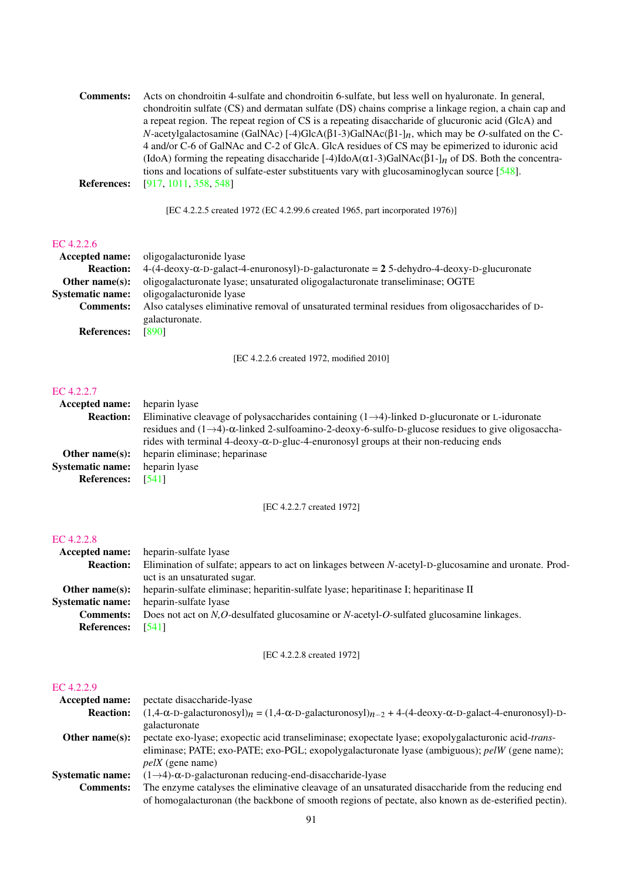**Comments:** Acts on chondroitin 4-sulfate and chondroitin 6-sulfate, but less well on hyaluronate. In general, chondroitin sulfate (CS) and dermatan sulfate (DS) chains comprise a linkage region, a chain cap and a repeat region. The repeat region of CS is a repeating disaccharide of glucuronic acid (GlcA) and *N*-acetylgalactosamine (GalNAc) [-4)GlcA(β1-3)GalNAc(β1-]$_n$, which may be *O*-sulfated on the C-4 and/or C-6 of GalNAc and C-2 of GlcA. GlcA residues of CS may be epimerized to iduronic acid (IdoA) forming the repeating disaccharide [-4)IdoA(α1-3)GalNAc(β1-]$_n$ of DS. Both the concentrations and locations of sulfate-ester substituents vary with glucosaminoglycan source [548].

**References:** [917, 1011, 358, 548]

[EC 4.2.2.5 created 1972 (EC 4.2.99.6 created 1965, part incorporated 1976)]

## EC 4.2.2.6

**Accepted name:** oligogalacturonide lyase

**Reaction:** 4-(4-deoxy-α-D-galact-4-enuronosyl)-D-galacturonate = **2** 5-dehydro-4-deoxy-D-glucuronate

**Other name(s):** oligogalacturonate lyase; unsaturated oligogalacturonate transeliminase; OGTE

**Systematic name:** oligogalacturonide lyase

**Comments:** Also catalyses eliminative removal of unsaturated terminal residues from oligosaccharides of D-galacturonate.

**References:** [890]

[EC 4.2.2.6 created 1972, modified 2010]

## EC 4.2.2.7

**Accepted name:** heparin lyase

**Reaction:** Eliminative cleavage of polysaccharides containing (1→4)-linked D-glucuronate or L-iduronate residues and (1→4)-α-linked 2-sulfoamino-2-deoxy-6-sulfo-D-glucose residues to give oligosaccharides with terminal 4-deoxy-α-D-gluc-4-enuronosyl groups at their non-reducing ends

**Other name(s):** heparin eliminase; heparinase

**Systematic name:** heparin lyase

**References:** [541]

[EC 4.2.2.7 created 1972]

## EC 4.2.2.8

**Accepted name:** heparin-sulfate lyase

**Reaction:** Elimination of sulfate; appears to act on linkages between *N*-acetyl-D-glucosamine and uronate. Product is an unsaturated sugar.

**Other name(s):** heparin-sulfate eliminase; heparitin-sulfate lyase; heparitinase I; heparitinase II

**Systematic name:** heparin-sulfate lyase

**Comments:** Does not act on *N,O*-desulfated glucosamine or *N*-acetyl-*O*-sulfated glucosamine linkages.

**References:** [541]

[EC 4.2.2.8 created 1972]

## EC 4.2.2.9

**Accepted name:** pectate disaccharide-lyase

**Reaction:** (1,4-α-D-galacturonosyl)$_n$ = (1,4-α-D-galacturonosyl)$_{n-2}$ + 4-(4-deoxy-α-D-galact-4-enuronosyl)-D-galacturonate

**Other name(s):** pectate exo-lyase; exopectic acid transeliminase; exopectate lyase; exopolygalacturonic acid-*trans*-eliminase; PATE; exo-PATE; exo-PGL; exopolygalacturonate lyase (ambiguous); *pelW* (gene name); *pelX* (gene name)

**Systematic name:** (1→4)-α-D-galacturonan reducing-end-disaccharide-lyase

**Comments:** The enzyme catalyses the eliminative cleavage of an unsaturated disaccharide from the reducing end of homogalacturonan (the backbone of smooth regions of pectate, also known as de-esterified pectin).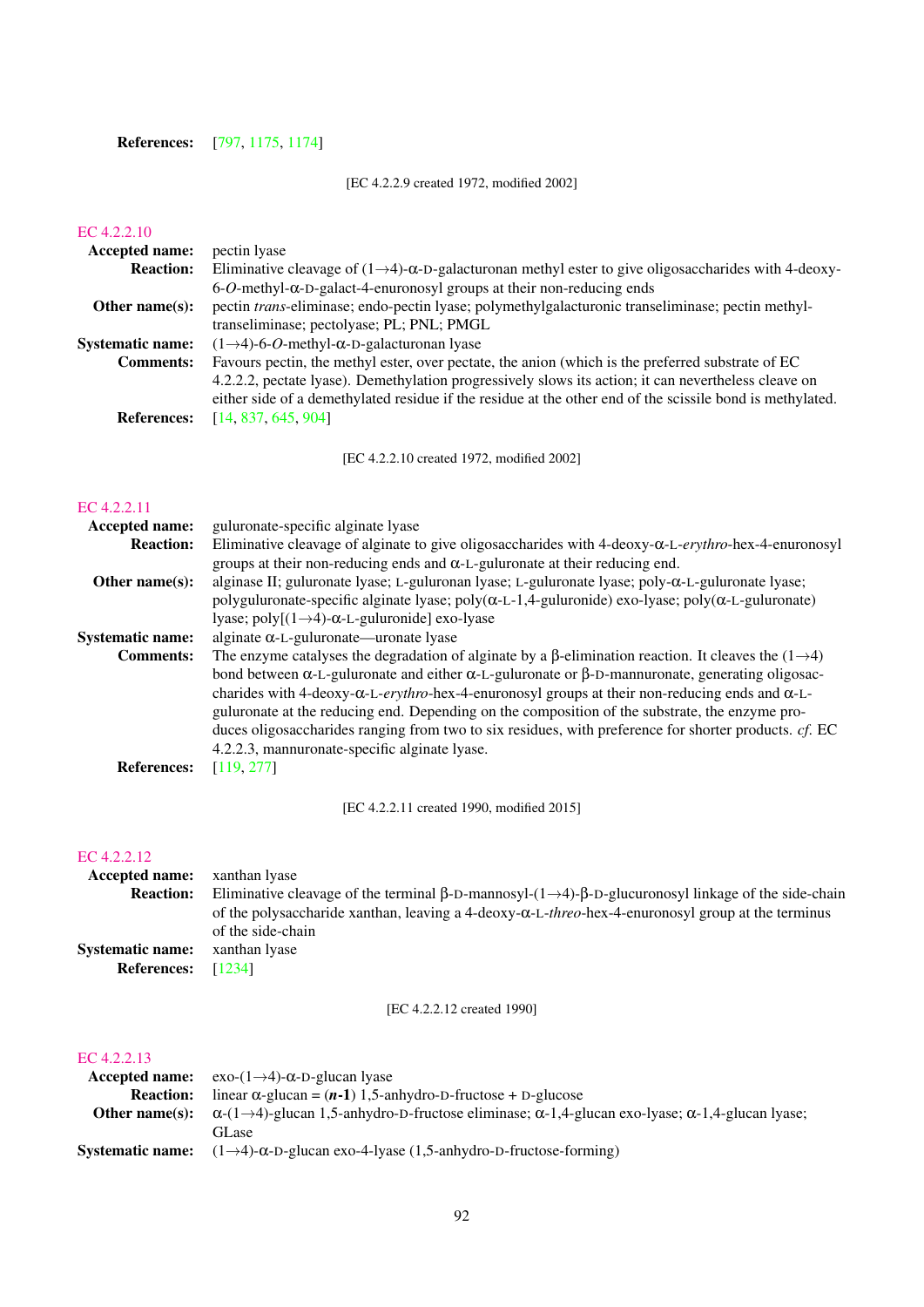**References:** [797, 1175, 1174]

[EC 4.2.2.9 created 1972, modified 2002]

## EC 4.2.2.10

**Accepted name:** pectin lyase

**Reaction:** Eliminative cleavage of (1→4)-α-D-galacturonan methyl ester to give oligosaccharides with 4-deoxy-6-*O*-methyl-α-D-galact-4-enuronosyl groups at their non-reducing ends

**Other name(s):** pectin *trans*-eliminase; endo-pectin lyase; polymethylgalacturonic transeliminase; pectin methyltranseliminase; pectolyase; PL; PNL; PMGL

**Systematic name:** (1→4)-6-*O*-methyl-α-D-galacturonan lyase

**Comments:** Favours pectin, the methyl ester, over pectate, the anion (which is the preferred substrate of EC 4.2.2.2, pectate lyase). Demethylation progressively slows its action; it can nevertheless cleave on either side of a demethylated residue if the residue at the other end of the scissile bond is methylated.

**References:** [14, 837, 645, 904]

[EC 4.2.2.10 created 1972, modified 2002]

## EC 4.2.2.11

**Accepted name:** guluronate-specific alginate lyase

**Reaction:** Eliminative cleavage of alginate to give oligosaccharides with 4-deoxy-α-L-*erythro*-hex-4-enuronosyl groups at their non-reducing ends and α-L-guluronate at their reducing end.

**Other name(s):** alginase II; guluronate lyase; L-guluronan lyase; L-guluronate lyase; poly-α-L-guluronate lyase; polyguluronate-specific alginate lyase; poly(α-L-1,4-guluronide) exo-lyase; poly(α-L-guluronate) lyase; poly[(1→4)-α-L-guluronide] exo-lyase

**Systematic name:** alginate α-L-guluronate—uronate lyase

**Comments:** The enzyme catalyses the degradation of alginate by a β-elimination reaction. It cleaves the (1→4) bond between α-L-guluronate and either α-L-guluronate or β-D-mannuronate, generating oligosaccharides with 4-deoxy-α-L-*erythro*-hex-4-enuronosyl groups at their non-reducing ends and α-L-guluronate at the reducing end. Depending on the composition of the substrate, the enzyme produces oligosaccharides ranging from two to six residues, with preference for shorter products. *cf.* EC 4.2.2.3, mannuronate-specific alginate lyase.

**References:** [119, 277]

[EC 4.2.2.11 created 1990, modified 2015]

## EC 4.2.2.12

**Accepted name:** xanthan lyase

**Reaction:** Eliminative cleavage of the terminal β-D-mannosyl-(1→4)-β-D-glucuronosyl linkage of the side-chain of the polysaccharide xanthan, leaving a 4-deoxy-α-L-*threo*-hex-4-enuronosyl group at the terminus of the side-chain

**Systematic name:** xanthan lyase

**References:** [1234]

[EC 4.2.2.12 created 1990]

## EC 4.2.2.13

**Accepted name:** exo-(1→4)-α-D-glucan lyase

**Reaction:** linear α-glucan = (***n*-1**) 1,5-anhydro-D-fructose + D-glucose

**Other name(s):** α-(1→4)-glucan 1,5-anhydro-D-fructose eliminase; α-1,4-glucan exo-lyase; α-1,4-glucan lyase; GLase

**Systematic name:** (1→4)-α-D-glucan exo-4-lyase (1,5-anhydro-D-fructose-forming)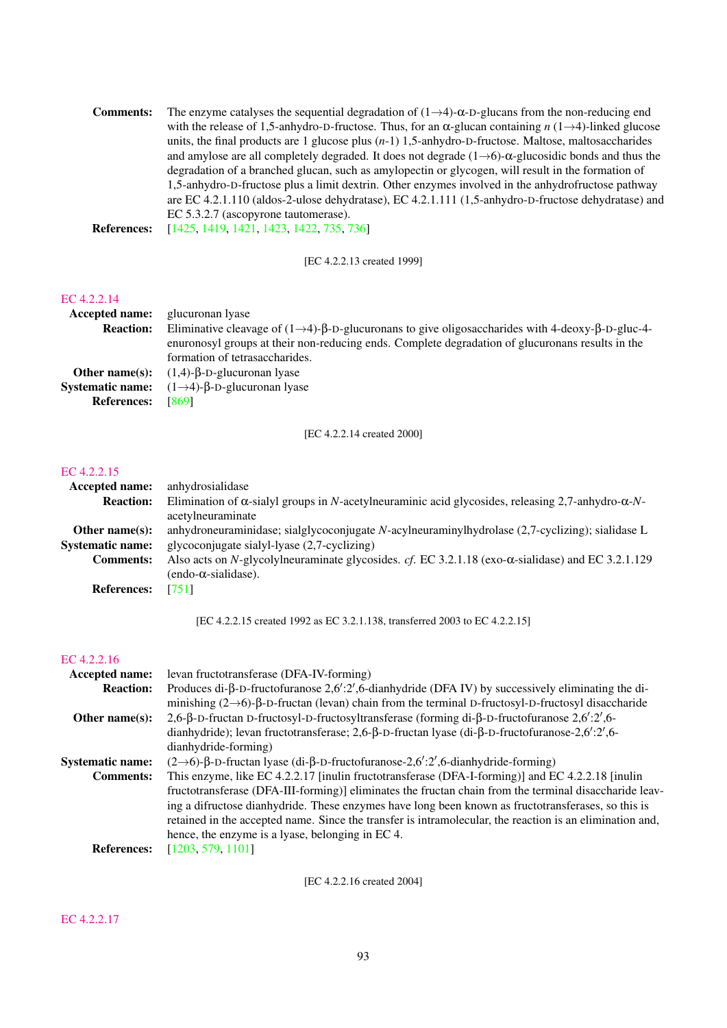**Comments:** The enzyme catalyses the sequential degradation of (1→4)-α-D-glucans from the non-reducing end with the release of 1,5-anhydro-D-fructose. Thus, for an α-glucan containing $n$ (1→4)-linked glucose units, the final products are 1 glucose plus ($n$-1) 1,5-anhydro-D-fructose. Maltose, maltosaccharides and amylose are all completely degraded. It does not degrade (1→6)-α-glucosidic bonds and thus the degradation of a branched glucan, such as amylopectin or glycogen, will result in the formation of 1,5-anhydro-D-fructose plus a limit dextrin. Other enzymes involved in the anhydrofructose pathway are EC 4.2.1.110 (aldos-2-ulose dehydratase), EC 4.2.1.111 (1,5-anhydro-D-fructose dehydratase) and EC 5.3.2.7 (ascopyrone tautomerase).

**References:** [1425, 1419, 1421, 1423, 1422, 735, 736]

[EC 4.2.2.13 created 1999]

## EC 4.2.2.14

**Accepted name:** glucuronan lyase

**Reaction:** Eliminative cleavage of (1→4)-β-D-glucuronans to give oligosaccharides with 4-deoxy-β-D-gluc-4-enuronosyl groups at their non-reducing ends. Complete degradation of glucuronans results in the formation of tetrasaccharides.

**Other name(s):** (1,4)-β-D-glucuronan lyase

**Systematic name:** (1→4)-β-D-glucuronan lyase

**References:** [869]

[EC 4.2.2.14 created 2000]

## EC 4.2.2.15

**Accepted name:** anhydrosialidase

**Reaction:** Elimination of α-sialyl groups in *N*-acetylneuraminic acid glycosides, releasing 2,7-anhydro-α-*N*-acetylneuraminate

**Other name(s):** anhydroneuraminidase; sialglycoconjugate *N*-acylneuraminylhydrolase (2,7-cyclizing); sialidase L

**Systematic name:** glycoconjugate sialyl-lyase (2,7-cyclizing)

**Comments:** Also acts on *N*-glycolylneuraminate glycosides. *cf.* EC 3.2.1.18 (exo-α-sialidase) and EC 3.2.1.129 (endo-α-sialidase).

**References:** [751]

[EC 4.2.2.15 created 1992 as EC 3.2.1.138, transferred 2003 to EC 4.2.2.15]

## EC 4.2.2.16

**Accepted name:** levan fructotransferase (DFA-IV-forming)

**Reaction:** Produces di-β-D-fructofuranose 2,6′:2′,6-dianhydride (DFA IV) by successively eliminating the diminishing (2→6)-β-D-fructan (levan) chain from the terminal D-fructosyl-D-fructosyl disaccharide

**Other name(s):** 2,6-β-D-fructan D-fructosyl-D-fructosyltransferase (forming di-β-D-fructofuranose 2,6′:2′,6-dianhydride); levan fructotransferase; 2,6-β-D-fructan lyase (di-β-D-fructofuranose-2,6′:2′,6-dianhydride-forming)

**Systematic name:** (2→6)-β-D-fructan lyase (di-β-D-fructofuranose-2,6′:2′,6-dianhydride-forming)

**Comments:** This enzyme, like EC 4.2.2.17 [inulin fructotransferase (DFA-I-forming)] and EC 4.2.2.18 [inulin fructotransferase (DFA-III-forming)] eliminates the fructan chain from the terminal disaccharide leaving a difructose dianhydride. These enzymes have long been known as fructotransferases, so this is retained in the accepted name. Since the transfer is intramolecular, the reaction is an elimination and, hence, the enzyme is a lyase, belonging in EC 4.

**References:** [1203, 579, 1101]

[EC 4.2.2.16 created 2004]

## EC 4.2.2.17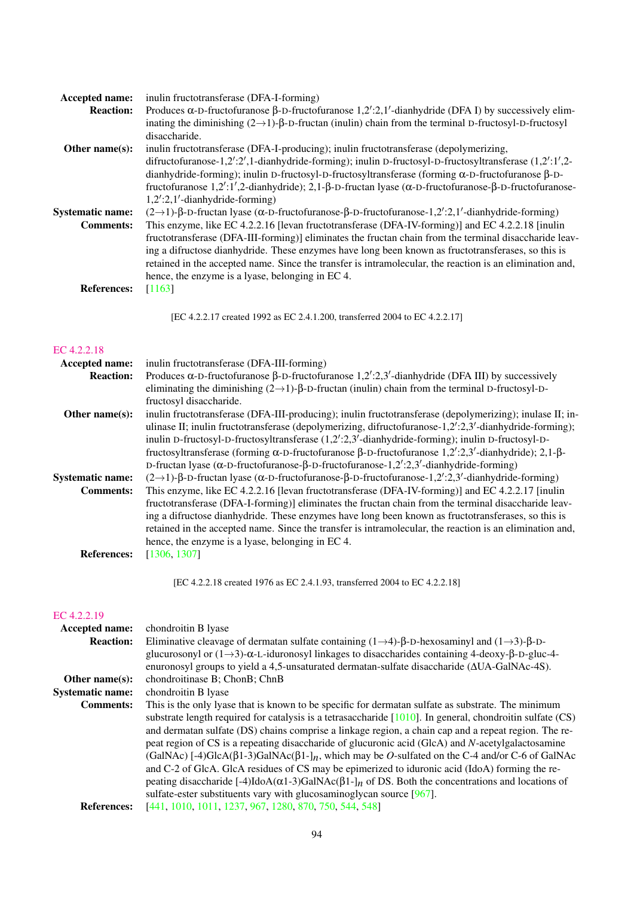**Accepted name:** inulin fructotransferase (DFA-I-forming)

**Reaction:** Produces α-D-fructofuranose β-D-fructofuranose 1,2′:2,1′-dianhydride (DFA I) by successively eliminating the diminishing (2→1)-β-D-fructan (inulin) chain from the terminal D-fructosyl-D-fructosyl disaccharide.

**Other name(s):** inulin fructotransferase (DFA-I-producing); inulin fructotransferase (depolymerizing, difructofuranose-1,2′:2′,1-dianhydride-forming); inulin D-fructosyl-D-fructosyltransferase (1,2′:1′,2-dianhydride-forming); inulin D-fructosyl-D-fructosyltransferase (forming α-D-fructofuranose β-D-fructofuranose 1,2′:1′,2-dianhydride); 2,1-β-D-fructan lyase (α-D-fructofuranose-β-D-fructofuranose-1,2′:2,1′-dianhydride-forming)

**Systematic name:** (2→1)-β-D-fructan lyase (α-D-fructofuranose-β-D-fructofuranose-1,2′:2,1′-dianhydride-forming)

**Comments:** This enzyme, like EC 4.2.2.16 [levan fructotransferase (DFA-IV-forming)] and EC 4.2.2.18 [inulin fructotransferase (DFA-III-forming)] eliminates the fructan chain from the terminal disaccharide leaving a difructose dianhydride. These enzymes have long been known as fructotransferases, so this is retained in the accepted name. Since the transfer is intramolecular, the reaction is an elimination and, hence, the enzyme is a lyase, belonging in EC 4.

**References:** [1163]

[EC 4.2.2.17 created 1992 as EC 2.4.1.200, transferred 2004 to EC 4.2.2.17]

## EC 4.2.2.18

**Accepted name:** inulin fructotransferase (DFA-III-forming)

**Reaction:** Produces α-D-fructofuranose β-D-fructofuranose 1,2′:2,3′-dianhydride (DFA III) by successively eliminating the diminishing (2→1)-β-D-fructan (inulin) chain from the terminal D-fructosyl-D-fructosyl disaccharide.

**Other name(s):** inulin fructotransferase (DFA-III-producing); inulin fructotransferase (depolymerizing); inulase II; inulinase II; inulin fructotransferase (depolymerizing, difructofuranose-1,2′:2,3′-dianhydride-forming); inulin D-fructosyl-D-fructosyltransferase (1,2′:2,3′-dianhydride-forming); inulin D-fructosyl-D-fructosyltransferase (forming α-D-fructofuranose β-D-fructofuranose 1,2′:2,3′-dianhydride); 2,1-β-D-fructan lyase (α-D-fructofuranose-β-D-fructofuranose-1,2′:2,3′-dianhydride-forming)

**Systematic name:** (2→1)-β-D-fructan lyase (α-D-fructofuranose-β-D-fructofuranose-1,2′:2,3′-dianhydride-forming)

**Comments:** This enzyme, like EC 4.2.2.16 [levan fructotransferase (DFA-IV-forming)] and EC 4.2.2.17 [inulin fructotransferase (DFA-I-forming)] eliminates the fructan chain from the terminal disaccharide leaving a difructose dianhydride. These enzymes have long been known as fructotransferases, so this is retained in the accepted name. Since the transfer is intramolecular, the reaction is an elimination and, hence, the enzyme is a lyase, belonging in EC 4.

**References:** [1306, 1307]

[EC 4.2.2.18 created 1976 as EC 2.4.1.93, transferred 2004 to EC 4.2.2.18]

## EC 4.2.2.19

**Accepted name:** chondroitin B lyase

**Reaction:** Eliminative cleavage of dermatan sulfate containing (1→4)-β-D-hexosaminyl and (1→3)-β-D-glucurosonyl or (1→3)-α-L-iduronosyl linkages to disaccharides containing 4-deoxy-β-D-gluc-4-enuronosyl groups to yield a 4,5-unsaturated dermatan-sulfate disaccharide (ΔUA-GalNAc-4S).

**Other name(s):** chondroitinase B; ChonB; ChnB

**Systematic name:** chondroitin B lyase

**Comments:** This is the only lyase that is known to be specific for dermatan sulfate as substrate. The minimum substrate length required for catalysis is a tetrasaccharide [1010]. In general, chondroitin sulfate (CS) and dermatan sulfate (DS) chains comprise a linkage region, a chain cap and a repeat region. The repeat region of CS is a repeating disaccharide of glucuronic acid (GlcA) and *N*-acetylgalactosamine (GalNAc) [-4)GlcA(β1-3)GalNAc(β1-]$_n$, which may be *O*-sulfated on the C-4 and/or C-6 of GalNAc and C-2 of GlcA. GlcA residues of CS may be epimerized to iduronic acid (IdoA) forming the repeating disaccharide [-4)IdoA(α1-3)GalNAc(β1-]$_n$ of DS. Both the concentrations and locations of sulfate-ester substituents vary with glucosaminoglycan source [967].

**References:** [441, 1010, 1011, 1237, 967, 1280, 870, 750, 544, 548]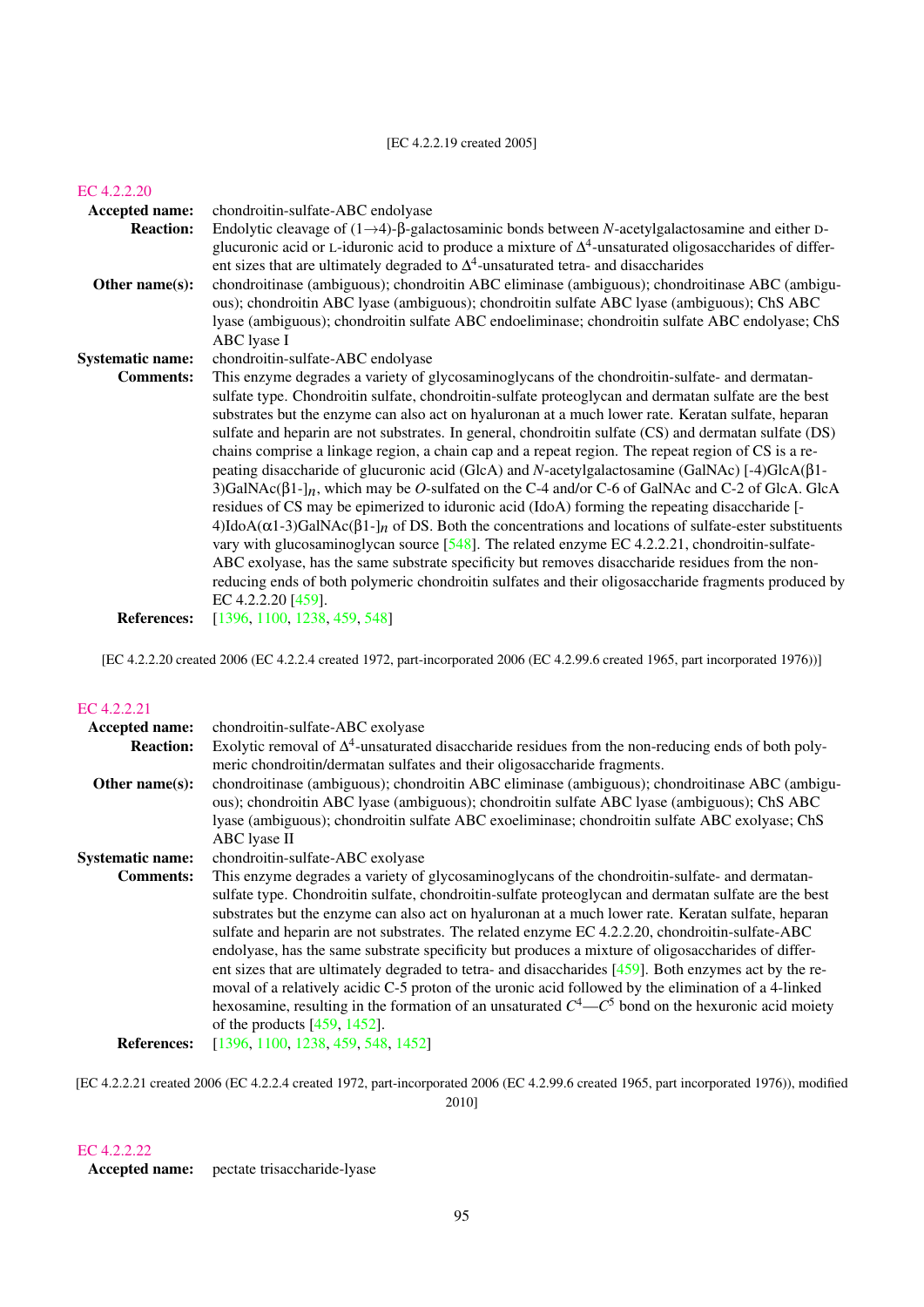[EC 4.2.2.19 created 2005]

## EC 4.2.2.20

**Accepted name:** chondroitin-sulfate-ABC endolyase

**Reaction:** Endolytic cleavage of (1→4)-β-galactosaminic bonds between *N*-acetylgalactosamine and either D-glucuronic acid or L-iduronic acid to produce a mixture of $\Delta^4$-unsaturated oligosaccharides of different sizes that are ultimately degraded to $\Delta^4$-unsaturated tetra- and disaccharides

**Other name(s):** chondroitinase (ambiguous); chondroitin ABC eliminase (ambiguous); chondroitinase ABC (ambiguous); chondroitin ABC lyase (ambiguous); chondroitin sulfate ABC lyase (ambiguous); ChS ABC lyase (ambiguous); chondroitin sulfate ABC endoeliminase; chondroitin sulfate ABC endolyase; ChS ABC lyase I

**Systematic name:** chondroitin-sulfate-ABC endolyase

**Comments:** This enzyme degrades a variety of glycosaminoglycans of the chondroitin-sulfate- and dermatan-sulfate type. Chondroitin sulfate, chondroitin-sulfate proteoglycan and dermatan sulfate are the best substrates but the enzyme can also act on hyaluronan at a much lower rate. Keratan sulfate, heparan sulfate and heparin are not substrates. In general, chondroitin sulfate (CS) and dermatan sulfate (DS) chains comprise a linkage region, a chain cap and a repeat region. The repeat region of CS is a repeating disaccharide of glucuronic acid (GlcA) and *N*-acetylgalactosamine (GalNAc) [-4)GlcA(β1-3)GalNAc(β1-]$_n$, which may be *O*-sulfated on the C-4 and/or C-6 of GalNAc and C-2 of GlcA. GlcA residues of CS may be epimerized to iduronic acid (IdoA) forming the repeating disaccharide [-4)IdoA(α1-3)GalNAc(β1-]$_n$ of DS. Both the concentrations and locations of sulfate-ester substituents vary with glucosaminoglycan source [548]. The related enzyme EC 4.2.2.21, chondroitin-sulfate-ABC exolyase, has the same substrate specificity but removes disaccharide residues from the non-reducing ends of both polymeric chondroitin sulfates and their oligosaccharide fragments produced by EC 4.2.2.20 [459].

**References:** [1396, 1100, 1238, 459, 548]

[EC 4.2.2.20 created 2006 (EC 4.2.2.4 created 1972, part-incorporated 2006 (EC 4.2.99.6 created 1965, part incorporated 1976))]

## EC 4.2.2.21

**Accepted name:** chondroitin-sulfate-ABC exolyase

**Reaction:** Exolytic removal of $\Delta^4$-unsaturated disaccharide residues from the non-reducing ends of both polymeric chondroitin/dermatan sulfates and their oligosaccharide fragments.

**Other name(s):** chondroitinase (ambiguous); chondroitin ABC eliminase (ambiguous); chondroitinase ABC (ambiguous); chondroitin ABC lyase (ambiguous); chondroitin sulfate ABC lyase (ambiguous); ChS ABC lyase (ambiguous); chondroitin sulfate ABC exoeliminase; chondroitin sulfate ABC exolyase; ChS ABC lyase II

**Systematic name:** chondroitin-sulfate-ABC exolyase

**Comments:** This enzyme degrades a variety of glycosaminoglycans of the chondroitin-sulfate- and dermatan-sulfate type. Chondroitin sulfate, chondroitin-sulfate proteoglycan and dermatan sulfate are the best substrates but the enzyme can also act on hyaluronan at a much lower rate. Keratan sulfate, heparan sulfate and heparin are not substrates. The related enzyme EC 4.2.2.20, chondroitin-sulfate-ABC endolyase, has the same substrate specificity but produces a mixture of oligosaccharides of different sizes that are ultimately degraded to tetra- and disaccharides [459]. Both enzymes act by the removal of a relatively acidic C-5 proton of the uronic acid followed by the elimination of a 4-linked hexosamine, resulting in the formation of an unsaturated $C^4$—$C^5$ bond on the hexuronic acid moiety of the products [459, 1452].

**References:** [1396, 1100, 1238, 459, 548, 1452]

[EC 4.2.2.21 created 2006 (EC 4.2.2.4 created 1972, part-incorporated 2006 (EC 4.2.99.6 created 1965, part incorporated 1976)), modified 2010]

## EC 4.2.2.22

**Accepted name:** pectate trisaccharide-lyase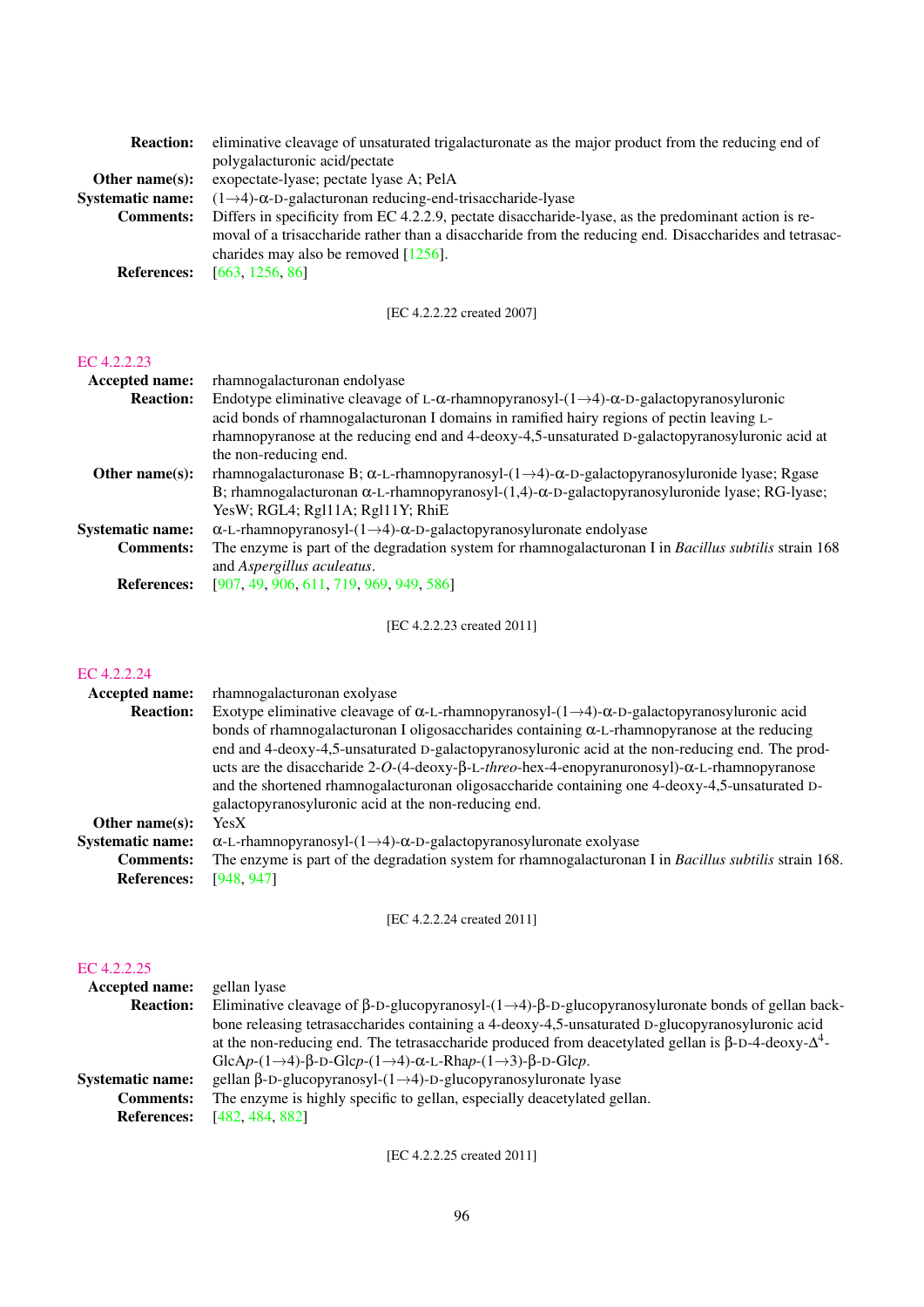**Reaction:** eliminative cleavage of unsaturated trigalacturonate as the major product from the reducing end of polygalacturonic acid/pectate

**Other name(s):** exopectate-lyase; pectate lyase A; PelA

**Systematic name:** (1→4)-α-D-galacturonan reducing-end-trisaccharide-lyase

**Comments:** Differs in specificity from EC 4.2.2.9, pectate disaccharide-lyase, as the predominant action is removal of a trisaccharide rather than a disaccharide from the reducing end. Disaccharides and tetrasaccharides may also be removed [1256].

**References:** [663, 1256, 86]

[EC 4.2.2.22 created 2007]

### EC 4.2.2.23

**Accepted name:** rhamnogalacturonan endolyase

**Reaction:** Endotype eliminative cleavage of L-α-rhamnopyranosyl-(1→4)-α-D-galactopyranosyluronic acid bonds of rhamnogalacturonan I domains in ramified hairy regions of pectin leaving L-rhamnopyranose at the reducing end and 4-deoxy-4,5-unsaturated D-galactopyranosyluronic acid at the non-reducing end.

**Other name(s):** rhamnogalacturonase B; α-L-rhamnopyranosyl-(1→4)-α-D-galactopyranosyluronide lyase; Rgase B; rhamnogalacturonan α-L-rhamnopyranosyl-(1,4)-α-D-galactopyranosyluronide lyase; RG-lyase; YesW; RGL4; Rgl11A; Rgl11Y; RhiE

**Systematic name:** α-L-rhamnopyranosyl-(1→4)-α-D-galactopyranosyluronate endolyase

**Comments:** The enzyme is part of the degradation system for rhamnogalacturonan I in *Bacillus subtilis* strain 168 and *Aspergillus aculeatus*.

**References:** [907, 49, 906, 611, 719, 969, 949, 586]

[EC 4.2.2.23 created 2011]

### EC 4.2.2.24

**Accepted name:** rhamnogalacturonan exolyase

**Reaction:** Exotype eliminative cleavage of α-L-rhamnopyranosyl-(1→4)-α-D-galactopyranosyluronic acid bonds of rhamnogalacturonan I oligosaccharides containing α-L-rhamnopyranose at the reducing end and 4-deoxy-4,5-unsaturated D-galactopyranosyluronic acid at the non-reducing end. The products are the disaccharide 2-*O*-(4-deoxy-β-L-*threo*-hex-4-enopyranuronosyl)-α-L-rhamnopyranose and the shortened rhamnogalacturonan oligosaccharide containing one 4-deoxy-4,5-unsaturated D-galactopyranosyluronic acid at the non-reducing end.

**Other name(s):** YesX

**Systematic name:** α-L-rhamnopyranosyl-(1→4)-α-D-galactopyranosyluronate exolyase

**Comments:** The enzyme is part of the degradation system for rhamnogalacturonan I in *Bacillus subtilis* strain 168.

**References:** [948, 947]

[EC 4.2.2.24 created 2011]

### EC 4.2.2.25

**Accepted name:** gellan lyase

**Reaction:** Eliminative cleavage of β-D-glucopyranosyl-(1→4)-β-D-glucopyranosyluronate bonds of gellan backbone releasing tetrasaccharides containing a 4-deoxy-4,5-unsaturated D-glucopyranosyluronic acid at the non-reducing end. The tetrasaccharide produced from deacetylated gellan is β-D-4-deoxy-$\Delta^4$-GlcA*p*-(1→4)-β-D-Glc*p*-(1→4)-α-L-Rha*p*-(1→3)-β-D-Glc*p*.

**Systematic name:** gellan β-D-glucopyranosyl-(1→4)-D-glucopyranosyluronate lyase

**Comments:** The enzyme is highly specific to gellan, especially deacetylated gellan.

**References:** [482, 484, 882]

[EC 4.2.2.25 created 2011]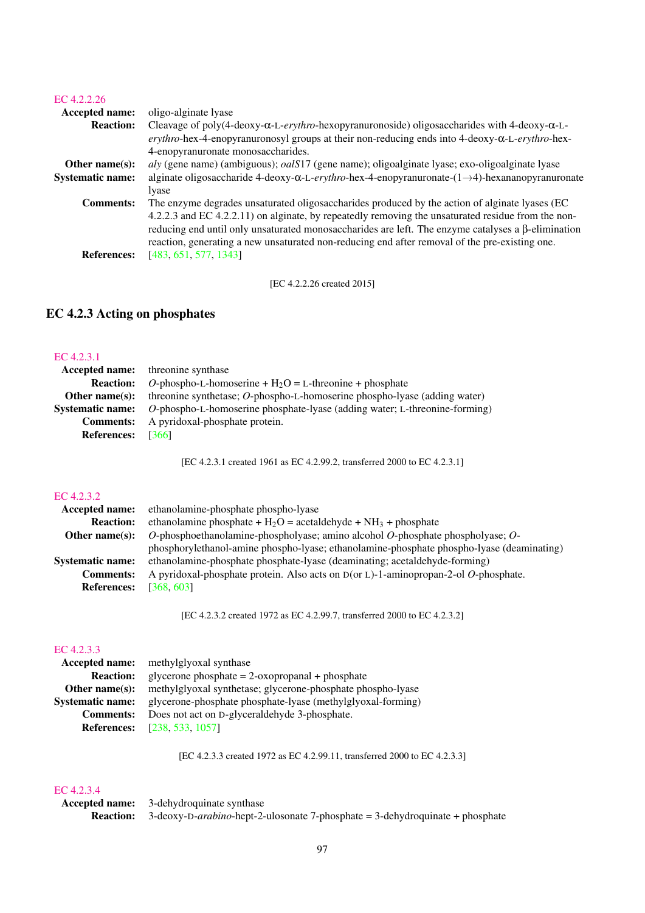EC 4.2.2.26

**Accepted name:** oligo-alginate lyase

**Reaction:** Cleavage of poly(4-deoxy-α-L-*erythro*-hexopyranuronoside) oligosaccharides with 4-deoxy-α-L-*erythro*-hex-4-enopyranuronosyl groups at their non-reducing ends into 4-deoxy-α-L-*erythro*-hex-4-enopyranuronate monosaccharides.

**Other name(s):** *aly* (gene name) (ambiguous); *oalS*17 (gene name); oligoalginate lyase; exo-oligoalginate lyase

**Systematic name:** alginate oligosaccharide 4-deoxy-α-L-*erythro*-hex-4-enopyranuronate-(1→4)-hexananopyranuronate lyase

**Comments:** The enzyme degrades unsaturated oligosaccharides produced by the action of alginate lyases (EC 4.2.2.3 and EC 4.2.2.11) on alginate, by repeatedly removing the unsaturated residue from the non-reducing end until only unsaturated monosaccharides are left. The enzyme catalyses a β-elimination reaction, generating a new unsaturated non-reducing end after removal of the pre-existing one.

**References:** [483, 651, 577, 1343]

[EC 4.2.2.26 created 2015]

## EC 4.2.3 Acting on phosphates

EC 4.2.3.1

**Accepted name:** threonine synthase

**Reaction:** *O*-phospho-L-homoserine + $H_2O$ = L-threonine + phosphate

**Other name(s):** threonine synthetase; *O*-phospho-L-homoserine phospho-lyase (adding water)

**Systematic name:** *O*-phospho-L-homoserine phosphate-lyase (adding water; L-threonine-forming)

**Comments:** A pyridoxal-phosphate protein.

**References:** [366]

[EC 4.2.3.1 created 1961 as EC 4.2.99.2, transferred 2000 to EC 4.2.3.1]

EC 4.2.3.2

**Accepted name:** ethanolamine-phosphate phospho-lyase

**Reaction:** ethanolamine phosphate + $H_2O$ = acetaldehyde + $NH_3$ + phosphate

**Other name(s):** *O*-phosphoethanolamine-phospholyase; amino alcohol *O*-phosphate phospholyase; *O*-phosphorylethanol-amine phospho-lyase; ethanolamine-phosphate phospho-lyase (deaminating)

**Systematic name:** ethanolamine-phosphate phosphate-lyase (deaminating; acetaldehyde-forming)

**Comments:** A pyridoxal-phosphate protein. Also acts on D(or L)-1-aminopropan-2-ol *O*-phosphate.

**References:** [368, 603]

[EC 4.2.3.2 created 1972 as EC 4.2.99.7, transferred 2000 to EC 4.2.3.2]

EC 4.2.3.3

**Accepted name:** methylglyoxal synthase

**Reaction:** glycerone phosphate = 2-oxopropanal + phosphate

**Other name(s):** methylglyoxal synthetase; glycerone-phosphate phospho-lyase

**Systematic name:** glycerone-phosphate phosphate-lyase (methylglyoxal-forming)

**Comments:** Does not act on D-glyceraldehyde 3-phosphate.

**References:** [238, 533, 1057]

[EC 4.2.3.3 created 1972 as EC 4.2.99.11, transferred 2000 to EC 4.2.3.3]

EC 4.2.3.4

**Accepted name:** 3-dehydroquinate synthase

**Reaction:** 3-deoxy-D-*arabino*-hept-2-ulosonate 7-phosphate = 3-dehydroquinate + phosphate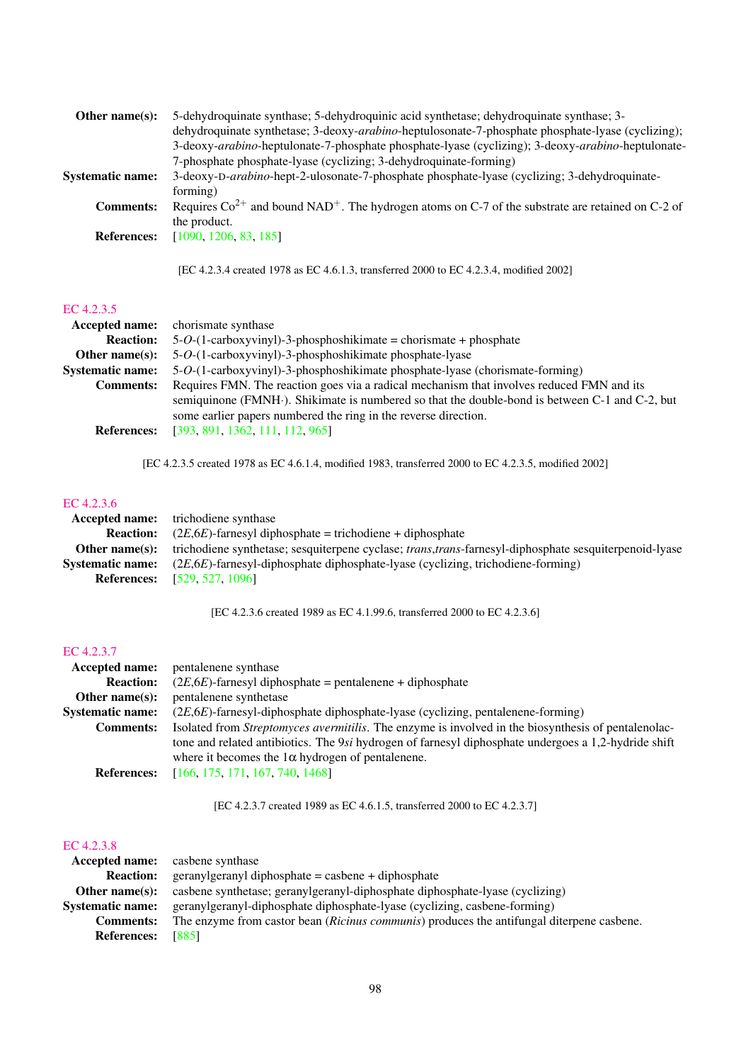**Other name(s):** 5-dehydroquinate synthase; 5-dehydroquinic acid synthetase; dehydroquinate synthase; 3-dehydroquinate synthetase; 3-deoxy-*arabino*-heptulosonate-7-phosphate phosphate-lyase (cyclizing); 3-deoxy-*arabino*-heptulonate-7-phosphate phosphate-lyase (cyclizing); 3-deoxy-*arabino*-heptulonate-7-phosphate phosphate-lyase (cyclizing; 3-dehydroquinate-forming)

**Systematic name:** 3-deoxy-D-*arabino*-hept-2-ulosonate-7-phosphate phosphate-lyase (cyclizing; 3-dehydroquinate-forming)

**Comments:** Requires $Co^{2+}$ and bound $NAD^{+}$. The hydrogen atoms on C-7 of the substrate are retained on C-2 of the product.

**References:** [1090, 1206, 83, 185]

[EC 4.2.3.4 created 1978 as EC 4.6.1.3, transferred 2000 to EC 4.2.3.4, modified 2002]

## EC 4.2.3.5

**Accepted name:** chorismate synthase

**Reaction:** 5-*O*-(1-carboxyvinyl)-3-phosphoshikimate = chorismate + phosphate

**Other name(s):** 5-*O*-(1-carboxyvinyl)-3-phosphoshikimate phosphate-lyase

**Systematic name:** 5-*O*-(1-carboxyvinyl)-3-phosphoshikimate phosphate-lyase (chorismate-forming)

**Comments:** Requires FMN. The reaction goes via a radical mechanism that involves reduced FMN and its semiquinone (FMNH·). Shikimate is numbered so that the double-bond is between C-1 and C-2, but some earlier papers numbered the ring in the reverse direction.

**References:** [393, 891, 1362, 111, 112, 965]

[EC 4.2.3.5 created 1978 as EC 4.6.1.4, modified 1983, transferred 2000 to EC 4.2.3.5, modified 2002]

## EC 4.2.3.6

**Accepted name:** trichodiene synthase

**Reaction:** (2*E*,6*E*)-farnesyl diphosphate = trichodiene + diphosphate

**Other name(s):** trichodiene synthetase; sesquiterpene cyclase; *trans*,*trans*-farnesyl-diphosphate sesquiterpenoid-lyase

**Systematic name:** (2*E*,6*E*)-farnesyl-diphosphate diphosphate-lyase (cyclizing, trichodiene-forming)

**References:** [529, 527, 1096]

[EC 4.2.3.6 created 1989 as EC 4.1.99.6, transferred 2000 to EC 4.2.3.6]

## EC 4.2.3.7

**Accepted name:** pentalenene synthase

**Reaction:** (2*E*,6*E*)-farnesyl diphosphate = pentalenene + diphosphate

**Other name(s):** pentalenene synthetase

**Systematic name:** (2*E*,6*E*)-farnesyl-diphosphate diphosphate-lyase (cyclizing, pentalenene-forming)

**Comments:** Isolated from *Streptomyces avermitilis*. The enzyme is involved in the biosynthesis of pentalenolactone and related antibiotics. The 9*si* hydrogen of farnesyl diphosphate undergoes a 1,2-hydride shift where it becomes the 1α hydrogen of pentalenene.

**References:** [166, 175, 171, 167, 740, 1468]

[EC 4.2.3.7 created 1989 as EC 4.6.1.5, transferred 2000 to EC 4.2.3.7]

## EC 4.2.3.8

**Accepted name:** casbene synthase

**Reaction:** geranylgeranyl diphosphate = casbene + diphosphate

**Other name(s):** casbene synthetase; geranylgeranyl-diphosphate diphosphate-lyase (cyclizing)

**Systematic name:** geranylgeranyl-diphosphate diphosphate-lyase (cyclizing, casbene-forming)

**Comments:** The enzyme from castor bean (*Ricinus communis*) produces the antifungal diterpene casbene.

**References:** [885]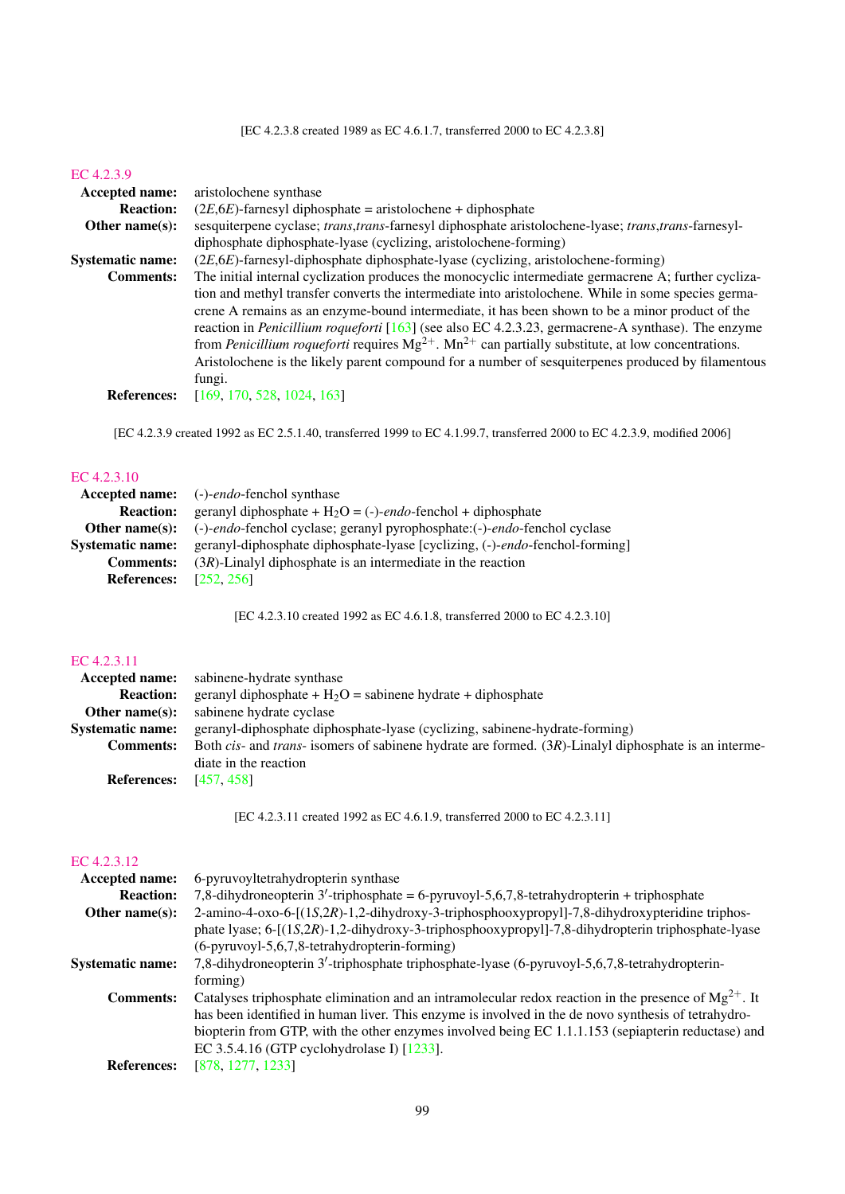[EC 4.2.3.8 created 1989 as EC 4.6.1.7, transferred 2000 to EC 4.2.3.8]

### EC 4.2.3.9

**Accepted name:** aristolochene synthase

**Reaction:** (2*E*,6*E*)-farnesyl diphosphate = aristolochene + diphosphate

**Other name(s):** sesquiterpene cyclase; *trans*,*trans*-farnesyl diphosphate aristolochene-lyase; *trans*,*trans*-farnesyl-diphosphate diphosphate-lyase (cyclizing, aristolochene-forming)

**Systematic name:** (2*E*,6*E*)-farnesyl-diphosphate diphosphate-lyase (cyclizing, aristolochene-forming)

**Comments:** The initial internal cyclization produces the monocyclic intermediate germacrene A; further cyclization and methyl transfer converts the intermediate into aristolochene. While in some species germacrene A remains as an enzyme-bound intermediate, it has been shown to be a minor product of the reaction in *Penicillium roqueforti* [163] (see also EC 4.2.3.23, germacrene-A synthase). The enzyme from *Penicillium roqueforti* requires $Mg^{2+}$. $Mn^{2+}$ can partially substitute, at low concentrations. Aristolochene is the likely parent compound for a number of sesquiterpenes produced by filamentous fungi.

**References:** [169, 170, 528, 1024, 163]

[EC 4.2.3.9 created 1992 as EC 2.5.1.40, transferred 1999 to EC 4.1.99.7, transferred 2000 to EC 4.2.3.9, modified 2006]

### EC 4.2.3.10

**Accepted name:** (-)-*endo*-fenchol synthase

**Reaction:** geranyl diphosphate + $H_2O$ = (-)-*endo*-fenchol + diphosphate

**Other name(s):** (-)-*endo*-fenchol cyclase; geranyl pyrophosphate:(-)-*endo*-fenchol cyclase

**Systematic name:** geranyl-diphosphate diphosphate-lyase [cyclizing, (-)-*endo*-fenchol-forming]

**Comments:** (3*R*)-Linalyl diphosphate is an intermediate in the reaction

**References:** [252, 256]

[EC 4.2.3.10 created 1992 as EC 4.6.1.8, transferred 2000 to EC 4.2.3.10]

### EC 4.2.3.11

**Accepted name:** sabinene-hydrate synthase

**Reaction:** geranyl diphosphate + $H_2O$ = sabinene hydrate + diphosphate

**Other name(s):** sabinene hydrate cyclase

**Systematic name:** geranyl-diphosphate diphosphate-lyase (cyclizing, sabinene-hydrate-forming)

**Comments:** Both *cis*- and *trans*- isomers of sabinene hydrate are formed. (3*R*)-Linalyl diphosphate is an intermediate in the reaction

**References:** [457, 458]

[EC 4.2.3.11 created 1992 as EC 4.6.1.9, transferred 2000 to EC 4.2.3.11]

### EC 4.2.3.12

**Accepted name:** 6-pyruvoyltetrahydropterin synthase

**Reaction:** 7,8-dihydroneopterin 3′-triphosphate = 6-pyruvoyl-5,6,7,8-tetrahydropterin + triphosphate

**Other name(s):** 2-amino-4-oxo-6-[(1*S*,2*R*)-1,2-dihydroxy-3-triphosphooxypropyl]-7,8-dihydroxypteridine triphosphate lyase; 6-[(1*S*,2*R*)-1,2-dihydroxy-3-triphosphooxypropyl]-7,8-dihydropterin triphosphate-lyase (6-pyruvoyl-5,6,7,8-tetrahydropterin-forming)

**Systematic name:** 7,8-dihydroneopterin 3′-triphosphate triphosphate-lyase (6-pyruvoyl-5,6,7,8-tetrahydropterin-forming)

**Comments:** Catalyses triphosphate elimination and an intramolecular redox reaction in the presence of $Mg^{2+}$. It has been identified in human liver. This enzyme is involved in the de novo synthesis of tetrahydrobiopterin from GTP, with the other enzymes involved being EC 1.1.1.153 (sepiapterin reductase) and EC 3.5.4.16 (GTP cyclohydrolase I) [1233].

**References:** [878, 1277, 1233]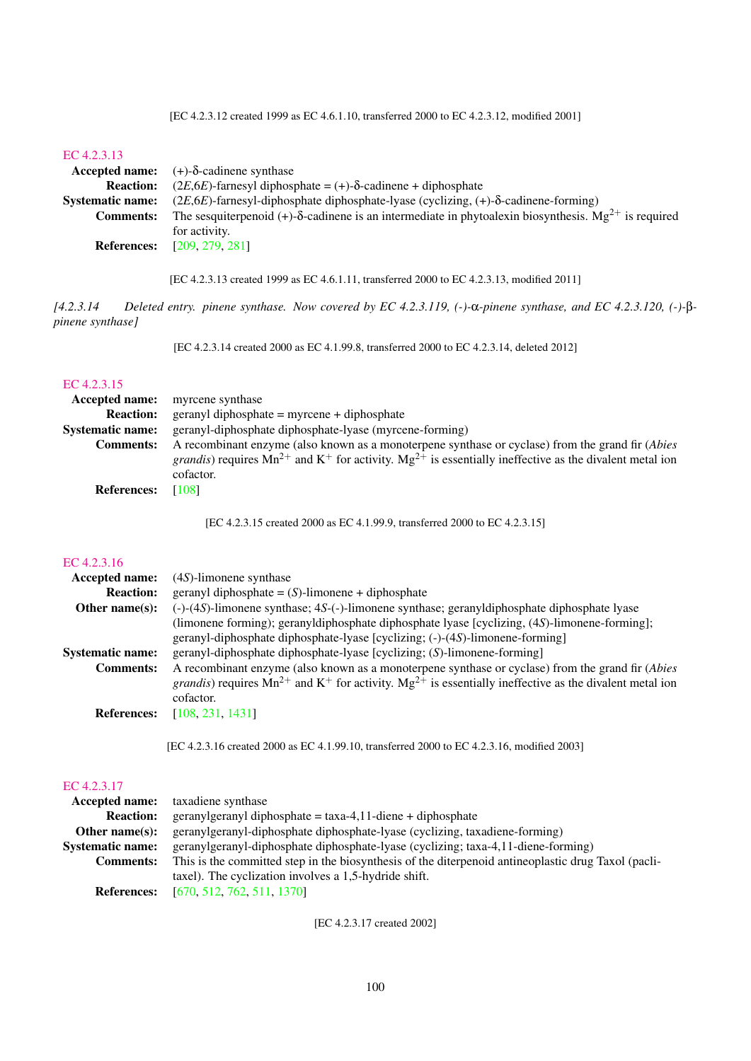[EC 4.2.3.12 created 1999 as EC 4.6.1.10, transferred 2000 to EC 4.2.3.12, modified 2001]

### EC 4.2.3.13

**Accepted name:** (+)-δ-cadinene synthase

**Reaction:** (2*E*,6*E*)-farnesyl diphosphate = (+)-δ-cadinene + diphosphate

**Systematic name:** (2*E*,6*E*)-farnesyl-diphosphate diphosphate-lyase (cyclizing, (+)-δ-cadinene-forming)

**Comments:** The sesquiterpenoid (+)-δ-cadinene is an intermediate in phytoalexin biosynthesis. $Mg^{2+}$ is required for activity.

**References:** [209, 279, 281]

[EC 4.2.3.13 created 1999 as EC 4.6.1.11, transferred 2000 to EC 4.2.3.13, modified 2011]

*[4.2.3.14 Deleted entry. pinene synthase. Now covered by EC 4.2.3.119, (-)-α-pinene synthase, and EC 4.2.3.120, (-)-β-pinene synthase]*

[EC 4.2.3.14 created 2000 as EC 4.1.99.8, transferred 2000 to EC 4.2.3.14, deleted 2012]

### EC 4.2.3.15

**Accepted name:** myrcene synthase

**Reaction:** geranyl diphosphate = myrcene + diphosphate

**Systematic name:** geranyl-diphosphate diphosphate-lyase (myrcene-forming)

**Comments:** A recombinant enzyme (also known as a monoterpene synthase or cyclase) from the grand fir (*Abies grandis*) requires $Mn^{2+}$ and $K^{+}$ for activity. $Mg^{2+}$ is essentially ineffective as the divalent metal ion cofactor.

**References:** [108]

[EC 4.2.3.15 created 2000 as EC 4.1.99.9, transferred 2000 to EC 4.2.3.15]

### EC 4.2.3.16

**Accepted name:** (4*S*)-limonene synthase

**Reaction:** geranyl diphosphate = (*S*)-limonene + diphosphate

**Other name(s):** (-)-(4*S*)-limonene synthase; 4*S*-(-)-limonene synthase; geranyldiphosphate diphosphate lyase (limonene forming); geranyldiphosphate diphosphate lyase [cyclizing, (4*S*)-limonene-forming]; geranyl-diphosphate diphosphate-lyase [cyclizing; (-)-(4*S*)-limonene-forming]

**Systematic name:** geranyl-diphosphate diphosphate-lyase [cyclizing; (*S*)-limonene-forming]

**Comments:** A recombinant enzyme (also known as a monoterpene synthase or cyclase) from the grand fir (*Abies grandis*) requires $Mn^{2+}$ and $K^{+}$ for activity. $Mg^{2+}$ is essentially ineffective as the divalent metal ion cofactor.

**References:** [108, 231, 1431]

[EC 4.2.3.16 created 2000 as EC 4.1.99.10, transferred 2000 to EC 4.2.3.16, modified 2003]

### EC 4.2.3.17

**Accepted name:** taxadiene synthase

**Reaction:** geranylgeranyl diphosphate = taxa-4,11-diene + diphosphate

**Other name(s):** geranylgeranyl-diphosphate diphosphate-lyase (cyclizing, taxadiene-forming)

**Systematic name:** geranylgeranyl-diphosphate diphosphate-lyase (cyclizing; taxa-4,11-diene-forming)

**Comments:** This is the committed step in the biosynthesis of the diterpenoid antineoplastic drug Taxol (paclitaxel). The cyclization involves a 1,5-hydride shift.

**References:** [670, 512, 762, 511, 1370]

[EC 4.2.3.17 created 2002]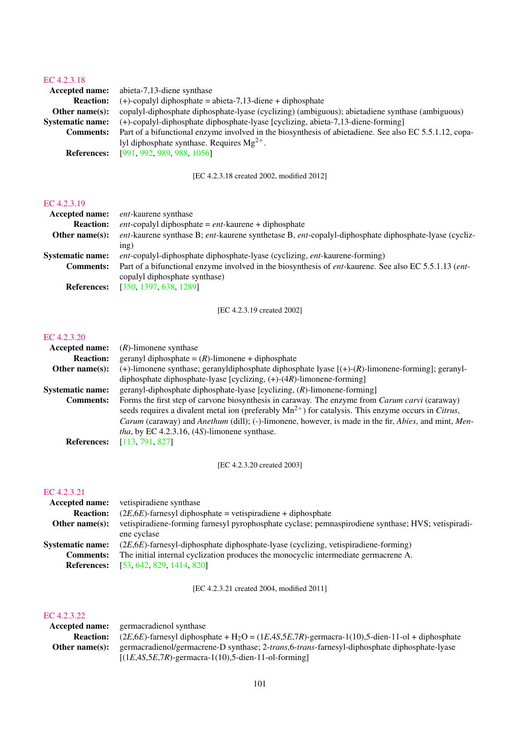### EC 4.2.3.18

**Accepted name:** abieta-7,13-diene synthase

**Reaction:** (+)-copalyl diphosphate = abieta-7,13-diene + diphosphate

**Other name(s):** copalyl-diphosphate diphosphate-lyase (cyclizing) (ambiguous); abietadiene synthase (ambiguous)

**Systematic name:** (+)-copalyl-diphosphate diphosphate-lyase [cyclizing, abieta-7,13-diene-forming]

**Comments:** Part of a bifunctional enzyme involved in the biosynthesis of abietadiene. See also EC 5.5.1.12, copalyl diphosphate synthase. Requires $Mg^{2+}$.

**References:** [991, 992, 989, 988, 1056]

[EC 4.2.3.18 created 2002, modified 2012]

### EC 4.2.3.19

**Accepted name:** *ent*-kaurene synthase

**Reaction:** *ent*-copalyl diphosphate = *ent*-kaurene + diphosphate

**Other name(s):** *ent*-kaurene synthase B; *ent*-kaurene synthetase B, *ent*-copalyl-diphosphate diphosphate-lyase (cyclizing)

**Systematic name:** *ent*-copalyl-diphosphate diphosphate-lyase (cyclizing, *ent*-kaurene-forming)

**Comments:** Part of a bifunctional enzyme involved in the biosynthesis of *ent*-kaurene. See also EC 5.5.1.13 (*ent*-copalyl diphosphate synthase)

**References:** [350, 1397, 638, 1289]

[EC 4.2.3.19 created 2002]

### EC 4.2.3.20

**Accepted name:** (*R*)-limonene synthase

**Reaction:** geranyl diphosphate = (*R*)-limonene + diphosphate

**Other name(s):** (+)-limonene synthase; geranyldiphosphate diphosphate lyase [(+)-(*R*)-limonene-forming]; geranyldiphosphate diphosphate-lyase [cyclizing, (+)-(4*R*)-limonene-forming]

**Systematic name:** geranyl-diphosphate diphosphate-lyase [cyclizing, (*R*)-limonene-forming]

**Comments:** Forms the first step of carvone biosynthesis in caraway. The enzyme from *Carum carvi* (caraway) seeds requires a divalent metal ion (preferably $Mn^{2+}$) for catalysis. This enzyme occurs in *Citrus*, *Carum* (caraway) and *Anethum* (dill); (-)-limonene, however, is made in the fir, *Abies*, and mint, *Mentha*, by EC 4.2.3.16, (4*S*)-limonene synthase.

**References:** [113, 791, 827]

[EC 4.2.3.20 created 2003]

### EC 4.2.3.21

**Accepted name:** vetispiradiene synthase

**Reaction:** (2*E*,6*E*)-farnesyl diphosphate = vetispiradiene + diphosphate

**Other name(s):** vetispiradiene-forming farnesyl pyrophosphate cyclase; pemnaspirodiene synthase; HVS; vetispiradiene cyclase

**Systematic name:** (2*E*,6*E*)-farnesyl-diphosphate diphosphate-lyase (cyclizing, vetispiradiene-forming)

**Comments:** The initial internal cyclization produces the monocyclic intermediate germacrene A.

**References:** [53, 642, 829, 1414, 820]

[EC 4.2.3.21 created 2004, modified 2011]

### EC 4.2.3.22

**Accepted name:** germacradienol synthase

**Reaction:** (2*E*,6*E*)-farnesyl diphosphate + $H_2O$ = (1*E*,4*S*,5*E*,7*R*)-germacra-1(10),5-dien-11-ol + diphosphate

**Other name(s):** germacradienol/germacrene-D synthase; 2-*trans*,6-*trans*-farnesyl-diphosphate diphosphate-lyase [(1*E*,4*S*,5*E*,7*R*)-germacra-1(10),5-dien-11-ol-forming]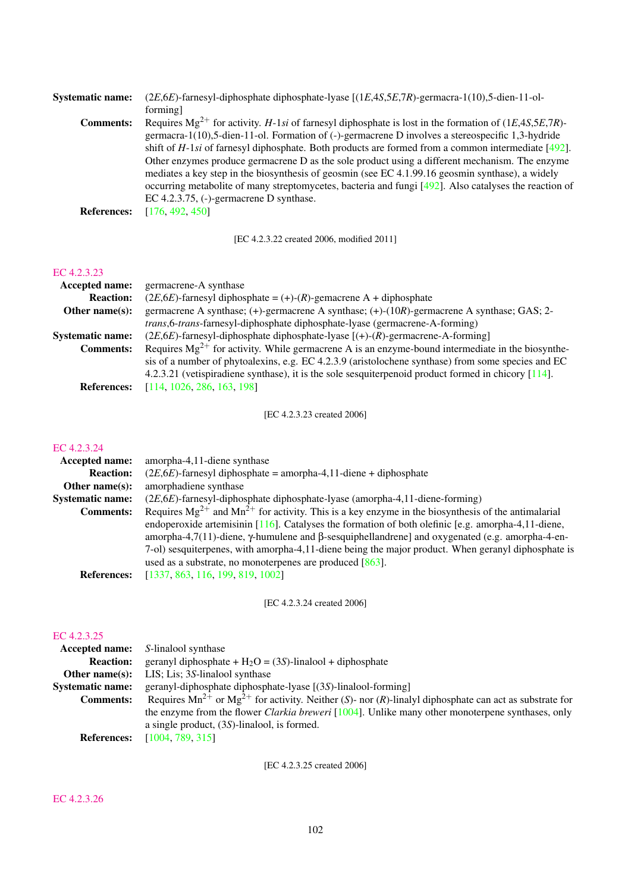**Systematic name:** (2*E*,6*E*)-farnesyl-diphosphate diphosphate-lyase [(1*E*,4*S*,5*E*,7*R*)-germacra-1(10),5-dien-11-ol-forming]

**Comments:** Requires $Mg^{2+}$ for activity. *H*-1*si* of farnesyl diphosphate is lost in the formation of (1*E*,4*S*,5*E*,7*R*)-germacra-1(10),5-dien-11-ol. Formation of (-)-germacrene D involves a stereospecific 1,3-hydride shift of *H*-1*si* of farnesyl diphosphate. Both products are formed from a common intermediate [492]. Other enzymes produce germacrene D as the sole product using a different mechanism. The enzyme mediates a key step in the biosynthesis of geosmin (see EC 4.1.99.16 geosmin synthase), a widely occurring metabolite of many streptomycetes, bacteria and fungi [492]. Also catalyses the reaction of EC 4.2.3.75, (-)-germacrene D synthase.

**References:** [176, 492, 450]

[EC 4.2.3.22 created 2006, modified 2011]

## EC 4.2.3.23

**Accepted name:** germacrene-A synthase

**Reaction:** (2*E*,6*E*)-farnesyl diphosphate = (+)-(*R*)-gemacrene A + diphosphate

**Other name(s):** germacrene A synthase; (+)-germacrene A synthase; (+)-(10*R*)-germacrene A synthase; GAS; 2-*trans*,6-*trans*-farnesyl-diphosphate diphosphate-lyase (germacrene-A-forming)

**Systematic name:** (2*E*,6*E*)-farnesyl-diphosphate diphosphate-lyase [(+)-(*R*)-germacrene-A-forming]

**Comments:** Requires $Mg^{2+}$ for activity. While germacrene A is an enzyme-bound intermediate in the biosynthesis of a number of phytoalexins, e.g. EC 4.2.3.9 (aristolochene synthase) from some species and EC 4.2.3.21 (vetispiradiene synthase), it is the sole sesquiterpenoid product formed in chicory [114].

**References:** [114, 1026, 286, 163, 198]

[EC 4.2.3.23 created 2006]

## EC 4.2.3.24

**Accepted name:** amorpha-4,11-diene synthase

**Reaction:** (2*E*,6*E*)-farnesyl diphosphate = amorpha-4,11-diene + diphosphate

**Other name(s):** amorphadiene synthase

**Systematic name:** (2*E*,6*E*)-farnesyl-diphosphate diphosphate-lyase (amorpha-4,11-diene-forming)

**Comments:** Requires $Mg^{2+}$ and $Mn^{2+}$ for activity. This is a key enzyme in the biosynthesis of the antimalarial endoperoxide artemisinin [116]. Catalyses the formation of both olefinic [e.g. amorpha-4,11-diene, amorpha-4,7(11)-diene, γ-humulene and β-sesquiphellandrene] and oxygenated (e.g. amorpha-4-en-7-ol) sesquiterpenes, with amorpha-4,11-diene being the major product. When geranyl diphosphate is used as a substrate, no monoterpenes are produced [863].

**References:** [1337, 863, 116, 199, 819, 1002]

[EC 4.2.3.24 created 2006]

## EC 4.2.3.25

**Accepted name:** *S*-linalool synthase

**Reaction:** geranyl diphosphate + $H_2O$ = (3*S*)-linalool + diphosphate

**Other name(s):** LIS; Lis; 3*S*-linalool synthase

**Systematic name:** geranyl-diphosphate diphosphate-lyase [(3*S*)-linalool-forming]

**Comments:** Requires $Mn^{2+}$ or $Mg^{2+}$ for activity. Neither (*S*)- nor (*R*)-linalyl diphosphate can act as substrate for the enzyme from the flower *Clarkia breweri* [1004]. Unlike many other monoterpene synthases, only a single product, (3*S*)-linalool, is formed.

**References:** [1004, 789, 315]

[EC 4.2.3.25 created 2006]

## EC 4.2.3.26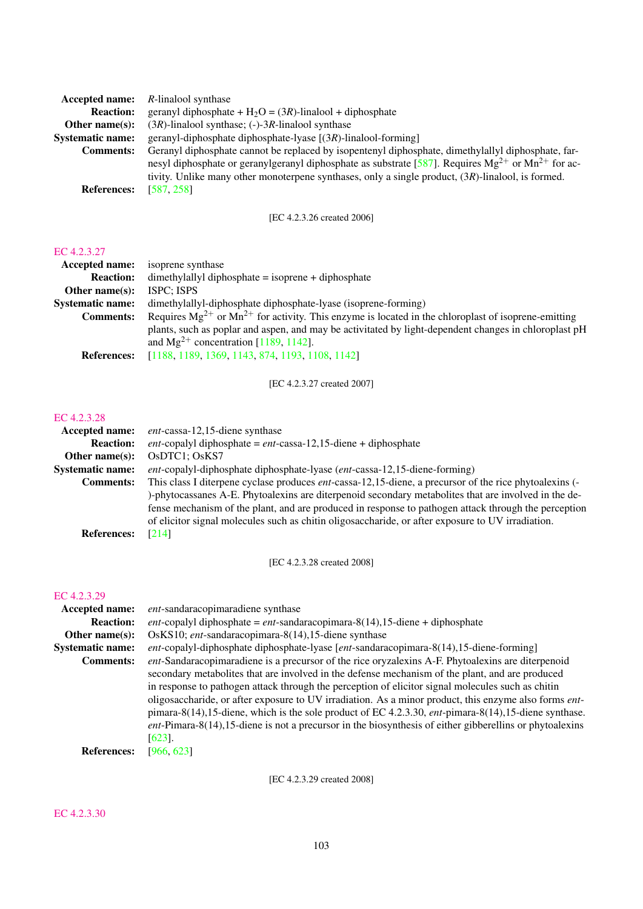**Accepted name:** *R*-linalool synthase
**Reaction:** geranyl diphosphate + $H_2O$ = (3*R*)-linalool + diphosphate
**Other name(s):** (3*R*)-linalool synthase; (-)-3*R*-linalool synthase
**Systematic name:** geranyl-diphosphate diphosphate-lyase [(3*R*)-linalool-forming]
**Comments:** Geranyl diphosphate cannot be replaced by isopentenyl diphosphate, dimethylallyl diphosphate, farnesyl diphosphate or geranylgeranyl diphosphate as substrate [587]. Requires $Mg^{2+}$ or $Mn^{2+}$ for activity. Unlike many other monoterpene synthases, only a single product, (3*R*)-linalool, is formed.
**References:** [587, 258]

[EC 4.2.3.26 created 2006]

## EC 4.2.3.27

**Accepted name:** isoprene synthase
**Reaction:** dimethylallyl diphosphate = isoprene + diphosphate
**Other name(s):** ISPC; ISPS
**Systematic name:** dimethylallyl-diphosphate diphosphate-lyase (isoprene-forming)
**Comments:** Requires $Mg^{2+}$ or $Mn^{2+}$ for activity. This enzyme is located in the chloroplast of isoprene-emitting plants, such as poplar and aspen, and may be activitated by light-dependent changes in chloroplast pH and $Mg^{2+}$ concentration [1189, 1142].
**References:** [1188, 1189, 1369, 1143, 874, 1193, 1108, 1142]

[EC 4.2.3.27 created 2007]

## EC 4.2.3.28

**Accepted name:** *ent*-cassa-12,15-diene synthase
**Reaction:** *ent*-copalyl diphosphate = *ent*-cassa-12,15-diene + diphosphate
**Other name(s):** OsDTC1; OsKS7
**Systematic name:** *ent*-copalyl-diphosphate diphosphate-lyase (*ent*-cassa-12,15-diene-forming)
**Comments:** This class I diterpene cyclase produces *ent*-cassa-12,15-diene, a precursor of the rice phytoalexins (-)-phytocassanes A-E. Phytoalexins are diterpenoid secondary metabolites that are involved in the defense mechanism of the plant, and are produced in response to pathogen attack through the perception of elicitor signal molecules such as chitin oligosaccharide, or after exposure to UV irradiation.
**References:** [214]

[EC 4.2.3.28 created 2008]

## EC 4.2.3.29

**Accepted name:** *ent*-sandaracopimaradiene synthase
**Reaction:** *ent*-copalyl diphosphate = *ent*-sandaracopimara-8(14),15-diene + diphosphate
**Other name(s):** OsKS10; *ent*-sandaracopimara-8(14),15-diene synthase
**Systematic name:** *ent*-copalyl-diphosphate diphosphate-lyase [*ent*-sandaracopimara-8(14),15-diene-forming]
**Comments:** *ent*-Sandaracopimaradiene is a precursor of the rice oryzalexins A-F. Phytoalexins are diterpenoid secondary metabolites that are involved in the defense mechanism of the plant, and are produced in response to pathogen attack through the perception of elicitor signal molecules such as chitin oligosaccharide, or after exposure to UV irradiation. As a minor product, this enzyme also forms *ent*-pimara-8(14),15-diene, which is the sole product of EC 4.2.3.30, *ent*-pimara-8(14),15-diene synthase. *ent*-Pimara-8(14),15-diene is not a precursor in the biosynthesis of either gibberellins or phytoalexins [623].
**References:** [966, 623]

[EC 4.2.3.29 created 2008]

## EC 4.2.3.30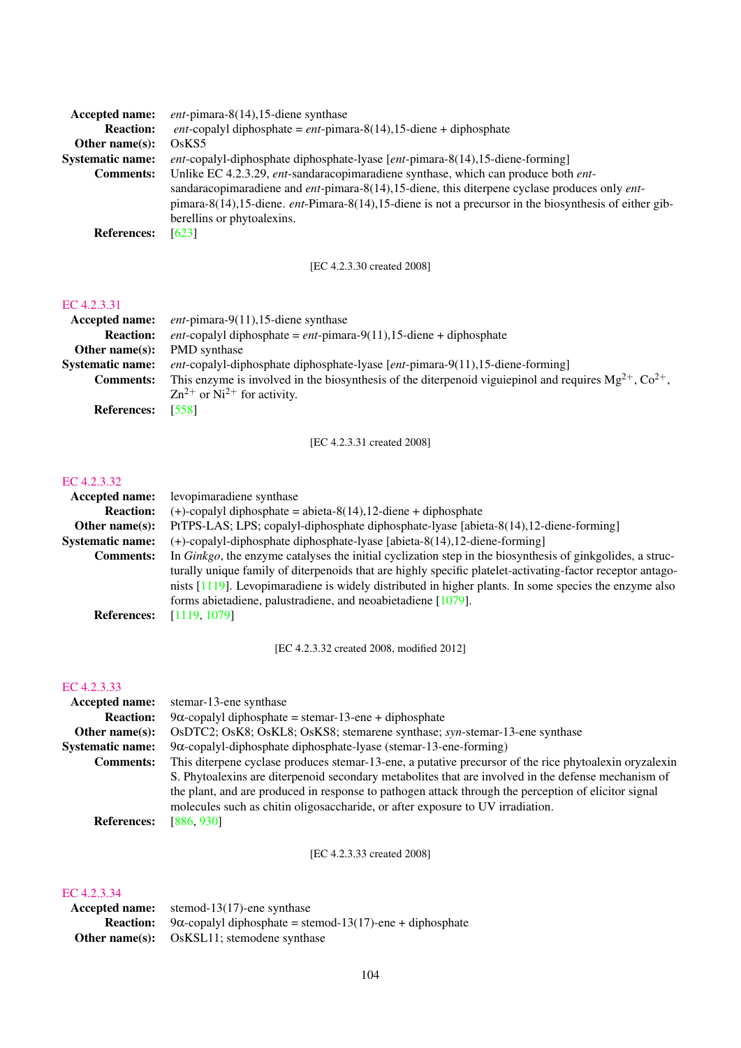**Accepted name:** *ent*-pimara-8(14),15-diene synthase
**Reaction:** *ent*-copalyl diphosphate = *ent*-pimara-8(14),15-diene + diphosphate
**Other name(s):** OsKS5
**Systematic name:** *ent*-copalyl-diphosphate diphosphate-lyase [*ent*-pimara-8(14),15-diene-forming]
**Comments:** Unlike EC 4.2.3.29, *ent*-sandaracopimaradiene synthase, which can produce both *ent*-sandaracopimaradiene and *ent*-pimara-8(14),15-diene, this diterpene cyclase produces only *ent*-pimara-8(14),15-diene. *ent*-Pimara-8(14),15-diene is not a precursor in the biosynthesis of either gibberellins or phytoalexins.
**References:** [623]

[EC 4.2.3.30 created 2008]

EC 4.2.3.31
**Accepted name:** *ent*-pimara-9(11),15-diene synthase
**Reaction:** *ent*-copalyl diphosphate = *ent*-pimara-9(11),15-diene + diphosphate
**Other name(s):** PMD synthase
**Systematic name:** *ent*-copalyl-diphosphate diphosphate-lyase [*ent*-pimara-9(11),15-diene-forming]
**Comments:** This enzyme is involved in the biosynthesis of the diterpenoid viguiepinol and requires $Mg^{2+}$, $Co^{2+}$, $Zn^{2+}$ or $Ni^{2+}$ for activity.
**References:** [558]

[EC 4.2.3.31 created 2008]

EC 4.2.3.32
**Accepted name:** levopimaradiene synthase
**Reaction:** (+)-copalyl diphosphate = abieta-8(14),12-diene + diphosphate
**Other name(s):** PtTPS-LAS; LPS; copalyl-diphosphate diphosphate-lyase [abieta-8(14),12-diene-forming]
**Systematic name:** (+)-copalyl-diphosphate diphosphate-lyase [abieta-8(14),12-diene-forming]
**Comments:** In *Ginkgo*, the enzyme catalyses the initial cyclization step in the biosynthesis of ginkgolides, a structurally unique family of diterpenoids that are highly specific platelet-activating-factor receptor antagonists [1119]. Levopimaradiene is widely distributed in higher plants. In some species the enzyme also forms abietadiene, palustradiene, and neoabietadiene [1079].
**References:** [1119, 1079]

[EC 4.2.3.32 created 2008, modified 2012]

EC 4.2.3.33
**Accepted name:** stemar-13-ene synthase
**Reaction:** 9α-copalyl diphosphate = stemar-13-ene + diphosphate
**Other name(s):** OsDTC2; OsK8; OsKL8; OsKS8; stemarene synthase; *syn*-stemar-13-ene synthase
**Systematic name:** 9α-copalyl-diphosphate diphosphate-lyase (stemar-13-ene-forming)
**Comments:** This diterpene cyclase produces stemar-13-ene, a putative precursor of the rice phytoalexin oryzalexin S. Phytoalexins are diterpenoid secondary metabolites that are involved in the defense mechanism of the plant, and are produced in response to pathogen attack through the perception of elicitor signal molecules such as chitin oligosaccharide, or after exposure to UV irradiation.
**References:** [886, 930]

[EC 4.2.3.33 created 2008]

EC 4.2.3.34
**Accepted name:** stemod-13(17)-ene synthase
**Reaction:** 9α-copalyl diphosphate = stemod-13(17)-ene + diphosphate
**Other name(s):** OsKSL11; stemodene synthase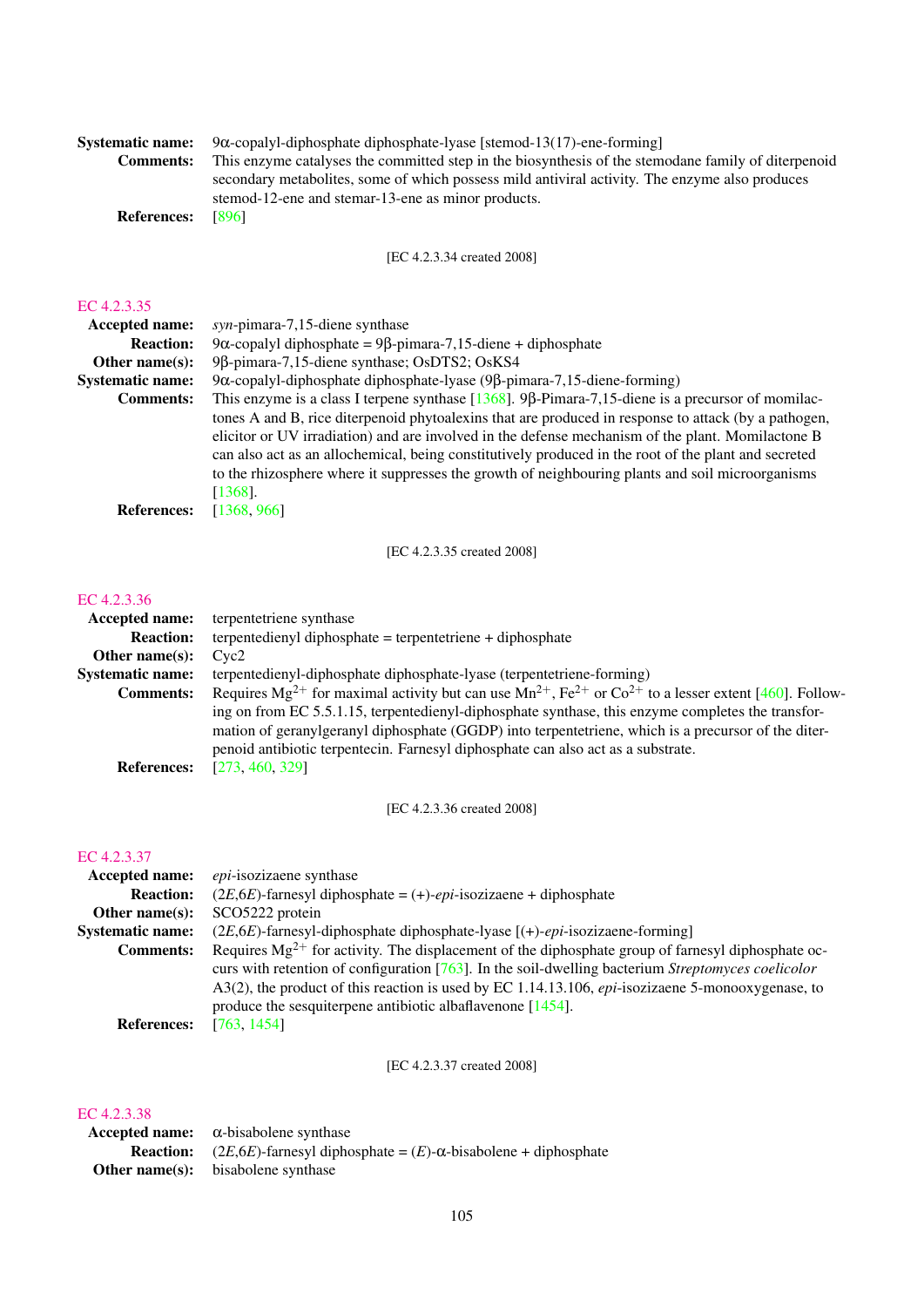**Systematic name:** 9α-copalyl-diphosphate diphosphate-lyase [stemod-13(17)-ene-forming]
**Comments:** This enzyme catalyses the committed step in the biosynthesis of the stemodane family of diterpenoid secondary metabolites, some of which possess mild antiviral activity. The enzyme also produces stemod-12-ene and stemar-13-ene as minor products.
**References:** [896]

[EC 4.2.3.34 created 2008]

## EC 4.2.3.35

**Accepted name:** *syn*-pimara-7,15-diene synthase
**Reaction:** 9α-copalyl diphosphate = 9β-pimara-7,15-diene + diphosphate
**Other name(s):** 9β-pimara-7,15-diene synthase; OsDTS2; OsKS4
**Systematic name:** 9α-copalyl-diphosphate diphosphate-lyase (9β-pimara-7,15-diene-forming)
**Comments:** This enzyme is a class I terpene synthase [1368]. 9β-Pimara-7,15-diene is a precursor of momilactones A and B, rice diterpenoid phytoalexins that are produced in response to attack (by a pathogen, elicitor or UV irradiation) and are involved in the defense mechanism of the plant. Momilactone B can also act as an allochemical, being constitutively produced in the root of the plant and secreted to the rhizosphere where it suppresses the growth of neighbouring plants and soil microorganisms [1368].
**References:** [1368, 966]

[EC 4.2.3.35 created 2008]

## EC 4.2.3.36

**Accepted name:** terpentetriene synthase
**Reaction:** terpentedienyl diphosphate = terpentetriene + diphosphate
**Other name(s):** Cyc2
**Systematic name:** terpentedienyl-diphosphate diphosphate-lyase (terpentetriene-forming)
**Comments:** Requires $Mg^{2+}$ for maximal activity but can use $Mn^{2+}$, $Fe^{2+}$ or $Co^{2+}$ to a lesser extent [460]. Following on from EC 5.5.1.15, terpentedienyl-diphosphate synthase, this enzyme completes the transformation of geranylgeranyl diphosphate (GGDP) into terpentetriene, which is a precursor of the diterpenoid antibiotic terpentecin. Farnesyl diphosphate can also act as a substrate.
**References:** [273, 460, 329]

[EC 4.2.3.36 created 2008]

## EC 4.2.3.37

**Accepted name:** *epi*-isozizaene synthase
**Reaction:** (2*E*,6*E*)-farnesyl diphosphate = (+)-*epi*-isozizaene + diphosphate
**Other name(s):** SCO5222 protein
**Systematic name:** (2*E*,6*E*)-farnesyl-diphosphate diphosphate-lyase [(+)-*epi*-isozizaene-forming]
**Comments:** Requires $Mg^{2+}$ for activity. The displacement of the diphosphate group of farnesyl diphosphate occurs with retention of configuration [763]. In the soil-dwelling bacterium *Streptomyces coelicolor* A3(2), the product of this reaction is used by EC 1.14.13.106, *epi*-isozizaene 5-monooxygenase, to produce the sesquiterpene antibiotic albaflavenone [1454].
**References:** [763, 1454]

[EC 4.2.3.37 created 2008]

## EC 4.2.3.38

**Accepted name:** α-bisabolene synthase
**Reaction:** (2*E*,6*E*)-farnesyl diphosphate = (*E*)-α-bisabolene + diphosphate
**Other name(s):** bisabolene synthase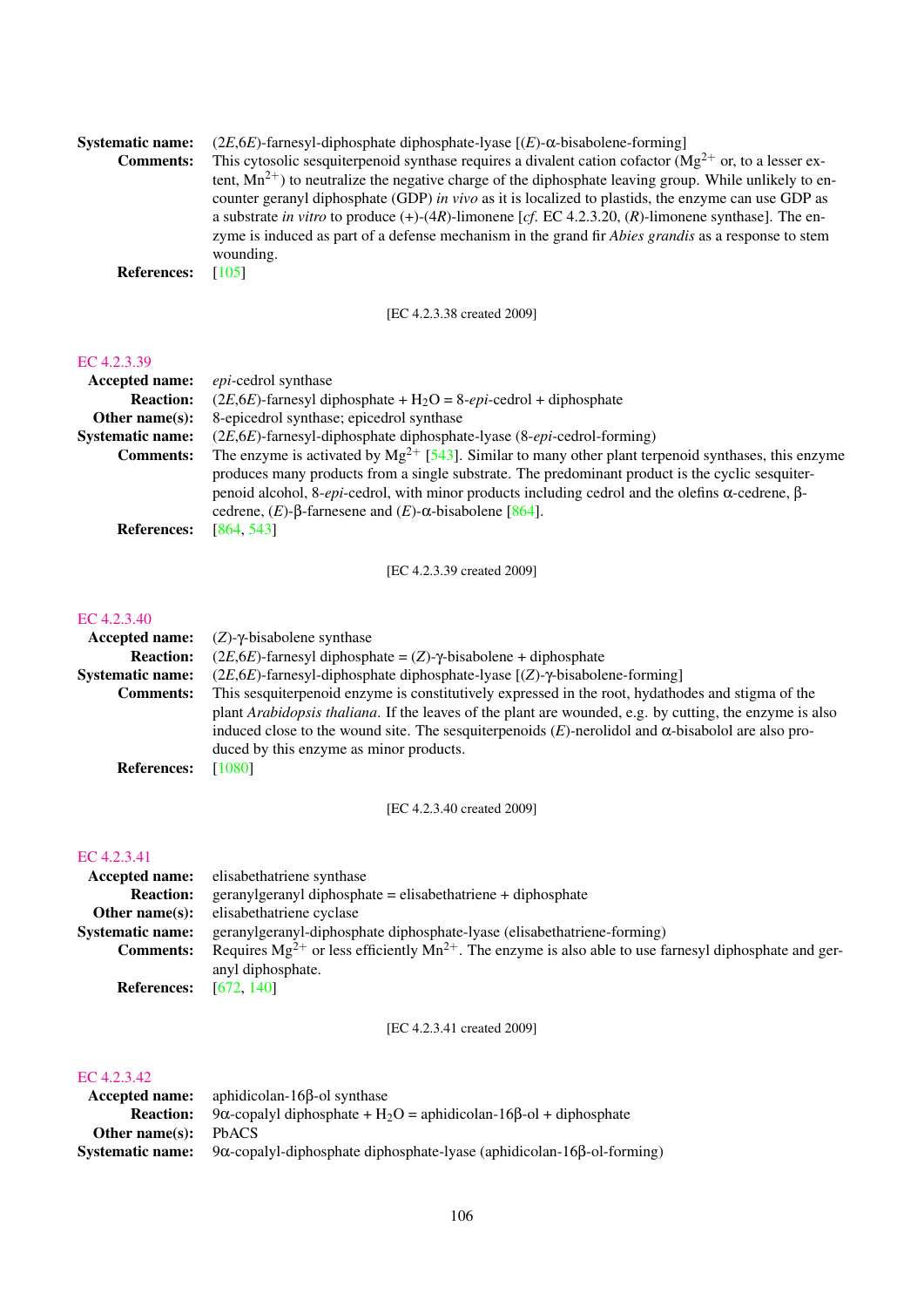**Systematic name:** (2*E*,6*E*)-farnesyl-diphosphate diphosphate-lyase [(*E*)-α-bisabolene-forming]

**Comments:** This cytosolic sesquiterpenoid synthase requires a divalent cation cofactor ($Mg^{2+}$ or, to a lesser extent, $Mn^{2+}$) to neutralize the negative charge of the diphosphate leaving group. While unlikely to encounter geranyl diphosphate (GDP) *in vivo* as it is localized to plastids, the enzyme can use GDP as a substrate *in vitro* to produce (+)-(4*R*)-limonene [*cf.* EC 4.2.3.20, (*R*)-limonene synthase]. The enzyme is induced as part of a defense mechanism in the grand fir *Abies grandis* as a response to stem wounding.

**References:** [105]

[EC 4.2.3.38 created 2009]

## EC 4.2.3.39

**Accepted name:** *epi*-cedrol synthase

**Reaction:** (2*E*,6*E*)-farnesyl diphosphate + $H_2O$ = 8-*epi*-cedrol + diphosphate

**Other name(s):** 8-epicedrol synthase; epicedrol synthase

**Systematic name:** (2*E*,6*E*)-farnesyl-diphosphate diphosphate-lyase (8-*epi*-cedrol-forming)

**Comments:** The enzyme is activated by $Mg^{2+}$ [543]. Similar to many other plant terpenoid synthases, this enzyme produces many products from a single substrate. The predominant product is the cyclic sesquiterpenoid alcohol, 8-*epi*-cedrol, with minor products including cedrol and the olefins α-cedrene, β-cedrene, (*E*)-β-farnesene and (*E*)-α-bisabolene [864].

**References:** [864, 543]

[EC 4.2.3.39 created 2009]

## EC 4.2.3.40

**Accepted name:** (*Z*)-γ-bisabolene synthase

**Reaction:** (2*E*,6*E*)-farnesyl diphosphate = (*Z*)-γ-bisabolene + diphosphate

**Systematic name:** (2*E*,6*E*)-farnesyl-diphosphate diphosphate-lyase [(*Z*)-γ-bisabolene-forming]

**Comments:** This sesquiterpenoid enzyme is constitutively expressed in the root, hydathodes and stigma of the plant *Arabidopsis thaliana*. If the leaves of the plant are wounded, e.g. by cutting, the enzyme is also induced close to the wound site. The sesquiterpenoids (*E*)-nerolidol and α-bisabolol are also produced by this enzyme as minor products.

**References:** [1080]

[EC 4.2.3.40 created 2009]

## EC 4.2.3.41

**Accepted name:** elisabethatriene synthase

**Reaction:** geranylgeranyl diphosphate = elisabethatriene + diphosphate

**Other name(s):** elisabethatriene cyclase

**Systematic name:** geranylgeranyl-diphosphate diphosphate-lyase (elisabethatriene-forming)

**Comments:** Requires $Mg^{2+}$ or less efficiently $Mn^{2+}$. The enzyme is also able to use farnesyl diphosphate and geranyl diphosphate.

**References:** [672, 140]

[EC 4.2.3.41 created 2009]

## EC 4.2.3.42

**Accepted name:** aphidicolan-16β-ol synthase

**Reaction:** 9α-copalyl diphosphate + $H_2O$ = aphidicolan-16β-ol + diphosphate

**Other name(s):** PbACS

**Systematic name:** 9α-copalyl-diphosphate diphosphate-lyase (aphidicolan-16β-ol-forming)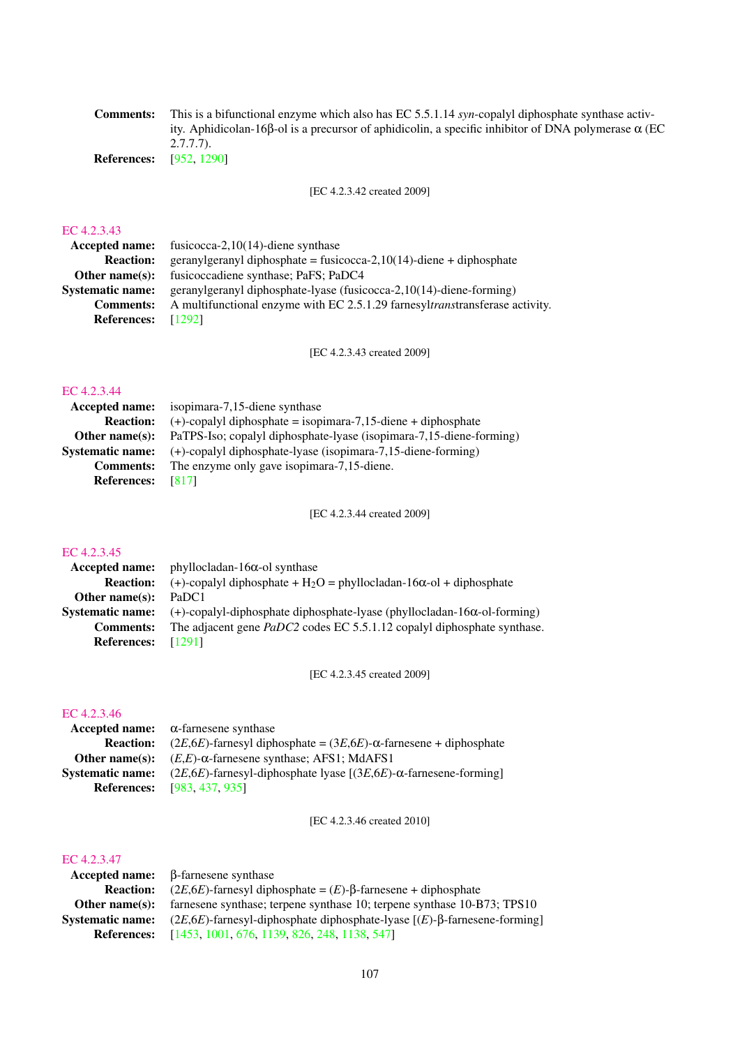**Comments:** This is a bifunctional enzyme which also has EC 5.5.1.14 *syn*-copalyl diphosphate synthase activity. Aphidicolan-16β-ol is a precursor of aphidicolin, a specific inhibitor of DNA polymerase α (EC 2.7.7.7).

**References:** [952, 1290]

[EC 4.2.3.42 created 2009]

## EC 4.2.3.43

**Accepted name:** fusicocca-2,10(14)-diene synthase

**Reaction:** geranylgeranyl diphosphate = fusicocca-2,10(14)-diene + diphosphate

**Other name(s):** fusicoccadiene synthase; PaFS; PaDC4

**Systematic name:** geranylgeranyl diphosphate-lyase (fusicocca-2,10(14)-diene-forming)

**Comments:** A multifunctional enzyme with EC 2.5.1.29 farnesyl*trans*transferase activity.

**References:** [1292]

[EC 4.2.3.43 created 2009]

## EC 4.2.3.44

**Accepted name:** isopimara-7,15-diene synthase

**Reaction:** (+)-copalyl diphosphate = isopimara-7,15-diene + diphosphate

**Other name(s):** PaTPS-Iso; copalyl diphosphate-lyase (isopimara-7,15-diene-forming)

**Systematic name:** (+)-copalyl diphosphate-lyase (isopimara-7,15-diene-forming)

**Comments:** The enzyme only gave isopimara-7,15-diene.

**References:** [817]

[EC 4.2.3.44 created 2009]

## EC 4.2.3.45

**Accepted name:** phyllocladan-16α-ol synthase

**Reaction:** (+)-copalyl diphosphate + $H_2O$ = phyllocladan-16α-ol + diphosphate

**Other name(s):** PaDC1

**Systematic name:** (+)-copalyl-diphosphate diphosphate-lyase (phyllocladan-16α-ol-forming)

**Comments:** The adjacent gene *PaDC2* codes EC 5.5.1.12 copalyl diphosphate synthase.

**References:** [1291]

[EC 4.2.3.45 created 2009]

## EC 4.2.3.46

**Accepted name:** α-farnesene synthase

**Reaction:** (2*E*,6*E*)-farnesyl diphosphate = (3*E*,6*E*)-α-farnesene + diphosphate

**Other name(s):** (*E*,*E*)-α-farnesene synthase; AFS1; MdAFS1

**Systematic name:** (2*E*,6*E*)-farnesyl-diphosphate lyase [(3*E*,6*E*)-α-farnesene-forming]

**References:** [983, 437, 935]

[EC 4.2.3.46 created 2010]

## EC 4.2.3.47

**Accepted name:** β-farnesene synthase

**Reaction:** (2*E*,6*E*)-farnesyl diphosphate = (*E*)-β-farnesene + diphosphate

**Other name(s):** farnesene synthase; terpene synthase 10; terpene synthase 10-B73; TPS10

**Systematic name:** (2*E*,6*E*)-farnesyl-diphosphate diphosphate-lyase [(*E*)-β-farnesene-forming]

**References:** [1453, 1001, 676, 1139, 826, 248, 1138, 547]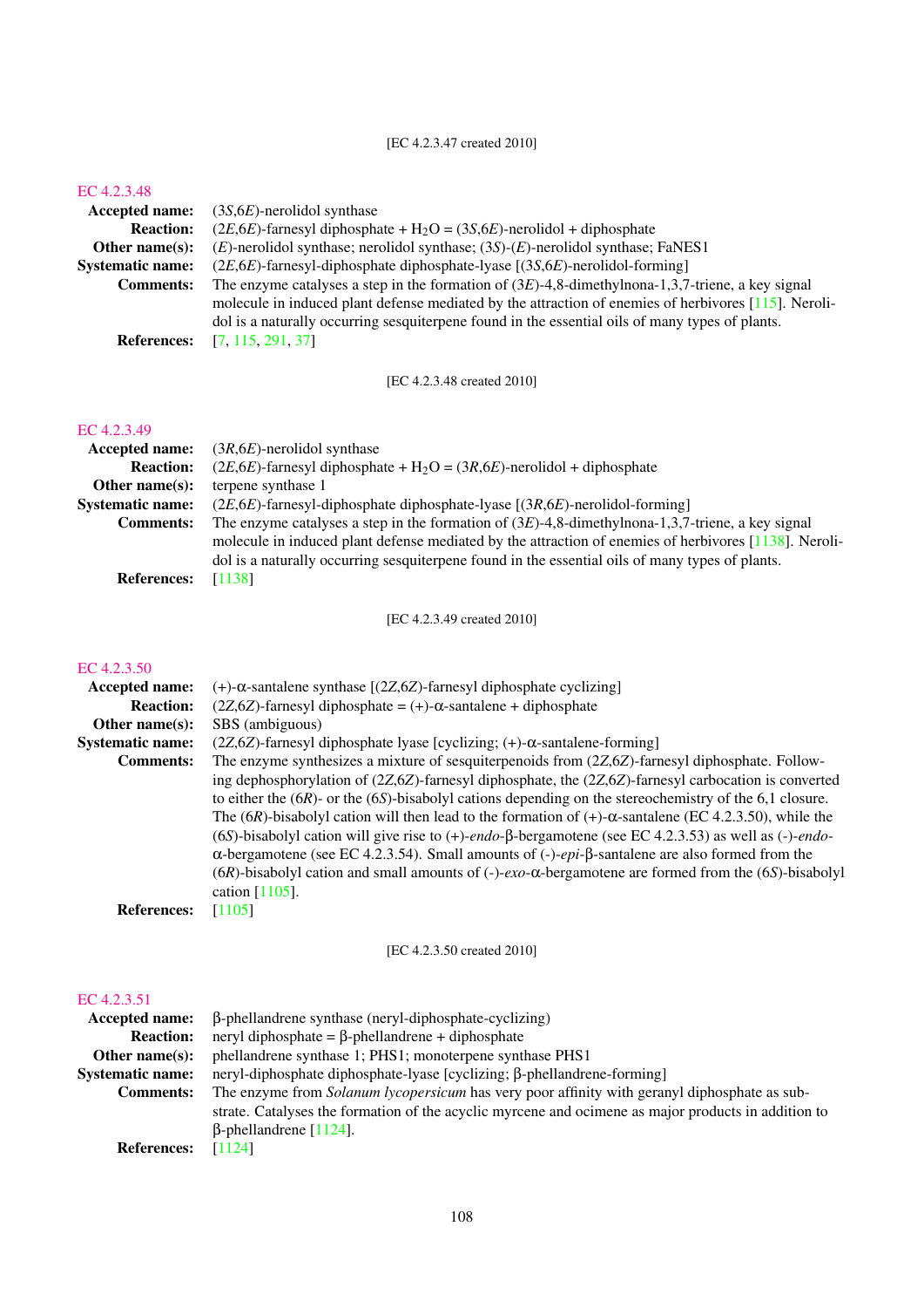[EC 4.2.3.47 created 2010]

## EC 4.2.3.48

**Accepted name:** (3*S*,6*E*)-nerolidol synthase

**Reaction:** (2*E*,6*E*)-farnesyl diphosphate + $H_2O$ = (3*S*,6*E*)-nerolidol + diphosphate

**Other name(s):** (*E*)-nerolidol synthase; nerolidol synthase; (3*S*)-(*E*)-nerolidol synthase; FaNES1

**Systematic name:** (2*E*,6*E*)-farnesyl-diphosphate diphosphate-lyase [(3*S*,6*E*)-nerolidol-forming]

**Comments:** The enzyme catalyses a step in the formation of (3*E*)-4,8-dimethylnona-1,3,7-triene, a key signal molecule in induced plant defense mediated by the attraction of enemies of herbivores [115]. Nerolidol is a naturally occurring sesquiterpene found in the essential oils of many types of plants.

**References:** [7, 115, 291, 37]

[EC 4.2.3.48 created 2010]

## EC 4.2.3.49

**Accepted name:** (3*R*,6*E*)-nerolidol synthase

**Reaction:** (2*E*,6*E*)-farnesyl diphosphate + $H_2O$ = (3*R*,6*E*)-nerolidol + diphosphate

**Other name(s):** terpene synthase 1

**Systematic name:** (2*E*,6*E*)-farnesyl-diphosphate diphosphate-lyase [(3*R*,6*E*)-nerolidol-forming]

**Comments:** The enzyme catalyses a step in the formation of (3*E*)-4,8-dimethylnona-1,3,7-triene, a key signal molecule in induced plant defense mediated by the attraction of enemies of herbivores [1138]. Nerolidol is a naturally occurring sesquiterpene found in the essential oils of many types of plants.

**References:** [1138]

[EC 4.2.3.49 created 2010]

## EC 4.2.3.50

**Accepted name:** (+)-α-santalene synthase [(2*Z*,6*Z*)-farnesyl diphosphate cyclizing]

**Reaction:** (2*Z*,6*Z*)-farnesyl diphosphate = (+)-α-santalene + diphosphate

**Other name(s):** SBS (ambiguous)

**Systematic name:** (2*Z*,6*Z*)-farnesyl diphosphate lyase [cyclizing; (+)-α-santalene-forming]

**Comments:** The enzyme synthesizes a mixture of sesquiterpenoids from (2*Z*,6*Z*)-farnesyl diphosphate. Following dephosphorylation of (2*Z*,6*Z*)-farnesyl diphosphate, the (2*Z*,6*Z*)-farnesyl carbocation is converted to either the (6*R*)- or the (6*S*)-bisabolyl cations depending on the stereochemistry of the 6,1 closure. The (6*R*)-bisabolyl cation will then lead to the formation of (+)-α-santalene (EC 4.2.3.50), while the (6*S*)-bisabolyl cation will give rise to (+)-*endo*-β-bergamotene (see EC 4.2.3.53) as well as (-)-*endo*-α-bergamotene (see EC 4.2.3.54). Small amounts of (-)-*epi*-β-santalene are also formed from the (6*R*)-bisabolyl cation and small amounts of (-)-*exo*-α-bergamotene are formed from the (6*S*)-bisabolyl cation [1105].

**References:** [1105]

[EC 4.2.3.50 created 2010]

## EC 4.2.3.51

**Accepted name:** β-phellandrene synthase (neryl-diphosphate-cyclizing)

**Reaction:** neryl diphosphate = β-phellandrene + diphosphate

**Other name(s):** phellandrene synthase 1; PHS1; monoterpene synthase PHS1

**Systematic name:** neryl-diphosphate diphosphate-lyase [cyclizing; β-phellandrene-forming]

**Comments:** The enzyme from *Solanum lycopersicum* has very poor affinity with geranyl diphosphate as substrate. Catalyses the formation of the acyclic myrcene and ocimene as major products in addition to β-phellandrene [1124].

**References:** [1124]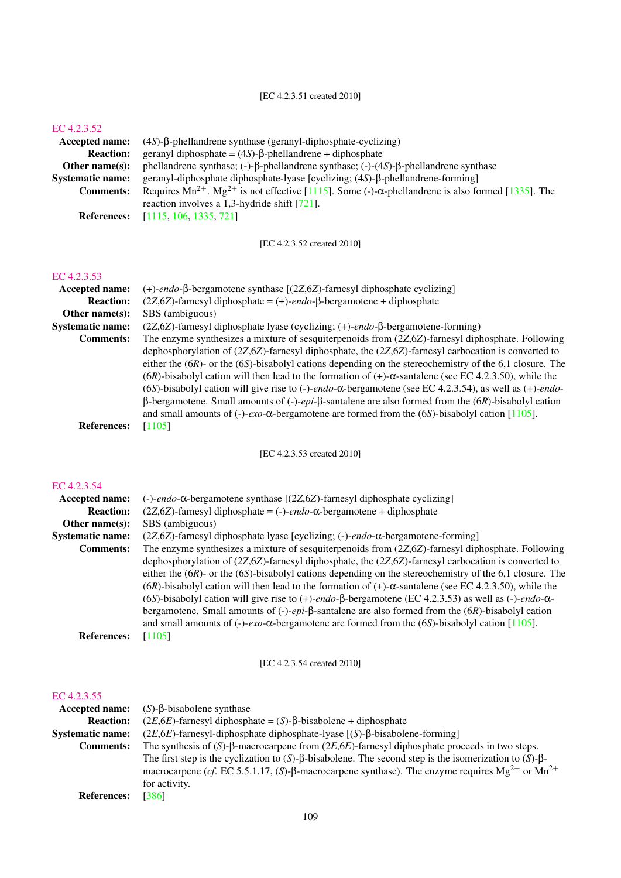[EC 4.2.3.51 created 2010]

EC 4.2.3.52

**Accepted name:** (4*S*)-β-phellandrene synthase (geranyl-diphosphate-cyclizing)

**Reaction:** geranyl diphosphate = (4*S*)-β-phellandrene + diphosphate

**Other name(s):** phellandrene synthase; (-)-β-phellandrene synthase; (-)-(4*S*)-β-phellandrene synthase

**Systematic name:** geranyl-diphosphate diphosphate-lyase [cyclizing; (4*S*)-β-phellandrene-forming]

**Comments:** Requires $Mn^{2+}$. $Mg^{2+}$ is not effective [1115]. Some (-)-α-phellandrene is also formed [1335]. The reaction involves a 1,3-hydride shift [721].

**References:** [1115, 106, 1335, 721]

[EC 4.2.3.52 created 2010]

EC 4.2.3.53

**Accepted name:** (+)-*endo*-β-bergamotene synthase [(2*Z*,6*Z*)-farnesyl diphosphate cyclizing]

**Reaction:** (2*Z*,6*Z*)-farnesyl diphosphate = (+)-*endo*-β-bergamotene + diphosphate

**Other name(s):** SBS (ambiguous)

**Systematic name:** (2*Z*,6*Z*)-farnesyl diphosphate lyase (cyclizing; (+)-*endo*-β-bergamotene-forming)

**Comments:** The enzyme synthesizes a mixture of sesquiterpenoids from (2*Z*,6*Z*)-farnesyl diphosphate. Following dephosphorylation of (2*Z*,6*Z*)-farnesyl diphosphate, the (2*Z*,6*Z*)-farnesyl carbocation is converted to either the (6*R*)- or the (6*S*)-bisabolyl cations depending on the stereochemistry of the 6,1 closure. The (6*R*)-bisabolyl cation will then lead to the formation of (+)-α-santalene (see EC 4.2.3.50), while the (6*S*)-bisabolyl cation will give rise to (-)-*endo*-α-bergamotene (see EC 4.2.3.54), as well as (+)-*endo*-β-bergamotene. Small amounts of (-)-*epi*-β-santalene are also formed from the (6*R*)-bisabolyl cation and small amounts of (-)-*exo*-α-bergamotene are formed from the (6*S*)-bisabolyl cation [1105].

**References:** [1105]

[EC 4.2.3.53 created 2010]

EC 4.2.3.54

**Accepted name:** (-)-*endo*-α-bergamotene synthase [(2*Z*,6*Z*)-farnesyl diphosphate cyclizing]

**Reaction:** (2*Z*,6*Z*)-farnesyl diphosphate = (-)-*endo*-α-bergamotene + diphosphate

**Other name(s):** SBS (ambiguous)

**Systematic name:** (2*Z*,6*Z*)-farnesyl diphosphate lyase [cyclizing; (-)-*endo*-α-bergamotene-forming]

**Comments:** The enzyme synthesizes a mixture of sesquiterpenoids from (2*Z*,6*Z*)-farnesyl diphosphate. Following dephosphorylation of (2*Z*,6*Z*)-farnesyl diphosphate, the (2*Z*,6*Z*)-farnesyl carbocation is converted to either the (6*R*)- or the (6*S*)-bisabolyl cations depending on the stereochemistry of the 6,1 closure. The (6*R*)-bisabolyl cation will then lead to the formation of (+)-α-santalene (see EC 4.2.3.50), while the (6*S*)-bisabolyl cation will give rise to (+)-*endo*-β-bergamotene (EC 4.2.3.53) as well as (-)-*endo*-α-bergamotene. Small amounts of (-)-*epi*-β-santalene are also formed from the (6*R*)-bisabolyl cation and small amounts of (-)-*exo*-α-bergamotene are formed from the (6*S*)-bisabolyl cation [1105].

**References:** [1105]

[EC 4.2.3.54 created 2010]

EC 4.2.3.55

**Accepted name:** (*S*)-β-bisabolene synthase

**Reaction:** (2*E*,6*E*)-farnesyl diphosphate = (*S*)-β-bisabolene + diphosphate

**Systematic name:** (2*E*,6*E*)-farnesyl-diphosphate diphosphate-lyase [(*S*)-β-bisabolene-forming]

**Comments:** The synthesis of (*S*)-β-macrocarpene from (2*E*,6*E*)-farnesyl diphosphate proceeds in two steps. The first step is the cyclization to (*S*)-β-bisabolene. The second step is the isomerization to (*S*)-β-macrocarpene (*cf.* EC 5.5.1.17, (*S*)-β-macrocarpene synthase). The enzyme requires $Mg^{2+}$ or $Mn^{2+}$ for activity.

**References:** [386]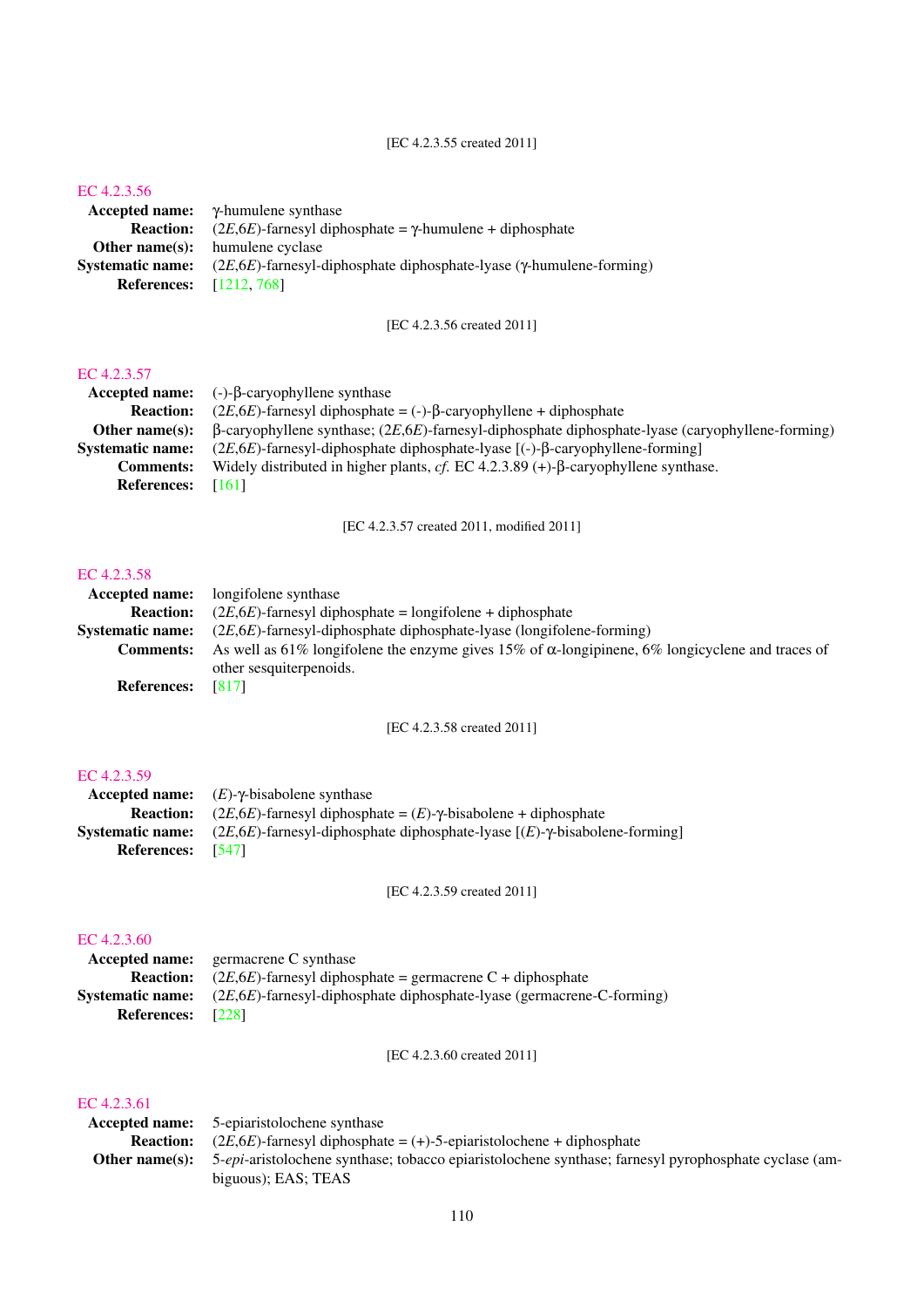[EC 4.2.3.55 created 2011]

EC 4.2.3.56

**Accepted name:** γ-humulene synthase

**Reaction:** (2*E*,6*E*)-farnesyl diphosphate = γ-humulene + diphosphate

**Other name(s):** humulene cyclase

**Systematic name:** (2*E*,6*E*)-farnesyl-diphosphate diphosphate-lyase (γ-humulene-forming)

**References:** [1212, 768]

[EC 4.2.3.56 created 2011]

EC 4.2.3.57

**Accepted name:** (-)-β-caryophyllene synthase

**Reaction:** (2*E*,6*E*)-farnesyl diphosphate = (-)-β-caryophyllene + diphosphate

**Other name(s):** β-caryophyllene synthase; (2*E*,6*E*)-farnesyl-diphosphate diphosphate-lyase (caryophyllene-forming)

**Systematic name:** (2*E*,6*E*)-farnesyl-diphosphate diphosphate-lyase [(-)-β-caryophyllene-forming]

**Comments:** Widely distributed in higher plants, *cf.* EC 4.2.3.89 (+)-β-caryophyllene synthase.

**References:** [161]

[EC 4.2.3.57 created 2011, modified 2011]

EC 4.2.3.58

**Accepted name:** longifolene synthase

**Reaction:** (2*E*,6*E*)-farnesyl diphosphate = longifolene + diphosphate

**Systematic name:** (2*E*,6*E*)-farnesyl-diphosphate diphosphate-lyase (longifolene-forming)

**Comments:** As well as 61% longifolene the enzyme gives 15% of α-longipinene, 6% longicyclene and traces of other sesquiterpenoids.

**References:** [817]

[EC 4.2.3.58 created 2011]

EC 4.2.3.59

**Accepted name:** (*E*)-γ-bisabolene synthase

**Reaction:** (2*E*,6*E*)-farnesyl diphosphate = (*E*)-γ-bisabolene + diphosphate

**Systematic name:** (2*E*,6*E*)-farnesyl-diphosphate diphosphate-lyase [(*E*)-γ-bisabolene-forming]

**References:** [547]

[EC 4.2.3.59 created 2011]

EC 4.2.3.60

**Accepted name:** germacrene C synthase

**Reaction:** (2*E*,6*E*)-farnesyl diphosphate = germacrene C + diphosphate

**Systematic name:** (2*E*,6*E*)-farnesyl-diphosphate diphosphate-lyase (germacrene-C-forming)

**References:** [228]

[EC 4.2.3.60 created 2011]

EC 4.2.3.61

**Accepted name:** 5-epiaristolochene synthase

**Reaction:** (2*E*,6*E*)-farnesyl diphosphate = (+)-5-epiaristolochene + diphosphate

**Other name(s):** 5-*epi*-aristolochene synthase; tobacco epiaristolochene synthase; farnesyl pyrophosphate cyclase (ambiguous); EAS; TEAS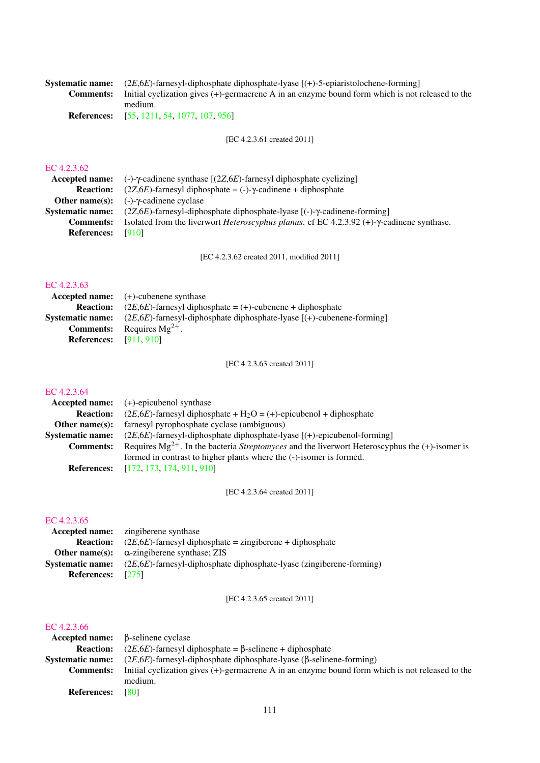**Systematic name:** (2*E*,6*E*)-farnesyl-diphosphate diphosphate-lyase [(+)-5-epiaristolochene-forming]
**Comments:** Initial cyclization gives (+)-germacrene A in an enzyme bound form which is not released to the medium.
**References:** [55, 1211, 54, 1077, 107, 956]

[EC 4.2.3.61 created 2011]

### EC 4.2.3.62

**Accepted name:** (-)-γ-cadinene synthase [(2*Z*,6*E*)-farnesyl diphosphate cyclizing]
**Reaction:** (2*Z*,6*E*)-farnesyl diphosphate = (-)-γ-cadinene + diphosphate
**Other name(s):** (-)-γ-cadinene cyclase
**Systematic name:** (2*Z*,6*E*)-farnesyl-diphosphate diphosphate-lyase [(-)-γ-cadinene-forming]
**Comments:** Isolated from the liverwort *Heteroscyphus planus*. cf EC 4.2.3.92 (+)-γ-cadinene synthase.
**References:** [910]

[EC 4.2.3.62 created 2011, modified 2011]

### EC 4.2.3.63

**Accepted name:** (+)-cubenene synthase
**Reaction:** (2*E*,6*E*)-farnesyl diphosphate = (+)-cubenene + diphosphate
**Systematic name:** (2*E*,6*E*)-farnesyl-diphosphate diphosphate-lyase [(+)-cubenene-forming]
**Comments:** Requires $Mg^{2+}$.
**References:** [911, 910]

[EC 4.2.3.63 created 2011]

### EC 4.2.3.64

**Accepted name:** (+)-epicubenol synthase
**Reaction:** (2*E*,6*E*)-farnesyl diphosphate + $H_2O$ = (+)-epicubenol + diphosphate
**Other name(s):** farnesyl pyrophosphate cyclase (ambiguous)
**Systematic name:** (2*E*,6*E*)-farnesyl-diphosphate diphosphate-lyase [(+)-epicubenol-forming]
**Comments:** Requires $Mg^{2+}$. In the bacteria *Streptomyces* and the liverwort Heteroscyphus the (+)-isomer is formed in contrast to higher plants where the (-)-isomer is formed.
**References:** [172, 173, 174, 911, 910]

[EC 4.2.3.64 created 2011]

### EC 4.2.3.65

**Accepted name:** zingiberene synthase
**Reaction:** (2*E*,6*E*)-farnesyl diphosphate = zingiberene + diphosphate
**Other name(s):** α-zingiberene synthase; ZIS
**Systematic name:** (2*E*,6*E*)-farnesyl-diphosphate diphosphate-lyase (zingiberene-forming)
**References:** [275]

[EC 4.2.3.65 created 2011]

### EC 4.2.3.66

**Accepted name:** β-selinene cyclase
**Reaction:** (2*E*,6*E*)-farnesyl diphosphate = β-selinene + diphosphate
**Systematic name:** (2*E*,6*E*)-farnesyl-diphosphate diphosphate-lyase (β-selinene-forming)
**Comments:** Initial cyclization gives (+)-germacrene A in an enzyme bound form which is not released to the medium.
**References:** [80]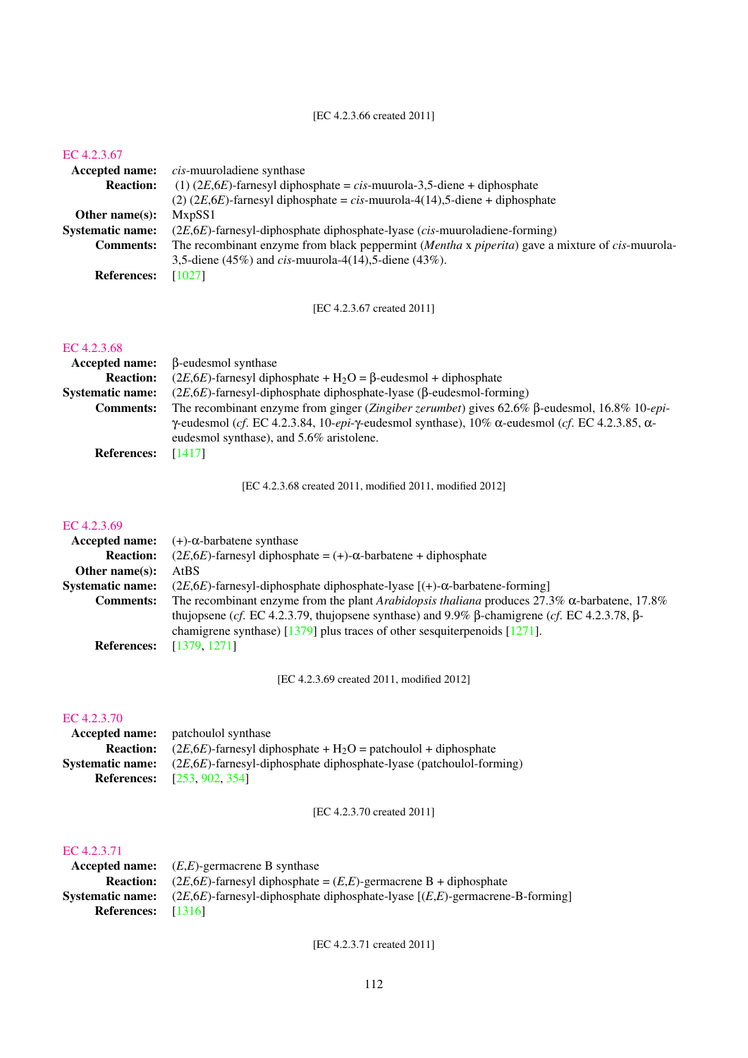[EC 4.2.3.66 created 2011]

## EC 4.2.3.67

**Accepted name:** *cis*-muuroladiene synthase

**Reaction:** (1) (2*E*,6*E*)-farnesyl diphosphate = *cis*-muurola-3,5-diene + diphosphate
(2) (2*E*,6*E*)-farnesyl diphosphate = *cis*-muurola-4(14),5-diene + diphosphate

**Other name(s):** MxpSS1

**Systematic name:** (2*E*,6*E*)-farnesyl-diphosphate diphosphate-lyase (*cis*-muuroladiene-forming)

**Comments:** The recombinant enzyme from black peppermint (*Mentha* x *piperita*) gave a mixture of *cis*-muurola-3,5-diene (45%) and *cis*-muurola-4(14),5-diene (43%).

**References:** [1027]

[EC 4.2.3.67 created 2011]

## EC 4.2.3.68

**Accepted name:** β-eudesmol synthase

**Reaction:** (2*E*,6*E*)-farnesyl diphosphate + $H_2O$ = β-eudesmol + diphosphate

**Systematic name:** (2*E*,6*E*)-farnesyl-diphosphate diphosphate-lyase (β-eudesmol-forming)

**Comments:** The recombinant enzyme from ginger (*Zingiber zerumbet*) gives 62.6% β-eudesmol, 16.8% 10-*epi*-γ-eudesmol (*cf.* EC 4.2.3.84, 10-*epi*-γ-eudesmol synthase), 10% α-eudesmol (*cf.* EC 4.2.3.85, α-eudesmol synthase), and 5.6% aristolene.

**References:** [1417]

[EC 4.2.3.68 created 2011, modified 2011, modified 2012]

## EC 4.2.3.69

**Accepted name:** (+)-α-barbatene synthase

**Reaction:** (2*E*,6*E*)-farnesyl diphosphate = (+)-α-barbatene + diphosphate

**Other name(s):** AtBS

**Systematic name:** (2*E*,6*E*)-farnesyl-diphosphate diphosphate-lyase [(+)-α-barbatene-forming]

**Comments:** The recombinant enzyme from the plant *Arabidopsis thaliana* produces 27.3% α-barbatene, 17.8% thujopsene (*cf.* EC 4.2.3.79, thujopsene synthase) and 9.9% β-chamigrene (*cf.* EC 4.2.3.78, β-chamigrene synthase) [1379] plus traces of other sesquiterpenoids [1271].

**References:** [1379, 1271]

[EC 4.2.3.69 created 2011, modified 2012]

## EC 4.2.3.70

**Accepted name:** patchoulol synthase

**Reaction:** (2*E*,6*E*)-farnesyl diphosphate + $H_2O$ = patchoulol + diphosphate

**Systematic name:** (2*E*,6*E*)-farnesyl-diphosphate diphosphate-lyase (patchoulol-forming)

**References:** [253, 902, 354]

[EC 4.2.3.70 created 2011]

## EC 4.2.3.71

**Accepted name:** (*E*,*E*)-germacrene B synthase

**Reaction:** (2*E*,6*E*)-farnesyl diphosphate = (*E*,*E*)-germacrene B + diphosphate

**Systematic name:** (2*E*,6*E*)-farnesyl-diphosphate diphosphate-lyase [(*E*,*E*)-germacrene-B-forming]

**References:** [1316]

[EC 4.2.3.71 created 2011]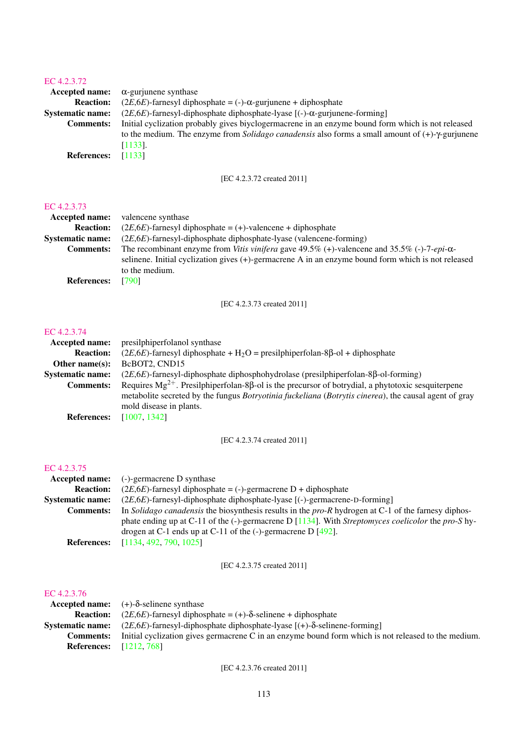## EC 4.2.3.72

**Accepted name:** α-gurjunene synthase

**Reaction:** (2*E*,6*E*)-farnesyl diphosphate = (-)-α-gurjunene + diphosphate

**Systematic name:** (2*E*,6*E*)-farnesyl-diphosphate diphosphate-lyase [(-)-α-gurjunene-forming]

**Comments:** Initial cyclization probably gives biyclogermacrene in an enzyme bound form which is not released to the medium. The enzyme from *Solidago canadensis* also forms a small amount of (+)-γ-gurjunene [1133].

**References:** [1133]

[EC 4.2.3.72 created 2011]

## EC 4.2.3.73

**Accepted name:** valencene synthase

**Reaction:** (2*E*,6*E*)-farnesyl diphosphate = (+)-valencene + diphosphate

**Systematic name:** (2*E*,6*E*)-farnesyl-diphosphate diphosphate-lyase (valencene-forming)

**Comments:** The recombinant enzyme from *Vitis vinifera* gave 49.5% (+)-valencene and 35.5% (-)-7-*epi*-α-selinene. Initial cyclization gives (+)-germacrene A in an enzyme bound form which is not released to the medium.

**References:** [790]

[EC 4.2.3.73 created 2011]

## EC 4.2.3.74

**Accepted name:** presilphiperfolanol synthase

**Reaction:** (2*E*,6*E*)-farnesyl diphosphate + $H_2O$ = presilphiperfolan-8β-ol + diphosphate

**Other name(s):** BcBOT2, CND15

**Systematic name:** (2*E*,6*E*)-farnesyl-diphosphate diphosphohydrolase (presilphiperfolan-8β-ol-forming)

**Comments:** Requires $Mg^{2+}$. Presilphiperfolan-8β-ol is the precursor of botrydial, a phytotoxic sesquiterpene metabolite secreted by the fungus *Botryotinia fuckeliana* (*Botrytis cinerea*), the causal agent of gray mold disease in plants.

**References:** [1007, 1342]

[EC 4.2.3.74 created 2011]

## EC 4.2.3.75

**Accepted name:** (-)-germacrene D synthase

**Reaction:** (2*E*,6*E*)-farnesyl diphosphate = (-)-germacrene D + diphosphate

**Systematic name:** (2*E*,6*E*)-farnesyl-diphosphate diphosphate-lyase [(-)-germacrene-D-forming]

**Comments:** In *Solidago canadensis* the biosynthesis results in the *pro-R* hydrogen at C-1 of the farnesy diphosphate ending up at C-11 of the (-)-germacrene D [1134]. With *Streptomyces coelicolor* the *pro-S* hydrogen at C-1 ends up at C-11 of the (-)-germacrene D [492].

**References:** [1134, 492, 790, 1025]

[EC 4.2.3.75 created 2011]

## EC 4.2.3.76

**Accepted name:** (+)-δ-selinene synthase

**Reaction:** (2*E*,6*E*)-farnesyl diphosphate = (+)-δ-selinene + diphosphate

**Systematic name:** (2*E*,6*E*)-farnesyl-diphosphate diphosphate-lyase [(+)-δ-selinene-forming]

**Comments:** Initial cyclization gives germacrene C in an enzyme bound form which is not released to the medium.

**References:** [1212, 768]

[EC 4.2.3.76 created 2011]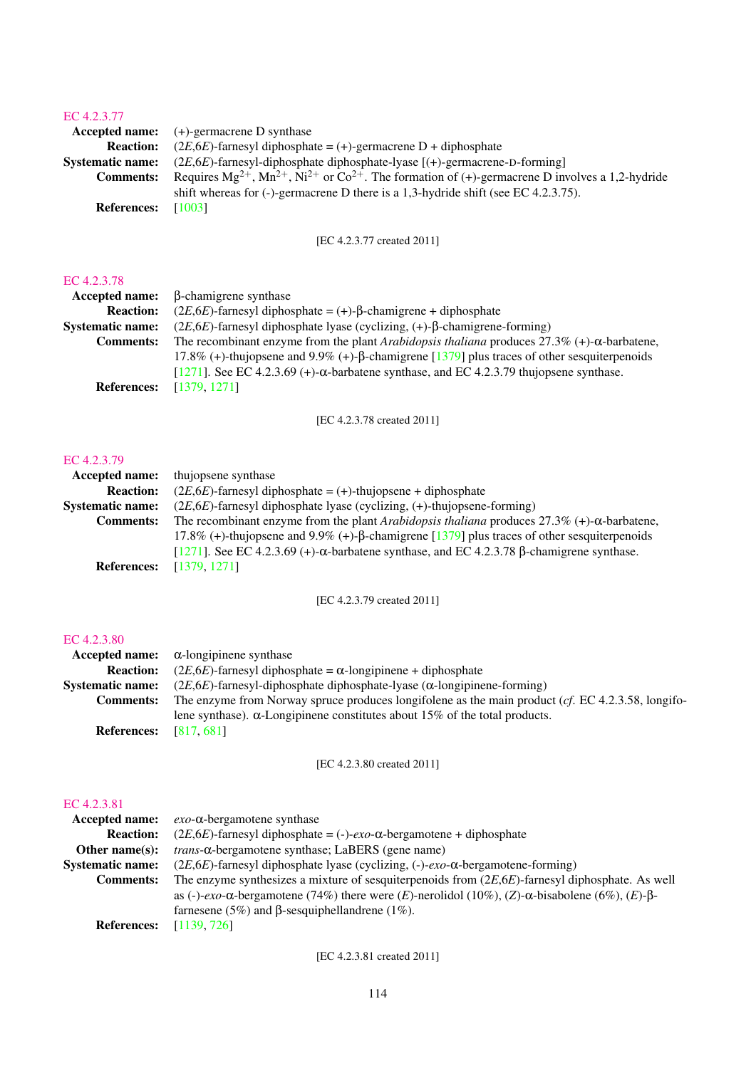## EC 4.2.3.77

**Accepted name:** (+)-germacrene D synthase

**Reaction:** (2*E*,6*E*)-farnesyl diphosphate = (+)-germacrene D + diphosphate

**Systematic name:** (2*E*,6*E*)-farnesyl-diphosphate diphosphate-lyase [(+)-germacrene-D-forming]

**Comments:** Requires $Mg^{2+}$, $Mn^{2+}$, $Ni^{2+}$ or $Co^{2+}$. The formation of (+)-germacrene D involves a 1,2-hydride shift whereas for (-)-germacrene D there is a 1,3-hydride shift (see EC 4.2.3.75).

**References:** [1003]

[EC 4.2.3.77 created 2011]

## EC 4.2.3.78

**Accepted name:** β-chamigrene synthase

**Reaction:** (2*E*,6*E*)-farnesyl diphosphate = (+)-β-chamigrene + diphosphate

**Systematic name:** (2*E*,6*E*)-farnesyl diphosphate lyase (cyclizing, (+)-β-chamigrene-forming)

**Comments:** The recombinant enzyme from the plant *Arabidopsis thaliana* produces 27.3% (+)-α-barbatene, 17.8% (+)-thujopsene and 9.9% (+)-β-chamigrene [1379] plus traces of other sesquiterpenoids [1271]. See EC 4.2.3.69 (+)-α-barbatene synthase, and EC 4.2.3.79 thujopsene synthase.

**References:** [1379, 1271]

[EC 4.2.3.78 created 2011]

## EC 4.2.3.79

**Accepted name:** thujopsene synthase

**Reaction:** (2*E*,6*E*)-farnesyl diphosphate = (+)-thujopsene + diphosphate

**Systematic name:** (2*E*,6*E*)-farnesyl diphosphate lyase (cyclizing, (+)-thujopsene-forming)

**Comments:** The recombinant enzyme from the plant *Arabidopsis thaliana* produces 27.3% (+)-α-barbatene, 17.8% (+)-thujopsene and 9.9% (+)-β-chamigrene [1379] plus traces of other sesquiterpenoids [1271]. See EC 4.2.3.69 (+)-α-barbatene synthase, and EC 4.2.3.78 β-chamigrene synthase.

**References:** [1379, 1271]

[EC 4.2.3.79 created 2011]

## EC 4.2.3.80

**Accepted name:** α-longipinene synthase

**Reaction:** (2*E*,6*E*)-farnesyl diphosphate = α-longipinene + diphosphate

**Systematic name:** (2*E*,6*E*)-farnesyl-diphosphate diphosphate-lyase (α-longipinene-forming)

**Comments:** The enzyme from Norway spruce produces longifolene as the main product (*cf*. EC 4.2.3.58, longifolene synthase). α-Longipinene constitutes about 15% of the total products.

**References:** [817, 681]

[EC 4.2.3.80 created 2011]

## EC 4.2.3.81

**Accepted name:** *exo*-α-bergamotene synthase

**Reaction:** (2*E*,6*E*)-farnesyl diphosphate = (-)-*exo*-α-bergamotene + diphosphate

**Other name(s):** *trans*-α-bergamotene synthase; LaBERS (gene name)

**Systematic name:** (2*E*,6*E*)-farnesyl diphosphate lyase (cyclizing, (-)-*exo*-α-bergamotene-forming)

**Comments:** The enzyme synthesizes a mixture of sesquiterpenoids from (2*E*,6*E*)-farnesyl diphosphate. As well as (-)-*exo*-α-bergamotene (74%) there were (*E*)-nerolidol (10%), (*Z*)-α-bisabolene (6%), (*E*)-β-farnesene (5%) and β-sesquiphellandrene (1%).

**References:** [1139, 726]

[EC 4.2.3.81 created 2011]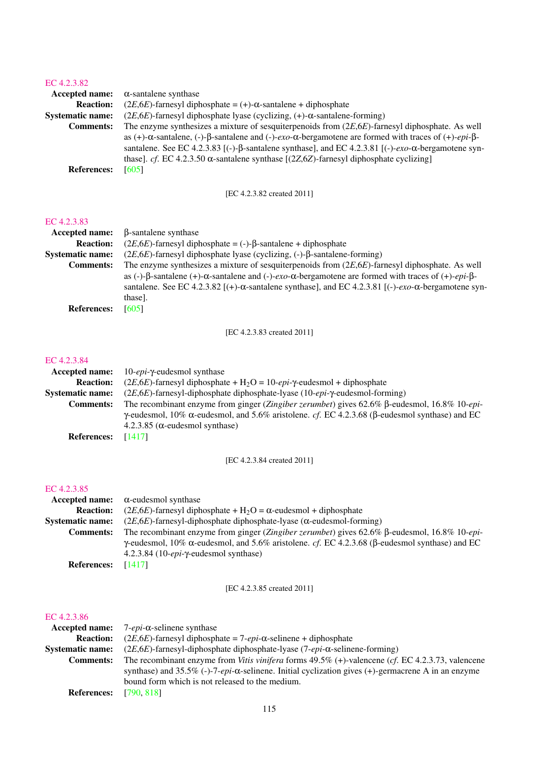## EC 4.2.3.82

**Accepted name:** α-santalene synthase

**Reaction:** (2*E*,6*E*)-farnesyl diphosphate = (+)-α-santalene + diphosphate

**Systematic name:** (2*E*,6*E*)-farnesyl diphosphate lyase (cyclizing, (+)-α-santalene-forming)

**Comments:** The enzyme synthesizes a mixture of sesquiterpenoids from (2*E*,6*E*)-farnesyl diphosphate. As well as (+)-α-santalene, (-)-β-santalene and (-)-*exo*-α-bergamotene are formed with traces of (+)-*epi*-β-santalene. See EC 4.2.3.83 [(-)-β-santalene synthase], and EC 4.2.3.81 [(-)-*exo*-α-bergamotene synthase]. *cf*. EC 4.2.3.50 α-santalene synthase [(2*Z*,6*Z*)-farnesyl diphosphate cyclizing]

**References:** [605]

[EC 4.2.3.82 created 2011]

## EC 4.2.3.83

**Accepted name:** β-santalene synthase

**Reaction:** (2*E*,6*E*)-farnesyl diphosphate = (-)-β-santalene + diphosphate

**Systematic name:** (2*E*,6*E*)-farnesyl diphosphate lyase (cyclizing, (-)-β-santalene-forming)

**Comments:** The enzyme synthesizes a mixture of sesquiterpenoids from (2*E*,6*E*)-farnesyl diphosphate. As well as (-)-β-santalene (+)-α-santalene and (-)-*exo*-α-bergamotene are formed with traces of (+)-*epi*-β-santalene. See EC 4.2.3.82 [(+)-α-santalene synthase], and EC 4.2.3.81 [(-)-*exo*-α-bergamotene synthase].

**References:** [605]

[EC 4.2.3.83 created 2011]

## EC 4.2.3.84

**Accepted name:** 10-*epi*-γ-eudesmol synthase

**Reaction:** (2*E*,6*E*)-farnesyl diphosphate + $H_2O$ = 10-*epi*-γ-eudesmol + diphosphate

**Systematic name:** (2*E*,6*E*)-farnesyl-diphosphate diphosphate-lyase (10-*epi*-γ-eudesmol-forming)

**Comments:** The recombinant enzyme from ginger (*Zingiber zerumbet*) gives 62.6% β-eudesmol, 16.8% 10-*epi*-γ-eudesmol, 10% α-eudesmol, and 5.6% aristolene. *cf*. EC 4.2.3.68 (β-eudesmol synthase) and EC 4.2.3.85 (α-eudesmol synthase)

**References:** [1417]

[EC 4.2.3.84 created 2011]

## EC 4.2.3.85

**Accepted name:** α-eudesmol synthase

**Reaction:** (2*E*,6*E*)-farnesyl diphosphate + $H_2O$ = α-eudesmol + diphosphate

**Systematic name:** (2*E*,6*E*)-farnesyl-diphosphate diphosphate-lyase (α-eudesmol-forming)

**Comments:** The recombinant enzyme from ginger (*Zingiber zerumbet*) gives 62.6% β-eudesmol, 16.8% 10-*epi*-γ-eudesmol, 10% α-eudesmol, and 5.6% aristolene. *cf*. EC 4.2.3.68 (β-eudesmol synthase) and EC 4.2.3.84 (10-*epi*-γ-eudesmol synthase)

**References:** [1417]

[EC 4.2.3.85 created 2011]

## EC 4.2.3.86

**Accepted name:** 7-*epi*-α-selinene synthase

**Reaction:** (2*E*,6*E*)-farnesyl diphosphate = 7-*epi*-α-selinene + diphosphate

**Systematic name:** (2*E*,6*E*)-farnesyl-diphosphate diphosphate-lyase (7-*epi*-α-selinene-forming)

**Comments:** The recombinant enzyme from *Vitis vinifera* forms 49.5% (+)-valencene (*cf*. EC 4.2.3.73, valencene synthase) and 35.5% (-)-7-*epi*-α-selinene. Initial cyclization gives (+)-germacrene A in an enzyme bound form which is not released to the medium.

**References:** [790, 818]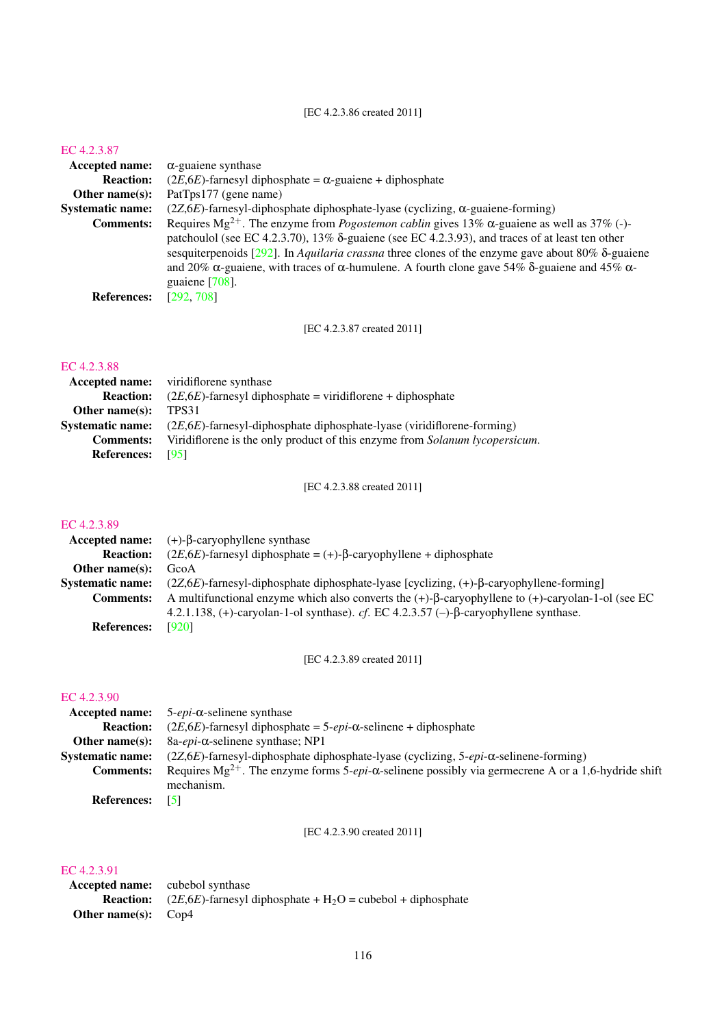[EC 4.2.3.86 created 2011]

## EC 4.2.3.87

**Accepted name:** α-guaiene synthase

**Reaction:** (2*E*,6*E*)-farnesyl diphosphate = α-guaiene + diphosphate

**Other name(s):** PatTps177 (gene name)

**Systematic name:** (2*Z*,6*E*)-farnesyl-diphosphate diphosphate-lyase (cyclizing, α-guaiene-forming)

**Comments:** Requires $Mg^{2+}$. The enzyme from *Pogostemon cablin* gives 13% α-guaiene as well as 37% (-)-patchoulol (see EC 4.2.3.70), 13% δ-guaiene (see EC 4.2.3.93), and traces of at least ten other sesquiterpenoids [292]. In *Aquilaria crassna* three clones of the enzyme gave about 80% δ-guaiene and 20% α-guaiene, with traces of α-humulene. A fourth clone gave 54% δ-guaiene and 45% α-guaiene [708].

**References:** [292, 708]

[EC 4.2.3.87 created 2011]

## EC 4.2.3.88

**Accepted name:** viridiflorene synthase

**Reaction:** (2*E*,6*E*)-farnesyl diphosphate = viridiflorene + diphosphate

**Other name(s):** TPS31

**Systematic name:** (2*E*,6*E*)-farnesyl-diphosphate diphosphate-lyase (viridiflorene-forming)

**Comments:** Viridiflorene is the only product of this enzyme from *Solanum lycopersicum*.

**References:** [95]

[EC 4.2.3.88 created 2011]

## EC 4.2.3.89

**Accepted name:** (+)-β-caryophyllene synthase

**Reaction:** (2*E*,6*E*)-farnesyl diphosphate = (+)-β-caryophyllene + diphosphate

**Other name(s):** GcoA

**Systematic name:** (2*Z*,6*E*)-farnesyl-diphosphate diphosphate-lyase [cyclizing, (+)-β-caryophyllene-forming]

**Comments:** A multifunctional enzyme which also converts the (+)-β-caryophyllene to (+)-caryolan-1-ol (see EC 4.2.1.138, (+)-caryolan-1-ol synthase). *cf.* EC 4.2.3.57 (–)-β-caryophyllene synthase.

**References:** [920]

[EC 4.2.3.89 created 2011]

## EC 4.2.3.90

**Accepted name:** 5-*epi*-α-selinene synthase

**Reaction:** (2*E*,6*E*)-farnesyl diphosphate = 5-*epi*-α-selinene + diphosphate

**Other name(s):** 8a-*epi*-α-selinene synthase; NP1

**Systematic name:** (2*Z*,6*E*)-farnesyl-diphosphate diphosphate-lyase (cyclizing, 5-*epi*-α-selinene-forming)

**Comments:** Requires $Mg^{2+}$. The enzyme forms 5-*epi*-α-selinene possibly via germecrene A or a 1,6-hydride shift mechanism.

**References:** [5]

[EC 4.2.3.90 created 2011]

## EC 4.2.3.91

**Accepted name:** cubebol synthase

**Reaction:** (2*E*,6*E*)-farnesyl diphosphate + $H_2O$ = cubebol + diphosphate

**Other name(s):** Cop4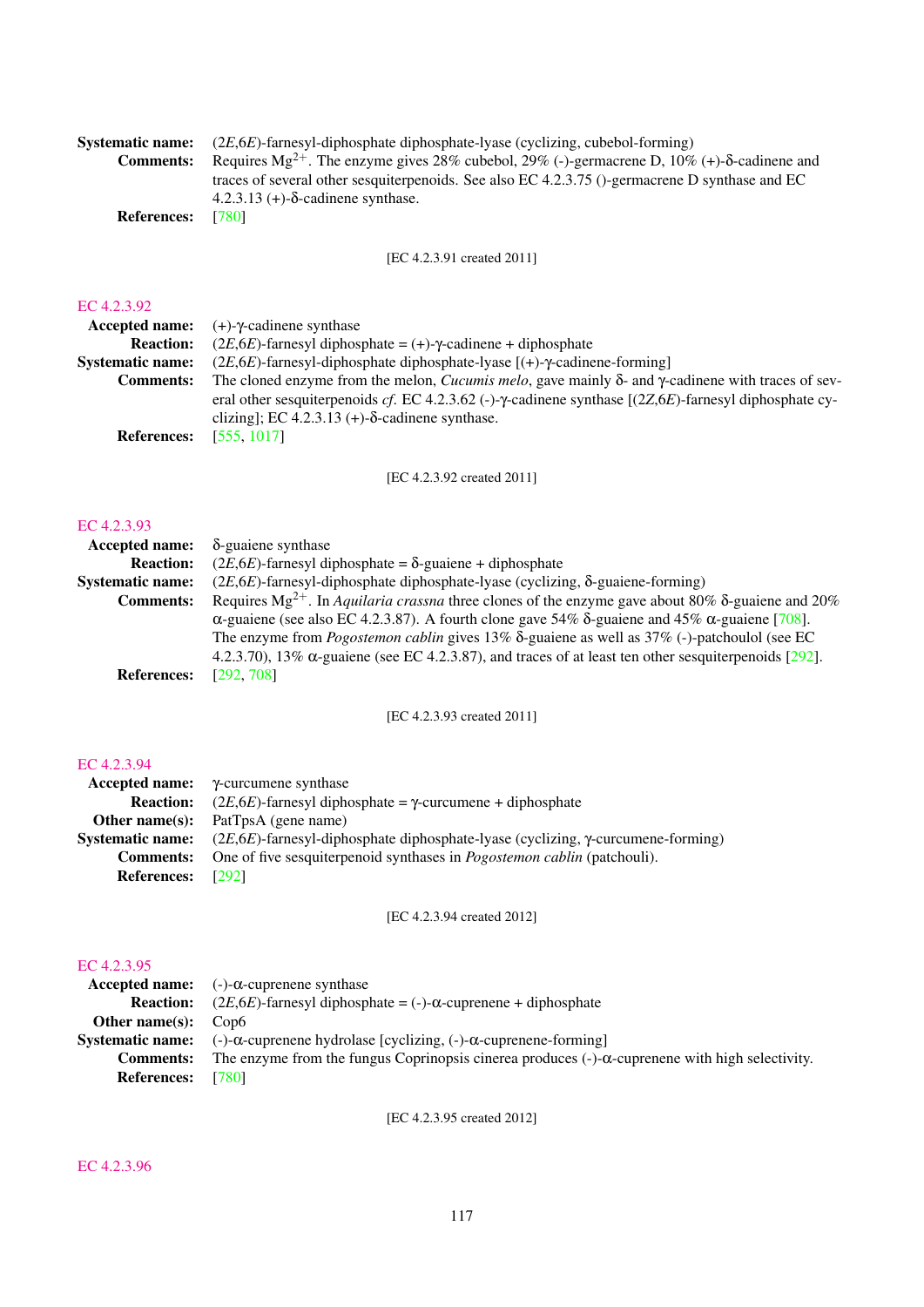**Systematic name:** (2*E*,6*E*)-farnesyl-diphosphate diphosphate-lyase (cyclizing, cubebol-forming)
**Comments:** Requires $Mg^{2+}$. The enzyme gives 28% cubebol, 29% (-)-germacrene D, 10% (+)-δ-cadinene and traces of several other sesquiterpenoids. See also EC 4.2.3.75 ()-germacrene D synthase and EC 4.2.3.13 (+)-δ-cadinene synthase.
**References:** [780]

[EC 4.2.3.91 created 2011]

## EC 4.2.3.92

**Accepted name:** (+)-γ-cadinene synthase
**Reaction:** (2*E*,6*E*)-farnesyl diphosphate = (+)-γ-cadinene + diphosphate
**Systematic name:** (2*E*,6*E*)-farnesyl-diphosphate diphosphate-lyase [(+)-γ-cadinene-forming]
**Comments:** The cloned enzyme from the melon, *Cucumis melo*, gave mainly δ- and γ-cadinene with traces of several other sesquiterpenoids *cf*. EC 4.2.3.62 (-)-γ-cadinene synthase [(2*Z*,6*E*)-farnesyl diphosphate cyclizing]; EC 4.2.3.13 (+)-δ-cadinene synthase.
**References:** [555, 1017]

[EC 4.2.3.92 created 2011]

## EC 4.2.3.93

**Accepted name:** δ-guaiene synthase
**Reaction:** (2*E*,6*E*)-farnesyl diphosphate = δ-guaiene + diphosphate
**Systematic name:** (2*E*,6*E*)-farnesyl-diphosphate diphosphate-lyase (cyclizing, δ-guaiene-forming)
**Comments:** Requires $Mg^{2+}$. In *Aquilaria crassna* three clones of the enzyme gave about 80% δ-guaiene and 20% α-guaiene (see also EC 4.2.3.87). A fourth clone gave 54% δ-guaiene and 45% α-guaiene [708]. The enzyme from *Pogostemon cablin* gives 13% δ-guaiene as well as 37% (-)-patchoulol (see EC 4.2.3.70), 13% α-guaiene (see EC 4.2.3.87), and traces of at least ten other sesquiterpenoids [292].
**References:** [292, 708]

[EC 4.2.3.93 created 2011]

## EC 4.2.3.94

**Accepted name:** γ-curcumene synthase
**Reaction:** (2*E*,6*E*)-farnesyl diphosphate = γ-curcumene + diphosphate
**Other name(s):** PatTpsA (gene name)
**Systematic name:** (2*E*,6*E*)-farnesyl-diphosphate diphosphate-lyase (cyclizing, γ-curcumene-forming)
**Comments:** One of five sesquiterpenoid synthases in *Pogostemon cablin* (patchouli).
**References:** [292]

[EC 4.2.3.94 created 2012]

## EC 4.2.3.95

**Accepted name:** (-)-α-cuprenene synthase
**Reaction:** (2*E*,6*E*)-farnesyl diphosphate = (-)-α-cuprenene + diphosphate
**Other name(s):** Cop6
**Systematic name:** (-)-α-cuprenene hydrolase [cyclizing, (-)-α-cuprenene-forming]
**Comments:** The enzyme from the fungus Coprinopsis cinerea produces (-)-α-cuprenene with high selectivity.
**References:** [780]

[EC 4.2.3.95 created 2012]

## EC 4.2.3.96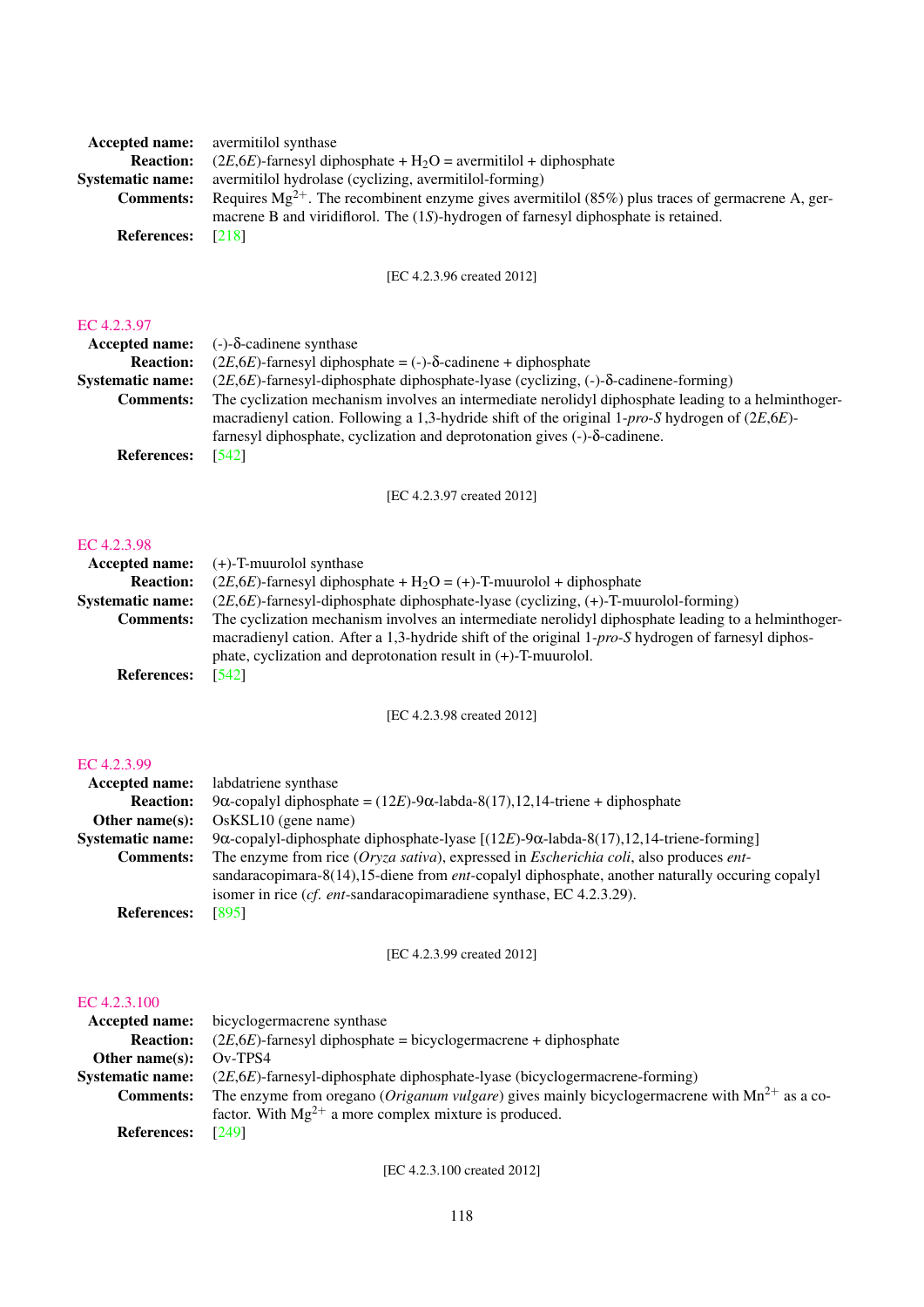**Accepted name:** avermitilol synthase

**Reaction:** (2*E*,6*E*)-farnesyl diphosphate + $H_2O$ = avermitilol + diphosphate

**Systematic name:** avermitilol hydrolase (cyclizing, avermitilol-forming)

**Comments:** Requires $Mg^{2+}$. The recombinent enzyme gives avermitilol (85%) plus traces of germacrene A, germacrene B and viridiflorol. The (1*S*)-hydrogen of farnesyl diphosphate is retained.

**References:** [218]

[EC 4.2.3.96 created 2012]

## EC 4.2.3.97

**Accepted name:** (-)-δ-cadinene synthase

**Reaction:** (2*E*,6*E*)-farnesyl diphosphate = (-)-δ-cadinene + diphosphate

**Systematic name:** (2*E*,6*E*)-farnesyl-diphosphate diphosphate-lyase (cyclizing, (-)-δ-cadinene-forming)

**Comments:** The cyclization mechanism involves an intermediate nerolidyl diphosphate leading to a helminthogermacradienyl cation. Following a 1,3-hydride shift of the original 1-*pro-S* hydrogen of (2*E*,6*E*)-farnesyl diphosphate, cyclization and deprotonation gives (-)-δ-cadinene.

**References:** [542]

[EC 4.2.3.97 created 2012]

## EC 4.2.3.98

**Accepted name:** (+)-T-muurolol synthase

**Reaction:** (2*E*,6*E*)-farnesyl diphosphate + $H_2O$ = (+)-T-muurolol + diphosphate

**Systematic name:** (2*E*,6*E*)-farnesyl-diphosphate diphosphate-lyase (cyclizing, (+)-T-muurolol-forming)

**Comments:** The cyclization mechanism involves an intermediate nerolidyl diphosphate leading to a helminthogermacradienyl cation. After a 1,3-hydride shift of the original 1-*pro-S* hydrogen of farnesyl diphosphate, cyclization and deprotonation result in (+)-T-muurolol.

**References:** [542]

[EC 4.2.3.98 created 2012]

## EC 4.2.3.99

**Accepted name:** labdatriene synthase

**Reaction:** 9α-copalyl diphosphate = (12*E*)-9α-labda-8(17),12,14-triene + diphosphate

**Other name(s):** OsKSL10 (gene name)

**Systematic name:** 9α-copalyl-diphosphate diphosphate-lyase [(12*E*)-9α-labda-8(17),12,14-triene-forming]

**Comments:** The enzyme from rice (*Oryza sativa*), expressed in *Escherichia coli*, also produces *ent*-sandaracopimara-8(14),15-diene from *ent*-copalyl diphosphate, another naturally occuring copalyl isomer in rice (*cf. ent*-sandaracopimaradiene synthase, EC 4.2.3.29).

**References:** [895]

[EC 4.2.3.99 created 2012]

## EC 4.2.3.100

**Accepted name:** bicyclogermacrene synthase

**Reaction:** (2*E*,6*E*)-farnesyl diphosphate = bicyclogermacrene + diphosphate

**Other name(s):** Ov-TPS4

**Systematic name:** (2*E*,6*E*)-farnesyl-diphosphate diphosphate-lyase (bicyclogermacrene-forming)

**Comments:** The enzyme from oregano (*Origanum vulgare*) gives mainly bicyclogermacrene with $Mn^{2+}$ as a cofactor. With $Mg^{2+}$ a more complex mixture is produced.

**References:** [249]

[EC 4.2.3.100 created 2012]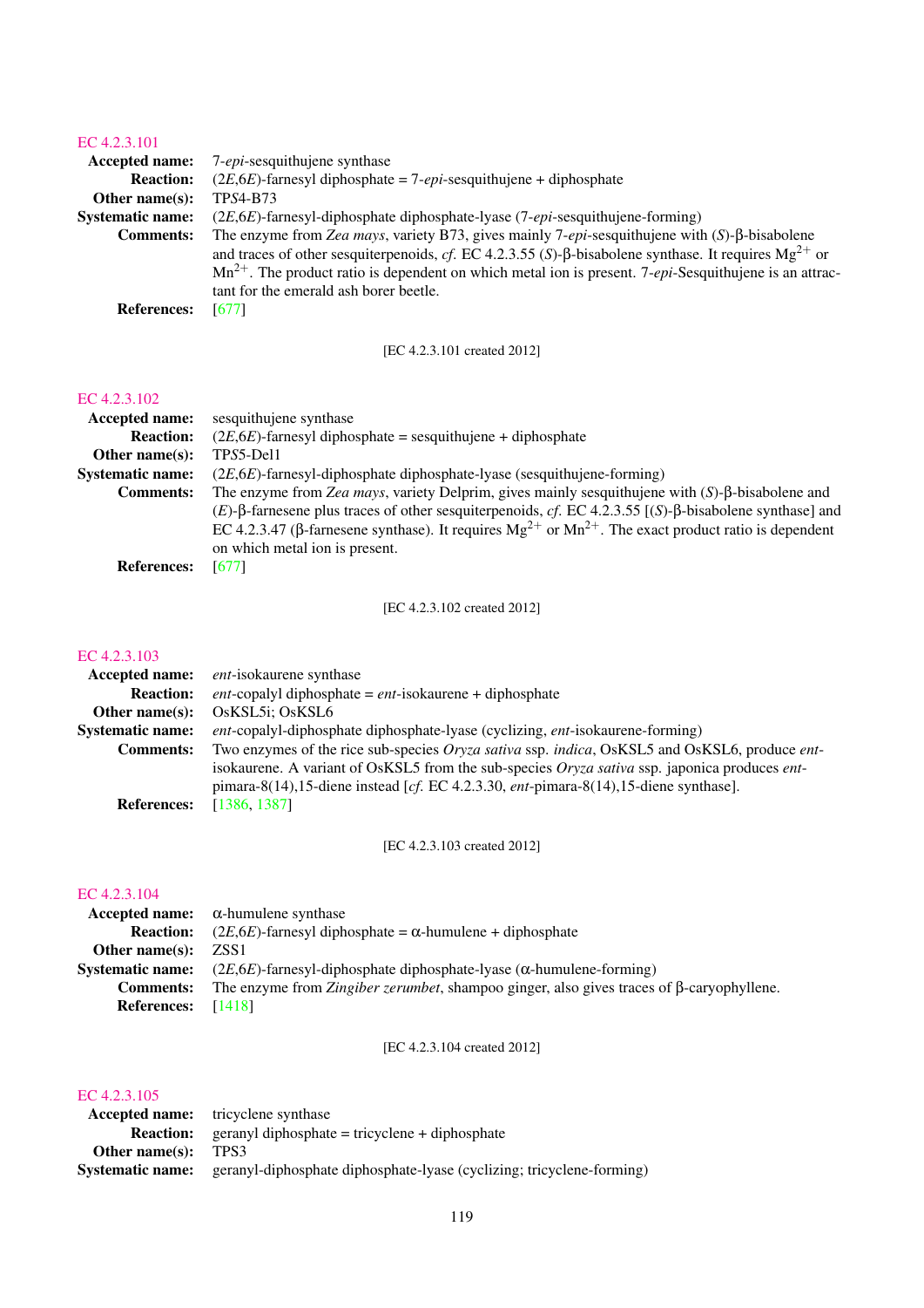### EC 4.2.3.101

**Accepted name:** 7-*epi*-sesquithujene synthase

**Reaction:** (2*E*,6*E*)-farnesyl diphosphate = 7-*epi*-sesquithujene + diphosphate

**Other name(s):** TP*S*4-B73

**Systematic name:** (2*E*,6*E*)-farnesyl-diphosphate diphosphate-lyase (7-*epi*-sesquithujene-forming)

**Comments:** The enzyme from *Zea mays*, variety B73, gives mainly 7-*epi*-sesquithujene with (*S*)-β-bisabolene and traces of other sesquiterpenoids, *cf.* EC 4.2.3.55 (*S*)-β-bisabolene synthase. It requires $Mg^{2+}$ or $Mn^{2+}$. The product ratio is dependent on which metal ion is present. 7-*epi*-Sesquithujene is an attractant for the emerald ash borer beetle.

**References:** [677]

[EC 4.2.3.101 created 2012]

### EC 4.2.3.102

**Accepted name:** sesquithujene synthase

**Reaction:** (2*E*,6*E*)-farnesyl diphosphate = sesquithujene + diphosphate

**Other name(s):** TP*S*5-Del1

**Systematic name:** (2*E*,6*E*)-farnesyl-diphosphate diphosphate-lyase (sesquithujene-forming)

**Comments:** The enzyme from *Zea mays*, variety Delprim, gives mainly sesquithujene with (*S*)-β-bisabolene and (*E*)-β-farnesene plus traces of other sesquiterpenoids, *cf.* EC 4.2.3.55 [(*S*)-β-bisabolene synthase] and EC 4.2.3.47 (β-farnesene synthase). It requires $Mg^{2+}$ or $Mn^{2+}$. The exact product ratio is dependent on which metal ion is present.

**References:** [677]

[EC 4.2.3.102 created 2012]

### EC 4.2.3.103

**Accepted name:** *ent*-isokaurene synthase

**Reaction:** *ent*-copalyl diphosphate = *ent*-isokaurene + diphosphate

**Other name(s):** OsKSL5i; OsKSL6

**Systematic name:** *ent*-copalyl-diphosphate diphosphate-lyase (cyclizing, *ent*-isokaurene-forming)

**Comments:** Two enzymes of the rice sub-species *Oryza sativa* ssp. *indica*, OsKSL5 and OsKSL6, produce *ent*-isokaurene. A variant of OsKSL5 from the sub-species *Oryza sativa* ssp. japonica produces *ent*-pimara-8(14),15-diene instead [*cf.* EC 4.2.3.30, *ent*-pimara-8(14),15-diene synthase].

**References:** [1386, 1387]

[EC 4.2.3.103 created 2012]

### EC 4.2.3.104

**Accepted name:** α-humulene synthase

**Reaction:** (2*E*,6*E*)-farnesyl diphosphate = α-humulene + diphosphate

**Other name(s):** ZSS1

**Systematic name:** (2*E*,6*E*)-farnesyl-diphosphate diphosphate-lyase (α-humulene-forming)

**Comments:** The enzyme from *Zingiber zerumbet*, shampoo ginger, also gives traces of β-caryophyllene.

**References:** [1418]

[EC 4.2.3.104 created 2012]

### EC 4.2.3.105

**Accepted name:** tricyclene synthase

**Reaction:** geranyl diphosphate = tricyclene + diphosphate

**Other name(s):** TPS3

**Systematic name:** geranyl-diphosphate diphosphate-lyase (cyclizing; tricyclene-forming)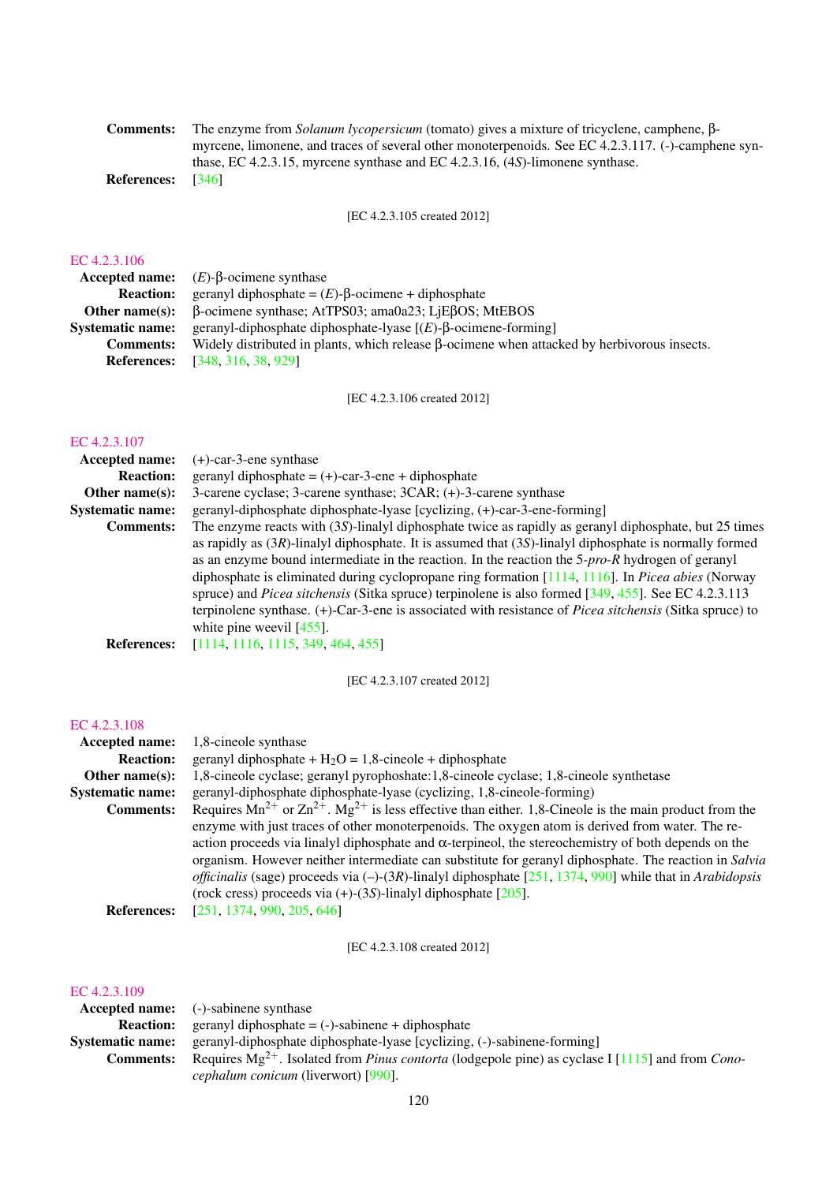**Comments:** The enzyme from *Solanum lycopersicum* (tomato) gives a mixture of tricyclene, camphene, β-myrcene, limonene, and traces of several other monoterpenoids. See EC 4.2.3.117. (-)-camphene synthase, EC 4.2.3.15, myrcene synthase and EC 4.2.3.16, (4*S*)-limonene synthase.

**References:** [346]

[EC 4.2.3.105 created 2012]

## EC 4.2.3.106

**Accepted name:** (*E*)-β-ocimene synthase

**Reaction:** geranyl diphosphate = (*E*)-β-ocimene + diphosphate

**Other name(s):** β-ocimene synthase; AtTPS03; ama0a23; LjEβOS; MtEBOS

**Systematic name:** geranyl-diphosphate diphosphate-lyase [(*E*)-β-ocimene-forming]

**Comments:** Widely distributed in plants, which release β-ocimene when attacked by herbivorous insects.

**References:** [348, 316, 38, 929]

[EC 4.2.3.106 created 2012]

## EC 4.2.3.107

**Accepted name:** (+)-car-3-ene synthase

**Reaction:** geranyl diphosphate = (+)-car-3-ene + diphosphate

**Other name(s):** 3-carene cyclase; 3-carene synthase; 3CAR; (+)-3-carene synthase

**Systematic name:** geranyl-diphosphate diphosphate-lyase [cyclizing, (+)-car-3-ene-forming]

**Comments:** The enzyme reacts with (3*S*)-linalyl diphosphate twice as rapidly as geranyl diphosphate, but 25 times as rapidly as (3*R*)-linalyl diphosphate. It is assumed that (3*S*)-linalyl diphosphate is normally formed as an enzyme bound intermediate in the reaction. In the reaction the 5-*pro-R* hydrogen of geranyl diphosphate is eliminated during cyclopropane ring formation [1114, 1116]. In *Picea abies* (Norway spruce) and *Picea sitchensis* (Sitka spruce) terpinolene is also formed [349, 455]. See EC 4.2.3.113 terpinolene synthase. (+)-Car-3-ene is associated with resistance of *Picea sitchensis* (Sitka spruce) to white pine weevil [455].

**References:** [1114, 1116, 1115, 349, 464, 455]

[EC 4.2.3.107 created 2012]

## EC 4.2.3.108

**Accepted name:** 1,8-cineole synthase

**Reaction:** geranyl diphosphate + $H_2O$ = 1,8-cineole + diphosphate

**Other name(s):** 1,8-cineole cyclase; geranyl pyrophoshate:1,8-cineole cyclase; 1,8-cineole synthetase

**Systematic name:** geranyl-diphosphate diphosphate-lyase (cyclizing, 1,8-cineole-forming)

**Comments:** Requires $Mn^{2+}$ or $Zn^{2+}$. $Mg^{2+}$ is less effective than either. 1,8-Cineole is the main product from the enzyme with just traces of other monoterpenoids. The oxygen atom is derived from water. The reaction proceeds via linalyl diphosphate and α-terpineol, the stereochemistry of both depends on the organism. However neither intermediate can substitute for geranyl diphosphate. The reaction in *Salvia officinalis* (sage) proceeds via (–)-(3*R*)-linalyl diphosphate [251, 1374, 990] while that in *Arabidopsis* (rock cress) proceeds via (+)-(3*S*)-linalyl diphosphate [205].

**References:** [251, 1374, 990, 205, 646]

[EC 4.2.3.108 created 2012]

## EC 4.2.3.109

**Accepted name:** (-)-sabinene synthase

**Reaction:** geranyl diphosphate = (-)-sabinene + diphosphate

**Systematic name:** geranyl-diphosphate diphosphate-lyase [cyclizing, (-)-sabinene-forming]

**Comments:** Requires $Mg^{2+}$. Isolated from *Pinus contorta* (lodgepole pine) as cyclase I [1115] and from *Conocephalum conicum* (liverwort) [990].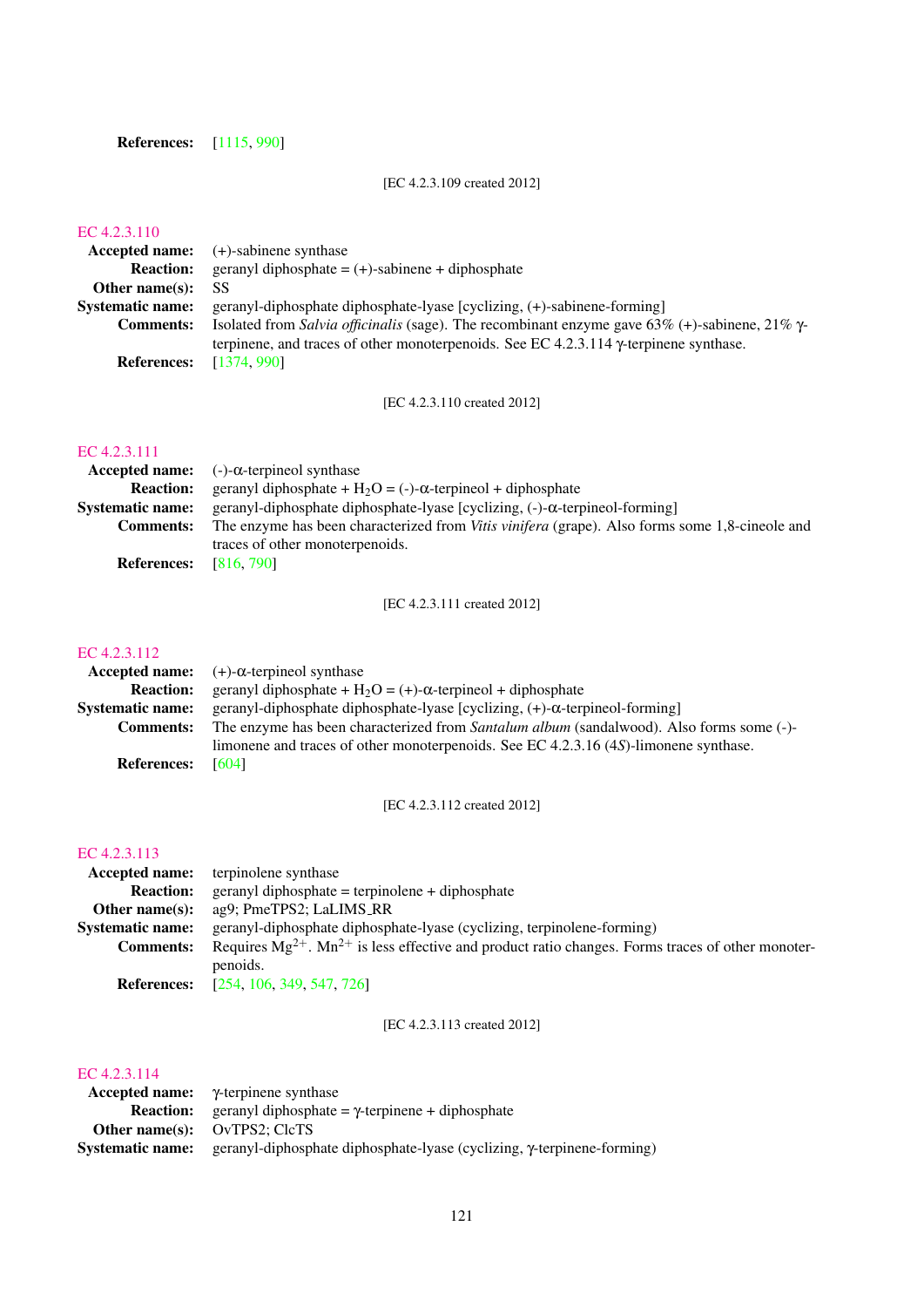**References:** [1115, 990]

[EC 4.2.3.109 created 2012]

## EC 4.2.3.110

**Accepted name:** (+)-sabinene synthase

**Reaction:** geranyl diphosphate = (+)-sabinene + diphosphate

**Other name(s):** SS

**Systematic name:** geranyl-diphosphate diphosphate-lyase [cyclizing, (+)-sabinene-forming]

**Comments:** Isolated from *Salvia officinalis* (sage). The recombinant enzyme gave 63% (+)-sabinene, 21% γ-terpinene, and traces of other monoterpenoids. See EC 4.2.3.114 γ-terpinene synthase.

**References:** [1374, 990]

[EC 4.2.3.110 created 2012]

## EC 4.2.3.111

**Accepted name:** (-)-α-terpineol synthase

**Reaction:** geranyl diphosphate + $H_2O$ = (-)-α-terpineol + diphosphate

**Systematic name:** geranyl-diphosphate diphosphate-lyase [cyclizing, (-)-α-terpineol-forming]

**Comments:** The enzyme has been characterized from *Vitis vinifera* (grape). Also forms some 1,8-cineole and traces of other monoterpenoids.

**References:** [816, 790]

[EC 4.2.3.111 created 2012]

## EC 4.2.3.112

**Accepted name:** (+)-α-terpineol synthase

**Reaction:** geranyl diphosphate + $H_2O$ = (+)-α-terpineol + diphosphate

**Systematic name:** geranyl-diphosphate diphosphate-lyase [cyclizing, (+)-α-terpineol-forming]

**Comments:** The enzyme has been characterized from *Santalum album* (sandalwood). Also forms some (-)-limonene and traces of other monoterpenoids. See EC 4.2.3.16 (4*S*)-limonene synthase.

**References:** [604]

[EC 4.2.3.112 created 2012]

## EC 4.2.3.113

**Accepted name:** terpinolene synthase

**Reaction:** geranyl diphosphate = terpinolene + diphosphate

**Other name(s):** ag9; PmeTPS2; LaLIMS_RR

**Systematic name:** geranyl-diphosphate diphosphate-lyase (cyclizing, terpinolene-forming)

**Comments:** Requires $Mg^{2+}$. $Mn^{2+}$ is less effective and product ratio changes. Forms traces of other monoterpenoids.

**References:** [254, 106, 349, 547, 726]

[EC 4.2.3.113 created 2012]

## EC 4.2.3.114

**Accepted name:** γ-terpinene synthase

**Reaction:** geranyl diphosphate = γ-terpinene + diphosphate

**Other name(s):** OvTPS2; ClcTS

**Systematic name:** geranyl-diphosphate diphosphate-lyase (cyclizing, γ-terpinene-forming)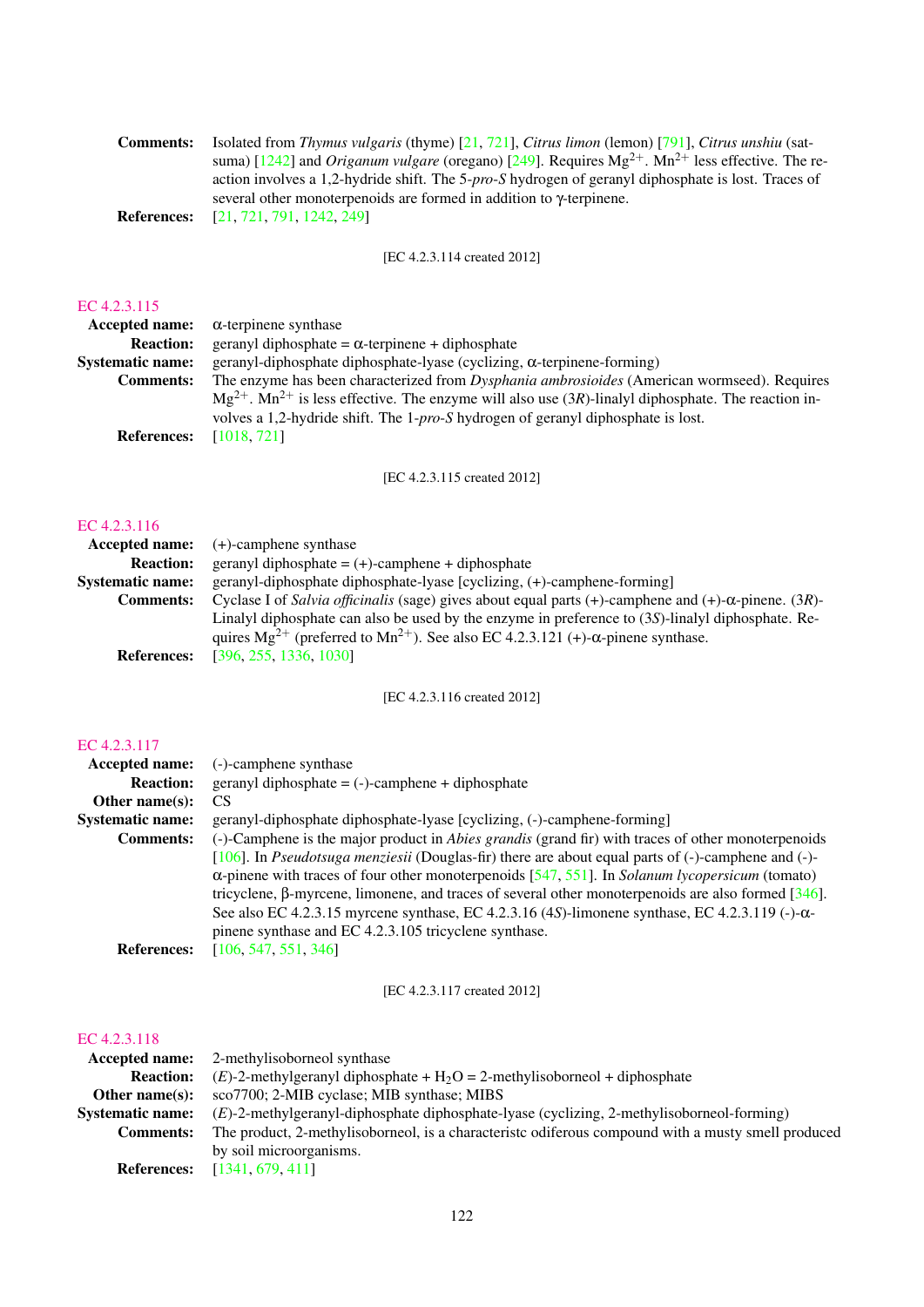**Comments:** Isolated from *Thymus vulgaris* (thyme) [21, 721], *Citrus limon* (lemon) [791], *Citrus unshiu* (satsuma) [1242] and *Origanum vulgare* (oregano) [249]. Requires $Mg^{2+}$. $Mn^{2+}$ less effective. The reaction involves a 1,2-hydride shift. The 5-*pro-S* hydrogen of geranyl diphosphate is lost. Traces of several other monoterpenoids are formed in addition to γ-terpinene.

**References:** [21, 721, 791, 1242, 249]

[EC 4.2.3.114 created 2012]

## EC 4.2.3.115

**Accepted name:** α-terpinene synthase

**Reaction:** geranyl diphosphate = α-terpinene + diphosphate

**Systematic name:** geranyl-diphosphate diphosphate-lyase (cyclizing, α-terpinene-forming)

**Comments:** The enzyme has been characterized from *Dysphania ambrosioides* (American wormseed). Requires $Mg^{2+}$. $Mn^{2+}$ is less effective. The enzyme will also use (3*R*)-linalyl diphosphate. The reaction involves a 1,2-hydride shift. The 1-*pro-S* hydrogen of geranyl diphosphate is lost.

**References:** [1018, 721]

[EC 4.2.3.115 created 2012]

## EC 4.2.3.116

**Accepted name:** (+)-camphene synthase

**Reaction:** geranyl diphosphate = (+)-camphene + diphosphate

**Systematic name:** geranyl-diphosphate diphosphate-lyase [cyclizing, (+)-camphene-forming]

**Comments:** Cyclase I of *Salvia officinalis* (sage) gives about equal parts (+)-camphene and (+)-α-pinene. (3*R*)-Linalyl diphosphate can also be used by the enzyme in preference to (3*S*)-linalyl diphosphate. Requires $Mg^{2+}$ (preferred to $Mn^{2+}$). See also EC 4.2.3.121 (+)-α-pinene synthase.

**References:** [396, 255, 1336, 1030]

[EC 4.2.3.116 created 2012]

## EC 4.2.3.117

**Accepted name:** (-)-camphene synthase

**Reaction:** geranyl diphosphate = (-)-camphene + diphosphate

**Other name(s):** CS

**Systematic name:** geranyl-diphosphate diphosphate-lyase [cyclizing, (-)-camphene-forming]

**Comments:** (-)-Camphene is the major product in *Abies grandis* (grand fir) with traces of other monoterpenoids [106]. In *Pseudotsuga menziesii* (Douglas-fir) there are about equal parts of (-)-camphene and (-)-α-pinene with traces of four other monoterpenoids [547, 551]. In *Solanum lycopersicum* (tomato) tricyclene, β-myrcene, limonene, and traces of several other monoterpenoids are also formed [346]. See also EC 4.2.3.15 myrcene synthase, EC 4.2.3.16 (4*S*)-limonene synthase, EC 4.2.3.119 (-)-α-pinene synthase and EC 4.2.3.105 tricyclene synthase.

**References:** [106, 547, 551, 346]

[EC 4.2.3.117 created 2012]

## EC 4.2.3.118

**Accepted name:** 2-methylisoborneol synthase

**Reaction:** (*E*)-2-methylgeranyl diphosphate + $H_2O$ = 2-methylisoborneol + diphosphate

**Other name(s):** sco7700; 2-MIB cyclase; MIB synthase; MIBS

**Systematic name:** (*E*)-2-methylgeranyl-diphosphate diphosphate-lyase (cyclizing, 2-methylisoborneol-forming)

**Comments:** The product, 2-methylisoborneol, is a characteristc odiferous compound with a musty smell produced by soil microorganisms.

**References:** [1341, 679, 411]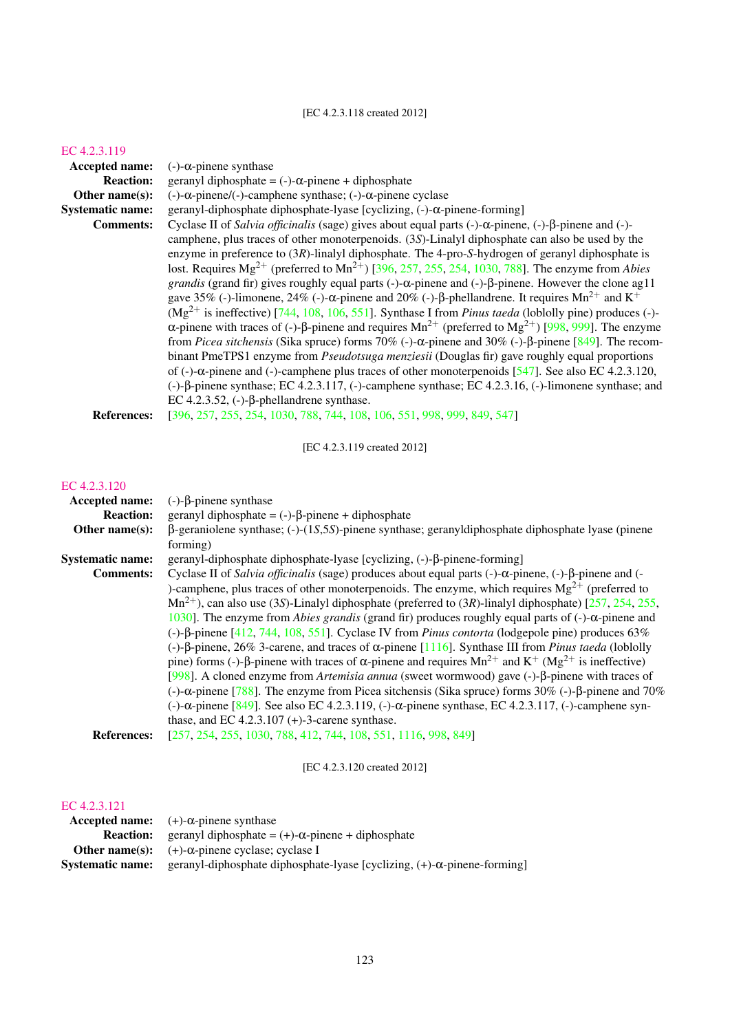[EC 4.2.3.118 created 2012]

## EC 4.2.3.119

**Accepted name:** (-)-α-pinene synthase

**Reaction:** geranyl diphosphate = (-)-α-pinene + diphosphate

**Other name(s):** (-)-α-pinene/(-)-camphene synthase; (-)-α-pinene cyclase

**Systematic name:** geranyl-diphosphate diphosphate-lyase [cyclizing, (-)-α-pinene-forming]

**Comments:** Cyclase II of *Salvia officinalis* (sage) gives about equal parts (-)-α-pinene, (-)-β-pinene and (-)-camphene, plus traces of other monoterpenoids. (3*S*)-Linalyl diphosphate can also be used by the enzyme in preference to (3*R*)-linalyl diphosphate. The 4-pro-*S*-hydrogen of geranyl diphosphate is lost. Requires $Mg^{2+}$ (preferred to $Mn^{2+}$) [396, 257, 255, 254, 1030, 788]. The enzyme from *Abies grandis* (grand fir) gives roughly equal parts (-)-α-pinene and (-)-β-pinene. However the clone ag11 gave 35% (-)-limonene, 24% (-)-α-pinene and 20% (-)-β-phellandrene. It requires $Mn^{2+}$ and $K^{+}$ ($Mg^{2+}$ is ineffective) [744, 108, 106, 551]. Synthase I from *Pinus taeda* (loblolly pine) produces (-)-α-pinene with traces of (-)-β-pinene and requires $Mn^{2+}$ (preferred to $Mg^{2+}$) [998, 999]. The enzyme from *Picea sitchensis* (Sika spruce) forms 70% (-)-α-pinene and 30% (-)-β-pinene [849]. The recombinant PmeTPS1 enzyme from *Pseudotsuga menziesii* (Douglas fir) gave roughly equal proportions of (-)-α-pinene and (-)-camphene plus traces of other monoterpenoids [547]. See also EC 4.2.3.120, (-)-β-pinene synthase; EC 4.2.3.117, (-)-camphene synthase; EC 4.2.3.16, (-)-limonene synthase; and EC 4.2.3.52, (-)-β-phellandrene synthase.

**References:** [396, 257, 255, 254, 1030, 788, 744, 108, 106, 551, 998, 999, 849, 547]

[EC 4.2.3.119 created 2012]

## EC 4.2.3.120

**Accepted name:** (-)-β-pinene synthase

**Reaction:** geranyl diphosphate = (-)-β-pinene + diphosphate

**Other name(s):** β-geraniolene synthase; (-)-(1*S*,5*S*)-pinene synthase; geranyldiphosphate diphosphate lyase (pinene forming)

**Systematic name:** geranyl-diphosphate diphosphate-lyase [cyclizing, (-)-β-pinene-forming]

**Comments:** Cyclase II of *Salvia officinalis* (sage) produces about equal parts (-)-α-pinene, (-)-β-pinene and (-)-camphene, plus traces of other monoterpenoids. The enzyme, which requires $Mg^{2+}$ (preferred to $Mn^{2+}$), can also use (3*S*)-Linalyl diphosphate (preferred to (3*R*)-linalyl diphosphate) [257, 254, 255, 1030]. The enzyme from *Abies grandis* (grand fir) produces roughly equal parts of (-)-α-pinene and (-)-β-pinene [412, 744, 108, 551]. Cyclase IV from *Pinus contorta* (lodgepole pine) produces 63% (-)-β-pinene, 26% 3-carene, and traces of α-pinene [1116]. Synthase III from *Pinus taeda* (loblolly pine) forms (-)-β-pinene with traces of α-pinene and requires $Mn^{2+}$ and $K^{+}$ ($Mg^{2+}$ is ineffective) [998]. A cloned enzyme from *Artemisia annua* (sweet wormwood) gave (-)-β-pinene with traces of (-)-α-pinene [788]. The enzyme from Picea sitchensis (Sika spruce) forms 30% (-)-β-pinene and 70% (-)-α-pinene [849]. See also EC 4.2.3.119, (-)-α-pinene synthase, EC 4.2.3.117, (-)-camphene synthase, and EC 4.2.3.107 (+)-3-carene synthase.

**References:** [257, 254, 255, 1030, 788, 412, 744, 108, 551, 1116, 998, 849]

[EC 4.2.3.120 created 2012]

## EC 4.2.3.121

**Accepted name:** (+)-α-pinene synthase

**Reaction:** geranyl diphosphate = (+)-α-pinene + diphosphate

**Other name(s):** (+)-α-pinene cyclase; cyclase I

**Systematic name:** geranyl-diphosphate diphosphate-lyase [cyclizing, (+)-α-pinene-forming]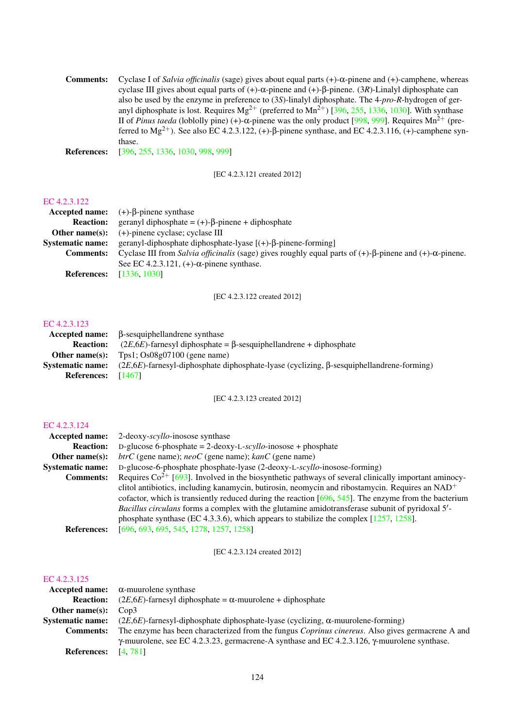**Comments:** Cyclase I of *Salvia officinalis* (sage) gives about equal parts (+)-α-pinene and (+)-camphene, whereas cyclase III gives about equal parts of (+)-α-pinene and (+)-β-pinene. (3*R*)-Linalyl diphosphate can also be used by the enzyme in preference to (3*S*)-linalyl diphosphate. The 4-*pro-R*-hydrogen of geranyl diphosphate is lost. Requires $Mg^{2+}$ (preferred to $Mn^{2+}$) [396, 255, 1336, 1030]. With synthase II of *Pinus taeda* (loblolly pine) (+)-α-pinene was the only product [998, 999]. Requires $Mn^{2+}$ (preferred to $Mg^{2+}$). See also EC 4.2.3.122, (+)-β-pinene synthase, and EC 4.2.3.116, (+)-camphene synthase.

**References:** [396, 255, 1336, 1030, 998, 999]

[EC 4.2.3.121 created 2012]

## EC 4.2.3.122

**Accepted name:** (+)-β-pinene synthase

**Reaction:** geranyl diphosphate = (+)-β-pinene + diphosphate

**Other name(s):** (+)-pinene cyclase; cyclase III

**Systematic name:** geranyl-diphosphate diphosphate-lyase [(+)-β-pinene-forming]

**Comments:** Cyclase III from *Salvia officinalis* (sage) gives roughly equal parts of (+)-β-pinene and (+)-α-pinene. See EC 4.2.3.121, (+)-α-pinene synthase.

**References:** [1336, 1030]

[EC 4.2.3.122 created 2012]

## EC 4.2.3.123

**Accepted name:** β-sesquiphellandrene synthase

**Reaction:** (2*E*,6*E*)-farnesyl diphosphate = β-sesquiphellandrene + diphosphate

**Other name(s):** Tps1; Os08g07100 (gene name)

**Systematic name:** (2*E*,6*E*)-farnesyl-diphosphate diphosphate-lyase (cyclizing, β-sesquiphellandrene-forming)

**References:** [1467]

[EC 4.2.3.123 created 2012]

## EC 4.2.3.124

**Accepted name:** 2-deoxy-*scyllo*-inosose synthase

**Reaction:** D-glucose 6-phosphate = 2-deoxy-L-*scyllo*-inosose + phosphate

**Other name(s):** *btrC* (gene name); *neoC* (gene name); *kanC* (gene name)

**Systematic name:** D-glucose-6-phosphate phosphate-lyase (2-deoxy-L-*scyllo*-inosose-forming)

**Comments:** Requires $Co^{2+}$ [693]. Involved in the biosynthetic pathways of several clinically important aminocyclitol antibiotics, including kanamycin, butirosin, neomycin and ribostamycin. Requires an $NAD^+$ cofactor, which is transiently reduced during the reaction [696, 545]. The enzyme from the bacterium *Bacillus circulans* forms a complex with the glutamine amidotransferase subunit of pyridoxal 5′-phosphate synthase (EC 4.3.3.6), which appears to stabilize the complex [1257, 1258].

**References:** [696, 693, 695, 545, 1278, 1257, 1258]

[EC 4.2.3.124 created 2012]

## EC 4.2.3.125

**Accepted name:** α-muurolene synthase

**Reaction:** (2*E*,6*E*)-farnesyl diphosphate = α-muurolene + diphosphate

**Other name(s):** Cop3

**Systematic name:** (2*E*,6*E*)-farnesyl-diphosphate diphosphate-lyase (cyclizing, α-muurolene-forming)

**Comments:** The enzyme has been characterized from the fungus *Coprinus cinereus*. Also gives germacrene A and γ-muurolene, see EC 4.2.3.23, germacrene-A synthase and EC 4.2.3.126, γ-muurolene synthase.

**References:** [4, 781]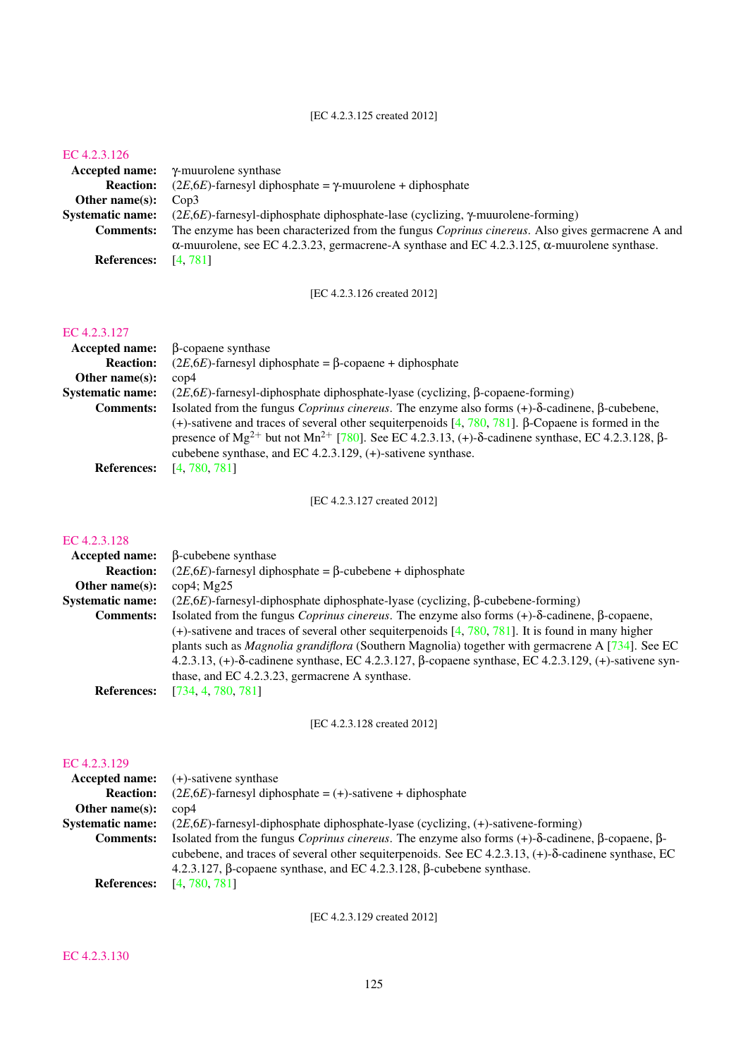[EC 4.2.3.125 created 2012]

## EC 4.2.3.126

**Accepted name:** γ-muurolene synthase

**Reaction:** (2*E*,6*E*)-farnesyl diphosphate = γ-muurolene + diphosphate

**Other name(s):** Cop3

**Systematic name:** (2*E*,6*E*)-farnesyl-diphosphate diphosphate-lase (cyclizing, γ-muurolene-forming)

**Comments:** The enzyme has been characterized from the fungus *Coprinus cinereus*. Also gives germacrene A and α-muurolene, see EC 4.2.3.23, germacrene-A synthase and EC 4.2.3.125, α-muurolene synthase.

**References:** [4, 781]

[EC 4.2.3.126 created 2012]

## EC 4.2.3.127

**Accepted name:** β-copaene synthase

**Reaction:** (2*E*,6*E*)-farnesyl diphosphate = β-copaene + diphosphate

**Other name(s):** cop4

**Systematic name:** (2*E*,6*E*)-farnesyl-diphosphate diphosphate-lyase (cyclizing, β-copaene-forming)

**Comments:** Isolated from the fungus *Coprinus cinereus*. The enzyme also forms (+)-δ-cadinene, β-cubebene, (+)-sativene and traces of several other sequiterpenoids [4, 780, 781]. β-Copaene is formed in the presence of $Mg^{2+}$ but not $Mn^{2+}$ [780]. See EC 4.2.3.13, (+)-δ-cadinene synthase, EC 4.2.3.128, β-cubebene synthase, and EC 4.2.3.129, (+)-sativene synthase.

**References:** [4, 780, 781]

[EC 4.2.3.127 created 2012]

## EC 4.2.3.128

**Accepted name:** β-cubebene synthase

**Reaction:** (2*E*,6*E*)-farnesyl diphosphate = β-cubebene + diphosphate

**Other name(s):** cop4; Mg25

**Systematic name:** (2*E*,6*E*)-farnesyl-diphosphate diphosphate-lyase (cyclizing, β-cubebene-forming)

**Comments:** Isolated from the fungus *Coprinus cinereus*. The enzyme also forms (+)-δ-cadinene, β-copaene, (+)-sativene and traces of several other sequiterpenoids [4, 780, 781]. It is found in many higher plants such as *Magnolia grandiflora* (Southern Magnolia) together with germacrene A [734]. See EC 4.2.3.13, (+)-δ-cadinene synthase, EC 4.2.3.127, β-copaene synthase, EC 4.2.3.129, (+)-sativene synthase, and EC 4.2.3.23, germacrene A synthase.

**References:** [734, 4, 780, 781]

[EC 4.2.3.128 created 2012]

## EC 4.2.3.129

**Accepted name:** (+)-sativene synthase

**Reaction:** (2*E*,6*E*)-farnesyl diphosphate = (+)-sativene + diphosphate

**Other name(s):** cop4

**Systematic name:** (2*E*,6*E*)-farnesyl-diphosphate diphosphate-lyase (cyclizing, (+)-sativene-forming)

**Comments:** Isolated from the fungus *Coprinus cinereus*. The enzyme also forms (+)-δ-cadinene, β-copaene, β-cubebene, and traces of several other sequiterpenoids. See EC 4.2.3.13, (+)-δ-cadinene synthase, EC 4.2.3.127, β-copaene synthase, and EC 4.2.3.128, β-cubebene synthase.

**References:** [4, 780, 781]

[EC 4.2.3.129 created 2012]

## EC 4.2.3.130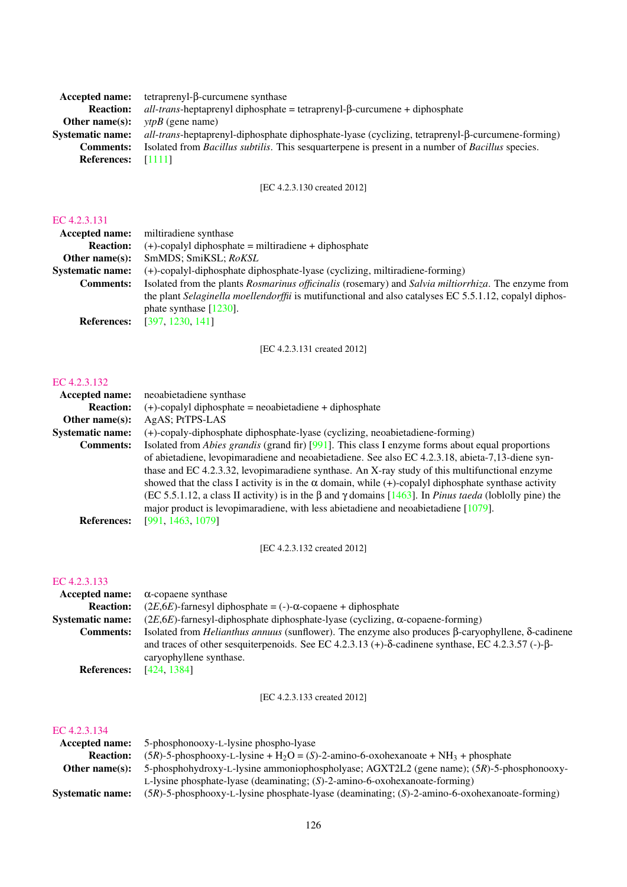**Accepted name:** tetraprenyl-β-curcumene synthase
**Reaction:** *all-trans*-heptaprenyl diphosphate = tetraprenyl-β-curcumene + diphosphate
**Other name(s):** *ytpB* (gene name)
**Systematic name:** *all-trans*-heptaprenyl-diphosphate diphosphate-lyase (cyclizing, tetraprenyl-β-curcumene-forming)
**Comments:** Isolated from *Bacillus subtilis*. This sesquarterpene is present in a number of *Bacillus* species.
**References:** [1111]

[EC 4.2.3.130 created 2012]

## EC 4.2.3.131

**Accepted name:** miltiradiene synthase
**Reaction:** (+)-copalyl diphosphate = miltiradiene + diphosphate
**Other name(s):** SmMDS; SmiKSL; *RoKSL*
**Systematic name:** (+)-copalyl-diphosphate diphosphate-lyase (cyclizing, miltiradiene-forming)
**Comments:** Isolated from the plants *Rosmarinus officinalis* (rosemary) and *Salvia miltiorrhiza*. The enzyme from the plant *Selaginella moellendorffii* is mutifunctional and also catalyses EC 5.5.1.12, copalyl diphosphate synthase [1230].
**References:** [397, 1230, 141]

[EC 4.2.3.131 created 2012]

## EC 4.2.3.132

**Accepted name:** neoabietadiene synthase
**Reaction:** (+)-copalyl diphosphate = neoabietadiene + diphosphate
**Other name(s):** AgAS; PtTPS-LAS
**Systematic name:** (+)-copaly-diphosphate diphosphate-lyase (cyclizing, neoabietadiene-forming)
**Comments:** Isolated from *Abies grandis* (grand fir) [991]. This class I enzyme forms about equal proportions of abietadiene, levopimaradiene and neoabietadiene. See also EC 4.2.3.18, abieta-7,13-diene synthase and EC 4.2.3.32, levopimaradiene synthase. An X-ray study of this multifunctional enzyme showed that the class I activity is in the α domain, while (+)-copalyl diphosphate synthase activity (EC 5.5.1.12, a class II activity) is in the β and γ domains [1463]. In *Pinus taeda* (loblolly pine) the major product is levopimaradiene, with less abietadiene and neoabietadiene [1079].
**References:** [991, 1463, 1079]

[EC 4.2.3.132 created 2012]

## EC 4.2.3.133

**Accepted name:** α-copaene synthase
**Reaction:** (2*E*,6*E*)-farnesyl diphosphate = (-)-α-copaene + diphosphate
**Systematic name:** (2*E*,6*E*)-farnesyl-diphosphate diphosphate-lyase (cyclizing, α-copaene-forming)
**Comments:** Isolated from *Helianthus annuus* (sunflower). The enzyme also produces β-caryophyllene, δ-cadinene and traces of other sesquiterpenoids. See EC 4.2.3.13 (+)-δ-cadinene synthase, EC 4.2.3.57 (-)-β-caryophyllene synthase.
**References:** [424, 1384]

[EC 4.2.3.133 created 2012]

## EC 4.2.3.134

**Accepted name:** 5-phosphonooxy-L-lysine phospho-lyase
**Reaction:** (5*R*)-5-phosphooxy-L-lysine + $H_2O$ = (*S*)-2-amino-6-oxohexanoate + $NH_3$ + phosphate
**Other name(s):** 5-phosphohydroxy-L-lysine ammoniophospholyase; AGXT2L2 (gene name); (5*R*)-5-phosphonooxy-L-lysine phosphate-lyase (deaminating; (*S*)-2-amino-6-oxohexanoate-forming)
**Systematic name:** (5*R*)-5-phosphooxy-L-lysine phosphate-lyase (deaminating; (*S*)-2-amino-6-oxohexanoate-forming)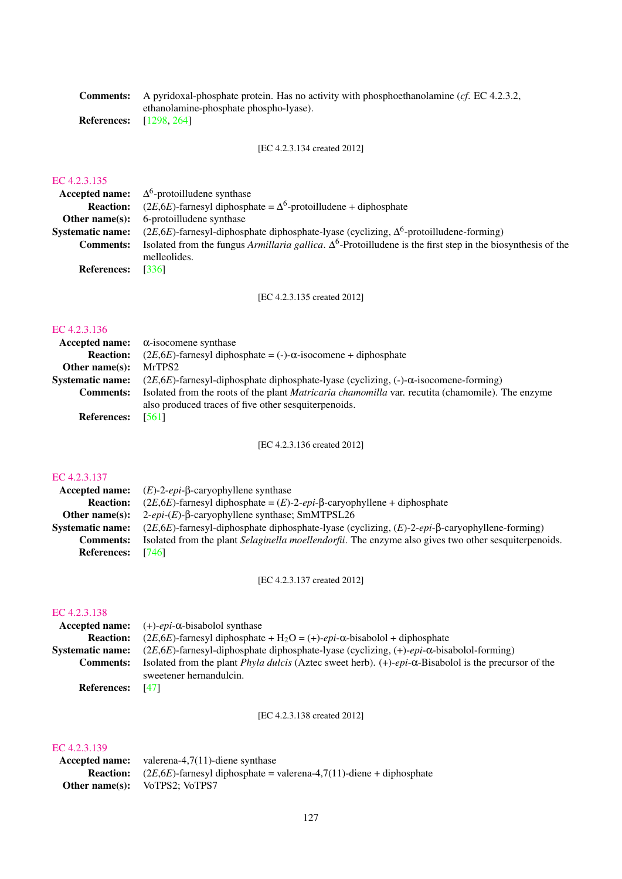**Comments:** A pyridoxal-phosphate protein. Has no activity with phosphoethanolamine (*cf.* EC 4.2.3.2, ethanolamine-phosphate phospho-lyase).

**References:** [1298, 264]

[EC 4.2.3.134 created 2012]

## EC 4.2.3.135

**Accepted name:** $\Delta^6$-protoilludene synthase

**Reaction:** (2*E*,6*E*)-farnesyl diphosphate = $\Delta^6$-protoilludene + diphosphate

**Other name(s):** 6-protoilludene synthase

**Systematic name:** (2*E*,6*E*)-farnesyl-diphosphate diphosphate-lyase (cyclizing, $\Delta^6$-protoilludene-forming)

**Comments:** Isolated from the fungus *Armillaria gallica*. $\Delta^6$-Protoilludene is the first step in the biosynthesis of the melleolides.

**References:** [336]

[EC 4.2.3.135 created 2012]

## EC 4.2.3.136

**Accepted name:** α-isocomene synthase

**Reaction:** (2*E*,6*E*)-farnesyl diphosphate = (-)-α-isocomene + diphosphate

**Other name(s):** MrTPS2

**Systematic name:** (2*E*,6*E*)-farnesyl-diphosphate diphosphate-lyase (cyclizing, (-)-α-isocomene-forming)

**Comments:** Isolated from the roots of the plant *Matricaria chamomilla* var. recutita (chamomile). The enzyme also produced traces of five other sesquiterpenoids.

**References:** [561]

[EC 4.2.3.136 created 2012]

## EC 4.2.3.137

**Accepted name:** (*E*)-2-*epi*-β-caryophyllene synthase

**Reaction:** (2*E*,6*E*)-farnesyl diphosphate = (*E*)-2-*epi*-β-caryophyllene + diphosphate

**Other name(s):** 2-*epi*-(*E*)-β-caryophyllene synthase; SmMTPSL26

**Systematic name:** (2*E*,6*E*)-farnesyl-diphosphate diphosphate-lyase (cyclizing, (*E*)-2-*epi*-β-caryophyllene-forming)

**Comments:** Isolated from the plant *Selaginella moellendorfii*. The enzyme also gives two other sesquiterpenoids.

**References:** [746]

[EC 4.2.3.137 created 2012]

## EC 4.2.3.138

**Accepted name:** (+)-*epi*-α-bisabolol synthase

**Reaction:** (2*E*,6*E*)-farnesyl diphosphate + $H_2O$ = (+)-*epi*-α-bisabolol + diphosphate

**Systematic name:** (2*E*,6*E*)-farnesyl-diphosphate diphosphate-lyase (cyclizing, (+)-*epi*-α-bisabolol-forming)

**Comments:** Isolated from the plant *Phyla dulcis* (Aztec sweet herb). (+)-*epi*-α-Bisabolol is the precursor of the sweetener hernandulcin.

**References:** [47]

[EC 4.2.3.138 created 2012]

## EC 4.2.3.139

**Accepted name:** valerena-4,7(11)-diene synthase

**Reaction:** (2*E*,6*E*)-farnesyl diphosphate = valerena-4,7(11)-diene + diphosphate

**Other name(s):** VoTPS2; VoTPS7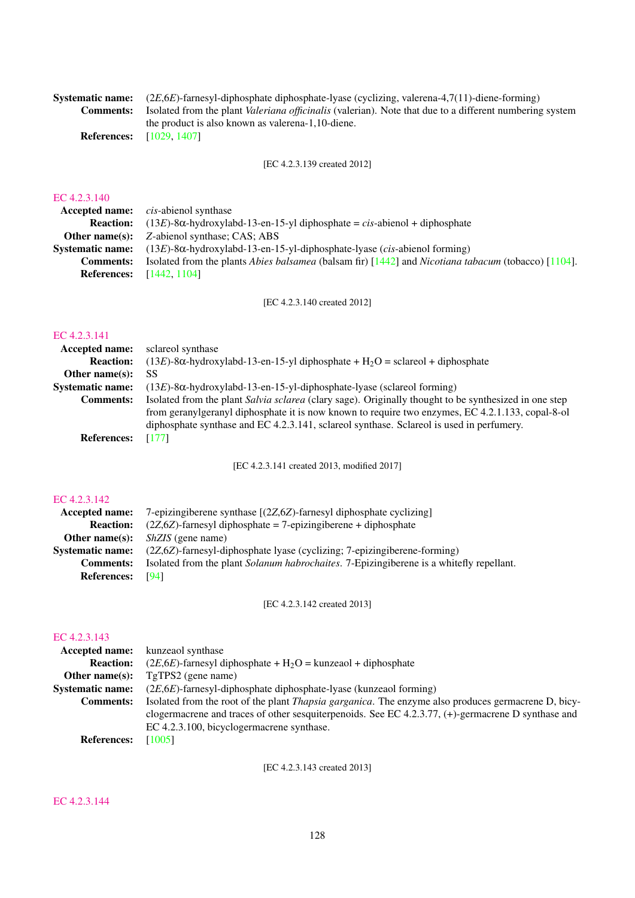**Systematic name:** (2*E*,6*E*)-farnesyl-diphosphate diphosphate-lyase (cyclizing, valerena-4,7(11)-diene-forming)
**Comments:** Isolated from the plant *Valeriana officinalis* (valerian). Note that due to a different numbering system the product is also known as valerena-1,10-diene.
**References:** [1029, 1407]

[EC 4.2.3.139 created 2012]

## EC 4.2.3.140

**Accepted name:** *cis*-abienol synthase
**Reaction:** (13*E*)-8α-hydroxylabd-13-en-15-yl diphosphate = *cis*-abienol + diphosphate
**Other name(s):** *Z*-abienol synthase; CAS; ABS
**Systematic name:** (13*E*)-8α-hydroxylabd-13-en-15-yl-diphosphate-lyase (*cis*-abienol forming)
**Comments:** Isolated from the plants *Abies balsamea* (balsam fir) [1442] and *Nicotiana tabacum* (tobacco) [1104].
**References:** [1442, 1104]

[EC 4.2.3.140 created 2012]

## EC 4.2.3.141

**Accepted name:** sclareol synthase
**Reaction:** (13*E*)-8α-hydroxylabd-13-en-15-yl diphosphate + $H_2O$ = sclareol + diphosphate
**Other name(s):** SS
**Systematic name:** (13*E*)-8α-hydroxylabd-13-en-15-yl-diphosphate-lyase (sclareol forming)
**Comments:** Isolated from the plant *Salvia sclarea* (clary sage). Originally thought to be synthesized in one step from geranylgeranyl diphosphate it is now known to require two enzymes, EC 4.2.1.133, copal-8-ol diphosphate synthase and EC 4.2.3.141, sclareol synthase. Sclareol is used in perfumery.
**References:** [177]

[EC 4.2.3.141 created 2013, modified 2017]

## EC 4.2.3.142

**Accepted name:** 7-epizingiberene synthase [(2*Z*,6*Z*)-farnesyl diphosphate cyclizing]
**Reaction:** (2*Z*,6*Z*)-farnesyl diphosphate = 7-epizingiberene + diphosphate
**Other name(s):** *ShZIS* (gene name)
**Systematic name:** (2*Z*,6*Z*)-farnesyl-diphosphate lyase (cyclizing; 7-epizingiberene-forming)
**Comments:** Isolated from the plant *Solanum habrochaites*. 7-Epizingiberene is a whitefly repellant.
**References:** [94]

[EC 4.2.3.142 created 2013]

## EC 4.2.3.143

**Accepted name:** kunzeaol synthase
**Reaction:** (2*E*,6*E*)-farnesyl diphosphate + $H_2O$ = kunzeaol + diphosphate
**Other name(s):** TgTPS2 (gene name)
**Systematic name:** (2*E*,6*E*)-farnesyl-diphosphate diphosphate-lyase (kunzeaol forming)
**Comments:** Isolated from the root of the plant *Thapsia garganica*. The enzyme also produces germacrene D, bicyclogermacrene and traces of other sesquiterpenoids. See EC 4.2.3.77, (+)-germacrene D synthase and EC 4.2.3.100, bicyclogermacrene synthase.
**References:** [1005]

[EC 4.2.3.143 created 2013]

## EC 4.2.3.144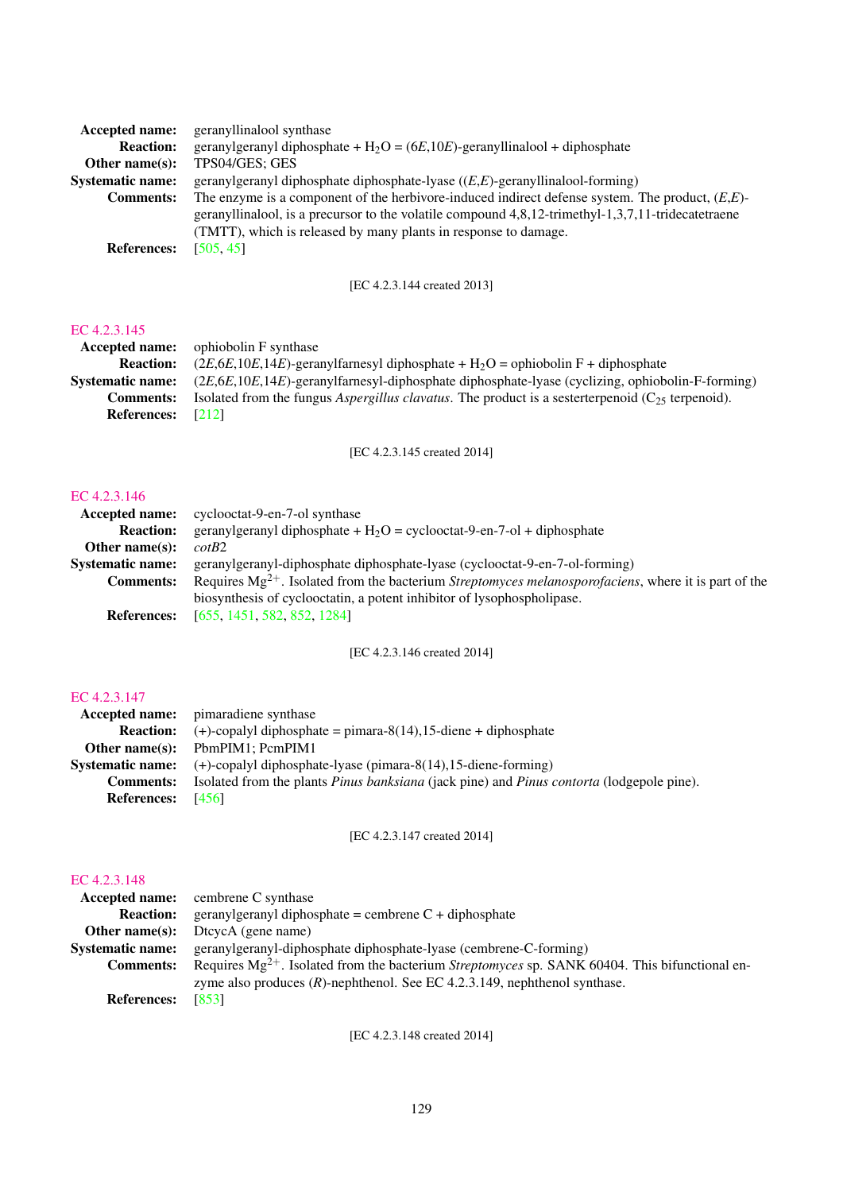**Accepted name:** geranyllinalool synthase

**Reaction:** geranylgeranyl diphosphate + $H_2O$ = (6*E*,10*E*)-geranyllinalool + diphosphate

**Other name(s):** TPS04/GES; GES

**Systematic name:** geranylgeranyl diphosphate diphosphate-lyase ((*E*,*E*)-geranyllinalool-forming)

**Comments:** The enzyme is a component of the herbivore-induced indirect defense system. The product, (*E*,*E*)-geranyllinalool, is a precursor to the volatile compound 4,8,12-trimethyl-1,3,7,11-tridecatetraene (TMTT), which is released by many plants in response to damage.

**References:** [505, 45]

[EC 4.2.3.144 created 2013]

## EC 4.2.3.145

**Accepted name:** ophiobolin F synthase

**Reaction:** (2*E*,6*E*,10*E*,14*E*)-geranylfarnesyl diphosphate + $H_2O$ = ophiobolin F + diphosphate

**Systematic name:** (2*E*,6*E*,10*E*,14*E*)-geranylfarnesyl-diphosphate diphosphate-lyase (cyclizing, ophiobolin-F-forming)

**Comments:** Isolated from the fungus *Aspergillus clavatus*. The product is a sesterterpenoid ($C_{25}$ terpenoid).

**References:** [212]

[EC 4.2.3.145 created 2014]

## EC 4.2.3.146

**Accepted name:** cyclooctat-9-en-7-ol synthase

**Reaction:** geranylgeranyl diphosphate + $H_2O$ = cyclooctat-9-en-7-ol + diphosphate

**Other name(s):** *cotB*2

**Systematic name:** geranylgeranyl-diphosphate diphosphate-lyase (cyclooctat-9-en-7-ol-forming)

**Comments:** Requires $Mg^{2+}$. Isolated from the bacterium *Streptomyces melanosporofaciens*, where it is part of the biosynthesis of cyclooctatin, a potent inhibitor of lysophospholipase.

**References:** [655, 1451, 582, 852, 1284]

[EC 4.2.3.146 created 2014]

## EC 4.2.3.147

**Accepted name:** pimaradiene synthase

**Reaction:** (+)-copalyl diphosphate = pimara-8(14),15-diene + diphosphate

**Other name(s):** PbmPIM1; PcmPIM1

**Systematic name:** (+)-copalyl diphosphate-lyase (pimara-8(14),15-diene-forming)

**Comments:** Isolated from the plants *Pinus banksiana* (jack pine) and *Pinus contorta* (lodgepole pine).

**References:** [456]

[EC 4.2.3.147 created 2014]

## EC 4.2.3.148

**Accepted name:** cembrene C synthase

**Reaction:** geranylgeranyl diphosphate = cembrene C + diphosphate

**Other name(s):** DtcycA (gene name)

**Systematic name:** geranylgeranyl-diphosphate diphosphate-lyase (cembrene-C-forming)

**Comments:** Requires $Mg^{2+}$. Isolated from the bacterium *Streptomyces* sp. SANK 60404. This bifunctional enzyme also produces (*R*)-nephthenol. See EC 4.2.3.149, nephthenol synthase.

**References:** [853]

[EC 4.2.3.148 created 2014]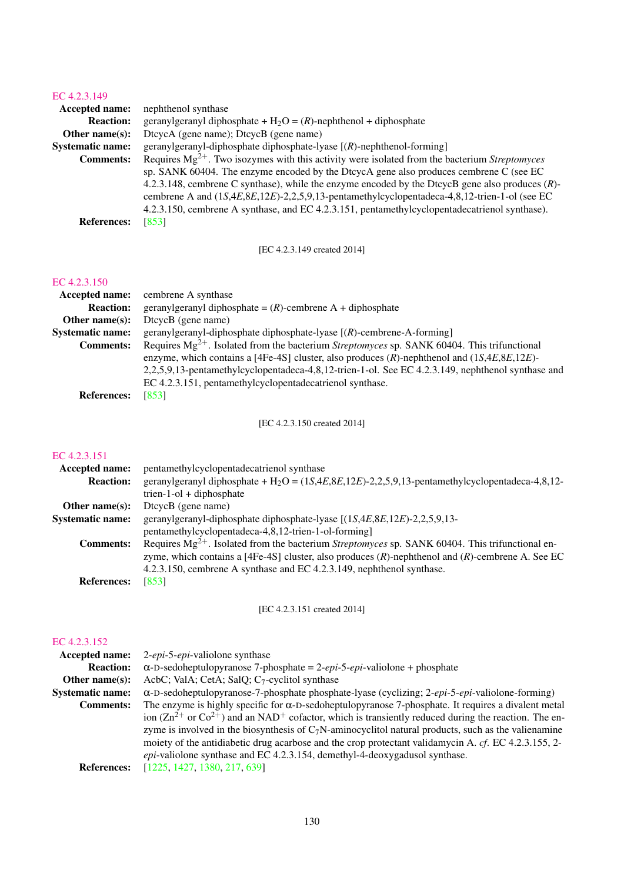### EC 4.2.3.149

**Accepted name:** nephthenol synthase

**Reaction:** geranylgeranyl diphosphate + $H_2O$ = (*R*)-nephthenol + diphosphate

**Other name(s):** DtcycA (gene name); DtcycB (gene name)

**Systematic name:** geranylgeranyl-diphosphate diphosphate-lyase [(*R*)-nephthenol-forming]

**Comments:** Requires $Mg^{2+}$. Two isozymes with this activity were isolated from the bacterium *Streptomyces* sp. SANK 60404. The enzyme encoded by the DtcycA gene also produces cembrene C (see EC 4.2.3.148, cembrene C synthase), while the enzyme encoded by the DtcycB gene also produces (*R*)-cembrene A and (1*S*,4*E*,8*E*,12*E*)-2,2,5,9,13-pentamethylcyclopentadeca-4,8,12-trien-1-ol (see EC 4.2.3.150, cembrene A synthase, and EC 4.2.3.151, pentamethylcyclopentadecatrienol synthase).

**References:** [853]

[EC 4.2.3.149 created 2014]

### EC 4.2.3.150

**Accepted name:** cembrene A synthase

**Reaction:** geranylgeranyl diphosphate = (*R*)-cembrene A + diphosphate

**Other name(s):** DtcycB (gene name)

**Systematic name:** geranylgeranyl-diphosphate diphosphate-lyase [(*R*)-cembrene-A-forming]

**Comments:** Requires $Mg^{2+}$. Isolated from the bacterium *Streptomyces* sp. SANK 60404. This trifunctional enzyme, which contains a [4Fe-4S] cluster, also produces (*R*)-nephthenol and (1*S*,4*E*,8*E*,12*E*)-2,2,5,9,13-pentamethylcyclopentadeca-4,8,12-trien-1-ol. See EC 4.2.3.149, nephthenol synthase and EC 4.2.3.151, pentamethylcyclopentadecatrienol synthase.

**References:** [853]

[EC 4.2.3.150 created 2014]

### EC 4.2.3.151

**Accepted name:** pentamethylcyclopentadecatrienol synthase

**Reaction:** geranylgeranyl diphosphate + $H_2O$ = (1*S*,4*E*,8*E*,12*E*)-2,2,5,9,13-pentamethylcyclopentadeca-4,8,12-trien-1-ol + diphosphate

**Other name(s):** DtcycB (gene name)

**Systematic name:** geranylgeranyl-diphosphate diphosphate-lyase [(1*S*,4*E*,8*E*,12*E*)-2,2,5,9,13-pentamethylcyclopentadeca-4,8,12-trien-1-ol-forming]

**Comments:** Requires $Mg^{2+}$. Isolated from the bacterium *Streptomyces* sp. SANK 60404. This trifunctional enzyme, which contains a [4Fe-4S] cluster, also produces (*R*)-nephthenol and (*R*)-cembrene A. See EC 4.2.3.150, cembrene A synthase and EC 4.2.3.149, nephthenol synthase.

**References:** [853]

[EC 4.2.3.151 created 2014]

### EC 4.2.3.152

**Accepted name:** 2-*epi*-5-*epi*-valiolone synthase

**Reaction:** α-D-sedoheptulopyranose 7-phosphate = 2-*epi*-5-*epi*-valiolone + phosphate

**Other name(s):** AcbC; ValA; CetA; SalQ; $C_7$-cyclitol synthase

**Systematic name:** α-D-sedoheptulopyranose-7-phosphate phosphate-lyase (cyclizing; 2-*epi*-5-*epi*-valiolone-forming)

**Comments:** The enzyme is highly specific for α-D-sedoheptulopyranose 7-phosphate. It requires a divalent metal ion ($Zn^{2+}$ or $Co^{2+}$) and an $NAD^+$ cofactor, which is transiently reduced during the reaction. The enzyme is involved in the biosynthesis of $C_7N$-aminocyclitol natural products, such as the valienamine moiety of the antidiabetic drug acarbose and the crop protectant validamycin A. *cf.* EC 4.2.3.155, 2-*epi*-valiolone synthase and EC 4.2.3.154, demethyl-4-deoxygadusol synthase.

**References:** [1225, 1427, 1380, 217, 639]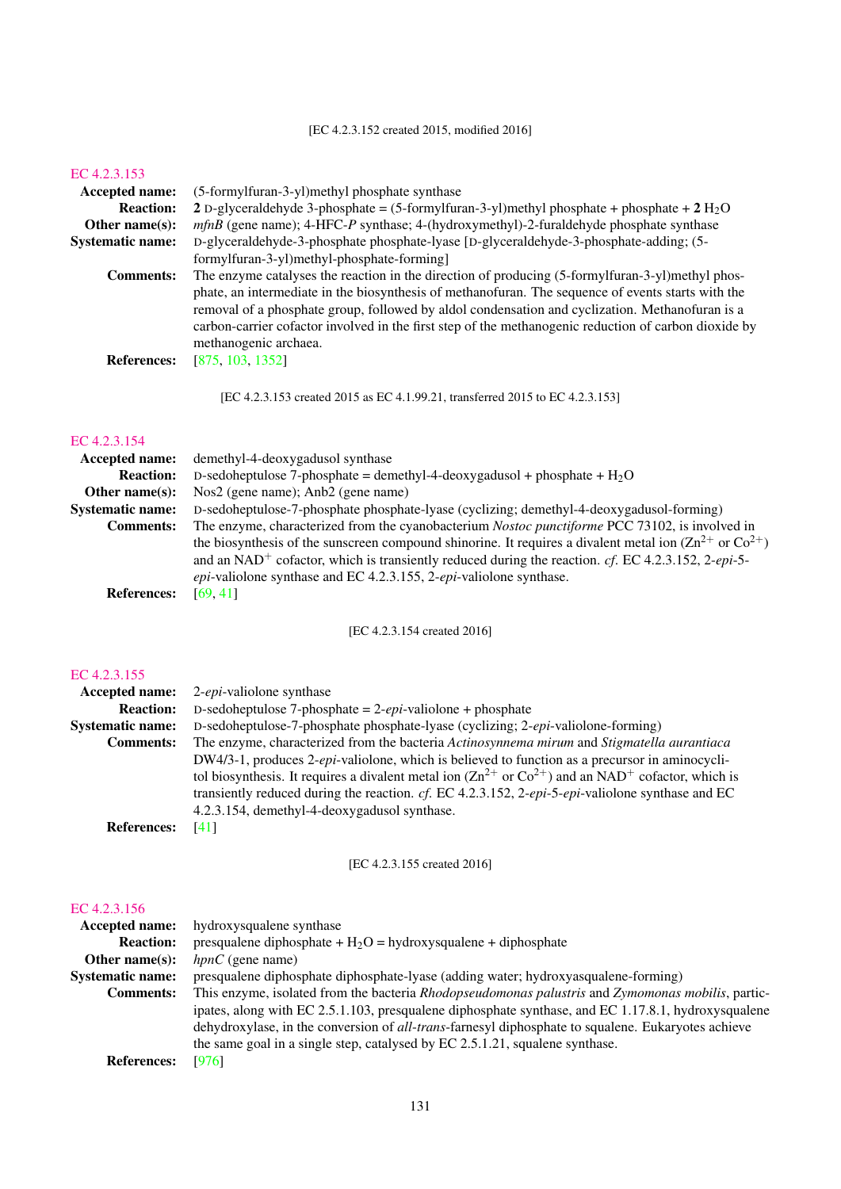[EC 4.2.3.152 created 2015, modified 2016]

### EC 4.2.3.153

**Accepted name:** (5-formylfuran-3-yl)methyl phosphate synthase

**Reaction:** **2** D-glyceraldehyde 3-phosphate = (5-formylfuran-3-yl)methyl phosphate + phosphate + **2** $H_2O$

**Other name(s):** *mfnB* (gene name); 4-HFC-*P* synthase; 4-(hydroxymethyl)-2-furaldehyde phosphate synthase

**Systematic name:** D-glyceraldehyde-3-phosphate phosphate-lyase [D-glyceraldehyde-3-phosphate-adding; (5-formylfuran-3-yl)methyl-phosphate-forming]

**Comments:** The enzyme catalyses the reaction in the direction of producing (5-formylfuran-3-yl)methyl phosphate, an intermediate in the biosynthesis of methanofuran. The sequence of events starts with the removal of a phosphate group, followed by aldol condensation and cyclization. Methanofuran is a carbon-carrier cofactor involved in the first step of the methanogenic reduction of carbon dioxide by methanogenic archaea.

**References:** [875, 103, 1352]

[EC 4.2.3.153 created 2015 as EC 4.1.99.21, transferred 2015 to EC 4.2.3.153]

### EC 4.2.3.154

**Accepted name:** demethyl-4-deoxygadusol synthase

**Reaction:** D-sedoheptulose 7-phosphate = demethyl-4-deoxygadusol + phosphate + $H_2O$

**Other name(s):** Nos2 (gene name); Anb2 (gene name)

**Systematic name:** D-sedoheptulose-7-phosphate phosphate-lyase (cyclizing; demethyl-4-deoxygadusol-forming)

**Comments:** The enzyme, characterized from the cyanobacterium *Nostoc punctiforme* PCC 73102, is involved in the biosynthesis of the sunscreen compound shinorine. It requires a divalent metal ion ($Zn^{2+}$ or $Co^{2+}$) and an $NAD^+$ cofactor, which is transiently reduced during the reaction. *cf.* EC 4.2.3.152, 2-*epi*-5-*epi*-valiolone synthase and EC 4.2.3.155, 2-*epi*-valiolone synthase.

**References:** [69, 41]

[EC 4.2.3.154 created 2016]

### EC 4.2.3.155

**Accepted name:** 2-*epi*-valiolone synthase

**Reaction:** D-sedoheptulose 7-phosphate = 2-*epi*-valiolone + phosphate

**Systematic name:** D-sedoheptulose-7-phosphate phosphate-lyase (cyclizing; 2-*epi*-valiolone-forming)

**Comments:** The enzyme, characterized from the bacteria *Actinosynnema mirum* and *Stigmatella aurantiaca* DW4/3-1, produces 2-*epi*-valiolone, which is believed to function as a precursor in aminocyclitol biosynthesis. It requires a divalent metal ion ($Zn^{2+}$ or $Co^{2+}$) and an $NAD^+$ cofactor, which is transiently reduced during the reaction. *cf.* EC 4.2.3.152, 2-*epi*-5-*epi*-valiolone synthase and EC 4.2.3.154, demethyl-4-deoxygadusol synthase.

**References:** [41]

[EC 4.2.3.155 created 2016]

### EC 4.2.3.156

**Accepted name:** hydroxysqualene synthase

**Reaction:** presqualene diphosphate + $H_2O$ = hydroxysqualene + diphosphate

**Other name(s):** *hpnC* (gene name)

**Systematic name:** presqualene diphosphate diphosphate-lyase (adding water; hydroxyasqualene-forming)

**Comments:** This enzyme, isolated from the bacteria *Rhodopseudomonas palustris* and *Zymomonas mobilis*, participates, along with EC 2.5.1.103, presqualene diphosphate synthase, and EC 1.17.8.1, hydroxysqualene dehydroxylase, in the conversion of *all-trans*-farnesyl diphosphate to squalene. Eukaryotes achieve the same goal in a single step, catalysed by EC 2.5.1.21, squalene synthase.

**References:** [976]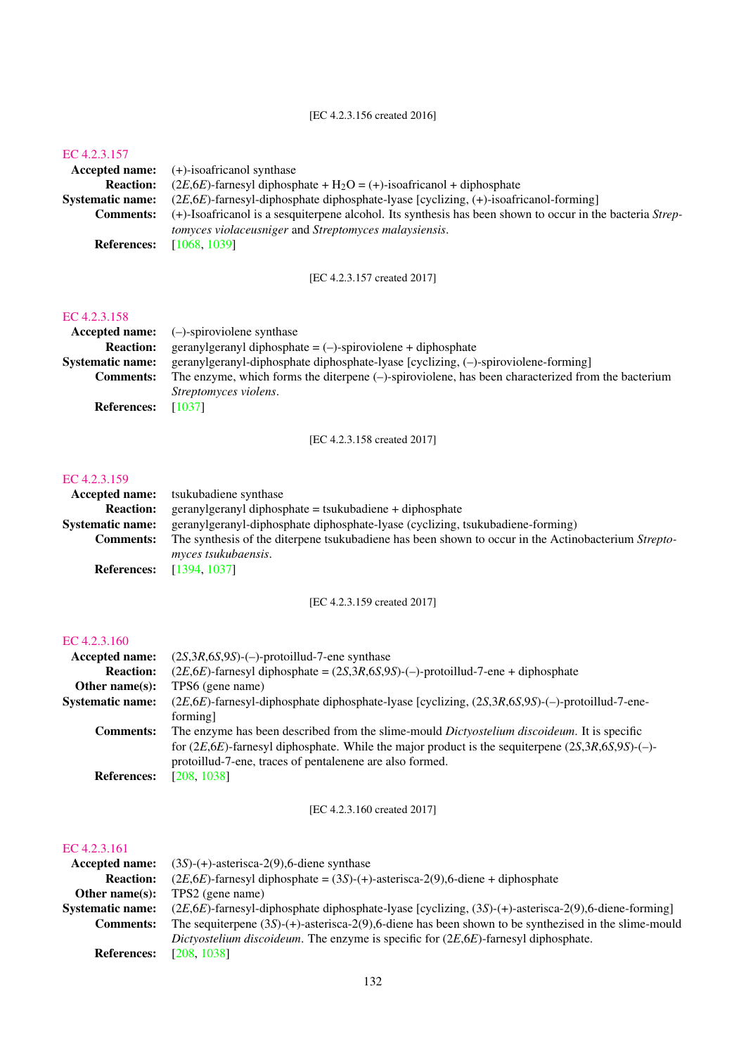[EC 4.2.3.156 created 2016]

## EC 4.2.3.157

**Accepted name:** (+)-isoafricanol synthase

**Reaction:** (2*E*,6*E*)-farnesyl diphosphate + $H_2O$ = (+)-isoafricanol + diphosphate

**Systematic name:** (2*E*,6*E*)-farnesyl-diphosphate diphosphate-lyase [cyclizing, (+)-isoafricanol-forming]

**Comments:** (+)-Isoafricanol is a sesquiterpene alcohol. Its synthesis has been shown to occur in the bacteria *Streptomyces violaceusniger* and *Streptomyces malaysiensis*.

**References:** [1068, 1039]

[EC 4.2.3.157 created 2017]

## EC 4.2.3.158

**Accepted name:** (–)-spiroviolene synthase

**Reaction:** geranylgeranyl diphosphate = (–)-spiroviolene + diphosphate

**Systematic name:** geranylgeranyl-diphosphate diphosphate-lyase [cyclizing, (–)-spiroviolene-forming]

**Comments:** The enzyme, which forms the diterpene (–)-spiroviolene, has been characterized from the bacterium *Streptomyces violens*.

**References:** [1037]

[EC 4.2.3.158 created 2017]

## EC 4.2.3.159

**Accepted name:** tsukubadiene synthase

**Reaction:** geranylgeranyl diphosphate = tsukubadiene + diphosphate

**Systematic name:** geranylgeranyl-diphosphate diphosphate-lyase (cyclizing, tsukubadiene-forming)

**Comments:** The synthesis of the diterpene tsukubadiene has been shown to occur in the Actinobacterium *Streptomyces tsukubaensis*.

**References:** [1394, 1037]

[EC 4.2.3.159 created 2017]

## EC 4.2.3.160

**Accepted name:** (2*S*,3*R*,6*S*,9*S*)-(–)-protoillud-7-ene synthase

**Reaction:** (2*E*,6*E*)-farnesyl diphosphate = (2*S*,3*R*,6*S*,9*S*)-(–)-protoillud-7-ene + diphosphate

**Other name(s):** TPS6 (gene name)

**Systematic name:** (2*E*,6*E*)-farnesyl-diphosphate diphosphate-lyase [cyclizing, (2*S*,3*R*,6*S*,9*S*)-(–)-protoillud-7-ene-forming]

**Comments:** The enzyme has been described from the slime-mould *Dictyostelium discoideum*. It is specific for (2*E*,6*E*)-farnesyl diphosphate. While the major product is the sequiterpene (2*S*,3*R*,6*S*,9*S*)-(–)-protoillud-7-ene, traces of pentalenene are also formed.

**References:** [208, 1038]

[EC 4.2.3.160 created 2017]

## EC 4.2.3.161

**Accepted name:** (3*S*)-(+)-asterisca-2(9),6-diene synthase

**Reaction:** (2*E*,6*E*)-farnesyl diphosphate = (3*S*)-(+)-asterisca-2(9),6-diene + diphosphate

**Other name(s):** TPS2 (gene name)

**Systematic name:** (2*E*,6*E*)-farnesyl-diphosphate diphosphate-lyase [cyclizing, (3*S*)-(+)-asterisca-2(9),6-diene-forming]

**Comments:** The sequiterpene (3*S*)-(+)-asterisca-2(9),6-diene has been shown to be synthezised in the slime-mould *Dictyostelium discoideum*. The enzyme is specific for (2*E*,6*E*)-farnesyl diphosphate.

**References:** [208, 1038]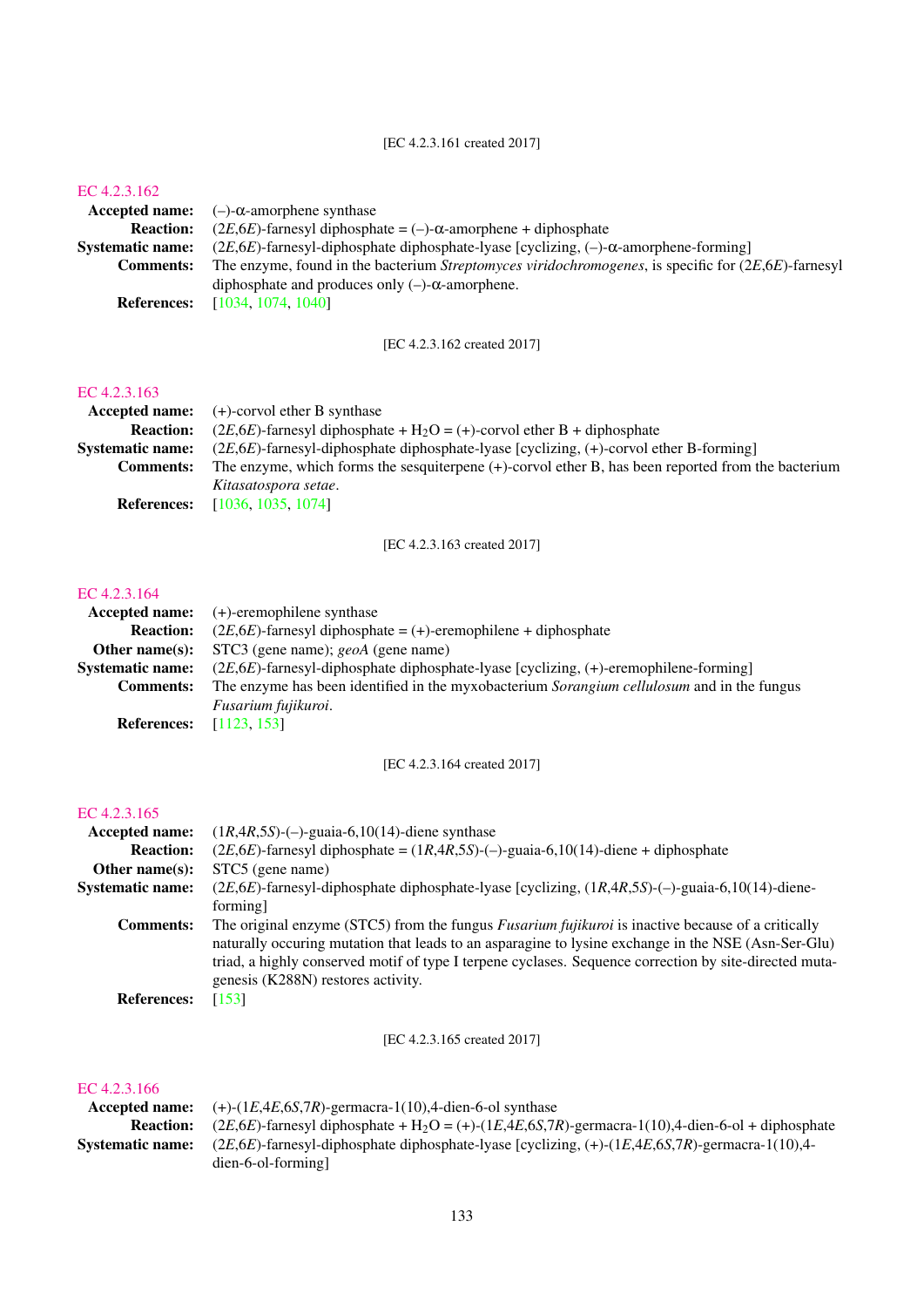[EC 4.2.3.161 created 2017]

### EC 4.2.3.162

**Accepted name:** (–)-α-amorphene synthase

**Reaction:** (2*E*,6*E*)-farnesyl diphosphate = (–)-α-amorphene + diphosphate

**Systematic name:** (2*E*,6*E*)-farnesyl-diphosphate diphosphate-lyase [cyclizing, (–)-α-amorphene-forming]

**Comments:** The enzyme, found in the bacterium *Streptomyces viridochromogenes*, is specific for (2*E*,6*E*)-farnesyl diphosphate and produces only (–)-α-amorphene.

**References:** [1034, 1074, 1040]

[EC 4.2.3.162 created 2017]

### EC 4.2.3.163

**Accepted name:** (+)-corvol ether B synthase

**Reaction:** (2*E*,6*E*)-farnesyl diphosphate + $H_2O$ = (+)-corvol ether B + diphosphate

**Systematic name:** (2*E*,6*E*)-farnesyl-diphosphate diphosphate-lyase [cyclizing, (+)-corvol ether B-forming]

**Comments:** The enzyme, which forms the sesquiterpene (+)-corvol ether B, has been reported from the bacterium *Kitasatospora setae*.

**References:** [1036, 1035, 1074]

[EC 4.2.3.163 created 2017]

### EC 4.2.3.164

**Accepted name:** (+)-eremophilene synthase

**Reaction:** (2*E*,6*E*)-farnesyl diphosphate = (+)-eremophilene + diphosphate

**Other name(s):** STC3 (gene name); *geoA* (gene name)

**Systematic name:** (2*E*,6*E*)-farnesyl-diphosphate diphosphate-lyase [cyclizing, (+)-eremophilene-forming]

**Comments:** The enzyme has been identified in the myxobacterium *Sorangium cellulosum* and in the fungus *Fusarium fujikuroi*.

**References:** [1123, 153]

[EC 4.2.3.164 created 2017]

### EC 4.2.3.165

**Accepted name:** (1*R*,4*R*,5*S*)-(–)-guaia-6,10(14)-diene synthase

**Reaction:** (2*E*,6*E*)-farnesyl diphosphate = (1*R*,4*R*,5*S*)-(–)-guaia-6,10(14)-diene + diphosphate

**Other name(s):** STC5 (gene name)

**Systematic name:** (2*E*,6*E*)-farnesyl-diphosphate diphosphate-lyase [cyclizing, (1*R*,4*R*,5*S*)-(–)-guaia-6,10(14)-diene-forming]

**Comments:** The original enzyme (STC5) from the fungus *Fusarium fujikuroi* is inactive because of a critically naturally occuring mutation that leads to an asparagine to lysine exchange in the NSE (Asn-Ser-Glu) triad, a highly conserved motif of type I terpene cyclases. Sequence correction by site-directed mutagenesis (K288N) restores activity.

**References:** [153]

[EC 4.2.3.165 created 2017]

### EC 4.2.3.166

**Accepted name:** (+)-(1*E*,4*E*,6*S*,7*R*)-germacra-1(10),4-dien-6-ol synthase

**Reaction:** (2*E*,6*E*)-farnesyl diphosphate + $H_2O$ = (+)-(1*E*,4*E*,6*S*,7*R*)-germacra-1(10),4-dien-6-ol + diphosphate

**Systematic name:** (2*E*,6*E*)-farnesyl-diphosphate diphosphate-lyase [cyclizing, (+)-(1*E*,4*E*,6*S*,7*R*)-germacra-1(10),4-dien-6-ol-forming]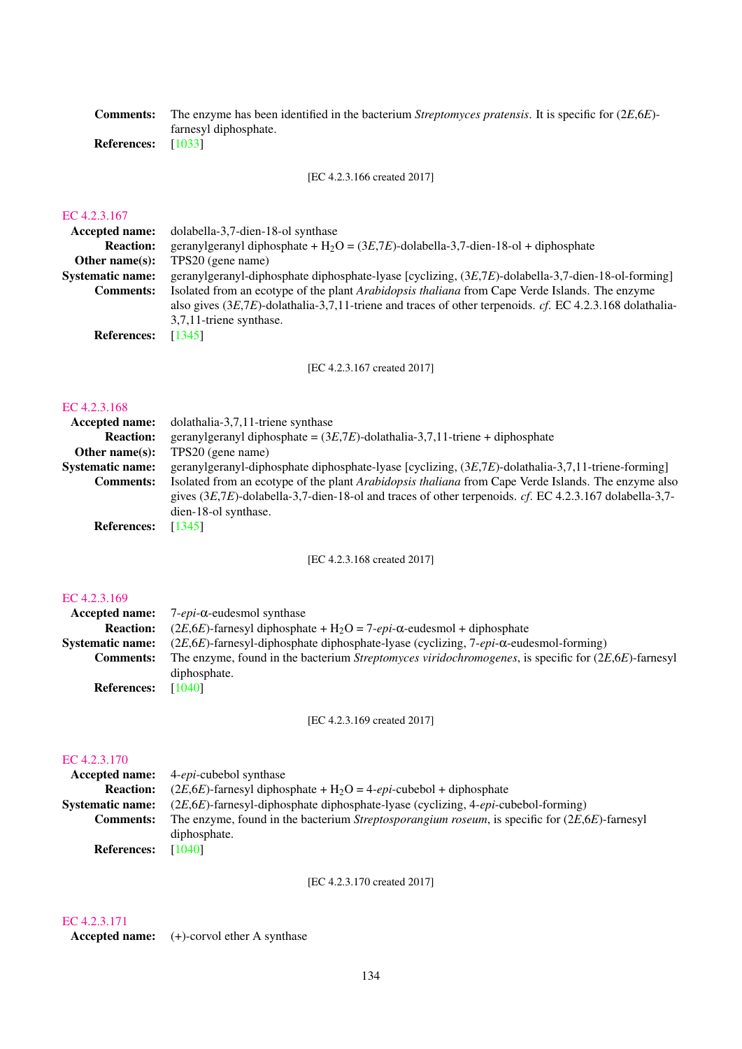**Comments:** The enzyme has been identified in the bacterium *Streptomyces pratensis*. It is specific for (2*E*,6*E*)-farnesyl diphosphate.

**References:** [1033]

[EC 4.2.3.166 created 2017]

## EC 4.2.3.167

**Accepted name:** dolabella-3,7-dien-18-ol synthase

**Reaction:** geranylgeranyl diphosphate + $H_2O$ = (3*E*,7*E*)-dolabella-3,7-dien-18-ol + diphosphate

**Other name(s):** TPS20 (gene name)

**Systematic name:** geranylgeranyl-diphosphate diphosphate-lyase [cyclizing, (3*E*,7*E*)-dolabella-3,7-dien-18-ol-forming]

**Comments:** Isolated from an ecotype of the plant *Arabidopsis thaliana* from Cape Verde Islands. The enzyme also gives (3*E*,7*E*)-dolathalia-3,7,11-triene and traces of other terpenoids. *cf.* EC 4.2.3.168 dolathalia-3,7,11-triene synthase.

**References:** [1345]

[EC 4.2.3.167 created 2017]

## EC 4.2.3.168

**Accepted name:** dolathalia-3,7,11-triene synthase

**Reaction:** geranylgeranyl diphosphate = (3*E*,7*E*)-dolathalia-3,7,11-triene + diphosphate

**Other name(s):** TPS20 (gene name)

**Systematic name:** geranylgeranyl-diphosphate diphosphate-lyase [cyclizing, (3*E*,7*E*)-dolathalia-3,7,11-triene-forming]

**Comments:** Isolated from an ecotype of the plant *Arabidopsis thaliana* from Cape Verde Islands. The enzyme also gives (3*E*,7*E*)-dolabella-3,7-dien-18-ol and traces of other terpenoids. *cf.* EC 4.2.3.167 dolabella-3,7-dien-18-ol synthase.

**References:** [1345]

[EC 4.2.3.168 created 2017]

## EC 4.2.3.169

**Accepted name:** 7-*epi*-α-eudesmol synthase

**Reaction:** (2*E*,6*E*)-farnesyl diphosphate + $H_2O$ = 7-*epi*-α-eudesmol + diphosphate

**Systematic name:** (2*E*,6*E*)-farnesyl-diphosphate diphosphate-lyase (cyclizing, 7-*epi*-α-eudesmol-forming)

**Comments:** The enzyme, found in the bacterium *Streptomyces viridochromogenes*, is specific for (2*E*,6*E*)-farnesyl diphosphate.

**References:** [1040]

[EC 4.2.3.169 created 2017]

## EC 4.2.3.170

**Accepted name:** 4-*epi*-cubebol synthase

**Reaction:** (2*E*,6*E*)-farnesyl diphosphate + $H_2O$ = 4-*epi*-cubebol + diphosphate

**Systematic name:** (2*E*,6*E*)-farnesyl-diphosphate diphosphate-lyase (cyclizing, 4-*epi*-cubebol-forming)

**Comments:** The enzyme, found in the bacterium *Streptosporangium roseum*, is specific for (2*E*,6*E*)-farnesyl diphosphate.

**References:** [1040]

[EC 4.2.3.170 created 2017]

## EC 4.2.3.171

**Accepted name:** (+)-corvol ether A synthase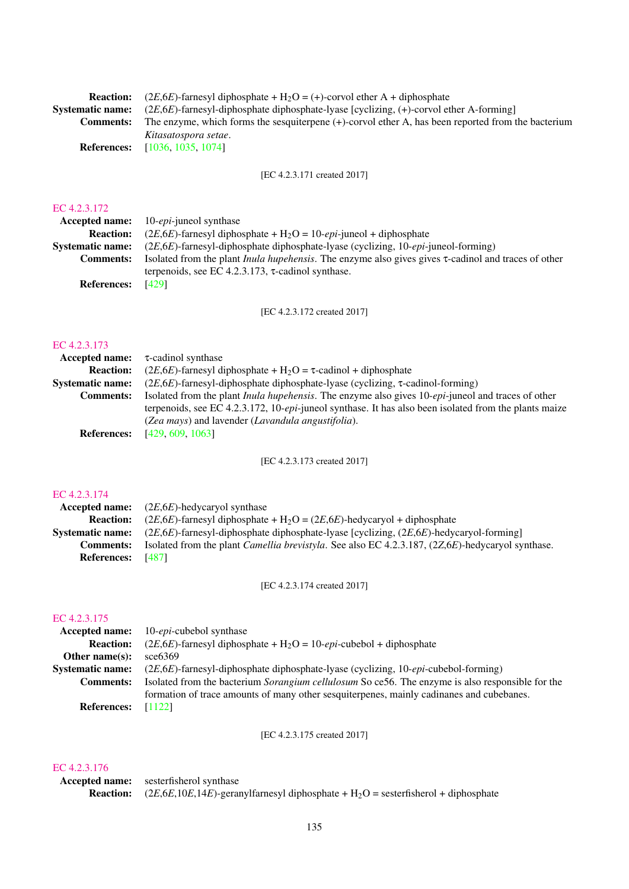**Reaction:** (2*E*,6*E*)-farnesyl diphosphate + $H_2O$ = (+)-corvol ether A + diphosphate
**Systematic name:** (2*E*,6*E*)-farnesyl-diphosphate diphosphate-lyase [cyclizing, (+)-corvol ether A-forming]
**Comments:** The enzyme, which forms the sesquiterpene (+)-corvol ether A, has been reported from the bacterium *Kitasatospora setae*.
**References:** [1036, 1035, 1074]

[EC 4.2.3.171 created 2017]

## EC 4.2.3.172

**Accepted name:** 10-*epi*-juneol synthase
**Reaction:** (2*E*,6*E*)-farnesyl diphosphate + $H_2O$ = 10-*epi*-juneol + diphosphate
**Systematic name:** (2*E*,6*E*)-farnesyl-diphosphate diphosphate-lyase (cyclizing, 10-*epi*-juneol-forming)
**Comments:** Isolated from the plant *Inula hupehensis*. The enzyme also gives gives τ-cadinol and traces of other terpenoids, see EC 4.2.3.173, τ-cadinol synthase.
**References:** [429]

[EC 4.2.3.172 created 2017]

## EC 4.2.3.173

**Accepted name:** τ-cadinol synthase
**Reaction:** (2*E*,6*E*)-farnesyl diphosphate + $H_2O$ = τ-cadinol + diphosphate
**Systematic name:** (2*E*,6*E*)-farnesyl-diphosphate diphosphate-lyase (cyclizing, τ-cadinol-forming)
**Comments:** Isolated from the plant *Inula hupehensis*. The enzyme also gives 10-*epi*-juneol and traces of other terpenoids, see EC 4.2.3.172, 10-*epi*-juneol synthase. It has also been isolated from the plants maize (*Zea mays*) and lavender (*Lavandula angustifolia*).
**References:** [429, 609, 1063]

[EC 4.2.3.173 created 2017]

## EC 4.2.3.174

**Accepted name:** (2*E*,6*E*)-hedycaryol synthase
**Reaction:** (2*E*,6*E*)-farnesyl diphosphate + $H_2O$ = (2*E*,6*E*)-hedycaryol + diphosphate
**Systematic name:** (2*E*,6*E*)-farnesyl-diphosphate diphosphate-lyase [cyclizing, (2*E*,6*E*)-hedycaryol-forming]
**Comments:** Isolated from the plant *Camellia brevistyla*. See also EC 4.2.3.187, (2*Z*,6*E*)-hedycaryol synthase.
**References:** [487]

[EC 4.2.3.174 created 2017]

## EC 4.2.3.175

**Accepted name:** 10-*epi*-cubebol synthase
**Reaction:** (2*E*,6*E*)-farnesyl diphosphate + $H_2O$ = 10-*epi*-cubebol + diphosphate
**Other name(s):** sce6369
**Systematic name:** (2*E*,6*E*)-farnesyl-diphosphate diphosphate-lyase (cyclizing, 10-*epi*-cubebol-forming)
**Comments:** Isolated from the bacterium *Sorangium cellulosum* So ce56. The enzyme is also responsible for the formation of trace amounts of many other sesquiterpenes, mainly cadinanes and cubebanes.
**References:** [1122]

[EC 4.2.3.175 created 2017]

## EC 4.2.3.176

**Accepted name:** sesterfisherol synthase
**Reaction:** (2*E*,6*E*,10*E*,14*E*)-geranylfarnesyl diphosphate + $H_2O$ = sesterfisherol + diphosphate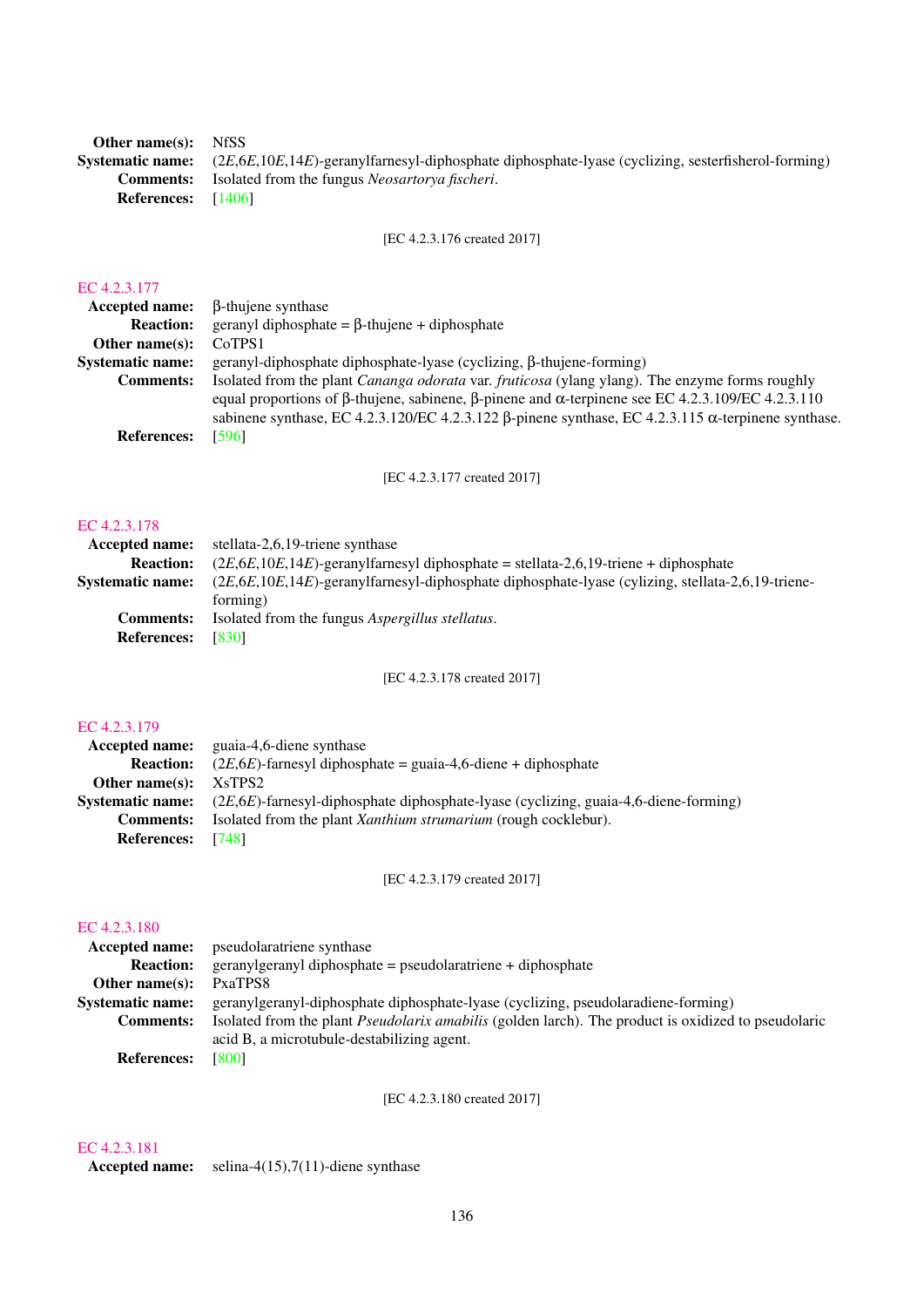**Other name(s):** NfSS
**Systematic name:** (2*E*,6*E*,10*E*,14*E*)-geranylfarnesyl-diphosphate diphosphate-lyase (cyclizing, sesterfisherol-forming)
**Comments:** Isolated from the fungus *Neosartorya fischeri*.
**References:** [1406]

[EC 4.2.3.176 created 2017]

## EC 4.2.3.177

**Accepted name:** β-thujene synthase
**Reaction:** geranyl diphosphate = β-thujene + diphosphate
**Other name(s):** CoTPS1
**Systematic name:** geranyl-diphosphate diphosphate-lyase (cyclizing, β-thujene-forming)
**Comments:** Isolated from the plant *Cananga odorata* var. *fruticosa* (ylang ylang). The enzyme forms roughly equal proportions of β-thujene, sabinene, β-pinene and α-terpinene see EC 4.2.3.109/EC 4.2.3.110 sabinene synthase, EC 4.2.3.120/EC 4.2.3.122 β-pinene synthase, EC 4.2.3.115 α-terpinene synthase.
**References:** [596]

[EC 4.2.3.177 created 2017]

## EC 4.2.3.178

**Accepted name:** stellata-2,6,19-triene synthase
**Reaction:** (2*E*,6*E*,10*E*,14*E*)-geranylfarnesyl diphosphate = stellata-2,6,19-triene + diphosphate
**Systematic name:** (2*E*,6*E*,10*E*,14*E*)-geranylfarnesyl-diphosphate diphosphate-lyase (cylizing, stellata-2,6,19-triene-forming)
**Comments:** Isolated from the fungus *Aspergillus stellatus*.
**References:** [830]

[EC 4.2.3.178 created 2017]

## EC 4.2.3.179

**Accepted name:** guaia-4,6-diene synthase
**Reaction:** (2*E*,6*E*)-farnesyl diphosphate = guaia-4,6-diene + diphosphate
**Other name(s):** XsTPS2
**Systematic name:** (2*E*,6*E*)-farnesyl-diphosphate diphosphate-lyase (cyclizing, guaia-4,6-diene-forming)
**Comments:** Isolated from the plant *Xanthium strumarium* (rough cocklebur).
**References:** [748]

[EC 4.2.3.179 created 2017]

## EC 4.2.3.180

**Accepted name:** pseudolaratriene synthase
**Reaction:** geranylgeranyl diphosphate = pseudolaratriene + diphosphate
**Other name(s):** PxaTPS8
**Systematic name:** geranylgeranyl-diphosphate diphosphate-lyase (cyclizing, pseudolaradiene-forming)
**Comments:** Isolated from the plant *Pseudolarix amabilis* (golden larch). The product is oxidized to pseudolaric acid B, a microtubule-destabilizing agent.
**References:** [800]

[EC 4.2.3.180 created 2017]

## EC 4.2.3.181

**Accepted name:** selina-4(15),7(11)-diene synthase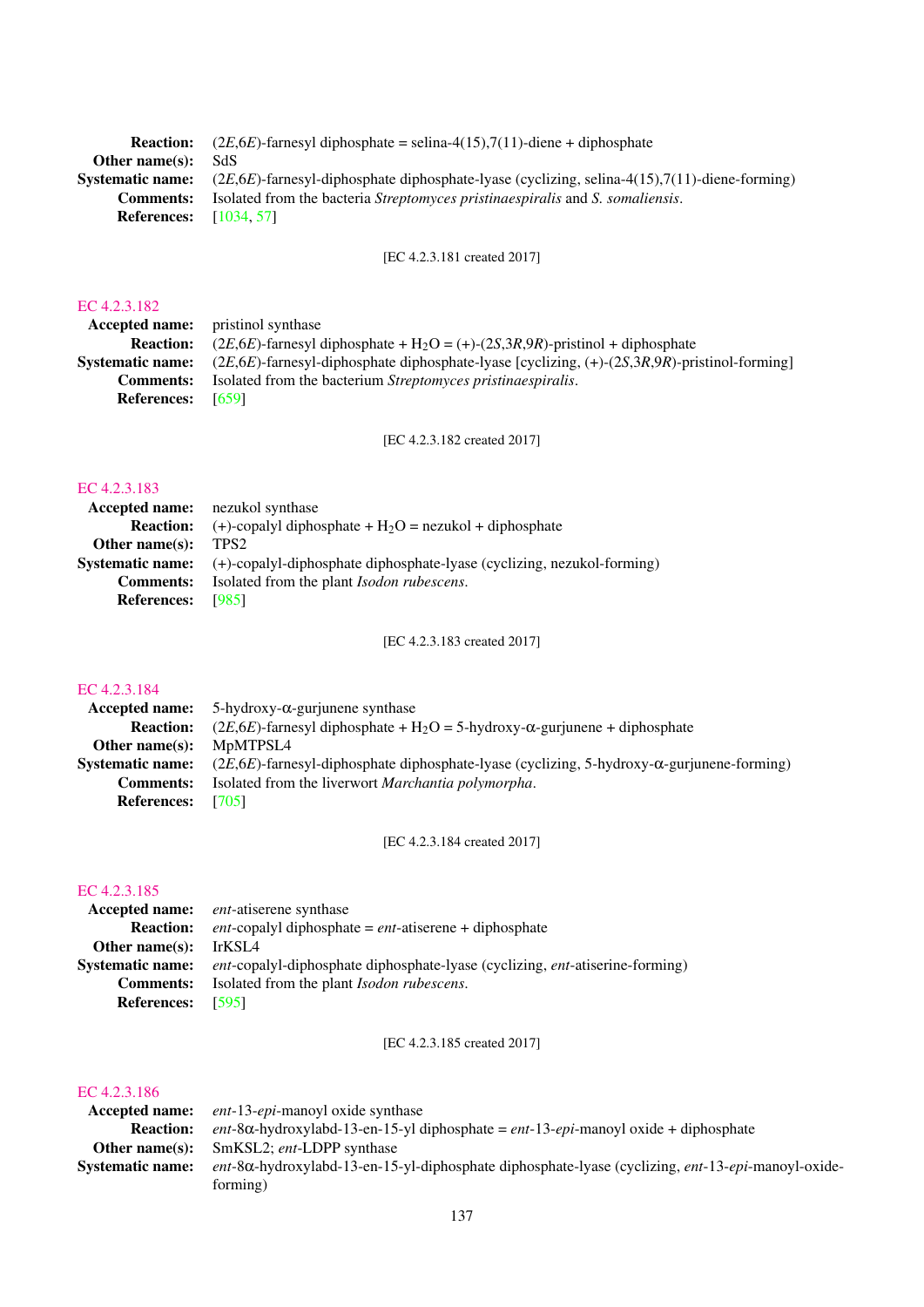**Reaction:** (2*E*,6*E*)-farnesyl diphosphate = selina-4(15),7(11)-diene + diphosphate
**Other name(s):** SdS
**Systematic name:** (2*E*,6*E*)-farnesyl-diphosphate diphosphate-lyase (cyclizing, selina-4(15),7(11)-diene-forming)
**Comments:** Isolated from the bacteria *Streptomyces pristinaespiralis* and *S. somaliensis*.
**References:** [1034, 57]

[EC 4.2.3.181 created 2017]

## EC 4.2.3.182

**Accepted name:** pristinol synthase
**Reaction:** (2*E*,6*E*)-farnesyl diphosphate + $H_2O$ = (+)-(2*S*,3*R*,9*R*)-pristinol + diphosphate
**Systematic name:** (2*E*,6*E*)-farnesyl-diphosphate diphosphate-lyase [cyclizing, (+)-(2*S*,3*R*,9*R*)-pristinol-forming]
**Comments:** Isolated from the bacterium *Streptomyces pristinaespiralis*.
**References:** [659]

[EC 4.2.3.182 created 2017]

## EC 4.2.3.183

**Accepted name:** nezukol synthase
**Reaction:** (+)-copalyl diphosphate + $H_2O$ = nezukol + diphosphate
**Other name(s):** TPS2
**Systematic name:** (+)-copalyl-diphosphate diphosphate-lyase (cyclizing, nezukol-forming)
**Comments:** Isolated from the plant *Isodon rubescens*.
**References:** [985]

[EC 4.2.3.183 created 2017]

## EC 4.2.3.184

**Accepted name:** 5-hydroxy-α-gurjunene synthase
**Reaction:** (2*E*,6*E*)-farnesyl diphosphate + $H_2O$ = 5-hydroxy-α-gurjunene + diphosphate
**Other name(s):** MpMTPSL4
**Systematic name:** (2*E*,6*E*)-farnesyl-diphosphate diphosphate-lyase (cyclizing, 5-hydroxy-α-gurjunene-forming)
**Comments:** Isolated from the liverwort *Marchantia polymorpha*.
**References:** [705]

[EC 4.2.3.184 created 2017]

## EC 4.2.3.185

**Accepted name:** *ent*-atiserene synthase
**Reaction:** *ent*-copalyl diphosphate = *ent*-atiserene + diphosphate
**Other name(s):** IrKSL4
**Systematic name:** *ent*-copalyl-diphosphate diphosphate-lyase (cyclizing, *ent*-atiserine-forming)
**Comments:** Isolated from the plant *Isodon rubescens*.
**References:** [595]

[EC 4.2.3.185 created 2017]

## EC 4.2.3.186

**Accepted name:** *ent*-13-*epi*-manoyl oxide synthase
**Reaction:** *ent*-8α-hydroxylabd-13-en-15-yl diphosphate = *ent*-13-*epi*-manoyl oxide + diphosphate
**Other name(s):** SmKSL2; *ent*-LDPP synthase
**Systematic name:** *ent*-8α-hydroxylabd-13-en-15-yl-diphosphate diphosphate-lyase (cyclizing, *ent*-13-*epi*-manoyl-oxide-forming)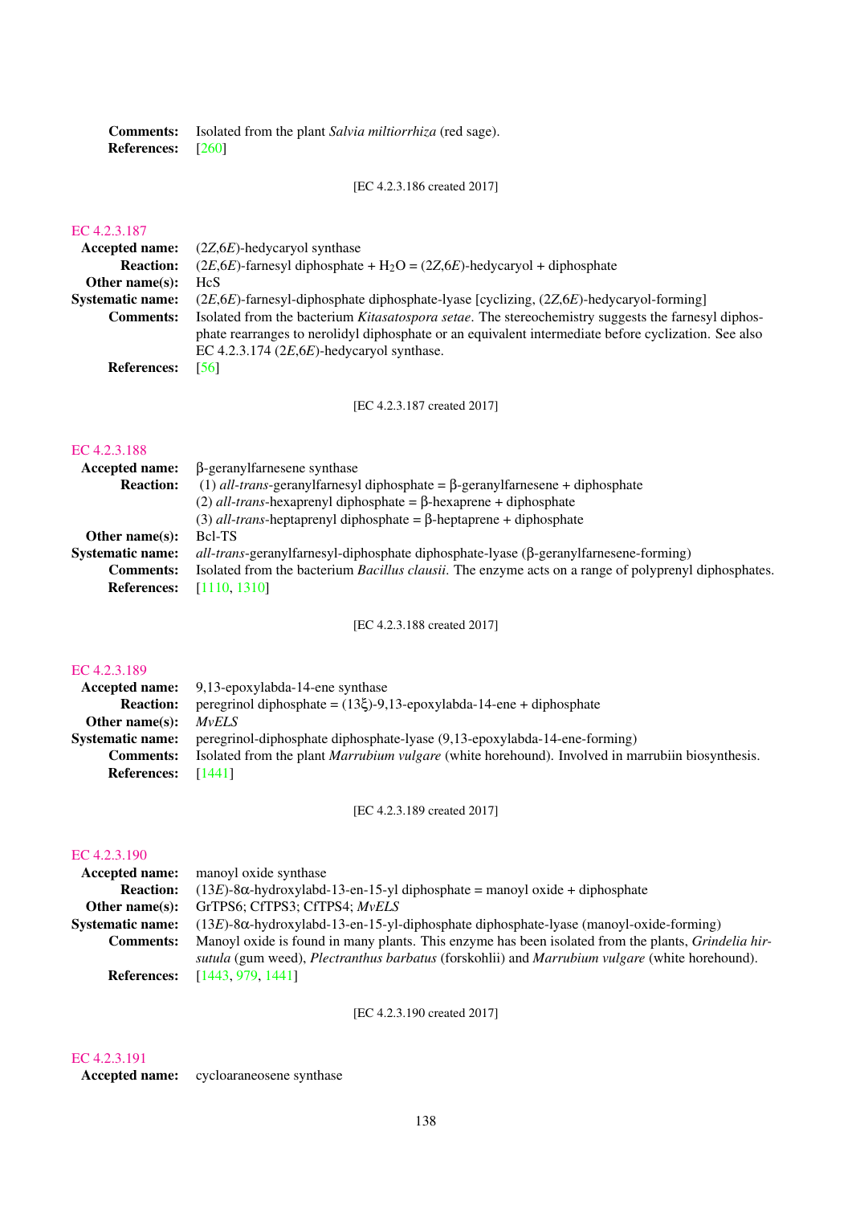**Comments:** Isolated from the plant *Salvia miltiorrhiza* (red sage).
**References:** [260]

[EC 4.2.3.186 created 2017]

### EC 4.2.3.187

**Accepted name:** (2*Z*,6*E*)-hedycaryol synthase
**Reaction:** (2*E*,6*E*)-farnesyl diphosphate + $H_2O$ = (2*Z*,6*E*)-hedycaryol + diphosphate
**Other name(s):** HcS
**Systematic name:** (2*E*,6*E*)-farnesyl-diphosphate diphosphate-lyase [cyclizing, (2*Z*,6*E*)-hedycaryol-forming]
**Comments:** Isolated from the bacterium *Kitasatospora setae*. The stereochemistry suggests the farnesyl diphosphate rearranges to nerolidyl diphosphate or an equivalent intermediate before cyclization. See also EC 4.2.3.174 (2*E*,6*E*)-hedycaryol synthase.
**References:** [56]

[EC 4.2.3.187 created 2017]

### EC 4.2.3.188

**Accepted name:** β-geranylfarnesene synthase
**Reaction:** (1) *all-trans*-geranylfarnesyl diphosphate = β-geranylfarnesene + diphosphate
(2) *all-trans*-hexaprenyl diphosphate = β-hexaprene + diphosphate
(3) *all-trans*-heptaprenyl diphosphate = β-heptaprene + diphosphate
**Other name(s):** Bcl-TS
**Systematic name:** *all-trans*-geranylfarnesyl-diphosphate diphosphate-lyase (β-geranylfarnesene-forming)
**Comments:** Isolated from the bacterium *Bacillus clausii*. The enzyme acts on a range of polyprenyl diphosphates.
**References:** [1110, 1310]

[EC 4.2.3.188 created 2017]

### EC 4.2.3.189

**Accepted name:** 9,13-epoxylabda-14-ene synthase
**Reaction:** peregrinol diphosphate = (13ξ)-9,13-epoxylabda-14-ene + diphosphate
**Other name(s):** *MvELS*
**Systematic name:** peregrinol-diphosphate diphosphate-lyase (9,13-epoxylabda-14-ene-forming)
**Comments:** Isolated from the plant *Marrubium vulgare* (white horehound). Involved in marrubiin biosynthesis.
**References:** [1441]

[EC 4.2.3.189 created 2017]

### EC 4.2.3.190

**Accepted name:** manoyl oxide synthase
**Reaction:** (13*E*)-8α-hydroxylabd-13-en-15-yl diphosphate = manoyl oxide + diphosphate
**Other name(s):** GrTPS6; CfTPS3; CfTPS4; *MvELS*
**Systematic name:** (13*E*)-8α-hydroxylabd-13-en-15-yl-diphosphate diphosphate-lyase (manoyl-oxide-forming)
**Comments:** Manoyl oxide is found in many plants. This enzyme has been isolated from the plants, *Grindelia hirsutula* (gum weed), *Plectranthus barbatus* (forskohlii) and *Marrubium vulgare* (white horehound).
**References:** [1443, 979, 1441]

[EC 4.2.3.190 created 2017]

### EC 4.2.3.191

**Accepted name:** cycloaraneosene synthase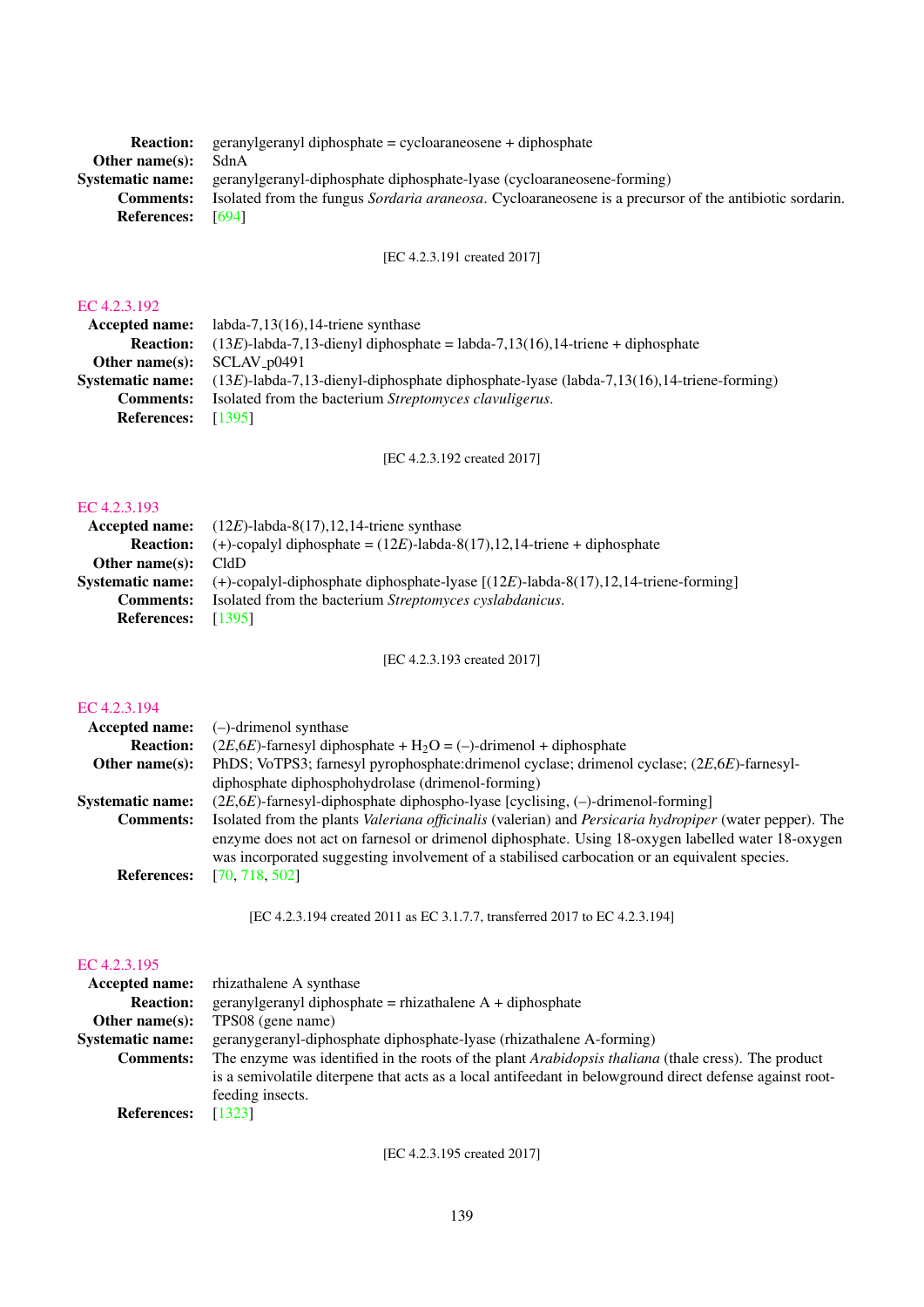**Reaction:** geranylgeranyl diphosphate = cycloaraneosene + diphosphate
**Other name(s):** SdnA
**Systematic name:** geranylgeranyl-diphosphate diphosphate-lyase (cycloaraneosene-forming)
**Comments:** Isolated from the fungus *Sordaria araneosa*. Cycloaraneosene is a precursor of the antibiotic sordarin.
**References:** [694]

[EC 4.2.3.191 created 2017]

## EC 4.2.3.192

**Accepted name:** labda-7,13(16),14-triene synthase
**Reaction:** (13*E*)-labda-7,13-dienyl diphosphate = labda-7,13(16),14-triene + diphosphate
**Other name(s):** SCLAV_p0491
**Systematic name:** (13*E*)-labda-7,13-dienyl-diphosphate diphosphate-lyase (labda-7,13(16),14-triene-forming)
**Comments:** Isolated from the bacterium *Streptomyces clavuligerus*.
**References:** [1395]

[EC 4.2.3.192 created 2017]

## EC 4.2.3.193

**Accepted name:** (12*E*)-labda-8(17),12,14-triene synthase
**Reaction:** (+)-copalyl diphosphate = (12*E*)-labda-8(17),12,14-triene + diphosphate
**Other name(s):** CldD
**Systematic name:** (+)-copalyl-diphosphate diphosphate-lyase [(12*E*)-labda-8(17),12,14-triene-forming]
**Comments:** Isolated from the bacterium *Streptomyces cyslabdanicus*.
**References:** [1395]

[EC 4.2.3.193 created 2017]

## EC 4.2.3.194

**Accepted name:** (–)-drimenol synthase
**Reaction:** (2*E*,6*E*)-farnesyl diphosphate + $H_2O$ = (–)-drimenol + diphosphate
**Other name(s):** PhDS; VoTPS3; farnesyl pyrophosphate:drimenol cyclase; drimenol cyclase; (2*E*,6*E*)-farnesyl-diphosphate diphosphohydrolase (drimenol-forming)
**Systematic name:** (2*E*,6*E*)-farnesyl-diphosphate diphospho-lyase [cyclising, (–)-drimenol-forming]
**Comments:** Isolated from the plants *Valeriana officinalis* (valerian) and *Persicaria hydropiper* (water pepper). The enzyme does not act on farnesol or drimenol diphosphate. Using 18-oxygen labelled water 18-oxygen was incorporated suggesting involvement of a stabilised carbocation or an equivalent species.
**References:** [70, 718, 502]

[EC 4.2.3.194 created 2011 as EC 3.1.7.7, transferred 2017 to EC 4.2.3.194]

## EC 4.2.3.195

**Accepted name:** rhizathalene A synthase
**Reaction:** geranylgeranyl diphosphate = rhizathalene A + diphosphate
**Other name(s):** TPS08 (gene name)
**Systematic name:** geranygeranyl-diphosphate diphosphate-lyase (rhizathalene A-forming)
**Comments:** The enzyme was identified in the roots of the plant *Arabidopsis thaliana* (thale cress). The product is a semivolatile diterpene that acts as a local antifeedant in belowground direct defense against root-feeding insects.
**References:** [1323]

[EC 4.2.3.195 created 2017]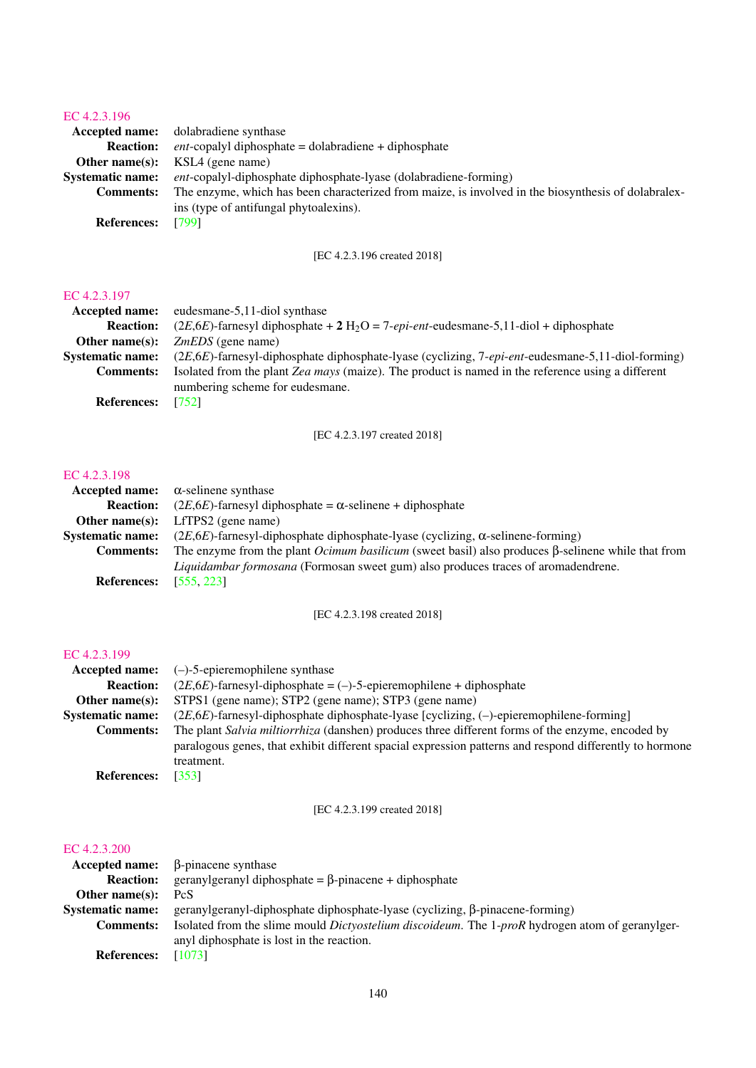### EC 4.2.3.196

**Accepted name:** dolabradiene synthase

**Reaction:** *ent*-copalyl diphosphate = dolabradiene + diphosphate

**Other name(s):** KSL4 (gene name)

**Systematic name:** *ent*-copalyl-diphosphate diphosphate-lyase (dolabradiene-forming)

**Comments:** The enzyme, which has been characterized from maize, is involved in the biosynthesis of dolabralexins (type of antifungal phytoalexins).

**References:** [799]

[EC 4.2.3.196 created 2018]

### EC 4.2.3.197

**Accepted name:** eudesmane-5,11-diol synthase

**Reaction:** (2*E*,6*E*)-farnesyl diphosphate + **2** $H_2O$ = 7-*epi*-*ent*-eudesmane-5,11-diol + diphosphate

**Other name(s):** *ZmEDS* (gene name)

**Systematic name:** (2*E*,6*E*)-farnesyl-diphosphate diphosphate-lyase (cyclizing, 7-*epi*-*ent*-eudesmane-5,11-diol-forming)

**Comments:** Isolated from the plant *Zea mays* (maize). The product is named in the reference using a different numbering scheme for eudesmane.

**References:** [752]

[EC 4.2.3.197 created 2018]

### EC 4.2.3.198

**Accepted name:** α-selinene synthase

**Reaction:** (2*E*,6*E*)-farnesyl diphosphate = α-selinene + diphosphate

**Other name(s):** LfTPS2 (gene name)

**Systematic name:** (2*E*,6*E*)-farnesyl-diphosphate diphosphate-lyase (cyclizing, α-selinene-forming)

**Comments:** The enzyme from the plant *Ocimum basilicum* (sweet basil) also produces β-selinene while that from *Liquidambar formosana* (Formosan sweet gum) also produces traces of aromadendrene.

**References:** [555, 223]

[EC 4.2.3.198 created 2018]

### EC 4.2.3.199

**Accepted name:** (–)-5-epieremophilene synthase

**Reaction:** (2*E*,6*E*)-farnesyl-diphosphate = (–)-5-epieremophilene + diphosphate

**Other name(s):** STPS1 (gene name); STP2 (gene name); STP3 (gene name)

**Systematic name:** (2*E*,6*E*)-farnesyl-diphosphate diphosphate-lyase [cyclizing, (–)-epieremophilene-forming]

**Comments:** The plant *Salvia miltiorrhiza* (danshen) produces three different forms of the enzyme, encoded by paralogous genes, that exhibit different spacial expression patterns and respond differently to hormone treatment.

**References:** [353]

[EC 4.2.3.199 created 2018]

### EC 4.2.3.200

**Accepted name:** β-pinacene synthase

**Reaction:** geranylgeranyl diphosphate = β-pinacene + diphosphate

**Other name(s):** PcS

**Systematic name:** geranylgeranyl-diphosphate diphosphate-lyase (cyclizing, β-pinacene-forming)

**Comments:** Isolated from the slime mould *Dictyostelium discoideum*. The 1-*proR* hydrogen atom of geranylgeranyl diphosphate is lost in the reaction.

**References:** [1073]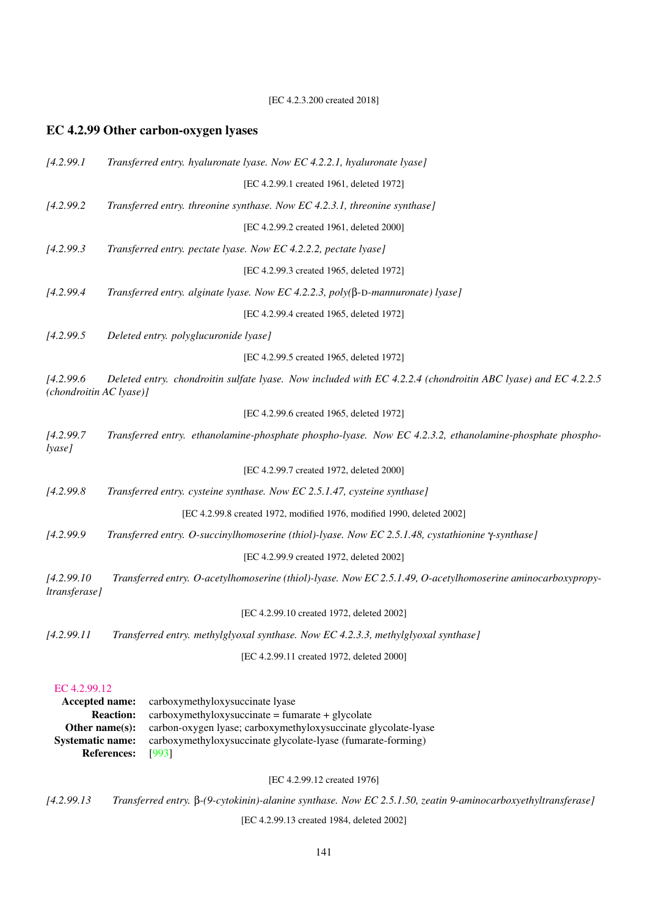[EC 4.2.3.200 created 2018]

## EC 4.2.99 Other carbon-oxygen lyases

*[4.2.99.1 Transferred entry. hyaluronate lyase. Now EC 4.2.2.1, hyaluronate lyase]*

[EC 4.2.99.1 created 1961, deleted 1972]

*[4.2.99.2 Transferred entry. threonine synthase. Now EC 4.2.3.1, threonine synthase]*

[EC 4.2.99.2 created 1961, deleted 2000]

*[4.2.99.3 Transferred entry. pectate lyase. Now EC 4.2.2.2, pectate lyase]*

[EC 4.2.99.3 created 1965, deleted 1972]

*[4.2.99.4 Transferred entry. alginate lyase. Now EC 4.2.2.3, poly(β-D-mannuronate) lyase]*

[EC 4.2.99.4 created 1965, deleted 1972]

*[4.2.99.5 Deleted entry. polyglucuronide lyase]*

[EC 4.2.99.5 created 1965, deleted 1972]

*[4.2.99.6 Deleted entry. chondroitin sulfate lyase. Now included with EC 4.2.2.4 (chondroitin ABC lyase) and EC 4.2.2.5 (chondroitin AC lyase)]*

[EC 4.2.99.6 created 1965, deleted 1972]

*[4.2.99.7 Transferred entry. ethanolamine-phosphate phospho-lyase. Now EC 4.2.3.2, ethanolamine-phosphate phospho-lyase]*

[EC 4.2.99.7 created 1972, deleted 2000]

*[4.2.99.8 Transferred entry. cysteine synthase. Now EC 2.5.1.47, cysteine synthase]*

[EC 4.2.99.8 created 1972, modified 1976, modified 1990, deleted 2002]

*[4.2.99.9 Transferred entry. O-succinylhomoserine (thiol)-lyase. Now EC 2.5.1.48, cystathionine γ-synthase]*

[EC 4.2.99.9 created 1972, deleted 2002]

*[4.2.99.10 Transferred entry. O-acetylhomoserine (thiol)-lyase. Now EC 2.5.1.49, O-acetylhomoserine aminocarboxypropyltransferase]*

[EC 4.2.99.10 created 1972, deleted 2002]

*[4.2.99.11 Transferred entry. methylglyoxal synthase. Now EC 4.2.3.3, methylglyoxal synthase]*

[EC 4.2.99.11 created 1972, deleted 2000]

EC 4.2.99.12

**Accepted name:** carboxymethyloxysuccinate lyase

**Reaction:** carboxymethyloxysuccinate = fumarate + glycolate

**Other name(s):** carbon-oxygen lyase; carboxymethyloxysuccinate glycolate-lyase

**Systematic name:** carboxymethyloxysuccinate glycolate-lyase (fumarate-forming)

**References:** [993]

[EC 4.2.99.12 created 1976]

*[4.2.99.13 Transferred entry. β-(9-cytokinin)-alanine synthase. Now EC 2.5.1.50, zeatin 9-aminocarboxyethyltransferase]*

[EC 4.2.99.13 created 1984, deleted 2002]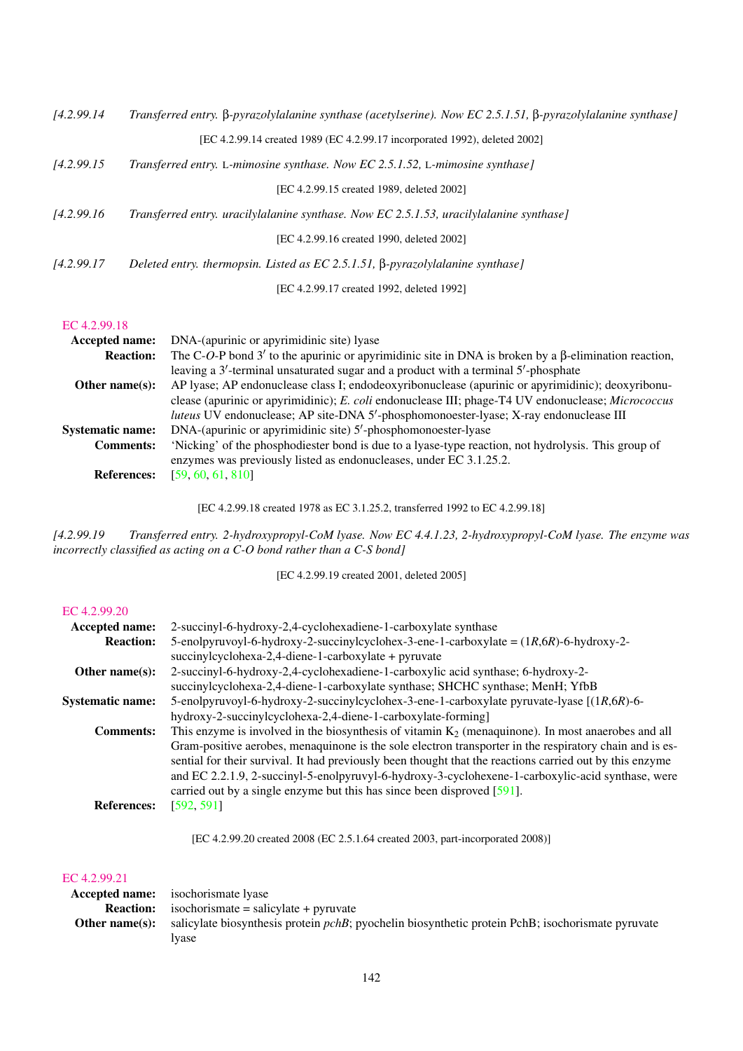*[4.2.99.14 Transferred entry. β-pyrazolylalanine synthase (acetylserine). Now EC 2.5.1.51, β-pyrazolylalanine synthase]*

[EC 4.2.99.14 created 1989 (EC 4.2.99.17 incorporated 1992), deleted 2002]

*[4.2.99.15 Transferred entry. L-mimosine synthase. Now EC 2.5.1.52, L-mimosine synthase]*

[EC 4.2.99.15 created 1989, deleted 2002]

*[4.2.99.16 Transferred entry. uracilylalanine synthase. Now EC 2.5.1.53, uracilylalanine synthase]*

[EC 4.2.99.16 created 1990, deleted 2002]

*[4.2.99.17 Deleted entry. thermopsin. Listed as EC 2.5.1.51, β-pyrazolylalanine synthase]*

[EC 4.2.99.17 created 1992, deleted 1992]

## EC 4.2.99.18

**Accepted name:** DNA-(apurinic or apyrimidinic site) lyase

**Reaction:** The C-*O*-P bond 3′ to the apurinic or apyrimidinic site in DNA is broken by a β-elimination reaction, leaving a 3′-terminal unsaturated sugar and a product with a terminal 5′-phosphate

**Other name(s):** AP lyase; AP endonuclease class I; endodeoxyribonuclease (apurinic or apyrimidinic); deoxyribonuclease (apurinic or apyrimidinic); *E. coli* endonuclease III; phage-T4 UV endonuclease; *Micrococcus luteus* UV endonuclease; AP site-DNA 5′-phosphomonoester-lyase; X-ray endonuclease III

**Systematic name:** DNA-(apurinic or apyrimidinic site) 5′-phosphomonoester-lyase

**Comments:** 'Nicking' of the phosphodiester bond is due to a lyase-type reaction, not hydrolysis. This group of enzymes was previously listed as endonucleases, under EC 3.1.25.2.

**References:** [59, 60, 61, 810]

[EC 4.2.99.18 created 1978 as EC 3.1.25.2, transferred 1992 to EC 4.2.99.18]

*[4.2.99.19 Transferred entry. 2-hydroxypropyl-CoM lyase. Now EC 4.4.1.23, 2-hydroxypropyl-CoM lyase. The enzyme was incorrectly classified as acting on a C-O bond rather than a C-S bond]*

[EC 4.2.99.19 created 2001, deleted 2005]

## EC 4.2.99.20

**Accepted name:** 2-succinyl-6-hydroxy-2,4-cyclohexadiene-1-carboxylate synthase

**Reaction:** 5-enolpyruvoyl-6-hydroxy-2-succinylcyclohex-3-ene-1-carboxylate = (1*R*,6*R*)-6-hydroxy-2-succinylcyclohexa-2,4-diene-1-carboxylate + pyruvate

**Other name(s):** 2-succinyl-6-hydroxy-2,4-cyclohexadiene-1-carboxylic acid synthase; 6-hydroxy-2-succinylcyclohexa-2,4-diene-1-carboxylate synthase; SHCHC synthase; MenH; YfbB

**Systematic name:** 5-enolpyruvoyl-6-hydroxy-2-succinylcyclohex-3-ene-1-carboxylate pyruvate-lyase [(1*R*,6*R*)-6-hydroxy-2-succinylcyclohexa-2,4-diene-1-carboxylate-forming]

**Comments:** This enzyme is involved in the biosynthesis of vitamin $K_2$ (menaquinone). In most anaerobes and all Gram-positive aerobes, menaquinone is the sole electron transporter in the respiratory chain and is essential for their survival. It had previously been thought that the reactions carried out by this enzyme and EC 2.2.1.9, 2-succinyl-5-enolpyruvyl-6-hydroxy-3-cyclohexene-1-carboxylic-acid synthase, were carried out by a single enzyme but this has since been disproved [591].

**References:** [592, 591]

[EC 4.2.99.20 created 2008 (EC 2.5.1.64 created 2003, part-incorporated 2008)]

## EC 4.2.99.21

**Accepted name:** isochorismate lyase

**Reaction:** isochorismate = salicylate + pyruvate

**Other name(s):** salicylate biosynthesis protein *pchB*; pyochelin biosynthetic protein PchB; isochorismate pyruvate lyase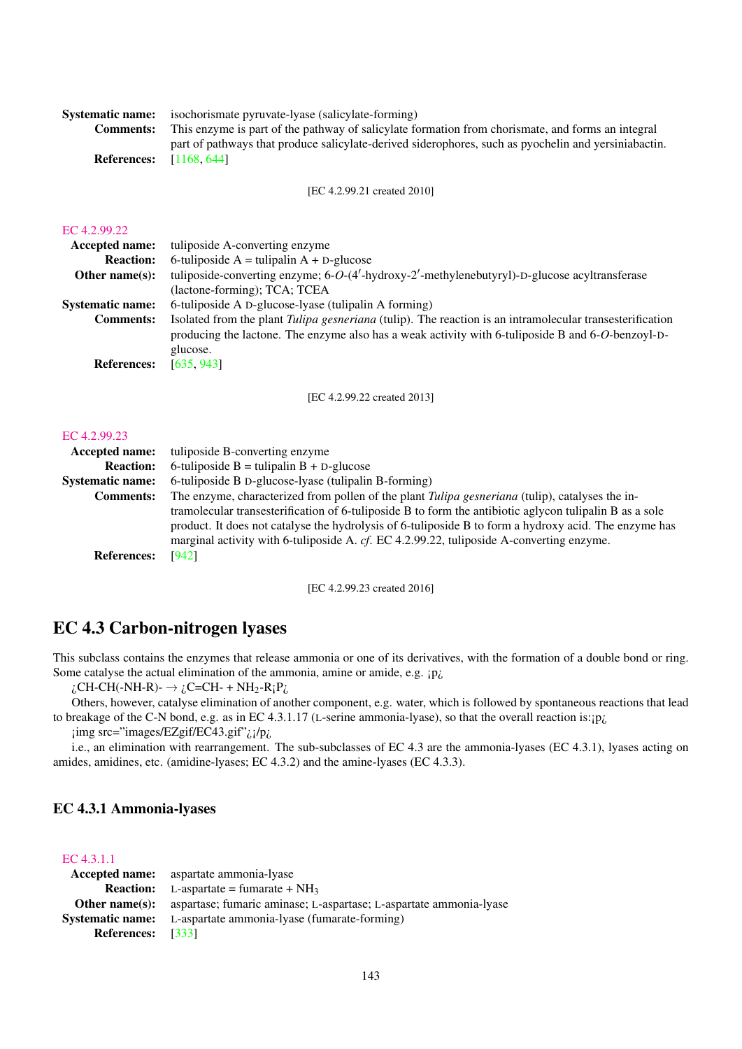**Systematic name:** isochorismate pyruvate-lyase (salicylate-forming)
**Comments:** This enzyme is part of the pathway of salicylate formation from chorismate, and forms an integral part of pathways that produce salicylate-derived siderophores, such as pyochelin and yersiniabactin.
**References:** [1168, 644]

[EC 4.2.99.21 created 2010]

EC 4.2.99.22
**Accepted name:** tuliposide A-converting enzyme
**Reaction:** 6-tuliposide A = tulipalin A + D-glucose
**Other name(s):** tuliposide-converting enzyme; 6-*O*-(4′-hydroxy-2′-methylenebutyryl)-D-glucose acyltransferase (lactone-forming); TCA; TCEA
**Systematic name:** 6-tuliposide A D-glucose-lyase (tulipalin A forming)
**Comments:** Isolated from the plant *Tulipa gesneriana* (tulip). The reaction is an intramolecular transesterification producing the lactone. The enzyme also has a weak activity with 6-tuliposide B and 6-*O*-benzoyl-D-glucose.
**References:** [635, 943]

[EC 4.2.99.22 created 2013]

EC 4.2.99.23
**Accepted name:** tuliposide B-converting enzyme
**Reaction:** 6-tuliposide B = tulipalin B + D-glucose
**Systematic name:** 6-tuliposide B D-glucose-lyase (tulipalin B-forming)
**Comments:** The enzyme, characterized from pollen of the plant *Tulipa gesneriana* (tulip), catalyses the intramolecular transesterification of 6-tuliposide B to form the antibiotic aglycon tulipalin B as a sole product. It does not catalyse the hydrolysis of 6-tuliposide B to form a hydroxy acid. The enzyme has marginal activity with 6-tuliposide A. *cf.* EC 4.2.99.22, tuliposide A-converting enzyme.
**References:** [942]

[EC 4.2.99.23 created 2016]

## EC 4.3 Carbon-nitrogen lyases

This subclass contains the enzymes that release ammonia or one of its derivatives, with the formation of a double bond or ring. Some catalyse the actual elimination of the ammonia, amine or amide, e.g. ¡p¿

¿CH-CH(-NH-R)- → ¿C=CH- + $NH_2$-R¡P¿

Others, however, catalyse elimination of another component, e.g. water, which is followed by spontaneous reactions that lead to breakage of the C-N bond, e.g. as in EC 4.3.1.17 (L-serine ammonia-lyase), so that the overall reaction is:¡p¿

¡img src="images/EZgif/EC43.gif"¿¡/p¿

i.e., an elimination with rearrangement. The sub-subclasses of EC 4.3 are the ammonia-lyases (EC 4.3.1), lyases acting on amides, amidines, etc. (amidine-lyases; EC 4.3.2) and the amine-lyases (EC 4.3.3).

### EC 4.3.1 Ammonia-lyases

EC 4.3.1.1
**Accepted name:** aspartate ammonia-lyase
**Reaction:** L-aspartate = fumarate + $NH_3$
**Other name(s):** aspartase; fumaric aminase; L-aspartase; L-aspartate ammonia-lyase
**Systematic name:** L-aspartate ammonia-lyase (fumarate-forming)
**References:** [333]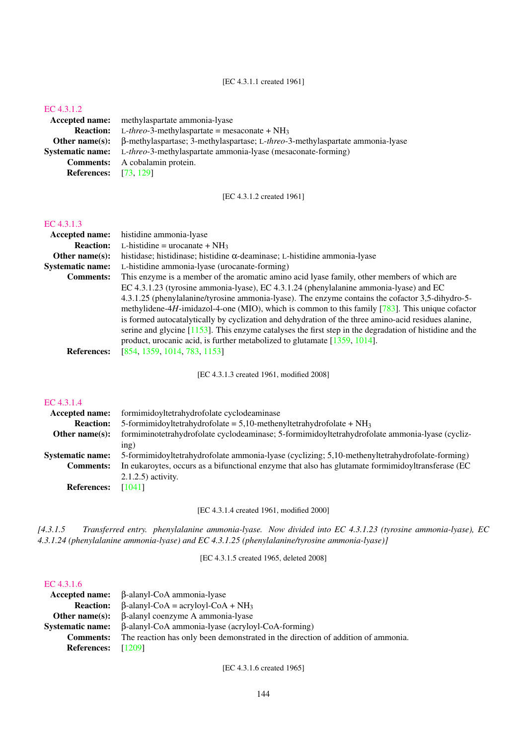[EC 4.3.1.1 created 1961]

## EC 4.3.1.2

**Accepted name:** methylaspartate ammonia-lyase

**Reaction:** L-*threo*-3-methylaspartate = mesaconate + $NH_3$

**Other name(s):** β-methylaspartase; 3-methylaspartase; L-*threo*-3-methylaspartate ammonia-lyase

**Systematic name:** L-*threo*-3-methylaspartate ammonia-lyase (mesaconate-forming)

**Comments:** A cobalamin protein.

**References:** [73, 129]

[EC 4.3.1.2 created 1961]

## EC 4.3.1.3

**Accepted name:** histidine ammonia-lyase

**Reaction:** L-histidine = urocanate + $NH_3$

**Other name(s):** histidase; histidinase; histidine α-deaminase; L-histidine ammonia-lyase

**Systematic name:** L-histidine ammonia-lyase (urocanate-forming)

**Comments:** This enzyme is a member of the aromatic amino acid lyase family, other members of which are EC 4.3.1.23 (tyrosine ammonia-lyase), EC 4.3.1.24 (phenylalanine ammonia-lyase) and EC 4.3.1.25 (phenylalanine/tyrosine ammonia-lyase). The enzyme contains the cofactor 3,5-dihydro-5-methylidene-4*H*-imidazol-4-one (MIO), which is common to this family [783]. This unique cofactor is formed autocatalytically by cyclization and dehydration of the three amino-acid residues alanine, serine and glycine [1153]. This enzyme catalyses the first step in the degradation of histidine and the product, urocanic acid, is further metabolized to glutamate [1359, 1014].

**References:** [854, 1359, 1014, 783, 1153]

[EC 4.3.1.3 created 1961, modified 2008]

## EC 4.3.1.4

**Accepted name:** formimidoyltetrahydrofolate cyclodeaminase

**Reaction:** 5-formimidoyltetrahydrofolate = 5,10-methenyltetrahydrofolate + $NH_3$

**Other name(s):** formiminotetrahydrofolate cyclodeaminase; 5-formimidoyltetrahydrofolate ammonia-lyase (cyclizing)

**Systematic name:** 5-formimidoyltetrahydrofolate ammonia-lyase (cyclizing; 5,10-methenyltetrahydrofolate-forming)

**Comments:** In eukaroytes, occurs as a bifunctional enzyme that also has glutamate formimidoyltransferase (EC 2.1.2.5) activity.

**References:** [1041]

[EC 4.3.1.4 created 1961, modified 2000]

*[4.3.1.5 Transferred entry. phenylalanine ammonia-lyase. Now divided into EC 4.3.1.23 (tyrosine ammonia-lyase), EC 4.3.1.24 (phenylalanine ammonia-lyase) and EC 4.3.1.25 (phenylalanine/tyrosine ammonia-lyase)]*

[EC 4.3.1.5 created 1965, deleted 2008]

## EC 4.3.1.6

**Accepted name:** β-alanyl-CoA ammonia-lyase

**Reaction:** β-alanyl-CoA = acryloyl-CoA + $NH_3$

**Other name(s):** β-alanyl coenzyme A ammonia-lyase

**Systematic name:** β-alanyl-CoA ammonia-lyase (acryloyl-CoA-forming)

**Comments:** The reaction has only been demonstrated in the direction of addition of ammonia.

**References:** [1209]

[EC 4.3.1.6 created 1965]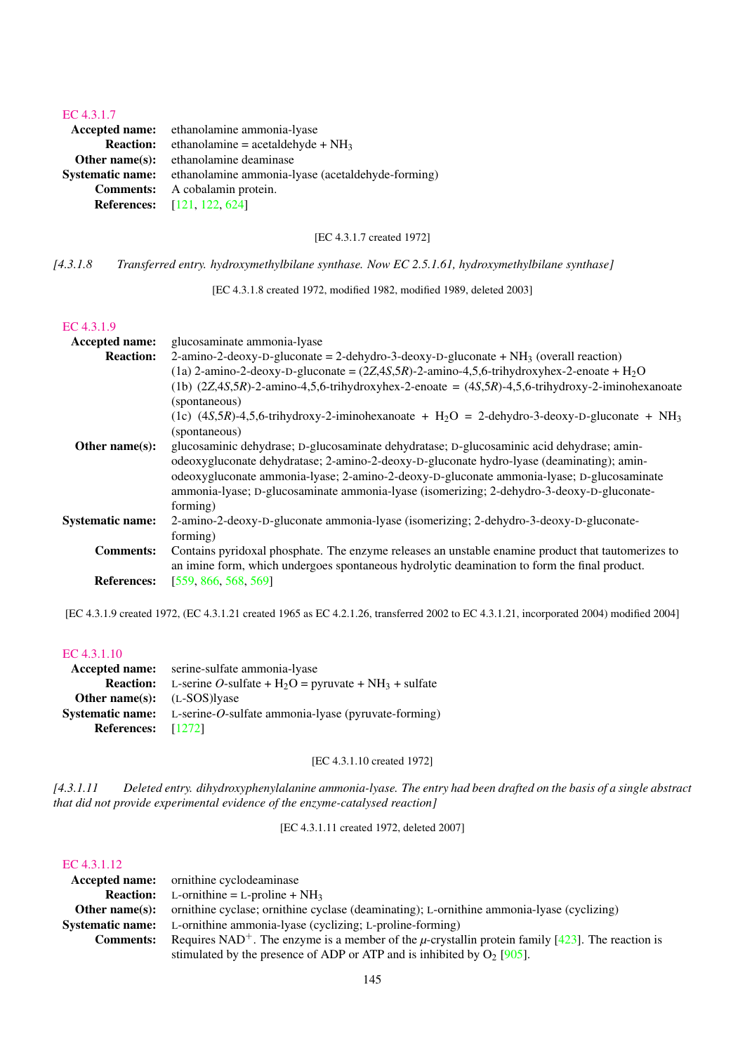EC 4.3.1.7

**Accepted name:** ethanolamine ammonia-lyase
**Reaction:** ethanolamine = acetaldehyde + $NH_3$
**Other name(s):** ethanolamine deaminase
**Systematic name:** ethanolamine ammonia-lyase (acetaldehyde-forming)
**Comments:** A cobalamin protein.
**References:** [121, 122, 624]

[EC 4.3.1.7 created 1972]

*[4.3.1.8 Transferred entry. hydroxymethylbilane synthase. Now EC 2.5.1.61, hydroxymethylbilane synthase]*

[EC 4.3.1.8 created 1972, modified 1982, modified 1989, deleted 2003]

EC 4.3.1.9

**Accepted name:** glucosaminate ammonia-lyase
**Reaction:** 2-amino-2-deoxy-D-gluconate = 2-dehydro-3-deoxy-D-gluconate + $NH_3$ (overall reaction)
(1a) 2-amino-2-deoxy-D-gluconate = (2*Z*,4*S*,5*R*)-2-amino-4,5,6-trihydroxyhex-2-enoate + $H_2O$
(1b) (2*Z*,4*S*,5*R*)-2-amino-4,5,6-trihydroxyhex-2-enoate = (4*S*,5*R*)-4,5,6-trihydroxy-2-iminohexanoate (spontaneous)
(1c) (4*S*,5*R*)-4,5,6-trihydroxy-2-iminohexanoate + $H_2O$ = 2-dehydro-3-deoxy-D-gluconate + $NH_3$ (spontaneous)
**Other name(s):** glucosaminic dehydrase; D-glucosaminate dehydratase; D-glucosaminic acid dehydrase; aminodeoxygluconate dehydratase; 2-amino-2-deoxy-D-gluconate hydro-lyase (deaminating); aminodeoxygluconate ammonia-lyase; 2-amino-2-deoxy-D-gluconate ammonia-lyase; D-glucosaminate ammonia-lyase; D-glucosaminate ammonia-lyase (isomerizing; 2-dehydro-3-deoxy-D-gluconate-forming)
**Systematic name:** 2-amino-2-deoxy-D-gluconate ammonia-lyase (isomerizing; 2-dehydro-3-deoxy-D-gluconate-forming)
**Comments:** Contains pyridoxal phosphate. The enzyme releases an unstable enamine product that tautomerizes to an imine form, which undergoes spontaneous hydrolytic deamination to form the final product.
**References:** [559, 866, 568, 569]

[EC 4.3.1.9 created 1972, (EC 4.3.1.21 created 1965 as EC 4.2.1.26, transferred 2002 to EC 4.3.1.21, incorporated 2004) modified 2004]

EC 4.3.1.10

**Accepted name:** serine-sulfate ammonia-lyase
**Reaction:** L-serine *O*-sulfate + $H_2O$ = pyruvate + $NH_3$ + sulfate
**Other name(s):** (L-SOS)lyase
**Systematic name:** L-serine-*O*-sulfate ammonia-lyase (pyruvate-forming)
**References:** [1272]

[EC 4.3.1.10 created 1972]

*[4.3.1.11 Deleted entry. dihydroxyphenylalanine ammonia-lyase. The entry had been drafted on the basis of a single abstract that did not provide experimental evidence of the enzyme-catalysed reaction]*

[EC 4.3.1.11 created 1972, deleted 2007]

EC 4.3.1.12

**Accepted name:** ornithine cyclodeaminase
**Reaction:** L-ornithine = L-proline + $NH_3$
**Other name(s):** ornithine cyclase; ornithine cyclase (deaminating); L-ornithine ammonia-lyase (cyclizing)
**Systematic name:** L-ornithine ammonia-lyase (cyclizing; L-proline-forming)
**Comments:** Requires $NAD^+$. The enzyme is a member of the $\mu$-crystallin protein family [423]. The reaction is stimulated by the presence of ADP or ATP and is inhibited by $O_2$ [905].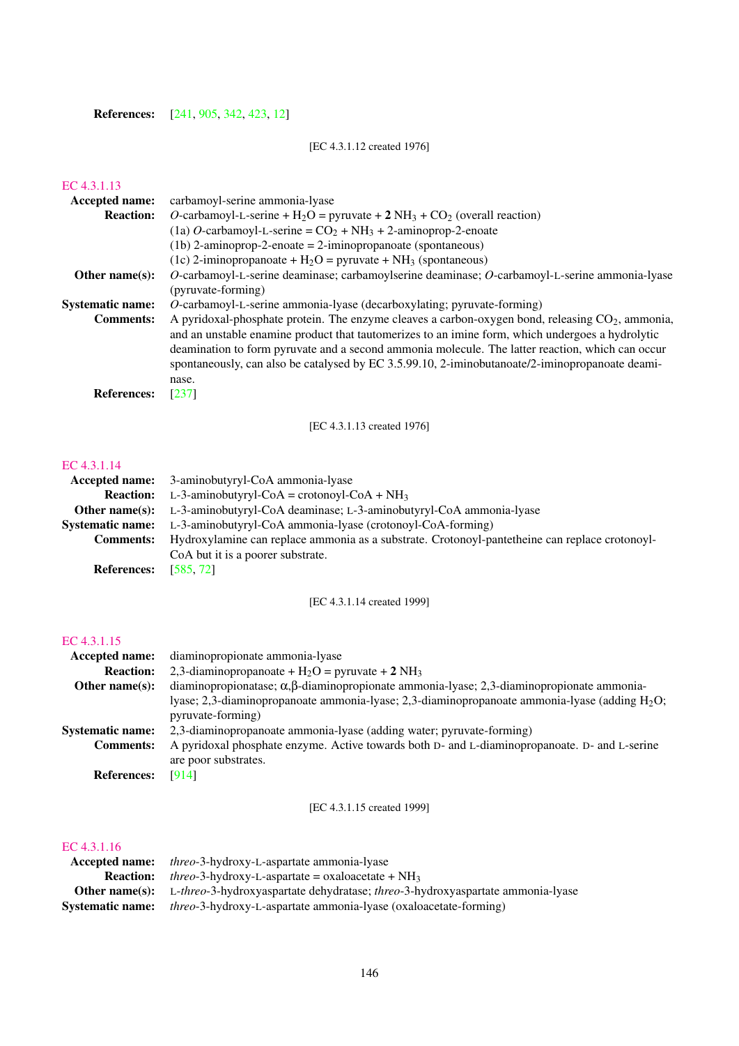**References:** [241, 905, 342, 423, 12]

[EC 4.3.1.12 created 1976]

## EC 4.3.1.13

**Accepted name:** carbamoyl-serine ammonia-lyase

**Reaction:** *O*-carbamoyl-L-serine + $H_2O$ = pyruvate + **2** $NH_3$ + $CO_2$ (overall reaction)
(1a) *O*-carbamoyl-L-serine = $CO_2$ + $NH_3$ + 2-aminoprop-2-enoate
(1b) 2-aminoprop-2-enoate = 2-iminopropanoate (spontaneous)
(1c) 2-iminopropanoate + $H_2O$ = pyruvate + $NH_3$ (spontaneous)

**Other name(s):** *O*-carbamoyl-L-serine deaminase; carbamoylserine deaminase; *O*-carbamoyl-L-serine ammonia-lyase (pyruvate-forming)

**Systematic name:** *O*-carbamoyl-L-serine ammonia-lyase (decarboxylating; pyruvate-forming)

**Comments:** A pyridoxal-phosphate protein. The enzyme cleaves a carbon-oxygen bond, releasing $CO_2$, ammonia, and an unstable enamine product that tautomerizes to an imine form, which undergoes a hydrolytic deamination to form pyruvate and a second ammonia molecule. The latter reaction, which can occur spontaneously, can also be catalysed by EC 3.5.99.10, 2-iminobutanoate/2-iminopropanoate deaminase.

**References:** [237]

[EC 4.3.1.13 created 1976]

## EC 4.3.1.14

**Accepted name:** 3-aminobutyryl-CoA ammonia-lyase

**Reaction:** L-3-aminobutyryl-CoA = crotonoyl-CoA + $NH_3$

**Other name(s):** L-3-aminobutyryl-CoA deaminase; L-3-aminobutyryl-CoA ammonia-lyase

**Systematic name:** L-3-aminobutyryl-CoA ammonia-lyase (crotonoyl-CoA-forming)

**Comments:** Hydroxylamine can replace ammonia as a substrate. Crotonoyl-pantetheine can replace crotonoyl-CoA but it is a poorer substrate.

**References:** [585, 72]

[EC 4.3.1.14 created 1999]

## EC 4.3.1.15

**Accepted name:** diaminopropionate ammonia-lyase

**Reaction:** 2,3-diaminopropanoate + $H_2O$ = pyruvate + **2** $NH_3$

**Other name(s):** diaminopropionatase; $\alpha,\beta$-diaminopropionate ammonia-lyase; 2,3-diaminopropionate ammonia-lyase; 2,3-diaminopropanoate ammonia-lyase; 2,3-diaminopropanoate ammonia-lyase (adding $H_2O$; pyruvate-forming)

**Systematic name:** 2,3-diaminopropanoate ammonia-lyase (adding water; pyruvate-forming)

**Comments:** A pyridoxal phosphate enzyme. Active towards both D- and L-diaminopropanoate. D- and L-serine are poor substrates.

**References:** [914]

[EC 4.3.1.15 created 1999]

## EC 4.3.1.16

**Accepted name:** *threo*-3-hydroxy-L-aspartate ammonia-lyase

**Reaction:** *threo*-3-hydroxy-L-aspartate = oxaloacetate + $NH_3$

**Other name(s):** L-*threo*-3-hydroxyaspartate dehydratase; *threo*-3-hydroxyaspartate ammonia-lyase

**Systematic name:** *threo*-3-hydroxy-L-aspartate ammonia-lyase (oxaloacetate-forming)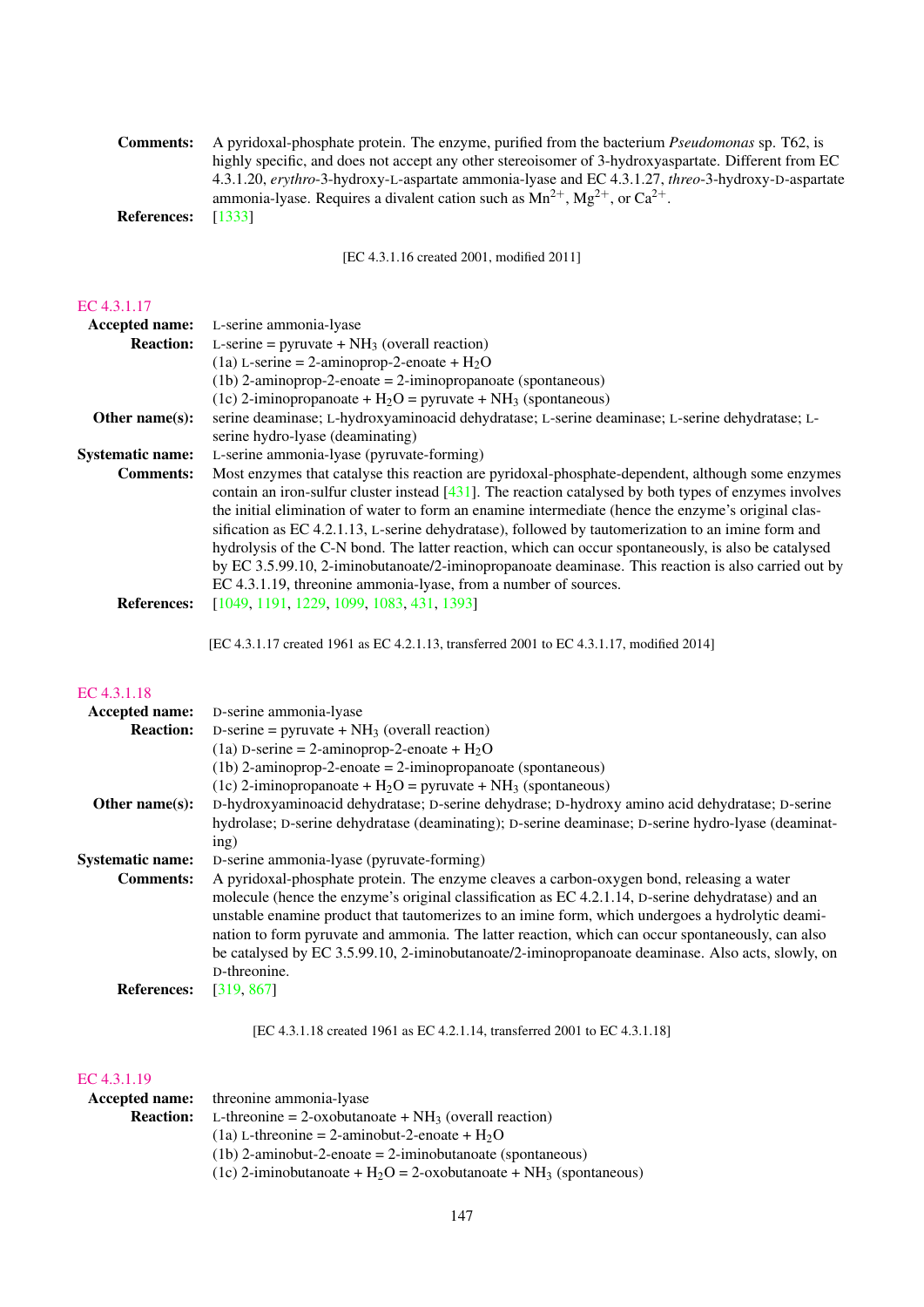**Comments:** A pyridoxal-phosphate protein. The enzyme, purified from the bacterium *Pseudomonas* sp. T62, is highly specific, and does not accept any other stereoisomer of 3-hydroxyaspartate. Different from EC 4.3.1.20, *erythro*-3-hydroxy-L-aspartate ammonia-lyase and EC 4.3.1.27, *threo*-3-hydroxy-D-aspartate ammonia-lyase. Requires a divalent cation such as $Mn^{2+}$, $Mg^{2+}$, or $Ca^{2+}$.

**References:** [1333]

[EC 4.3.1.16 created 2001, modified 2011]

## EC 4.3.1.17

**Accepted name:** L-serine ammonia-lyase

**Reaction:** L-serine = pyruvate + $NH_3$ (overall reaction)
(1a) L-serine = 2-aminoprop-2-enoate + $H_2O$
(1b) 2-aminoprop-2-enoate = 2-iminopropanoate (spontaneous)
(1c) 2-iminopropanoate + $H_2O$ = pyruvate + $NH_3$ (spontaneous)

**Other name(s):** serine deaminase; L-hydroxyaminoacid dehydratase; L-serine deaminase; L-serine dehydratase; L-serine hydro-lyase (deaminating)

**Systematic name:** L-serine ammonia-lyase (pyruvate-forming)

**Comments:** Most enzymes that catalyse this reaction are pyridoxal-phosphate-dependent, although some enzymes contain an iron-sulfur cluster instead [431]. The reaction catalysed by both types of enzymes involves the initial elimination of water to form an enamine intermediate (hence the enzyme's original classification as EC 4.2.1.13, L-serine dehydratase), followed by tautomerization to an imine form and hydrolysis of the C-N bond. The latter reaction, which can occur spontaneously, is also be catalysed by EC 3.5.99.10, 2-iminobutanoate/2-iminopropanoate deaminase. This reaction is also carried out by EC 4.3.1.19, threonine ammonia-lyase, from a number of sources.

**References:** [1049, 1191, 1229, 1099, 1083, 431, 1393]

[EC 4.3.1.17 created 1961 as EC 4.2.1.13, transferred 2001 to EC 4.3.1.17, modified 2014]

## EC 4.3.1.18

**Accepted name:** D-serine ammonia-lyase

**Reaction:** D-serine = pyruvate + $NH_3$ (overall reaction)
(1a) D-serine = 2-aminoprop-2-enoate + $H_2O$
(1b) 2-aminoprop-2-enoate = 2-iminopropanoate (spontaneous)
(1c) 2-iminopropanoate + $H_2O$ = pyruvate + $NH_3$ (spontaneous)

**Other name(s):** D-hydroxyaminoacid dehydratase; D-serine dehydrase; D-hydroxy amino acid dehydratase; D-serine hydrolase; D-serine dehydratase (deaminating); D-serine deaminase; D-serine hydro-lyase (deaminating)

**Systematic name:** D-serine ammonia-lyase (pyruvate-forming)

**Comments:** A pyridoxal-phosphate protein. The enzyme cleaves a carbon-oxygen bond, releasing a water molecule (hence the enzyme's original classification as EC 4.2.1.14, D-serine dehydratase) and an unstable enamine product that tautomerizes to an imine form, which undergoes a hydrolytic deamination to form pyruvate and ammonia. The latter reaction, which can occur spontaneously, can also be catalysed by EC 3.5.99.10, 2-iminobutanoate/2-iminopropanoate deaminase. Also acts, slowly, on D-threonine.

**References:** [319, 867]

[EC 4.3.1.18 created 1961 as EC 4.2.1.14, transferred 2001 to EC 4.3.1.18]

## EC 4.3.1.19

**Accepted name:** threonine ammonia-lyase

**Reaction:** L-threonine = 2-oxobutanoate + $NH_3$ (overall reaction)
(1a) L-threonine = 2-aminobut-2-enoate + $H_2O$
(1b) 2-aminobut-2-enoate = 2-iminobutanoate (spontaneous)
(1c) 2-iminobutanoate + $H_2O$ = 2-oxobutanoate + $NH_3$ (spontaneous)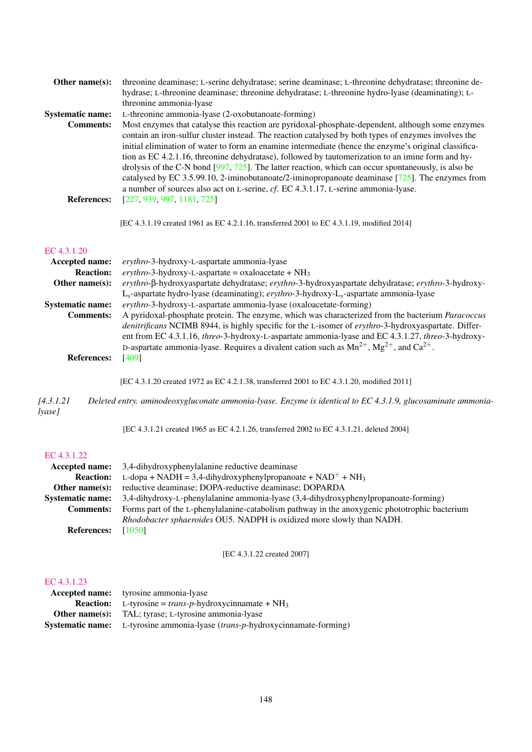**Other name(s):** threonine deaminase; L-serine dehydratase; serine deaminase; L-threonine dehydratase; threonine dehydrase; L-threonine deaminase; threonine dehydratase; L-threonine hydro-lyase (deaminating); L-threonine ammonia-lyase

**Systematic name:** L-threonine ammonia-lyase (2-oxobutanoate-forming)

**Comments:** Most enzymes that catalyse this reaction are pyridoxal-phosphate-dependent, although some enzymes contain an iron-sulfur cluster instead. The reaction catalysed by both types of enzymes involves the initial elimination of water to form an enamine intermediate (hence the enzyme's original classification as EC 4.2.1.16, threonine dehydratase), followed by tautomerization to an imine form and hydrolysis of the C-N bond [997, 725]. The latter reaction, which can occur spontaneously, is also be catalysed by EC 3.5.99.10, 2-iminobutanoate/2-iminopropanoate deaminase [725]. The enzymes from a number of sources also act on L-serine, *cf*. EC 4.3.1.17, L-serine ammonia-lyase.

**References:** [227, 939, 997, 1181, 725]

[EC 4.3.1.19 created 1961 as EC 4.2.1.16, transferred 2001 to EC 4.3.1.19, modified 2014]

## EC 4.3.1.20

**Accepted name:** *erythro*-3-hydroxy-L-aspartate ammonia-lyase

**Reaction:** *erythro*-3-hydroxy-L-aspartate = oxaloacetate + $NH_3$

**Other name(s):** *erythro*-β-hydroxyaspartate dehydratase; *erythro*-3-hydroxyaspartate dehydratase; *erythro*-3-hydroxy-$L_s$-aspartate hydro-lyase (deaminating); *erythro*-3-hydroxy-$L_s$-aspartate ammonia-lyase

**Systematic name:** *erythro*-3-hydroxy-L-aspartate ammonia-lyase (oxaloacetate-forming)

**Comments:** A pyridoxal-phosphate protein. The enzyme, which was characterized from the bacterium *Paracoccus denitrificans* NCIMB 8944, is highly specific for the L-isomer of *erythro*-3-hydroxyaspartate. Different from EC 4.3.1.16, *threo*-3-hydroxy-L-aspartate ammonia-lyase and EC 4.3.1.27, *threo*-3-hydroxy-D-aspartate ammonia-lyase. Requires a divalent cation such as $Mn^{2+}$, $Mg^{2+}$, and $Ca^{2+}$.

**References:** [409]

[EC 4.3.1.20 created 1972 as EC 4.2.1.38, transferred 2001 to EC 4.3.1.20, modified 2011]

*[4.3.1.21 Deleted entry. aminodeoxygluconate ammonia-lyase. Enzyme is identical to EC 4.3.1.9, glucosaminate ammonia-lyase]*

[EC 4.3.1.21 created 1965 as EC 4.2.1.26, transferred 2002 to EC 4.3.1.21, deleted 2004]

## EC 4.3.1.22

**Accepted name:** 3,4-dihydroxyphenylalanine reductive deaminase

**Reaction:** L-dopa + NADH = 3,4-dihydroxyphenylpropanoate + $NAD^+$ + $NH_3$

**Other name(s):** reductive deaminase; DOPA-reductive deaminase; DOPARDA

**Systematic name:** 3,4-dihydroxy-L-phenylalanine ammonia-lyase (3,4-dihydroxyphenylpropanoate-forming)

**Comments:** Forms part of the L-phenylalanine-catabolism pathway in the anoxygenic phototrophic bacterium *Rhodobacter sphaeroides* OU5. NADPH is oxidized more slowly than NADH.

**References:** [1050]

[EC 4.3.1.22 created 2007]

## EC 4.3.1.23

**Accepted name:** tyrosine ammonia-lyase

**Reaction:** L-tyrosine = *trans*-*p*-hydroxycinnamate + $NH_3$

**Other name(s):** TAL; tyrase; L-tyrosine ammonia-lyase

**Systematic name:** L-tyrosine ammonia-lyase (*trans*-*p*-hydroxycinnamate-forming)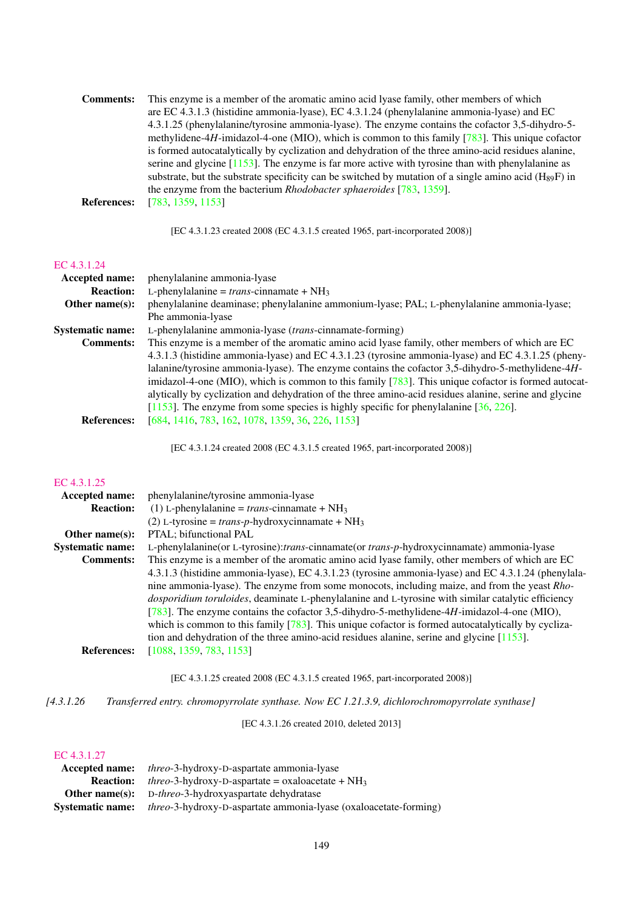**Comments:** This enzyme is a member of the aromatic amino acid lyase family, other members of which are EC 4.3.1.3 (histidine ammonia-lyase), EC 4.3.1.24 (phenylalanine ammonia-lyase) and EC 4.3.1.25 (phenylalanine/tyrosine ammonia-lyase). The enzyme contains the cofactor 3,5-dihydro-5-methylidene-4*H*-imidazol-4-one (MIO), which is common to this family [783]. This unique cofactor is formed autocatalytically by cyclization and dehydration of the three amino-acid residues alanine, serine and glycine [1153]. The enzyme is far more active with tyrosine than with phenylalanine as substrate, but the substrate specificity can be switched by mutation of a single amino acid ($H_{89}F$) in the enzyme from the bacterium *Rhodobacter sphaeroides* [783, 1359].

**References:** [783, 1359, 1153]

[EC 4.3.1.23 created 2008 (EC 4.3.1.5 created 1965, part-incorporated 2008)]

## EC 4.3.1.24

**Accepted name:** phenylalanine ammonia-lyase

**Reaction:** L-phenylalanine = *trans*-cinnamate + $NH_3$

**Other name(s):** phenylalanine deaminase; phenylalanine ammonium-lyase; PAL; L-phenylalanine ammonia-lyase; Phe ammonia-lyase

**Systematic name:** L-phenylalanine ammonia-lyase (*trans*-cinnamate-forming)

**Comments:** This enzyme is a member of the aromatic amino acid lyase family, other members of which are EC 4.3.1.3 (histidine ammonia-lyase) and EC 4.3.1.23 (tyrosine ammonia-lyase) and EC 4.3.1.25 (phenylalanine/tyrosine ammonia-lyase). The enzyme contains the cofactor 3,5-dihydro-5-methylidene-4*H*-imidazol-4-one (MIO), which is common to this family [783]. This unique cofactor is formed autocatalytically by cyclization and dehydration of the three amino-acid residues alanine, serine and glycine [1153]. The enzyme from some species is highly specific for phenylalanine [36, 226].

**References:** [684, 1416, 783, 162, 1078, 1359, 36, 226, 1153]

[EC 4.3.1.24 created 2008 (EC 4.3.1.5 created 1965, part-incorporated 2008)]

## EC 4.3.1.25

**Accepted name:** phenylalanine/tyrosine ammonia-lyase

**Reaction:** (1) L-phenylalanine = *trans*-cinnamate + $NH_3$
(2) L-tyrosine = *trans*-*p*-hydroxycinnamate + $NH_3$

**Other name(s):** PTAL; bifunctional PAL

**Systematic name:** L-phenylalanine(or L-tyrosine):*trans*-cinnamate(or *trans*-*p*-hydroxycinnamate) ammonia-lyase

**Comments:** This enzyme is a member of the aromatic amino acid lyase family, other members of which are EC 4.3.1.3 (histidine ammonia-lyase), EC 4.3.1.23 (tyrosine ammonia-lyase) and EC 4.3.1.24 (phenylalanine ammonia-lyase). The enzyme from some monocots, including maize, and from the yeast *Rhodosporidium toruloides*, deaminate L-phenylalanine and L-tyrosine with similar catalytic efficiency [783]. The enzyme contains the cofactor 3,5-dihydro-5-methylidene-4*H*-imidazol-4-one (MIO), which is common to this family [783]. This unique cofactor is formed autocatalytically by cyclization and dehydration of the three amino-acid residues alanine, serine and glycine [1153].

**References:** [1088, 1359, 783, 1153]

[EC 4.3.1.25 created 2008 (EC 4.3.1.5 created 1965, part-incorporated 2008)]

*[4.3.1.26 Transferred entry. chromopyrrolate synthase. Now EC 1.21.3.9, dichlorochromopyrrolate synthase]*

[EC 4.3.1.26 created 2010, deleted 2013]

## EC 4.3.1.27

**Accepted name:** *threo*-3-hydroxy-D-aspartate ammonia-lyase

**Reaction:** *threo*-3-hydroxy-D-aspartate = oxaloacetate + $NH_3$

**Other name(s):** D-*threo*-3-hydroxyaspartate dehydratase

**Systematic name:** *threo*-3-hydroxy-D-aspartate ammonia-lyase (oxaloacetate-forming)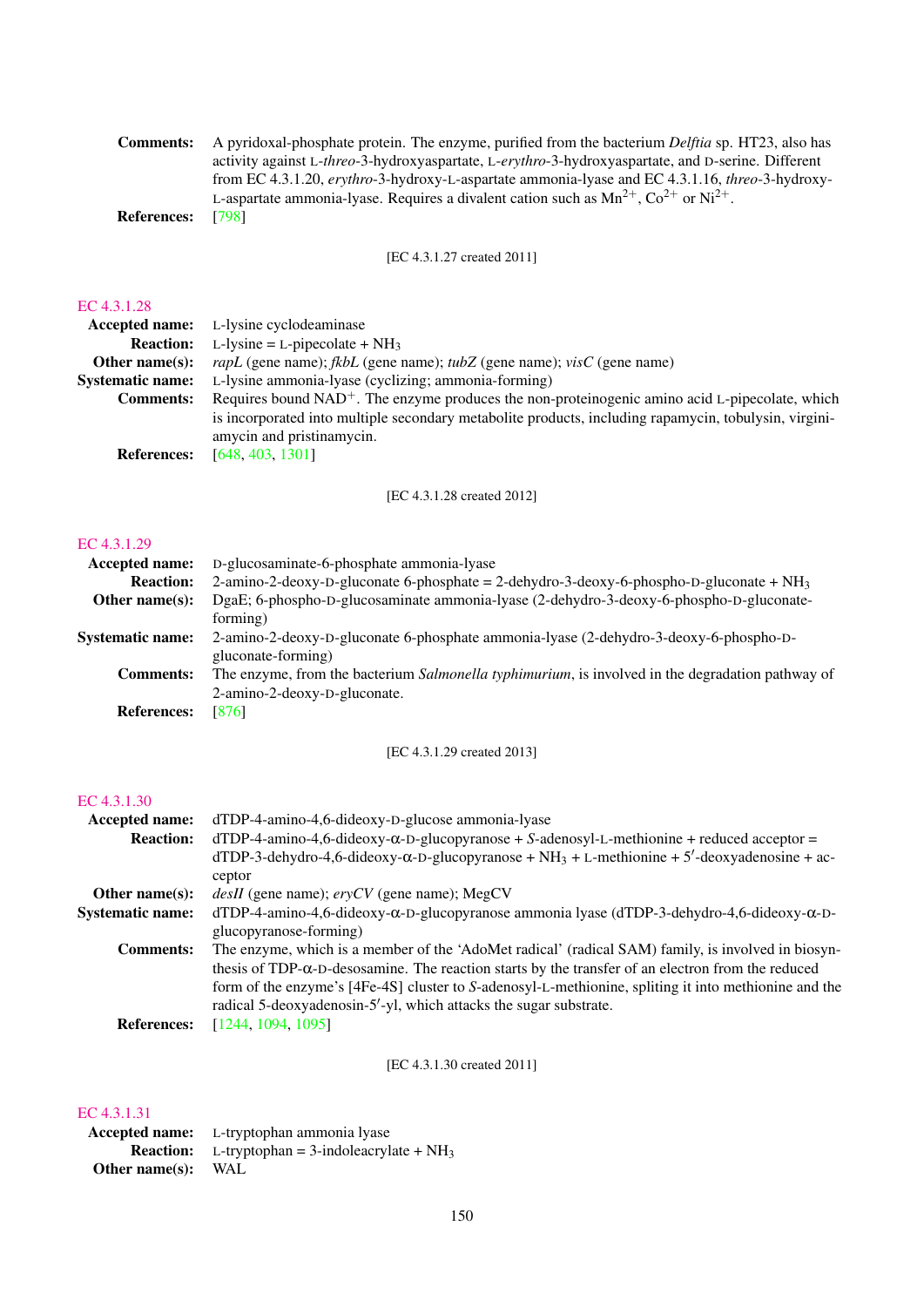**Comments:** A pyridoxal-phosphate protein. The enzyme, purified from the bacterium *Delftia* sp. HT23, also has activity against L-*threo*-3-hydroxyaspartate, L-*erythro*-3-hydroxyaspartate, and D-serine. Different from EC 4.3.1.20, *erythro*-3-hydroxy-L-aspartate ammonia-lyase and EC 4.3.1.16, *threo*-3-hydroxy-L-aspartate ammonia-lyase. Requires a divalent cation such as $Mn^{2+}$, $Co^{2+}$ or $Ni^{2+}$.

**References:** [798]

[EC 4.3.1.27 created 2011]

## EC 4.3.1.28

**Accepted name:** L-lysine cyclodeaminase

**Reaction:** L-lysine = L-pipecolate + $NH_3$

**Other name(s):** *rapL* (gene name); *fkbL* (gene name); *tubZ* (gene name); *visC* (gene name)

**Systematic name:** L-lysine ammonia-lyase (cyclizing; ammonia-forming)

**Comments:** Requires bound $NAD^+$. The enzyme produces the non-proteinogenic amino acid L-pipecolate, which is incorporated into multiple secondary metabolite products, including rapamycin, tobulysin, virginiamycin and pristinamycin.

**References:** [648, 403, 1301]

[EC 4.3.1.28 created 2012]

## EC 4.3.1.29

**Accepted name:** D-glucosaminate-6-phosphate ammonia-lyase

**Reaction:** 2-amino-2-deoxy-D-gluconate 6-phosphate = 2-dehydro-3-deoxy-6-phospho-D-gluconate + $NH_3$

**Other name(s):** DgaE; 6-phospho-D-glucosaminate ammonia-lyase (2-dehydro-3-deoxy-6-phospho-D-gluconate-forming)

**Systematic name:** 2-amino-2-deoxy-D-gluconate 6-phosphate ammonia-lyase (2-dehydro-3-deoxy-6-phospho-D-gluconate-forming)

**Comments:** The enzyme, from the bacterium *Salmonella typhimurium*, is involved in the degradation pathway of 2-amino-2-deoxy-D-gluconate.

**References:** [876]

[EC 4.3.1.29 created 2013]

## EC 4.3.1.30

**Accepted name:** dTDP-4-amino-4,6-dideoxy-D-glucose ammonia-lyase

**Reaction:** dTDP-4-amino-4,6-dideoxy-α-D-glucopyranose + *S*-adenosyl-L-methionine + reduced acceptor = dTDP-3-dehydro-4,6-dideoxy-α-D-glucopyranose + $NH_3$ + L-methionine + 5′-deoxyadenosine + acceptor

**Other name(s):** *desII* (gene name); *eryCV* (gene name); MegCV

**Systematic name:** dTDP-4-amino-4,6-dideoxy-α-D-glucopyranose ammonia lyase (dTDP-3-dehydro-4,6-dideoxy-α-D-glucopyranose-forming)

**Comments:** The enzyme, which is a member of the 'AdoMet radical' (radical SAM) family, is involved in biosynthesis of TDP-α-D-desosamine. The reaction starts by the transfer of an electron from the reduced form of the enzyme's [4Fe-4S] cluster to *S*-adenosyl-L-methionine, spliting it into methionine and the radical 5-deoxyadenosin-5′-yl, which attacks the sugar substrate.

**References:** [1244, 1094, 1095]

[EC 4.3.1.30 created 2011]

## EC 4.3.1.31

**Accepted name:** L-tryptophan ammonia lyase

**Reaction:** L-tryptophan = 3-indoleacrylate + $NH_3$

**Other name(s):** WAL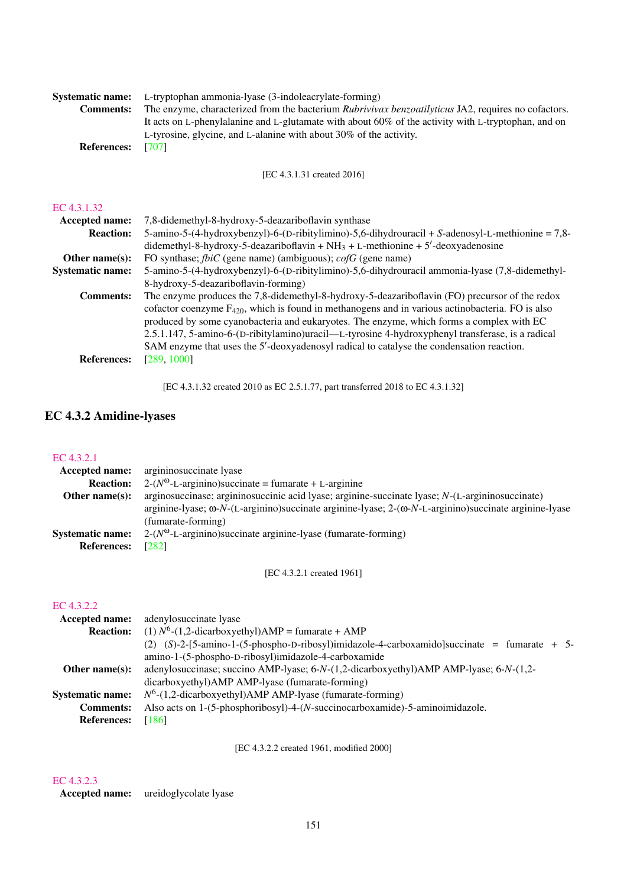**Systematic name:** L-tryptophan ammonia-lyase (3-indoleacrylate-forming)

**Comments:** The enzyme, characterized from the bacterium *Rubrivivax benzoatilyticus* JA2, requires no cofactors. It acts on L-phenylalanine and L-glutamate with about 60% of the activity with L-tryptophan, and on L-tyrosine, glycine, and L-alanine with about 30% of the activity.

**References:** [707]

[EC 4.3.1.31 created 2016]

EC 4.3.1.32

**Accepted name:** 7,8-didemethyl-8-hydroxy-5-deazariboflavin synthase

**Reaction:** 5-amino-5-(4-hydroxybenzyl)-6-(D-ribitylimino)-5,6-dihydrouracil + *S*-adenosyl-L-methionine = 7,8-didemethyl-8-hydroxy-5-deazariboflavin + $NH_3$ + L-methionine + 5′-deoxyadenosine

**Other name(s):** FO synthase; *fbiC* (gene name) (ambiguous); *cofG* (gene name)

**Systematic name:** 5-amino-5-(4-hydroxybenzyl)-6-(D-ribitylimino)-5,6-dihydrouracil ammonia-lyase (7,8-didemethyl-8-hydroxy-5-deazariboflavin-forming)

**Comments:** The enzyme produces the 7,8-didemethyl-8-hydroxy-5-deazariboflavin (FO) precursor of the redox cofactor coenzyme $F_{420}$, which is found in methanogens and in various actinobacteria. FO is also produced by some cyanobacteria and eukaryotes. The enzyme, which forms a complex with EC 2.5.1.147, 5-amino-6-(D-ribitylamino)uracil—L-tyrosine 4-hydroxyphenyl transferase, is a radical SAM enzyme that uses the 5′-deoxyadenosyl radical to catalyse the condensation reaction.

**References:** [289, 1000]

[EC 4.3.1.32 created 2010 as EC 2.5.1.77, part transferred 2018 to EC 4.3.1.32]

## EC 4.3.2 Amidine-lyases

EC 4.3.2.1

**Accepted name:** argininosuccinate lyase

**Reaction:** 2-($N^{\omega}$-L-arginino)succinate = fumarate + L-arginine

**Other name(s):** arginosuccinase; argininosuccinic acid lyase; arginine-succinate lyase; *N*-(L-argininosuccinate) arginine-lyase; ω-*N*-(L-arginino)succinate arginine-lyase; 2-(ω-*N*-L-arginino)succinate arginine-lyase (fumarate-forming)

**Systematic name:** 2-($N^{\omega}$-L-arginino)succinate arginine-lyase (fumarate-forming)

**References:** [282]

[EC 4.3.2.1 created 1961]

EC 4.3.2.2

**Accepted name:** adenylosuccinate lyase

**Reaction:** (1) $N^6$-(1,2-dicarboxyethyl)AMP = fumarate + AMP
(2) (*S*)-2-[5-amino-1-(5-phospho-D-ribosyl)imidazole-4-carboxamido]succinate = fumarate + 5-amino-1-(5-phospho-D-ribosyl)imidazole-4-carboxamide

**Other name(s):** adenylosuccinase; succino AMP-lyase; 6-*N*-(1,2-dicarboxyethyl)AMP AMP-lyase; 6-*N*-(1,2-dicarboxyethyl)AMP AMP-lyase (fumarate-forming)

**Systematic name:** $N^6$-(1,2-dicarboxyethyl)AMP AMP-lyase (fumarate-forming)

**Comments:** Also acts on 1-(5-phosphoribosyl)-4-(*N*-succinocarboxamide)-5-aminoimidazole.

**References:** [186]

[EC 4.3.2.2 created 1961, modified 2000]

EC 4.3.2.3

**Accepted name:** ureidoglycolate lyase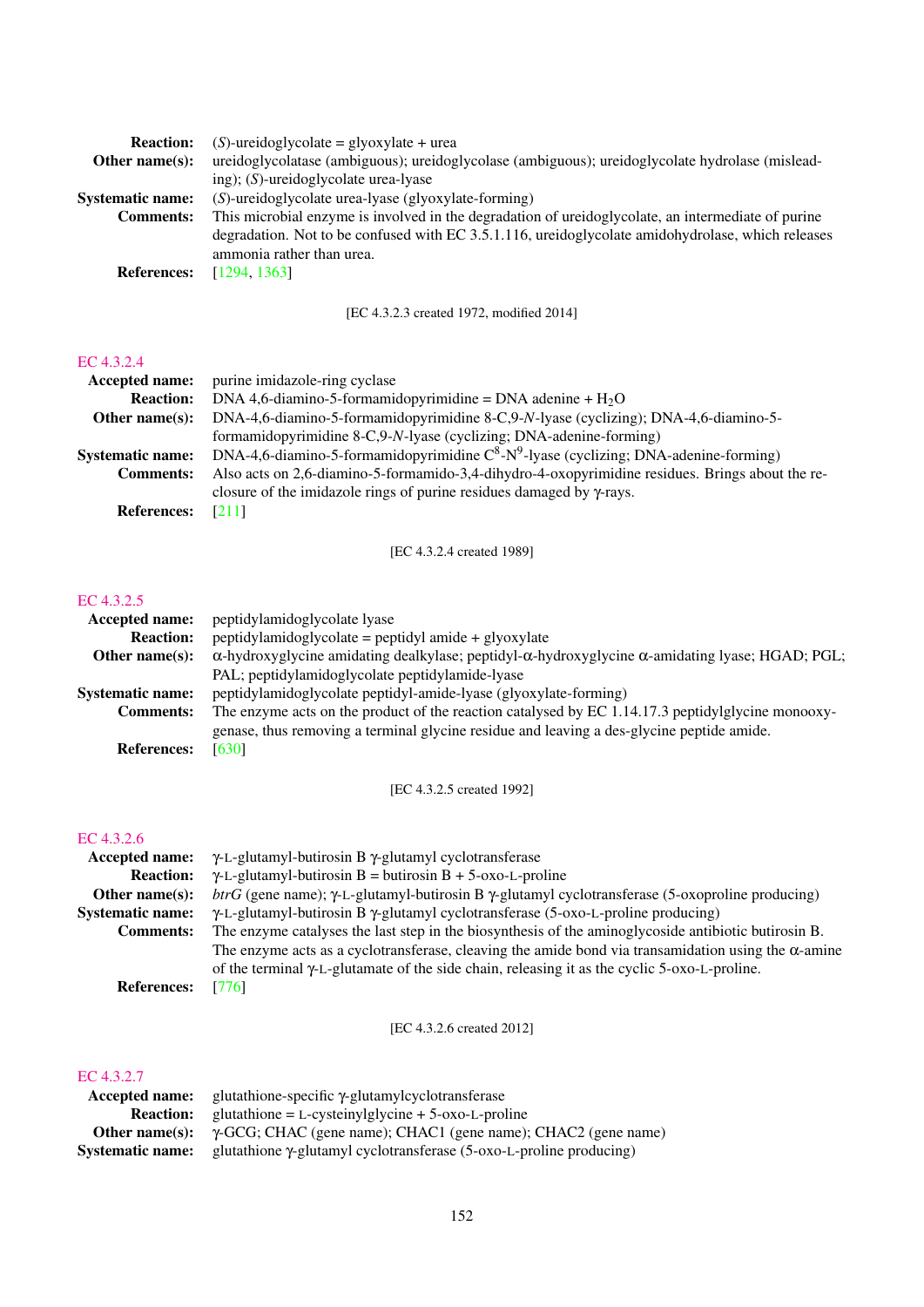**Reaction:** (*S*)-ureidoglycolate = glyoxylate + urea

**Other name(s):** ureidoglycolatase (ambiguous); ureidoglycolase (ambiguous); ureidoglycolate hydrolase (misleading); (*S*)-ureidoglycolate urea-lyase

**Systematic name:** (*S*)-ureidoglycolate urea-lyase (glyoxylate-forming)

**Comments:** This microbial enzyme is involved in the degradation of ureidoglycolate, an intermediate of purine degradation. Not to be confused with EC 3.5.1.116, ureidoglycolate amidohydrolase, which releases ammonia rather than urea.

**References:** [1294, 1363]

[EC 4.3.2.3 created 1972, modified 2014]

## EC 4.3.2.4

**Accepted name:** purine imidazole-ring cyclase

**Reaction:** DNA 4,6-diamino-5-formamidopyrimidine = DNA adenine + $H_2O$

**Other name(s):** DNA-4,6-diamino-5-formamidopyrimidine 8-C,9-*N*-lyase (cyclizing); DNA-4,6-diamino-5-formamidopyrimidine 8-C,9-*N*-lyase (cyclizing; DNA-adenine-forming)

**Systematic name:** DNA-4,6-diamino-5-formamidopyrimidine $C^8$-$N^9$-lyase (cyclizing; DNA-adenine-forming)

**Comments:** Also acts on 2,6-diamino-5-formamido-3,4-dihydro-4-oxopyrimidine residues. Brings about the reclosure of the imidazole rings of purine residues damaged by γ-rays.

**References:** [211]

[EC 4.3.2.4 created 1989]

## EC 4.3.2.5

**Accepted name:** peptidylamidoglycolate lyase

**Reaction:** peptidylamidoglycolate = peptidyl amide + glyoxylate

**Other name(s):** α-hydroxyglycine amidating dealkylase; peptidyl-α-hydroxyglycine α-amidating lyase; HGAD; PGL; PAL; peptidylamidoglycolate peptidylamide-lyase

**Systematic name:** peptidylamidoglycolate peptidyl-amide-lyase (glyoxylate-forming)

**Comments:** The enzyme acts on the product of the reaction catalysed by EC 1.14.17.3 peptidylglycine monooxygenase, thus removing a terminal glycine residue and leaving a des-glycine peptide amide.

**References:** [630]

[EC 4.3.2.5 created 1992]

## EC 4.3.2.6

**Accepted name:** γ-L-glutamyl-butirosin B γ-glutamyl cyclotransferase

**Reaction:** γ-L-glutamyl-butirosin B = butirosin B + 5-oxo-L-proline

**Other name(s):** *btrG* (gene name); γ-L-glutamyl-butirosin B γ-glutamyl cyclotransferase (5-oxoproline producing)

**Systematic name:** γ-L-glutamyl-butirosin B γ-glutamyl cyclotransferase (5-oxo-L-proline producing)

**Comments:** The enzyme catalyses the last step in the biosynthesis of the aminoglycoside antibiotic butirosin B. The enzyme acts as a cyclotransferase, cleaving the amide bond via transamidation using the α-amine of the terminal γ-L-glutamate of the side chain, releasing it as the cyclic 5-oxo-L-proline.

**References:** [776]

[EC 4.3.2.6 created 2012]

## EC 4.3.2.7

**Accepted name:** glutathione-specific γ-glutamylcyclotransferase

**Reaction:** glutathione = L-cysteinylglycine + 5-oxo-L-proline

**Other name(s):** γ-GCG; CHAC (gene name); CHAC1 (gene name); CHAC2 (gene name)

**Systematic name:** glutathione γ-glutamyl cyclotransferase (5-oxo-L-proline producing)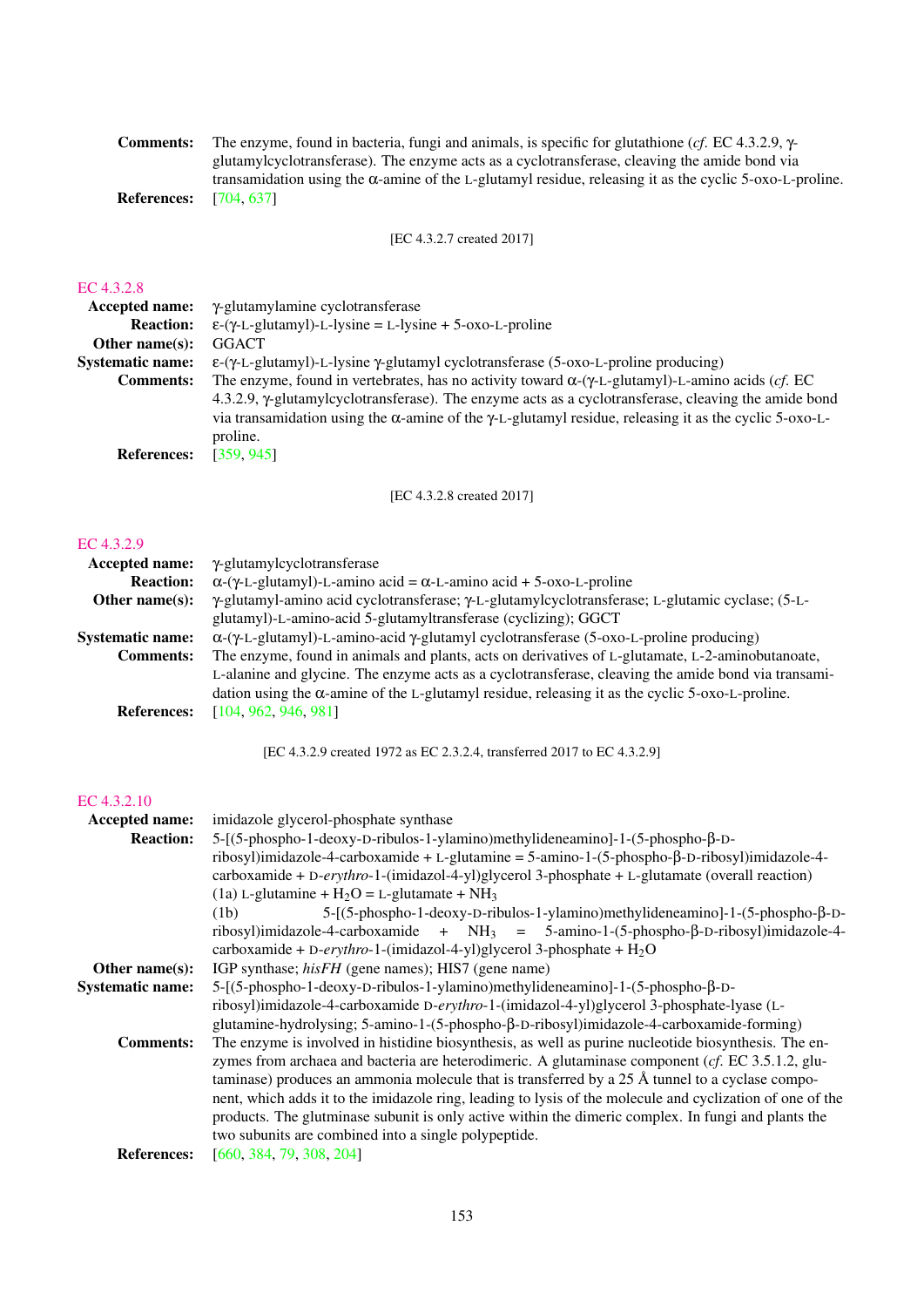**Comments:** The enzyme, found in bacteria, fungi and animals, is specific for glutathione (*cf.* EC 4.3.2.9, γ-glutamylcyclotransferase). The enzyme acts as a cyclotransferase, cleaving the amide bond via transamidation using the α-amine of the L-glutamyl residue, releasing it as the cyclic 5-oxo-L-proline.

**References:** [704, 637]

[EC 4.3.2.7 created 2017]

## EC 4.3.2.8

**Accepted name:** γ-glutamylamine cyclotransferase

**Reaction:** ε-(γ-L-glutamyl)-L-lysine = L-lysine + 5-oxo-L-proline

**Other name(s):** GGACT

**Systematic name:** ε-(γ-L-glutamyl)-L-lysine γ-glutamyl cyclotransferase (5-oxo-L-proline producing)

**Comments:** The enzyme, found in vertebrates, has no activity toward α-(γ-L-glutamyl)-L-amino acids (*cf.* EC 4.3.2.9, γ-glutamylcyclotransferase). The enzyme acts as a cyclotransferase, cleaving the amide bond via transamidation using the α-amine of the γ-L-glutamyl residue, releasing it as the cyclic 5-oxo-L-proline.

**References:** [359, 945]

[EC 4.3.2.8 created 2017]

## EC 4.3.2.9

**Accepted name:** γ-glutamylcyclotransferase

**Reaction:** α-(γ-L-glutamyl)-L-amino acid = α-L-amino acid + 5-oxo-L-proline

**Other name(s):** γ-glutamyl-amino acid cyclotransferase; γ-L-glutamylcyclotransferase; L-glutamic cyclase; (5-L-glutamyl)-L-amino-acid 5-glutamyltransferase (cyclizing); GGCT

**Systematic name:** α-(γ-L-glutamyl)-L-amino-acid γ-glutamyl cyclotransferase (5-oxo-L-proline producing)

**Comments:** The enzyme, found in animals and plants, acts on derivatives of L-glutamate, L-2-aminobutanoate, L-alanine and glycine. The enzyme acts as a cyclotransferase, cleaving the amide bond via transamidation using the α-amine of the L-glutamyl residue, releasing it as the cyclic 5-oxo-L-proline.

**References:** [104, 962, 946, 981]

[EC 4.3.2.9 created 1972 as EC 2.3.2.4, transferred 2017 to EC 4.3.2.9]

## EC 4.3.2.10

**Accepted name:** imidazole glycerol-phosphate synthase

**Reaction:** 5-[(5-phospho-1-deoxy-D-ribulos-1-ylamino)methylideneamino]-1-(5-phospho-β-D-ribosyl)imidazole-4-carboxamide + L-glutamine = 5-amino-1-(5-phospho-β-D-ribosyl)imidazole-4-carboxamide + D-*erythro*-1-(imidazol-4-yl)glycerol 3-phosphate + L-glutamate (overall reaction)
(1a) L-glutamine + $H_2O$ = L-glutamate + $NH_3$
(1b) 5-[(5-phospho-1-deoxy-D-ribulos-1-ylamino)methylideneamino]-1-(5-phospho-β-D-ribosyl)imidazole-4-carboxamide + $NH_3$ = 5-amino-1-(5-phospho-β-D-ribosyl)imidazole-4-carboxamide + D-*erythro*-1-(imidazol-4-yl)glycerol 3-phosphate + $H_2O$

**Other name(s):** IGP synthase; *hisFH* (gene names); HIS7 (gene name)

**Systematic name:** 5-[(5-phospho-1-deoxy-D-ribulos-1-ylamino)methylideneamino]-1-(5-phospho-β-D-ribosyl)imidazole-4-carboxamide D-*erythro*-1-(imidazol-4-yl)glycerol 3-phosphate-lyase (L-glutamine-hydrolysing; 5-amino-1-(5-phospho-β-D-ribosyl)imidazole-4-carboxamide-forming)

**Comments:** The enzyme is involved in histidine biosynthesis, as well as purine nucleotide biosynthesis. The enzymes from archaea and bacteria are heterodimeric. A glutaminase component (*cf.* EC 3.5.1.2, glutaminase) produces an ammonia molecule that is transferred by a 25 Å tunnel to a cyclase component, which adds it to the imidazole ring, leading to lysis of the molecule and cyclization of one of the products. The glutminase subunit is only active within the dimeric complex. In fungi and plants the two subunits are combined into a single polypeptide.

**References:** [660, 384, 79, 308, 204]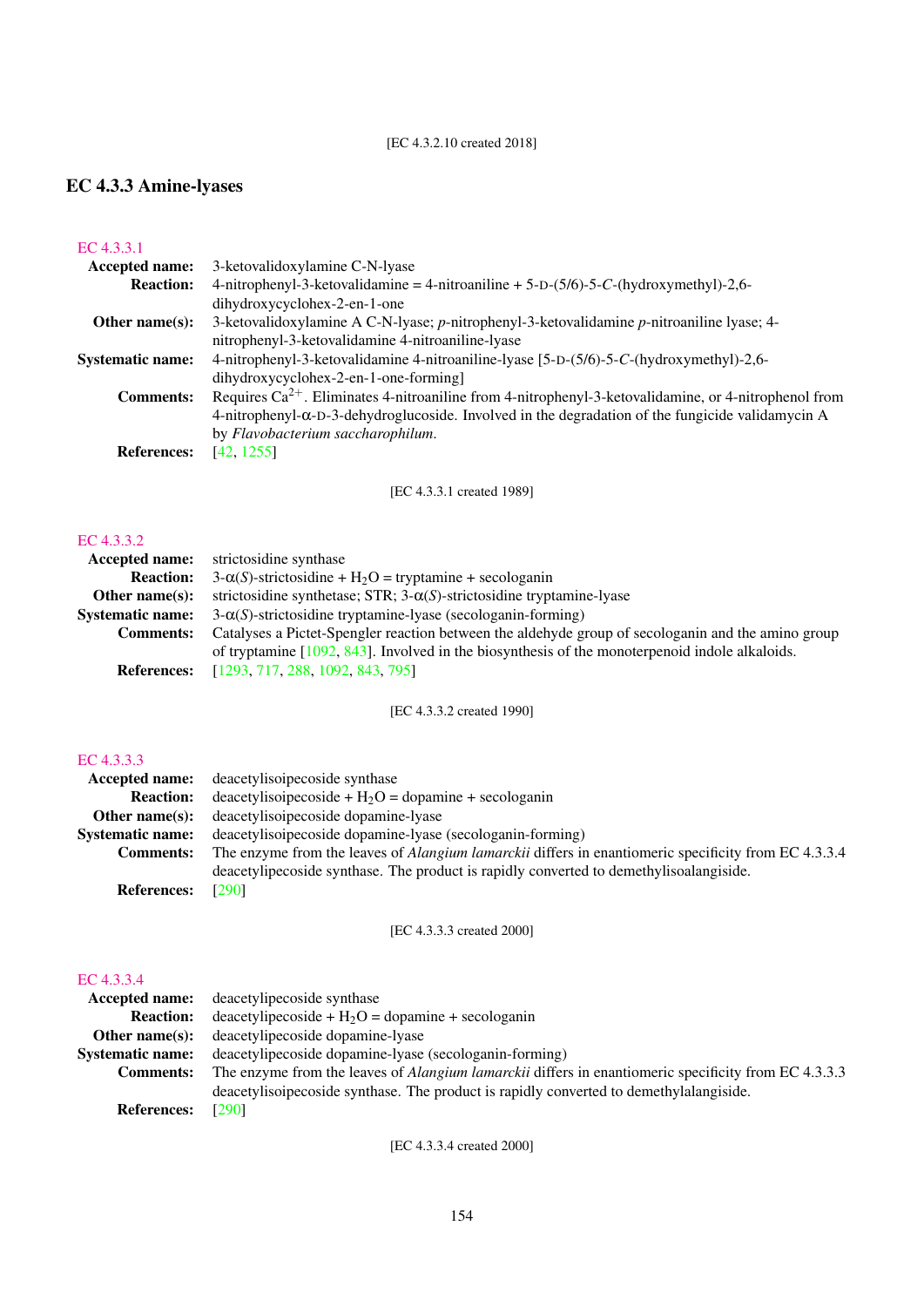[EC 4.3.2.10 created 2018]

## EC 4.3.3 Amine-lyases

### EC 4.3.3.1

**Accepted name:** 3-ketovalidoxylamine C-N-lyase

**Reaction:** 4-nitrophenyl-3-ketovalidamine = 4-nitroaniline + 5-D-(5/6)-5-*C*-(hydroxymethyl)-2,6-dihydroxycyclohex-2-en-1-one

**Other name(s):** 3-ketovalidoxylamine A C-N-lyase; *p*-nitrophenyl-3-ketovalidamine *p*-nitroaniline lyase; 4-nitrophenyl-3-ketovalidamine 4-nitroaniline-lyase

**Systematic name:** 4-nitrophenyl-3-ketovalidamine 4-nitroaniline-lyase [5-D-(5/6)-5-*C*-(hydroxymethyl)-2,6-dihydroxycyclohex-2-en-1-one-forming]

**Comments:** Requires $Ca^{2+}$. Eliminates 4-nitroaniline from 4-nitrophenyl-3-ketovalidamine, or 4-nitrophenol from 4-nitrophenyl-α-D-3-dehydroglucoside. Involved in the degradation of the fungicide validamycin A by *Flavobacterium saccharophilum*.

**References:** [42, 1255]

[EC 4.3.3.1 created 1989]

### EC 4.3.3.2

**Accepted name:** strictosidine synthase

**Reaction:** 3-α(*S*)-strictosidine + $H_2O$ = tryptamine + secologanin

**Other name(s):** strictosidine synthetase; STR; 3-α(*S*)-strictosidine tryptamine-lyase

**Systematic name:** 3-α(*S*)-strictosidine tryptamine-lyase (secologanin-forming)

**Comments:** Catalyses a Pictet-Spengler reaction between the aldehyde group of secologanin and the amino group of tryptamine [1092, 843]. Involved in the biosynthesis of the monoterpenoid indole alkaloids.

**References:** [1293, 717, 288, 1092, 843, 795]

[EC 4.3.3.2 created 1990]

### EC 4.3.3.3

**Accepted name:** deacetylisoipecoside synthase

**Reaction:** deacetylisoipecoside + $H_2O$ = dopamine + secologanin

**Other name(s):** deacetylisoipecoside dopamine-lyase

**Systematic name:** deacetylisoipecoside dopamine-lyase (secologanin-forming)

**Comments:** The enzyme from the leaves of *Alangium lamarckii* differs in enantiomeric specificity from EC 4.3.3.4 deacetylipecoside synthase. The product is rapidly converted to demethylisoalangiside.

**References:** [290]

[EC 4.3.3.3 created 2000]

### EC 4.3.3.4

**Accepted name:** deacetylipecoside synthase

**Reaction:** deacetylipecoside + $H_2O$ = dopamine + secologanin

**Other name(s):** deacetylipecoside dopamine-lyase

**Systematic name:** deacetylipecoside dopamine-lyase (secologanin-forming)

**Comments:** The enzyme from the leaves of *Alangium lamarckii* differs in enantiomeric specificity from EC 4.3.3.3 deacetylisoipecoside synthase. The product is rapidly converted to demethylalangiside.

**References:** [290]

[EC 4.3.3.4 created 2000]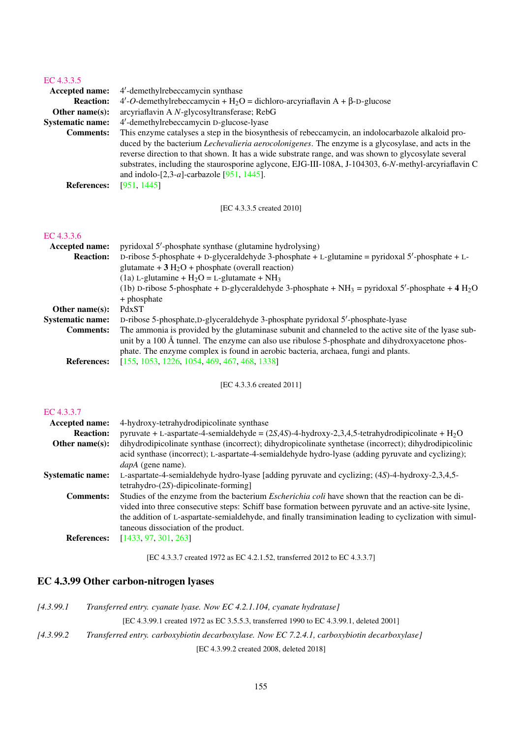EC 4.3.3.5

**Accepted name:** 4′-demethylrebeccamycin synthase

**Reaction:** 4′-*O*-demethylrebeccamycin + $H_2O$ = dichloro-arcyriaflavin A + β-D-glucose

**Other name(s):** arcyriaflavin A *N*-glycosyltransferase; RebG

**Systematic name:** 4′-demethylrebeccamycin D-glucose-lyase

**Comments:** This enzyme catalyses a step in the biosynthesis of rebeccamycin, an indolocarbazole alkaloid produced by the bacterium *Lechevalieria aerocolonigenes*. The enzyme is a glycosylase, and acts in the reverse direction to that shown. It has a wide substrate range, and was shown to glycosylate several substrates, including the staurosporine aglycone, EJG-III-108A, J-104303, 6-*N*-methyl-arcyriaflavin C and indolo-[2,3-*a*]-carbazole [951, 1445].

**References:** [951, 1445]

[EC 4.3.3.5 created 2010]

EC 4.3.3.6

**Accepted name:** pyridoxal 5′-phosphate synthase (glutamine hydrolysing)

**Reaction:** D-ribose 5-phosphate + D-glyceraldehyde 3-phosphate + L-glutamine = pyridoxal 5′-phosphate + L-glutamate + **3** $H_2O$ + phosphate (overall reaction)
(1a) L-glutamine + $H_2O$ = L-glutamate + $NH_3$
(1b) D-ribose 5-phosphate + D-glyceraldehyde 3-phosphate + $NH_3$ = pyridoxal 5′-phosphate + **4** $H_2O$ + phosphate

**Other name(s):** PdxST

**Systematic name:** D-ribose 5-phosphate,D-glyceraldehyde 3-phosphate pyridoxal 5′-phosphate-lyase

**Comments:** The ammonia is provided by the glutaminase subunit and channeled to the active site of the lyase subunit by a 100 Å tunnel. The enzyme can also use ribulose 5-phosphate and dihydroxyacetone phosphate. The enzyme complex is found in aerobic bacteria, archaea, fungi and plants.

**References:** [155, 1053, 1226, 1054, 469, 467, 468, 1338]

[EC 4.3.3.6 created 2011]

EC 4.3.3.7

**Accepted name:** 4-hydroxy-tetrahydrodipicolinate synthase

**Reaction:** pyruvate + L-aspartate-4-semialdehyde = (2*S*,4*S*)-4-hydroxy-2,3,4,5-tetrahydrodipicolinate + $H_2O$

**Other name(s):** dihydrodipicolinate synthase (incorrect); dihydropicolinate synthetase (incorrect); dihydrodipicolinic acid synthase (incorrect); L-aspartate-4-semialdehyde hydro-lyase (adding pyruvate and cyclizing); *dapA* (gene name).

**Systematic name:** L-aspartate-4-semialdehyde hydro-lyase [adding pyruvate and cyclizing; (4*S*)-4-hydroxy-2,3,4,5-tetrahydro-(2*S*)-dipicolinate-forming]

**Comments:** Studies of the enzyme from the bacterium *Escherichia coli* have shown that the reaction can be divided into three consecutive steps: Schiff base formation between pyruvate and an active-site lysine, the addition of L-aspartate-semialdehyde, and finally transimination leading to cyclization with simultaneous dissociation of the product.

**References:** [1433, 97, 301, 263]

[EC 4.3.3.7 created 1972 as EC 4.2.1.52, transferred 2012 to EC 4.3.3.7]

## EC 4.3.99 Other carbon-nitrogen lyases

*[4.3.99.1 Transferred entry. cyanate lyase. Now EC 4.2.1.104, cyanate hydratase]*

[EC 4.3.99.1 created 1972 as EC 3.5.5.3, transferred 1990 to EC 4.3.99.1, deleted 2001]

*[4.3.99.2 Transferred entry. carboxybiotin decarboxylase. Now EC 7.2.4.1, carboxybiotin decarboxylase]*

[EC 4.3.99.2 created 2008, deleted 2018]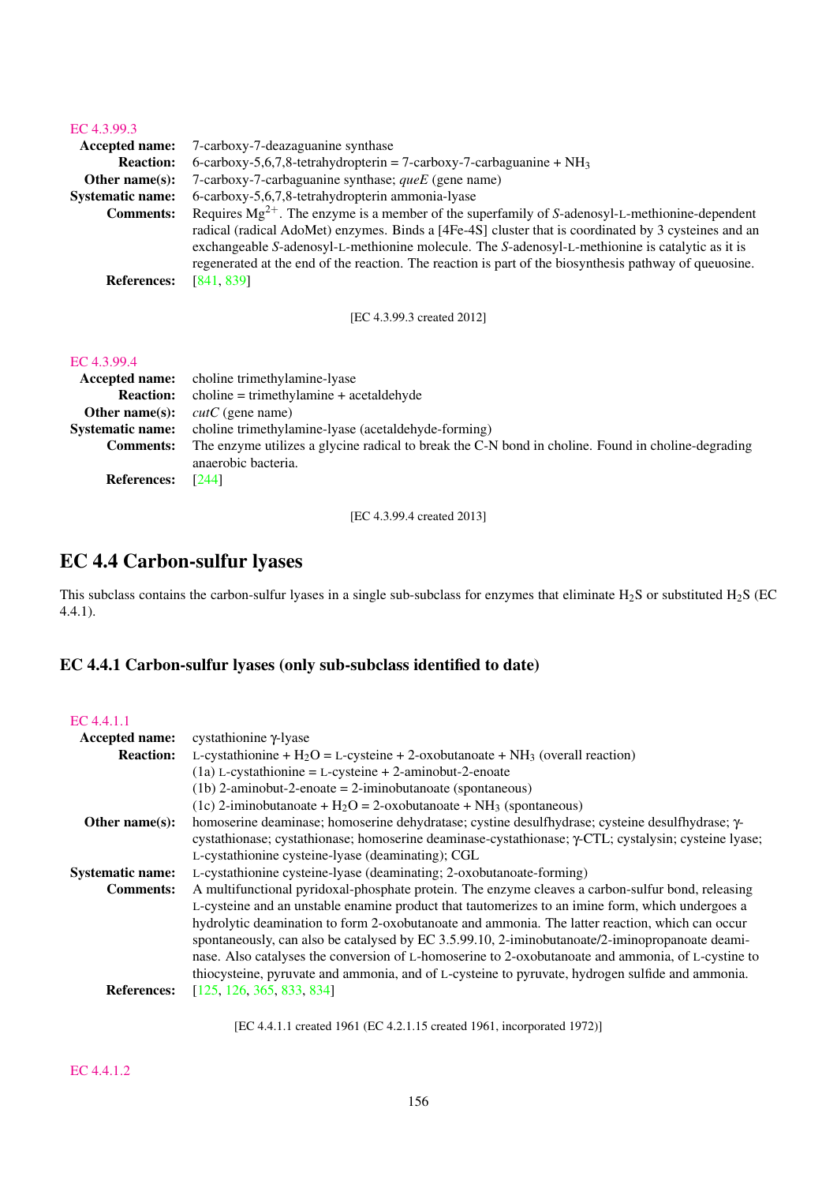EC 4.3.99.3

**Accepted name:** 7-carboxy-7-deazaguanine synthase

**Reaction:** 6-carboxy-5,6,7,8-tetrahydropterin = 7-carboxy-7-carbaguanine + $NH_3$

**Other name(s):** 7-carboxy-7-carbaguanine synthase; *queE* (gene name)

**Systematic name:** 6-carboxy-5,6,7,8-tetrahydropterin ammonia-lyase

**Comments:** Requires $Mg^{2+}$. The enzyme is a member of the superfamily of *S*-adenosyl-L-methionine-dependent radical (radical AdoMet) enzymes. Binds a [4Fe-4S] cluster that is coordinated by 3 cysteines and an exchangeable *S*-adenosyl-L-methionine molecule. The *S*-adenosyl-L-methionine is catalytic as it is regenerated at the end of the reaction. The reaction is part of the biosynthesis pathway of queuosine.

**References:** [841, 839]

[EC 4.3.99.3 created 2012]

EC 4.3.99.4

**Accepted name:** choline trimethylamine-lyase

**Reaction:** choline = trimethylamine + acetaldehyde

**Other name(s):** *cutC* (gene name)

**Systematic name:** choline trimethylamine-lyase (acetaldehyde-forming)

**Comments:** The enzyme utilizes a glycine radical to break the C-N bond in choline. Found in choline-degrading anaerobic bacteria.

**References:** [244]

[EC 4.3.99.4 created 2013]

# EC 4.4 Carbon-sulfur lyases

This subclass contains the carbon-sulfur lyases in a single sub-subclass for enzymes that eliminate $H_2S$ or substituted $H_2S$ (EC 4.4.1).

## EC 4.4.1 Carbon-sulfur lyases (only sub-subclass identified to date)

EC 4.4.1.1

**Accepted name:** cystathionine γ-lyase

**Reaction:** L-cystathionine + $H_2O$ = L-cysteine + 2-oxobutanoate + $NH_3$ (overall reaction)
(1a) L-cystathionine = L-cysteine + 2-aminobut-2-enoate
(1b) 2-aminobut-2-enoate = 2-iminobutanoate (spontaneous)
(1c) 2-iminobutanoate + $H_2O$ = 2-oxobutanoate + $NH_3$ (spontaneous)

**Other name(s):** homoserine deaminase; homoserine dehydratase; cystine desulfhydrase; cysteine desulfhydrase; γ-cystathionase; cystathionase; homoserine deaminase-cystathionase; γ-CTL; cystalysin; cysteine lyase; L-cystathionine cysteine-lyase (deaminating); CGL

**Systematic name:** L-cystathionine cysteine-lyase (deaminating; 2-oxobutanoate-forming)

**Comments:** A multifunctional pyridoxal-phosphate protein. The enzyme cleaves a carbon-sulfur bond, releasing L-cysteine and an unstable enamine product that tautomerizes to an imine form, which undergoes a hydrolytic deamination to form 2-oxobutanoate and ammonia. The latter reaction, which can occur spontaneously, can also be catalysed by EC 3.5.99.10, 2-iminobutanoate/2-iminopropanoate deaminase. Also catalyses the conversion of L-homoserine to 2-oxobutanoate and ammonia, of L-cystine to thiocysteine, pyruvate and ammonia, and of L-cysteine to pyruvate, hydrogen sulfide and ammonia.

**References:** [125, 126, 365, 833, 834]

[EC 4.4.1.1 created 1961 (EC 4.2.1.15 created 1961, incorporated 1972)]

EC 4.4.1.2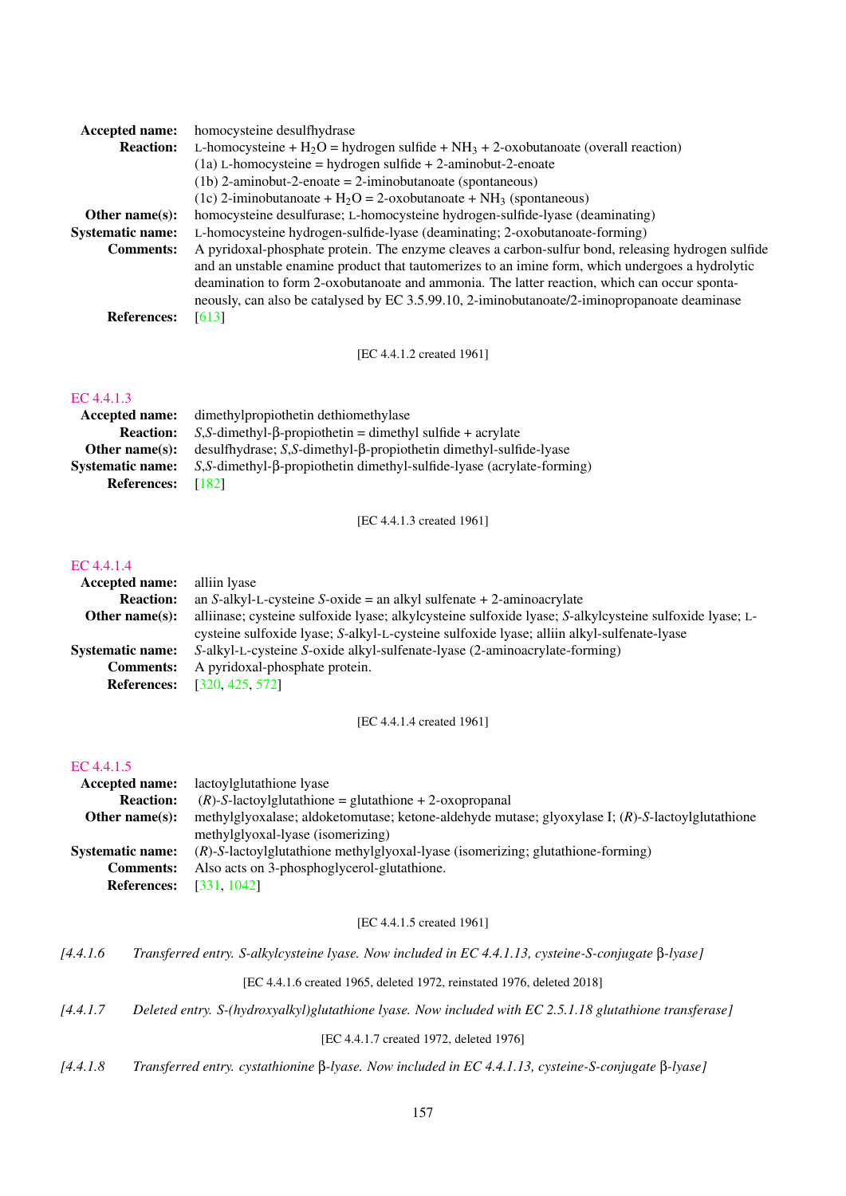**Accepted name:** homocysteine desulfhydrase

**Reaction:** L-homocysteine + $H_2O$ = hydrogen sulfide + $NH_3$ + 2-oxobutanoate (overall reaction)
(1a) L-homocysteine = hydrogen sulfide + 2-aminobut-2-enoate
(1b) 2-aminobut-2-enoate = 2-iminobutanoate (spontaneous)
(1c) 2-iminobutanoate + $H_2O$ = 2-oxobutanoate + $NH_3$ (spontaneous)

**Other name(s):** homocysteine desulfurase; L-homocysteine hydrogen-sulfide-lyase (deaminating)

**Systematic name:** L-homocysteine hydrogen-sulfide-lyase (deaminating; 2-oxobutanoate-forming)

**Comments:** A pyridoxal-phosphate protein. The enzyme cleaves a carbon-sulfur bond, releasing hydrogen sulfide and an unstable enamine product that tautomerizes to an imine form, which undergoes a hydrolytic deamination to form 2-oxobutanoate and ammonia. The latter reaction, which can occur spontaneously, can also be catalysed by EC 3.5.99.10, 2-iminobutanoate/2-iminopropanoate deaminase

**References:** [613]

[EC 4.4.1.2 created 1961]

## EC 4.4.1.3

**Accepted name:** dimethylpropiothetin dethiomethylase

**Reaction:** *S,S*-dimethyl-β-propiothetin = dimethyl sulfide + acrylate

**Other name(s):** desulfhydrase; *S,S*-dimethyl-β-propiothetin dimethyl-sulfide-lyase

**Systematic name:** *S,S*-dimethyl-β-propiothetin dimethyl-sulfide-lyase (acrylate-forming)

**References:** [182]

[EC 4.4.1.3 created 1961]

## EC 4.4.1.4

**Accepted name:** alliin lyase

**Reaction:** an *S*-alkyl-L-cysteine *S*-oxide = an alkyl sulfenate + 2-aminoacrylate

**Other name(s):** alliinase; cysteine sulfoxide lyase; alkylcysteine sulfoxide lyase; *S*-alkylcysteine sulfoxide lyase; L-cysteine sulfoxide lyase; *S*-alkyl-L-cysteine sulfoxide lyase; alliin alkyl-sulfenate-lyase

**Systematic name:** *S*-alkyl-L-cysteine *S*-oxide alkyl-sulfenate-lyase (2-aminoacrylate-forming)

**Comments:** A pyridoxal-phosphate protein.

**References:** [320, 425, 572]

[EC 4.4.1.4 created 1961]

## EC 4.4.1.5

**Accepted name:** lactoylglutathione lyase

**Reaction:** (*R*)-*S*-lactoylglutathione = glutathione + 2-oxopropanal

**Other name(s):** methylglyoxalase; aldoketomutase; ketone-aldehyde mutase; glyoxylase I; (*R*)-*S*-lactoylglutathione methylglyoxal-lyase (isomerizing)

**Systematic name:** (*R*)-*S*-lactoylglutathione methylglyoxal-lyase (isomerizing; glutathione-forming)

**Comments:** Also acts on 3-phosphoglycerol-glutathione.

**References:** [331, 1042]

[EC 4.4.1.5 created 1961]

*[4.4.1.6 Transferred entry. S-alkylcysteine lyase. Now included in EC 4.4.1.13, cysteine-S-conjugate β-lyase]*

[EC 4.4.1.6 created 1965, deleted 1972, reinstated 1976, deleted 2018]

*[4.4.1.7 Deleted entry. S-(hydroxyalkyl)glutathione lyase. Now included with EC 2.5.1.18 glutathione transferase]*

[EC 4.4.1.7 created 1972, deleted 1976]

*[4.4.1.8 Transferred entry. cystathionine β-lyase. Now included in EC 4.4.1.13, cysteine-S-conjugate β-lyase]*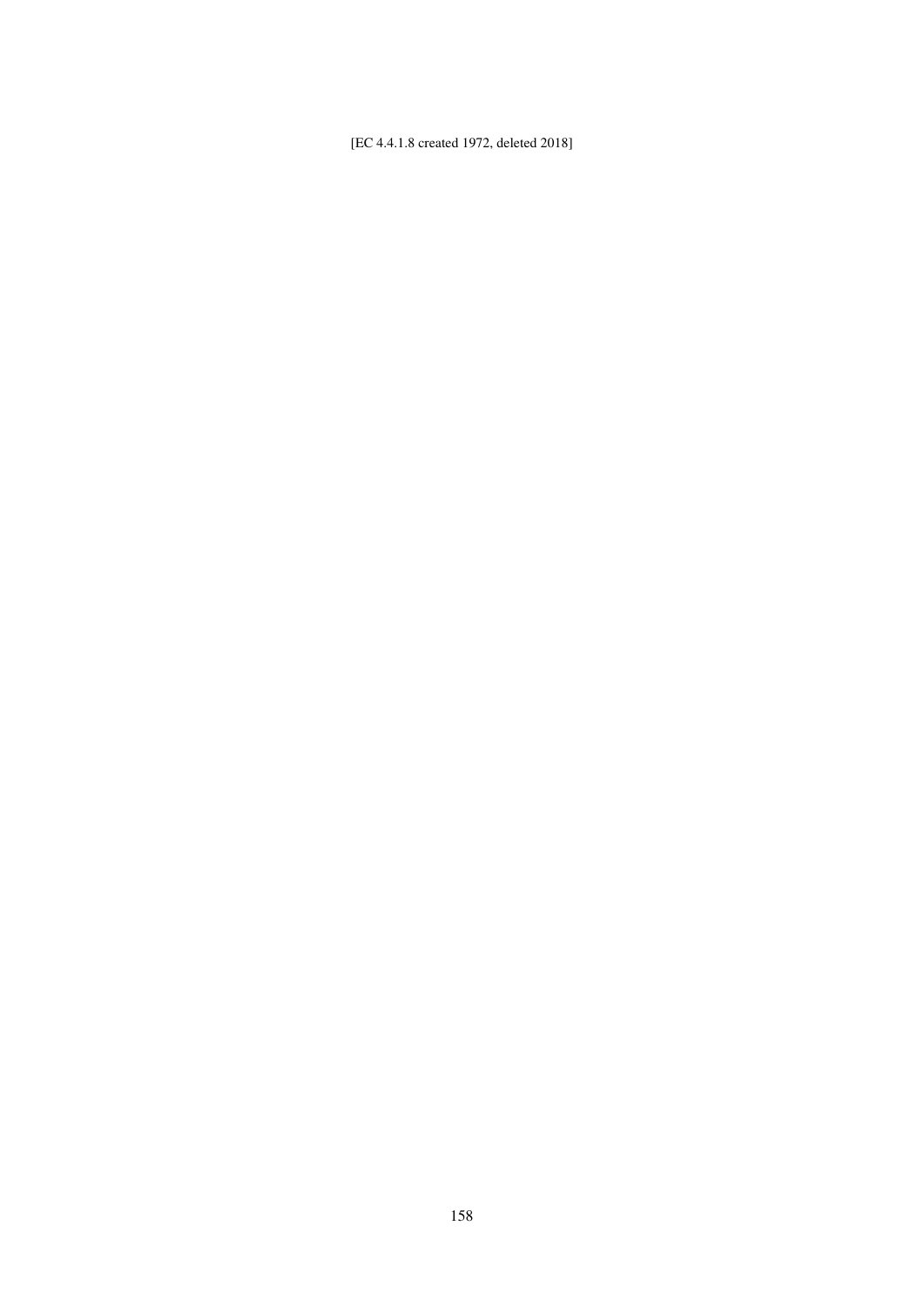[EC 4.4.1.8 created 1972, deleted 2018]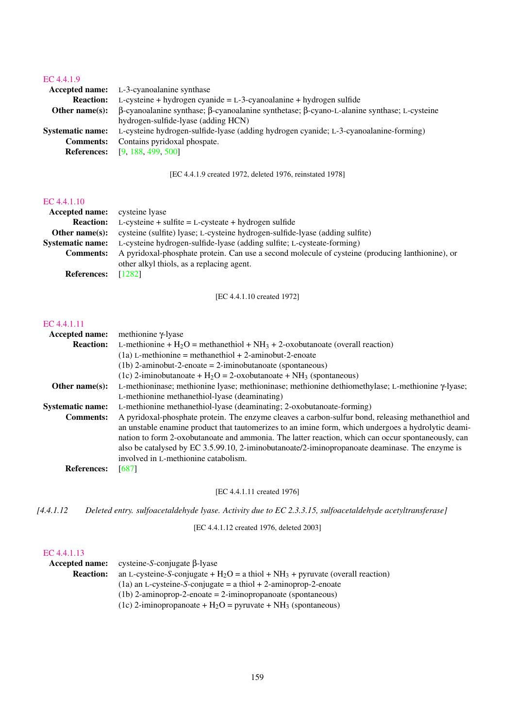EC 4.4.1.9

**Accepted name:** L-3-cyanoalanine synthase

**Reaction:** L-cysteine + hydrogen cyanide = L-3-cyanoalanine + hydrogen sulfide

**Other name(s):** β-cyanoalanine synthase; β-cyanoalanine synthetase; β-cyano-L-alanine synthase; L-cysteine hydrogen-sulfide-lyase (adding HCN)

**Systematic name:** L-cysteine hydrogen-sulfide-lyase (adding hydrogen cyanide; L-3-cyanoalanine-forming)

**Comments:** Contains pyridoxal phospate.

**References:** [9, 188, 499, 500]

[EC 4.4.1.9 created 1972, deleted 1976, reinstated 1978]

EC 4.4.1.10

**Accepted name:** cysteine lyase

**Reaction:** L-cysteine + sulfite = L-cysteate + hydrogen sulfide

**Other name(s):** cysteine (sulfite) lyase; L-cysteine hydrogen-sulfide-lyase (adding sulfite)

**Systematic name:** L-cysteine hydrogen-sulfide-lyase (adding sulfite; L-cysteate-forming)

**Comments:** A pyridoxal-phosphate protein. Can use a second molecule of cysteine (producing lanthionine), or other alkyl thiols, as a replacing agent.

**References:** [1282]

[EC 4.4.1.10 created 1972]

EC 4.4.1.11

**Accepted name:** methionine γ-lyase

**Reaction:** L-methionine + $H_2O$ = methanethiol + $NH_3$ + 2-oxobutanoate (overall reaction)
(1a) L-methionine = methanethiol + 2-aminobut-2-enoate
(1b) 2-aminobut-2-enoate = 2-iminobutanoate (spontaneous)
(1c) 2-iminobutanoate + $H_2O$ = 2-oxobutanoate + $NH_3$ (spontaneous)

**Other name(s):** L-methioninase; methionine lyase; methioninase; methionine dethiomethylase; L-methionine γ-lyase; L-methionine methanethiol-lyase (deaminating)

**Systematic name:** L-methionine methanethiol-lyase (deaminating; 2-oxobutanoate-forming)

**Comments:** A pyridoxal-phosphate protein. The enzyme cleaves a carbon-sulfur bond, releasing methanethiol and an unstable enamine product that tautomerizes to an imine form, which undergoes a hydrolytic deamination to form 2-oxobutanoate and ammonia. The latter reaction, which can occur spontaneously, can also be catalysed by EC 3.5.99.10, 2-iminobutanoate/2-iminopropanoate deaminase. The enzyme is involved in L-methionine catabolism.

**References:** [687]

[EC 4.4.1.11 created 1976]

*[4.4.1.12 Deleted entry. sulfoacetaldehyde lyase. Activity due to EC 2.3.3.15, sulfoacetaldehyde acetyltransferase]*

[EC 4.4.1.12 created 1976, deleted 2003]

EC 4.4.1.13

**Accepted name:** cysteine-*S*-conjugate β-lyase

**Reaction:** an L-cysteine-*S*-conjugate + $H_2O$ = a thiol + $NH_3$ + pyruvate (overall reaction)
(1a) an L-cysteine-*S*-conjugate = a thiol + 2-aminoprop-2-enoate
(1b) 2-aminoprop-2-enoate = 2-iminopropanoate (spontaneous)
(1c) 2-iminopropanoate + $H_2O$ = pyruvate + $NH_3$ (spontaneous)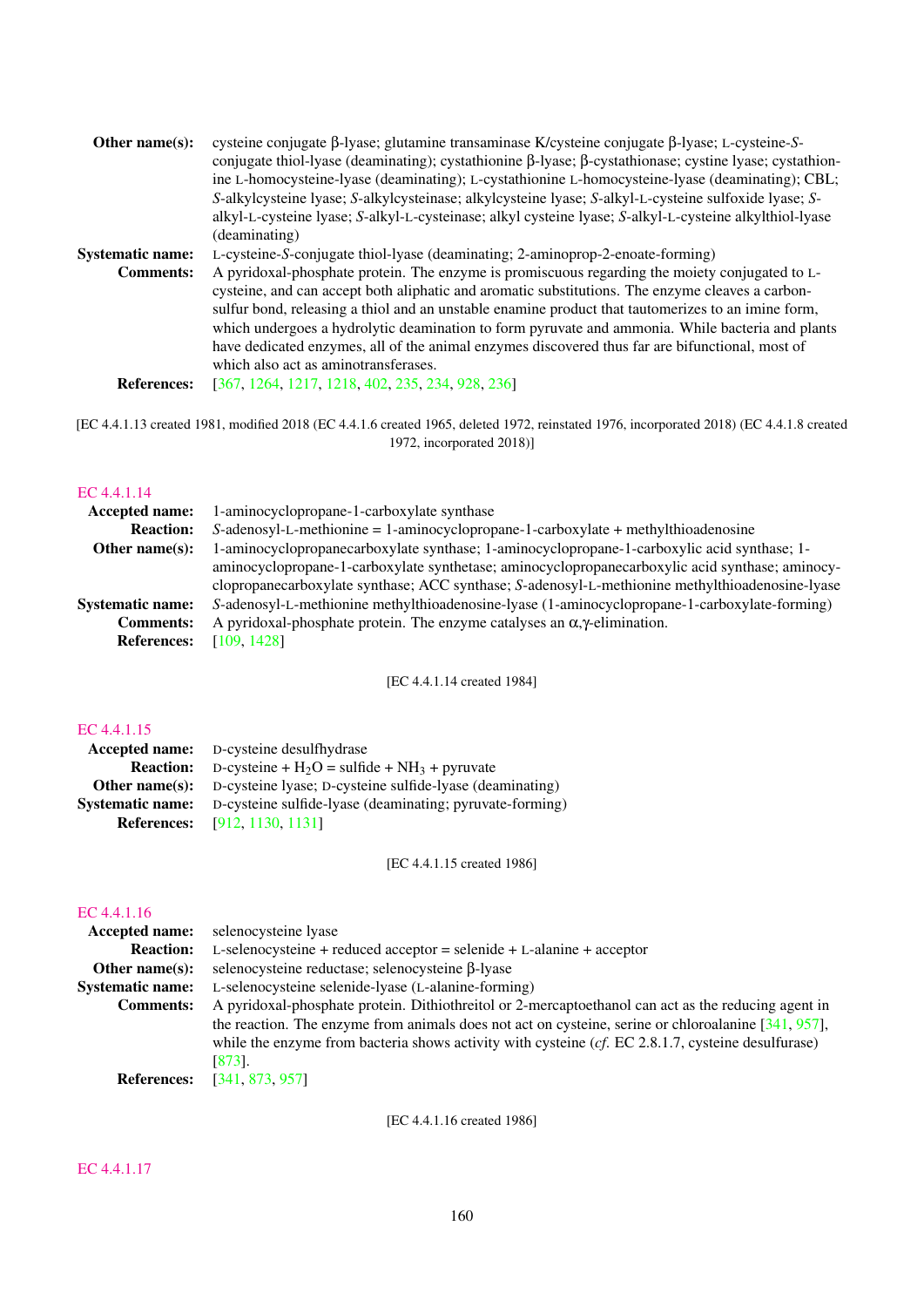**Other name(s):** cysteine conjugate β-lyase; glutamine transaminase K/cysteine conjugate β-lyase; L-cysteine-*S*-conjugate thiol-lyase (deaminating); cystathionine β-lyase; β-cystathionase; cystine lyase; cystathionine L-homocysteine-lyase (deaminating); L-cystathionine L-homocysteine-lyase (deaminating); CBL; *S*-alkylcysteine lyase; *S*-alkylcysteinase; alkylcysteine lyase; *S*-alkyl-L-cysteine sulfoxide lyase; *S*-alkyl-L-cysteine lyase; *S*-alkyl-L-cysteinase; alkyl cysteine lyase; *S*-alkyl-L-cysteine alkylthiol-lyase (deaminating)

**Systematic name:** L-cysteine-*S*-conjugate thiol-lyase (deaminating; 2-aminoprop-2-enoate-forming)

**Comments:** A pyridoxal-phosphate protein. The enzyme is promiscuous regarding the moiety conjugated to L-cysteine, and can accept both aliphatic and aromatic substitutions. The enzyme cleaves a carbon-sulfur bond, releasing a thiol and an unstable enamine product that tautomerizes to an imine form, which undergoes a hydrolytic deamination to form pyruvate and ammonia. While bacteria and plants have dedicated enzymes, all of the animal enzymes discovered thus far are bifunctional, most of which also act as aminotransferases.

**References:** [367, 1264, 1217, 1218, 402, 235, 234, 928, 236]

[EC 4.4.1.13 created 1981, modified 2018 (EC 4.4.1.6 created 1965, deleted 1972, reinstated 1976, incorporated 2018) (EC 4.4.1.8 created 1972, incorporated 2018)]

## EC 4.4.1.14

**Accepted name:** 1-aminocyclopropane-1-carboxylate synthase

**Reaction:** *S*-adenosyl-L-methionine = 1-aminocyclopropane-1-carboxylate + methylthioadenosine

**Other name(s):** 1-aminocyclopropanecarboxylate synthase; 1-aminocyclopropane-1-carboxylic acid synthase; 1-aminocyclopropane-1-carboxylate synthetase; aminocyclopropanecarboxylic acid synthase; aminocyclopropanecarboxylate synthase; ACC synthase; *S*-adenosyl-L-methionine methylthioadenosine-lyase

**Systematic name:** *S*-adenosyl-L-methionine methylthioadenosine-lyase (1-aminocyclopropane-1-carboxylate-forming)

**Comments:** A pyridoxal-phosphate protein. The enzyme catalyses an α,γ-elimination.

**References:** [109, 1428]

[EC 4.4.1.14 created 1984]

## EC 4.4.1.15

**Accepted name:** D-cysteine desulfhydrase

**Reaction:** D-cysteine + $H_2O$ = sulfide + $NH_3$ + pyruvate

**Other name(s):** D-cysteine lyase; D-cysteine sulfide-lyase (deaminating)

**Systematic name:** D-cysteine sulfide-lyase (deaminating; pyruvate-forming)

**References:** [912, 1130, 1131]

[EC 4.4.1.15 created 1986]

## EC 4.4.1.16

**Accepted name:** selenocysteine lyase

**Reaction:** L-selenocysteine + reduced acceptor = selenide + L-alanine + acceptor

**Other name(s):** selenocysteine reductase; selenocysteine β-lyase

**Systematic name:** L-selenocysteine selenide-lyase (L-alanine-forming)

**Comments:** A pyridoxal-phosphate protein. Dithiothreitol or 2-mercaptoethanol can act as the reducing agent in the reaction. The enzyme from animals does not act on cysteine, serine or chloroalanine [341, 957], while the enzyme from bacteria shows activity with cysteine (*cf*. EC 2.8.1.7, cysteine desulfurase) [873].

**References:** [341, 873, 957]

[EC 4.4.1.16 created 1986]

## EC 4.4.1.17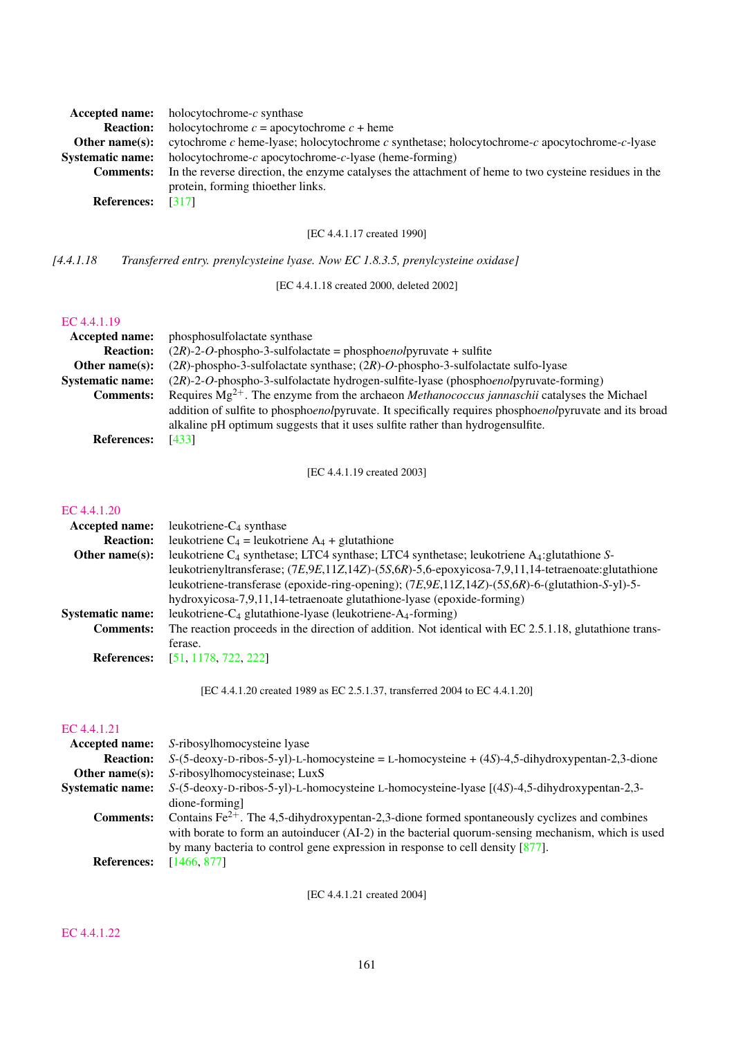**Accepted name:** holocytochrome-*c* synthase
**Reaction:** holocytochrome *c* = apocytochrome *c* + heme
**Other name(s):** cytochrome *c* heme-lyase; holocytochrome *c* synthetase; holocytochrome-*c* apocytochrome-*c*-lyase
**Systematic name:** holocytochrome-*c* apocytochrome-*c*-lyase (heme-forming)
**Comments:** In the reverse direction, the enzyme catalyses the attachment of heme to two cysteine residues in the protein, forming thioether links.
**References:** [317]

[EC 4.4.1.17 created 1990]

*[4.4.1.18 Transferred entry. prenylcysteine lyase. Now EC 1.8.3.5, prenylcysteine oxidase]*

[EC 4.4.1.18 created 2000, deleted 2002]

## EC 4.4.1.19

**Accepted name:** phosphosulfolactate synthase
**Reaction:** (2*R*)-2-*O*-phospho-3-sulfolactate = phospho*enol*pyruvate + sulfite
**Other name(s):** (2*R*)-phospho-3-sulfolactate synthase; (2*R*)-*O*-phospho-3-sulfolactate sulfo-lyase
**Systematic name:** (2*R*)-2-*O*-phospho-3-sulfolactate hydrogen-sulfite-lyase (phospho*enol*pyruvate-forming)
**Comments:** Requires $Mg^{2+}$. The enzyme from the archaeon *Methanococcus jannaschii* catalyses the Michael addition of sulfite to phospho*enol*pyruvate. It specifically requires phospho*enol*pyruvate and its broad alkaline pH optimum suggests that it uses sulfite rather than hydrogensulfite.
**References:** [433]

[EC 4.4.1.19 created 2003]

## EC 4.4.1.20

**Accepted name:** leukotriene-$C_4$ synthase
**Reaction:** leukotriene $C_4$ = leukotriene $A_4$ + glutathione
**Other name(s):** leukotriene $C_4$ synthetase; LTC4 synthase; LTC4 synthetase; leukotriene $A_4$:glutathione *S*-leukotrienyltransferase; (7*E*,9*E*,11*Z*,14*Z*)-(5*S*,6*R*)-5,6-epoxyicosa-7,9,11,14-tetraenoate:glutathione leukotriene-transferase (epoxide-ring-opening); (7*E*,9*E*,11*Z*,14*Z*)-(5*S*,6*R*)-6-(glutathion-*S*-yl)-5-hydroxyicosa-7,9,11,14-tetraenoate glutathione-lyase (epoxide-forming)
**Systematic name:** leukotriene-$C_4$ glutathione-lyase (leukotriene-$A_4$-forming)
**Comments:** The reaction proceeds in the direction of addition. Not identical with EC 2.5.1.18, glutathione transferase.
**References:** [51, 1178, 722, 222]

[EC 4.4.1.20 created 1989 as EC 2.5.1.37, transferred 2004 to EC 4.4.1.20]

## EC 4.4.1.21

**Accepted name:** *S*-ribosylhomocysteine lyase
**Reaction:** *S*-(5-deoxy-D-ribos-5-yl)-L-homocysteine = L-homocysteine + (4*S*)-4,5-dihydroxypentan-2,3-dione
**Other name(s):** *S*-ribosylhomocysteinase; LuxS
**Systematic name:** *S*-(5-deoxy-D-ribos-5-yl)-L-homocysteine L-homocysteine-lyase [(4*S*)-4,5-dihydroxypentan-2,3-dione-forming]
**Comments:** Contains $Fe^{2+}$. The 4,5-dihydroxypentan-2,3-dione formed spontaneously cyclizes and combines with borate to form an autoinducer (AI-2) in the bacterial quorum-sensing mechanism, which is used by many bacteria to control gene expression in response to cell density [877].
**References:** [1466, 877]

[EC 4.4.1.21 created 2004]

## EC 4.4.1.22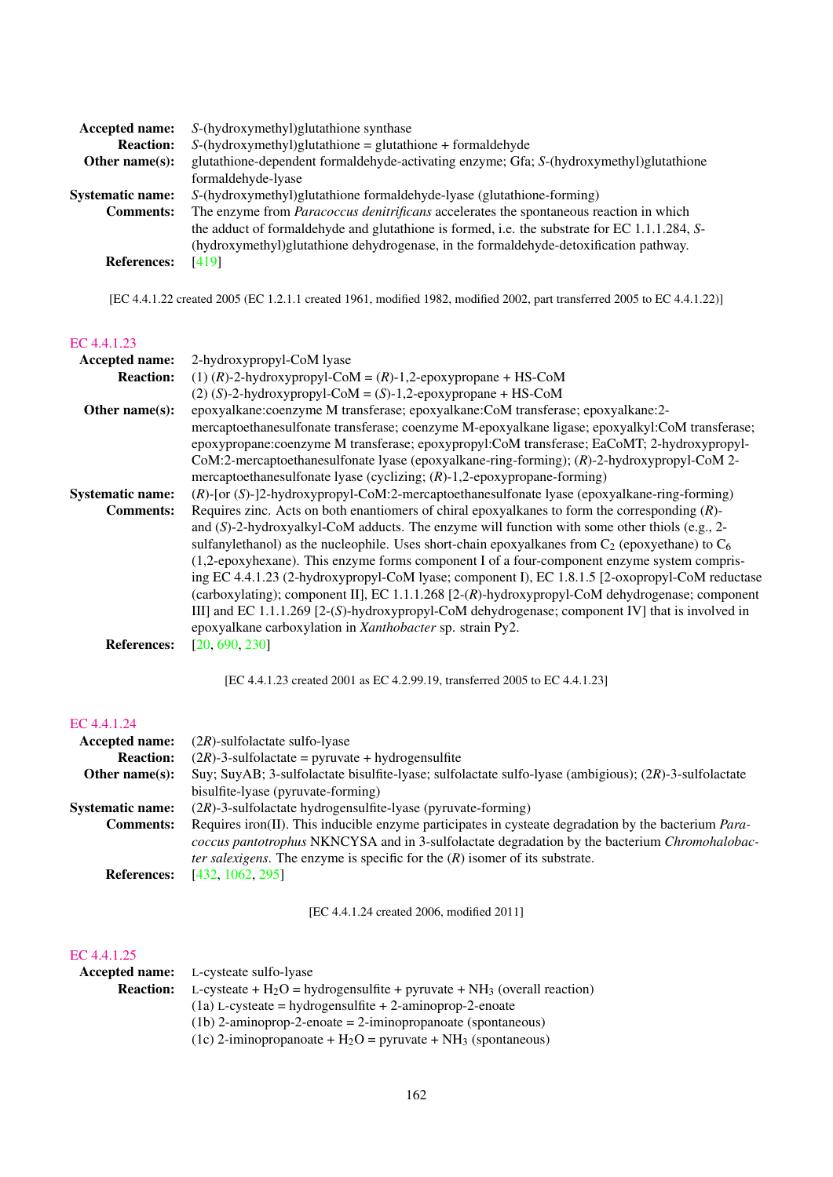**Accepted name:** *S*-(hydroxymethyl)glutathione synthase

**Reaction:** *S*-(hydroxymethyl)glutathione = glutathione + formaldehyde

**Other name(s):** glutathione-dependent formaldehyde-activating enzyme; Gfa; *S*-(hydroxymethyl)glutathione formaldehyde-lyase

**Systematic name:** *S*-(hydroxymethyl)glutathione formaldehyde-lyase (glutathione-forming)

**Comments:** The enzyme from *Paracoccus denitrificans* accelerates the spontaneous reaction in which the adduct of formaldehyde and glutathione is formed, i.e. the substrate for EC 1.1.1.284, *S*-(hydroxymethyl)glutathione dehydrogenase, in the formaldehyde-detoxification pathway.

**References:** [419]

[EC 4.4.1.22 created 2005 (EC 1.2.1.1 created 1961, modified 1982, modified 2002, part transferred 2005 to EC 4.4.1.22)]

## EC 4.4.1.23

**Accepted name:** 2-hydroxypropyl-CoM lyase

**Reaction:** (1) (*R*)-2-hydroxypropyl-CoM = (*R*)-1,2-epoxypropane + HS-CoM
(2) (*S*)-2-hydroxypropyl-CoM = (*S*)-1,2-epoxypropane + HS-CoM

**Other name(s):** epoxyalkane:coenzyme M transferase; epoxyalkane:CoM transferase; epoxyalkane:2-mercaptoethanesulfonate transferase; coenzyme M-epoxyalkane ligase; epoxyalkyl:CoM transferase; epoxypropane:coenzyme M transferase; epoxypropyl:CoM transferase; EaCoMT; 2-hydroxypropyl-CoM:2-mercaptoethanesulfonate lyase (epoxyalkane-ring-forming); (*R*)-2-hydroxypropyl-CoM 2-mercaptoethanesulfonate lyase (cyclizing; (*R*)-1,2-epoxypropane-forming)

**Systematic name:** (*R*)-[or (*S*)-]2-hydroxypropyl-CoM:2-mercaptoethanesulfonate lyase (epoxyalkane-ring-forming)

**Comments:** Requires zinc. Acts on both enantiomers of chiral epoxyalkanes to form the corresponding (*R*)- and (*S*)-2-hydroxyalkyl-CoM adducts. The enzyme will function with some other thiols (e.g., 2-sulfanylethanol) as the nucleophile. Uses short-chain epoxyalkanes from $C_2$ (epoxyethane) to $C_6$ (1,2-epoxyhexane). This enzyme forms component I of a four-component enzyme system comprising EC 4.4.1.23 (2-hydroxypropyl-CoM lyase; component I), EC 1.8.1.5 [2-oxopropyl-CoM reductase (carboxylating); component II], EC 1.1.1.268 [2-(*R*)-hydroxypropyl-CoM dehydrogenase; component III] and EC 1.1.1.269 [2-(*S*)-hydroxypropyl-CoM dehydrogenase; component IV] that is involved in epoxyalkane carboxylation in *Xanthobacter* sp. strain Py2.

**References:** [20, 690, 230]

[EC 4.4.1.23 created 2001 as EC 4.2.99.19, transferred 2005 to EC 4.4.1.23]

## EC 4.4.1.24

**Accepted name:** (2*R*)-sulfolactate sulfo-lyase

**Reaction:** (2*R*)-3-sulfolactate = pyruvate + hydrogensulfite

**Other name(s):** Suy; SuyAB; 3-sulfolactate bisulfite-lyase; sulfolactate sulfo-lyase (ambigious); (2*R*)-3-sulfolactate bisulfite-lyase (pyruvate-forming)

**Systematic name:** (2*R*)-3-sulfolactate hydrogensulfite-lyase (pyruvate-forming)

**Comments:** Requires iron(II). This inducible enzyme participates in cysteate degradation by the bacterium *Paracoccus pantotrophus* NKNCYSA and in 3-sulfolactate degradation by the bacterium *Chromohalobacter salexigens*. The enzyme is specific for the (*R*) isomer of its substrate.

**References:** [432, 1062, 295]

[EC 4.4.1.24 created 2006, modified 2011]

## EC 4.4.1.25

**Accepted name:** L-cysteate sulfo-lyase

**Reaction:** L-cysteate + $H_2O$ = hydrogensulfite + pyruvate + $NH_3$ (overall reaction)
(1a) L-cysteate = hydrogensulfite + 2-aminoprop-2-enoate
(1b) 2-aminoprop-2-enoate = 2-iminopropanoate (spontaneous)
(1c) 2-iminopropanoate + $H_2O$ = pyruvate + $NH_3$ (spontaneous)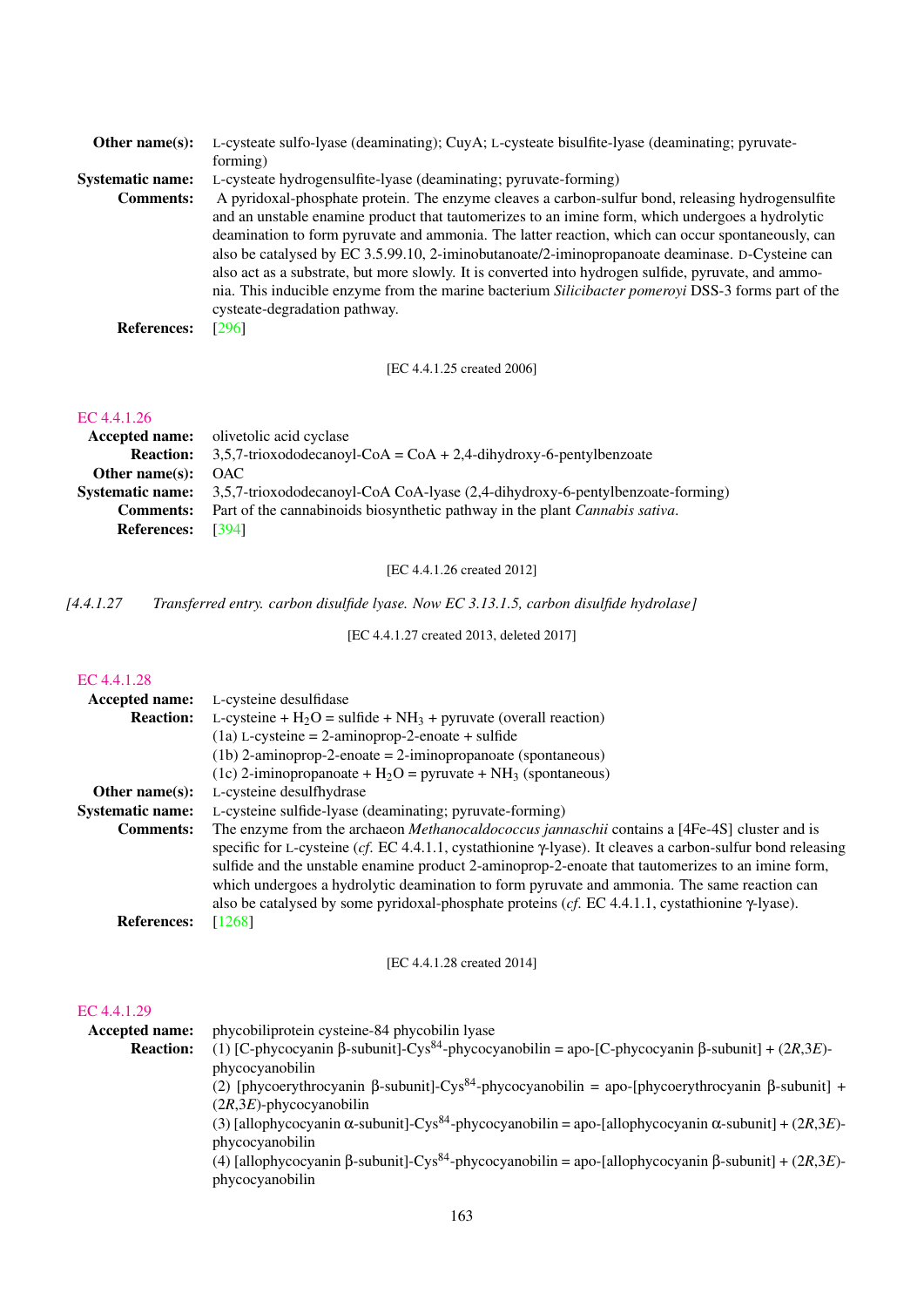**Other name(s):** L-cysteate sulfo-lyase (deaminating); CuyA; L-cysteate bisulfite-lyase (deaminating; pyruvate-forming)

**Systematic name:** L-cysteate hydrogensulfite-lyase (deaminating; pyruvate-forming)

**Comments:** A pyridoxal-phosphate protein. The enzyme cleaves a carbon-sulfur bond, releasing hydrogensulfite and an unstable enamine product that tautomerizes to an imine form, which undergoes a hydrolytic deamination to form pyruvate and ammonia. The latter reaction, which can occur spontaneously, can also be catalysed by EC 3.5.99.10, 2-iminobutanoate/2-iminopropanoate deaminase. D-Cysteine can also act as a substrate, but more slowly. It is converted into hydrogen sulfide, pyruvate, and ammonia. This inducible enzyme from the marine bacterium *Silicibacter pomeroyi* DSS-3 forms part of the cysteate-degradation pathway.

**References:** [296]

[EC 4.4.1.25 created 2006]

EC 4.4.1.26

**Accepted name:** olivetolic acid cyclase

**Reaction:** 3,5,7-trioxododecanoyl-CoA = CoA + 2,4-dihydroxy-6-pentylbenzoate

**Other name(s):** OAC

**Systematic name:** 3,5,7-trioxododecanoyl-CoA CoA-lyase (2,4-dihydroxy-6-pentylbenzoate-forming)

**Comments:** Part of the cannabinoids biosynthetic pathway in the plant *Cannabis sativa*.

**References:** [394]

[EC 4.4.1.26 created 2012]

*[4.4.1.27 Transferred entry. carbon disulfide lyase. Now EC 3.13.1.5, carbon disulfide hydrolase]*

[EC 4.4.1.27 created 2013, deleted 2017]

EC 4.4.1.28

**Accepted name:** L-cysteine desulfidase

**Reaction:** L-cysteine + $H_2O$ = sulfide + $NH_3$ + pyruvate (overall reaction)
(1a) L-cysteine = 2-aminoprop-2-enoate + sulfide
(1b) 2-aminoprop-2-enoate = 2-iminopropanoate (spontaneous)
(1c) 2-iminopropanoate + $H_2O$ = pyruvate + $NH_3$ (spontaneous)

**Other name(s):** L-cysteine desulfhydrase

**Systematic name:** L-cysteine sulfide-lyase (deaminating; pyruvate-forming)

**Comments:** The enzyme from the archaeon *Methanocaldococcus jannaschii* contains a [4Fe-4S] cluster and is specific for L-cysteine (*cf.* EC 4.4.1.1, cystathionine γ-lyase). It cleaves a carbon-sulfur bond releasing sulfide and the unstable enamine product 2-aminoprop-2-enoate that tautomerizes to an imine form, which undergoes a hydrolytic deamination to form pyruvate and ammonia. The same reaction can also be catalysed by some pyridoxal-phosphate proteins (*cf.* EC 4.4.1.1, cystathionine γ-lyase).

**References:** [1268]

[EC 4.4.1.28 created 2014]

EC 4.4.1.29

**Accepted name:** phycobiliprotein cysteine-84 phycobilin lyase

**Reaction:** (1) [C-phycocyanin β-subunit]-Cys$^{84}$-phycocyanobilin = apo-[C-phycocyanin β-subunit] + (2*R*,3*E*)-phycocyanobilin
(2) [phycoerythrocyanin β-subunit]-Cys$^{84}$-phycocyanobilin = apo-[phycoerythrocyanin β-subunit] + (2*R*,3*E*)-phycocyanobilin
(3) [allophycocyanin α-subunit]-Cys$^{84}$-phycocyanobilin = apo-[allophycocyanin α-subunit] + (2*R*,3*E*)-phycocyanobilin
(4) [allophycocyanin β-subunit]-Cys$^{84}$-phycocyanobilin = apo-[allophycocyanin β-subunit] + (2*R*,3*E*)-phycocyanobilin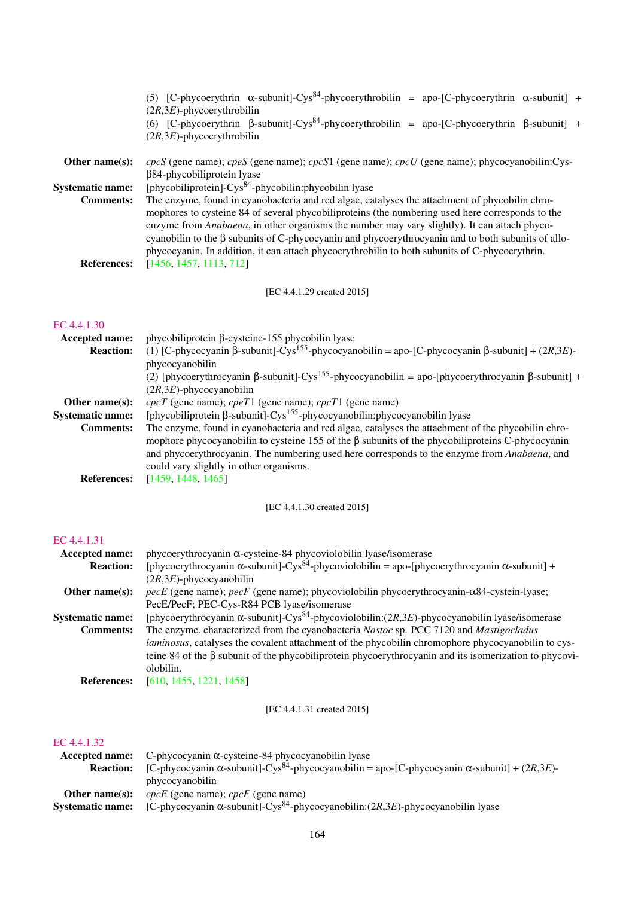(5) [C-phycoerythrin α-subunit]-Cys$^{84}$-phycoerythrobilin = apo-[C-phycoerythrin α-subunit] + (2*R*,3*E*)-phycoerythrobilin
(6) [C-phycoerythrin β-subunit]-Cys$^{84}$-phycoerythrobilin = apo-[C-phycoerythrin β-subunit] + (2*R*,3*E*)-phycoerythrobilin

**Other name(s):** *cpcS* (gene name); *cpeS* (gene name); *cpcS*1 (gene name); *cpcU* (gene name); phycocyanobilin:Cys-β84-phycobiliprotein lyase

**Systematic name:** [phycobiliprotein]-Cys$^{84}$-phycobilin:phycobilin lyase

**Comments:** The enzyme, found in cyanobacteria and red algae, catalyses the attachment of phycobilin chromophores to cysteine 84 of several phycobiliproteins (the numbering used here corresponds to the enzyme from *Anabaena*, in other organisms the number may vary slightly). It can attach phycocyanobilin to the β subunits of C-phycocyanin and phycoerythrocyanin and to both subunits of allophycocyanin. In addition, it can attach phycoerythrobilin to both subunits of C-phycoerythrin.

**References:** [1456, 1457, 1113, 712]

[EC 4.4.1.29 created 2015]

## EC 4.4.1.30

**Accepted name:** phycobiliprotein β-cysteine-155 phycobilin lyase

**Reaction:** (1) [C-phycocyanin β-subunit]-Cys$^{155}$-phycocyanobilin = apo-[C-phycocyanin β-subunit] + (2*R*,3*E*)-phycocyanobilin
(2) [phycoerythrocyanin β-subunit]-Cys$^{155}$-phycocyanobilin = apo-[phycoerythrocyanin β-subunit] + (2*R*,3*E*)-phycocyanobilin

**Other name(s):** *cpcT* (gene name); *cpeT*1 (gene name); *cpcT*1 (gene name)

**Systematic name:** [phycobiliprotein β-subunit]-Cys$^{155}$-phycocyanobilin:phycocyanobilin lyase

**Comments:** The enzyme, found in cyanobacteria and red algae, catalyses the attachment of the phycobilin chromophore phycocyanobilin to cysteine 155 of the β subunits of the phycobiliproteins C-phycocyanin and phycoerythrocyanin. The numbering used here corresponds to the enzyme from *Anabaena*, and could vary slightly in other organisms.

**References:** [1459, 1448, 1465]

[EC 4.4.1.30 created 2015]

## EC 4.4.1.31

**Accepted name:** phycoerythrocyanin α-cysteine-84 phycoviolobilin lyase/isomerase

**Reaction:** [phycoerythrocyanin α-subunit]-Cys$^{84}$-phycoviolobilin = apo-[phycoerythrocyanin α-subunit] + (2*R*,3*E*)-phycocyanobilin

**Other name(s):** *pecE* (gene name); *pecF* (gene name); phycoviolobilin phycoerythrocyanin-α84-cystein-lyase; PecE/PecF; PEC-Cys-R84 PCB lyase/isomerase

**Systematic name:** [phycoerythrocyanin α-subunit]-Cys$^{84}$-phycoviolobilin:(2*R*,3*E*)-phycocyanobilin lyase/isomerase

**Comments:** The enzyme, characterized from the cyanobacteria *Nostoc* sp. PCC 7120 and *Mastigocladus laminosus*, catalyses the covalent attachment of the phycobilin chromophore phycocyanobilin to cysteine 84 of the β subunit of the phycobiliprotein phycoerythrocyanin and its isomerization to phycoviolobilin.

**References:** [610, 1455, 1221, 1458]

[EC 4.4.1.31 created 2015]

## EC 4.4.1.32

**Accepted name:** C-phycocyanin α-cysteine-84 phycocyanobilin lyase

**Reaction:** [C-phycocyanin α-subunit]-Cys$^{84}$-phycocyanobilin = apo-[C-phycocyanin α-subunit] + (2*R*,3*E*)-phycocyanobilin

**Other name(s):** *cpcE* (gene name); *cpcF* (gene name)

**Systematic name:** [C-phycocyanin α-subunit]-Cys$^{84}$-phycocyanobilin:(2*R*,3*E*)-phycocyanobilin lyase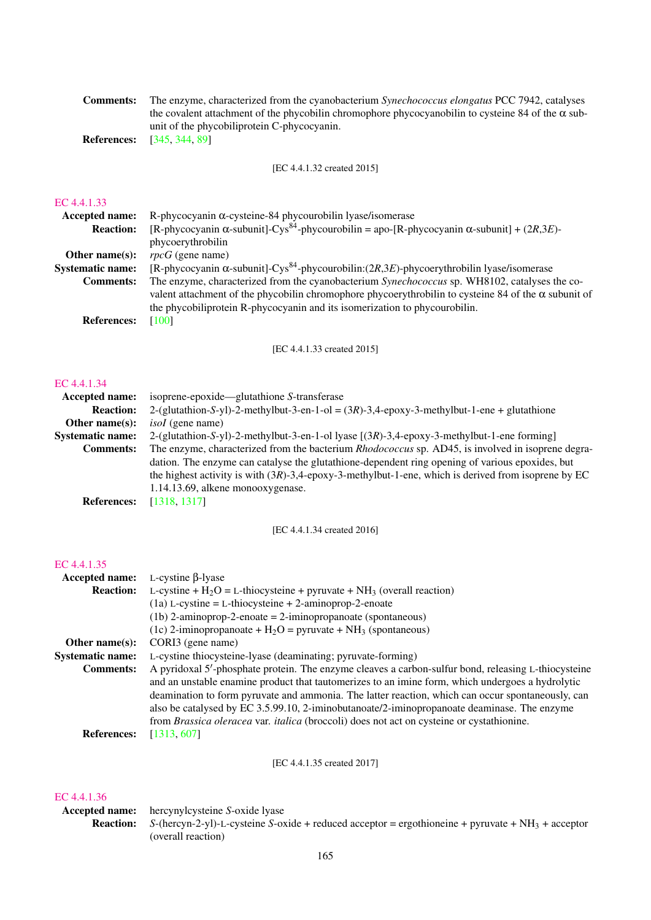**Comments:** The enzyme, characterized from the cyanobacterium *Synechococcus elongatus* PCC 7942, catalyses the covalent attachment of the phycobilin chromophore phycocyanobilin to cysteine 84 of the α subunit of the phycobiliprotein C-phycocyanin.

**References:** [345, 344, 89]

[EC 4.4.1.32 created 2015]

## EC 4.4.1.33

**Accepted name:** R-phycocyanin α-cysteine-84 phycourobilin lyase/isomerase

**Reaction:** [R-phycocyanin α-subunit]-Cys[84]-phycourobilin = apo-[R-phycocyanin α-subunit] + (2*R*,3*E*)-phycoerythrobilin

**Other name(s):** *rpcG* (gene name)

**Systematic name:** [R-phycocyanin α-subunit]-Cys[84]-phycourobilin:(2*R*,3*E*)-phycoerythrobilin lyase/isomerase

**Comments:** The enzyme, characterized from the cyanobacterium *Synechococcus* sp. WH8102, catalyses the covalent attachment of the phycobilin chromophore phycoerythrobilin to cysteine 84 of the α subunit of the phycobiliprotein R-phycocyanin and its isomerization to phycourobilin.

**References:** [100]

[EC 4.4.1.33 created 2015]

## EC 4.4.1.34

**Accepted name:** isoprene-epoxide—glutathione *S*-transferase

**Reaction:** 2-(glutathion-*S*-yl)-2-methylbut-3-en-1-ol = (3*R*)-3,4-epoxy-3-methylbut-1-ene + glutathione

**Other name(s):** *isoI* (gene name)

**Systematic name:** 2-(glutathion-*S*-yl)-2-methylbut-3-en-1-ol lyase [(3*R*)-3,4-epoxy-3-methylbut-1-ene forming]

**Comments:** The enzyme, characterized from the bacterium *Rhodococcus* sp. AD45, is involved in isoprene degradation. The enzyme can catalyse the glutathione-dependent ring opening of various epoxides, but the highest activity is with (3*R*)-3,4-epoxy-3-methylbut-1-ene, which is derived from isoprene by EC 1.14.13.69, alkene monooxygenase.

**References:** [1318, 1317]

[EC 4.4.1.34 created 2016]

## EC 4.4.1.35

**Accepted name:** L-cystine β-lyase

**Reaction:** L-cystine + $H_2O$ = L-thiocysteine + pyruvate + $NH_3$ (overall reaction)
(1a) L-cystine = L-thiocysteine + 2-aminoprop-2-enoate
(1b) 2-aminoprop-2-enoate = 2-iminopropanoate (spontaneous)
(1c) 2-iminopropanoate + $H_2O$ = pyruvate + $NH_3$ (spontaneous)

**Other name(s):** CORI3 (gene name)

**Systematic name:** L-cystine thiocysteine-lyase (deaminating; pyruvate-forming)

**Comments:** A pyridoxal 5′-phosphate protein. The enzyme cleaves a carbon-sulfur bond, releasing L-thiocysteine and an unstable enamine product that tautomerizes to an imine form, which undergoes a hydrolytic deamination to form pyruvate and ammonia. The latter reaction, which can occur spontaneously, can also be catalysed by EC 3.5.99.10, 2-iminobutanoate/2-iminopropanoate deaminase. The enzyme from *Brassica oleracea* var. *italica* (broccoli) does not act on cysteine or cystathionine.

**References:** [1313, 607]

[EC 4.4.1.35 created 2017]

## EC 4.4.1.36

**Accepted name:** hercynylcysteine *S*-oxide lyase

**Reaction:** *S*-(hercyn-2-yl)-L-cysteine *S*-oxide + reduced acceptor = ergothioneine + pyruvate + $NH_3$ + acceptor (overall reaction)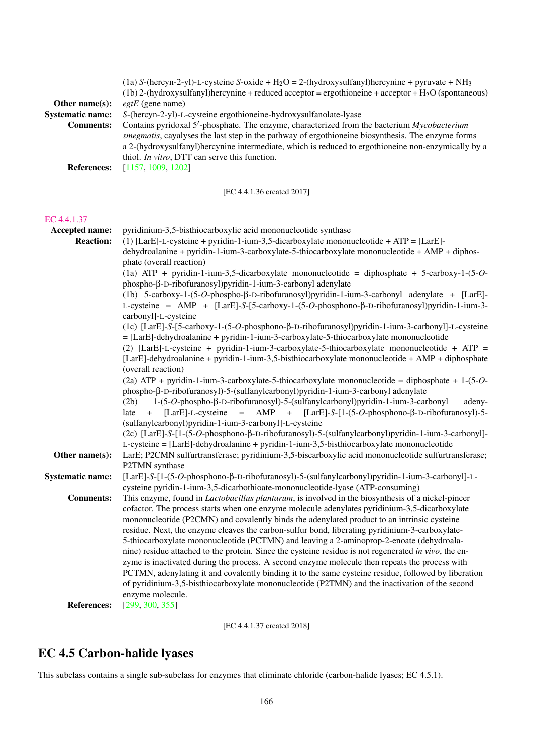(1a) *S*-(hercyn-2-yl)-L-cysteine *S*-oxide + $H_2O$ = 2-(hydroxysulfanyl)hercynine + pyruvate + $NH_3$
(1b) 2-(hydroxysulfanyl)hercynine + reduced acceptor = ergothioneine + acceptor + $H_2O$ (spontaneous)

**Other name(s):** *egtE* (gene name)

**Systematic name:** *S*-(hercyn-2-yl)-L-cysteine ergothioneine-hydroxysulfanolate-lyase

**Comments:** Contains pyridoxal 5′-phosphate. The enzyme, characterized from the bacterium *Mycobacterium smegmatis*, cayalyses the last step in the pathway of ergothioneine biosynthesis. The enzyme forms a 2-(hydroxysulfanyl)hercynine intermediate, which is reduced to ergothioneine non-enzymically by a thiol. *In vitro*, DTT can serve this function.

**References:** [1157, 1009, 1202]

[EC 4.4.1.36 created 2017]

EC 4.4.1.37

**Accepted name:** pyridinium-3,5-bisthiocarboxylic acid mononucleotide synthase

**Reaction:** (1) [LarE]-L-cysteine + pyridin-1-ium-3,5-dicarboxylate mononucleotide + ATP = [LarE]-dehydroalanine + pyridin-1-ium-3-carboxylate-5-thiocarboxylate mononucleotide + AMP + diphosphate (overall reaction)
(1a) ATP + pyridin-1-ium-3,5-dicarboxylate mononucleotide = diphosphate + 5-carboxy-1-(5-*O*-phospho-β-D-ribofuranosyl)pyridin-1-ium-3-carbonyl adenylate
(1b) 5-carboxy-1-(5-*O*-phospho-β-D-ribofuranosyl)pyridin-1-ium-3-carbonyl adenylate + [LarE]-L-cysteine = AMP + [LarE]-*S*-[5-carboxy-1-(5-*O*-phosphono-β-D-ribofuranosyl)pyridin-1-ium-3-carbonyl]-L-cysteine
(1c) [LarE]-*S*-[5-carboxy-1-(5-*O*-phosphono-β-D-ribofuranosyl)pyridin-1-ium-3-carbonyl]-L-cysteine = [LarE]-dehydroalanine + pyridin-1-ium-3-carboxylate-5-thiocarboxylate mononucleotide
(2) [LarE]-L-cysteine + pyridin-1-ium-3-carboxylate-5-thiocarboxylate mononucleotide + ATP = [LarE]-dehydroalanine + pyridin-1-ium-3,5-bisthiocarboxylate mononucleotide + AMP + diphosphate (overall reaction)
(2a) ATP + pyridin-1-ium-3-carboxylate-5-thiocarboxylate mononucleotide = diphosphate + 1-(5-*O*-phospho-β-D-ribofuranosyl)-5-(sulfanylcarbonyl)pyridin-1-ium-3-carbonyl adenylate
(2b) 1-(5-*O*-phospho-β-D-ribofuranosyl)-5-(sulfanylcarbonyl)pyridin-1-ium-3-carbonyl adenylate + [LarE]-L-cysteine = AMP + [LarE]-*S*-[1-(5-*O*-phosphono-β-D-ribofuranosyl)-5-(sulfanylcarbonyl)pyridin-1-ium-3-carbonyl]-L-cysteine
(2c) [LarE]-*S*-[1-(5-*O*-phosphono-β-D-ribofuranosyl)-5-(sulfanylcarbonyl)pyridin-1-ium-3-carbonyl]-L-cysteine = [LarE]-dehydroalanine + pyridin-1-ium-3,5-bisthiocarboxylate mononucleotide

**Other name(s):** LarE; P2CMN sulfurtransferase; pyridinium-3,5-biscarboxylic acid mononucleotide sulfurtransferase; P2TMN synthase

**Systematic name:** [LarE]-*S*-[1-(5-*O*-phosphono-β-D-ribofuranosyl)-5-(sulfanylcarbonyl)pyridin-1-ium-3-carbonyl]-L-cysteine pyridin-1-ium-3,5-dicarbothioate-mononucleotide-lyase (ATP-consuming)

**Comments:** This enzyme, found in *Lactobacillus plantarum*, is involved in the biosynthesis of a nickel-pincer cofactor. The process starts when one enzyme molecule adenylates pyridinium-3,5-dicarboxylate mononucleotide (P2CMN) and covalently binds the adenylated product to an intrinsic cysteine residue. Next, the enzyme cleaves the carbon-sulfur bond, liberating pyridinium-3-carboxylate-5-thiocarboxylate mononucleotide (PCTMN) and leaving a 2-aminoprop-2-enoate (dehydroalanine) residue attached to the protein. Since the cysteine residue is not regenerated *in vivo*, the enzyme is inactivated during the process. A second enzyme molecule then repeats the process with PCTMN, adenylating it and covalently binding it to the same cysteine residue, followed by liberation of pyridinium-3,5-bisthiocarboxylate mononucleotide (P2TMN) and the inactivation of the second enzyme molecule.

**References:** [299, 300, 355]

[EC 4.4.1.37 created 2018]

# EC 4.5 Carbon-halide lyases

This subclass contains a single sub-subclass for enzymes that eliminate chloride (carbon-halide lyases; EC 4.5.1).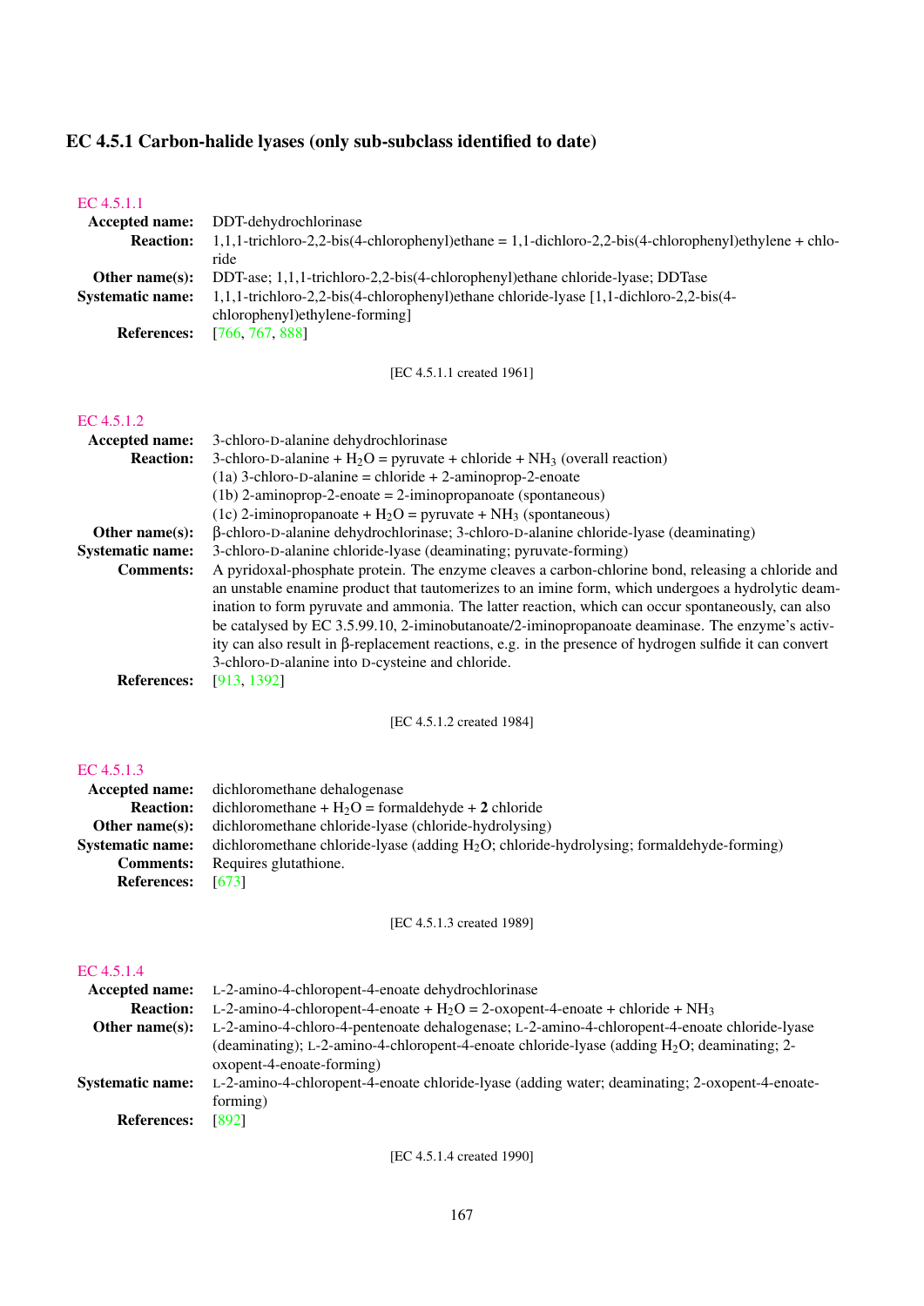### EC 4.5.1 Carbon-halide lyases (only sub-subclass identified to date)

EC 4.5.1.1

**Accepted name:** DDT-dehydrochlorinase

**Reaction:** 1,1,1-trichloro-2,2-bis(4-chlorophenyl)ethane = 1,1-dichloro-2,2-bis(4-chlorophenyl)ethylene + chloride

**Other name(s):** DDT-ase; 1,1,1-trichloro-2,2-bis(4-chlorophenyl)ethane chloride-lyase; DDTase

**Systematic name:** 1,1,1-trichloro-2,2-bis(4-chlorophenyl)ethane chloride-lyase [1,1-dichloro-2,2-bis(4-chlorophenyl)ethylene-forming]

**References:** [766, 767, 888]

[EC 4.5.1.1 created 1961]

EC 4.5.1.2

**Accepted name:** 3-chloro-D-alanine dehydrochlorinase

**Reaction:** 3-chloro-D-alanine + $H_2O$ = pyruvate + chloride + $NH_3$ (overall reaction)
(1a) 3-chloro-D-alanine = chloride + 2-aminoprop-2-enoate
(1b) 2-aminoprop-2-enoate = 2-iminopropanoate (spontaneous)
(1c) 2-iminopropanoate + $H_2O$ = pyruvate + $NH_3$ (spontaneous)

**Other name(s):** β-chloro-D-alanine dehydrochlorinase; 3-chloro-D-alanine chloride-lyase (deaminating)

**Systematic name:** 3-chloro-D-alanine chloride-lyase (deaminating; pyruvate-forming)

**Comments:** A pyridoxal-phosphate protein. The enzyme cleaves a carbon-chlorine bond, releasing a chloride and an unstable enamine product that tautomerizes to an imine form, which undergoes a hydrolytic deamination to form pyruvate and ammonia. The latter reaction, which can occur spontaneously, can also be catalysed by EC 3.5.99.10, 2-iminobutanoate/2-iminopropanoate deaminase. The enzyme's activity can also result in β-replacement reactions, e.g. in the presence of hydrogen sulfide it can convert 3-chloro-D-alanine into D-cysteine and chloride.

**References:** [913, 1392]

[EC 4.5.1.2 created 1984]

EC 4.5.1.3

**Accepted name:** dichloromethane dehalogenase

**Reaction:** dichloromethane + $H_2O$ = formaldehyde + **2** chloride

**Other name(s):** dichloromethane chloride-lyase (chloride-hydrolysing)

**Systematic name:** dichloromethane chloride-lyase (adding $H_2O$; chloride-hydrolysing; formaldehyde-forming)

**Comments:** Requires glutathione.

**References:** [673]

[EC 4.5.1.3 created 1989]

EC 4.5.1.4

**Accepted name:** L-2-amino-4-chloropent-4-enoate dehydrochlorinase

**Reaction:** L-2-amino-4-chloropent-4-enoate + $H_2O$ = 2-oxopent-4-enoate + chloride + $NH_3$

**Other name(s):** L-2-amino-4-chloro-4-pentenoate dehalogenase; L-2-amino-4-chloropent-4-enoate chloride-lyase (deaminating); L-2-amino-4-chloropent-4-enoate chloride-lyase (adding $H_2O$; deaminating; 2-oxopent-4-enoate-forming)

**Systematic name:** L-2-amino-4-chloropent-4-enoate chloride-lyase (adding water; deaminating; 2-oxopent-4-enoate-forming)

**References:** [892]

[EC 4.5.1.4 created 1990]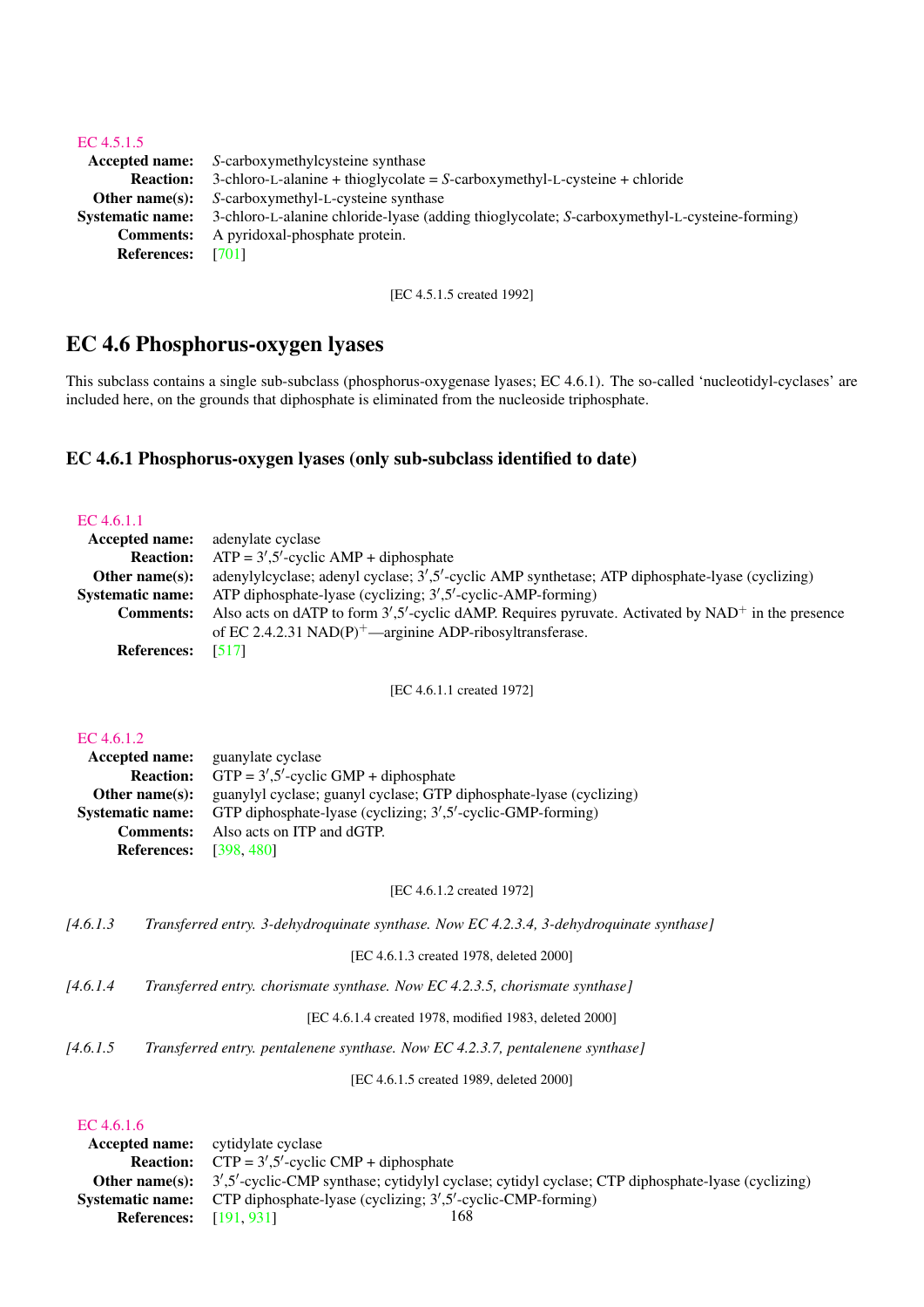EC 4.5.1.5

**Accepted name:** *S*-carboxymethylcysteine synthase

**Reaction:** 3-chloro-L-alanine + thioglycolate = *S*-carboxymethyl-L-cysteine + chloride

**Other name(s):** *S*-carboxymethyl-L-cysteine synthase

**Systematic name:** 3-chloro-L-alanine chloride-lyase (adding thioglycolate; *S*-carboxymethyl-L-cysteine-forming)

**Comments:** A pyridoxal-phosphate protein.

**References:** [701]

[EC 4.5.1.5 created 1992]

# EC 4.6 Phosphorus-oxygen lyases

This subclass contains a single sub-subclass (phosphorus-oxygenase lyases; EC 4.6.1). The so-called 'nucleotidyl-cyclases' are included here, on the grounds that diphosphate is eliminated from the nucleoside triphosphate.

## EC 4.6.1 Phosphorus-oxygen lyases (only sub-subclass identified to date)

EC 4.6.1.1

**Accepted name:** adenylate cyclase

**Reaction:** ATP = 3′,5′-cyclic AMP + diphosphate

**Other name(s):** adenylylcyclase; adenyl cyclase; 3′,5′-cyclic AMP synthetase; ATP diphosphate-lyase (cyclizing)

**Systematic name:** ATP diphosphate-lyase (cyclizing; 3′,5′-cyclic-AMP-forming)

**Comments:** Also acts on dATP to form 3′,5′-cyclic dAMP. Requires pyruvate. Activated by $NAD^+$ in the presence of EC 2.4.2.31 $NAD(P)^+$—arginine ADP-ribosyltransferase.

**References:** [517]

[EC 4.6.1.1 created 1972]

EC 4.6.1.2

**Accepted name:** guanylate cyclase

**Reaction:** GTP = 3′,5′-cyclic GMP + diphosphate

**Other name(s):** guanylyl cyclase; guanyl cyclase; GTP diphosphate-lyase (cyclizing)

**Systematic name:** GTP diphosphate-lyase (cyclizing; 3′,5′-cyclic-GMP-forming)

**Comments:** Also acts on ITP and dGTP.

**References:** [398, 480]

[EC 4.6.1.2 created 1972]

*[4.6.1.3 Transferred entry. 3-dehydroquinate synthase. Now EC 4.2.3.4, 3-dehydroquinate synthase]*

[EC 4.6.1.3 created 1978, deleted 2000]

*[4.6.1.4 Transferred entry. chorismate synthase. Now EC 4.2.3.5, chorismate synthase]*

[EC 4.6.1.4 created 1978, modified 1983, deleted 2000]

*[4.6.1.5 Transferred entry. pentalenene synthase. Now EC 4.2.3.7, pentalenene synthase]*

[EC 4.6.1.5 created 1989, deleted 2000]

EC 4.6.1.6

**Accepted name:** cytidylate cyclase

**Reaction:** CTP = 3′,5′-cyclic CMP + diphosphate

**Other name(s):** 3′,5′-cyclic-CMP synthase; cytidylyl cyclase; cytidyl cyclase; CTP diphosphate-lyase (cyclizing)

**Systematic name:** CTP diphosphate-lyase (cyclizing; 3′,5′-cyclic-CMP-forming)

**References:** [191, 931]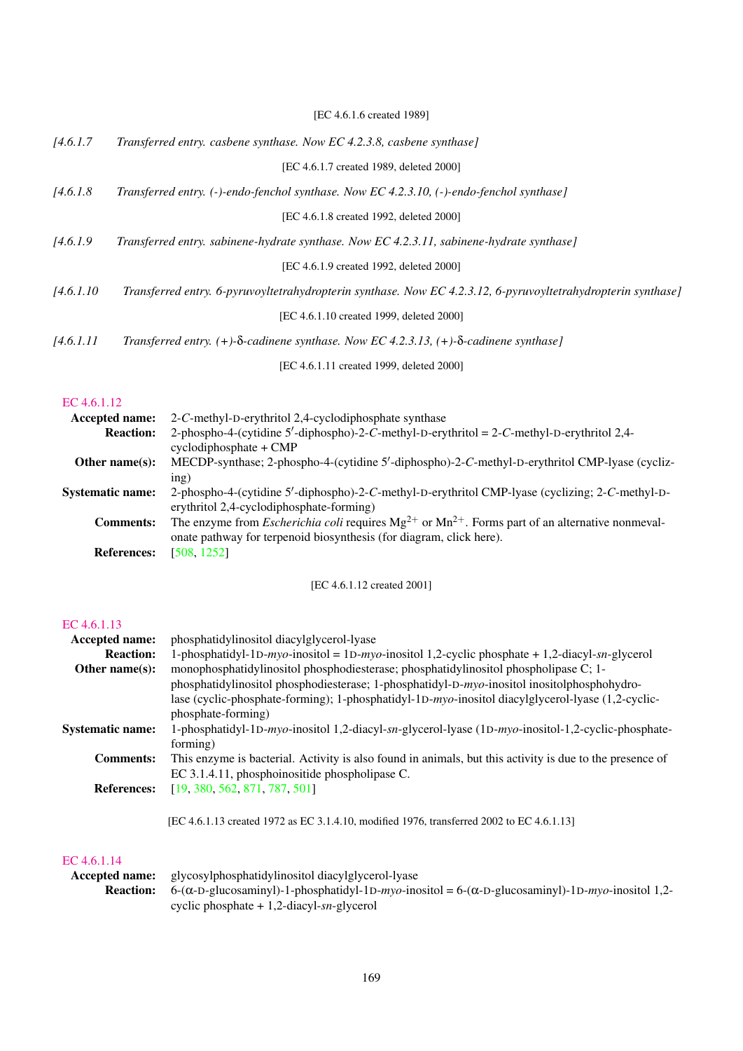[EC 4.6.1.6 created 1989]

*[4.6.1.7 Transferred entry. casbene synthase. Now EC 4.2.3.8, casbene synthase]*

[EC 4.6.1.7 created 1989, deleted 2000]

*[4.6.1.8 Transferred entry. (-)-endo-fenchol synthase. Now EC 4.2.3.10, (-)-endo-fenchol synthase]*

[EC 4.6.1.8 created 1992, deleted 2000]

*[4.6.1.9 Transferred entry. sabinene-hydrate synthase. Now EC 4.2.3.11, sabinene-hydrate synthase]*

[EC 4.6.1.9 created 1992, deleted 2000]

*[4.6.1.10 Transferred entry. 6-pyruvoyltetrahydropterin synthase. Now EC 4.2.3.12, 6-pyruvoyltetrahydropterin synthase]*

[EC 4.6.1.10 created 1999, deleted 2000]

*[4.6.1.11 Transferred entry. (+)-δ-cadinene synthase. Now EC 4.2.3.13, (+)-δ-cadinene synthase]*

[EC 4.6.1.11 created 1999, deleted 2000]

## EC 4.6.1.12

**Accepted name:** 2-*C*-methyl-D-erythritol 2,4-cyclodiphosphate synthase

**Reaction:** 2-phospho-4-(cytidine 5′-diphospho)-2-*C*-methyl-D-erythritol = 2-*C*-methyl-D-erythritol 2,4-cyclodiphosphate + CMP

**Other name(s):** MECDP-synthase; 2-phospho-4-(cytidine 5′-diphospho)-2-*C*-methyl-D-erythritol CMP-lyase (cyclizing)

**Systematic name:** 2-phospho-4-(cytidine 5′-diphospho)-2-*C*-methyl-D-erythritol CMP-lyase (cyclizing; 2-*C*-methyl-D-erythritol 2,4-cyclodiphosphate-forming)

**Comments:** The enzyme from *Escherichia coli* requires $Mg^{2+}$ or $Mn^{2+}$. Forms part of an alternative nonmevalonate pathway for terpenoid biosynthesis (for diagram, click here).

**References:** [508, 1252]

[EC 4.6.1.12 created 2001]

## EC 4.6.1.13

**Accepted name:** phosphatidylinositol diacylglycerol-lyase

**Reaction:** 1-phosphatidyl-1D-*myo*-inositol = 1D-*myo*-inositol 1,2-cyclic phosphate + 1,2-diacyl-*sn*-glycerol

**Other name(s):** monophosphatidylinositol phosphodiesterase; phosphatidylinositol phospholipase C; 1-phosphatidylinositol phosphodiesterase; 1-phosphatidyl-D-*myo*-inositol inositolphosphohydrolase (cyclic-phosphate-forming); 1-phosphatidyl-1D-*myo*-inositol diacylglycerol-lyase (1,2-cyclic-phosphate-forming)

**Systematic name:** 1-phosphatidyl-1D-*myo*-inositol 1,2-diacyl-*sn*-glycerol-lyase (1D-*myo*-inositol-1,2-cyclic-phosphate-forming)

**Comments:** This enzyme is bacterial. Activity is also found in animals, but this activity is due to the presence of EC 3.1.4.11, phosphoinositide phospholipase C.

**References:** [19, 380, 562, 871, 787, 501]

[EC 4.6.1.13 created 1972 as EC 3.1.4.10, modified 1976, transferred 2002 to EC 4.6.1.13]

## EC 4.6.1.14

**Accepted name:** glycosylphosphatidylinositol diacylglycerol-lyase

**Reaction:** 6-(α-D-glucosaminyl)-1-phosphatidyl-1D-*myo*-inositol = 6-(α-D-glucosaminyl)-1D-*myo*-inositol 1,2-cyclic phosphate + 1,2-diacyl-*sn*-glycerol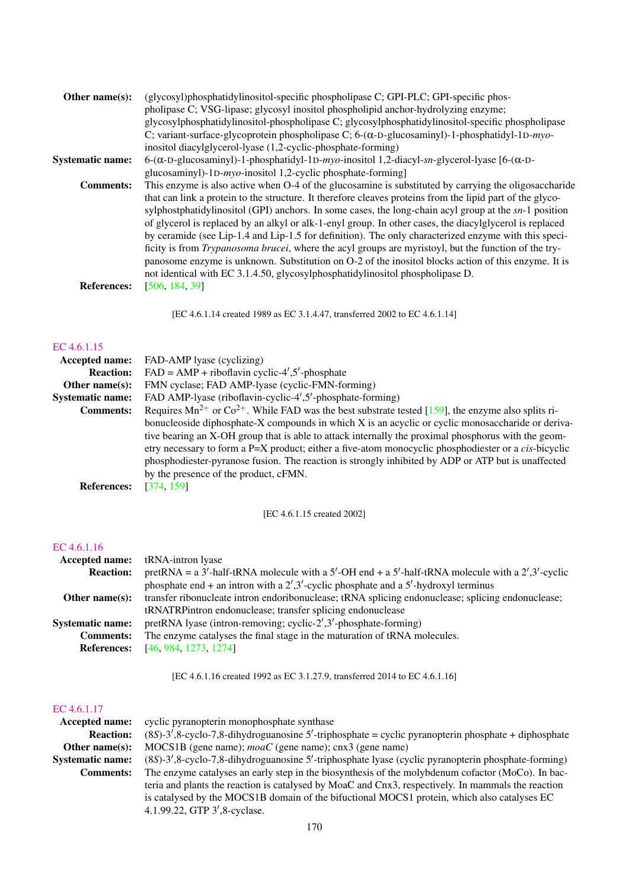**Other name(s):** (glycosyl)phosphatidylinositol-specific phospholipase C; GPI-PLC; GPI-specific phospholipase C; VSG-lipase; glycosyl inositol phospholipid anchor-hydrolyzing enzyme; glycosylphosphatidylinositol-phospholipase C; glycosylphosphatidylinositol-specific phospholipase C; variant-surface-glycoprotein phospholipase C; 6-(α-D-glucosaminyl)-1-phosphatidyl-1D-*myo*-inositol diacylglycerol-lyase (1,2-cyclic-phosphate-forming)

**Systematic name:** 6-(α-D-glucosaminyl)-1-phosphatidyl-1D-*myo*-inositol 1,2-diacyl-*sn*-glycerol-lyase [6-(α-D-glucosaminyl)-1D-*myo*-inositol 1,2-cyclic phosphate-forming]

**Comments:** This enzyme is also active when O-4 of the glucosamine is substituted by carrying the oligosaccharide that can link a protein to the structure. It therefore cleaves proteins from the lipid part of the glycosylphostphatidylinositol (GPI) anchors. In some cases, the long-chain acyl group at the *sn*-1 position of glycerol is replaced by an alkyl or alk-1-enyl group. In other cases, the diacylglycerol is replaced by ceramide (see Lip-1.4 and Lip-1.5 for definition). The only characterized enzyme with this specificity is from *Trypanosoma brucei*, where the acyl groups are myristoyl, but the function of the trypanosome enzyme is unknown. Substitution on O-2 of the inositol blocks action of this enzyme. It is not identical with EC 3.1.4.50, glycosylphosphatidylinositol phospholipase D.

**References:** [506, 184, 39]

[EC 4.6.1.14 created 1989 as EC 3.1.4.47, transferred 2002 to EC 4.6.1.14]

## EC 4.6.1.15

**Accepted name:** FAD-AMP lyase (cyclizing)

**Reaction:** FAD = AMP + riboflavin cyclic-4′,5′-phosphate

**Other name(s):** FMN cyclase; FAD AMP-lyase (cyclic-FMN-forming)

**Systematic name:** FAD AMP-lyase (riboflavin-cyclic-4′,5′-phosphate-forming)

**Comments:** Requires $Mn^{2+}$ or $Co^{2+}$. While FAD was the best substrate tested [159], the enzyme also splits ribonucleoside diphosphate-X compounds in which X is an acyclic or cyclic monosaccharide or derivative bearing an X-OH group that is able to attack internally the proximal phosphorus with the geometry necessary to form a P=X product; either a five-atom monocyclic phosphodiester or a *cis*-bicyclic phosphodiester-pyranose fusion. The reaction is strongly inhibited by ADP or ATP but is unaffected by the presence of the product, cFMN.

**References:** [374, 159]

[EC 4.6.1.15 created 2002]

## EC 4.6.1.16

**Accepted name:** tRNA-intron lyase

**Reaction:** pretRNA = a 3′-half-tRNA molecule with a 5′-OH end + a 5′-half-tRNA molecule with a 2′,3′-cyclic phosphate end + an intron with a 2′,3′-cyclic phosphate and a 5′-hydroxyl terminus

**Other name(s):** transfer ribonucleate intron endoribonuclease; tRNA splicing endonuclease; splicing endonuclease; tRNATRPintron endonuclease; transfer splicing endonuclease

**Systematic name:** pretRNA lyase (intron-removing; cyclic-2′,3′-phosphate-forming)

**Comments:** The enzyme catalyses the final stage in the maturation of tRNA molecules.

**References:** [46, 984, 1273, 1274]

[EC 4.6.1.16 created 1992 as EC 3.1.27.9, transferred 2014 to EC 4.6.1.16]

## EC 4.6.1.17

**Accepted name:** cyclic pyranopterin monophosphate synthase

**Reaction:** (8*S*)-3′,8-cyclo-7,8-dihydroguanosine 5′-triphosphate = cyclic pyranopterin phosphate + diphosphate

**Other name(s):** MOCS1B (gene name); *moaC* (gene name); cnx3 (gene name)

**Systematic name:** (8*S*)-3′,8-cyclo-7,8-dihydroguanosine 5′-triphosphate lyase (cyclic pyranopterin phosphate-forming)

**Comments:** The enzyme catalyses an early step in the biosynthesis of the molybdenum cofactor (MoCo). In bacteria and plants the reaction is catalysed by MoaC and Cnx3, respectively. In mammals the reaction is catalysed by the MOCS1B domain of the bifuctional MOCS1 protein, which also catalyses EC 4.1.99.22, GTP 3′,8-cyclase.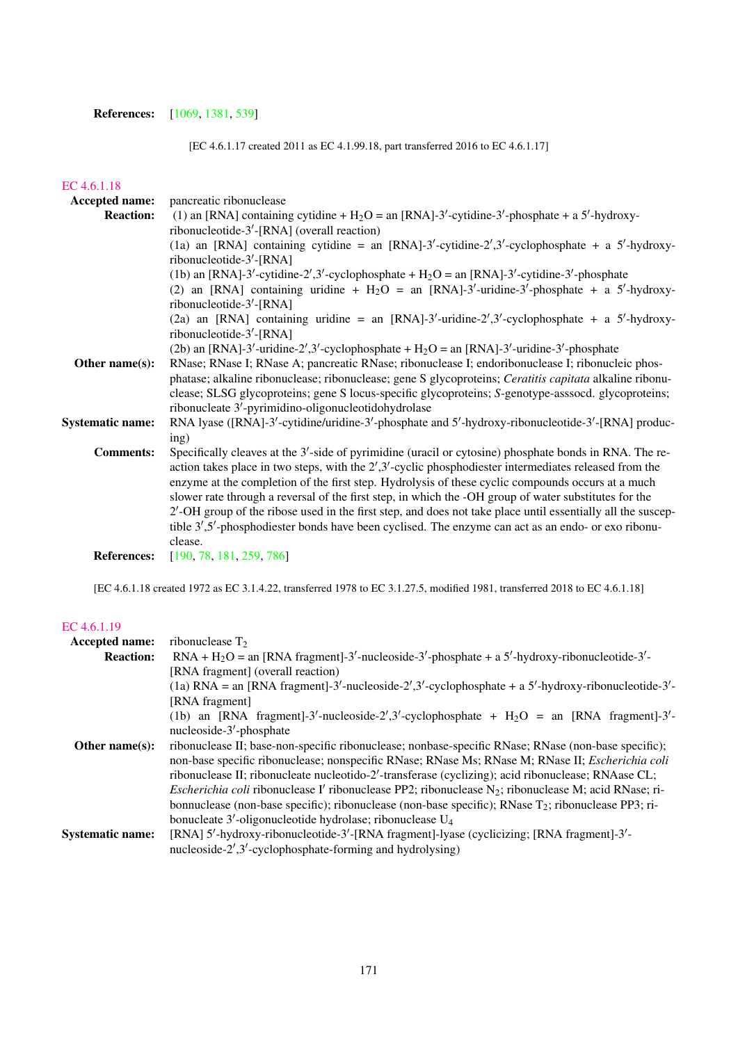**References:** [1069, 1381, 539]

[EC 4.6.1.17 created 2011 as EC 4.1.99.18, part transferred 2016 to EC 4.6.1.17]

## EC 4.6.1.18

**Accepted name:** pancreatic ribonuclease

**Reaction:** (1) an [RNA] containing cytidine + $H_2O$ = an [RNA]-3′-cytidine-3′-phosphate + a 5′-hydroxy-ribonucleotide-3′-[RNA] (overall reaction)
(1a) an [RNA] containing cytidine = an [RNA]-3′-cytidine-2′,3′-cyclophosphate + a 5′-hydroxy-ribonucleotide-3′-[RNA]
(1b) an [RNA]-3′-cytidine-2′,3′-cyclophosphate + $H_2O$ = an [RNA]-3′-cytidine-3′-phosphate
(2) an [RNA] containing uridine + $H_2O$ = an [RNA]-3′-uridine-3′-phosphate + a 5′-hydroxy-ribonucleotide-3′-[RNA]
(2a) an [RNA] containing uridine = an [RNA]-3′-uridine-2′,3′-cyclophosphate + a 5′-hydroxy-ribonucleotide-3′-[RNA]
(2b) an [RNA]-3′-uridine-2′,3′-cyclophosphate + $H_2O$ = an [RNA]-3′-uridine-3′-phosphate

**Other name(s):** RNase; RNase I; RNase A; pancreatic RNase; ribonuclease I; endoribonuclease I; ribonucleic phosphatase; alkaline ribonuclease; ribonuclease; gene S glycoproteins; *Ceratitis capitata* alkaline ribonuclease; SLSG glycoproteins; gene S locus-specific glycoproteins; *S*-genotype-asssocd. glycoproteins; ribonucleate 3′-pyrimidino-oligonucleotidohydrolase

**Systematic name:** RNA lyase ([RNA]-3′-cytidine/uridine-3′-phosphate and 5′-hydroxy-ribonucleotide-3′-[RNA] producing)

**Comments:** Specifically cleaves at the 3′-side of pyrimidine (uracil or cytosine) phosphate bonds in RNA. The reaction takes place in two steps, with the 2′,3′-cyclic phosphodiester intermediates released from the enzyme at the completion of the first step. Hydrolysis of these cyclic compounds occurs at a much slower rate through a reversal of the first step, in which the -OH group of water substitutes for the 2′-OH group of the ribose used in the first step, and does not take place until essentially all the susceptible 3′,5′-phosphodiester bonds have been cyclised. The enzyme can act as an endo- or exo ribonuclease.

**References:** [190, 78, 181, 259, 786]

[EC 4.6.1.18 created 1972 as EC 3.1.4.22, transferred 1978 to EC 3.1.27.5, modified 1981, transferred 2018 to EC 4.6.1.18]

## EC 4.6.1.19

**Accepted name:** ribonuclease $T_2$

**Reaction:** RNA + $H_2O$ = an [RNA fragment]-3′-nucleoside-3′-phosphate + a 5′-hydroxy-ribonucleotide-3′-[RNA fragment] (overall reaction)
(1a) RNA = an [RNA fragment]-3′-nucleoside-2′,3′-cyclophosphate + a 5′-hydroxy-ribonucleotide-3′-[RNA fragment]
(1b) an [RNA fragment]-3′-nucleoside-2′,3′-cyclophosphate + $H_2O$ = an [RNA fragment]-3′-nucleoside-3′-phosphate

**Other name(s):** ribonuclease II; base-non-specific ribonuclease; nonbase-specific RNase; RNase (non-base specific); non-base specific ribonuclease; nonspecific RNase; RNase Ms; RNase M; RNase II; *Escherichia coli* ribonuclease II; ribonucleate nucleotido-2′-transferase (cyclizing); acid ribonuclease; RNAase CL; *Escherichia coli* ribonuclease I′ ribonuclease PP2; ribonuclease $N_2$; ribonuclease M; acid RNase; ribonuclease (non-base specific); ribonuclease (non-base specific); RNase $T_2$; ribonuclease PP3; ribonucleate 3′-oligonucleotide hydrolase; ribonuclease $U_4$

**Systematic name:** [RNA] 5′-hydroxy-ribonucleotide-3′-[RNA fragment]-lyase (cyclicizing; [RNA fragment]-3′-nucleoside-2′,3′-cyclophosphate-forming and hydrolysing)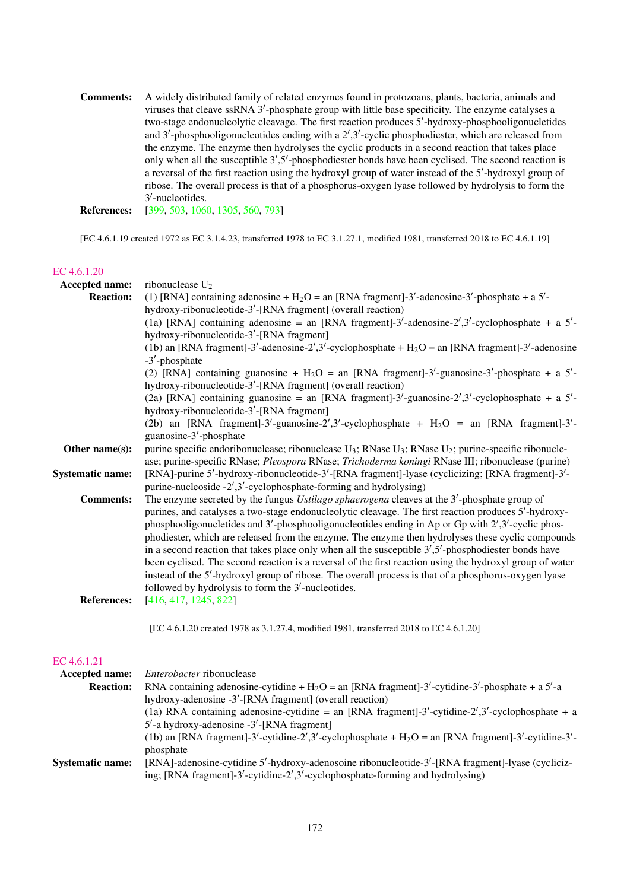**Comments:** A widely distributed family of related enzymes found in protozoans, plants, bacteria, animals and viruses that cleave ssRNA 3′-phosphate group with little base specificity. The enzyme catalyses a two-stage endonucleolytic cleavage. The first reaction produces 5′-hydroxy-phosphooligonucletides and 3′-phosphooligonucleotides ending with a 2′,3′-cyclic phosphodiester, which are released from the enzyme. The enzyme then hydrolyses the cyclic products in a second reaction that takes place only when all the susceptible 3′,5′-phosphodiester bonds have been cyclised. The second reaction is a reversal of the first reaction using the hydroxyl group of water instead of the 5′-hydroxyl group of ribose. The overall process is that of a phosphorus-oxygen lyase followed by hydrolysis to form the 3′-nucleotides.

**References:** [399, 503, 1060, 1305, 560, 793]

[EC 4.6.1.19 created 1972 as EC 3.1.4.23, transferred 1978 to EC 3.1.27.1, modified 1981, transferred 2018 to EC 4.6.1.19]

## EC 4.6.1.20

**Accepted name:** ribonuclease $U_2$

**Reaction:** (1) [RNA] containing adenosine + $H_2O$ = an [RNA fragment]-3′-adenosine-3′-phosphate + a 5′-hydroxy-ribonucleotide-3′-[RNA fragment] (overall reaction)
(1a) [RNA] containing adenosine = an [RNA fragment]-3′-adenosine-2′,3′-cyclophosphate + a 5′-hydroxy-ribonucleotide-3′-[RNA fragment]
(1b) an [RNA fragment]-3′-adenosine-2′,3′-cyclophosphate + $H_2O$ = an [RNA fragment]-3′-adenosine -3′-phosphate
(2) [RNA] containing guanosine + $H_2O$ = an [RNA fragment]-3′-guanosine-3′-phosphate + a 5′-hydroxy-ribonucleotide-3′-[RNA fragment] (overall reaction)
(2a) [RNA] containing guanosine = an [RNA fragment]-3′-guanosine-2′,3′-cyclophosphate + a 5′-hydroxy-ribonucleotide-3′-[RNA fragment]
(2b) an [RNA fragment]-3′-guanosine-2′,3′-cyclophosphate + $H_2O$ = an [RNA fragment]-3′-guanosine-3′-phosphate

**Other name(s):** purine specific endoribonuclease; ribonuclease $U_3$; RNase $U_3$; RNase $U_2$; purine-specific ribonuclease; purine-specific RNase; *Pleospora* RNase; *Trichoderma koningi* RNase III; ribonuclease (purine)

**Systematic name:** [RNA]-purine 5′-hydroxy-ribonucleotide-3′-[RNA fragment]-lyase (cyclicizing; [RNA fragment]-3′-purine-nucleoside -2′,3′-cyclophosphate-forming and hydrolysing)

**Comments:** The enzyme secreted by the fungus *Ustilago sphaerogena* cleaves at the 3′-phosphate group of purines, and catalyses a two-stage endonucleolytic cleavage. The first reaction produces 5′-hydroxy-phosphooligonucletides and 3′-phosphooligonucleotides ending in Ap or Gp with 2′,3′-cyclic phosphodiester, which are released from the enzyme. The enzyme then hydrolyses these cyclic compounds in a second reaction that takes place only when all the susceptible 3′,5′-phosphodiester bonds have been cyclised. The second reaction is a reversal of the first reaction using the hydroxyl group of water instead of the 5′-hydroxyl group of ribose. The overall process is that of a phosphorus-oxygen lyase followed by hydrolysis to form the 3′-nucleotides.

**References:** [416, 417, 1245, 822]

[EC 4.6.1.20 created 1978 as 3.1.27.4, modified 1981, transferred 2018 to EC 4.6.1.20]

## EC 4.6.1.21

**Accepted name:** *Enterobacter* ribonuclease

**Reaction:** RNA containing adenosine-cytidine + $H_2O$ = an [RNA fragment]-3′-cytidine-3′-phosphate + a 5′-a hydroxy-adenosine -3′-[RNA fragment] (overall reaction)
(1a) RNA containing adenosine-cytidine = an [RNA fragment]-3′-cytidine-2′,3′-cyclophosphate + a 5′-a hydroxy-adenosine -3′-[RNA fragment]
(1b) an [RNA fragment]-3′-cytidine-2′,3′-cyclophosphate + $H_2O$ = an [RNA fragment]-3′-cytidine-3′-phosphate

**Systematic name:** [RNA]-adenosine-cytidine 5′-hydroxy-adenosoine ribonucleotide-3′-[RNA fragment]-lyase (cyclicizing; [RNA fragment]-3′-cytidine-2′,3′-cyclophosphate-forming and hydrolysing)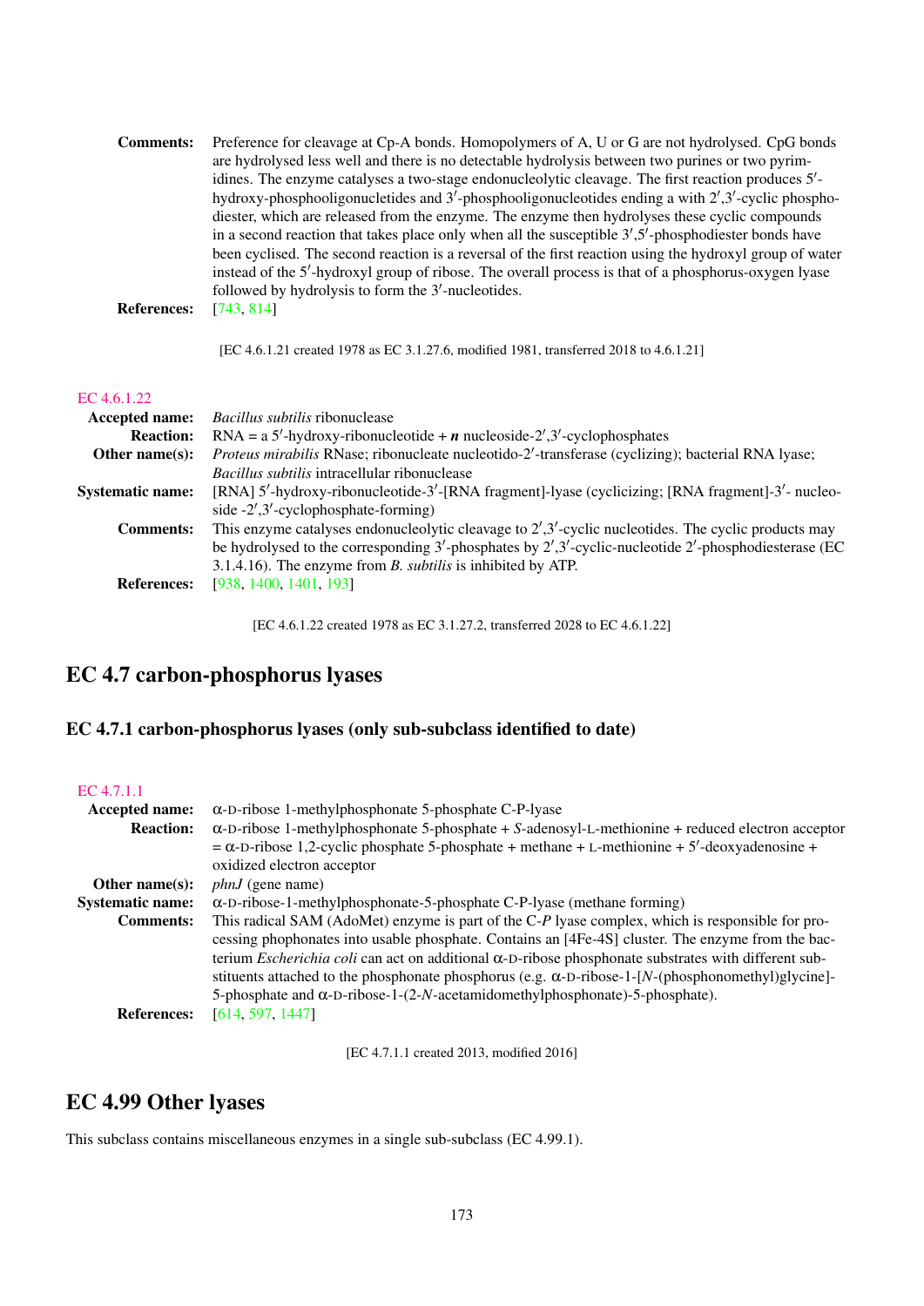**Comments:** Preference for cleavage at Cp-A bonds. Homopolymers of A, U or G are not hydrolysed. CpG bonds are hydrolysed less well and there is no detectable hydrolysis between two purines or two pyrimidines. The enzyme catalyses a two-stage endonucleolytic cleavage. The first reaction produces 5′-hydroxy-phosphooligonucletides and 3′-phosphooligonucleotides ending a with 2′,3′-cyclic phosphodiester, which are released from the enzyme. The enzyme then hydrolyses these cyclic compounds in a second reaction that takes place only when all the susceptible 3′,5′-phosphodiester bonds have been cyclised. The second reaction is a reversal of the first reaction using the hydroxyl group of water instead of the 5′-hydroxyl group of ribose. The overall process is that of a phosphorus-oxygen lyase followed by hydrolysis to form the 3′-nucleotides.

**References:** [743, 814]

[EC 4.6.1.21 created 1978 as EC 3.1.27.6, modified 1981, transferred 2018 to 4.6.1.21]

EC 4.6.1.22

**Accepted name:** *Bacillus subtilis* ribonuclease

**Reaction:** RNA = a 5′-hydroxy-ribonucleotide + ***n*** nucleoside-2′,3′-cyclophosphates

**Other name(s):** *Proteus mirabilis* RNase; ribonucleate nucleotido-2′-transferase (cyclizing); bacterial RNA lyase; *Bacillus subtilis* intracellular ribonuclease

**Systematic name:** [RNA] 5′-hydroxy-ribonucleotide-3′-[RNA fragment]-lyase (cyclicizing; [RNA fragment]-3′- nucleoside -2′,3′-cyclophosphate-forming)

**Comments:** This enzyme catalyses endonucleolytic cleavage to 2′,3′-cyclic nucleotides. The cyclic products may be hydrolysed to the corresponding 3′-phosphates by 2′,3′-cyclic-nucleotide 2′-phosphodiesterase (EC 3.1.4.16). The enzyme from *B. subtilis* is inhibited by ATP.

**References:** [938, 1400, 1401, 193]

[EC 4.6.1.22 created 1978 as EC 3.1.27.2, transferred 2028 to EC 4.6.1.22]

## EC 4.7 carbon-phosphorus lyases

### EC 4.7.1 carbon-phosphorus lyases (only sub-subclass identified to date)

EC 4.7.1.1

**Accepted name:** α-D-ribose 1-methylphosphonate 5-phosphate C-P-lyase

**Reaction:** α-D-ribose 1-methylphosphonate 5-phosphate + *S*-adenosyl-L-methionine + reduced electron acceptor = α-D-ribose 1,2-cyclic phosphate 5-phosphate + methane + L-methionine + 5′-deoxyadenosine + oxidized electron acceptor

**Other name(s):** *phnJ* (gene name)

**Systematic name:** α-D-ribose-1-methylphosphonate-5-phosphate C-P-lyase (methane forming)

**Comments:** This radical SAM (AdoMet) enzyme is part of the C-*P* lyase complex, which is responsible for processing phophonates into usable phosphate. Contains an [4Fe-4S] cluster. The enzyme from the bacterium *Escherichia coli* can act on additional α-D-ribose phosphonate substrates with different substituents attached to the phosphonate phosphorus (e.g. α-D-ribose-1-[*N*-(phosphonomethyl)glycine]-5-phosphate and α-D-ribose-1-(2-*N*-acetamidomethylphosphonate)-5-phosphate).

**References:** [614, 597, 1447]

[EC 4.7.1.1 created 2013, modified 2016]

## EC 4.99 Other lyases

This subclass contains miscellaneous enzymes in a single sub-subclass (EC 4.99.1).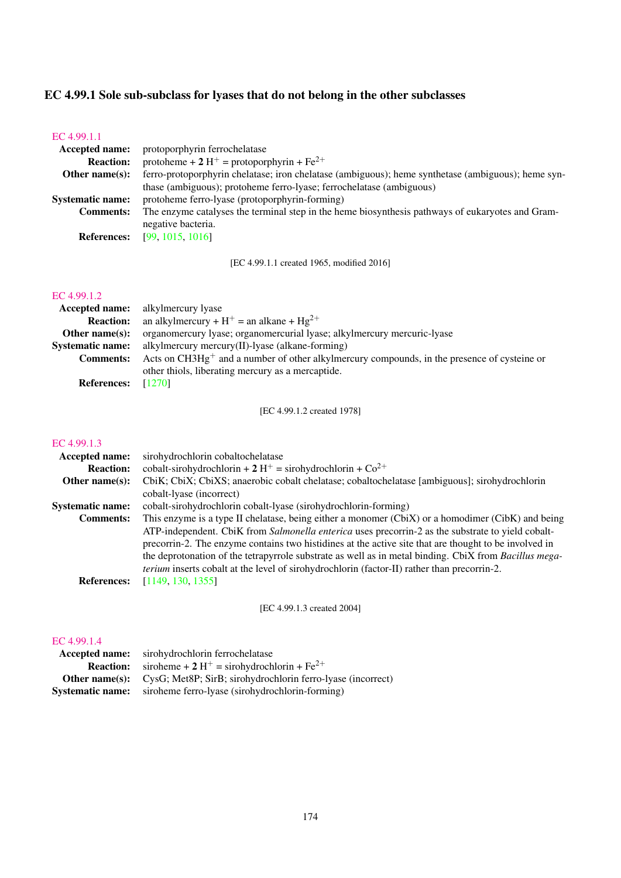## EC 4.99.1 Sole sub-subclass for lyases that do not belong in the other subclasses

### EC 4.99.1.1

**Accepted name:** protoporphyrin ferrochelatase

**Reaction:** protoheme + **2** $H^+$ = protoporphyrin + $Fe^{2+}$

**Other name(s):** ferro-protoporphyrin chelatase; iron chelatase (ambiguous); heme synthetase (ambiguous); heme synthase (ambiguous); protoheme ferro-lyase; ferrochelatase (ambiguous)

**Systematic name:** protoheme ferro-lyase (protoporphyrin-forming)

**Comments:** The enzyme catalyses the terminal step in the heme biosynthesis pathways of eukaryotes and Gram-negative bacteria.

**References:** [99, 1015, 1016]

[EC 4.99.1.1 created 1965, modified 2016]

### EC 4.99.1.2

**Accepted name:** alkylmercury lyase

**Reaction:** an alkylmercury + $H^+$ = an alkane + $Hg^{2+}$

**Other name(s):** organomercury lyase; organomercurial lyase; alkylmercury mercuric-lyase

**Systematic name:** alkylmercury mercury(II)-lyase (alkane-forming)

**Comments:** Acts on $CH3Hg^+$ and a number of other alkylmercury compounds, in the presence of cysteine or other thiols, liberating mercury as a mercaptide.

**References:** [1270]

[EC 4.99.1.2 created 1978]

### EC 4.99.1.3

**Accepted name:** sirohydrochlorin cobaltochelatase

**Reaction:** cobalt-sirohydrochlorin + **2** $H^+$ = sirohydrochlorin + $Co^{2+}$

**Other name(s):** CbiK; CbiX; CbiXS; anaerobic cobalt chelatase; cobaltochelatase [ambiguous]; sirohydrochlorin cobalt-lyase (incorrect)

**Systematic name:** cobalt-sirohydrochlorin cobalt-lyase (sirohydrochlorin-forming)

**Comments:** This enzyme is a type II chelatase, being either a monomer (CbiX) or a homodimer (CibK) and being ATP-independent. CbiK from *Salmonella enterica* uses precorrin-2 as the substrate to yield cobalt-precorrin-2. The enzyme contains two histidines at the active site that are thought to be involved in the deprotonation of the tetrapyrrole substrate as well as in metal binding. CbiX from *Bacillus megaterium* inserts cobalt at the level of sirohydrochlorin (factor-II) rather than precorrin-2.

**References:** [1149, 130, 1355]

[EC 4.99.1.3 created 2004]

### EC 4.99.1.4

**Accepted name:** sirohydrochlorin ferrochelatase

**Reaction:** siroheme + **2** $H^+$ = sirohydrochlorin + $Fe^{2+}$

**Other name(s):** CysG; Met8P; SirB; sirohydrochlorin ferro-lyase (incorrect)

**Systematic name:** siroheme ferro-lyase (sirohydrochlorin-forming)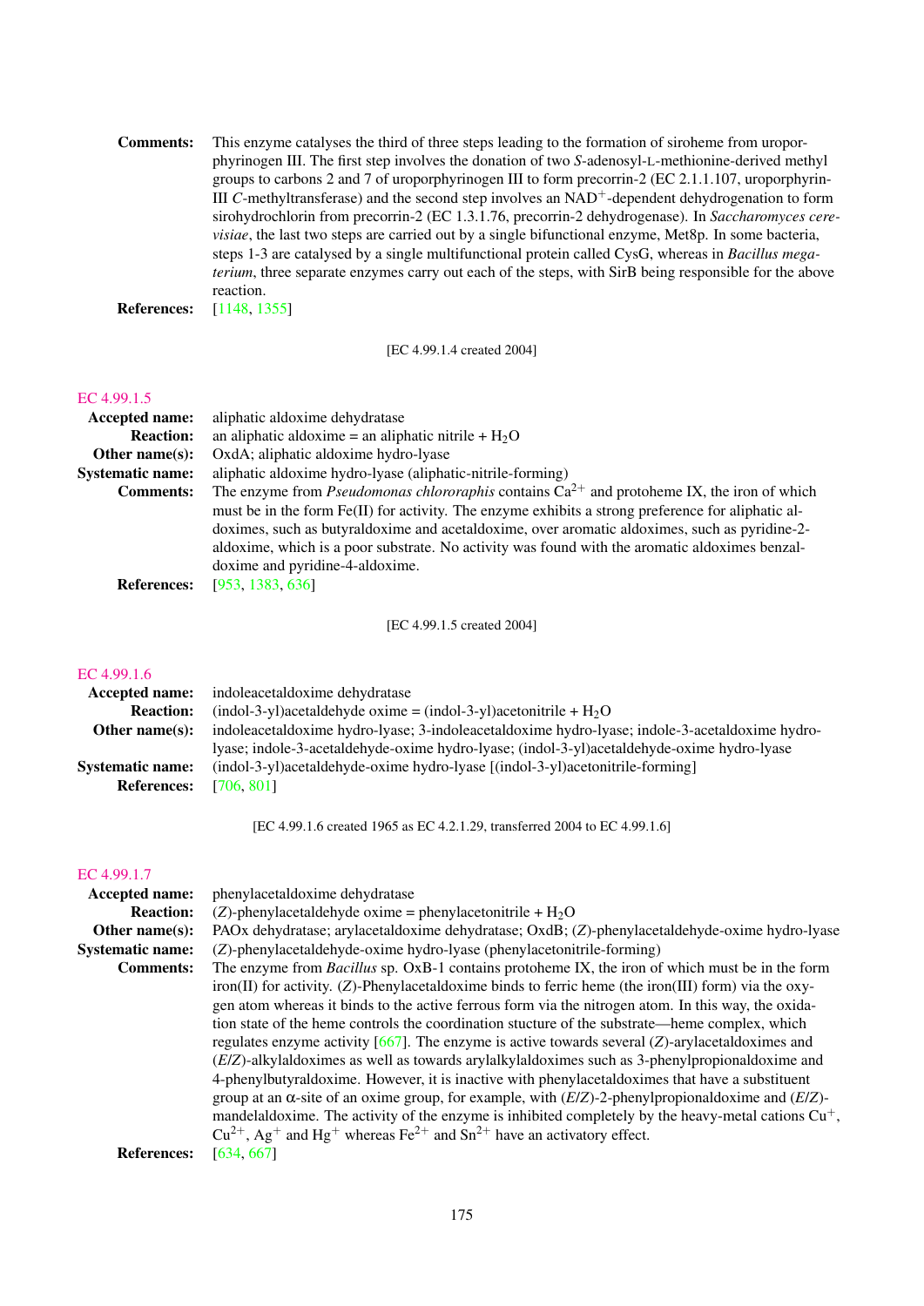**Comments:** This enzyme catalyses the third of three steps leading to the formation of siroheme from uroporphyrinogen III. The first step involves the donation of two *S*-adenosyl-L-methionine-derived methyl groups to carbons 2 and 7 of uroporphyrinogen III to form precorrin-2 (EC 2.1.1.107, uroporphyrin-III *C*-methyltransferase) and the second step involves an $NAD^+$-dependent dehydrogenation to form sirohydrochlorin from precorrin-2 (EC 1.3.1.76, precorrin-2 dehydrogenase). In *Saccharomyces cerevisiae*, the last two steps are carried out by a single bifunctional enzyme, Met8p. In some bacteria, steps 1-3 are catalysed by a single multifunctional protein called CysG, whereas in *Bacillus megaterium*, three separate enzymes carry out each of the steps, with SirB being responsible for the above reaction.

**References:** [1148, 1355]

[EC 4.99.1.4 created 2004]

## EC 4.99.1.5

**Accepted name:** aliphatic aldoxime dehydratase

**Reaction:** an aliphatic aldoxime = an aliphatic nitrile + $H_2O$

**Other name(s):** OxdA; aliphatic aldoxime hydro-lyase

**Systematic name:** aliphatic aldoxime hydro-lyase (aliphatic-nitrile-forming)

**Comments:** The enzyme from *Pseudomonas chlororaphis* contains $Ca^{2+}$ and protoheme IX, the iron of which must be in the form Fe(II) for activity. The enzyme exhibits a strong preference for aliphatic aldoximes, such as butyraldoxime and acetaldoxime, over aromatic aldoximes, such as pyridine-2-aldoxime, which is a poor substrate. No activity was found with the aromatic aldoximes benzaldoxime and pyridine-4-aldoxime.

**References:** [953, 1383, 636]

[EC 4.99.1.5 created 2004]

## EC 4.99.1.6

**Accepted name:** indoleacetaldoxime dehydratase

**Reaction:** (indol-3-yl)acetaldehyde oxime = (indol-3-yl)acetonitrile + $H_2O$

**Other name(s):** indoleacetaldoxime hydro-lyase; 3-indoleacetaldoxime hydro-lyase; indole-3-acetaldoxime hydro-lyase; indole-3-acetaldehyde-oxime hydro-lyase; (indol-3-yl)acetaldehyde-oxime hydro-lyase

**Systematic name:** (indol-3-yl)acetaldehyde-oxime hydro-lyase [(indol-3-yl)acetonitrile-forming]

**References:** [706, 801]

[EC 4.99.1.6 created 1965 as EC 4.2.1.29, transferred 2004 to EC 4.99.1.6]

## EC 4.99.1.7

**Accepted name:** phenylacetaldoxime dehydratase

**Reaction:** (*Z*)-phenylacetaldehyde oxime = phenylacetonitrile + $H_2O$

**Other name(s):** PAOx dehydratase; arylacetaldoxime dehydratase; OxdB; (*Z*)-phenylacetaldehyde-oxime hydro-lyase

**Systematic name:** (*Z*)-phenylacetaldehyde-oxime hydro-lyase (phenylacetonitrile-forming)

**Comments:** The enzyme from *Bacillus* sp. OxB-1 contains protoheme IX, the iron of which must be in the form iron(II) for activity. (*Z*)-Phenylacetaldoxime binds to ferric heme (the iron(III) form) via the oxygen atom whereas it binds to the active ferrous form via the nitrogen atom. In this way, the oxidation state of the heme controls the coordination stucture of the substrate—heme complex, which regulates enzyme activity [667]. The enzyme is active towards several (*Z*)-arylacetaldoximes and (*E*/*Z*)-alkylaldoximes as well as towards arylalkylaldoximes such as 3-phenylpropionaldoxime and 4-phenylbutyraldoxime. However, it is inactive with phenylacetaldoximes that have a substituent group at an α-site of an oxime group, for example, with (*E*/*Z*)-2-phenylpropionaldoxime and (*E*/*Z*)-mandelaldoxime. The activity of the enzyme is inhibited completely by the heavy-metal cations $Cu^+$, $Cu^{2+}$, $Ag^+$ and $Hg^+$ whereas $Fe^{2+}$ and $Sn^{2+}$ have an activatory effect.

**References:** [634, 667]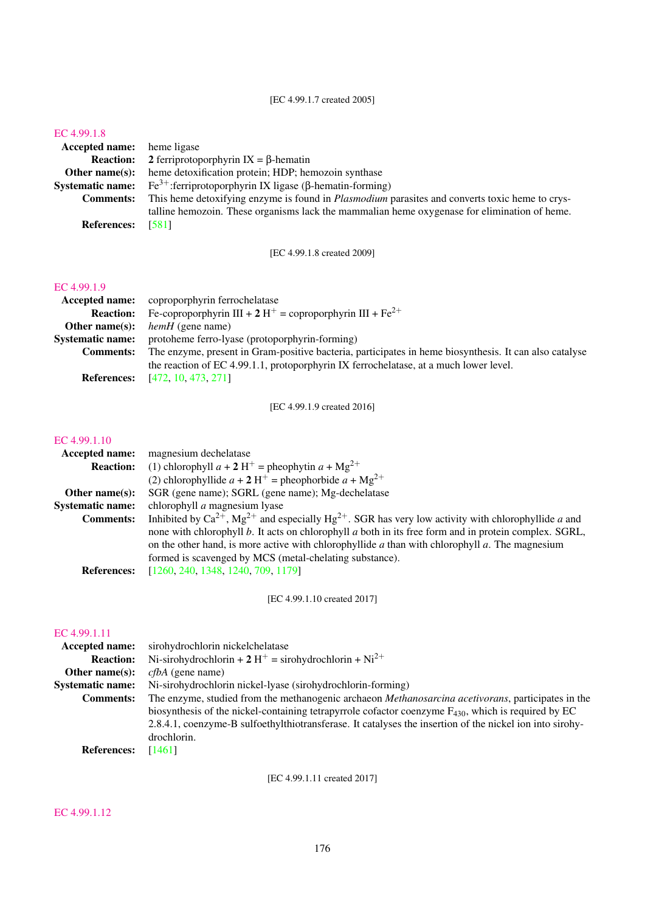[EC 4.99.1.7 created 2005]

## EC 4.99.1.8

**Accepted name:** heme ligase

**Reaction:** **2** ferriprotoporphyrin IX = β-hematin

**Other name(s):** heme detoxification protein; HDP; hemozoin synthase

**Systematic name:** $Fe^{3+}$:ferriprotoporphyrin IX ligase (β-hematin-forming)

**Comments:** This heme detoxifying enzyme is found in *Plasmodium* parasites and converts toxic heme to crystalline hemozoin. These organisms lack the mammalian heme oxygenase for elimination of heme.

**References:** [581]

[EC 4.99.1.8 created 2009]

## EC 4.99.1.9

**Accepted name:** coproporphyrin ferrochelatase

**Reaction:** Fe-coproporphyrin III + **2** $H^+$ = coproporphyrin III + $Fe^{2+}$

**Other name(s):** *hemH* (gene name)

**Systematic name:** protoheme ferro-lyase (protoporphyrin-forming)

**Comments:** The enzyme, present in Gram-positive bacteria, participates in heme biosynthesis. It can also catalyse the reaction of EC 4.99.1.1, protoporphyrin IX ferrochelatase, at a much lower level.

**References:** [472, 10, 473, 271]

[EC 4.99.1.9 created 2016]

## EC 4.99.1.10

**Accepted name:** magnesium dechelatase

**Reaction:** (1) chlorophyll *a* + **2** $H^+$ = pheophytin *a* + $Mg^{2+}$
(2) chlorophyllide *a* + **2** $H^+$ = pheophorbide *a* + $Mg^{2+}$

**Other name(s):** SGR (gene name); SGRL (gene name); Mg-dechelatase

**Systematic name:** chlorophyll *a* magnesium lyase

**Comments:** Inhibited by $Ca^{2+}$, $Mg^{2+}$ and especially $Hg^{2+}$. SGR has very low activity with chlorophyllide *a* and none with chlorophyll *b*. It acts on chlorophyll *a* both in its free form and in protein complex. SGRL, on the other hand, is more active with chlorophyllide *a* than with chlorophyll *a*. The magnesium formed is scavenged by MCS (metal-chelating substance).

**References:** [1260, 240, 1348, 1240, 709, 1179]

[EC 4.99.1.10 created 2017]

## EC 4.99.1.11

**Accepted name:** sirohydrochlorin nickelchelatase

**Reaction:** Ni-sirohydrochlorin + **2** $H^+$ = sirohydrochlorin + $Ni^{2+}$

**Other name(s):** *cfbA* (gene name)

**Systematic name:** Ni-sirohydrochlorin nickel-lyase (sirohydrochlorin-forming)

**Comments:** The enzyme, studied from the methanogenic archaeon *Methanosarcina acetivorans*, participates in the biosynthesis of the nickel-containing tetrapyrrole cofactor coenzyme $F_{430}$, which is required by EC 2.8.4.1, coenzyme-B sulfoethylthiotransferase. It catalyses the insertion of the nickel ion into sirohydrochlorin.

**References:** [1461]

[EC 4.99.1.11 created 2017]

## EC 4.99.1.12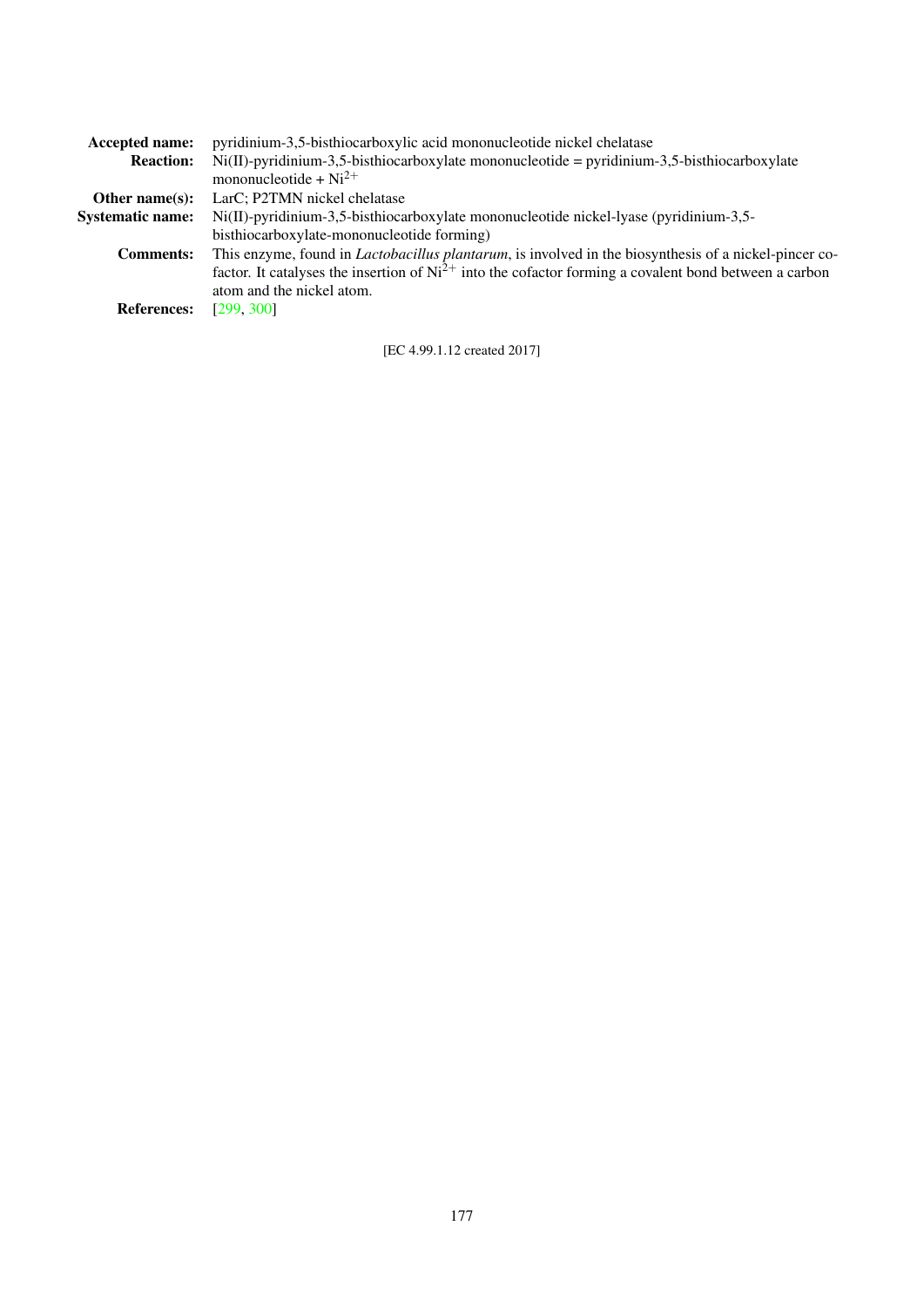**Accepted name:** pyridinium-3,5-bisthiocarboxylic acid mononucleotide nickel chelatase

**Reaction:** Ni(II)-pyridinium-3,5-bisthiocarboxylate mononucleotide = pyridinium-3,5-bisthiocarboxylate mononucleotide + $Ni^{2+}$

**Other name(s):** LarC; P2TMN nickel chelatase

**Systematic name:** Ni(II)-pyridinium-3,5-bisthiocarboxylate mononucleotide nickel-lyase (pyridinium-3,5-bisthiocarboxylate-mononucleotide forming)

**Comments:** This enzyme, found in *Lactobacillus plantarum*, is involved in the biosynthesis of a nickel-pincer cofactor. It catalyses the insertion of $Ni^{2+}$ into the cofactor forming a covalent bond between a carbon atom and the nickel atom.

**References:** [299, 300]

[EC 4.99.1.12 created 2017]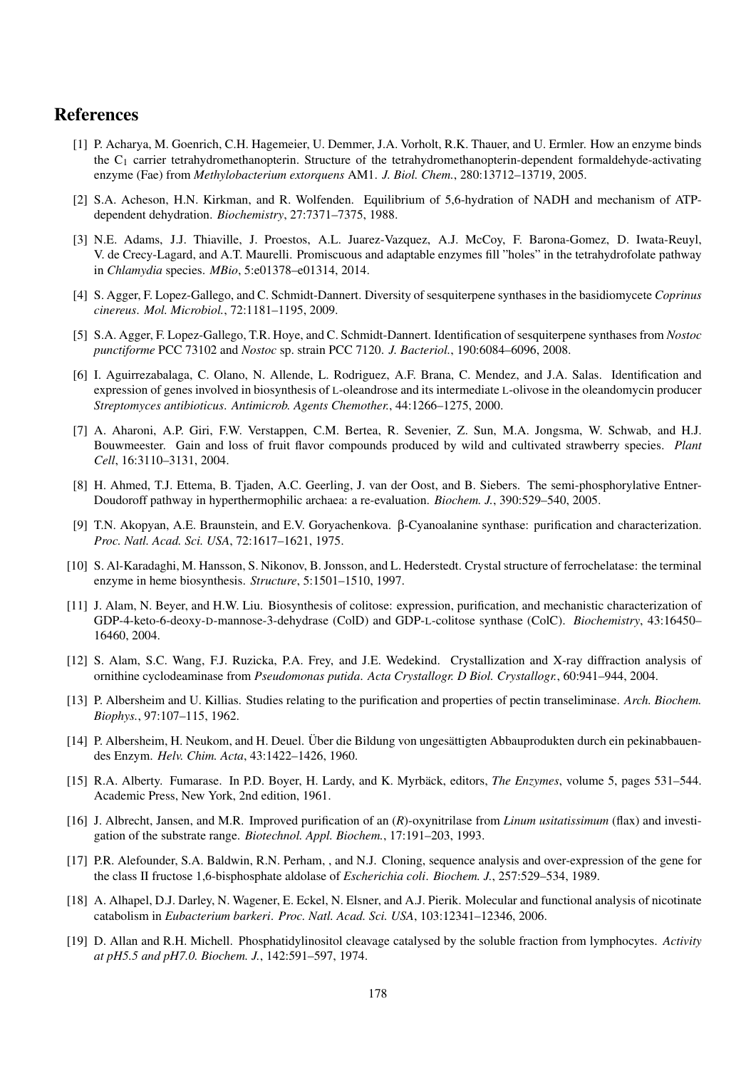# References

[1] P. Acharya, M. Goenrich, C.H. Hagemeier, U. Demmer, J.A. Vorholt, R.K. Thauer, and U. Ermler. How an enzyme binds the $C_1$ carrier tetrahydromethanopterin. Structure of the tetrahydromethanopterin-dependent formaldehyde-activating enzyme (Fae) from *Methylobacterium extorquens* AM1. *J. Biol. Chem.*, 280:13712–13719, 2005.

[2] S.A. Acheson, H.N. Kirkman, and R. Wolfenden. Equilibrium of 5,6-hydration of NADH and mechanism of ATP-dependent dehydration. *Biochemistry*, 27:7371–7375, 1988.

[3] N.E. Adams, J.J. Thiaville, J. Proestos, A.L. Juarez-Vazquez, A.J. McCoy, F. Barona-Gomez, D. Iwata-Reuyl, V. de Crecy-Lagard, and A.T. Maurelli. Promiscuous and adaptable enzymes fill "holes" in the tetrahydrofolate pathway in *Chlamydia* species. *MBio*, 5:e01378–e01314, 2014.

[4] S. Agger, F. Lopez-Gallego, and C. Schmidt-Dannert. Diversity of sesquiterpene synthases in the basidiomycete *Coprinus cinereus*. *Mol. Microbiol.*, 72:1181–1195, 2009.

[5] S.A. Agger, F. Lopez-Gallego, T.R. Hoye, and C. Schmidt-Dannert. Identification of sesquiterpene synthases from *Nostoc punctiforme* PCC 73102 and *Nostoc* sp. strain PCC 7120. *J. Bacteriol.*, 190:6084–6096, 2008.

[6] I. Aguirrezabalaga, C. Olano, N. Allende, L. Rodriguez, A.F. Brana, C. Mendez, and J.A. Salas. Identification and expression of genes involved in biosynthesis of L-oleandrose and its intermediate L-olivose in the oleandomycin producer *Streptomyces antibioticus*. *Antimicrob. Agents Chemother.*, 44:1266–1275, 2000.

[7] A. Aharoni, A.P. Giri, F.W. Verstappen, C.M. Bertea, R. Sevenier, Z. Sun, M.A. Jongsma, W. Schwab, and H.J. Bouwmeester. Gain and loss of fruit flavor compounds produced by wild and cultivated strawberry species. *Plant Cell*, 16:3110–3131, 2004.

[8] H. Ahmed, T.J. Ettema, B. Tjaden, A.C. Geerling, J. van der Oost, and B. Siebers. The semi-phosphorylative Entner-Doudoroff pathway in hyperthermophilic archaea: a re-evaluation. *Biochem. J.*, 390:529–540, 2005.

[9] T.N. Akopyan, A.E. Braunstein, and E.V. Goryachenkova. β-Cyanoalanine synthase: purification and characterization. *Proc. Natl. Acad. Sci. USA*, 72:1617–1621, 1975.

[10] S. Al-Karadaghi, M. Hansson, S. Nikonov, B. Jonsson, and L. Hederstedt. Crystal structure of ferrochelatase: the terminal enzyme in heme biosynthesis. *Structure*, 5:1501–1510, 1997.

[11] J. Alam, N. Beyer, and H.W. Liu. Biosynthesis of colitose: expression, purification, and mechanistic characterization of GDP-4-keto-6-deoxy-D-mannose-3-dehydrase (ColD) and GDP-L-colitose synthase (ColC). *Biochemistry*, 43:16450–16460, 2004.

[12] S. Alam, S.C. Wang, F.J. Ruzicka, P.A. Frey, and J.E. Wedekind. Crystallization and X-ray diffraction analysis of ornithine cyclodeaminase from *Pseudomonas putida*. *Acta Crystallogr. D Biol. Crystallogr.*, 60:941–944, 2004.

[13] P. Albersheim and U. Killias. Studies relating to the purification and properties of pectin transeliminase. *Arch. Biochem. Biophys.*, 97:107–115, 1962.

[14] P. Albersheim, H. Neukom, and H. Deuel. Über die Bildung von ungesättigten Abbauprodukten durch ein pekinabbauendes Enzym. *Helv. Chim. Acta*, 43:1422–1426, 1960.

[15] R.A. Alberty. Fumarase. In P.D. Boyer, H. Lardy, and K. Myrbäck, editors, *The Enzymes*, volume 5, pages 531–544. Academic Press, New York, 2nd edition, 1961.

[16] J. Albrecht, Jansen, and M.R. Improved purification of an (*R*)-oxynitrilase from *Linum usitatissimum* (flax) and investigation of the substrate range. *Biotechnol. Appl. Biochem.*, 17:191–203, 1993.

[17] P.R. Alefounder, S.A. Baldwin, R.N. Perham, , and N.J. Cloning, sequence analysis and over-expression of the gene for the class II fructose 1,6-bisphosphate aldolase of *Escherichia coli*. *Biochem. J.*, 257:529–534, 1989.

[18] A. Alhapel, D.J. Darley, N. Wagener, E. Eckel, N. Elsner, and A.J. Pierik. Molecular and functional analysis of nicotinate catabolism in *Eubacterium barkeri*. *Proc. Natl. Acad. Sci. USA*, 103:12341–12346, 2006.

[19] D. Allan and R.H. Michell. Phosphatidylinositol cleavage catalysed by the soluble fraction from lymphocytes. *Activity at pH5.5 and pH7.0. Biochem. J.*, 142:591–597, 1974.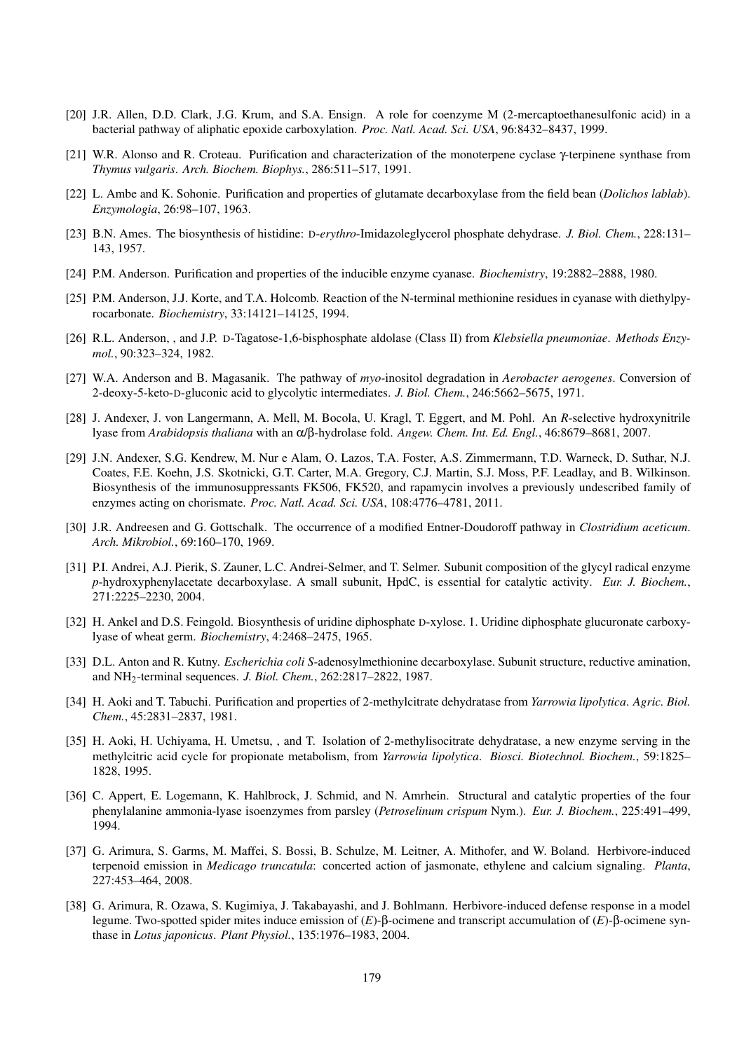[20] J.R. Allen, D.D. Clark, J.G. Krum, and S.A. Ensign. A role for coenzyme M (2-mercaptoethanesulfonic acid) in a bacterial pathway of aliphatic epoxide carboxylation. *Proc. Natl. Acad. Sci. USA*, 96:8432–8437, 1999.

[21] W.R. Alonso and R. Croteau. Purification and characterization of the monoterpene cyclase γ-terpinene synthase from *Thymus vulgaris*. *Arch. Biochem. Biophys.*, 286:511–517, 1991.

[22] L. Ambe and K. Sohonie. Purification and properties of glutamate decarboxylase from the field bean (*Dolichos lablab*). *Enzymologia*, 26:98–107, 1963.

[23] B.N. Ames. The biosynthesis of histidine: D-*erythro*-Imidazoleglycerol phosphate dehydrase. *J. Biol. Chem.*, 228:131–143, 1957.

[24] P.M. Anderson. Purification and properties of the inducible enzyme cyanase. *Biochemistry*, 19:2882–2888, 1980.

[25] P.M. Anderson, J.J. Korte, and T.A. Holcomb. Reaction of the N-terminal methionine residues in cyanase with diethylpyrocarbonate. *Biochemistry*, 33:14121–14125, 1994.

[26] R.L. Anderson, , and J.P. D-Tagatose-1,6-bisphosphate aldolase (Class II) from *Klebsiella pneumoniae*. *Methods Enzymol.*, 90:323–324, 1982.

[27] W.A. Anderson and B. Magasanik. The pathway of *myo*-inositol degradation in *Aerobacter aerogenes*. Conversion of 2-deoxy-5-keto-D-gluconic acid to glycolytic intermediates. *J. Biol. Chem.*, 246:5662–5675, 1971.

[28] J. Andexer, J. von Langermann, A. Mell, M. Bocola, U. Kragl, T. Eggert, and M. Pohl. An *R*-selective hydroxynitrile lyase from *Arabidopsis thaliana* with an α/β-hydrolase fold. *Angew. Chem. Int. Ed. Engl.*, 46:8679–8681, 2007.

[29] J.N. Andexer, S.G. Kendrew, M. Nur e Alam, O. Lazos, T.A. Foster, A.S. Zimmermann, T.D. Warneck, D. Suthar, N.J. Coates, F.E. Koehn, J.S. Skotnicki, G.T. Carter, M.A. Gregory, C.J. Martin, S.J. Moss, P.F. Leadlay, and B. Wilkinson. Biosynthesis of the immunosuppressants FK506, FK520, and rapamycin involves a previously undescribed family of enzymes acting on chorismate. *Proc. Natl. Acad. Sci. USA*, 108:4776–4781, 2011.

[30] J.R. Andreesen and G. Gottschalk. The occurrence of a modified Entner-Doudoroff pathway in *Clostridium aceticum*. *Arch. Mikrobiol.*, 69:160–170, 1969.

[31] P.I. Andrei, A.J. Pierik, S. Zauner, L.C. Andrei-Selmer, and T. Selmer. Subunit composition of the glycyl radical enzyme *p*-hydroxyphenylacetate decarboxylase. A small subunit, HpdC, is essential for catalytic activity. *Eur. J. Biochem.*, 271:2225–2230, 2004.

[32] H. Ankel and D.S. Feingold. Biosynthesis of uridine diphosphate D-xylose. 1. Uridine diphosphate glucuronate carboxy-lyase of wheat germ. *Biochemistry*, 4:2468–2475, 1965.

[33] D.L. Anton and R. Kutny. *Escherichia coli S*-adenosylmethionine decarboxylase. Subunit structure, reductive amination, and $NH_2$-terminal sequences. *J. Biol. Chem.*, 262:2817–2822, 1987.

[34] H. Aoki and T. Tabuchi. Purification and properties of 2-methylcitrate dehydratase from *Yarrowia lipolytica*. *Agric. Biol. Chem.*, 45:2831–2837, 1981.

[35] H. Aoki, H. Uchiyama, H. Umetsu, , and T. Isolation of 2-methylisocitrate dehydratase, a new enzyme serving in the methylcitric acid cycle for propionate metabolism, from *Yarrowia lipolytica*. *Biosci. Biotechnol. Biochem.*, 59:1825–1828, 1995.

[36] C. Appert, E. Logemann, K. Hahlbrock, J. Schmid, and N. Amrhein. Structural and catalytic properties of the four phenylalanine ammonia-lyase isoenzymes from parsley (*Petroselinum crispum* Nym.). *Eur. J. Biochem.*, 225:491–499, 1994.

[37] G. Arimura, S. Garms, M. Maffei, S. Bossi, B. Schulze, M. Leitner, A. Mithofer, and W. Boland. Herbivore-induced terpenoid emission in *Medicago truncatula*: concerted action of jasmonate, ethylene and calcium signaling. *Planta*, 227:453–464, 2008.

[38] G. Arimura, R. Ozawa, S. Kugimiya, J. Takabayashi, and J. Bohlmann. Herbivore-induced defense response in a model legume. Two-spotted spider mites induce emission of (*E*)-β-ocimene and transcript accumulation of (*E*)-β-ocimene synthase in *Lotus japonicus*. *Plant Physiol.*, 135:1976–1983, 2004.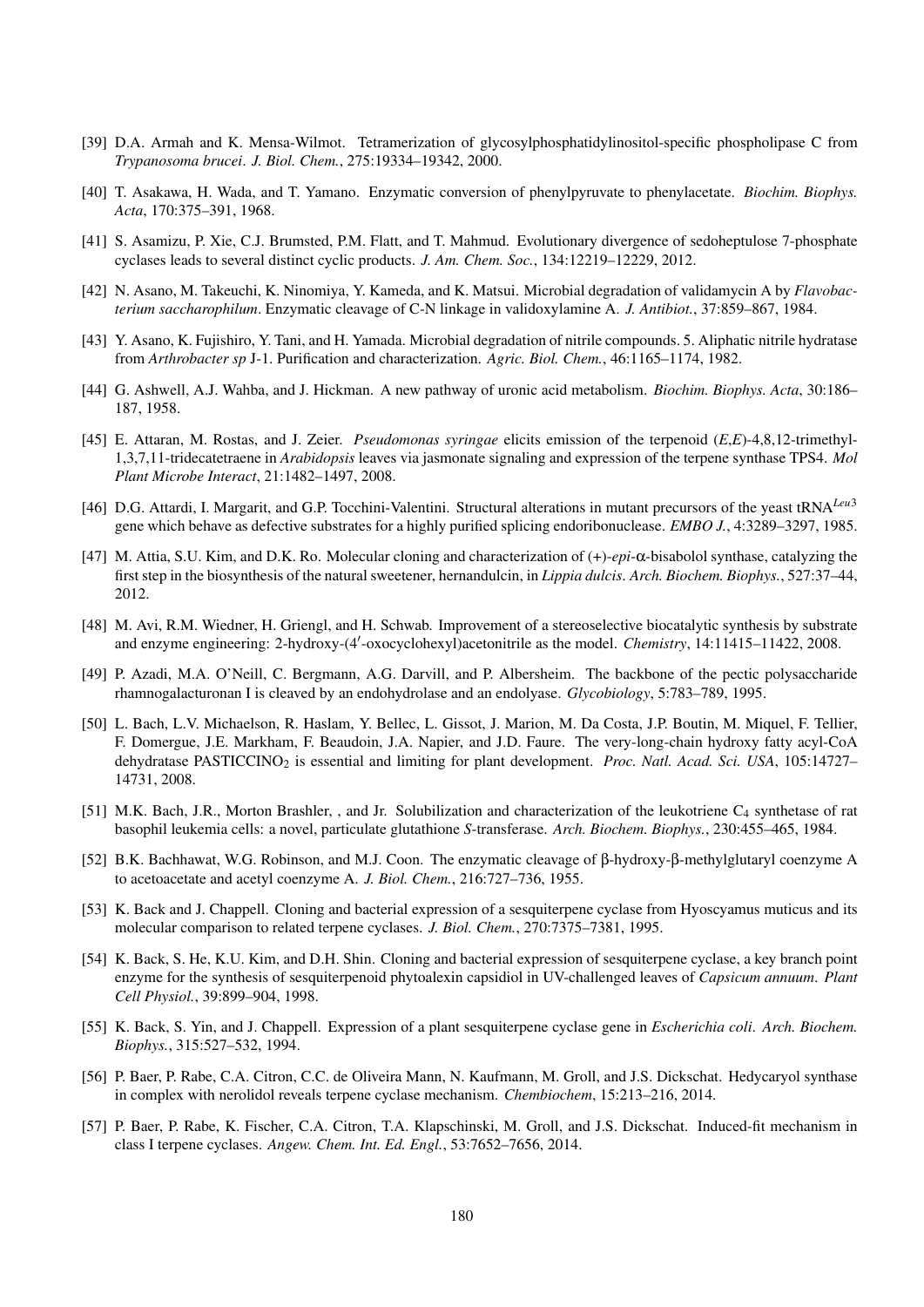[39] D.A. Armah and K. Mensa-Wilmot. Tetramerization of glycosylphosphatidylinositol-specific phospholipase C from *Trypanosoma brucei*. *J. Biol. Chem.*, 275:19334–19342, 2000.

[40] T. Asakawa, H. Wada, and T. Yamano. Enzymatic conversion of phenylpyruvate to phenylacetate. *Biochim. Biophys. Acta*, 170:375–391, 1968.

[41] S. Asamizu, P. Xie, C.J. Brumsted, P.M. Flatt, and T. Mahmud. Evolutionary divergence of sedoheptulose 7-phosphate cyclases leads to several distinct cyclic products. *J. Am. Chem. Soc.*, 134:12219–12229, 2012.

[42] N. Asano, M. Takeuchi, K. Ninomiya, Y. Kameda, and K. Matsui. Microbial degradation of validamycin A by *Flavobacterium saccharophilum*. Enzymatic cleavage of C-N linkage in validoxylamine A. *J. Antibiot.*, 37:859–867, 1984.

[43] Y. Asano, K. Fujishiro, Y. Tani, and H. Yamada. Microbial degradation of nitrile compounds. 5. Aliphatic nitrile hydratase from *Arthrobacter sp* J-1. Purification and characterization. *Agric. Biol. Chem.*, 46:1165–1174, 1982.

[44] G. Ashwell, A.J. Wahba, and J. Hickman. A new pathway of uronic acid metabolism. *Biochim. Biophys. Acta*, 30:186–187, 1958.

[45] E. Attaran, M. Rostas, and J. Zeier. *Pseudomonas syringae* elicits emission of the terpenoid (*E*,*E*)-4,8,12-trimethyl-1,3,7,11-tridecatetraene in *Arabidopsis* leaves via jasmonate signaling and expression of the terpene synthase TPS4. *Mol Plant Microbe Interact*, 21:1482–1497, 2008.

[46] D.G. Attardi, I. Margarit, and G.P. Tocchini-Valentini. Structural alterations in mutant precursors of the yeast tRNA$^{Leu3}$ gene which behave as defective substrates for a highly purified splicing endoribonuclease. *EMBO J.*, 4:3289–3297, 1985.

[47] M. Attia, S.U. Kim, and D.K. Ro. Molecular cloning and characterization of (+)-*epi*-α-bisabolol synthase, catalyzing the first step in the biosynthesis of the natural sweetener, hernandulcin, in *Lippia dulcis*. *Arch. Biochem. Biophys.*, 527:37–44, 2012.

[48] M. Avi, R.M. Wiedner, H. Griengl, and H. Schwab. Improvement of a stereoselective biocatalytic synthesis by substrate and enzyme engineering: 2-hydroxy-(4′-oxocyclohexyl)acetonitrile as the model. *Chemistry*, 14:11415–11422, 2008.

[49] P. Azadi, M.A. O'Neill, C. Bergmann, A.G. Darvill, and P. Albersheim. The backbone of the pectic polysaccharide rhamnogalacturonan I is cleaved by an endohydrolase and an endolyase. *Glycobiology*, 5:783–789, 1995.

[50] L. Bach, L.V. Michaelson, R. Haslam, Y. Bellec, L. Gissot, J. Marion, M. Da Costa, J.P. Boutin, M. Miquel, F. Tellier, F. Domergue, J.E. Markham, F. Beaudoin, J.A. Napier, and J.D. Faure. The very-long-chain hydroxy fatty acyl-CoA dehydratase PASTICCINO$_2$ is essential and limiting for plant development. *Proc. Natl. Acad. Sci. USA*, 105:14727–14731, 2008.

[51] M.K. Bach, J.R., Morton Brashler, , and Jr. Solubilization and characterization of the leukotriene $C_4$ synthetase of rat basophil leukemia cells: a novel, particulate glutathione *S*-transferase. *Arch. Biochem. Biophys.*, 230:455–465, 1984.

[52] B.K. Bachhawat, W.G. Robinson, and M.J. Coon. The enzymatic cleavage of β-hydroxy-β-methylglutaryl coenzyme A to acetoacetate and acetyl coenzyme A. *J. Biol. Chem.*, 216:727–736, 1955.

[53] K. Back and J. Chappell. Cloning and bacterial expression of a sesquiterpene cyclase from Hyoscyamus muticus and its molecular comparison to related terpene cyclases. *J. Biol. Chem.*, 270:7375–7381, 1995.

[54] K. Back, S. He, K.U. Kim, and D.H. Shin. Cloning and bacterial expression of sesquiterpene cyclase, a key branch point enzyme for the synthesis of sesquiterpenoid phytoalexin capsidiol in UV-challenged leaves of *Capsicum annuum*. *Plant Cell Physiol.*, 39:899–904, 1998.

[55] K. Back, S. Yin, and J. Chappell. Expression of a plant sesquiterpene cyclase gene in *Escherichia coli*. *Arch. Biochem. Biophys.*, 315:527–532, 1994.

[56] P. Baer, P. Rabe, C.A. Citron, C.C. de Oliveira Mann, N. Kaufmann, M. Groll, and J.S. Dickschat. Hedycaryol synthase in complex with nerolidol reveals terpene cyclase mechanism. *Chembiochem*, 15:213–216, 2014.

[57] P. Baer, P. Rabe, K. Fischer, C.A. Citron, T.A. Klapschinski, M. Groll, and J.S. Dickschat. Induced-fit mechanism in class I terpene cyclases. *Angew. Chem. Int. Ed. Engl.*, 53:7652–7656, 2014.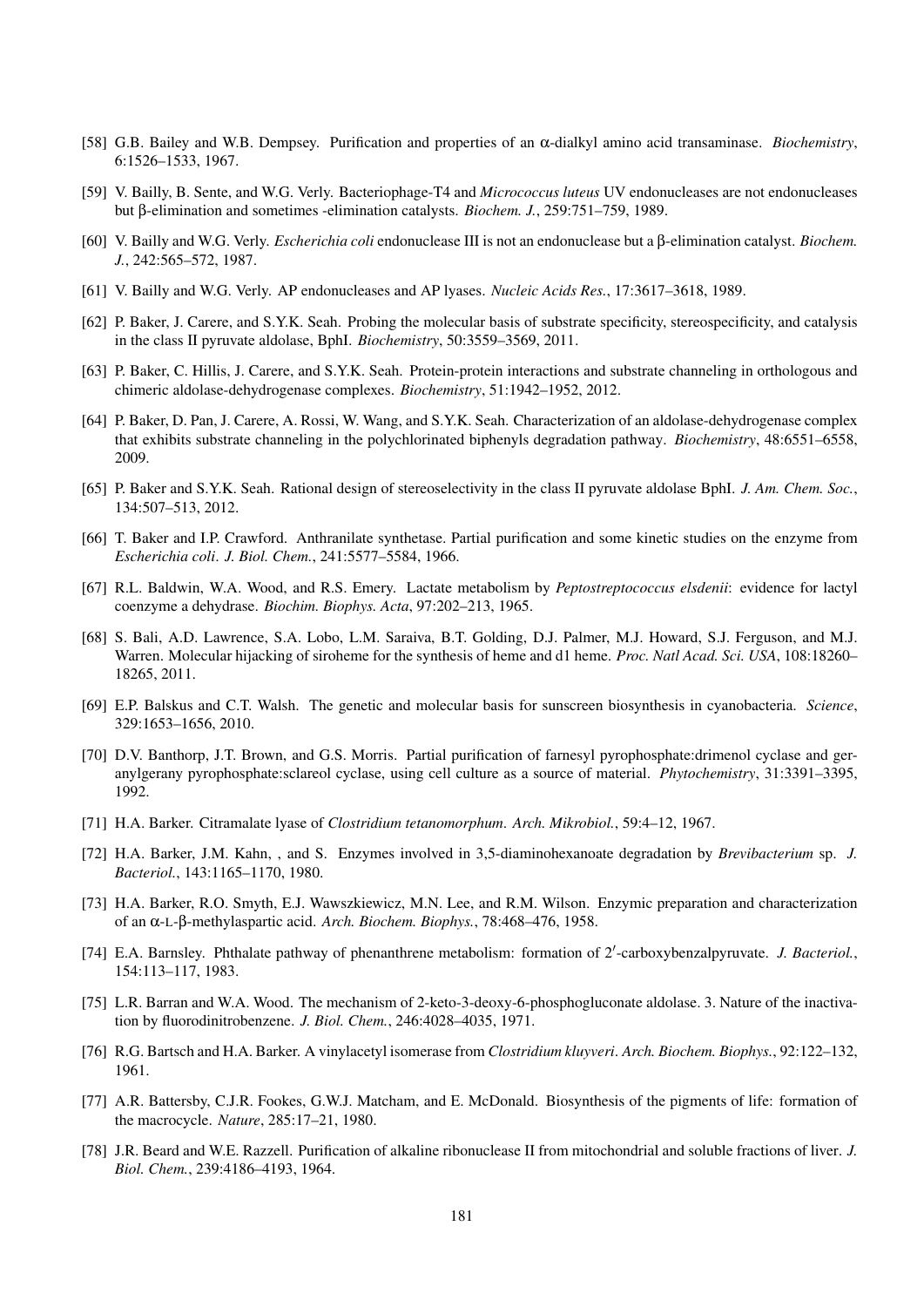[58] G.B. Bailey and W.B. Dempsey. Purification and properties of an α-dialkyl amino acid transaminase. *Biochemistry*, 6:1526–1533, 1967.

[59] V. Bailly, B. Sente, and W.G. Verly. Bacteriophage-T4 and *Micrococcus luteus* UV endonucleases are not endonucleases but β-elimination and sometimes -elimination catalysts. *Biochem. J.*, 259:751–759, 1989.

[60] V. Bailly and W.G. Verly. *Escherichia coli* endonuclease III is not an endonuclease but a β-elimination catalyst. *Biochem. J.*, 242:565–572, 1987.

[61] V. Bailly and W.G. Verly. AP endonucleases and AP lyases. *Nucleic Acids Res.*, 17:3617–3618, 1989.

[62] P. Baker, J. Carere, and S.Y.K. Seah. Probing the molecular basis of substrate specificity, stereospecificity, and catalysis in the class II pyruvate aldolase, BphI. *Biochemistry*, 50:3559–3569, 2011.

[63] P. Baker, C. Hillis, J. Carere, and S.Y.K. Seah. Protein-protein interactions and substrate channeling in orthologous and chimeric aldolase-dehydrogenase complexes. *Biochemistry*, 51:1942–1952, 2012.

[64] P. Baker, D. Pan, J. Carere, A. Rossi, W. Wang, and S.Y.K. Seah. Characterization of an aldolase-dehydrogenase complex that exhibits substrate channeling in the polychlorinated biphenyls degradation pathway. *Biochemistry*, 48:6551–6558, 2009.

[65] P. Baker and S.Y.K. Seah. Rational design of stereoselectivity in the class II pyruvate aldolase BphI. *J. Am. Chem. Soc.*, 134:507–513, 2012.

[66] T. Baker and I.P. Crawford. Anthranilate synthetase. Partial purification and some kinetic studies on the enzyme from *Escherichia coli*. *J. Biol. Chem.*, 241:5577–5584, 1966.

[67] R.L. Baldwin, W.A. Wood, and R.S. Emery. Lactate metabolism by *Peptostreptococcus elsdenii*: evidence for lactyl coenzyme a dehydrase. *Biochim. Biophys. Acta*, 97:202–213, 1965.

[68] S. Bali, A.D. Lawrence, S.A. Lobo, L.M. Saraiva, B.T. Golding, D.J. Palmer, M.J. Howard, S.J. Ferguson, and M.J. Warren. Molecular hijacking of siroheme for the synthesis of heme and d1 heme. *Proc. Natl Acad. Sci. USA*, 108:18260–18265, 2011.

[69] E.P. Balskus and C.T. Walsh. The genetic and molecular basis for sunscreen biosynthesis in cyanobacteria. *Science*, 329:1653–1656, 2010.

[70] D.V. Banthorp, J.T. Brown, and G.S. Morris. Partial purification of farnesyl pyrophosphate:drimenol cyclase and geranylgerany pyrophosphate:sclareol cyclase, using cell culture as a source of material. *Phytochemistry*, 31:3391–3395, 1992.

[71] H.A. Barker. Citramalate lyase of *Clostridium tetanomorphum*. *Arch. Mikrobiol.*, 59:4–12, 1967.

[72] H.A. Barker, J.M. Kahn, , and S. Enzymes involved in 3,5-diaminohexanoate degradation by *Brevibacterium* sp. *J. Bacteriol.*, 143:1165–1170, 1980.

[73] H.A. Barker, R.O. Smyth, E.J. Wawszkiewicz, M.N. Lee, and R.M. Wilson. Enzymic preparation and characterization of an α-L-β-methylaspartic acid. *Arch. Biochem. Biophys.*, 78:468–476, 1958.

[74] E.A. Barnsley. Phthalate pathway of phenanthrene metabolism: formation of 2′-carboxybenzalpyruvate. *J. Bacteriol.*, 154:113–117, 1983.

[75] L.R. Barran and W.A. Wood. The mechanism of 2-keto-3-deoxy-6-phosphogluconate aldolase. 3. Nature of the inactivation by fluorodinitrobenzene. *J. Biol. Chem.*, 246:4028–4035, 1971.

[76] R.G. Bartsch and H.A. Barker. A vinylacetyl isomerase from *Clostridium kluyveri*. *Arch. Biochem. Biophys.*, 92:122–132, 1961.

[77] A.R. Battersby, C.J.R. Fookes, G.W.J. Matcham, and E. McDonald. Biosynthesis of the pigments of life: formation of the macrocycle. *Nature*, 285:17–21, 1980.

[78] J.R. Beard and W.E. Razzell. Purification of alkaline ribonuclease II from mitochondrial and soluble fractions of liver. *J. Biol. Chem.*, 239:4186–4193, 1964.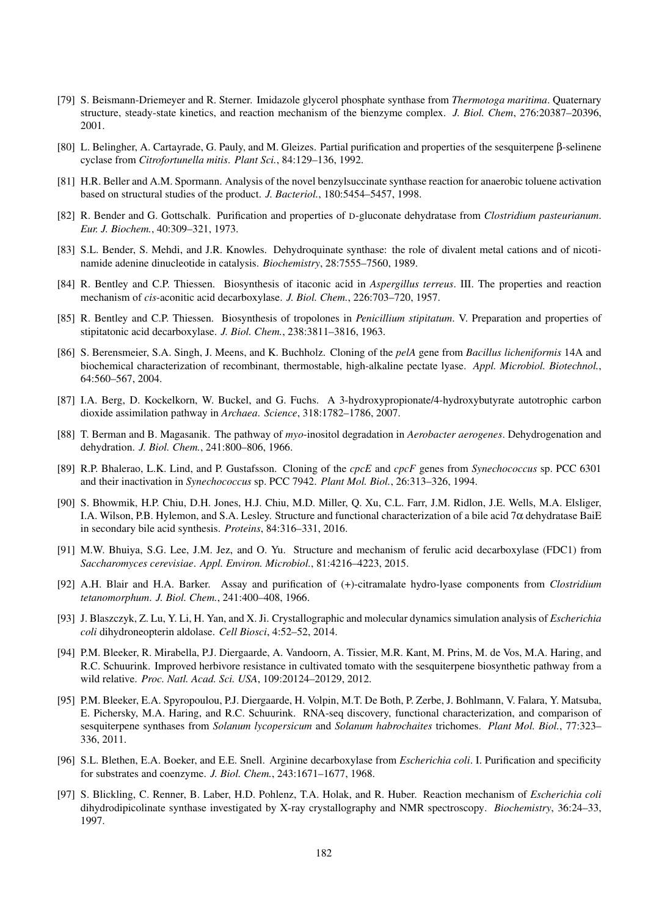[79] S. Beismann-Driemeyer and R. Sterner. Imidazole glycerol phosphate synthase from *Thermotoga maritima*. Quaternary structure, steady-state kinetics, and reaction mechanism of the bienzyme complex. *J. Biol. Chem*, 276:20387–20396, 2001.

[80] L. Belingher, A. Cartayrade, G. Pauly, and M. Gleizes. Partial purification and properties of the sesquiterpene β-selinene cyclase from *Citrofortunella mitis*. *Plant Sci.*, 84:129–136, 1992.

[81] H.R. Beller and A.M. Spormann. Analysis of the novel benzylsuccinate synthase reaction for anaerobic toluene activation based on structural studies of the product. *J. Bacteriol.*, 180:5454–5457, 1998.

[82] R. Bender and G. Gottschalk. Purification and properties of D-gluconate dehydratase from *Clostridium pasteurianum*. *Eur. J. Biochem.*, 40:309–321, 1973.

[83] S.L. Bender, S. Mehdi, and J.R. Knowles. Dehydroquinate synthase: the role of divalent metal cations and of nicotinamide adenine dinucleotide in catalysis. *Biochemistry*, 28:7555–7560, 1989.

[84] R. Bentley and C.P. Thiessen. Biosynthesis of itaconic acid in *Aspergillus terreus*. III. The properties and reaction mechanism of *cis*-aconitic acid decarboxylase. *J. Biol. Chem.*, 226:703–720, 1957.

[85] R. Bentley and C.P. Thiessen. Biosynthesis of tropolones in *Penicillium stipitatum*. V. Preparation and properties of stipitatonic acid decarboxylase. *J. Biol. Chem.*, 238:3811–3816, 1963.

[86] S. Berensmeier, S.A. Singh, J. Meens, and K. Buchholz. Cloning of the *pelA* gene from *Bacillus licheniformis* 14A and biochemical characterization of recombinant, thermostable, high-alkaline pectate lyase. *Appl. Microbiol. Biotechnol.*, 64:560–567, 2004.

[87] I.A. Berg, D. Kockelkorn, W. Buckel, and G. Fuchs. A 3-hydroxypropionate/4-hydroxybutyrate autotrophic carbon dioxide assimilation pathway in *Archaea*. *Science*, 318:1782–1786, 2007.

[88] T. Berman and B. Magasanik. The pathway of *myo*-inositol degradation in *Aerobacter aerogenes*. Dehydrogenation and dehydration. *J. Biol. Chem.*, 241:800–806, 1966.

[89] R.P. Bhalerao, L.K. Lind, and P. Gustafsson. Cloning of the *cpcE* and *cpcF* genes from *Synechococcus* sp. PCC 6301 and their inactivation in *Synechococcus* sp. PCC 7942. *Plant Mol. Biol.*, 26:313–326, 1994.

[90] S. Bhowmik, H.P. Chiu, D.H. Jones, H.J. Chiu, M.D. Miller, Q. Xu, C.L. Farr, J.M. Ridlon, J.E. Wells, M.A. Elsliger, I.A. Wilson, P.B. Hylemon, and S.A. Lesley. Structure and functional characterization of a bile acid 7α dehydratase BaiE in secondary bile acid synthesis. *Proteins*, 84:316–331, 2016.

[91] M.W. Bhuiya, S.G. Lee, J.M. Jez, and O. Yu. Structure and mechanism of ferulic acid decarboxylase (FDC1) from *Saccharomyces cerevisiae*. *Appl. Environ. Microbiol.*, 81:4216–4223, 2015.

[92] A.H. Blair and H.A. Barker. Assay and purification of (+)-citramalate hydro-lyase components from *Clostridium tetanomorphum*. *J. Biol. Chem.*, 241:400–408, 1966.

[93] J. Blaszczyk, Z. Lu, Y. Li, H. Yan, and X. Ji. Crystallographic and molecular dynamics simulation analysis of *Escherichia coli* dihydroneopterin aldolase. *Cell Biosci*, 4:52–52, 2014.

[94] P.M. Bleeker, R. Mirabella, P.J. Diergaarde, A. Vandoorn, A. Tissier, M.R. Kant, M. Prins, M. de Vos, M.A. Haring, and R.C. Schuurink. Improved herbivore resistance in cultivated tomato with the sesquiterpene biosynthetic pathway from a wild relative. *Proc. Natl. Acad. Sci. USA*, 109:20124–20129, 2012.

[95] P.M. Bleeker, E.A. Spyropoulou, P.J. Diergaarde, H. Volpin, M.T. De Both, P. Zerbe, J. Bohlmann, V. Falara, Y. Matsuba, E. Pichersky, M.A. Haring, and R.C. Schuurink. RNA-seq discovery, functional characterization, and comparison of sesquiterpene synthases from *Solanum lycopersicum* and *Solanum habrochaites* trichomes. *Plant Mol. Biol.*, 77:323–336, 2011.

[96] S.L. Blethen, E.A. Boeker, and E.E. Snell. Arginine decarboxylase from *Escherichia coli*. I. Purification and specificity for substrates and coenzyme. *J. Biol. Chem.*, 243:1671–1677, 1968.

[97] S. Blickling, C. Renner, B. Laber, H.D. Pohlenz, T.A. Holak, and R. Huber. Reaction mechanism of *Escherichia coli* dihydrodipicolinate synthase investigated by X-ray crystallography and NMR spectroscopy. *Biochemistry*, 36:24–33, 1997.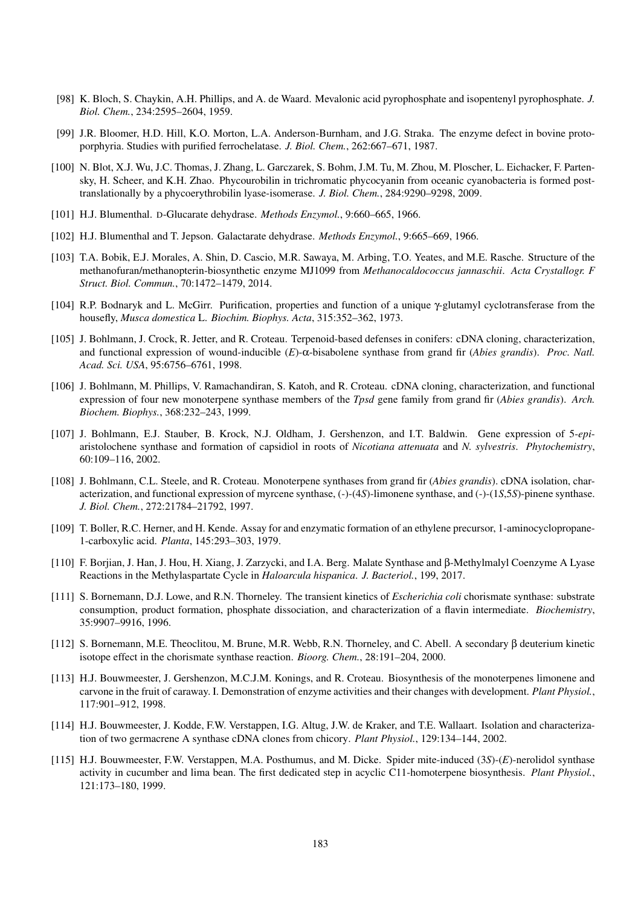[98] K. Bloch, S. Chaykin, A.H. Phillips, and A. de Waard. Mevalonic acid pyrophosphate and isopentenyl pyrophosphate. *J. Biol. Chem.*, 234:2595–2604, 1959.

[99] J.R. Bloomer, H.D. Hill, K.O. Morton, L.A. Anderson-Burnham, and J.G. Straka. The enzyme defect in bovine protoporphyria. Studies with purified ferrochelatase. *J. Biol. Chem.*, 262:667–671, 1987.

[100] N. Blot, X.J. Wu, J.C. Thomas, J. Zhang, L. Garczarek, S. Bohm, J.M. Tu, M. Zhou, M. Ploscher, L. Eichacker, F. Partensky, H. Scheer, and K.H. Zhao. Phycourobilin in trichromatic phycocyanin from oceanic cyanobacteria is formed post-translationally by a phycoerythrobilin lyase-isomerase. *J. Biol. Chem.*, 284:9290–9298, 2009.

[101] H.J. Blumenthal. D-Glucarate dehydrase. *Methods Enzymol.*, 9:660–665, 1966.

[102] H.J. Blumenthal and T. Jepson. Galactarate dehydrase. *Methods Enzymol.*, 9:665–669, 1966.

[103] T.A. Bobik, E.J. Morales, A. Shin, D. Cascio, M.R. Sawaya, M. Arbing, T.O. Yeates, and M.E. Rasche. Structure of the methanofuran/methanopterin-biosynthetic enzyme MJ1099 from *Methanocaldococcus jannaschii*. *Acta Crystallogr. F Struct. Biol. Commun.*, 70:1472–1479, 2014.

[104] R.P. Bodnaryk and L. McGirr. Purification, properties and function of a unique γ-glutamyl cyclotransferase from the housefly, *Musca domestica* L. *Biochim. Biophys. Acta*, 315:352–362, 1973.

[105] J. Bohlmann, J. Crock, R. Jetter, and R. Croteau. Terpenoid-based defenses in conifers: cDNA cloning, characterization, and functional expression of wound-inducible (*E*)-α-bisabolene synthase from grand fir (*Abies grandis*). *Proc. Natl. Acad. Sci. USA*, 95:6756–6761, 1998.

[106] J. Bohlmann, M. Phillips, V. Ramachandiran, S. Katoh, and R. Croteau. cDNA cloning, characterization, and functional expression of four new monoterpene synthase members of the *Tpsd* gene family from grand fir (*Abies grandis*). *Arch. Biochem. Biophys.*, 368:232–243, 1999.

[107] J. Bohlmann, E.J. Stauber, B. Krock, N.J. Oldham, J. Gershenzon, and I.T. Baldwin. Gene expression of 5-*epi*-aristolochene synthase and formation of capsidiol in roots of *Nicotiana attenuata* and *N. sylvestris*. *Phytochemistry*, 60:109–116, 2002.

[108] J. Bohlmann, C.L. Steele, and R. Croteau. Monoterpene synthases from grand fir (*Abies grandis*). cDNA isolation, characterization, and functional expression of myrcene synthase, (-)-(4*S*)-limonene synthase, and (-)-(1*S*,5*S*)-pinene synthase. *J. Biol. Chem.*, 272:21784–21792, 1997.

[109] T. Boller, R.C. Herner, and H. Kende. Assay for and enzymatic formation of an ethylene precursor, 1-aminocyclopropane-1-carboxylic acid. *Planta*, 145:293–303, 1979.

[110] F. Borjian, J. Han, J. Hou, H. Xiang, J. Zarzycki, and I.A. Berg. Malate Synthase and β-Methylmalyl Coenzyme A Lyase Reactions in the Methylaspartate Cycle in *Haloarcula hispanica*. *J. Bacteriol.*, 199, 2017.

[111] S. Bornemann, D.J. Lowe, and R.N. Thorneley. The transient kinetics of *Escherichia coli* chorismate synthase: substrate consumption, product formation, phosphate dissociation, and characterization of a flavin intermediate. *Biochemistry*, 35:9907–9916, 1996.

[112] S. Bornemann, M.E. Theoclitou, M. Brune, M.R. Webb, R.N. Thorneley, and C. Abell. A secondary β deuterium kinetic isotope effect in the chorismate synthase reaction. *Bioorg. Chem.*, 28:191–204, 2000.

[113] H.J. Bouwmeester, J. Gershenzon, M.C.J.M. Konings, and R. Croteau. Biosynthesis of the monoterpenes limonene and carvone in the fruit of caraway. I. Demonstration of enzyme activities and their changes with development. *Plant Physiol.*, 117:901–912, 1998.

[114] H.J. Bouwmeester, J. Kodde, F.W. Verstappen, I.G. Altug, J.W. de Kraker, and T.E. Wallaart. Isolation and characterization of two germacrene A synthase cDNA clones from chicory. *Plant Physiol.*, 129:134–144, 2002.

[115] H.J. Bouwmeester, F.W. Verstappen, M.A. Posthumus, and M. Dicke. Spider mite-induced (3*S*)-(*E*)-nerolidol synthase activity in cucumber and lima bean. The first dedicated step in acyclic C11-homoterpene biosynthesis. *Plant Physiol.*, 121:173–180, 1999.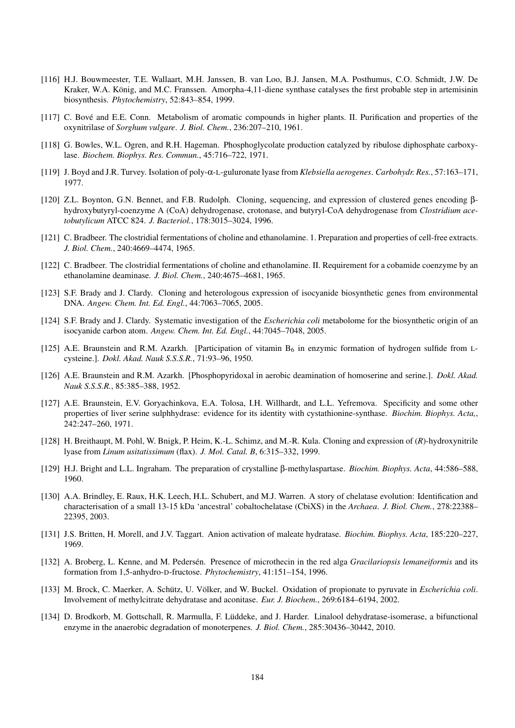[116] H.J. Bouwmeester, T.E. Wallaart, M.H. Janssen, B. van Loo, B.J. Jansen, M.A. Posthumus, C.O. Schmidt, J.W. De Kraker, W.A. König, and M.C. Franssen. Amorpha-4,11-diene synthase catalyses the first probable step in artemisinin biosynthesis. *Phytochemistry*, 52:843–854, 1999.

[117] C. Bové and E.E. Conn. Metabolism of aromatic compounds in higher plants. II. Purification and properties of the oxynitrilase of *Sorghum vulgare*. *J. Biol. Chem.*, 236:207–210, 1961.

[118] G. Bowles, W.L. Ogren, and R.H. Hageman. Phosphoglycolate production catalyzed by ribulose diphosphate carboxylase. *Biochem. Biophys. Res. Commun.*, 45:716–722, 1971.

[119] J. Boyd and J.R. Turvey. Isolation of poly-α-L-guluronate lyase from *Klebsiella aerogenes*. *Carbohydr. Res.*, 57:163–171, 1977.

[120] Z.L. Boynton, G.N. Bennet, and F.B. Rudolph. Cloning, sequencing, and expression of clustered genes encoding β-hydroxybutyryl-coenzyme A (CoA) dehydrogenase, crotonase, and butyryl-CoA dehydrogenase from *Clostridium acetobutylicum* ATCC 824. *J. Bacteriol.*, 178:3015–3024, 1996.

[121] C. Bradbeer. The clostridial fermentations of choline and ethanolamine. 1. Preparation and properties of cell-free extracts. *J. Biol. Chem.*, 240:4669–4474, 1965.

[122] C. Bradbeer. The clostridial fermentations of choline and ethanolamine. II. Requirement for a cobamide coenzyme by an ethanolamine deaminase. *J. Biol. Chem.*, 240:4675–4681, 1965.

[123] S.F. Brady and J. Clardy. Cloning and heterologous expression of isocyanide biosynthetic genes from environmental DNA. *Angew. Chem. Int. Ed. Engl.*, 44:7063–7065, 2005.

[124] S.F. Brady and J. Clardy. Systematic investigation of the *Escherichia coli* metabolome for the biosynthetic origin of an isocyanide carbon atom. *Angew. Chem. Int. Ed. Engl.*, 44:7045–7048, 2005.

[125] A.E. Braunstein and R.M. Azarkh. [Participation of vitamin $B_6$ in enzymic formation of hydrogen sulfide from L-cysteine.]. *Dokl. Akad. Nauk S.S.S.R.*, 71:93–96, 1950.

[126] A.E. Braunstein and R.M. Azarkh. [Phosphopyridoxal in aerobic deamination of homoserine and serine.]. *Dokl. Akad. Nauk S.S.S.R.*, 85:385–388, 1952.

[127] A.E. Braunstein, E.V. Goryachinkova, E.A. Tolosa, I.H. Willhardt, and L.L. Yefremova. Specificity and some other properties of liver serine sulphhydrase: evidence for its identity with cystathionine-synthase. *Biochim. Biophys. Acta,*, 242:247–260, 1971.

[128] H. Breithaupt, M. Pohl, W. Bnigk, P. Heim, K.-L. Schimz, and M.-R. Kula. Cloning and expression of (*R*)-hydroxynitrile lyase from *Linum usitatissimum* (flax). *J. Mol. Catal. B*, 6:315–332, 1999.

[129] H.J. Bright and L.L. Ingraham. The preparation of crystalline β-methylaspartase. *Biochim. Biophys. Acta*, 44:586–588, 1960.

[130] A.A. Brindley, E. Raux, H.K. Leech, H.L. Schubert, and M.J. Warren. A story of chelatase evolution: Identification and characterisation of a small 13-15 kDa 'ancestral' cobaltochelatase (CbiXS) in the *Archaea*. *J. Biol. Chem.*, 278:22388–22395, 2003.

[131] J.S. Britten, H. Morell, and J.V. Taggart. Anion activation of maleate hydratase. *Biochim. Biophys. Acta*, 185:220–227, 1969.

[132] A. Broberg, L. Kenne, and M. Pedersén. Presence of microthecin in the red alga *Gracilariopsis lemaneiformis* and its formation from 1,5-anhydro-D-fructose. *Phytochemistry*, 41:151–154, 1996.

[133] M. Brock, C. Maerker, A. Schütz, U. Völker, and W. Buckel. Oxidation of propionate to pyruvate in *Escherichia coli*. Involvement of methylcitrate dehydratase and aconitase. *Eur. J. Biochem.*, 269:6184–6194, 2002.

[134] D. Brodkorb, M. Gottschall, R. Marmulla, F. Lüddeke, and J. Harder. Linalool dehydratase-isomerase, a bifunctional enzyme in the anaerobic degradation of monoterpenes. *J. Biol. Chem.*, 285:30436–30442, 2010.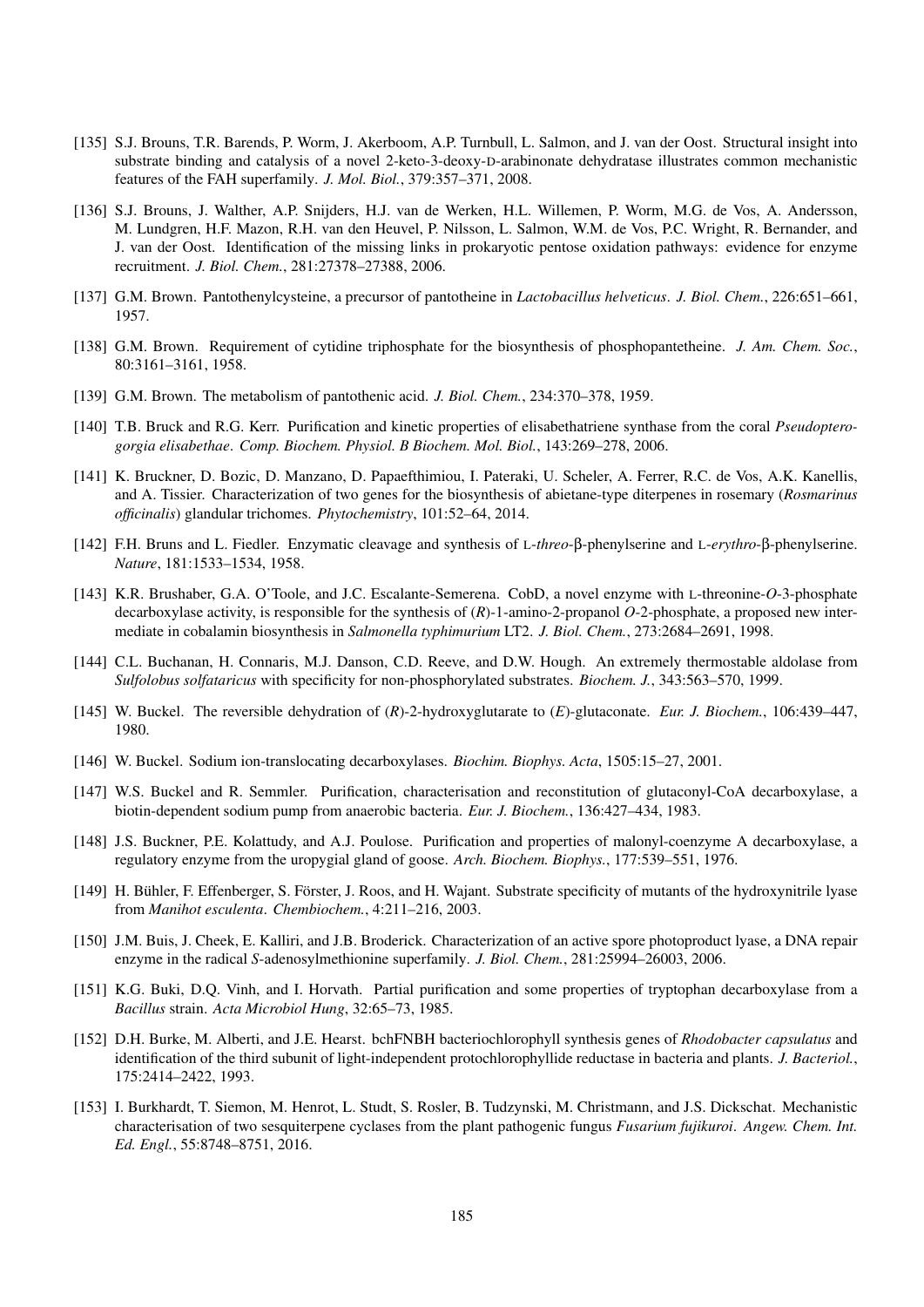[135] S.J. Brouns, T.R. Barends, P. Worm, J. Akerboom, A.P. Turnbull, L. Salmon, and J. van der Oost. Structural insight into substrate binding and catalysis of a novel 2-keto-3-deoxy-D-arabinonate dehydratase illustrates common mechanistic features of the FAH superfamily. *J. Mol. Biol.*, 379:357–371, 2008.

[136] S.J. Brouns, J. Walther, A.P. Snijders, H.J. van de Werken, H.L. Willemen, P. Worm, M.G. de Vos, A. Andersson, M. Lundgren, H.F. Mazon, R.H. van den Heuvel, P. Nilsson, L. Salmon, W.M. de Vos, P.C. Wright, R. Bernander, and J. van der Oost. Identification of the missing links in prokaryotic pentose oxidation pathways: evidence for enzyme recruitment. *J. Biol. Chem.*, 281:27378–27388, 2006.

[137] G.M. Brown. Pantothenylcysteine, a precursor of pantotheine in *Lactobacillus helveticus*. *J. Biol. Chem.*, 226:651–661, 1957.

[138] G.M. Brown. Requirement of cytidine triphosphate for the biosynthesis of phosphopantetheine. *J. Am. Chem. Soc.*, 80:3161–3161, 1958.

[139] G.M. Brown. The metabolism of pantothenic acid. *J. Biol. Chem.*, 234:370–378, 1959.

[140] T.B. Bruck and R.G. Kerr. Purification and kinetic properties of elisabethatriene synthase from the coral *Pseudopterogorgia elisabethae*. *Comp. Biochem. Physiol. B Biochem. Mol. Biol.*, 143:269–278, 2006.

[141] K. Bruckner, D. Bozic, D. Manzano, D. Papaefthimiou, I. Pateraki, U. Scheler, A. Ferrer, R.C. de Vos, A.K. Kanellis, and A. Tissier. Characterization of two genes for the biosynthesis of abietane-type diterpenes in rosemary (*Rosmarinus officinalis*) glandular trichomes. *Phytochemistry*, 101:52–64, 2014.

[142] F.H. Bruns and L. Fiedler. Enzymatic cleavage and synthesis of L-*threo*-β-phenylserine and L-*erythro*-β-phenylserine. *Nature*, 181:1533–1534, 1958.

[143] K.R. Brushaber, G.A. O'Toole, and J.C. Escalante-Semerena. CobD, a novel enzyme with L-threonine-*O*-3-phosphate decarboxylase activity, is responsible for the synthesis of (*R*)-1-amino-2-propanol *O*-2-phosphate, a proposed new intermediate in cobalamin biosynthesis in *Salmonella typhimurium* LT2. *J. Biol. Chem.*, 273:2684–2691, 1998.

[144] C.L. Buchanan, H. Connaris, M.J. Danson, C.D. Reeve, and D.W. Hough. An extremely thermostable aldolase from *Sulfolobus solfataricus* with specificity for non-phosphorylated substrates. *Biochem. J.*, 343:563–570, 1999.

[145] W. Buckel. The reversible dehydration of (*R*)-2-hydroxyglutarate to (*E*)-glutaconate. *Eur. J. Biochem.*, 106:439–447, 1980.

[146] W. Buckel. Sodium ion-translocating decarboxylases. *Biochim. Biophys. Acta*, 1505:15–27, 2001.

[147] W.S. Buckel and R. Semmler. Purification, characterisation and reconstitution of glutaconyl-CoA decarboxylase, a biotin-dependent sodium pump from anaerobic bacteria. *Eur. J. Biochem.*, 136:427–434, 1983.

[148] J.S. Buckner, P.E. Kolattudy, and A.J. Poulose. Purification and properties of malonyl-coenzyme A decarboxylase, a regulatory enzyme from the uropygial gland of goose. *Arch. Biochem. Biophys.*, 177:539–551, 1976.

[149] H. Bühler, F. Effenberger, S. Förster, J. Roos, and H. Wajant. Substrate specificity of mutants of the hydroxynitrile lyase from *Manihot esculenta*. *Chembiochem.*, 4:211–216, 2003.

[150] J.M. Buis, J. Cheek, E. Kalliri, and J.B. Broderick. Characterization of an active spore photoproduct lyase, a DNA repair enzyme in the radical *S*-adenosylmethionine superfamily. *J. Biol. Chem.*, 281:25994–26003, 2006.

[151] K.G. Buki, D.Q. Vinh, and I. Horvath. Partial purification and some properties of tryptophan decarboxylase from a *Bacillus* strain. *Acta Microbiol Hung*, 32:65–73, 1985.

[152] D.H. Burke, M. Alberti, and J.E. Hearst. bchFNBH bacteriochlorophyll synthesis genes of *Rhodobacter capsulatus* and identification of the third subunit of light-independent protochlorophyllide reductase in bacteria and plants. *J. Bacteriol.*, 175:2414–2422, 1993.

[153] I. Burkhardt, T. Siemon, M. Henrot, L. Studt, S. Rosler, B. Tudzynski, M. Christmann, and J.S. Dickschat. Mechanistic characterisation of two sesquiterpene cyclases from the plant pathogenic fungus *Fusarium fujikuroi*. *Angew. Chem. Int. Ed. Engl.*, 55:8748–8751, 2016.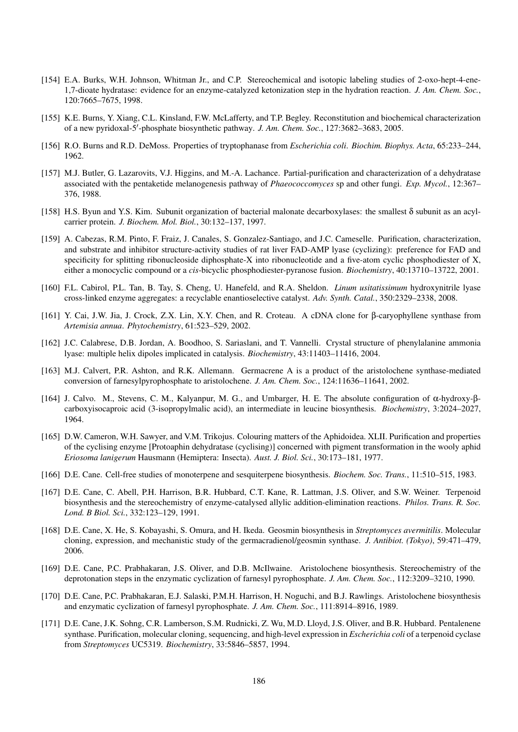[154] E.A. Burks, W.H. Johnson, Whitman Jr., and C.P. Stereochemical and isotopic labeling studies of 2-oxo-hept-4-ene-1,7-dioate hydratase: evidence for an enzyme-catalyzed ketonization step in the hydration reaction. *J. Am. Chem. Soc.*, 120:7665–7675, 1998.

[155] K.E. Burns, Y. Xiang, C.L. Kinsland, F.W. McLafferty, and T.P. Begley. Reconstitution and biochemical characterization of a new pyridoxal-5′-phosphate biosynthetic pathway. *J. Am. Chem. Soc.*, 127:3682–3683, 2005.

[156] R.O. Burns and R.D. DeMoss. Properties of tryptophanase from *Escherichia coli*. *Biochim. Biophys. Acta*, 65:233–244, 1962.

[157] M.J. Butler, G. Lazarovits, V.J. Higgins, and M.-A. Lachance. Partial-purification and characterization of a dehydratase associated with the pentaketide melanogenesis pathway of *Phaeococcomyces* sp and other fungi. *Exp. Mycol.*, 12:367–376, 1988.

[158] H.S. Byun and Y.S. Kim. Subunit organization of bacterial malonate decarboxylases: the smallest δ subunit as an acyl-carrier protein. *J. Biochem. Mol. Biol.*, 30:132–137, 1997.

[159] A. Cabezas, R.M. Pinto, F. Fraiz, J. Canales, S. Gonzalez-Santiago, and J.C. Cameselle. Purification, characterization, and substrate and inhibitor structure-activity studies of rat liver FAD-AMP lyase (cyclizing): preference for FAD and specificity for splitting ribonucleoside diphosphate-X into ribonucleotide and a five-atom cyclic phosphodiester of X, either a monocyclic compound or a *cis*-bicyclic phosphodiester-pyranose fusion. *Biochemistry*, 40:13710–13722, 2001.

[160] F.L. Cabirol, P.L. Tan, B. Tay, S. Cheng, U. Hanefeld, and R.A. Sheldon. *Linum usitatissimum* hydroxynitrile lyase cross-linked enzyme aggregates: a recyclable enantioselective catalyst. *Adv. Synth. Catal.*, 350:2329–2338, 2008.

[161] Y. Cai, J.W. Jia, J. Crock, Z.X. Lin, X.Y. Chen, and R. Croteau. A cDNA clone for β-caryophyllene synthase from *Artemisia annua*. *Phytochemistry*, 61:523–529, 2002.

[162] J.C. Calabrese, D.B. Jordan, A. Boodhoo, S. Sariaslani, and T. Vannelli. Crystal structure of phenylalanine ammonia lyase: multiple helix dipoles implicated in catalysis. *Biochemistry*, 43:11403–11416, 2004.

[163] M.J. Calvert, P.R. Ashton, and R.K. Allemann. Germacrene A is a product of the aristolochene synthase-mediated conversion of farnesylpyrophosphate to aristolochene. *J. Am. Chem. Soc.*, 124:11636–11641, 2002.

[164] J. Calvo. M., Stevens, C. M., Kalyanpur, M. G., and Umbarger, H. E. The absolute configuration of α-hydroxy-β-carboxyisocaproic acid (3-isopropylmalic acid), an intermediate in leucine biosynthesis. *Biochemistry*, 3:2024–2027, 1964.

[165] D.W. Cameron, W.H. Sawyer, and V.M. Trikojus. Colouring matters of the Aphidoidea. XLII. Purification and properties of the cyclising enzyme [Protoaphin dehydratase (cyclising)] concerned with pigment transformation in the wooly aphid *Eriosoma lanigerum* Hausmann (Hemiptera: Insecta). *Aust. J. Biol. Sci.*, 30:173–181, 1977.

[166] D.E. Cane. Cell-free studies of monoterpene and sesquiterpene biosynthesis. *Biochem. Soc. Trans.*, 11:510–515, 1983.

[167] D.E. Cane, C. Abell, P.H. Harrison, B.R. Hubbard, C.T. Kane, R. Lattman, J.S. Oliver, and S.W. Weiner. Terpenoid biosynthesis and the stereochemistry of enzyme-catalysed allylic addition-elimination reactions. *Philos. Trans. R. Soc. Lond. B Biol. Sci.*, 332:123–129, 1991.

[168] D.E. Cane, X. He, S. Kobayashi, S. Omura, and H. Ikeda. Geosmin biosynthesis in *Streptomyces avermitilis*. Molecular cloning, expression, and mechanistic study of the germacradienol/geosmin synthase. *J. Antibiot. (Tokyo)*, 59:471–479, 2006.

[169] D.E. Cane, P.C. Prabhakaran, J.S. Oliver, and D.B. McIlwaine. Aristolochene biosynthesis. Stereochemistry of the deprotonation steps in the enzymatic cyclization of farnesyl pyrophosphate. *J. Am. Chem. Soc.*, 112:3209–3210, 1990.

[170] D.E. Cane, P.C. Prabhakaran, E.J. Salaski, P.M.H. Harrison, H. Noguchi, and B.J. Rawlings. Aristolochene biosynthesis and enzymatic cyclization of farnesyl pyrophosphate. *J. Am. Chem. Soc.*, 111:8914–8916, 1989.

[171] D.E. Cane, J.K. Sohng, C.R. Lamberson, S.M. Rudnicki, Z. Wu, M.D. Lloyd, J.S. Oliver, and B.R. Hubbard. Pentalenene synthase. Purification, molecular cloning, sequencing, and high-level expression in *Escherichia coli* of a terpenoid cyclase from *Streptomyces* UC5319. *Biochemistry*, 33:5846–5857, 1994.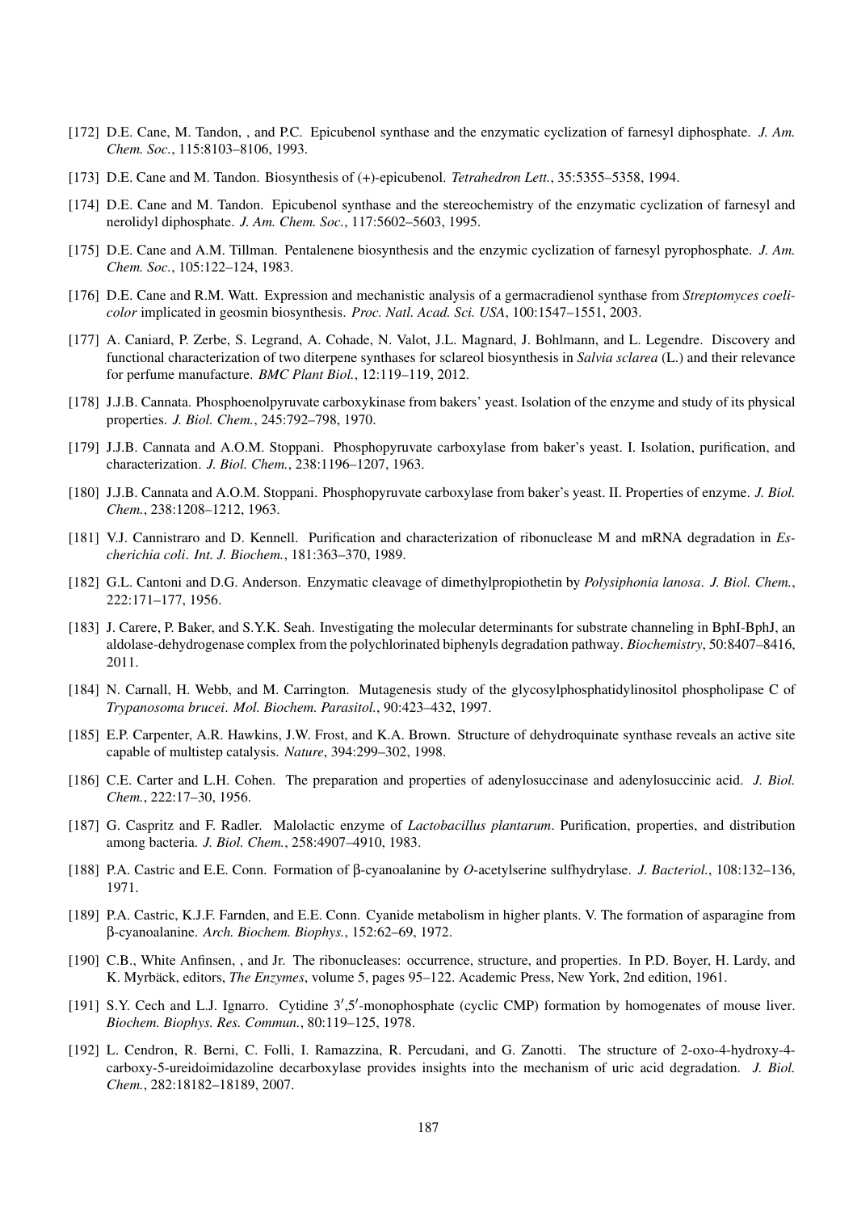[172] D.E. Cane, M. Tandon, , and P.C. Epicubenol synthase and the enzymatic cyclization of farnesyl diphosphate. *J. Am. Chem. Soc.*, 115:8103–8106, 1993.

[173] D.E. Cane and M. Tandon. Biosynthesis of (+)-epicubenol. *Tetrahedron Lett.*, 35:5355–5358, 1994.

[174] D.E. Cane and M. Tandon. Epicubenol synthase and the stereochemistry of the enzymatic cyclization of farnesyl and nerolidyl diphosphate. *J. Am. Chem. Soc.*, 117:5602–5603, 1995.

[175] D.E. Cane and A.M. Tillman. Pentalenene biosynthesis and the enzymic cyclization of farnesyl pyrophosphate. *J. Am. Chem. Soc.*, 105:122–124, 1983.

[176] D.E. Cane and R.M. Watt. Expression and mechanistic analysis of a germacradienol synthase from *Streptomyces coelicolor* implicated in geosmin biosynthesis. *Proc. Natl. Acad. Sci. USA*, 100:1547–1551, 2003.

[177] A. Caniard, P. Zerbe, S. Legrand, A. Cohade, N. Valot, J.L. Magnard, J. Bohlmann, and L. Legendre. Discovery and functional characterization of two diterpene synthases for sclareol biosynthesis in *Salvia sclarea* (L.) and their relevance for perfume manufacture. *BMC Plant Biol.*, 12:119–119, 2012.

[178] J.J.B. Cannata. Phosphoenolpyruvate carboxykinase from bakers' yeast. Isolation of the enzyme and study of its physical properties. *J. Biol. Chem.*, 245:792–798, 1970.

[179] J.J.B. Cannata and A.O.M. Stoppani. Phosphopyruvate carboxylase from baker's yeast. I. Isolation, purification, and characterization. *J. Biol. Chem.*, 238:1196–1207, 1963.

[180] J.J.B. Cannata and A.O.M. Stoppani. Phosphopyruvate carboxylase from baker's yeast. II. Properties of enzyme. *J. Biol. Chem.*, 238:1208–1212, 1963.

[181] V.J. Cannistraro and D. Kennell. Purification and characterization of ribonuclease M and mRNA degradation in *Escherichia coli*. *Int. J. Biochem.*, 181:363–370, 1989.

[182] G.L. Cantoni and D.G. Anderson. Enzymatic cleavage of dimethylpropiothetin by *Polysiphonia lanosa*. *J. Biol. Chem.*, 222:171–177, 1956.

[183] J. Carere, P. Baker, and S.Y.K. Seah. Investigating the molecular determinants for substrate channeling in BphI-BphJ, an aldolase-dehydrogenase complex from the polychlorinated biphenyls degradation pathway. *Biochemistry*, 50:8407–8416, 2011.

[184] N. Carnall, H. Webb, and M. Carrington. Mutagenesis study of the glycosylphosphatidylinositol phospholipase C of *Trypanosoma brucei*. *Mol. Biochem. Parasitol.*, 90:423–432, 1997.

[185] E.P. Carpenter, A.R. Hawkins, J.W. Frost, and K.A. Brown. Structure of dehydroquinate synthase reveals an active site capable of multistep catalysis. *Nature*, 394:299–302, 1998.

[186] C.E. Carter and L.H. Cohen. The preparation and properties of adenylosuccinase and adenylosuccinic acid. *J. Biol. Chem.*, 222:17–30, 1956.

[187] G. Caspritz and F. Radler. Malolactic enzyme of *Lactobacillus plantarum*. Purification, properties, and distribution among bacteria. *J. Biol. Chem.*, 258:4907–4910, 1983.

[188] P.A. Castric and E.E. Conn. Formation of β-cyanoalanine by *O*-acetylserine sulfhydrylase. *J. Bacteriol.*, 108:132–136, 1971.

[189] P.A. Castric, K.J.F. Farnden, and E.E. Conn. Cyanide metabolism in higher plants. V. The formation of asparagine from β-cyanoalanine. *Arch. Biochem. Biophys.*, 152:62–69, 1972.

[190] C.B., White Anfinsen, , and Jr. The ribonucleases: occurrence, structure, and properties. In P.D. Boyer, H. Lardy, and K. Myrbäck, editors, *The Enzymes*, volume 5, pages 95–122. Academic Press, New York, 2nd edition, 1961.

[191] S.Y. Cech and L.J. Ignarro. Cytidine 3′,5′-monophosphate (cyclic CMP) formation by homogenates of mouse liver. *Biochem. Biophys. Res. Commun.*, 80:119–125, 1978.

[192] L. Cendron, R. Berni, C. Folli, I. Ramazzina, R. Percudani, and G. Zanotti. The structure of 2-oxo-4-hydroxy-4-carboxy-5-ureidoimidazoline decarboxylase provides insights into the mechanism of uric acid degradation. *J. Biol. Chem.*, 282:18182–18189, 2007.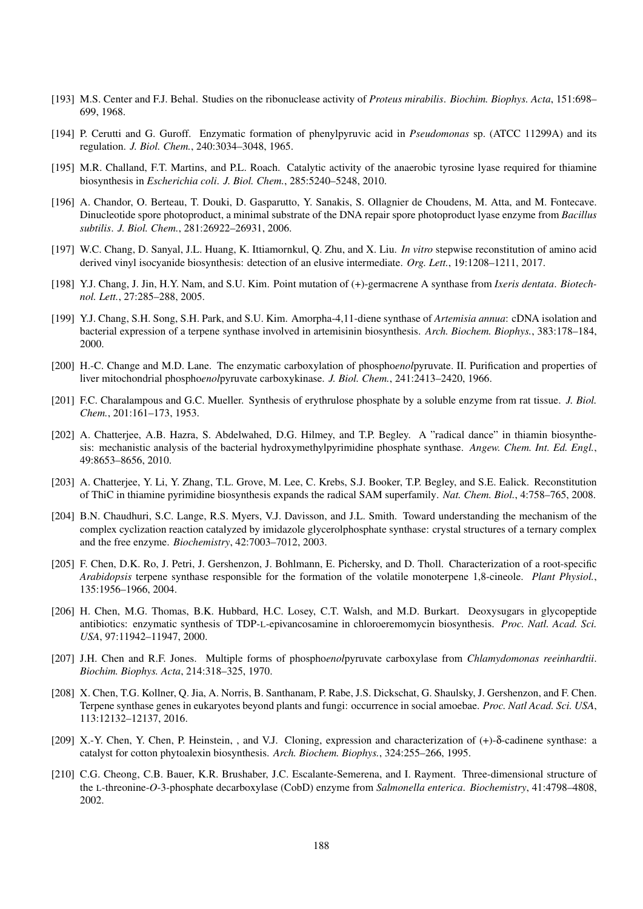[193] M.S. Center and F.J. Behal. Studies on the ribonuclease activity of *Proteus mirabilis*. *Biochim. Biophys. Acta*, 151:698–699, 1968.

[194] P. Cerutti and G. Guroff. Enzymatic formation of phenylpyruvic acid in *Pseudomonas* sp. (ATCC 11299A) and its regulation. *J. Biol. Chem.*, 240:3034–3048, 1965.

[195] M.R. Challand, F.T. Martins, and P.L. Roach. Catalytic activity of the anaerobic tyrosine lyase required for thiamine biosynthesis in *Escherichia coli*. *J. Biol. Chem.*, 285:5240–5248, 2010.

[196] A. Chandor, O. Berteau, T. Douki, D. Gasparutto, Y. Sanakis, S. Ollagnier de Choudens, M. Atta, and M. Fontecave. Dinucleotide spore photoproduct, a minimal substrate of the DNA repair spore photoproduct lyase enzyme from *Bacillus subtilis*. *J. Biol. Chem.*, 281:26922–26931, 2006.

[197] W.C. Chang, D. Sanyal, J.L. Huang, K. Ittiamornkul, Q. Zhu, and X. Liu. *In vitro* stepwise reconstitution of amino acid derived vinyl isocyanide biosynthesis: detection of an elusive intermediate. *Org. Lett.*, 19:1208–1211, 2017.

[198] Y.J. Chang, J. Jin, H.Y. Nam, and S.U. Kim. Point mutation of (+)-germacrene A synthase from *Ixeris dentata*. *Biotechnol. Lett.*, 27:285–288, 2005.

[199] Y.J. Chang, S.H. Song, S.H. Park, and S.U. Kim. Amorpha-4,11-diene synthase of *Artemisia annua*: cDNA isolation and bacterial expression of a terpene synthase involved in artemisinin biosynthesis. *Arch. Biochem. Biophys.*, 383:178–184, 2000.

[200] H.-C. Change and M.D. Lane. The enzymatic carboxylation of phospho*enol*pyruvate. II. Purification and properties of liver mitochondrial phospho*enol*pyruvate carboxykinase. *J. Biol. Chem.*, 241:2413–2420, 1966.

[201] F.C. Charalampous and G.C. Mueller. Synthesis of erythrulose phosphate by a soluble enzyme from rat tissue. *J. Biol. Chem.*, 201:161–173, 1953.

[202] A. Chatterjee, A.B. Hazra, S. Abdelwahed, D.G. Hilmey, and T.P. Begley. A "radical dance" in thiamin biosynthesis: mechanistic analysis of the bacterial hydroxymethylpyrimidine phosphate synthase. *Angew. Chem. Int. Ed. Engl.*, 49:8653–8656, 2010.

[203] A. Chatterjee, Y. Li, Y. Zhang, T.L. Grove, M. Lee, C. Krebs, S.J. Booker, T.P. Begley, and S.E. Ealick. Reconstitution of ThiC in thiamine pyrimidine biosynthesis expands the radical SAM superfamily. *Nat. Chem. Biol.*, 4:758–765, 2008.

[204] B.N. Chaudhuri, S.C. Lange, R.S. Myers, V.J. Davisson, and J.L. Smith. Toward understanding the mechanism of the complex cyclization reaction catalyzed by imidazole glycerolphosphate synthase: crystal structures of a ternary complex and the free enzyme. *Biochemistry*, 42:7003–7012, 2003.

[205] F. Chen, D.K. Ro, J. Petri, J. Gershenzon, J. Bohlmann, E. Pichersky, and D. Tholl. Characterization of a root-specific *Arabidopsis* terpene synthase responsible for the formation of the volatile monoterpene 1,8-cineole. *Plant Physiol.*, 135:1956–1966, 2004.

[206] H. Chen, M.G. Thomas, B.K. Hubbard, H.C. Losey, C.T. Walsh, and M.D. Burkart. Deoxysugars in glycopeptide antibiotics: enzymatic synthesis of TDP-L-epivancosamine in chloroeremomycin biosynthesis. *Proc. Natl. Acad. Sci. USA*, 97:11942–11947, 2000.

[207] J.H. Chen and R.F. Jones. Multiple forms of phospho*enol*pyruvate carboxylase from *Chlamydomonas reeinhardtii*. *Biochim. Biophys. Acta*, 214:318–325, 1970.

[208] X. Chen, T.G. Kollner, Q. Jia, A. Norris, B. Santhanam, P. Rabe, J.S. Dickschat, G. Shaulsky, J. Gershenzon, and F. Chen. Terpene synthase genes in eukaryotes beyond plants and fungi: occurrence in social amoebae. *Proc. Natl Acad. Sci. USA*, 113:12132–12137, 2016.

[209] X.-Y. Chen, Y. Chen, P. Heinstein, , and V.J. Cloning, expression and characterization of (+)-δ-cadinene synthase: a catalyst for cotton phytoalexin biosynthesis. *Arch. Biochem. Biophys.*, 324:255–266, 1995.

[210] C.G. Cheong, C.B. Bauer, K.R. Brushaber, J.C. Escalante-Semerena, and I. Rayment. Three-dimensional structure of the L-threonine-*O*-3-phosphate decarboxylase (CobD) enzyme from *Salmonella enterica*. *Biochemistry*, 41:4798–4808, 2002.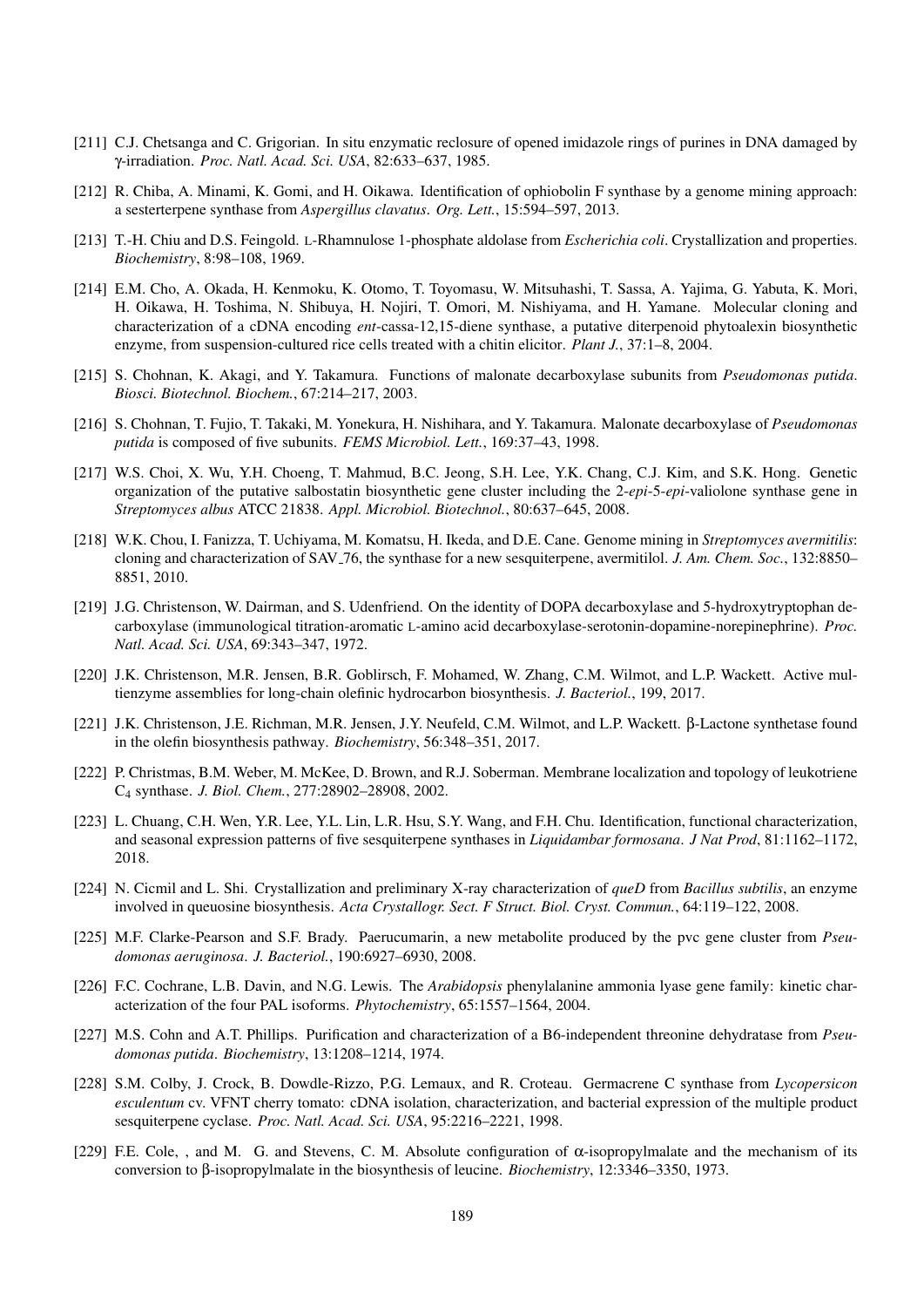[211] C.J. Chetsanga and C. Grigorian. In situ enzymatic reclosure of opened imidazole rings of purines in DNA damaged by γ-irradiation. *Proc. Natl. Acad. Sci. USA*, 82:633–637, 1985.

[212] R. Chiba, A. Minami, K. Gomi, and H. Oikawa. Identification of ophiobolin F synthase by a genome mining approach: a sesterterpene synthase from *Aspergillus clavatus*. *Org. Lett.*, 15:594–597, 2013.

[213] T.-H. Chiu and D.S. Feingold. L-Rhamnulose 1-phosphate aldolase from *Escherichia coli*. Crystallization and properties. *Biochemistry*, 8:98–108, 1969.

[214] E.M. Cho, A. Okada, H. Kenmoku, K. Otomo, T. Toyomasu, W. Mitsuhashi, T. Sassa, A. Yajima, G. Yabuta, K. Mori, H. Oikawa, H. Toshima, N. Shibuya, H. Nojiri, T. Omori, M. Nishiyama, and H. Yamane. Molecular cloning and characterization of a cDNA encoding *ent*-cassa-12,15-diene synthase, a putative diterpenoid phytoalexin biosynthetic enzyme, from suspension-cultured rice cells treated with a chitin elicitor. *Plant J.*, 37:1–8, 2004.

[215] S. Chohnan, K. Akagi, and Y. Takamura. Functions of malonate decarboxylase subunits from *Pseudomonas putida*. *Biosci. Biotechnol. Biochem.*, 67:214–217, 2003.

[216] S. Chohnan, T. Fujio, T. Takaki, M. Yonekura, H. Nishihara, and Y. Takamura. Malonate decarboxylase of *Pseudomonas putida* is composed of five subunits. *FEMS Microbiol. Lett.*, 169:37–43, 1998.

[217] W.S. Choi, X. Wu, Y.H. Choeng, T. Mahmud, B.C. Jeong, S.H. Lee, Y.K. Chang, C.J. Kim, and S.K. Hong. Genetic organization of the putative salbostatin biosynthetic gene cluster including the 2-*epi*-5-*epi*-valiolone synthase gene in *Streptomyces albus* ATCC 21838. *Appl. Microbiol. Biotechnol.*, 80:637–645, 2008.

[218] W.K. Chou, I. Fanizza, T. Uchiyama, M. Komatsu, H. Ikeda, and D.E. Cane. Genome mining in *Streptomyces avermitilis*: cloning and characterization of SAV_76, the synthase for a new sesquiterpene, avermitilol. *J. Am. Chem. Soc.*, 132:8850–8851, 2010.

[219] J.G. Christenson, W. Dairman, and S. Udenfriend. On the identity of DOPA decarboxylase and 5-hydroxytryptophan decarboxylase (immunological titration-aromatic L-amino acid decarboxylase-serotonin-dopamine-norepinephrine). *Proc. Natl. Acad. Sci. USA*, 69:343–347, 1972.

[220] J.K. Christenson, M.R. Jensen, B.R. Goblirsch, F. Mohamed, W. Zhang, C.M. Wilmot, and L.P. Wackett. Active multienzyme assemblies for long-chain olefinic hydrocarbon biosynthesis. *J. Bacteriol.*, 199, 2017.

[221] J.K. Christenson, J.E. Richman, M.R. Jensen, J.Y. Neufeld, C.M. Wilmot, and L.P. Wackett. β-Lactone synthetase found in the olefin biosynthesis pathway. *Biochemistry*, 56:348–351, 2017.

[222] P. Christmas, B.M. Weber, M. McKee, D. Brown, and R.J. Soberman. Membrane localization and topology of leukotriene $C_4$ synthase. *J. Biol. Chem.*, 277:28902–28908, 2002.

[223] L. Chuang, C.H. Wen, Y.R. Lee, Y.L. Lin, L.R. Hsu, S.Y. Wang, and F.H. Chu. Identification, functional characterization, and seasonal expression patterns of five sesquiterpene synthases in *Liquidambar formosana*. *J Nat Prod*, 81:1162–1172, 2018.

[224] N. Cicmil and L. Shi. Crystallization and preliminary X-ray characterization of *queD* from *Bacillus subtilis*, an enzyme involved in queuosine biosynthesis. *Acta Crystallogr. Sect. F Struct. Biol. Cryst. Commun.*, 64:119–122, 2008.

[225] M.F. Clarke-Pearson and S.F. Brady. Paerucumarin, a new metabolite produced by the pvc gene cluster from *Pseudomonas aeruginosa*. *J. Bacteriol.*, 190:6927–6930, 2008.

[226] F.C. Cochrane, L.B. Davin, and N.G. Lewis. The *Arabidopsis* phenylalanine ammonia lyase gene family: kinetic characterization of the four PAL isoforms. *Phytochemistry*, 65:1557–1564, 2004.

[227] M.S. Cohn and A.T. Phillips. Purification and characterization of a B6-independent threonine dehydratase from *Pseudomonas putida*. *Biochemistry*, 13:1208–1214, 1974.

[228] S.M. Colby, J. Crock, B. Dowdle-Rizzo, P.G. Lemaux, and R. Croteau. Germacrene C synthase from *Lycopersicon esculentum* cv. VFNT cherry tomato: cDNA isolation, characterization, and bacterial expression of the multiple product sesquiterpene cyclase. *Proc. Natl. Acad. Sci. USA*, 95:2216–2221, 1998.

[229] F.E. Cole, , and M. G. and Stevens, C. M. Absolute configuration of α-isopropylmalate and the mechanism of its conversion to β-isopropylmalate in the biosynthesis of leucine. *Biochemistry*, 12:3346–3350, 1973.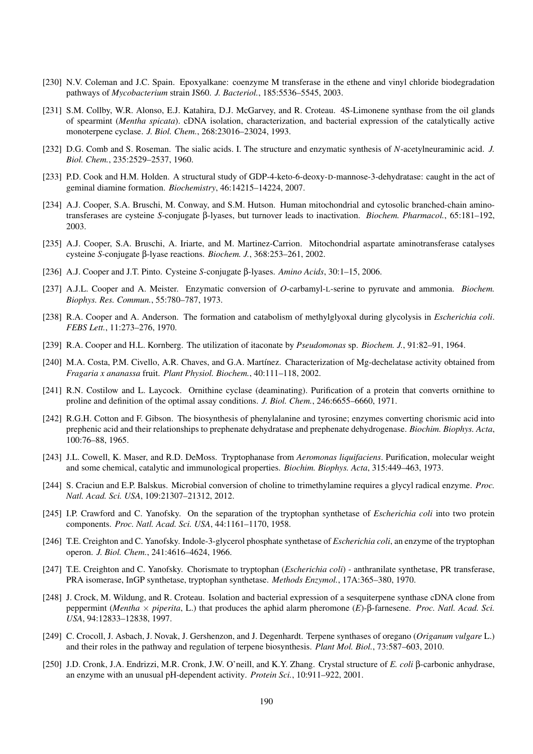[230] N.V. Coleman and J.C. Spain. Epoxyalkane: coenzyme M transferase in the ethene and vinyl chloride biodegradation pathways of *Mycobacterium* strain JS60. *J. Bacteriol.*, 185:5536–5545, 2003.

[231] S.M. Collby, W.R. Alonso, E.J. Katahira, D.J. McGarvey, and R. Croteau. 4S-Limonene synthase from the oil glands of spearmint (*Mentha spicata*). cDNA isolation, characterization, and bacterial expression of the catalytically active monoterpene cyclase. *J. Biol. Chem.*, 268:23016–23024, 1993.

[232] D.G. Comb and S. Roseman. The sialic acids. I. The structure and enzymatic synthesis of *N*-acetylneuraminic acid. *J. Biol. Chem.*, 235:2529–2537, 1960.

[233] P.D. Cook and H.M. Holden. A structural study of GDP-4-keto-6-deoxy-D-mannose-3-dehydratase: caught in the act of geminal diamine formation. *Biochemistry*, 46:14215–14224, 2007.

[234] A.J. Cooper, S.A. Bruschi, M. Conway, and S.M. Hutson. Human mitochondrial and cytosolic branched-chain aminotransferases are cysteine *S*-conjugate β-lyases, but turnover leads to inactivation. *Biochem. Pharmacol.*, 65:181–192, 2003.

[235] A.J. Cooper, S.A. Bruschi, A. Iriarte, and M. Martinez-Carrion. Mitochondrial aspartate aminotransferase catalyses cysteine *S*-conjugate β-lyase reactions. *Biochem. J.*, 368:253–261, 2002.

[236] A.J. Cooper and J.T. Pinto. Cysteine *S*-conjugate β-lyases. *Amino Acids*, 30:1–15, 2006.

[237] A.J.L. Cooper and A. Meister. Enzymatic conversion of *O*-carbamyl-L-serine to pyruvate and ammonia. *Biochem. Biophys. Res. Commun.*, 55:780–787, 1973.

[238] R.A. Cooper and A. Anderson. The formation and catabolism of methylglyoxal during glycolysis in *Escherichia coli*. *FEBS Lett.*, 11:273–276, 1970.

[239] R.A. Cooper and H.L. Kornberg. The utilization of itaconate by *Pseudomonas* sp. *Biochem. J.*, 91:82–91, 1964.

[240] M.A. Costa, P.M. Civello, A.R. Chaves, and G.A. Martínez. Characterization of Mg-dechelatase activity obtained from *Fragaria x ananassa* fruit. *Plant Physiol. Biochem.*, 40:111–118, 2002.

[241] R.N. Costilow and L. Laycock. Ornithine cyclase (deaminating). Purification of a protein that converts ornithine to proline and definition of the optimal assay conditions. *J. Biol. Chem.*, 246:6655–6660, 1971.

[242] R.G.H. Cotton and F. Gibson. The biosynthesis of phenylalanine and tyrosine; enzymes converting chorismic acid into prephenic acid and their relationships to prephenate dehydratase and prephenate dehydrogenase. *Biochim. Biophys. Acta*, 100:76–88, 1965.

[243] J.L. Cowell, K. Maser, and R.D. DeMoss. Tryptophanase from *Aeromonas liquifaciens*. Purification, molecular weight and some chemical, catalytic and immunological properties. *Biochim. Biophys. Acta*, 315:449–463, 1973.

[244] S. Craciun and E.P. Balskus. Microbial conversion of choline to trimethylamine requires a glycyl radical enzyme. *Proc. Natl. Acad. Sci. USA*, 109:21307–21312, 2012.

[245] I.P. Crawford and C. Yanofsky. On the separation of the tryptophan synthetase of *Escherichia coli* into two protein components. *Proc. Natl. Acad. Sci. USA*, 44:1161–1170, 1958.

[246] T.E. Creighton and C. Yanofsky. Indole-3-glycerol phosphate synthetase of *Escherichia coli*, an enzyme of the tryptophan operon. *J. Biol. Chem.*, 241:4616–4624, 1966.

[247] T.E. Creighton and C. Yanofsky. Chorismate to tryptophan (*Escherichia coli*) - anthranilate synthetase, PR transferase, PRA isomerase, InGP synthetase, tryptophan synthetase. *Methods Enzymol.*, 17A:365–380, 1970.

[248] J. Crock, M. Wildung, and R. Croteau. Isolation and bacterial expression of a sesquiterpene synthase cDNA clone from peppermint (*Mentha* × *piperita*, L.) that produces the aphid alarm pheromone (*E*)-β-farnesene. *Proc. Natl. Acad. Sci. USA*, 94:12833–12838, 1997.

[249] C. Crocoll, J. Asbach, J. Novak, J. Gershenzon, and J. Degenhardt. Terpene synthases of oregano (*Origanum vulgare* L.) and their roles in the pathway and regulation of terpene biosynthesis. *Plant Mol. Biol.*, 73:587–603, 2010.

[250] J.D. Cronk, J.A. Endrizzi, M.R. Cronk, J.W. O'neill, and K.Y. Zhang. Crystal structure of *E. coli* β-carbonic anhydrase, an enzyme with an unusual pH-dependent activity. *Protein Sci.*, 10:911–922, 2001.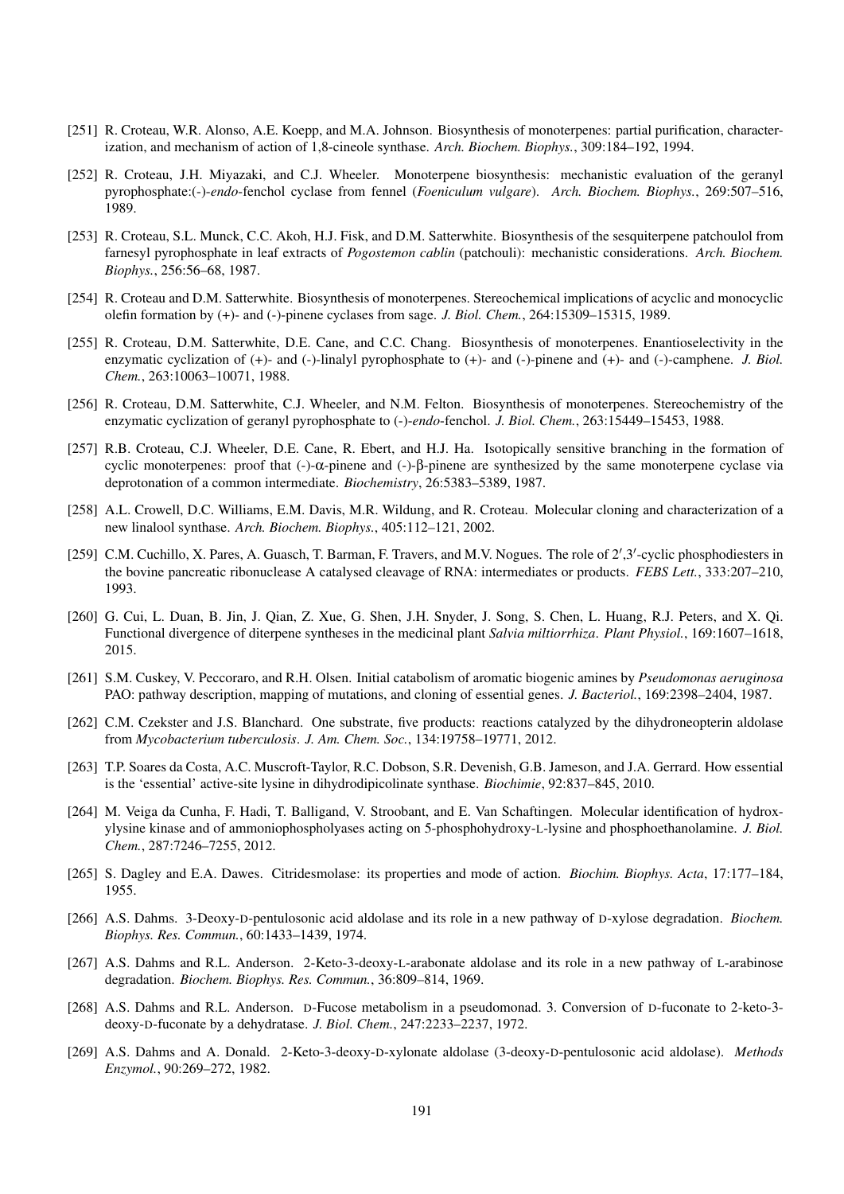[251] R. Croteau, W.R. Alonso, A.E. Koepp, and M.A. Johnson. Biosynthesis of monoterpenes: partial purification, characterization, and mechanism of action of 1,8-cineole synthase. *Arch. Biochem. Biophys.*, 309:184–192, 1994.

[252] R. Croteau, J.H. Miyazaki, and C.J. Wheeler. Monoterpene biosynthesis: mechanistic evaluation of the geranyl pyrophosphate:(-)-*endo*-fenchol cyclase from fennel (*Foeniculum vulgare*). *Arch. Biochem. Biophys.*, 269:507–516, 1989.

[253] R. Croteau, S.L. Munck, C.C. Akoh, H.J. Fisk, and D.M. Satterwhite. Biosynthesis of the sesquiterpene patchoulol from farnesyl pyrophosphate in leaf extracts of *Pogostemon cablin* (patchouli): mechanistic considerations. *Arch. Biochem. Biophys.*, 256:56–68, 1987.

[254] R. Croteau and D.M. Satterwhite. Biosynthesis of monoterpenes. Stereochemical implications of acyclic and monocyclic olefin formation by (+)- and (-)-pinene cyclases from sage. *J. Biol. Chem.*, 264:15309–15315, 1989.

[255] R. Croteau, D.M. Satterwhite, D.E. Cane, and C.C. Chang. Biosynthesis of monoterpenes. Enantioselectivity in the enzymatic cyclization of (+)- and (-)-linalyl pyrophosphate to (+)- and (-)-pinene and (+)- and (-)-camphene. *J. Biol. Chem.*, 263:10063–10071, 1988.

[256] R. Croteau, D.M. Satterwhite, C.J. Wheeler, and N.M. Felton. Biosynthesis of monoterpenes. Stereochemistry of the enzymatic cyclization of geranyl pyrophosphate to (-)-*endo*-fenchol. *J. Biol. Chem.*, 263:15449–15453, 1988.

[257] R.B. Croteau, C.J. Wheeler, D.E. Cane, R. Ebert, and H.J. Ha. Isotopically sensitive branching in the formation of cyclic monoterpenes: proof that (-)-α-pinene and (-)-β-pinene are synthesized by the same monoterpene cyclase via deprotonation of a common intermediate. *Biochemistry*, 26:5383–5389, 1987.

[258] A.L. Crowell, D.C. Williams, E.M. Davis, M.R. Wildung, and R. Croteau. Molecular cloning and characterization of a new linalool synthase. *Arch. Biochem. Biophys.*, 405:112–121, 2002.

[259] C.M. Cuchillo, X. Pares, A. Guasch, T. Barman, F. Travers, and M.V. Nogues. The role of 2′,3′-cyclic phosphodiesters in the bovine pancreatic ribonuclease A catalysed cleavage of RNA: intermediates or products. *FEBS Lett.*, 333:207–210, 1993.

[260] G. Cui, L. Duan, B. Jin, J. Qian, Z. Xue, G. Shen, J.H. Snyder, J. Song, S. Chen, L. Huang, R.J. Peters, and X. Qi. Functional divergence of diterpene syntheses in the medicinal plant *Salvia miltiorrhiza*. *Plant Physiol.*, 169:1607–1618, 2015.

[261] S.M. Cuskey, V. Peccoraro, and R.H. Olsen. Initial catabolism of aromatic biogenic amines by *Pseudomonas aeruginosa* PAO: pathway description, mapping of mutations, and cloning of essential genes. *J. Bacteriol.*, 169:2398–2404, 1987.

[262] C.M. Czekster and J.S. Blanchard. One substrate, five products: reactions catalyzed by the dihydroneopterin aldolase from *Mycobacterium tuberculosis*. *J. Am. Chem. Soc.*, 134:19758–19771, 2012.

[263] T.P. Soares da Costa, A.C. Muscroft-Taylor, R.C. Dobson, S.R. Devenish, G.B. Jameson, and J.A. Gerrard. How essential is the 'essential' active-site lysine in dihydrodipicolinate synthase. *Biochimie*, 92:837–845, 2010.

[264] M. Veiga da Cunha, F. Hadi, T. Balligand, V. Stroobant, and E. Van Schaftingen. Molecular identification of hydroxylysine kinase and of ammoniophospholyases acting on 5-phosphohydroxy-L-lysine and phosphoethanolamine. *J. Biol. Chem.*, 287:7246–7255, 2012.

[265] S. Dagley and E.A. Dawes. Citridesmolase: its properties and mode of action. *Biochim. Biophys. Acta*, 17:177–184, 1955.

[266] A.S. Dahms. 3-Deoxy-D-pentulosonic acid aldolase and its role in a new pathway of D-xylose degradation. *Biochem. Biophys. Res. Commun.*, 60:1433–1439, 1974.

[267] A.S. Dahms and R.L. Anderson. 2-Keto-3-deoxy-L-arabonate aldolase and its role in a new pathway of L-arabinose degradation. *Biochem. Biophys. Res. Commun.*, 36:809–814, 1969.

[268] A.S. Dahms and R.L. Anderson. D-Fucose metabolism in a pseudomonad. 3. Conversion of D-fuconate to 2-keto-3-deoxy-D-fuconate by a dehydratase. *J. Biol. Chem.*, 247:2233–2237, 1972.

[269] A.S. Dahms and A. Donald. 2-Keto-3-deoxy-D-xylonate aldolase (3-deoxy-D-pentulosonic acid aldolase). *Methods Enzymol.*, 90:269–272, 1982.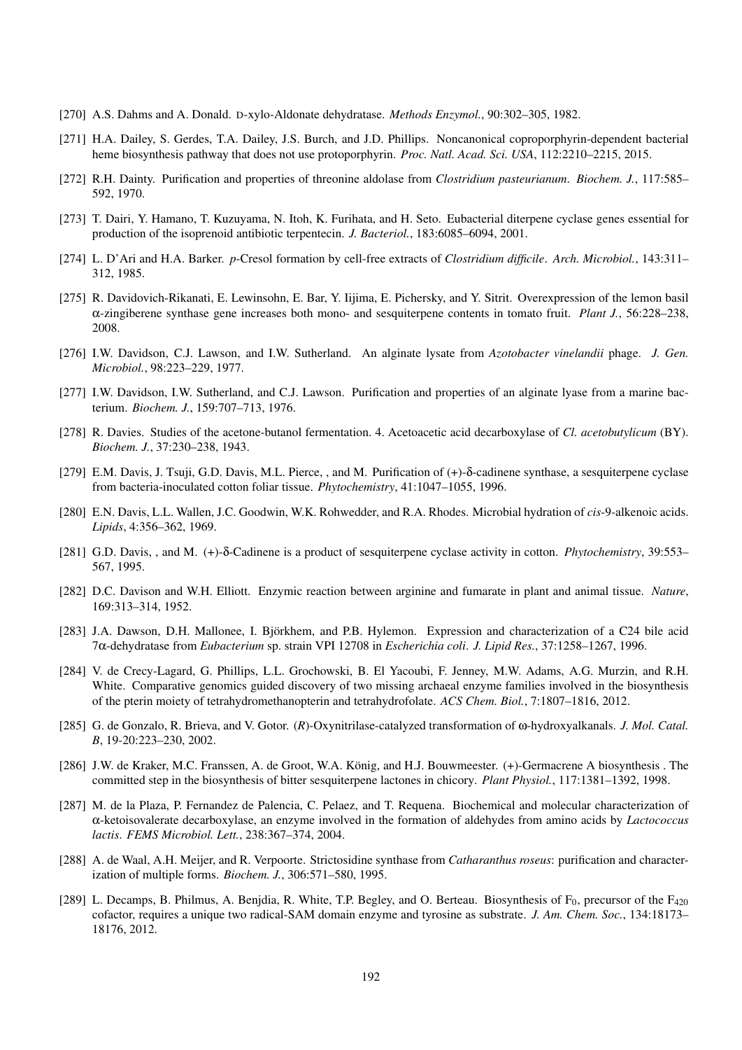[270] A.S. Dahms and A. Donald. D-xylo-Aldonate dehydratase. *Methods Enzymol.*, 90:302–305, 1982.

[271] H.A. Dailey, S. Gerdes, T.A. Dailey, J.S. Burch, and J.D. Phillips. Noncanonical coproporphyrin-dependent bacterial heme biosynthesis pathway that does not use protoporphyrin. *Proc. Natl. Acad. Sci. USA*, 112:2210–2215, 2015.

[272] R.H. Dainty. Purification and properties of threonine aldolase from *Clostridium pasteurianum*. *Biochem. J.*, 117:585–592, 1970.

[273] T. Dairi, Y. Hamano, T. Kuzuyama, N. Itoh, K. Furihata, and H. Seto. Eubacterial diterpene cyclase genes essential for production of the isoprenoid antibiotic terpentecin. *J. Bacteriol.*, 183:6085–6094, 2001.

[274] L. D'Ari and H.A. Barker. *p*-Cresol formation by cell-free extracts of *Clostridium difficile*. *Arch. Microbiol.*, 143:311–312, 1985.

[275] R. Davidovich-Rikanati, E. Lewinsohn, E. Bar, Y. Iijima, E. Pichersky, and Y. Sitrit. Overexpression of the lemon basil α-zingiberene synthase gene increases both mono- and sesquiterpene contents in tomato fruit. *Plant J.*, 56:228–238, 2008.

[276] I.W. Davidson, C.J. Lawson, and I.W. Sutherland. An alginate lysate from *Azotobacter vinelandii* phage. *J. Gen. Microbiol.*, 98:223–229, 1977.

[277] I.W. Davidson, I.W. Sutherland, and C.J. Lawson. Purification and properties of an alginate lyase from a marine bacterium. *Biochem. J.*, 159:707–713, 1976.

[278] R. Davies. Studies of the acetone-butanol fermentation. 4. Acetoacetic acid decarboxylase of *Cl. acetobutylicum* (BY). *Biochem. J.*, 37:230–238, 1943.

[279] E.M. Davis, J. Tsuji, G.D. Davis, M.L. Pierce, , and M. Purification of (+)-δ-cadinene synthase, a sesquiterpene cyclase from bacteria-inoculated cotton foliar tissue. *Phytochemistry*, 41:1047–1055, 1996.

[280] E.N. Davis, L.L. Wallen, J.C. Goodwin, W.K. Rohwedder, and R.A. Rhodes. Microbial hydration of *cis*-9-alkenoic acids. *Lipids*, 4:356–362, 1969.

[281] G.D. Davis, , and M. (+)-δ-Cadinene is a product of sesquiterpene cyclase activity in cotton. *Phytochemistry*, 39:553–567, 1995.

[282] D.C. Davison and W.H. Elliott. Enzymic reaction between arginine and fumarate in plant and animal tissue. *Nature*, 169:313–314, 1952.

[283] J.A. Dawson, D.H. Mallonee, I. Björkhem, and P.B. Hylemon. Expression and characterization of a C24 bile acid 7α-dehydratase from *Eubacterium* sp. strain VPI 12708 in *Escherichia coli*. *J. Lipid Res.*, 37:1258–1267, 1996.

[284] V. de Crecy-Lagard, G. Phillips, L.L. Grochowski, B. El Yacoubi, F. Jenney, M.W. Adams, A.G. Murzin, and R.H. White. Comparative genomics guided discovery of two missing archaeal enzyme families involved in the biosynthesis of the pterin moiety of tetrahydromethanopterin and tetrahydrofolate. *ACS Chem. Biol.*, 7:1807–1816, 2012.

[285] G. de Gonzalo, R. Brieva, and V. Gotor. (*R*)-Oxynitrilase-catalyzed transformation of ω-hydroxyalkanals. *J. Mol. Catal. B*, 19-20:223–230, 2002.

[286] J.W. de Kraker, M.C. Franssen, A. de Groot, W.A. König, and H.J. Bouwmeester. (+)-Germacrene A biosynthesis . The committed step in the biosynthesis of bitter sesquiterpene lactones in chicory. *Plant Physiol.*, 117:1381–1392, 1998.

[287] M. de la Plaza, P. Fernandez de Palencia, C. Pelaez, and T. Requena. Biochemical and molecular characterization of α-ketoisovalerate decarboxylase, an enzyme involved in the formation of aldehydes from amino acids by *Lactococcus lactis*. *FEMS Microbiol. Lett.*, 238:367–374, 2004.

[288] A. de Waal, A.H. Meijer, and R. Verpoorte. Strictosidine synthase from *Catharanthus roseus*: purification and characterization of multiple forms. *Biochem. J.*, 306:571–580, 1995.

[289] L. Decamps, B. Philmus, A. Benjdia, R. White, T.P. Begley, and O. Berteau. Biosynthesis of $F_0$, precursor of the $F_{420}$ cofactor, requires a unique two radical-SAM domain enzyme and tyrosine as substrate. *J. Am. Chem. Soc.*, 134:18173–18176, 2012.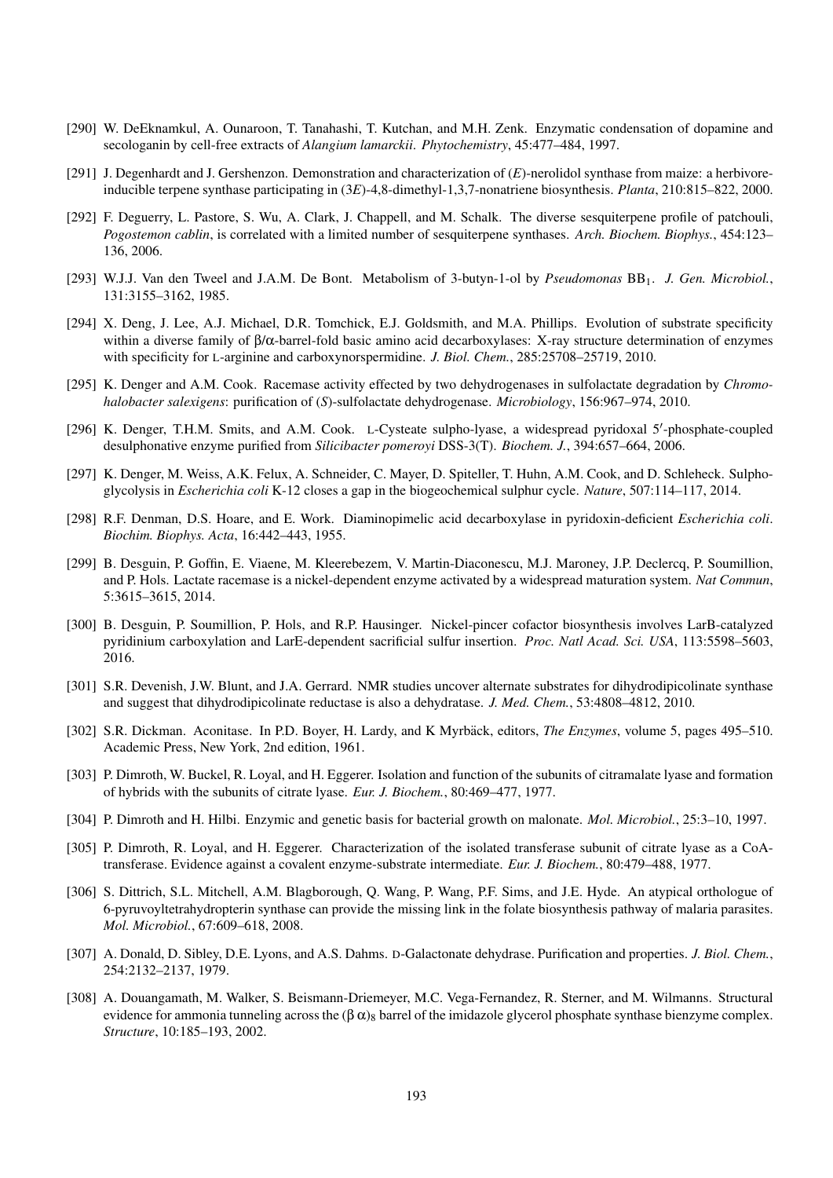[290] W. DeEknamkul, A. Ounaroon, T. Tanahashi, T. Kutchan, and M.H. Zenk. Enzymatic condensation of dopamine and secologanin by cell-free extracts of *Alangium lamarckii*. *Phytochemistry*, 45:477–484, 1997.

[291] J. Degenhardt and J. Gershenzon. Demonstration and characterization of (*E*)-nerolidol synthase from maize: a herbivore-inducible terpene synthase participating in (3*E*)-4,8-dimethyl-1,3,7-nonatriene biosynthesis. *Planta*, 210:815–822, 2000.

[292] F. Deguerry, L. Pastore, S. Wu, A. Clark, J. Chappell, and M. Schalk. The diverse sesquiterpene profile of patchouli, *Pogostemon cablin*, is correlated with a limited number of sesquiterpene synthases. *Arch. Biochem. Biophys.*, 454:123–136, 2006.

[293] W.J.J. Van den Tweel and J.A.M. De Bont. Metabolism of 3-butyn-1-ol by *Pseudomonas* $BB_1$. *J. Gen. Microbiol.*, 131:3155–3162, 1985.

[294] X. Deng, J. Lee, A.J. Michael, D.R. Tomchick, E.J. Goldsmith, and M.A. Phillips. Evolution of substrate specificity within a diverse family of β/α-barrel-fold basic amino acid decarboxylases: X-ray structure determination of enzymes with specificity for L-arginine and carboxynorspermidine. *J. Biol. Chem.*, 285:25708–25719, 2010.

[295] K. Denger and A.M. Cook. Racemase activity effected by two dehydrogenases in sulfolactate degradation by *Chromohalobacter salexigens*: purification of (*S*)-sulfolactate dehydrogenase. *Microbiology*, 156:967–974, 2010.

[296] K. Denger, T.H.M. Smits, and A.M. Cook. L-Cysteate sulpho-lyase, a widespread pyridoxal 5′-phosphate-coupled desulphonative enzyme purified from *Silicibacter pomeroyi* DSS-3(T). *Biochem. J.*, 394:657–664, 2006.

[297] K. Denger, M. Weiss, A.K. Felux, A. Schneider, C. Mayer, D. Spiteller, T. Huhn, A.M. Cook, and D. Schleheck. Sulphoglycolysis in *Escherichia coli* K-12 closes a gap in the biogeochemical sulphur cycle. *Nature*, 507:114–117, 2014.

[298] R.F. Denman, D.S. Hoare, and E. Work. Diaminopimelic acid decarboxylase in pyridoxin-deficient *Escherichia coli*. *Biochim. Biophys. Acta*, 16:442–443, 1955.

[299] B. Desguin, P. Goffin, E. Viaene, M. Kleerebezem, V. Martin-Diaconescu, M.J. Maroney, J.P. Declercq, P. Soumillion, and P. Hols. Lactate racemase is a nickel-dependent enzyme activated by a widespread maturation system. *Nat Commun*, 5:3615–3615, 2014.

[300] B. Desguin, P. Soumillion, P. Hols, and R.P. Hausinger. Nickel-pincer cofactor biosynthesis involves LarB-catalyzed pyridinium carboxylation and LarE-dependent sacrificial sulfur insertion. *Proc. Natl Acad. Sci. USA*, 113:5598–5603, 2016.

[301] S.R. Devenish, J.W. Blunt, and J.A. Gerrard. NMR studies uncover alternate substrates for dihydrodipicolinate synthase and suggest that dihydrodipicolinate reductase is also a dehydratase. *J. Med. Chem.*, 53:4808–4812, 2010.

[302] S.R. Dickman. Aconitase. In P.D. Boyer, H. Lardy, and K Myrbäck, editors, *The Enzymes*, volume 5, pages 495–510. Academic Press, New York, 2nd edition, 1961.

[303] P. Dimroth, W. Buckel, R. Loyal, and H. Eggerer. Isolation and function of the subunits of citramalate lyase and formation of hybrids with the subunits of citrate lyase. *Eur. J. Biochem.*, 80:469–477, 1977.

[304] P. Dimroth and H. Hilbi. Enzymic and genetic basis for bacterial growth on malonate. *Mol. Microbiol.*, 25:3–10, 1997.

[305] P. Dimroth, R. Loyal, and H. Eggerer. Characterization of the isolated transferase subunit of citrate lyase as a CoA-transferase. Evidence against a covalent enzyme-substrate intermediate. *Eur. J. Biochem.*, 80:479–488, 1977.

[306] S. Dittrich, S.L. Mitchell, A.M. Blagborough, Q. Wang, P. Wang, P.F. Sims, and J.E. Hyde. An atypical orthologue of 6-pyruvoyltetrahydropterin synthase can provide the missing link in the folate biosynthesis pathway of malaria parasites. *Mol. Microbiol.*, 67:609–618, 2008.

[307] A. Donald, D. Sibley, D.E. Lyons, and A.S. Dahms. D-Galactonate dehydrase. Purification and properties. *J. Biol. Chem.*, 254:2132–2137, 1979.

[308] A. Douangamath, M. Walker, S. Beismann-Driemeyer, M.C. Vega-Fernandez, R. Sterner, and M. Wilmanns. Structural evidence for ammonia tunneling across the $(\beta\,\alpha)_8$ barrel of the imidazole glycerol phosphate synthase bienzyme complex. *Structure*, 10:185–193, 2002.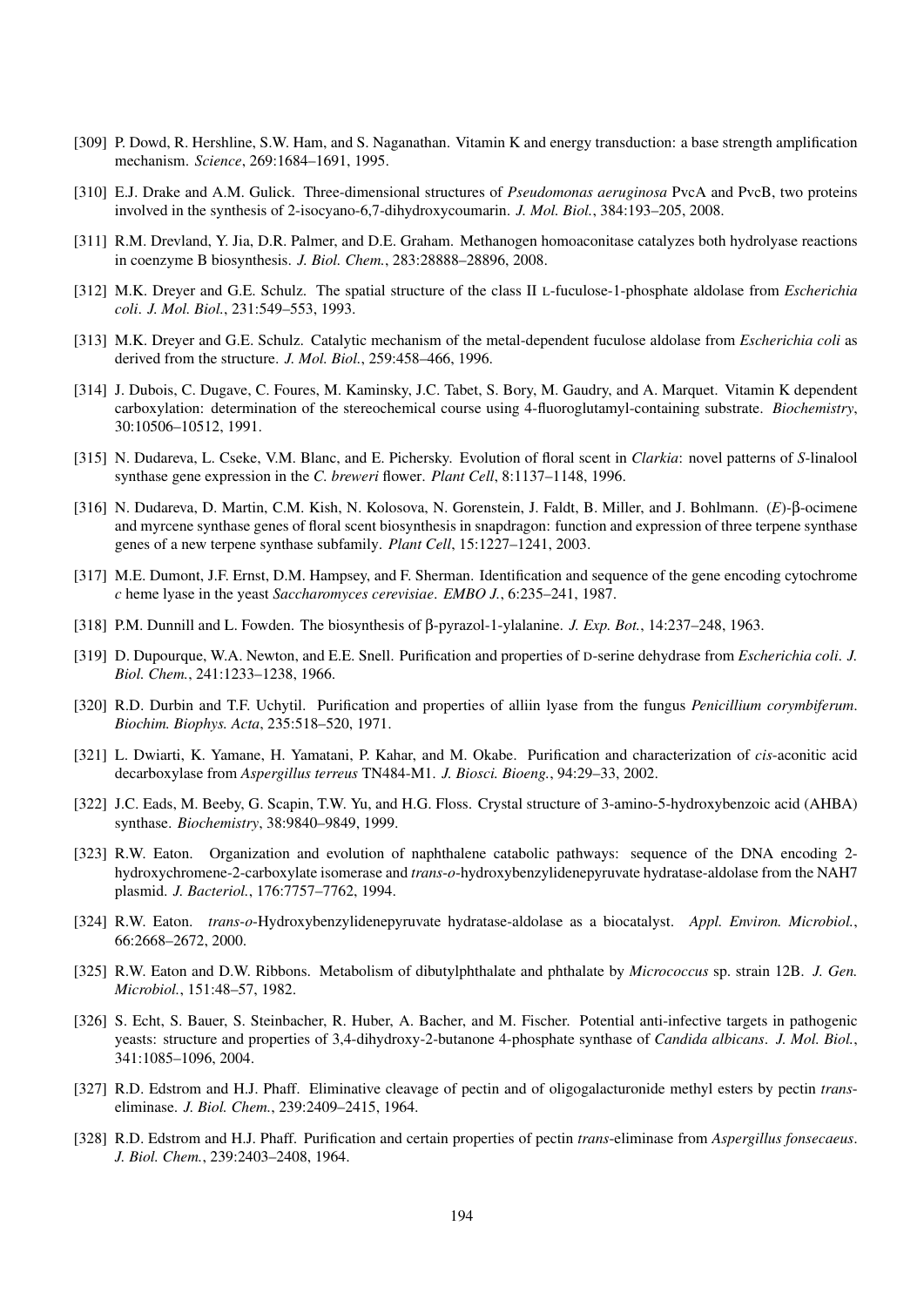[309] P. Dowd, R. Hershline, S.W. Ham, and S. Naganathan. Vitamin K and energy transduction: a base strength amplification mechanism. *Science*, 269:1684–1691, 1995.

[310] E.J. Drake and A.M. Gulick. Three-dimensional structures of *Pseudomonas aeruginosa* PvcA and PvcB, two proteins involved in the synthesis of 2-isocyano-6,7-dihydroxycoumarin. *J. Mol. Biol.*, 384:193–205, 2008.

[311] R.M. Drevland, Y. Jia, D.R. Palmer, and D.E. Graham. Methanogen homoaconitase catalyzes both hydrolyase reactions in coenzyme B biosynthesis. *J. Biol. Chem.*, 283:28888–28896, 2008.

[312] M.K. Dreyer and G.E. Schulz. The spatial structure of the class II L-fuculose-1-phosphate aldolase from *Escherichia coli*. *J. Mol. Biol.*, 231:549–553, 1993.

[313] M.K. Dreyer and G.E. Schulz. Catalytic mechanism of the metal-dependent fuculose aldolase from *Escherichia coli* as derived from the structure. *J. Mol. Biol.*, 259:458–466, 1996.

[314] J. Dubois, C. Dugave, C. Foures, M. Kaminsky, J.C. Tabet, S. Bory, M. Gaudry, and A. Marquet. Vitamin K dependent carboxylation: determination of the stereochemical course using 4-fluoroglutamyl-containing substrate. *Biochemistry*, 30:10506–10512, 1991.

[315] N. Dudareva, L. Cseke, V.M. Blanc, and E. Pichersky. Evolution of floral scent in *Clarkia*: novel patterns of *S*-linalool synthase gene expression in the *C. breweri* flower. *Plant Cell*, 8:1137–1148, 1996.

[316] N. Dudareva, D. Martin, C.M. Kish, N. Kolosova, N. Gorenstein, J. Faldt, B. Miller, and J. Bohlmann. (*E*)-β-ocimene and myrcene synthase genes of floral scent biosynthesis in snapdragon: function and expression of three terpene synthase genes of a new terpene synthase subfamily. *Plant Cell*, 15:1227–1241, 2003.

[317] M.E. Dumont, J.F. Ernst, D.M. Hampsey, and F. Sherman. Identification and sequence of the gene encoding cytochrome *c* heme lyase in the yeast *Saccharomyces cerevisiae*. *EMBO J.*, 6:235–241, 1987.

[318] P.M. Dunnill and L. Fowden. The biosynthesis of β-pyrazol-1-ylalanine. *J. Exp. Bot.*, 14:237–248, 1963.

[319] D. Dupourque, W.A. Newton, and E.E. Snell. Purification and properties of D-serine dehydrase from *Escherichia coli*. *J. Biol. Chem.*, 241:1233–1238, 1966.

[320] R.D. Durbin and T.F. Uchytil. Purification and properties of alliin lyase from the fungus *Penicillium corymbiferum*. *Biochim. Biophys. Acta*, 235:518–520, 1971.

[321] L. Dwiarti, K. Yamane, H. Yamatani, P. Kahar, and M. Okabe. Purification and characterization of *cis*-aconitic acid decarboxylase from *Aspergillus terreus* TN484-M1. *J. Biosci. Bioeng.*, 94:29–33, 2002.

[322] J.C. Eads, M. Beeby, G. Scapin, T.W. Yu, and H.G. Floss. Crystal structure of 3-amino-5-hydroxybenzoic acid (AHBA) synthase. *Biochemistry*, 38:9840–9849, 1999.

[323] R.W. Eaton. Organization and evolution of naphthalene catabolic pathways: sequence of the DNA encoding 2-hydroxychromene-2-carboxylate isomerase and *trans-o*-hydroxybenzylidenepyruvate hydratase-aldolase from the NAH7 plasmid. *J. Bacteriol.*, 176:7757–7762, 1994.

[324] R.W. Eaton. *trans-o*-Hydroxybenzylidenepyruvate hydratase-aldolase as a biocatalyst. *Appl. Environ. Microbiol.*, 66:2668–2672, 2000.

[325] R.W. Eaton and D.W. Ribbons. Metabolism of dibutylphthalate and phthalate by *Micrococcus* sp. strain 12B. *J. Gen. Microbiol.*, 151:48–57, 1982.

[326] S. Echt, S. Bauer, S. Steinbacher, R. Huber, A. Bacher, and M. Fischer. Potential anti-infective targets in pathogenic yeasts: structure and properties of 3,4-dihydroxy-2-butanone 4-phosphate synthase of *Candida albicans*. *J. Mol. Biol.*, 341:1085–1096, 2004.

[327] R.D. Edstrom and H.J. Phaff. Eliminative cleavage of pectin and of oligogalacturonide methyl esters by pectin *trans*-eliminase. *J. Biol. Chem.*, 239:2409–2415, 1964.

[328] R.D. Edstrom and H.J. Phaff. Purification and certain properties of pectin *trans*-eliminase from *Aspergillus fonsecaeus*. *J. Biol. Chem.*, 239:2403–2408, 1964.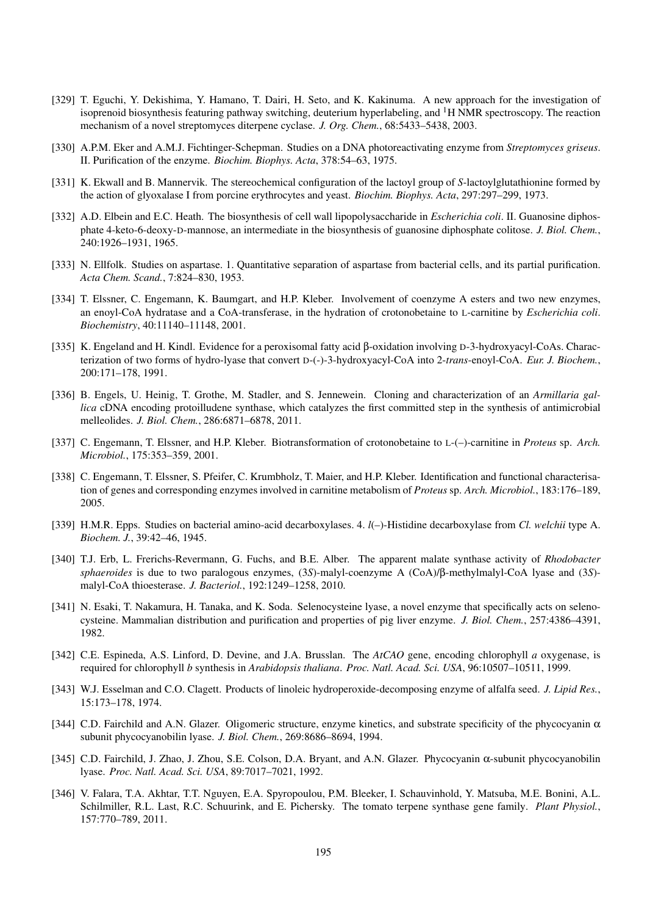[329] T. Eguchi, Y. Dekishima, Y. Hamano, T. Dairi, H. Seto, and K. Kakinuma. A new approach for the investigation of isoprenoid biosynthesis featuring pathway switching, deuterium hyperlabeling, and $^1$H NMR spectroscopy. The reaction mechanism of a novel streptomyces diterpene cyclase. *J. Org. Chem.*, 68:5433–5438, 2003.

[330] A.P.M. Eker and A.M.J. Fichtinger-Schepman. Studies on a DNA photoreactivating enzyme from *Streptomyces griseus*. II. Purification of the enzyme. *Biochim. Biophys. Acta*, 378:54–63, 1975.

[331] K. Ekwall and B. Mannervik. The stereochemical configuration of the lactoyl group of *S*-lactoylglutathionine formed by the action of glyoxalase I from porcine erythrocytes and yeast. *Biochim. Biophys. Acta*, 297:297–299, 1973.

[332] A.D. Elbein and E.C. Heath. The biosynthesis of cell wall lipopolysaccharide in *Escherichia coli*. II. Guanosine diphosphate 4-keto-6-deoxy-D-mannose, an intermediate in the biosynthesis of guanosine diphosphate colitose. *J. Biol. Chem.*, 240:1926–1931, 1965.

[333] N. Ellfolk. Studies on aspartase. 1. Quantitative separation of aspartase from bacterial cells, and its partial purification. *Acta Chem. Scand.*, 7:824–830, 1953.

[334] T. Elssner, C. Engemann, K. Baumgart, and H.P. Kleber. Involvement of coenzyme A esters and two new enzymes, an enoyl-CoA hydratase and a CoA-transferase, in the hydration of crotonobetaine to L-carnitine by *Escherichia coli*. *Biochemistry*, 40:11140–11148, 2001.

[335] K. Engeland and H. Kindl. Evidence for a peroxisomal fatty acid β-oxidation involving D-3-hydroxyacyl-CoAs. Characterization of two forms of hydro-lyase that convert D-(-)-3-hydroxyacyl-CoA into 2-*trans*-enoyl-CoA. *Eur. J. Biochem.*, 200:171–178, 1991.

[336] B. Engels, U. Heinig, T. Grothe, M. Stadler, and S. Jennewein. Cloning and characterization of an *Armillaria gallica* cDNA encoding protoilludene synthase, which catalyzes the first committed step in the synthesis of antimicrobial melleolides. *J. Biol. Chem.*, 286:6871–6878, 2011.

[337] C. Engemann, T. Elssner, and H.P. Kleber. Biotransformation of crotonobetaine to L-(–)-carnitine in *Proteus* sp. *Arch. Microbiol.*, 175:353–359, 2001.

[338] C. Engemann, T. Elssner, S. Pfeifer, C. Krumbholz, T. Maier, and H.P. Kleber. Identification and functional characterisation of genes and corresponding enzymes involved in carnitine metabolism of *Proteus* sp. *Arch. Microbiol.*, 183:176–189, 2005.

[339] H.M.R. Epps. Studies on bacterial amino-acid decarboxylases. 4. *l*(–)-Histidine decarboxylase from *Cl. welchii* type A. *Biochem. J.*, 39:42–46, 1945.

[340] T.J. Erb, L. Frerichs-Revermann, G. Fuchs, and B.E. Alber. The apparent malate synthase activity of *Rhodobacter sphaeroides* is due to two paralogous enzymes, (3*S*)-malyl-coenzyme A (CoA)/β-methylmalyl-CoA lyase and (3*S*)-malyl-CoA thioesterase. *J. Bacteriol.*, 192:1249–1258, 2010.

[341] N. Esaki, T. Nakamura, H. Tanaka, and K. Soda. Selenocysteine lyase, a novel enzyme that specifically acts on selenocysteine. Mammalian distribution and purification and properties of pig liver enzyme. *J. Biol. Chem.*, 257:4386–4391, 1982.

[342] C.E. Espineda, A.S. Linford, D. Devine, and J.A. Brusslan. The *AtCAO* gene, encoding chlorophyll *a* oxygenase, is required for chlorophyll *b* synthesis in *Arabidopsis thaliana*. *Proc. Natl. Acad. Sci. USA*, 96:10507–10511, 1999.

[343] W.J. Esselman and C.O. Clagett. Products of linoleic hydroperoxide-decomposing enzyme of alfalfa seed. *J. Lipid Res.*, 15:173–178, 1974.

[344] C.D. Fairchild and A.N. Glazer. Oligomeric structure, enzyme kinetics, and substrate specificity of the phycocyanin α subunit phycocyanobilin lyase. *J. Biol. Chem.*, 269:8686–8694, 1994.

[345] C.D. Fairchild, J. Zhao, J. Zhou, S.E. Colson, D.A. Bryant, and A.N. Glazer. Phycocyanin α-subunit phycocyanobilin lyase. *Proc. Natl. Acad. Sci. USA*, 89:7017–7021, 1992.

[346] V. Falara, T.A. Akhtar, T.T. Nguyen, E.A. Spyropoulou, P.M. Bleeker, I. Schauvinhold, Y. Matsuba, M.E. Bonini, A.L. Schilmiller, R.L. Last, R.C. Schuurink, and E. Pichersky. The tomato terpene synthase gene family. *Plant Physiol.*, 157:770–789, 2011.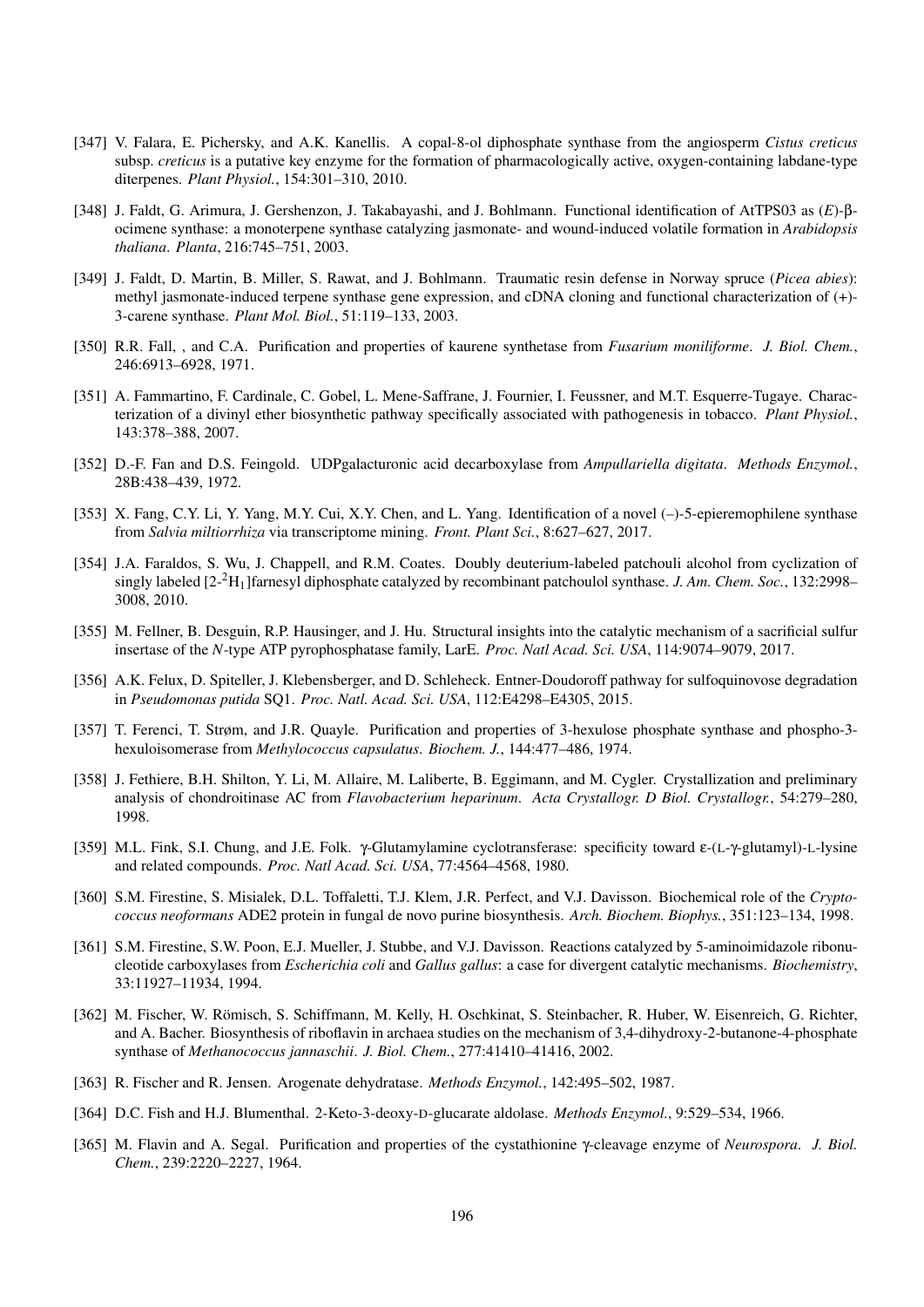[347] V. Falara, E. Pichersky, and A.K. Kanellis. A copal-8-ol diphosphate synthase from the angiosperm *Cistus creticus* subsp. *creticus* is a putative key enzyme for the formation of pharmacologically active, oxygen-containing labdane-type diterpenes. *Plant Physiol.*, 154:301–310, 2010.

[348] J. Faldt, G. Arimura, J. Gershenzon, J. Takabayashi, and J. Bohlmann. Functional identification of AtTPS03 as (*E*)-β-ocimene synthase: a monoterpene synthase catalyzing jasmonate- and wound-induced volatile formation in *Arabidopsis thaliana*. *Planta*, 216:745–751, 2003.

[349] J. Faldt, D. Martin, B. Miller, S. Rawat, and J. Bohlmann. Traumatic resin defense in Norway spruce (*Picea abies*): methyl jasmonate-induced terpene synthase gene expression, and cDNA cloning and functional characterization of (+)-3-carene synthase. *Plant Mol. Biol.*, 51:119–133, 2003.

[350] R.R. Fall, , and C.A. Purification and properties of kaurene synthetase from *Fusarium moniliforme*. *J. Biol. Chem.*, 246:6913–6928, 1971.

[351] A. Fammartino, F. Cardinale, C. Gobel, L. Mene-Saffrane, J. Fournier, I. Feussner, and M.T. Esquerre-Tugaye. Characterization of a divinyl ether biosynthetic pathway specifically associated with pathogenesis in tobacco. *Plant Physiol.*, 143:378–388, 2007.

[352] D.-F. Fan and D.S. Feingold. UDPgalacturonic acid decarboxylase from *Ampullariella digitata*. *Methods Enzymol.*, 28B:438–439, 1972.

[353] X. Fang, C.Y. Li, Y. Yang, M.Y. Cui, X.Y. Chen, and L. Yang. Identification of a novel (–)-5-epieremophilene synthase from *Salvia miltiorrhiza* via transcriptome mining. *Front. Plant Sci.*, 8:627–627, 2017.

[354] J.A. Faraldos, S. Wu, J. Chappell, and R.M. Coates. Doubly deuterium-labeled patchouli alcohol from cyclization of singly labeled [2-$^{2}H_{1}$]farnesyl diphosphate catalyzed by recombinant patchoulol synthase. *J. Am. Chem. Soc.*, 132:2998–3008, 2010.

[355] M. Fellner, B. Desguin, R.P. Hausinger, and J. Hu. Structural insights into the catalytic mechanism of a sacrificial sulfur insertase of the *N*-type ATP pyrophosphatase family, LarE. *Proc. Natl Acad. Sci. USA*, 114:9074–9079, 2017.

[356] A.K. Felux, D. Spiteller, J. Klebensberger, and D. Schleheck. Entner-Doudoroff pathway for sulfoquinovose degradation in *Pseudomonas putida* SQ1. *Proc. Natl. Acad. Sci. USA*, 112:E4298–E4305, 2015.

[357] T. Ferenci, T. Strøm, and J.R. Quayle. Purification and properties of 3-hexulose phosphate synthase and phospho-3-hexuloisomerase from *Methylococcus capsulatus*. *Biochem. J.*, 144:477–486, 1974.

[358] J. Fethiere, B.H. Shilton, Y. Li, M. Allaire, M. Laliberte, B. Eggimann, and M. Cygler. Crystallization and preliminary analysis of chondroitinase AC from *Flavobacterium heparinum*. *Acta Crystallogr. D Biol. Crystallogr.*, 54:279–280, 1998.

[359] M.L. Fink, S.I. Chung, and J.E. Folk. γ-Glutamylamine cyclotransferase: specificity toward ε-(L-γ-glutamyl)-L-lysine and related compounds. *Proc. Natl Acad. Sci. USA*, 77:4564–4568, 1980.

[360] S.M. Firestine, S. Misialek, D.L. Toffaletti, T.J. Klem, J.R. Perfect, and V.J. Davisson. Biochemical role of the *Cryptococcus neoformans* ADE2 protein in fungal de novo purine biosynthesis. *Arch. Biochem. Biophys.*, 351:123–134, 1998.

[361] S.M. Firestine, S.W. Poon, E.J. Mueller, J. Stubbe, and V.J. Davisson. Reactions catalyzed by 5-aminoimidazole ribonucleotide carboxylases from *Escherichia coli* and *Gallus gallus*: a case for divergent catalytic mechanisms. *Biochemistry*, 33:11927–11934, 1994.

[362] M. Fischer, W. Römisch, S. Schiffmann, M. Kelly, H. Oschkinat, S. Steinbacher, R. Huber, W. Eisenreich, G. Richter, and A. Bacher. Biosynthesis of riboflavin in archaea studies on the mechanism of 3,4-dihydroxy-2-butanone-4-phosphate synthase of *Methanococcus jannaschii*. *J. Biol. Chem.*, 277:41410–41416, 2002.

[363] R. Fischer and R. Jensen. Arogenate dehydratase. *Methods Enzymol.*, 142:495–502, 1987.

[364] D.C. Fish and H.J. Blumenthal. 2-Keto-3-deoxy-D-glucarate aldolase. *Methods Enzymol.*, 9:529–534, 1966.

[365] M. Flavin and A. Segal. Purification and properties of the cystathionine γ-cleavage enzyme of *Neurospora*. *J. Biol. Chem.*, 239:2220–2227, 1964.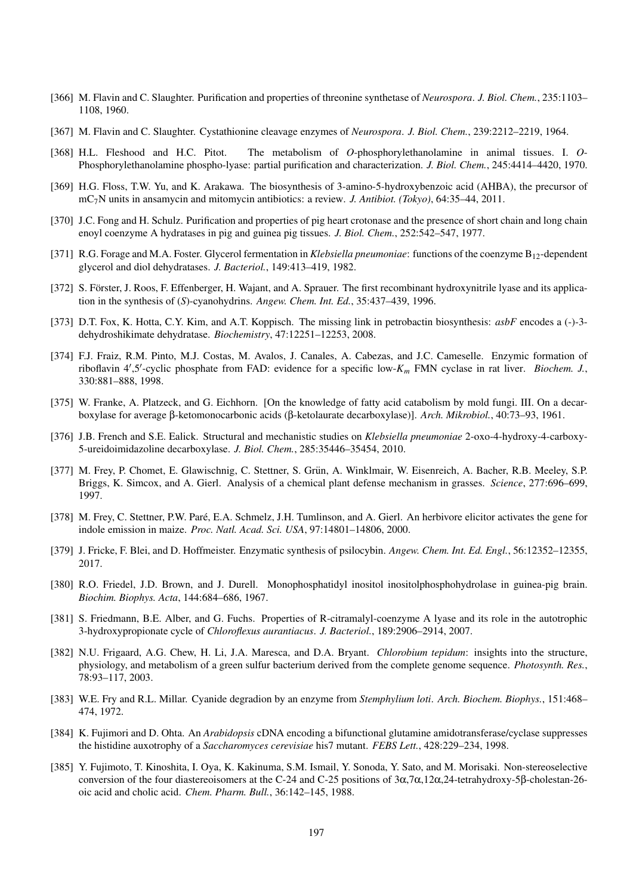[366] M. Flavin and C. Slaughter. Purification and properties of threonine synthetase of *Neurospora*. *J. Biol. Chem.*, 235:1103–1108, 1960.

[367] M. Flavin and C. Slaughter. Cystathionine cleavage enzymes of *Neurospora*. *J. Biol. Chem.*, 239:2212–2219, 1964.

[368] H.L. Fleshood and H.C. Pitot. The metabolism of *O*-phosphorylethanolamine in animal tissues. I. *O*-Phosphorylethanolamine phospho-lyase: partial purification and characterization. *J. Biol. Chem.*, 245:4414–4420, 1970.

[369] H.G. Floss, T.W. Yu, and K. Arakawa. The biosynthesis of 3-amino-5-hydroxybenzoic acid (AHBA), the precursor of $mC_7N$ units in ansamycin and mitomycin antibiotics: a review. *J. Antibiot. (Tokyo)*, 64:35–44, 2011.

[370] J.C. Fong and H. Schulz. Purification and properties of pig heart crotonase and the presence of short chain and long chain enoyl coenzyme A hydratases in pig and guinea pig tissues. *J. Biol. Chem.*, 252:542–547, 1977.

[371] R.G. Forage and M.A. Foster. Glycerol fermentation in *Klebsiella pneumoniae*: functions of the coenzyme $B_{12}$-dependent glycerol and diol dehydratases. *J. Bacteriol.*, 149:413–419, 1982.

[372] S. Förster, J. Roos, F. Effenberger, H. Wajant, and A. Sprauer. The first recombinant hydroxynitrile lyase and its application in the synthesis of (*S*)-cyanohydrins. *Angew. Chem. Int. Ed.*, 35:437–439, 1996.

[373] D.T. Fox, K. Hotta, C.Y. Kim, and A.T. Koppisch. The missing link in petrobactin biosynthesis: *asbF* encodes a (-)-3-dehydroshikimate dehydratase. *Biochemistry*, 47:12251–12253, 2008.

[374] F.J. Fraiz, R.M. Pinto, M.J. Costas, M. Avalos, J. Canales, A. Cabezas, and J.C. Cameselle. Enzymic formation of riboflavin 4′,5′-cyclic phosphate from FAD: evidence for a specific low-$K_m$ FMN cyclase in rat liver. *Biochem. J.*, 330:881–888, 1998.

[375] W. Franke, A. Platzeck, and G. Eichhorn. [On the knowledge of fatty acid catabolism by mold fungi. III. On a decarboxylase for average β-ketomonocarbonic acids (β-ketolaurate decarboxylase)]. *Arch. Mikrobiol.*, 40:73–93, 1961.

[376] J.B. French and S.E. Ealick. Structural and mechanistic studies on *Klebsiella pneumoniae* 2-oxo-4-hydroxy-4-carboxy-5-ureidoimidazoline decarboxylase. *J. Biol. Chem.*, 285:35446–35454, 2010.

[377] M. Frey, P. Chomet, E. Glawischnig, C. Stettner, S. Grün, A. Winklmair, W. Eisenreich, A. Bacher, R.B. Meeley, S.P. Briggs, K. Simcox, and A. Gierl. Analysis of a chemical plant defense mechanism in grasses. *Science*, 277:696–699, 1997.

[378] M. Frey, C. Stettner, P.W. Paré, E.A. Schmelz, J.H. Tumlinson, and A. Gierl. An herbivore elicitor activates the gene for indole emission in maize. *Proc. Natl. Acad. Sci. USA*, 97:14801–14806, 2000.

[379] J. Fricke, F. Blei, and D. Hoffmeister. Enzymatic synthesis of psilocybin. *Angew. Chem. Int. Ed. Engl.*, 56:12352–12355, 2017.

[380] R.O. Friedel, J.D. Brown, and J. Durell. Monophosphatidyl inositol inositolphosphohydrolase in guinea-pig brain. *Biochim. Biophys. Acta*, 144:684–686, 1967.

[381] S. Friedmann, B.E. Alber, and G. Fuchs. Properties of R-citramalyl-coenzyme A lyase and its role in the autotrophic 3-hydroxypropionate cycle of *Chloroflexus aurantiacus*. *J. Bacteriol.*, 189:2906–2914, 2007.

[382] N.U. Frigaard, A.G. Chew, H. Li, J.A. Maresca, and D.A. Bryant. *Chlorobium tepidum*: insights into the structure, physiology, and metabolism of a green sulfur bacterium derived from the complete genome sequence. *Photosynth. Res.*, 78:93–117, 2003.

[383] W.E. Fry and R.L. Millar. Cyanide degradion by an enzyme from *Stemphylium loti*. *Arch. Biochem. Biophys.*, 151:468–474, 1972.

[384] K. Fujimori and D. Ohta. An *Arabidopsis* cDNA encoding a bifunctional glutamine amidotransferase/cyclase suppresses the histidine auxotrophy of a *Saccharomyces cerevisiae* his7 mutant. *FEBS Lett.*, 428:229–234, 1998.

[385] Y. Fujimoto, T. Kinoshita, I. Oya, K. Kakinuma, S.M. Ismail, Y. Sonoda, Y. Sato, and M. Morisaki. Non-stereoselective conversion of the four diastereoisomers at the C-24 and C-25 positions of 3α,7α,12α,24-tetrahydroxy-5β-cholestan-26-oic acid and cholic acid. *Chem. Pharm. Bull.*, 36:142–145, 1988.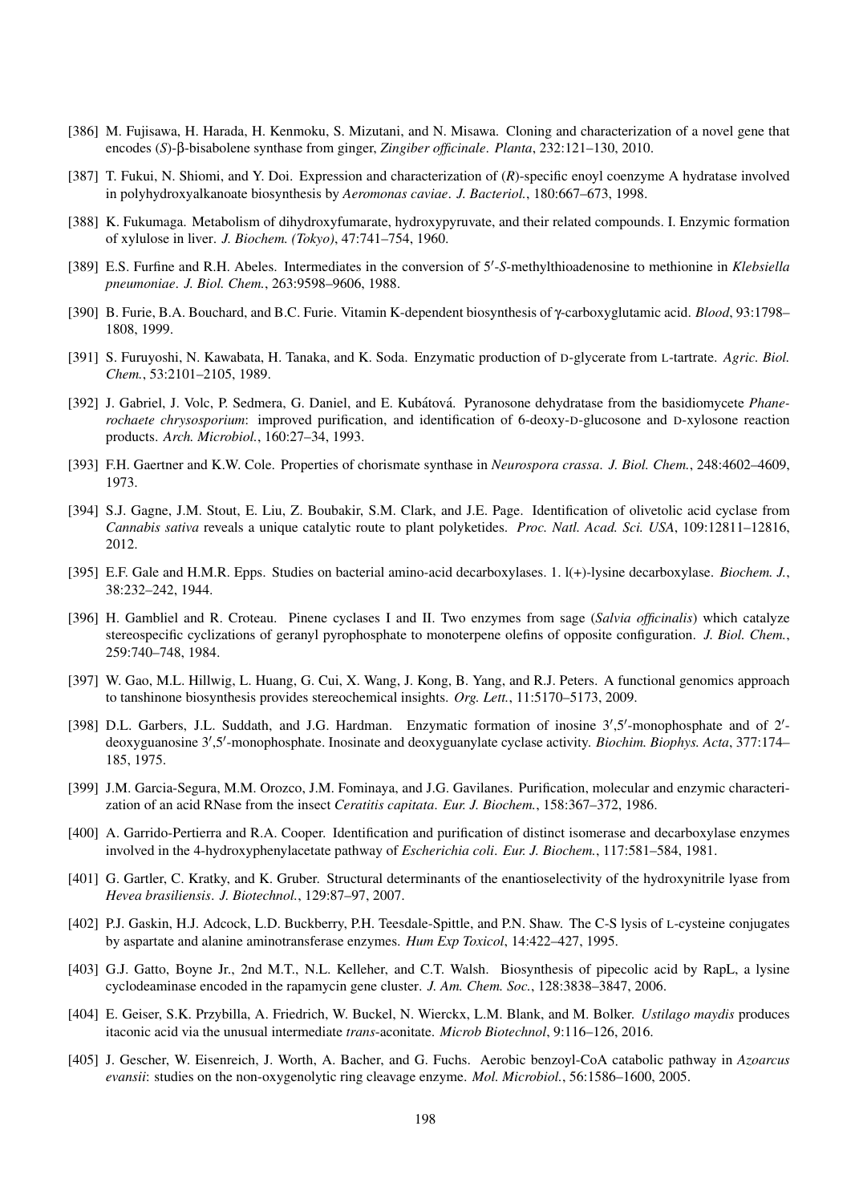[386] M. Fujisawa, H. Harada, H. Kenmoku, S. Mizutani, and N. Misawa. Cloning and characterization of a novel gene that encodes (*S*)-β-bisabolene synthase from ginger, *Zingiber officinale*. *Planta*, 232:121–130, 2010.

[387] T. Fukui, N. Shiomi, and Y. Doi. Expression and characterization of (*R*)-specific enoyl coenzyme A hydratase involved in polyhydroxyalkanoate biosynthesis by *Aeromonas caviae*. *J. Bacteriol.*, 180:667–673, 1998.

[388] K. Fukumaga. Metabolism of dihydroxyfumarate, hydroxypyruvate, and their related compounds. I. Enzymic formation of xylulose in liver. *J. Biochem. (Tokyo)*, 47:741–754, 1960.

[389] E.S. Furfine and R.H. Abeles. Intermediates in the conversion of 5′-*S*-methylthioadenosine to methionine in *Klebsiella pneumoniae*. *J. Biol. Chem.*, 263:9598–9606, 1988.

[390] B. Furie, B.A. Bouchard, and B.C. Furie. Vitamin K-dependent biosynthesis of γ-carboxyglutamic acid. *Blood*, 93:1798–1808, 1999.

[391] S. Furuyoshi, N. Kawabata, H. Tanaka, and K. Soda. Enzymatic production of D-glycerate from L-tartrate. *Agric. Biol. Chem.*, 53:2101–2105, 1989.

[392] J. Gabriel, J. Volc, P. Sedmera, G. Daniel, and E. Kubátová. Pyranosone dehydratase from the basidiomycete *Phanerochaete chrysosporium*: improved purification, and identification of 6-deoxy-D-glucosone and D-xylosone reaction products. *Arch. Microbiol.*, 160:27–34, 1993.

[393] F.H. Gaertner and K.W. Cole. Properties of chorismate synthase in *Neurospora crassa*. *J. Biol. Chem.*, 248:4602–4609, 1973.

[394] S.J. Gagne, J.M. Stout, E. Liu, Z. Boubakir, S.M. Clark, and J.E. Page. Identification of olivetolic acid cyclase from *Cannabis sativa* reveals a unique catalytic route to plant polyketides. *Proc. Natl. Acad. Sci. USA*, 109:12811–12816, 2012.

[395] E.F. Gale and H.M.R. Epps. Studies on bacterial amino-acid decarboxylases. 1. l(+)-lysine decarboxylase. *Biochem. J.*, 38:232–242, 1944.

[396] H. Gambliel and R. Croteau. Pinene cyclases I and II. Two enzymes from sage (*Salvia officinalis*) which catalyze stereospecific cyclizations of geranyl pyrophosphate to monoterpene olefins of opposite configuration. *J. Biol. Chem.*, 259:740–748, 1984.

[397] W. Gao, M.L. Hillwig, L. Huang, G. Cui, X. Wang, J. Kong, B. Yang, and R.J. Peters. A functional genomics approach to tanshinone biosynthesis provides stereochemical insights. *Org. Lett.*, 11:5170–5173, 2009.

[398] D.L. Garbers, J.L. Suddath, and J.G. Hardman. Enzymatic formation of inosine 3′,5′-monophosphate and of 2′-deoxyguanosine 3′,5′-monophosphate. Inosinate and deoxyguanylate cyclase activity. *Biochim. Biophys. Acta*, 377:174–185, 1975.

[399] J.M. Garcia-Segura, M.M. Orozco, J.M. Fominaya, and J.G. Gavilanes. Purification, molecular and enzymic characterization of an acid RNase from the insect *Ceratitis capitata*. *Eur. J. Biochem.*, 158:367–372, 1986.

[400] A. Garrido-Pertierra and R.A. Cooper. Identification and purification of distinct isomerase and decarboxylase enzymes involved in the 4-hydroxyphenylacetate pathway of *Escherichia coli*. *Eur. J. Biochem.*, 117:581–584, 1981.

[401] G. Gartler, C. Kratky, and K. Gruber. Structural determinants of the enantioselectivity of the hydroxynitrile lyase from *Hevea brasiliensis*. *J. Biotechnol.*, 129:87–97, 2007.

[402] P.J. Gaskin, H.J. Adcock, L.D. Buckberry, P.H. Teesdale-Spittle, and P.N. Shaw. The C-S lysis of L-cysteine conjugates by aspartate and alanine aminotransferase enzymes. *Hum Exp Toxicol*, 14:422–427, 1995.

[403] G.J. Gatto, Boyne Jr., 2nd M.T., N.L. Kelleher, and C.T. Walsh. Biosynthesis of pipecolic acid by RapL, a lysine cyclodeaminase encoded in the rapamycin gene cluster. *J. Am. Chem. Soc.*, 128:3838–3847, 2006.

[404] E. Geiser, S.K. Przybilla, A. Friedrich, W. Buckel, N. Wierckx, L.M. Blank, and M. Bolker. *Ustilago maydis* produces itaconic acid via the unusual intermediate *trans*-aconitate. *Microb Biotechnol*, 9:116–126, 2016.

[405] J. Gescher, W. Eisenreich, J. Worth, A. Bacher, and G. Fuchs. Aerobic benzoyl-CoA catabolic pathway in *Azoarcus evansii*: studies on the non-oxygenolytic ring cleavage enzyme. *Mol. Microbiol.*, 56:1586–1600, 2005.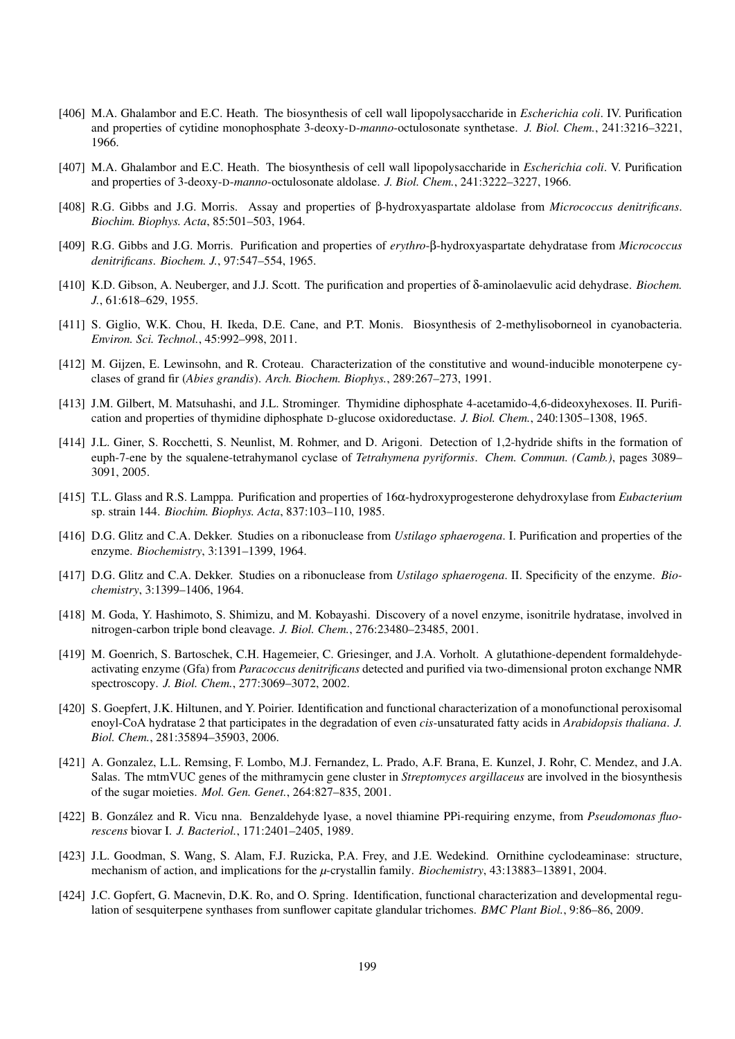[406] M.A. Ghalambor and E.C. Heath. The biosynthesis of cell wall lipopolysaccharide in *Escherichia coli*. IV. Purification and properties of cytidine monophosphate 3-deoxy-D-*manno*-octulosonate synthetase. *J. Biol. Chem.*, 241:3216–3221, 1966.

[407] M.A. Ghalambor and E.C. Heath. The biosynthesis of cell wall lipopolysaccharide in *Escherichia coli*. V. Purification and properties of 3-deoxy-D-*manno*-octulosonate aldolase. *J. Biol. Chem.*, 241:3222–3227, 1966.

[408] R.G. Gibbs and J.G. Morris. Assay and properties of β-hydroxyaspartate aldolase from *Micrococcus denitrificans*. *Biochim. Biophys. Acta*, 85:501–503, 1964.

[409] R.G. Gibbs and J.G. Morris. Purification and properties of *erythro*-β-hydroxyaspartate dehydratase from *Micrococcus denitrificans*. *Biochem. J.*, 97:547–554, 1965.

[410] K.D. Gibson, A. Neuberger, and J.J. Scott. The purification and properties of δ-aminolaevulic acid dehydrase. *Biochem. J.*, 61:618–629, 1955.

[411] S. Giglio, W.K. Chou, H. Ikeda, D.E. Cane, and P.T. Monis. Biosynthesis of 2-methylisoborneol in cyanobacteria. *Environ. Sci. Technol.*, 45:992–998, 2011.

[412] M. Gijzen, E. Lewinsohn, and R. Croteau. Characterization of the constitutive and wound-inducible monoterpene cyclases of grand fir (*Abies grandis*). *Arch. Biochem. Biophys.*, 289:267–273, 1991.

[413] J.M. Gilbert, M. Matsuhashi, and J.L. Strominger. Thymidine diphosphate 4-acetamido-4,6-dideoxyhexoses. II. Purification and properties of thymidine diphosphate D-glucose oxidoreductase. *J. Biol. Chem.*, 240:1305–1308, 1965.

[414] J.L. Giner, S. Rocchetti, S. Neunlist, M. Rohmer, and D. Arigoni. Detection of 1,2-hydride shifts in the formation of euph-7-ene by the squalene-tetrahymanol cyclase of *Tetrahymena pyriformis*. *Chem. Commun. (Camb.)*, pages 3089–3091, 2005.

[415] T.L. Glass and R.S. Lamppa. Purification and properties of 16α-hydroxyprogesterone dehydroxylase from *Eubacterium* sp. strain 144. *Biochim. Biophys. Acta*, 837:103–110, 1985.

[416] D.G. Glitz and C.A. Dekker. Studies on a ribonuclease from *Ustilago sphaerogena*. I. Purification and properties of the enzyme. *Biochemistry*, 3:1391–1399, 1964.

[417] D.G. Glitz and C.A. Dekker. Studies on a ribonuclease from *Ustilago sphaerogena*. II. Specificity of the enzyme. *Biochemistry*, 3:1399–1406, 1964.

[418] M. Goda, Y. Hashimoto, S. Shimizu, and M. Kobayashi. Discovery of a novel enzyme, isonitrile hydratase, involved in nitrogen-carbon triple bond cleavage. *J. Biol. Chem.*, 276:23480–23485, 2001.

[419] M. Goenrich, S. Bartoschek, C.H. Hagemeier, C. Griesinger, and J.A. Vorholt. A glutathione-dependent formaldehyde-activating enzyme (Gfa) from *Paracoccus denitrificans* detected and purified via two-dimensional proton exchange NMR spectroscopy. *J. Biol. Chem.*, 277:3069–3072, 2002.

[420] S. Goepfert, J.K. Hiltunen, and Y. Poirier. Identification and functional characterization of a monofunctional peroxisomal enoyl-CoA hydratase 2 that participates in the degradation of even *cis*-unsaturated fatty acids in *Arabidopsis thaliana*. *J. Biol. Chem.*, 281:35894–35903, 2006.

[421] A. Gonzalez, L.L. Remsing, F. Lombo, M.J. Fernandez, L. Prado, A.F. Brana, E. Kunzel, J. Rohr, C. Mendez, and J.A. Salas. The mtmVUC genes of the mithramycin gene cluster in *Streptomyces argillaceus* are involved in the biosynthesis of the sugar moieties. *Mol. Gen. Genet.*, 264:827–835, 2001.

[422] B. González and R. Vicu nna. Benzaldehyde lyase, a novel thiamine PPi-requiring enzyme, from *Pseudomonas fluorescens* biovar I. *J. Bacteriol.*, 171:2401–2405, 1989.

[423] J.L. Goodman, S. Wang, S. Alam, F.J. Ruzicka, P.A. Frey, and J.E. Wedekind. Ornithine cyclodeaminase: structure, mechanism of action, and implications for the μ-crystallin family. *Biochemistry*, 43:13883–13891, 2004.

[424] J.C. Gopfert, G. Macnevin, D.K. Ro, and O. Spring. Identification, functional characterization and developmental regulation of sesquiterpene synthases from sunflower capitate glandular trichomes. *BMC Plant Biol.*, 9:86–86, 2009.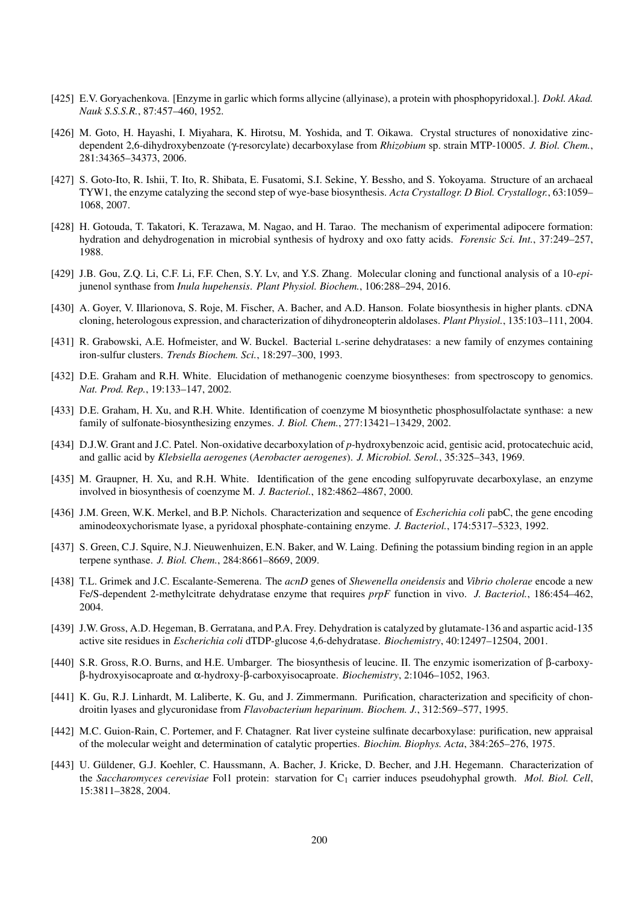[425] E.V. Goryachenkova. [Enzyme in garlic which forms allycine (allyinase), a protein with phosphopyridoxal.]. *Dokl. Akad. Nauk S.S.S.R.*, 87:457–460, 1952.

[426] M. Goto, H. Hayashi, I. Miyahara, K. Hirotsu, M. Yoshida, and T. Oikawa. Crystal structures of nonoxidative zinc-dependent 2,6-dihydroxybenzoate (γ-resorcylate) decarboxylase from *Rhizobium* sp. strain MTP-10005. *J. Biol. Chem.*, 281:34365–34373, 2006.

[427] S. Goto-Ito, R. Ishii, T. Ito, R. Shibata, E. Fusatomi, S.I. Sekine, Y. Bessho, and S. Yokoyama. Structure of an archaeal TYW1, the enzyme catalyzing the second step of wye-base biosynthesis. *Acta Crystallogr. D Biol. Crystallogr.*, 63:1059–1068, 2007.

[428] H. Gotouda, T. Takatori, K. Terazawa, M. Nagao, and H. Tarao. The mechanism of experimental adipocere formation: hydration and dehydrogenation in microbial synthesis of hydroxy and oxo fatty acids. *Forensic Sci. Int.*, 37:249–257, 1988.

[429] J.B. Gou, Z.Q. Li, C.F. Li, F.F. Chen, S.Y. Lv, and Y.S. Zhang. Molecular cloning and functional analysis of a 10-*epi*-junenol synthase from *Inula hupehensis*. *Plant Physiol. Biochem.*, 106:288–294, 2016.

[430] A. Goyer, V. Illarionova, S. Roje, M. Fischer, A. Bacher, and A.D. Hanson. Folate biosynthesis in higher plants. cDNA cloning, heterologous expression, and characterization of dihydroneopterin aldolases. *Plant Physiol.*, 135:103–111, 2004.

[431] R. Grabowski, A.E. Hofmeister, and W. Buckel. Bacterial L-serine dehydratases: a new family of enzymes containing iron-sulfur clusters. *Trends Biochem. Sci.*, 18:297–300, 1993.

[432] D.E. Graham and R.H. White. Elucidation of methanogenic coenzyme biosyntheses: from spectroscopy to genomics. *Nat. Prod. Rep.*, 19:133–147, 2002.

[433] D.E. Graham, H. Xu, and R.H. White. Identification of coenzyme M biosynthetic phosphosulfolactate synthase: a new family of sulfonate-biosynthesizing enzymes. *J. Biol. Chem.*, 277:13421–13429, 2002.

[434] D.J.W. Grant and J.C. Patel. Non-oxidative decarboxylation of *p*-hydroxybenzoic acid, gentisic acid, protocatechuic acid, and gallic acid by *Klebsiella aerogenes* (*Aerobacter aerogenes*). *J. Microbiol. Serol.*, 35:325–343, 1969.

[435] M. Graupner, H. Xu, and R.H. White. Identification of the gene encoding sulfopyruvate decarboxylase, an enzyme involved in biosynthesis of coenzyme M. *J. Bacteriol.*, 182:4862–4867, 2000.

[436] J.M. Green, W.K. Merkel, and B.P. Nichols. Characterization and sequence of *Escherichia coli* pabC, the gene encoding aminodeoxychorismate lyase, a pyridoxal phosphate-containing enzyme. *J. Bacteriol.*, 174:5317–5323, 1992.

[437] S. Green, C.J. Squire, N.J. Nieuwenhuizen, E.N. Baker, and W. Laing. Defining the potassium binding region in an apple terpene synthase. *J. Biol. Chem.*, 284:8661–8669, 2009.

[438] T.L. Grimek and J.C. Escalante-Semerena. The *acnD* genes of *Shewenella oneidensis* and *Vibrio cholerae* encode a new Fe/S-dependent 2-methylcitrate dehydratase enzyme that requires *prpF* function in vivo. *J. Bacteriol.*, 186:454–462, 2004.

[439] J.W. Gross, A.D. Hegeman, B. Gerratana, and P.A. Frey. Dehydration is catalyzed by glutamate-136 and aspartic acid-135 active site residues in *Escherichia coli* dTDP-glucose 4,6-dehydratase. *Biochemistry*, 40:12497–12504, 2001.

[440] S.R. Gross, R.O. Burns, and H.E. Umbarger. The biosynthesis of leucine. II. The enzymic isomerization of β-carboxy-β-hydroxyisocaproate and α-hydroxy-β-carboxyisocaproate. *Biochemistry*, 2:1046–1052, 1963.

[441] K. Gu, R.J. Linhardt, M. Laliberte, K. Gu, and J. Zimmermann. Purification, characterization and specificity of chondroitin lyases and glycuronidase from *Flavobacterium heparinum*. *Biochem. J.*, 312:569–577, 1995.

[442] M.C. Guion-Rain, C. Portemer, and F. Chatagner. Rat liver cysteine sulfinate decarboxylase: purification, new appraisal of the molecular weight and determination of catalytic properties. *Biochim. Biophys. Acta*, 384:265–276, 1975.

[443] U. Güldener, G.J. Koehler, C. Haussmann, A. Bacher, J. Kricke, D. Becher, and J.H. Hegemann. Characterization of the *Saccharomyces cerevisiae* Fol1 protein: starvation for $C_1$ carrier induces pseudohyphal growth. *Mol. Biol. Cell*, 15:3811–3828, 2004.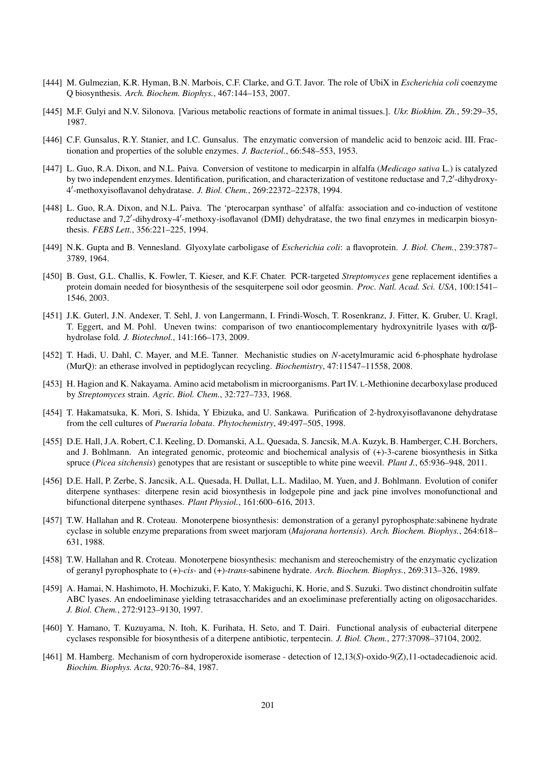[444] M. Gulmezian, K.R. Hyman, B.N. Marbois, C.F. Clarke, and G.T. Javor. The role of UbiX in *Escherichia coli* coenzyme Q biosynthesis. *Arch. Biochem. Biophys.*, 467:144–153, 2007.

[445] M.F. Gulyi and N.V. Silonova. [Various metabolic reactions of formate in animal tissues.]. *Ukr. Biokhim. Zh.*, 59:29–35, 1987.

[446] C.F. Gunsalus, R.Y. Stanier, and I.C. Gunsalus. The enzymatic conversion of mandelic acid to benzoic acid. III. Fractionation and properties of the soluble enzymes. *J. Bacteriol.*, 66:548–553, 1953.

[447] L. Guo, R.A. Dixon, and N.L. Paiva. Conversion of vestitone to medicarpin in alfalfa (*Medicago sativa* L.) is catalyzed by two independent enzymes. Identification, purification, and characterization of vestitone reductase and 7,2′-dihydroxy-4′-methoxyisoflavanol dehydratase. *J. Biol. Chem.*, 269:22372–22378, 1994.

[448] L. Guo, R.A. Dixon, and N.L. Paiva. The 'pterocarpan synthase' of alfalfa: association and co-induction of vestitone reductase and 7,2′-dihydroxy-4′-methoxy-isoflavanol (DMI) dehydratase, the two final enzymes in medicarpin biosynthesis. *FEBS Lett.*, 356:221–225, 1994.

[449] N.K. Gupta and B. Vennesland. Glyoxylate carboligase of *Escherichia coli*: a flavoprotein. *J. Biol. Chem.*, 239:3787–3789, 1964.

[450] B. Gust, G.L. Challis, K. Fowler, T. Kieser, and K.F. Chater. PCR-targeted *Streptomyces* gene replacement identifies a protein domain needed for biosynthesis of the sesquiterpene soil odor geosmin. *Proc. Natl. Acad. Sci. USA*, 100:1541–1546, 2003.

[451] J.K. Guterl, J.N. Andexer, T. Sehl, J. von Langermann, I. Frindi-Wosch, T. Rosenkranz, J. Fitter, K. Gruber, U. Kragl, T. Eggert, and M. Pohl. Uneven twins: comparison of two enantiocomplementary hydroxynitrile lyases with α/β-hydrolase fold. *J. Biotechnol.*, 141:166–173, 2009.

[452] T. Hadi, U. Dahl, C. Mayer, and M.E. Tanner. Mechanistic studies on *N*-acetylmuramic acid 6-phosphate hydrolase (MurQ): an etherase involved in peptidoglycan recycling. *Biochemistry*, 47:11547–11558, 2008.

[453] H. Hagion and K. Nakayama. Amino acid metabolism in microorganisms. Part IV. L-Methionine decarboxylase produced by *Streptomyces* strain. *Agric. Biol. Chem.*, 32:727–733, 1968.

[454] T. Hakamatsuka, K. Mori, S. Ishida, Y Ebizuka, and U. Sankawa. Purification of 2-hydroxyisoflavanone dehydratase from the cell cultures of *Pueraria lobata*. *Phytochemistry*, 49:497–505, 1998.

[455] D.E. Hall, J.A. Robert, C.I. Keeling, D. Domanski, A.L. Quesada, S. Jancsik, M.A. Kuzyk, B. Hamberger, C.H. Borchers, and J. Bohlmann. An integrated genomic, proteomic and biochemical analysis of (+)-3-carene biosynthesis in Sitka spruce (*Picea sitchensis*) genotypes that are resistant or susceptible to white pine weevil. *Plant J.*, 65:936–948, 2011.

[456] D.E. Hall, P. Zerbe, S. Jancsik, A.L. Quesada, H. Dullat, L.L. Madilao, M. Yuen, and J. Bohlmann. Evolution of conifer diterpene synthases: diterpene resin acid biosynthesis in lodgepole pine and jack pine involves monofunctional and bifunctional diterpene synthases. *Plant Physiol.*, 161:600–616, 2013.

[457] T.W. Hallahan and R. Croteau. Monoterpene biosynthesis: demonstration of a geranyl pyrophosphate:sabinene hydrate cyclase in soluble enzyme preparations from sweet marjoram (*Majorana hortensis*). *Arch. Biochem. Biophys.*, 264:618–631, 1988.

[458] T.W. Hallahan and R. Croteau. Monoterpene biosynthesis: mechanism and stereochemistry of the enzymatic cyclization of geranyl pyrophosphate to (+)-*cis*- and (+)-*trans*-sabinene hydrate. *Arch. Biochem. Biophys.*, 269:313–326, 1989.

[459] A. Hamai, N. Hashimoto, H. Mochizuki, F. Kato, Y. Makiguchi, K. Horie, and S. Suzuki. Two distinct chondroitin sulfate ABC lyases. An endoeliminase yielding tetrasaccharides and an exoeliminase preferentially acting on oligosaccharides. *J. Biol. Chem.*, 272:9123–9130, 1997.

[460] Y. Hamano, T. Kuzuyama, N. Itoh, K. Furihata, H. Seto, and T. Dairi. Functional analysis of eubacterial diterpene cyclases responsible for biosynthesis of a diterpene antibiotic, terpentecin. *J. Biol. Chem.*, 277:37098–37104, 2002.

[461] M. Hamberg. Mechanism of corn hydroperoxide isomerase - detection of 12,13(*S*)-oxido-9(Z),11-octadecadienoic acid. *Biochim. Biophys. Acta*, 920:76–84, 1987.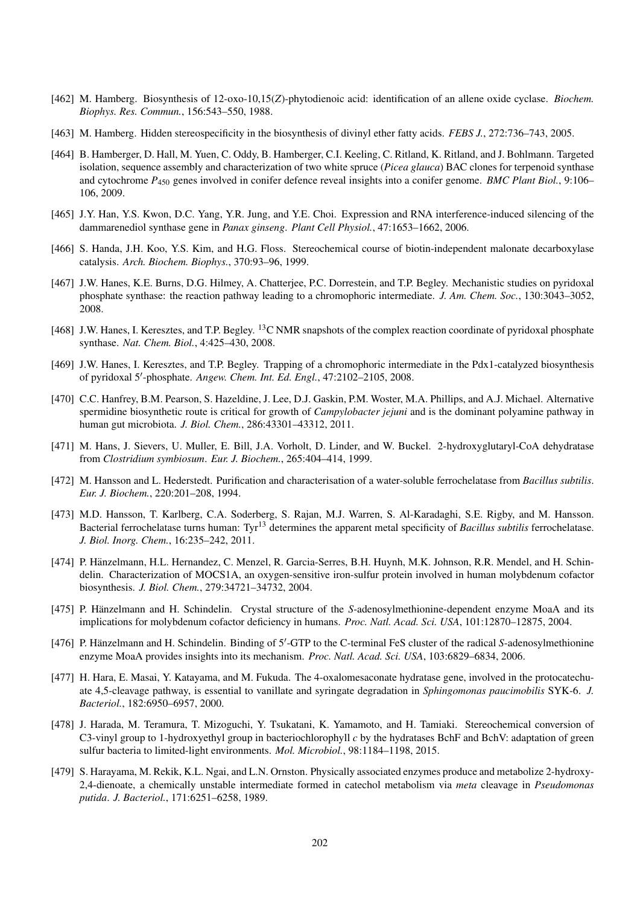[462] M. Hamberg. Biosynthesis of 12-oxo-10,15(*Z*)-phytodienoic acid: identification of an allene oxide cyclase. *Biochem. Biophys. Res. Commun.*, 156:543–550, 1988.

[463] M. Hamberg. Hidden stereospecificity in the biosynthesis of divinyl ether fatty acids. *FEBS J.*, 272:736–743, 2005.

[464] B. Hamberger, D. Hall, M. Yuen, C. Oddy, B. Hamberger, C.I. Keeling, C. Ritland, K. Ritland, and J. Bohlmann. Targeted isolation, sequence assembly and characterization of two white spruce (*Picea glauca*) BAC clones for terpenoid synthase and cytochrome $P_{450}$ genes involved in conifer defence reveal insights into a conifer genome. *BMC Plant Biol.*, 9:106–106, 2009.

[465] J.Y. Han, Y.S. Kwon, D.C. Yang, Y.R. Jung, and Y.E. Choi. Expression and RNA interference-induced silencing of the dammarenediol synthase gene in *Panax ginseng*. *Plant Cell Physiol.*, 47:1653–1662, 2006.

[466] S. Handa, J.H. Koo, Y.S. Kim, and H.G. Floss. Stereochemical course of biotin-independent malonate decarboxylase catalysis. *Arch. Biochem. Biophys.*, 370:93–96, 1999.

[467] J.W. Hanes, K.E. Burns, D.G. Hilmey, A. Chatterjee, P.C. Dorrestein, and T.P. Begley. Mechanistic studies on pyridoxal phosphate synthase: the reaction pathway leading to a chromophoric intermediate. *J. Am. Chem. Soc.*, 130:3043–3052, 2008.

[468] J.W. Hanes, I. Keresztes, and T.P. Begley. $^{13}$C NMR snapshots of the complex reaction coordinate of pyridoxal phosphate synthase. *Nat. Chem. Biol.*, 4:425–430, 2008.

[469] J.W. Hanes, I. Keresztes, and T.P. Begley. Trapping of a chromophoric intermediate in the Pdx1-catalyzed biosynthesis of pyridoxal 5′-phosphate. *Angew. Chem. Int. Ed. Engl.*, 47:2102–2105, 2008.

[470] C.C. Hanfrey, B.M. Pearson, S. Hazeldine, J. Lee, D.J. Gaskin, P.M. Woster, M.A. Phillips, and A.J. Michael. Alternative spermidine biosynthetic route is critical for growth of *Campylobacter jejuni* and is the dominant polyamine pathway in human gut microbiota. *J. Biol. Chem.*, 286:43301–43312, 2011.

[471] M. Hans, J. Sievers, U. Muller, E. Bill, J.A. Vorholt, D. Linder, and W. Buckel. 2-hydroxyglutaryl-CoA dehydratase from *Clostridium symbiosum*. *Eur. J. Biochem.*, 265:404–414, 1999.

[472] M. Hansson and L. Hederstedt. Purification and characterisation of a water-soluble ferrochelatase from *Bacillus subtilis*. *Eur. J. Biochem.*, 220:201–208, 1994.

[473] M.D. Hansson, T. Karlberg, C.A. Soderberg, S. Rajan, M.J. Warren, S. Al-Karadaghi, S.E. Rigby, and M. Hansson. Bacterial ferrochelatase turns human: Tyr[13] determines the apparent metal specificity of *Bacillus subtilis* ferrochelatase. *J. Biol. Inorg. Chem.*, 16:235–242, 2011.

[474] P. Hänzelmann, H.L. Hernandez, C. Menzel, R. Garcia-Serres, B.H. Huynh, M.K. Johnson, R.R. Mendel, and H. Schindelin. Characterization of MOCS1A, an oxygen-sensitive iron-sulfur protein involved in human molybdenum cofactor biosynthesis. *J. Biol. Chem.*, 279:34721–34732, 2004.

[475] P. Hänzelmann and H. Schindelin. Crystal structure of the *S*-adenosylmethionine-dependent enzyme MoaA and its implications for molybdenum cofactor deficiency in humans. *Proc. Natl. Acad. Sci. USA*, 101:12870–12875, 2004.

[476] P. Hänzelmann and H. Schindelin. Binding of 5′-GTP to the C-terminal FeS cluster of the radical *S*-adenosylmethionine enzyme MoaA provides insights into its mechanism. *Proc. Natl. Acad. Sci. USA*, 103:6829–6834, 2006.

[477] H. Hara, E. Masai, Y. Katayama, and M. Fukuda. The 4-oxalomesaconate hydratase gene, involved in the protocatechuate 4,5-cleavage pathway, is essential to vanillate and syringate degradation in *Sphingomonas paucimobilis* SYK-6. *J. Bacteriol.*, 182:6950–6957, 2000.

[478] J. Harada, M. Teramura, T. Mizoguchi, Y. Tsukatani, K. Yamamoto, and H. Tamiaki. Stereochemical conversion of C3-vinyl group to 1-hydroxyethyl group in bacteriochlorophyll *c* by the hydratases BchF and BchV: adaptation of green sulfur bacteria to limited-light environments. *Mol. Microbiol.*, 98:1184–1198, 2015.

[479] S. Harayama, M. Rekik, K.L. Ngai, and L.N. Ornston. Physically associated enzymes produce and metabolize 2-hydroxy-2,4-dienoate, a chemically unstable intermediate formed in catechol metabolism via *meta* cleavage in *Pseudomonas putida*. *J. Bacteriol.*, 171:6251–6258, 1989.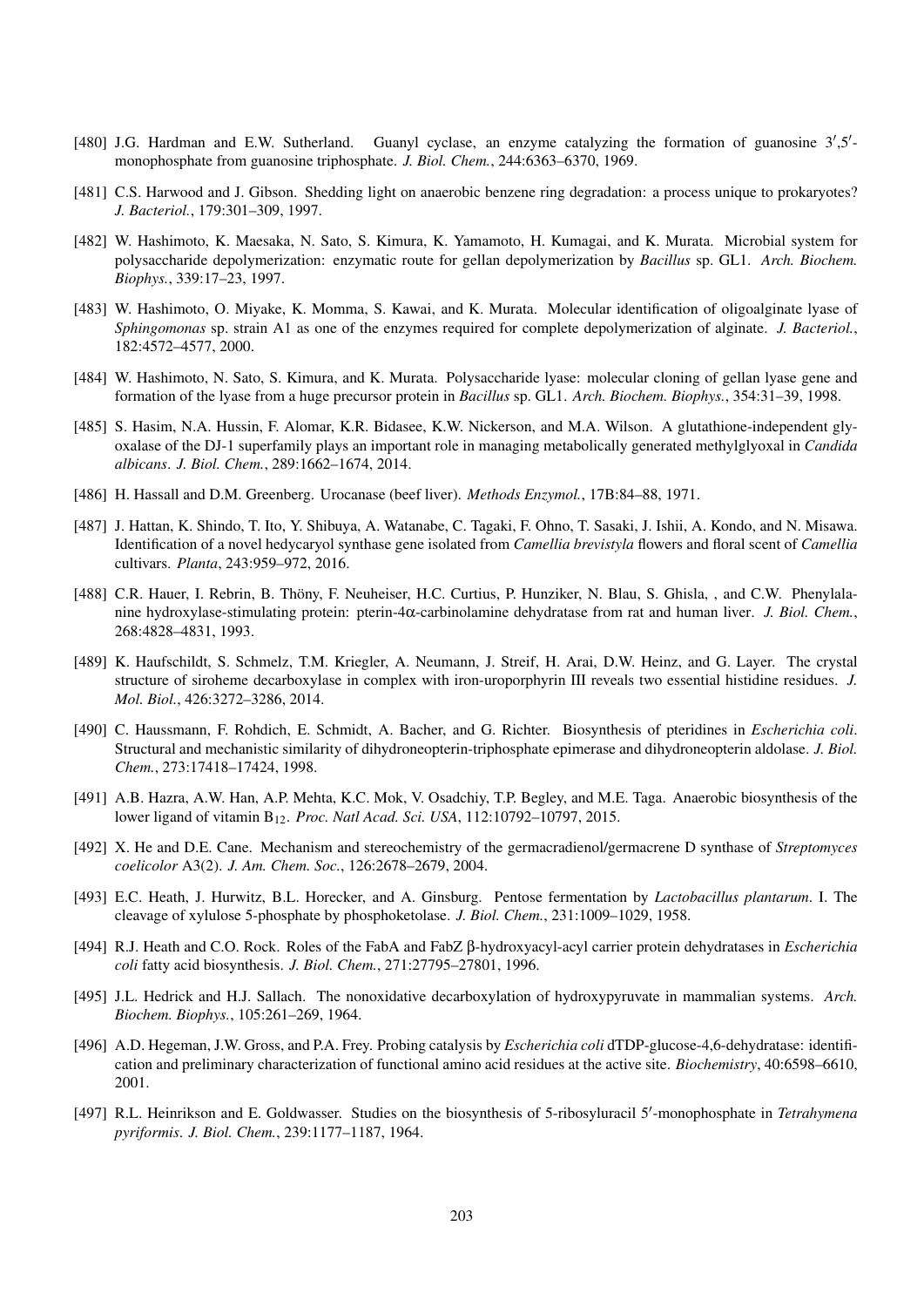[480] J.G. Hardman and E.W. Sutherland. Guanyl cyclase, an enzyme catalyzing the formation of guanosine 3′,5′-monophosphate from guanosine triphosphate. *J. Biol. Chem.*, 244:6363–6370, 1969.

[481] C.S. Harwood and J. Gibson. Shedding light on anaerobic benzene ring degradation: a process unique to prokaryotes? *J. Bacteriol.*, 179:301–309, 1997.

[482] W. Hashimoto, K. Maesaka, N. Sato, S. Kimura, K. Yamamoto, H. Kumagai, and K. Murata. Microbial system for polysaccharide depolymerization: enzymatic route for gellan depolymerization by *Bacillus* sp. GL1. *Arch. Biochem. Biophys.*, 339:17–23, 1997.

[483] W. Hashimoto, O. Miyake, K. Momma, S. Kawai, and K. Murata. Molecular identification of oligoalginate lyase of *Sphingomonas* sp. strain A1 as one of the enzymes required for complete depolymerization of alginate. *J. Bacteriol.*, 182:4572–4577, 2000.

[484] W. Hashimoto, N. Sato, S. Kimura, and K. Murata. Polysaccharide lyase: molecular cloning of gellan lyase gene and formation of the lyase from a huge precursor protein in *Bacillus* sp. GL1. *Arch. Biochem. Biophys.*, 354:31–39, 1998.

[485] S. Hasim, N.A. Hussin, F. Alomar, K.R. Bidasee, K.W. Nickerson, and M.A. Wilson. A glutathione-independent glyoxalase of the DJ-1 superfamily plays an important role in managing metabolically generated methylglyoxal in *Candida albicans*. *J. Biol. Chem.*, 289:1662–1674, 2014.

[486] H. Hassall and D.M. Greenberg. Urocanase (beef liver). *Methods Enzymol.*, 17B:84–88, 1971.

[487] J. Hattan, K. Shindo, T. Ito, Y. Shibuya, A. Watanabe, C. Tagaki, F. Ohno, T. Sasaki, J. Ishii, A. Kondo, and N. Misawa. Identification of a novel hedycaryol synthase gene isolated from *Camellia brevistyla* flowers and floral scent of *Camellia* cultivars. *Planta*, 243:959–972, 2016.

[488] C.R. Hauer, I. Rebrin, B. Thöny, F. Neuheiser, H.C. Curtius, P. Hunziker, N. Blau, S. Ghisla, , and C.W. Phenylalanine hydroxylase-stimulating protein: pterin-4α-carbinolamine dehydratase from rat and human liver. *J. Biol. Chem.*, 268:4828–4831, 1993.

[489] K. Haufschildt, S. Schmelz, T.M. Kriegler, A. Neumann, J. Streif, H. Arai, D.W. Heinz, and G. Layer. The crystal structure of siroheme decarboxylase in complex with iron-uroporphyrin III reveals two essential histidine residues. *J. Mol. Biol.*, 426:3272–3286, 2014.

[490] C. Haussmann, F. Rohdich, E. Schmidt, A. Bacher, and G. Richter. Biosynthesis of pteridines in *Escherichia coli*. Structural and mechanistic similarity of dihydroneopterin-triphosphate epimerase and dihydroneopterin aldolase. *J. Biol. Chem.*, 273:17418–17424, 1998.

[491] A.B. Hazra, A.W. Han, A.P. Mehta, K.C. Mok, V. Osadchiy, T.P. Begley, and M.E. Taga. Anaerobic biosynthesis of the lower ligand of vitamin $B_{12}$. *Proc. Natl Acad. Sci. USA*, 112:10792–10797, 2015.

[492] X. He and D.E. Cane. Mechanism and stereochemistry of the germacradienol/germacrene D synthase of *Streptomyces coelicolor* A3(2). *J. Am. Chem. Soc.*, 126:2678–2679, 2004.

[493] E.C. Heath, J. Hurwitz, B.L. Horecker, and A. Ginsburg. Pentose fermentation by *Lactobacillus plantarum*. I. The cleavage of xylulose 5-phosphate by phosphoketolase. *J. Biol. Chem.*, 231:1009–1029, 1958.

[494] R.J. Heath and C.O. Rock. Roles of the FabA and FabZ β-hydroxyacyl-acyl carrier protein dehydratases in *Escherichia coli* fatty acid biosynthesis. *J. Biol. Chem.*, 271:27795–27801, 1996.

[495] J.L. Hedrick and H.J. Sallach. The nonoxidative decarboxylation of hydroxypyruvate in mammalian systems. *Arch. Biochem. Biophys.*, 105:261–269, 1964.

[496] A.D. Hegeman, J.W. Gross, and P.A. Frey. Probing catalysis by *Escherichia coli* dTDP-glucose-4,6-dehydratase: identification and preliminary characterization of functional amino acid residues at the active site. *Biochemistry*, 40:6598–6610, 2001.

[497] R.L. Heinrikson and E. Goldwasser. Studies on the biosynthesis of 5-ribosyluracil 5′-monophosphate in *Tetrahymena pyriformis*. *J. Biol. Chem.*, 239:1177–1187, 1964.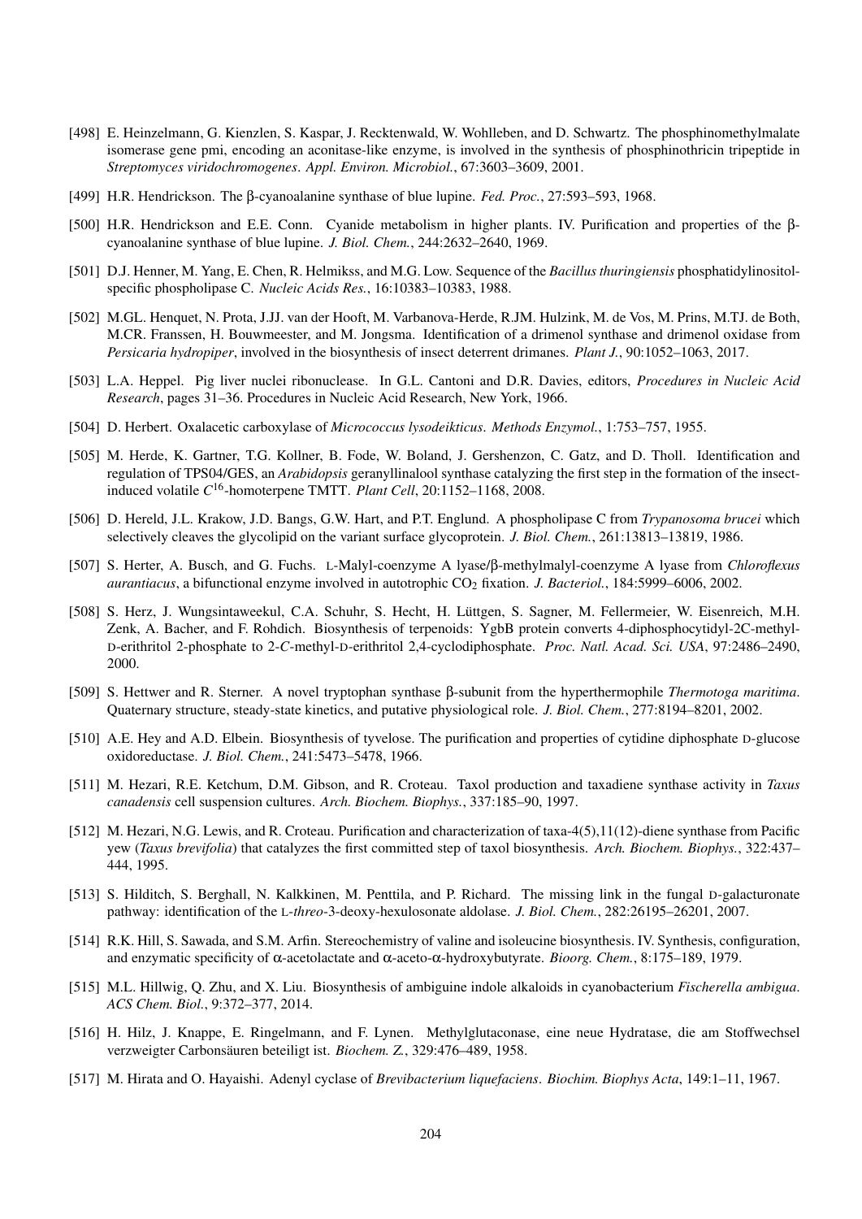[498] E. Heinzelmann, G. Kienzlen, S. Kaspar, J. Recktenwald, W. Wohlleben, and D. Schwartz. The phosphinomethylmalate isomerase gene pmi, encoding an aconitase-like enzyme, is involved in the synthesis of phosphinothricin tripeptide in *Streptomyces viridochromogenes*. *Appl. Environ. Microbiol.*, 67:3603–3609, 2001.

[499] H.R. Hendrickson. The β-cyanoalanine synthase of blue lupine. *Fed. Proc.*, 27:593–593, 1968.

[500] H.R. Hendrickson and E.E. Conn. Cyanide metabolism in higher plants. IV. Purification and properties of the β-cyanoalanine synthase of blue lupine. *J. Biol. Chem.*, 244:2632–2640, 1969.

[501] D.J. Henner, M. Yang, E. Chen, R. Helmikss, and M.G. Low. Sequence of the *Bacillus thuringiensis* phosphatidylinositol-specific phospholipase C. *Nucleic Acids Res.*, 16:10383–10383, 1988.

[502] M.GL. Henquet, N. Prota, J.JJ. van der Hooft, M. Varbanova-Herde, R.JM. Hulzink, M. de Vos, M. Prins, M.TJ. de Both, M.CR. Franssen, H. Bouwmeester, and M. Jongsma. Identification of a drimenol synthase and drimenol oxidase from *Persicaria hydropiper*, involved in the biosynthesis of insect deterrent drimanes. *Plant J.*, 90:1052–1063, 2017.

[503] L.A. Heppel. Pig liver nuclei ribonuclease. In G.L. Cantoni and D.R. Davies, editors, *Procedures in Nucleic Acid Research*, pages 31–36. Procedures in Nucleic Acid Research, New York, 1966.

[504] D. Herbert. Oxalacetic carboxylase of *Micrococcus lysodeikticus*. *Methods Enzymol.*, 1:753–757, 1955.

[505] M. Herde, K. Gartner, T.G. Kollner, B. Fode, W. Boland, J. Gershenzon, C. Gatz, and D. Tholl. Identification and regulation of TPS04/GES, an *Arabidopsis* geranyllinalool synthase catalyzing the first step in the formation of the insect-induced volatile $C^{16}$-homoterpene TMTT. *Plant Cell*, 20:1152–1168, 2008.

[506] D. Hereld, J.L. Krakow, J.D. Bangs, G.W. Hart, and P.T. Englund. A phospholipase C from *Trypanosoma brucei* which selectively cleaves the glycolipid on the variant surface glycoprotein. *J. Biol. Chem.*, 261:13813–13819, 1986.

[507] S. Herter, A. Busch, and G. Fuchs. L-Malyl-coenzyme A lyase/β-methylmalyl-coenzyme A lyase from *Chloroflexus aurantiacus*, a bifunctional enzyme involved in autotrophic $CO_2$ fixation. *J. Bacteriol.*, 184:5999–6006, 2002.

[508] S. Herz, J. Wungsintaweekul, C.A. Schuhr, S. Hecht, H. Lüttgen, S. Sagner, M. Fellermeier, W. Eisenreich, M.H. Zenk, A. Bacher, and F. Rohdich. Biosynthesis of terpenoids: YgbB protein converts 4-diphosphocytidyl-2C-methyl-D-erithritol 2-phosphate to 2-*C*-methyl-D-erithritol 2,4-cyclodiphosphate. *Proc. Natl. Acad. Sci. USA*, 97:2486–2490, 2000.

[509] S. Hettwer and R. Sterner. A novel tryptophan synthase β-subunit from the hyperthermophile *Thermotoga maritima*. Quaternary structure, steady-state kinetics, and putative physiological role. *J. Biol. Chem.*, 277:8194–8201, 2002.

[510] A.E. Hey and A.D. Elbein. Biosynthesis of tyvelose. The purification and properties of cytidine diphosphate D-glucose oxidoreductase. *J. Biol. Chem.*, 241:5473–5478, 1966.

[511] M. Hezari, R.E. Ketchum, D.M. Gibson, and R. Croteau. Taxol production and taxadiene synthase activity in *Taxus canadensis* cell suspension cultures. *Arch. Biochem. Biophys.*, 337:185–90, 1997.

[512] M. Hezari, N.G. Lewis, and R. Croteau. Purification and characterization of taxa-4(5),11(12)-diene synthase from Pacific yew (*Taxus brevifolia*) that catalyzes the first committed step of taxol biosynthesis. *Arch. Biochem. Biophys.*, 322:437–444, 1995.

[513] S. Hilditch, S. Berghall, N. Kalkkinen, M. Penttila, and P. Richard. The missing link in the fungal D-galacturonate pathway: identification of the L-*threo*-3-deoxy-hexulosonate aldolase. *J. Biol. Chem.*, 282:26195–26201, 2007.

[514] R.K. Hill, S. Sawada, and S.M. Arfin. Stereochemistry of valine and isoleucine biosynthesis. IV. Synthesis, configuration, and enzymatic specificity of α-acetolactate and α-aceto-α-hydroxybutyrate. *Bioorg. Chem.*, 8:175–189, 1979.

[515] M.L. Hillwig, Q. Zhu, and X. Liu. Biosynthesis of ambiguine indole alkaloids in cyanobacterium *Fischerella ambigua*. *ACS Chem. Biol.*, 9:372–377, 2014.

[516] H. Hilz, J. Knappe, E. Ringelmann, and F. Lynen. Methylglutaconase, eine neue Hydratase, die am Stoffwechsel verzweigter Carbonsäuren beteiligt ist. *Biochem. Z.*, 329:476–489, 1958.

[517] M. Hirata and O. Hayaishi. Adenyl cyclase of *Brevibacterium liquefaciens*. *Biochim. Biophys Acta*, 149:1–11, 1967.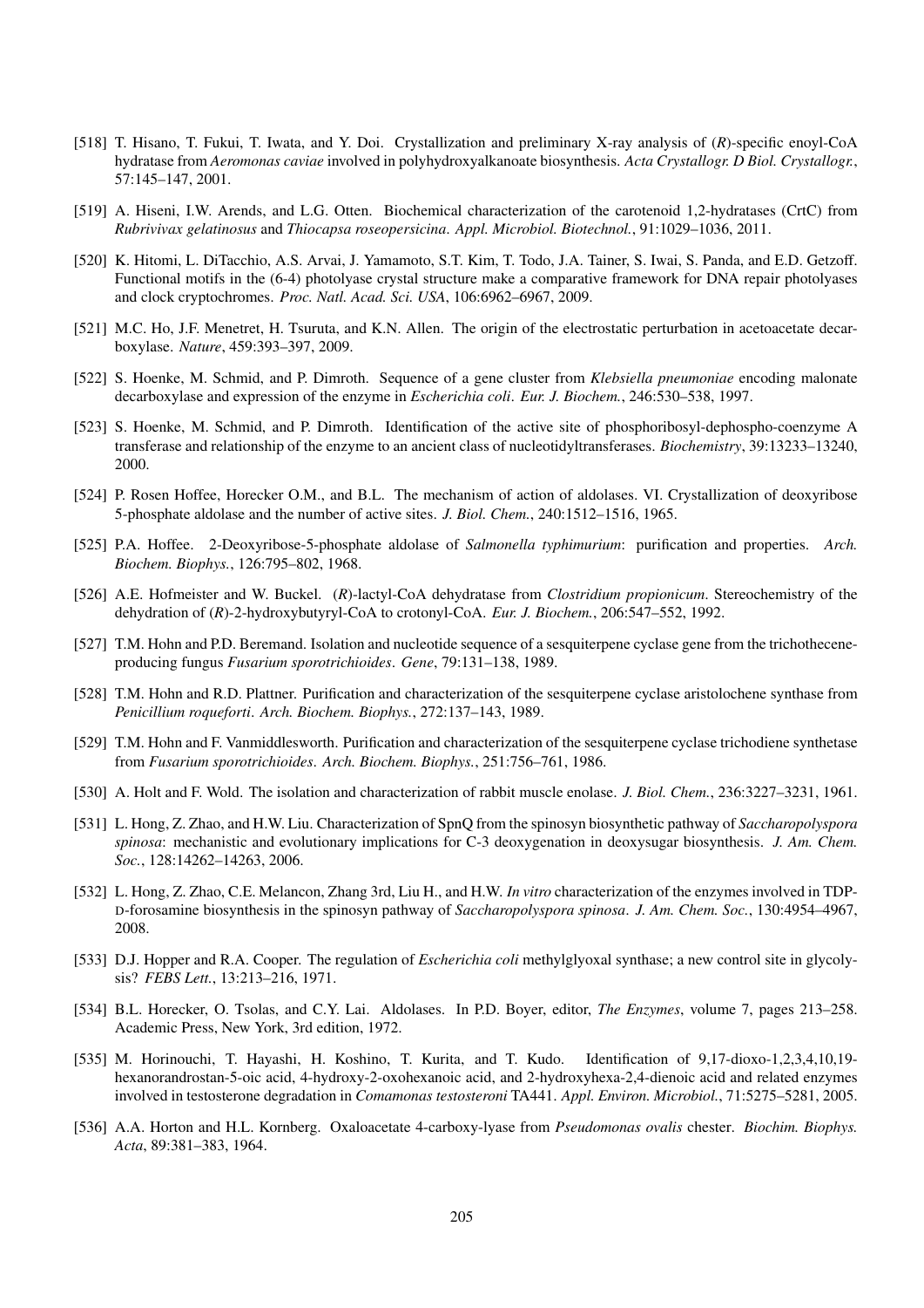[518] T. Hisano, T. Fukui, T. Iwata, and Y. Doi. Crystallization and preliminary X-ray analysis of (*R*)-specific enoyl-CoA hydratase from *Aeromonas caviae* involved in polyhydroxyalkanoate biosynthesis. *Acta Crystallogr. D Biol. Crystallogr.*, 57:145–147, 2001.

[519] A. Hiseni, I.W. Arends, and L.G. Otten. Biochemical characterization of the carotenoid 1,2-hydratases (CrtC) from *Rubrivivax gelatinosus* and *Thiocapsa roseopersicina*. *Appl. Microbiol. Biotechnol.*, 91:1029–1036, 2011.

[520] K. Hitomi, L. DiTacchio, A.S. Arvai, J. Yamamoto, S.T. Kim, T. Todo, J.A. Tainer, S. Iwai, S. Panda, and E.D. Getzoff. Functional motifs in the (6-4) photolyase crystal structure make a comparative framework for DNA repair photolyases and clock cryptochromes. *Proc. Natl. Acad. Sci. USA*, 106:6962–6967, 2009.

[521] M.C. Ho, J.F. Menetret, H. Tsuruta, and K.N. Allen. The origin of the electrostatic perturbation in acetoacetate decarboxylase. *Nature*, 459:393–397, 2009.

[522] S. Hoenke, M. Schmid, and P. Dimroth. Sequence of a gene cluster from *Klebsiella pneumoniae* encoding malonate decarboxylase and expression of the enzyme in *Escherichia coli*. *Eur. J. Biochem.*, 246:530–538, 1997.

[523] S. Hoenke, M. Schmid, and P. Dimroth. Identification of the active site of phosphoribosyl-dephospho-coenzyme A transferase and relationship of the enzyme to an ancient class of nucleotidyltransferases. *Biochemistry*, 39:13233–13240, 2000.

[524] P. Rosen Hoffee, Horecker O.M., and B.L. The mechanism of action of aldolases. VI. Crystallization of deoxyribose 5-phosphate aldolase and the number of active sites. *J. Biol. Chem.*, 240:1512–1516, 1965.

[525] P.A. Hoffee. 2-Deoxyribose-5-phosphate aldolase of *Salmonella typhimurium*: purification and properties. *Arch. Biochem. Biophys.*, 126:795–802, 1968.

[526] A.E. Hofmeister and W. Buckel. (*R*)-lactyl-CoA dehydratase from *Clostridium propionicum*. Stereochemistry of the dehydration of (*R*)-2-hydroxybutyryl-CoA to crotonyl-CoA. *Eur. J. Biochem.*, 206:547–552, 1992.

[527] T.M. Hohn and P.D. Beremand. Isolation and nucleotide sequence of a sesquiterpene cyclase gene from the trichothecene-producing fungus *Fusarium sporotrichioides*. *Gene*, 79:131–138, 1989.

[528] T.M. Hohn and R.D. Plattner. Purification and characterization of the sesquiterpene cyclase aristolochene synthase from *Penicillium roqueforti*. *Arch. Biochem. Biophys.*, 272:137–143, 1989.

[529] T.M. Hohn and F. Vanmiddlesworth. Purification and characterization of the sesquiterpene cyclase trichodiene synthetase from *Fusarium sporotrichioides*. *Arch. Biochem. Biophys.*, 251:756–761, 1986.

[530] A. Holt and F. Wold. The isolation and characterization of rabbit muscle enolase. *J. Biol. Chem.*, 236:3227–3231, 1961.

[531] L. Hong, Z. Zhao, and H.W. Liu. Characterization of SpnQ from the spinosyn biosynthetic pathway of *Saccharopolyspora spinosa*: mechanistic and evolutionary implications for C-3 deoxygenation in deoxysugar biosynthesis. *J. Am. Chem. Soc.*, 128:14262–14263, 2006.

[532] L. Hong, Z. Zhao, C.E. Melancon, Zhang 3rd, Liu H., and H.W. *In vitro* characterization of the enzymes involved in TDP-D-forosamine biosynthesis in the spinosyn pathway of *Saccharopolyspora spinosa*. *J. Am. Chem. Soc.*, 130:4954–4967, 2008.

[533] D.J. Hopper and R.A. Cooper. The regulation of *Escherichia coli* methylglyoxal synthase; a new control site in glycolysis? *FEBS Lett.*, 13:213–216, 1971.

[534] B.L. Horecker, O. Tsolas, and C.Y. Lai. Aldolases. In P.D. Boyer, editor, *The Enzymes*, volume 7, pages 213–258. Academic Press, New York, 3rd edition, 1972.

[535] M. Horinouchi, T. Hayashi, H. Koshino, T. Kurita, and T. Kudo. Identification of 9,17-dioxo-1,2,3,4,10,19-hexanorandrostan-5-oic acid, 4-hydroxy-2-oxohexanoic acid, and 2-hydroxyhexa-2,4-dienoic acid and related enzymes involved in testosterone degradation in *Comamonas testosteroni* TA441. *Appl. Environ. Microbiol.*, 71:5275–5281, 2005.

[536] A.A. Horton and H.L. Kornberg. Oxaloacetate 4-carboxy-lyase from *Pseudomonas ovalis* chester. *Biochim. Biophys. Acta*, 89:381–383, 1964.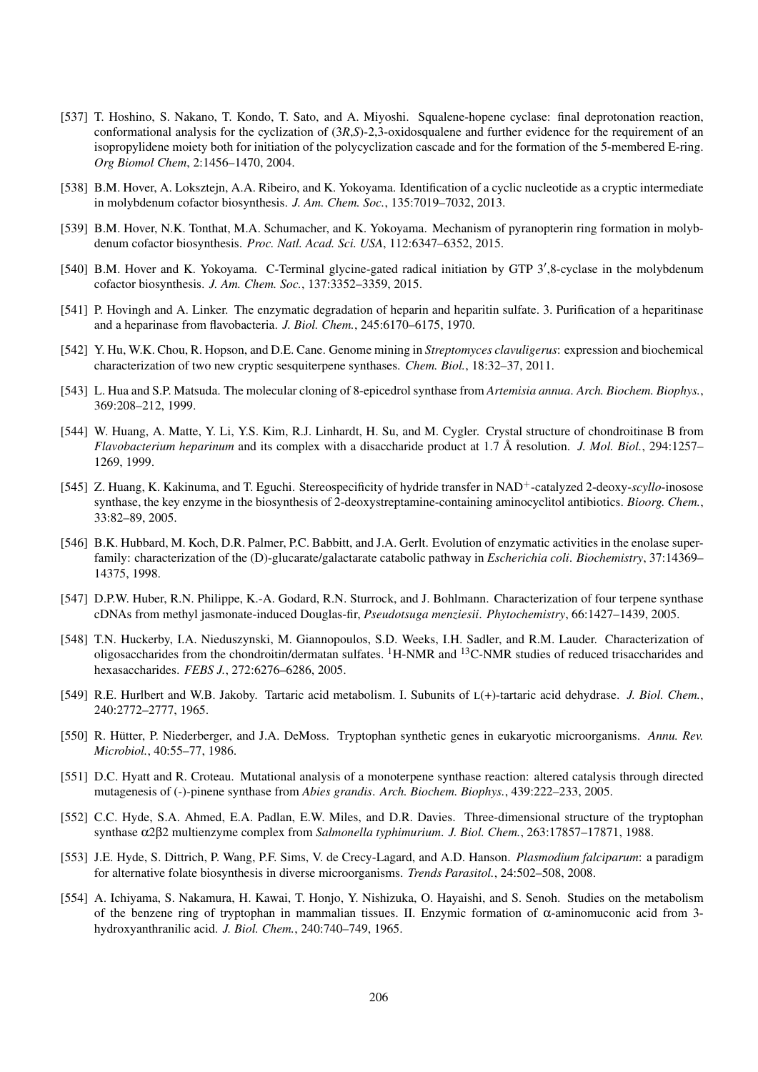[537] T. Hoshino, S. Nakano, T. Kondo, T. Sato, and A. Miyoshi. Squalene-hopene cyclase: final deprotonation reaction, conformational analysis for the cyclization of (3*R*,*S*)-2,3-oxidosqualene and further evidence for the requirement of an isopropylidene moiety both for initiation of the polycyclization cascade and for the formation of the 5-membered E-ring. *Org Biomol Chem*, 2:1456–1470, 2004.

[538] B.M. Hover, A. Loksztejn, A.A. Ribeiro, and K. Yokoyama. Identification of a cyclic nucleotide as a cryptic intermediate in molybdenum cofactor biosynthesis. *J. Am. Chem. Soc.*, 135:7019–7032, 2013.

[539] B.M. Hover, N.K. Tonthat, M.A. Schumacher, and K. Yokoyama. Mechanism of pyranopterin ring formation in molybdenum cofactor biosynthesis. *Proc. Natl. Acad. Sci. USA*, 112:6347–6352, 2015.

[540] B.M. Hover and K. Yokoyama. C-Terminal glycine-gated radical initiation by GTP 3′,8-cyclase in the molybdenum cofactor biosynthesis. *J. Am. Chem. Soc.*, 137:3352–3359, 2015.

[541] P. Hovingh and A. Linker. The enzymatic degradation of heparin and heparitin sulfate. 3. Purification of a heparitinase and a heparinase from flavobacteria. *J. Biol. Chem.*, 245:6170–6175, 1970.

[542] Y. Hu, W.K. Chou, R. Hopson, and D.E. Cane. Genome mining in *Streptomyces clavuligerus*: expression and biochemical characterization of two new cryptic sesquiterpene synthases. *Chem. Biol.*, 18:32–37, 2011.

[543] L. Hua and S.P. Matsuda. The molecular cloning of 8-epicedrol synthase from *Artemisia annua*. *Arch. Biochem. Biophys.*, 369:208–212, 1999.

[544] W. Huang, A. Matte, Y. Li, Y.S. Kim, R.J. Linhardt, H. Su, and M. Cygler. Crystal structure of chondroitinase B from *Flavobacterium heparinum* and its complex with a disaccharide product at 1.7 Å resolution. *J. Mol. Biol.*, 294:1257–1269, 1999.

[545] Z. Huang, K. Kakinuma, and T. Eguchi. Stereospecificity of hydride transfer in $NAD^+$-catalyzed 2-deoxy-*scyllo*-inosose synthase, the key enzyme in the biosynthesis of 2-deoxystreptamine-containing aminocyclitol antibiotics. *Bioorg. Chem.*, 33:82–89, 2005.

[546] B.K. Hubbard, M. Koch, D.R. Palmer, P.C. Babbitt, and J.A. Gerlt. Evolution of enzymatic activities in the enolase superfamily: characterization of the (D)-glucarate/galactarate catabolic pathway in *Escherichia coli*. *Biochemistry*, 37:14369–14375, 1998.

[547] D.P.W. Huber, R.N. Philippe, K.-A. Godard, R.N. Sturrock, and J. Bohlmann. Characterization of four terpene synthase cDNAs from methyl jasmonate-induced Douglas-fir, *Pseudotsuga menziesii*. *Phytochemistry*, 66:1427–1439, 2005.

[548] T.N. Huckerby, I.A. Nieduszynski, M. Giannopoulos, S.D. Weeks, I.H. Sadler, and R.M. Lauder. Characterization of oligosaccharides from the chondroitin/dermatan sulfates. $^{1}$H-NMR and $^{13}$C-NMR studies of reduced trisaccharides and hexasaccharides. *FEBS J.*, 272:6276–6286, 2005.

[549] R.E. Hurlbert and W.B. Jakoby. Tartaric acid metabolism. I. Subunits of L(+)-tartaric acid dehydrase. *J. Biol. Chem.*, 240:2772–2777, 1965.

[550] R. Hütter, P. Niederberger, and J.A. DeMoss. Tryptophan synthetic genes in eukaryotic microorganisms. *Annu. Rev. Microbiol.*, 40:55–77, 1986.

[551] D.C. Hyatt and R. Croteau. Mutational analysis of a monoterpene synthase reaction: altered catalysis through directed mutagenesis of (-)-pinene synthase from *Abies grandis*. *Arch. Biochem. Biophys.*, 439:222–233, 2005.

[552] C.C. Hyde, S.A. Ahmed, E.A. Padlan, E.W. Miles, and D.R. Davies. Three-dimensional structure of the tryptophan synthase $\alpha 2\beta 2$ multienzyme complex from *Salmonella typhimurium*. *J. Biol. Chem.*, 263:17857–17871, 1988.

[553] J.E. Hyde, S. Dittrich, P. Wang, P.F. Sims, V. de Crecy-Lagard, and A.D. Hanson. *Plasmodium falciparum*: a paradigm for alternative folate biosynthesis in diverse microorganisms. *Trends Parasitol.*, 24:502–508, 2008.

[554] A. Ichiyama, S. Nakamura, H. Kawai, T. Honjo, Y. Nishizuka, O. Hayaishi, and S. Senoh. Studies on the metabolism of the benzene ring of tryptophan in mammalian tissues. II. Enzymic formation of $\alpha$-aminomuconic acid from 3-hydroxyanthranilic acid. *J. Biol. Chem.*, 240:740–749, 1965.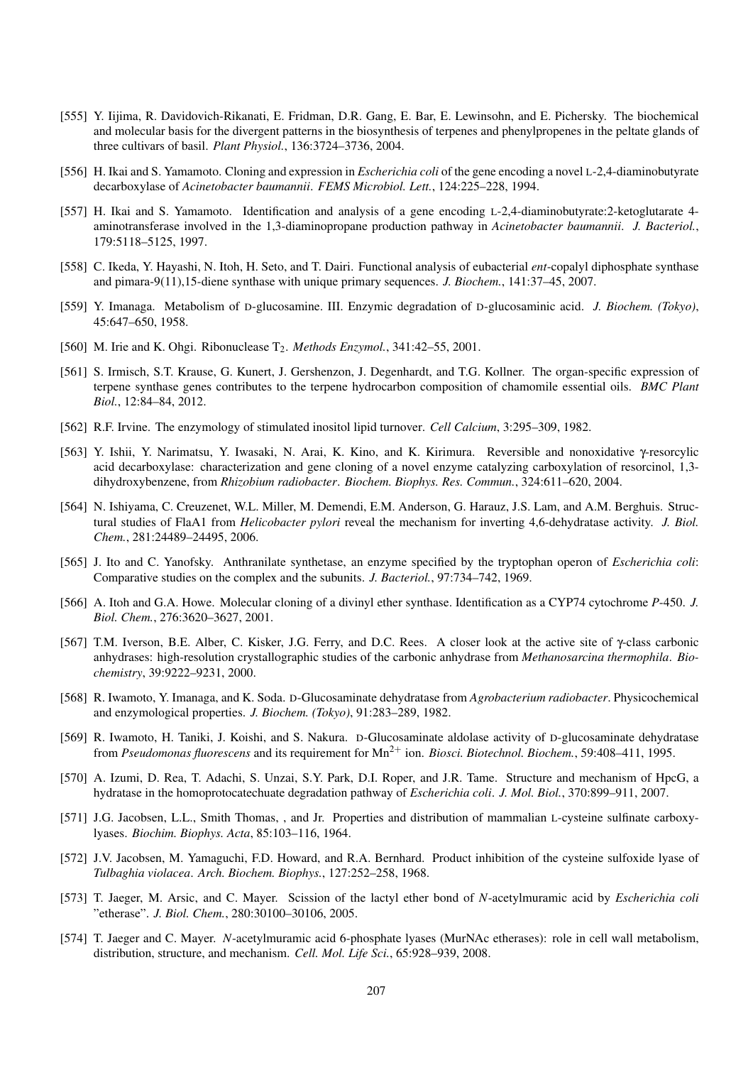[555] Y. Iijima, R. Davidovich-Rikanati, E. Fridman, D.R. Gang, E. Bar, E. Lewinsohn, and E. Pichersky. The biochemical and molecular basis for the divergent patterns in the biosynthesis of terpenes and phenylpropenes in the peltate glands of three cultivars of basil. *Plant Physiol.*, 136:3724–3736, 2004.

[556] H. Ikai and S. Yamamoto. Cloning and expression in *Escherichia coli* of the gene encoding a novel L-2,4-diaminobutyrate decarboxylase of *Acinetobacter baumannii*. *FEMS Microbiol. Lett.*, 124:225–228, 1994.

[557] H. Ikai and S. Yamamoto. Identification and analysis of a gene encoding L-2,4-diaminobutyrate:2-ketoglutarate 4-aminotransferase involved in the 1,3-diaminopropane production pathway in *Acinetobacter baumannii*. *J. Bacteriol.*, 179:5118–5125, 1997.

[558] C. Ikeda, Y. Hayashi, N. Itoh, H. Seto, and T. Dairi. Functional analysis of eubacterial *ent*-copalyl diphosphate synthase and pimara-9(11),15-diene synthase with unique primary sequences. *J. Biochem.*, 141:37–45, 2007.

[559] Y. Imanaga. Metabolism of D-glucosamine. III. Enzymic degradation of D-glucosaminic acid. *J. Biochem. (Tokyo)*, 45:647–650, 1958.

[560] M. Irie and K. Ohgi. Ribonuclease $T_2$. *Methods Enzymol.*, 341:42–55, 2001.

[561] S. Irmisch, S.T. Krause, G. Kunert, J. Gershenzon, J. Degenhardt, and T.G. Kollner. The organ-specific expression of terpene synthase genes contributes to the terpene hydrocarbon composition of chamomile essential oils. *BMC Plant Biol.*, 12:84–84, 2012.

[562] R.F. Irvine. The enzymology of stimulated inositol lipid turnover. *Cell Calcium*, 3:295–309, 1982.

[563] Y. Ishii, Y. Narimatsu, Y. Iwasaki, N. Arai, K. Kino, and K. Kirimura. Reversible and nonoxidative γ-resorcylic acid decarboxylase: characterization and gene cloning of a novel enzyme catalyzing carboxylation of resorcinol, 1,3-dihydroxybenzene, from *Rhizobium radiobacter*. *Biochem. Biophys. Res. Commun.*, 324:611–620, 2004.

[564] N. Ishiyama, C. Creuzenet, W.L. Miller, M. Demendi, E.M. Anderson, G. Harauz, J.S. Lam, and A.M. Berghuis. Structural studies of FlaA1 from *Helicobacter pylori* reveal the mechanism for inverting 4,6-dehydratase activity. *J. Biol. Chem.*, 281:24489–24495, 2006.

[565] J. Ito and C. Yanofsky. Anthranilate synthetase, an enzyme specified by the tryptophan operon of *Escherichia coli*: Comparative studies on the complex and the subunits. *J. Bacteriol.*, 97:734–742, 1969.

[566] A. Itoh and G.A. Howe. Molecular cloning of a divinyl ether synthase. Identification as a CYP74 cytochrome *P*-450. *J. Biol. Chem.*, 276:3620–3627, 2001.

[567] T.M. Iverson, B.E. Alber, C. Kisker, J.G. Ferry, and D.C. Rees. A closer look at the active site of γ-class carbonic anhydrases: high-resolution crystallographic studies of the carbonic anhydrase from *Methanosarcina thermophila*. *Biochemistry*, 39:9222–9231, 2000.

[568] R. Iwamoto, Y. Imanaga, and K. Soda. D-Glucosaminate dehydratase from *Agrobacterium radiobacter*. Physicochemical and enzymological properties. *J. Biochem. (Tokyo)*, 91:283–289, 1982.

[569] R. Iwamoto, H. Taniki, J. Koishi, and S. Nakura. D-Glucosaminate aldolase activity of D-glucosaminate dehydratase from *Pseudomonas fluorescens* and its requirement for $Mn^{2+}$ ion. *Biosci. Biotechnol. Biochem.*, 59:408–411, 1995.

[570] A. Izumi, D. Rea, T. Adachi, S. Unzai, S.Y. Park, D.I. Roper, and J.R. Tame. Structure and mechanism of HpcG, a hydratase in the homoprotocatechuate degradation pathway of *Escherichia coli*. *J. Mol. Biol.*, 370:899–911, 2007.

[571] J.G. Jacobsen, L.L., Smith Thomas, , and Jr. Properties and distribution of mammalian L-cysteine sulfinate carboxylyases. *Biochim. Biophys. Acta*, 85:103–116, 1964.

[572] J.V. Jacobsen, M. Yamaguchi, F.D. Howard, and R.A. Bernhard. Product inhibition of the cysteine sulfoxide lyase of *Tulbaghia violacea*. *Arch. Biochem. Biophys.*, 127:252–258, 1968.

[573] T. Jaeger, M. Arsic, and C. Mayer. Scission of the lactyl ether bond of *N*-acetylmuramic acid by *Escherichia coli* "etherase". *J. Biol. Chem.*, 280:30100–30106, 2005.

[574] T. Jaeger and C. Mayer. *N*-acetylmuramic acid 6-phosphate lyases (MurNAc etherases): role in cell wall metabolism, distribution, structure, and mechanism. *Cell. Mol. Life Sci.*, 65:928–939, 2008.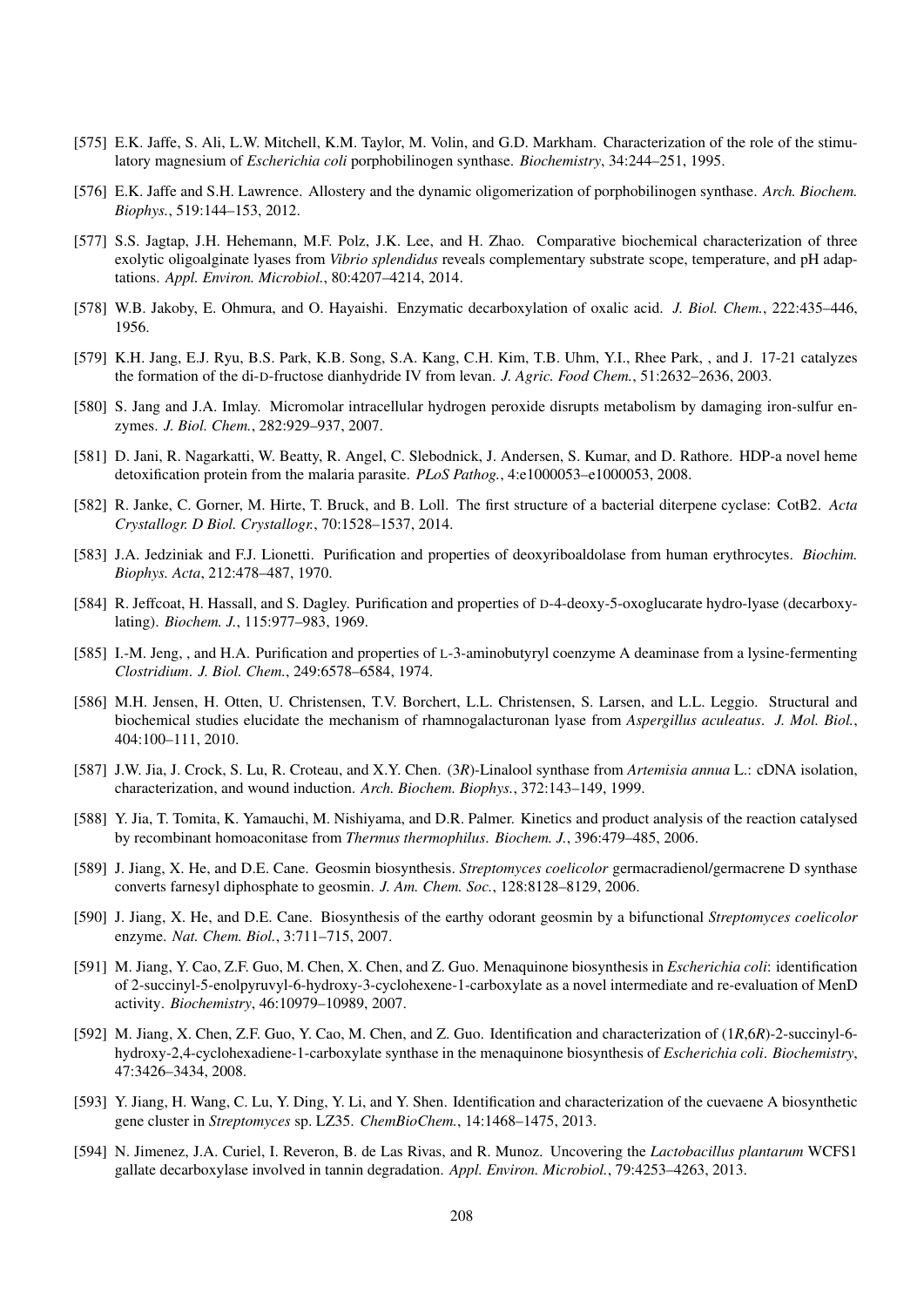[575] E.K. Jaffe, S. Ali, L.W. Mitchell, K.M. Taylor, M. Volin, and G.D. Markham. Characterization of the role of the stimulatory magnesium of *Escherichia coli* porphobilinogen synthase. *Biochemistry*, 34:244–251, 1995.

[576] E.K. Jaffe and S.H. Lawrence. Allostery and the dynamic oligomerization of porphobilinogen synthase. *Arch. Biochem. Biophys.*, 519:144–153, 2012.

[577] S.S. Jagtap, J.H. Hehemann, M.F. Polz, J.K. Lee, and H. Zhao. Comparative biochemical characterization of three exolytic oligoalginate lyases from *Vibrio splendidus* reveals complementary substrate scope, temperature, and pH adaptations. *Appl. Environ. Microbiol.*, 80:4207–4214, 2014.

[578] W.B. Jakoby, E. Ohmura, and O. Hayaishi. Enzymatic decarboxylation of oxalic acid. *J. Biol. Chem.*, 222:435–446, 1956.

[579] K.H. Jang, E.J. Ryu, B.S. Park, K.B. Song, S.A. Kang, C.H. Kim, T.B. Uhm, Y.I., Rhee Park, , and J. 17-21 catalyzes the formation of the di-D-fructose dianhydride IV from levan. *J. Agric. Food Chem.*, 51:2632–2636, 2003.

[580] S. Jang and J.A. Imlay. Micromolar intracellular hydrogen peroxide disrupts metabolism by damaging iron-sulfur enzymes. *J. Biol. Chem.*, 282:929–937, 2007.

[581] D. Jani, R. Nagarkatti, W. Beatty, R. Angel, C. Slebodnick, J. Andersen, S. Kumar, and D. Rathore. HDP-a novel heme detoxification protein from the malaria parasite. *PLoS Pathog.*, 4:e1000053–e1000053, 2008.

[582] R. Janke, C. Gorner, M. Hirte, T. Bruck, and B. Loll. The first structure of a bacterial diterpene cyclase: CotB2. *Acta Crystallogr. D Biol. Crystallogr.*, 70:1528–1537, 2014.

[583] J.A. Jedziniak and F.J. Lionetti. Purification and properties of deoxyriboaldolase from human erythrocytes. *Biochim. Biophys. Acta*, 212:478–487, 1970.

[584] R. Jeffcoat, H. Hassall, and S. Dagley. Purification and properties of D-4-deoxy-5-oxoglucarate hydro-lyase (decarboxylating). *Biochem. J.*, 115:977–983, 1969.

[585] I.-M. Jeng, , and H.A. Purification and properties of L-3-aminobutyryl coenzyme A deaminase from a lysine-fermenting *Clostridium*. *J. Biol. Chem.*, 249:6578–6584, 1974.

[586] M.H. Jensen, H. Otten, U. Christensen, T.V. Borchert, L.L. Christensen, S. Larsen, and L.L. Leggio. Structural and biochemical studies elucidate the mechanism of rhamnogalacturonan lyase from *Aspergillus aculeatus*. *J. Mol. Biol.*, 404:100–111, 2010.

[587] J.W. Jia, J. Crock, S. Lu, R. Croteau, and X.Y. Chen. (3*R*)-Linalool synthase from *Artemisia annua* L.: cDNA isolation, characterization, and wound induction. *Arch. Biochem. Biophys.*, 372:143–149, 1999.

[588] Y. Jia, T. Tomita, K. Yamauchi, M. Nishiyama, and D.R. Palmer. Kinetics and product analysis of the reaction catalysed by recombinant homoaconitase from *Thermus thermophilus*. *Biochem. J.*, 396:479–485, 2006.

[589] J. Jiang, X. He, and D.E. Cane. Geosmin biosynthesis. *Streptomyces coelicolor* germacradienol/germacrene D synthase converts farnesyl diphosphate to geosmin. *J. Am. Chem. Soc.*, 128:8128–8129, 2006.

[590] J. Jiang, X. He, and D.E. Cane. Biosynthesis of the earthy odorant geosmin by a bifunctional *Streptomyces coelicolor* enzyme. *Nat. Chem. Biol.*, 3:711–715, 2007.

[591] M. Jiang, Y. Cao, Z.F. Guo, M. Chen, X. Chen, and Z. Guo. Menaquinone biosynthesis in *Escherichia coli*: identification of 2-succinyl-5-enolpyruvyl-6-hydroxy-3-cyclohexene-1-carboxylate as a novel intermediate and re-evaluation of MenD activity. *Biochemistry*, 46:10979–10989, 2007.

[592] M. Jiang, X. Chen, Z.F. Guo, Y. Cao, M. Chen, and Z. Guo. Identification and characterization of (1*R*,6*R*)-2-succinyl-6-hydroxy-2,4-cyclohexadiene-1-carboxylate synthase in the menaquinone biosynthesis of *Escherichia coli*. *Biochemistry*, 47:3426–3434, 2008.

[593] Y. Jiang, H. Wang, C. Lu, Y. Ding, Y. Li, and Y. Shen. Identification and characterization of the cuevaene A biosynthetic gene cluster in *Streptomyces* sp. LZ35. *ChemBioChem.*, 14:1468–1475, 2013.

[594] N. Jimenez, J.A. Curiel, I. Reveron, B. de Las Rivas, and R. Munoz. Uncovering the *Lactobacillus plantarum* WCFS1 gallate decarboxylase involved in tannin degradation. *Appl. Environ. Microbiol.*, 79:4253–4263, 2013.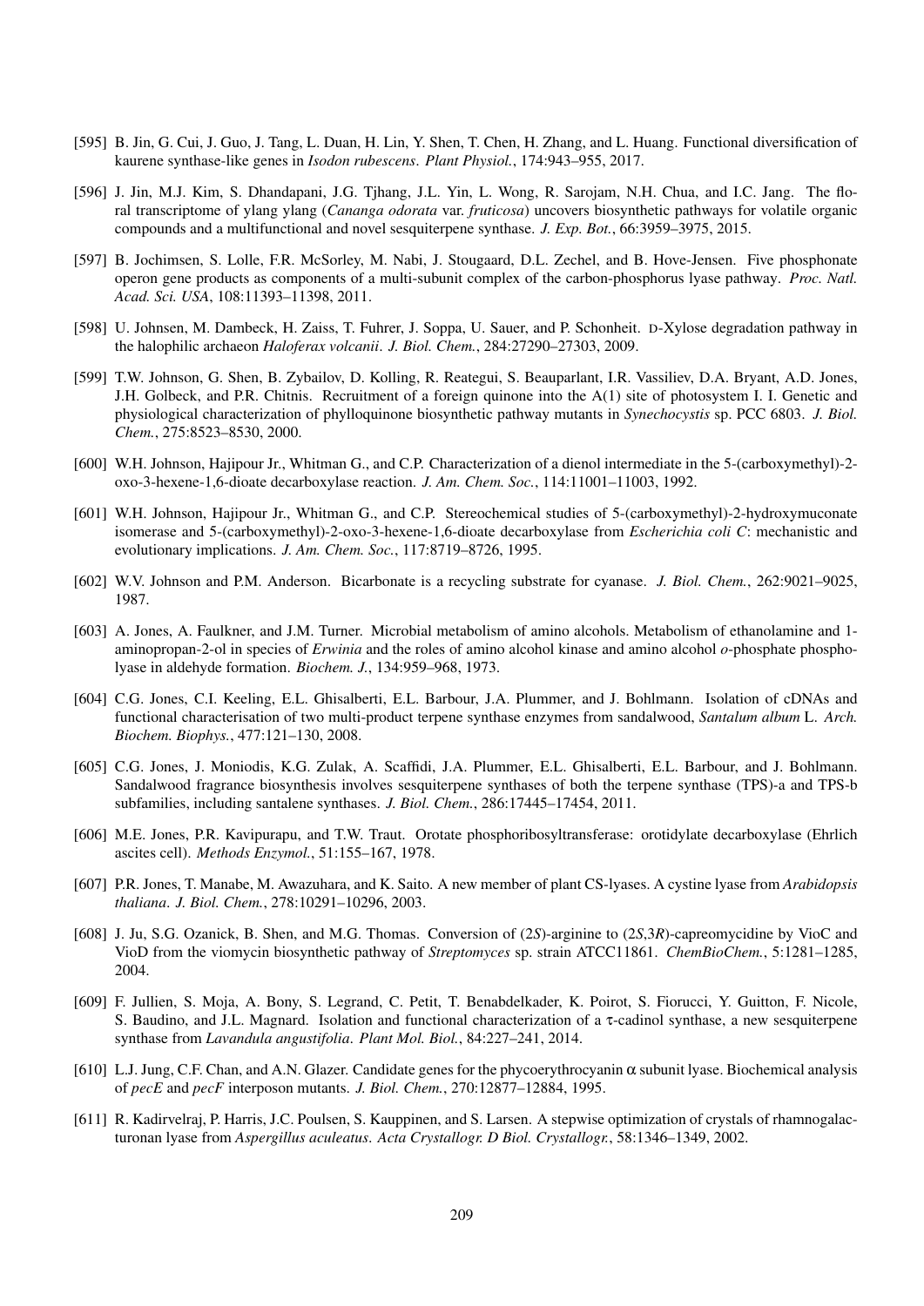[595] B. Jin, G. Cui, J. Guo, J. Tang, L. Duan, H. Lin, Y. Shen, T. Chen, H. Zhang, and L. Huang. Functional diversification of kaurene synthase-like genes in *Isodon rubescens*. *Plant Physiol.*, 174:943–955, 2017.

[596] J. Jin, M.J. Kim, S. Dhandapani, J.G. Tjhang, J.L. Yin, L. Wong, R. Sarojam, N.H. Chua, and I.C. Jang. The floral transcriptome of ylang ylang (*Cananga odorata* var. *fruticosa*) uncovers biosynthetic pathways for volatile organic compounds and a multifunctional and novel sesquiterpene synthase. *J. Exp. Bot.*, 66:3959–3975, 2015.

[597] B. Jochimsen, S. Lolle, F.R. McSorley, M. Nabi, J. Stougaard, D.L. Zechel, and B. Hove-Jensen. Five phosphonate operon gene products as components of a multi-subunit complex of the carbon-phosphorus lyase pathway. *Proc. Natl. Acad. Sci. USA*, 108:11393–11398, 2011.

[598] U. Johnsen, M. Dambeck, H. Zaiss, T. Fuhrer, J. Soppa, U. Sauer, and P. Schonheit. D-Xylose degradation pathway in the halophilic archaeon *Haloferax volcanii*. *J. Biol. Chem.*, 284:27290–27303, 2009.

[599] T.W. Johnson, G. Shen, B. Zybailov, D. Kolling, R. Reategui, S. Beauparlant, I.R. Vassiliev, D.A. Bryant, A.D. Jones, J.H. Golbeck, and P.R. Chitnis. Recruitment of a foreign quinone into the A(1) site of photosystem I. I. Genetic and physiological characterization of phylloquinone biosynthetic pathway mutants in *Synechocystis* sp. PCC 6803. *J. Biol. Chem.*, 275:8523–8530, 2000.

[600] W.H. Johnson, Hajipour Jr., Whitman G., and C.P. Characterization of a dienol intermediate in the 5-(carboxymethyl)-2-oxo-3-hexene-1,6-dioate decarboxylase reaction. *J. Am. Chem. Soc.*, 114:11001–11003, 1992.

[601] W.H. Johnson, Hajipour Jr., Whitman G., and C.P. Stereochemical studies of 5-(carboxymethyl)-2-hydroxymuconate isomerase and 5-(carboxymethyl)-2-oxo-3-hexene-1,6-dioate decarboxylase from *Escherichia coli C*: mechanistic and evolutionary implications. *J. Am. Chem. Soc.*, 117:8719–8726, 1995.

[602] W.V. Johnson and P.M. Anderson. Bicarbonate is a recycling substrate for cyanase. *J. Biol. Chem.*, 262:9021–9025, 1987.

[603] A. Jones, A. Faulkner, and J.M. Turner. Microbial metabolism of amino alcohols. Metabolism of ethanolamine and 1-aminopropan-2-ol in species of *Erwinia* and the roles of amino alcohol kinase and amino alcohol *o*-phosphate phospho-lyase in aldehyde formation. *Biochem. J.*, 134:959–968, 1973.

[604] C.G. Jones, C.I. Keeling, E.L. Ghisalberti, E.L. Barbour, J.A. Plummer, and J. Bohlmann. Isolation of cDNAs and functional characterisation of two multi-product terpene synthase enzymes from sandalwood, *Santalum album* L. *Arch. Biochem. Biophys.*, 477:121–130, 2008.

[605] C.G. Jones, J. Moniodis, K.G. Zulak, A. Scaffidi, J.A. Plummer, E.L. Ghisalberti, E.L. Barbour, and J. Bohlmann. Sandalwood fragrance biosynthesis involves sesquiterpene synthases of both the terpene synthase (TPS)-a and TPS-b subfamilies, including santalene synthases. *J. Biol. Chem.*, 286:17445–17454, 2011.

[606] M.E. Jones, P.R. Kavipurapu, and T.W. Traut. Orotate phosphoribosyltransferase: orotidylate decarboxylase (Ehrlich ascites cell). *Methods Enzymol.*, 51:155–167, 1978.

[607] P.R. Jones, T. Manabe, M. Awazuhara, and K. Saito. A new member of plant CS-lyases. A cystine lyase from *Arabidopsis thaliana*. *J. Biol. Chem.*, 278:10291–10296, 2003.

[608] J. Ju, S.G. Ozanick, B. Shen, and M.G. Thomas. Conversion of (2*S*)-arginine to (2*S*,3*R*)-capreomycidine by VioC and VioD from the viomycin biosynthetic pathway of *Streptomyces* sp. strain ATCC11861. *ChemBioChem.*, 5:1281–1285, 2004.

[609] F. Jullien, S. Moja, A. Bony, S. Legrand, C. Petit, T. Benabdelkader, K. Poirot, S. Fiorucci, Y. Guitton, F. Nicole, S. Baudino, and J.L. Magnard. Isolation and functional characterization of a τ-cadinol synthase, a new sesquiterpene synthase from *Lavandula angustifolia*. *Plant Mol. Biol.*, 84:227–241, 2014.

[610] L.J. Jung, C.F. Chan, and A.N. Glazer. Candidate genes for the phycoerythrocyanin α subunit lyase. Biochemical analysis of *pecE* and *pecF* interposon mutants. *J. Biol. Chem.*, 270:12877–12884, 1995.

[611] R. Kadirvelraj, P. Harris, J.C. Poulsen, S. Kauppinen, and S. Larsen. A stepwise optimization of crystals of rhamnogalacturonan lyase from *Aspergillus aculeatus*. *Acta Crystallogr. D Biol. Crystallogr.*, 58:1346–1349, 2002.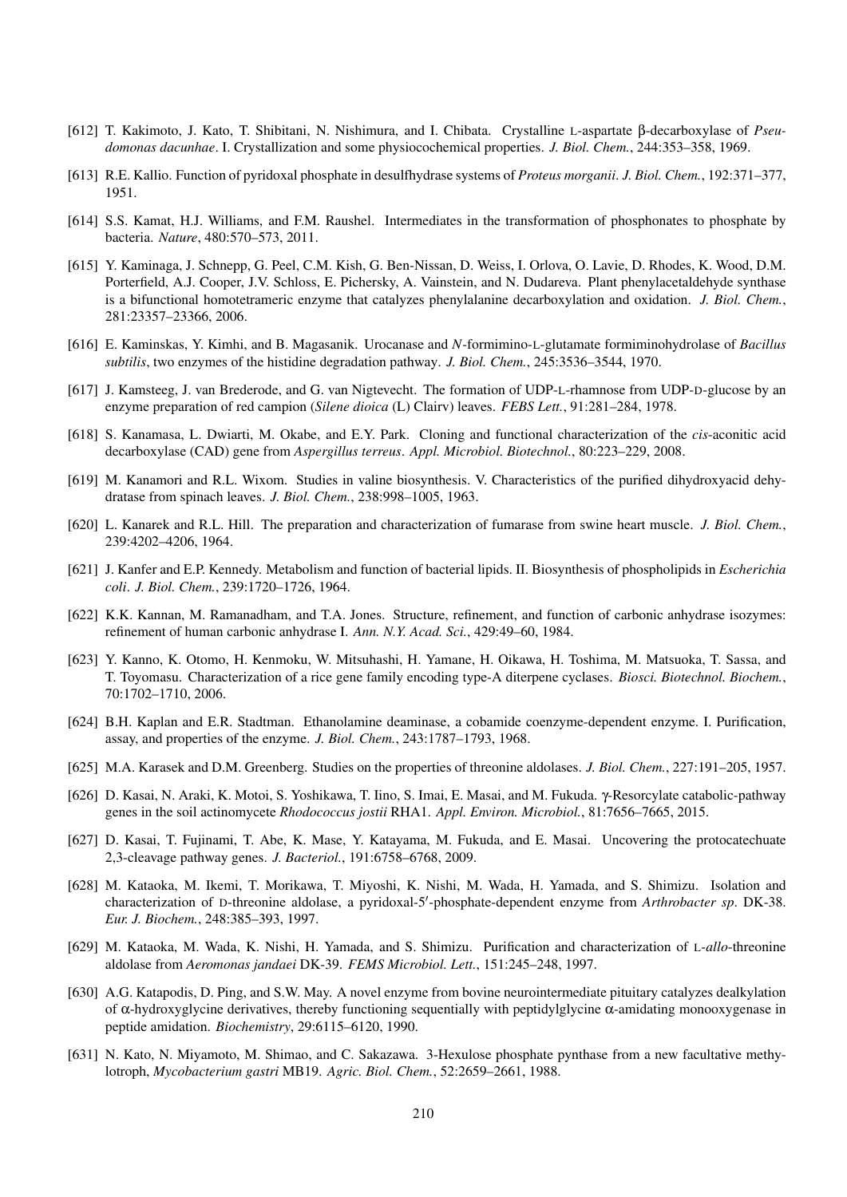[612] T. Kakimoto, J. Kato, T. Shibitani, N. Nishimura, and I. Chibata. Crystalline L-aspartate β-decarboxylase of *Pseudomonas dacunhae*. I. Crystallization and some physiocochemical properties. *J. Biol. Chem.*, 244:353–358, 1969.

[613] R.E. Kallio. Function of pyridoxal phosphate in desulfhydrase systems of *Proteus morganii*. *J. Biol. Chem.*, 192:371–377, 1951.

[614] S.S. Kamat, H.J. Williams, and F.M. Raushel. Intermediates in the transformation of phosphonates to phosphate by bacteria. *Nature*, 480:570–573, 2011.

[615] Y. Kaminaga, J. Schnepp, G. Peel, C.M. Kish, G. Ben-Nissan, D. Weiss, I. Orlova, O. Lavie, D. Rhodes, K. Wood, D.M. Porterfield, A.J. Cooper, J.V. Schloss, E. Pichersky, A. Vainstein, and N. Dudareva. Plant phenylacetaldehyde synthase is a bifunctional homotetrameric enzyme that catalyzes phenylalanine decarboxylation and oxidation. *J. Biol. Chem.*, 281:23357–23366, 2006.

[616] E. Kaminskas, Y. Kimhi, and B. Magasanik. Urocanase and *N*-formimino-L-glutamate formiminohydrolase of *Bacillus subtilis*, two enzymes of the histidine degradation pathway. *J. Biol. Chem.*, 245:3536–3544, 1970.

[617] J. Kamsteeg, J. van Brederode, and G. van Nigtevecht. The formation of UDP-L-rhamnose from UDP-D-glucose by an enzyme preparation of red campion (*Silene dioica* (L) Clairv) leaves. *FEBS Lett.*, 91:281–284, 1978.

[618] S. Kanamasa, L. Dwiarti, M. Okabe, and E.Y. Park. Cloning and functional characterization of the *cis*-aconitic acid decarboxylase (CAD) gene from *Aspergillus terreus*. *Appl. Microbiol. Biotechnol.*, 80:223–229, 2008.

[619] M. Kanamori and R.L. Wixom. Studies in valine biosynthesis. V. Characteristics of the purified dihydroxyacid dehydratase from spinach leaves. *J. Biol. Chem.*, 238:998–1005, 1963.

[620] L. Kanarek and R.L. Hill. The preparation and characterization of fumarase from swine heart muscle. *J. Biol. Chem.*, 239:4202–4206, 1964.

[621] J. Kanfer and E.P. Kennedy. Metabolism and function of bacterial lipids. II. Biosynthesis of phospholipids in *Escherichia coli*. *J. Biol. Chem.*, 239:1720–1726, 1964.

[622] K.K. Kannan, M. Ramanadham, and T.A. Jones. Structure, refinement, and function of carbonic anhydrase isozymes: refinement of human carbonic anhydrase I. *Ann. N.Y. Acad. Sci.*, 429:49–60, 1984.

[623] Y. Kanno, K. Otomo, H. Kenmoku, W. Mitsuhashi, H. Yamane, H. Oikawa, H. Toshima, M. Matsuoka, T. Sassa, and T. Toyomasu. Characterization of a rice gene family encoding type-A diterpene cyclases. *Biosci. Biotechnol. Biochem.*, 70:1702–1710, 2006.

[624] B.H. Kaplan and E.R. Stadtman. Ethanolamine deaminase, a cobamide coenzyme-dependent enzyme. I. Purification, assay, and properties of the enzyme. *J. Biol. Chem.*, 243:1787–1793, 1968.

[625] M.A. Karasek and D.M. Greenberg. Studies on the properties of threonine aldolases. *J. Biol. Chem.*, 227:191–205, 1957.

[626] D. Kasai, N. Araki, K. Motoi, S. Yoshikawa, T. Iino, S. Imai, E. Masai, and M. Fukuda. γ-Resorcylate catabolic-pathway genes in the soil actinomycete *Rhodococcus jostii* RHA1. *Appl. Environ. Microbiol.*, 81:7656–7665, 2015.

[627] D. Kasai, T. Fujinami, T. Abe, K. Mase, Y. Katayama, M. Fukuda, and E. Masai. Uncovering the protocatechuate 2,3-cleavage pathway genes. *J. Bacteriol.*, 191:6758–6768, 2009.

[628] M. Kataoka, M. Ikemi, T. Morikawa, T. Miyoshi, K. Nishi, M. Wada, H. Yamada, and S. Shimizu. Isolation and characterization of D-threonine aldolase, a pyridoxal-5′-phosphate-dependent enzyme from *Arthrobacter sp*. DK-38. *Eur. J. Biochem.*, 248:385–393, 1997.

[629] M. Kataoka, M. Wada, K. Nishi, H. Yamada, and S. Shimizu. Purification and characterization of L-*allo*-threonine aldolase from *Aeromonas jandaei* DK-39. *FEMS Microbiol. Lett.*, 151:245–248, 1997.

[630] A.G. Katapodis, D. Ping, and S.W. May. A novel enzyme from bovine neurointermediate pituitary catalyzes dealkylation of α-hydroxyglycine derivatives, thereby functioning sequentially with peptidylglycine α-amidating monooxygenase in peptide amidation. *Biochemistry*, 29:6115–6120, 1990.

[631] N. Kato, N. Miyamoto, M. Shimao, and C. Sakazawa. 3-Hexulose phosphate pynthase from a new facultative methylotroph, *Mycobacterium gastri* MB19. *Agric. Biol. Chem.*, 52:2659–2661, 1988.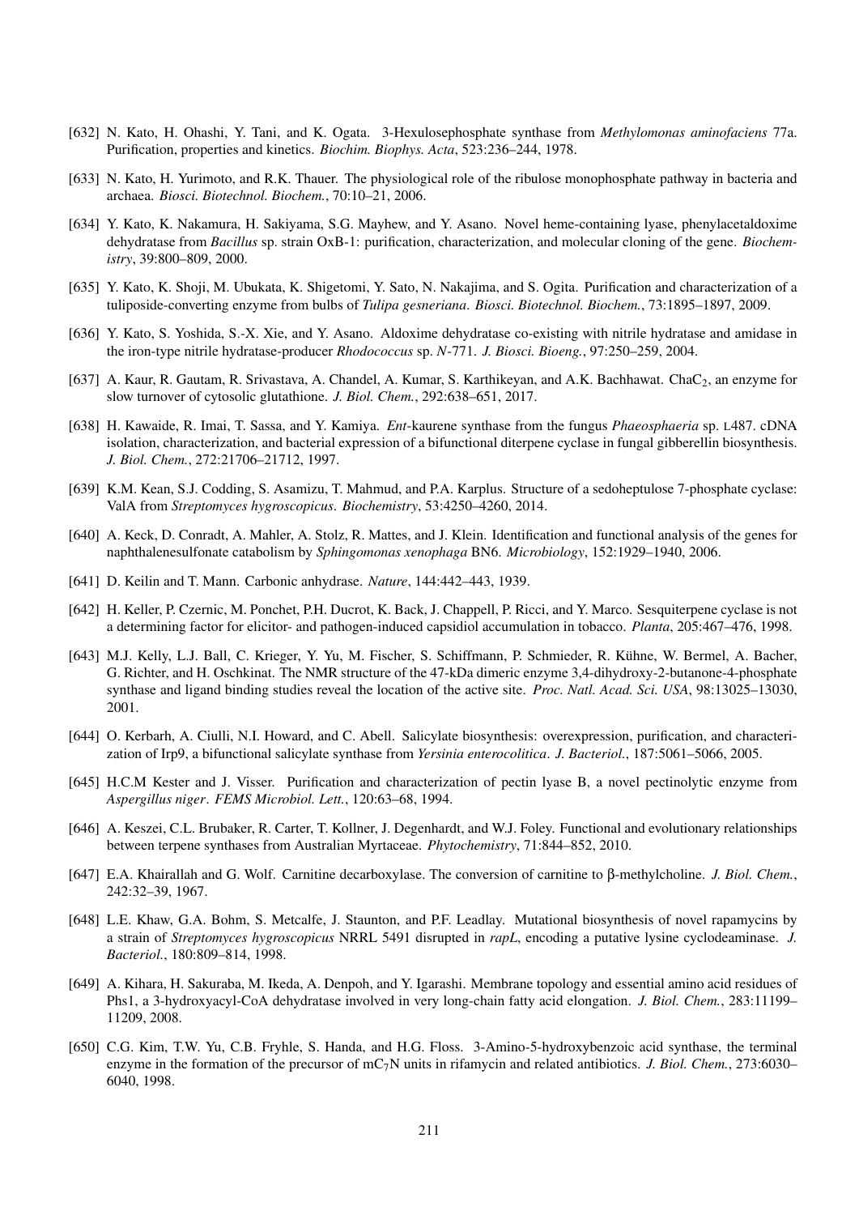[632] N. Kato, H. Ohashi, Y. Tani, and K. Ogata. 3-Hexulosephosphate synthase from *Methylomonas aminofaciens* 77a. Purification, properties and kinetics. *Biochim. Biophys. Acta*, 523:236–244, 1978.

[633] N. Kato, H. Yurimoto, and R.K. Thauer. The physiological role of the ribulose monophosphate pathway in bacteria and archaea. *Biosci. Biotechnol. Biochem.*, 70:10–21, 2006.

[634] Y. Kato, K. Nakamura, H. Sakiyama, S.G. Mayhew, and Y. Asano. Novel heme-containing lyase, phenylacetaldoxime dehydratase from *Bacillus* sp. strain OxB-1: purification, characterization, and molecular cloning of the gene. *Biochemistry*, 39:800–809, 2000.

[635] Y. Kato, K. Shoji, M. Ubukata, K. Shigetomi, Y. Sato, N. Nakajima, and S. Ogita. Purification and characterization of a tuliposide-converting enzyme from bulbs of *Tulipa gesneriana*. *Biosci. Biotechnol. Biochem.*, 73:1895–1897, 2009.

[636] Y. Kato, S. Yoshida, S.-X. Xie, and Y. Asano. Aldoxime dehydratase co-existing with nitrile hydratase and amidase in the iron-type nitrile hydratase-producer *Rhodococcus* sp. *N*-771. *J. Biosci. Bioeng.*, 97:250–259, 2004.

[637] A. Kaur, R. Gautam, R. Srivastava, A. Chandel, A. Kumar, S. Karthikeyan, and A.K. Bachhawat. $ChaC_2$, an enzyme for slow turnover of cytosolic glutathione. *J. Biol. Chem.*, 292:638–651, 2017.

[638] H. Kawaide, R. Imai, T. Sassa, and Y. Kamiya. *Ent*-kaurene synthase from the fungus *Phaeosphaeria* sp. L487. cDNA isolation, characterization, and bacterial expression of a bifunctional diterpene cyclase in fungal gibberellin biosynthesis. *J. Biol. Chem.*, 272:21706–21712, 1997.

[639] K.M. Kean, S.J. Codding, S. Asamizu, T. Mahmud, and P.A. Karplus. Structure of a sedoheptulose 7-phosphate cyclase: ValA from *Streptomyces hygroscopicus*. *Biochemistry*, 53:4250–4260, 2014.

[640] A. Keck, D. Conradt, A. Mahler, A. Stolz, R. Mattes, and J. Klein. Identification and functional analysis of the genes for naphthalenesulfonate catabolism by *Sphingomonas xenophaga* BN6. *Microbiology*, 152:1929–1940, 2006.

[641] D. Keilin and T. Mann. Carbonic anhydrase. *Nature*, 144:442–443, 1939.

[642] H. Keller, P. Czernic, M. Ponchet, P.H. Ducrot, K. Back, J. Chappell, P. Ricci, and Y. Marco. Sesquiterpene cyclase is not a determining factor for elicitor- and pathogen-induced capsidiol accumulation in tobacco. *Planta*, 205:467–476, 1998.

[643] M.J. Kelly, L.J. Ball, C. Krieger, Y. Yu, M. Fischer, S. Schiffmann, P. Schmieder, R. Kühne, W. Bermel, A. Bacher, G. Richter, and H. Oschkinat. The NMR structure of the 47-kDa dimeric enzyme 3,4-dihydroxy-2-butanone-4-phosphate synthase and ligand binding studies reveal the location of the active site. *Proc. Natl. Acad. Sci. USA*, 98:13025–13030, 2001.

[644] O. Kerbarh, A. Ciulli, N.I. Howard, and C. Abell. Salicylate biosynthesis: overexpression, purification, and characterization of Irp9, a bifunctional salicylate synthase from *Yersinia enterocolitica*. *J. Bacteriol.*, 187:5061–5066, 2005.

[645] H.C.M Kester and J. Visser. Purification and characterization of pectin lyase B, a novel pectinolytic enzyme from *Aspergillus niger*. *FEMS Microbiol. Lett.*, 120:63–68, 1994.

[646] A. Keszei, C.L. Brubaker, R. Carter, T. Kollner, J. Degenhardt, and W.J. Foley. Functional and evolutionary relationships between terpene synthases from Australian Myrtaceae. *Phytochemistry*, 71:844–852, 2010.

[647] E.A. Khairallah and G. Wolf. Carnitine decarboxylase. The conversion of carnitine to β-methylcholine. *J. Biol. Chem.*, 242:32–39, 1967.

[648] L.E. Khaw, G.A. Bohm, S. Metcalfe, J. Staunton, and P.F. Leadlay. Mutational biosynthesis of novel rapamycins by a strain of *Streptomyces hygroscopicus* NRRL 5491 disrupted in *rapL*, encoding a putative lysine cyclodeaminase. *J. Bacteriol.*, 180:809–814, 1998.

[649] A. Kihara, H. Sakuraba, M. Ikeda, A. Denpoh, and Y. Igarashi. Membrane topology and essential amino acid residues of Phs1, a 3-hydroxyacyl-CoA dehydratase involved in very long-chain fatty acid elongation. *J. Biol. Chem.*, 283:11199–11209, 2008.

[650] C.G. Kim, T.W. Yu, C.B. Fryhle, S. Handa, and H.G. Floss. 3-Amino-5-hydroxybenzoic acid synthase, the terminal enzyme in the formation of the precursor of $mC_7N$ units in rifamycin and related antibiotics. *J. Biol. Chem.*, 273:6030–6040, 1998.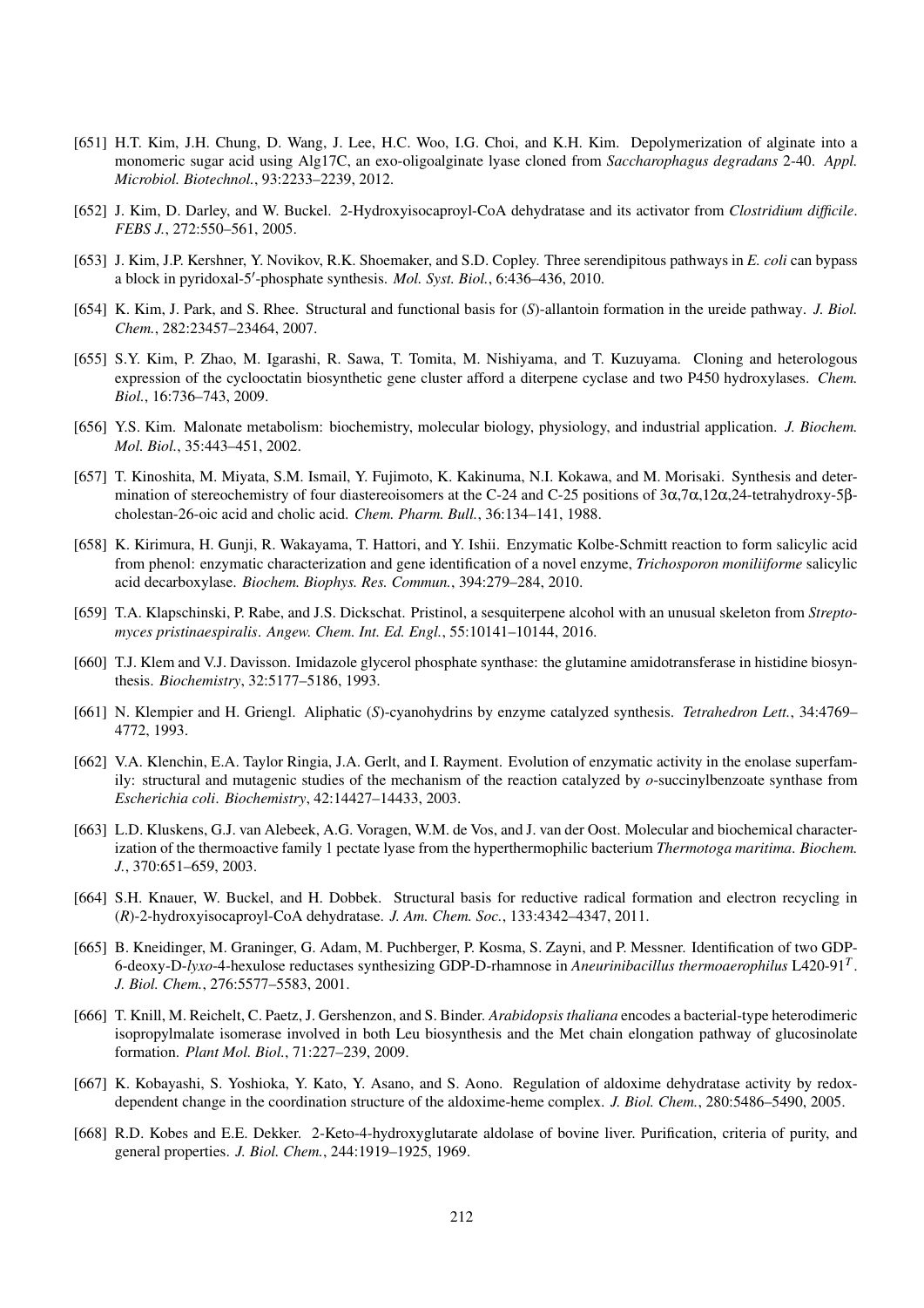[651] H.T. Kim, J.H. Chung, D. Wang, J. Lee, H.C. Woo, I.G. Choi, and K.H. Kim. Depolymerization of alginate into a monomeric sugar acid using Alg17C, an exo-oligoalginate lyase cloned from *Saccharophagus degradans* 2-40. *Appl. Microbiol. Biotechnol.*, 93:2233–2239, 2012.

[652] J. Kim, D. Darley, and W. Buckel. 2-Hydroxyisocaproyl-CoA dehydratase and its activator from *Clostridium difficile*. *FEBS J.*, 272:550–561, 2005.

[653] J. Kim, J.P. Kershner, Y. Novikov, R.K. Shoemaker, and S.D. Copley. Three serendipitous pathways in *E. coli* can bypass a block in pyridoxal-5′-phosphate synthesis. *Mol. Syst. Biol.*, 6:436–436, 2010.

[654] K. Kim, J. Park, and S. Rhee. Structural and functional basis for (*S*)-allantoin formation in the ureide pathway. *J. Biol. Chem.*, 282:23457–23464, 2007.

[655] S.Y. Kim, P. Zhao, M. Igarashi, R. Sawa, T. Tomita, M. Nishiyama, and T. Kuzuyama. Cloning and heterologous expression of the cyclooctatin biosynthetic gene cluster afford a diterpene cyclase and two P450 hydroxylases. *Chem. Biol.*, 16:736–743, 2009.

[656] Y.S. Kim. Malonate metabolism: biochemistry, molecular biology, physiology, and industrial application. *J. Biochem. Mol. Biol.*, 35:443–451, 2002.

[657] T. Kinoshita, M. Miyata, S.M. Ismail, Y. Fujimoto, K. Kakinuma, N.I. Kokawa, and M. Morisaki. Synthesis and determination of stereochemistry of four diastereoisomers at the C-24 and C-25 positions of 3α,7α,12α,24-tetrahydroxy-5β-cholestan-26-oic acid and cholic acid. *Chem. Pharm. Bull.*, 36:134–141, 1988.

[658] K. Kirimura, H. Gunji, R. Wakayama, T. Hattori, and Y. Ishii. Enzymatic Kolbe-Schmitt reaction to form salicylic acid from phenol: enzymatic characterization and gene identification of a novel enzyme, *Trichosporon moniliiforme* salicylic acid decarboxylase. *Biochem. Biophys. Res. Commun.*, 394:279–284, 2010.

[659] T.A. Klapschinski, P. Rabe, and J.S. Dickschat. Pristinol, a sesquiterpene alcohol with an unusual skeleton from *Streptomyces pristinaespiralis*. *Angew. Chem. Int. Ed. Engl.*, 55:10141–10144, 2016.

[660] T.J. Klem and V.J. Davisson. Imidazole glycerol phosphate synthase: the glutamine amidotransferase in histidine biosynthesis. *Biochemistry*, 32:5177–5186, 1993.

[661] N. Klempier and H. Griengl. Aliphatic (*S*)-cyanohydrins by enzyme catalyzed synthesis. *Tetrahedron Lett.*, 34:4769–4772, 1993.

[662] V.A. Klenchin, E.A. Taylor Ringia, J.A. Gerlt, and I. Rayment. Evolution of enzymatic activity in the enolase superfamily: structural and mutagenic studies of the mechanism of the reaction catalyzed by *o*-succinylbenzoate synthase from *Escherichia coli*. *Biochemistry*, 42:14427–14433, 2003.

[663] L.D. Kluskens, G.J. van Alebeek, A.G. Voragen, W.M. de Vos, and J. van der Oost. Molecular and biochemical characterization of the thermoactive family 1 pectate lyase from the hyperthermophilic bacterium *Thermotoga maritima*. *Biochem. J.*, 370:651–659, 2003.

[664] S.H. Knauer, W. Buckel, and H. Dobbek. Structural basis for reductive radical formation and electron recycling in (*R*)-2-hydroxyisocaproyl-CoA dehydratase. *J. Am. Chem. Soc.*, 133:4342–4347, 2011.

[665] B. Kneidinger, M. Graninger, G. Adam, M. Puchberger, P. Kosma, S. Zayni, and P. Messner. Identification of two GDP-6-deoxy-D-*lyxo*-4-hexulose reductases synthesizing GDP-D-rhamnose in *Aneurinibacillus thermoaerophilus* L420-91$^T$. *J. Biol. Chem.*, 276:5577–5583, 2001.

[666] T. Knill, M. Reichelt, C. Paetz, J. Gershenzon, and S. Binder. *Arabidopsis thaliana* encodes a bacterial-type heterodimeric isopropylmalate isomerase involved in both Leu biosynthesis and the Met chain elongation pathway of glucosinolate formation. *Plant Mol. Biol.*, 71:227–239, 2009.

[667] K. Kobayashi, S. Yoshioka, Y. Kato, Y. Asano, and S. Aono. Regulation of aldoxime dehydratase activity by redox-dependent change in the coordination structure of the aldoxime-heme complex. *J. Biol. Chem.*, 280:5486–5490, 2005.

[668] R.D. Kobes and E.E. Dekker. 2-Keto-4-hydroxyglutarate aldolase of bovine liver. Purification, criteria of purity, and general properties. *J. Biol. Chem.*, 244:1919–1925, 1969.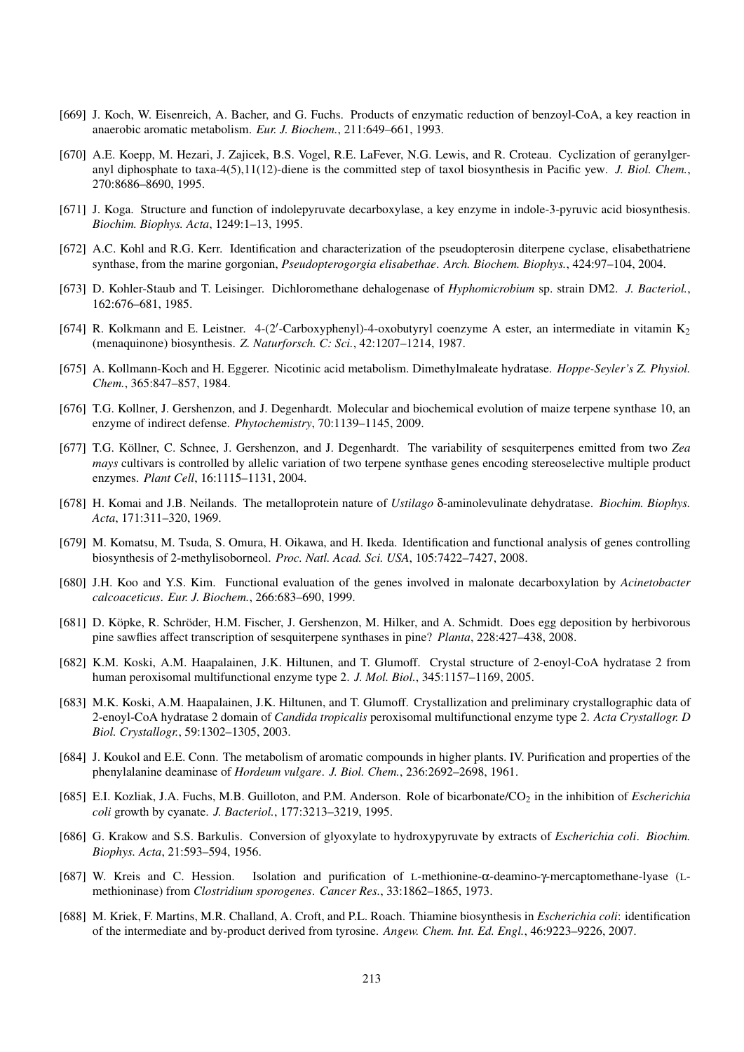[669] J. Koch, W. Eisenreich, A. Bacher, and G. Fuchs. Products of enzymatic reduction of benzoyl-CoA, a key reaction in anaerobic aromatic metabolism. *Eur. J. Biochem.*, 211:649–661, 1993.

[670] A.E. Koepp, M. Hezari, J. Zajicek, B.S. Vogel, R.E. LaFever, N.G. Lewis, and R. Croteau. Cyclization of geranylgeranyl diphosphate to taxa-4(5),11(12)-diene is the committed step of taxol biosynthesis in Pacific yew. *J. Biol. Chem.*, 270:8686–8690, 1995.

[671] J. Koga. Structure and function of indolepyruvate decarboxylase, a key enzyme in indole-3-pyruvic acid biosynthesis. *Biochim. Biophys. Acta*, 1249:1–13, 1995.

[672] A.C. Kohl and R.G. Kerr. Identification and characterization of the pseudopterosin diterpene cyclase, elisabethatriene synthase, from the marine gorgonian, *Pseudopterogorgia elisabethae*. *Arch. Biochem. Biophys.*, 424:97–104, 2004.

[673] D. Kohler-Staub and T. Leisinger. Dichloromethane dehalogenase of *Hyphomicrobium* sp. strain DM2. *J. Bacteriol.*, 162:676–681, 1985.

[674] R. Kolkmann and E. Leistner. 4-(2′-Carboxyphenyl)-4-oxobutyryl coenzyme A ester, an intermediate in vitamin $K_2$ (menaquinone) biosynthesis. *Z. Naturforsch. C: Sci.*, 42:1207–1214, 1987.

[675] A. Kollmann-Koch and H. Eggerer. Nicotinic acid metabolism. Dimethylmaleate hydratase. *Hoppe-Seyler's Z. Physiol. Chem.*, 365:847–857, 1984.

[676] T.G. Kollner, J. Gershenzon, and J. Degenhardt. Molecular and biochemical evolution of maize terpene synthase 10, an enzyme of indirect defense. *Phytochemistry*, 70:1139–1145, 2009.

[677] T.G. Köllner, C. Schnee, J. Gershenzon, and J. Degenhardt. The variability of sesquiterpenes emitted from two *Zea mays* cultivars is controlled by allelic variation of two terpene synthase genes encoding stereoselective multiple product enzymes. *Plant Cell*, 16:1115–1131, 2004.

[678] H. Komai and J.B. Neilands. The metalloprotein nature of *Ustilago* δ-aminolevulinate dehydratase. *Biochim. Biophys. Acta*, 171:311–320, 1969.

[679] M. Komatsu, M. Tsuda, S. Omura, H. Oikawa, and H. Ikeda. Identification and functional analysis of genes controlling biosynthesis of 2-methylisoborneol. *Proc. Natl. Acad. Sci. USA*, 105:7422–7427, 2008.

[680] J.H. Koo and Y.S. Kim. Functional evaluation of the genes involved in malonate decarboxylation by *Acinetobacter calcoaceticus*. *Eur. J. Biochem.*, 266:683–690, 1999.

[681] D. Köpke, R. Schröder, H.M. Fischer, J. Gershenzon, M. Hilker, and A. Schmidt. Does egg deposition by herbivorous pine sawflies affect transcription of sesquiterpene synthases in pine? *Planta*, 228:427–438, 2008.

[682] K.M. Koski, A.M. Haapalainen, J.K. Hiltunen, and T. Glumoff. Crystal structure of 2-enoyl-CoA hydratase 2 from human peroxisomal multifunctional enzyme type 2. *J. Mol. Biol.*, 345:1157–1169, 2005.

[683] M.K. Koski, A.M. Haapalainen, J.K. Hiltunen, and T. Glumoff. Crystallization and preliminary crystallographic data of 2-enoyl-CoA hydratase 2 domain of *Candida tropicalis* peroxisomal multifunctional enzyme type 2. *Acta Crystallogr. D Biol. Crystallogr.*, 59:1302–1305, 2003.

[684] J. Koukol and E.E. Conn. The metabolism of aromatic compounds in higher plants. IV. Purification and properties of the phenylalanine deaminase of *Hordeum vulgare*. *J. Biol. Chem.*, 236:2692–2698, 1961.

[685] E.I. Kozliak, J.A. Fuchs, M.B. Guilloton, and P.M. Anderson. Role of bicarbonate/$CO_2$ in the inhibition of *Escherichia coli* growth by cyanate. *J. Bacteriol.*, 177:3213–3219, 1995.

[686] G. Krakow and S.S. Barkulis. Conversion of glyoxylate to hydroxypyruvate by extracts of *Escherichia coli*. *Biochim. Biophys. Acta*, 21:593–594, 1956.

[687] W. Kreis and C. Hession. Isolation and purification of L-methionine-α-deamino-γ-mercaptomethane-lyase (L-methioninase) from *Clostridium sporogenes*. *Cancer Res.*, 33:1862–1865, 1973.

[688] M. Kriek, F. Martins, M.R. Challand, A. Croft, and P.L. Roach. Thiamine biosynthesis in *Escherichia coli*: identification of the intermediate and by-product derived from tyrosine. *Angew. Chem. Int. Ed. Engl.*, 46:9223–9226, 2007.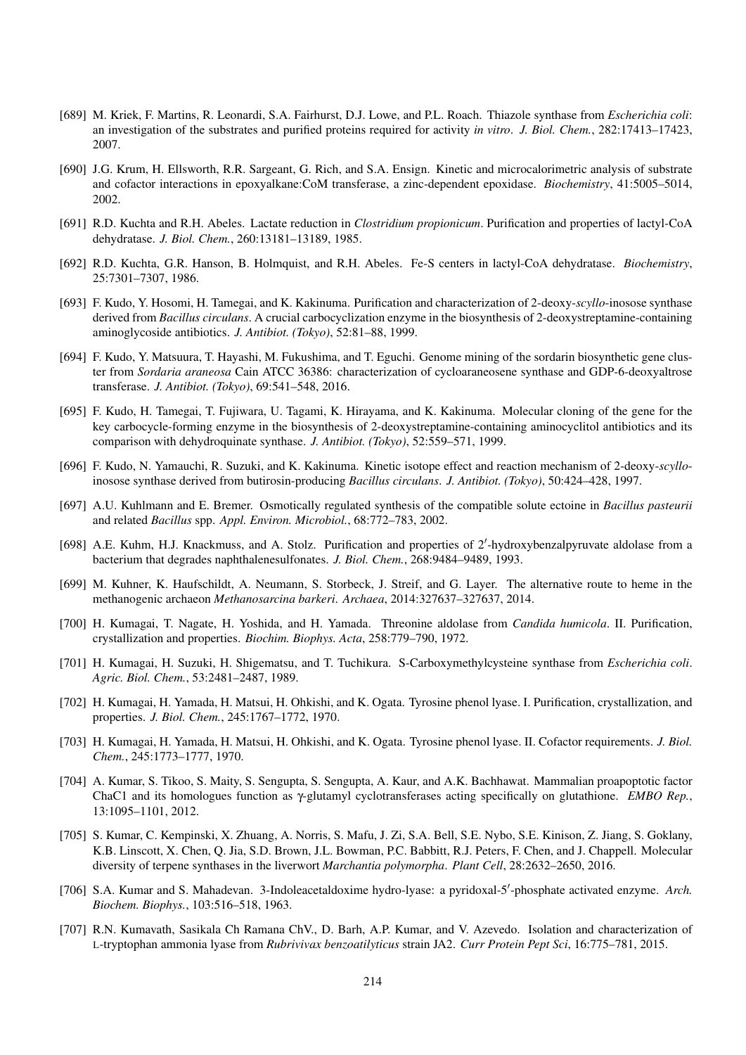[689] M. Kriek, F. Martins, R. Leonardi, S.A. Fairhurst, D.J. Lowe, and P.L. Roach. Thiazole synthase from *Escherichia coli*: an investigation of the substrates and purified proteins required for activity *in vitro*. *J. Biol. Chem.*, 282:17413–17423, 2007.

[690] J.G. Krum, H. Ellsworth, R.R. Sargeant, G. Rich, and S.A. Ensign. Kinetic and microcalorimetric analysis of substrate and cofactor interactions in epoxyalkane:CoM transferase, a zinc-dependent epoxidase. *Biochemistry*, 41:5005–5014, 2002.

[691] R.D. Kuchta and R.H. Abeles. Lactate reduction in *Clostridium propionicum*. Purification and properties of lactyl-CoA dehydratase. *J. Biol. Chem.*, 260:13181–13189, 1985.

[692] R.D. Kuchta, G.R. Hanson, B. Holmquist, and R.H. Abeles. Fe-S centers in lactyl-CoA dehydratase. *Biochemistry*, 25:7301–7307, 1986.

[693] F. Kudo, Y. Hosomi, H. Tamegai, and K. Kakinuma. Purification and characterization of 2-deoxy-*scyllo*-inosose synthase derived from *Bacillus circulans*. A crucial carbocyclization enzyme in the biosynthesis of 2-deoxystreptamine-containing aminoglycoside antibiotics. *J. Antibiot. (Tokyo)*, 52:81–88, 1999.

[694] F. Kudo, Y. Matsuura, T. Hayashi, M. Fukushima, and T. Eguchi. Genome mining of the sordarin biosynthetic gene cluster from *Sordaria araneosa* Cain ATCC 36386: characterization of cycloaraneosene synthase and GDP-6-deoxyaltrose transferase. *J. Antibiot. (Tokyo)*, 69:541–548, 2016.

[695] F. Kudo, H. Tamegai, T. Fujiwara, U. Tagami, K. Hirayama, and K. Kakinuma. Molecular cloning of the gene for the key carbocycle-forming enzyme in the biosynthesis of 2-deoxystreptamine-containing aminocyclitol antibiotics and its comparison with dehydroquinate synthase. *J. Antibiot. (Tokyo)*, 52:559–571, 1999.

[696] F. Kudo, N. Yamauchi, R. Suzuki, and K. Kakinuma. Kinetic isotope effect and reaction mechanism of 2-deoxy-*scyllo*-inosose synthase derived from butirosin-producing *Bacillus circulans*. *J. Antibiot. (Tokyo)*, 50:424–428, 1997.

[697] A.U. Kuhlmann and E. Bremer. Osmotically regulated synthesis of the compatible solute ectoine in *Bacillus pasteurii* and related *Bacillus* spp. *Appl. Environ. Microbiol.*, 68:772–783, 2002.

[698] A.E. Kuhm, H.J. Knackmuss, and A. Stolz. Purification and properties of 2′-hydroxybenzalpyruvate aldolase from a bacterium that degrades naphthalenesulfonates. *J. Biol. Chem.*, 268:9484–9489, 1993.

[699] M. Kuhner, K. Haufschildt, A. Neumann, S. Storbeck, J. Streif, and G. Layer. The alternative route to heme in the methanogenic archaeon *Methanosarcina barkeri*. *Archaea*, 2014:327637–327637, 2014.

[700] H. Kumagai, T. Nagate, H. Yoshida, and H. Yamada. Threonine aldolase from *Candida humicola*. II. Purification, crystallization and properties. *Biochim. Biophys. Acta*, 258:779–790, 1972.

[701] H. Kumagai, H. Suzuki, H. Shigematsu, and T. Tuchikura. S-Carboxymethylcysteine synthase from *Escherichia coli*. *Agric. Biol. Chem.*, 53:2481–2487, 1989.

[702] H. Kumagai, H. Yamada, H. Matsui, H. Ohkishi, and K. Ogata. Tyrosine phenol lyase. I. Purification, crystallization, and properties. *J. Biol. Chem.*, 245:1767–1772, 1970.

[703] H. Kumagai, H. Yamada, H. Matsui, H. Ohkishi, and K. Ogata. Tyrosine phenol lyase. II. Cofactor requirements. *J. Biol. Chem.*, 245:1773–1777, 1970.

[704] A. Kumar, S. Tikoo, S. Maity, S. Sengupta, S. Sengupta, A. Kaur, and A.K. Bachhawat. Mammalian proapoptotic factor ChaC1 and its homologues function as γ-glutamyl cyclotransferases acting specifically on glutathione. *EMBO Rep.*, 13:1095–1101, 2012.

[705] S. Kumar, C. Kempinski, X. Zhuang, A. Norris, S. Mafu, J. Zi, S.A. Bell, S.E. Nybo, S.E. Kinison, Z. Jiang, S. Goklany, K.B. Linscott, X. Chen, Q. Jia, S.D. Brown, J.L. Bowman, P.C. Babbitt, R.J. Peters, F. Chen, and J. Chappell. Molecular diversity of terpene synthases in the liverwort *Marchantia polymorpha*. *Plant Cell*, 28:2632–2650, 2016.

[706] S.A. Kumar and S. Mahadevan. 3-Indoleacetaldoxime hydro-lyase: a pyridoxal-5′-phosphate activated enzyme. *Arch. Biochem. Biophys.*, 103:516–518, 1963.

[707] R.N. Kumavath, Sasikala Ch Ramana ChV., D. Barh, A.P. Kumar, and V. Azevedo. Isolation and characterization of L-tryptophan ammonia lyase from *Rubrivivax benzoatilyticus* strain JA2. *Curr Protein Pept Sci*, 16:775–781, 2015.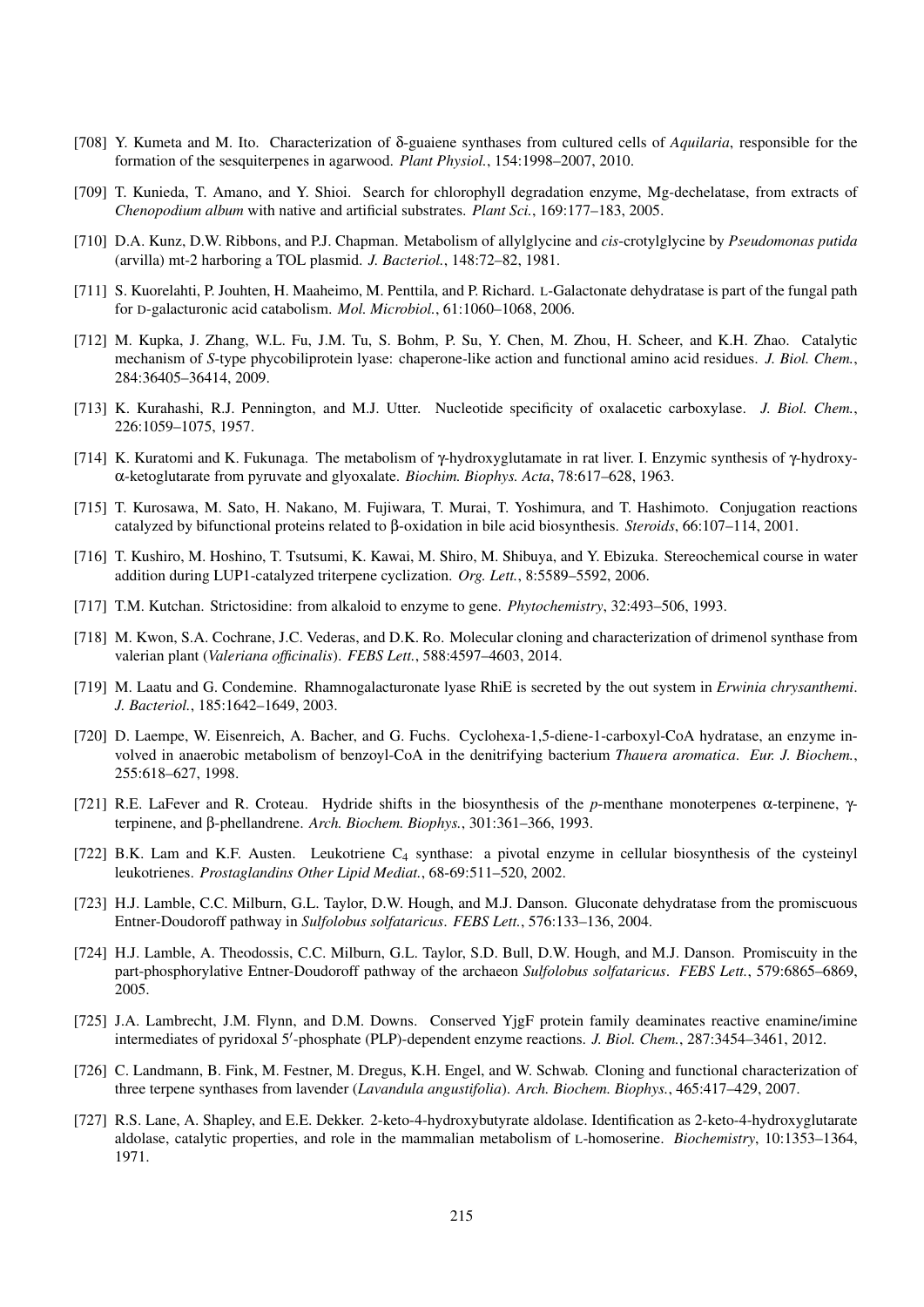[708] Y. Kumeta and M. Ito. Characterization of δ-guaiene synthases from cultured cells of *Aquilaria*, responsible for the formation of the sesquiterpenes in agarwood. *Plant Physiol.*, 154:1998–2007, 2010.

[709] T. Kunieda, T. Amano, and Y. Shioi. Search for chlorophyll degradation enzyme, Mg-dechelatase, from extracts of *Chenopodium album* with native and artificial substrates. *Plant Sci.*, 169:177–183, 2005.

[710] D.A. Kunz, D.W. Ribbons, and P.J. Chapman. Metabolism of allylglycine and *cis*-crotylglycine by *Pseudomonas putida* (arvilla) mt-2 harboring a TOL plasmid. *J. Bacteriol.*, 148:72–82, 1981.

[711] S. Kuorelahti, P. Jouhten, H. Maaheimo, M. Penttila, and P. Richard. L-Galactonate dehydratase is part of the fungal path for D-galacturonic acid catabolism. *Mol. Microbiol.*, 61:1060–1068, 2006.

[712] M. Kupka, J. Zhang, W.L. Fu, J.M. Tu, S. Bohm, P. Su, Y. Chen, M. Zhou, H. Scheer, and K.H. Zhao. Catalytic mechanism of *S*-type phycobiliprotein lyase: chaperone-like action and functional amino acid residues. *J. Biol. Chem.*, 284:36405–36414, 2009.

[713] K. Kurahashi, R.J. Pennington, and M.J. Utter. Nucleotide specificity of oxalacetic carboxylase. *J. Biol. Chem.*, 226:1059–1075, 1957.

[714] K. Kuratomi and K. Fukunaga. The metabolism of γ-hydroxyglutamate in rat liver. I. Enzymic synthesis of γ-hydroxy-α-ketoglutarate from pyruvate and glyoxalate. *Biochim. Biophys. Acta*, 78:617–628, 1963.

[715] T. Kurosawa, M. Sato, H. Nakano, M. Fujiwara, T. Murai, T. Yoshimura, and T. Hashimoto. Conjugation reactions catalyzed by bifunctional proteins related to β-oxidation in bile acid biosynthesis. *Steroids*, 66:107–114, 2001.

[716] T. Kushiro, M. Hoshino, T. Tsutsumi, K. Kawai, M. Shiro, M. Shibuya, and Y. Ebizuka. Stereochemical course in water addition during LUP1-catalyzed triterpene cyclization. *Org. Lett.*, 8:5589–5592, 2006.

[717] T.M. Kutchan. Strictosidine: from alkaloid to enzyme to gene. *Phytochemistry*, 32:493–506, 1993.

[718] M. Kwon, S.A. Cochrane, J.C. Vederas, and D.K. Ro. Molecular cloning and characterization of drimenol synthase from valerian plant (*Valeriana officinalis*). *FEBS Lett.*, 588:4597–4603, 2014.

[719] M. Laatu and G. Condemine. Rhamnogalacturonate lyase RhiE is secreted by the out system in *Erwinia chrysanthemi*. *J. Bacteriol.*, 185:1642–1649, 2003.

[720] D. Laempe, W. Eisenreich, A. Bacher, and G. Fuchs. Cyclohexa-1,5-diene-1-carboxyl-CoA hydratase, an enzyme involved in anaerobic metabolism of benzoyl-CoA in the denitrifying bacterium *Thauera aromatica*. *Eur. J. Biochem.*, 255:618–627, 1998.

[721] R.E. LaFever and R. Croteau. Hydride shifts in the biosynthesis of the *p*-menthane monoterpenes α-terpinene, γ-terpinene, and β-phellandrene. *Arch. Biochem. Biophys.*, 301:361–366, 1993.

[722] B.K. Lam and K.F. Austen. Leukotriene $C_4$ synthase: a pivotal enzyme in cellular biosynthesis of the cysteinyl leukotrienes. *Prostaglandins Other Lipid Mediat.*, 68-69:511–520, 2002.

[723] H.J. Lamble, C.C. Milburn, G.L. Taylor, D.W. Hough, and M.J. Danson. Gluconate dehydratase from the promiscuous Entner-Doudoroff pathway in *Sulfolobus solfataricus*. *FEBS Lett.*, 576:133–136, 2004.

[724] H.J. Lamble, A. Theodossis, C.C. Milburn, G.L. Taylor, S.D. Bull, D.W. Hough, and M.J. Danson. Promiscuity in the part-phosphorylative Entner-Doudoroff pathway of the archaeon *Sulfolobus solfataricus*. *FEBS Lett.*, 579:6865–6869, 2005.

[725] J.A. Lambrecht, J.M. Flynn, and D.M. Downs. Conserved YjgF protein family deaminates reactive enamine/imine intermediates of pyridoxal 5′-phosphate (PLP)-dependent enzyme reactions. *J. Biol. Chem.*, 287:3454–3461, 2012.

[726] C. Landmann, B. Fink, M. Festner, M. Dregus, K.H. Engel, and W. Schwab. Cloning and functional characterization of three terpene synthases from lavender (*Lavandula angustifolia*). *Arch. Biochem. Biophys.*, 465:417–429, 2007.

[727] R.S. Lane, A. Shapley, and E.E. Dekker. 2-keto-4-hydroxybutyrate aldolase. Identification as 2-keto-4-hydroxyglutarate aldolase, catalytic properties, and role in the mammalian metabolism of L-homoserine. *Biochemistry*, 10:1353–1364, 1971.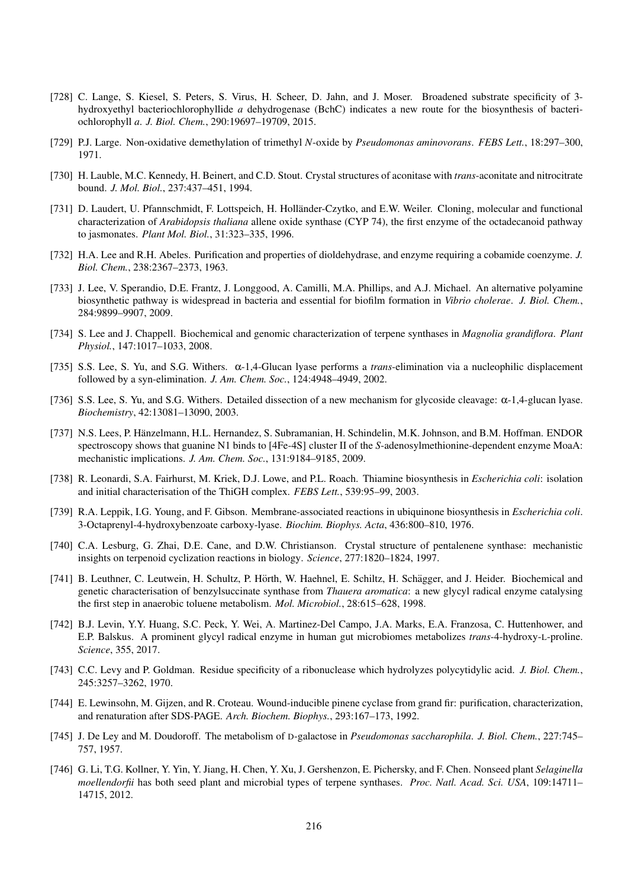[728] C. Lange, S. Kiesel, S. Peters, S. Virus, H. Scheer, D. Jahn, and J. Moser. Broadened substrate specificity of 3-hydroxyethyl bacteriochlorophyllide *a* dehydrogenase (BchC) indicates a new route for the biosynthesis of bacteriochlorophyll *a*. *J. Biol. Chem.*, 290:19697–19709, 2015.

[729] P.J. Large. Non-oxidative demethylation of trimethyl *N*-oxide by *Pseudomonas aminovorans*. *FEBS Lett.*, 18:297–300, 1971.

[730] H. Lauble, M.C. Kennedy, H. Beinert, and C.D. Stout. Crystal structures of aconitase with *trans*-aconitate and nitrocitrate bound. *J. Mol. Biol.*, 237:437–451, 1994.

[731] D. Laudert, U. Pfannschmidt, F. Lottspeich, H. Holländer-Czytko, and E.W. Weiler. Cloning, molecular and functional characterization of *Arabidopsis thaliana* allene oxide synthase (CYP 74), the first enzyme of the octadecanoid pathway to jasmonates. *Plant Mol. Biol.*, 31:323–335, 1996.

[732] H.A. Lee and R.H. Abeles. Purification and properties of dioldehydrase, and enzyme requiring a cobamide coenzyme. *J. Biol. Chem.*, 238:2367–2373, 1963.

[733] J. Lee, V. Sperandio, D.E. Frantz, J. Longgood, A. Camilli, M.A. Phillips, and A.J. Michael. An alternative polyamine biosynthetic pathway is widespread in bacteria and essential for biofilm formation in *Vibrio cholerae*. *J. Biol. Chem.*, 284:9899–9907, 2009.

[734] S. Lee and J. Chappell. Biochemical and genomic characterization of terpene synthases in *Magnolia grandiflora*. *Plant Physiol.*, 147:1017–1033, 2008.

[735] S.S. Lee, S. Yu, and S.G. Withers. α-1,4-Glucan lyase performs a *trans*-elimination via a nucleophilic displacement followed by a syn-elimination. *J. Am. Chem. Soc.*, 124:4948–4949, 2002.

[736] S.S. Lee, S. Yu, and S.G. Withers. Detailed dissection of a new mechanism for glycoside cleavage: α-1,4-glucan lyase. *Biochemistry*, 42:13081–13090, 2003.

[737] N.S. Lees, P. Hänzelmann, H.L. Hernandez, S. Subramanian, H. Schindelin, M.K. Johnson, and B.M. Hoffman. ENDOR spectroscopy shows that guanine N1 binds to [4Fe-4S] cluster II of the *S*-adenosylmethionine-dependent enzyme MoaA: mechanistic implications. *J. Am. Chem. Soc.*, 131:9184–9185, 2009.

[738] R. Leonardi, S.A. Fairhurst, M. Kriek, D.J. Lowe, and P.L. Roach. Thiamine biosynthesis in *Escherichia coli*: isolation and initial characterisation of the ThiGH complex. *FEBS Lett.*, 539:95–99, 2003.

[739] R.A. Leppik, I.G. Young, and F. Gibson. Membrane-associated reactions in ubiquinone biosynthesis in *Escherichia coli*. 3-Octaprenyl-4-hydroxybenzoate carboxy-lyase. *Biochim. Biophys. Acta*, 436:800–810, 1976.

[740] C.A. Lesburg, G. Zhai, D.E. Cane, and D.W. Christianson. Crystal structure of pentalenene synthase: mechanistic insights on terpenoid cyclization reactions in biology. *Science*, 277:1820–1824, 1997.

[741] B. Leuthner, C. Leutwein, H. Schultz, P. Hörth, W. Haehnel, E. Schiltz, H. Schägger, and J. Heider. Biochemical and genetic characterisation of benzylsuccinate synthase from *Thauera aromatica*: a new glycyl radical enzyme catalysing the first step in anaerobic toluene metabolism. *Mol. Microbiol.*, 28:615–628, 1998.

[742] B.J. Levin, Y.Y. Huang, S.C. Peck, Y. Wei, A. Martinez-Del Campo, J.A. Marks, E.A. Franzosa, C. Huttenhower, and E.P. Balskus. A prominent glycyl radical enzyme in human gut microbiomes metabolizes *trans*-4-hydroxy-L-proline. *Science*, 355, 2017.

[743] C.C. Levy and P. Goldman. Residue specificity of a ribonuclease which hydrolyzes polycytidylic acid. *J. Biol. Chem.*, 245:3257–3262, 1970.

[744] E. Lewinsohn, M. Gijzen, and R. Croteau. Wound-inducible pinene cyclase from grand fir: purification, characterization, and renaturation after SDS-PAGE. *Arch. Biochem. Biophys.*, 293:167–173, 1992.

[745] J. De Ley and M. Doudoroff. The metabolism of D-galactose in *Pseudomonas saccharophila*. *J. Biol. Chem.*, 227:745–757, 1957.

[746] G. Li, T.G. Kollner, Y. Yin, Y. Jiang, H. Chen, Y. Xu, J. Gershenzon, E. Pichersky, and F. Chen. Nonseed plant *Selaginella moellendorfii* has both seed plant and microbial types of terpene synthases. *Proc. Natl. Acad. Sci. USA*, 109:14711–14715, 2012.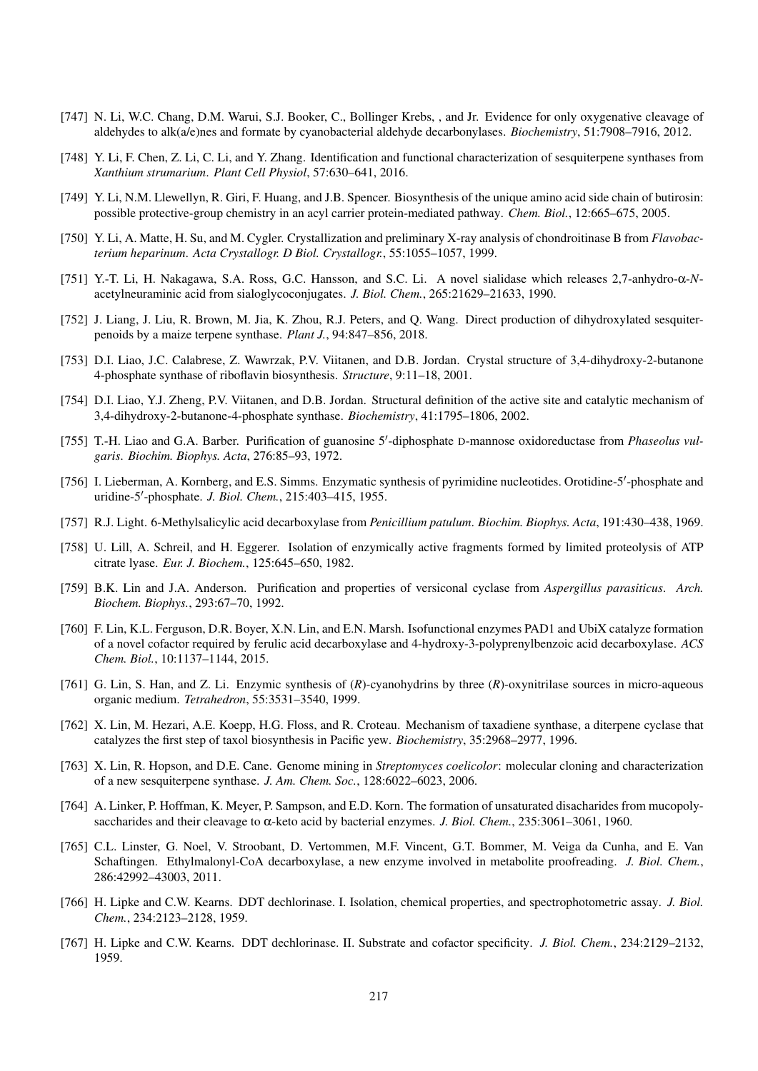[747] N. Li, W.C. Chang, D.M. Warui, S.J. Booker, C., Bollinger Krebs, , and Jr. Evidence for only oxygenative cleavage of aldehydes to alk(a/e)nes and formate by cyanobacterial aldehyde decarbonylases. *Biochemistry*, 51:7908–7916, 2012.

[748] Y. Li, F. Chen, Z. Li, C. Li, and Y. Zhang. Identification and functional characterization of sesquiterpene synthases from *Xanthium strumarium*. *Plant Cell Physiol*, 57:630–641, 2016.

[749] Y. Li, N.M. Llewellyn, R. Giri, F. Huang, and J.B. Spencer. Biosynthesis of the unique amino acid side chain of butirosin: possible protective-group chemistry in an acyl carrier protein-mediated pathway. *Chem. Biol.*, 12:665–675, 2005.

[750] Y. Li, A. Matte, H. Su, and M. Cygler. Crystallization and preliminary X-ray analysis of chondroitinase B from *Flavobacterium heparinum*. *Acta Crystallogr. D Biol. Crystallogr.*, 55:1055–1057, 1999.

[751] Y.-T. Li, H. Nakagawa, S.A. Ross, G.C. Hansson, and S.C. Li. A novel sialidase which releases 2,7-anhydro-α-*N*-acetylneuraminic acid from sialoglycoconjugates. *J. Biol. Chem.*, 265:21629–21633, 1990.

[752] J. Liang, J. Liu, R. Brown, M. Jia, K. Zhou, R.J. Peters, and Q. Wang. Direct production of dihydroxylated sesquiterpenoids by a maize terpene synthase. *Plant J.*, 94:847–856, 2018.

[753] D.I. Liao, J.C. Calabrese, Z. Wawrzak, P.V. Viitanen, and D.B. Jordan. Crystal structure of 3,4-dihydroxy-2-butanone 4-phosphate synthase of riboflavin biosynthesis. *Structure*, 9:11–18, 2001.

[754] D.I. Liao, Y.J. Zheng, P.V. Viitanen, and D.B. Jordan. Structural definition of the active site and catalytic mechanism of 3,4-dihydroxy-2-butanone-4-phosphate synthase. *Biochemistry*, 41:1795–1806, 2002.

[755] T.-H. Liao and G.A. Barber. Purification of guanosine 5′-diphosphate D-mannose oxidoreductase from *Phaseolus vulgaris*. *Biochim. Biophys. Acta*, 276:85–93, 1972.

[756] I. Lieberman, A. Kornberg, and E.S. Simms. Enzymatic synthesis of pyrimidine nucleotides. Orotidine-5′-phosphate and uridine-5′-phosphate. *J. Biol. Chem.*, 215:403–415, 1955.

[757] R.J. Light. 6-Methylsalicylic acid decarboxylase from *Penicillium patulum*. *Biochim. Biophys. Acta*, 191:430–438, 1969.

[758] U. Lill, A. Schreil, and H. Eggerer. Isolation of enzymically active fragments formed by limited proteolysis of ATP citrate lyase. *Eur. J. Biochem.*, 125:645–650, 1982.

[759] B.K. Lin and J.A. Anderson. Purification and properties of versiconal cyclase from *Aspergillus parasiticus*. *Arch. Biochem. Biophys.*, 293:67–70, 1992.

[760] F. Lin, K.L. Ferguson, D.R. Boyer, X.N. Lin, and E.N. Marsh. Isofunctional enzymes PAD1 and UbiX catalyze formation of a novel cofactor required by ferulic acid decarboxylase and 4-hydroxy-3-polyprenylbenzoic acid decarboxylase. *ACS Chem. Biol.*, 10:1137–1144, 2015.

[761] G. Lin, S. Han, and Z. Li. Enzymic synthesis of (*R*)-cyanohydrins by three (*R*)-oxynitrilase sources in micro-aqueous organic medium. *Tetrahedron*, 55:3531–3540, 1999.

[762] X. Lin, M. Hezari, A.E. Koepp, H.G. Floss, and R. Croteau. Mechanism of taxadiene synthase, a diterpene cyclase that catalyzes the first step of taxol biosynthesis in Pacific yew. *Biochemistry*, 35:2968–2977, 1996.

[763] X. Lin, R. Hopson, and D.E. Cane. Genome mining in *Streptomyces coelicolor*: molecular cloning and characterization of a new sesquiterpene synthase. *J. Am. Chem. Soc.*, 128:6022–6023, 2006.

[764] A. Linker, P. Hoffman, K. Meyer, P. Sampson, and E.D. Korn. The formation of unsaturated disacharides from mucopolysaccharides and their cleavage to α-keto acid by bacterial enzymes. *J. Biol. Chem.*, 235:3061–3061, 1960.

[765] C.L. Linster, G. Noel, V. Stroobant, D. Vertommen, M.F. Vincent, G.T. Bommer, M. Veiga da Cunha, and E. Van Schaftingen. Ethylmalonyl-CoA decarboxylase, a new enzyme involved in metabolite proofreading. *J. Biol. Chem.*, 286:42992–43003, 2011.

[766] H. Lipke and C.W. Kearns. DDT dechlorinase. I. Isolation, chemical properties, and spectrophotometric assay. *J. Biol. Chem.*, 234:2123–2128, 1959.

[767] H. Lipke and C.W. Kearns. DDT dechlorinase. II. Substrate and cofactor specificity. *J. Biol. Chem.*, 234:2129–2132, 1959.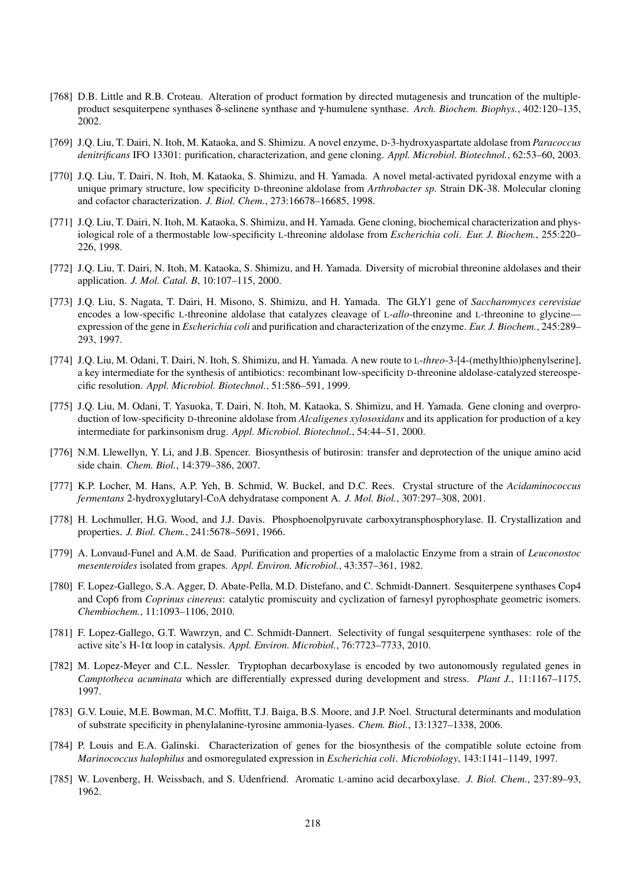[768] D.B. Little and R.B. Croteau. Alteration of product formation by directed mutagenesis and truncation of the multiple-product sesquiterpene synthases δ-selinene synthase and γ-humulene synthase. *Arch. Biochem. Biophys.*, 402:120–135, 2002.

[769] J.Q. Liu, T. Dairi, N. Itoh, M. Kataoka, and S. Shimizu. A novel enzyme, D-3-hydroxyaspartate aldolase from *Paracoccus denitrificans* IFO 13301: purification, characterization, and gene cloning. *Appl. Microbiol. Biotechnol.*, 62:53–60, 2003.

[770] J.Q. Liu, T. Dairi, N. Itoh, M. Kataoka, S. Shimizu, and H. Yamada. A novel metal-activated pyridoxal enzyme with a unique primary structure, low specificity D-threonine aldolase from *Arthrobacter sp*. Strain DK-38. Molecular cloning and cofactor characterization. *J. Biol. Chem.*, 273:16678–16685, 1998.

[771] J.Q. Liu, T. Dairi, N. Itoh, M. Kataoka, S. Shimizu, and H. Yamada. Gene cloning, biochemical characterization and physiological role of a thermostable low-specificity L-threonine aldolase from *Escherichia coli*. *Eur. J. Biochem.*, 255:220–226, 1998.

[772] J.Q. Liu, T. Dairi, N. Itoh, M. Kataoka, S. Shimizu, and H. Yamada. Diversity of microbial threonine aldolases and their application. *J. Mol. Catal. B*, 10:107–115, 2000.

[773] J.Q. Liu, S. Nagata, T. Dairi, H. Misono, S. Shimizu, and H. Yamada. The GLY1 gene of *Saccharomyces cerevisiae* encodes a low-specific L-threonine aldolase that catalyzes cleavage of L-*allo*-threonine and L-threonine to glycine—expression of the gene in *Escherichia coli* and purification and characterization of the enzyme. *Eur. J. Biochem.*, 245:289–293, 1997.

[774] J.Q. Liu, M. Odani, T. Dairi, N. Itoh, S. Shimizu, and H. Yamada. A new route to L-*threo*-3-[4-(methylthio)phenylserine], a key intermediate for the synthesis of antibiotics: recombinant low-specificity D-threonine aldolase-catalyzed stereospecific resolution. *Appl. Microbiol. Biotechnol.*, 51:586–591, 1999.

[775] J.Q. Liu, M. Odani, T. Yasuoka, T. Dairi, N. Itoh, M. Kataoka, S. Shimizu, and H. Yamada. Gene cloning and overproduction of low-specificity D-threonine aldolase from *Alcaligenes xylosoxidans* and its application for production of a key intermediate for parkinsonism drug. *Appl. Microbiol. Biotechnol.*, 54:44–51, 2000.

[776] N.M. Llewellyn, Y. Li, and J.B. Spencer. Biosynthesis of butirosin: transfer and deprotection of the unique amino acid side chain. *Chem. Biol.*, 14:379–386, 2007.

[777] K.P. Locher, M. Hans, A.P. Yeh, B. Schmid, W. Buckel, and D.C. Rees. Crystal structure of the *Acidaminococcus fermentans* 2-hydroxyglutaryl-CoA dehydratase component A. *J. Mol. Biol.*, 307:297–308, 2001.

[778] H. Lochmuller, H.G. Wood, and J.J. Davis. Phosphoenolpyruvate carboxytransphosphorylase. II. Crystallization and properties. *J. Biol. Chem.*, 241:5678–5691, 1966.

[779] A. Lonvaud-Funel and A.M. de Saad. Purification and properties of a malolactic Enzyme from a strain of *Leuconostoc mesenteroides* isolated from grapes. *Appl. Environ. Microbiol.*, 43:357–361, 1982.

[780] F. Lopez-Gallego, S.A. Agger, D. Abate-Pella, M.D. Distefano, and C. Schmidt-Dannert. Sesquiterpene synthases Cop4 and Cop6 from *Coprinus cinereus*: catalytic promiscuity and cyclization of farnesyl pyrophosphate geometric isomers. *Chembiochem.*, 11:1093–1106, 2010.

[781] F. Lopez-Gallego, G.T. Wawrzyn, and C. Schmidt-Dannert. Selectivity of fungal sesquiterpene synthases: role of the active site's H-1α loop in catalysis. *Appl. Environ. Microbiol.*, 76:7723–7733, 2010.

[782] M. Lopez-Meyer and C.L. Nessler. Tryptophan decarboxylase is encoded by two autonomously regulated genes in *Camptotheca acuminata* which are differentially expressed during development and stress. *Plant J.*, 11:1167–1175, 1997.

[783] G.V. Louie, M.E. Bowman, M.C. Moffitt, T.J. Baiga, B.S. Moore, and J.P. Noel. Structural determinants and modulation of substrate specificity in phenylalanine-tyrosine ammonia-lyases. *Chem. Biol.*, 13:1327–1338, 2006.

[784] P. Louis and E.A. Galinski. Characterization of genes for the biosynthesis of the compatible solute ectoine from *Marinococcus halophilus* and osmoregulated expression in *Escherichia coli*. *Microbiology*, 143:1141–1149, 1997.

[785] W. Lovenberg, H. Weissbach, and S. Udenfriend. Aromatic L-amino acid decarboxylase. *J. Biol. Chem.*, 237:89–93, 1962.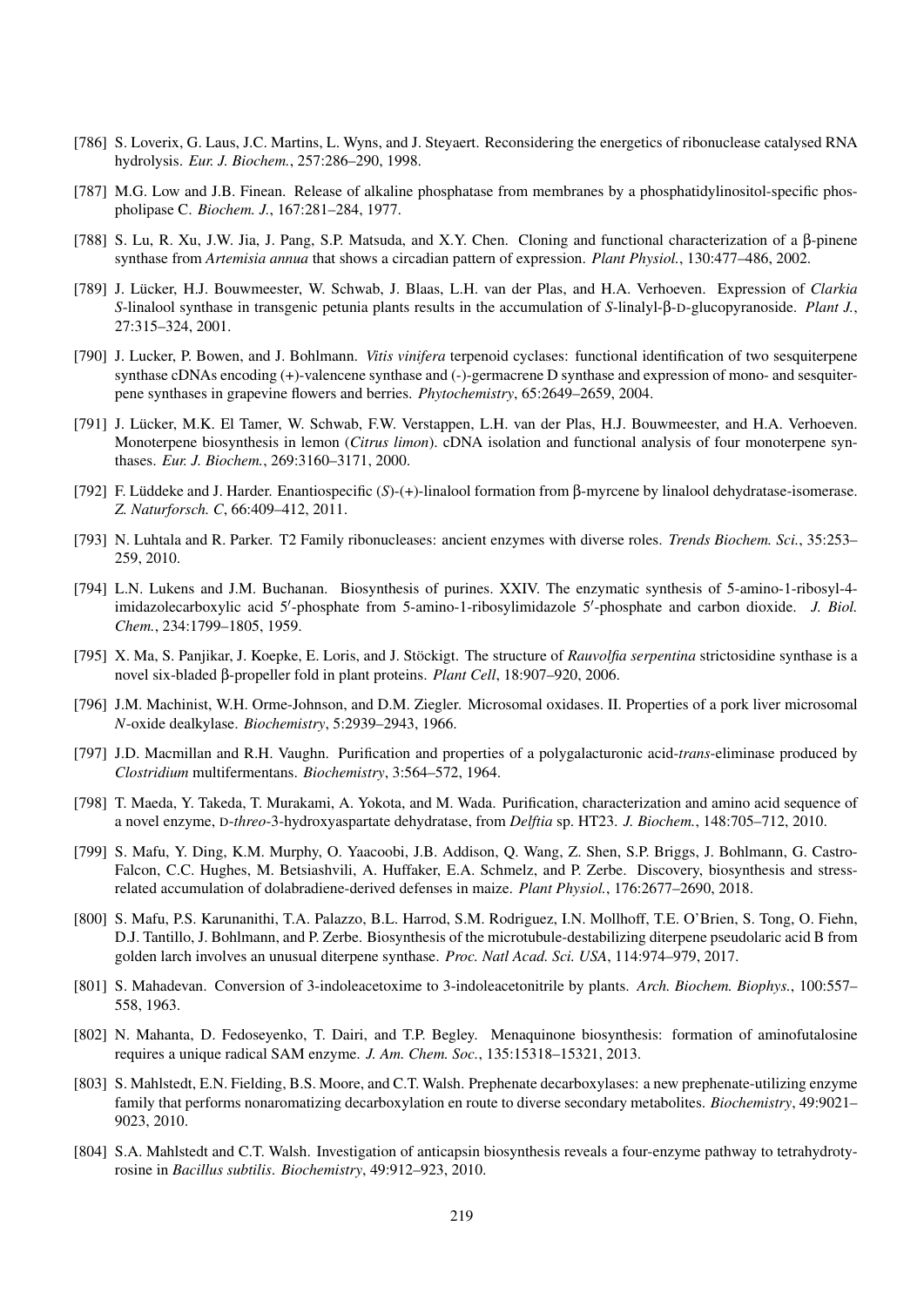[786] S. Loverix, G. Laus, J.C. Martins, L. Wyns, and J. Steyaert. Reconsidering the energetics of ribonuclease catalysed RNA hydrolysis. *Eur. J. Biochem.*, 257:286–290, 1998.

[787] M.G. Low and J.B. Finean. Release of alkaline phosphatase from membranes by a phosphatidylinositol-specific phospholipase C. *Biochem. J.*, 167:281–284, 1977.

[788] S. Lu, R. Xu, J.W. Jia, J. Pang, S.P. Matsuda, and X.Y. Chen. Cloning and functional characterization of a β-pinene synthase from *Artemisia annua* that shows a circadian pattern of expression. *Plant Physiol.*, 130:477–486, 2002.

[789] J. Lücker, H.J. Bouwmeester, W. Schwab, J. Blaas, L.H. van der Plas, and H.A. Verhoeven. Expression of *Clarkia S*-linalool synthase in transgenic petunia plants results in the accumulation of *S*-linalyl-β-D-glucopyranoside. *Plant J.*, 27:315–324, 2001.

[790] J. Lucker, P. Bowen, and J. Bohlmann. *Vitis vinifera* terpenoid cyclases: functional identification of two sesquiterpene synthase cDNAs encoding (+)-valencene synthase and (-)-germacrene D synthase and expression of mono- and sesquiterpene synthases in grapevine flowers and berries. *Phytochemistry*, 65:2649–2659, 2004.

[791] J. Lücker, M.K. El Tamer, W. Schwab, F.W. Verstappen, L.H. van der Plas, H.J. Bouwmeester, and H.A. Verhoeven. Monoterpene biosynthesis in lemon (*Citrus limon*). cDNA isolation and functional analysis of four monoterpene synthases. *Eur. J. Biochem.*, 269:3160–3171, 2000.

[792] F. Lüddeke and J. Harder. Enantiospecific (*S*)-(+)-linalool formation from β-myrcene by linalool dehydratase-isomerase. *Z. Naturforsch. C*, 66:409–412, 2011.

[793] N. Luhtala and R. Parker. T2 Family ribonucleases: ancient enzymes with diverse roles. *Trends Biochem. Sci.*, 35:253–259, 2010.

[794] L.N. Lukens and J.M. Buchanan. Biosynthesis of purines. XXIV. The enzymatic synthesis of 5-amino-1-ribosyl-4-imidazolecarboxylic acid 5′-phosphate from 5-amino-1-ribosylimidazole 5′-phosphate and carbon dioxide. *J. Biol. Chem.*, 234:1799–1805, 1959.

[795] X. Ma, S. Panjikar, J. Koepke, E. Loris, and J. Stöckigt. The structure of *Rauvolfia serpentina* strictosidine synthase is a novel six-bladed β-propeller fold in plant proteins. *Plant Cell*, 18:907–920, 2006.

[796] J.M. Machinist, W.H. Orme-Johnson, and D.M. Ziegler. Microsomal oxidases. II. Properties of a pork liver microsomal *N*-oxide dealkylase. *Biochemistry*, 5:2939–2943, 1966.

[797] J.D. Macmillan and R.H. Vaughn. Purification and properties of a polygalacturonic acid-*trans*-eliminase produced by *Clostridium* multifermentans. *Biochemistry*, 3:564–572, 1964.

[798] T. Maeda, Y. Takeda, T. Murakami, A. Yokota, and M. Wada. Purification, characterization and amino acid sequence of a novel enzyme, D-*threo*-3-hydroxyaspartate dehydratase, from *Delftia* sp. HT23. *J. Biochem.*, 148:705–712, 2010.

[799] S. Mafu, Y. Ding, K.M. Murphy, O. Yaacoobi, J.B. Addison, Q. Wang, Z. Shen, S.P. Briggs, J. Bohlmann, G. Castro-Falcon, C.C. Hughes, M. Betsiashvili, A. Huffaker, E.A. Schmelz, and P. Zerbe. Discovery, biosynthesis and stress-related accumulation of dolabradiene-derived defenses in maize. *Plant Physiol.*, 176:2677–2690, 2018.

[800] S. Mafu, P.S. Karunanithi, T.A. Palazzo, B.L. Harrod, S.M. Rodriguez, I.N. Mollhoff, T.E. O'Brien, S. Tong, O. Fiehn, D.J. Tantillo, J. Bohlmann, and P. Zerbe. Biosynthesis of the microtubule-destabilizing diterpene pseudolaric acid B from golden larch involves an unusual diterpene synthase. *Proc. Natl Acad. Sci. USA*, 114:974–979, 2017.

[801] S. Mahadevan. Conversion of 3-indoleacetoxime to 3-indoleacetonitrile by plants. *Arch. Biochem. Biophys.*, 100:557–558, 1963.

[802] N. Mahanta, D. Fedoseyenko, T. Dairi, and T.P. Begley. Menaquinone biosynthesis: formation of aminofutalosine requires a unique radical SAM enzyme. *J. Am. Chem. Soc.*, 135:15318–15321, 2013.

[803] S. Mahlstedt, E.N. Fielding, B.S. Moore, and C.T. Walsh. Prephenate decarboxylases: a new prephenate-utilizing enzyme family that performs nonaromatizing decarboxylation en route to diverse secondary metabolites. *Biochemistry*, 49:9021–9023, 2010.

[804] S.A. Mahlstedt and C.T. Walsh. Investigation of anticapsin biosynthesis reveals a four-enzyme pathway to tetrahydrotyrosine in *Bacillus subtilis*. *Biochemistry*, 49:912–923, 2010.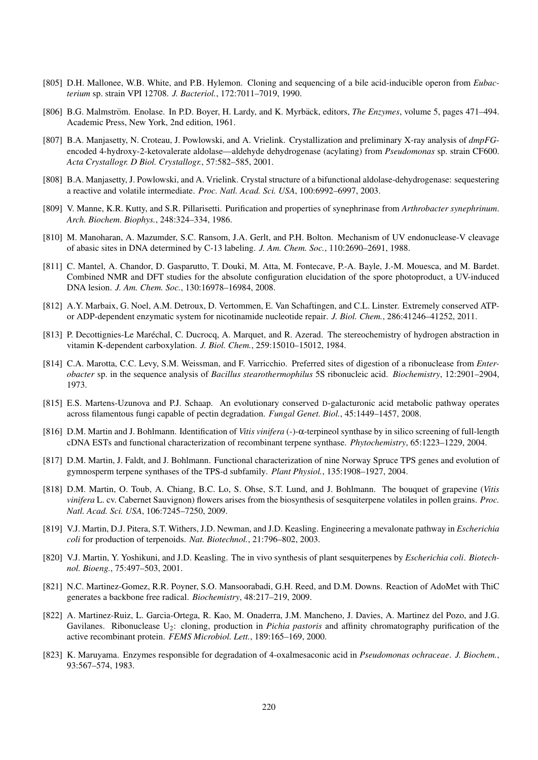[805] D.H. Mallonee, W.B. White, and P.B. Hylemon. Cloning and sequencing of a bile acid-inducible operon from *Eubacterium* sp. strain VPI 12708. *J. Bacteriol.*, 172:7011–7019, 1990.

[806] B.G. Malmström. Enolase. In P.D. Boyer, H. Lardy, and K. Myrbäck, editors, *The Enzymes*, volume 5, pages 471–494. Academic Press, New York, 2nd edition, 1961.

[807] B.A. Manjasetty, N. Croteau, J. Powlowski, and A. Vrielink. Crystallization and preliminary X-ray analysis of *dmpFG*-encoded 4-hydroxy-2-ketovalerate aldolase—aldehyde dehydrogenase (acylating) from *Pseudomonas* sp. strain CF600. *Acta Crystallogr. D Biol. Crystallogr.*, 57:582–585, 2001.

[808] B.A. Manjasetty, J. Powlowski, and A. Vrielink. Crystal structure of a bifunctional aldolase-dehydrogenase: sequestering a reactive and volatile intermediate. *Proc. Natl. Acad. Sci. USA*, 100:6992–6997, 2003.

[809] V. Manne, K.R. Kutty, and S.R. Pillarisetti. Purification and properties of synephrinase from *Arthrobacter synephrinum*. *Arch. Biochem. Biophys.*, 248:324–334, 1986.

[810] M. Manoharan, A. Mazumder, S.C. Ransom, J.A. Gerlt, and P.H. Bolton. Mechanism of UV endonuclease-V cleavage of abasic sites in DNA determined by C-13 labeling. *J. Am. Chem. Soc.*, 110:2690–2691, 1988.

[811] C. Mantel, A. Chandor, D. Gasparutto, T. Douki, M. Atta, M. Fontecave, P.-A. Bayle, J.-M. Mouesca, and M. Bardet. Combined NMR and DFT studies for the absolute configuration elucidation of the spore photoproduct, a UV-induced DNA lesion. *J. Am. Chem. Soc.*, 130:16978–16984, 2008.

[812] A.Y. Marbaix, G. Noel, A.M. Detroux, D. Vertommen, E. Van Schaftingen, and C.L. Linster. Extremely conserved ATP- or ADP-dependent enzymatic system for nicotinamide nucleotide repair. *J. Biol. Chem.*, 286:41246–41252, 2011.

[813] P. Decottignies-Le Maréchal, C. Ducrocq, A. Marquet, and R. Azerad. The stereochemistry of hydrogen abstraction in vitamin K-dependent carboxylation. *J. Biol. Chem.*, 259:15010–15012, 1984.

[814] C.A. Marotta, C.C. Levy, S.M. Weissman, and F. Varricchio. Preferred sites of digestion of a ribonuclease from *Enterobacter* sp. in the sequence analysis of *Bacillus stearothermophilus* 5S ribonucleic acid. *Biochemistry*, 12:2901–2904, 1973.

[815] E.S. Martens-Uzunova and P.J. Schaap. An evolutionary conserved D-galacturonic acid metabolic pathway operates across filamentous fungi capable of pectin degradation. *Fungal Genet. Biol.*, 45:1449–1457, 2008.

[816] D.M. Martin and J. Bohlmann. Identification of *Vitis vinifera* (-)-α-terpineol synthase by in silico screening of full-length cDNA ESTs and functional characterization of recombinant terpene synthase. *Phytochemistry*, 65:1223–1229, 2004.

[817] D.M. Martin, J. Faldt, and J. Bohlmann. Functional characterization of nine Norway Spruce TPS genes and evolution of gymnosperm terpene synthases of the TPS-d subfamily. *Plant Physiol.*, 135:1908–1927, 2004.

[818] D.M. Martin, O. Toub, A. Chiang, B.C. Lo, S. Ohse, S.T. Lund, and J. Bohlmann. The bouquet of grapevine (*Vitis vinifera* L. cv. Cabernet Sauvignon) flowers arises from the biosynthesis of sesquiterpene volatiles in pollen grains. *Proc. Natl. Acad. Sci. USA*, 106:7245–7250, 2009.

[819] V.J. Martin, D.J. Pitera, S.T. Withers, J.D. Newman, and J.D. Keasling. Engineering a mevalonate pathway in *Escherichia coli* for production of terpenoids. *Nat. Biotechnol.*, 21:796–802, 2003.

[820] V.J. Martin, Y. Yoshikuni, and J.D. Keasling. The in vivo synthesis of plant sesquiterpenes by *Escherichia coli*. *Biotechnol. Bioeng.*, 75:497–503, 2001.

[821] N.C. Martinez-Gomez, R.R. Poyner, S.O. Mansoorabadi, G.H. Reed, and D.M. Downs. Reaction of AdoMet with ThiC generates a backbone free radical. *Biochemistry*, 48:217–219, 2009.

[822] A. Martinez-Ruiz, L. Garcia-Ortega, R. Kao, M. Onaderra, J.M. Mancheno, J. Davies, A. Martinez del Pozo, and J.G. Gavilanes. Ribonuclease $U_2$: cloning, production in *Pichia pastoris* and affinity chromatography purification of the active recombinant protein. *FEMS Microbiol. Lett.*, 189:165–169, 2000.

[823] K. Maruyama. Enzymes responsible for degradation of 4-oxalmesaconic acid in *Pseudomonas ochraceae*. *J. Biochem.*, 93:567–574, 1983.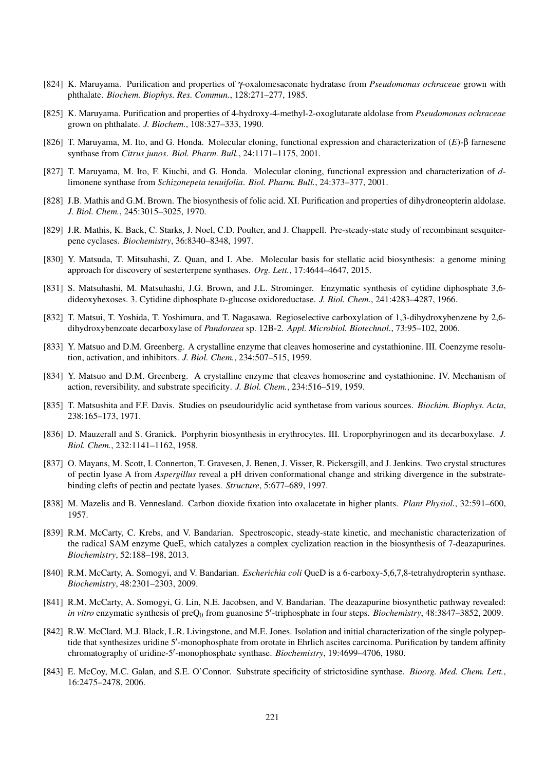[824] K. Maruyama. Purification and properties of γ-oxalomesaconate hydratase from *Pseudomonas ochraceae* grown with phthalate. *Biochem. Biophys. Res. Commun.*, 128:271–277, 1985.

[825] K. Maruyama. Purification and properties of 4-hydroxy-4-methyl-2-oxoglutarate aldolase from *Pseudomonas ochraceae* grown on phthalate. *J. Biochem.*, 108:327–333, 1990.

[826] T. Maruyama, M. Ito, and G. Honda. Molecular cloning, functional expression and characterization of (*E*)-β farnesene synthase from *Citrus junos*. *Biol. Pharm. Bull.*, 24:1171–1175, 2001.

[827] T. Maruyama, M. Ito, F. Kiuchi, and G. Honda. Molecular cloning, functional expression and characterization of *d*-limonene synthase from *Schizonepeta tenuifolia*. *Biol. Pharm. Bull.*, 24:373–377, 2001.

[828] J.B. Mathis and G.M. Brown. The biosynthesis of folic acid. XI. Purification and properties of dihydroneopterin aldolase. *J. Biol. Chem.*, 245:3015–3025, 1970.

[829] J.R. Mathis, K. Back, C. Starks, J. Noel, C.D. Poulter, and J. Chappell. Pre-steady-state study of recombinant sesquiterpene cyclases. *Biochemistry*, 36:8340–8348, 1997.

[830] Y. Matsuda, T. Mitsuhashi, Z. Quan, and I. Abe. Molecular basis for stellatic acid biosynthesis: a genome mining approach for discovery of sesterterpene synthases. *Org. Lett.*, 17:4644–4647, 2015.

[831] S. Matsuhashi, M. Matsuhashi, J.G. Brown, and J.L. Strominger. Enzymatic synthesis of cytidine diphosphate 3,6-dideoxyhexoses. 3. Cytidine diphosphate D-glucose oxidoreductase. *J. Biol. Chem.*, 241:4283–4287, 1966.

[832] T. Matsui, T. Yoshida, T. Yoshimura, and T. Nagasawa. Regioselective carboxylation of 1,3-dihydroxybenzene by 2,6-dihydroxybenzoate decarboxylase of *Pandoraea* sp. 12B-2. *Appl. Microbiol. Biotechnol.*, 73:95–102, 2006.

[833] Y. Matsuo and D.M. Greenberg. A crystalline enzyme that cleaves homoserine and cystathionine. III. Coenzyme resolution, activation, and inhibitors. *J. Biol. Chem.*, 234:507–515, 1959.

[834] Y. Matsuo and D.M. Greenberg. A crystalline enzyme that cleaves homoserine and cystathionine. IV. Mechanism of action, reversibility, and substrate specificity. *J. Biol. Chem.*, 234:516–519, 1959.

[835] T. Matsushita and F.F. Davis. Studies on pseudouridylic acid synthetase from various sources. *Biochim. Biophys. Acta*, 238:165–173, 1971.

[836] D. Mauzerall and S. Granick. Porphyrin biosynthesis in erythrocytes. III. Uroporphyrinogen and its decarboxylase. *J. Biol. Chem.*, 232:1141–1162, 1958.

[837] O. Mayans, M. Scott, I. Connerton, T. Gravesen, J. Benen, J. Visser, R. Pickersgill, and J. Jenkins. Two crystal structures of pectin lyase A from *Aspergillus* reveal a pH driven conformational change and striking divergence in the substrate-binding clefts of pectin and pectate lyases. *Structure*, 5:677–689, 1997.

[838] M. Mazelis and B. Vennesland. Carbon dioxide fixation into oxalacetate in higher plants. *Plant Physiol.*, 32:591–600, 1957.

[839] R.M. McCarty, C. Krebs, and V. Bandarian. Spectroscopic, steady-state kinetic, and mechanistic characterization of the radical SAM enzyme QueE, which catalyzes a complex cyclization reaction in the biosynthesis of 7-deazapurines. *Biochemistry*, 52:188–198, 2013.

[840] R.M. McCarty, A. Somogyi, and V. Bandarian. *Escherichia coli* QueD is a 6-carboxy-5,6,7,8-tetrahydropterin synthase. *Biochemistry*, 48:2301–2303, 2009.

[841] R.M. McCarty, A. Somogyi, G. Lin, N.E. Jacobsen, and V. Bandarian. The deazapurine biosynthetic pathway revealed: *in vitro* enzymatic synthesis of preQ$_0$ from guanosine 5′-triphosphate in four steps. *Biochemistry*, 48:3847–3852, 2009.

[842] R.W. McClard, M.J. Black, L.R. Livingstone, and M.E. Jones. Isolation and initial characterization of the single polypeptide that synthesizes uridine 5′-monophosphate from orotate in Ehrlich ascites carcinoma. Purification by tandem affinity chromatography of uridine-5′-monophosphate synthase. *Biochemistry*, 19:4699–4706, 1980.

[843] E. McCoy, M.C. Galan, and S.E. O'Connor. Substrate specificity of strictosidine synthase. *Bioorg. Med. Chem. Lett.*, 16:2475–2478, 2006.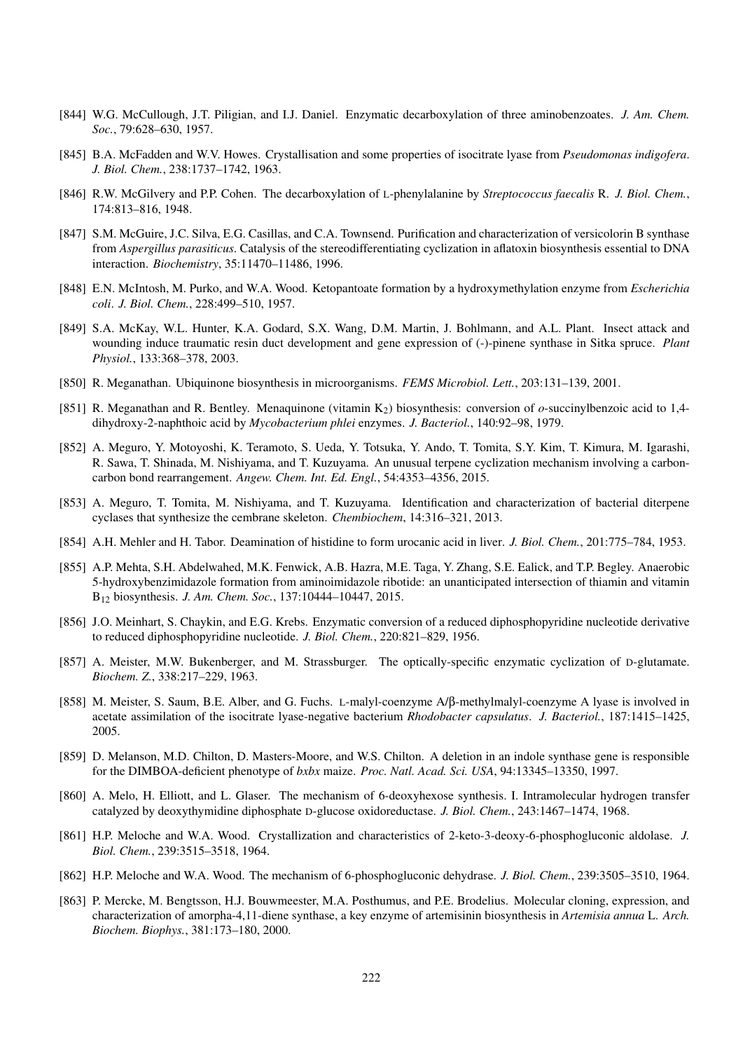[844] W.G. McCullough, J.T. Piligian, and I.J. Daniel. Enzymatic decarboxylation of three aminobenzoates. *J. Am. Chem. Soc.*, 79:628–630, 1957.

[845] B.A. McFadden and W.V. Howes. Crystallisation and some properties of isocitrate lyase from *Pseudomonas indigofera*. *J. Biol. Chem.*, 238:1737–1742, 1963.

[846] R.W. McGilvery and P.P. Cohen. The decarboxylation of L-phenylalanine by *Streptococcus faecalis* R. *J. Biol. Chem.*, 174:813–816, 1948.

[847] S.M. McGuire, J.C. Silva, E.G. Casillas, and C.A. Townsend. Purification and characterization of versicolorin B synthase from *Aspergillus parasiticus*. Catalysis of the stereodifferentiating cyclization in aflatoxin biosynthesis essential to DNA interaction. *Biochemistry*, 35:11470–11486, 1996.

[848] E.N. McIntosh, M. Purko, and W.A. Wood. Ketopantoate formation by a hydroxymethylation enzyme from *Escherichia coli*. *J. Biol. Chem.*, 228:499–510, 1957.

[849] S.A. McKay, W.L. Hunter, K.A. Godard, S.X. Wang, D.M. Martin, J. Bohlmann, and A.L. Plant. Insect attack and wounding induce traumatic resin duct development and gene expression of (-)-pinene synthase in Sitka spruce. *Plant Physiol.*, 133:368–378, 2003.

[850] R. Meganathan. Ubiquinone biosynthesis in microorganisms. *FEMS Microbiol. Lett.*, 203:131–139, 2001.

[851] R. Meganathan and R. Bentley. Menaquinone (vitamin $K_2$) biosynthesis: conversion of *o*-succinylbenzoic acid to 1,4-dihydroxy-2-naphthoic acid by *Mycobacterium phlei* enzymes. *J. Bacteriol.*, 140:92–98, 1979.

[852] A. Meguro, Y. Motoyoshi, K. Teramoto, S. Ueda, Y. Totsuka, Y. Ando, T. Tomita, S.Y. Kim, T. Kimura, M. Igarashi, R. Sawa, T. Shinada, M. Nishiyama, and T. Kuzuyama. An unusual terpene cyclization mechanism involving a carbon-carbon bond rearrangement. *Angew. Chem. Int. Ed. Engl.*, 54:4353–4356, 2015.

[853] A. Meguro, T. Tomita, M. Nishiyama, and T. Kuzuyama. Identification and characterization of bacterial diterpene cyclases that synthesize the cembrane skeleton. *Chembiochem*, 14:316–321, 2013.

[854] A.H. Mehler and H. Tabor. Deamination of histidine to form urocanic acid in liver. *J. Biol. Chem.*, 201:775–784, 1953.

[855] A.P. Mehta, S.H. Abdelwahed, M.K. Fenwick, A.B. Hazra, M.E. Taga, Y. Zhang, S.E. Ealick, and T.P. Begley. Anaerobic 5-hydroxybenzimidazole formation from aminoimidazole ribotide: an unanticipated intersection of thiamin and vitamin $B_{12}$ biosynthesis. *J. Am. Chem. Soc.*, 137:10444–10447, 2015.

[856] J.O. Meinhart, S. Chaykin, and E.G. Krebs. Enzymatic conversion of a reduced diphosphopyridine nucleotide derivative to reduced diphosphopyridine nucleotide. *J. Biol. Chem.*, 220:821–829, 1956.

[857] A. Meister, M.W. Bukenberger, and M. Strassburger. The optically-specific enzymatic cyclization of D-glutamate. *Biochem. Z.*, 338:217–229, 1963.

[858] M. Meister, S. Saum, B.E. Alber, and G. Fuchs. L-malyl-coenzyme A/β-methylmalyl-coenzyme A lyase is involved in acetate assimilation of the isocitrate lyase-negative bacterium *Rhodobacter capsulatus*. *J. Bacteriol.*, 187:1415–1425, 2005.

[859] D. Melanson, M.D. Chilton, D. Masters-Moore, and W.S. Chilton. A deletion in an indole synthase gene is responsible for the DIMBOA-deficient phenotype of *bxbx* maize. *Proc. Natl. Acad. Sci. USA*, 94:13345–13350, 1997.

[860] A. Melo, H. Elliott, and L. Glaser. The mechanism of 6-deoxyhexose synthesis. I. Intramolecular hydrogen transfer catalyzed by deoxythymidine diphosphate D-glucose oxidoreductase. *J. Biol. Chem.*, 243:1467–1474, 1968.

[861] H.P. Meloche and W.A. Wood. Crystallization and characteristics of 2-keto-3-deoxy-6-phosphogluconic aldolase. *J. Biol. Chem.*, 239:3515–3518, 1964.

[862] H.P. Meloche and W.A. Wood. The mechanism of 6-phosphogluconic dehydrase. *J. Biol. Chem.*, 239:3505–3510, 1964.

[863] P. Mercke, M. Bengtsson, H.J. Bouwmeester, M.A. Posthumus, and P.E. Brodelius. Molecular cloning, expression, and characterization of amorpha-4,11-diene synthase, a key enzyme of artemisinin biosynthesis in *Artemisia annua* L. *Arch. Biochem. Biophys.*, 381:173–180, 2000.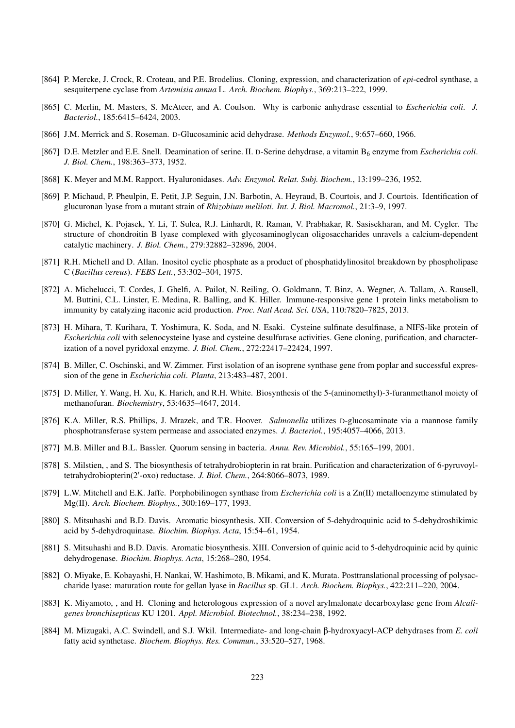[864] P. Mercke, J. Crock, R. Croteau, and P.E. Brodelius. Cloning, expression, and characterization of *epi*-cedrol synthase, a sesquiterpene cyclase from *Artemisia annua* L. *Arch. Biochem. Biophys.*, 369:213–222, 1999.

[865] C. Merlin, M. Masters, S. McAteer, and A. Coulson. Why is carbonic anhydrase essential to *Escherichia coli*. *J. Bacteriol.*, 185:6415–6424, 2003.

[866] J.M. Merrick and S. Roseman. D-Glucosaminic acid dehydrase. *Methods Enzymol.*, 9:657–660, 1966.

[867] D.E. Metzler and E.E. Snell. Deamination of serine. II. D-Serine dehydrase, a vitamin $B_6$ enzyme from *Escherichia coli*. *J. Biol. Chem.*, 198:363–373, 1952.

[868] K. Meyer and M.M. Rapport. Hyaluronidases. *Adv. Enzymol. Relat. Subj. Biochem.*, 13:199–236, 1952.

[869] P. Michaud, P. Pheulpin, E. Petit, J.P. Seguin, J.N. Barbotin, A. Heyraud, B. Courtois, and J. Courtois. Identification of glucuronan lyase from a mutant strain of *Rhizobium meliloti*. *Int. J. Biol. Macromol.*, 21:3–9, 1997.

[870] G. Michel, K. Pojasek, Y. Li, T. Sulea, R.J. Linhardt, R. Raman, V. Prabhakar, R. Sasisekharan, and M. Cygler. The structure of chondroitin B lyase complexed with glycosaminoglycan oligosaccharides unravels a calcium-dependent catalytic machinery. *J. Biol. Chem.*, 279:32882–32896, 2004.

[871] R.H. Michell and D. Allan. Inositol cyclic phosphate as a product of phosphatidylinositol breakdown by phospholipase C (*Bacillus cereus*). *FEBS Lett.*, 53:302–304, 1975.

[872] A. Michelucci, T. Cordes, J. Ghelfi, A. Pailot, N. Reiling, O. Goldmann, T. Binz, A. Wegner, A. Tallam, A. Rausell, M. Buttini, C.L. Linster, E. Medina, R. Balling, and K. Hiller. Immune-responsive gene 1 protein links metabolism to immunity by catalyzing itaconic acid production. *Proc. Natl Acad. Sci. USA*, 110:7820–7825, 2013.

[873] H. Mihara, T. Kurihara, T. Yoshimura, K. Soda, and N. Esaki. Cysteine sulfinate desulfinase, a NIFS-like protein of *Escherichia coli* with selenocysteine lyase and cysteine desulfurase activities. Gene cloning, purification, and characterization of a novel pyridoxal enzyme. *J. Biol. Chem.*, 272:22417–22424, 1997.

[874] B. Miller, C. Oschinski, and W. Zimmer. First isolation of an isoprene synthase gene from poplar and successful expression of the gene in *Escherichia coli*. *Planta*, 213:483–487, 2001.

[875] D. Miller, Y. Wang, H. Xu, K. Harich, and R.H. White. Biosynthesis of the 5-(aminomethyl)-3-furanmethanol moiety of methanofuran. *Biochemistry*, 53:4635–4647, 2014.

[876] K.A. Miller, R.S. Phillips, J. Mrazek, and T.R. Hoover. *Salmonella* utilizes D-glucosaminate via a mannose family phosphotransferase system permease and associated enzymes. *J. Bacteriol.*, 195:4057–4066, 2013.

[877] M.B. Miller and B.L. Bassler. Quorum sensing in bacteria. *Annu. Rev. Microbiol.*, 55:165–199, 2001.

[878] S. Milstien, , and S. The biosynthesis of tetrahydrobiopterin in rat brain. Purification and characterization of 6-pyruvoyl-tetrahydrobiopterin(2′-oxo) reductase. *J. Biol. Chem.*, 264:8066–8073, 1989.

[879] L.W. Mitchell and E.K. Jaffe. Porphobilinogen synthase from *Escherichia coli* is a Zn(II) metalloenzyme stimulated by Mg(II). *Arch. Biochem. Biophys.*, 300:169–177, 1993.

[880] S. Mitsuhashi and B.D. Davis. Aromatic biosynthesis. XII. Conversion of 5-dehydroquinic acid to 5-dehydroshikimic acid by 5-dehydroquinase. *Biochim. Biophys. Acta*, 15:54–61, 1954.

[881] S. Mitsuhashi and B.D. Davis. Aromatic biosynthesis. XIII. Conversion of quinic acid to 5-dehydroquinic acid by quinic dehydrogenase. *Biochim. Biophys. Acta*, 15:268–280, 1954.

[882] O. Miyake, E. Kobayashi, H. Nankai, W. Hashimoto, B. Mikami, and K. Murata. Posttranslational processing of polysaccharide lyase: maturation route for gellan lyase in *Bacillus* sp. GL1. *Arch. Biochem. Biophys.*, 422:211–220, 2004.

[883] K. Miyamoto, , and H. Cloning and heterologous expression of a novel arylmalonate decarboxylase gene from *Alcaligenes bronchisepticus* KU 1201. *Appl. Microbiol. Biotechnol.*, 38:234–238, 1992.

[884] M. Mizugaki, A.C. Swindell, and S.J. Wkil. Intermediate- and long-chain β-hydroxyacyl-ACP dehydrases from *E. coli* fatty acid synthetase. *Biochem. Biophys. Res. Commun.*, 33:520–527, 1968.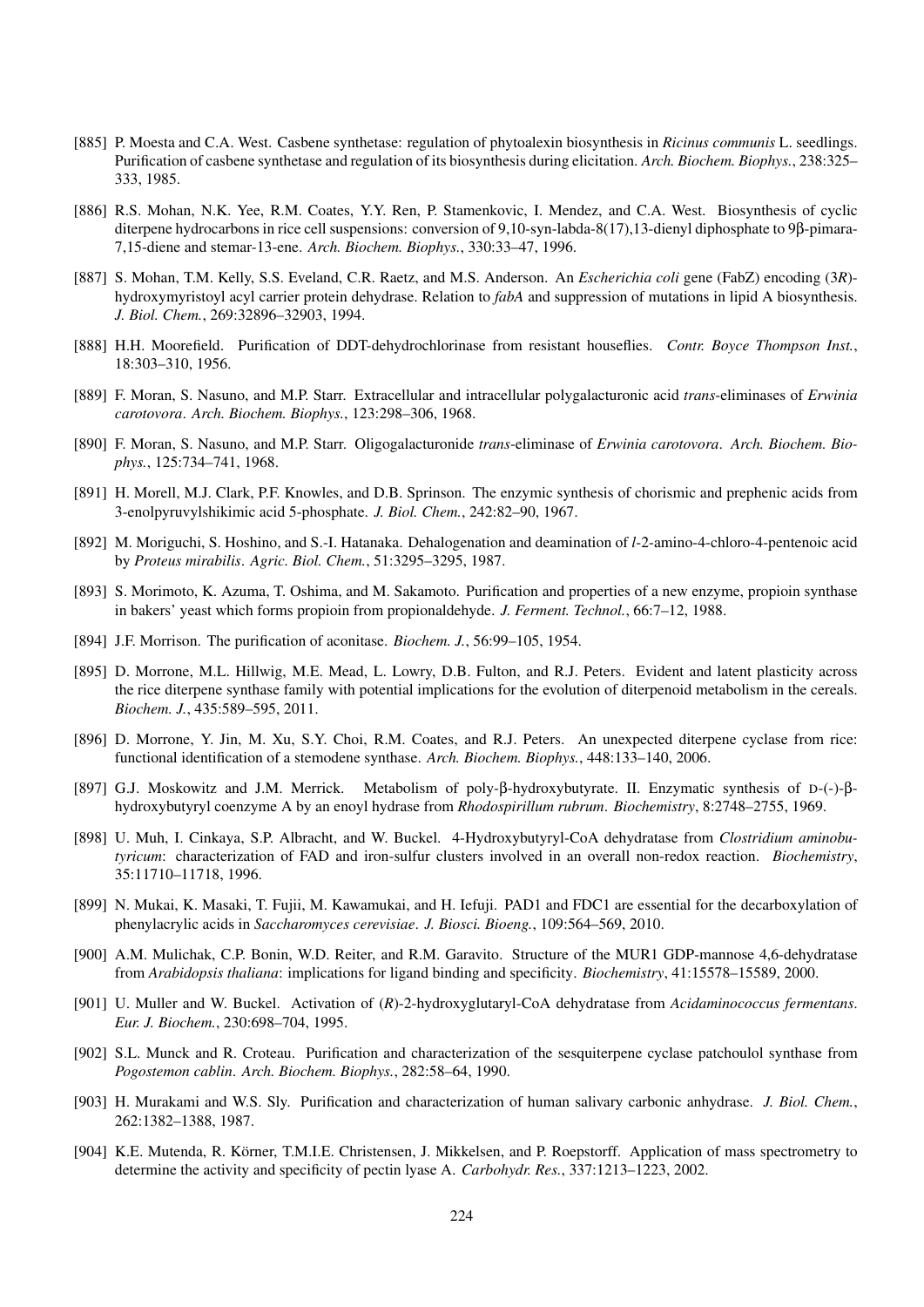[885] P. Moesta and C.A. West. Casbene synthetase: regulation of phytoalexin biosynthesis in *Ricinus communis* L. seedlings. Purification of casbene synthetase and regulation of its biosynthesis during elicitation. *Arch. Biochem. Biophys.*, 238:325–333, 1985.

[886] R.S. Mohan, N.K. Yee, R.M. Coates, Y.Y. Ren, P. Stamenkovic, I. Mendez, and C.A. West. Biosynthesis of cyclic diterpene hydrocarbons in rice cell suspensions: conversion of 9,10-syn-labda-8(17),13-dienyl diphosphate to 9β-pimara-7,15-diene and stemar-13-ene. *Arch. Biochem. Biophys.*, 330:33–47, 1996.

[887] S. Mohan, T.M. Kelly, S.S. Eveland, C.R. Raetz, and M.S. Anderson. An *Escherichia coli* gene (FabZ) encoding (3*R*)-hydroxymyristoyl acyl carrier protein dehydrase. Relation to *fabA* and suppression of mutations in lipid A biosynthesis. *J. Biol. Chem.*, 269:32896–32903, 1994.

[888] H.H. Moorefield. Purification of DDT-dehydrochlorinase from resistant houseflies. *Contr. Boyce Thompson Inst.*, 18:303–310, 1956.

[889] F. Moran, S. Nasuno, and M.P. Starr. Extracellular and intracellular polygalacturonic acid *trans*-eliminases of *Erwinia carotovora*. *Arch. Biochem. Biophys.*, 123:298–306, 1968.

[890] F. Moran, S. Nasuno, and M.P. Starr. Oligogalacturonide *trans*-eliminase of *Erwinia carotovora*. *Arch. Biochem. Biophys.*, 125:734–741, 1968.

[891] H. Morell, M.J. Clark, P.F. Knowles, and D.B. Sprinson. The enzymic synthesis of chorismic and prephenic acids from 3-enolpyruvylshikimic acid 5-phosphate. *J. Biol. Chem.*, 242:82–90, 1967.

[892] M. Moriguchi, S. Hoshino, and S.-I. Hatanaka. Dehalogenation and deamination of *l*-2-amino-4-chloro-4-pentenoic acid by *Proteus mirabilis*. *Agric. Biol. Chem.*, 51:3295–3295, 1987.

[893] S. Morimoto, K. Azuma, T. Oshima, and M. Sakamoto. Purification and properties of a new enzyme, propioin synthase in bakers' yeast which forms propioin from propionaldehyde. *J. Ferment. Technol.*, 66:7–12, 1988.

[894] J.F. Morrison. The purification of aconitase. *Biochem. J.*, 56:99–105, 1954.

[895] D. Morrone, M.L. Hillwig, M.E. Mead, L. Lowry, D.B. Fulton, and R.J. Peters. Evident and latent plasticity across the rice diterpene synthase family with potential implications for the evolution of diterpenoid metabolism in the cereals. *Biochem. J.*, 435:589–595, 2011.

[896] D. Morrone, Y. Jin, M. Xu, S.Y. Choi, R.M. Coates, and R.J. Peters. An unexpected diterpene cyclase from rice: functional identification of a stemodene synthase. *Arch. Biochem. Biophys.*, 448:133–140, 2006.

[897] G.J. Moskowitz and J.M. Merrick. Metabolism of poly-β-hydroxybutyrate. II. Enzymatic synthesis of D-(-)-β-hydroxybutyryl coenzyme A by an enoyl hydrase from *Rhodospirillum rubrum*. *Biochemistry*, 8:2748–2755, 1969.

[898] U. Muh, I. Cinkaya, S.P. Albracht, and W. Buckel. 4-Hydroxybutyryl-CoA dehydratase from *Clostridium aminobutyricum*: characterization of FAD and iron-sulfur clusters involved in an overall non-redox reaction. *Biochemistry*, 35:11710–11718, 1996.

[899] N. Mukai, K. Masaki, T. Fujii, M. Kawamukai, and H. Iefuji. PAD1 and FDC1 are essential for the decarboxylation of phenylacrylic acids in *Saccharomyces cerevisiae*. *J. Biosci. Bioeng.*, 109:564–569, 2010.

[900] A.M. Mulichak, C.P. Bonin, W.D. Reiter, and R.M. Garavito. Structure of the MUR1 GDP-mannose 4,6-dehydratase from *Arabidopsis thaliana*: implications for ligand binding and specificity. *Biochemistry*, 41:15578–15589, 2000.

[901] U. Muller and W. Buckel. Activation of (*R*)-2-hydroxyglutaryl-CoA dehydratase from *Acidaminococcus fermentans*. *Eur. J. Biochem.*, 230:698–704, 1995.

[902] S.L. Munck and R. Croteau. Purification and characterization of the sesquiterpene cyclase patchoulol synthase from *Pogostemon cablin*. *Arch. Biochem. Biophys.*, 282:58–64, 1990.

[903] H. Murakami and W.S. Sly. Purification and characterization of human salivary carbonic anhydrase. *J. Biol. Chem.*, 262:1382–1388, 1987.

[904] K.E. Mutenda, R. Körner, T.M.I.E. Christensen, J. Mikkelsen, and P. Roepstorff. Application of mass spectrometry to determine the activity and specificity of pectin lyase A. *Carbohydr. Res.*, 337:1213–1223, 2002.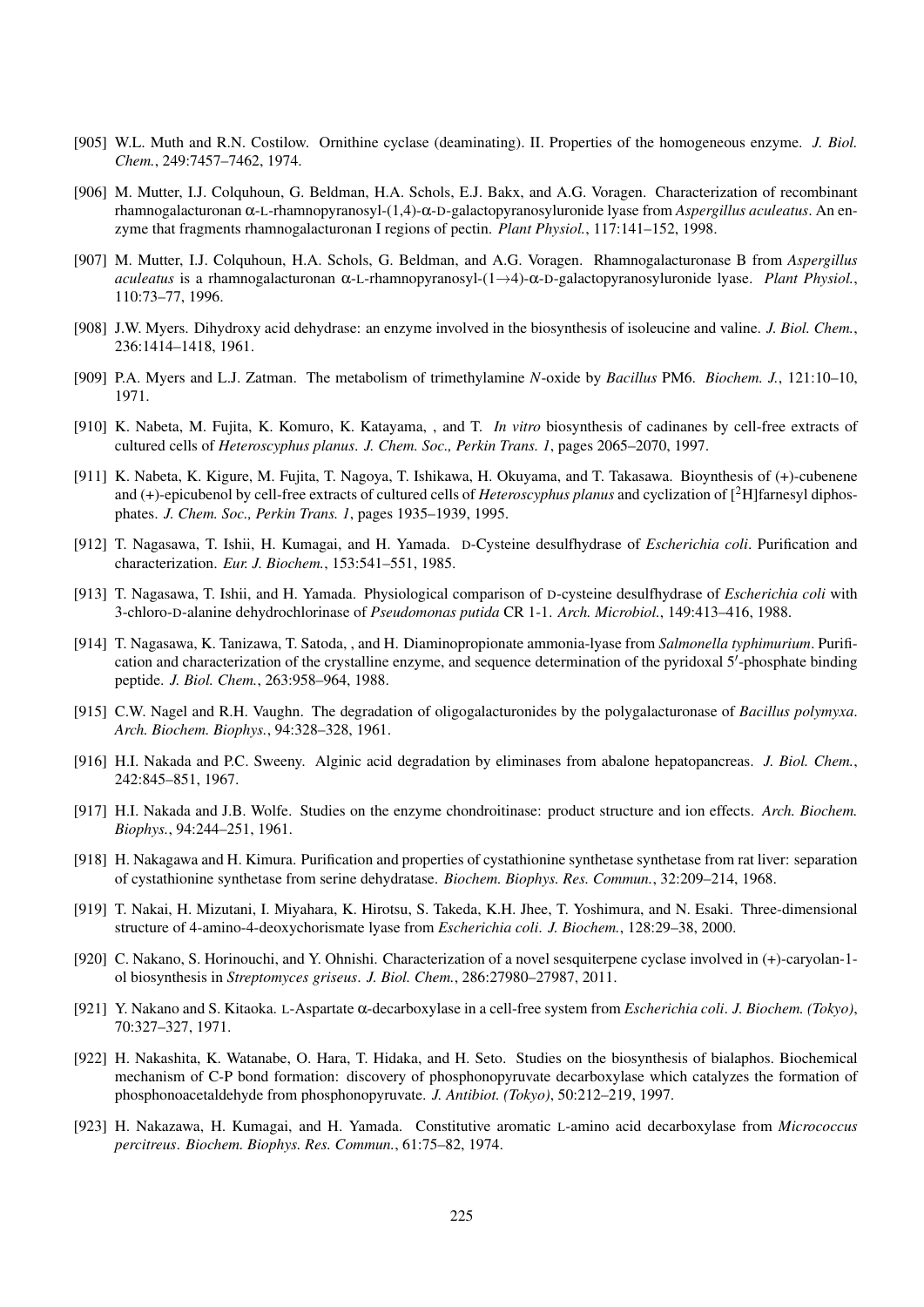[905] W.L. Muth and R.N. Costilow. Ornithine cyclase (deaminating). II. Properties of the homogeneous enzyme. *J. Biol. Chem.*, 249:7457–7462, 1974.

[906] M. Mutter, I.J. Colquhoun, G. Beldman, H.A. Schols, E.J. Bakx, and A.G. Voragen. Characterization of recombinant rhamnogalacturonan α-L-rhamnopyranosyl-(1,4)-α-D-galactopyranosyluronide lyase from *Aspergillus aculeatus*. An enzyme that fragments rhamnogalacturonan I regions of pectin. *Plant Physiol.*, 117:141–152, 1998.

[907] M. Mutter, I.J. Colquhoun, H.A. Schols, G. Beldman, and A.G. Voragen. Rhamnogalacturonase B from *Aspergillus aculeatus* is a rhamnogalacturonan α-L-rhamnopyranosyl-(1→4)-α-D-galactopyranosyluronide lyase. *Plant Physiol.*, 110:73–77, 1996.

[908] J.W. Myers. Dihydroxy acid dehydrase: an enzyme involved in the biosynthesis of isoleucine and valine. *J. Biol. Chem.*, 236:1414–1418, 1961.

[909] P.A. Myers and L.J. Zatman. The metabolism of trimethylamine *N*-oxide by *Bacillus* PM6. *Biochem. J.*, 121:10–10, 1971.

[910] K. Nabeta, M. Fujita, K. Komuro, K. Katayama, , and T. *In vitro* biosynthesis of cadinanes by cell-free extracts of cultured cells of *Heteroscyphus planus*. *J. Chem. Soc., Perkin Trans. 1*, pages 2065–2070, 1997.

[911] K. Nabeta, K. Kigure, M. Fujita, T. Nagoya, T. Ishikawa, H. Okuyama, and T. Takasawa. Bioynthesis of (+)-cubenene and (+)-epicubenol by cell-free extracts of cultured cells of *Heteroscyphus planus* and cyclization of [$^2$H]farnesyl diphosphates. *J. Chem. Soc., Perkin Trans. 1*, pages 1935–1939, 1995.

[912] T. Nagasawa, T. Ishii, H. Kumagai, and H. Yamada. D-Cysteine desulfhydrase of *Escherichia coli*. Purification and characterization. *Eur. J. Biochem.*, 153:541–551, 1985.

[913] T. Nagasawa, T. Ishii, and H. Yamada. Physiological comparison of D-cysteine desulfhydrase of *Escherichia coli* with 3-chloro-D-alanine dehydrochlorinase of *Pseudomonas putida* CR 1-1. *Arch. Microbiol.*, 149:413–416, 1988.

[914] T. Nagasawa, K. Tanizawa, T. Satoda, , and H. Diaminopropionate ammonia-lyase from *Salmonella typhimurium*. Purification and characterization of the crystalline enzyme, and sequence determination of the pyridoxal 5′-phosphate binding peptide. *J. Biol. Chem.*, 263:958–964, 1988.

[915] C.W. Nagel and R.H. Vaughn. The degradation of oligogalacturonides by the polygalacturonase of *Bacillus polymyxa*. *Arch. Biochem. Biophys.*, 94:328–328, 1961.

[916] H.I. Nakada and P.C. Sweeny. Alginic acid degradation by eliminases from abalone hepatopancreas. *J. Biol. Chem.*, 242:845–851, 1967.

[917] H.I. Nakada and J.B. Wolfe. Studies on the enzyme chondroitinase: product structure and ion effects. *Arch. Biochem. Biophys.*, 94:244–251, 1961.

[918] H. Nakagawa and H. Kimura. Purification and properties of cystathionine synthetase synthetase from rat liver: separation of cystathionine synthetase from serine dehydratase. *Biochem. Biophys. Res. Commun.*, 32:209–214, 1968.

[919] T. Nakai, H. Mizutani, I. Miyahara, K. Hirotsu, S. Takeda, K.H. Jhee, T. Yoshimura, and N. Esaki. Three-dimensional structure of 4-amino-4-deoxychorismate lyase from *Escherichia coli*. *J. Biochem.*, 128:29–38, 2000.

[920] C. Nakano, S. Horinouchi, and Y. Ohnishi. Characterization of a novel sesquiterpene cyclase involved in (+)-caryolan-1-ol biosynthesis in *Streptomyces griseus*. *J. Biol. Chem.*, 286:27980–27987, 2011.

[921] Y. Nakano and S. Kitaoka. L-Aspartate α-decarboxylase in a cell-free system from *Escherichia coli*. *J. Biochem. (Tokyo)*, 70:327–327, 1971.

[922] H. Nakashita, K. Watanabe, O. Hara, T. Hidaka, and H. Seto. Studies on the biosynthesis of bialaphos. Biochemical mechanism of C-P bond formation: discovery of phosphonopyruvate decarboxylase which catalyzes the formation of phosphonoacetaldehyde from phosphonopyruvate. *J. Antibiot. (Tokyo)*, 50:212–219, 1997.

[923] H. Nakazawa, H. Kumagai, and H. Yamada. Constitutive aromatic L-amino acid decarboxylase from *Micrococcus percitreus*. *Biochem. Biophys. Res. Commun.*, 61:75–82, 1974.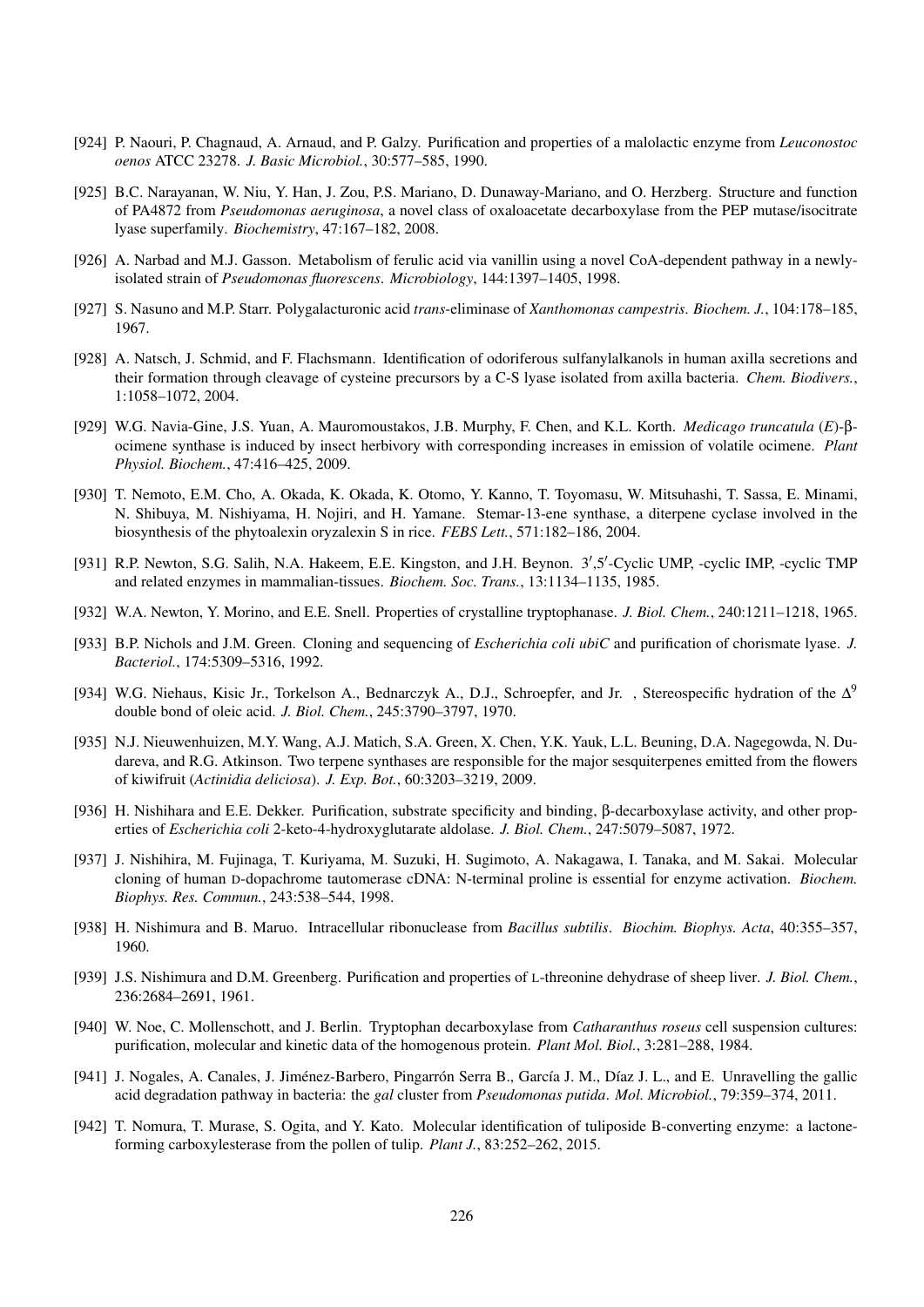[924] P. Naouri, P. Chagnaud, A. Arnaud, and P. Galzy. Purification and properties of a malolactic enzyme from *Leuconostoc oenos* ATCC 23278. *J. Basic Microbiol.*, 30:577–585, 1990.

[925] B.C. Narayanan, W. Niu, Y. Han, J. Zou, P.S. Mariano, D. Dunaway-Mariano, and O. Herzberg. Structure and function of PA4872 from *Pseudomonas aeruginosa*, a novel class of oxaloacetate decarboxylase from the PEP mutase/isocitrate lyase superfamily. *Biochemistry*, 47:167–182, 2008.

[926] A. Narbad and M.J. Gasson. Metabolism of ferulic acid via vanillin using a novel CoA-dependent pathway in a newly-isolated strain of *Pseudomonas fluorescens*. *Microbiology*, 144:1397–1405, 1998.

[927] S. Nasuno and M.P. Starr. Polygalacturonic acid *trans*-eliminase of *Xanthomonas campestris*. *Biochem. J.*, 104:178–185, 1967.

[928] A. Natsch, J. Schmid, and F. Flachsmann. Identification of odoriferous sulfanylalkanols in human axilla secretions and their formation through cleavage of cysteine precursors by a C-S lyase isolated from axilla bacteria. *Chem. Biodivers.*, 1:1058–1072, 2004.

[929] W.G. Navia-Gine, J.S. Yuan, A. Mauromoustakos, J.B. Murphy, F. Chen, and K.L. Korth. *Medicago truncatula* (*E*)-β-ocimene synthase is induced by insect herbivory with corresponding increases in emission of volatile ocimene. *Plant Physiol. Biochem.*, 47:416–425, 2009.

[930] T. Nemoto, E.M. Cho, A. Okada, K. Okada, K. Otomo, Y. Kanno, T. Toyomasu, W. Mitsuhashi, T. Sassa, E. Minami, N. Shibuya, M. Nishiyama, H. Nojiri, and H. Yamane. Stemar-13-ene synthase, a diterpene cyclase involved in the biosynthesis of the phytoalexin oryzalexin S in rice. *FEBS Lett.*, 571:182–186, 2004.

[931] R.P. Newton, S.G. Salih, N.A. Hakeem, E.E. Kingston, and J.H. Beynon. 3′,5′-Cyclic UMP, -cyclic IMP, -cyclic TMP and related enzymes in mammalian-tissues. *Biochem. Soc. Trans.*, 13:1134–1135, 1985.

[932] W.A. Newton, Y. Morino, and E.E. Snell. Properties of crystalline tryptophanase. *J. Biol. Chem.*, 240:1211–1218, 1965.

[933] B.P. Nichols and J.M. Green. Cloning and sequencing of *Escherichia coli ubiC* and purification of chorismate lyase. *J. Bacteriol.*, 174:5309–5316, 1992.

[934] W.G. Niehaus, Kisic Jr., Torkelson A., Bednarczyk A., D.J., Schroepfer, and Jr. , Stereospecific hydration of the $\Delta^9$ double bond of oleic acid. *J. Biol. Chem.*, 245:3790–3797, 1970.

[935] N.J. Nieuwenhuizen, M.Y. Wang, A.J. Matich, S.A. Green, X. Chen, Y.K. Yauk, L.L. Beuning, D.A. Nagegowda, N. Dudareva, and R.G. Atkinson. Two terpene synthases are responsible for the major sesquiterpenes emitted from the flowers of kiwifruit (*Actinidia deliciosa*). *J. Exp. Bot.*, 60:3203–3219, 2009.

[936] H. Nishihara and E.E. Dekker. Purification, substrate specificity and binding, β-decarboxylase activity, and other properties of *Escherichia coli* 2-keto-4-hydroxyglutarate aldolase. *J. Biol. Chem.*, 247:5079–5087, 1972.

[937] J. Nishihira, M. Fujinaga, T. Kuriyama, M. Suzuki, H. Sugimoto, A. Nakagawa, I. Tanaka, and M. Sakai. Molecular cloning of human D-dopachrome tautomerase cDNA: N-terminal proline is essential for enzyme activation. *Biochem. Biophys. Res. Commun.*, 243:538–544, 1998.

[938] H. Nishimura and B. Maruo. Intracellular ribonuclease from *Bacillus subtilis*. *Biochim. Biophys. Acta*, 40:355–357, 1960.

[939] J.S. Nishimura and D.M. Greenberg. Purification and properties of L-threonine dehydrase of sheep liver. *J. Biol. Chem.*, 236:2684–2691, 1961.

[940] W. Noe, C. Mollenschott, and J. Berlin. Tryptophan decarboxylase from *Catharanthus roseus* cell suspension cultures: purification, molecular and kinetic data of the homogenous protein. *Plant Mol. Biol.*, 3:281–288, 1984.

[941] J. Nogales, A. Canales, J. Jiménez-Barbero, Pingarrón Serra B., García J. M., Díaz J. L., and E. Unravelling the gallic acid degradation pathway in bacteria: the *gal* cluster from *Pseudomonas putida*. *Mol. Microbiol.*, 79:359–374, 2011.

[942] T. Nomura, T. Murase, S. Ogita, and Y. Kato. Molecular identification of tuliposide B-converting enzyme: a lactone-forming carboxylesterase from the pollen of tulip. *Plant J.*, 83:252–262, 2015.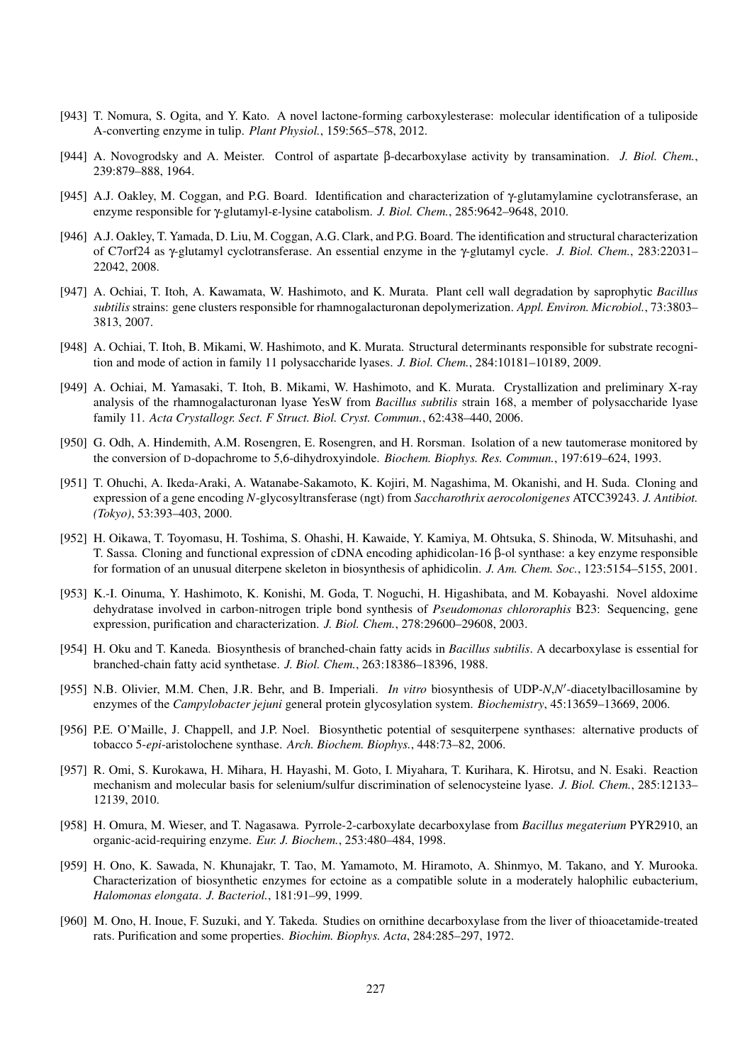[943] T. Nomura, S. Ogita, and Y. Kato. A novel lactone-forming carboxylesterase: molecular identification of a tuliposide A-converting enzyme in tulip. *Plant Physiol.*, 159:565–578, 2012.

[944] A. Novogrodsky and A. Meister. Control of aspartate β-decarboxylase activity by transamination. *J. Biol. Chem.*, 239:879–888, 1964.

[945] A.J. Oakley, M. Coggan, and P.G. Board. Identification and characterization of γ-glutamylamine cyclotransferase, an enzyme responsible for γ-glutamyl-ε-lysine catabolism. *J. Biol. Chem.*, 285:9642–9648, 2010.

[946] A.J. Oakley, T. Yamada, D. Liu, M. Coggan, A.G. Clark, and P.G. Board. The identification and structural characterization of C7orf24 as γ-glutamyl cyclotransferase. An essential enzyme in the γ-glutamyl cycle. *J. Biol. Chem.*, 283:22031–22042, 2008.

[947] A. Ochiai, T. Itoh, A. Kawamata, W. Hashimoto, and K. Murata. Plant cell wall degradation by saprophytic *Bacillus subtilis* strains: gene clusters responsible for rhamnogalacturonan depolymerization. *Appl. Environ. Microbiol.*, 73:3803–3813, 2007.

[948] A. Ochiai, T. Itoh, B. Mikami, W. Hashimoto, and K. Murata. Structural determinants responsible for substrate recognition and mode of action in family 11 polysaccharide lyases. *J. Biol. Chem.*, 284:10181–10189, 2009.

[949] A. Ochiai, M. Yamasaki, T. Itoh, B. Mikami, W. Hashimoto, and K. Murata. Crystallization and preliminary X-ray analysis of the rhamnogalacturonan lyase YesW from *Bacillus subtilis* strain 168, a member of polysaccharide lyase family 11. *Acta Crystallogr. Sect. F Struct. Biol. Cryst. Commun.*, 62:438–440, 2006.

[950] G. Odh, A. Hindemith, A.M. Rosengren, E. Rosengren, and H. Rorsman. Isolation of a new tautomerase monitored by the conversion of D-dopachrome to 5,6-dihydroxyindole. *Biochem. Biophys. Res. Commun.*, 197:619–624, 1993.

[951] T. Ohuchi, A. Ikeda-Araki, A. Watanabe-Sakamoto, K. Kojiri, M. Nagashima, M. Okanishi, and H. Suda. Cloning and expression of a gene encoding *N*-glycosyltransferase (ngt) from *Saccharothrix aerocolonigenes* ATCC39243. *J. Antibiot. (Tokyo)*, 53:393–403, 2000.

[952] H. Oikawa, T. Toyomasu, H. Toshima, S. Ohashi, H. Kawaide, Y. Kamiya, M. Ohtsuka, S. Shinoda, W. Mitsuhashi, and T. Sassa. Cloning and functional expression of cDNA encoding aphidicolan-16 β-ol synthase: a key enzyme responsible for formation of an unusual diterpene skeleton in biosynthesis of aphidicolin. *J. Am. Chem. Soc.*, 123:5154–5155, 2001.

[953] K.-I. Oinuma, Y. Hashimoto, K. Konishi, M. Goda, T. Noguchi, H. Higashibata, and M. Kobayashi. Novel aldoxime dehydratase involved in carbon-nitrogen triple bond synthesis of *Pseudomonas chlororaphis* B23: Sequencing, gene expression, purification and characterization. *J. Biol. Chem.*, 278:29600–29608, 2003.

[954] H. Oku and T. Kaneda. Biosynthesis of branched-chain fatty acids in *Bacillus subtilis*. A decarboxylase is essential for branched-chain fatty acid synthetase. *J. Biol. Chem.*, 263:18386–18396, 1988.

[955] N.B. Olivier, M.M. Chen, J.R. Behr, and B. Imperiali. *In vitro* biosynthesis of UDP-*N*,*N*′-diacetylbacillosamine by enzymes of the *Campylobacter jejuni* general protein glycosylation system. *Biochemistry*, 45:13659–13669, 2006.

[956] P.E. O'Maille, J. Chappell, and J.P. Noel. Biosynthetic potential of sesquiterpene synthases: alternative products of tobacco 5-*epi*-aristolochene synthase. *Arch. Biochem. Biophys.*, 448:73–82, 2006.

[957] R. Omi, S. Kurokawa, H. Mihara, H. Hayashi, M. Goto, I. Miyahara, T. Kurihara, K. Hirotsu, and N. Esaki. Reaction mechanism and molecular basis for selenium/sulfur discrimination of selenocysteine lyase. *J. Biol. Chem.*, 285:12133–12139, 2010.

[958] H. Omura, M. Wieser, and T. Nagasawa. Pyrrole-2-carboxylate decarboxylase from *Bacillus megaterium* PYR2910, an organic-acid-requiring enzyme. *Eur. J. Biochem.*, 253:480–484, 1998.

[959] H. Ono, K. Sawada, N. Khunajakr, T. Tao, M. Yamamoto, M. Hiramoto, A. Shinmyo, M. Takano, and Y. Murooka. Characterization of biosynthetic enzymes for ectoine as a compatible solute in a moderately halophilic eubacterium, *Halomonas elongata*. *J. Bacteriol.*, 181:91–99, 1999.

[960] M. Ono, H. Inoue, F. Suzuki, and Y. Takeda. Studies on ornithine decarboxylase from the liver of thioacetamide-treated rats. Purification and some properties. *Biochim. Biophys. Acta*, 284:285–297, 1972.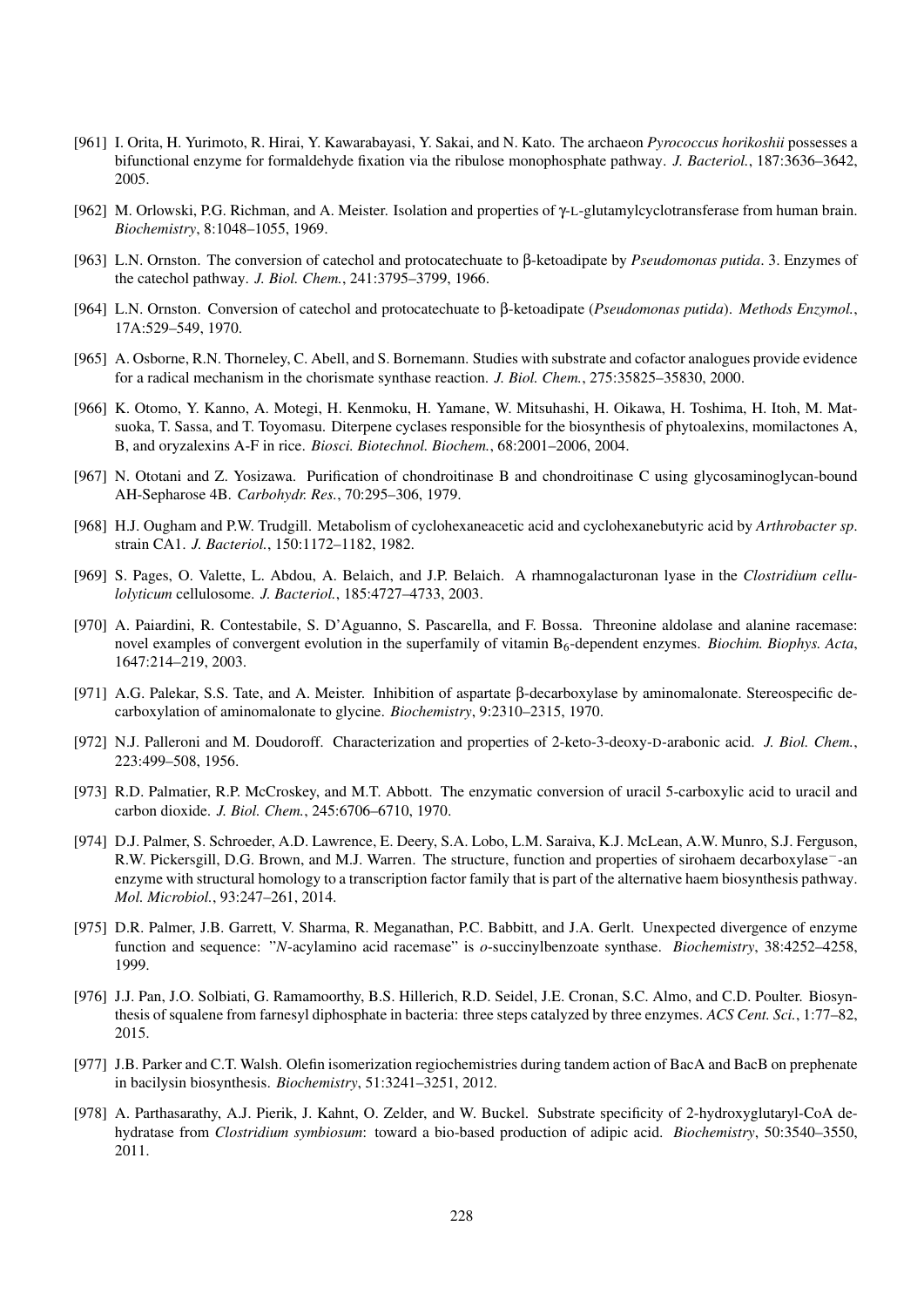[961] I. Orita, H. Yurimoto, R. Hirai, Y. Kawarabayasi, Y. Sakai, and N. Kato. The archaeon *Pyrococcus horikoshii* possesses a bifunctional enzyme for formaldehyde fixation via the ribulose monophosphate pathway. *J. Bacteriol.*, 187:3636–3642, 2005.

[962] M. Orlowski, P.G. Richman, and A. Meister. Isolation and properties of γ-L-glutamylcyclotransferase from human brain. *Biochemistry*, 8:1048–1055, 1969.

[963] L.N. Ornston. The conversion of catechol and protocatechuate to β-ketoadipate by *Pseudomonas putida*. 3. Enzymes of the catechol pathway. *J. Biol. Chem.*, 241:3795–3799, 1966.

[964] L.N. Ornston. Conversion of catechol and protocatechuate to β-ketoadipate (*Pseudomonas putida*). *Methods Enzymol.*, 17A:529–549, 1970.

[965] A. Osborne, R.N. Thorneley, C. Abell, and S. Bornemann. Studies with substrate and cofactor analogues provide evidence for a radical mechanism in the chorismate synthase reaction. *J. Biol. Chem.*, 275:35825–35830, 2000.

[966] K. Otomo, Y. Kanno, A. Motegi, H. Kenmoku, H. Yamane, W. Mitsuhashi, H. Oikawa, H. Toshima, H. Itoh, M. Matsuoka, T. Sassa, and T. Toyomasu. Diterpene cyclases responsible for the biosynthesis of phytoalexins, momilactones A, B, and oryzalexins A-F in rice. *Biosci. Biotechnol. Biochem.*, 68:2001–2006, 2004.

[967] N. Ototani and Z. Yosizawa. Purification of chondroitinase B and chondroitinase C using glycosaminoglycan-bound AH-Sepharose 4B. *Carbohydr. Res.*, 70:295–306, 1979.

[968] H.J. Ougham and P.W. Trudgill. Metabolism of cyclohexaneacetic acid and cyclohexanebutyric acid by *Arthrobacter sp*. strain CA1. *J. Bacteriol.*, 150:1172–1182, 1982.

[969] S. Pages, O. Valette, L. Abdou, A. Belaich, and J.P. Belaich. A rhamnogalacturonan lyase in the *Clostridium cellulolyticum* cellulosome. *J. Bacteriol.*, 185:4727–4733, 2003.

[970] A. Paiardini, R. Contestabile, S. D'Aguanno, S. Pascarella, and F. Bossa. Threonine aldolase and alanine racemase: novel examples of convergent evolution in the superfamily of vitamin $B_6$-dependent enzymes. *Biochim. Biophys. Acta*, 1647:214–219, 2003.

[971] A.G. Palekar, S.S. Tate, and A. Meister. Inhibition of aspartate β-decarboxylase by aminomalonate. Stereospecific decarboxylation of aminomalonate to glycine. *Biochemistry*, 9:2310–2315, 1970.

[972] N.J. Palleroni and M. Doudoroff. Characterization and properties of 2-keto-3-deoxy-D-arabonic acid. *J. Biol. Chem.*, 223:499–508, 1956.

[973] R.D. Palmatier, R.P. McCroskey, and M.T. Abbott. The enzymatic conversion of uracil 5-carboxylic acid to uracil and carbon dioxide. *J. Biol. Chem.*, 245:6706–6710, 1970.

[974] D.J. Palmer, S. Schroeder, A.D. Lawrence, E. Deery, S.A. Lobo, L.M. Saraiva, K.J. McLean, A.W. Munro, S.J. Ferguson, R.W. Pickersgill, D.G. Brown, and M.J. Warren. The structure, function and properties of sirohaem decarboxylase⁻-an enzyme with structural homology to a transcription factor family that is part of the alternative haem biosynthesis pathway. *Mol. Microbiol.*, 93:247–261, 2014.

[975] D.R. Palmer, J.B. Garrett, V. Sharma, R. Meganathan, P.C. Babbitt, and J.A. Gerlt. Unexpected divergence of enzyme function and sequence: "*N*-acylamino acid racemase" is *o*-succinylbenzoate synthase. *Biochemistry*, 38:4252–4258, 1999.

[976] J.J. Pan, J.O. Solbiati, G. Ramamoorthy, B.S. Hillerich, R.D. Seidel, J.E. Cronan, S.C. Almo, and C.D. Poulter. Biosynthesis of squalene from farnesyl diphosphate in bacteria: three steps catalyzed by three enzymes. *ACS Cent. Sci.*, 1:77–82, 2015.

[977] J.B. Parker and C.T. Walsh. Olefin isomerization regiochemistries during tandem action of BacA and BacB on prephenate in bacilysin biosynthesis. *Biochemistry*, 51:3241–3251, 2012.

[978] A. Parthasarathy, A.J. Pierik, J. Kahnt, O. Zelder, and W. Buckel. Substrate specificity of 2-hydroxyglutaryl-CoA dehydratase from *Clostridium symbiosum*: toward a bio-based production of adipic acid. *Biochemistry*, 50:3540–3550, 2011.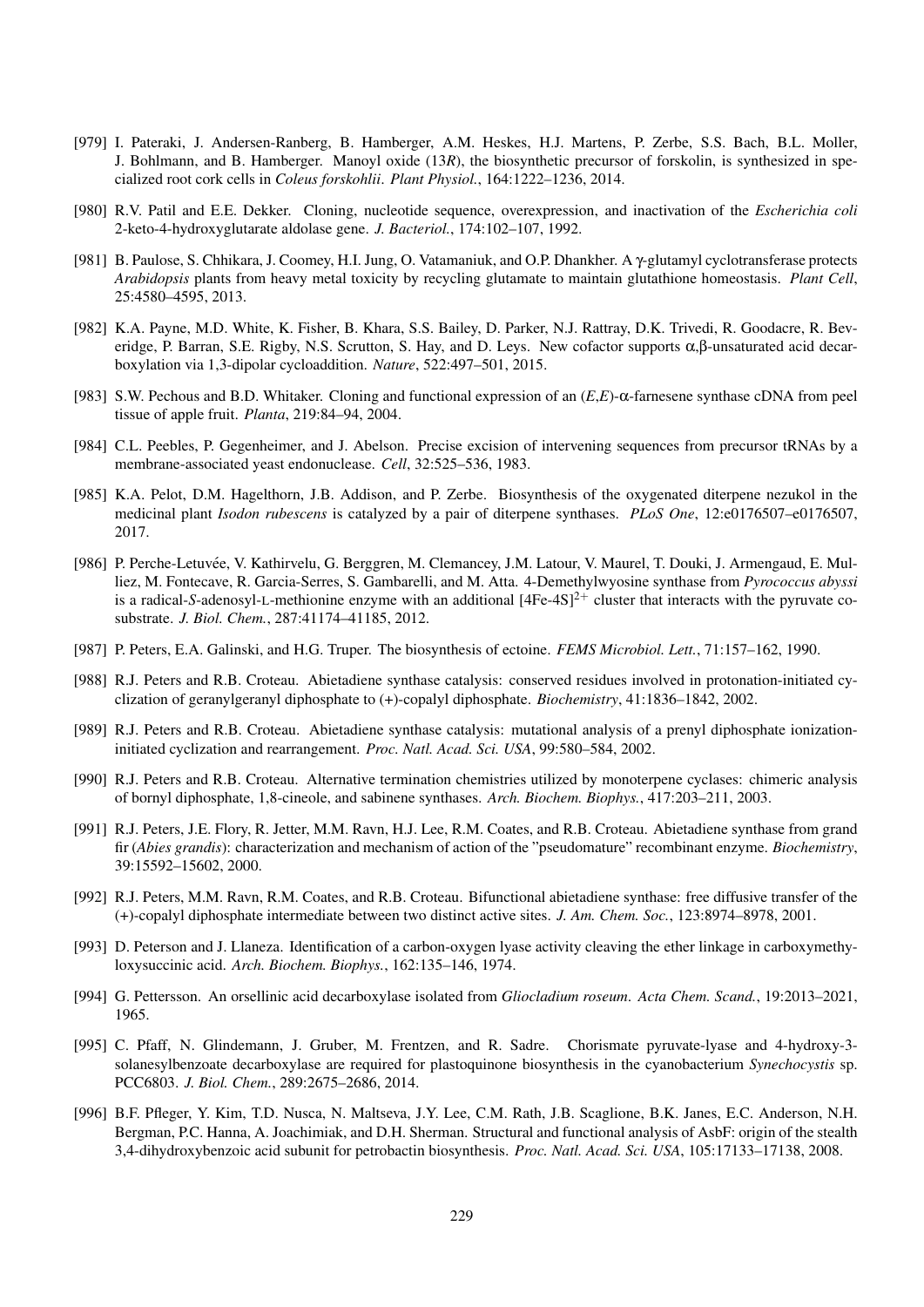[979] I. Pateraki, J. Andersen-Ranberg, B. Hamberger, A.M. Heskes, H.J. Martens, P. Zerbe, S.S. Bach, B.L. Moller, J. Bohlmann, and B. Hamberger. Manoyl oxide (13*R*), the biosynthetic precursor of forskolin, is synthesized in specialized root cork cells in *Coleus forskohlii*. *Plant Physiol.*, 164:1222–1236, 2014.

[980] R.V. Patil and E.E. Dekker. Cloning, nucleotide sequence, overexpression, and inactivation of the *Escherichia coli* 2-keto-4-hydroxyglutarate aldolase gene. *J. Bacteriol.*, 174:102–107, 1992.

[981] B. Paulose, S. Chhikara, J. Coomey, H.I. Jung, O. Vatamaniuk, and O.P. Dhankher. A γ-glutamyl cyclotransferase protects *Arabidopsis* plants from heavy metal toxicity by recycling glutamate to maintain glutathione homeostasis. *Plant Cell*, 25:4580–4595, 2013.

[982] K.A. Payne, M.D. White, K. Fisher, B. Khara, S.S. Bailey, D. Parker, N.J. Rattray, D.K. Trivedi, R. Goodacre, R. Beveridge, P. Barran, S.E. Rigby, N.S. Scrutton, S. Hay, and D. Leys. New cofactor supports α,β-unsaturated acid decarboxylation via 1,3-dipolar cycloaddition. *Nature*, 522:497–501, 2015.

[983] S.W. Pechous and B.D. Whitaker. Cloning and functional expression of an (*E*,*E*)-α-farnesene synthase cDNA from peel tissue of apple fruit. *Planta*, 219:84–94, 2004.

[984] C.L. Peebles, P. Gegenheimer, and J. Abelson. Precise excision of intervening sequences from precursor tRNAs by a membrane-associated yeast endonuclease. *Cell*, 32:525–536, 1983.

[985] K.A. Pelot, D.M. Hagelthorn, J.B. Addison, and P. Zerbe. Biosynthesis of the oxygenated diterpene nezukol in the medicinal plant *Isodon rubescens* is catalyzed by a pair of diterpene synthases. *PLoS One*, 12:e0176507–e0176507, 2017.

[986] P. Perche-Letuvée, V. Kathirvelu, G. Berggren, M. Clemancey, J.M. Latour, V. Maurel, T. Douki, J. Armengaud, E. Mulliez, M. Fontecave, R. Garcia-Serres, S. Gambarelli, and M. Atta. 4-Demethylwyosine synthase from *Pyrococcus abyssi* is a radical-*S*-adenosyl-L-methionine enzyme with an additional $[4Fe\text{-}4S]^{2+}$ cluster that interacts with the pyruvate cosubstrate. *J. Biol. Chem.*, 287:41174–41185, 2012.

[987] P. Peters, E.A. Galinski, and H.G. Truper. The biosynthesis of ectoine. *FEMS Microbiol. Lett.*, 71:157–162, 1990.

[988] R.J. Peters and R.B. Croteau. Abietadiene synthase catalysis: conserved residues involved in protonation-initiated cyclization of geranylgeranyl diphosphate to (+)-copalyl diphosphate. *Biochemistry*, 41:1836–1842, 2002.

[989] R.J. Peters and R.B. Croteau. Abietadiene synthase catalysis: mutational analysis of a prenyl diphosphate ionization-initiated cyclization and rearrangement. *Proc. Natl. Acad. Sci. USA*, 99:580–584, 2002.

[990] R.J. Peters and R.B. Croteau. Alternative termination chemistries utilized by monoterpene cyclases: chimeric analysis of bornyl diphosphate, 1,8-cineole, and sabinene synthases. *Arch. Biochem. Biophys.*, 417:203–211, 2003.

[991] R.J. Peters, J.E. Flory, R. Jetter, M.M. Ravn, H.J. Lee, R.M. Coates, and R.B. Croteau. Abietadiene synthase from grand fir (*Abies grandis*): characterization and mechanism of action of the "pseudomature" recombinant enzyme. *Biochemistry*, 39:15592–15602, 2000.

[992] R.J. Peters, M.M. Ravn, R.M. Coates, and R.B. Croteau. Bifunctional abietadiene synthase: free diffusive transfer of the (+)-copalyl diphosphate intermediate between two distinct active sites. *J. Am. Chem. Soc.*, 123:8974–8978, 2001.

[993] D. Peterson and J. Llaneza. Identification of a carbon-oxygen lyase activity cleaving the ether linkage in carboxymethyloxysuccinic acid. *Arch. Biochem. Biophys.*, 162:135–146, 1974.

[994] G. Pettersson. An orsellinic acid decarboxylase isolated from *Gliocladium roseum*. *Acta Chem. Scand.*, 19:2013–2021, 1965.

[995] C. Pfaff, N. Glindemann, J. Gruber, M. Frentzen, and R. Sadre. Chorismate pyruvate-lyase and 4-hydroxy-3-solanesylbenzoate decarboxylase are required for plastoquinone biosynthesis in the cyanobacterium *Synechocystis* sp. PCC6803. *J. Biol. Chem.*, 289:2675–2686, 2014.

[996] B.F. Pfleger, Y. Kim, T.D. Nusca, N. Maltseva, J.Y. Lee, C.M. Rath, J.B. Scaglione, B.K. Janes, E.C. Anderson, N.H. Bergman, P.C. Hanna, A. Joachimiak, and D.H. Sherman. Structural and functional analysis of AsbF: origin of the stealth 3,4-dihydroxybenzoic acid subunit for petrobactin biosynthesis. *Proc. Natl. Acad. Sci. USA*, 105:17133–17138, 2008.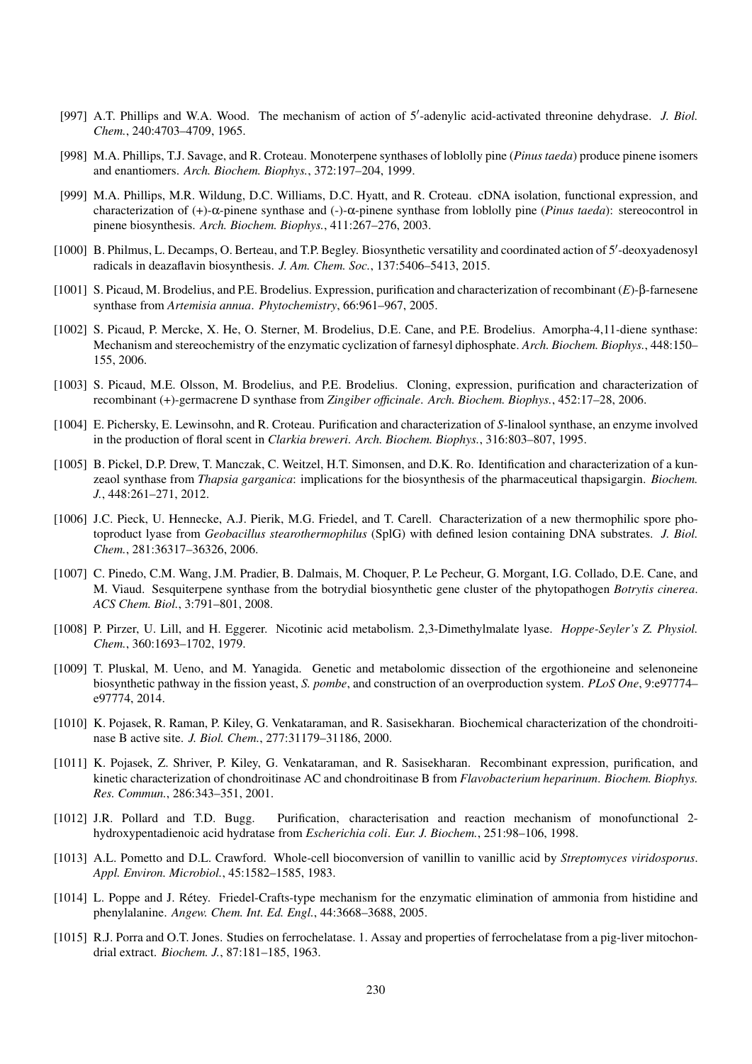[997] A.T. Phillips and W.A. Wood. The mechanism of action of 5′-adenylic acid-activated threonine dehydrase. *J. Biol. Chem.*, 240:4703–4709, 1965.

[998] M.A. Phillips, T.J. Savage, and R. Croteau. Monoterpene synthases of loblolly pine (*Pinus taeda*) produce pinene isomers and enantiomers. *Arch. Biochem. Biophys.*, 372:197–204, 1999.

[999] M.A. Phillips, M.R. Wildung, D.C. Williams, D.C. Hyatt, and R. Croteau. cDNA isolation, functional expression, and characterization of (+)-α-pinene synthase and (-)-α-pinene synthase from loblolly pine (*Pinus taeda*): stereocontrol in pinene biosynthesis. *Arch. Biochem. Biophys.*, 411:267–276, 2003.

[1000] B. Philmus, L. Decamps, O. Berteau, and T.P. Begley. Biosynthetic versatility and coordinated action of 5′-deoxyadenosyl radicals in deazaflavin biosynthesis. *J. Am. Chem. Soc.*, 137:5406–5413, 2015.

[1001] S. Picaud, M. Brodelius, and P.E. Brodelius. Expression, purification and characterization of recombinant (*E*)-β-farnesene synthase from *Artemisia annua*. *Phytochemistry*, 66:961–967, 2005.

[1002] S. Picaud, P. Mercke, X. He, O. Sterner, M. Brodelius, D.E. Cane, and P.E. Brodelius. Amorpha-4,11-diene synthase: Mechanism and stereochemistry of the enzymatic cyclization of farnesyl diphosphate. *Arch. Biochem. Biophys.*, 448:150–155, 2006.

[1003] S. Picaud, M.E. Olsson, M. Brodelius, and P.E. Brodelius. Cloning, expression, purification and characterization of recombinant (+)-germacrene D synthase from *Zingiber officinale*. *Arch. Biochem. Biophys.*, 452:17–28, 2006.

[1004] E. Pichersky, E. Lewinsohn, and R. Croteau. Purification and characterization of *S*-linalool synthase, an enzyme involved in the production of floral scent in *Clarkia breweri*. *Arch. Biochem. Biophys.*, 316:803–807, 1995.

[1005] B. Pickel, D.P. Drew, T. Manczak, C. Weitzel, H.T. Simonsen, and D.K. Ro. Identification and characterization of a kunzeaol synthase from *Thapsia garganica*: implications for the biosynthesis of the pharmaceutical thapsigargin. *Biochem. J.*, 448:261–271, 2012.

[1006] J.C. Pieck, U. Hennecke, A.J. Pierik, M.G. Friedel, and T. Carell. Characterization of a new thermophilic spore photoproduct lyase from *Geobacillus stearothermophilus* (SplG) with defined lesion containing DNA substrates. *J. Biol. Chem.*, 281:36317–36326, 2006.

[1007] C. Pinedo, C.M. Wang, J.M. Pradier, B. Dalmais, M. Choquer, P. Le Pecheur, G. Morgant, I.G. Collado, D.E. Cane, and M. Viaud. Sesquiterpene synthase from the botrydial biosynthetic gene cluster of the phytopathogen *Botrytis cinerea*. *ACS Chem. Biol.*, 3:791–801, 2008.

[1008] P. Pirzer, U. Lill, and H. Eggerer. Nicotinic acid metabolism. 2,3-Dimethylmalate lyase. *Hoppe-Seyler's Z. Physiol. Chem.*, 360:1693–1702, 1979.

[1009] T. Pluskal, M. Ueno, and M. Yanagida. Genetic and metabolomic dissection of the ergothioneine and selenoneine biosynthetic pathway in the fission yeast, *S. pombe*, and construction of an overproduction system. *PLoS One*, 9:e97774–e97774, 2014.

[1010] K. Pojasek, R. Raman, P. Kiley, G. Venkataraman, and R. Sasisekharan. Biochemical characterization of the chondroitinase B active site. *J. Biol. Chem.*, 277:31179–31186, 2000.

[1011] K. Pojasek, Z. Shriver, P. Kiley, G. Venkataraman, and R. Sasisekharan. Recombinant expression, purification, and kinetic characterization of chondroitinase AC and chondroitinase B from *Flavobacterium heparinum*. *Biochem. Biophys. Res. Commun.*, 286:343–351, 2001.

[1012] J.R. Pollard and T.D. Bugg. Purification, characterisation and reaction mechanism of monofunctional 2-hydroxypentadienoic acid hydratase from *Escherichia coli*. *Eur. J. Biochem.*, 251:98–106, 1998.

[1013] A.L. Pometto and D.L. Crawford. Whole-cell bioconversion of vanillin to vanillic acid by *Streptomyces viridosporus*. *Appl. Environ. Microbiol.*, 45:1582–1585, 1983.

[1014] L. Poppe and J. Rétey. Friedel-Crafts-type mechanism for the enzymatic elimination of ammonia from histidine and phenylalanine. *Angew. Chem. Int. Ed. Engl.*, 44:3668–3688, 2005.

[1015] R.J. Porra and O.T. Jones. Studies on ferrochelatase. 1. Assay and properties of ferrochelatase from a pig-liver mitochondrial extract. *Biochem. J.*, 87:181–185, 1963.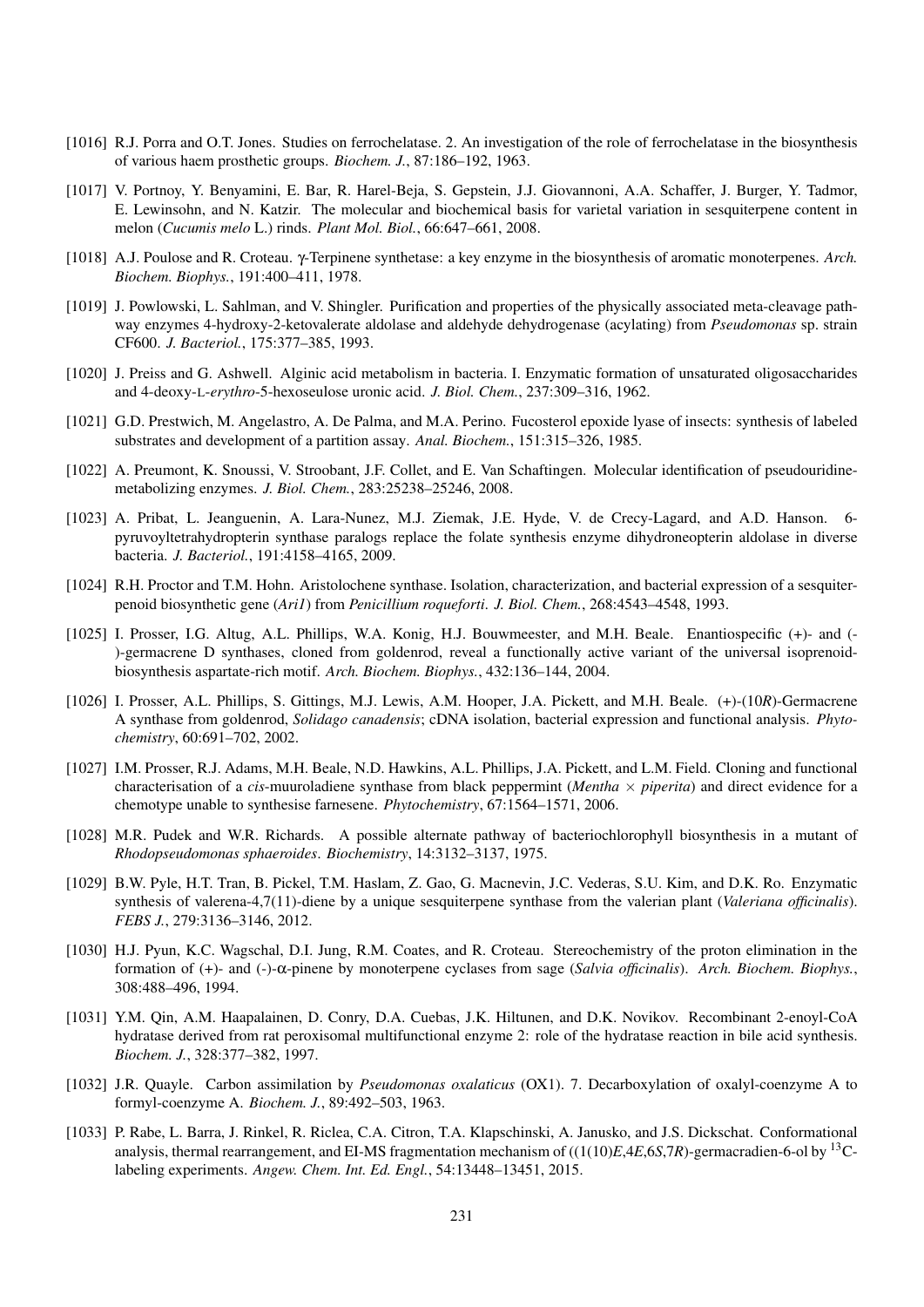[1016] R.J. Porra and O.T. Jones. Studies on ferrochelatase. 2. An investigation of the role of ferrochelatase in the biosynthesis of various haem prosthetic groups. *Biochem. J.*, 87:186–192, 1963.

[1017] V. Portnoy, Y. Benyamini, E. Bar, R. Harel-Beja, S. Gepstein, J.J. Giovannoni, A.A. Schaffer, J. Burger, Y. Tadmor, E. Lewinsohn, and N. Katzir. The molecular and biochemical basis for varietal variation in sesquiterpene content in melon (*Cucumis melo* L.) rinds. *Plant Mol. Biol.*, 66:647–661, 2008.

[1018] A.J. Poulose and R. Croteau. γ-Terpinene synthetase: a key enzyme in the biosynthesis of aromatic monoterpenes. *Arch. Biochem. Biophys.*, 191:400–411, 1978.

[1019] J. Powlowski, L. Sahlman, and V. Shingler. Purification and properties of the physically associated meta-cleavage pathway enzymes 4-hydroxy-2-ketovalerate aldolase and aldehyde dehydrogenase (acylating) from *Pseudomonas* sp. strain CF600. *J. Bacteriol.*, 175:377–385, 1993.

[1020] J. Preiss and G. Ashwell. Alginic acid metabolism in bacteria. I. Enzymatic formation of unsaturated oligosaccharides and 4-deoxy-L-*erythro*-5-hexoseulose uronic acid. *J. Biol. Chem.*, 237:309–316, 1962.

[1021] G.D. Prestwich, M. Angelastro, A. De Palma, and M.A. Perino. Fucosterol epoxide lyase of insects: synthesis of labeled substrates and development of a partition assay. *Anal. Biochem.*, 151:315–326, 1985.

[1022] A. Preumont, K. Snoussi, V. Stroobant, J.F. Collet, and E. Van Schaftingen. Molecular identification of pseudouridine-metabolizing enzymes. *J. Biol. Chem.*, 283:25238–25246, 2008.

[1023] A. Pribat, L. Jeanguenin, A. Lara-Nunez, M.J. Ziemak, J.E. Hyde, V. de Crecy-Lagard, and A.D. Hanson. 6-pyruvoyltetrahydropterin synthase paralogs replace the folate synthesis enzyme dihydroneopterin aldolase in diverse bacteria. *J. Bacteriol.*, 191:4158–4165, 2009.

[1024] R.H. Proctor and T.M. Hohn. Aristolochene synthase. Isolation, characterization, and bacterial expression of a sesquiterpenoid biosynthetic gene (*Ari1*) from *Penicillium roqueforti*. *J. Biol. Chem.*, 268:4543–4548, 1993.

[1025] I. Prosser, I.G. Altug, A.L. Phillips, W.A. Konig, H.J. Bouwmeester, and M.H. Beale. Enantiospecific (+)- and (-)-germacrene D synthases, cloned from goldenrod, reveal a functionally active variant of the universal isoprenoid-biosynthesis aspartate-rich motif. *Arch. Biochem. Biophys.*, 432:136–144, 2004.

[1026] I. Prosser, A.L. Phillips, S. Gittings, M.J. Lewis, A.M. Hooper, J.A. Pickett, and M.H. Beale. (+)-(10*R*)-Germacrene A synthase from goldenrod, *Solidago canadensis*; cDNA isolation, bacterial expression and functional analysis. *Phytochemistry*, 60:691–702, 2002.

[1027] I.M. Prosser, R.J. Adams, M.H. Beale, N.D. Hawkins, A.L. Phillips, J.A. Pickett, and L.M. Field. Cloning and functional characterisation of a *cis*-muuroladiene synthase from black peppermint (*Mentha* × *piperita*) and direct evidence for a chemotype unable to synthesise farnesene. *Phytochemistry*, 67:1564–1571, 2006.

[1028] M.R. Pudek and W.R. Richards. A possible alternate pathway of bacteriochlorophyll biosynthesis in a mutant of *Rhodopseudomonas sphaeroides*. *Biochemistry*, 14:3132–3137, 1975.

[1029] B.W. Pyle, H.T. Tran, B. Pickel, T.M. Haslam, Z. Gao, G. Macnevin, J.C. Vederas, S.U. Kim, and D.K. Ro. Enzymatic synthesis of valerena-4,7(11)-diene by a unique sesquiterpene synthase from the valerian plant (*Valeriana officinalis*). *FEBS J.*, 279:3136–3146, 2012.

[1030] H.J. Pyun, K.C. Wagschal, D.I. Jung, R.M. Coates, and R. Croteau. Stereochemistry of the proton elimination in the formation of (+)- and (-)-α-pinene by monoterpene cyclases from sage (*Salvia officinalis*). *Arch. Biochem. Biophys.*, 308:488–496, 1994.

[1031] Y.M. Qin, A.M. Haapalainen, D. Conry, D.A. Cuebas, J.K. Hiltunen, and D.K. Novikov. Recombinant 2-enoyl-CoA hydratase derived from rat peroxisomal multifunctional enzyme 2: role of the hydratase reaction in bile acid synthesis. *Biochem. J.*, 328:377–382, 1997.

[1032] J.R. Quayle. Carbon assimilation by *Pseudomonas oxalaticus* (OX1). 7. Decarboxylation of oxalyl-coenzyme A to formyl-coenzyme A. *Biochem. J.*, 89:492–503, 1963.

[1033] P. Rabe, L. Barra, J. Rinkel, R. Riclea, C.A. Citron, T.A. Klapschinski, A. Janusko, and J.S. Dickschat. Conformational analysis, thermal rearrangement, and EI-MS fragmentation mechanism of ((1(10)*E*,4*E*,6*S*,7*R*)-germacradien-6-ol by $^{13}$C-labeling experiments. *Angew. Chem. Int. Ed. Engl.*, 54:13448–13451, 2015.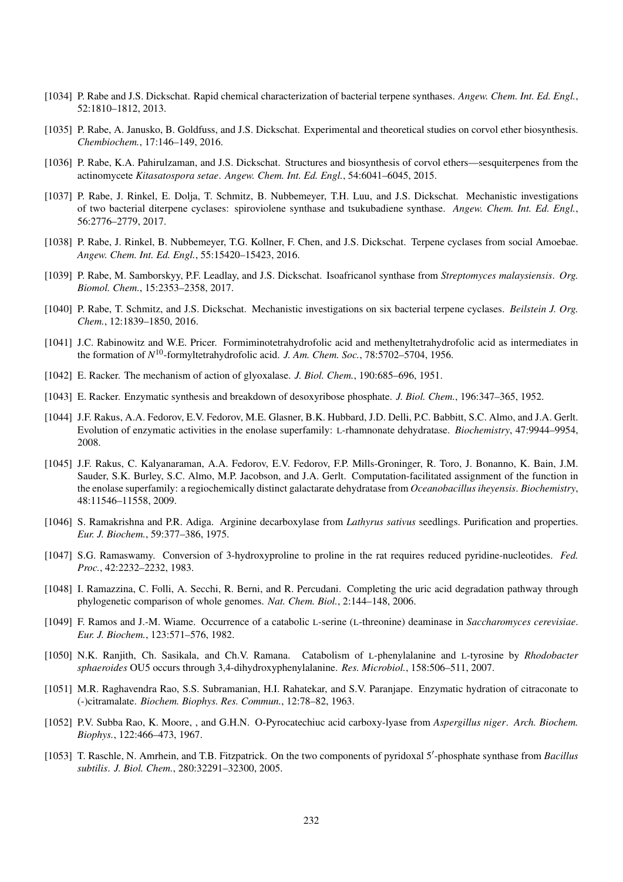[1034] P. Rabe and J.S. Dickschat. Rapid chemical characterization of bacterial terpene synthases. *Angew. Chem. Int. Ed. Engl.*, 52:1810–1812, 2013.

[1035] P. Rabe, A. Janusko, B. Goldfuss, and J.S. Dickschat. Experimental and theoretical studies on corvol ether biosynthesis. *Chembiochem.*, 17:146–149, 2016.

[1036] P. Rabe, K.A. Pahirulzaman, and J.S. Dickschat. Structures and biosynthesis of corvol ethers—sesquiterpenes from the actinomycete *Kitasatospora setae*. *Angew. Chem. Int. Ed. Engl.*, 54:6041–6045, 2015.

[1037] P. Rabe, J. Rinkel, E. Dolja, T. Schmitz, B. Nubbemeyer, T.H. Luu, and J.S. Dickschat. Mechanistic investigations of two bacterial diterpene cyclases: spiroviolene synthase and tsukubadiene synthase. *Angew. Chem. Int. Ed. Engl.*, 56:2776–2779, 2017.

[1038] P. Rabe, J. Rinkel, B. Nubbemeyer, T.G. Kollner, F. Chen, and J.S. Dickschat. Terpene cyclases from social Amoebae. *Angew. Chem. Int. Ed. Engl.*, 55:15420–15423, 2016.

[1039] P. Rabe, M. Samborskyy, P.F. Leadlay, and J.S. Dickschat. Isoafricanol synthase from *Streptomyces malaysiensis*. *Org. Biomol. Chem.*, 15:2353–2358, 2017.

[1040] P. Rabe, T. Schmitz, and J.S. Dickschat. Mechanistic investigations on six bacterial terpene cyclases. *Beilstein J. Org. Chem.*, 12:1839–1850, 2016.

[1041] J.C. Rabinowitz and W.E. Pricer. Formiminotetrahydrofolic acid and methenyltetrahydrofolic acid as intermediates in the formation of $N^{10}$-formyltetrahydrofolic acid. *J. Am. Chem. Soc.*, 78:5702–5704, 1956.

[1042] E. Racker. The mechanism of action of glyoxalase. *J. Biol. Chem.*, 190:685–696, 1951.

[1043] E. Racker. Enzymatic synthesis and breakdown of desoxyribose phosphate. *J. Biol. Chem.*, 196:347–365, 1952.

[1044] J.F. Rakus, A.A. Fedorov, E.V. Fedorov, M.E. Glasner, B.K. Hubbard, J.D. Delli, P.C. Babbitt, S.C. Almo, and J.A. Gerlt. Evolution of enzymatic activities in the enolase superfamily: L-rhamnonate dehydratase. *Biochemistry*, 47:9944–9954, 2008.

[1045] J.F. Rakus, C. Kalyanaraman, A.A. Fedorov, E.V. Fedorov, F.P. Mills-Groninger, R. Toro, J. Bonanno, K. Bain, J.M. Sauder, S.K. Burley, S.C. Almo, M.P. Jacobson, and J.A. Gerlt. Computation-facilitated assignment of the function in the enolase superfamily: a regiochemically distinct galactarate dehydratase from *Oceanobacillus iheyensis*. *Biochemistry*, 48:11546–11558, 2009.

[1046] S. Ramakrishna and P.R. Adiga. Arginine decarboxylase from *Lathyrus sativus* seedlings. Purification and properties. *Eur. J. Biochem.*, 59:377–386, 1975.

[1047] S.G. Ramaswamy. Conversion of 3-hydroxyproline to proline in the rat requires reduced pyridine-nucleotides. *Fed. Proc.*, 42:2232–2232, 1983.

[1048] I. Ramazzina, C. Folli, A. Secchi, R. Berni, and R. Percudani. Completing the uric acid degradation pathway through phylogenetic comparison of whole genomes. *Nat. Chem. Biol.*, 2:144–148, 2006.

[1049] F. Ramos and J.-M. Wiame. Occurrence of a catabolic L-serine (L-threonine) deaminase in *Saccharomyces cerevisiae*. *Eur. J. Biochem.*, 123:571–576, 1982.

[1050] N.K. Ranjith, Ch. Sasikala, and Ch.V. Ramana. Catabolism of L-phenylalanine and L-tyrosine by *Rhodobacter sphaeroides* OU5 occurs through 3,4-dihydroxyphenylalanine. *Res. Microbiol.*, 158:506–511, 2007.

[1051] M.R. Raghavendra Rao, S.S. Subramanian, H.I. Rahatekar, and S.V. Paranjape. Enzymatic hydration of citraconate to (-)citramalate. *Biochem. Biophys. Res. Commun.*, 12:78–82, 1963.

[1052] P.V. Subba Rao, K. Moore, , and G.H.N. O-Pyrocatechiuc acid carboxy-lyase from *Aspergillus niger*. *Arch. Biochem. Biophys.*, 122:466–473, 1967.

[1053] T. Raschle, N. Amrhein, and T.B. Fitzpatrick. On the two components of pyridoxal 5′-phosphate synthase from *Bacillus subtilis*. *J. Biol. Chem.*, 280:32291–32300, 2005.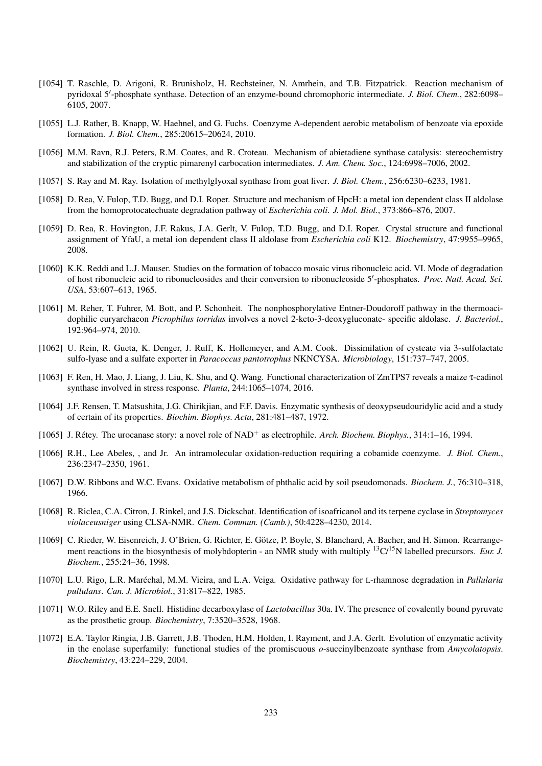[1054] T. Raschle, D. Arigoni, R. Brunisholz, H. Rechsteiner, N. Amrhein, and T.B. Fitzpatrick. Reaction mechanism of pyridoxal 5′-phosphate synthase. Detection of an enzyme-bound chromophoric intermediate. *J. Biol. Chem.*, 282:6098–6105, 2007.

[1055] L.J. Rather, B. Knapp, W. Haehnel, and G. Fuchs. Coenzyme A-dependent aerobic metabolism of benzoate via epoxide formation. *J. Biol. Chem.*, 285:20615–20624, 2010.

[1056] M.M. Ravn, R.J. Peters, R.M. Coates, and R. Croteau. Mechanism of abietadiene synthase catalysis: stereochemistry and stabilization of the cryptic pimarenyl carbocation intermediates. *J. Am. Chem. Soc.*, 124:6998–7006, 2002.

[1057] S. Ray and M. Ray. Isolation of methylglyoxal synthase from goat liver. *J. Biol. Chem.*, 256:6230–6233, 1981.

[1058] D. Rea, V. Fulop, T.D. Bugg, and D.I. Roper. Structure and mechanism of HpcH: a metal ion dependent class II aldolase from the homoprotocatechuate degradation pathway of *Escherichia coli*. *J. Mol. Biol.*, 373:866–876, 2007.

[1059] D. Rea, R. Hovington, J.F. Rakus, J.A. Gerlt, V. Fulop, T.D. Bugg, and D.I. Roper. Crystal structure and functional assignment of YfaU, a metal ion dependent class II aldolase from *Escherichia coli* K12. *Biochemistry*, 47:9955–9965, 2008.

[1060] K.K. Reddi and L.J. Mauser. Studies on the formation of tobacco mosaic virus ribonucleic acid. VI. Mode of degradation of host ribonucleic acid to ribonucleosides and their conversion to ribonucleoside 5′-phosphates. *Proc. Natl. Acad. Sci. USA*, 53:607–613, 1965.

[1061] M. Reher, T. Fuhrer, M. Bott, and P. Schonheit. The nonphosphorylative Entner-Doudoroff pathway in the thermoacidophilic euryarchaeon *Picrophilus torridus* involves a novel 2-keto-3-deoxygluconate- specific aldolase. *J. Bacteriol.*, 192:964–974, 2010.

[1062] U. Rein, R. Gueta, K. Denger, J. Ruff, K. Hollemeyer, and A.M. Cook. Dissimilation of cysteate via 3-sulfolactate sulfo-lyase and a sulfate exporter in *Paracoccus pantotrophus* NKNCYSA. *Microbiology*, 151:737–747, 2005.

[1063] F. Ren, H. Mao, J. Liang, J. Liu, K. Shu, and Q. Wang. Functional characterization of ZmTPS7 reveals a maize τ-cadinol synthase involved in stress response. *Planta*, 244:1065–1074, 2016.

[1064] J.F. Rensen, T. Matsushita, J.G. Chirikjian, and F.F. Davis. Enzymatic synthesis of deoxypseudouridylic acid and a study of certain of its properties. *Biochim. Biophys. Acta*, 281:481–487, 1972.

[1065] J. Rétey. The urocanase story: a novel role of $NAD^+$ as electrophile. *Arch. Biochem. Biophys.*, 314:1–16, 1994.

[1066] R.H., Lee Abeles, , and Jr. An intramolecular oxidation-reduction requiring a cobamide coenzyme. *J. Biol. Chem.*, 236:2347–2350, 1961.

[1067] D.W. Ribbons and W.C. Evans. Oxidative metabolism of phthalic acid by soil pseudomonads. *Biochem. J.*, 76:310–318, 1966.

[1068] R. Riclea, C.A. Citron, J. Rinkel, and J.S. Dickschat. Identification of isoafricanol and its terpene cyclase in *Streptomyces violaceusniger* using CLSA-NMR. *Chem. Commun. (Camb.)*, 50:4228–4230, 2014.

[1069] C. Rieder, W. Eisenreich, J. O'Brien, G. Richter, E. Götze, P. Boyle, S. Blanchard, A. Bacher, and H. Simon. Rearrangement reactions in the biosynthesis of molybdopterin - an NMR study with multiply $^{13}C/^{15}N$ labelled precursors. *Eur. J. Biochem.*, 255:24–36, 1998.

[1070] L.U. Rigo, L.R. Maréchal, M.M. Vieira, and L.A. Veiga. Oxidative pathway for L-rhamnose degradation in *Pallularia pullulans*. *Can. J. Microbiol.*, 31:817–822, 1985.

[1071] W.O. Riley and E.E. Snell. Histidine decarboxylase of *Lactobacillus* 30a. IV. The presence of covalently bound pyruvate as the prosthetic group. *Biochemistry*, 7:3520–3528, 1968.

[1072] E.A. Taylor Ringia, J.B. Garrett, J.B. Thoden, H.M. Holden, I. Rayment, and J.A. Gerlt. Evolution of enzymatic activity in the enolase superfamily: functional studies of the promiscuous *o*-succinylbenzoate synthase from *Amycolatopsis*. *Biochemistry*, 43:224–229, 2004.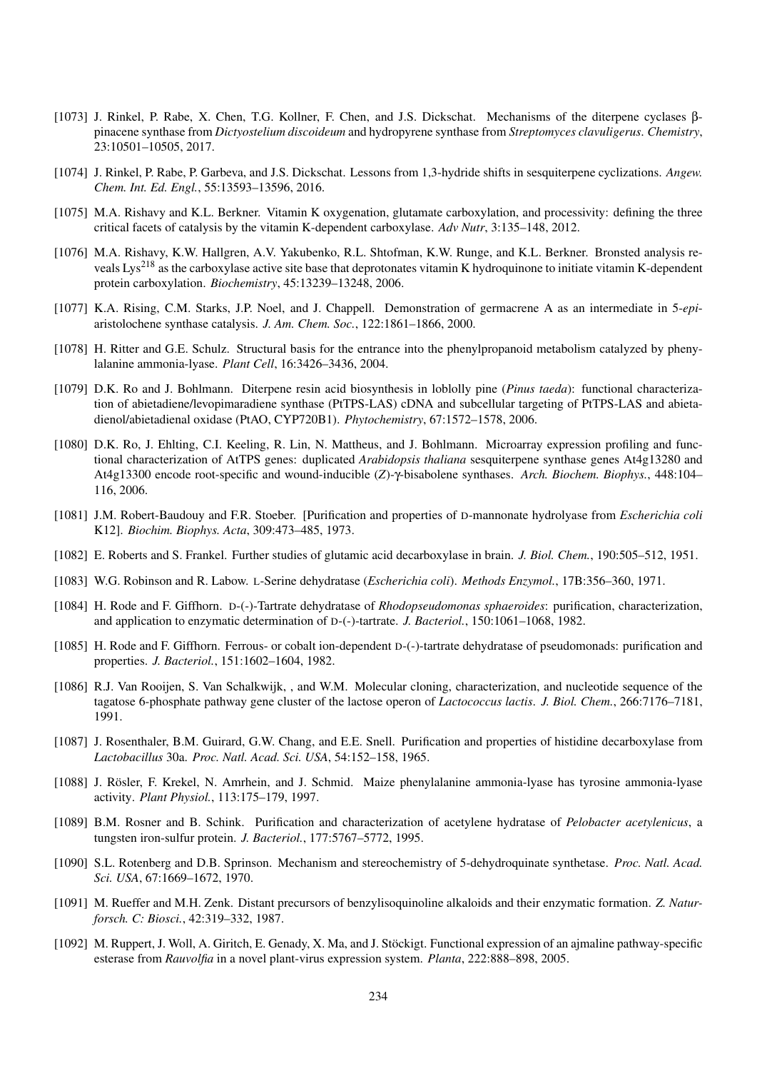[1073] J. Rinkel, P. Rabe, X. Chen, T.G. Kollner, F. Chen, and J.S. Dickschat. Mechanisms of the diterpene cyclases β-pinacene synthase from *Dictyostelium discoideum* and hydropyrene synthase from *Streptomyces clavuligerus*. *Chemistry*, 23:10501–10505, 2017.

[1074] J. Rinkel, P. Rabe, P. Garbeva, and J.S. Dickschat. Lessons from 1,3-hydride shifts in sesquiterpene cyclizations. *Angew. Chem. Int. Ed. Engl.*, 55:13593–13596, 2016.

[1075] M.A. Rishavy and K.L. Berkner. Vitamin K oxygenation, glutamate carboxylation, and processivity: defining the three critical facets of catalysis by the vitamin K-dependent carboxylase. *Adv Nutr*, 3:135–148, 2012.

[1076] M.A. Rishavy, K.W. Hallgren, A.V. Yakubenko, R.L. Shtofman, K.W. Runge, and K.L. Berkner. Bronsted analysis reveals $Lys^{218}$ as the carboxylase active site base that deprotonates vitamin K hydroquinone to initiate vitamin K-dependent protein carboxylation. *Biochemistry*, 45:13239–13248, 2006.

[1077] K.A. Rising, C.M. Starks, J.P. Noel, and J. Chappell. Demonstration of germacrene A as an intermediate in 5-*epi*-aristolochene synthase catalysis. *J. Am. Chem. Soc.*, 122:1861–1866, 2000.

[1078] H. Ritter and G.E. Schulz. Structural basis for the entrance into the phenylpropanoid metabolism catalyzed by phenylalanine ammonia-lyase. *Plant Cell*, 16:3426–3436, 2004.

[1079] D.K. Ro and J. Bohlmann. Diterpene resin acid biosynthesis in loblolly pine (*Pinus taeda*): functional characterization of abietadiene/levopimaradiene synthase (PtTPS-LAS) cDNA and subcellular targeting of PtTPS-LAS and abietadienol/abietadienal oxidase (PtAO, CYP720B1). *Phytochemistry*, 67:1572–1578, 2006.

[1080] D.K. Ro, J. Ehlting, C.I. Keeling, R. Lin, N. Mattheus, and J. Bohlmann. Microarray expression profiling and functional characterization of AtTPS genes: duplicated *Arabidopsis thaliana* sesquiterpene synthase genes At4g13280 and At4g13300 encode root-specific and wound-inducible (*Z*)-γ-bisabolene synthases. *Arch. Biochem. Biophys.*, 448:104–116, 2006.

[1081] J.M. Robert-Baudouy and F.R. Stoeber. [Purification and properties of D-mannonate hydrolyase from *Escherichia coli* K12]. *Biochim. Biophys. Acta*, 309:473–485, 1973.

[1082] E. Roberts and S. Frankel. Further studies of glutamic acid decarboxylase in brain. *J. Biol. Chem.*, 190:505–512, 1951.

[1083] W.G. Robinson and R. Labow. L-Serine dehydratase (*Escherichia coli*). *Methods Enzymol.*, 17B:356–360, 1971.

[1084] H. Rode and F. Giffhorn. D-(-)-Tartrate dehydratase of *Rhodopseudomonas sphaeroides*: purification, characterization, and application to enzymatic determination of D-(-)-tartrate. *J. Bacteriol.*, 150:1061–1068, 1982.

[1085] H. Rode and F. Giffhorn. Ferrous- or cobalt ion-dependent D-(-)-tartrate dehydratase of pseudomonads: purification and properties. *J. Bacteriol.*, 151:1602–1604, 1982.

[1086] R.J. Van Rooijen, S. Van Schalkwijk, , and W.M. Molecular cloning, characterization, and nucleotide sequence of the tagatose 6-phosphate pathway gene cluster of the lactose operon of *Lactococcus lactis*. *J. Biol. Chem.*, 266:7176–7181, 1991.

[1087] J. Rosenthaler, B.M. Guirard, G.W. Chang, and E.E. Snell. Purification and properties of histidine decarboxylase from *Lactobacillus* 30a. *Proc. Natl. Acad. Sci. USA*, 54:152–158, 1965.

[1088] J. Rösler, F. Krekel, N. Amrhein, and J. Schmid. Maize phenylalanine ammonia-lyase has tyrosine ammonia-lyase activity. *Plant Physiol.*, 113:175–179, 1997.

[1089] B.M. Rosner and B. Schink. Purification and characterization of acetylene hydratase of *Pelobacter acetylenicus*, a tungsten iron-sulfur protein. *J. Bacteriol.*, 177:5767–5772, 1995.

[1090] S.L. Rotenberg and D.B. Sprinson. Mechanism and stereochemistry of 5-dehydroquinate synthetase. *Proc. Natl. Acad. Sci. USA*, 67:1669–1672, 1970.

[1091] M. Rueffer and M.H. Zenk. Distant precursors of benzylisoquinoline alkaloids and their enzymatic formation. *Z. Naturforsch. C: Biosci.*, 42:319–332, 1987.

[1092] M. Ruppert, J. Woll, A. Giritch, E. Genady, X. Ma, and J. Stöckigt. Functional expression of an ajmaline pathway-specific esterase from *Rauvolfia* in a novel plant-virus expression system. *Planta*, 222:888–898, 2005.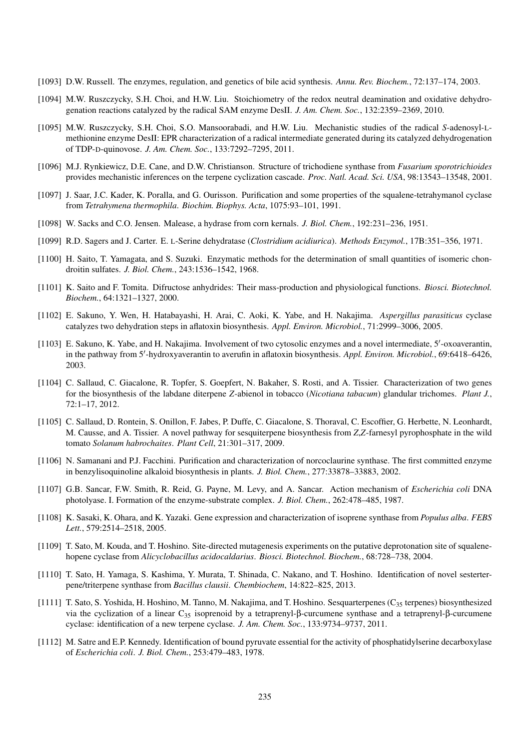[1093] D.W. Russell. The enzymes, regulation, and genetics of bile acid synthesis. *Annu. Rev. Biochem.*, 72:137–174, 2003.

[1094] M.W. Ruszczycky, S.H. Choi, and H.W. Liu. Stoichiometry of the redox neutral deamination and oxidative dehydrogenation reactions catalyzed by the radical SAM enzyme DesII. *J. Am. Chem. Soc.*, 132:2359–2369, 2010.

[1095] M.W. Ruszczycky, S.H. Choi, S.O. Mansoorabadi, and H.W. Liu. Mechanistic studies of the radical *S*-adenosyl-L-methionine enzyme DesII: EPR characterization of a radical intermediate generated during its catalyzed dehydrogenation of TDP-D-quinovose. *J. Am. Chem. Soc.*, 133:7292–7295, 2011.

[1096] M.J. Rynkiewicz, D.E. Cane, and D.W. Christianson. Structure of trichodiene synthase from *Fusarium sporotrichioides* provides mechanistic inferences on the terpene cyclization cascade. *Proc. Natl. Acad. Sci. USA*, 98:13543–13548, 2001.

[1097] J. Saar, J.C. Kader, K. Poralla, and G. Ourisson. Purification and some properties of the squalene-tetrahymanol cyclase from *Tetrahymena thermophila*. *Biochim. Biophys. Acta*, 1075:93–101, 1991.

[1098] W. Sacks and C.O. Jensen. Malease, a hydrase from corn kernals. *J. Biol. Chem.*, 192:231–236, 1951.

[1099] R.D. Sagers and J. Carter. E. L-Serine dehydratase (*Clostridium acidiurica*). *Methods Enzymol.*, 17B:351–356, 1971.

[1100] H. Saito, T. Yamagata, and S. Suzuki. Enzymatic methods for the determination of small quantities of isomeric chondroitin sulfates. *J. Biol. Chem.*, 243:1536–1542, 1968.

[1101] K. Saito and F. Tomita. Difructose anhydrides: Their mass-production and physiological functions. *Biosci. Biotechnol. Biochem.*, 64:1321–1327, 2000.

[1102] E. Sakuno, Y. Wen, H. Hatabayashi, H. Arai, C. Aoki, K. Yabe, and H. Nakajima. *Aspergillus parasiticus* cyclase catalyzes two dehydration steps in aflatoxin biosynthesis. *Appl. Environ. Microbiol.*, 71:2999–3006, 2005.

[1103] E. Sakuno, K. Yabe, and H. Nakajima. Involvement of two cytosolic enzymes and a novel intermediate, 5′-oxoaverantin, in the pathway from 5′-hydroxyaverantin to averufin in aflatoxin biosynthesis. *Appl. Environ. Microbiol.*, 69:6418–6426, 2003.

[1104] C. Sallaud, C. Giacalone, R. Topfer, S. Goepfert, N. Bakaher, S. Rosti, and A. Tissier. Characterization of two genes for the biosynthesis of the labdane diterpene *Z*-abienol in tobacco (*Nicotiana tabacum*) glandular trichomes. *Plant J.*, 72:1–17, 2012.

[1105] C. Sallaud, D. Rontein, S. Onillon, F. Jabes, P. Duffe, C. Giacalone, S. Thoraval, C. Escoffier, G. Herbette, N. Leonhardt, M. Causse, and A. Tissier. A novel pathway for sesquiterpene biosynthesis from *Z*,*Z*-farnesyl pyrophosphate in the wild tomato *Solanum habrochaites*. *Plant Cell*, 21:301–317, 2009.

[1106] N. Samanani and P.J. Facchini. Purification and characterization of norcoclaurine synthase. The first committed enzyme in benzylisoquinoline alkaloid biosynthesis in plants. *J. Biol. Chem.*, 277:33878–33883, 2002.

[1107] G.B. Sancar, F.W. Smith, R. Reid, G. Payne, M. Levy, and A. Sancar. Action mechanism of *Escherichia coli* DNA photolyase. I. Formation of the enzyme-substrate complex. *J. Biol. Chem.*, 262:478–485, 1987.

[1108] K. Sasaki, K. Ohara, and K. Yazaki. Gene expression and characterization of isoprene synthase from *Populus alba*. *FEBS Lett.*, 579:2514–2518, 2005.

[1109] T. Sato, M. Kouda, and T. Hoshino. Site-directed mutagenesis experiments on the putative deprotonation site of squalene-hopene cyclase from *Alicyclobacillus acidocaldarius*. *Biosci. Biotechnol. Biochem.*, 68:728–738, 2004.

[1110] T. Sato, H. Yamaga, S. Kashima, Y. Murata, T. Shinada, C. Nakano, and T. Hoshino. Identification of novel sesterterpene/triterpene synthase from *Bacillus clausii*. *Chembiochem*, 14:822–825, 2013.

[1111] T. Sato, S. Yoshida, H. Hoshino, M. Tanno, M. Nakajima, and T. Hoshino. Sesquarterpenes ($C_{35}$ terpenes) biosynthesized via the cyclization of a linear $C_{35}$ isoprenoid by a tetraprenyl-β-curcumene synthase and a tetraprenyl-β-curcumene cyclase: identification of a new terpene cyclase. *J. Am. Chem. Soc.*, 133:9734–9737, 2011.

[1112] M. Satre and E.P. Kennedy. Identification of bound pyruvate essential for the activity of phosphatidylserine decarboxylase of *Escherichia coli*. *J. Biol. Chem.*, 253:479–483, 1978.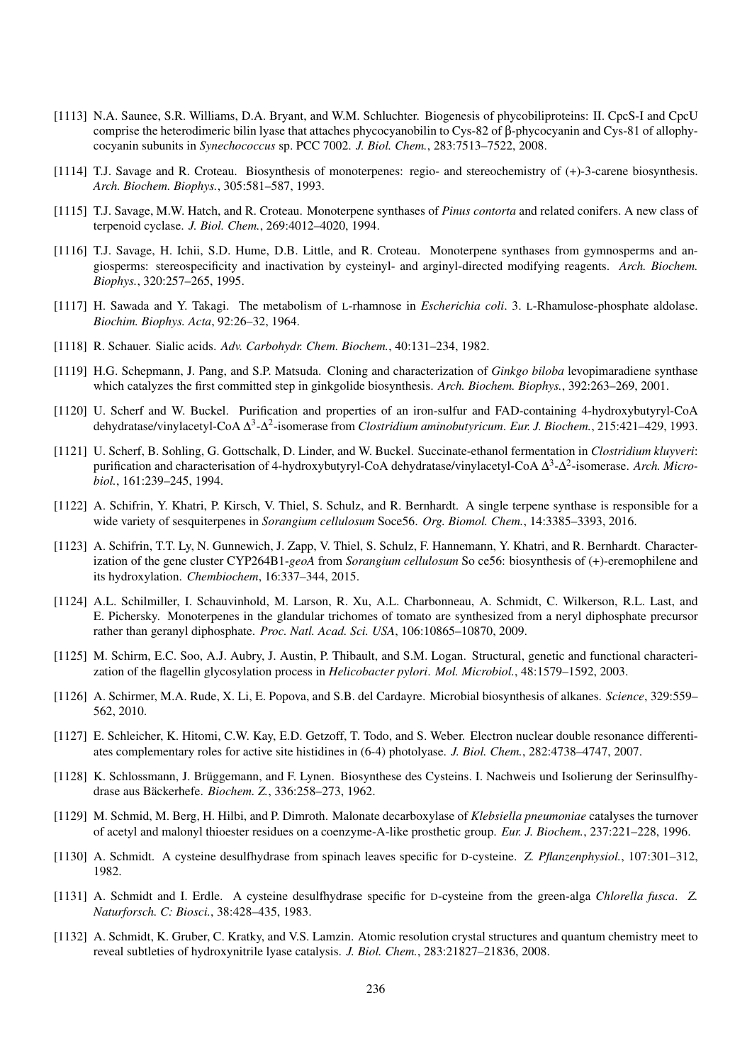[1113] N.A. Saunee, S.R. Williams, D.A. Bryant, and W.M. Schluchter. Biogenesis of phycobiliproteins: II. CpcS-I and CpcU comprise the heterodimeric bilin lyase that attaches phycocyanobilin to Cys-82 of β-phycocyanin and Cys-81 of allophycocyanin subunits in *Synechococcus* sp. PCC 7002. *J. Biol. Chem.*, 283:7513–7522, 2008.

[1114] T.J. Savage and R. Croteau. Biosynthesis of monoterpenes: regio- and stereochemistry of (+)-3-carene biosynthesis. *Arch. Biochem. Biophys.*, 305:581–587, 1993.

[1115] T.J. Savage, M.W. Hatch, and R. Croteau. Monoterpene synthases of *Pinus contorta* and related conifers. A new class of terpenoid cyclase. *J. Biol. Chem.*, 269:4012–4020, 1994.

[1116] T.J. Savage, H. Ichii, S.D. Hume, D.B. Little, and R. Croteau. Monoterpene synthases from gymnosperms and angiosperms: stereospecificity and inactivation by cysteinyl- and arginyl-directed modifying reagents. *Arch. Biochem. Biophys.*, 320:257–265, 1995.

[1117] H. Sawada and Y. Takagi. The metabolism of L-rhamnose in *Escherichia coli*. 3. L-Rhamulose-phosphate aldolase. *Biochim. Biophys. Acta*, 92:26–32, 1964.

[1118] R. Schauer. Sialic acids. *Adv. Carbohydr. Chem. Biochem.*, 40:131–234, 1982.

[1119] H.G. Schepmann, J. Pang, and S.P. Matsuda. Cloning and characterization of *Ginkgo biloba* levopimaradiene synthase which catalyzes the first committed step in ginkgolide biosynthesis. *Arch. Biochem. Biophys.*, 392:263–269, 2001.

[1120] U. Scherf and W. Buckel. Purification and properties of an iron-sulfur and FAD-containing 4-hydroxybutyryl-CoA dehydratase/vinylacetyl-CoA $\Delta^3$-$\Delta^2$-isomerase from *Clostridium aminobutyricum*. *Eur. J. Biochem.*, 215:421–429, 1993.

[1121] U. Scherf, B. Sohling, G. Gottschalk, D. Linder, and W. Buckel. Succinate-ethanol fermentation in *Clostridium kluyveri*: purification and characterisation of 4-hydroxybutyryl-CoA dehydratase/vinylacetyl-CoA $\Delta^3$-$\Delta^2$-isomerase. *Arch. Microbiol.*, 161:239–245, 1994.

[1122] A. Schifrin, Y. Khatri, P. Kirsch, V. Thiel, S. Schulz, and R. Bernhardt. A single terpene synthase is responsible for a wide variety of sesquiterpenes in *Sorangium cellulosum* Soce56. *Org. Biomol. Chem.*, 14:3385–3393, 2016.

[1123] A. Schifrin, T.T. Ly, N. Gunnewich, J. Zapp, V. Thiel, S. Schulz, F. Hannemann, Y. Khatri, and R. Bernhardt. Characterization of the gene cluster CYP264B1-*geoA* from *Sorangium cellulosum* So ce56: biosynthesis of (+)-eremophilene and its hydroxylation. *Chembiochem*, 16:337–344, 2015.

[1124] A.L. Schilmiller, I. Schauvinhold, M. Larson, R. Xu, A.L. Charbonneau, A. Schmidt, C. Wilkerson, R.L. Last, and E. Pichersky. Monoterpenes in the glandular trichomes of tomato are synthesized from a neryl diphosphate precursor rather than geranyl diphosphate. *Proc. Natl. Acad. Sci. USA*, 106:10865–10870, 2009.

[1125] M. Schirm, E.C. Soo, A.J. Aubry, J. Austin, P. Thibault, and S.M. Logan. Structural, genetic and functional characterization of the flagellin glycosylation process in *Helicobacter pylori*. *Mol. Microbiol.*, 48:1579–1592, 2003.

[1126] A. Schirmer, M.A. Rude, X. Li, E. Popova, and S.B. del Cardayre. Microbial biosynthesis of alkanes. *Science*, 329:559–562, 2010.

[1127] E. Schleicher, K. Hitomi, C.W. Kay, E.D. Getzoff, T. Todo, and S. Weber. Electron nuclear double resonance differentiates complementary roles for active site histidines in (6-4) photolyase. *J. Biol. Chem.*, 282:4738–4747, 2007.

[1128] K. Schlossmann, J. Brüggemann, and F. Lynen. Biosynthese des Cysteins. I. Nachweis und Isolierung der Serinsulfhydrase aus Bäckerhefe. *Biochem. Z.*, 336:258–273, 1962.

[1129] M. Schmid, M. Berg, H. Hilbi, and P. Dimroth. Malonate decarboxylase of *Klebsiella pneumoniae* catalyses the turnover of acetyl and malonyl thioester residues on a coenzyme-A-like prosthetic group. *Eur. J. Biochem.*, 237:221–228, 1996.

[1130] A. Schmidt. A cysteine desulfhydrase from spinach leaves specific for D-cysteine. *Z. Pflanzenphysiol.*, 107:301–312, 1982.

[1131] A. Schmidt and I. Erdle. A cysteine desulfhydrase specific for D-cysteine from the green-alga *Chlorella fusca*. *Z. Naturforsch. C: Biosci.*, 38:428–435, 1983.

[1132] A. Schmidt, K. Gruber, C. Kratky, and V.S. Lamzin. Atomic resolution crystal structures and quantum chemistry meet to reveal subtleties of hydroxynitrile lyase catalysis. *J. Biol. Chem.*, 283:21827–21836, 2008.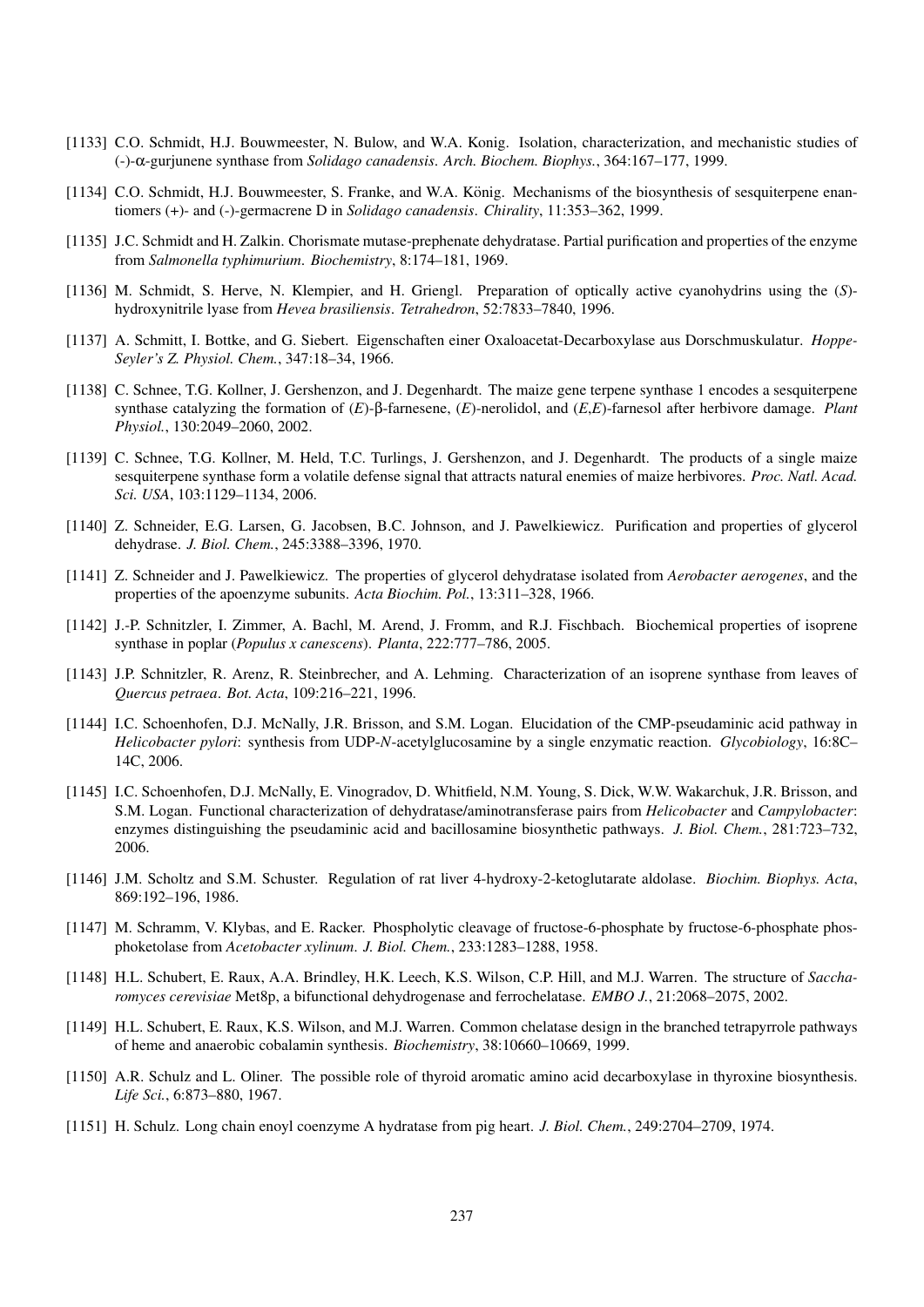[1133] C.O. Schmidt, H.J. Bouwmeester, N. Bulow, and W.A. Konig. Isolation, characterization, and mechanistic studies of (-)-α-gurjunene synthase from *Solidago canadensis*. *Arch. Biochem. Biophys.*, 364:167–177, 1999.

[1134] C.O. Schmidt, H.J. Bouwmeester, S. Franke, and W.A. König. Mechanisms of the biosynthesis of sesquiterpene enantiomers (+)- and (-)-germacrene D in *Solidago canadensis*. *Chirality*, 11:353–362, 1999.

[1135] J.C. Schmidt and H. Zalkin. Chorismate mutase-prephenate dehydratase. Partial purification and properties of the enzyme from *Salmonella typhimurium*. *Biochemistry*, 8:174–181, 1969.

[1136] M. Schmidt, S. Herve, N. Klempier, and H. Griengl. Preparation of optically active cyanohydrins using the (*S*)-hydroxynitrile lyase from *Hevea brasiliensis*. *Tetrahedron*, 52:7833–7840, 1996.

[1137] A. Schmitt, I. Bottke, and G. Siebert. Eigenschaften einer Oxaloacetat-Decarboxylase aus Dorschmuskulatur. *Hoppe-Seyler's Z. Physiol. Chem.*, 347:18–34, 1966.

[1138] C. Schnee, T.G. Kollner, J. Gershenzon, and J. Degenhardt. The maize gene terpene synthase 1 encodes a sesquiterpene synthase catalyzing the formation of (*E*)-β-farnesene, (*E*)-nerolidol, and (*E*,*E*)-farnesol after herbivore damage. *Plant Physiol.*, 130:2049–2060, 2002.

[1139] C. Schnee, T.G. Kollner, M. Held, T.C. Turlings, J. Gershenzon, and J. Degenhardt. The products of a single maize sesquiterpene synthase form a volatile defense signal that attracts natural enemies of maize herbivores. *Proc. Natl. Acad. Sci. USA*, 103:1129–1134, 2006.

[1140] Z. Schneider, E.G. Larsen, G. Jacobsen, B.C. Johnson, and J. Pawelkiewicz. Purification and properties of glycerol dehydrase. *J. Biol. Chem.*, 245:3388–3396, 1970.

[1141] Z. Schneider and J. Pawelkiewicz. The properties of glycerol dehydratase isolated from *Aerobacter aerogenes*, and the properties of the apoenzyme subunits. *Acta Biochim. Pol.*, 13:311–328, 1966.

[1142] J.-P. Schnitzler, I. Zimmer, A. Bachl, M. Arend, J. Fromm, and R.J. Fischbach. Biochemical properties of isoprene synthase in poplar (*Populus x canescens*). *Planta*, 222:777–786, 2005.

[1143] J.P. Schnitzler, R. Arenz, R. Steinbrecher, and A. Lehming. Characterization of an isoprene synthase from leaves of *Quercus petraea*. *Bot. Acta*, 109:216–221, 1996.

[1144] I.C. Schoenhofen, D.J. McNally, J.R. Brisson, and S.M. Logan. Elucidation of the CMP-pseudaminic acid pathway in *Helicobacter pylori*: synthesis from UDP-*N*-acetylglucosamine by a single enzymatic reaction. *Glycobiology*, 16:8C–14C, 2006.

[1145] I.C. Schoenhofen, D.J. McNally, E. Vinogradov, D. Whitfield, N.M. Young, S. Dick, W.W. Wakarchuk, J.R. Brisson, and S.M. Logan. Functional characterization of dehydratase/aminotransferase pairs from *Helicobacter* and *Campylobacter*: enzymes distinguishing the pseudaminic acid and bacillosamine biosynthetic pathways. *J. Biol. Chem.*, 281:723–732, 2006.

[1146] J.M. Scholtz and S.M. Schuster. Regulation of rat liver 4-hydroxy-2-ketoglutarate aldolase. *Biochim. Biophys. Acta*, 869:192–196, 1986.

[1147] M. Schramm, V. Klybas, and E. Racker. Phospholytic cleavage of fructose-6-phosphate by fructose-6-phosphate phosphoketolase from *Acetobacter xylinum*. *J. Biol. Chem.*, 233:1283–1288, 1958.

[1148] H.L. Schubert, E. Raux, A.A. Brindley, H.K. Leech, K.S. Wilson, C.P. Hill, and M.J. Warren. The structure of *Saccharomyces cerevisiae* Met8p, a bifunctional dehydrogenase and ferrochelatase. *EMBO J.*, 21:2068–2075, 2002.

[1149] H.L. Schubert, E. Raux, K.S. Wilson, and M.J. Warren. Common chelatase design in the branched tetrapyrrole pathways of heme and anaerobic cobalamin synthesis. *Biochemistry*, 38:10660–10669, 1999.

[1150] A.R. Schulz and L. Oliner. The possible role of thyroid aromatic amino acid decarboxylase in thyroxine biosynthesis. *Life Sci.*, 6:873–880, 1967.

[1151] H. Schulz. Long chain enoyl coenzyme A hydratase from pig heart. *J. Biol. Chem.*, 249:2704–2709, 1974.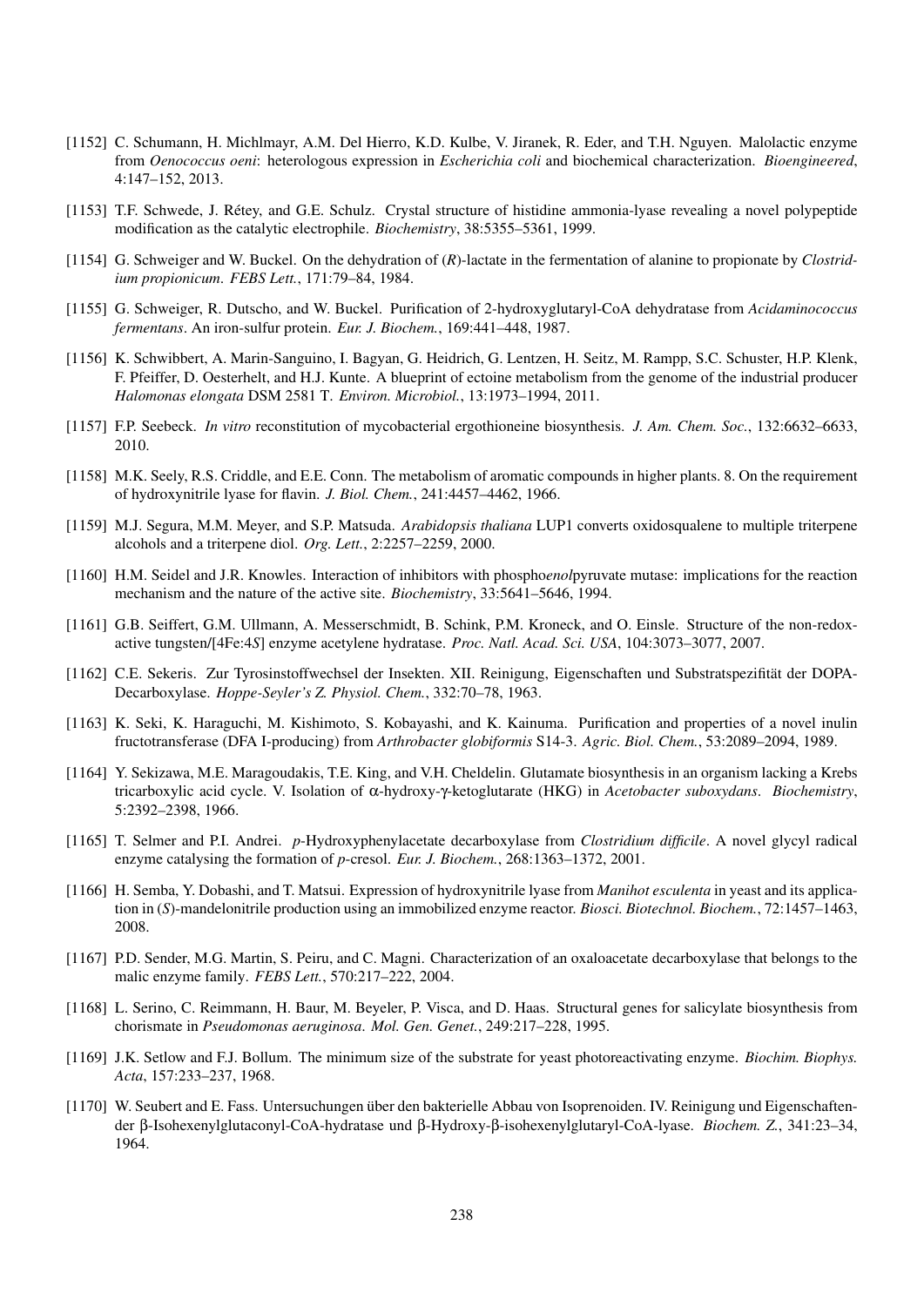[1152] C. Schumann, H. Michlmayr, A.M. Del Hierro, K.D. Kulbe, V. Jiranek, R. Eder, and T.H. Nguyen. Malolactic enzyme from *Oenococcus oeni*: heterologous expression in *Escherichia coli* and biochemical characterization. *Bioengineered*, 4:147–152, 2013.

[1153] T.F. Schwede, J. Rétey, and G.E. Schulz. Crystal structure of histidine ammonia-lyase revealing a novel polypeptide modification as the catalytic electrophile. *Biochemistry*, 38:5355–5361, 1999.

[1154] G. Schweiger and W. Buckel. On the dehydration of (*R*)-lactate in the fermentation of alanine to propionate by *Clostridium propionicum*. *FEBS Lett.*, 171:79–84, 1984.

[1155] G. Schweiger, R. Dutscho, and W. Buckel. Purification of 2-hydroxyglutaryl-CoA dehydratase from *Acidaminococcus fermentans*. An iron-sulfur protein. *Eur. J. Biochem.*, 169:441–448, 1987.

[1156] K. Schwibbert, A. Marin-Sanguino, I. Bagyan, G. Heidrich, G. Lentzen, H. Seitz, M. Rampp, S.C. Schuster, H.P. Klenk, F. Pfeiffer, D. Oesterhelt, and H.J. Kunte. A blueprint of ectoine metabolism from the genome of the industrial producer *Halomonas elongata* DSM 2581 T. *Environ. Microbiol.*, 13:1973–1994, 2011.

[1157] F.P. Seebeck. *In vitro* reconstitution of mycobacterial ergothioneine biosynthesis. *J. Am. Chem. Soc.*, 132:6632–6633, 2010.

[1158] M.K. Seely, R.S. Criddle, and E.E. Conn. The metabolism of aromatic compounds in higher plants. 8. On the requirement of hydroxynitrile lyase for flavin. *J. Biol. Chem.*, 241:4457–4462, 1966.

[1159] M.J. Segura, M.M. Meyer, and S.P. Matsuda. *Arabidopsis thaliana* LUP1 converts oxidosqualene to multiple triterpene alcohols and a triterpene diol. *Org. Lett.*, 2:2257–2259, 2000.

[1160] H.M. Seidel and J.R. Knowles. Interaction of inhibitors with phospho*enol*pyruvate mutase: implications for the reaction mechanism and the nature of the active site. *Biochemistry*, 33:5641–5646, 1994.

[1161] G.B. Seiffert, G.M. Ullmann, A. Messerschmidt, B. Schink, P.M. Kroneck, and O. Einsle. Structure of the non-redox-active tungsten/[4Fe:4*S*] enzyme acetylene hydratase. *Proc. Natl. Acad. Sci. USA*, 104:3073–3077, 2007.

[1162] C.E. Sekeris. Zur Tyrosinstoffwechsel der Insekten. XII. Reinigung, Eigenschaften und Substratspezifität der DOPA-Decarboxylase. *Hoppe-Seyler's Z. Physiol. Chem.*, 332:70–78, 1963.

[1163] K. Seki, K. Haraguchi, M. Kishimoto, S. Kobayashi, and K. Kainuma. Purification and properties of a novel inulin fructotransferase (DFA I-producing) from *Arthrobacter globiformis* S14-3. *Agric. Biol. Chem.*, 53:2089–2094, 1989.

[1164] Y. Sekizawa, M.E. Maragoudakis, T.E. King, and V.H. Cheldelin. Glutamate biosynthesis in an organism lacking a Krebs tricarboxylic acid cycle. V. Isolation of α-hydroxy-γ-ketoglutarate (HKG) in *Acetobacter suboxydans*. *Biochemistry*, 5:2392–2398, 1966.

[1165] T. Selmer and P.I. Andrei. *p*-Hydroxyphenylacetate decarboxylase from *Clostridium difficile*. A novel glycyl radical enzyme catalysing the formation of *p*-cresol. *Eur. J. Biochem.*, 268:1363–1372, 2001.

[1166] H. Semba, Y. Dobashi, and T. Matsui. Expression of hydroxynitrile lyase from *Manihot esculenta* in yeast and its application in (*S*)-mandelonitrile production using an immobilized enzyme reactor. *Biosci. Biotechnol. Biochem.*, 72:1457–1463, 2008.

[1167] P.D. Sender, M.G. Martin, S. Peiru, and C. Magni. Characterization of an oxaloacetate decarboxylase that belongs to the malic enzyme family. *FEBS Lett.*, 570:217–222, 2004.

[1168] L. Serino, C. Reimmann, H. Baur, M. Beyeler, P. Visca, and D. Haas. Structural genes for salicylate biosynthesis from chorismate in *Pseudomonas aeruginosa*. *Mol. Gen. Genet.*, 249:217–228, 1995.

[1169] J.K. Setlow and F.J. Bollum. The minimum size of the substrate for yeast photoreactivating enzyme. *Biochim. Biophys. Acta*, 157:233–237, 1968.

[1170] W. Seubert and E. Fass. Untersuchungen über den bakterielle Abbau von Isoprenoiden. IV. Reinigung und Eigenschaftender β-Isohexenylglutaconyl-CoA-hydratase und β-Hydroxy-β-isohexenylglutaryl-CoA-lyase. *Biochem. Z.*, 341:23–34, 1964.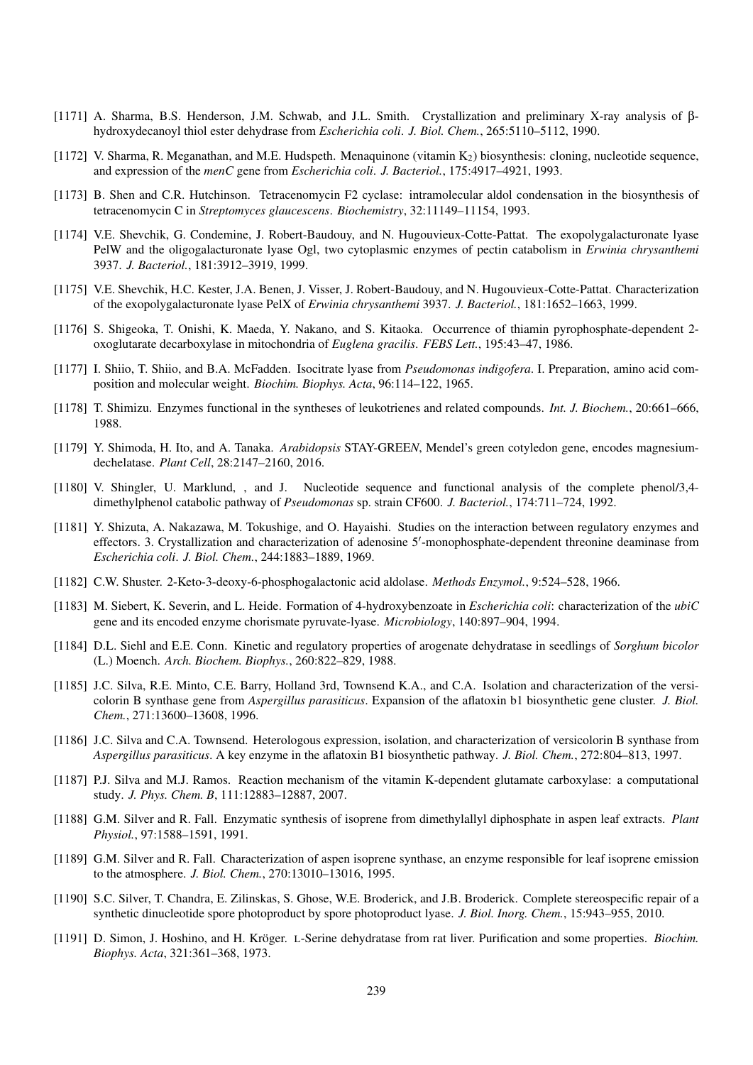[1171] A. Sharma, B.S. Henderson, J.M. Schwab, and J.L. Smith. Crystallization and preliminary X-ray analysis of β-hydroxydecanoyl thiol ester dehydrase from *Escherichia coli*. *J. Biol. Chem.*, 265:5110–5112, 1990.

[1172] V. Sharma, R. Meganathan, and M.E. Hudspeth. Menaquinone (vitamin $K_2$) biosynthesis: cloning, nucleotide sequence, and expression of the *menC* gene from *Escherichia coli*. *J. Bacteriol.*, 175:4917–4921, 1993.

[1173] B. Shen and C.R. Hutchinson. Tetracenomycin F2 cyclase: intramolecular aldol condensation in the biosynthesis of tetracenomycin C in *Streptomyces glaucescens*. *Biochemistry*, 32:11149–11154, 1993.

[1174] V.E. Shevchik, G. Condemine, J. Robert-Baudouy, and N. Hugouvieux-Cotte-Pattat. The exopolygalacturonate lyase PelW and the oligogalacturonate lyase Ogl, two cytoplasmic enzymes of pectin catabolism in *Erwinia chrysanthemi* 3937. *J. Bacteriol.*, 181:3912–3919, 1999.

[1175] V.E. Shevchik, H.C. Kester, J.A. Benen, J. Visser, J. Robert-Baudouy, and N. Hugouvieux-Cotte-Pattat. Characterization of the exopolygalacturonate lyase PelX of *Erwinia chrysanthemi* 3937. *J. Bacteriol.*, 181:1652–1663, 1999.

[1176] S. Shigeoka, T. Onishi, K. Maeda, Y. Nakano, and S. Kitaoka. Occurrence of thiamin pyrophosphate-dependent 2-oxoglutarate decarboxylase in mitochondria of *Euglena gracilis*. *FEBS Lett.*, 195:43–47, 1986.

[1177] I. Shiio, T. Shiio, and B.A. McFadden. Isocitrate lyase from *Pseudomonas indigofera*. I. Preparation, amino acid composition and molecular weight. *Biochim. Biophys. Acta*, 96:114–122, 1965.

[1178] T. Shimizu. Enzymes functional in the syntheses of leukotrienes and related compounds. *Int. J. Biochem.*, 20:661–666, 1988.

[1179] Y. Shimoda, H. Ito, and A. Tanaka. *Arabidopsis* STAY-GREEN, Mendel's green cotyledon gene, encodes magnesium-dechelatase. *Plant Cell*, 28:2147–2160, 2016.

[1180] V. Shingler, U. Marklund, , and J. Nucleotide sequence and functional analysis of the complete phenol/3,4-dimethylphenol catabolic pathway of *Pseudomonas* sp. strain CF600. *J. Bacteriol.*, 174:711–724, 1992.

[1181] Y. Shizuta, A. Nakazawa, M. Tokushige, and O. Hayaishi. Studies on the interaction between regulatory enzymes and effectors. 3. Crystallization and characterization of adenosine 5′-monophosphate-dependent threonine deaminase from *Escherichia coli*. *J. Biol. Chem.*, 244:1883–1889, 1969.

[1182] C.W. Shuster. 2-Keto-3-deoxy-6-phosphogalactonic acid aldolase. *Methods Enzymol.*, 9:524–528, 1966.

[1183] M. Siebert, K. Severin, and L. Heide. Formation of 4-hydroxybenzoate in *Escherichia coli*: characterization of the *ubiC* gene and its encoded enzyme chorismate pyruvate-lyase. *Microbiology*, 140:897–904, 1994.

[1184] D.L. Siehl and E.E. Conn. Kinetic and regulatory properties of arogenate dehydratase in seedlings of *Sorghum bicolor* (L.) Moench. *Arch. Biochem. Biophys.*, 260:822–829, 1988.

[1185] J.C. Silva, R.E. Minto, C.E. Barry, Holland 3rd, Townsend K.A., and C.A. Isolation and characterization of the versicolorin B synthase gene from *Aspergillus parasiticus*. Expansion of the aflatoxin b1 biosynthetic gene cluster. *J. Biol. Chem.*, 271:13600–13608, 1996.

[1186] J.C. Silva and C.A. Townsend. Heterologous expression, isolation, and characterization of versicolorin B synthase from *Aspergillus parasiticus*. A key enzyme in the aflatoxin B1 biosynthetic pathway. *J. Biol. Chem.*, 272:804–813, 1997.

[1187] P.J. Silva and M.J. Ramos. Reaction mechanism of the vitamin K-dependent glutamate carboxylase: a computational study. *J. Phys. Chem. B*, 111:12883–12887, 2007.

[1188] G.M. Silver and R. Fall. Enzymatic synthesis of isoprene from dimethylallyl diphosphate in aspen leaf extracts. *Plant Physiol.*, 97:1588–1591, 1991.

[1189] G.M. Silver and R. Fall. Characterization of aspen isoprene synthase, an enzyme responsible for leaf isoprene emission to the atmosphere. *J. Biol. Chem.*, 270:13010–13016, 1995.

[1190] S.C. Silver, T. Chandra, E. Zilinskas, S. Ghose, W.E. Broderick, and J.B. Broderick. Complete stereospecific repair of a synthetic dinucleotide spore photoproduct by spore photoproduct lyase. *J. Biol. Inorg. Chem.*, 15:943–955, 2010.

[1191] D. Simon, J. Hoshino, and H. Kröger. L-Serine dehydratase from rat liver. Purification and some properties. *Biochim. Biophys. Acta*, 321:361–368, 1973.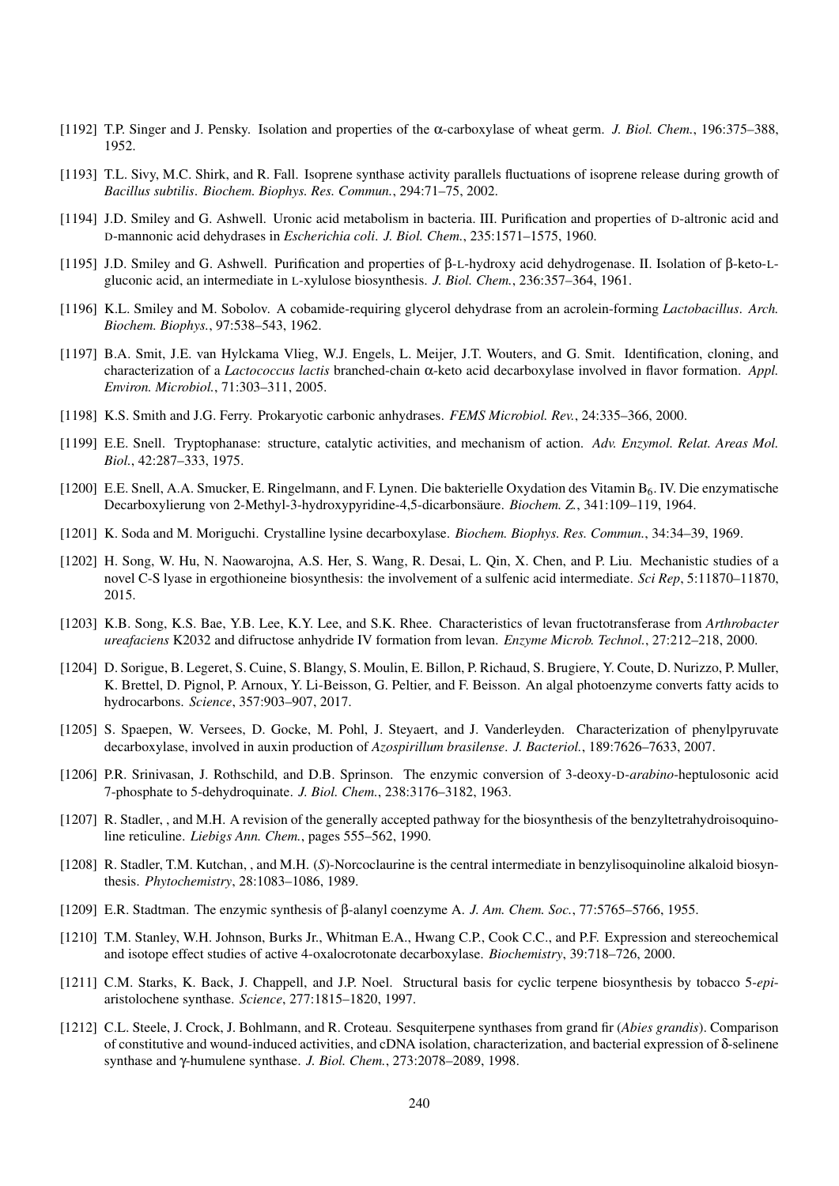[1192] T.P. Singer and J. Pensky. Isolation and properties of the α-carboxylase of wheat germ. *J. Biol. Chem.*, 196:375–388, 1952.

[1193] T.L. Sivy, M.C. Shirk, and R. Fall. Isoprene synthase activity parallels fluctuations of isoprene release during growth of *Bacillus subtilis*. *Biochem. Biophys. Res. Commun.*, 294:71–75, 2002.

[1194] J.D. Smiley and G. Ashwell. Uronic acid metabolism in bacteria. III. Purification and properties of D-altronic acid and D-mannonic acid dehydrases in *Escherichia coli*. *J. Biol. Chem.*, 235:1571–1575, 1960.

[1195] J.D. Smiley and G. Ashwell. Purification and properties of β-L-hydroxy acid dehydrogenase. II. Isolation of β-keto-L-gluconic acid, an intermediate in L-xylulose biosynthesis. *J. Biol. Chem.*, 236:357–364, 1961.

[1196] K.L. Smiley and M. Sobolov. A cobamide-requiring glycerol dehydrase from an acrolein-forming *Lactobacillus*. *Arch. Biochem. Biophys.*, 97:538–543, 1962.

[1197] B.A. Smit, J.E. van Hylckama Vlieg, W.J. Engels, L. Meijer, J.T. Wouters, and G. Smit. Identification, cloning, and characterization of a *Lactococcus lactis* branched-chain α-keto acid decarboxylase involved in flavor formation. *Appl. Environ. Microbiol.*, 71:303–311, 2005.

[1198] K.S. Smith and J.G. Ferry. Prokaryotic carbonic anhydrases. *FEMS Microbiol. Rev.*, 24:335–366, 2000.

[1199] E.E. Snell. Tryptophanase: structure, catalytic activities, and mechanism of action. *Adv. Enzymol. Relat. Areas Mol. Biol.*, 42:287–333, 1975.

[1200] E.E. Snell, A.A. Smucker, E. Ringelmann, and F. Lynen. Die bakterielle Oxydation des Vitamin $B_6$. IV. Die enzymatische Decarboxylierung von 2-Methyl-3-hydroxypyridine-4,5-dicarbonsäure. *Biochem. Z.*, 341:109–119, 1964.

[1201] K. Soda and M. Moriguchi. Crystalline lysine decarboxylase. *Biochem. Biophys. Res. Commun.*, 34:34–39, 1969.

[1202] H. Song, W. Hu, N. Naowarojna, A.S. Her, S. Wang, R. Desai, L. Qin, X. Chen, and P. Liu. Mechanistic studies of a novel C-S lyase in ergothioneine biosynthesis: the involvement of a sulfenic acid intermediate. *Sci Rep*, 5:11870–11870, 2015.

[1203] K.B. Song, K.S. Bae, Y.B. Lee, K.Y. Lee, and S.K. Rhee. Characteristics of levan fructotransferase from *Arthrobacter ureafaciens* K2032 and difructose anhydride IV formation from levan. *Enzyme Microb. Technol.*, 27:212–218, 2000.

[1204] D. Sorigue, B. Legeret, S. Cuine, S. Blangy, S. Moulin, E. Billon, P. Richaud, S. Brugiere, Y. Coute, D. Nurizzo, P. Muller, K. Brettel, D. Pignol, P. Arnoux, Y. Li-Beisson, G. Peltier, and F. Beisson. An algal photoenzyme converts fatty acids to hydrocarbons. *Science*, 357:903–907, 2017.

[1205] S. Spaepen, W. Versees, D. Gocke, M. Pohl, J. Steyaert, and J. Vanderleyden. Characterization of phenylpyruvate decarboxylase, involved in auxin production of *Azospirillum brasilense*. *J. Bacteriol.*, 189:7626–7633, 2007.

[1206] P.R. Srinivasan, J. Rothschild, and D.B. Sprinson. The enzymic conversion of 3-deoxy-D-*arabino*-heptulosonic acid 7-phosphate to 5-dehydroquinate. *J. Biol. Chem.*, 238:3176–3182, 1963.

[1207] R. Stadler, , and M.H. A revision of the generally accepted pathway for the biosynthesis of the benzyltetrahydroisoquinoline reticuline. *Liebigs Ann. Chem.*, pages 555–562, 1990.

[1208] R. Stadler, T.M. Kutchan, , and M.H. (*S*)-Norcoclaurine is the central intermediate in benzylisoquinoline alkaloid biosynthesis. *Phytochemistry*, 28:1083–1086, 1989.

[1209] E.R. Stadtman. The enzymic synthesis of β-alanyl coenzyme A. *J. Am. Chem. Soc.*, 77:5765–5766, 1955.

[1210] T.M. Stanley, W.H. Johnson, Burks Jr., Whitman E.A., Hwang C.P., Cook C.C., and P.F. Expression and stereochemical and isotope effect studies of active 4-oxalocrotonate decarboxylase. *Biochemistry*, 39:718–726, 2000.

[1211] C.M. Starks, K. Back, J. Chappell, and J.P. Noel. Structural basis for cyclic terpene biosynthesis by tobacco 5-*epi*-aristolochene synthase. *Science*, 277:1815–1820, 1997.

[1212] C.L. Steele, J. Crock, J. Bohlmann, and R. Croteau. Sesquiterpene synthases from grand fir (*Abies grandis*). Comparison of constitutive and wound-induced activities, and cDNA isolation, characterization, and bacterial expression of δ-selinene synthase and γ-humulene synthase. *J. Biol. Chem.*, 273:2078–2089, 1998.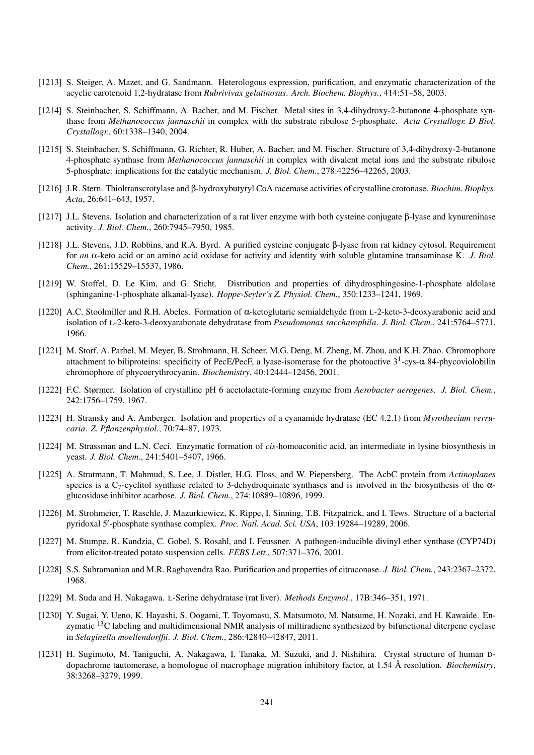[1213] S. Steiger, A. Mazet, and G. Sandmann. Heterologous expression, purification, and enzymatic characterization of the acyclic carotenoid 1,2-hydratase from *Rubrivivax gelatinosus*. *Arch. Biochem. Biophys.*, 414:51–58, 2003.

[1214] S. Steinbacher, S. Schiffmann, A. Bacher, and M. Fischer. Metal sites in 3,4-dihydroxy-2-butanone 4-phosphate synthase from *Methanococcus jannaschii* in complex with the substrate ribulose 5-phosphate. *Acta Crystallogr. D Biol. Crystallogr.*, 60:1338–1340, 2004.

[1215] S. Steinbacher, S. Schiffmann, G. Richter, R. Huber, A. Bacher, and M. Fischer. Structure of 3,4-dihydroxy-2-butanone 4-phosphate synthase from *Methanococcus jannaschii* in complex with divalent metal ions and the substrate ribulose 5-phosphate: implications for the catalytic mechanism. *J. Biol. Chem.*, 278:42256–42265, 2003.

[1216] J.R. Stern. Thioltranscrotylase and β-hydroxybutyryl CoA racemase activities of crystalline crotonase. *Biochim. Biophys. Acta*, 26:641–643, 1957.

[1217] J.L. Stevens. Isolation and characterization of a rat liver enzyme with both cysteine conjugate β-lyase and kynureninase activity. *J. Biol. Chem.*, 260:7945–7950, 1985.

[1218] J.L. Stevens, J.D. Robbins, and R.A. Byrd. A purified cysteine conjugate β-lyase from rat kidney cytosol. Requirement for *an* α-keto acid or an amino acid oxidase for activity and identity with soluble glutamine transaminase K. *J. Biol. Chem.*, 261:15529–15537, 1986.

[1219] W. Stoffel, D. Le Kim, and G. Sticht. Distribution and properties of dihydrosphingosine-1-phosphate aldolase (sphinganine-1-phosphate alkanal-lyase). *Hoppe-Seyler's Z. Physiol. Chem.*, 350:1233–1241, 1969.

[1220] A.C. Stoolmiller and R.H. Abeles. Formation of α-ketoglutaric semialdehyde from L-2-keto-3-deoxyarabonic acid and isolation of L-2-keto-3-deoxyarabonate dehydratase from *Pseudomonas saccharophila*. *J. Biol. Chem.*, 241:5764–5771, 1966.

[1221] M. Storf, A. Parbel, M. Meyer, B. Strohmann, H. Scheer, M.G. Deng, M. Zheng, M. Zhou, and K.H. Zhao. Chromophore attachment to biliproteins: specificity of PecE/PecF, a lyase-isomerase for the photoactive $3^1$-cys-α 84-phycoviolobilin chromophore of phycoerythrocyanin. *Biochemistry*, 40:12444–12456, 2001.

[1222] F.C. Størmer. Isolation of crystalline pH 6 acetolactate-forming enzyme from *Aerobacter aerogenes*. *J. Biol. Chem.*, 242:1756–1759, 1967.

[1223] H. Stransky and A. Amberger. Isolation and properties of a cyanamide hydratase (EC 4.2.1) from *Myrothecium verrucaria*. *Z. Pflanzenphysiol.*, 70:74–87, 1973.

[1224] M. Strassman and L.N. Ceci. Enzymatic formation of *cis*-homoaconitic acid, an intermediate in lysine biosynthesis in yeast. *J. Biol. Chem.*, 241:5401–5407, 1966.

[1225] A. Stratmann, T. Mahmud, S. Lee, J. Distler, H.G. Floss, and W. Piepersberg. The AcbC protein from *Actinoplanes* species is a $C_7$-cyclitol synthase related to 3-dehydroquinate synthases and is involved in the biosynthesis of the α-glucosidase inhibitor acarbose. *J. Biol. Chem.*, 274:10889–10896, 1999.

[1226] M. Strohmeier, T. Raschle, J. Mazurkiewicz, K. Rippe, I. Sinning, T.B. Fitzpatrick, and I. Tews. Structure of a bacterial pyridoxal 5′-phosphate synthase complex. *Proc. Natl. Acad. Sci. USA*, 103:19284–19289, 2006.

[1227] M. Stumpe, R. Kandzia, C. Gobel, S. Rosahl, and I. Feussner. A pathogen-inducible divinyl ether synthase (CYP74D) from elicitor-treated potato suspension cells. *FEBS Lett.*, 507:371–376, 2001.

[1228] S.S. Subramanian and M.R. Raghavendra Rao. Purification and properties of citraconase. *J. Biol. Chem.*, 243:2367–2372, 1968.

[1229] M. Suda and H. Nakagawa. L-Serine dehydratase (rat liver). *Methods Enzymol.*, 17B:346–351, 1971.

[1230] Y. Sugai, Y. Ueno, K. Hayashi, S. Oogami, T. Toyomasu, S. Matsumoto, M. Natsume, H. Nozaki, and H. Kawaide. Enzymatic $^{13}C$ labeling and multidimensional NMR analysis of miltiradiene synthesized by bifunctional diterpene cyclase in *Selaginella moellendorffii*. *J. Biol. Chem.*, 286:42840–42847, 2011.

[1231] H. Sugimoto, M. Taniguchi, A. Nakagawa, I. Tanaka, M. Suzuki, and J. Nishihira. Crystal structure of human D-dopachrome tautomerase, a homologue of macrophage migration inhibitory factor, at 1.54 Å resolution. *Biochemistry*, 38:3268–3279, 1999.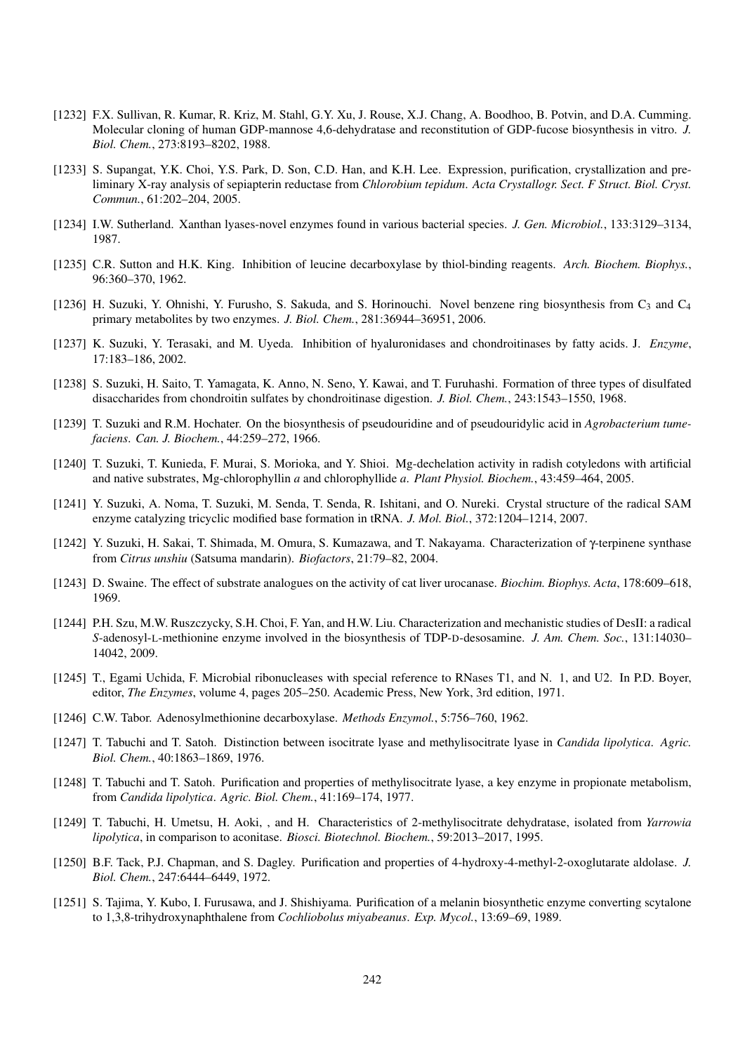[1232] F.X. Sullivan, R. Kumar, R. Kriz, M. Stahl, G.Y. Xu, J. Rouse, X.J. Chang, A. Boodhoo, B. Potvin, and D.A. Cumming. Molecular cloning of human GDP-mannose 4,6-dehydratase and reconstitution of GDP-fucose biosynthesis in vitro. *J. Biol. Chem.*, 273:8193–8202, 1988.

[1233] S. Supangat, Y.K. Choi, Y.S. Park, D. Son, C.D. Han, and K.H. Lee. Expression, purification, crystallization and preliminary X-ray analysis of sepiapterin reductase from *Chlorobium tepidum*. *Acta Crystallogr. Sect. F Struct. Biol. Cryst. Commun.*, 61:202–204, 2005.

[1234] I.W. Sutherland. Xanthan lyases-novel enzymes found in various bacterial species. *J. Gen. Microbiol.*, 133:3129–3134, 1987.

[1235] C.R. Sutton and H.K. King. Inhibition of leucine decarboxylase by thiol-binding reagents. *Arch. Biochem. Biophys.*, 96:360–370, 1962.

[1236] H. Suzuki, Y. Ohnishi, Y. Furusho, S. Sakuda, and S. Horinouchi. Novel benzene ring biosynthesis from $C_3$ and $C_4$ primary metabolites by two enzymes. *J. Biol. Chem.*, 281:36944–36951, 2006.

[1237] K. Suzuki, Y. Terasaki, and M. Uyeda. Inhibition of hyaluronidases and chondroitinases by fatty acids. J. *Enzyme*, 17:183–186, 2002.

[1238] S. Suzuki, H. Saito, T. Yamagata, K. Anno, N. Seno, Y. Kawai, and T. Furuhashi. Formation of three types of disulfated disaccharides from chondroitin sulfates by chondroitinase digestion. *J. Biol. Chem.*, 243:1543–1550, 1968.

[1239] T. Suzuki and R.M. Hochater. On the biosynthesis of pseudouridine and of pseudouridylic acid in *Agrobacterium tumefaciens*. *Can. J. Biochem.*, 44:259–272, 1966.

[1240] T. Suzuki, T. Kunieda, F. Murai, S. Morioka, and Y. Shioi. Mg-dechelation activity in radish cotyledons with artificial and native substrates, Mg-chlorophyllin *a* and chlorophyllide *a*. *Plant Physiol. Biochem.*, 43:459–464, 2005.

[1241] Y. Suzuki, A. Noma, T. Suzuki, M. Senda, T. Senda, R. Ishitani, and O. Nureki. Crystal structure of the radical SAM enzyme catalyzing tricyclic modified base formation in tRNA. *J. Mol. Biol.*, 372:1204–1214, 2007.

[1242] Y. Suzuki, H. Sakai, T. Shimada, M. Omura, S. Kumazawa, and T. Nakayama. Characterization of γ-terpinene synthase from *Citrus unshiu* (Satsuma mandarin). *Biofactors*, 21:79–82, 2004.

[1243] D. Swaine. The effect of substrate analogues on the activity of cat liver urocanase. *Biochim. Biophys. Acta*, 178:609–618, 1969.

[1244] P.H. Szu, M.W. Ruszczycky, S.H. Choi, F. Yan, and H.W. Liu. Characterization and mechanistic studies of DesII: a radical *S*-adenosyl-L-methionine enzyme involved in the biosynthesis of TDP-D-desosamine. *J. Am. Chem. Soc.*, 131:14030–14042, 2009.

[1245] T., Egami Uchida, F. Microbial ribonucleases with special reference to RNases T1, and N. 1, and U2. In P.D. Boyer, editor, *The Enzymes*, volume 4, pages 205–250. Academic Press, New York, 3rd edition, 1971.

[1246] C.W. Tabor. Adenosylmethionine decarboxylase. *Methods Enzymol.*, 5:756–760, 1962.

[1247] T. Tabuchi and T. Satoh. Distinction between isocitrate lyase and methylisocitrate lyase in *Candida lipolytica*. *Agric. Biol. Chem.*, 40:1863–1869, 1976.

[1248] T. Tabuchi and T. Satoh. Purification and properties of methylisocitrate lyase, a key enzyme in propionate metabolism, from *Candida lipolytica*. *Agric. Biol. Chem.*, 41:169–174, 1977.

[1249] T. Tabuchi, H. Umetsu, H. Aoki, , and H. Characteristics of 2-methylisocitrate dehydratase, isolated from *Yarrowia lipolytica*, in comparison to aconitase. *Biosci. Biotechnol. Biochem.*, 59:2013–2017, 1995.

[1250] B.F. Tack, P.J. Chapman, and S. Dagley. Purification and properties of 4-hydroxy-4-methyl-2-oxoglutarate aldolase. *J. Biol. Chem.*, 247:6444–6449, 1972.

[1251] S. Tajima, Y. Kubo, I. Furusawa, and J. Shishiyama. Purification of a melanin biosynthetic enzyme converting scytalone to 1,3,8-trihydroxynaphthalene from *Cochliobolus miyabeanus*. *Exp. Mycol.*, 13:69–69, 1989.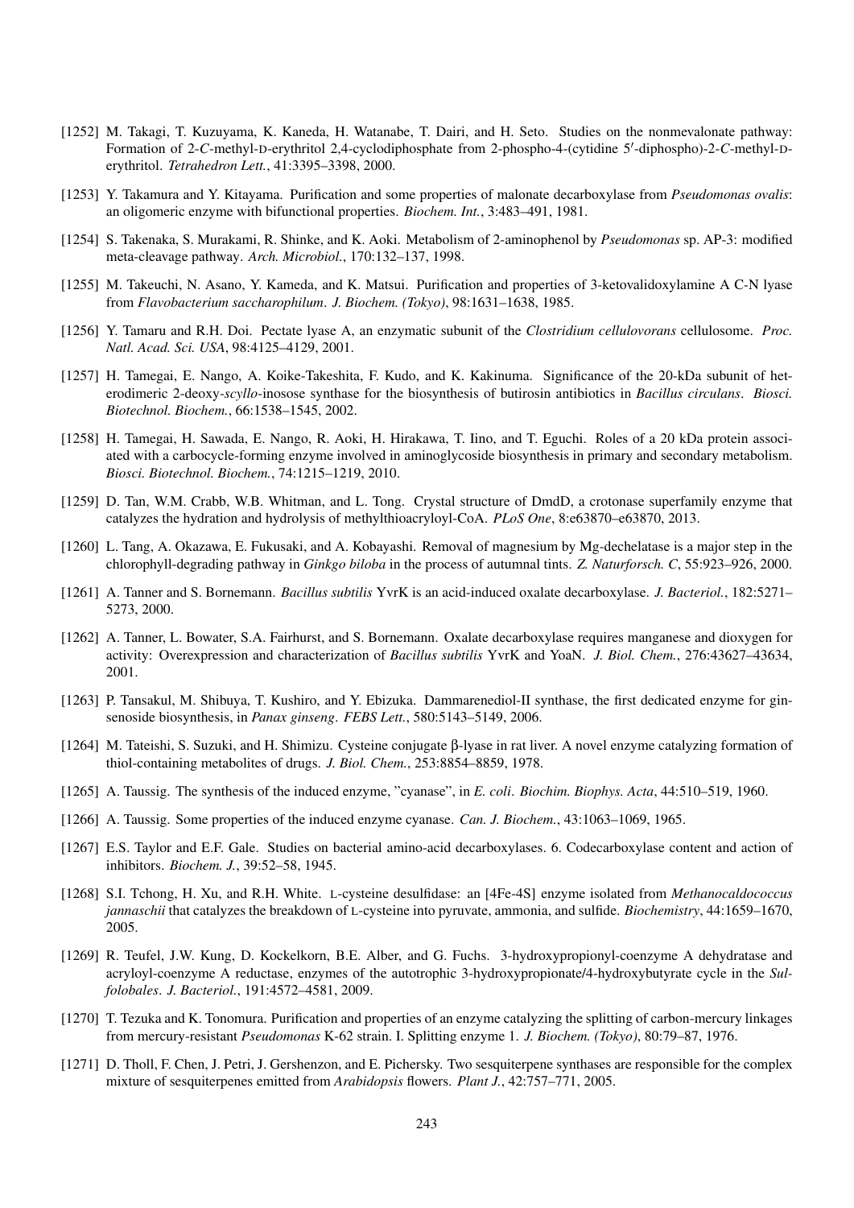[1252] M. Takagi, T. Kuzuyama, K. Kaneda, H. Watanabe, T. Dairi, and H. Seto. Studies on the nonmevalonate pathway: Formation of 2-*C*-methyl-D-erythritol 2,4-cyclodiphosphate from 2-phospho-4-(cytidine 5′-diphospho)-2-*C*-methyl-D-erythritol. *Tetrahedron Lett.*, 41:3395–3398, 2000.

[1253] Y. Takamura and Y. Kitayama. Purification and some properties of malonate decarboxylase from *Pseudomonas ovalis*: an oligomeric enzyme with bifunctional properties. *Biochem. Int.*, 3:483–491, 1981.

[1254] S. Takenaka, S. Murakami, R. Shinke, and K. Aoki. Metabolism of 2-aminophenol by *Pseudomonas* sp. AP-3: modified meta-cleavage pathway. *Arch. Microbiol.*, 170:132–137, 1998.

[1255] M. Takeuchi, N. Asano, Y. Kameda, and K. Matsui. Purification and properties of 3-ketovalidoxylamine A C-N lyase from *Flavobacterium saccharophilum*. *J. Biochem. (Tokyo)*, 98:1631–1638, 1985.

[1256] Y. Tamaru and R.H. Doi. Pectate lyase A, an enzymatic subunit of the *Clostridium cellulovorans* cellulosome. *Proc. Natl. Acad. Sci. USA*, 98:4125–4129, 2001.

[1257] H. Tamegai, E. Nango, A. Koike-Takeshita, F. Kudo, and K. Kakinuma. Significance of the 20-kDa subunit of heterodimeric 2-deoxy-*scyllo*-inosose synthase for the biosynthesis of butirosin antibiotics in *Bacillus circulans*. *Biosci. Biotechnol. Biochem.*, 66:1538–1545, 2002.

[1258] H. Tamegai, H. Sawada, E. Nango, R. Aoki, H. Hirakawa, T. Iino, and T. Eguchi. Roles of a 20 kDa protein associated with a carbocycle-forming enzyme involved in aminoglycoside biosynthesis in primary and secondary metabolism. *Biosci. Biotechnol. Biochem.*, 74:1215–1219, 2010.

[1259] D. Tan, W.M. Crabb, W.B. Whitman, and L. Tong. Crystal structure of DmdD, a crotonase superfamily enzyme that catalyzes the hydration and hydrolysis of methylthioacryloyl-CoA. *PLoS One*, 8:e63870–e63870, 2013.

[1260] L. Tang, A. Okazawa, E. Fukusaki, and A. Kobayashi. Removal of magnesium by Mg-dechelatase is a major step in the chlorophyll-degrading pathway in *Ginkgo biloba* in the process of autumnal tints. *Z. Naturforsch. C*, 55:923–926, 2000.

[1261] A. Tanner and S. Bornemann. *Bacillus subtilis* YvrK is an acid-induced oxalate decarboxylase. *J. Bacteriol.*, 182:5271–5273, 2000.

[1262] A. Tanner, L. Bowater, S.A. Fairhurst, and S. Bornemann. Oxalate decarboxylase requires manganese and dioxygen for activity: Overexpression and characterization of *Bacillus subtilis* YvrK and YoaN. *J. Biol. Chem.*, 276:43627–43634, 2001.

[1263] P. Tansakul, M. Shibuya, T. Kushiro, and Y. Ebizuka. Dammarenediol-II synthase, the first dedicated enzyme for ginsenoside biosynthesis, in *Panax ginseng*. *FEBS Lett.*, 580:5143–5149, 2006.

[1264] M. Tateishi, S. Suzuki, and H. Shimizu. Cysteine conjugate β-lyase in rat liver. A novel enzyme catalyzing formation of thiol-containing metabolites of drugs. *J. Biol. Chem.*, 253:8854–8859, 1978.

[1265] A. Taussig. The synthesis of the induced enzyme, "cyanase", in *E. coli*. *Biochim. Biophys. Acta*, 44:510–519, 1960.

[1266] A. Taussig. Some properties of the induced enzyme cyanase. *Can. J. Biochem.*, 43:1063–1069, 1965.

[1267] E.S. Taylor and E.F. Gale. Studies on bacterial amino-acid decarboxylases. 6. Codecarboxylase content and action of inhibitors. *Biochem. J.*, 39:52–58, 1945.

[1268] S.I. Tchong, H. Xu, and R.H. White. L-cysteine desulfidase: an [4Fe-4S] enzyme isolated from *Methanocaldococcus jannaschii* that catalyzes the breakdown of L-cysteine into pyruvate, ammonia, and sulfide. *Biochemistry*, 44:1659–1670, 2005.

[1269] R. Teufel, J.W. Kung, D. Kockelkorn, B.E. Alber, and G. Fuchs. 3-hydroxypropionyl-coenzyme A dehydratase and acryloyl-coenzyme A reductase, enzymes of the autotrophic 3-hydroxypropionate/4-hydroxybutyrate cycle in the *Sulfolobales*. *J. Bacteriol.*, 191:4572–4581, 2009.

[1270] T. Tezuka and K. Tonomura. Purification and properties of an enzyme catalyzing the splitting of carbon-mercury linkages from mercury-resistant *Pseudomonas* K-62 strain. I. Splitting enzyme 1. *J. Biochem. (Tokyo)*, 80:79–87, 1976.

[1271] D. Tholl, F. Chen, J. Petri, J. Gershenzon, and E. Pichersky. Two sesquiterpene synthases are responsible for the complex mixture of sesquiterpenes emitted from *Arabidopsis* flowers. *Plant J.*, 42:757–771, 2005.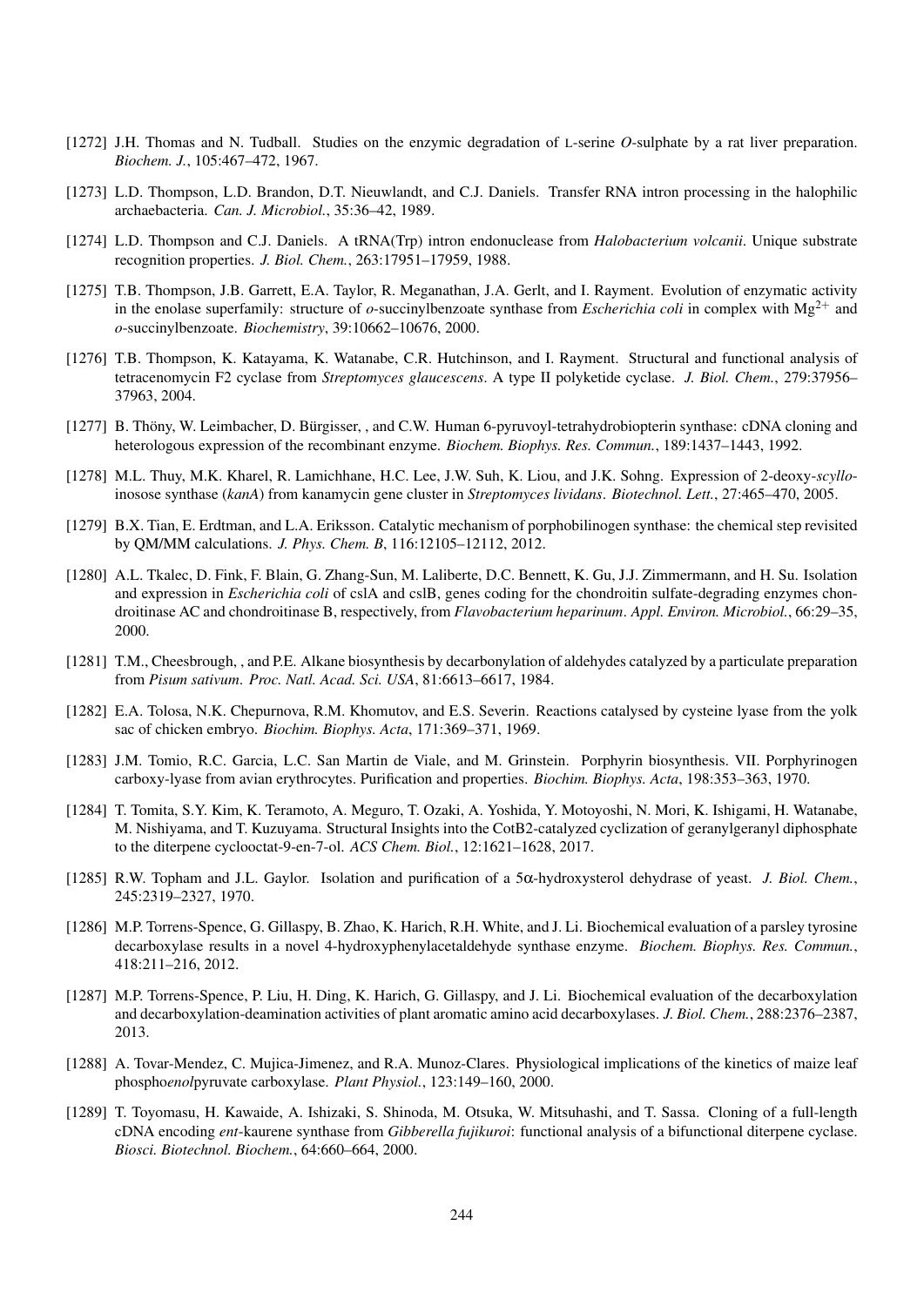[1272] J.H. Thomas and N. Tudball. Studies on the enzymic degradation of L-serine *O*-sulphate by a rat liver preparation. *Biochem. J.*, 105:467–472, 1967.

[1273] L.D. Thompson, L.D. Brandon, D.T. Nieuwlandt, and C.J. Daniels. Transfer RNA intron processing in the halophilic archaebacteria. *Can. J. Microbiol.*, 35:36–42, 1989.

[1274] L.D. Thompson and C.J. Daniels. A tRNA(Trp) intron endonuclease from *Halobacterium volcanii*. Unique substrate recognition properties. *J. Biol. Chem.*, 263:17951–17959, 1988.

[1275] T.B. Thompson, J.B. Garrett, E.A. Taylor, R. Meganathan, J.A. Gerlt, and I. Rayment. Evolution of enzymatic activity in the enolase superfamily: structure of *o*-succinylbenzoate synthase from *Escherichia coli* in complex with $Mg^{2+}$ and *o*-succinylbenzoate. *Biochemistry*, 39:10662–10676, 2000.

[1276] T.B. Thompson, K. Katayama, K. Watanabe, C.R. Hutchinson, and I. Rayment. Structural and functional analysis of tetracenomycin F2 cyclase from *Streptomyces glaucescens*. A type II polyketide cyclase. *J. Biol. Chem.*, 279:37956–37963, 2004.

[1277] B. Thöny, W. Leimbacher, D. Bürgisser, , and C.W. Human 6-pyruvoyl-tetrahydrobiopterin synthase: cDNA cloning and heterologous expression of the recombinant enzyme. *Biochem. Biophys. Res. Commun.*, 189:1437–1443, 1992.

[1278] M.L. Thuy, M.K. Kharel, R. Lamichhane, H.C. Lee, J.W. Suh, K. Liou, and J.K. Sohng. Expression of 2-deoxy-*scyllo*-inosose synthase (*kanA*) from kanamycin gene cluster in *Streptomyces lividans*. *Biotechnol. Lett.*, 27:465–470, 2005.

[1279] B.X. Tian, E. Erdtman, and L.A. Eriksson. Catalytic mechanism of porphobilinogen synthase: the chemical step revisited by QM/MM calculations. *J. Phys. Chem. B*, 116:12105–12112, 2012.

[1280] A.L. Tkalec, D. Fink, F. Blain, G. Zhang-Sun, M. Laliberte, D.C. Bennett, K. Gu, J.J. Zimmermann, and H. Su. Isolation and expression in *Escherichia coli* of cslA and cslB, genes coding for the chondroitin sulfate-degrading enzymes chondroitinase AC and chondroitinase B, respectively, from *Flavobacterium heparinum*. *Appl. Environ. Microbiol.*, 66:29–35, 2000.

[1281] T.M., Cheesbrough, , and P.E. Alkane biosynthesis by decarbonylation of aldehydes catalyzed by a particulate preparation from *Pisum sativum*. *Proc. Natl. Acad. Sci. USA*, 81:6613–6617, 1984.

[1282] E.A. Tolosa, N.K. Chepurnova, R.M. Khomutov, and E.S. Severin. Reactions catalysed by cysteine lyase from the yolk sac of chicken embryo. *Biochim. Biophys. Acta*, 171:369–371, 1969.

[1283] J.M. Tomio, R.C. Garcia, L.C. San Martin de Viale, and M. Grinstein. Porphyrin biosynthesis. VII. Porphyrinogen carboxy-lyase from avian erythrocytes. Purification and properties. *Biochim. Biophys. Acta*, 198:353–363, 1970.

[1284] T. Tomita, S.Y. Kim, K. Teramoto, A. Meguro, T. Ozaki, A. Yoshida, Y. Motoyoshi, N. Mori, K. Ishigami, H. Watanabe, M. Nishiyama, and T. Kuzuyama. Structural Insights into the CotB2-catalyzed cyclization of geranylgeranyl diphosphate to the diterpene cyclooctat-9-en-7-ol. *ACS Chem. Biol.*, 12:1621–1628, 2017.

[1285] R.W. Topham and J.L. Gaylor. Isolation and purification of a 5α-hydroxysterol dehydrase of yeast. *J. Biol. Chem.*, 245:2319–2327, 1970.

[1286] M.P. Torrens-Spence, G. Gillaspy, B. Zhao, K. Harich, R.H. White, and J. Li. Biochemical evaluation of a parsley tyrosine decarboxylase results in a novel 4-hydroxyphenylacetaldehyde synthase enzyme. *Biochem. Biophys. Res. Commun.*, 418:211–216, 2012.

[1287] M.P. Torrens-Spence, P. Liu, H. Ding, K. Harich, G. Gillaspy, and J. Li. Biochemical evaluation of the decarboxylation and decarboxylation-deamination activities of plant aromatic amino acid decarboxylases. *J. Biol. Chem.*, 288:2376–2387, 2013.

[1288] A. Tovar-Mendez, C. Mujica-Jimenez, and R.A. Munoz-Clares. Physiological implications of the kinetics of maize leaf phospho*enol*pyruvate carboxylase. *Plant Physiol.*, 123:149–160, 2000.

[1289] T. Toyomasu, H. Kawaide, A. Ishizaki, S. Shinoda, M. Otsuka, W. Mitsuhashi, and T. Sassa. Cloning of a full-length cDNA encoding *ent*-kaurene synthase from *Gibberella fujikuroi*: functional analysis of a bifunctional diterpene cyclase. *Biosci. Biotechnol. Biochem.*, 64:660–664, 2000.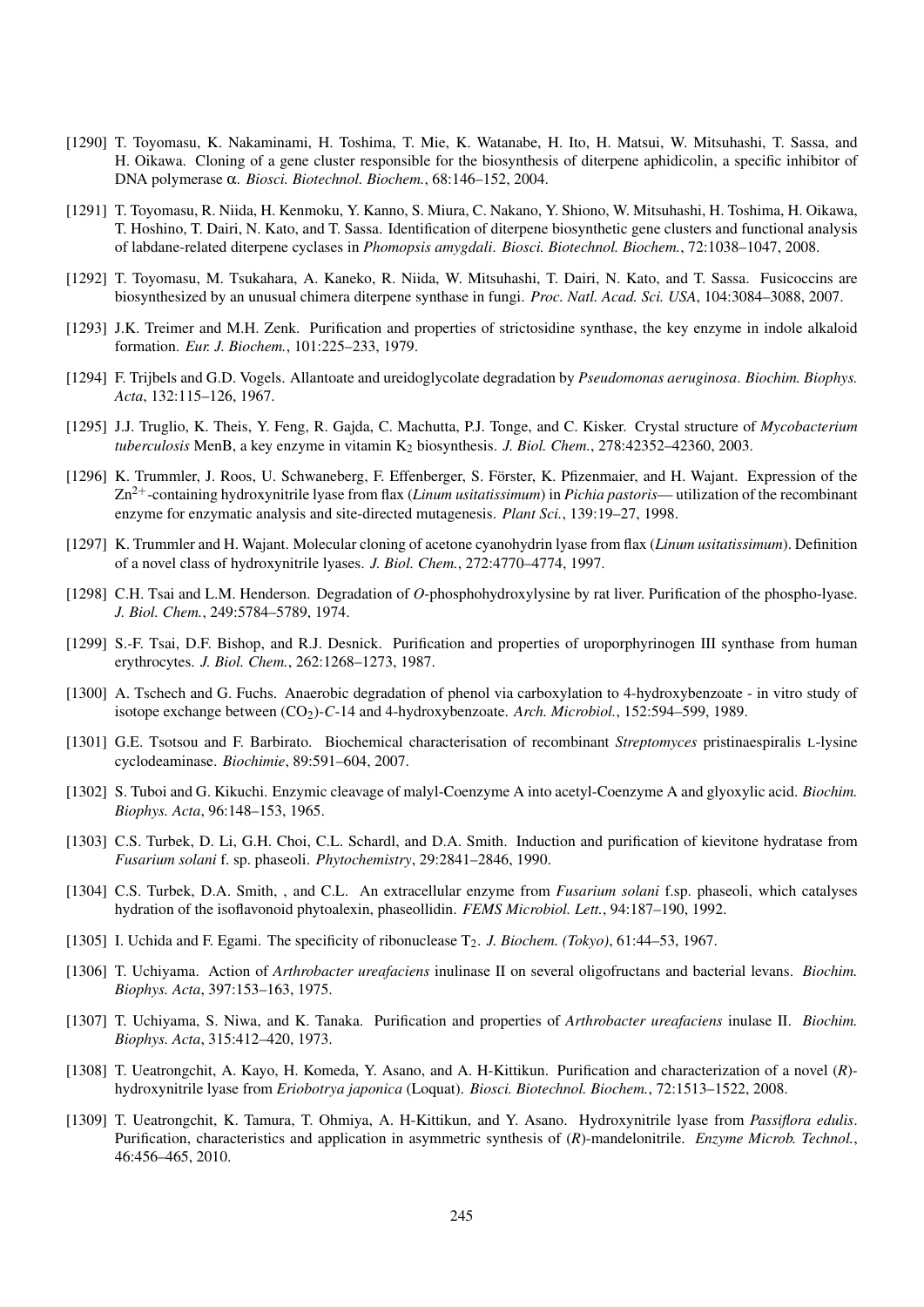[1290] T. Toyomasu, K. Nakaminami, H. Toshima, T. Mie, K. Watanabe, H. Ito, H. Matsui, W. Mitsuhashi, T. Sassa, and H. Oikawa. Cloning of a gene cluster responsible for the biosynthesis of diterpene aphidicolin, a specific inhibitor of DNA polymerase α. *Biosci. Biotechnol. Biochem.*, 68:146–152, 2004.

[1291] T. Toyomasu, R. Niida, H. Kenmoku, Y. Kanno, S. Miura, C. Nakano, Y. Shiono, W. Mitsuhashi, H. Toshima, H. Oikawa, T. Hoshino, T. Dairi, N. Kato, and T. Sassa. Identification of diterpene biosynthetic gene clusters and functional analysis of labdane-related diterpene cyclases in *Phomopsis amygdali*. *Biosci. Biotechnol. Biochem.*, 72:1038–1047, 2008.

[1292] T. Toyomasu, M. Tsukahara, A. Kaneko, R. Niida, W. Mitsuhashi, T. Dairi, N. Kato, and T. Sassa. Fusicoccins are biosynthesized by an unusual chimera diterpene synthase in fungi. *Proc. Natl. Acad. Sci. USA*, 104:3084–3088, 2007.

[1293] J.K. Treimer and M.H. Zenk. Purification and properties of strictosidine synthase, the key enzyme in indole alkaloid formation. *Eur. J. Biochem.*, 101:225–233, 1979.

[1294] F. Trijbels and G.D. Vogels. Allantoate and ureidoglycolate degradation by *Pseudomonas aeruginosa*. *Biochim. Biophys. Acta*, 132:115–126, 1967.

[1295] J.J. Truglio, K. Theis, Y. Feng, R. Gajda, C. Machutta, P.J. Tonge, and C. Kisker. Crystal structure of *Mycobacterium tuberculosis* MenB, a key enzyme in vitamin $K_2$ biosynthesis. *J. Biol. Chem.*, 278:42352–42360, 2003.

[1296] K. Trummler, J. Roos, U. Schwaneberg, F. Effenberger, S. Förster, K. Pfizenmaier, and H. Wajant. Expression of the $Zn^{2+}$-containing hydroxynitrile lyase from flax (*Linum usitatissimum*) in *Pichia pastoris*— utilization of the recombinant enzyme for enzymatic analysis and site-directed mutagenesis. *Plant Sci.*, 139:19–27, 1998.

[1297] K. Trummler and H. Wajant. Molecular cloning of acetone cyanohydrin lyase from flax (*Linum usitatissimum*). Definition of a novel class of hydroxynitrile lyases. *J. Biol. Chem.*, 272:4770–4774, 1997.

[1298] C.H. Tsai and L.M. Henderson. Degradation of *O*-phosphohydroxylysine by rat liver. Purification of the phospho-lyase. *J. Biol. Chem.*, 249:5784–5789, 1974.

[1299] S.-F. Tsai, D.F. Bishop, and R.J. Desnick. Purification and properties of uroporphyrinogen III synthase from human erythrocytes. *J. Biol. Chem.*, 262:1268–1273, 1987.

[1300] A. Tschech and G. Fuchs. Anaerobic degradation of phenol via carboxylation to 4-hydroxybenzoate - in vitro study of isotope exchange between ($CO_2$)-*C*-14 and 4-hydroxybenzoate. *Arch. Microbiol.*, 152:594–599, 1989.

[1301] G.E. Tsotsou and F. Barbirato. Biochemical characterisation of recombinant *Streptomyces* pristinaespiralis L-lysine cyclodeaminase. *Biochimie*, 89:591–604, 2007.

[1302] S. Tuboi and G. Kikuchi. Enzymic cleavage of malyl-Coenzyme A into acetyl-Coenzyme A and glyoxylic acid. *Biochim. Biophys. Acta*, 96:148–153, 1965.

[1303] C.S. Turbek, D. Li, G.H. Choi, C.L. Schardl, and D.A. Smith. Induction and purification of kievitone hydratase from *Fusarium solani* f. sp. phaseoli. *Phytochemistry*, 29:2841–2846, 1990.

[1304] C.S. Turbek, D.A. Smith, , and C.L. An extracellular enzyme from *Fusarium solani* f.sp. phaseoli, which catalyses hydration of the isoflavonoid phytoalexin, phaseollidin. *FEMS Microbiol. Lett.*, 94:187–190, 1992.

[1305] I. Uchida and F. Egami. The specificity of ribonuclease $T_2$. *J. Biochem. (Tokyo)*, 61:44–53, 1967.

[1306] T. Uchiyama. Action of *Arthrobacter ureafaciens* inulinase II on several oligofructans and bacterial levans. *Biochim. Biophys. Acta*, 397:153–163, 1975.

[1307] T. Uchiyama, S. Niwa, and K. Tanaka. Purification and properties of *Arthrobacter ureafaciens* inulase II. *Biochim. Biophys. Acta*, 315:412–420, 1973.

[1308] T. Ueatrongchit, A. Kayo, H. Komeda, Y. Asano, and A. H-Kittikun. Purification and characterization of a novel (*R*)-hydroxynitrile lyase from *Eriobotrya japonica* (Loquat). *Biosci. Biotechnol. Biochem.*, 72:1513–1522, 2008.

[1309] T. Ueatrongchit, K. Tamura, T. Ohmiya, A. H-Kittikun, and Y. Asano. Hydroxynitrile lyase from *Passiflora edulis*. Purification, characteristics and application in asymmetric synthesis of (*R*)-mandelonitrile. *Enzyme Microb. Technol.*, 46:456–465, 2010.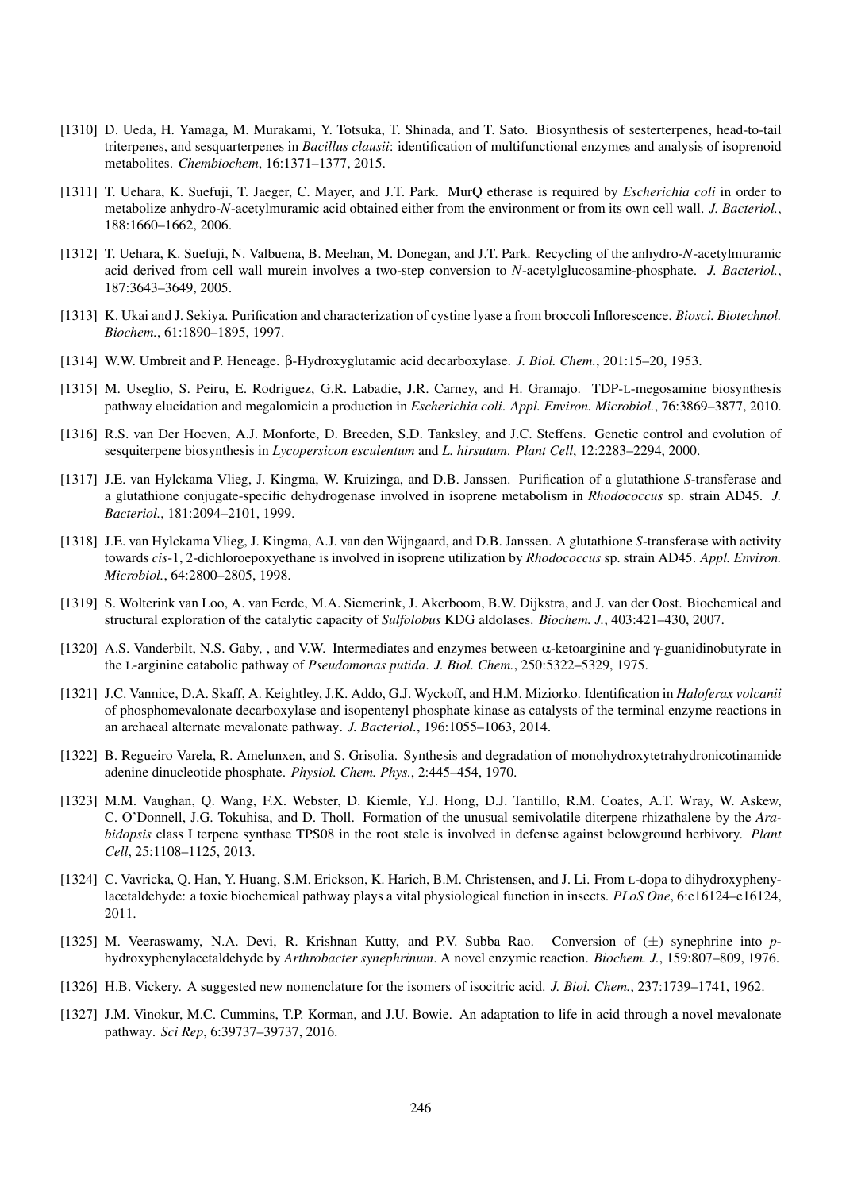[1310] D. Ueda, H. Yamaga, M. Murakami, Y. Totsuka, T. Shinada, and T. Sato. Biosynthesis of sesterterpenes, head-to-tail triterpenes, and sesquarterpenes in *Bacillus clausii*: identification of multifunctional enzymes and analysis of isoprenoid metabolites. *Chembiochem*, 16:1371–1377, 2015.

[1311] T. Uehara, K. Suefuji, T. Jaeger, C. Mayer, and J.T. Park. MurQ etherase is required by *Escherichia coli* in order to metabolize anhydro-*N*-acetylmuramic acid obtained either from the environment or from its own cell wall. *J. Bacteriol.*, 188:1660–1662, 2006.

[1312] T. Uehara, K. Suefuji, N. Valbuena, B. Meehan, M. Donegan, and J.T. Park. Recycling of the anhydro-*N*-acetylmuramic acid derived from cell wall murein involves a two-step conversion to *N*-acetylglucosamine-phosphate. *J. Bacteriol.*, 187:3643–3649, 2005.

[1313] K. Ukai and J. Sekiya. Purification and characterization of cystine lyase a from broccoli Inflorescence. *Biosci. Biotechnol. Biochem.*, 61:1890–1895, 1997.

[1314] W.W. Umbreit and P. Heneage. β-Hydroxyglutamic acid decarboxylase. *J. Biol. Chem.*, 201:15–20, 1953.

[1315] M. Useglio, S. Peiru, E. Rodriguez, G.R. Labadie, J.R. Carney, and H. Gramajo. TDP-L-megosamine biosynthesis pathway elucidation and megalomicin a production in *Escherichia coli*. *Appl. Environ. Microbiol.*, 76:3869–3877, 2010.

[1316] R.S. van Der Hoeven, A.J. Monforte, D. Breeden, S.D. Tanksley, and J.C. Steffens. Genetic control and evolution of sesquiterpene biosynthesis in *Lycopersicon esculentum* and *L. hirsutum*. *Plant Cell*, 12:2283–2294, 2000.

[1317] J.E. van Hylckama Vlieg, J. Kingma, W. Kruizinga, and D.B. Janssen. Purification of a glutathione *S*-transferase and a glutathione conjugate-specific dehydrogenase involved in isoprene metabolism in *Rhodococcus* sp. strain AD45. *J. Bacteriol.*, 181:2094–2101, 1999.

[1318] J.E. van Hylckama Vlieg, J. Kingma, A.J. van den Wijngaard, and D.B. Janssen. A glutathione *S*-transferase with activity towards *cis*-1, 2-dichloroepoxyethane is involved in isoprene utilization by *Rhodococcus* sp. strain AD45. *Appl. Environ. Microbiol.*, 64:2800–2805, 1998.

[1319] S. Wolterink van Loo, A. van Eerde, M.A. Siemerink, J. Akerboom, B.W. Dijkstra, and J. van der Oost. Biochemical and structural exploration of the catalytic capacity of *Sulfolobus* KDG aldolases. *Biochem. J.*, 403:421–430, 2007.

[1320] A.S. Vanderbilt, N.S. Gaby, , and V.W. Intermediates and enzymes between α-ketoarginine and γ-guanidinobutyrate in the L-arginine catabolic pathway of *Pseudomonas putida*. *J. Biol. Chem.*, 250:5322–5329, 1975.

[1321] J.C. Vannice, D.A. Skaff, A. Keightley, J.K. Addo, G.J. Wyckoff, and H.M. Miziorko. Identification in *Haloferax volcanii* of phosphomevalonate decarboxylase and isopentenyl phosphate kinase as catalysts of the terminal enzyme reactions in an archaeal alternate mevalonate pathway. *J. Bacteriol.*, 196:1055–1063, 2014.

[1322] B. Regueiro Varela, R. Amelunxen, and S. Grisolia. Synthesis and degradation of monohydroxytetrahydronicotinamide adenine dinucleotide phosphate. *Physiol. Chem. Phys.*, 2:445–454, 1970.

[1323] M.M. Vaughan, Q. Wang, F.X. Webster, D. Kiemle, Y.J. Hong, D.J. Tantillo, R.M. Coates, A.T. Wray, W. Askew, C. O'Donnell, J.G. Tokuhisa, and D. Tholl. Formation of the unusual semivolatile diterpene rhizathalene by the *Arabidopsis* class I terpene synthase TPS08 in the root stele is involved in defense against belowground herbivory. *Plant Cell*, 25:1108–1125, 2013.

[1324] C. Vavricka, Q. Han, Y. Huang, S.M. Erickson, K. Harich, B.M. Christensen, and J. Li. From L-dopa to dihydroxyphenylacetaldehyde: a toxic biochemical pathway plays a vital physiological function in insects. *PLoS One*, 6:e16124–e16124, 2011.

[1325] M. Veeraswamy, N.A. Devi, R. Krishnan Kutty, and P.V. Subba Rao. Conversion of (±) synephrine into *p*-hydroxyphenylacetaldehyde by *Arthrobacter synephrinum*. A novel enzymic reaction. *Biochem. J.*, 159:807–809, 1976.

[1326] H.B. Vickery. A suggested new nomenclature for the isomers of isocitric acid. *J. Biol. Chem.*, 237:1739–1741, 1962.

[1327] J.M. Vinokur, M.C. Cummins, T.P. Korman, and J.U. Bowie. An adaptation to life in acid through a novel mevalonate pathway. *Sci Rep*, 6:39737–39737, 2016.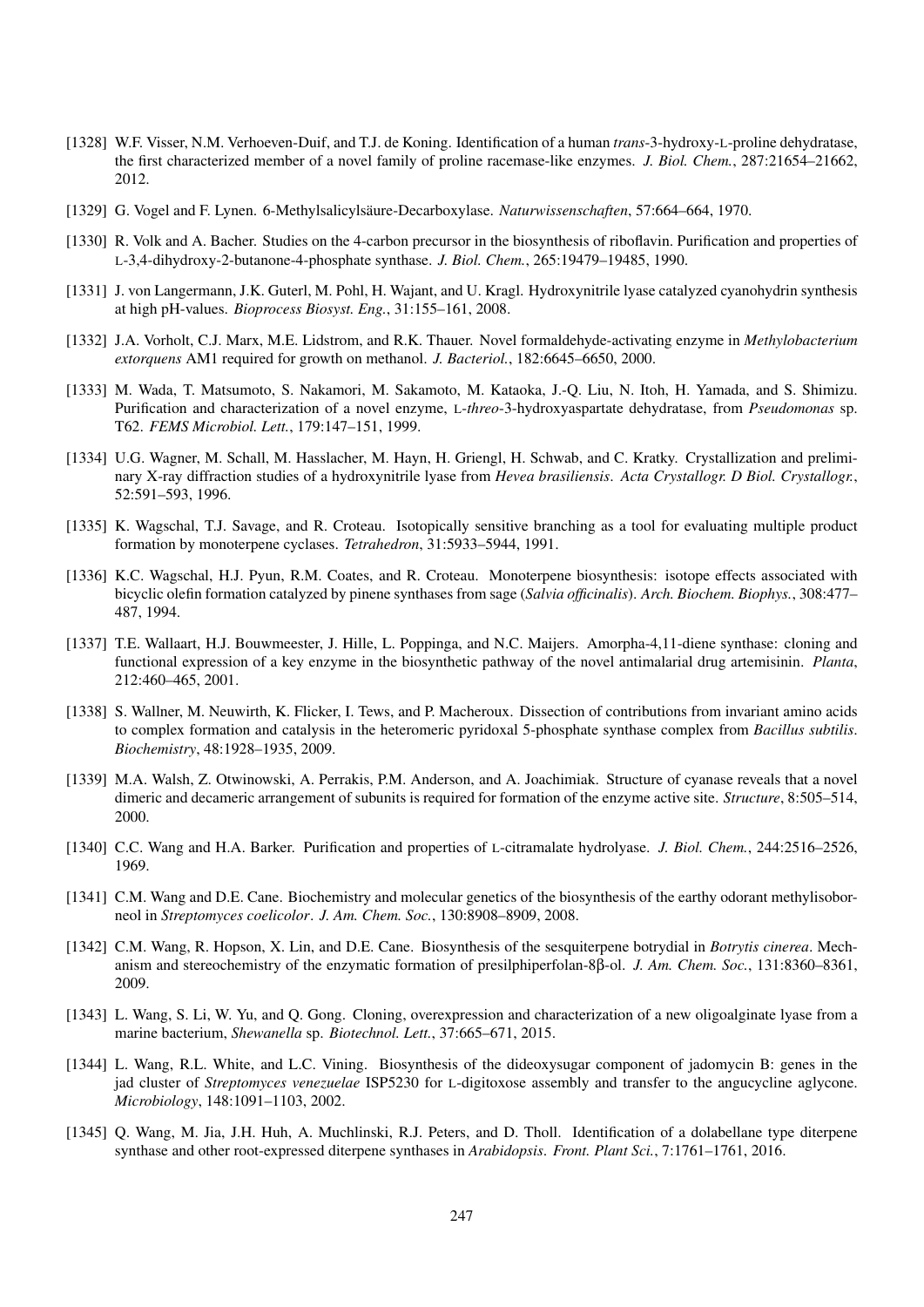[1328] W.F. Visser, N.M. Verhoeven-Duif, and T.J. de Koning. Identification of a human *trans*-3-hydroxy-L-proline dehydratase, the first characterized member of a novel family of proline racemase-like enzymes. *J. Biol. Chem.*, 287:21654–21662, 2012.

[1329] G. Vogel and F. Lynen. 6-Methylsalicylsäure-Decarboxylase. *Naturwissenschaften*, 57:664–664, 1970.

[1330] R. Volk and A. Bacher. Studies on the 4-carbon precursor in the biosynthesis of riboflavin. Purification and properties of L-3,4-dihydroxy-2-butanone-4-phosphate synthase. *J. Biol. Chem.*, 265:19479–19485, 1990.

[1331] J. von Langermann, J.K. Guterl, M. Pohl, H. Wajant, and U. Kragl. Hydroxynitrile lyase catalyzed cyanohydrin synthesis at high pH-values. *Bioprocess Biosyst. Eng.*, 31:155–161, 2008.

[1332] J.A. Vorholt, C.J. Marx, M.E. Lidstrom, and R.K. Thauer. Novel formaldehyde-activating enzyme in *Methylobacterium extorquens* AM1 required for growth on methanol. *J. Bacteriol.*, 182:6645–6650, 2000.

[1333] M. Wada, T. Matsumoto, S. Nakamori, M. Sakamoto, M. Kataoka, J.-Q. Liu, N. Itoh, H. Yamada, and S. Shimizu. Purification and characterization of a novel enzyme, L-*threo*-3-hydroxyaspartate dehydratase, from *Pseudomonas* sp. T62. *FEMS Microbiol. Lett.*, 179:147–151, 1999.

[1334] U.G. Wagner, M. Schall, M. Hasslacher, M. Hayn, H. Griengl, H. Schwab, and C. Kratky. Crystallization and preliminary X-ray diffraction studies of a hydroxynitrile lyase from *Hevea brasiliensis*. *Acta Crystallogr. D Biol. Crystallogr.*, 52:591–593, 1996.

[1335] K. Wagschal, T.J. Savage, and R. Croteau. Isotopically sensitive branching as a tool for evaluating multiple product formation by monoterpene cyclases. *Tetrahedron*, 31:5933–5944, 1991.

[1336] K.C. Wagschal, H.J. Pyun, R.M. Coates, and R. Croteau. Monoterpene biosynthesis: isotope effects associated with bicyclic olefin formation catalyzed by pinene synthases from sage (*Salvia officinalis*). *Arch. Biochem. Biophys.*, 308:477–487, 1994.

[1337] T.E. Wallaart, H.J. Bouwmeester, J. Hille, L. Poppinga, and N.C. Maijers. Amorpha-4,11-diene synthase: cloning and functional expression of a key enzyme in the biosynthetic pathway of the novel antimalarial drug artemisinin. *Planta*, 212:460–465, 2001.

[1338] S. Wallner, M. Neuwirth, K. Flicker, I. Tews, and P. Macheroux. Dissection of contributions from invariant amino acids to complex formation and catalysis in the heteromeric pyridoxal 5-phosphate synthase complex from *Bacillus subtilis*. *Biochemistry*, 48:1928–1935, 2009.

[1339] M.A. Walsh, Z. Otwinowski, A. Perrakis, P.M. Anderson, and A. Joachimiak. Structure of cyanase reveals that a novel dimeric and decameric arrangement of subunits is required for formation of the enzyme active site. *Structure*, 8:505–514, 2000.

[1340] C.C. Wang and H.A. Barker. Purification and properties of L-citramalate hydrolyase. *J. Biol. Chem.*, 244:2516–2526, 1969.

[1341] C.M. Wang and D.E. Cane. Biochemistry and molecular genetics of the biosynthesis of the earthy odorant methylisoborneol in *Streptomyces coelicolor*. *J. Am. Chem. Soc.*, 130:8908–8909, 2008.

[1342] C.M. Wang, R. Hopson, X. Lin, and D.E. Cane. Biosynthesis of the sesquiterpene botrydial in *Botrytis cinerea*. Mechanism and stereochemistry of the enzymatic formation of presilphiperfolan-8β-ol. *J. Am. Chem. Soc.*, 131:8360–8361, 2009.

[1343] L. Wang, S. Li, W. Yu, and Q. Gong. Cloning, overexpression and characterization of a new oligoalginate lyase from a marine bacterium, *Shewanella* sp. *Biotechnol. Lett.*, 37:665–671, 2015.

[1344] L. Wang, R.L. White, and L.C. Vining. Biosynthesis of the dideoxysugar component of jadomycin B: genes in the jad cluster of *Streptomyces venezuelae* ISP5230 for L-digitoxose assembly and transfer to the angucycline aglycone. *Microbiology*, 148:1091–1103, 2002.

[1345] Q. Wang, M. Jia, J.H. Huh, A. Muchlinski, R.J. Peters, and D. Tholl. Identification of a dolabellane type diterpene synthase and other root-expressed diterpene synthases in *Arabidopsis*. *Front. Plant Sci.*, 7:1761–1761, 2016.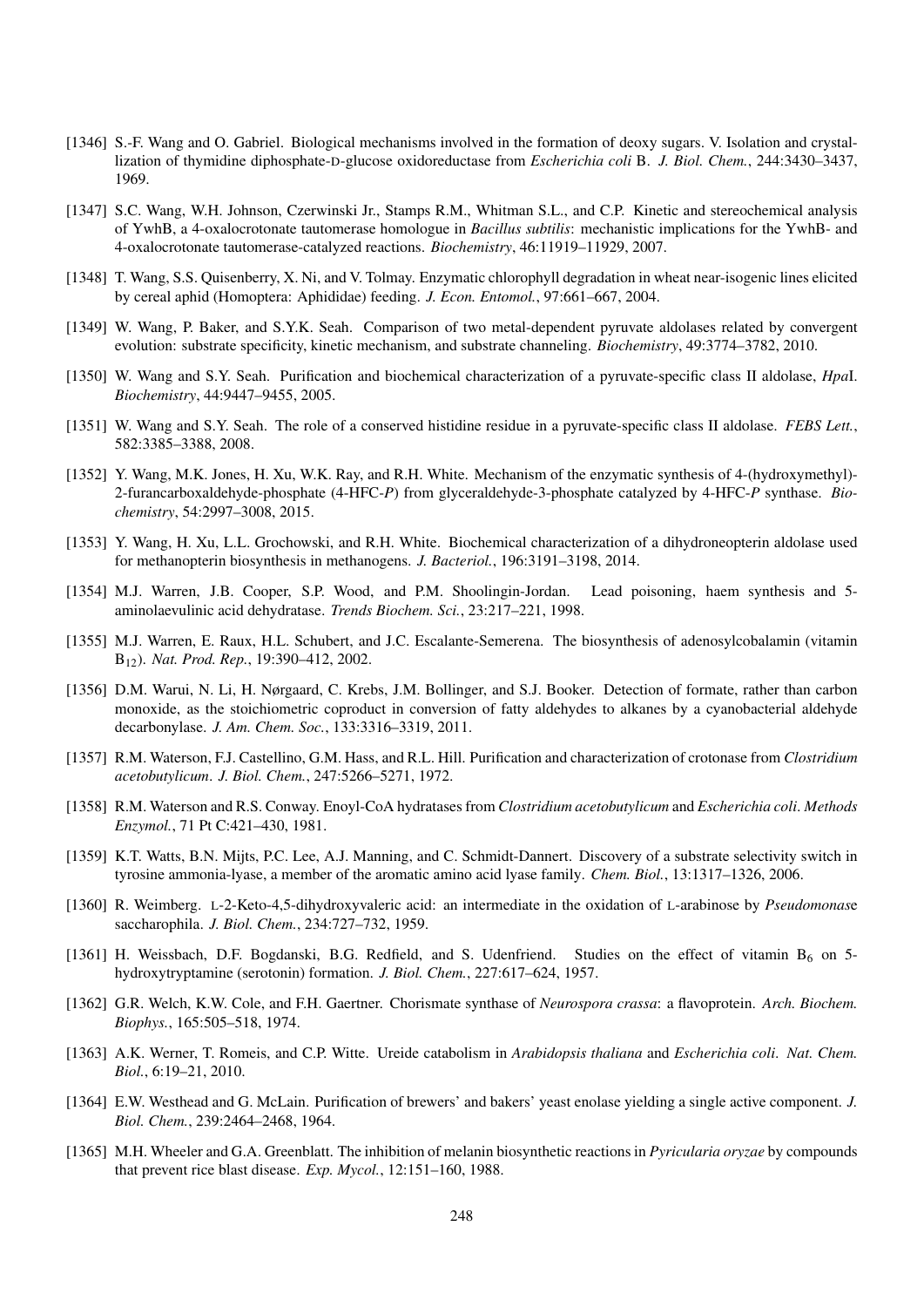[1346] S.-F. Wang and O. Gabriel. Biological mechanisms involved in the formation of deoxy sugars. V. Isolation and crystallization of thymidine diphosphate-D-glucose oxidoreductase from *Escherichia coli* B. *J. Biol. Chem.*, 244:3430–3437, 1969.

[1347] S.C. Wang, W.H. Johnson, Czerwinski Jr., Stamps R.M., Whitman S.L., and C.P. Kinetic and stereochemical analysis of YwhB, a 4-oxalocrotonate tautomerase homologue in *Bacillus subtilis*: mechanistic implications for the YwhB- and 4-oxalocrotonate tautomerase-catalyzed reactions. *Biochemistry*, 46:11919–11929, 2007.

[1348] T. Wang, S.S. Quisenberry, X. Ni, and V. Tolmay. Enzymatic chlorophyll degradation in wheat near-isogenic lines elicited by cereal aphid (Homoptera: Aphididae) feeding. *J. Econ. Entomol.*, 97:661–667, 2004.

[1349] W. Wang, P. Baker, and S.Y.K. Seah. Comparison of two metal-dependent pyruvate aldolases related by convergent evolution: substrate specificity, kinetic mechanism, and substrate channeling. *Biochemistry*, 49:3774–3782, 2010.

[1350] W. Wang and S.Y. Seah. Purification and biochemical characterization of a pyruvate-specific class II aldolase, *Hpa*I. *Biochemistry*, 44:9447–9455, 2005.

[1351] W. Wang and S.Y. Seah. The role of a conserved histidine residue in a pyruvate-specific class II aldolase. *FEBS Lett.*, 582:3385–3388, 2008.

[1352] Y. Wang, M.K. Jones, H. Xu, W.K. Ray, and R.H. White. Mechanism of the enzymatic synthesis of 4-(hydroxymethyl)-2-furancarboxaldehyde-phosphate (4-HFC-*P*) from glyceraldehyde-3-phosphate catalyzed by 4-HFC-*P* synthase. *Biochemistry*, 54:2997–3008, 2015.

[1353] Y. Wang, H. Xu, L.L. Grochowski, and R.H. White. Biochemical characterization of a dihydroneopterin aldolase used for methanopterin biosynthesis in methanogens. *J. Bacteriol.*, 196:3191–3198, 2014.

[1354] M.J. Warren, J.B. Cooper, S.P. Wood, and P.M. Shoolingin-Jordan. Lead poisoning, haem synthesis and 5-aminolaevulinic acid dehydratase. *Trends Biochem. Sci.*, 23:217–221, 1998.

[1355] M.J. Warren, E. Raux, H.L. Schubert, and J.C. Escalante-Semerena. The biosynthesis of adenosylcobalamin (vitamin $B_{12}$). *Nat. Prod. Rep.*, 19:390–412, 2002.

[1356] D.M. Warui, N. Li, H. Nørgaard, C. Krebs, J.M. Bollinger, and S.J. Booker. Detection of formate, rather than carbon monoxide, as the stoichiometric coproduct in conversion of fatty aldehydes to alkanes by a cyanobacterial aldehyde decarbonylase. *J. Am. Chem. Soc.*, 133:3316–3319, 2011.

[1357] R.M. Waterson, F.J. Castellino, G.M. Hass, and R.L. Hill. Purification and characterization of crotonase from *Clostridium acetobutylicum*. *J. Biol. Chem.*, 247:5266–5271, 1972.

[1358] R.M. Waterson and R.S. Conway. Enoyl-CoA hydratases from *Clostridium acetobutylicum* and *Escherichia coli*. *Methods Enzymol.*, 71 Pt C:421–430, 1981.

[1359] K.T. Watts, B.N. Mijts, P.C. Lee, A.J. Manning, and C. Schmidt-Dannert. Discovery of a substrate selectivity switch in tyrosine ammonia-lyase, a member of the aromatic amino acid lyase family. *Chem. Biol.*, 13:1317–1326, 2006.

[1360] R. Weimberg. L-2-Keto-4,5-dihydroxyvaleric acid: an intermediate in the oxidation of L-arabinose by *Pseudomonas*e saccharophila. *J. Biol. Chem.*, 234:727–732, 1959.

[1361] H. Weissbach, D.F. Bogdanski, B.G. Redfield, and S. Udenfriend. Studies on the effect of vitamin $B_6$ on 5-hydroxytryptamine (serotonin) formation. *J. Biol. Chem.*, 227:617–624, 1957.

[1362] G.R. Welch, K.W. Cole, and F.H. Gaertner. Chorismate synthase of *Neurospora crassa*: a flavoprotein. *Arch. Biochem. Biophys.*, 165:505–518, 1974.

[1363] A.K. Werner, T. Romeis, and C.P. Witte. Ureide catabolism in *Arabidopsis thaliana* and *Escherichia coli*. *Nat. Chem. Biol.*, 6:19–21, 2010.

[1364] E.W. Westhead and G. McLain. Purification of brewers' and bakers' yeast enolase yielding a single active component. *J. Biol. Chem.*, 239:2464–2468, 1964.

[1365] M.H. Wheeler and G.A. Greenblatt. The inhibition of melanin biosynthetic reactions in *Pyricularia oryzae* by compounds that prevent rice blast disease. *Exp. Mycol.*, 12:151–160, 1988.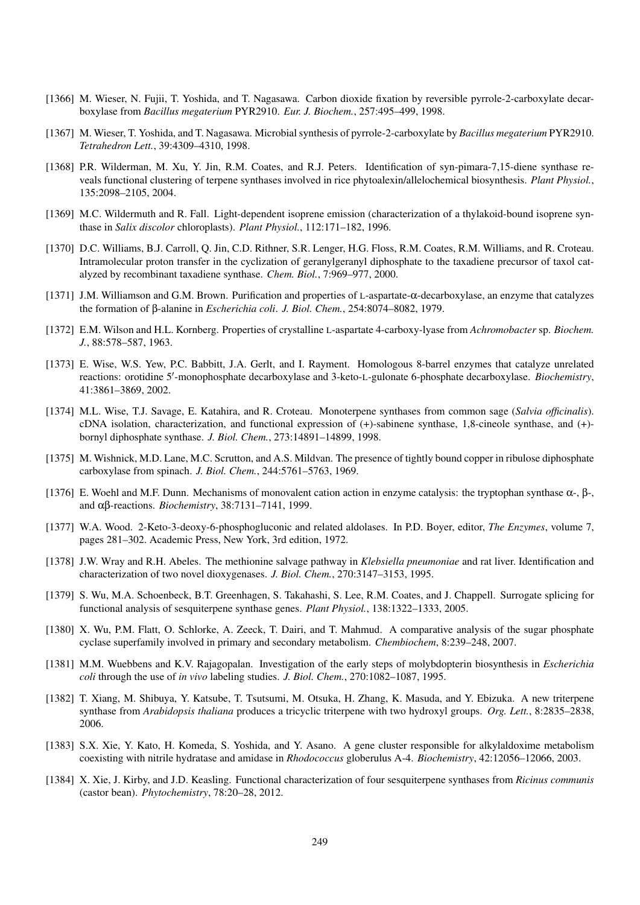[1366] M. Wieser, N. Fujii, T. Yoshida, and T. Nagasawa. Carbon dioxide fixation by reversible pyrrole-2-carboxylate decarboxylase from *Bacillus megaterium* PYR2910. *Eur. J. Biochem.*, 257:495–499, 1998.

[1367] M. Wieser, T. Yoshida, and T. Nagasawa. Microbial synthesis of pyrrole-2-carboxylate by *Bacillus megaterium* PYR2910. *Tetrahedron Lett.*, 39:4309–4310, 1998.

[1368] P.R. Wilderman, M. Xu, Y. Jin, R.M. Coates, and R.J. Peters. Identification of syn-pimara-7,15-diene synthase reveals functional clustering of terpene synthases involved in rice phytoalexin/allelochemical biosynthesis. *Plant Physiol.*, 135:2098–2105, 2004.

[1369] M.C. Wildermuth and R. Fall. Light-dependent isoprene emission (characterization of a thylakoid-bound isoprene synthase in *Salix discolor* chloroplasts). *Plant Physiol.*, 112:171–182, 1996.

[1370] D.C. Williams, B.J. Carroll, Q. Jin, C.D. Rithner, S.R. Lenger, H.G. Floss, R.M. Coates, R.M. Williams, and R. Croteau. Intramolecular proton transfer in the cyclization of geranylgeranyl diphosphate to the taxadiene precursor of taxol catalyzed by recombinant taxadiene synthase. *Chem. Biol.*, 7:969–977, 2000.

[1371] J.M. Williamson and G.M. Brown. Purification and properties of L-aspartate-α-decarboxylase, an enzyme that catalyzes the formation of β-alanine in *Escherichia coli*. *J. Biol. Chem.*, 254:8074–8082, 1979.

[1372] E.M. Wilson and H.L. Kornberg. Properties of crystalline L-aspartate 4-carboxy-lyase from *Achromobacter* sp. *Biochem. J.*, 88:578–587, 1963.

[1373] E. Wise, W.S. Yew, P.C. Babbitt, J.A. Gerlt, and I. Rayment. Homologous 8-barrel enzymes that catalyze unrelated reactions: orotidine 5′-monophosphate decarboxylase and 3-keto-L-gulonate 6-phosphate decarboxylase. *Biochemistry*, 41:3861–3869, 2002.

[1374] M.L. Wise, T.J. Savage, E. Katahira, and R. Croteau. Monoterpene synthases from common sage (*Salvia officinalis*). cDNA isolation, characterization, and functional expression of (+)-sabinene synthase, 1,8-cineole synthase, and (+)-bornyl diphosphate synthase. *J. Biol. Chem.*, 273:14891–14899, 1998.

[1375] M. Wishnick, M.D. Lane, M.C. Scrutton, and A.S. Mildvan. The presence of tightly bound copper in ribulose diphosphate carboxylase from spinach. *J. Biol. Chem.*, 244:5761–5763, 1969.

[1376] E. Woehl and M.F. Dunn. Mechanisms of monovalent cation action in enzyme catalysis: the tryptophan synthase α-, β-, and αβ-reactions. *Biochemistry*, 38:7131–7141, 1999.

[1377] W.A. Wood. 2-Keto-3-deoxy-6-phosphogluconic and related aldolases. In P.D. Boyer, editor, *The Enzymes*, volume 7, pages 281–302. Academic Press, New York, 3rd edition, 1972.

[1378] J.W. Wray and R.H. Abeles. The methionine salvage pathway in *Klebsiella pneumoniae* and rat liver. Identification and characterization of two novel dioxygenases. *J. Biol. Chem.*, 270:3147–3153, 1995.

[1379] S. Wu, M.A. Schoenbeck, B.T. Greenhagen, S. Takahashi, S. Lee, R.M. Coates, and J. Chappell. Surrogate splicing for functional analysis of sesquiterpene synthase genes. *Plant Physiol.*, 138:1322–1333, 2005.

[1380] X. Wu, P.M. Flatt, O. Schlorke, A. Zeeck, T. Dairi, and T. Mahmud. A comparative analysis of the sugar phosphate cyclase superfamily involved in primary and secondary metabolism. *Chembiochem*, 8:239–248, 2007.

[1381] M.M. Wuebbens and K.V. Rajagopalan. Investigation of the early steps of molybdopterin biosynthesis in *Escherichia coli* through the use of *in vivo* labeling studies. *J. Biol. Chem.*, 270:1082–1087, 1995.

[1382] T. Xiang, M. Shibuya, Y. Katsube, T. Tsutsumi, M. Otsuka, H. Zhang, K. Masuda, and Y. Ebizuka. A new triterpene synthase from *Arabidopsis thaliana* produces a tricyclic triterpene with two hydroxyl groups. *Org. Lett.*, 8:2835–2838, 2006.

[1383] S.X. Xie, Y. Kato, H. Komeda, S. Yoshida, and Y. Asano. A gene cluster responsible for alkylaldoxime metabolism coexisting with nitrile hydratase and amidase in *Rhodococcus* globerulus A-4. *Biochemistry*, 42:12056–12066, 2003.

[1384] X. Xie, J. Kirby, and J.D. Keasling. Functional characterization of four sesquiterpene synthases from *Ricinus communis* (castor bean). *Phytochemistry*, 78:20–28, 2012.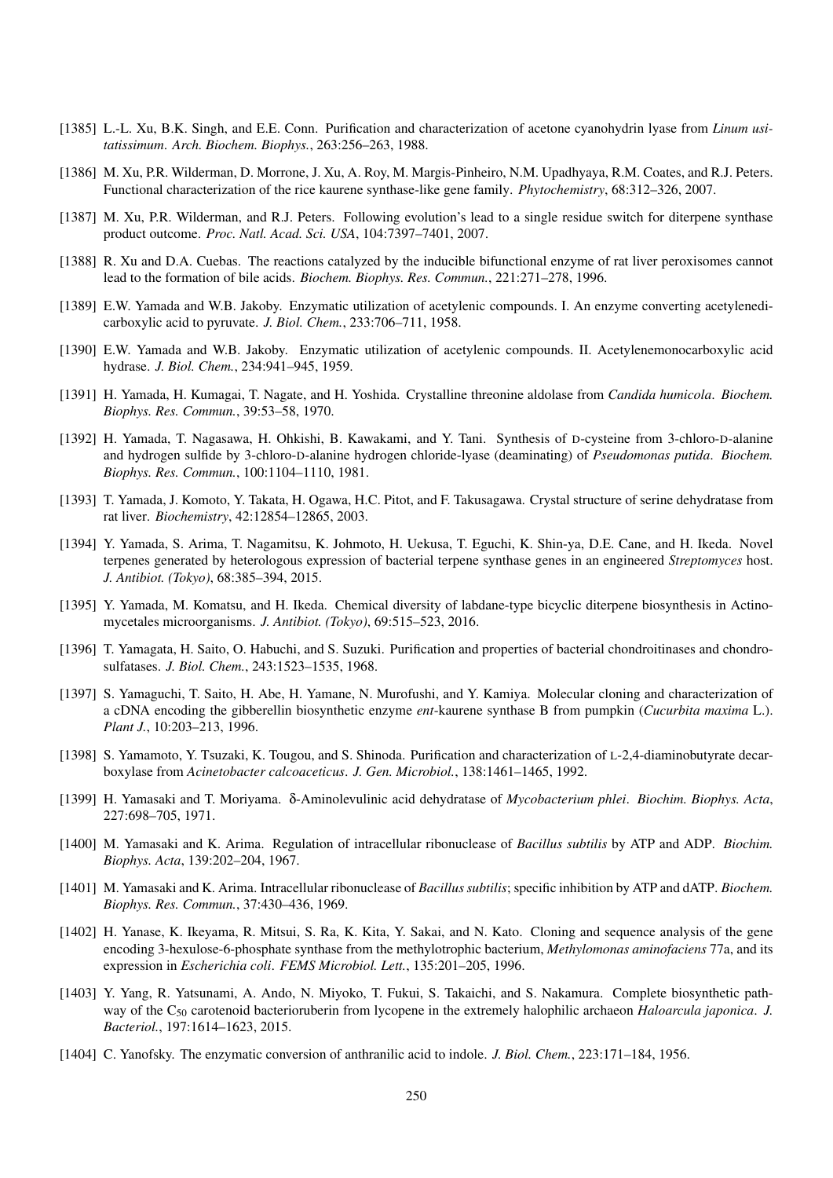[1385] L.-L. Xu, B.K. Singh, and E.E. Conn. Purification and characterization of acetone cyanohydrin lyase from *Linum usitatissimum*. *Arch. Biochem. Biophys.*, 263:256–263, 1988.

[1386] M. Xu, P.R. Wilderman, D. Morrone, J. Xu, A. Roy, M. Margis-Pinheiro, N.M. Upadhyaya, R.M. Coates, and R.J. Peters. Functional characterization of the rice kaurene synthase-like gene family. *Phytochemistry*, 68:312–326, 2007.

[1387] M. Xu, P.R. Wilderman, and R.J. Peters. Following evolution's lead to a single residue switch for diterpene synthase product outcome. *Proc. Natl. Acad. Sci. USA*, 104:7397–7401, 2007.

[1388] R. Xu and D.A. Cuebas. The reactions catalyzed by the inducible bifunctional enzyme of rat liver peroxisomes cannot lead to the formation of bile acids. *Biochem. Biophys. Res. Commun.*, 221:271–278, 1996.

[1389] E.W. Yamada and W.B. Jakoby. Enzymatic utilization of acetylenic compounds. I. An enzyme converting acetylenedicarboxylic acid to pyruvate. *J. Biol. Chem.*, 233:706–711, 1958.

[1390] E.W. Yamada and W.B. Jakoby. Enzymatic utilization of acetylenic compounds. II. Acetylenemonocarboxylic acid hydrase. *J. Biol. Chem.*, 234:941–945, 1959.

[1391] H. Yamada, H. Kumagai, T. Nagate, and H. Yoshida. Crystalline threonine aldolase from *Candida humicola*. *Biochem. Biophys. Res. Commun.*, 39:53–58, 1970.

[1392] H. Yamada, T. Nagasawa, H. Ohkishi, B. Kawakami, and Y. Tani. Synthesis of D-cysteine from 3-chloro-D-alanine and hydrogen sulfide by 3-chloro-D-alanine hydrogen chloride-lyase (deaminating) of *Pseudomonas putida*. *Biochem. Biophys. Res. Commun.*, 100:1104–1110, 1981.

[1393] T. Yamada, J. Komoto, Y. Takata, H. Ogawa, H.C. Pitot, and F. Takusagawa. Crystal structure of serine dehydratase from rat liver. *Biochemistry*, 42:12854–12865, 2003.

[1394] Y. Yamada, S. Arima, T. Nagamitsu, K. Johmoto, H. Uekusa, T. Eguchi, K. Shin-ya, D.E. Cane, and H. Ikeda. Novel terpenes generated by heterologous expression of bacterial terpene synthase genes in an engineered *Streptomyces* host. *J. Antibiot. (Tokyo)*, 68:385–394, 2015.

[1395] Y. Yamada, M. Komatsu, and H. Ikeda. Chemical diversity of labdane-type bicyclic diterpene biosynthesis in Actinomycetales microorganisms. *J. Antibiot. (Tokyo)*, 69:515–523, 2016.

[1396] T. Yamagata, H. Saito, O. Habuchi, and S. Suzuki. Purification and properties of bacterial chondroitinases and chondrosulfatases. *J. Biol. Chem.*, 243:1523–1535, 1968.

[1397] S. Yamaguchi, T. Saito, H. Abe, H. Yamane, N. Murofushi, and Y. Kamiya. Molecular cloning and characterization of a cDNA encoding the gibberellin biosynthetic enzyme *ent*-kaurene synthase B from pumpkin (*Cucurbita maxima* L.). *Plant J.*, 10:203–213, 1996.

[1398] S. Yamamoto, Y. Tsuzaki, K. Tougou, and S. Shinoda. Purification and characterization of L-2,4-diaminobutyrate decarboxylase from *Acinetobacter calcoaceticus*. *J. Gen. Microbiol.*, 138:1461–1465, 1992.

[1399] H. Yamasaki and T. Moriyama. δ-Aminolevulinic acid dehydratase of *Mycobacterium phlei*. *Biochim. Biophys. Acta*, 227:698–705, 1971.

[1400] M. Yamasaki and K. Arima. Regulation of intracellular ribonuclease of *Bacillus subtilis* by ATP and ADP. *Biochim. Biophys. Acta*, 139:202–204, 1967.

[1401] M. Yamasaki and K. Arima. Intracellular ribonuclease of *Bacillus subtilis*; specific inhibition by ATP and dATP. *Biochem. Biophys. Res. Commun.*, 37:430–436, 1969.

[1402] H. Yanase, K. Ikeyama, R. Mitsui, S. Ra, K. Kita, Y. Sakai, and N. Kato. Cloning and sequence analysis of the gene encoding 3-hexulose-6-phosphate synthase from the methylotrophic bacterium, *Methylomonas aminofaciens* 77a, and its expression in *Escherichia coli*. *FEMS Microbiol. Lett.*, 135:201–205, 1996.

[1403] Y. Yang, R. Yatsunami, A. Ando, N. Miyoko, T. Fukui, S. Takaichi, and S. Nakamura. Complete biosynthetic pathway of the $C_{50}$ carotenoid bacterioruberin from lycopene in the extremely halophilic archaeon *Haloarcula japonica*. *J. Bacteriol.*, 197:1614–1623, 2015.

[1404] C. Yanofsky. The enzymatic conversion of anthranilic acid to indole. *J. Biol. Chem.*, 223:171–184, 1956.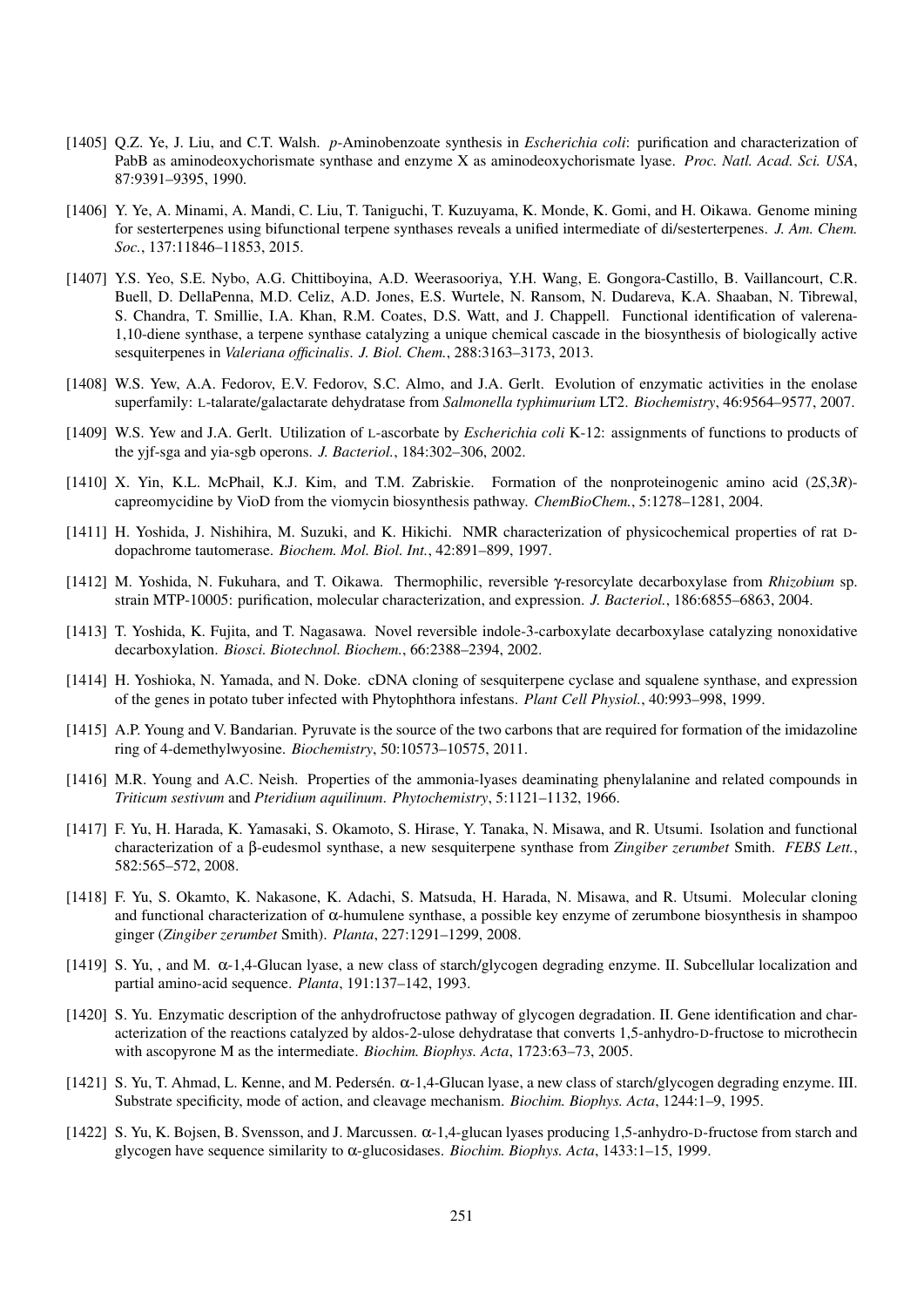[1405] Q.Z. Ye, J. Liu, and C.T. Walsh. *p*-Aminobenzoate synthesis in *Escherichia coli*: purification and characterization of PabB as aminodeoxychorismate synthase and enzyme X as aminodeoxychorismate lyase. *Proc. Natl. Acad. Sci. USA*, 87:9391–9395, 1990.

[1406] Y. Ye, A. Minami, A. Mandi, C. Liu, T. Taniguchi, T. Kuzuyama, K. Monde, K. Gomi, and H. Oikawa. Genome mining for sesterterpenes using bifunctional terpene synthases reveals a unified intermediate of di/sesterterpenes. *J. Am. Chem. Soc.*, 137:11846–11853, 2015.

[1407] Y.S. Yeo, S.E. Nybo, A.G. Chittiboyina, A.D. Weerasooriya, Y.H. Wang, E. Gongora-Castillo, B. Vaillancourt, C.R. Buell, D. DellaPenna, M.D. Celiz, A.D. Jones, E.S. Wurtele, N. Ransom, N. Dudareva, K.A. Shaaban, N. Tibrewal, S. Chandra, T. Smillie, I.A. Khan, R.M. Coates, D.S. Watt, and J. Chappell. Functional identification of valerena-1,10-diene synthase, a terpene synthase catalyzing a unique chemical cascade in the biosynthesis of biologically active sesquiterpenes in *Valeriana officinalis*. *J. Biol. Chem.*, 288:3163–3173, 2013.

[1408] W.S. Yew, A.A. Fedorov, E.V. Fedorov, S.C. Almo, and J.A. Gerlt. Evolution of enzymatic activities in the enolase superfamily: L-talarate/galactarate dehydratase from *Salmonella typhimurium* LT2. *Biochemistry*, 46:9564–9577, 2007.

[1409] W.S. Yew and J.A. Gerlt. Utilization of L-ascorbate by *Escherichia coli* K-12: assignments of functions to products of the yjf-sga and yia-sgb operons. *J. Bacteriol.*, 184:302–306, 2002.

[1410] X. Yin, K.L. McPhail, K.J. Kim, and T.M. Zabriskie. Formation of the nonproteinogenic amino acid (2*S*,3*R*)-capreomycidine by VioD from the viomycin biosynthesis pathway. *ChemBioChem.*, 5:1278–1281, 2004.

[1411] H. Yoshida, J. Nishihira, M. Suzuki, and K. Hikichi. NMR characterization of physicochemical properties of rat D-dopachrome tautomerase. *Biochem. Mol. Biol. Int.*, 42:891–899, 1997.

[1412] M. Yoshida, N. Fukuhara, and T. Oikawa. Thermophilic, reversible γ-resorcylate decarboxylase from *Rhizobium* sp. strain MTP-10005: purification, molecular characterization, and expression. *J. Bacteriol.*, 186:6855–6863, 2004.

[1413] T. Yoshida, K. Fujita, and T. Nagasawa. Novel reversible indole-3-carboxylate decarboxylase catalyzing nonoxidative decarboxylation. *Biosci. Biotechnol. Biochem.*, 66:2388–2394, 2002.

[1414] H. Yoshioka, N. Yamada, and N. Doke. cDNA cloning of sesquiterpene cyclase and squalene synthase, and expression of the genes in potato tuber infected with Phytophthora infestans. *Plant Cell Physiol.*, 40:993–998, 1999.

[1415] A.P. Young and V. Bandarian. Pyruvate is the source of the two carbons that are required for formation of the imidazoline ring of 4-demethylwyosine. *Biochemistry*, 50:10573–10575, 2011.

[1416] M.R. Young and A.C. Neish. Properties of the ammonia-lyases deaminating phenylalanine and related compounds in *Triticum sestivum* and *Pteridium aquilinum*. *Phytochemistry*, 5:1121–1132, 1966.

[1417] F. Yu, H. Harada, K. Yamasaki, S. Okamoto, S. Hirase, Y. Tanaka, N. Misawa, and R. Utsumi. Isolation and functional characterization of a β-eudesmol synthase, a new sesquiterpene synthase from *Zingiber zerumbet* Smith. *FEBS Lett.*, 582:565–572, 2008.

[1418] F. Yu, S. Okamto, K. Nakasone, K. Adachi, S. Matsuda, H. Harada, N. Misawa, and R. Utsumi. Molecular cloning and functional characterization of α-humulene synthase, a possible key enzyme of zerumbone biosynthesis in shampoo ginger (*Zingiber zerumbet* Smith). *Planta*, 227:1291–1299, 2008.

[1419] S. Yu, , and M. α-1,4-Glucan lyase, a new class of starch/glycogen degrading enzyme. II. Subcellular localization and partial amino-acid sequence. *Planta*, 191:137–142, 1993.

[1420] S. Yu. Enzymatic description of the anhydrofructose pathway of glycogen degradation. II. Gene identification and characterization of the reactions catalyzed by aldos-2-ulose dehydratase that converts 1,5-anhydro-D-fructose to microthecin with ascopyrone M as the intermediate. *Biochim. Biophys. Acta*, 1723:63–73, 2005.

[1421] S. Yu, T. Ahmad, L. Kenne, and M. Pedersén. α-1,4-Glucan lyase, a new class of starch/glycogen degrading enzyme. III. Substrate specificity, mode of action, and cleavage mechanism. *Biochim. Biophys. Acta*, 1244:1–9, 1995.

[1422] S. Yu, K. Bojsen, B. Svensson, and J. Marcussen. α-1,4-glucan lyases producing 1,5-anhydro-D-fructose from starch and glycogen have sequence similarity to α-glucosidases. *Biochim. Biophys. Acta*, 1433:1–15, 1999.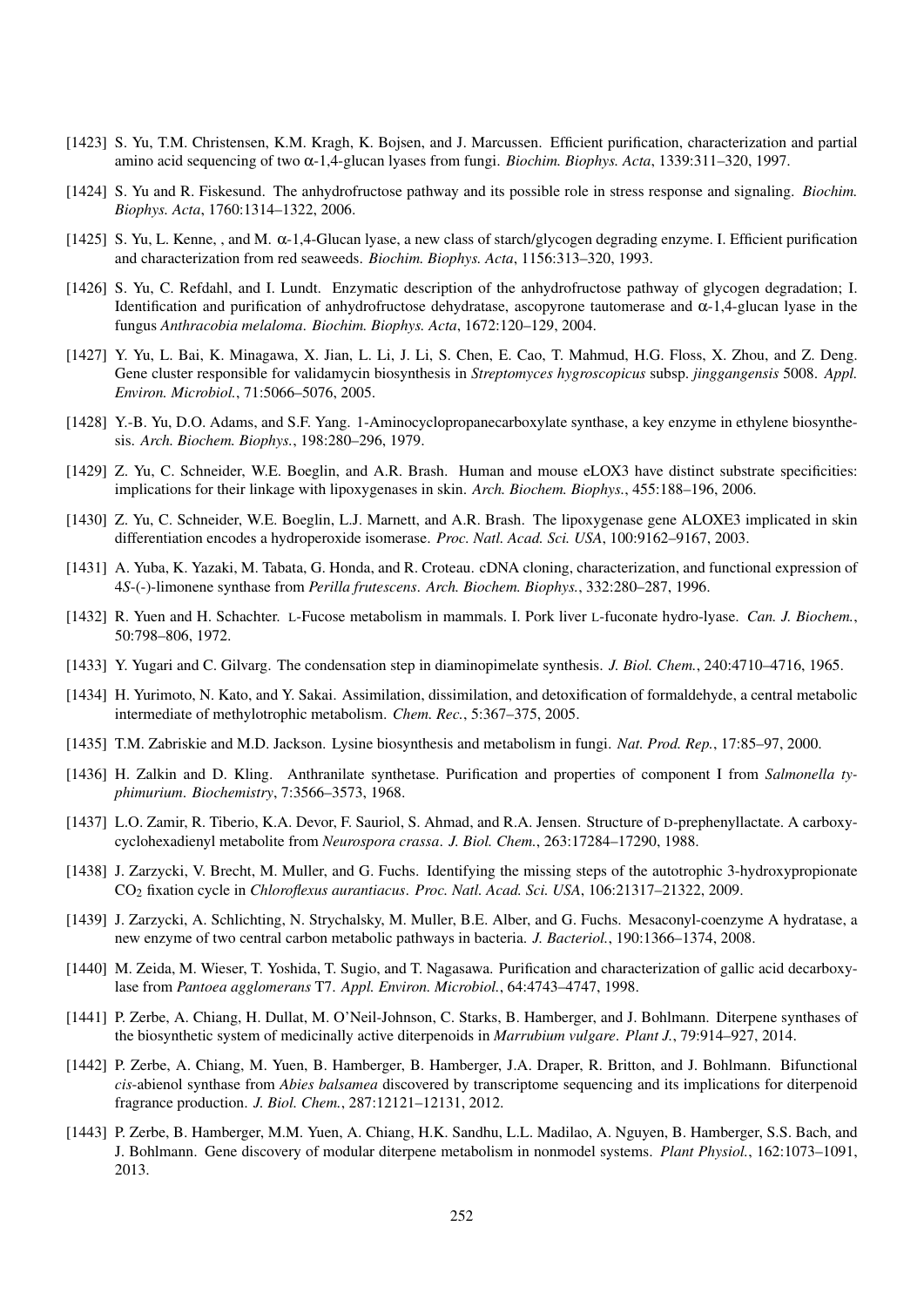[1423] S. Yu, T.M. Christensen, K.M. Kragh, K. Bojsen, and J. Marcussen. Efficient purification, characterization and partial amino acid sequencing of two α-1,4-glucan lyases from fungi. *Biochim. Biophys. Acta*, 1339:311–320, 1997.

[1424] S. Yu and R. Fiskesund. The anhydrofructose pathway and its possible role in stress response and signaling. *Biochim. Biophys. Acta*, 1760:1314–1322, 2006.

[1425] S. Yu, L. Kenne, , and M. α-1,4-Glucan lyase, a new class of starch/glycogen degrading enzyme. I. Efficient purification and characterization from red seaweeds. *Biochim. Biophys. Acta*, 1156:313–320, 1993.

[1426] S. Yu, C. Refdahl, and I. Lundt. Enzymatic description of the anhydrofructose pathway of glycogen degradation; I. Identification and purification of anhydrofructose dehydratase, ascopyrone tautomerase and α-1,4-glucan lyase in the fungus *Anthracobia melaloma*. *Biochim. Biophys. Acta*, 1672:120–129, 2004.

[1427] Y. Yu, L. Bai, K. Minagawa, X. Jian, L. Li, J. Li, S. Chen, E. Cao, T. Mahmud, H.G. Floss, X. Zhou, and Z. Deng. Gene cluster responsible for validamycin biosynthesis in *Streptomyces hygroscopicus* subsp. *jinggangensis* 5008. *Appl. Environ. Microbiol.*, 71:5066–5076, 2005.

[1428] Y.-B. Yu, D.O. Adams, and S.F. Yang. 1-Aminocyclopropanecarboxylate synthase, a key enzyme in ethylene biosynthesis. *Arch. Biochem. Biophys.*, 198:280–296, 1979.

[1429] Z. Yu, C. Schneider, W.E. Boeglin, and A.R. Brash. Human and mouse eLOX3 have distinct substrate specificities: implications for their linkage with lipoxygenases in skin. *Arch. Biochem. Biophys.*, 455:188–196, 2006.

[1430] Z. Yu, C. Schneider, W.E. Boeglin, L.J. Marnett, and A.R. Brash. The lipoxygenase gene ALOXE3 implicated in skin differentiation encodes a hydroperoxide isomerase. *Proc. Natl. Acad. Sci. USA*, 100:9162–9167, 2003.

[1431] A. Yuba, K. Yazaki, M. Tabata, G. Honda, and R. Croteau. cDNA cloning, characterization, and functional expression of 4*S*-(-)-limonene synthase from *Perilla frutescens*. *Arch. Biochem. Biophys.*, 332:280–287, 1996.

[1432] R. Yuen and H. Schachter. L-Fucose metabolism in mammals. I. Pork liver L-fuconate hydro-lyase. *Can. J. Biochem.*, 50:798–806, 1972.

[1433] Y. Yugari and C. Gilvarg. The condensation step in diaminopimelate synthesis. *J. Biol. Chem.*, 240:4710–4716, 1965.

[1434] H. Yurimoto, N. Kato, and Y. Sakai. Assimilation, dissimilation, and detoxification of formaldehyde, a central metabolic intermediate of methylotrophic metabolism. *Chem. Rec.*, 5:367–375, 2005.

[1435] T.M. Zabriskie and M.D. Jackson. Lysine biosynthesis and metabolism in fungi. *Nat. Prod. Rep.*, 17:85–97, 2000.

[1436] H. Zalkin and D. Kling. Anthranilate synthetase. Purification and properties of component I from *Salmonella typhimurium*. *Biochemistry*, 7:3566–3573, 1968.

[1437] L.O. Zamir, R. Tiberio, K.A. Devor, F. Sauriol, S. Ahmad, and R.A. Jensen. Structure of D-prephenyllactate. A carboxycyclohexadienyl metabolite from *Neurospora crassa*. *J. Biol. Chem.*, 263:17284–17290, 1988.

[1438] J. Zarzycki, V. Brecht, M. Muller, and G. Fuchs. Identifying the missing steps of the autotrophic 3-hydroxypropionate $CO_2$ fixation cycle in *Chloroflexus aurantiacus*. *Proc. Natl. Acad. Sci. USA*, 106:21317–21322, 2009.

[1439] J. Zarzycki, A. Schlichting, N. Strychalsky, M. Muller, B.E. Alber, and G. Fuchs. Mesaconyl-coenzyme A hydratase, a new enzyme of two central carbon metabolic pathways in bacteria. *J. Bacteriol.*, 190:1366–1374, 2008.

[1440] M. Zeida, M. Wieser, T. Yoshida, T. Sugio, and T. Nagasawa. Purification and characterization of gallic acid decarboxylase from *Pantoea agglomerans* T7. *Appl. Environ. Microbiol.*, 64:4743–4747, 1998.

[1441] P. Zerbe, A. Chiang, H. Dullat, M. O'Neil-Johnson, C. Starks, B. Hamberger, and J. Bohlmann. Diterpene synthases of the biosynthetic system of medicinally active diterpenoids in *Marrubium vulgare*. *Plant J.*, 79:914–927, 2014.

[1442] P. Zerbe, A. Chiang, M. Yuen, B. Hamberger, B. Hamberger, J.A. Draper, R. Britton, and J. Bohlmann. Bifunctional *cis*-abienol synthase from *Abies balsamea* discovered by transcriptome sequencing and its implications for diterpenoid fragrance production. *J. Biol. Chem.*, 287:12121–12131, 2012.

[1443] P. Zerbe, B. Hamberger, M.M. Yuen, A. Chiang, H.K. Sandhu, L.L. Madilao, A. Nguyen, B. Hamberger, S.S. Bach, and J. Bohlmann. Gene discovery of modular diterpene metabolism in nonmodel systems. *Plant Physiol.*, 162:1073–1091, 2013.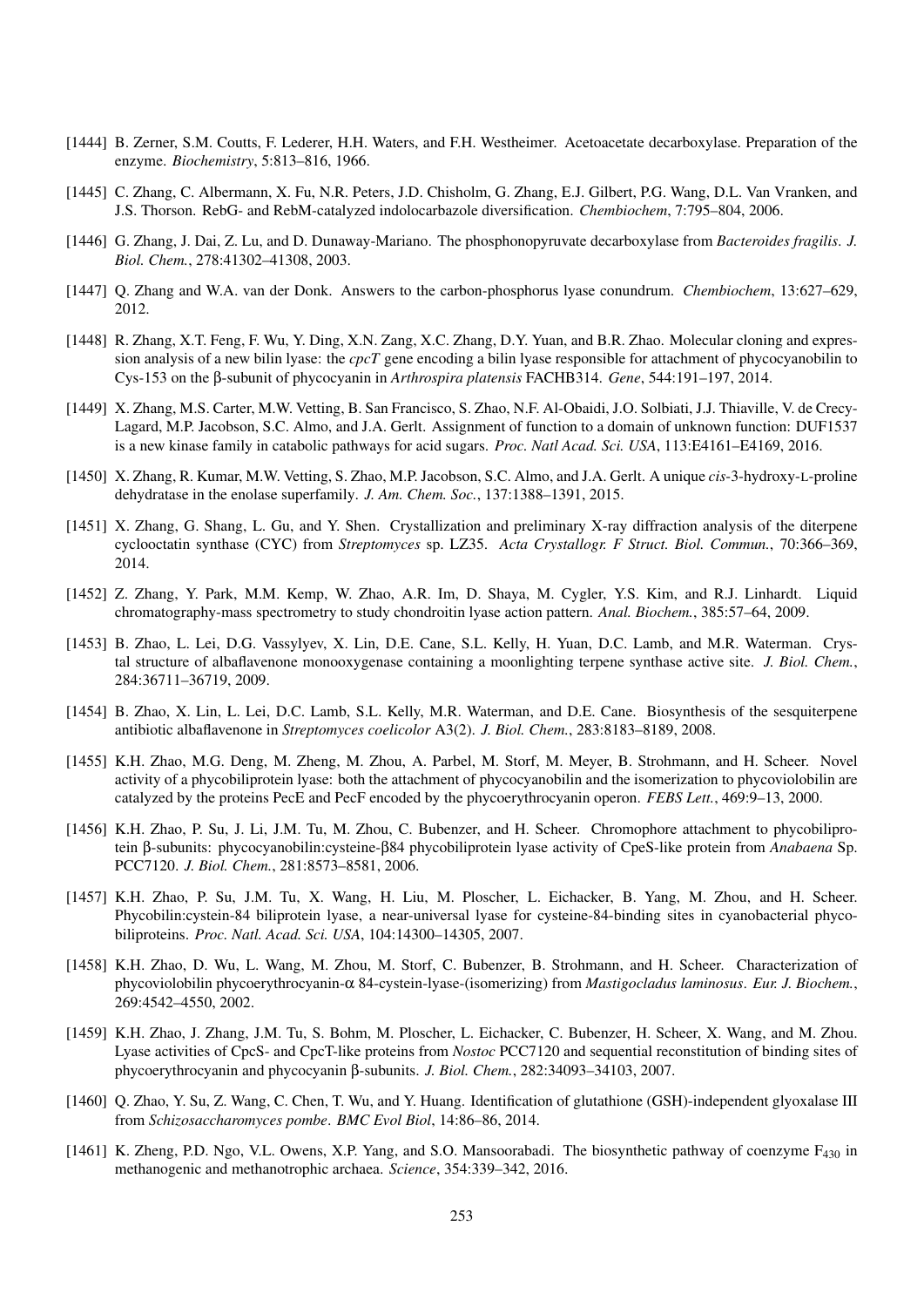[1444] B. Zerner, S.M. Coutts, F. Lederer, H.H. Waters, and F.H. Westheimer. Acetoacetate decarboxylase. Preparation of the enzyme. *Biochemistry*, 5:813–816, 1966.

[1445] C. Zhang, C. Albermann, X. Fu, N.R. Peters, J.D. Chisholm, G. Zhang, E.J. Gilbert, P.G. Wang, D.L. Van Vranken, and J.S. Thorson. RebG- and RebM-catalyzed indolocarbazole diversification. *Chembiochem*, 7:795–804, 2006.

[1446] G. Zhang, J. Dai, Z. Lu, and D. Dunaway-Mariano. The phosphonopyruvate decarboxylase from *Bacteroides fragilis*. *J. Biol. Chem.*, 278:41302–41308, 2003.

[1447] Q. Zhang and W.A. van der Donk. Answers to the carbon-phosphorus lyase conundrum. *Chembiochem*, 13:627–629, 2012.

[1448] R. Zhang, X.T. Feng, F. Wu, Y. Ding, X.N. Zang, X.C. Zhang, D.Y. Yuan, and B.R. Zhao. Molecular cloning and expression analysis of a new bilin lyase: the *cpcT* gene encoding a bilin lyase responsible for attachment of phycocyanobilin to Cys-153 on the β-subunit of phycocyanin in *Arthrospira platensis* FACHB314. *Gene*, 544:191–197, 2014.

[1449] X. Zhang, M.S. Carter, M.W. Vetting, B. San Francisco, S. Zhao, N.F. Al-Obaidi, J.O. Solbiati, J.J. Thiaville, V. de Crecy-Lagard, M.P. Jacobson, S.C. Almo, and J.A. Gerlt. Assignment of function to a domain of unknown function: DUF1537 is a new kinase family in catabolic pathways for acid sugars. *Proc. Natl Acad. Sci. USA*, 113:E4161–E4169, 2016.

[1450] X. Zhang, R. Kumar, M.W. Vetting, S. Zhao, M.P. Jacobson, S.C. Almo, and J.A. Gerlt. A unique *cis*-3-hydroxy-L-proline dehydratase in the enolase superfamily. *J. Am. Chem. Soc.*, 137:1388–1391, 2015.

[1451] X. Zhang, G. Shang, L. Gu, and Y. Shen. Crystallization and preliminary X-ray diffraction analysis of the diterpene cyclooctatin synthase (CYC) from *Streptomyces* sp. LZ35. *Acta Crystallogr. F Struct. Biol. Commun.*, 70:366–369, 2014.

[1452] Z. Zhang, Y. Park, M.M. Kemp, W. Zhao, A.R. Im, D. Shaya, M. Cygler, Y.S. Kim, and R.J. Linhardt. Liquid chromatography-mass spectrometry to study chondroitin lyase action pattern. *Anal. Biochem.*, 385:57–64, 2009.

[1453] B. Zhao, L. Lei, D.G. Vassylyev, X. Lin, D.E. Cane, S.L. Kelly, H. Yuan, D.C. Lamb, and M.R. Waterman. Crystal structure of albaflavenone monooxygenase containing a moonlighting terpene synthase active site. *J. Biol. Chem.*, 284:36711–36719, 2009.

[1454] B. Zhao, X. Lin, L. Lei, D.C. Lamb, S.L. Kelly, M.R. Waterman, and D.E. Cane. Biosynthesis of the sesquiterpene antibiotic albaflavenone in *Streptomyces coelicolor* A3(2). *J. Biol. Chem.*, 283:8183–8189, 2008.

[1455] K.H. Zhao, M.G. Deng, M. Zheng, M. Zhou, A. Parbel, M. Storf, M. Meyer, B. Strohmann, and H. Scheer. Novel activity of a phycobiliprotein lyase: both the attachment of phycocyanobilin and the isomerization to phycoviolobilin are catalyzed by the proteins PecE and PecF encoded by the phycoerythrocyanin operon. *FEBS Lett.*, 469:9–13, 2000.

[1456] K.H. Zhao, P. Su, J. Li, J.M. Tu, M. Zhou, C. Bubenzer, and H. Scheer. Chromophore attachment to phycobiliprotein β-subunits: phycocyanobilin:cysteine-β84 phycobiliprotein lyase activity of CpeS-like protein from *Anabaena* Sp. PCC7120. *J. Biol. Chem.*, 281:8573–8581, 2006.

[1457] K.H. Zhao, P. Su, J.M. Tu, X. Wang, H. Liu, M. Ploscher, L. Eichacker, B. Yang, M. Zhou, and H. Scheer. Phycobilin:cystein-84 biliprotein lyase, a near-universal lyase for cysteine-84-binding sites in cyanobacterial phycobiliproteins. *Proc. Natl. Acad. Sci. USA*, 104:14300–14305, 2007.

[1458] K.H. Zhao, D. Wu, L. Wang, M. Zhou, M. Storf, C. Bubenzer, B. Strohmann, and H. Scheer. Characterization of phycoviolobilin phycoerythrocyanin-α 84-cystein-lyase-(isomerizing) from *Mastigocladus laminosus*. *Eur. J. Biochem.*, 269:4542–4550, 2002.

[1459] K.H. Zhao, J. Zhang, J.M. Tu, S. Bohm, M. Ploscher, L. Eichacker, C. Bubenzer, H. Scheer, X. Wang, and M. Zhou. Lyase activities of CpcS- and CpcT-like proteins from *Nostoc* PCC7120 and sequential reconstitution of binding sites of phycoerythrocyanin and phycocyanin β-subunits. *J. Biol. Chem.*, 282:34093–34103, 2007.

[1460] Q. Zhao, Y. Su, Z. Wang, C. Chen, T. Wu, and Y. Huang. Identification of glutathione (GSH)-independent glyoxalase III from *Schizosaccharomyces pombe*. *BMC Evol Biol*, 14:86–86, 2014.

[1461] K. Zheng, P.D. Ngo, V.L. Owens, X.P. Yang, and S.O. Mansoorabadi. The biosynthetic pathway of coenzyme $F_{430}$ in methanogenic and methanotrophic archaea. *Science*, 354:339–342, 2016.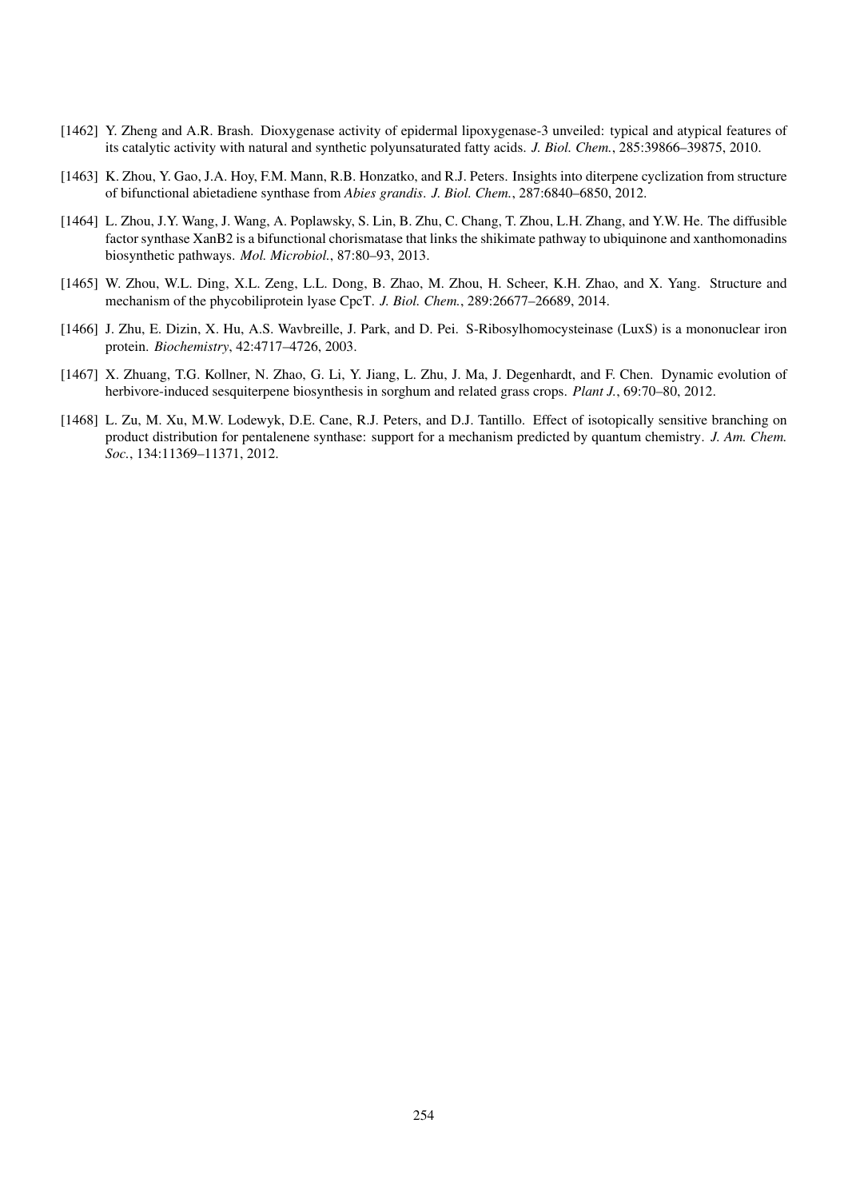[1462] Y. Zheng and A.R. Brash. Dioxygenase activity of epidermal lipoxygenase-3 unveiled: typical and atypical features of its catalytic activity with natural and synthetic polyunsaturated fatty acids. *J. Biol. Chem.*, 285:39866–39875, 2010.

[1463] K. Zhou, Y. Gao, J.A. Hoy, F.M. Mann, R.B. Honzatko, and R.J. Peters. Insights into diterpene cyclization from structure of bifunctional abietadiene synthase from *Abies grandis*. *J. Biol. Chem.*, 287:6840–6850, 2012.

[1464] L. Zhou, J.Y. Wang, J. Wang, A. Poplawsky, S. Lin, B. Zhu, C. Chang, T. Zhou, L.H. Zhang, and Y.W. He. The diffusible factor synthase XanB2 is a bifunctional chorismatase that links the shikimate pathway to ubiquinone and xanthomonadins biosynthetic pathways. *Mol. Microbiol.*, 87:80–93, 2013.

[1465] W. Zhou, W.L. Ding, X.L. Zeng, L.L. Dong, B. Zhao, M. Zhou, H. Scheer, K.H. Zhao, and X. Yang. Structure and mechanism of the phycobiliprotein lyase CpcT. *J. Biol. Chem.*, 289:26677–26689, 2014.

[1466] J. Zhu, E. Dizin, X. Hu, A.S. Wavbreille, J. Park, and D. Pei. S-Ribosylhomocysteinase (LuxS) is a mononuclear iron protein. *Biochemistry*, 42:4717–4726, 2003.

[1467] X. Zhuang, T.G. Kollner, N. Zhao, G. Li, Y. Jiang, L. Zhu, J. Ma, J. Degenhardt, and F. Chen. Dynamic evolution of herbivore-induced sesquiterpene biosynthesis in sorghum and related grass crops. *Plant J.*, 69:70–80, 2012.

[1468] L. Zu, M. Xu, M.W. Lodewyk, D.E. Cane, R.J. Peters, and D.J. Tantillo. Effect of isotopically sensitive branching on product distribution for pentalenene synthase: support for a mechanism predicted by quantum chemistry. *J. Am. Chem. Soc.*, 134:11369–11371, 2012.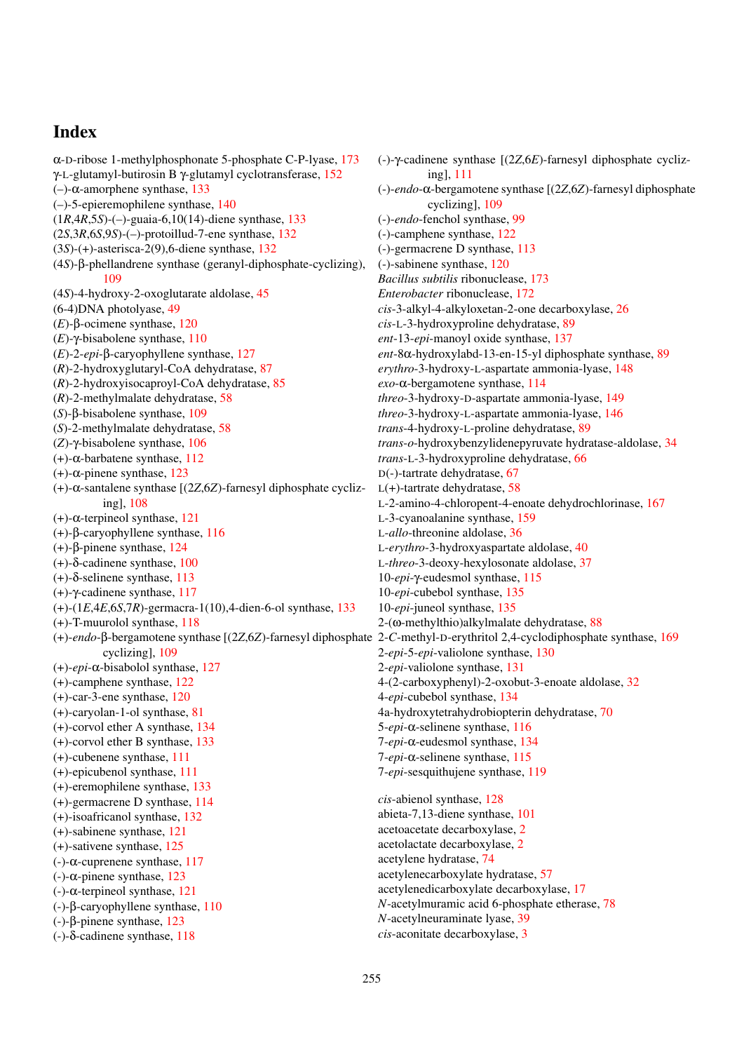# Index

α-D-ribose 1-methylphosphonate 5-phosphate C-P-lyase, 173
γ-L-glutamyl-butirosin B γ-glutamyl cyclotransferase, 152
(–)-α-amorphene synthase, 133
(–)-5-epieremophilene synthase, 140
(1*R*,4*R*,5*S*)-(–)-guaia-6,10(14)-diene synthase, 133
(2*S*,3*R*,6*S*,9*S*)-(–)-protoillud-7-ene synthase, 132
(3*S*)-(+)-asterisca-2(9),6-diene synthase, 132
(4*S*)-β-phellandrene synthase (geranyl-diphosphate-cyclizing), 109
(4*S*)-4-hydroxy-2-oxoglutarate aldolase, 45
(6-4)DNA photolyase, 49
(*E*)-β-ocimene synthase, 120
(*E*)-γ-bisabolene synthase, 110
(*E*)-2-*epi*-β-caryophyllene synthase, 127
(*R*)-2-hydroxyglutaryl-CoA dehydratase, 87
(*R*)-2-hydroxyisocaproyl-CoA dehydratase, 85
(*R*)-2-methylmalate dehydratase, 58
(*S*)-β-bisabolene synthase, 109
(*S*)-2-methylmalate dehydratase, 58
(*Z*)-γ-bisabolene synthase, 106
(+)-α-barbatene synthase, 112
(+)-α-pinene synthase, 123
(+)-α-santalene synthase [(2*Z*,6*Z*)-farnesyl diphosphate cyclizing], 108
(+)-α-terpineol synthase, 121
(+)-β-caryophyllene synthase, 116
(+)-β-pinene synthase, 124
(+)-δ-cadinene synthase, 100
(+)-δ-selinene synthase, 113
(+)-γ-cadinene synthase, 117
(+)-(1*E*,4*E*,6*S*,7*R*)-germacra-1(10),4-dien-6-ol synthase, 133
(+)-T-muurolol synthase, 118
(+)-*endo*-β-bergamotene synthase [(2*Z*,6*Z*)-farnesyl diphosphate cyclizing], 109
(+)-*epi*-α-bisabolol synthase, 127
(+)-camphene synthase, 122
(+)-car-3-ene synthase, 120
(+)-caryolan-1-ol synthase, 81
(+)-corvol ether A synthase, 134
(+)-corvol ether B synthase, 133
(+)-cubenene synthase, 111
(+)-epicubenol synthase, 111
(+)-eremophilene synthase, 133
(+)-germacrene D synthase, 114
(+)-isoafricanol synthase, 132
(+)-sabinene synthase, 121
(+)-sativene synthase, 125
(-)-α-cuprenene synthase, 117
(-)-α-pinene synthase, 123
(-)-α-terpineol synthase, 121
(-)-β-caryophyllene synthase, 110
(-)-β-pinene synthase, 123
(-)-δ-cadinene synthase, 118
(-)-γ-cadinene synthase [(2*Z*,6*E*)-farnesyl diphosphate cyclizing], 111
(-)-*endo*-α-bergamotene synthase [(2*Z*,6*Z*)-farnesyl diphosphate cyclizing], 109
(-)-*endo*-fenchol synthase, 99
(-)-camphene synthase, 122
(-)-germacrene D synthase, 113
(-)-sabinene synthase, 120
*Bacillus subtilis* ribonuclease, 173
*Enterobacter* ribonuclease, 172
*cis*-3-alkyl-4-alkyloxetan-2-one decarboxylase, 26
*cis*-L-3-hydroxyproline dehydratase, 89
*ent*-13-*epi*-manoyl oxide synthase, 137
*ent*-8α-hydroxylabd-13-en-15-yl diphosphate synthase, 89
*erythro*-3-hydroxy-L-aspartate ammonia-lyase, 148
*exo*-α-bergamotene synthase, 114
*threo*-3-hydroxy-D-aspartate ammonia-lyase, 149
*threo*-3-hydroxy-L-aspartate ammonia-lyase, 146
*trans*-4-hydroxy-L-proline dehydratase, 89
*trans*-*o*-hydroxybenzylidenepyruvate hydratase-aldolase, 34
*trans*-L-3-hydroxyproline dehydratase, 66
D(-)-tartrate dehydratase, 67
L(+)-tartrate dehydratase, 58
L-2-amino-4-chloropent-4-enoate dehydrochlorinase, 167
L-3-cyanoalanine synthase, 159
L-*allo*-threonine aldolase, 36
L-*erythro*-3-hydroxyaspartate aldolase, 40
L-*threo*-3-deoxy-hexylosonate aldolase, 37
10-*epi*-γ-eudesmol synthase, 115
10-*epi*-cubebol synthase, 135
10-*epi*-juneol synthase, 135
2-(ω-methylthio)alkylmalate dehydratase, 88
2-*C*-methyl-D-erythritol 2,4-cyclodiphosphate synthase, 169
2-*epi*-5-*epi*-valiolone synthase, 130
2-*epi*-valiolone synthase, 131
4-(2-carboxyphenyl)-2-oxobut-3-enoate aldolase, 32
4-*epi*-cubebol synthase, 134
4a-hydroxytetrahydrobiopterin dehydratase, 70
5-*epi*-α-selinene synthase, 116
7-*epi*-α-eudesmol synthase, 134
7-*epi*-α-selinene synthase, 115
7-*epi*-sesquithujene synthase, 119

*cis*-abienol synthase, 128
abieta-7,13-diene synthase, 101
acetoacetate decarboxylase, 2
acetolactate decarboxylase, 2
acetylene hydratase, 74
acetylenecarboxylate hydratase, 57
acetylenedicarboxylate decarboxylase, 17
*N*-acetylmuramic acid 6-phosphate etherase, 78
*N*-acetylneuraminate lyase, 39
*cis*-aconitate decarboxylase, 3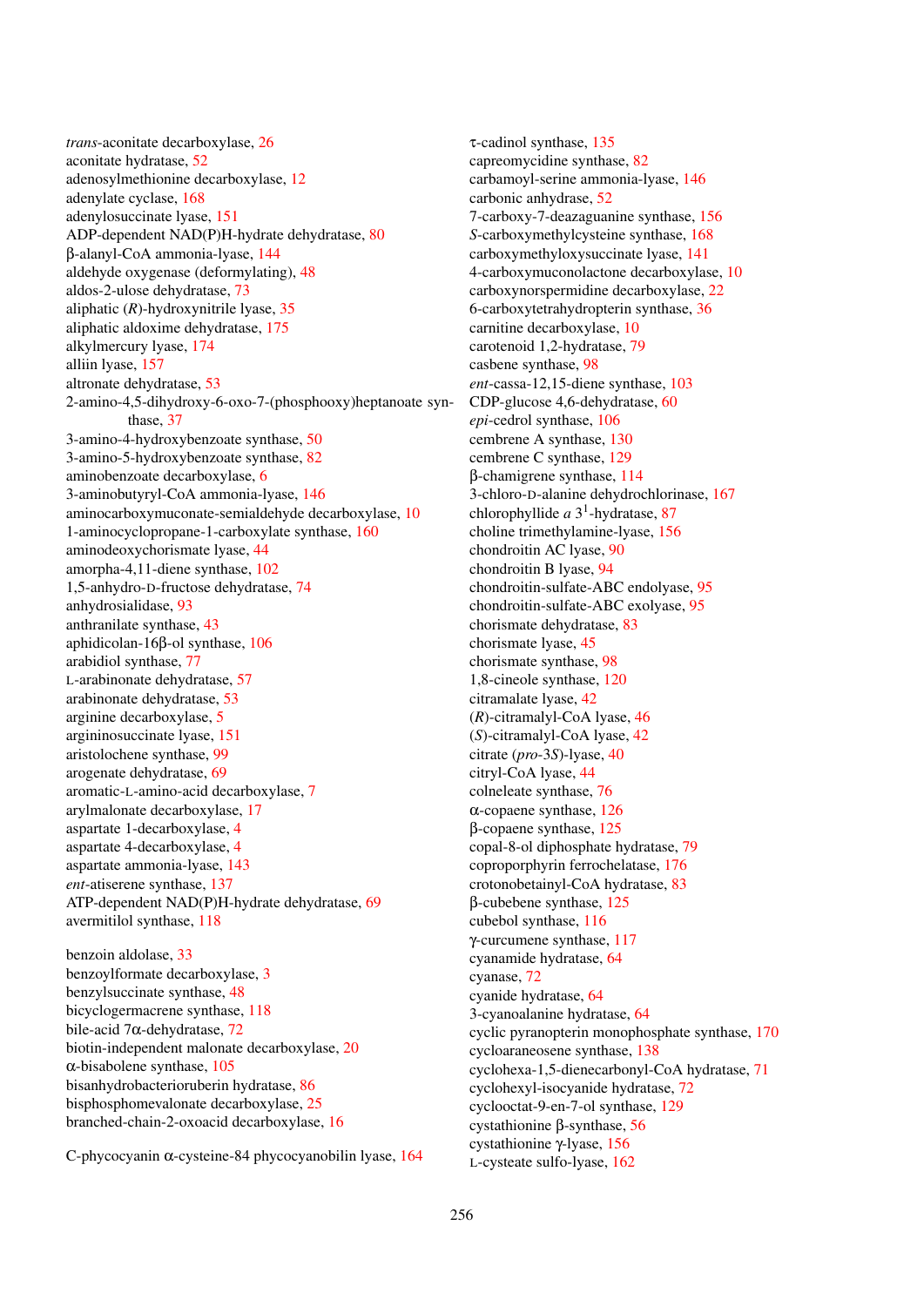*trans*-aconitate decarboxylase, 26
aconitate hydratase, 52
adenosylmethionine decarboxylase, 12
adenylate cyclase, 168
adenylosuccinate lyase, 151
ADP-dependent NAD(P)H-hydrate dehydratase, 80
β-alanyl-CoA ammonia-lyase, 144
aldehyde oxygenase (deformylating), 48
aldos-2-ulose dehydratase, 73
aliphatic (*R*)-hydroxynitrile lyase, 35
aliphatic aldoxime dehydratase, 175
alkylmercury lyase, 174
alliin lyase, 157
altronate dehydratase, 53
2-amino-4,5-dihydroxy-6-oxo-7-(phosphooxy)heptanoate synthase, 37
3-amino-4-hydroxybenzoate synthase, 50
3-amino-5-hydroxybenzoate synthase, 82
aminobenzoate decarboxylase, 6
3-aminobutyryl-CoA ammonia-lyase, 146
aminocarboxymuconate-semialdehyde decarboxylase, 10
1-aminocyclopropane-1-carboxylate synthase, 160
aminodeoxychorismate lyase, 44
amorpha-4,11-diene synthase, 102
1,5-anhydro-D-fructose dehydratase, 74
anhydrosialidase, 93
anthranilate synthase, 43
aphidicolan-16β-ol synthase, 106
arabidiol synthase, 77
L-arabinonate dehydratase, 57
arabinonate dehydratase, 53
arginine decarboxylase, 5
argininosuccinate lyase, 151
aristolochene synthase, 99
arogenate dehydratase, 69
aromatic-L-amino-acid decarboxylase, 7
arylmalonate decarboxylase, 17
aspartate 1-decarboxylase, 4
aspartate 4-decarboxylase, 4
aspartate ammonia-lyase, 143
*ent*-atiserene synthase, 137
ATP-dependent NAD(P)H-hydrate dehydratase, 69
avermitilol synthase, 118

benzoin aldolase, 33
benzoylformate decarboxylase, 3
benzylsuccinate synthase, 48
bicyclogermacrene synthase, 118
bile-acid 7α-dehydratase, 72
biotin-independent malonate decarboxylase, 20
α-bisabolene synthase, 105
bisanhydrobacterioruberin hydratase, 86
bisphosphomevalonate decarboxylase, 25
branched-chain-2-oxoacid decarboxylase, 16

C-phycocyanin α-cysteine-84 phycocyanobilin lyase, 164
τ-cadinol synthase, 135
capreomycidine synthase, 82
carbamoyl-serine ammonia-lyase, 146
carbonic anhydrase, 52
7-carboxy-7-deazaguanine synthase, 156
*S*-carboxymethylcysteine synthase, 168
carboxymethyloxysuccinate lyase, 141
4-carboxymuconolactone decarboxylase, 10
carboxynorspermidine decarboxylase, 22
6-carboxytetrahydropterin synthase, 36
carnitine decarboxylase, 10
carotenoid 1,2-hydratase, 79
casbene synthase, 98
*ent*-cassa-12,15-diene synthase, 103
CDP-glucose 4,6-dehydratase, 60
*epi*-cedrol synthase, 106
cembrene A synthase, 130
cembrene C synthase, 129
β-chamigrene synthase, 114
3-chloro-D-alanine dehydrochlorinase, 167
chlorophyllide *a* $3^1$-hydratase, 87
choline trimethylamine-lyase, 156
chondroitin AC lyase, 90
chondroitin B lyase, 94
chondroitin-sulfate-ABC endolyase, 95
chondroitin-sulfate-ABC exolyase, 95
chorismate dehydratase, 83
chorismate lyase, 45
chorismate synthase, 98
1,8-cineole synthase, 120
citramalate lyase, 42
(*R*)-citramalyl-CoA lyase, 46
(*S*)-citramalyl-CoA lyase, 42
citrate (*pro*-3*S*)-lyase, 40
citryl-CoA lyase, 44
colneleate synthase, 76
α-copaene synthase, 126
β-copaene synthase, 125
copal-8-ol diphosphate hydratase, 79
coproporphyrin ferrochelatase, 176
crotonobetainyl-CoA hydratase, 83
β-cubebene synthase, 125
cubebol synthase, 116
γ-curcumene synthase, 117
cyanamide hydratase, 64
cyanase, 72
cyanide hydratase, 64
3-cyanoalanine hydratase, 64
cyclic pyranopterin monophosphate synthase, 170
cycloaraneosene synthase, 138
cyclohexa-1,5-dienecarbonyl-CoA hydratase, 71
cyclohexyl-isocyanide hydratase, 72
cyclooctat-9-en-7-ol synthase, 129
cystathionine β-synthase, 56
cystathionine γ-lyase, 156
L-cysteate sulfo-lyase, 162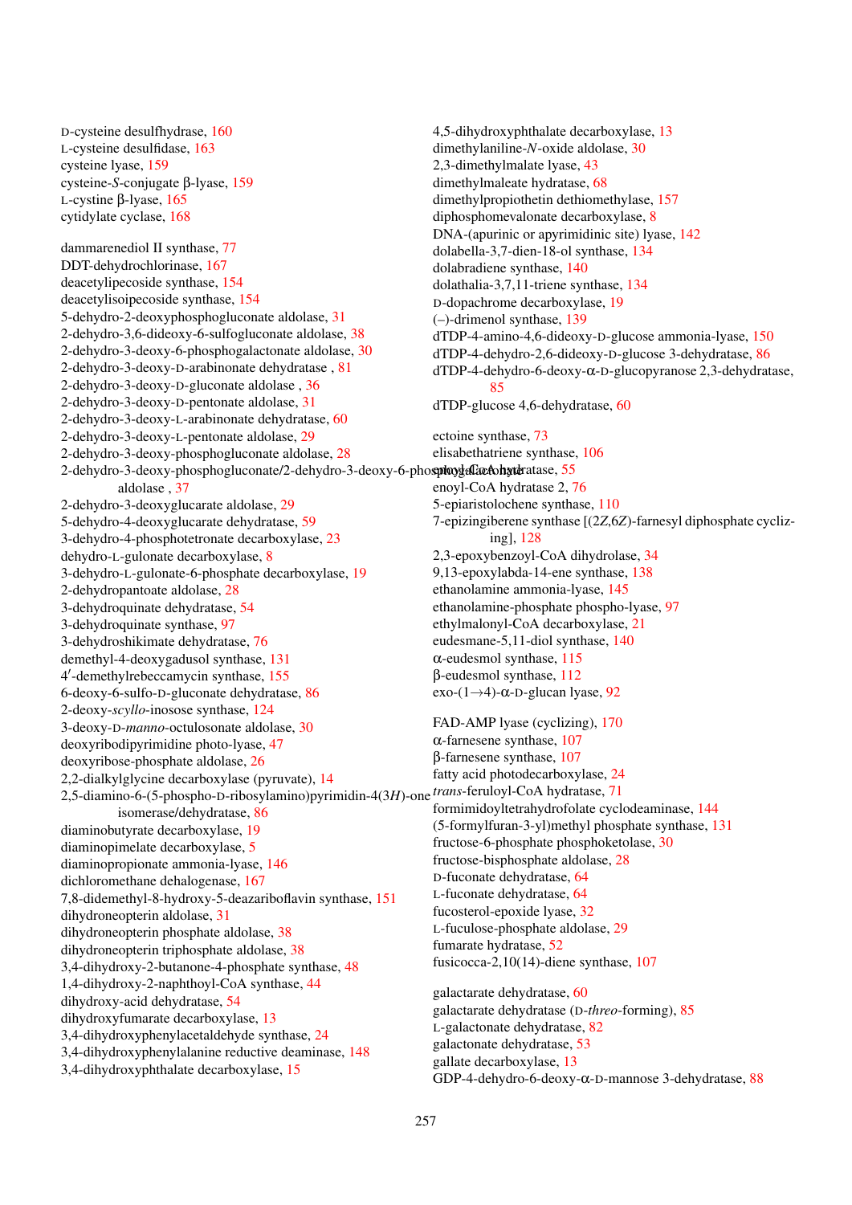D-cysteine desulfhydrase, 160
L-cysteine desulfidase, 163
cysteine lyase, 159
cysteine-*S*-conjugate β-lyase, 159
L-cystine β-lyase, 165
cytidylate cyclase, 168

dammarenediol II synthase, 77
DDT-dehydrochlorinase, 167
deacetylipecoside synthase, 154
deacetylisoipecoside synthase, 154
5-dehydro-2-deoxyphosphogluconate aldolase, 31
2-dehydro-3,6-dideoxy-6-sulfogluconate aldolase, 38
2-dehydro-3-deoxy-6-phosphogalactonate aldolase, 30
2-dehydro-3-deoxy-D-arabinonate dehydratase , 81
2-dehydro-3-deoxy-D-gluconate aldolase , 36
2-dehydro-3-deoxy-D-pentonate aldolase, 31
2-dehydro-3-deoxy-L-arabinonate dehydratase, 60
2-dehydro-3-deoxy-L-pentonate aldolase, 29
2-dehydro-3-deoxy-phosphogluconate aldolase, 28
2-dehydro-3-deoxy-phosphogluconate/2-dehydro-3-deoxy-6-phosphogalactonate aldolase , 37
2-dehydro-3-deoxyglucarate aldolase, 29
5-dehydro-4-deoxyglucarate dehydratase, 59
3-dehydro-4-phosphotetronate decarboxylase, 23
dehydro-L-gulonate decarboxylase, 8
3-dehydro-L-gulonate-6-phosphate decarboxylase, 19
2-dehydropantoate aldolase, 28
3-dehydroquinate dehydratase, 54
3-dehydroquinate synthase, 97
3-dehydroshikimate dehydratase, 76
demethyl-4-deoxygadusol synthase, 131
4′-demethylrebeccamycin synthase, 155
6-deoxy-6-sulfo-D-gluconate dehydratase, 86
2-deoxy-*scyllo*-inosose synthase, 124
3-deoxy-D-*manno*-octulosonate aldolase, 30
deoxyribodipyrimidine photo-lyase, 47
deoxyribose-phosphate aldolase, 26
2,2-dialkylglycine decarboxylase (pyruvate), 14
2,5-diamino-6-(5-phospho-D-ribosylamino)pyrimidin-4(3*H*)-one isomerase/dehydratase, 86
diaminobutyrate decarboxylase, 19
diaminopimelate decarboxylase, 5
diaminopropionate ammonia-lyase, 146
dichloromethane dehalogenase, 167
7,8-didemethyl-8-hydroxy-5-deazariboflavin synthase, 151
dihydroneopterin aldolase, 31
dihydroneopterin phosphate aldolase, 38
dihydroneopterin triphosphate aldolase, 38
3,4-dihydroxy-2-butanone-4-phosphate synthase, 48
1,4-dihydroxy-2-naphthoyl-CoA synthase, 44
dihydroxy-acid dehydratase, 54
dihydroxyfumarate decarboxylase, 13
3,4-dihydroxyphenylacetaldehyde synthase, 24
3,4-dihydroxyphenylalanine reductive deaminase, 148
3,4-dihydroxyphthalate decarboxylase, 15
4,5-dihydroxyphthalate decarboxylase, 13
dimethylaniline-*N*-oxide aldolase, 30
2,3-dimethylmalate lyase, 43
dimethylmaleate hydratase, 68
dimethylpropiothetin dethiomethylase, 157
diphosphomevalonate decarboxylase, 8
DNA-(apurinic or apyrimidinic site) lyase, 142
dolabella-3,7-dien-18-ol synthase, 134
dolabradiene synthase, 140
dolathalia-3,7,11-triene synthase, 134
D-dopachrome decarboxylase, 19
(–)-drimenol synthase, 139
dTDP-4-amino-4,6-dideoxy-D-glucose ammonia-lyase, 150
dTDP-4-dehydro-2,6-dideoxy-D-glucose 3-dehydratase, 86
dTDP-4-dehydro-6-deoxy-α-D-glucopyranose 2,3-dehydratase, 85
dTDP-glucose 4,6-dehydratase, 60

ectoine synthase, 73
elisabethatriene synthase, 106
enoyl-CoA hydratase, 55
enoyl-CoA hydratase 2, 76
5-epiaristolochene synthase, 110
7-epizingiberene synthase [(2*Z*,6*Z*)-farnesyl diphosphate cyclizing], 128
2,3-epoxybenzoyl-CoA dihydrolase, 34
9,13-epoxylabda-14-ene synthase, 138
ethanolamine ammonia-lyase, 145
ethanolamine-phosphate phospho-lyase, 97
ethylmalonyl-CoA decarboxylase, 21
eudesmane-5,11-diol synthase, 140
α-eudesmol synthase, 115
β-eudesmol synthase, 112
exo-(1→4)-α-D-glucan lyase, 92

FAD-AMP lyase (cyclizing), 170
α-farnesene synthase, 107
β-farnesene synthase, 107
fatty acid photodecarboxylase, 24
*trans*-feruloyl-CoA hydratase, 71
formimidoyltetrahydrofolate cyclodeaminase, 144
(5-formylfuran-3-yl)methyl phosphate synthase, 131
fructose-6-phosphate phosphoketolase, 30
fructose-bisphosphate aldolase, 28
D-fuconate dehydratase, 64
L-fuconate dehydratase, 64
fucosterol-epoxide lyase, 32
L-fuculose-phosphate aldolase, 29
fumarate hydratase, 52
fusicocca-2,10(14)-diene synthase, 107

galactarate dehydratase, 60
galactarate dehydratase (D-*threo*-forming), 85
L-galactonate dehydratase, 82
galactonate dehydratase, 53
gallate decarboxylase, 13
GDP-4-dehydro-6-deoxy-α-D-mannose 3-dehydratase, 88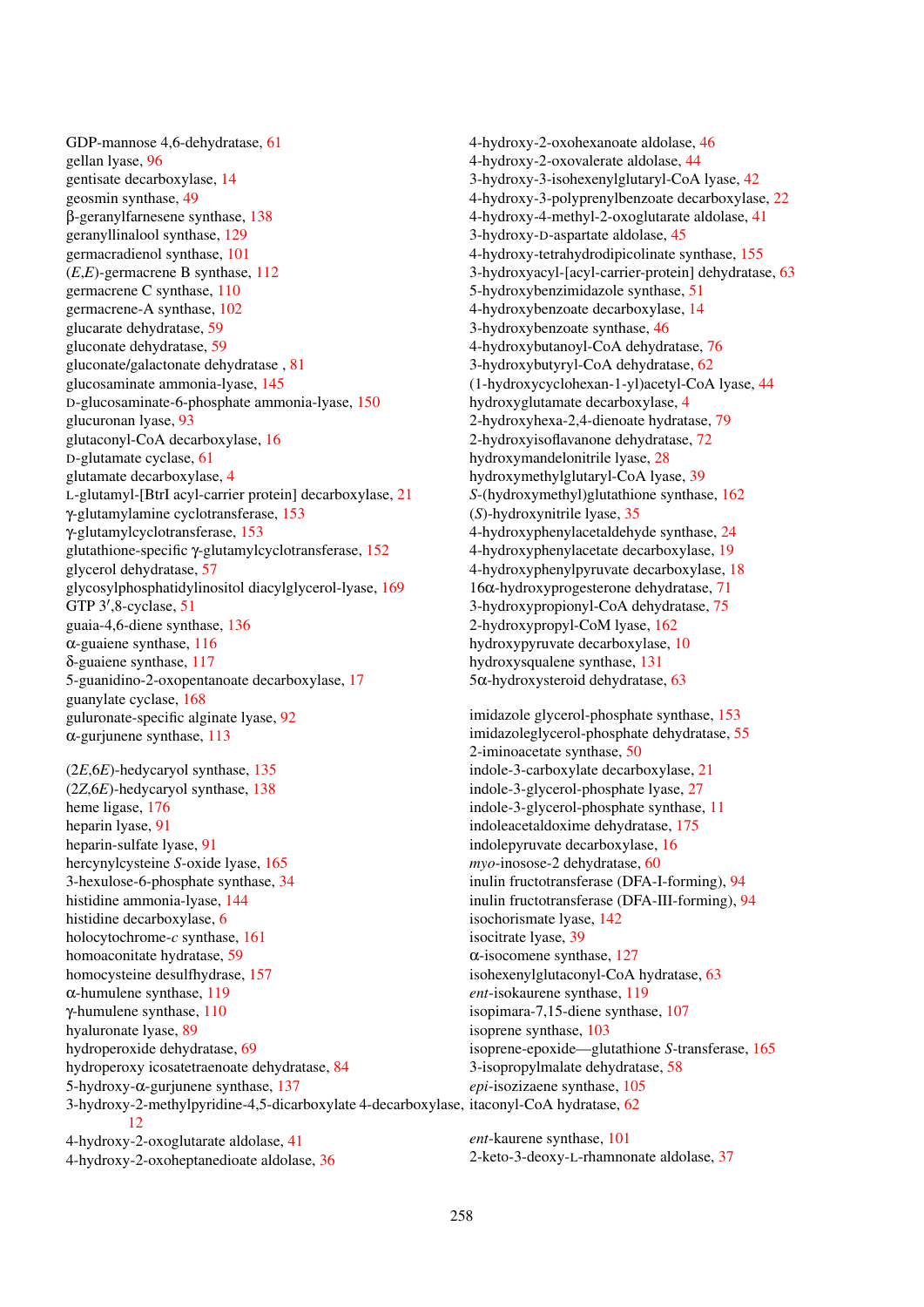GDP-mannose 4,6-dehydratase, 61
gellan lyase, 96
gentisate decarboxylase, 14
geosmin synthase, 49
β-geranylfarnesene synthase, 138
geranyllinalool synthase, 129
germacradienol synthase, 101
(*E*,*E*)-germacrene B synthase, 112
germacrene C synthase, 110
germacrene-A synthase, 102
glucarate dehydratase, 59
gluconate dehydratase, 59
gluconate/galactonate dehydratase , 81
glucosaminate ammonia-lyase, 145
D-glucosaminate-6-phosphate ammonia-lyase, 150
glucuronan lyase, 93
glutaconyl-CoA decarboxylase, 16
D-glutamate cyclase, 61
glutamate decarboxylase, 4
L-glutamyl-[BtrI acyl-carrier protein] decarboxylase, 21
γ-glutamylamine cyclotransferase, 153
γ-glutamylcyclotransferase, 153
glutathione-specific γ-glutamylcyclotransferase, 152
glycerol dehydratase, 57
glycosylphosphatidylinositol diacylglycerol-lyase, 169
GTP 3′,8-cyclase, 51
guaia-4,6-diene synthase, 136
α-guaiene synthase, 116
δ-guaiene synthase, 117
5-guanidino-2-oxopentanoate decarboxylase, 17
guanylate cyclase, 168
guluronate-specific alginate lyase, 92
α-gurjunene synthase, 113

(2*E*,6*E*)-hedycaryol synthase, 135
(2*Z*,6*E*)-hedycaryol synthase, 138
heme ligase, 176
heparin lyase, 91
heparin-sulfate lyase, 91
hercynylcysteine *S*-oxide lyase, 165
3-hexulose-6-phosphate synthase, 34
histidine ammonia-lyase, 144
histidine decarboxylase, 6
holocytochrome-*c* synthase, 161
homoaconitate hydratase, 59
homocysteine desulfhydrase, 157
α-humulene synthase, 119
γ-humulene synthase, 110
hyaluronate lyase, 89
hydroperoxide dehydratase, 69
hydroperoxy icosatetraenoate dehydratase, 84
5-hydroxy-α-gurjunene synthase, 137
3-hydroxy-2-methylpyridine-4,5-dicarboxylate 4-decarboxylase, 12
4-hydroxy-2-oxoglutarate aldolase, 41
4-hydroxy-2-oxoheptanedioate aldolase, 36
4-hydroxy-2-oxohexanoate aldolase, 46
4-hydroxy-2-oxovalerate aldolase, 44
3-hydroxy-3-isohexenylglutaryl-CoA lyase, 42
4-hydroxy-3-polyprenylbenzoate decarboxylase, 22
4-hydroxy-4-methyl-2-oxoglutarate aldolase, 41
3-hydroxy-D-aspartate aldolase, 45
4-hydroxy-tetrahydrodipicolinate synthase, 155
3-hydroxyacyl-[acyl-carrier-protein] dehydratase, 63
5-hydroxybenzimidazole synthase, 51
4-hydroxybenzoate decarboxylase, 14
3-hydroxybenzoate synthase, 46
4-hydroxybutanoyl-CoA dehydratase, 76
3-hydroxybutyryl-CoA dehydratase, 62
(1-hydroxycyclohexan-1-yl)acetyl-CoA lyase, 44
hydroxyglutamate decarboxylase, 4
2-hydroxyhexa-2,4-dienoate hydratase, 79
2-hydroxyisoflavanone dehydratase, 72
hydroxymandelonitrile lyase, 28
hydroxymethylglutaryl-CoA lyase, 39
*S*-(hydroxymethyl)glutathione synthase, 162
(*S*)-hydroxynitrile lyase, 35
4-hydroxyphenylacetaldehyde synthase, 24
4-hydroxyphenylacetate decarboxylase, 19
4-hydroxyphenylpyruvate decarboxylase, 18
16α-hydroxyprogesterone dehydratase, 71
3-hydroxypropionyl-CoA dehydratase, 75
2-hydroxypropyl-CoM lyase, 162
hydroxypyruvate decarboxylase, 10
hydroxysqualene synthase, 131
5α-hydroxysteroid dehydratase, 63

imidazole glycerol-phosphate synthase, 153
imidazoleglycerol-phosphate dehydratase, 55
2-iminoacetate synthase, 50
indole-3-carboxylate decarboxylase, 21
indole-3-glycerol-phosphate lyase, 27
indole-3-glycerol-phosphate synthase, 11
indoleacetaldoxime dehydratase, 175
indolepyruvate decarboxylase, 16
*myo*-inosose-2 dehydratase, 60
inulin fructotransferase (DFA-I-forming), 94
inulin fructotransferase (DFA-III-forming), 94
isochorismate lyase, 142
isocitrate lyase, 39
α-isocomene synthase, 127
isohexenylglutaconyl-CoA hydratase, 63
*ent*-isokaurene synthase, 119
isopimara-7,15-diene synthase, 107
isoprene synthase, 103
isoprene-epoxide—glutathione *S*-transferase, 165
3-isopropylmalate dehydratase, 58
*epi*-isozizaene synthase, 105
itaconyl-CoA hydratase, 62

*ent*-kaurene synthase, 101
2-keto-3-deoxy-L-rhamnonate aldolase, 37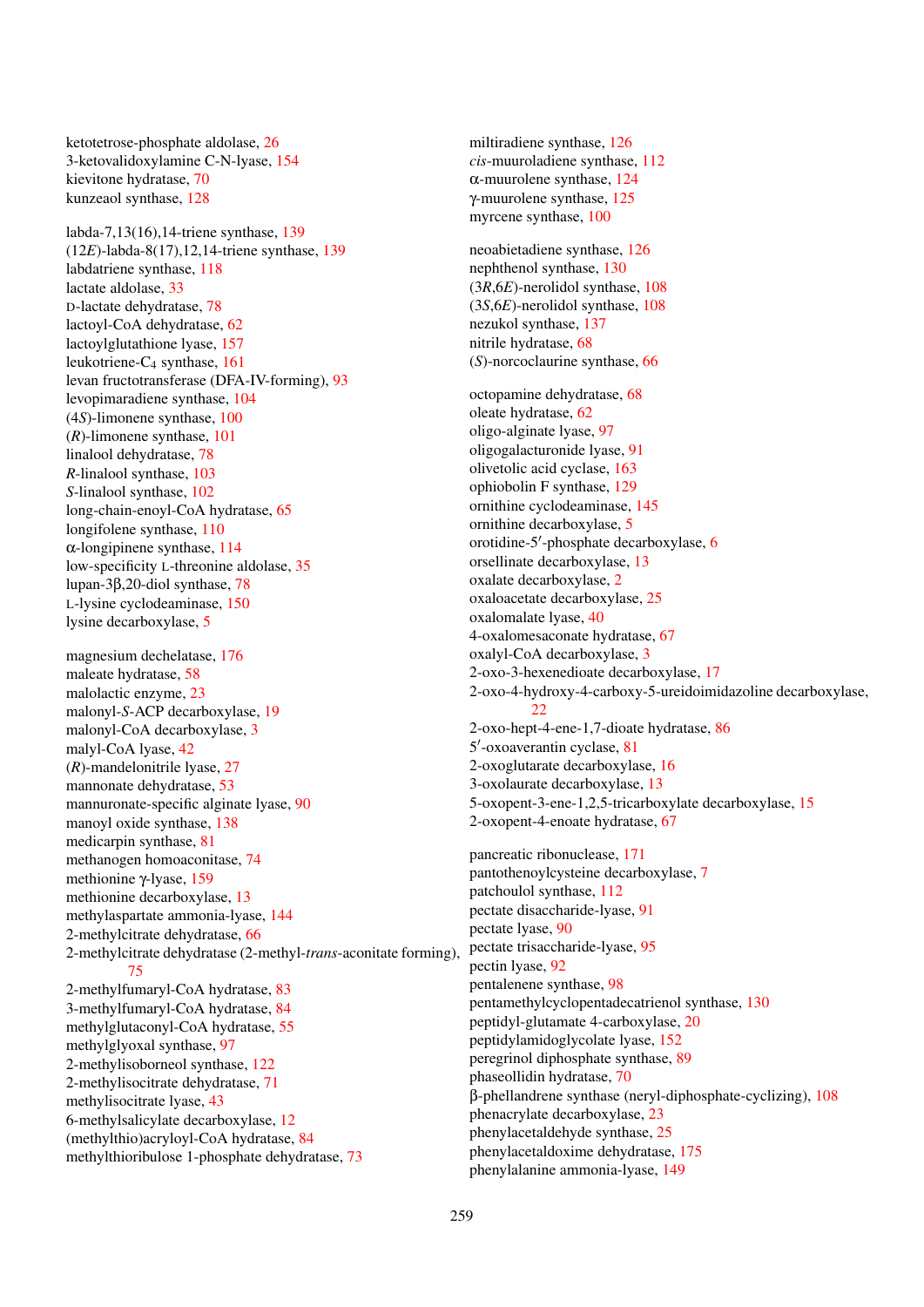ketotetrose-phosphate aldolase, 26
3-ketovalidoxylamine C-N-lyase, 154
kievitone hydratase, 70
kunzeaol synthase, 128

labda-7,13(16),14-triene synthase, 139
(12*E*)-labda-8(17),12,14-triene synthase, 139
labdatriene synthase, 118
lactate aldolase, 33
D-lactate dehydratase, 78
lactoyl-CoA dehydratase, 62
lactoylglutathione lyase, 157
leukotriene-$C_4$ synthase, 161
levan fructotransferase (DFA-IV-forming), 93
levopimaradiene synthase, 104
(4*S*)-limonene synthase, 100
(*R*)-limonene synthase, 101
linalool dehydratase, 78
*R*-linalool synthase, 103
*S*-linalool synthase, 102
long-chain-enoyl-CoA hydratase, 65
longifolene synthase, 110
α-longipinene synthase, 114
low-specificity L-threonine aldolase, 35
lupan-3β,20-diol synthase, 78
L-lysine cyclodeaminase, 150
lysine decarboxylase, 5

magnesium dechelatase, 176
maleate hydratase, 58
malolactic enzyme, 23
malonyl-*S*-ACP decarboxylase, 19
malonyl-CoA decarboxylase, 3
malyl-CoA lyase, 42
(*R*)-mandelonitrile lyase, 27
mannonate dehydratase, 53
mannuronate-specific alginate lyase, 90
manoyl oxide synthase, 138
medicarpin synthase, 81
methanogen homoaconitase, 74
methionine γ-lyase, 159
methionine decarboxylase, 13
methylaspartate ammonia-lyase, 144
2-methylcitrate dehydratase, 66
2-methylcitrate dehydratase (2-methyl-*trans*-aconitate forming), 75
2-methylfumaryl-CoA hydratase, 83
3-methylfumaryl-CoA hydratase, 84
methylglutaconyl-CoA hydratase, 55
methylglyoxal synthase, 97
2-methylisoborneol synthase, 122
2-methylisocitrate dehydratase, 71
methylisocitrate lyase, 43
6-methylsalicylate decarboxylase, 12
(methylthio)acryloyl-CoA hydratase, 84
methylthioribulose 1-phosphate dehydratase, 73

miltiradiene synthase, 126
*cis*-muuroladiene synthase, 112
α-muurolene synthase, 124
γ-muurolene synthase, 125
myrcene synthase, 100

neoabietadiene synthase, 126
nephthenol synthase, 130
(3*R*,6*E*)-nerolidol synthase, 108
(3*S*,6*E*)-nerolidol synthase, 108
nezukol synthase, 137
nitrile hydratase, 68
(*S*)-norcoclaurine synthase, 66

octopamine dehydratase, 68
oleate hydratase, 62
oligo-alginate lyase, 97
oligogalacturonide lyase, 91
olivetolic acid cyclase, 163
ophiobolin F synthase, 129
ornithine cyclodeaminase, 145
ornithine decarboxylase, 5
orotidine-5′-phosphate decarboxylase, 6
orsellinate decarboxylase, 13
oxalate decarboxylase, 2
oxaloacetate decarboxylase, 25
oxalomalate lyase, 40
4-oxalomesaconate hydratase, 67
oxalyl-CoA decarboxylase, 3
2-oxo-3-hexenedioate decarboxylase, 17
2-oxo-4-hydroxy-4-carboxy-5-ureidoimidazoline decarboxylase, 22
2-oxo-hept-4-ene-1,7-dioate hydratase, 86
5′-oxoaverantin cyclase, 81
2-oxoglutarate decarboxylase, 16
3-oxolaurate decarboxylase, 13
5-oxopent-3-ene-1,2,5-tricarboxylate decarboxylase, 15
2-oxopent-4-enoate hydratase, 67

pancreatic ribonuclease, 171
pantothenoylcysteine decarboxylase, 7
patchoulol synthase, 112
pectate disaccharide-lyase, 91
pectate lyase, 90
pectate trisaccharide-lyase, 95
pectin lyase, 92
pentalenene synthase, 98
pentamethylcyclopentadecatrienol synthase, 130
peptidyl-glutamate 4-carboxylase, 20
peptidylamidoglycolate lyase, 152
peregrinol diphosphate synthase, 89
phaseollidin hydratase, 70
β-phellandrene synthase (neryl-diphosphate-cyclizing), 108
phenacrylate decarboxylase, 23
phenylacetaldehyde synthase, 25
phenylacetaldoxime dehydratase, 175
phenylalanine ammonia-lyase, 149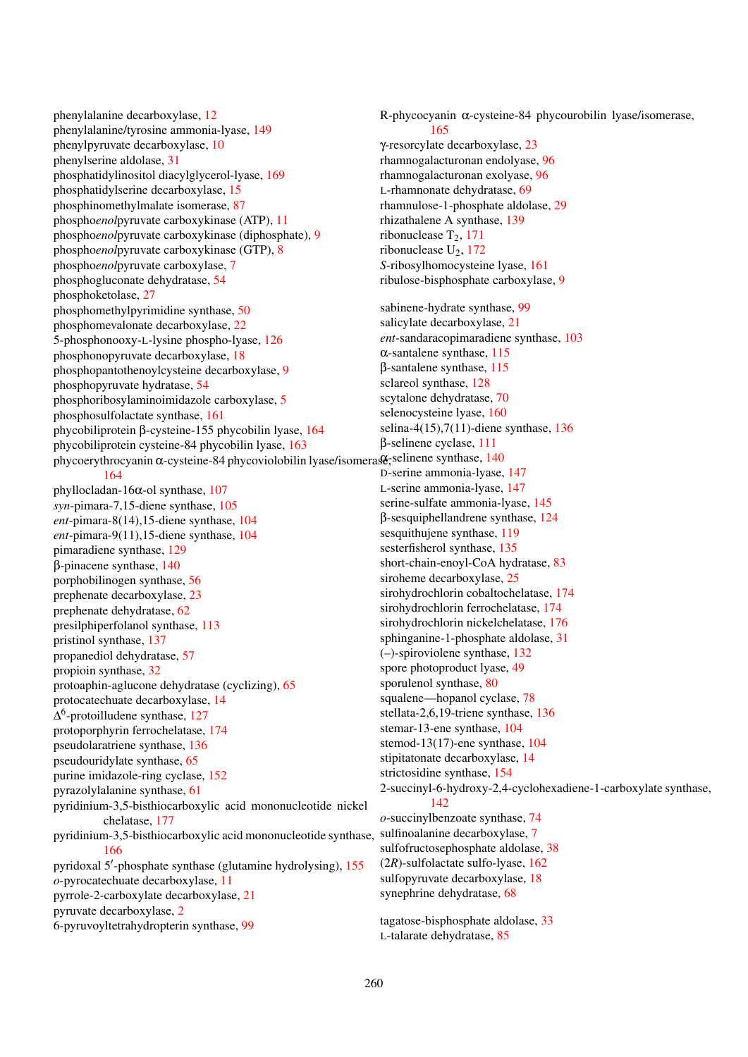phenylalanine decarboxylase, 12
phenylalanine/tyrosine ammonia-lyase, 149
phenylpyruvate decarboxylase, 10
phenylserine aldolase, 31
phosphatidylinositol diacylglycerol-lyase, 169
phosphatidylserine decarboxylase, 15
phosphinomethylmalate isomerase, 87
phospho*enol*pyruvate carboxykinase (ATP), 11
phospho*enol*pyruvate carboxykinase (diphosphate), 9
phospho*enol*pyruvate carboxykinase (GTP), 8
phospho*enol*pyruvate carboxylase, 7
phosphogluconate dehydratase, 54
phosphoketolase, 27
phosphomethylpyrimidine synthase, 50
phosphomevalonate decarboxylase, 22
5-phosphonooxy-L-lysine phospho-lyase, 126
phosphonopyruvate decarboxylase, 18
phosphopantothenoylcysteine decarboxylase, 9
phosphopyruvate hydratase, 54
phosphoribosylaminoimidazole carboxylase, 5
phosphosulfolactate synthase, 161
phycobiliprotein β-cysteine-155 phycobilin lyase, 164
phycobiliprotein cysteine-84 phycobilin lyase, 163
phycoerythrocyanin α-cysteine-84 phycoviolobilin lyase/isomerase, 164
phyllocladan-16α-ol synthase, 107
*syn*-pimara-7,15-diene synthase, 105
*ent*-pimara-8(14),15-diene synthase, 104
*ent*-pimara-9(11),15-diene synthase, 104
pimaradiene synthase, 129
β-pinacene synthase, 140
porphobilinogen synthase, 56
prephenate decarboxylase, 23
prephenate dehydratase, 62
presilphiperfolanol synthase, 113
pristinol synthase, 137
propanediol dehydratase, 57
propioin synthase, 32
protoaphin-aglucone dehydratase (cyclizing), 65
protocatechuate decarboxylase, 14
$\Delta^6$-protoilludene synthase, 127
protoporphyrin ferrochelatase, 174
pseudolaratriene synthase, 136
pseudouridylate synthase, 65
purine imidazole-ring cyclase, 152
pyrazolylalanine synthase, 61
pyridinium-3,5-bisthiocarboxylic acid mononucleotide nickel chelatase, 177
pyridinium-3,5-bisthiocarboxylic acid mononucleotide synthase, 166
pyridoxal 5′-phosphate synthase (glutamine hydrolysing), 155
*o*-pyrocatechuate decarboxylase, 11
pyrrole-2-carboxylate decarboxylase, 21
pyruvate decarboxylase, 2
6-pyruvoyltetrahydropterin synthase, 99

R-phycocyanin α-cysteine-84 phycourobilin lyase/isomerase, 165
γ-resorcylate decarboxylase, 23
rhamnogalacturonan endolyase, 96
rhamnogalacturonan exolyase, 96
L-rhamnonate dehydratase, 69
rhamnulose-1-phosphate aldolase, 29
rhizathalene A synthase, 139
ribonuclease $T_2$, 171
ribonuclease $U_2$, 172
*S*-ribosylhomocysteine lyase, 161
ribulose-bisphosphate carboxylase, 9

sabinene-hydrate synthase, 99
salicylate decarboxylase, 21
*ent*-sandaracopimaradiene synthase, 103
α-santalene synthase, 115
β-santalene synthase, 115
sclareol synthase, 128
scytalone dehydratase, 70
selenocysteine lyase, 160
selina-4(15),7(11)-diene synthase, 136
β-selinene cyclase, 111
α-selinene synthase, 140
D-serine ammonia-lyase, 147
L-serine ammonia-lyase, 147
serine-sulfate ammonia-lyase, 145
β-sesquiphellandrene synthase, 124
sesquithujene synthase, 119
sesterfisherol synthase, 135
short-chain-enoyl-CoA hydratase, 83
siroheme decarboxylase, 25
sirohydrochlorin cobaltochelatase, 174
sirohydrochlorin ferrochelatase, 174
sirohydrochlorin nickelchelatase, 176
sphinganine-1-phosphate aldolase, 31
(–)-spiroviolene synthase, 132
spore photoproduct lyase, 49
sporulenol synthase, 80
squalene—hopanol cyclase, 78
stellata-2,6,19-triene synthase, 136
stemar-13-ene synthase, 104
stemod-13(17)-ene synthase, 104
stipitatonate decarboxylase, 14
strictosidine synthase, 154
2-succinyl-6-hydroxy-2,4-cyclohexadiene-1-carboxylate synthase, 142
*o*-succinylbenzoate synthase, 74
sulfinoalanine decarboxylase, 7
sulfofructosephosphate aldolase, 38
(2*R*)-sulfolactate sulfo-lyase, 162
sulfopyruvate decarboxylase, 18
synephrine dehydratase, 68

tagatose-bisphosphate aldolase, 33
L-talarate dehydratase, 85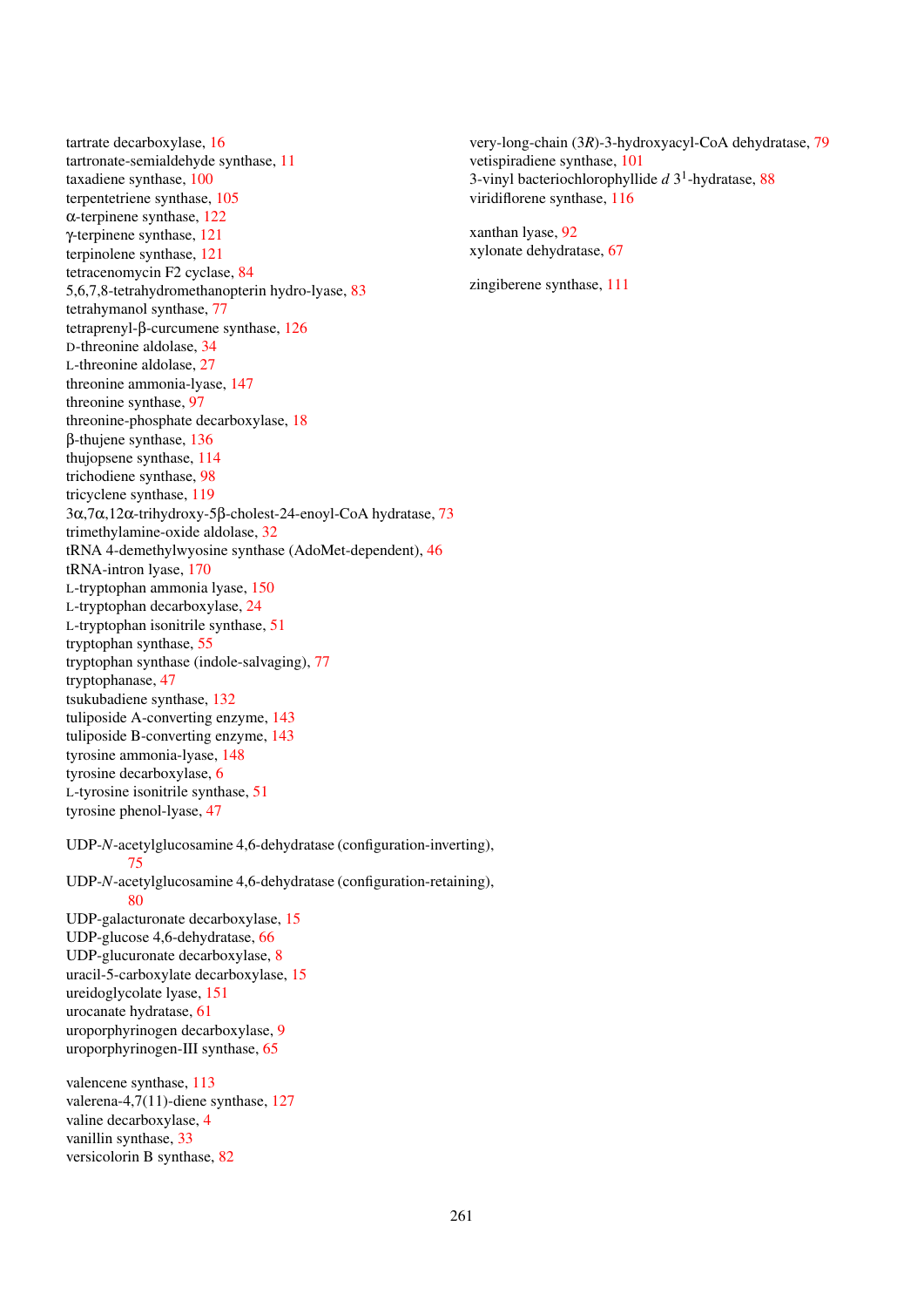tartrate decarboxylase, 16
tartronate-semialdehyde synthase, 11
taxadiene synthase, 100
terpentetriene synthase, 105
α-terpinene synthase, 122
γ-terpinene synthase, 121
terpinolene synthase, 121
tetracenomycin F2 cyclase, 84
5,6,7,8-tetrahydromethanopterin hydro-lyase, 83
tetrahymanol synthase, 77
tetraprenyl-β-curcumene synthase, 126
D-threonine aldolase, 34
L-threonine aldolase, 27
threonine ammonia-lyase, 147
threonine synthase, 97
threonine-phosphate decarboxylase, 18
β-thujene synthase, 136
thujopsene synthase, 114
trichodiene synthase, 98
tricyclene synthase, 119
3α,7α,12α-trihydroxy-5β-cholest-24-enoyl-CoA hydratase, 73
trimethylamine-oxide aldolase, 32
tRNA 4-demethylwyosine synthase (AdoMet-dependent), 46
tRNA-intron lyase, 170
L-tryptophan ammonia lyase, 150
L-tryptophan decarboxylase, 24
L-tryptophan isonitrile synthase, 51
tryptophan synthase, 55
tryptophan synthase (indole-salvaging), 77
tryptophanase, 47
tsukubadiene synthase, 132
tuliposide A-converting enzyme, 143
tuliposide B-converting enzyme, 143
tyrosine ammonia-lyase, 148
tyrosine decarboxylase, 6
L-tyrosine isonitrile synthase, 51
tyrosine phenol-lyase, 47

UDP-*N*-acetylglucosamine 4,6-dehydratase (configuration-inverting), 75
UDP-*N*-acetylglucosamine 4,6-dehydratase (configuration-retaining), 80
UDP-galacturonate decarboxylase, 15
UDP-glucose 4,6-dehydratase, 66
UDP-glucuronate decarboxylase, 8
uracil-5-carboxylate decarboxylase, 15
ureidoglycolate lyase, 151
urocanate hydratase, 61
uroporphyrinogen decarboxylase, 9
uroporphyrinogen-III synthase, 65

valencene synthase, 113
valerena-4,7(11)-diene synthase, 127
valine decarboxylase, 4
vanillin synthase, 33
versicolorin B synthase, 82
very-long-chain (3*R*)-3-hydroxyacyl-CoA dehydratase, 79
vetispiradiene synthase, 101
3-vinyl bacteriochlorophyllide *d* $3^1$-hydratase, 88
viridiflorene synthase, 116

xanthan lyase, 92
xylonate dehydratase, 67

zingiberene synthase, 111